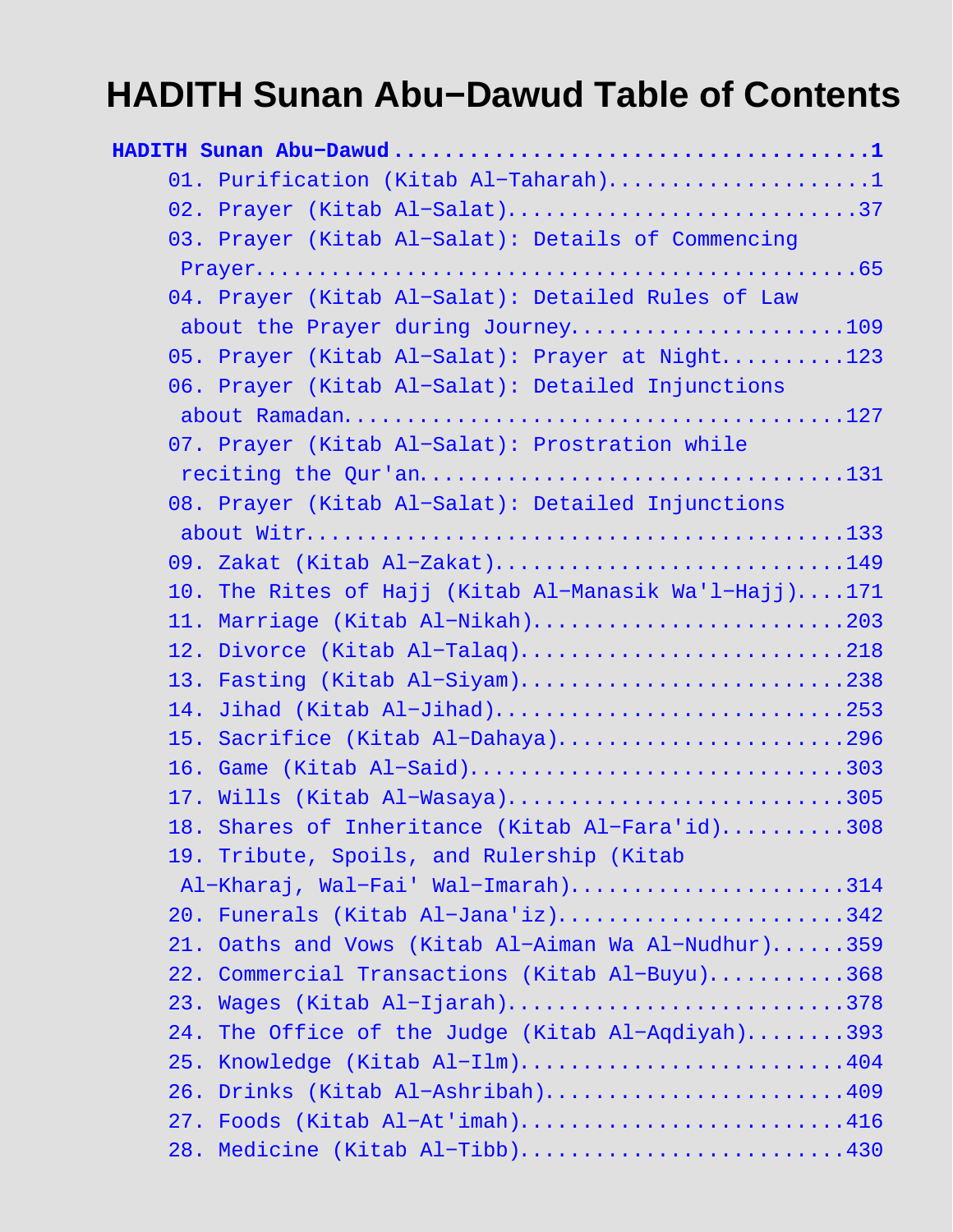# HADITH Sunan Abu−Dawud Table of Contents

**HADITH Sunan Abu−Dawud.......................................1**

- 01. Purification (Kitab Al−Taharah).....................1
- 02. Prayer (Kitab Al−Salat)...........................37
- 03. Prayer (Kitab Al−Salat): Details of Commencing Prayer...............................................65
- 04. Prayer (Kitab Al−Salat): Detailed Rules of Law about the Prayer during Journey......................109
- 05. Prayer (Kitab Al−Salat): Prayer at Night..........123
- 06. Prayer (Kitab Al−Salat): Detailed Injunctions about Ramadan.......................................127
- 07. Prayer (Kitab Al−Salat): Prostration while reciting the Qur'an................................131
- 08. Prayer (Kitab Al−Salat): Detailed Injunctions about Witr..........................................133
- 09. Zakat (Kitab Al−Zakat)............................149
- 10. The Rites of Hajj (Kitab Al−Manasik Wa'l−Hajj)....171
- 11. Marriage (Kitab Al−Nikah).........................203
- 12. Divorce (Kitab Al−Talaq)..........................218
- 13. Fasting (Kitab Al−Siyam)..........................238
- 14. Jihad (Kitab Al−Jihad)............................253
- 15. Sacrifice (Kitab Al−Dahaya).......................296
- 16. Game (Kitab Al−Said)..............................303
- 17. Wills (Kitab Al−Wasaya)...........................305
- 18. Shares of Inheritance (Kitab Al−Fara'id)..........308
- 19. Tribute, Spoils, and Rulership (Kitab Al−Kharaj, Wal−Fai' Wal−Imarah).....................314
- 20. Funerals (Kitab Al−Jana'iz).......................342
- 21. Oaths and Vows (Kitab Al−Aiman Wa Al−Nudhur)......359
- 22. Commercial Transactions (Kitab Al−Buyu)...........368
- 23. Wages (Kitab Al−Ijarah)...........................378
- 24. The Office of the Judge (Kitab Al−Aqdiyah)........393
- 25. Knowledge (Kitab Al−Ilm)..........................404
- 26. Drinks (Kitab Al−Ashribah)........................409
- 27. Foods (Kitab Al−At'imah)..........................416
- 28. Medicine (Kitab Al−Tibb)..........................430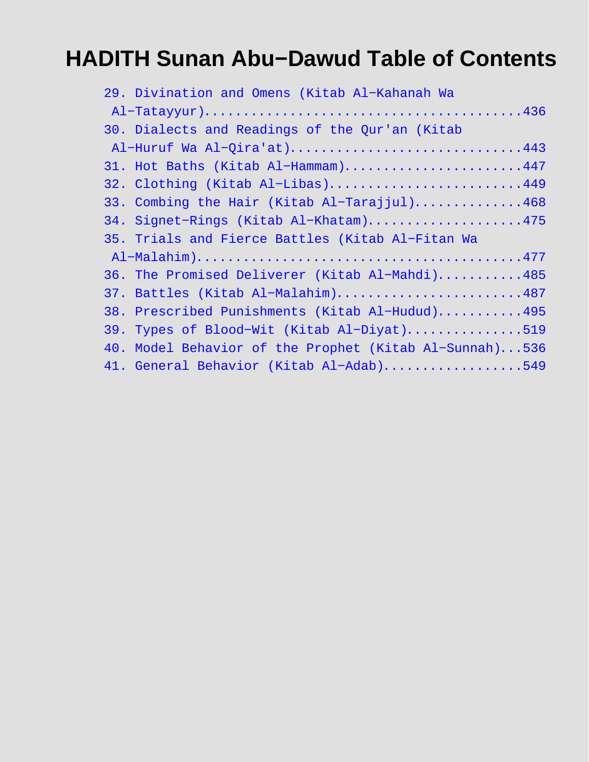# HADITH Sunan Abu−Dawud Table of Contents

29. Divination and Omens (Kitab Al−Kahanah Wa Al−Tatayyur)..........................................436
30. Dialects and Readings of the Qur'an (Kitab Al−Huruf Wa Al−Qira'at)..............................443
31. Hot Baths (Kitab Al−Hammam).......................447
32. Clothing (Kitab Al−Libas).........................449
33. Combing the Hair (Kitab Al−Tarajjul)..............468
34. Signet−Rings (Kitab Al−Khatam)....................475
35. Trials and Fierce Battles (Kitab Al−Fitan Wa Al−Malahim)..........................................477
36. The Promised Deliverer (Kitab Al−Mahdi)...........485
37. Battles (Kitab Al−Malahim)........................487
38. Prescribed Punishments (Kitab Al−Hudud)...........495
39. Types of Blood−Wit (Kitab Al−Diyat)...............519
40. Model Behavior of the Prophet (Kitab Al−Sunnah)...536
41. General Behavior (Kitab Al−Adab)..................549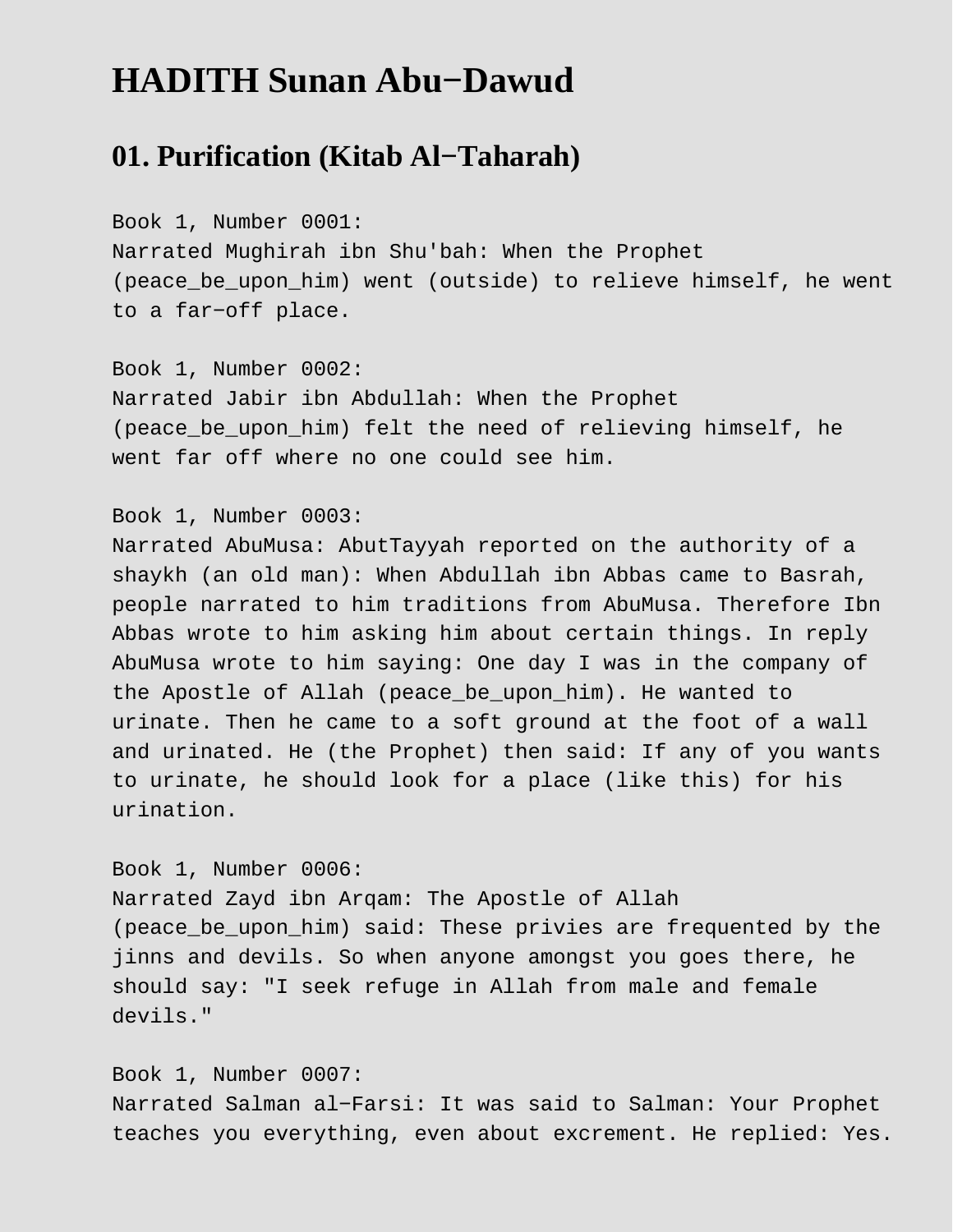# HADITH Sunan Abu−Dawud

## 01. Purification (Kitab Al−Taharah)

Book 1, Number 0001:
Narrated Mughirah ibn Shu'bah: When the Prophet (peace_be_upon_him) went (outside) to relieve himself, he went to a far−off place.

Book 1, Number 0002:
Narrated Jabir ibn Abdullah: When the Prophet (peace_be_upon_him) felt the need of relieving himself, he went far off where no one could see him.

Book 1, Number 0003:
Narrated AbuMusa: AbutTayyah reported on the authority of a shaykh (an old man): When Abdullah ibn Abbas came to Basrah, people narrated to him traditions from AbuMusa. Therefore Ibn Abbas wrote to him asking him about certain things. In reply AbuMusa wrote to him saying: One day I was in the company of the Apostle of Allah (peace_be_upon_him). He wanted to urinate. Then he came to a soft ground at the foot of a wall and urinated. He (the Prophet) then said: If any of you wants to urinate, he should look for a place (like this) for his urination.

Book 1, Number 0006:
Narrated Zayd ibn Arqam: The Apostle of Allah (peace_be_upon_him) said: These privies are frequented by the jinns and devils. So when anyone amongst you goes there, he should say: "I seek refuge in Allah from male and female devils."

Book 1, Number 0007:
Narrated Salman al−Farsi: It was said to Salman: Your Prophet teaches you everything, even about excrement. He replied: Yes.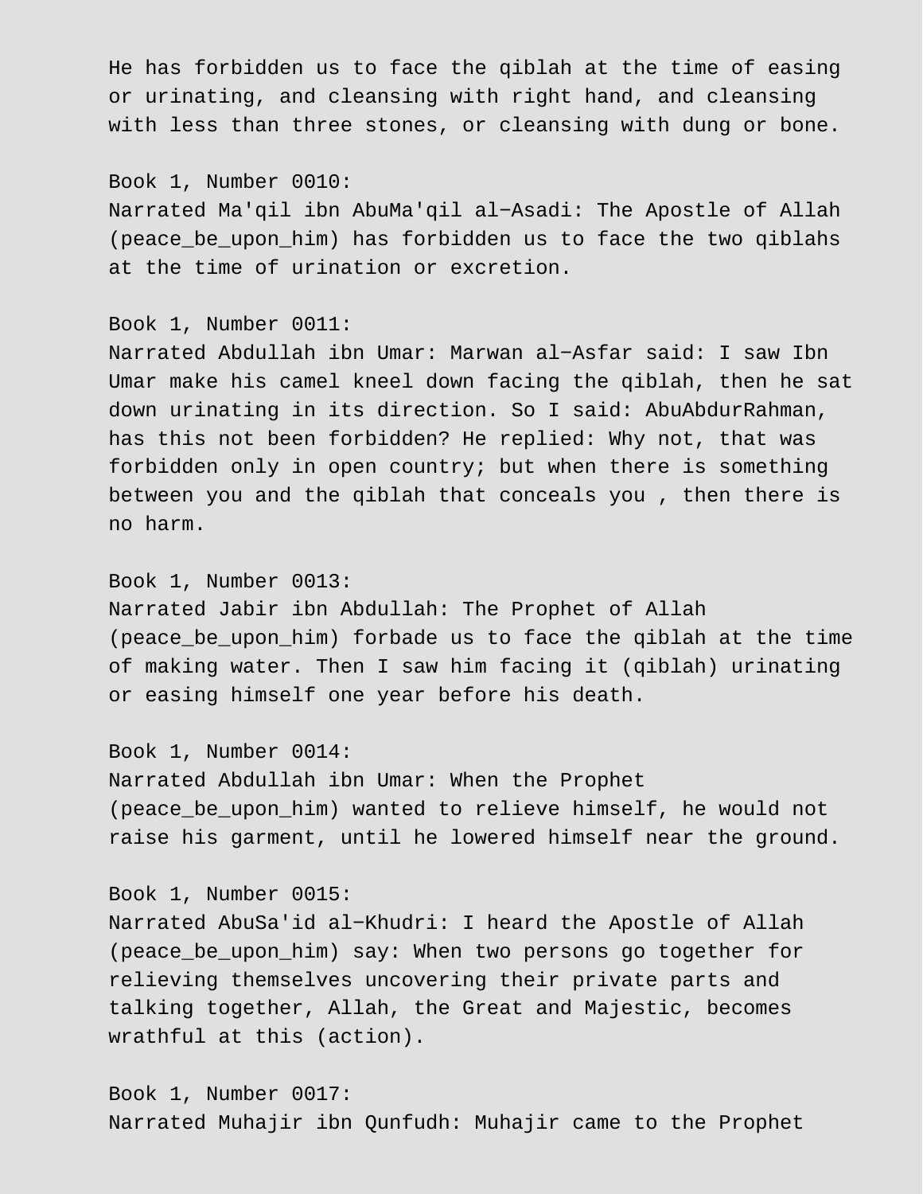He has forbidden us to face the qiblah at the time of easing or urinating, and cleansing with right hand, and cleansing with less than three stones, or cleansing with dung or bone.

Book 1, Number 0010:
Narrated Ma'qil ibn AbuMa'qil al−Asadi: The Apostle of Allah (peace_be_upon_him) has forbidden us to face the two qiblahs at the time of urination or excretion.

Book 1, Number 0011:
Narrated Abdullah ibn Umar: Marwan al−Asfar said: I saw Ibn Umar make his camel kneel down facing the qiblah, then he sat down urinating in its direction. So I said: AbuAbdurRahman, has this not been forbidden? He replied: Why not, that was forbidden only in open country; but when there is something between you and the qiblah that conceals you , then there is no harm.

Book 1, Number 0013:
Narrated Jabir ibn Abdullah: The Prophet of Allah (peace_be_upon_him) forbade us to face the qiblah at the time of making water. Then I saw him facing it (qiblah) urinating or easing himself one year before his death.

Book 1, Number 0014:
Narrated Abdullah ibn Umar: When the Prophet (peace_be_upon_him) wanted to relieve himself, he would not raise his garment, until he lowered himself near the ground.

Book 1, Number 0015:
Narrated AbuSa'id al−Khudri: I heard the Apostle of Allah (peace_be_upon_him) say: When two persons go together for relieving themselves uncovering their private parts and talking together, Allah, the Great and Majestic, becomes wrathful at this (action).

Book 1, Number 0017:
Narrated Muhajir ibn Qunfudh: Muhajir came to the Prophet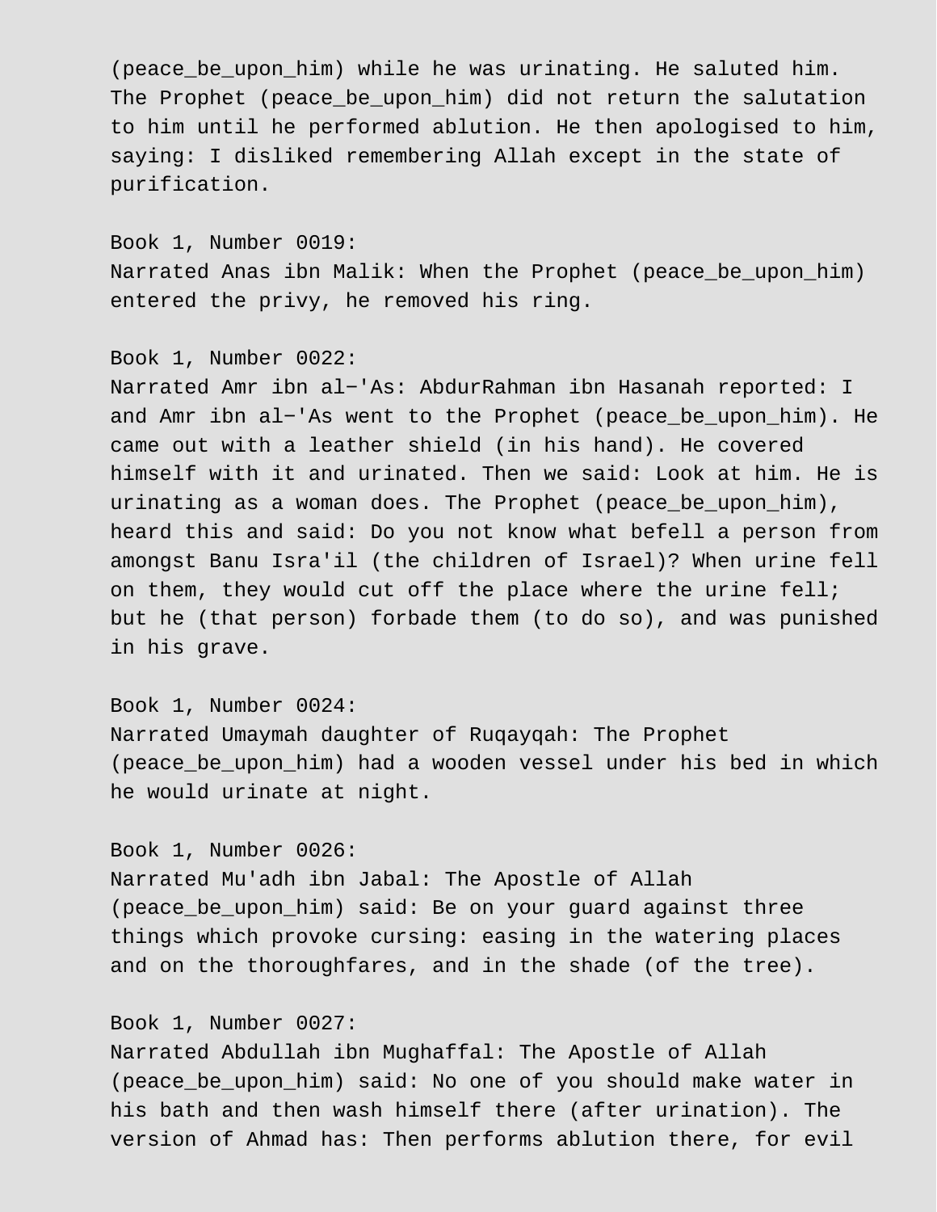(peace_be_upon_him) while he was urinating. He saluted him. The Prophet (peace_be_upon_him) did not return the salutation to him until he performed ablution. He then apologised to him, saying: I disliked remembering Allah except in the state of purification.

Book 1, Number 0019:
Narrated Anas ibn Malik: When the Prophet (peace_be_upon_him) entered the privy, he removed his ring.

Book 1, Number 0022:
Narrated Amr ibn al-'As: AbdurRahman ibn Hasanah reported: I and Amr ibn al-'As went to the Prophet (peace_be_upon_him). He came out with a leather shield (in his hand). He covered himself with it and urinated. Then we said: Look at him. He is urinating as a woman does. The Prophet (peace_be_upon_him), heard this and said: Do you not know what befell a person from amongst Banu Isra'il (the children of Israel)? When urine fell on them, they would cut off the place where the urine fell; but he (that person) forbade them (to do so), and was punished in his grave.

Book 1, Number 0024:
Narrated Umaymah daughter of Ruqayqah: The Prophet (peace_be_upon_him) had a wooden vessel under his bed in which he would urinate at night.

Book 1, Number 0026:
Narrated Mu'adh ibn Jabal: The Apostle of Allah (peace_be_upon_him) said: Be on your guard against three things which provoke cursing: easing in the watering places and on the thoroughfares, and in the shade (of the tree).

Book 1, Number 0027:
Narrated Abdullah ibn Mughaffal: The Apostle of Allah (peace_be_upon_him) said: No one of you should make water in his bath and then wash himself there (after urination). The version of Ahmad has: Then performs ablution there, for evil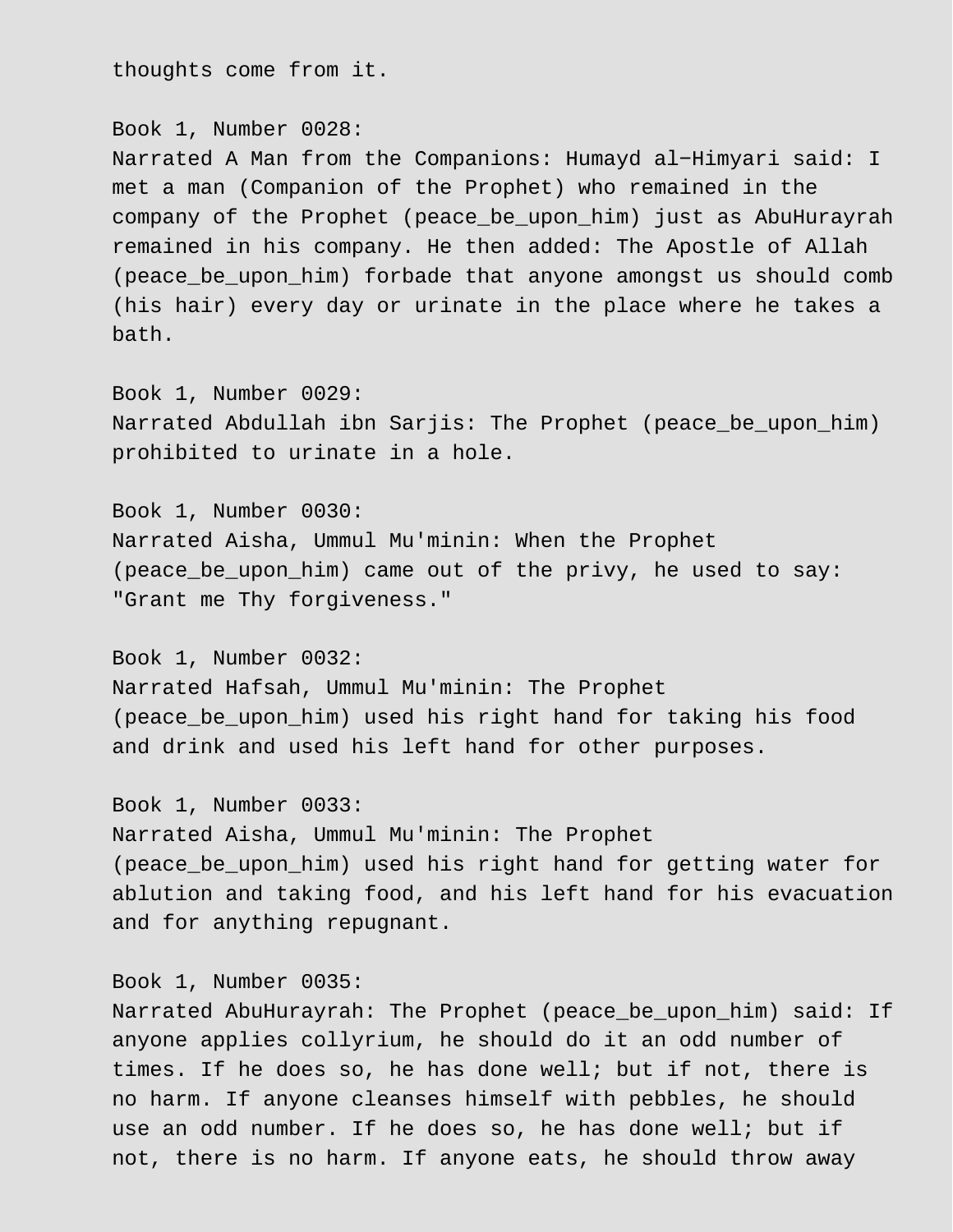thoughts come from it.

Book 1, Number 0028:
Narrated A Man from the Companions: Humayd al-Himyari said: I met a man (Companion of the Prophet) who remained in the company of the Prophet (peace_be_upon_him) just as AbuHurayrah remained in his company. He then added: The Apostle of Allah (peace_be_upon_him) forbade that anyone amongst us should comb (his hair) every day or urinate in the place where he takes a bath.

Book 1, Number 0029:
Narrated Abdullah ibn Sarjis: The Prophet (peace_be_upon_him) prohibited to urinate in a hole.

Book 1, Number 0030:
Narrated Aisha, Ummul Mu'minin: When the Prophet (peace_be_upon_him) came out of the privy, he used to say: "Grant me Thy forgiveness."

Book 1, Number 0032:
Narrated Hafsah, Ummul Mu'minin: The Prophet (peace_be_upon_him) used his right hand for taking his food and drink and used his left hand for other purposes.

Book 1, Number 0033:
Narrated Aisha, Ummul Mu'minin: The Prophet (peace_be_upon_him) used his right hand for getting water for ablution and taking food, and his left hand for his evacuation and for anything repugnant.

Book 1, Number 0035:
Narrated AbuHurayrah: The Prophet (peace_be_upon_him) said: If anyone applies collyrium, he should do it an odd number of times. If he does so, he has done well; but if not, there is no harm. If anyone cleanses himself with pebbles, he should use an odd number. If he does so, he has done well; but if not, there is no harm. If anyone eats, he should throw away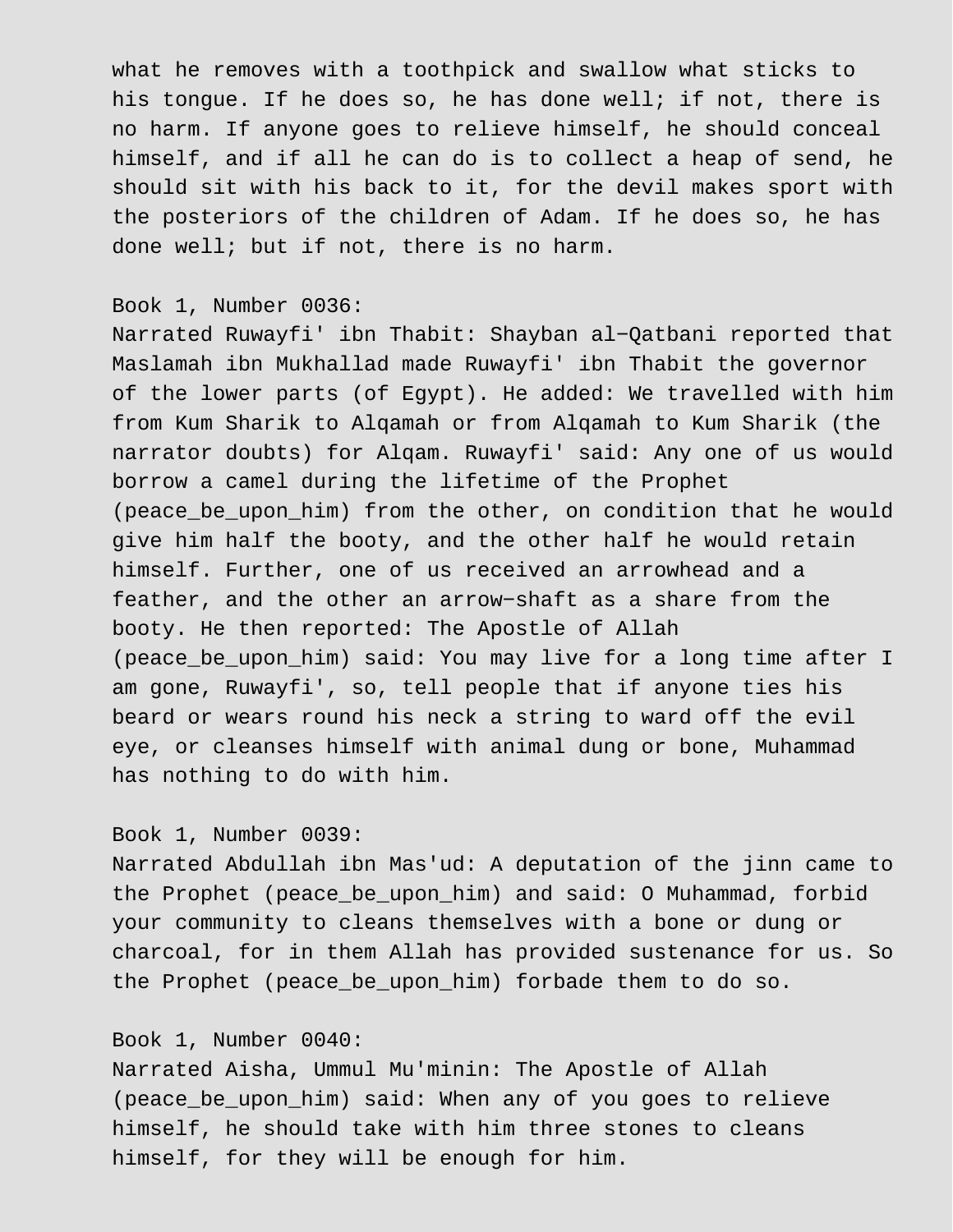what he removes with a toothpick and swallow what sticks to his tongue. If he does so, he has done well; if not, there is no harm. If anyone goes to relieve himself, he should conceal himself, and if all he can do is to collect a heap of send, he should sit with his back to it, for the devil makes sport with the posteriors of the children of Adam. If he does so, he has done well; but if not, there is no harm.

Book 1, Number 0036:
Narrated Ruwayfi' ibn Thabit: Shayban al-Qatbani reported that Maslamah ibn Mukhallad made Ruwayfi' ibn Thabit the governor of the lower parts (of Egypt). He added: We travelled with him from Kum Sharik to Alqamah or from Alqamah to Kum Sharik (the narrator doubts) for Alqam. Ruwayfi' said: Any one of us would borrow a camel during the lifetime of the Prophet (peace_be_upon_him) from the other, on condition that he would give him half the booty, and the other half he would retain himself. Further, one of us received an arrowhead and a feather, and the other an arrow-shaft as a share from the booty. He then reported: The Apostle of Allah (peace_be_upon_him) said: You may live for a long time after I am gone, Ruwayfi', so, tell people that if anyone ties his beard or wears round his neck a string to ward off the evil eye, or cleanses himself with animal dung or bone, Muhammad has nothing to do with him.

Book 1, Number 0039:
Narrated Abdullah ibn Mas'ud: A deputation of the jinn came to the Prophet (peace_be_upon_him) and said: O Muhammad, forbid your community to cleans themselves with a bone or dung or charcoal, for in them Allah has provided sustenance for us. So the Prophet (peace_be_upon_him) forbade them to do so.

Book 1, Number 0040:
Narrated Aisha, Ummul Mu'minin: The Apostle of Allah (peace_be_upon_him) said: When any of you goes to relieve himself, he should take with him three stones to cleans himself, for they will be enough for him.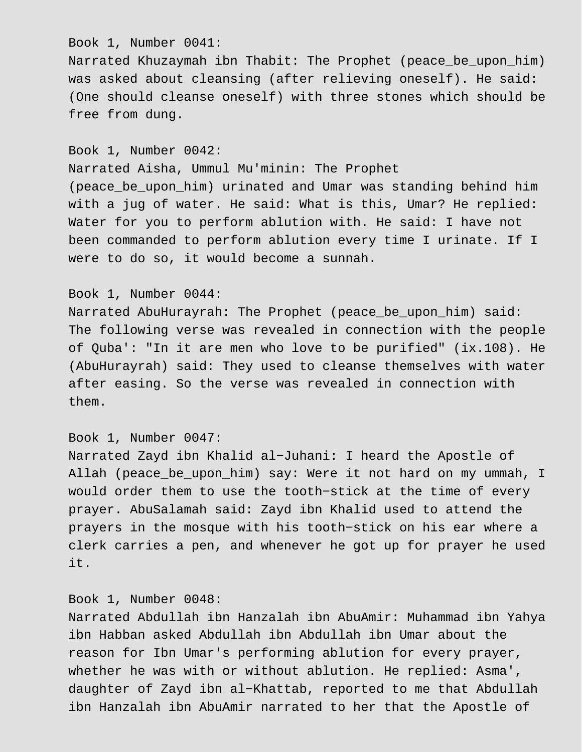Book 1, Number 0041:
Narrated Khuzaymah ibn Thabit: The Prophet (peace_be_upon_him) was asked about cleansing (after relieving oneself). He said: (One should cleanse oneself) with three stones which should be free from dung.

Book 1, Number 0042:
Narrated Aisha, Ummul Mu'minin: The Prophet (peace_be_upon_him) urinated and Umar was standing behind him with a jug of water. He said: What is this, Umar? He replied: Water for you to perform ablution with. He said: I have not been commanded to perform ablution every time I urinate. If I were to do so, it would become a sunnah.

Book 1, Number 0044:
Narrated AbuHurayrah: The Prophet (peace_be_upon_him) said: The following verse was revealed in connection with the people of Quba': "In it are men who love to be purified" (ix.108). He (AbuHurayrah) said: They used to cleanse themselves with water after easing. So the verse was revealed in connection with them.

Book 1, Number 0047:
Narrated Zayd ibn Khalid al-Juhani: I heard the Apostle of Allah (peace_be_upon_him) say: Were it not hard on my ummah, I would order them to use the tooth-stick at the time of every prayer. AbuSalamah said: Zayd ibn Khalid used to attend the prayers in the mosque with his tooth-stick on his ear where a clerk carries a pen, and whenever he got up for prayer he used it.

Book 1, Number 0048:
Narrated Abdullah ibn Hanzalah ibn AbuAmir: Muhammad ibn Yahya ibn Habban asked Abdullah ibn Abdullah ibn Umar about the reason for Ibn Umar's performing ablution for every prayer, whether he was with or without ablution. He replied: Asma', daughter of Zayd ibn al-Khattab, reported to me that Abdullah ibn Hanzalah ibn AbuAmir narrated to her that the Apostle of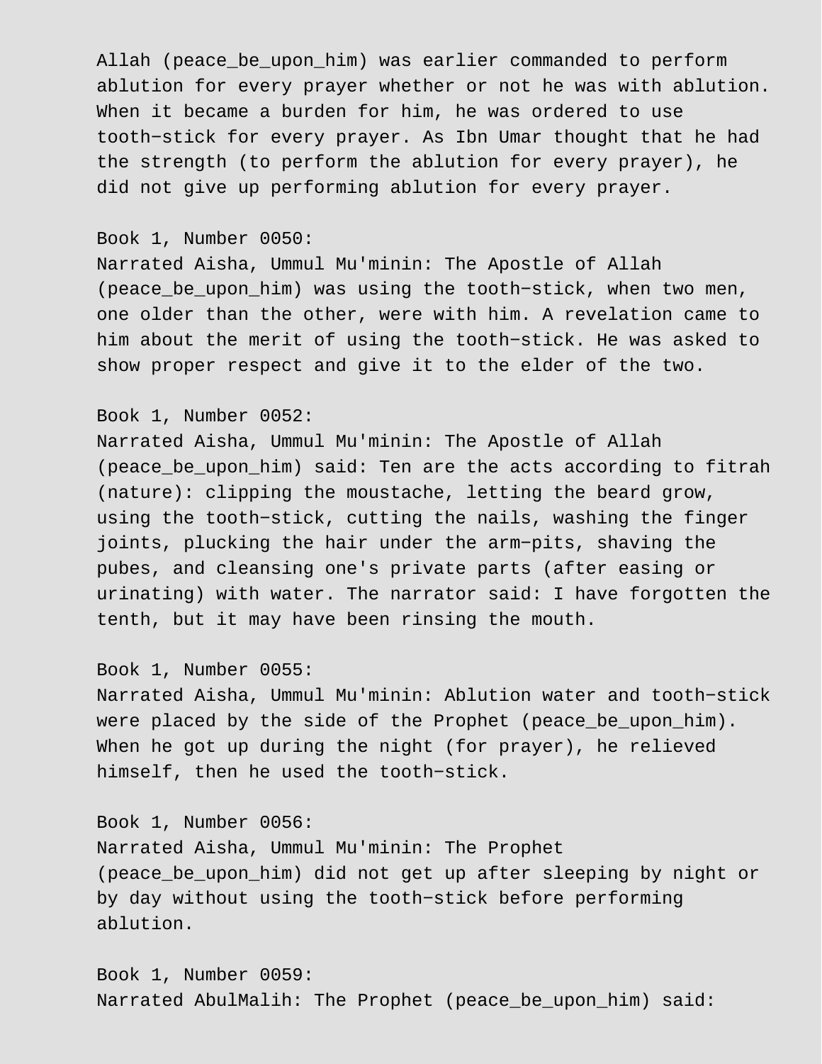Allah (peace_be_upon_him) was earlier commanded to perform ablution for every prayer whether or not he was with ablution. When it became a burden for him, he was ordered to use tooth-stick for every prayer. As Ibn Umar thought that he had the strength (to perform the ablution for every prayer), he did not give up performing ablution for every prayer.

Book 1, Number 0050:
Narrated Aisha, Ummul Mu'minin: The Apostle of Allah (peace_be_upon_him) was using the tooth-stick, when two men, one older than the other, were with him. A revelation came to him about the merit of using the tooth-stick. He was asked to show proper respect and give it to the elder of the two.

Book 1, Number 0052:
Narrated Aisha, Ummul Mu'minin: The Apostle of Allah (peace_be_upon_him) said: Ten are the acts according to fitrah (nature): clipping the moustache, letting the beard grow, using the tooth-stick, cutting the nails, washing the finger joints, plucking the hair under the arm-pits, shaving the pubes, and cleansing one's private parts (after easing or urinating) with water. The narrator said: I have forgotten the tenth, but it may have been rinsing the mouth.

Book 1, Number 0055:
Narrated Aisha, Ummul Mu'minin: Ablution water and tooth-stick were placed by the side of the Prophet (peace_be_upon_him). When he got up during the night (for prayer), he relieved himself, then he used the tooth-stick.

Book 1, Number 0056:
Narrated Aisha, Ummul Mu'minin: The Prophet (peace_be_upon_him) did not get up after sleeping by night or by day without using the tooth-stick before performing ablution.

Book 1, Number 0059:
Narrated AbulMalih: The Prophet (peace_be_upon_him) said: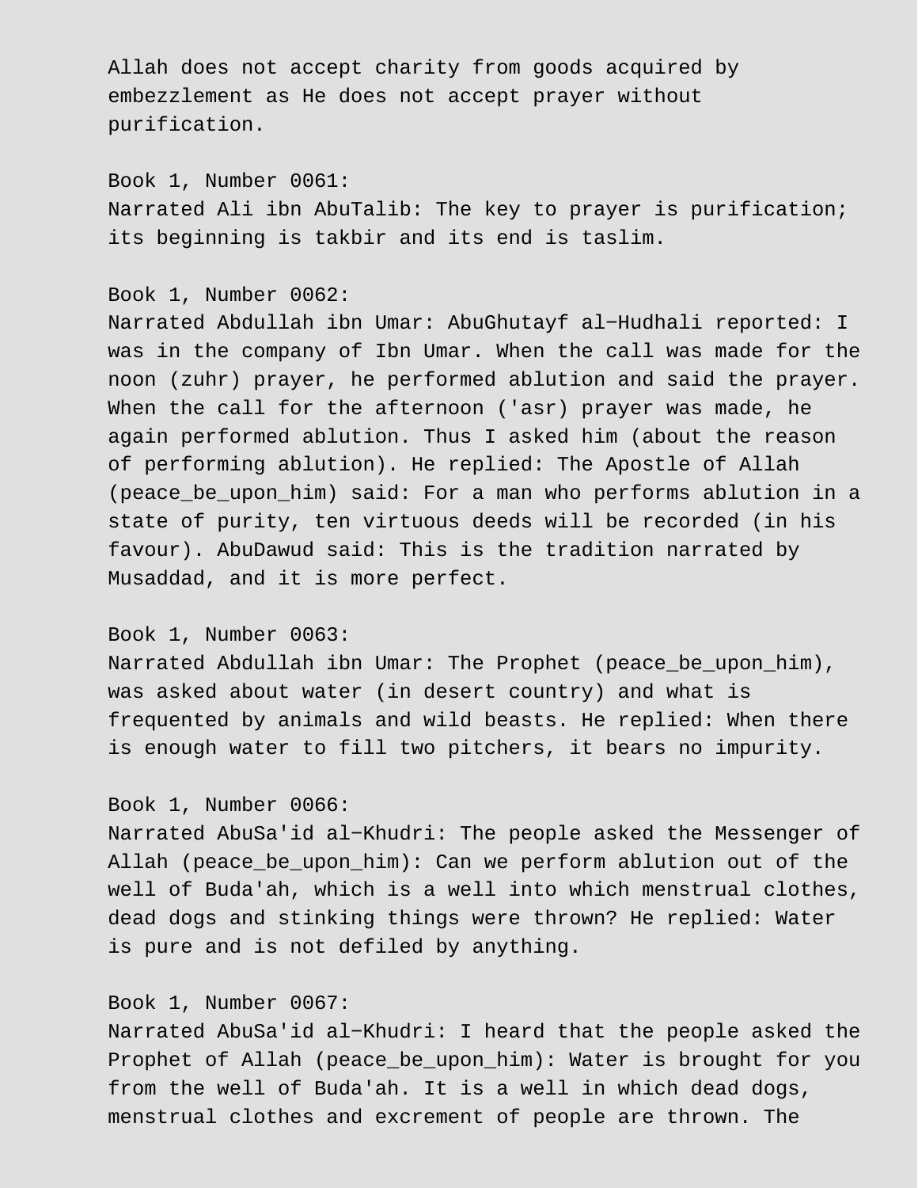Allah does not accept charity from goods acquired by embezzlement as He does not accept prayer without purification.

Book 1, Number 0061:
Narrated Ali ibn AbuTalib: The key to prayer is purification; its beginning is takbir and its end is taslim.

Book 1, Number 0062:
Narrated Abdullah ibn Umar: AbuGhutayf al−Hudhali reported: I was in the company of Ibn Umar. When the call was made for the noon (zuhr) prayer, he performed ablution and said the prayer. When the call for the afternoon ('asr) prayer was made, he again performed ablution. Thus I asked him (about the reason of performing ablution). He replied: The Apostle of Allah (peace_be_upon_him) said: For a man who performs ablution in a state of purity, ten virtuous deeds will be recorded (in his favour). AbuDawud said: This is the tradition narrated by Musaddad, and it is more perfect.

Book 1, Number 0063:
Narrated Abdullah ibn Umar: The Prophet (peace_be_upon_him), was asked about water (in desert country) and what is frequented by animals and wild beasts. He replied: When there is enough water to fill two pitchers, it bears no impurity.

Book 1, Number 0066:
Narrated AbuSa'id al−Khudri: The people asked the Messenger of Allah (peace_be_upon_him): Can we perform ablution out of the well of Buda'ah, which is a well into which menstrual clothes, dead dogs and stinking things were thrown? He replied: Water is pure and is not defiled by anything.

Book 1, Number 0067:
Narrated AbuSa'id al−Khudri: I heard that the people asked the Prophet of Allah (peace_be_upon_him): Water is brought for you from the well of Buda'ah. It is a well in which dead dogs, menstrual clothes and excrement of people are thrown. The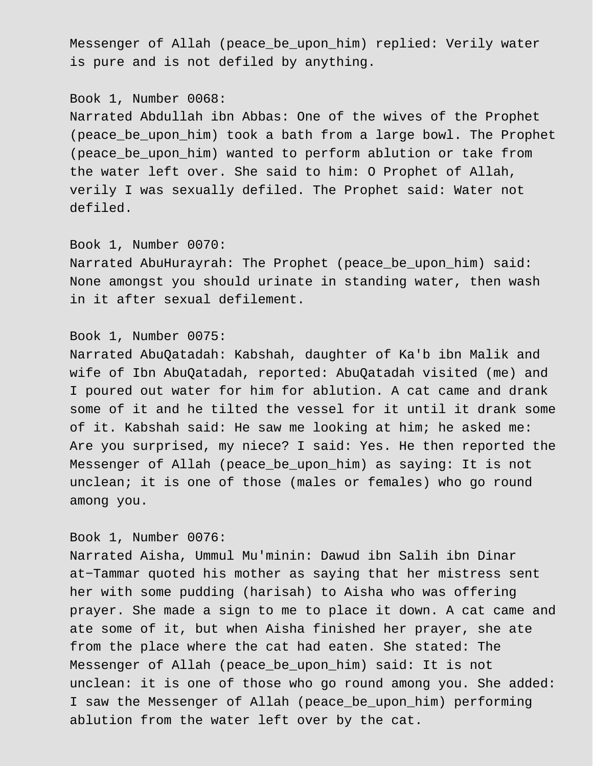Messenger of Allah (peace_be_upon_him) replied: Verily water is pure and is not defiled by anything.

Book 1, Number 0068:
Narrated Abdullah ibn Abbas: One of the wives of the Prophet (peace_be_upon_him) took a bath from a large bowl. The Prophet (peace_be_upon_him) wanted to perform ablution or take from the water left over. She said to him: O Prophet of Allah, verily I was sexually defiled. The Prophet said: Water not defiled.

Book 1, Number 0070:
Narrated AbuHurayrah: The Prophet (peace_be_upon_him) said: None amongst you should urinate in standing water, then wash in it after sexual defilement.

Book 1, Number 0075:
Narrated AbuQatadah: Kabshah, daughter of Ka'b ibn Malik and wife of Ibn AbuQatadah, reported: AbuQatadah visited (me) and I poured out water for him for ablution. A cat came and drank some of it and he tilted the vessel for it until it drank some of it. Kabshah said: He saw me looking at him; he asked me: Are you surprised, my niece? I said: Yes. He then reported the Messenger of Allah (peace_be_upon_him) as saying: It is not unclean; it is one of those (males or females) who go round among you.

Book 1, Number 0076:
Narrated Aisha, Ummul Mu'minin: Dawud ibn Salih ibn Dinar at−Tammar quoted his mother as saying that her mistress sent her with some pudding (harisah) to Aisha who was offering prayer. She made a sign to me to place it down. A cat came and ate some of it, but when Aisha finished her prayer, she ate from the place where the cat had eaten. She stated: The Messenger of Allah (peace_be_upon_him) said: It is not unclean: it is one of those who go round among you. She added: I saw the Messenger of Allah (peace_be_upon_him) performing ablution from the water left over by the cat.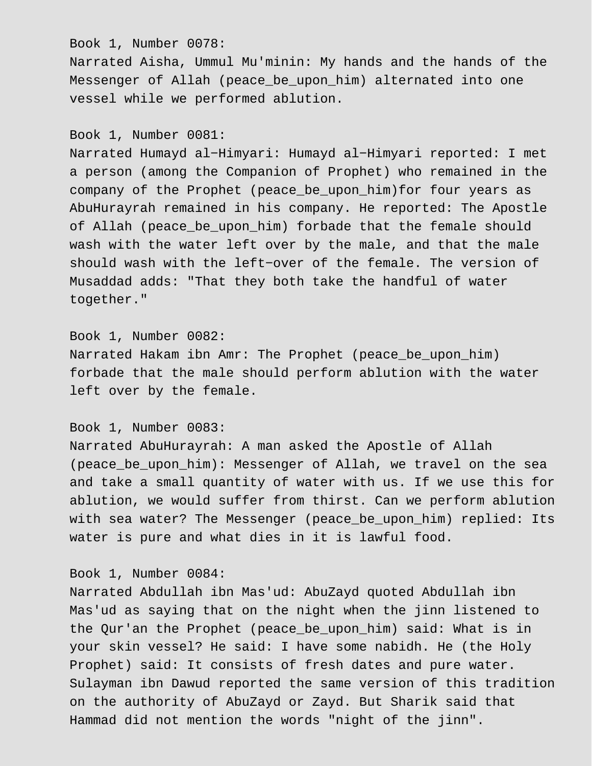Book 1, Number 0078:
Narrated Aisha, Ummul Mu'minin: My hands and the hands of the Messenger of Allah (peace_be_upon_him) alternated into one vessel while we performed ablution.

Book 1, Number 0081:
Narrated Humayd al-Himyari: Humayd al-Himyari reported: I met a person (among the Companion of Prophet) who remained in the company of the Prophet (peace_be_upon_him)for four years as AbuHurayrah remained in his company. He reported: The Apostle of Allah (peace_be_upon_him) forbade that the female should wash with the water left over by the male, and that the male should wash with the left-over of the female. The version of Musaddad adds: "That they both take the handful of water together."

Book 1, Number 0082:
Narrated Hakam ibn Amr: The Prophet (peace_be_upon_him) forbade that the male should perform ablution with the water left over by the female.

Book 1, Number 0083:
Narrated AbuHurayrah: A man asked the Apostle of Allah (peace_be_upon_him): Messenger of Allah, we travel on the sea and take a small quantity of water with us. If we use this for ablution, we would suffer from thirst. Can we perform ablution with sea water? The Messenger (peace_be_upon_him) replied: Its water is pure and what dies in it is lawful food.

Book 1, Number 0084:
Narrated Abdullah ibn Mas'ud: AbuZayd quoted Abdullah ibn Mas'ud as saying that on the night when the jinn listened to the Qur'an the Prophet (peace_be_upon_him) said: What is in your skin vessel? He said: I have some nabidh. He (the Holy Prophet) said: It consists of fresh dates and pure water. Sulayman ibn Dawud reported the same version of this tradition on the authority of AbuZayd or Zayd. But Sharik said that Hammad did not mention the words "night of the jinn".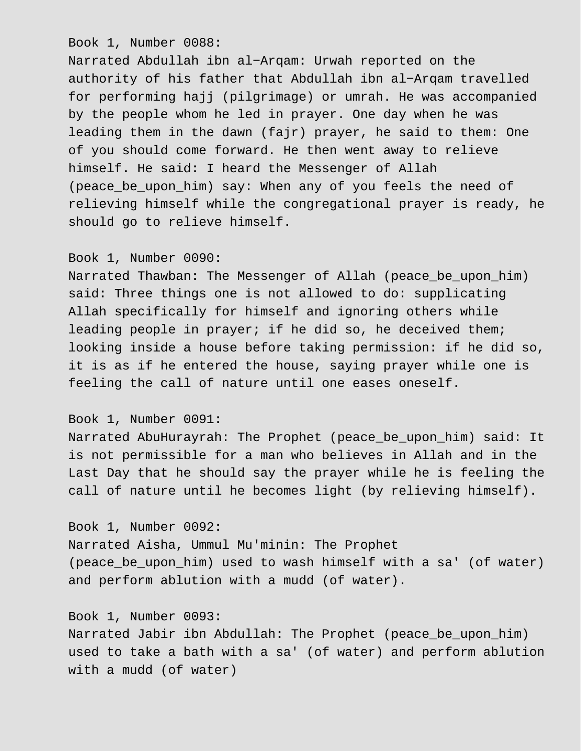Book 1, Number 0088:
Narrated Abdullah ibn al-Arqam: Urwah reported on the authority of his father that Abdullah ibn al-Arqam travelled for performing hajj (pilgrimage) or umrah. He was accompanied by the people whom he led in prayer. One day when he was leading them in the dawn (fajr) prayer, he said to them: One of you should come forward. He then went away to relieve himself. He said: I heard the Messenger of Allah (peace_be_upon_him) say: When any of you feels the need of relieving himself while the congregational prayer is ready, he should go to relieve himself.

Book 1, Number 0090:
Narrated Thawban: The Messenger of Allah (peace_be_upon_him) said: Three things one is not allowed to do: supplicating Allah specifically for himself and ignoring others while leading people in prayer; if he did so, he deceived them; looking inside a house before taking permission: if he did so, it is as if he entered the house, saying prayer while one is feeling the call of nature until one eases oneself.

Book 1, Number 0091:
Narrated AbuHurayrah: The Prophet (peace_be_upon_him) said: It is not permissible for a man who believes in Allah and in the Last Day that he should say the prayer while he is feeling the call of nature until he becomes light (by relieving himself).

Book 1, Number 0092:
Narrated Aisha, Ummul Mu'minin: The Prophet (peace_be_upon_him) used to wash himself with a sa' (of water) and perform ablution with a mudd (of water).

Book 1, Number 0093:
Narrated Jabir ibn Abdullah: The Prophet (peace_be_upon_him) used to take a bath with a sa' (of water) and perform ablution with a mudd (of water)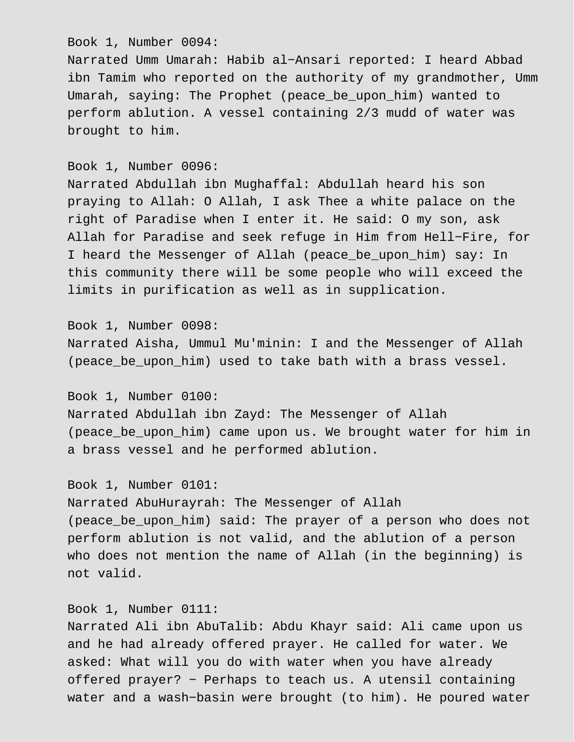Book 1, Number 0094:
Narrated Umm Umarah: Habib al−Ansari reported: I heard Abbad ibn Tamim who reported on the authority of my grandmother, Umm Umarah, saying: The Prophet (peace_be_upon_him) wanted to perform ablution. A vessel containing 2/3 mudd of water was brought to him.

Book 1, Number 0096:
Narrated Abdullah ibn Mughaffal: Abdullah heard his son praying to Allah: O Allah, I ask Thee a white palace on the right of Paradise when I enter it. He said: O my son, ask Allah for Paradise and seek refuge in Him from Hell−Fire, for I heard the Messenger of Allah (peace_be_upon_him) say: In this community there will be some people who will exceed the limits in purification as well as in supplication.

Book 1, Number 0098:
Narrated Aisha, Ummul Mu'minin: I and the Messenger of Allah (peace_be_upon_him) used to take bath with a brass vessel.

Book 1, Number 0100:
Narrated Abdullah ibn Zayd: The Messenger of Allah (peace_be_upon_him) came upon us. We brought water for him in a brass vessel and he performed ablution.

Book 1, Number 0101:
Narrated AbuHurayrah: The Messenger of Allah (peace_be_upon_him) said: The prayer of a person who does not perform ablution is not valid, and the ablution of a person who does not mention the name of Allah (in the beginning) is not valid.

Book 1, Number 0111:
Narrated Ali ibn AbuTalib: Abdu Khayr said: Ali came upon us and he had already offered prayer. He called for water. We asked: What will you do with water when you have already offered prayer? − Perhaps to teach us. A utensil containing water and a wash−basin were brought (to him). He poured water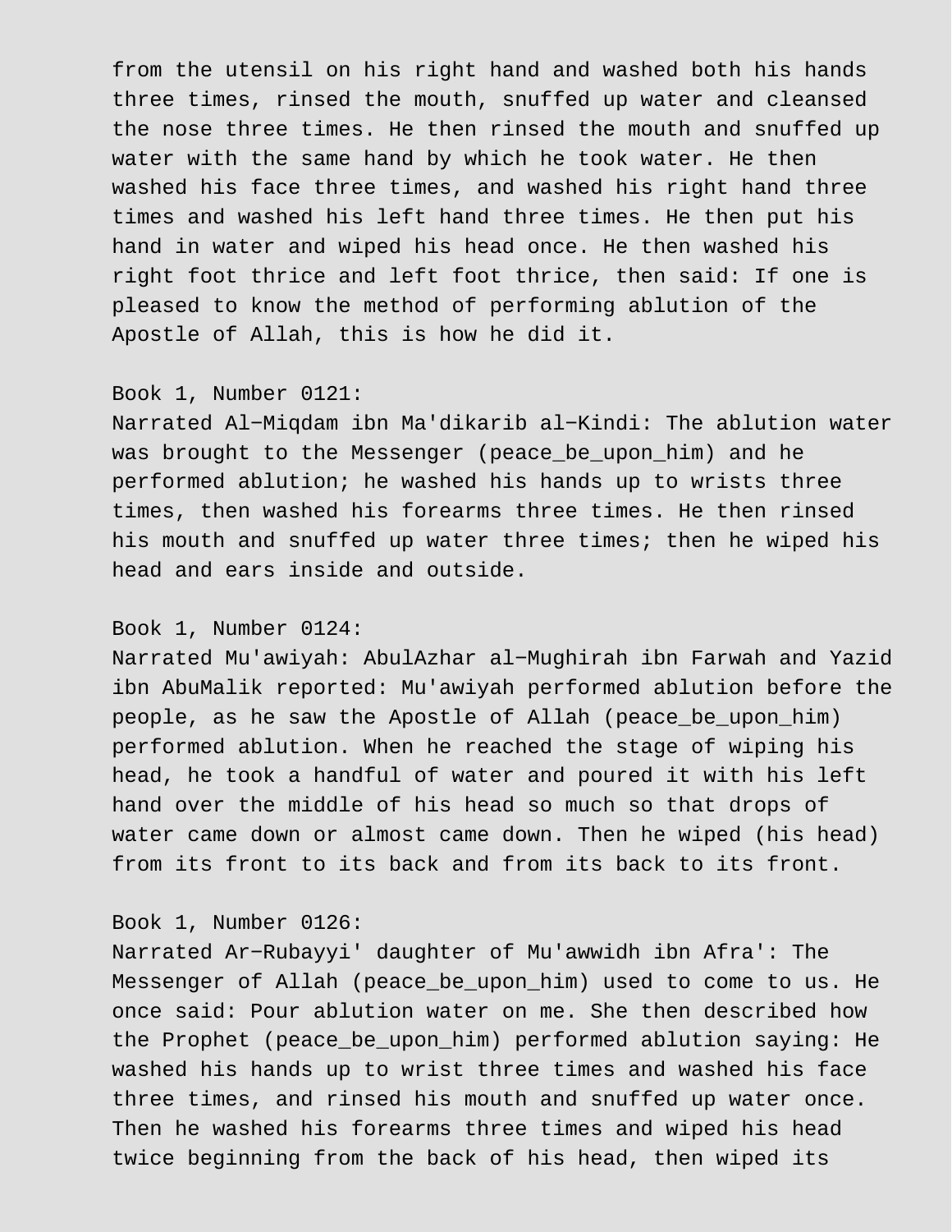from the utensil on his right hand and washed both his hands three times, rinsed the mouth, snuffed up water and cleansed the nose three times. He then rinsed the mouth and snuffed up water with the same hand by which he took water. He then washed his face three times, and washed his right hand three times and washed his left hand three times. He then put his hand in water and wiped his head once. He then washed his right foot thrice and left foot thrice, then said: If one is pleased to know the method of performing ablution of the Apostle of Allah, this is how he did it.

Book 1, Number 0121:
Narrated Al−Miqdam ibn Ma'dikarib al−Kindi: The ablution water was brought to the Messenger (peace_be_upon_him) and he performed ablution; he washed his hands up to wrists three times, then washed his forearms three times. He then rinsed his mouth and snuffed up water three times; then he wiped his head and ears inside and outside.

Book 1, Number 0124:
Narrated Mu'awiyah: AbulAzhar al−Mughirah ibn Farwah and Yazid ibn AbuMalik reported: Mu'awiyah performed ablution before the people, as he saw the Apostle of Allah (peace_be_upon_him) performed ablution. When he reached the stage of wiping his head, he took a handful of water and poured it with his left hand over the middle of his head so much so that drops of water came down or almost came down. Then he wiped (his head) from its front to its back and from its back to its front.

Book 1, Number 0126:
Narrated Ar−Rubayyi' daughter of Mu'awwidh ibn Afra': The Messenger of Allah (peace_be_upon_him) used to come to us. He once said: Pour ablution water on me. She then described how the Prophet (peace_be_upon_him) performed ablution saying: He washed his hands up to wrist three times and washed his face three times, and rinsed his mouth and snuffed up water once. Then he washed his forearms three times and wiped his head twice beginning from the back of his head, then wiped its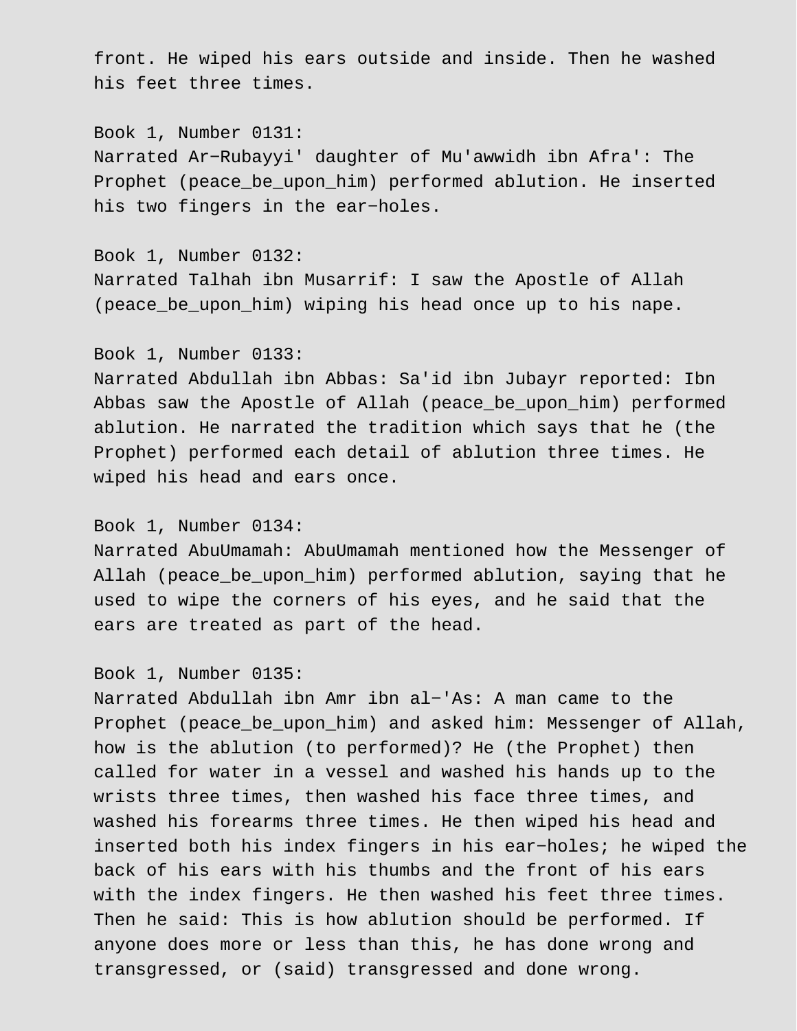front. He wiped his ears outside and inside. Then he washed his feet three times.

Book 1, Number 0131:
Narrated Ar−Rubayyi' daughter of Mu'awwidh ibn Afra': The Prophet (peace_be_upon_him) performed ablution. He inserted his two fingers in the ear−holes.

Book 1, Number 0132:
Narrated Talhah ibn Musarrif: I saw the Apostle of Allah (peace_be_upon_him) wiping his head once up to his nape.

Book 1, Number 0133:
Narrated Abdullah ibn Abbas: Sa'id ibn Jubayr reported: Ibn Abbas saw the Apostle of Allah (peace_be_upon_him) performed ablution. He narrated the tradition which says that he (the Prophet) performed each detail of ablution three times. He wiped his head and ears once.

Book 1, Number 0134:
Narrated AbuUmamah: AbuUmamah mentioned how the Messenger of Allah (peace_be_upon_him) performed ablution, saying that he used to wipe the corners of his eyes, and he said that the ears are treated as part of the head.

Book 1, Number 0135:
Narrated Abdullah ibn Amr ibn al−'As: A man came to the Prophet (peace_be_upon_him) and asked him: Messenger of Allah, how is the ablution (to performed)? He (the Prophet) then called for water in a vessel and washed his hands up to the wrists three times, then washed his face three times, and washed his forearms three times. He then wiped his head and inserted both his index fingers in his ear−holes; he wiped the back of his ears with his thumbs and the front of his ears with the index fingers. He then washed his feet three times. Then he said: This is how ablution should be performed. If anyone does more or less than this, he has done wrong and transgressed, or (said) transgressed and done wrong.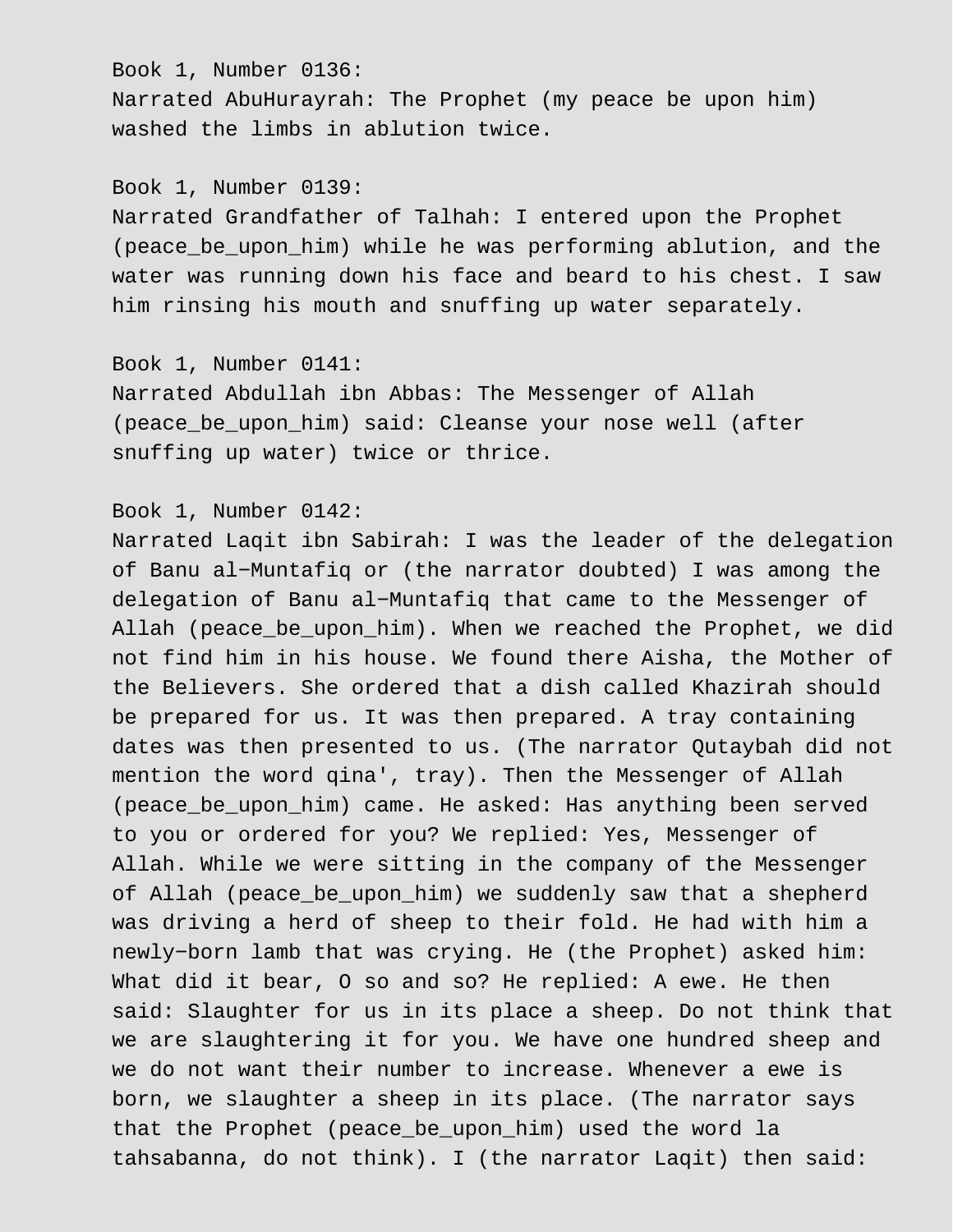Book 1, Number 0136:
Narrated AbuHurayrah: The Prophet (my peace be upon him) washed the limbs in ablution twice.

Book 1, Number 0139:
Narrated Grandfather of Talhah: I entered upon the Prophet (peace_be_upon_him) while he was performing ablution, and the water was running down his face and beard to his chest. I saw him rinsing his mouth and snuffing up water separately.

Book 1, Number 0141:
Narrated Abdullah ibn Abbas: The Messenger of Allah (peace_be_upon_him) said: Cleanse your nose well (after snuffing up water) twice or thrice.

Book 1, Number 0142:
Narrated Laqit ibn Sabirah: I was the leader of the delegation of Banu al-Muntafiq or (the narrator doubted) I was among the delegation of Banu al-Muntafiq that came to the Messenger of Allah (peace_be_upon_him). When we reached the Prophet, we did not find him in his house. We found there Aisha, the Mother of the Believers. She ordered that a dish called Khazirah should be prepared for us. It was then prepared. A tray containing dates was then presented to us. (The narrator Qutaybah did not mention the word qina', tray). Then the Messenger of Allah (peace_be_upon_him) came. He asked: Has anything been served to you or ordered for you? We replied: Yes, Messenger of Allah. While we were sitting in the company of the Messenger of Allah (peace_be_upon_him) we suddenly saw that a shepherd was driving a herd of sheep to their fold. He had with him a newly-born lamb that was crying. He (the Prophet) asked him: What did it bear, O so and so? He replied: A ewe. He then said: Slaughter for us in its place a sheep. Do not think that we are slaughtering it for you. We have one hundred sheep and we do not want their number to increase. Whenever a ewe is born, we slaughter a sheep in its place. (The narrator says that the Prophet (peace_be_upon_him) used the word la tahsabanna, do not think). I (the narrator Laqit) then said: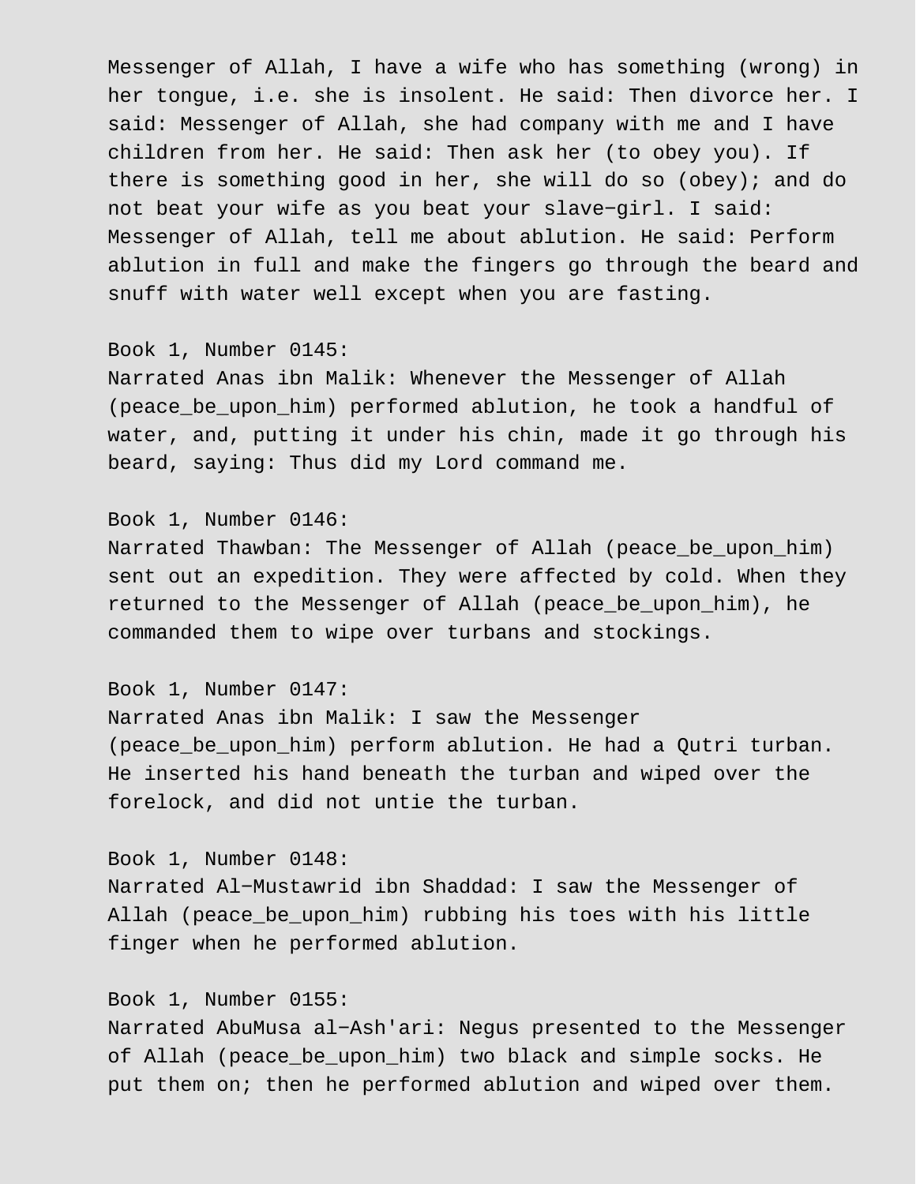Messenger of Allah, I have a wife who has something (wrong) in her tongue, i.e. she is insolent. He said: Then divorce her. I said: Messenger of Allah, she had company with me and I have children from her. He said: Then ask her (to obey you). If there is something good in her, she will do so (obey); and do not beat your wife as you beat your slave-girl. I said: Messenger of Allah, tell me about ablution. He said: Perform ablution in full and make the fingers go through the beard and snuff with water well except when you are fasting.

Book 1, Number 0145:
Narrated Anas ibn Malik: Whenever the Messenger of Allah (peace_be_upon_him) performed ablution, he took a handful of water, and, putting it under his chin, made it go through his beard, saying: Thus did my Lord command me.

Book 1, Number 0146:
Narrated Thawban: The Messenger of Allah (peace_be_upon_him) sent out an expedition. They were affected by cold. When they returned to the Messenger of Allah (peace_be_upon_him), he commanded them to wipe over turbans and stockings.

Book 1, Number 0147:
Narrated Anas ibn Malik: I saw the Messenger (peace_be_upon_him) perform ablution. He had a Qutri turban. He inserted his hand beneath the turban and wiped over the forelock, and did not untie the turban.

Book 1, Number 0148:
Narrated Al-Mustawrid ibn Shaddad: I saw the Messenger of Allah (peace_be_upon_him) rubbing his toes with his little finger when he performed ablution.

Book 1, Number 0155:
Narrated AbuMusa al-Ash'ari: Negus presented to the Messenger of Allah (peace_be_upon_him) two black and simple socks. He put them on; then he performed ablution and wiped over them.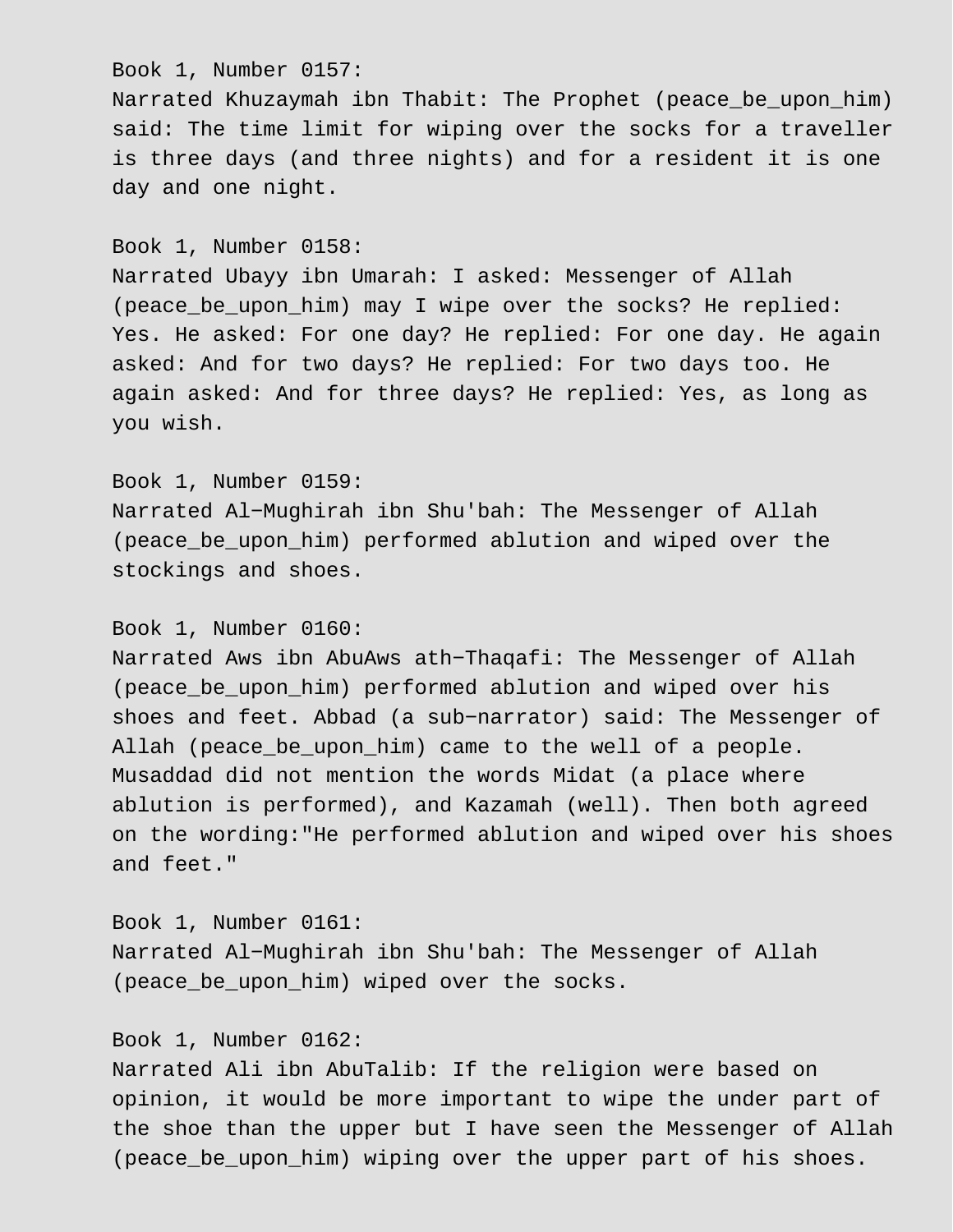Book 1, Number 0157:
Narrated Khuzaymah ibn Thabit: The Prophet (peace_be_upon_him) said: The time limit for wiping over the socks for a traveller is three days (and three nights) and for a resident it is one day and one night.

Book 1, Number 0158:
Narrated Ubayy ibn Umarah: I asked: Messenger of Allah (peace_be_upon_him) may I wipe over the socks? He replied: Yes. He asked: For one day? He replied: For one day. He again asked: And for two days? He replied: For two days too. He again asked: And for three days? He replied: Yes, as long as you wish.

Book 1, Number 0159:
Narrated Al−Mughirah ibn Shu'bah: The Messenger of Allah (peace_be_upon_him) performed ablution and wiped over the stockings and shoes.

Book 1, Number 0160:
Narrated Aws ibn AbuAws ath−Thaqafi: The Messenger of Allah (peace_be_upon_him) performed ablution and wiped over his shoes and feet. Abbad (a sub−narrator) said: The Messenger of Allah (peace_be_upon_him) came to the well of a people. Musaddad did not mention the words Midat (a place where ablution is performed), and Kazamah (well). Then both agreed on the wording:"He performed ablution and wiped over his shoes and feet."

Book 1, Number 0161:
Narrated Al−Mughirah ibn Shu'bah: The Messenger of Allah (peace_be_upon_him) wiped over the socks.

Book 1, Number 0162:
Narrated Ali ibn AbuTalib: If the religion were based on opinion, it would be more important to wipe the under part of the shoe than the upper but I have seen the Messenger of Allah (peace_be_upon_him) wiping over the upper part of his shoes.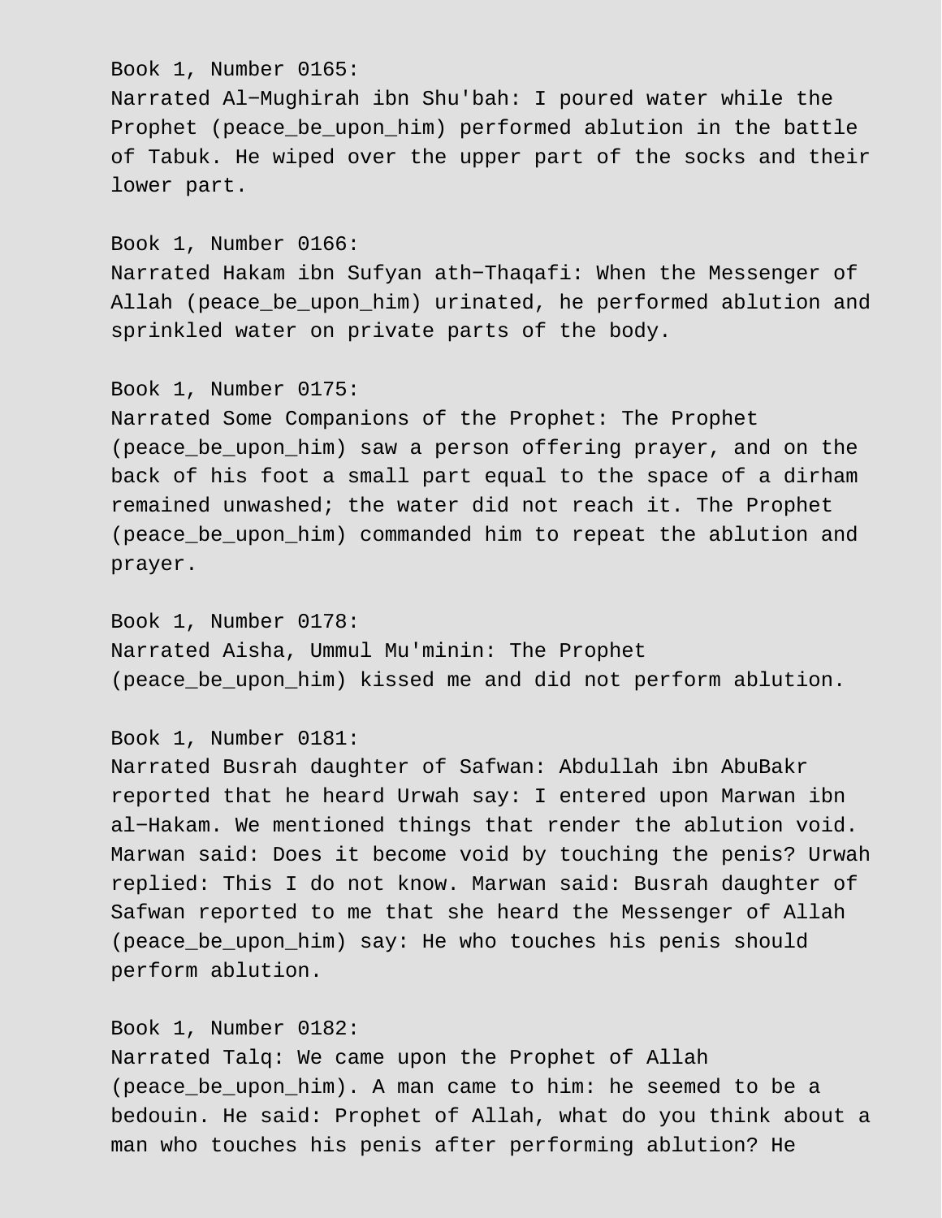Book 1, Number 0165:
Narrated Al-Mughirah ibn Shu'bah: I poured water while the Prophet (peace_be_upon_him) performed ablution in the battle of Tabuk. He wiped over the upper part of the socks and their lower part.

Book 1, Number 0166:
Narrated Hakam ibn Sufyan ath-Thaqafi: When the Messenger of Allah (peace_be_upon_him) urinated, he performed ablution and sprinkled water on private parts of the body.

Book 1, Number 0175:
Narrated Some Companions of the Prophet: The Prophet (peace_be_upon_him) saw a person offering prayer, and on the back of his foot a small part equal to the space of a dirham remained unwashed; the water did not reach it. The Prophet (peace_be_upon_him) commanded him to repeat the ablution and prayer.

Book 1, Number 0178:
Narrated Aisha, Ummul Mu'minin: The Prophet (peace_be_upon_him) kissed me and did not perform ablution.

Book 1, Number 0181:
Narrated Busrah daughter of Safwan: Abdullah ibn AbuBakr reported that he heard Urwah say: I entered upon Marwan ibn al-Hakam. We mentioned things that render the ablution void. Marwan said: Does it become void by touching the penis? Urwah replied: This I do not know. Marwan said: Busrah daughter of Safwan reported to me that she heard the Messenger of Allah (peace_be_upon_him) say: He who touches his penis should perform ablution.

Book 1, Number 0182:
Narrated Talq: We came upon the Prophet of Allah (peace_be_upon_him). A man came to him: he seemed to be a bedouin. He said: Prophet of Allah, what do you think about a man who touches his penis after performing ablution? He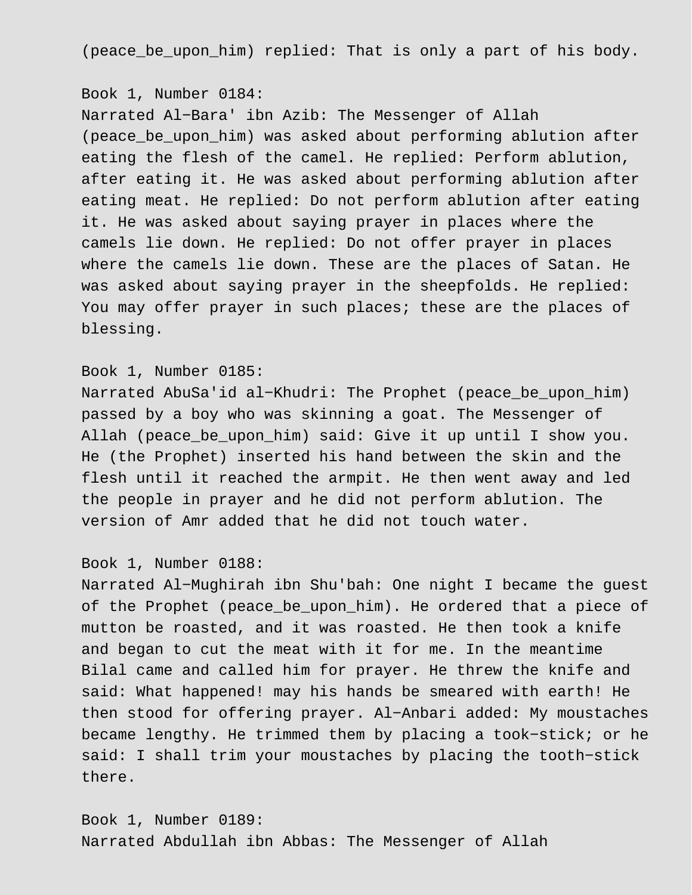(peace_be_upon_him) replied: That is only a part of his body.

Book 1, Number 0184:
Narrated Al−Bara' ibn Azib: The Messenger of Allah (peace_be_upon_him) was asked about performing ablution after eating the flesh of the camel. He replied: Perform ablution, after eating it. He was asked about performing ablution after eating meat. He replied: Do not perform ablution after eating it. He was asked about saying prayer in places where the camels lie down. He replied: Do not offer prayer in places where the camels lie down. These are the places of Satan. He was asked about saying prayer in the sheepfolds. He replied: You may offer prayer in such places; these are the places of blessing.

Book 1, Number 0185:
Narrated AbuSa'id al−Khudri: The Prophet (peace_be_upon_him) passed by a boy who was skinning a goat. The Messenger of Allah (peace_be_upon_him) said: Give it up until I show you. He (the Prophet) inserted his hand between the skin and the flesh until it reached the armpit. He then went away and led the people in prayer and he did not perform ablution. The version of Amr added that he did not touch water.

Book 1, Number 0188:
Narrated Al−Mughirah ibn Shu'bah: One night I became the guest of the Prophet (peace_be_upon_him). He ordered that a piece of mutton be roasted, and it was roasted. He then took a knife and began to cut the meat with it for me. In the meantime Bilal came and called him for prayer. He threw the knife and said: What happened! may his hands be smeared with earth! He then stood for offering prayer. Al−Anbari added: My moustaches became lengthy. He trimmed them by placing a took−stick; or he said: I shall trim your moustaches by placing the tooth−stick there.

Book 1, Number 0189:
Narrated Abdullah ibn Abbas: The Messenger of Allah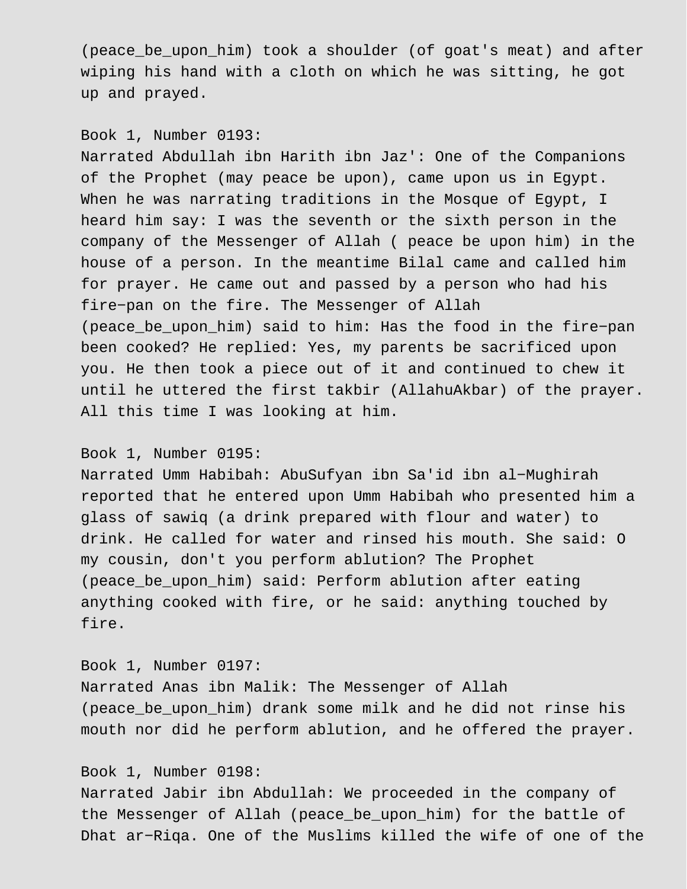(peace_be_upon_him) took a shoulder (of goat's meat) and after wiping his hand with a cloth on which he was sitting, he got up and prayed.

Book 1, Number 0193:
Narrated Abdullah ibn Harith ibn Jaz': One of the Companions of the Prophet (may peace be upon), came upon us in Egypt. When he was narrating traditions in the Mosque of Egypt, I heard him say: I was the seventh or the sixth person in the company of the Messenger of Allah ( peace be upon him) in the house of a person. In the meantime Bilal came and called him for prayer. He came out and passed by a person who had his fire−pan on the fire. The Messenger of Allah (peace_be_upon_him) said to him: Has the food in the fire−pan been cooked? He replied: Yes, my parents be sacrificed upon you. He then took a piece out of it and continued to chew it until he uttered the first takbir (AllahuAkbar) of the prayer. All this time I was looking at him.

Book 1, Number 0195:
Narrated Umm Habibah: AbuSufyan ibn Sa'id ibn al−Mughirah reported that he entered upon Umm Habibah who presented him a glass of sawiq (a drink prepared with flour and water) to drink. He called for water and rinsed his mouth. She said: O my cousin, don't you perform ablution? The Prophet (peace_be_upon_him) said: Perform ablution after eating anything cooked with fire, or he said: anything touched by fire.

Book 1, Number 0197:
Narrated Anas ibn Malik: The Messenger of Allah (peace_be_upon_him) drank some milk and he did not rinse his mouth nor did he perform ablution, and he offered the prayer.

Book 1, Number 0198:
Narrated Jabir ibn Abdullah: We proceeded in the company of the Messenger of Allah (peace_be_upon_him) for the battle of Dhat ar−Riqa. One of the Muslims killed the wife of one of the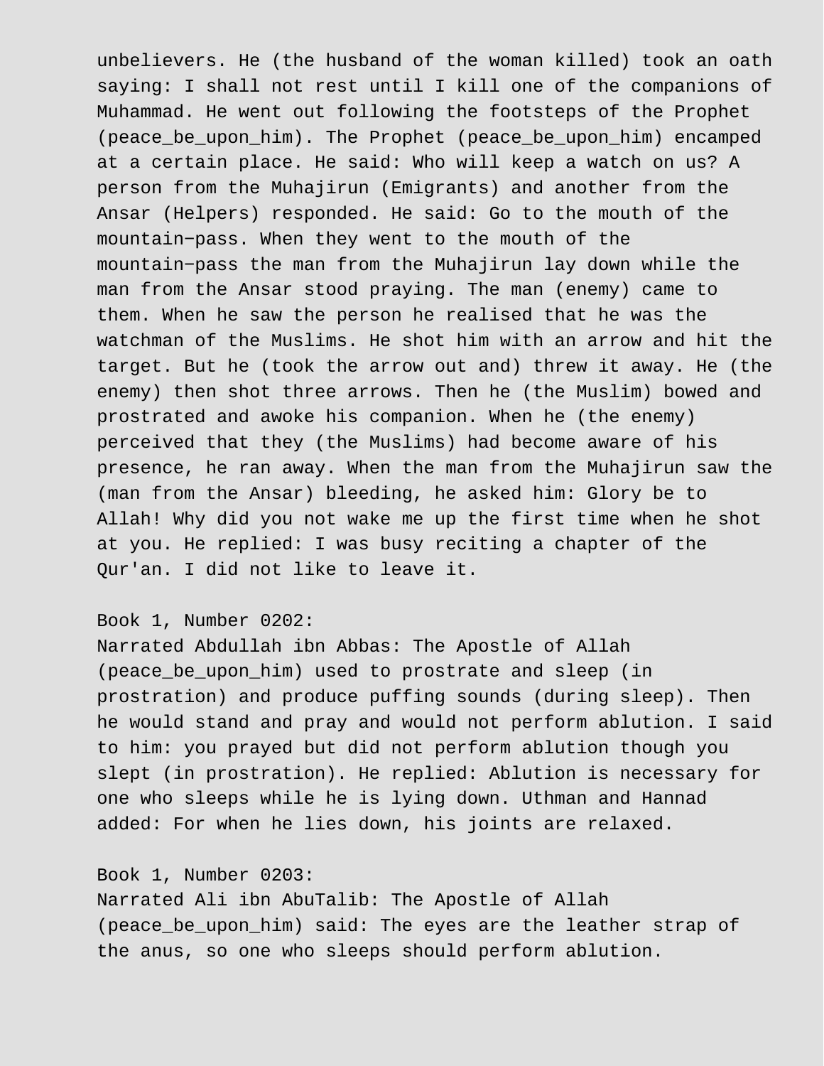unbelievers. He (the husband of the woman killed) took an oath saying: I shall not rest until I kill one of the companions of Muhammad. He went out following the footsteps of the Prophet (peace_be_upon_him). The Prophet (peace_be_upon_him) encamped at a certain place. He said: Who will keep a watch on us? A person from the Muhajirun (Emigrants) and another from the Ansar (Helpers) responded. He said: Go to the mouth of the mountain−pass. When they went to the mouth of the mountain−pass the man from the Muhajirun lay down while the man from the Ansar stood praying. The man (enemy) came to them. When he saw the person he realised that he was the watchman of the Muslims. He shot him with an arrow and hit the target. But he (took the arrow out and) threw it away. He (the enemy) then shot three arrows. Then he (the Muslim) bowed and prostrated and awoke his companion. When he (the enemy) perceived that they (the Muslims) had become aware of his presence, he ran away. When the man from the Muhajirun saw the (man from the Ansar) bleeding, he asked him: Glory be to Allah! Why did you not wake me up the first time when he shot at you. He replied: I was busy reciting a chapter of the Qur'an. I did not like to leave it.

Book 1, Number 0202:
Narrated Abdullah ibn Abbas: The Apostle of Allah (peace_be_upon_him) used to prostrate and sleep (in prostration) and produce puffing sounds (during sleep). Then he would stand and pray and would not perform ablution. I said to him: you prayed but did not perform ablution though you slept (in prostration). He replied: Ablution is necessary for one who sleeps while he is lying down. Uthman and Hannad added: For when he lies down, his joints are relaxed.

Book 1, Number 0203:
Narrated Ali ibn AbuTalib: The Apostle of Allah (peace_be_upon_him) said: The eyes are the leather strap of the anus, so one who sleeps should perform ablution.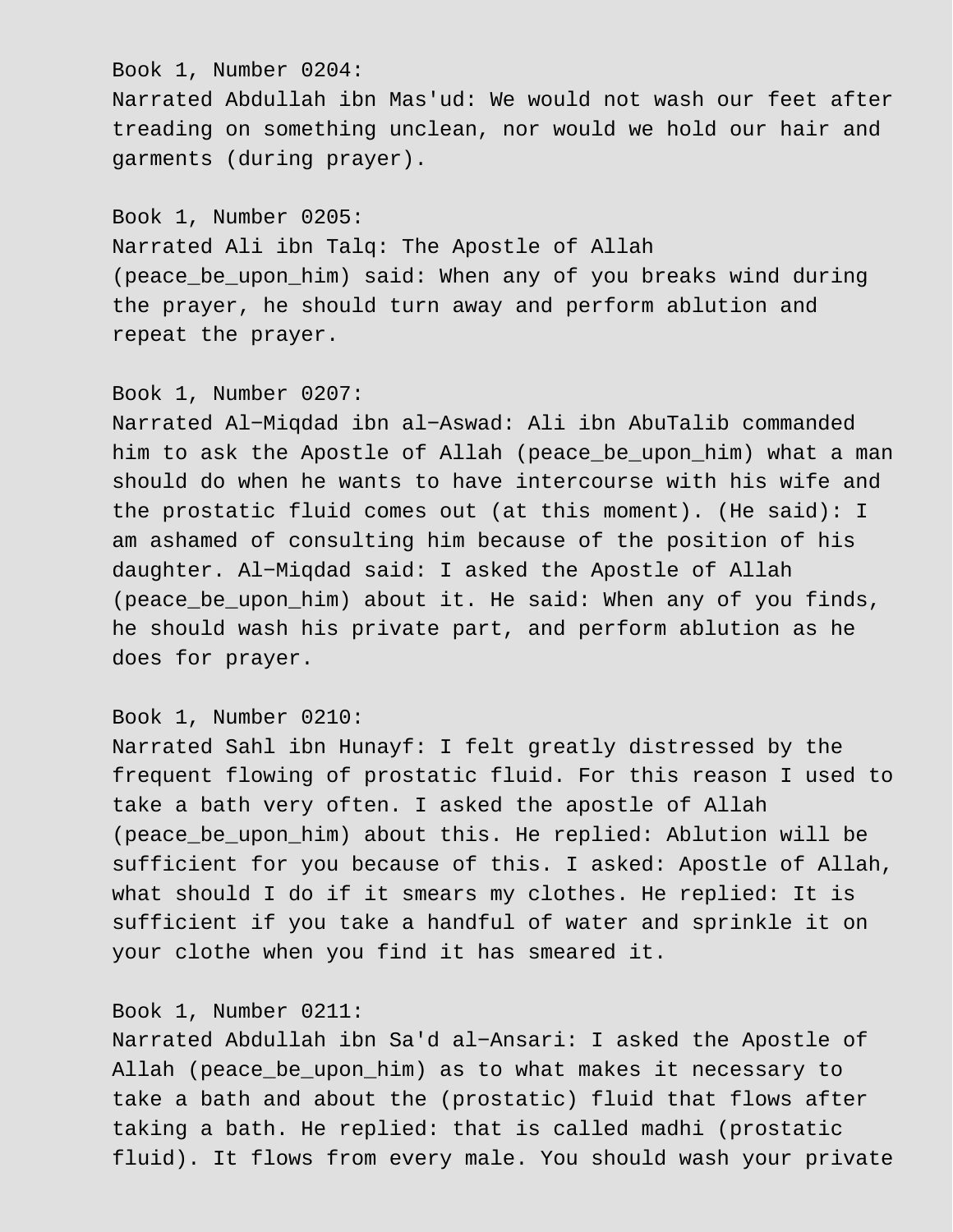Book 1, Number 0204:
Narrated Abdullah ibn Mas'ud: We would not wash our feet after treading on something unclean, nor would we hold our hair and garments (during prayer).

Book 1, Number 0205:
Narrated Ali ibn Talq: The Apostle of Allah (peace_be_upon_him) said: When any of you breaks wind during the prayer, he should turn away and perform ablution and repeat the prayer.

Book 1, Number 0207:
Narrated Al-Miqdad ibn al-Aswad: Ali ibn AbuTalib commanded him to ask the Apostle of Allah (peace_be_upon_him) what a man should do when he wants to have intercourse with his wife and the prostatic fluid comes out (at this moment). (He said): I am ashamed of consulting him because of the position of his daughter. Al-Miqdad said: I asked the Apostle of Allah (peace_be_upon_him) about it. He said: When any of you finds, he should wash his private part, and perform ablution as he does for prayer.

Book 1, Number 0210:
Narrated Sahl ibn Hunayf: I felt greatly distressed by the frequent flowing of prostatic fluid. For this reason I used to take a bath very often. I asked the apostle of Allah (peace_be_upon_him) about this. He replied: Ablution will be sufficient for you because of this. I asked: Apostle of Allah, what should I do if it smears my clothes. He replied: It is sufficient if you take a handful of water and sprinkle it on your clothe when you find it has smeared it.

Book 1, Number 0211:
Narrated Abdullah ibn Sa'd al-Ansari: I asked the Apostle of Allah (peace_be_upon_him) as to what makes it necessary to take a bath and about the (prostatic) fluid that flows after taking a bath. He replied: that is called madhi (prostatic fluid). It flows from every male. You should wash your private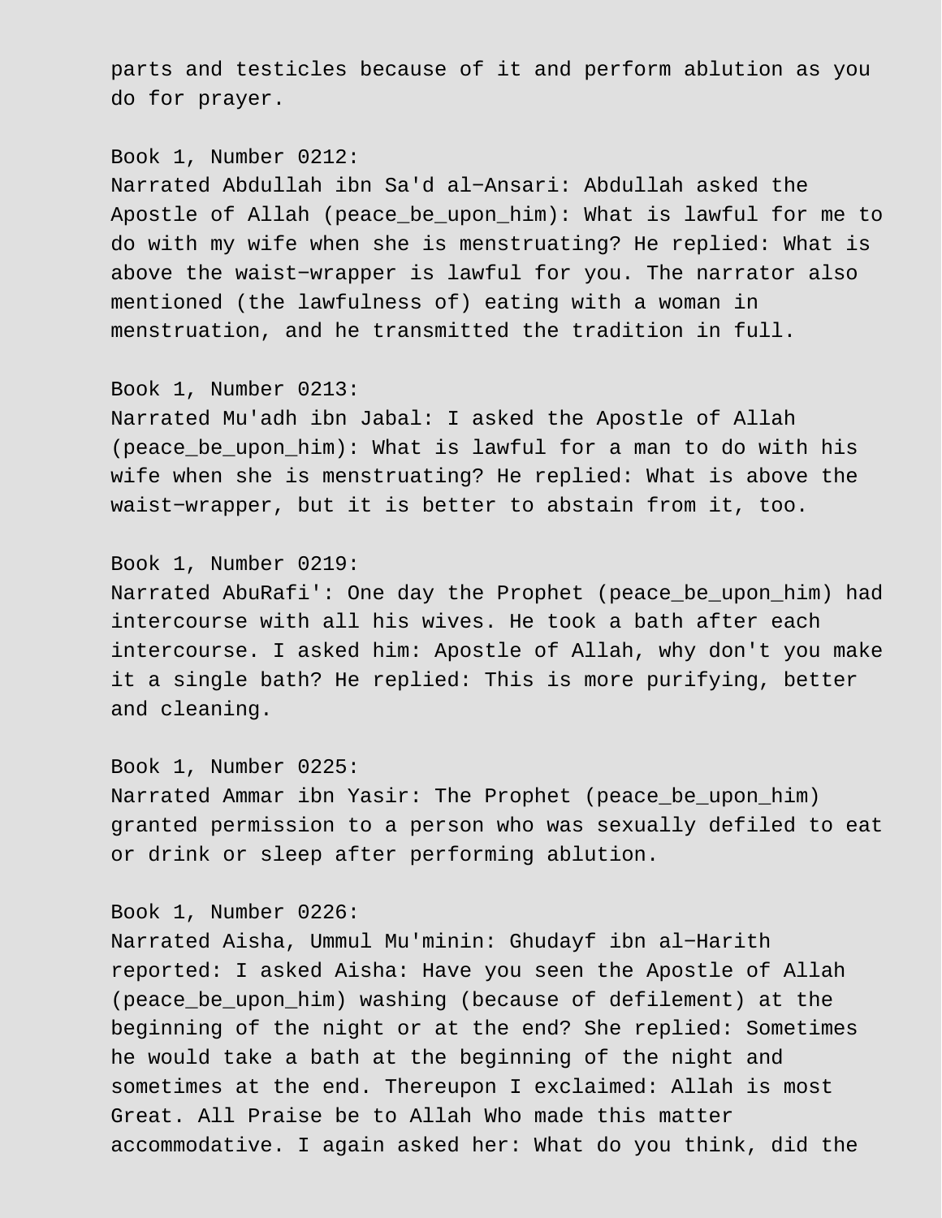parts and testicles because of it and perform ablution as you do for prayer.

Book 1, Number 0212:
Narrated Abdullah ibn Sa'd al−Ansari: Abdullah asked the Apostle of Allah (peace_be_upon_him): What is lawful for me to do with my wife when she is menstruating? He replied: What is above the waist−wrapper is lawful for you. The narrator also mentioned (the lawfulness of) eating with a woman in menstruation, and he transmitted the tradition in full.

Book 1, Number 0213:
Narrated Mu'adh ibn Jabal: I asked the Apostle of Allah (peace_be_upon_him): What is lawful for a man to do with his wife when she is menstruating? He replied: What is above the waist−wrapper, but it is better to abstain from it, too.

Book 1, Number 0219:
Narrated AbuRafi': One day the Prophet (peace_be_upon_him) had intercourse with all his wives. He took a bath after each intercourse. I asked him: Apostle of Allah, why don't you make it a single bath? He replied: This is more purifying, better and cleaning.

Book 1, Number 0225:
Narrated Ammar ibn Yasir: The Prophet (peace_be_upon_him) granted permission to a person who was sexually defiled to eat or drink or sleep after performing ablution.

Book 1, Number 0226:
Narrated Aisha, Ummul Mu'minin: Ghudayf ibn al−Harith reported: I asked Aisha: Have you seen the Apostle of Allah (peace_be_upon_him) washing (because of defilement) at the beginning of the night or at the end? She replied: Sometimes he would take a bath at the beginning of the night and sometimes at the end. Thereupon I exclaimed: Allah is most Great. All Praise be to Allah Who made this matter accommodative. I again asked her: What do you think, did the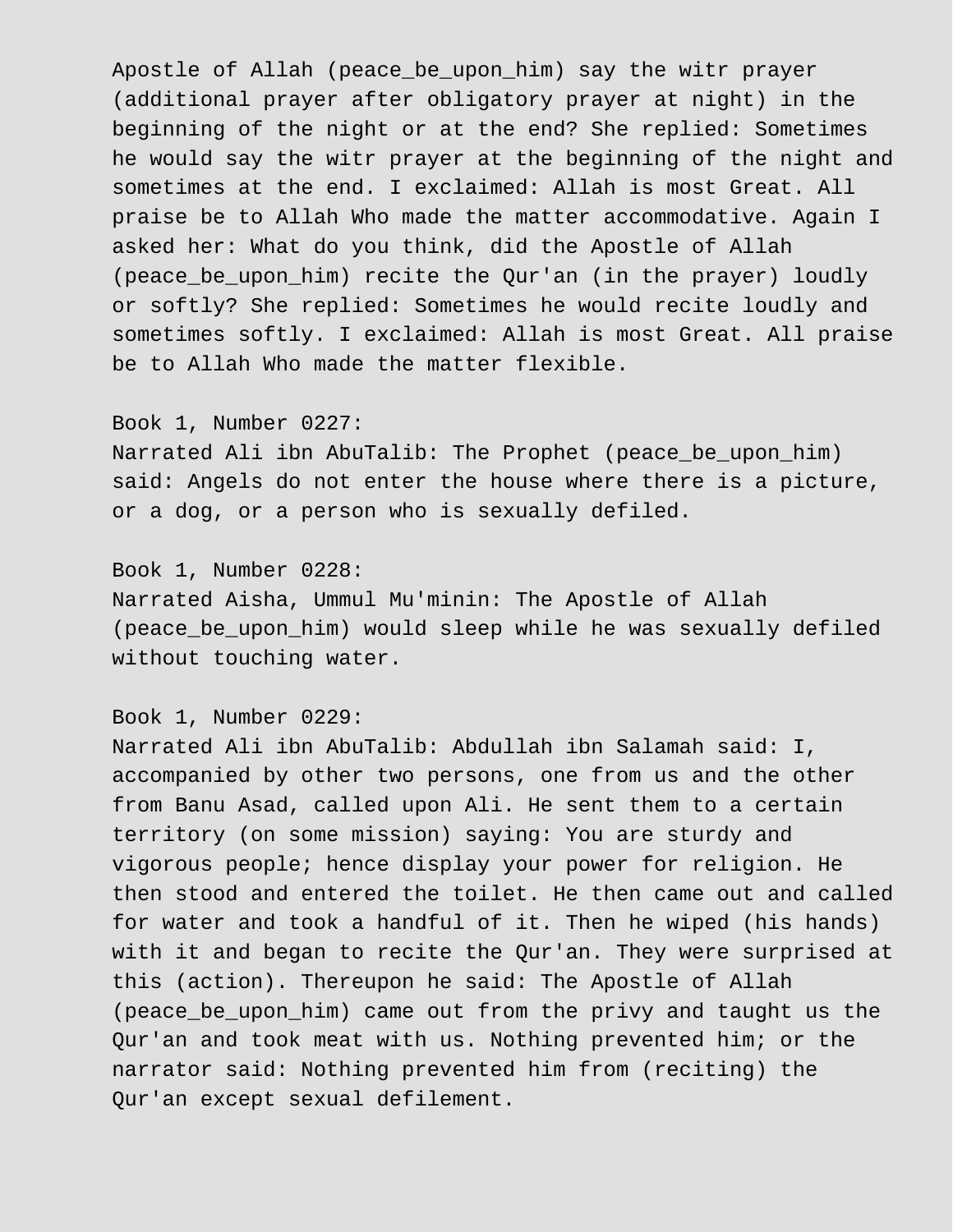Apostle of Allah (peace_be_upon_him) say the witr prayer (additional prayer after obligatory prayer at night) in the beginning of the night or at the end? She replied: Sometimes he would say the witr prayer at the beginning of the night and sometimes at the end. I exclaimed: Allah is most Great. All praise be to Allah Who made the matter accommodative. Again I asked her: What do you think, did the Apostle of Allah (peace_be_upon_him) recite the Qur'an (in the prayer) loudly or softly? She replied: Sometimes he would recite loudly and sometimes softly. I exclaimed: Allah is most Great. All praise be to Allah Who made the matter flexible.

Book 1, Number 0227:
Narrated Ali ibn AbuTalib: The Prophet (peace_be_upon_him) said: Angels do not enter the house where there is a picture, or a dog, or a person who is sexually defiled.

Book 1, Number 0228:
Narrated Aisha, Ummul Mu'minin: The Apostle of Allah (peace_be_upon_him) would sleep while he was sexually defiled without touching water.

Book 1, Number 0229:
Narrated Ali ibn AbuTalib: Abdullah ibn Salamah said: I, accompanied by other two persons, one from us and the other from Banu Asad, called upon Ali. He sent them to a certain territory (on some mission) saying: You are sturdy and vigorous people; hence display your power for religion. He then stood and entered the toilet. He then came out and called for water and took a handful of it. Then he wiped (his hands) with it and began to recite the Qur'an. They were surprised at this (action). Thereupon he said: The Apostle of Allah (peace_be_upon_him) came out from the privy and taught us the Qur'an and took meat with us. Nothing prevented him; or the narrator said: Nothing prevented him from (reciting) the Qur'an except sexual defilement.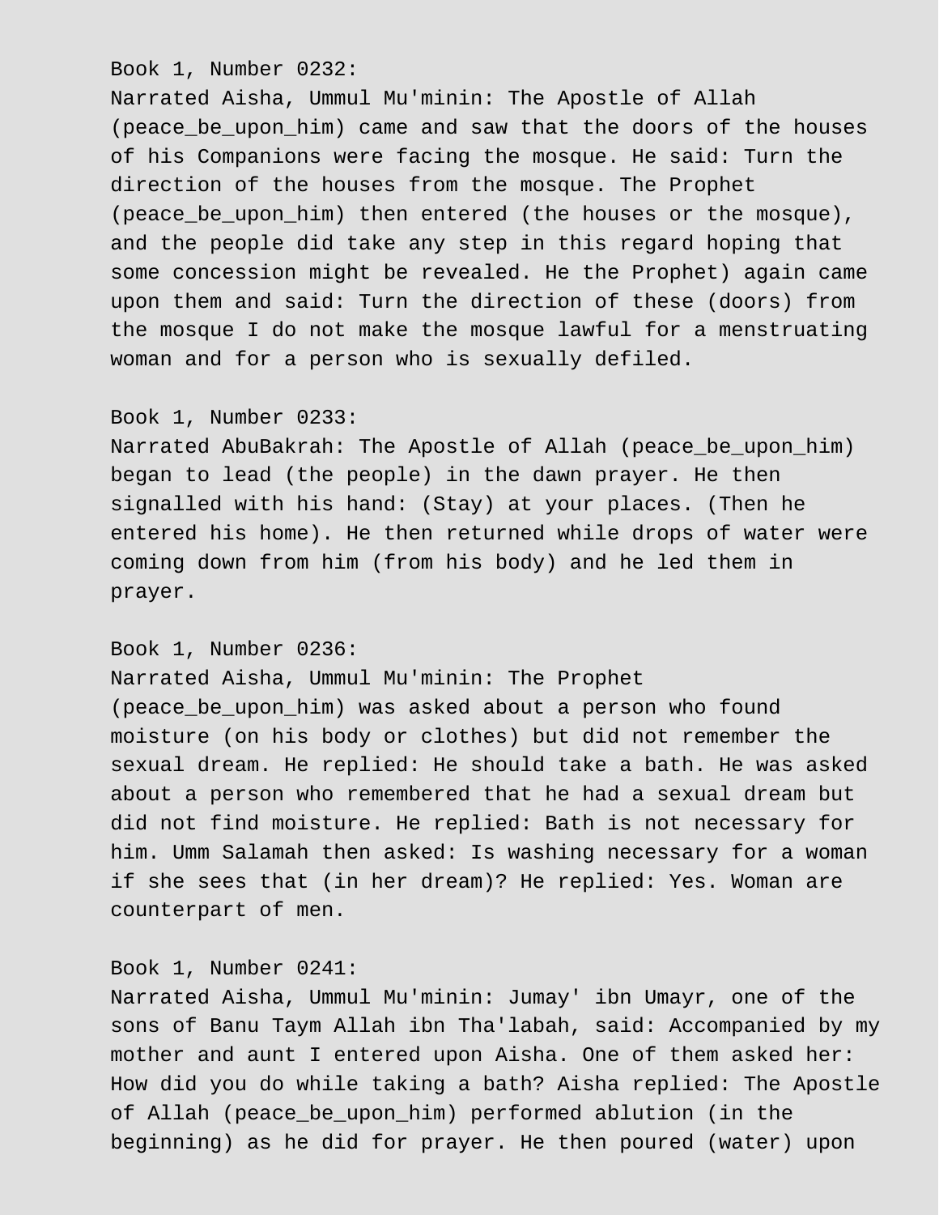Book 1, Number 0232:
Narrated Aisha, Ummul Mu'minin: The Apostle of Allah (peace_be_upon_him) came and saw that the doors of the houses of his Companions were facing the mosque. He said: Turn the direction of the houses from the mosque. The Prophet (peace_be_upon_him) then entered (the houses or the mosque), and the people did take any step in this regard hoping that some concession might be revealed. He the Prophet) again came upon them and said: Turn the direction of these (doors) from the mosque I do not make the mosque lawful for a menstruating woman and for a person who is sexually defiled.

Book 1, Number 0233:
Narrated AbuBakrah: The Apostle of Allah (peace_be_upon_him) began to lead (the people) in the dawn prayer. He then signalled with his hand: (Stay) at your places. (Then he entered his home). He then returned while drops of water were coming down from him (from his body) and he led them in prayer.

Book 1, Number 0236:
Narrated Aisha, Ummul Mu'minin: The Prophet (peace_be_upon_him) was asked about a person who found moisture (on his body or clothes) but did not remember the sexual dream. He replied: He should take a bath. He was asked about a person who remembered that he had a sexual dream but did not find moisture. He replied: Bath is not necessary for him. Umm Salamah then asked: Is washing necessary for a woman if she sees that (in her dream)? He replied: Yes. Woman are counterpart of men.

Book 1, Number 0241:
Narrated Aisha, Ummul Mu'minin: Jumay' ibn Umayr, one of the sons of Banu Taym Allah ibn Tha'labah, said: Accompanied by my mother and aunt I entered upon Aisha. One of them asked her: How did you do while taking a bath? Aisha replied: The Apostle of Allah (peace_be_upon_him) performed ablution (in the beginning) as he did for prayer. He then poured (water) upon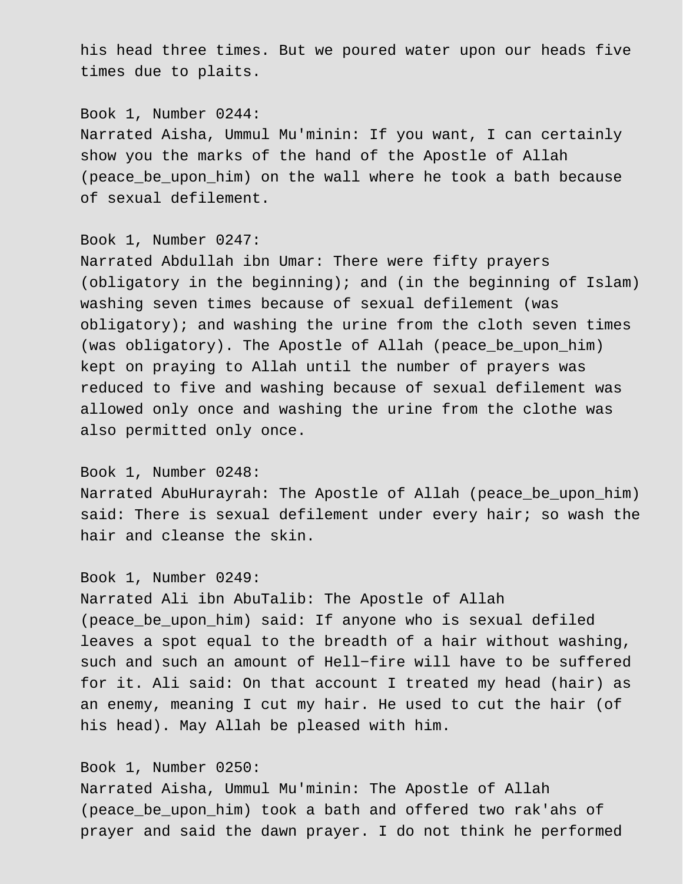his head three times. But we poured water upon our heads five times due to plaits.

Book 1, Number 0244:
Narrated Aisha, Ummul Mu'minin: If you want, I can certainly show you the marks of the hand of the Apostle of Allah (peace_be_upon_him) on the wall where he took a bath because of sexual defilement.

Book 1, Number 0247:
Narrated Abdullah ibn Umar: There were fifty prayers (obligatory in the beginning); and (in the beginning of Islam) washing seven times because of sexual defilement (was obligatory); and washing the urine from the cloth seven times (was obligatory). The Apostle of Allah (peace_be_upon_him) kept on praying to Allah until the number of prayers was reduced to five and washing because of sexual defilement was allowed only once and washing the urine from the clothe was also permitted only once.

Book 1, Number 0248:
Narrated AbuHurayrah: The Apostle of Allah (peace_be_upon_him) said: There is sexual defilement under every hair; so wash the hair and cleanse the skin.

Book 1, Number 0249:
Narrated Ali ibn AbuTalib: The Apostle of Allah (peace_be_upon_him) said: If anyone who is sexual defiled leaves a spot equal to the breadth of a hair without washing, such and such an amount of Hell−fire will have to be suffered for it. Ali said: On that account I treated my head (hair) as an enemy, meaning I cut my hair. He used to cut the hair (of his head). May Allah be pleased with him.

Book 1, Number 0250:
Narrated Aisha, Ummul Mu'minin: The Apostle of Allah (peace_be_upon_him) took a bath and offered two rak'ahs of prayer and said the dawn prayer. I do not think he performed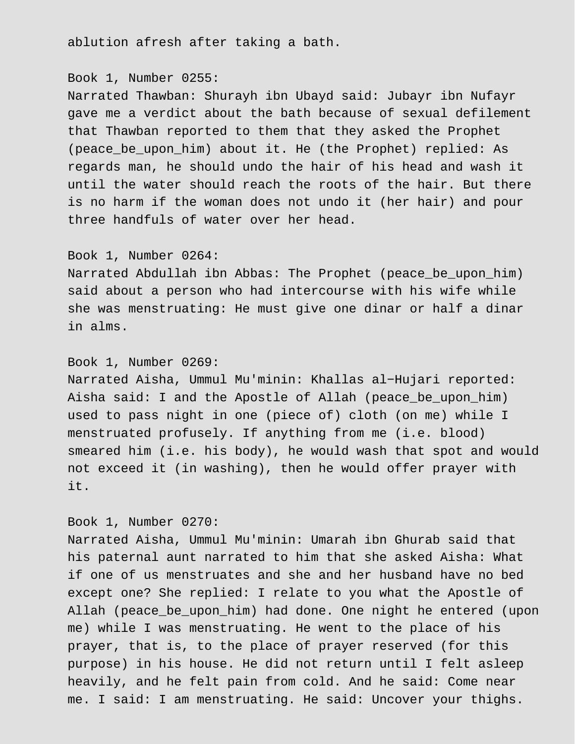ablution afresh after taking a bath.

Book 1, Number 0255:
Narrated Thawban: Shurayh ibn Ubayd said: Jubayr ibn Nufayr gave me a verdict about the bath because of sexual defilement that Thawban reported to them that they asked the Prophet (peace_be_upon_him) about it. He (the Prophet) replied: As regards man, he should undo the hair of his head and wash it until the water should reach the roots of the hair. But there is no harm if the woman does not undo it (her hair) and pour three handfuls of water over her head.

Book 1, Number 0264:
Narrated Abdullah ibn Abbas: The Prophet (peace_be_upon_him) said about a person who had intercourse with his wife while she was menstruating: He must give one dinar or half a dinar in alms.

Book 1, Number 0269:
Narrated Aisha, Ummul Mu'minin: Khallas al-Hujari reported: Aisha said: I and the Apostle of Allah (peace_be_upon_him) used to pass night in one (piece of) cloth (on me) while I menstruated profusely. If anything from me (i.e. blood) smeared him (i.e. his body), he would wash that spot and would not exceed it (in washing), then he would offer prayer with it.

Book 1, Number 0270:
Narrated Aisha, Ummul Mu'minin: Umarah ibn Ghurab said that his paternal aunt narrated to him that she asked Aisha: What if one of us menstruates and she and her husband have no bed except one? She replied: I relate to you what the Apostle of Allah (peace_be_upon_him) had done. One night he entered (upon me) while I was menstruating. He went to the place of his prayer, that is, to the place of prayer reserved (for this purpose) in his house. He did not return until I felt asleep heavily, and he felt pain from cold. And he said: Come near me. I said: I am menstruating. He said: Uncover your thighs.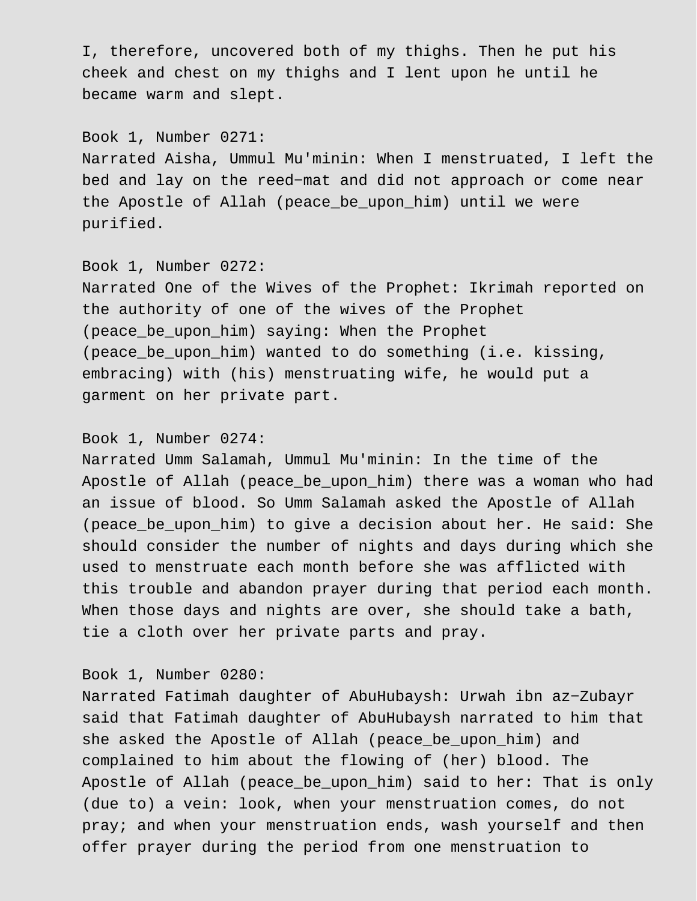I, therefore, uncovered both of my thighs. Then he put his cheek and chest on my thighs and I lent upon he until he became warm and slept.

Book 1, Number 0271:
Narrated Aisha, Ummul Mu'minin: When I menstruated, I left the bed and lay on the reed−mat and did not approach or come near the Apostle of Allah (peace_be_upon_him) until we were purified.

Book 1, Number 0272:
Narrated One of the Wives of the Prophet: Ikrimah reported on the authority of one of the wives of the Prophet (peace_be_upon_him) saying: When the Prophet (peace_be_upon_him) wanted to do something (i.e. kissing, embracing) with (his) menstruating wife, he would put a garment on her private part.

Book 1, Number 0274:
Narrated Umm Salamah, Ummul Mu'minin: In the time of the Apostle of Allah (peace_be_upon_him) there was a woman who had an issue of blood. So Umm Salamah asked the Apostle of Allah (peace_be_upon_him) to give a decision about her. He said: She should consider the number of nights and days during which she used to menstruate each month before she was afflicted with this trouble and abandon prayer during that period each month. When those days and nights are over, she should take a bath, tie a cloth over her private parts and pray.

Book 1, Number 0280:
Narrated Fatimah daughter of AbuHubaysh: Urwah ibn az−Zubayr said that Fatimah daughter of AbuHubaysh narrated to him that she asked the Apostle of Allah (peace_be_upon_him) and complained to him about the flowing of (her) blood. The Apostle of Allah (peace_be_upon_him) said to her: That is only (due to) a vein: look, when your menstruation comes, do not pray; and when your menstruation ends, wash yourself and then offer prayer during the period from one menstruation to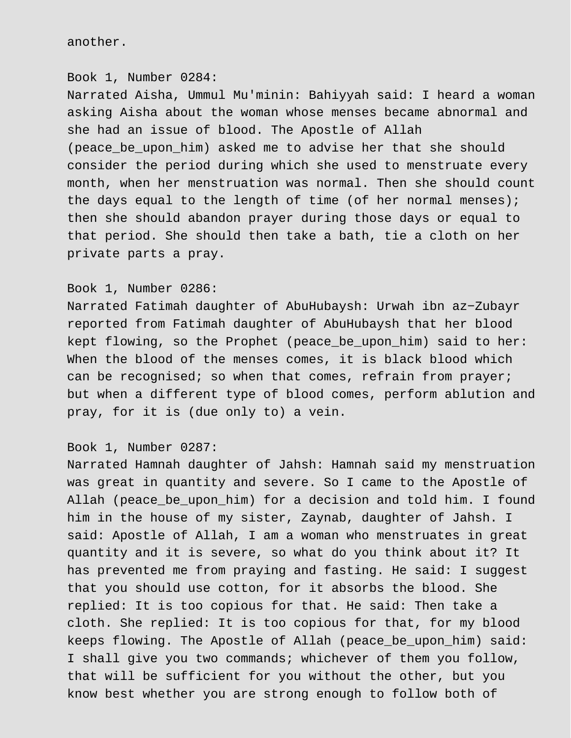another.

Book 1, Number 0284:
Narrated Aisha, Ummul Mu'minin: Bahiyyah said: I heard a woman asking Aisha about the woman whose menses became abnormal and she had an issue of blood. The Apostle of Allah (peace_be_upon_him) asked me to advise her that she should consider the period during which she used to menstruate every month, when her menstruation was normal. Then she should count the days equal to the length of time (of her normal menses); then she should abandon prayer during those days or equal to that period. She should then take a bath, tie a cloth on her private parts a pray.

Book 1, Number 0286:
Narrated Fatimah daughter of AbuHubaysh: Urwah ibn az−Zubayr reported from Fatimah daughter of AbuHubaysh that her blood kept flowing, so the Prophet (peace_be_upon_him) said to her: When the blood of the menses comes, it is black blood which can be recognised; so when that comes, refrain from prayer; but when a different type of blood comes, perform ablution and pray, for it is (due only to) a vein.

Book 1, Number 0287:
Narrated Hamnah daughter of Jahsh: Hamnah said my menstruation was great in quantity and severe. So I came to the Apostle of Allah (peace_be_upon_him) for a decision and told him. I found him in the house of my sister, Zaynab, daughter of Jahsh. I said: Apostle of Allah, I am a woman who menstruates in great quantity and it is severe, so what do you think about it? It has prevented me from praying and fasting. He said: I suggest that you should use cotton, for it absorbs the blood. She replied: It is too copious for that. He said: Then take a cloth. She replied: It is too copious for that, for my blood keeps flowing. The Apostle of Allah (peace_be_upon_him) said: I shall give you two commands; whichever of them you follow, that will be sufficient for you without the other, but you know best whether you are strong enough to follow both of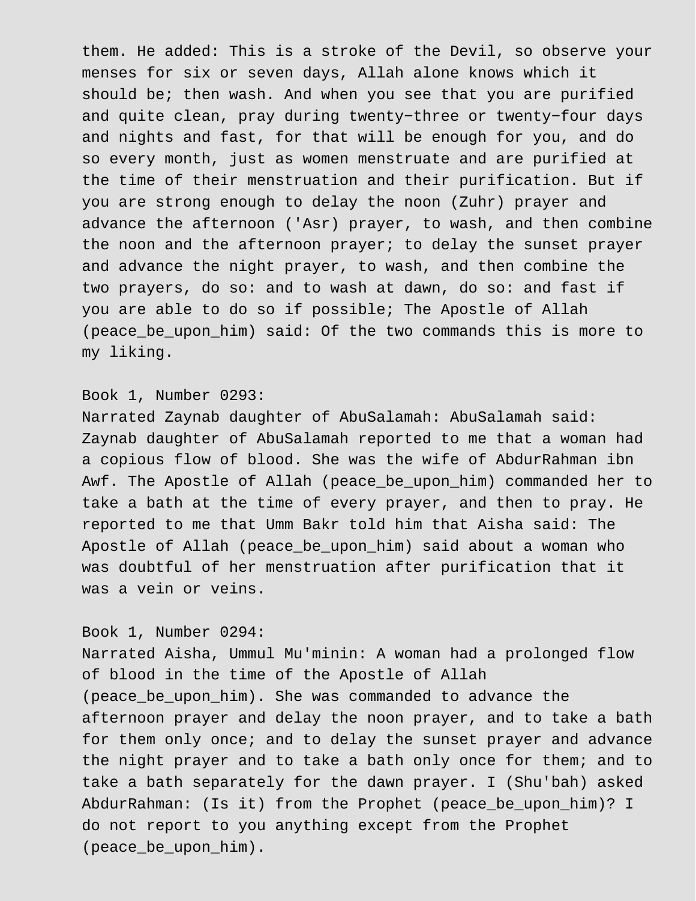them. He added: This is a stroke of the Devil, so observe your menses for six or seven days, Allah alone knows which it should be; then wash. And when you see that you are purified and quite clean, pray during twenty-three or twenty-four days and nights and fast, for that will be enough for you, and do so every month, just as women menstruate and are purified at the time of their menstruation and their purification. But if you are strong enough to delay the noon (Zuhr) prayer and advance the afternoon ('Asr) prayer, to wash, and then combine the noon and the afternoon prayer; to delay the sunset prayer and advance the night prayer, to wash, and then combine the two prayers, do so: and to wash at dawn, do so: and fast if you are able to do so if possible; The Apostle of Allah (peace_be_upon_him) said: Of the two commands this is more to my liking.

Book 1, Number 0293:
Narrated Zaynab daughter of AbuSalamah: AbuSalamah said: Zaynab daughter of AbuSalamah reported to me that a woman had a copious flow of blood. She was the wife of AbdurRahman ibn Awf. The Apostle of Allah (peace_be_upon_him) commanded her to take a bath at the time of every prayer, and then to pray. He reported to me that Umm Bakr told him that Aisha said: The Apostle of Allah (peace_be_upon_him) said about a woman who was doubtful of her menstruation after purification that it was a vein or veins.

Book 1, Number 0294:
Narrated Aisha, Ummul Mu'minin: A woman had a prolonged flow of blood in the time of the Apostle of Allah (peace_be_upon_him). She was commanded to advance the afternoon prayer and delay the noon prayer, and to take a bath for them only once; and to delay the sunset prayer and advance the night prayer and to take a bath only once for them; and to take a bath separately for the dawn prayer. I (Shu'bah) asked AbdurRahman: (Is it) from the Prophet (peace_be_upon_him)? I do not report to you anything except from the Prophet (peace_be_upon_him).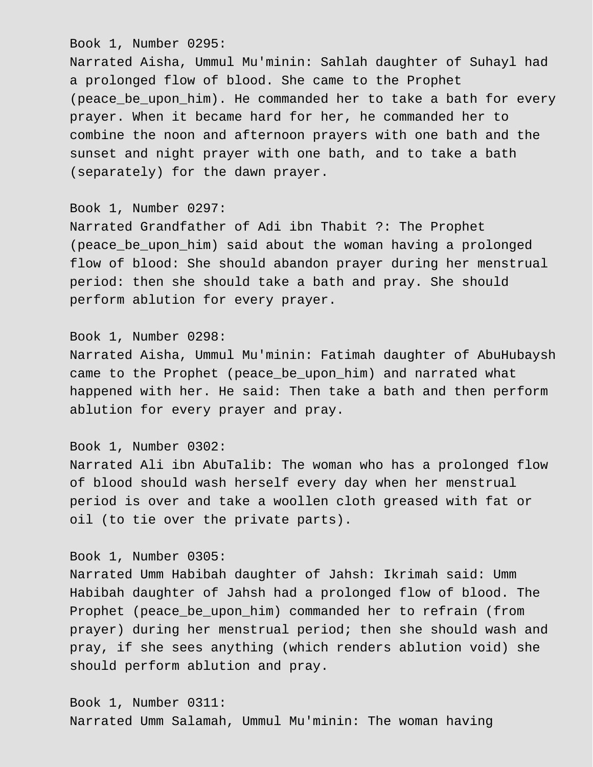Book 1, Number 0295:
Narrated Aisha, Ummul Mu'minin: Sahlah daughter of Suhayl had a prolonged flow of blood. She came to the Prophet (peace_be_upon_him). He commanded her to take a bath for every prayer. When it became hard for her, he commanded her to combine the noon and afternoon prayers with one bath and the sunset and night prayer with one bath, and to take a bath (separately) for the dawn prayer.

Book 1, Number 0297:
Narrated Grandfather of Adi ibn Thabit ?: The Prophet (peace_be_upon_him) said about the woman having a prolonged flow of blood: She should abandon prayer during her menstrual period: then she should take a bath and pray. She should perform ablution for every prayer.

Book 1, Number 0298:
Narrated Aisha, Ummul Mu'minin: Fatimah daughter of AbuHubaysh came to the Prophet (peace_be_upon_him) and narrated what happened with her. He said: Then take a bath and then perform ablution for every prayer and pray.

Book 1, Number 0302:
Narrated Ali ibn AbuTalib: The woman who has a prolonged flow of blood should wash herself every day when her menstrual period is over and take a woollen cloth greased with fat or oil (to tie over the private parts).

Book 1, Number 0305:
Narrated Umm Habibah daughter of Jahsh: Ikrimah said: Umm Habibah daughter of Jahsh had a prolonged flow of blood. The Prophet (peace_be_upon_him) commanded her to refrain (from prayer) during her menstrual period; then she should wash and pray, if she sees anything (which renders ablution void) she should perform ablution and pray.

Book 1, Number 0311:
Narrated Umm Salamah, Ummul Mu'minin: The woman having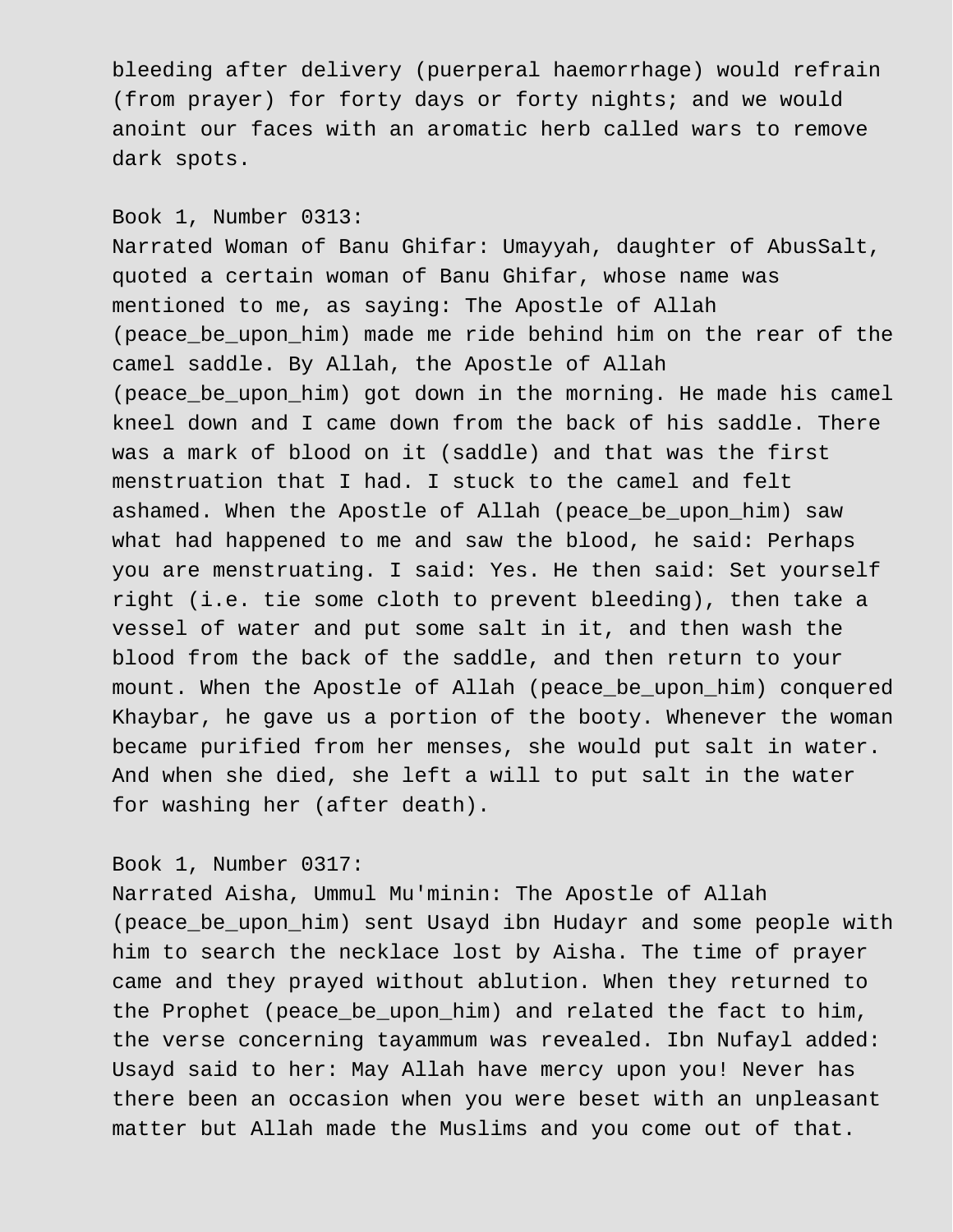bleeding after delivery (puerperal haemorrhage) would refrain (from prayer) for forty days or forty nights; and we would anoint our faces with an aromatic herb called wars to remove dark spots.

Book 1, Number 0313:

Narrated Woman of Banu Ghifar: Umayyah, daughter of AbusSalt, quoted a certain woman of Banu Ghifar, whose name was mentioned to me, as saying: The Apostle of Allah (peace_be_upon_him) made me ride behind him on the rear of the camel saddle. By Allah, the Apostle of Allah (peace_be_upon_him) got down in the morning. He made his camel kneel down and I came down from the back of his saddle. There was a mark of blood on it (saddle) and that was the first menstruation that I had. I stuck to the camel and felt ashamed. When the Apostle of Allah (peace_be_upon_him) saw what had happened to me and saw the blood, he said: Perhaps you are menstruating. I said: Yes. He then said: Set yourself right (i.e. tie some cloth to prevent bleeding), then take a vessel of water and put some salt in it, and then wash the blood from the back of the saddle, and then return to your mount. When the Apostle of Allah (peace_be_upon_him) conquered Khaybar, he gave us a portion of the booty. Whenever the woman became purified from her menses, she would put salt in water. And when she died, she left a will to put salt in the water for washing her (after death).

Book 1, Number 0317:

Narrated Aisha, Ummul Mu'minin: The Apostle of Allah (peace_be_upon_him) sent Usayd ibn Hudayr and some people with him to search the necklace lost by Aisha. The time of prayer came and they prayed without ablution. When they returned to the Prophet (peace_be_upon_him) and related the fact to him, the verse concerning tayammum was revealed. Ibn Nufayl added: Usayd said to her: May Allah have mercy upon you! Never has there been an occasion when you were beset with an unpleasant matter but Allah made the Muslims and you come out of that.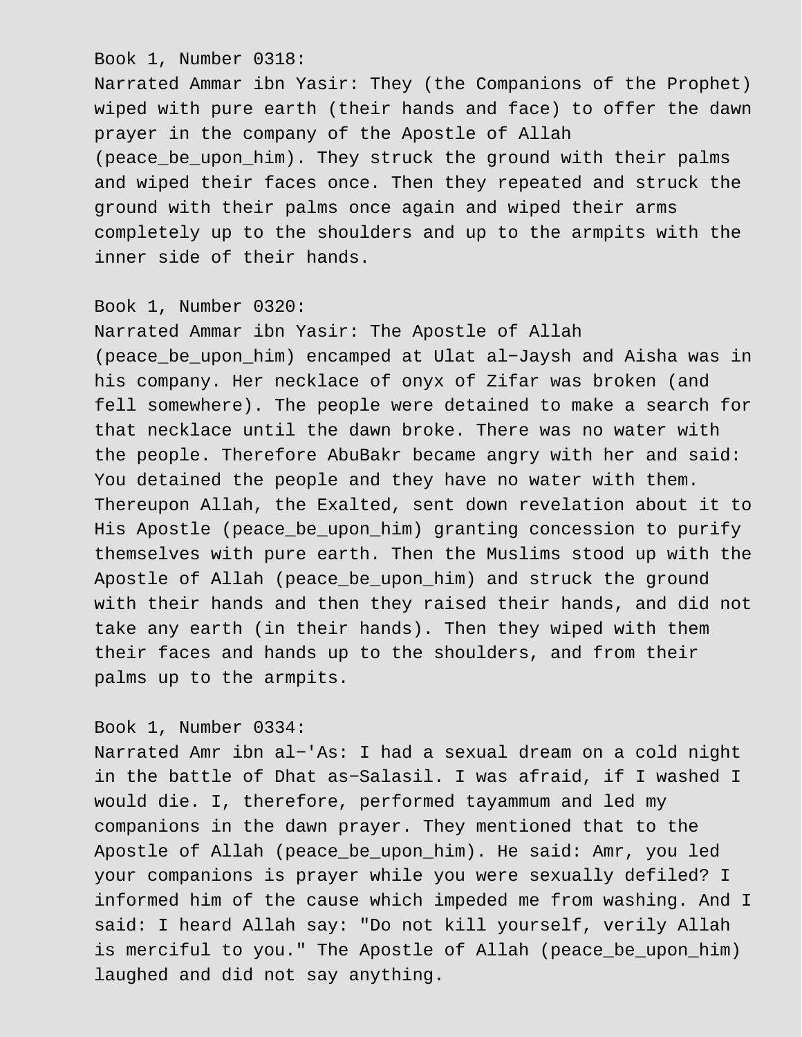Book 1, Number 0318:
Narrated Ammar ibn Yasir: They (the Companions of the Prophet) wiped with pure earth (their hands and face) to offer the dawn prayer in the company of the Apostle of Allah (peace_be_upon_him). They struck the ground with their palms and wiped their faces once. Then they repeated and struck the ground with their palms once again and wiped their arms completely up to the shoulders and up to the armpits with the inner side of their hands.

Book 1, Number 0320:
Narrated Ammar ibn Yasir: The Apostle of Allah (peace_be_upon_him) encamped at Ulat al−Jaysh and Aisha was in his company. Her necklace of onyx of Zifar was broken (and fell somewhere). The people were detained to make a search for that necklace until the dawn broke. There was no water with the people. Therefore AbuBakr became angry with her and said: You detained the people and they have no water with them. Thereupon Allah, the Exalted, sent down revelation about it to His Apostle (peace_be_upon_him) granting concession to purify themselves with pure earth. Then the Muslims stood up with the Apostle of Allah (peace_be_upon_him) and struck the ground with their hands and then they raised their hands, and did not take any earth (in their hands). Then they wiped with them their faces and hands up to the shoulders, and from their palms up to the armpits.

Book 1, Number 0334:
Narrated Amr ibn al−'As: I had a sexual dream on a cold night in the battle of Dhat as−Salasil. I was afraid, if I washed I would die. I, therefore, performed tayammum and led my companions in the dawn prayer. They mentioned that to the Apostle of Allah (peace_be_upon_him). He said: Amr, you led your companions is prayer while you were sexually defiled? I informed him of the cause which impeded me from washing. And I said: I heard Allah say: "Do not kill yourself, verily Allah is merciful to you." The Apostle of Allah (peace_be_upon_him) laughed and did not say anything.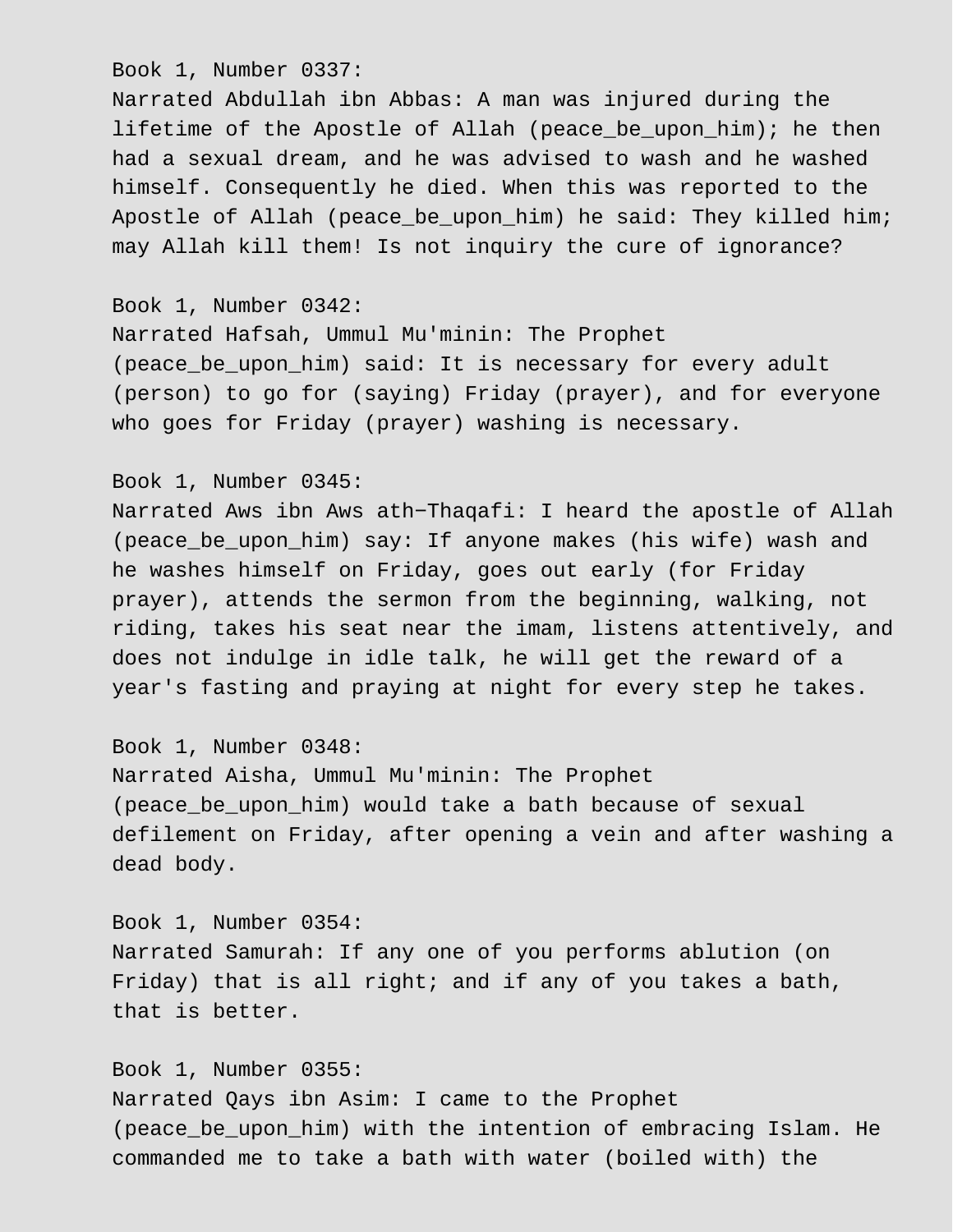Book 1, Number 0337:
Narrated Abdullah ibn Abbas: A man was injured during the lifetime of the Apostle of Allah (peace_be_upon_him); he then had a sexual dream, and he was advised to wash and he washed himself. Consequently he died. When this was reported to the Apostle of Allah (peace_be_upon_him) he said: They killed him; may Allah kill them! Is not inquiry the cure of ignorance?

Book 1, Number 0342:
Narrated Hafsah, Ummul Mu'minin: The Prophet (peace_be_upon_him) said: It is necessary for every adult (person) to go for (saying) Friday (prayer), and for everyone who goes for Friday (prayer) washing is necessary.

Book 1, Number 0345:
Narrated Aws ibn Aws ath-Thaqafi: I heard the apostle of Allah (peace_be_upon_him) say: If anyone makes (his wife) wash and he washes himself on Friday, goes out early (for Friday prayer), attends the sermon from the beginning, walking, not riding, takes his seat near the imam, listens attentively, and does not indulge in idle talk, he will get the reward of a year's fasting and praying at night for every step he takes.

Book 1, Number 0348:
Narrated Aisha, Ummul Mu'minin: The Prophet (peace_be_upon_him) would take a bath because of sexual defilement on Friday, after opening a vein and after washing a dead body.

Book 1, Number 0354:
Narrated Samurah: If any one of you performs ablution (on Friday) that is all right; and if any of you takes a bath, that is better.

Book 1, Number 0355:
Narrated Qays ibn Asim: I came to the Prophet (peace_be_upon_him) with the intention of embracing Islam. He commanded me to take a bath with water (boiled with) the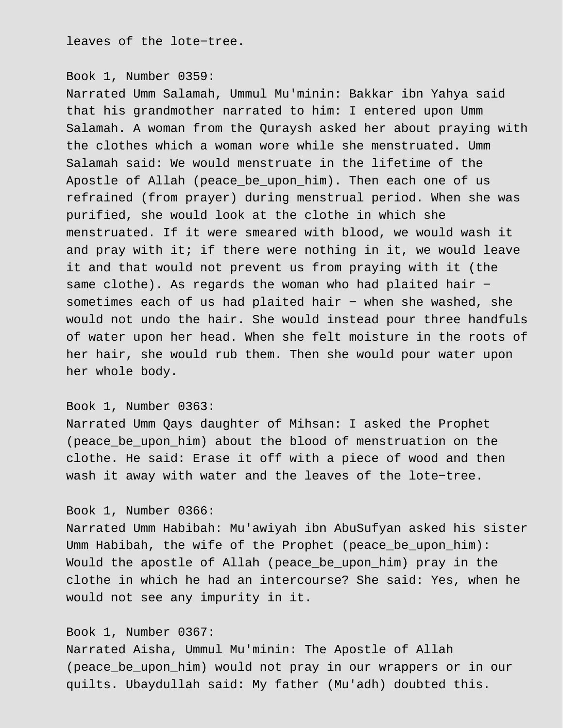leaves of the lote−tree.

Book 1, Number 0359:
Narrated Umm Salamah, Ummul Mu'minin: Bakkar ibn Yahya said that his grandmother narrated to him: I entered upon Umm Salamah. A woman from the Quraysh asked her about praying with the clothes which a woman wore while she menstruated. Umm Salamah said: We would menstruate in the lifetime of the Apostle of Allah (peace_be_upon_him). Then each one of us refrained (from prayer) during menstrual period. When she was purified, she would look at the clothe in which she menstruated. If it were smeared with blood, we would wash it and pray with it; if there were nothing in it, we would leave it and that would not prevent us from praying with it (the same clothe). As regards the woman who had plaited hair − sometimes each of us had plaited hair − when she washed, she would not undo the hair. She would instead pour three handfuls of water upon her head. When she felt moisture in the roots of her hair, she would rub them. Then she would pour water upon her whole body.

Book 1, Number 0363:
Narrated Umm Qays daughter of Mihsan: I asked the Prophet (peace_be_upon_him) about the blood of menstruation on the clothe. He said: Erase it off with a piece of wood and then wash it away with water and the leaves of the lote−tree.

Book 1, Number 0366:
Narrated Umm Habibah: Mu'awiyah ibn AbuSufyan asked his sister Umm Habibah, the wife of the Prophet (peace_be_upon_him): Would the apostle of Allah (peace_be_upon_him) pray in the clothe in which he had an intercourse? She said: Yes, when he would not see any impurity in it.

Book 1, Number 0367:
Narrated Aisha, Ummul Mu'minin: The Apostle of Allah (peace_be_upon_him) would not pray in our wrappers or in our quilts. Ubaydullah said: My father (Mu'adh) doubted this.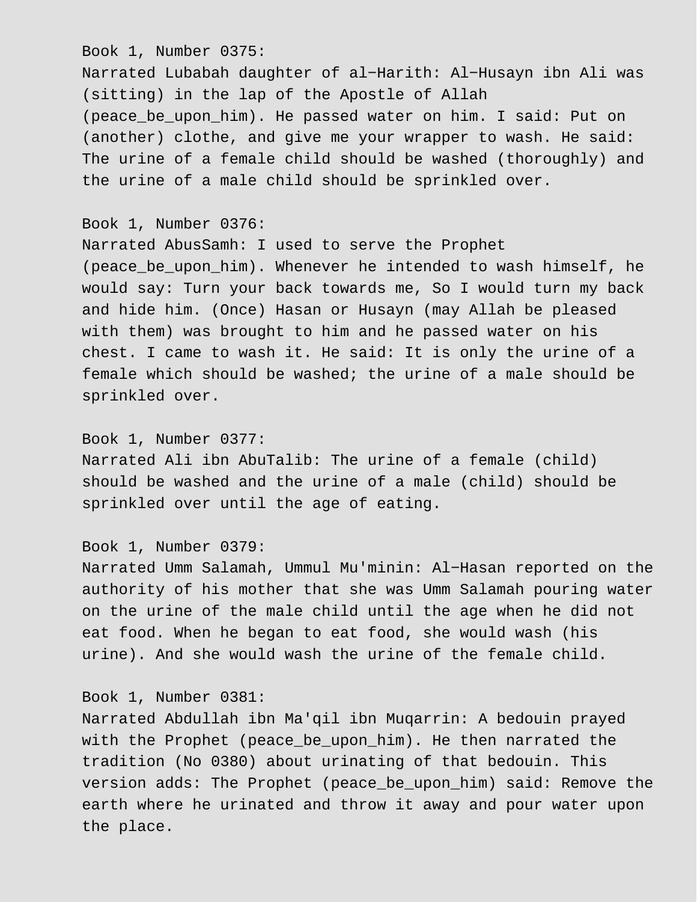Book 1, Number 0375:
Narrated Lubabah daughter of al−Harith: Al−Husayn ibn Ali was (sitting) in the lap of the Apostle of Allah (peace_be_upon_him). He passed water on him. I said: Put on (another) clothe, and give me your wrapper to wash. He said: The urine of a female child should be washed (thoroughly) and the urine of a male child should be sprinkled over.

Book 1, Number 0376:
Narrated AbusSamh: I used to serve the Prophet (peace_be_upon_him). Whenever he intended to wash himself, he would say: Turn your back towards me, So I would turn my back and hide him. (Once) Hasan or Husayn (may Allah be pleased with them) was brought to him and he passed water on his chest. I came to wash it. He said: It is only the urine of a female which should be washed; the urine of a male should be sprinkled over.

Book 1, Number 0377:
Narrated Ali ibn AbuTalib: The urine of a female (child) should be washed and the urine of a male (child) should be sprinkled over until the age of eating.

Book 1, Number 0379:
Narrated Umm Salamah, Ummul Mu'minin: Al−Hasan reported on the authority of his mother that she was Umm Salamah pouring water on the urine of the male child until the age when he did not eat food. When he began to eat food, she would wash (his urine). And she would wash the urine of the female child.

Book 1, Number 0381:
Narrated Abdullah ibn Ma'qil ibn Muqarrin: A bedouin prayed with the Prophet (peace_be_upon_him). He then narrated the tradition (No 0380) about urinating of that bedouin. This version adds: The Prophet (peace_be_upon_him) said: Remove the earth where he urinated and throw it away and pour water upon the place.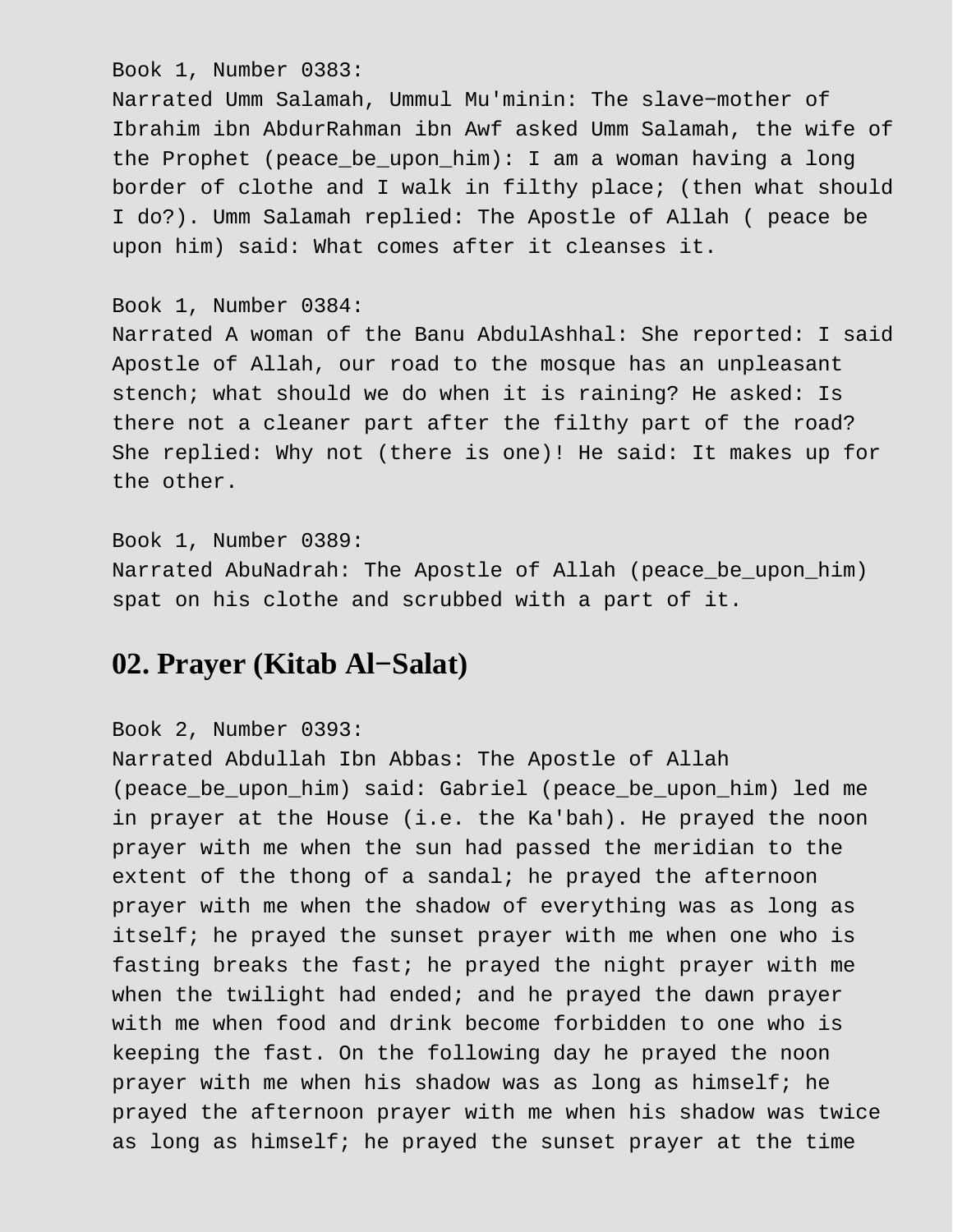Book 1, Number 0383:
Narrated Umm Salamah, Ummul Mu'minin: The slave−mother of Ibrahim ibn AbdurRahman ibn Awf asked Umm Salamah, the wife of the Prophet (peace_be_upon_him): I am a woman having a long border of clothe and I walk in filthy place; (then what should I do?). Umm Salamah replied: The Apostle of Allah ( peace be upon him) said: What comes after it cleanses it.

Book 1, Number 0384:
Narrated A woman of the Banu AbdulAshhal: She reported: I said Apostle of Allah, our road to the mosque has an unpleasant stench; what should we do when it is raining? He asked: Is there not a cleaner part after the filthy part of the road? She replied: Why not (there is one)! He said: It makes up for the other.

Book 1, Number 0389:
Narrated AbuNadrah: The Apostle of Allah (peace_be_upon_him) spat on his clothe and scrubbed with a part of it.

## 02. Prayer (Kitab Al−Salat)

Book 2, Number 0393:
Narrated Abdullah Ibn Abbas: The Apostle of Allah (peace_be_upon_him) said: Gabriel (peace_be_upon_him) led me in prayer at the House (i.e. the Ka'bah). He prayed the noon prayer with me when the sun had passed the meridian to the extent of the thong of a sandal; he prayed the afternoon prayer with me when the shadow of everything was as long as itself; he prayed the sunset prayer with me when one who is fasting breaks the fast; he prayed the night prayer with me when the twilight had ended; and he prayed the dawn prayer with me when food and drink become forbidden to one who is keeping the fast. On the following day he prayed the noon prayer with me when his shadow was as long as himself; he prayed the afternoon prayer with me when his shadow was twice as long as himself; he prayed the sunset prayer at the time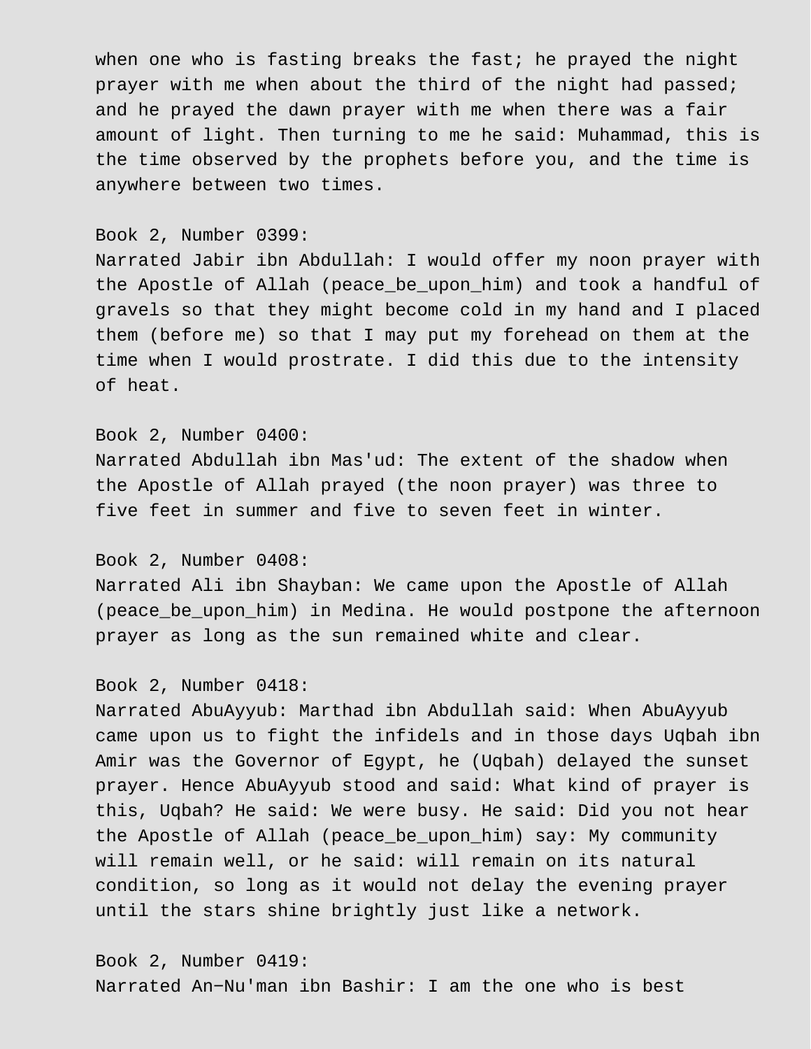when one who is fasting breaks the fast; he prayed the night prayer with me when about the third of the night had passed; and he prayed the dawn prayer with me when there was a fair amount of light. Then turning to me he said: Muhammad, this is the time observed by the prophets before you, and the time is anywhere between two times.

Book 2, Number 0399:
Narrated Jabir ibn Abdullah: I would offer my noon prayer with the Apostle of Allah (peace_be_upon_him) and took a handful of gravels so that they might become cold in my hand and I placed them (before me) so that I may put my forehead on them at the time when I would prostrate. I did this due to the intensity of heat.

Book 2, Number 0400:
Narrated Abdullah ibn Mas'ud: The extent of the shadow when the Apostle of Allah prayed (the noon prayer) was three to five feet in summer and five to seven feet in winter.

Book 2, Number 0408:
Narrated Ali ibn Shayban: We came upon the Apostle of Allah (peace_be_upon_him) in Medina. He would postpone the afternoon prayer as long as the sun remained white and clear.

Book 2, Number 0418:
Narrated AbuAyyub: Marthad ibn Abdullah said: When AbuAyyub came upon us to fight the infidels and in those days Uqbah ibn Amir was the Governor of Egypt, he (Uqbah) delayed the sunset prayer. Hence AbuAyyub stood and said: What kind of prayer is this, Uqbah? He said: We were busy. He said: Did you not hear the Apostle of Allah (peace_be_upon_him) say: My community will remain well, or he said: will remain on its natural condition, so long as it would not delay the evening prayer until the stars shine brightly just like a network.

Book 2, Number 0419:
Narrated An-Nu'man ibn Bashir: I am the one who is best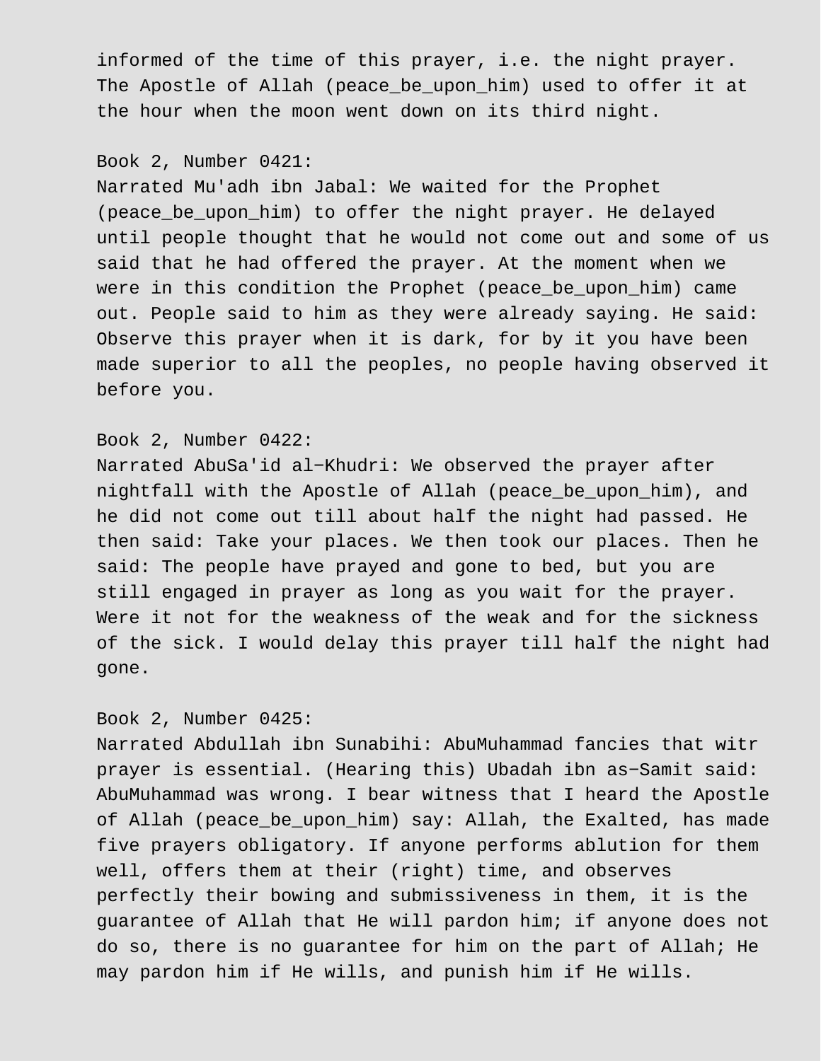informed of the time of this prayer, i.e. the night prayer. The Apostle of Allah (peace_be_upon_him) used to offer it at the hour when the moon went down on its third night.

Book 2, Number 0421:
Narrated Mu'adh ibn Jabal: We waited for the Prophet (peace_be_upon_him) to offer the night prayer. He delayed until people thought that he would not come out and some of us said that he had offered the prayer. At the moment when we were in this condition the Prophet (peace_be_upon_him) came out. People said to him as they were already saying. He said: Observe this prayer when it is dark, for by it you have been made superior to all the peoples, no people having observed it before you.

Book 2, Number 0422:
Narrated AbuSa'id al-Khudri: We observed the prayer after nightfall with the Apostle of Allah (peace_be_upon_him), and he did not come out till about half the night had passed. He then said: Take your places. We then took our places. Then he said: The people have prayed and gone to bed, but you are still engaged in prayer as long as you wait for the prayer. Were it not for the weakness of the weak and for the sickness of the sick. I would delay this prayer till half the night had gone.

Book 2, Number 0425:
Narrated Abdullah ibn Sunabihi: AbuMuhammad fancies that witr prayer is essential. (Hearing this) Ubadah ibn as-Samit said: AbuMuhammad was wrong. I bear witness that I heard the Apostle of Allah (peace_be_upon_him) say: Allah, the Exalted, has made five prayers obligatory. If anyone performs ablution for them well, offers them at their (right) time, and observes perfectly their bowing and submissiveness in them, it is the guarantee of Allah that He will pardon him; if anyone does not do so, there is no guarantee for him on the part of Allah; He may pardon him if He wills, and punish him if He wills.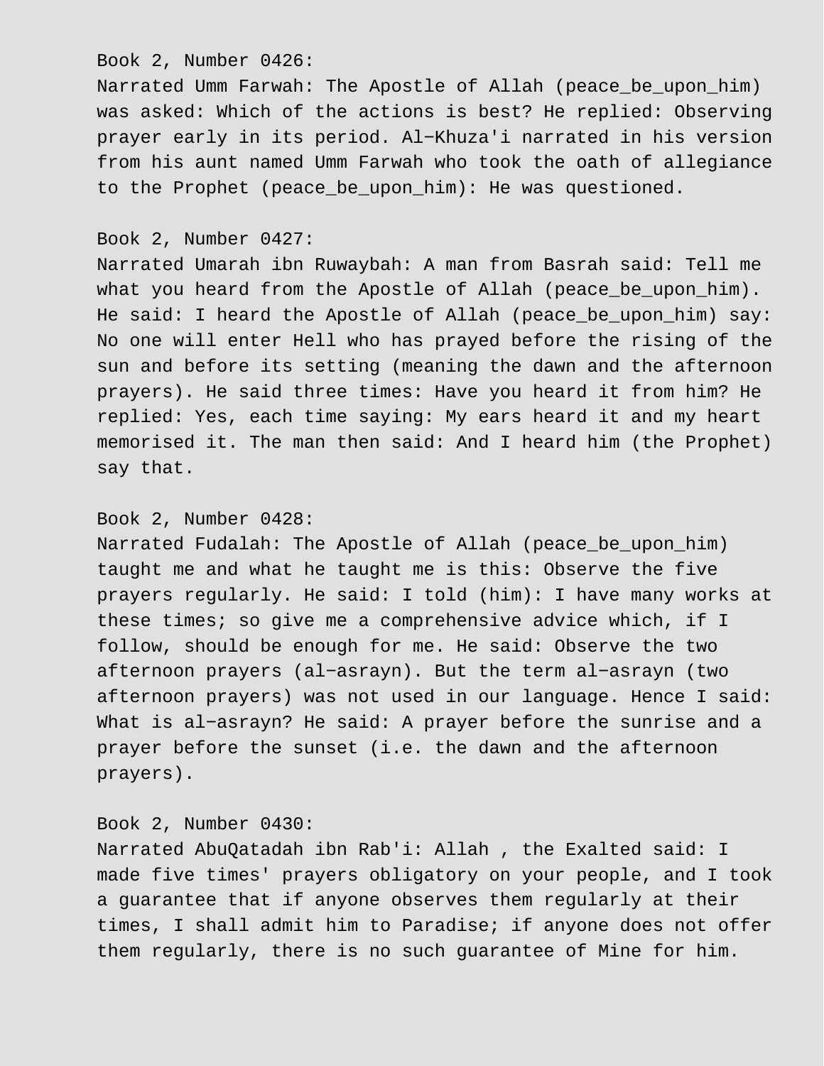Book 2, Number 0426:
Narrated Umm Farwah: The Apostle of Allah (peace_be_upon_him) was asked: Which of the actions is best? He replied: Observing prayer early in its period. Al−Khuza'i narrated in his version from his aunt named Umm Farwah who took the oath of allegiance to the Prophet (peace_be_upon_him): He was questioned.

Book 2, Number 0427:
Narrated Umarah ibn Ruwaybah: A man from Basrah said: Tell me what you heard from the Apostle of Allah (peace_be_upon_him). He said: I heard the Apostle of Allah (peace_be_upon_him) say: No one will enter Hell who has prayed before the rising of the sun and before its setting (meaning the dawn and the afternoon prayers). He said three times: Have you heard it from him? He replied: Yes, each time saying: My ears heard it and my heart memorised it. The man then said: And I heard him (the Prophet) say that.

Book 2, Number 0428:
Narrated Fudalah: The Apostle of Allah (peace_be_upon_him) taught me and what he taught me is this: Observe the five prayers regularly. He said: I told (him): I have many works at these times; so give me a comprehensive advice which, if I follow, should be enough for me. He said: Observe the two afternoon prayers (al−asrayn). But the term al−asrayn (two afternoon prayers) was not used in our language. Hence I said: What is al−asrayn? He said: A prayer before the sunrise and a prayer before the sunset (i.e. the dawn and the afternoon prayers).

Book 2, Number 0430:
Narrated AbuQatadah ibn Rab'i: Allah , the Exalted said: I made five times' prayers obligatory on your people, and I took a guarantee that if anyone observes them regularly at their times, I shall admit him to Paradise; if anyone does not offer them regularly, there is no such guarantee of Mine for him.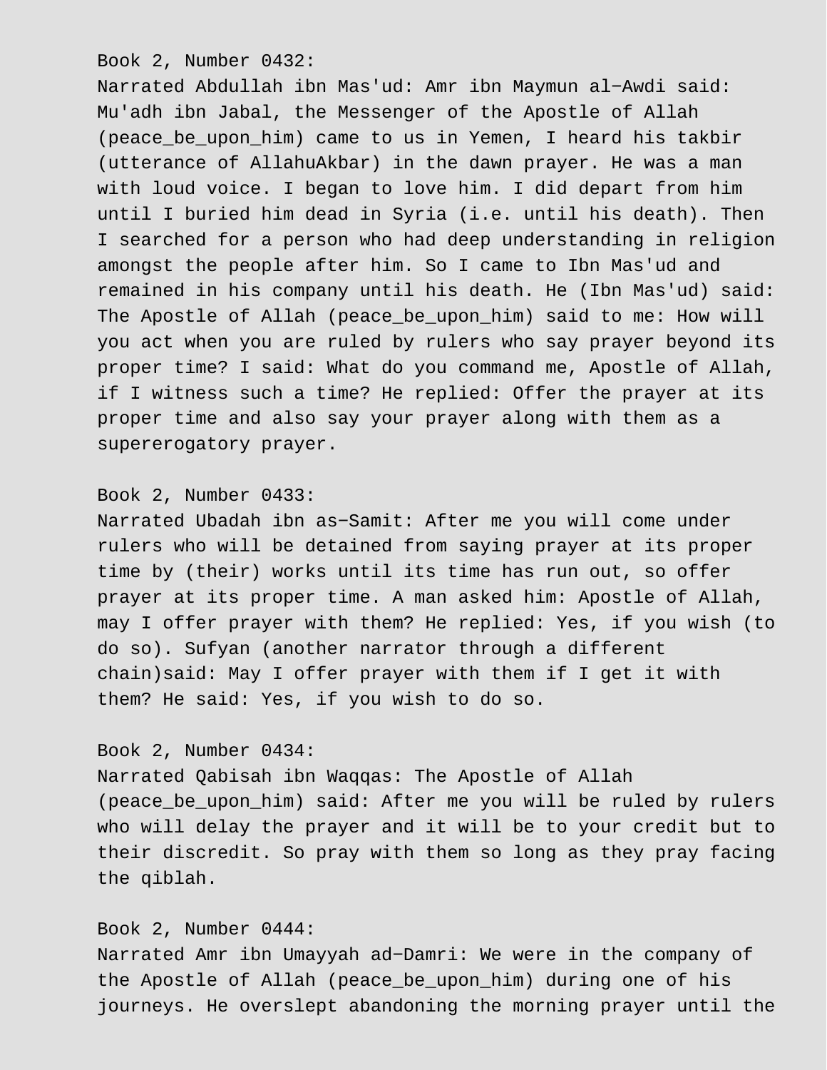Book 2, Number 0432:
Narrated Abdullah ibn Mas'ud: Amr ibn Maymun al-Awdi said: Mu'adh ibn Jabal, the Messenger of the Apostle of Allah (peace_be_upon_him) came to us in Yemen, I heard his takbir (utterance of AllahuAkbar) in the dawn prayer. He was a man with loud voice. I began to love him. I did depart from him until I buried him dead in Syria (i.e. until his death). Then I searched for a person who had deep understanding in religion amongst the people after him. So I came to Ibn Mas'ud and remained in his company until his death. He (Ibn Mas'ud) said: The Apostle of Allah (peace_be_upon_him) said to me: How will you act when you are ruled by rulers who say prayer beyond its proper time? I said: What do you command me, Apostle of Allah, if I witness such a time? He replied: Offer the prayer at its proper time and also say your prayer along with them as a supererogatory prayer.

Book 2, Number 0433:
Narrated Ubadah ibn as-Samit: After me you will come under rulers who will be detained from saying prayer at its proper time by (their) works until its time has run out, so offer prayer at its proper time. A man asked him: Apostle of Allah, may I offer prayer with them? He replied: Yes, if you wish (to do so). Sufyan (another narrator through a different chain)said: May I offer prayer with them if I get it with them? He said: Yes, if you wish to do so.

Book 2, Number 0434:
Narrated Qabisah ibn Waqqas: The Apostle of Allah (peace_be_upon_him) said: After me you will be ruled by rulers who will delay the prayer and it will be to your credit but to their discredit. So pray with them so long as they pray facing the qiblah.

Book 2, Number 0444:
Narrated Amr ibn Umayyah ad-Damri: We were in the company of the Apostle of Allah (peace_be_upon_him) during one of his journeys. He overslept abandoning the morning prayer until the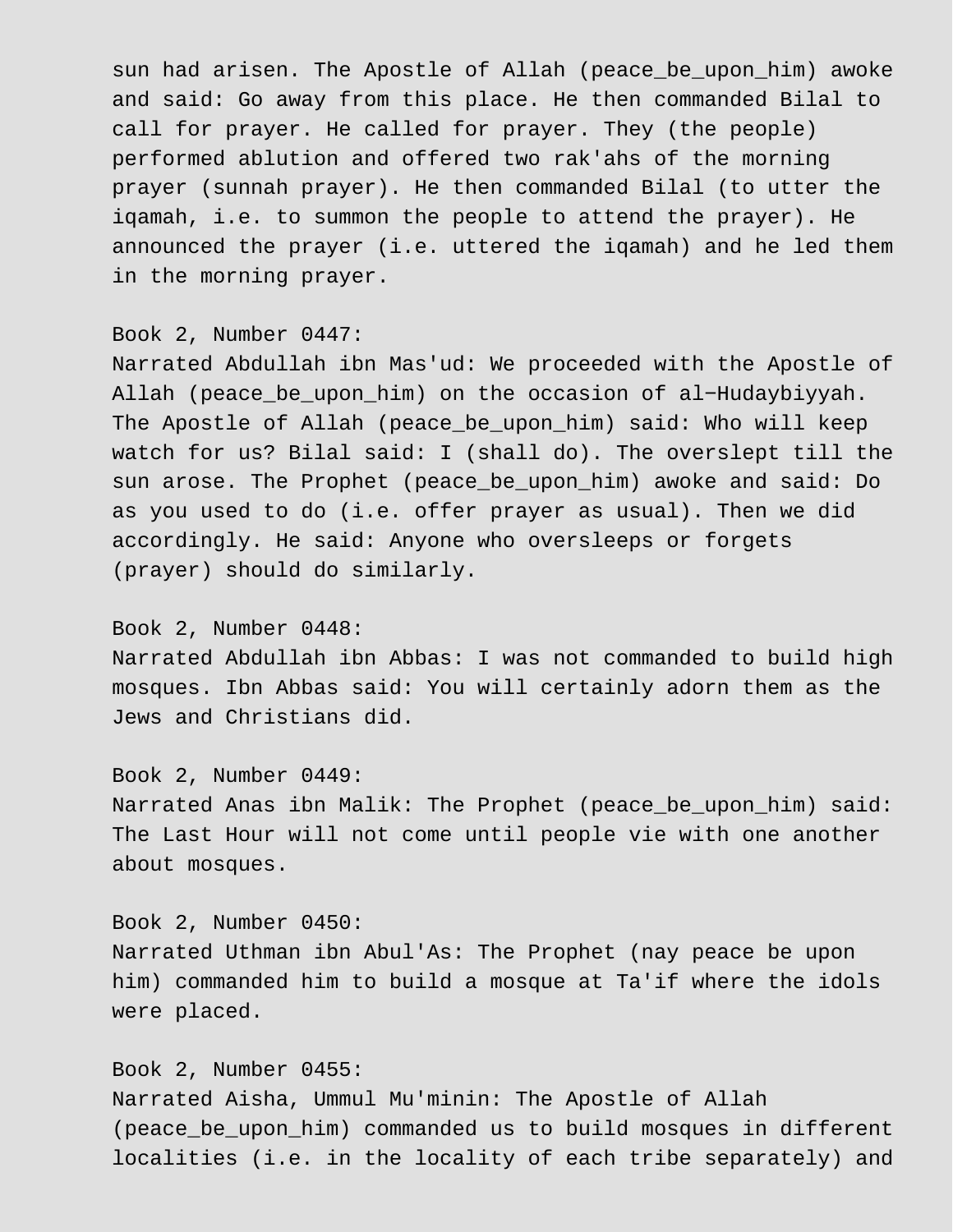sun had arisen. The Apostle of Allah (peace_be_upon_him) awoke and said: Go away from this place. He then commanded Bilal to call for prayer. He called for prayer. They (the people) performed ablution and offered two rak'ahs of the morning prayer (sunnah prayer). He then commanded Bilal (to utter the iqamah, i.e. to summon the people to attend the prayer). He announced the prayer (i.e. uttered the iqamah) and he led them in the morning prayer.

Book 2, Number 0447:
Narrated Abdullah ibn Mas'ud: We proceeded with the Apostle of Allah (peace_be_upon_him) on the occasion of al-Hudaybiyyah. The Apostle of Allah (peace_be_upon_him) said: Who will keep watch for us? Bilal said: I (shall do). The overslept till the sun arose. The Prophet (peace_be_upon_him) awoke and said: Do as you used to do (i.e. offer prayer as usual). Then we did accordingly. He said: Anyone who oversleeps or forgets (prayer) should do similarly.

Book 2, Number 0448:
Narrated Abdullah ibn Abbas: I was not commanded to build high mosques. Ibn Abbas said: You will certainly adorn them as the Jews and Christians did.

Book 2, Number 0449:
Narrated Anas ibn Malik: The Prophet (peace_be_upon_him) said: The Last Hour will not come until people vie with one another about mosques.

Book 2, Number 0450:
Narrated Uthman ibn Abul'As: The Prophet (nay peace be upon him) commanded him to build a mosque at Ta'if where the idols were placed.

Book 2, Number 0455:
Narrated Aisha, Ummul Mu'minin: The Apostle of Allah (peace_be_upon_him) commanded us to build mosques in different localities (i.e. in the locality of each tribe separately) and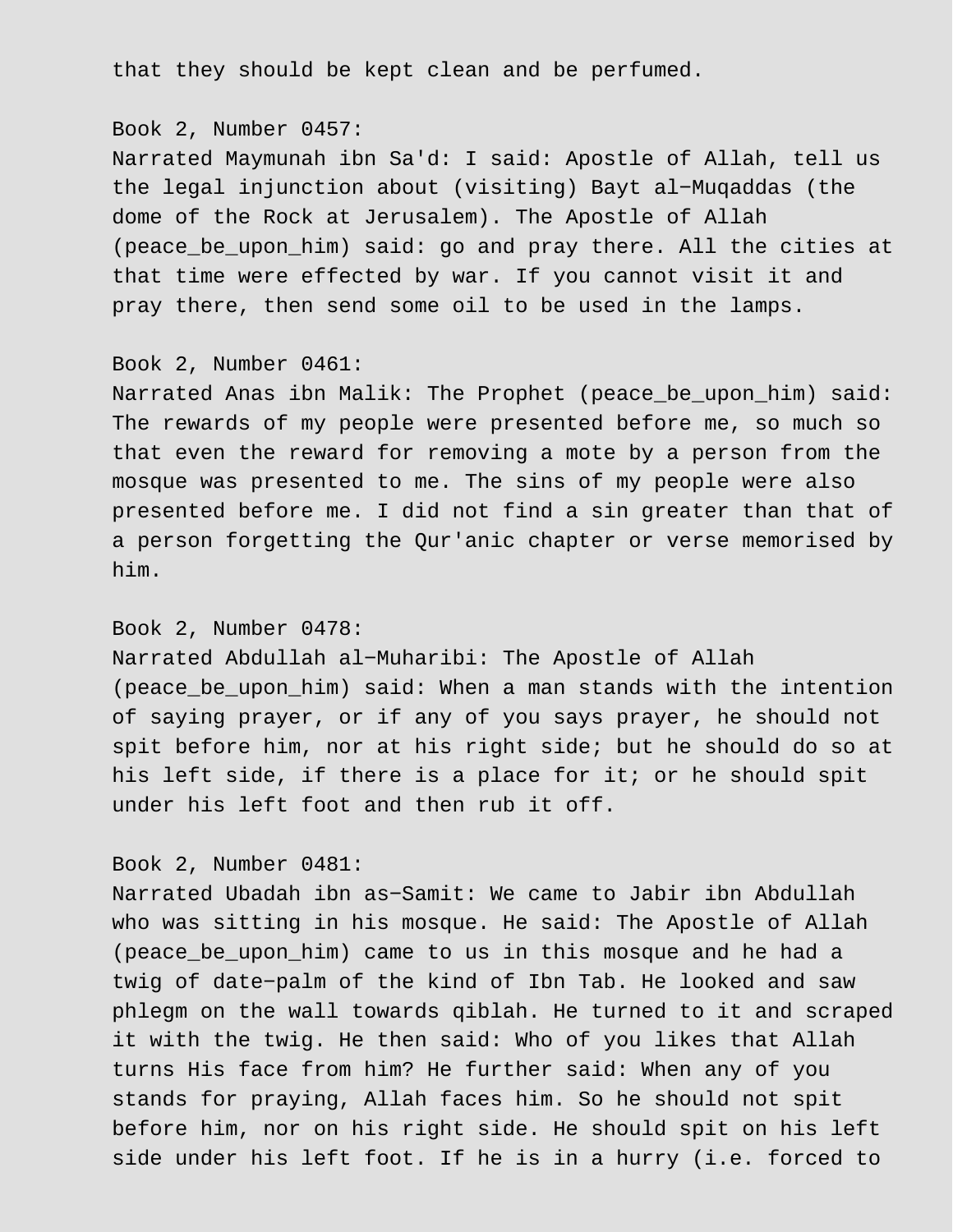that they should be kept clean and be perfumed.

Book 2, Number 0457:
Narrated Maymunah ibn Sa'd: I said: Apostle of Allah, tell us the legal injunction about (visiting) Bayt al-Muqaddas (the dome of the Rock at Jerusalem). The Apostle of Allah (peace_be_upon_him) said: go and pray there. All the cities at that time were effected by war. If you cannot visit it and pray there, then send some oil to be used in the lamps.

Book 2, Number 0461:
Narrated Anas ibn Malik: The Prophet (peace_be_upon_him) said: The rewards of my people were presented before me, so much so that even the reward for removing a mote by a person from the mosque was presented to me. The sins of my people were also presented before me. I did not find a sin greater than that of a person forgetting the Qur'anic chapter or verse memorised by him.

Book 2, Number 0478:
Narrated Abdullah al-Muharibi: The Apostle of Allah (peace_be_upon_him) said: When a man stands with the intention of saying prayer, or if any of you says prayer, he should not spit before him, nor at his right side; but he should do so at his left side, if there is a place for it; or he should spit under his left foot and then rub it off.

Book 2, Number 0481:
Narrated Ubadah ibn as-Samit: We came to Jabir ibn Abdullah who was sitting in his mosque. He said: The Apostle of Allah (peace_be_upon_him) came to us in this mosque and he had a twig of date-palm of the kind of Ibn Tab. He looked and saw phlegm on the wall towards qiblah. He turned to it and scraped it with the twig. He then said: Who of you likes that Allah turns His face from him? He further said: When any of you stands for praying, Allah faces him. So he should not spit before him, nor on his right side. He should spit on his left side under his left foot. If he is in a hurry (i.e. forced to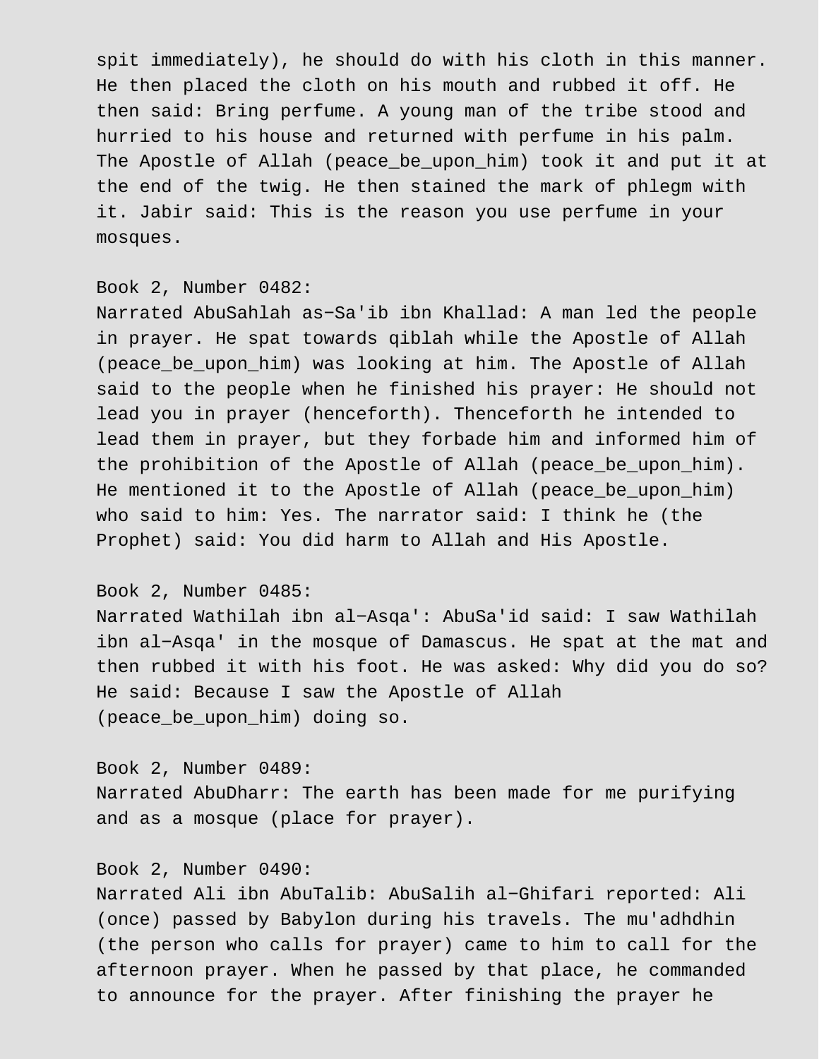spit immediately), he should do with his cloth in this manner. He then placed the cloth on his mouth and rubbed it off. He then said: Bring perfume. A young man of the tribe stood and hurried to his house and returned with perfume in his palm. The Apostle of Allah (peace_be_upon_him) took it and put it at the end of the twig. He then stained the mark of phlegm with it. Jabir said: This is the reason you use perfume in your mosques.

Book 2, Number 0482:
Narrated AbuSahlah as−Sa'ib ibn Khallad: A man led the people in prayer. He spat towards qiblah while the Apostle of Allah (peace_be_upon_him) was looking at him. The Apostle of Allah said to the people when he finished his prayer: He should not lead you in prayer (henceforth). Thenceforth he intended to lead them in prayer, but they forbade him and informed him of the prohibition of the Apostle of Allah (peace_be_upon_him). He mentioned it to the Apostle of Allah (peace_be_upon_him) who said to him: Yes. The narrator said: I think he (the Prophet) said: You did harm to Allah and His Apostle.

Book 2, Number 0485:
Narrated Wathilah ibn al−Asqa': AbuSa'id said: I saw Wathilah ibn al−Asqa' in the mosque of Damascus. He spat at the mat and then rubbed it with his foot. He was asked: Why did you do so? He said: Because I saw the Apostle of Allah (peace_be_upon_him) doing so.

Book 2, Number 0489:
Narrated AbuDharr: The earth has been made for me purifying and as a mosque (place for prayer).

Book 2, Number 0490:
Narrated Ali ibn AbuTalib: AbuSalih al−Ghifari reported: Ali (once) passed by Babylon during his travels. The mu'adhdhin (the person who calls for prayer) came to him to call for the afternoon prayer. When he passed by that place, he commanded to announce for the prayer. After finishing the prayer he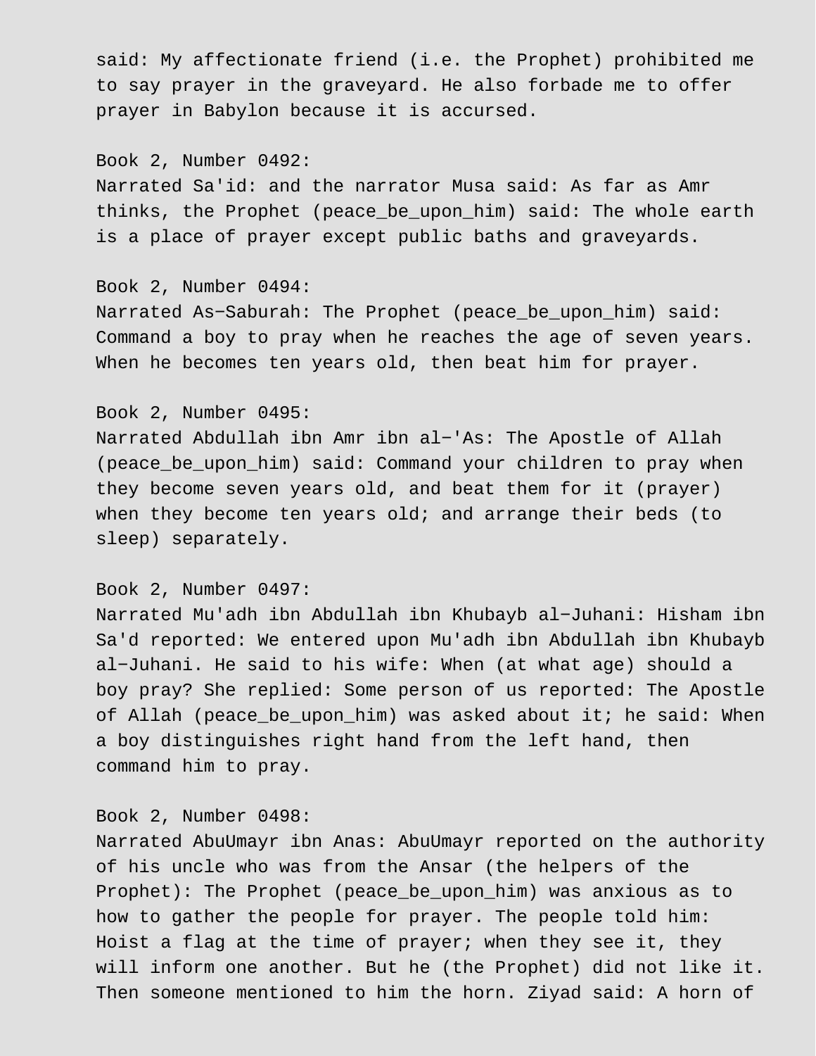said: My affectionate friend (i.e. the Prophet) prohibited me to say prayer in the graveyard. He also forbade me to offer prayer in Babylon because it is accursed.

Book 2, Number 0492:
Narrated Sa'id: and the narrator Musa said: As far as Amr thinks, the Prophet (peace_be_upon_him) said: The whole earth is a place of prayer except public baths and graveyards.

Book 2, Number 0494:
Narrated As−Saburah: The Prophet (peace_be_upon_him) said: Command a boy to pray when he reaches the age of seven years. When he becomes ten years old, then beat him for prayer.

Book 2, Number 0495:
Narrated Abdullah ibn Amr ibn al−'As: The Apostle of Allah (peace_be_upon_him) said: Command your children to pray when they become seven years old, and beat them for it (prayer) when they become ten years old; and arrange their beds (to sleep) separately.

Book 2, Number 0497:
Narrated Mu'adh ibn Abdullah ibn Khubayb al−Juhani: Hisham ibn Sa'd reported: We entered upon Mu'adh ibn Abdullah ibn Khubayb al−Juhani. He said to his wife: When (at what age) should a boy pray? She replied: Some person of us reported: The Apostle of Allah (peace_be_upon_him) was asked about it; he said: When a boy distinguishes right hand from the left hand, then command him to pray.

Book 2, Number 0498:
Narrated AbuUmayr ibn Anas: AbuUmayr reported on the authority of his uncle who was from the Ansar (the helpers of the Prophet): The Prophet (peace_be_upon_him) was anxious as to how to gather the people for prayer. The people told him: Hoist a flag at the time of prayer; when they see it, they will inform one another. But he (the Prophet) did not like it. Then someone mentioned to him the horn. Ziyad said: A horn of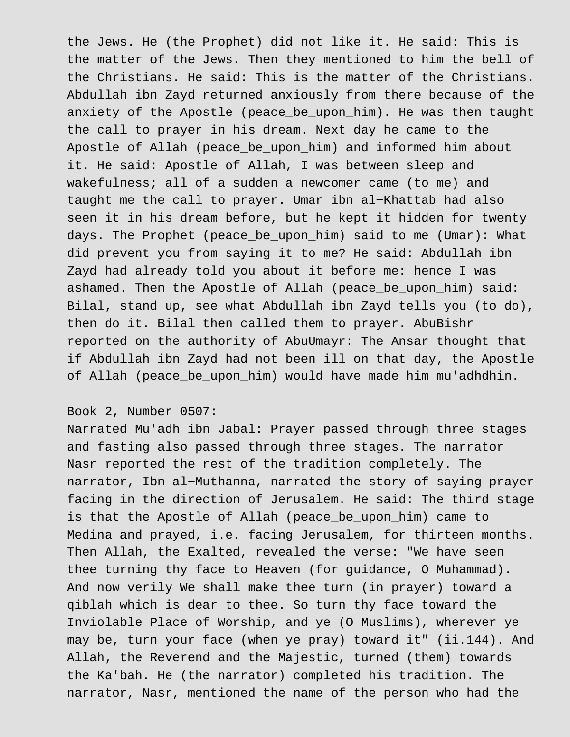the Jews. He (the Prophet) did not like it. He said: This is the matter of the Jews. Then they mentioned to him the bell of the Christians. He said: This is the matter of the Christians. Abdullah ibn Zayd returned anxiously from there because of the anxiety of the Apostle (peace_be_upon_him). He was then taught the call to prayer in his dream. Next day he came to the Apostle of Allah (peace_be_upon_him) and informed him about it. He said: Apostle of Allah, I was between sleep and wakefulness; all of a sudden a newcomer came (to me) and taught me the call to prayer. Umar ibn al-Khattab had also seen it in his dream before, but he kept it hidden for twenty days. The Prophet (peace_be_upon_him) said to me (Umar): What did prevent you from saying it to me? He said: Abdullah ibn Zayd had already told you about it before me: hence I was ashamed. Then the Apostle of Allah (peace_be_upon_him) said: Bilal, stand up, see what Abdullah ibn Zayd tells you (to do), then do it. Bilal then called them to prayer. AbuBishr reported on the authority of AbuUmayr: The Ansar thought that if Abdullah ibn Zayd had not been ill on that day, the Apostle of Allah (peace_be_upon_him) would have made him mu'adhdhin.

Book 2, Number 0507:
Narrated Mu'adh ibn Jabal: Prayer passed through three stages and fasting also passed through three stages. The narrator Nasr reported the rest of the tradition completely. The narrator, Ibn al-Muthanna, narrated the story of saying prayer facing in the direction of Jerusalem. He said: The third stage is that the Apostle of Allah (peace_be_upon_him) came to Medina and prayed, i.e. facing Jerusalem, for thirteen months. Then Allah, the Exalted, revealed the verse: "We have seen thee turning thy face to Heaven (for guidance, O Muhammad). And now verily We shall make thee turn (in prayer) toward a qiblah which is dear to thee. So turn thy face toward the Inviolable Place of Worship, and ye (O Muslims), wherever ye may be, turn your face (when ye pray) toward it" (ii.144). And Allah, the Reverend and the Majestic, turned (them) towards the Ka'bah. He (the narrator) completed his tradition. The narrator, Nasr, mentioned the name of the person who had the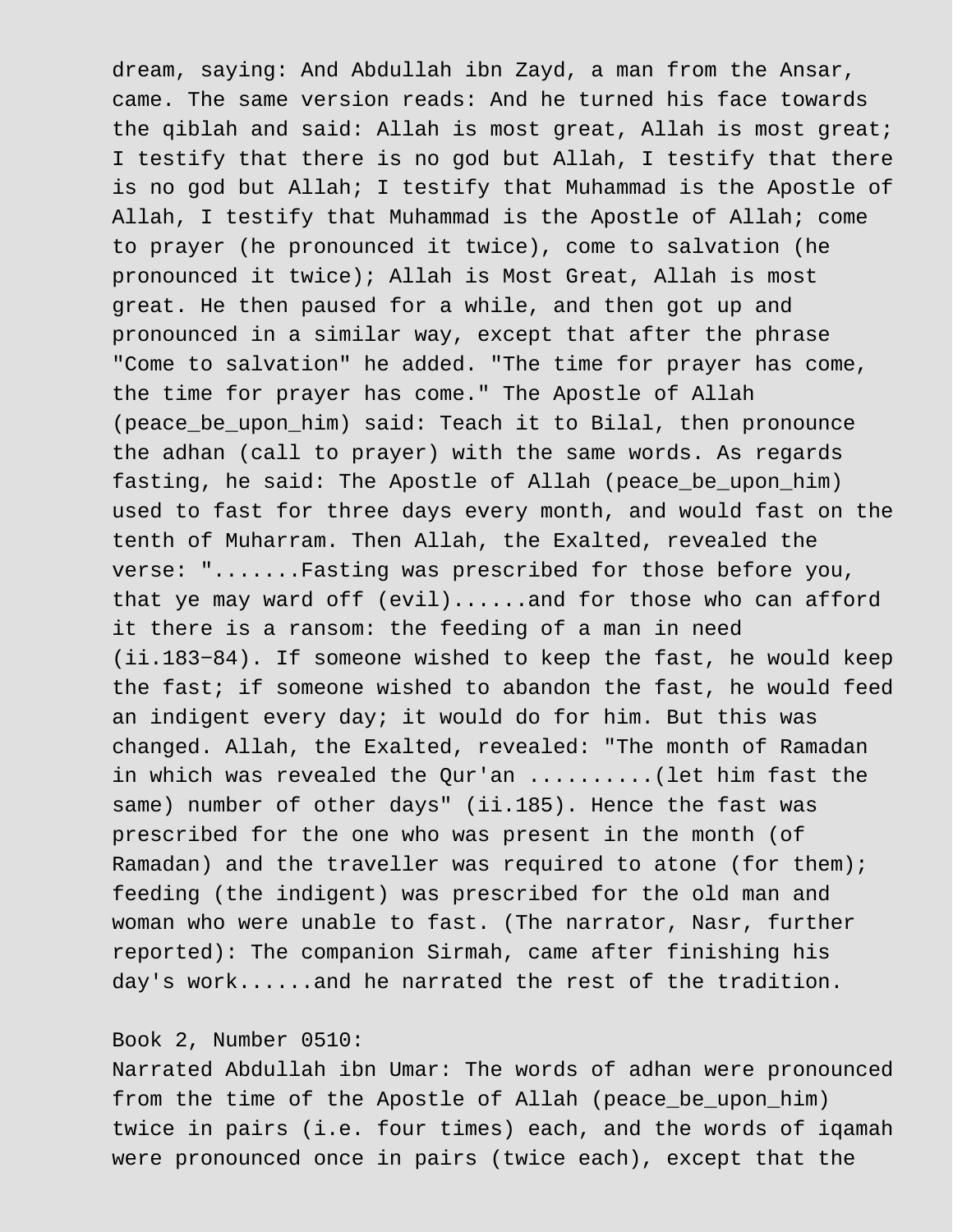dream, saying: And Abdullah ibn Zayd, a man from the Ansar, came. The same version reads: And he turned his face towards the qiblah and said: Allah is most great, Allah is most great; I testify that there is no god but Allah, I testify that there is no god but Allah; I testify that Muhammad is the Apostle of Allah, I testify that Muhammad is the Apostle of Allah; come to prayer (he pronounced it twice), come to salvation (he pronounced it twice); Allah is Most Great, Allah is most great. He then paused for a while, and then got up and pronounced in a similar way, except that after the phrase "Come to salvation" he added. "The time for prayer has come, the time for prayer has come." The Apostle of Allah (peace_be_upon_him) said: Teach it to Bilal, then pronounce the adhan (call to prayer) with the same words. As regards fasting, he said: The Apostle of Allah (peace_be_upon_him) used to fast for three days every month, and would fast on the tenth of Muharram. Then Allah, the Exalted, revealed the verse: ".......Fasting was prescribed for those before you, that ye may ward off (evil)......and for those who can afford it there is a ransom: the feeding of a man in need (ii.183−84). If someone wished to keep the fast, he would keep the fast; if someone wished to abandon the fast, he would feed an indigent every day; it would do for him. But this was changed. Allah, the Exalted, revealed: "The month of Ramadan in which was revealed the Qur'an ..........(let him fast the same) number of other days" (ii.185). Hence the fast was prescribed for the one who was present in the month (of Ramadan) and the traveller was required to atone (for them); feeding (the indigent) was prescribed for the old man and woman who were unable to fast. (The narrator, Nasr, further reported): The companion Sirmah, came after finishing his day's work......and he narrated the rest of the tradition.

Book 2, Number 0510:
Narrated Abdullah ibn Umar: The words of adhan were pronounced from the time of the Apostle of Allah (peace_be_upon_him) twice in pairs (i.e. four times) each, and the words of iqamah were pronounced once in pairs (twice each), except that the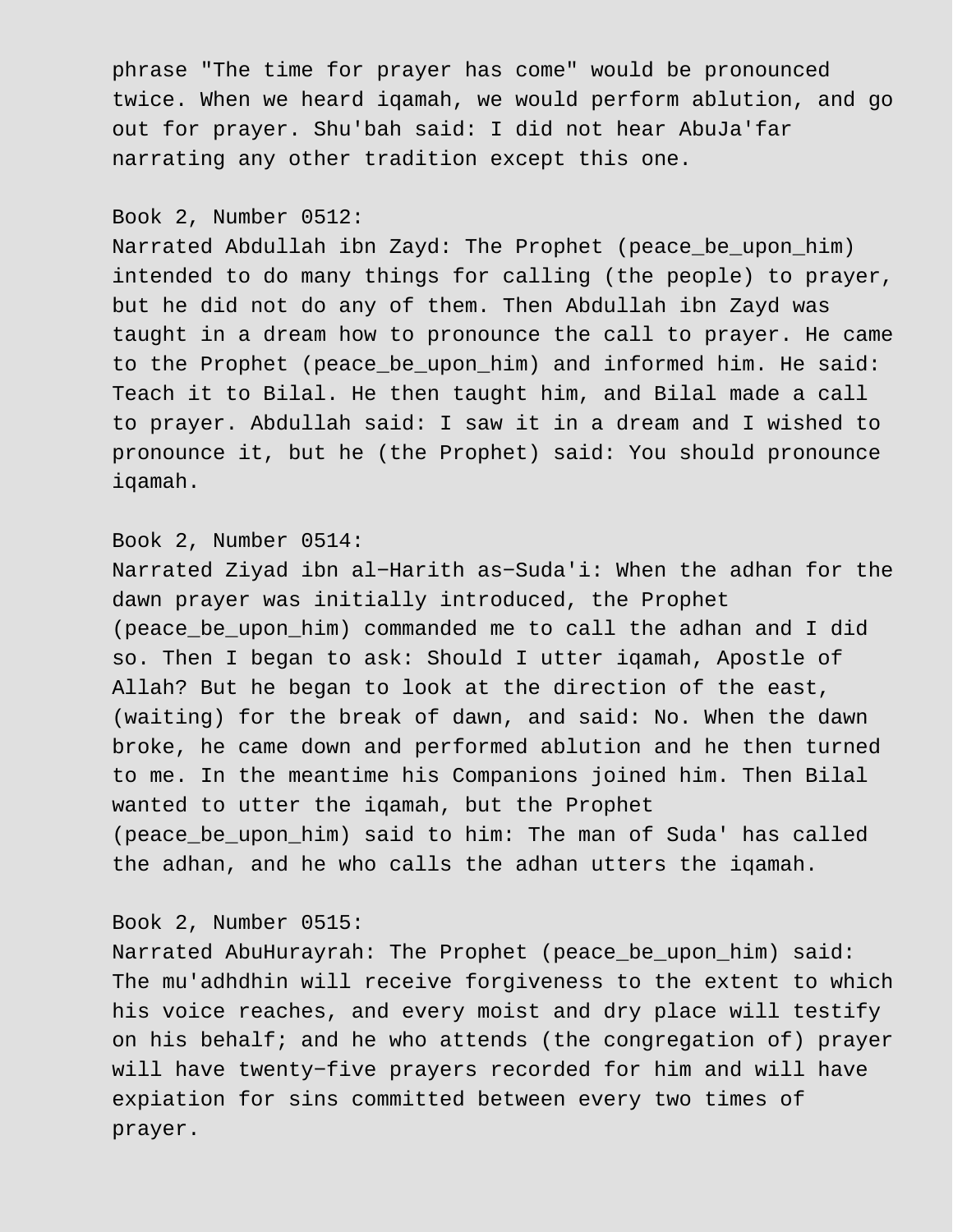phrase "The time for prayer has come" would be pronounced twice. When we heard iqamah, we would perform ablution, and go out for prayer. Shu'bah said: I did not hear AbuJa'far narrating any other tradition except this one.

Book 2, Number 0512:
Narrated Abdullah ibn Zayd: The Prophet (peace_be_upon_him) intended to do many things for calling (the people) to prayer, but he did not do any of them. Then Abdullah ibn Zayd was taught in a dream how to pronounce the call to prayer. He came to the Prophet (peace_be_upon_him) and informed him. He said: Teach it to Bilal. He then taught him, and Bilal made a call to prayer. Abdullah said: I saw it in a dream and I wished to pronounce it, but he (the Prophet) said: You should pronounce iqamah.

Book 2, Number 0514:
Narrated Ziyad ibn al-Harith as-Suda'i: When the adhan for the dawn prayer was initially introduced, the Prophet (peace_be_upon_him) commanded me to call the adhan and I did so. Then I began to ask: Should I utter iqamah, Apostle of Allah? But he began to look at the direction of the east, (waiting) for the break of dawn, and said: No. When the dawn broke, he came down and performed ablution and he then turned to me. In the meantime his Companions joined him. Then Bilal wanted to utter the iqamah, but the Prophet (peace_be_upon_him) said to him: The man of Suda' has called the adhan, and he who calls the adhan utters the iqamah.

Book 2, Number 0515:
Narrated AbuHurayrah: The Prophet (peace_be_upon_him) said: The mu'adhdhin will receive forgiveness to the extent to which his voice reaches, and every moist and dry place will testify on his behalf; and he who attends (the congregation of) prayer will have twenty-five prayers recorded for him and will have expiation for sins committed between every two times of prayer.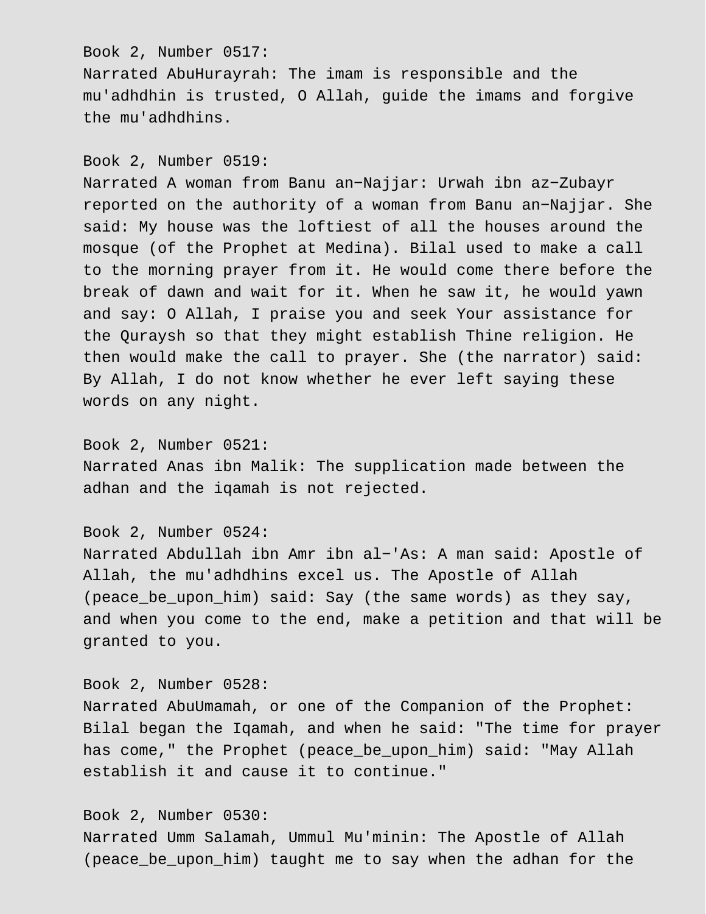Book 2, Number 0517:
Narrated AbuHurayrah: The imam is responsible and the mu'adhdhin is trusted, O Allah, guide the imams and forgive the mu'adhdhins.

Book 2, Number 0519:
Narrated A woman from Banu an−Najjar: Urwah ibn az−Zubayr reported on the authority of a woman from Banu an−Najjar. She said: My house was the loftiest of all the houses around the mosque (of the Prophet at Medina). Bilal used to make a call to the morning prayer from it. He would come there before the break of dawn and wait for it. When he saw it, he would yawn and say: O Allah, I praise you and seek Your assistance for the Quraysh so that they might establish Thine religion. He then would make the call to prayer. She (the narrator) said: By Allah, I do not know whether he ever left saying these words on any night.

Book 2, Number 0521:
Narrated Anas ibn Malik: The supplication made between the adhan and the iqamah is not rejected.

Book 2, Number 0524:
Narrated Abdullah ibn Amr ibn al−'As: A man said: Apostle of Allah, the mu'adhdhins excel us. The Apostle of Allah (peace_be_upon_him) said: Say (the same words) as they say, and when you come to the end, make a petition and that will be granted to you.

Book 2, Number 0528:
Narrated AbuUmamah, or one of the Companion of the Prophet: Bilal began the Iqamah, and when he said: "The time for prayer has come," the Prophet (peace_be_upon_him) said: "May Allah establish it and cause it to continue."

Book 2, Number 0530:
Narrated Umm Salamah, Ummul Mu'minin: The Apostle of Allah (peace_be_upon_him) taught me to say when the adhan for the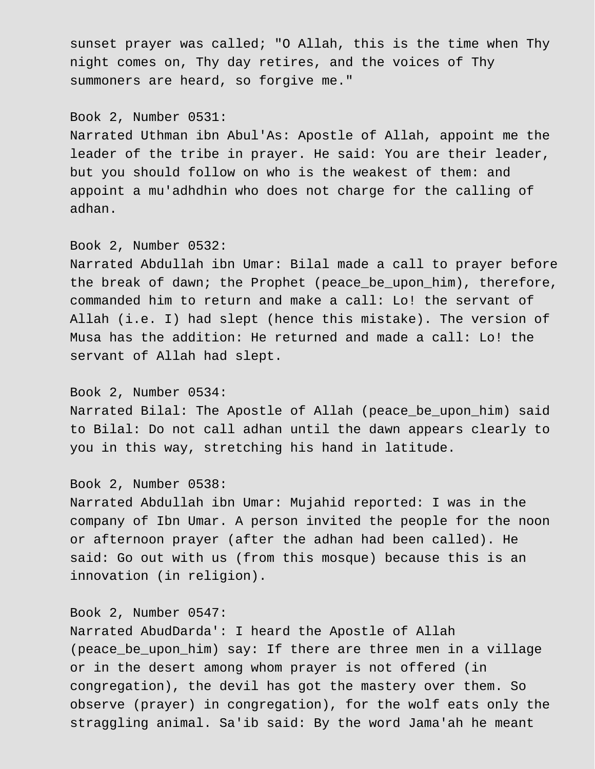sunset prayer was called; "O Allah, this is the time when Thy night comes on, Thy day retires, and the voices of Thy summoners are heard, so forgive me."

Book 2, Number 0531:
Narrated Uthman ibn Abul'As: Apostle of Allah, appoint me the leader of the tribe in prayer. He said: You are their leader, but you should follow on who is the weakest of them: and appoint a mu'adhdhin who does not charge for the calling of adhan.

Book 2, Number 0532:
Narrated Abdullah ibn Umar: Bilal made a call to prayer before the break of dawn; the Prophet (peace_be_upon_him), therefore, commanded him to return and make a call: Lo! the servant of Allah (i.e. I) had slept (hence this mistake). The version of Musa has the addition: He returned and made a call: Lo! the servant of Allah had slept.

Book 2, Number 0534:
Narrated Bilal: The Apostle of Allah (peace_be_upon_him) said to Bilal: Do not call adhan until the dawn appears clearly to you in this way, stretching his hand in latitude.

Book 2, Number 0538:
Narrated Abdullah ibn Umar: Mujahid reported: I was in the company of Ibn Umar. A person invited the people for the noon or afternoon prayer (after the adhan had been called). He said: Go out with us (from this mosque) because this is an innovation (in religion).

Book 2, Number 0547:
Narrated AbudDarda': I heard the Apostle of Allah (peace_be_upon_him) say: If there are three men in a village or in the desert among whom prayer is not offered (in congregation), the devil has got the mastery over them. So observe (prayer) in congregation), for the wolf eats only the straggling animal. Sa'ib said: By the word Jama'ah he meant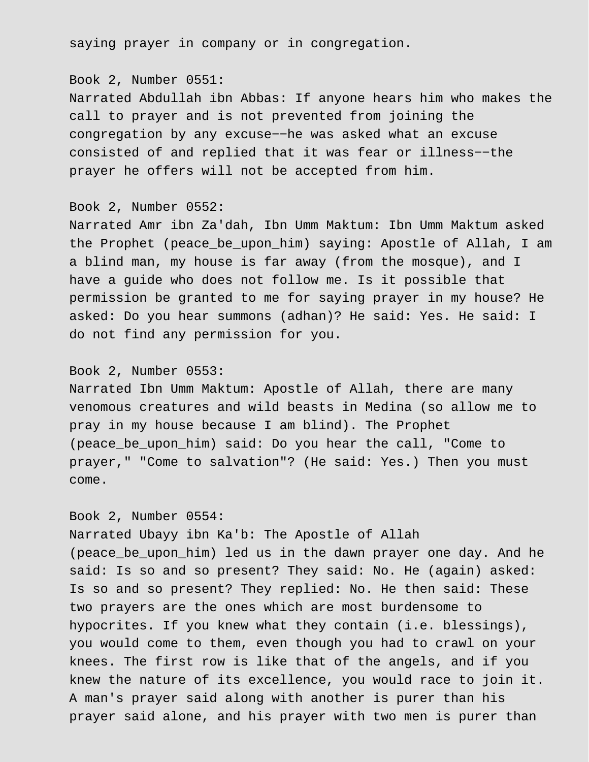saying prayer in company or in congregation.

Book 2, Number 0551:
Narrated Abdullah ibn Abbas: If anyone hears him who makes the call to prayer and is not prevented from joining the congregation by any excuse−−he was asked what an excuse consisted of and replied that it was fear or illness−−the prayer he offers will not be accepted from him.

Book 2, Number 0552:
Narrated Amr ibn Za'dah, Ibn Umm Maktum: Ibn Umm Maktum asked the Prophet (peace_be_upon_him) saying: Apostle of Allah, I am a blind man, my house is far away (from the mosque), and I have a guide who does not follow me. Is it possible that permission be granted to me for saying prayer in my house? He asked: Do you hear summons (adhan)? He said: Yes. He said: I do not find any permission for you.

Book 2, Number 0553:
Narrated Ibn Umm Maktum: Apostle of Allah, there are many venomous creatures and wild beasts in Medina (so allow me to pray in my house because I am blind). The Prophet (peace_be_upon_him) said: Do you hear the call, "Come to prayer," "Come to salvation"? (He said: Yes.) Then you must come.

Book 2, Number 0554:
Narrated Ubayy ibn Ka'b: The Apostle of Allah (peace_be_upon_him) led us in the dawn prayer one day. And he said: Is so and so present? They said: No. He (again) asked: Is so and so present? They replied: No. He then said: These two prayers are the ones which are most burdensome to hypocrites. If you knew what they contain (i.e. blessings), you would come to them, even though you had to crawl on your knees. The first row is like that of the angels, and if you knew the nature of its excellence, you would race to join it. A man's prayer said along with another is purer than his prayer said alone, and his prayer with two men is purer than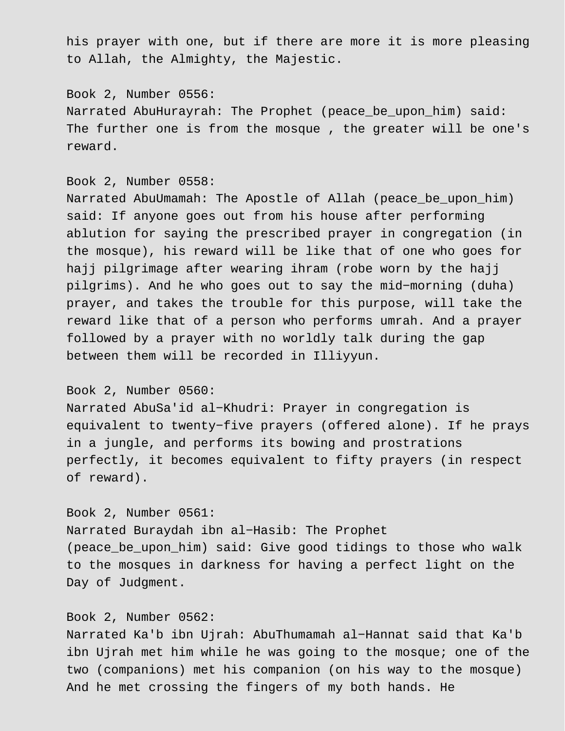his prayer with one, but if there are more it is more pleasing to Allah, the Almighty, the Majestic.

Book 2, Number 0556:
Narrated AbuHurayrah: The Prophet (peace_be_upon_him) said: The further one is from the mosque , the greater will be one's reward.

Book 2, Number 0558:
Narrated AbuUmamah: The Apostle of Allah (peace_be_upon_him) said: If anyone goes out from his house after performing ablution for saying the prescribed prayer in congregation (in the mosque), his reward will be like that of one who goes for hajj pilgrimage after wearing ihram (robe worn by the hajj pilgrims). And he who goes out to say the mid−morning (duha) prayer, and takes the trouble for this purpose, will take the reward like that of a person who performs umrah. And a prayer followed by a prayer with no worldly talk during the gap between them will be recorded in Illiyyun.

Book 2, Number 0560:
Narrated AbuSa'id al−Khudri: Prayer in congregation is equivalent to twenty−five prayers (offered alone). If he prays in a jungle, and performs its bowing and prostrations perfectly, it becomes equivalent to fifty prayers (in respect of reward).

Book 2, Number 0561:
Narrated Buraydah ibn al−Hasib: The Prophet (peace_be_upon_him) said: Give good tidings to those who walk to the mosques in darkness for having a perfect light on the Day of Judgment.

Book 2, Number 0562:
Narrated Ka'b ibn Ujrah: AbuThumamah al−Hannat said that Ka'b ibn Ujrah met him while he was going to the mosque; one of the two (companions) met his companion (on his way to the mosque) And he met crossing the fingers of my both hands. He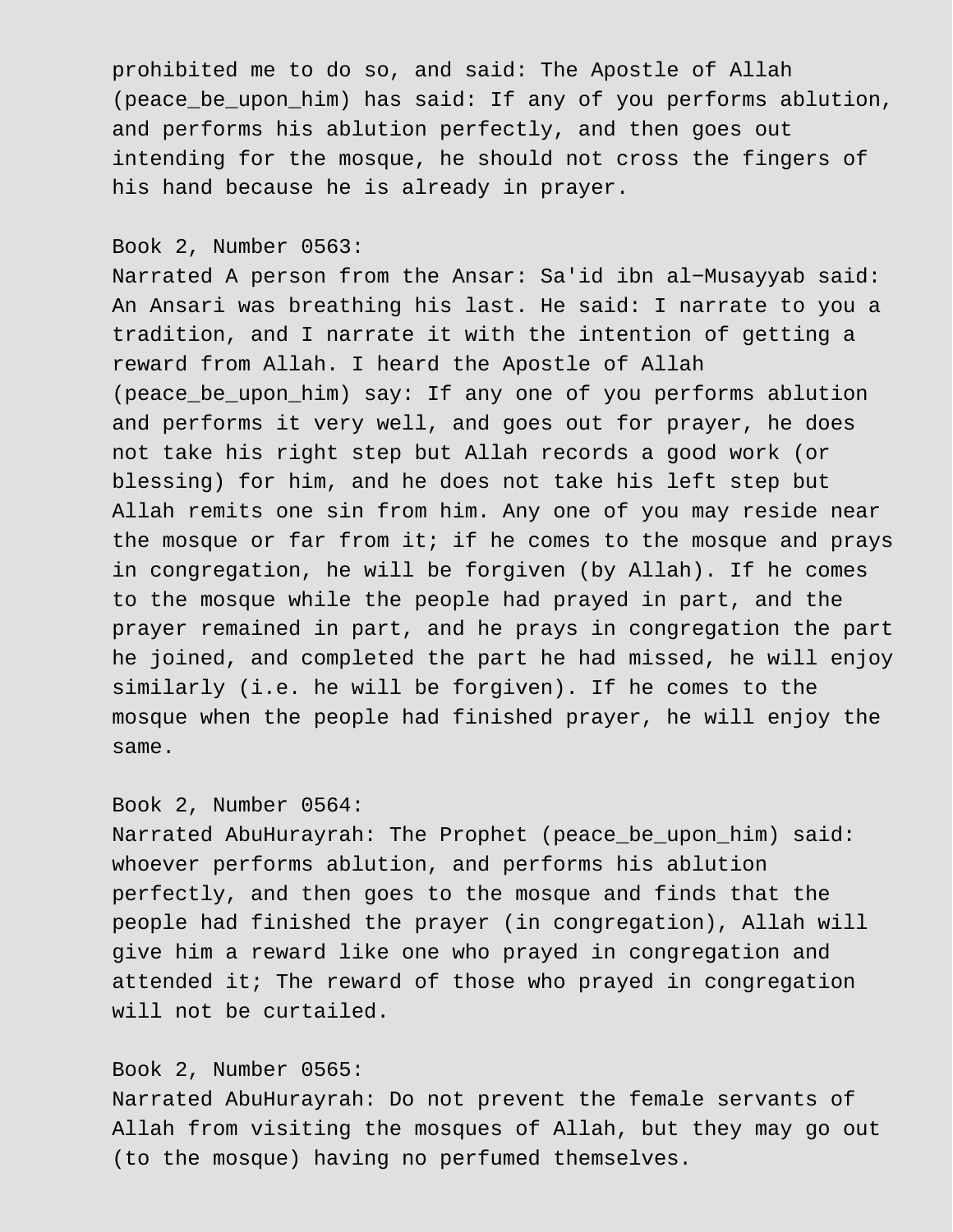prohibited me to do so, and said: The Apostle of Allah (peace_be_upon_him) has said: If any of you performs ablution, and performs his ablution perfectly, and then goes out intending for the mosque, he should not cross the fingers of his hand because he is already in prayer.

Book 2, Number 0563:
Narrated A person from the Ansar: Sa'id ibn al-Musayyab said: An Ansari was breathing his last. He said: I narrate to you a tradition, and I narrate it with the intention of getting a reward from Allah. I heard the Apostle of Allah (peace_be_upon_him) say: If any one of you performs ablution and performs it very well, and goes out for prayer, he does not take his right step but Allah records a good work (or blessing) for him, and he does not take his left step but Allah remits one sin from him. Any one of you may reside near the mosque or far from it; if he comes to the mosque and prays in congregation, he will be forgiven (by Allah). If he comes to the mosque while the people had prayed in part, and the prayer remained in part, and he prays in congregation the part he joined, and completed the part he had missed, he will enjoy similarly (i.e. he will be forgiven). If he comes to the mosque when the people had finished prayer, he will enjoy the same.

Book 2, Number 0564:
Narrated AbuHurayrah: The Prophet (peace_be_upon_him) said: whoever performs ablution, and performs his ablution perfectly, and then goes to the mosque and finds that the people had finished the prayer (in congregation), Allah will give him a reward like one who prayed in congregation and attended it; The reward of those who prayed in congregation will not be curtailed.

Book 2, Number 0565:
Narrated AbuHurayrah: Do not prevent the female servants of Allah from visiting the mosques of Allah, but they may go out (to the mosque) having no perfumed themselves.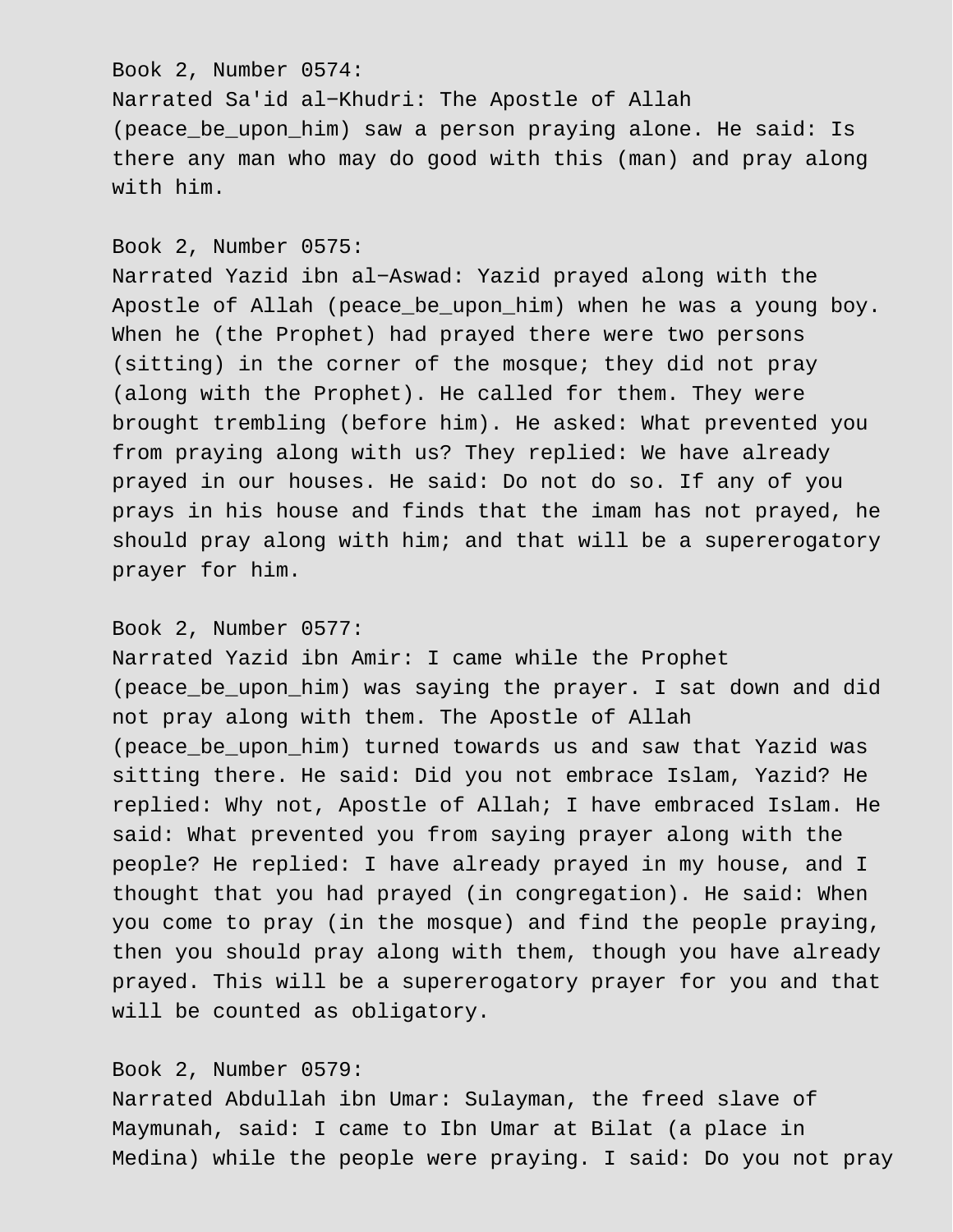Book 2, Number 0574:
Narrated Sa'id al−Khudri: The Apostle of Allah (peace_be_upon_him) saw a person praying alone. He said: Is there any man who may do good with this (man) and pray along with him.

Book 2, Number 0575:
Narrated Yazid ibn al−Aswad: Yazid prayed along with the Apostle of Allah (peace_be_upon_him) when he was a young boy. When he (the Prophet) had prayed there were two persons (sitting) in the corner of the mosque; they did not pray (along with the Prophet). He called for them. They were brought trembling (before him). He asked: What prevented you from praying along with us? They replied: We have already prayed in our houses. He said: Do not do so. If any of you prays in his house and finds that the imam has not prayed, he should pray along with him; and that will be a supererogatory prayer for him.

Book 2, Number 0577:
Narrated Yazid ibn Amir: I came while the Prophet (peace_be_upon_him) was saying the prayer. I sat down and did not pray along with them. The Apostle of Allah (peace_be_upon_him) turned towards us and saw that Yazid was sitting there. He said: Did you not embrace Islam, Yazid? He replied: Why not, Apostle of Allah; I have embraced Islam. He said: What prevented you from saying prayer along with the people? He replied: I have already prayed in my house, and I thought that you had prayed (in congregation). He said: When you come to pray (in the mosque) and find the people praying, then you should pray along with them, though you have already prayed. This will be a supererogatory prayer for you and that will be counted as obligatory.

Book 2, Number 0579:
Narrated Abdullah ibn Umar: Sulayman, the freed slave of Maymunah, said: I came to Ibn Umar at Bilat (a place in Medina) while the people were praying. I said: Do you not pray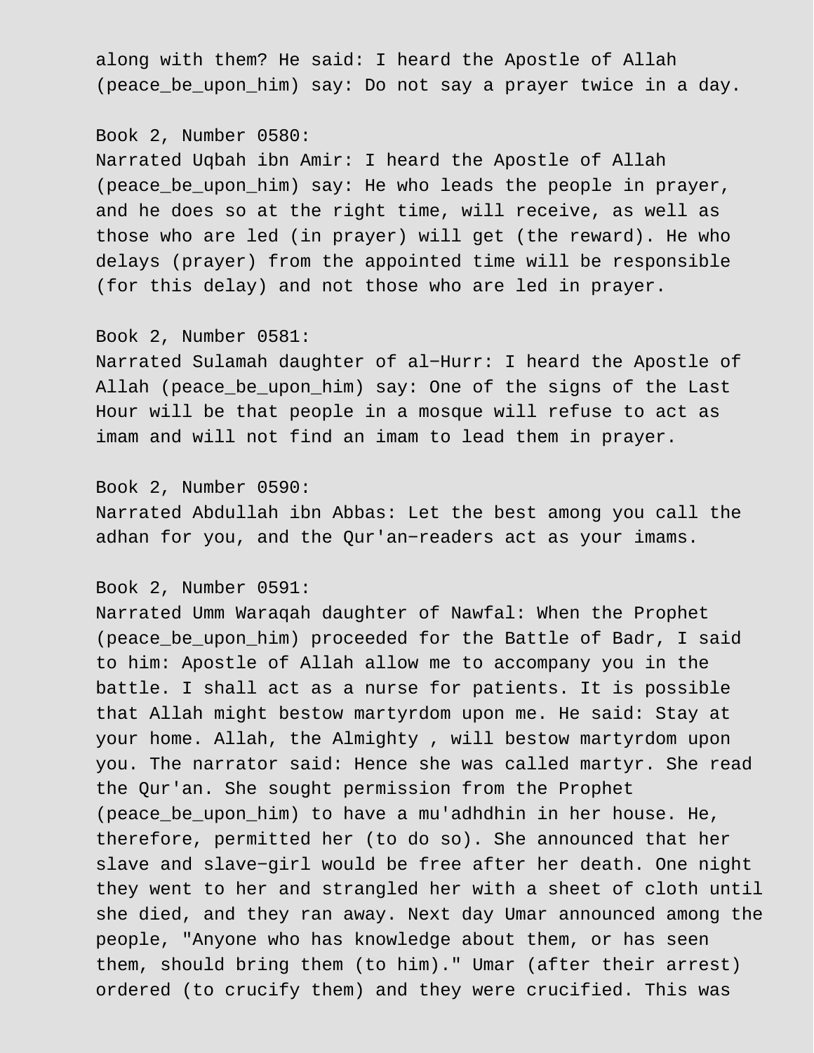along with them? He said: I heard the Apostle of Allah (peace_be_upon_him) say: Do not say a prayer twice in a day.

Book 2, Number 0580:
Narrated Uqbah ibn Amir: I heard the Apostle of Allah (peace_be_upon_him) say: He who leads the people in prayer, and he does so at the right time, will receive, as well as those who are led (in prayer) will get (the reward). He who delays (prayer) from the appointed time will be responsible (for this delay) and not those who are led in prayer.

Book 2, Number 0581:
Narrated Sulamah daughter of al-Hurr: I heard the Apostle of Allah (peace_be_upon_him) say: One of the signs of the Last Hour will be that people in a mosque will refuse to act as imam and will not find an imam to lead them in prayer.

Book 2, Number 0590:
Narrated Abdullah ibn Abbas: Let the best among you call the adhan for you, and the Qur'an-readers act as your imams.

Book 2, Number 0591:
Narrated Umm Waraqah daughter of Nawfal: When the Prophet (peace_be_upon_him) proceeded for the Battle of Badr, I said to him: Apostle of Allah allow me to accompany you in the battle. I shall act as a nurse for patients. It is possible that Allah might bestow martyrdom upon me. He said: Stay at your home. Allah, the Almighty , will bestow martyrdom upon you. The narrator said: Hence she was called martyr. She read the Qur'an. She sought permission from the Prophet (peace_be_upon_him) to have a mu'adhdhin in her house. He, therefore, permitted her (to do so). She announced that her slave and slave-girl would be free after her death. One night they went to her and strangled her with a sheet of cloth until she died, and they ran away. Next day Umar announced among the people, "Anyone who has knowledge about them, or has seen them, should bring them (to him)." Umar (after their arrest) ordered (to crucify them) and they were crucified. This was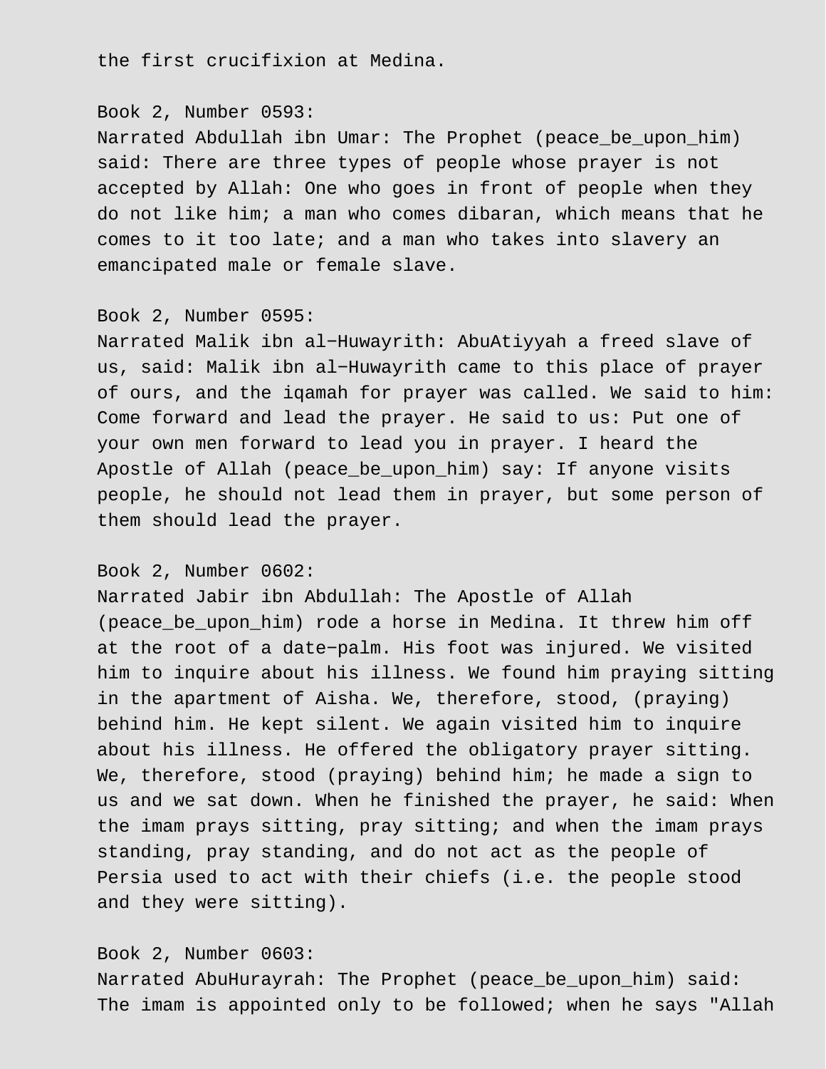the first crucifixion at Medina.

Book 2, Number 0593:
Narrated Abdullah ibn Umar: The Prophet (peace_be_upon_him) said: There are three types of people whose prayer is not accepted by Allah: One who goes in front of people when they do not like him; a man who comes dibaran, which means that he comes to it too late; and a man who takes into slavery an emancipated male or female slave.

Book 2, Number 0595:
Narrated Malik ibn al−Huwayrith: AbuAtiyyah a freed slave of us, said: Malik ibn al−Huwayrith came to this place of prayer of ours, and the iqamah for prayer was called. We said to him: Come forward and lead the prayer. He said to us: Put one of your own men forward to lead you in prayer. I heard the Apostle of Allah (peace_be_upon_him) say: If anyone visits people, he should not lead them in prayer, but some person of them should lead the prayer.

Book 2, Number 0602:
Narrated Jabir ibn Abdullah: The Apostle of Allah (peace_be_upon_him) rode a horse in Medina. It threw him off at the root of a date−palm. His foot was injured. We visited him to inquire about his illness. We found him praying sitting in the apartment of Aisha. We, therefore, stood, (praying) behind him. He kept silent. We again visited him to inquire about his illness. He offered the obligatory prayer sitting. We, therefore, stood (praying) behind him; he made a sign to us and we sat down. When he finished the prayer, he said: When the imam prays sitting, pray sitting; and when the imam prays standing, pray standing, and do not act as the people of Persia used to act with their chiefs (i.e. the people stood and they were sitting).

Book 2, Number 0603:
Narrated AbuHurayrah: The Prophet (peace_be_upon_him) said: The imam is appointed only to be followed; when he says "Allah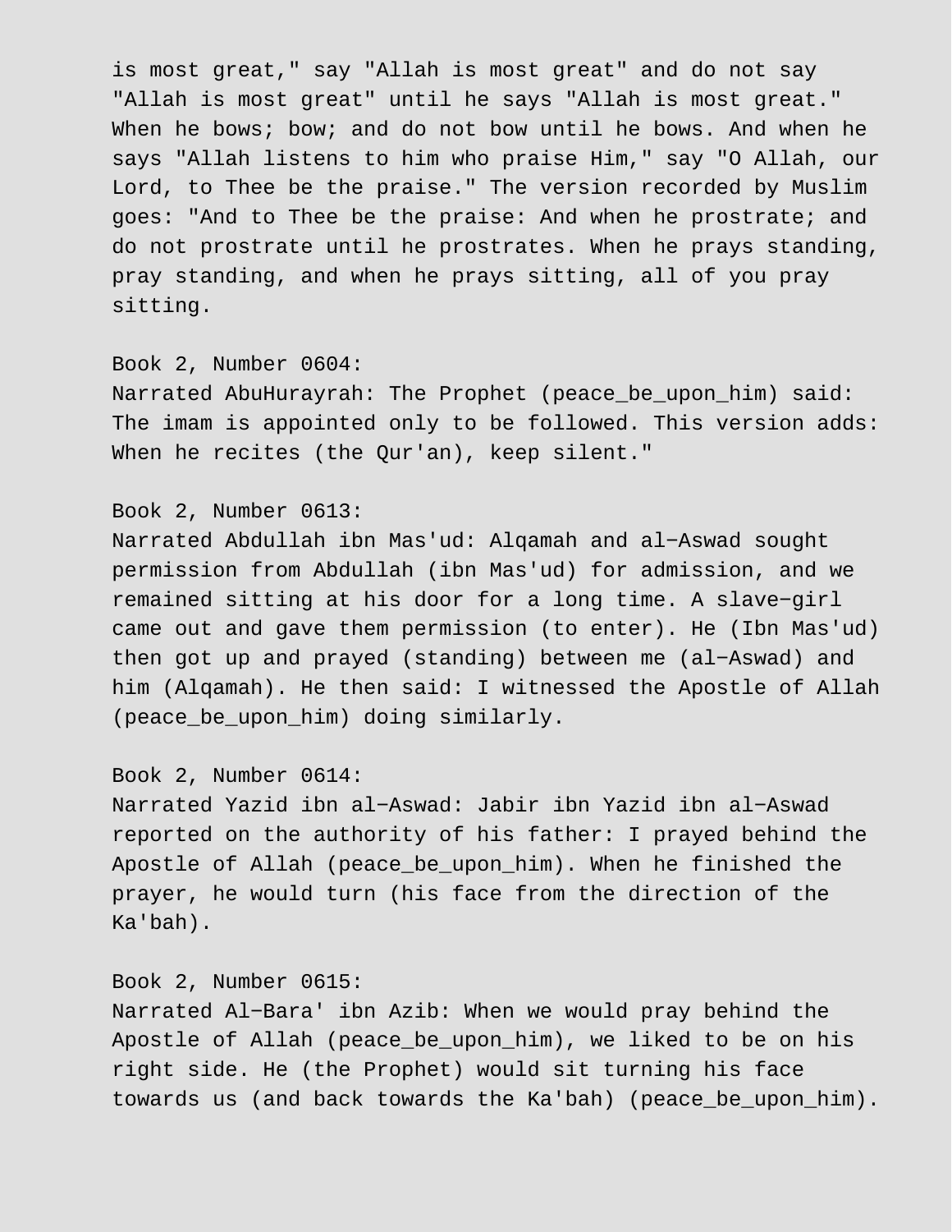is most great," say "Allah is most great" and do not say "Allah is most great" until he says "Allah is most great." When he bows; bow; and do not bow until he bows. And when he says "Allah listens to him who praise Him," say "O Allah, our Lord, to Thee be the praise." The version recorded by Muslim goes: "And to Thee be the praise: And when he prostrate; and do not prostrate until he prostrates. When he prays standing, pray standing, and when he prays sitting, all of you pray sitting.

Book 2, Number 0604:
Narrated AbuHurayrah: The Prophet (peace_be_upon_him) said: The imam is appointed only to be followed. This version adds: When he recites (the Qur'an), keep silent."

Book 2, Number 0613:
Narrated Abdullah ibn Mas'ud: Alqamah and al-Aswad sought permission from Abdullah (ibn Mas'ud) for admission, and we remained sitting at his door for a long time. A slave-girl came out and gave them permission (to enter). He (Ibn Mas'ud) then got up and prayed (standing) between me (al-Aswad) and him (Alqamah). He then said: I witnessed the Apostle of Allah (peace_be_upon_him) doing similarly.

Book 2, Number 0614:
Narrated Yazid ibn al-Aswad: Jabir ibn Yazid ibn al-Aswad reported on the authority of his father: I prayed behind the Apostle of Allah (peace_be_upon_him). When he finished the prayer, he would turn (his face from the direction of the Ka'bah).

Book 2, Number 0615:
Narrated Al-Bara' ibn Azib: When we would pray behind the Apostle of Allah (peace_be_upon_him), we liked to be on his right side. He (the Prophet) would sit turning his face towards us (and back towards the Ka'bah) (peace_be_upon_him).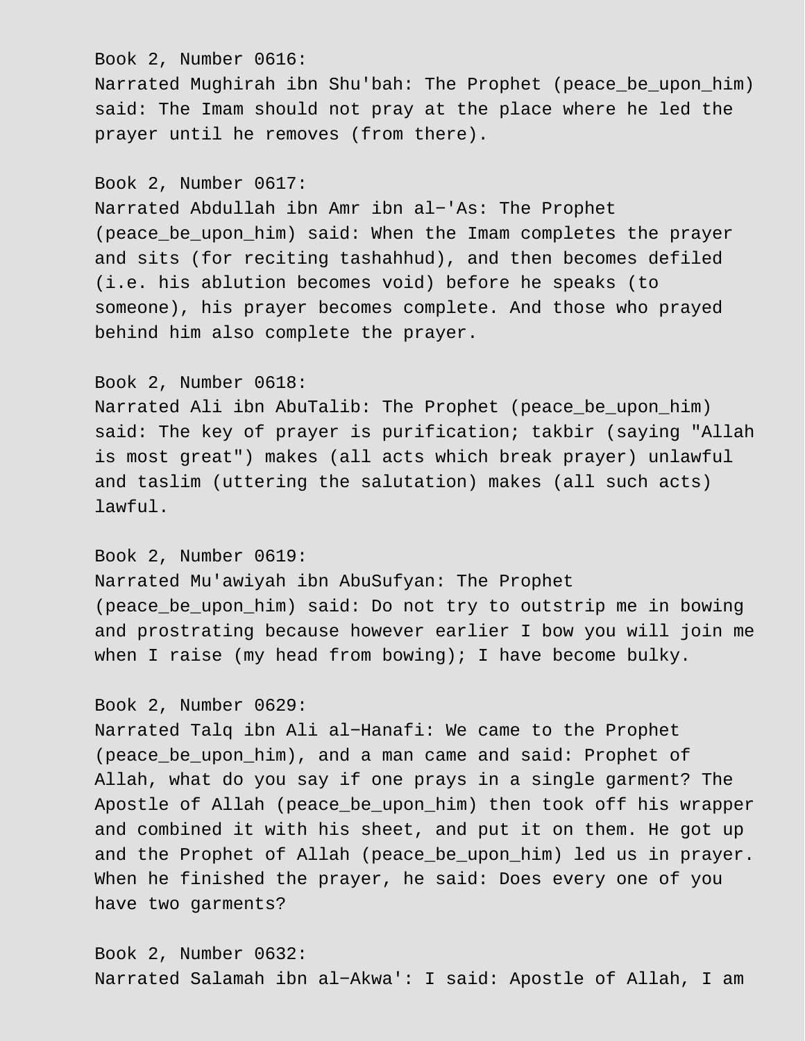Book 2, Number 0616:
Narrated Mughirah ibn Shu'bah: The Prophet (peace_be_upon_him) said: The Imam should not pray at the place where he led the prayer until he removes (from there).

Book 2, Number 0617:
Narrated Abdullah ibn Amr ibn al−'As: The Prophet (peace_be_upon_him) said: When the Imam completes the prayer and sits (for reciting tashahhud), and then becomes defiled (i.e. his ablution becomes void) before he speaks (to someone), his prayer becomes complete. And those who prayed behind him also complete the prayer.

Book 2, Number 0618:
Narrated Ali ibn AbuTalib: The Prophet (peace_be_upon_him) said: The key of prayer is purification; takbir (saying "Allah is most great") makes (all acts which break prayer) unlawful and taslim (uttering the salutation) makes (all such acts) lawful.

Book 2, Number 0619:
Narrated Mu'awiyah ibn AbuSufyan: The Prophet (peace_be_upon_him) said: Do not try to outstrip me in bowing and prostrating because however earlier I bow you will join me when I raise (my head from bowing); I have become bulky.

Book 2, Number 0629:
Narrated Talq ibn Ali al−Hanafi: We came to the Prophet (peace_be_upon_him), and a man came and said: Prophet of Allah, what do you say if one prays in a single garment? The Apostle of Allah (peace_be_upon_him) then took off his wrapper and combined it with his sheet, and put it on them. He got up and the Prophet of Allah (peace_be_upon_him) led us in prayer. When he finished the prayer, he said: Does every one of you have two garments?

Book 2, Number 0632:
Narrated Salamah ibn al−Akwa': I said: Apostle of Allah, I am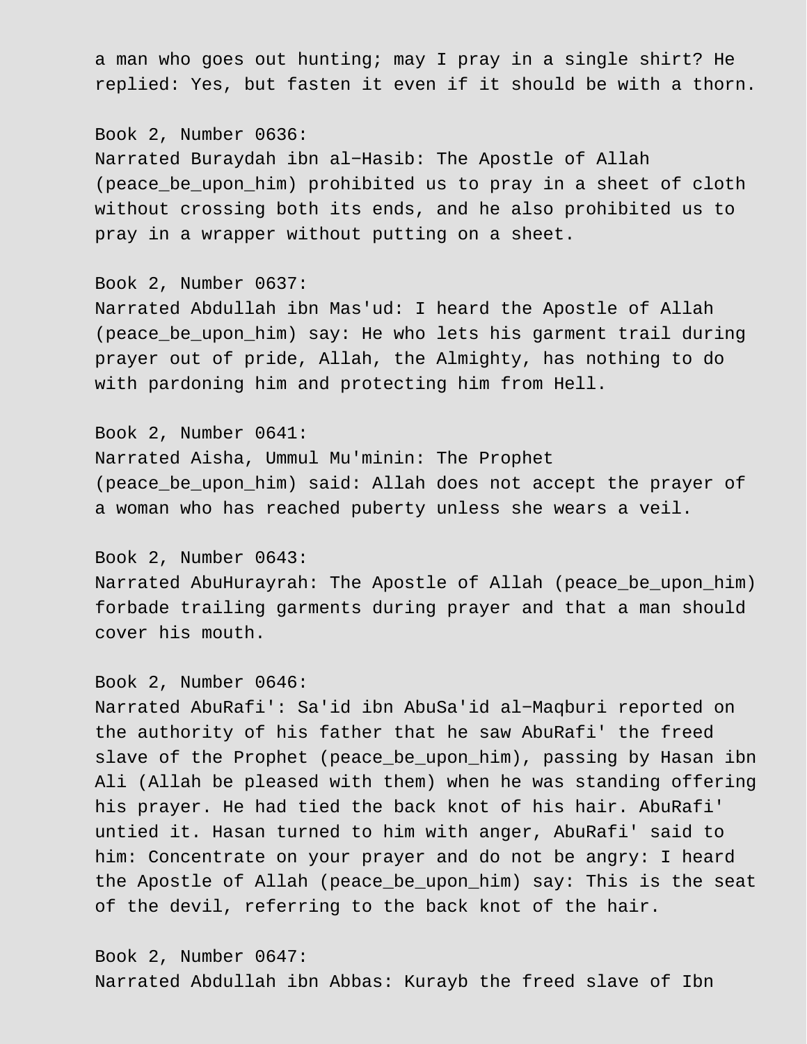a man who goes out hunting; may I pray in a single shirt? He replied: Yes, but fasten it even if it should be with a thorn.

Book 2, Number 0636:
Narrated Buraydah ibn al-Hasib: The Apostle of Allah (peace_be_upon_him) prohibited us to pray in a sheet of cloth without crossing both its ends, and he also prohibited us to pray in a wrapper without putting on a sheet.

Book 2, Number 0637:
Narrated Abdullah ibn Mas'ud: I heard the Apostle of Allah (peace_be_upon_him) say: He who lets his garment trail during prayer out of pride, Allah, the Almighty, has nothing to do with pardoning him and protecting him from Hell.

Book 2, Number 0641:
Narrated Aisha, Ummul Mu'minin: The Prophet (peace_be_upon_him) said: Allah does not accept the prayer of a woman who has reached puberty unless she wears a veil.

Book 2, Number 0643:
Narrated AbuHurayrah: The Apostle of Allah (peace_be_upon_him) forbade trailing garments during prayer and that a man should cover his mouth.

Book 2, Number 0646:
Narrated AbuRafi': Sa'id ibn AbuSa'id al-Maqburi reported on the authority of his father that he saw AbuRafi' the freed slave of the Prophet (peace_be_upon_him), passing by Hasan ibn Ali (Allah be pleased with them) when he was standing offering his prayer. He had tied the back knot of his hair. AbuRafi' untied it. Hasan turned to him with anger, AbuRafi' said to him: Concentrate on your prayer and do not be angry: I heard the Apostle of Allah (peace_be_upon_him) say: This is the seat of the devil, referring to the back knot of the hair.

Book 2, Number 0647:
Narrated Abdullah ibn Abbas: Kurayb the freed slave of Ibn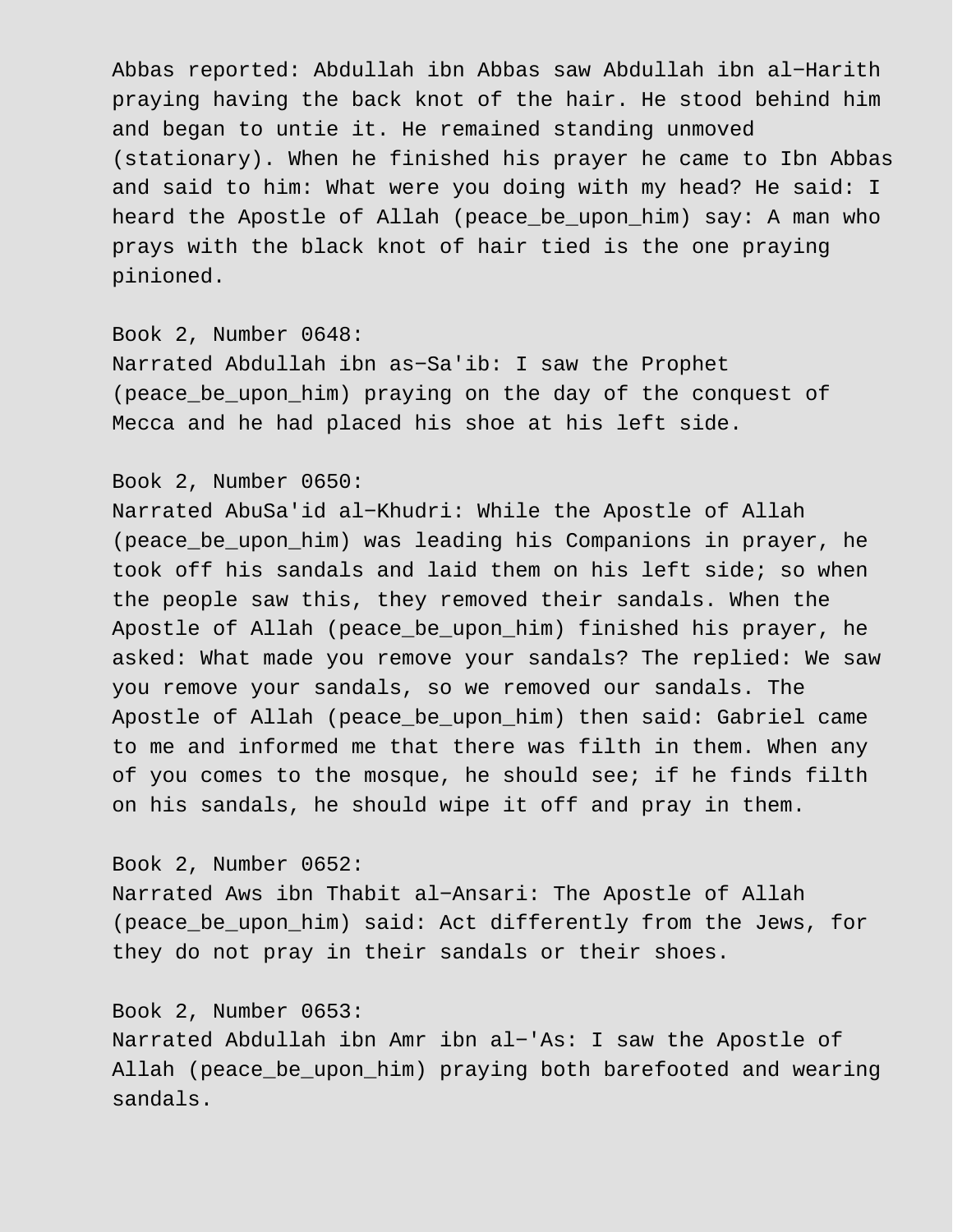Abbas reported: Abdullah ibn Abbas saw Abdullah ibn al−Harith praying having the back knot of the hair. He stood behind him and began to untie it. He remained standing unmoved (stationary). When he finished his prayer he came to Ibn Abbas and said to him: What were you doing with my head? He said: I heard the Apostle of Allah (peace_be_upon_him) say: A man who prays with the black knot of hair tied is the one praying pinioned.

Book 2, Number 0648:
Narrated Abdullah ibn as−Sa'ib: I saw the Prophet (peace_be_upon_him) praying on the day of the conquest of Mecca and he had placed his shoe at his left side.

Book 2, Number 0650:
Narrated AbuSa'id al−Khudri: While the Apostle of Allah (peace_be_upon_him) was leading his Companions in prayer, he took off his sandals and laid them on his left side; so when the people saw this, they removed their sandals. When the Apostle of Allah (peace_be_upon_him) finished his prayer, he asked: What made you remove your sandals? The replied: We saw you remove your sandals, so we removed our sandals. The Apostle of Allah (peace_be_upon_him) then said: Gabriel came to me and informed me that there was filth in them. When any of you comes to the mosque, he should see; if he finds filth on his sandals, he should wipe it off and pray in them.

Book 2, Number 0652:
Narrated Aws ibn Thabit al−Ansari: The Apostle of Allah (peace_be_upon_him) said: Act differently from the Jews, for they do not pray in their sandals or their shoes.

Book 2, Number 0653:
Narrated Abdullah ibn Amr ibn al−'As: I saw the Apostle of Allah (peace_be_upon_him) praying both barefooted and wearing sandals.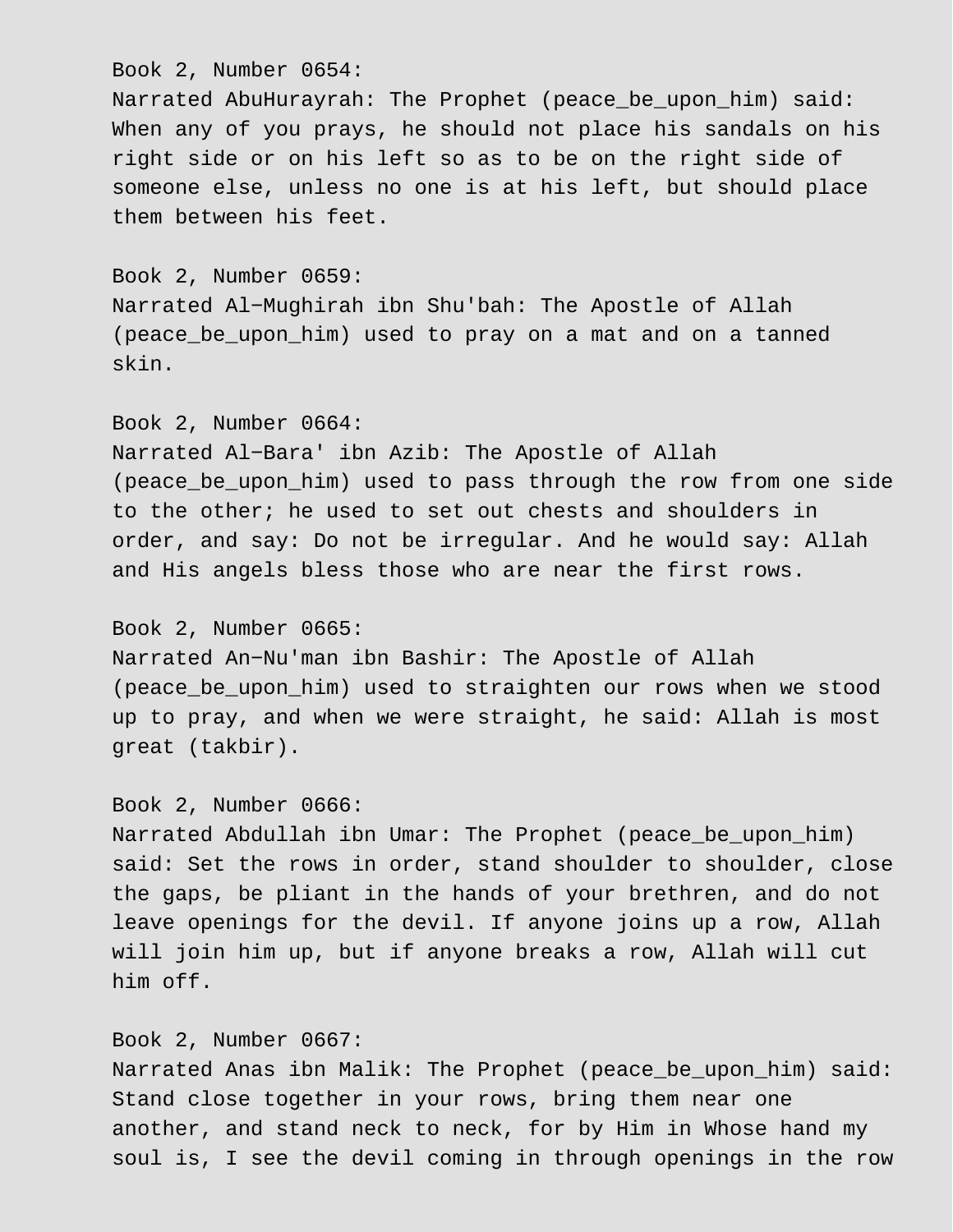Book 2, Number 0654:
Narrated AbuHurayrah: The Prophet (peace_be_upon_him) said: When any of you prays, he should not place his sandals on his right side or on his left so as to be on the right side of someone else, unless no one is at his left, but should place them between his feet.

Book 2, Number 0659:
Narrated Al−Mughirah ibn Shu'bah: The Apostle of Allah (peace_be_upon_him) used to pray on a mat and on a tanned skin.

Book 2, Number 0664:
Narrated Al−Bara' ibn Azib: The Apostle of Allah (peace_be_upon_him) used to pass through the row from one side to the other; he used to set out chests and shoulders in order, and say: Do not be irregular. And he would say: Allah and His angels bless those who are near the first rows.

Book 2, Number 0665:
Narrated An−Nu'man ibn Bashir: The Apostle of Allah (peace_be_upon_him) used to straighten our rows when we stood up to pray, and when we were straight, he said: Allah is most great (takbir).

Book 2, Number 0666:
Narrated Abdullah ibn Umar: The Prophet (peace_be_upon_him) said: Set the rows in order, stand shoulder to shoulder, close the gaps, be pliant in the hands of your brethren, and do not leave openings for the devil. If anyone joins up a row, Allah will join him up, but if anyone breaks a row, Allah will cut him off.

Book 2, Number 0667:
Narrated Anas ibn Malik: The Prophet (peace_be_upon_him) said: Stand close together in your rows, bring them near one another, and stand neck to neck, for by Him in Whose hand my soul is, I see the devil coming in through openings in the row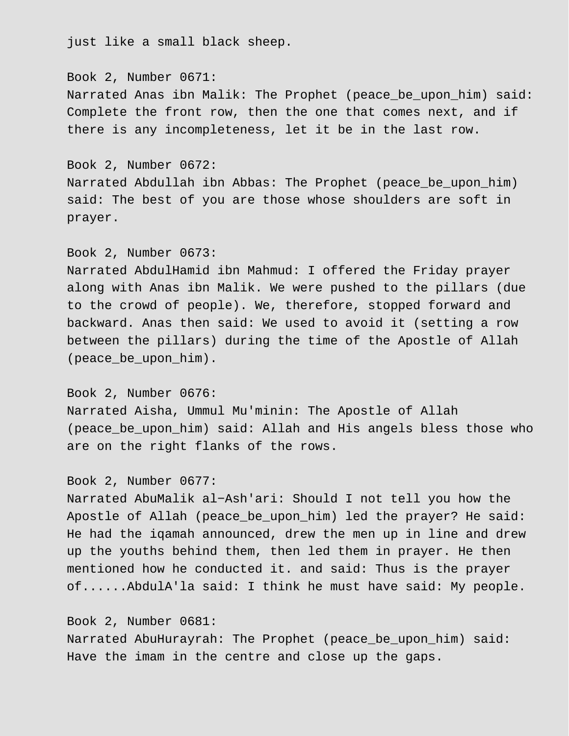just like a small black sheep.

Book 2, Number 0671:
Narrated Anas ibn Malik: The Prophet (peace_be_upon_him) said: Complete the front row, then the one that comes next, and if there is any incompleteness, let it be in the last row.

Book 2, Number 0672:
Narrated Abdullah ibn Abbas: The Prophet (peace_be_upon_him) said: The best of you are those whose shoulders are soft in prayer.

Book 2, Number 0673:
Narrated AbdulHamid ibn Mahmud: I offered the Friday prayer along with Anas ibn Malik. We were pushed to the pillars (due to the crowd of people). We, therefore, stopped forward and backward. Anas then said: We used to avoid it (setting a row between the pillars) during the time of the Apostle of Allah (peace_be_upon_him).

Book 2, Number 0676:
Narrated Aisha, Ummul Mu'minin: The Apostle of Allah (peace_be_upon_him) said: Allah and His angels bless those who are on the right flanks of the rows.

Book 2, Number 0677:
Narrated AbuMalik al-Ash'ari: Should I not tell you how the Apostle of Allah (peace_be_upon_him) led the prayer? He said: He had the iqamah announced, drew the men up in line and drew up the youths behind them, then led them in prayer. He then mentioned how he conducted it. and said: Thus is the prayer of......AbdulA'la said: I think he must have said: My people.

Book 2, Number 0681:
Narrated AbuHurayrah: The Prophet (peace_be_upon_him) said: Have the imam in the centre and close up the gaps.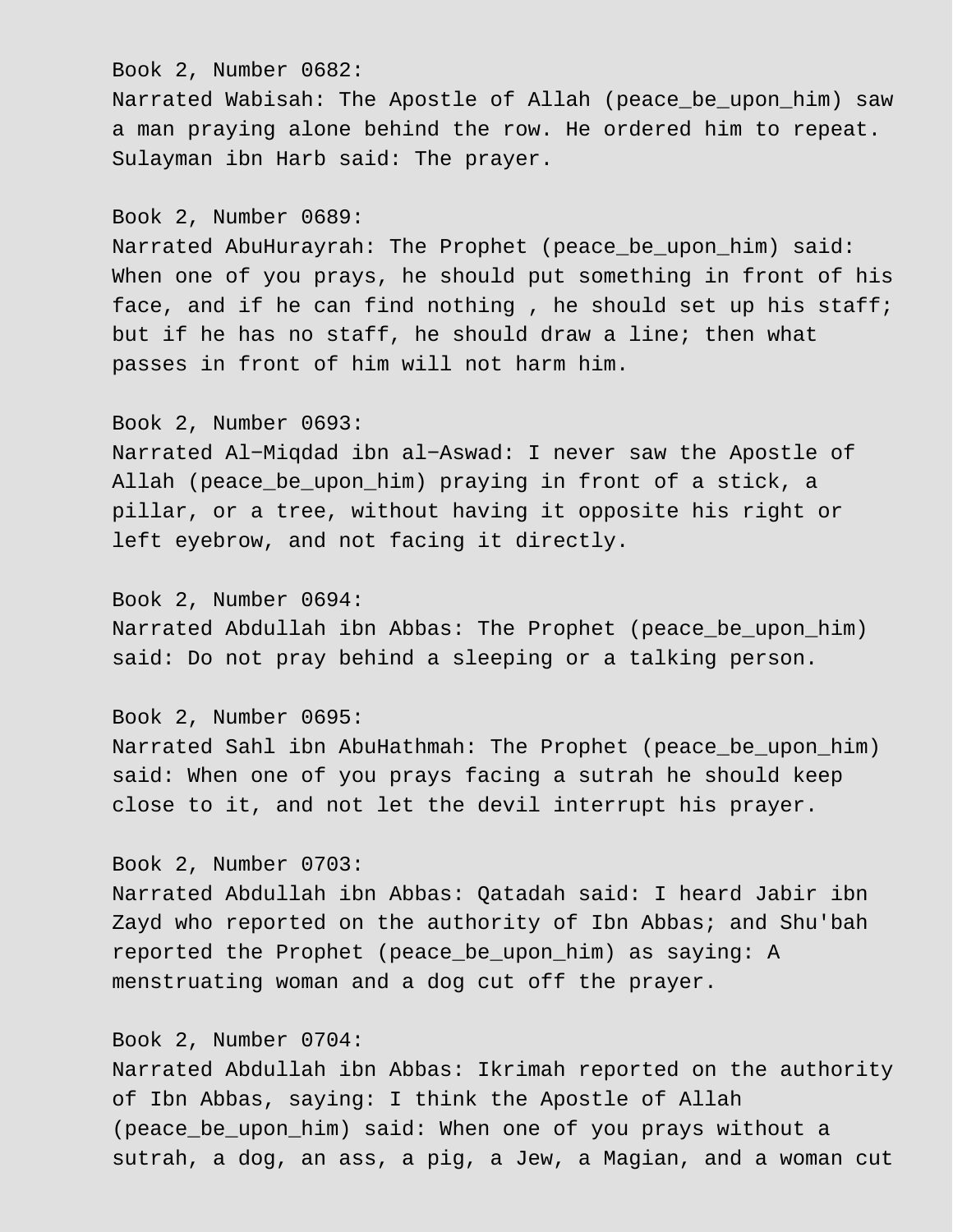Book 2, Number 0682:
Narrated Wabisah: The Apostle of Allah (peace_be_upon_him) saw a man praying alone behind the row. He ordered him to repeat. Sulayman ibn Harb said: The prayer.

Book 2, Number 0689:
Narrated AbuHurayrah: The Prophet (peace_be_upon_him) said: When one of you prays, he should put something in front of his face, and if he can find nothing , he should set up his staff; but if he has no staff, he should draw a line; then what passes in front of him will not harm him.

Book 2, Number 0693:
Narrated Al-Miqdad ibn al-Aswad: I never saw the Apostle of Allah (peace_be_upon_him) praying in front of a stick, a pillar, or a tree, without having it opposite his right or left eyebrow, and not facing it directly.

Book 2, Number 0694:
Narrated Abdullah ibn Abbas: The Prophet (peace_be_upon_him) said: Do not pray behind a sleeping or a talking person.

Book 2, Number 0695:
Narrated Sahl ibn AbuHathmah: The Prophet (peace_be_upon_him) said: When one of you prays facing a sutrah he should keep close to it, and not let the devil interrupt his prayer.

Book 2, Number 0703:
Narrated Abdullah ibn Abbas: Qatadah said: I heard Jabir ibn Zayd who reported on the authority of Ibn Abbas; and Shu'bah reported the Prophet (peace_be_upon_him) as saying: A menstruating woman and a dog cut off the prayer.

Book 2, Number 0704:
Narrated Abdullah ibn Abbas: Ikrimah reported on the authority of Ibn Abbas, saying: I think the Apostle of Allah (peace_be_upon_him) said: When one of you prays without a sutrah, a dog, an ass, a pig, a Jew, a Magian, and a woman cut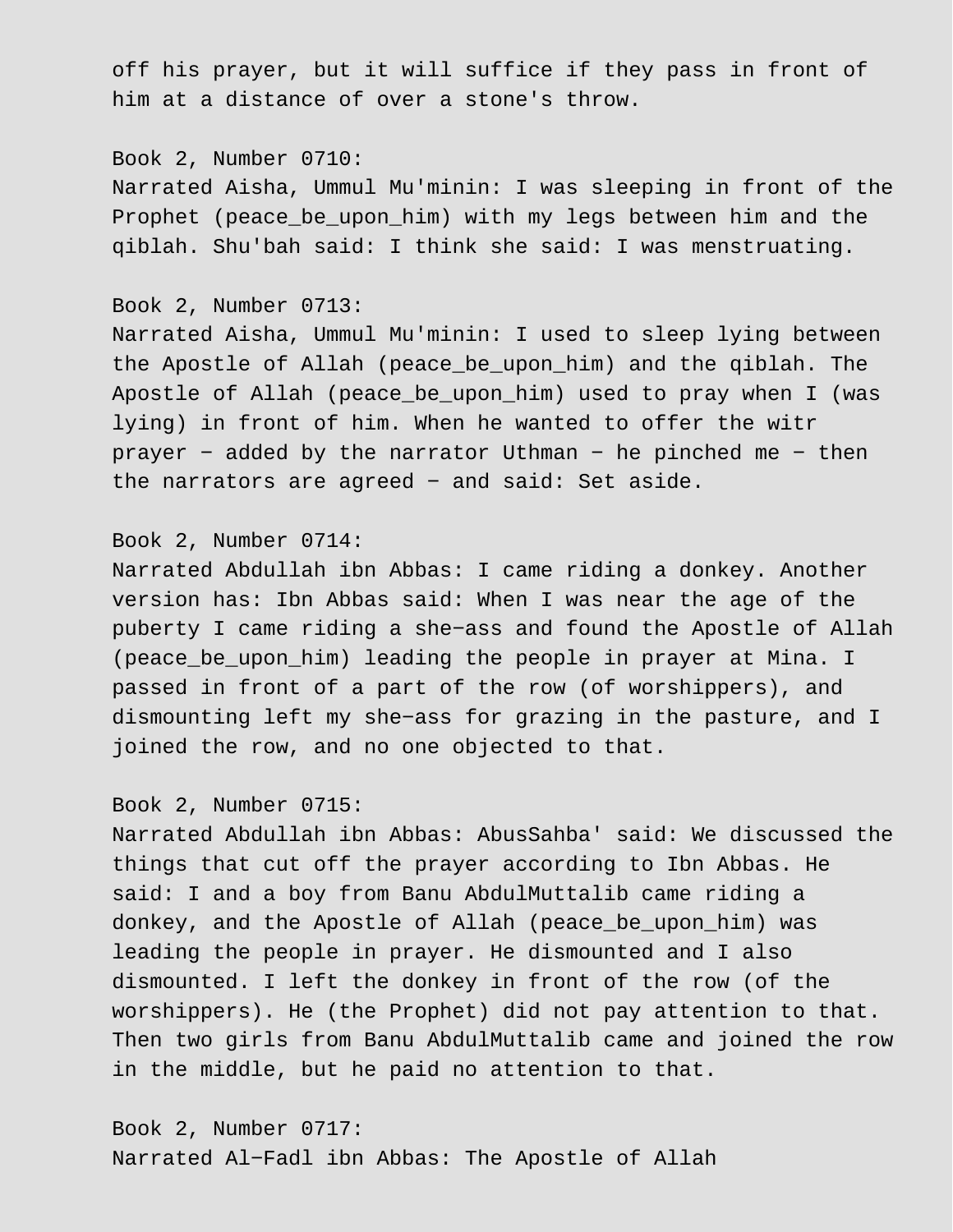off his prayer, but it will suffice if they pass in front of him at a distance of over a stone's throw.

Book 2, Number 0710:
Narrated Aisha, Ummul Mu'minin: I was sleeping in front of the Prophet (peace_be_upon_him) with my legs between him and the qiblah. Shu'bah said: I think she said: I was menstruating.

Book 2, Number 0713:
Narrated Aisha, Ummul Mu'minin: I used to sleep lying between the Apostle of Allah (peace_be_upon_him) and the qiblah. The Apostle of Allah (peace_be_upon_him) used to pray when I (was lying) in front of him. When he wanted to offer the witr prayer − added by the narrator Uthman − he pinched me − then the narrators are agreed − and said: Set aside.

Book 2, Number 0714:
Narrated Abdullah ibn Abbas: I came riding a donkey. Another version has: Ibn Abbas said: When I was near the age of the puberty I came riding a she−ass and found the Apostle of Allah (peace_be_upon_him) leading the people in prayer at Mina. I passed in front of a part of the row (of worshippers), and dismounting left my she−ass for grazing in the pasture, and I joined the row, and no one objected to that.

Book 2, Number 0715:
Narrated Abdullah ibn Abbas: AbusSahba' said: We discussed the things that cut off the prayer according to Ibn Abbas. He said: I and a boy from Banu AbdulMuttalib came riding a donkey, and the Apostle of Allah (peace_be_upon_him) was leading the people in prayer. He dismounted and I also dismounted. I left the donkey in front of the row (of the worshippers). He (the Prophet) did not pay attention to that. Then two girls from Banu AbdulMuttalib came and joined the row in the middle, but he paid no attention to that.

Book 2, Number 0717:
Narrated Al−Fadl ibn Abbas: The Apostle of Allah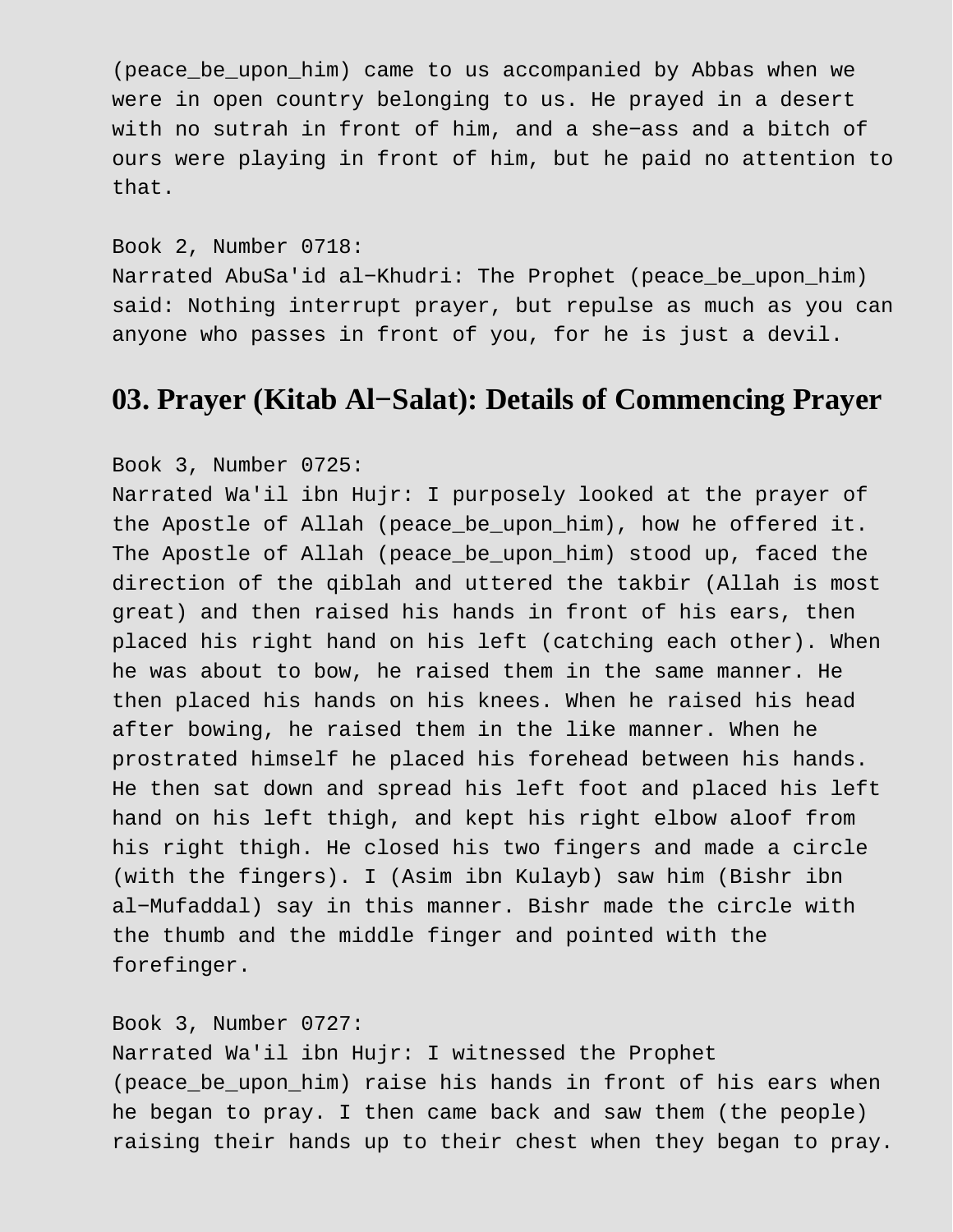(peace_be_upon_him) came to us accompanied by Abbas when we were in open country belonging to us. He prayed in a desert with no sutrah in front of him, and a she−ass and a bitch of ours were playing in front of him, but he paid no attention to that.

Book 2, Number 0718:
Narrated AbuSa'id al−Khudri: The Prophet (peace_be_upon_him) said: Nothing interrupt prayer, but repulse as much as you can anyone who passes in front of you, for he is just a devil.

## 03. Prayer (Kitab Al−Salat): Details of Commencing Prayer

Book 3, Number 0725:
Narrated Wa'il ibn Hujr: I purposely looked at the prayer of the Apostle of Allah (peace_be_upon_him), how he offered it. The Apostle of Allah (peace_be_upon_him) stood up, faced the direction of the qiblah and uttered the takbir (Allah is most great) and then raised his hands in front of his ears, then placed his right hand on his left (catching each other). When he was about to bow, he raised them in the same manner. He then placed his hands on his knees. When he raised his head after bowing, he raised them in the like manner. When he prostrated himself he placed his forehead between his hands. He then sat down and spread his left foot and placed his left hand on his left thigh, and kept his right elbow aloof from his right thigh. He closed his two fingers and made a circle (with the fingers). I (Asim ibn Kulayb) saw him (Bishr ibn al−Mufaddal) say in this manner. Bishr made the circle with the thumb and the middle finger and pointed with the forefinger.

Book 3, Number 0727:
Narrated Wa'il ibn Hujr: I witnessed the Prophet (peace_be_upon_him) raise his hands in front of his ears when he began to pray. I then came back and saw them (the people) raising their hands up to their chest when they began to pray.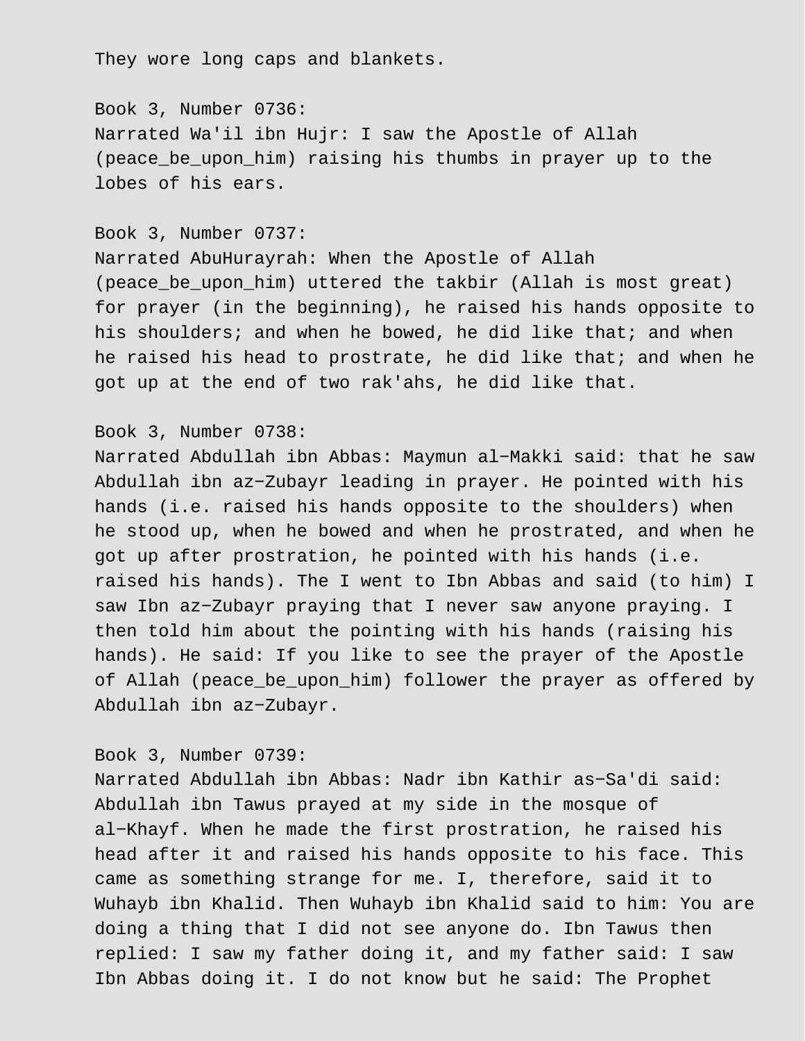They wore long caps and blankets.

Book 3, Number 0736:
Narrated Wa'il ibn Hujr: I saw the Apostle of Allah (peace_be_upon_him) raising his thumbs in prayer up to the lobes of his ears.

Book 3, Number 0737:
Narrated AbuHurayrah: When the Apostle of Allah (peace_be_upon_him) uttered the takbir (Allah is most great) for prayer (in the beginning), he raised his hands opposite to his shoulders; and when he bowed, he did like that; and when he raised his head to prostrate, he did like that; and when he got up at the end of two rak'ahs, he did like that.

Book 3, Number 0738:
Narrated Abdullah ibn Abbas: Maymun al−Makki said: that he saw Abdullah ibn az−Zubayr leading in prayer. He pointed with his hands (i.e. raised his hands opposite to the shoulders) when he stood up, when he bowed and when he prostrated, and when he got up after prostration, he pointed with his hands (i.e. raised his hands). The I went to Ibn Abbas and said (to him) I saw Ibn az−Zubayr praying that I never saw anyone praying. I then told him about the pointing with his hands (raising his hands). He said: If you like to see the prayer of the Apostle of Allah (peace_be_upon_him) follower the prayer as offered by Abdullah ibn az−Zubayr.

Book 3, Number 0739:
Narrated Abdullah ibn Abbas: Nadr ibn Kathir as−Sa'di said: Abdullah ibn Tawus prayed at my side in the mosque of al−Khayf. When he made the first prostration, he raised his head after it and raised his hands opposite to his face. This came as something strange for me. I, therefore, said it to Wuhayb ibn Khalid. Then Wuhayb ibn Khalid said to him: You are doing a thing that I did not see anyone do. Ibn Tawus then replied: I saw my father doing it, and my father said: I saw Ibn Abbas doing it. I do not know but he said: The Prophet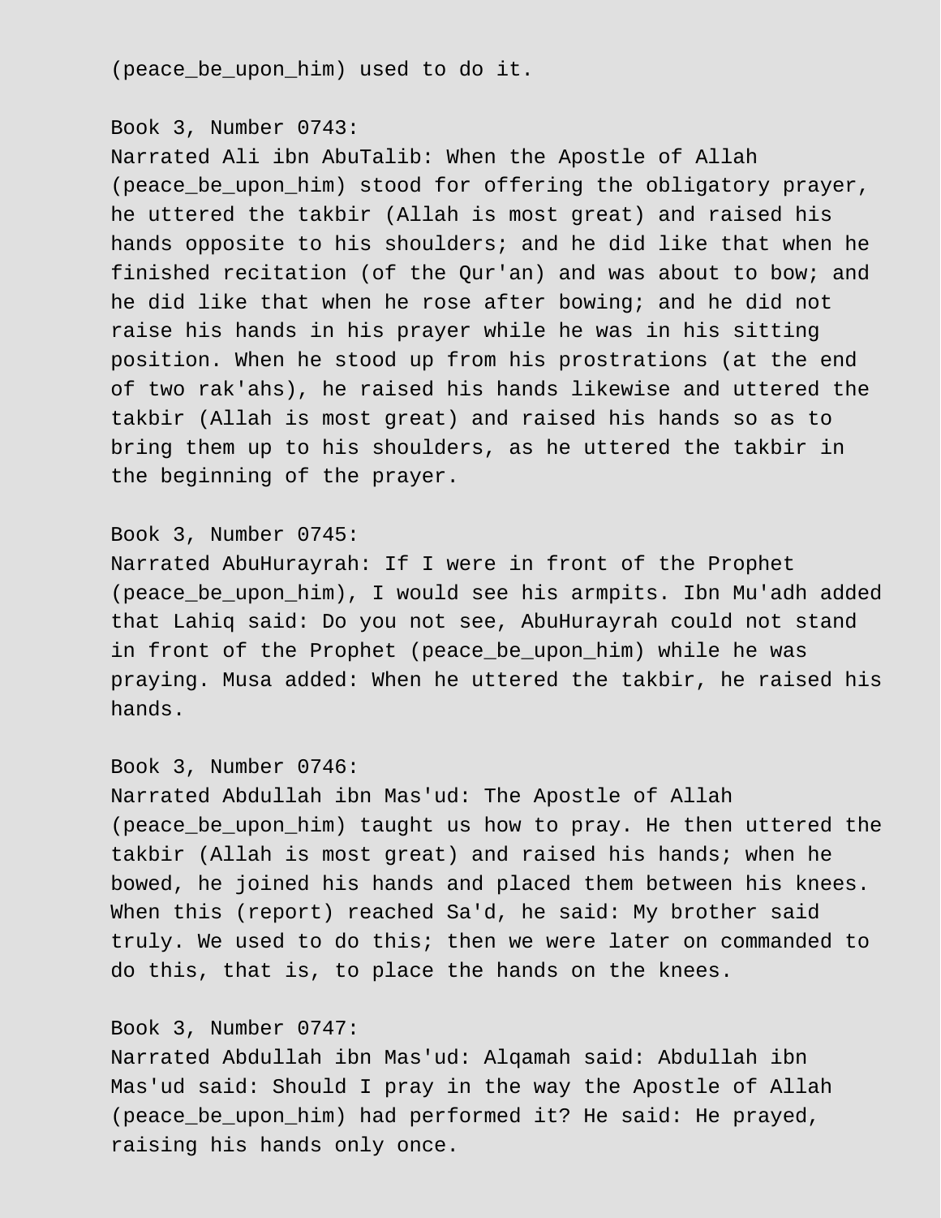(peace_be_upon_him) used to do it.

Book 3, Number 0743:
Narrated Ali ibn AbuTalib: When the Apostle of Allah (peace_be_upon_him) stood for offering the obligatory prayer, he uttered the takbir (Allah is most great) and raised his hands opposite to his shoulders; and he did like that when he finished recitation (of the Qur'an) and was about to bow; and he did like that when he rose after bowing; and he did not raise his hands in his prayer while he was in his sitting position. When he stood up from his prostrations (at the end of two rak'ahs), he raised his hands likewise and uttered the takbir (Allah is most great) and raised his hands so as to bring them up to his shoulders, as he uttered the takbir in the beginning of the prayer.

Book 3, Number 0745:
Narrated AbuHurayrah: If I were in front of the Prophet (peace_be_upon_him), I would see his armpits. Ibn Mu'adh added that Lahiq said: Do you not see, AbuHurayrah could not stand in front of the Prophet (peace_be_upon_him) while he was praying. Musa added: When he uttered the takbir, he raised his hands.

Book 3, Number 0746:
Narrated Abdullah ibn Mas'ud: The Apostle of Allah (peace_be_upon_him) taught us how to pray. He then uttered the takbir (Allah is most great) and raised his hands; when he bowed, he joined his hands and placed them between his knees. When this (report) reached Sa'd, he said: My brother said truly. We used to do this; then we were later on commanded to do this, that is, to place the hands on the knees.

Book 3, Number 0747:
Narrated Abdullah ibn Mas'ud: Alqamah said: Abdullah ibn Mas'ud said: Should I pray in the way the Apostle of Allah (peace_be_upon_him) had performed it? He said: He prayed, raising his hands only once.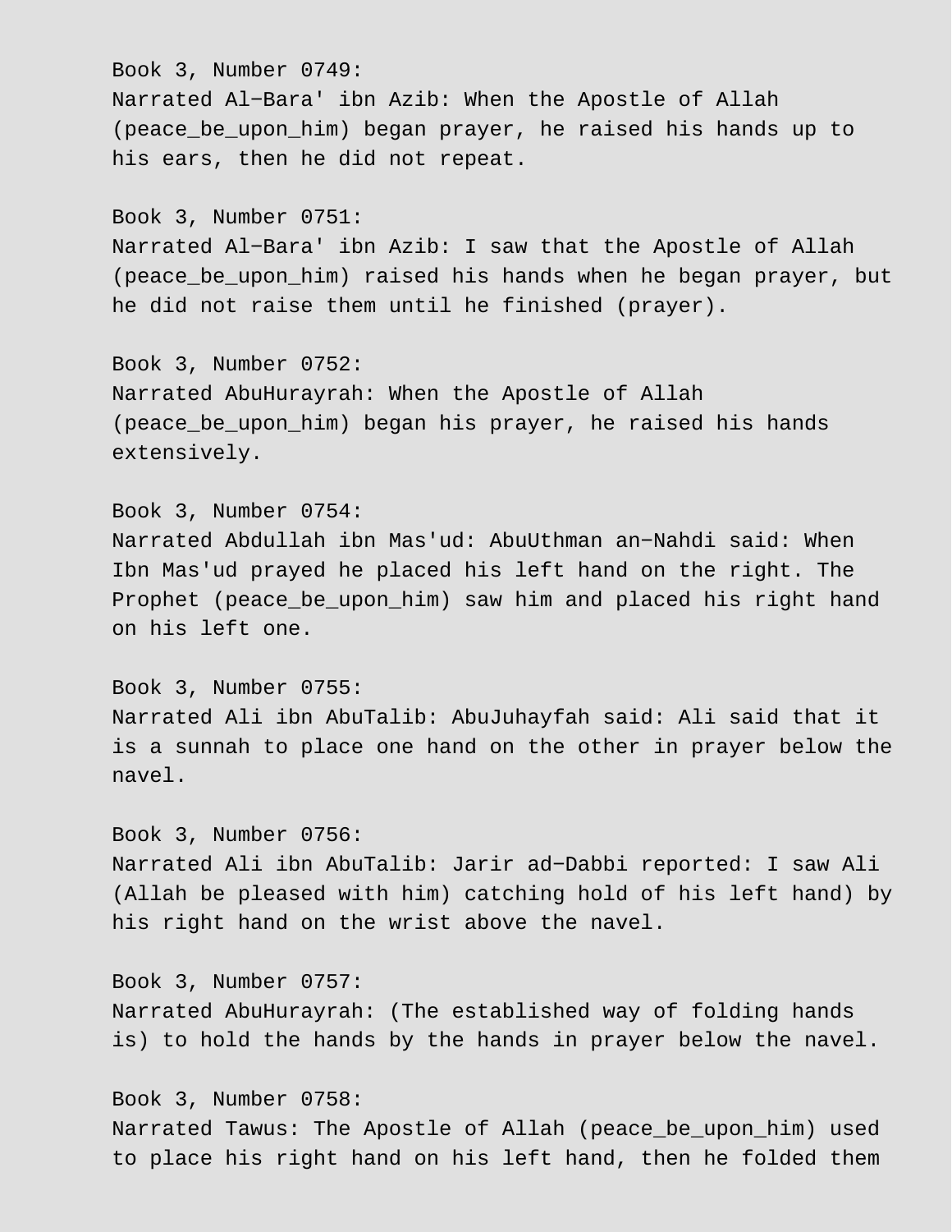Book 3, Number 0749:
Narrated Al-Bara' ibn Azib: When the Apostle of Allah (peace_be_upon_him) began prayer, he raised his hands up to his ears, then he did not repeat.

Book 3, Number 0751:
Narrated Al-Bara' ibn Azib: I saw that the Apostle of Allah (peace_be_upon_him) raised his hands when he began prayer, but he did not raise them until he finished (prayer).

Book 3, Number 0752:
Narrated AbuHurayrah: When the Apostle of Allah (peace_be_upon_him) began his prayer, he raised his hands extensively.

Book 3, Number 0754:
Narrated Abdullah ibn Mas'ud: AbuUthman an-Nahdi said: When Ibn Mas'ud prayed he placed his left hand on the right. The Prophet (peace_be_upon_him) saw him and placed his right hand on his left one.

Book 3, Number 0755:
Narrated Ali ibn AbuTalib: AbuJuhayfah said: Ali said that it is a sunnah to place one hand on the other in prayer below the navel.

Book 3, Number 0756:
Narrated Ali ibn AbuTalib: Jarir ad-Dabbi reported: I saw Ali (Allah be pleased with him) catching hold of his left hand) by his right hand on the wrist above the navel.

Book 3, Number 0757:
Narrated AbuHurayrah: (The established way of folding hands is) to hold the hands by the hands in prayer below the navel.

Book 3, Number 0758:
Narrated Tawus: The Apostle of Allah (peace_be_upon_him) used to place his right hand on his left hand, then he folded them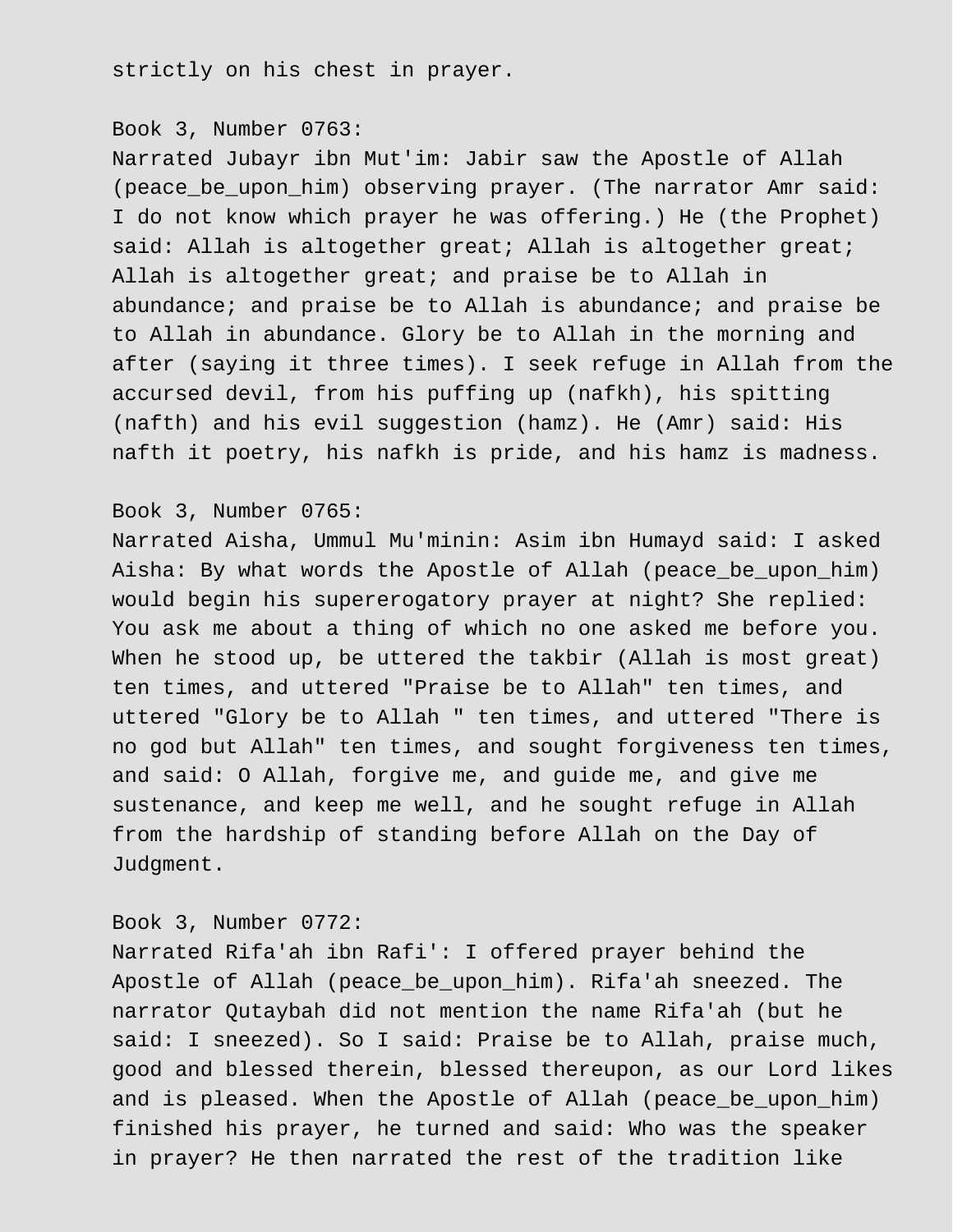strictly on his chest in prayer.

Book 3, Number 0763:
Narrated Jubayr ibn Mut'im: Jabir saw the Apostle of Allah (peace_be_upon_him) observing prayer. (The narrator Amr said: I do not know which prayer he was offering.) He (the Prophet) said: Allah is altogether great; Allah is altogether great; Allah is altogether great; and praise be to Allah in abundance; and praise be to Allah is abundance; and praise be to Allah in abundance. Glory be to Allah in the morning and after (saying it three times). I seek refuge in Allah from the accursed devil, from his puffing up (nafkh), his spitting (nafth) and his evil suggestion (hamz). He (Amr) said: His nafth it poetry, his nafkh is pride, and his hamz is madness.

Book 3, Number 0765:
Narrated Aisha, Ummul Mu'minin: Asim ibn Humayd said: I asked Aisha: By what words the Apostle of Allah (peace_be_upon_him) would begin his supererogatory prayer at night? She replied: You ask me about a thing of which no one asked me before you. When he stood up, be uttered the takbir (Allah is most great) ten times, and uttered "Praise be to Allah" ten times, and uttered "Glory be to Allah " ten times, and uttered "There is no god but Allah" ten times, and sought forgiveness ten times, and said: O Allah, forgive me, and guide me, and give me sustenance, and keep me well, and he sought refuge in Allah from the hardship of standing before Allah on the Day of Judgment.

Book 3, Number 0772:
Narrated Rifa'ah ibn Rafi': I offered prayer behind the Apostle of Allah (peace_be_upon_him). Rifa'ah sneezed. The narrator Qutaybah did not mention the name Rifa'ah (but he said: I sneezed). So I said: Praise be to Allah, praise much, good and blessed therein, blessed thereupon, as our Lord likes and is pleased. When the Apostle of Allah (peace_be_upon_him) finished his prayer, he turned and said: Who was the speaker in prayer? He then narrated the rest of the tradition like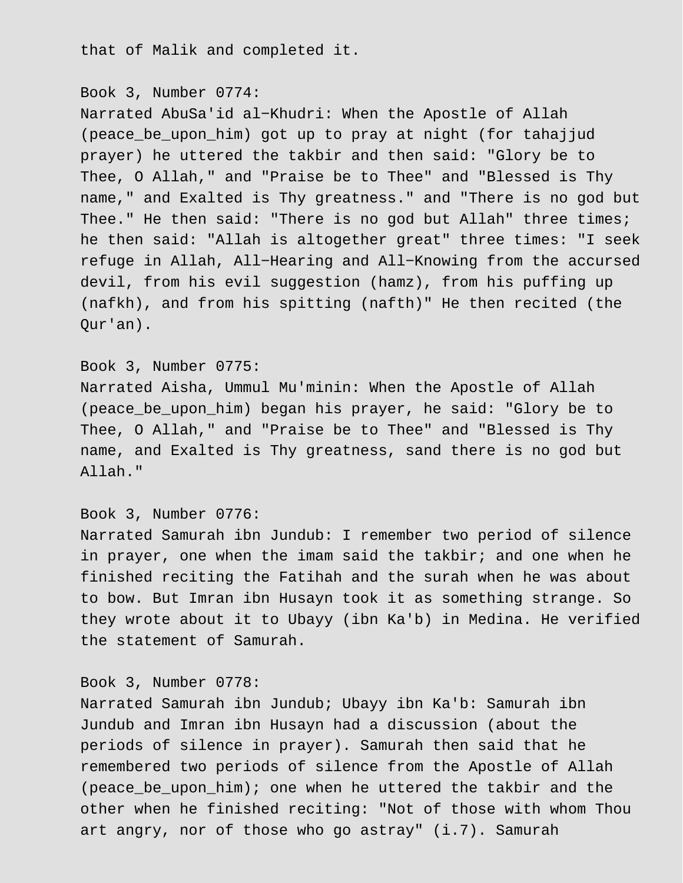that of Malik and completed it.

Book 3, Number 0774:
Narrated AbuSa'id al-Khudri: When the Apostle of Allah (peace_be_upon_him) got up to pray at night (for tahajjud prayer) he uttered the takbir and then said: "Glory be to Thee, O Allah," and "Praise be to Thee" and "Blessed is Thy name," and Exalted is Thy greatness." and "There is no god but Thee." He then said: "There is no god but Allah" three times; he then said: "Allah is altogether great" three times: "I seek refuge in Allah, All-Hearing and All-Knowing from the accursed devil, from his evil suggestion (hamz), from his puffing up (nafkh), and from his spitting (nafth)" He then recited (the Qur'an).

Book 3, Number 0775:
Narrated Aisha, Ummul Mu'minin: When the Apostle of Allah (peace_be_upon_him) began his prayer, he said: "Glory be to Thee, O Allah," and "Praise be to Thee" and "Blessed is Thy name, and Exalted is Thy greatness, sand there is no god but Allah."

Book 3, Number 0776:
Narrated Samurah ibn Jundub: I remember two period of silence in prayer, one when the imam said the takbir; and one when he finished reciting the Fatihah and the surah when he was about to bow. But Imran ibn Husayn took it as something strange. So they wrote about it to Ubayy (ibn Ka'b) in Medina. He verified the statement of Samurah.

Book 3, Number 0778:
Narrated Samurah ibn Jundub; Ubayy ibn Ka'b: Samurah ibn Jundub and Imran ibn Husayn had a discussion (about the periods of silence in prayer). Samurah then said that he remembered two periods of silence from the Apostle of Allah (peace_be_upon_him); one when he uttered the takbir and the other when he finished reciting: "Not of those with whom Thou art angry, nor of those who go astray" (i.7). Samurah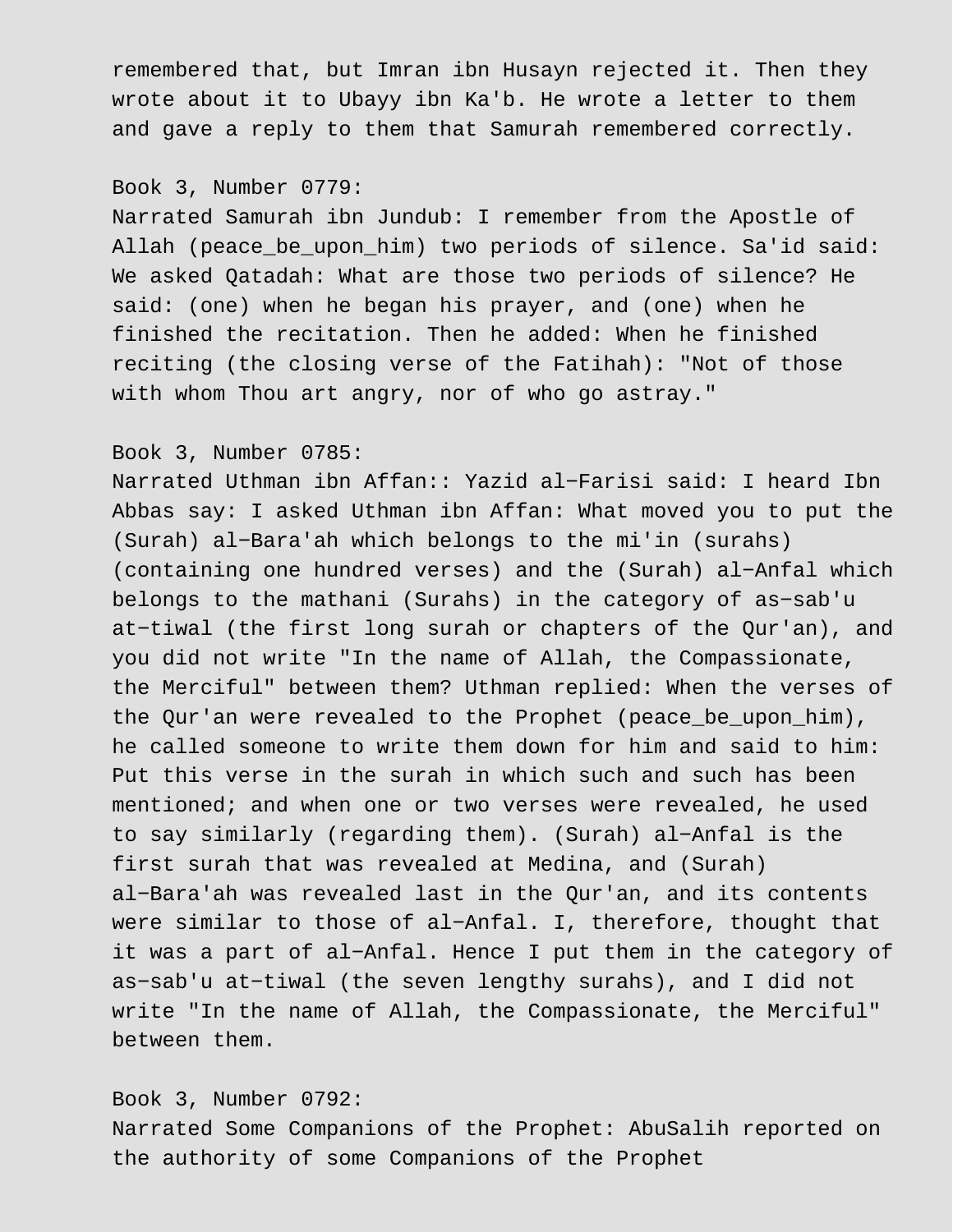remembered that, but Imran ibn Husayn rejected it. Then they wrote about it to Ubayy ibn Ka'b. He wrote a letter to them and gave a reply to them that Samurah remembered correctly.

Book 3, Number 0779:
Narrated Samurah ibn Jundub: I remember from the Apostle of Allah (peace_be_upon_him) two periods of silence. Sa'id said: We asked Qatadah: What are those two periods of silence? He said: (one) when he began his prayer, and (one) when he finished the recitation. Then he added: When he finished reciting (the closing verse of the Fatihah): "Not of those with whom Thou art angry, nor of who go astray."

Book 3, Number 0785:
Narrated Uthman ibn Affan:: Yazid al-Farisi said: I heard Ibn Abbas say: I asked Uthman ibn Affan: What moved you to put the (Surah) al-Bara'ah which belongs to the mi'in (surahs) (containing one hundred verses) and the (Surah) al-Anfal which belongs to the mathani (Surahs) in the category of as-sab'u at-tiwal (the first long surah or chapters of the Qur'an), and you did not write "In the name of Allah, the Compassionate, the Merciful" between them? Uthman replied: When the verses of the Qur'an were revealed to the Prophet (peace_be_upon_him), he called someone to write them down for him and said to him: Put this verse in the surah in which such and such has been mentioned; and when one or two verses were revealed, he used to say similarly (regarding them). (Surah) al-Anfal is the first surah that was revealed at Medina, and (Surah) al-Bara'ah was revealed last in the Qur'an, and its contents were similar to those of al-Anfal. I, therefore, thought that it was a part of al-Anfal. Hence I put them in the category of as-sab'u at-tiwal (the seven lengthy surahs), and I did not write "In the name of Allah, the Compassionate, the Merciful" between them.

Book 3, Number 0792:
Narrated Some Companions of the Prophet: AbuSalih reported on the authority of some Companions of the Prophet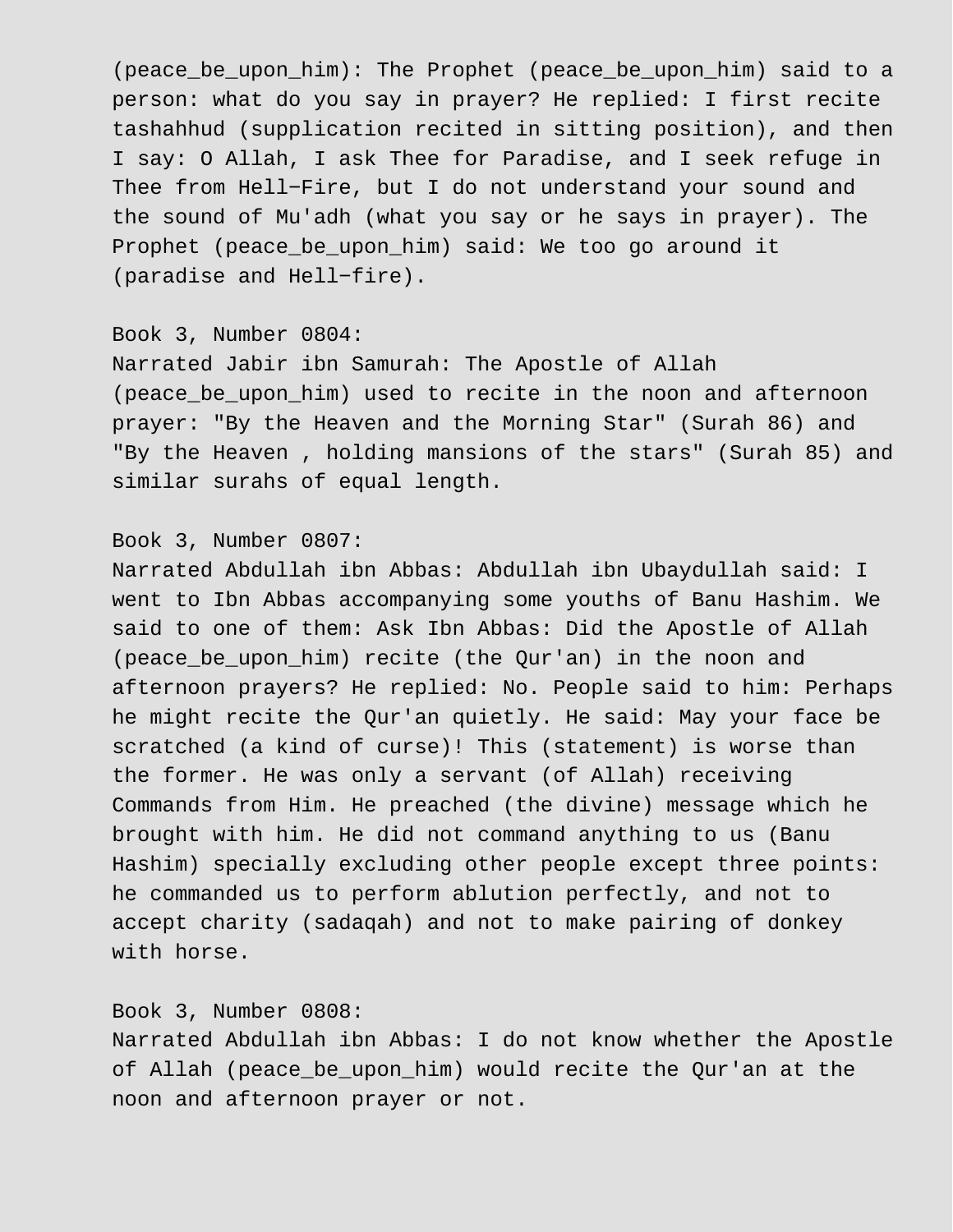(peace_be_upon_him): The Prophet (peace_be_upon_him) said to a person: what do you say in prayer? He replied: I first recite tashahhud (supplication recited in sitting position), and then I say: O Allah, I ask Thee for Paradise, and I seek refuge in Thee from Hell−Fire, but I do not understand your sound and the sound of Mu'adh (what you say or he says in prayer). The Prophet (peace_be_upon_him) said: We too go around it (paradise and Hell−fire).

Book 3, Number 0804:
Narrated Jabir ibn Samurah: The Apostle of Allah (peace_be_upon_him) used to recite in the noon and afternoon prayer: "By the Heaven and the Morning Star" (Surah 86) and "By the Heaven , holding mansions of the stars" (Surah 85) and similar surahs of equal length.

Book 3, Number 0807:
Narrated Abdullah ibn Abbas: Abdullah ibn Ubaydullah said: I went to Ibn Abbas accompanying some youths of Banu Hashim. We said to one of them: Ask Ibn Abbas: Did the Apostle of Allah (peace_be_upon_him) recite (the Qur'an) in the noon and afternoon prayers? He replied: No. People said to him: Perhaps he might recite the Qur'an quietly. He said: May your face be scratched (a kind of curse)! This (statement) is worse than the former. He was only a servant (of Allah) receiving Commands from Him. He preached (the divine) message which he brought with him. He did not command anything to us (Banu Hashim) specially excluding other people except three points: he commanded us to perform ablution perfectly, and not to accept charity (sadaqah) and not to make pairing of donkey with horse.

Book 3, Number 0808:
Narrated Abdullah ibn Abbas: I do not know whether the Apostle of Allah (peace_be_upon_him) would recite the Qur'an at the noon and afternoon prayer or not.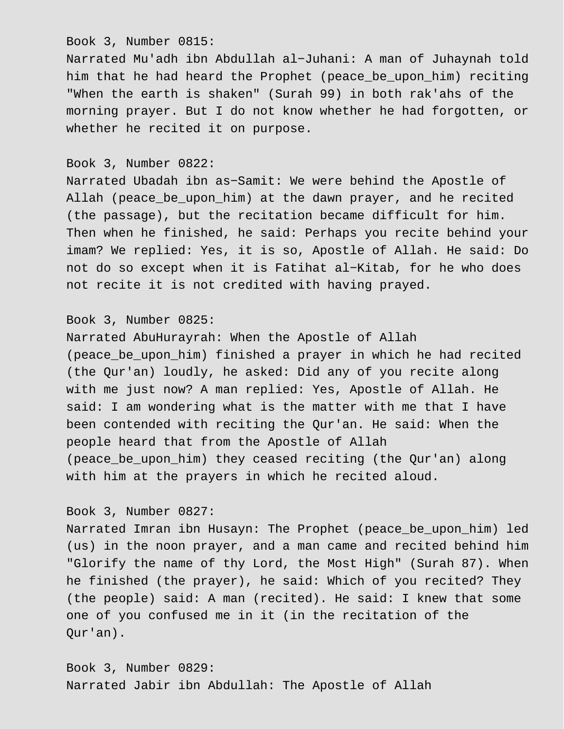Book 3, Number 0815:
Narrated Mu'adh ibn Abdullah al-Juhani: A man of Juhaynah told him that he had heard the Prophet (peace_be_upon_him) reciting "When the earth is shaken" (Surah 99) in both rak'ahs of the morning prayer. But I do not know whether he had forgotten, or whether he recited it on purpose.

Book 3, Number 0822:
Narrated Ubadah ibn as-Samit: We were behind the Apostle of Allah (peace_be_upon_him) at the dawn prayer, and he recited (the passage), but the recitation became difficult for him. Then when he finished, he said: Perhaps you recite behind your imam? We replied: Yes, it is so, Apostle of Allah. He said: Do not do so except when it is Fatihat al-Kitab, for he who does not recite it is not credited with having prayed.

Book 3, Number 0825:
Narrated AbuHurayrah: When the Apostle of Allah (peace_be_upon_him) finished a prayer in which he had recited (the Qur'an) loudly, he asked: Did any of you recite along with me just now? A man replied: Yes, Apostle of Allah. He said: I am wondering what is the matter with me that I have been contended with reciting the Qur'an. He said: When the people heard that from the Apostle of Allah (peace_be_upon_him) they ceased reciting (the Qur'an) along with him at the prayers in which he recited aloud.

Book 3, Number 0827:
Narrated Imran ibn Husayn: The Prophet (peace_be_upon_him) led (us) in the noon prayer, and a man came and recited behind him "Glorify the name of thy Lord, the Most High" (Surah 87). When he finished (the prayer), he said: Which of you recited? They (the people) said: A man (recited). He said: I knew that some one of you confused me in it (in the recitation of the Qur'an).

Book 3, Number 0829:
Narrated Jabir ibn Abdullah: The Apostle of Allah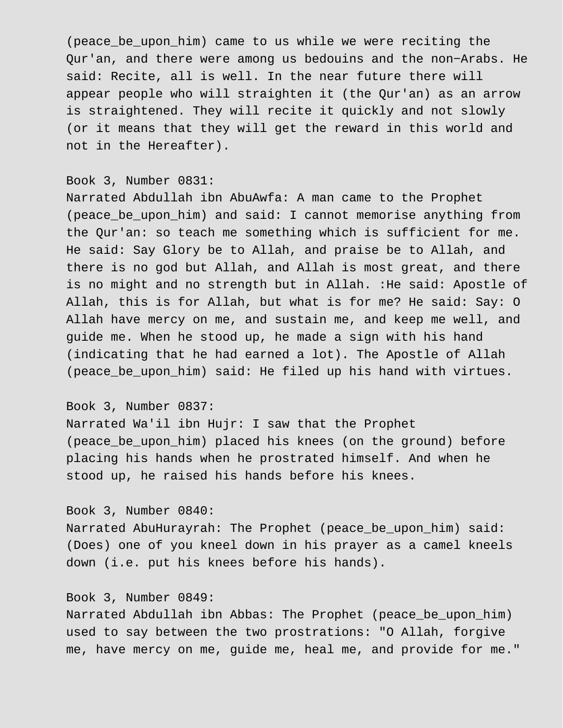(peace_be_upon_him) came to us while we were reciting the Qur'an, and there were among us bedouins and the non-Arabs. He said: Recite, all is well. In the near future there will appear people who will straighten it (the Qur'an) as an arrow is straightened. They will recite it quickly and not slowly (or it means that they will get the reward in this world and not in the Hereafter).

Book 3, Number 0831:
Narrated Abdullah ibn AbuAwfa: A man came to the Prophet (peace_be_upon_him) and said: I cannot memorise anything from the Qur'an: so teach me something which is sufficient for me. He said: Say Glory be to Allah, and praise be to Allah, and there is no god but Allah, and Allah is most great, and there is no might and no strength but in Allah. :He said: Apostle of Allah, this is for Allah, but what is for me? He said: Say: O Allah have mercy on me, and sustain me, and keep me well, and guide me. When he stood up, he made a sign with his hand (indicating that he had earned a lot). The Apostle of Allah (peace_be_upon_him) said: He filed up his hand with virtues.

Book 3, Number 0837:
Narrated Wa'il ibn Hujr: I saw that the Prophet (peace_be_upon_him) placed his knees (on the ground) before placing his hands when he prostrated himself. And when he stood up, he raised his hands before his knees.

Book 3, Number 0840:
Narrated AbuHurayrah: The Prophet (peace_be_upon_him) said: (Does) one of you kneel down in his prayer as a camel kneels down (i.e. put his knees before his hands).

Book 3, Number 0849:
Narrated Abdullah ibn Abbas: The Prophet (peace_be_upon_him) used to say between the two prostrations: "O Allah, forgive me, have mercy on me, guide me, heal me, and provide for me."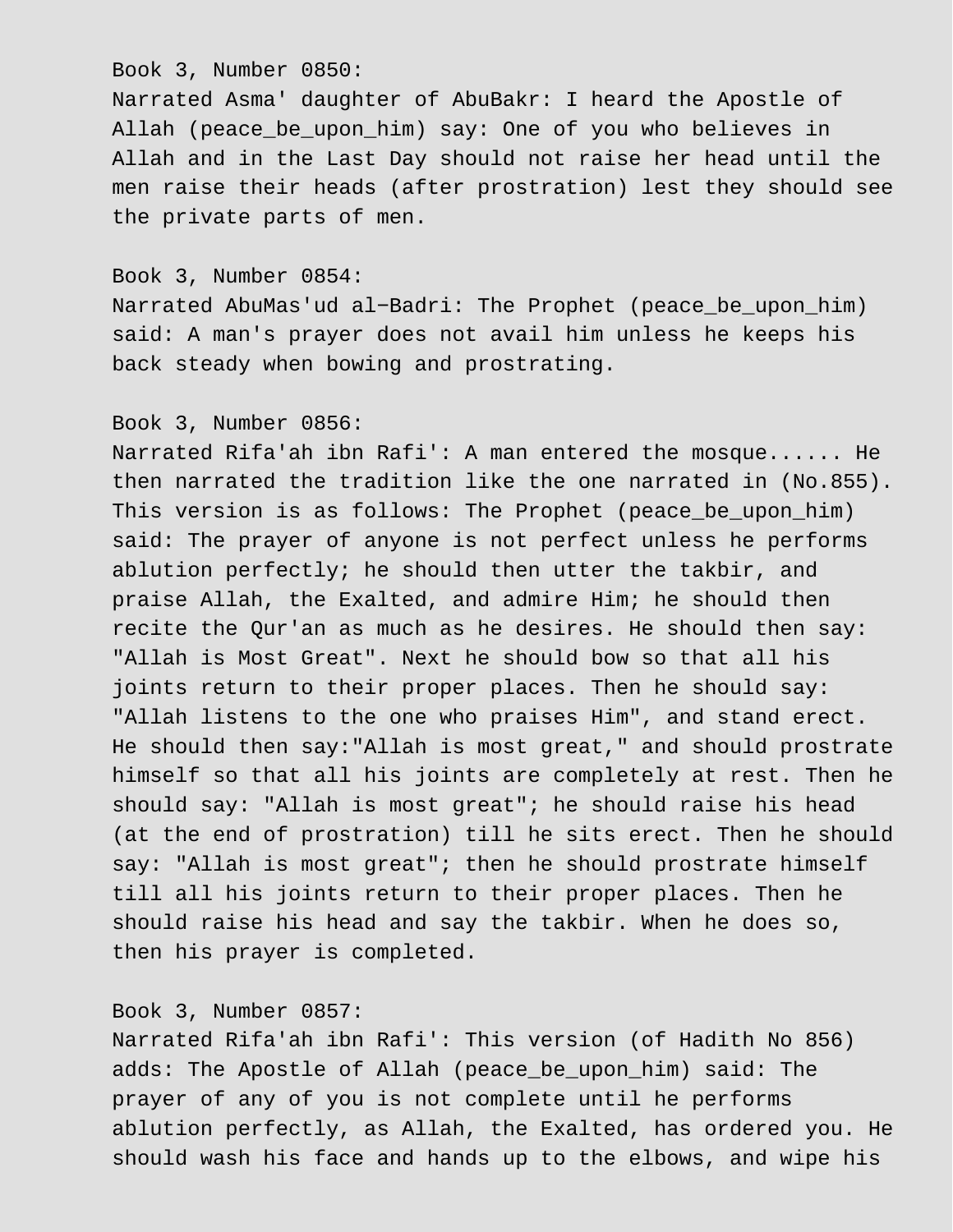Book 3, Number 0850:
Narrated Asma' daughter of AbuBakr: I heard the Apostle of Allah (peace_be_upon_him) say: One of you who believes in Allah and in the Last Day should not raise her head until the men raise their heads (after prostration) lest they should see the private parts of men.

Book 3, Number 0854:
Narrated AbuMas'ud al-Badri: The Prophet (peace_be_upon_him) said: A man's prayer does not avail him unless he keeps his back steady when bowing and prostrating.

Book 3, Number 0856:
Narrated Rifa'ah ibn Rafi': A man entered the mosque...... He then narrated the tradition like the one narrated in (No.855). This version is as follows: The Prophet (peace_be_upon_him) said: The prayer of anyone is not perfect unless he performs ablution perfectly; he should then utter the takbir, and praise Allah, the Exalted, and admire Him; he should then recite the Qur'an as much as he desires. He should then say: "Allah is Most Great". Next he should bow so that all his joints return to their proper places. Then he should say: "Allah listens to the one who praises Him", and stand erect. He should then say:"Allah is most great," and should prostrate himself so that all his joints are completely at rest. Then he should say: "Allah is most great"; he should raise his head (at the end of prostration) till he sits erect. Then he should say: "Allah is most great"; then he should prostrate himself till all his joints return to their proper places. Then he should raise his head and say the takbir. When he does so, then his prayer is completed.

Book 3, Number 0857:
Narrated Rifa'ah ibn Rafi': This version (of Hadith No 856) adds: The Apostle of Allah (peace_be_upon_him) said: The prayer of any of you is not complete until he performs ablution perfectly, as Allah, the Exalted, has ordered you. He should wash his face and hands up to the elbows, and wipe his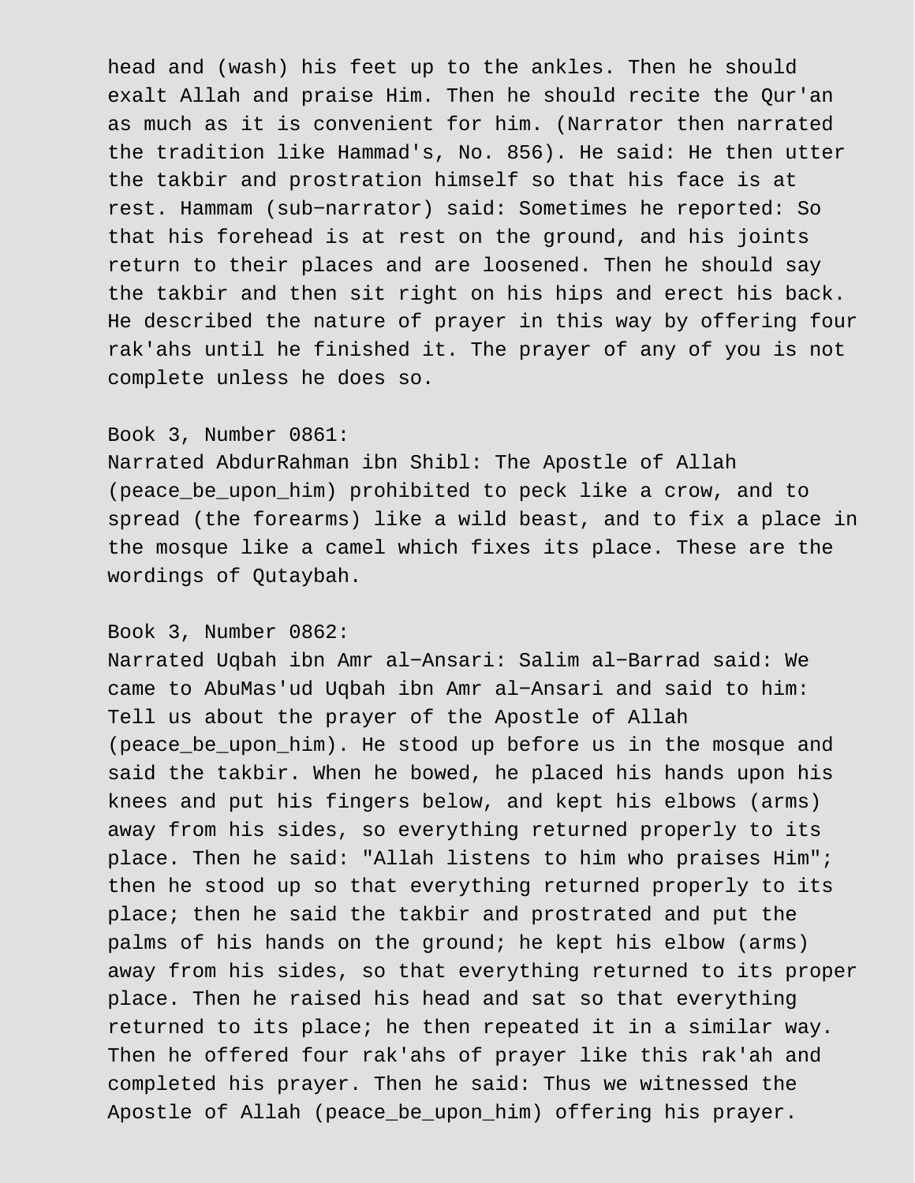head and (wash) his feet up to the ankles. Then he should exalt Allah and praise Him. Then he should recite the Qur'an as much as it is convenient for him. (Narrator then narrated the tradition like Hammad's, No. 856). He said: He then utter the takbir and prostration himself so that his face is at rest. Hammam (sub−narrator) said: Sometimes he reported: So that his forehead is at rest on the ground, and his joints return to their places and are loosened. Then he should say the takbir and then sit right on his hips and erect his back. He described the nature of prayer in this way by offering four rak'ahs until he finished it. The prayer of any of you is not complete unless he does so.

Book 3, Number 0861:
Narrated AbdurRahman ibn Shibl: The Apostle of Allah (peace_be_upon_him) prohibited to peck like a crow, and to spread (the forearms) like a wild beast, and to fix a place in the mosque like a camel which fixes its place. These are the wordings of Qutaybah.

Book 3, Number 0862:
Narrated Uqbah ibn Amr al−Ansari: Salim al−Barrad said: We came to AbuMas'ud Uqbah ibn Amr al−Ansari and said to him: Tell us about the prayer of the Apostle of Allah (peace_be_upon_him). He stood up before us in the mosque and said the takbir. When he bowed, he placed his hands upon his knees and put his fingers below, and kept his elbows (arms) away from his sides, so everything returned properly to its place. Then he said: "Allah listens to him who praises Him"; then he stood up so that everything returned properly to its place; then he said the takbir and prostrated and put the palms of his hands on the ground; he kept his elbow (arms) away from his sides, so that everything returned to its proper place. Then he raised his head and sat so that everything returned to its place; he then repeated it in a similar way. Then he offered four rak'ahs of prayer like this rak'ah and completed his prayer. Then he said: Thus we witnessed the Apostle of Allah (peace_be_upon_him) offering his prayer.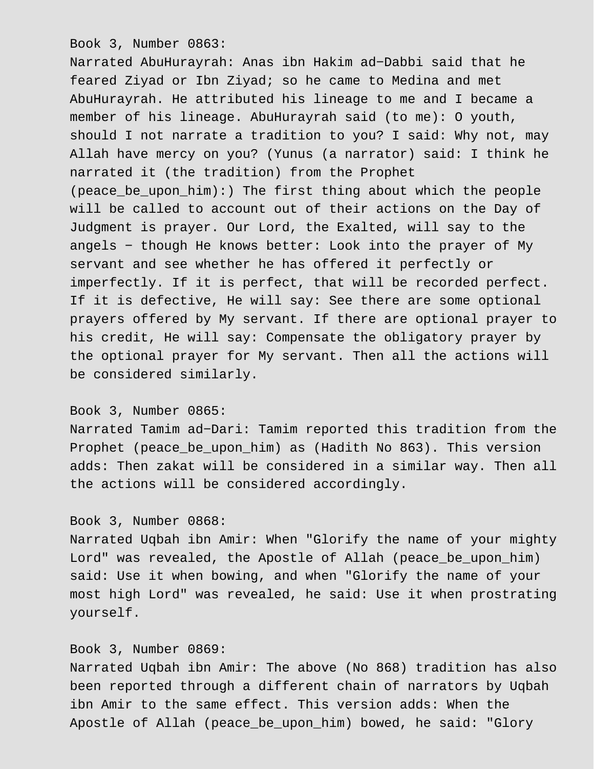Book 3, Number 0863:
Narrated AbuHurayrah: Anas ibn Hakim ad−Dabbi said that he feared Ziyad or Ibn Ziyad; so he came to Medina and met AbuHurayrah. He attributed his lineage to me and I became a member of his lineage. AbuHurayrah said (to me): O youth, should I not narrate a tradition to you? I said: Why not, may Allah have mercy on you? (Yunus (a narrator) said: I think he narrated it (the tradition) from the Prophet (peace_be_upon_him):) The first thing about which the people will be called to account out of their actions on the Day of Judgment is prayer. Our Lord, the Exalted, will say to the angels − though He knows better: Look into the prayer of My servant and see whether he has offered it perfectly or imperfectly. If it is perfect, that will be recorded perfect. If it is defective, He will say: See there are some optional prayers offered by My servant. If there are optional prayer to his credit, He will say: Compensate the obligatory prayer by the optional prayer for My servant. Then all the actions will be considered similarly.

Book 3, Number 0865:
Narrated Tamim ad−Dari: Tamim reported this tradition from the Prophet (peace_be_upon_him) as (Hadith No 863). This version adds: Then zakat will be considered in a similar way. Then all the actions will be considered accordingly.

Book 3, Number 0868:
Narrated Uqbah ibn Amir: When "Glorify the name of your mighty Lord" was revealed, the Apostle of Allah (peace_be_upon_him) said: Use it when bowing, and when "Glorify the name of your most high Lord" was revealed, he said: Use it when prostrating yourself.

Book 3, Number 0869:
Narrated Uqbah ibn Amir: The above (No 868) tradition has also been reported through a different chain of narrators by Uqbah ibn Amir to the same effect. This version adds: When the Apostle of Allah (peace_be_upon_him) bowed, he said: "Glory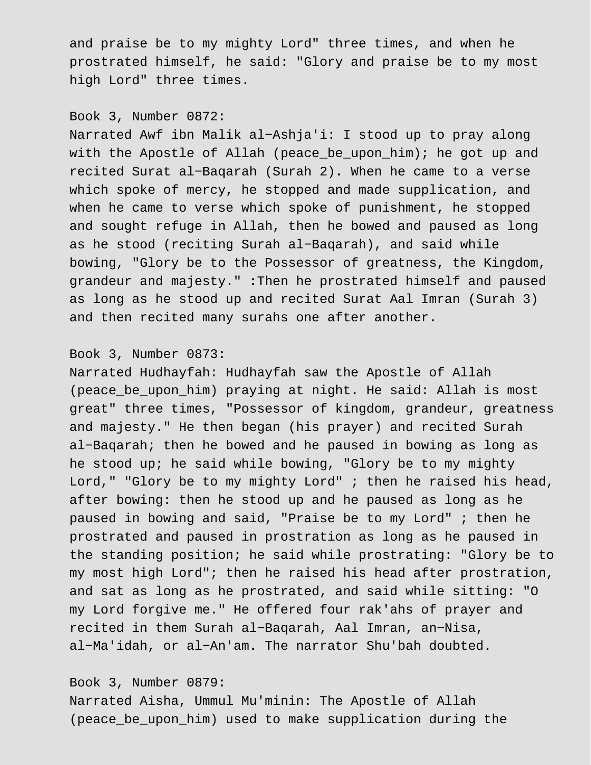and praise be to my mighty Lord" three times, and when he prostrated himself, he said: "Glory and praise be to my most high Lord" three times.

Book 3, Number 0872:
Narrated Awf ibn Malik al-Ashja'i: I stood up to pray along with the Apostle of Allah (peace_be_upon_him); he got up and recited Surat al-Baqarah (Surah 2). When he came to a verse which spoke of mercy, he stopped and made supplication, and when he came to verse which spoke of punishment, he stopped and sought refuge in Allah, then he bowed and paused as long as he stood (reciting Surah al-Baqarah), and said while bowing, "Glory be to the Possessor of greatness, the Kingdom, grandeur and majesty." :Then he prostrated himself and paused as long as he stood up and recited Surat Aal Imran (Surah 3) and then recited many surahs one after another.

Book 3, Number 0873:
Narrated Hudhayfah: Hudhayfah saw the Apostle of Allah (peace_be_upon_him) praying at night. He said: Allah is most great" three times, "Possessor of kingdom, grandeur, greatness and majesty." He then began (his prayer) and recited Surah al-Baqarah; then he bowed and he paused in bowing as long as he stood up; he said while bowing, "Glory be to my mighty Lord," "Glory be to my mighty Lord" ; then he raised his head, after bowing: then he stood up and he paused as long as he paused in bowing and said, "Praise be to my Lord" ; then he prostrated and paused in prostration as long as he paused in the standing position; he said while prostrating: "Glory be to my most high Lord"; then he raised his head after prostration, and sat as long as he prostrated, and said while sitting: "O my Lord forgive me." He offered four rak'ahs of prayer and recited in them Surah al-Baqarah, Aal Imran, an-Nisa, al-Ma'idah, or al-An'am. The narrator Shu'bah doubted.

Book 3, Number 0879:
Narrated Aisha, Ummul Mu'minin: The Apostle of Allah (peace_be_upon_him) used to make supplication during the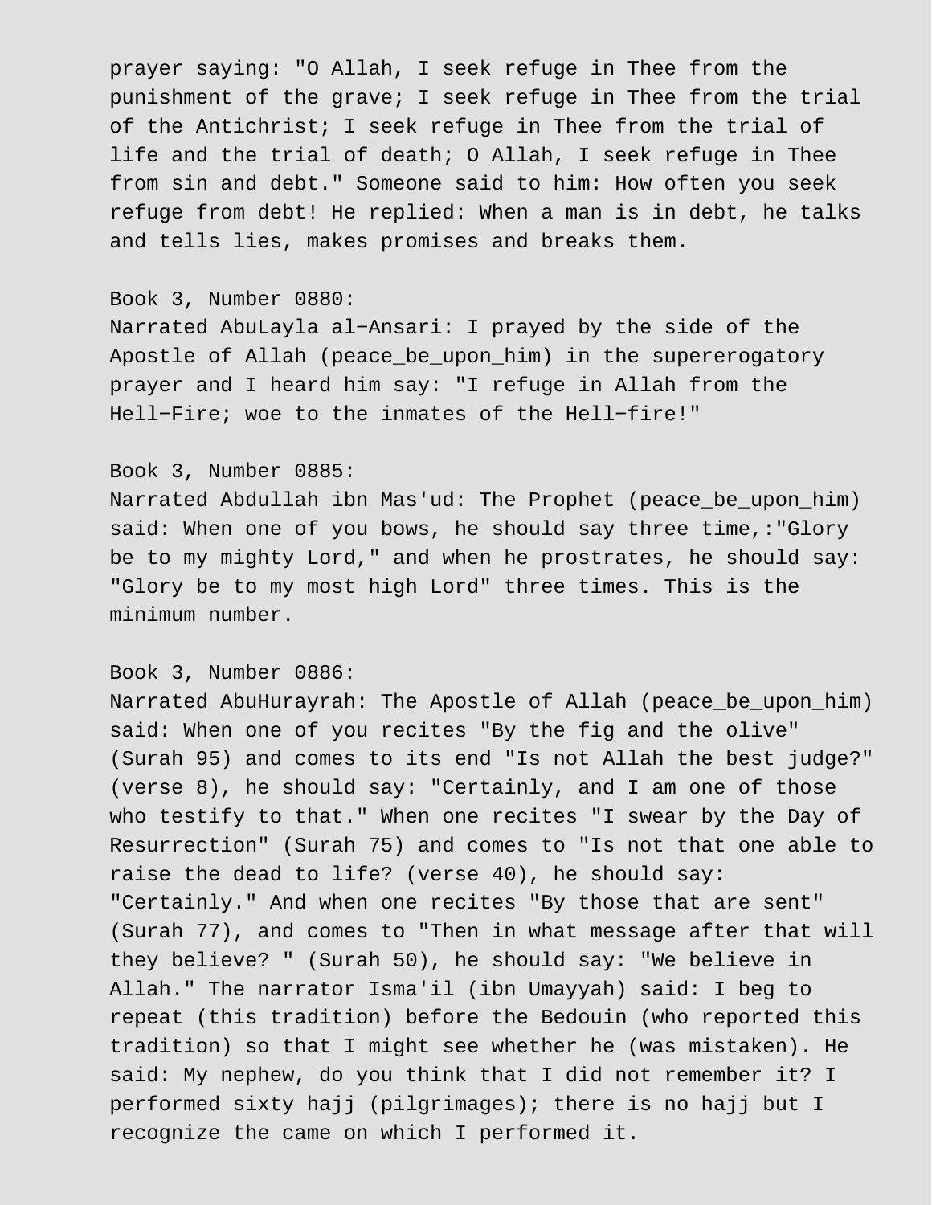prayer saying: "O Allah, I seek refuge in Thee from the punishment of the grave; I seek refuge in Thee from the trial of the Antichrist; I seek refuge in Thee from the trial of life and the trial of death; O Allah, I seek refuge in Thee from sin and debt." Someone said to him: How often you seek refuge from debt! He replied: When a man is in debt, he talks and tells lies, makes promises and breaks them.

Book 3, Number 0880:
Narrated AbuLayla al−Ansari: I prayed by the side of the Apostle of Allah (peace_be_upon_him) in the supererogatory prayer and I heard him say: "I refuge in Allah from the Hell−Fire; woe to the inmates of the Hell−fire!"

Book 3, Number 0885:
Narrated Abdullah ibn Mas'ud: The Prophet (peace_be_upon_him) said: When one of you bows, he should say three time,:"Glory be to my mighty Lord," and when he prostrates, he should say: "Glory be to my most high Lord" three times. This is the minimum number.

Book 3, Number 0886:
Narrated AbuHurayrah: The Apostle of Allah (peace_be_upon_him) said: When one of you recites "By the fig and the olive" (Surah 95) and comes to its end "Is not Allah the best judge?" (verse 8), he should say: "Certainly, and I am one of those who testify to that." When one recites "I swear by the Day of Resurrection" (Surah 75) and comes to "Is not that one able to raise the dead to life? (verse 40), he should say: "Certainly." And when one recites "By those that are sent" (Surah 77), and comes to "Then in what message after that will they believe? " (Surah 50), he should say: "We believe in Allah." The narrator Isma'il (ibn Umayyah) said: I beg to repeat (this tradition) before the Bedouin (who reported this tradition) so that I might see whether he (was mistaken). He said: My nephew, do you think that I did not remember it? I performed sixty hajj (pilgrimages); there is no hajj but I recognize the came on which I performed it.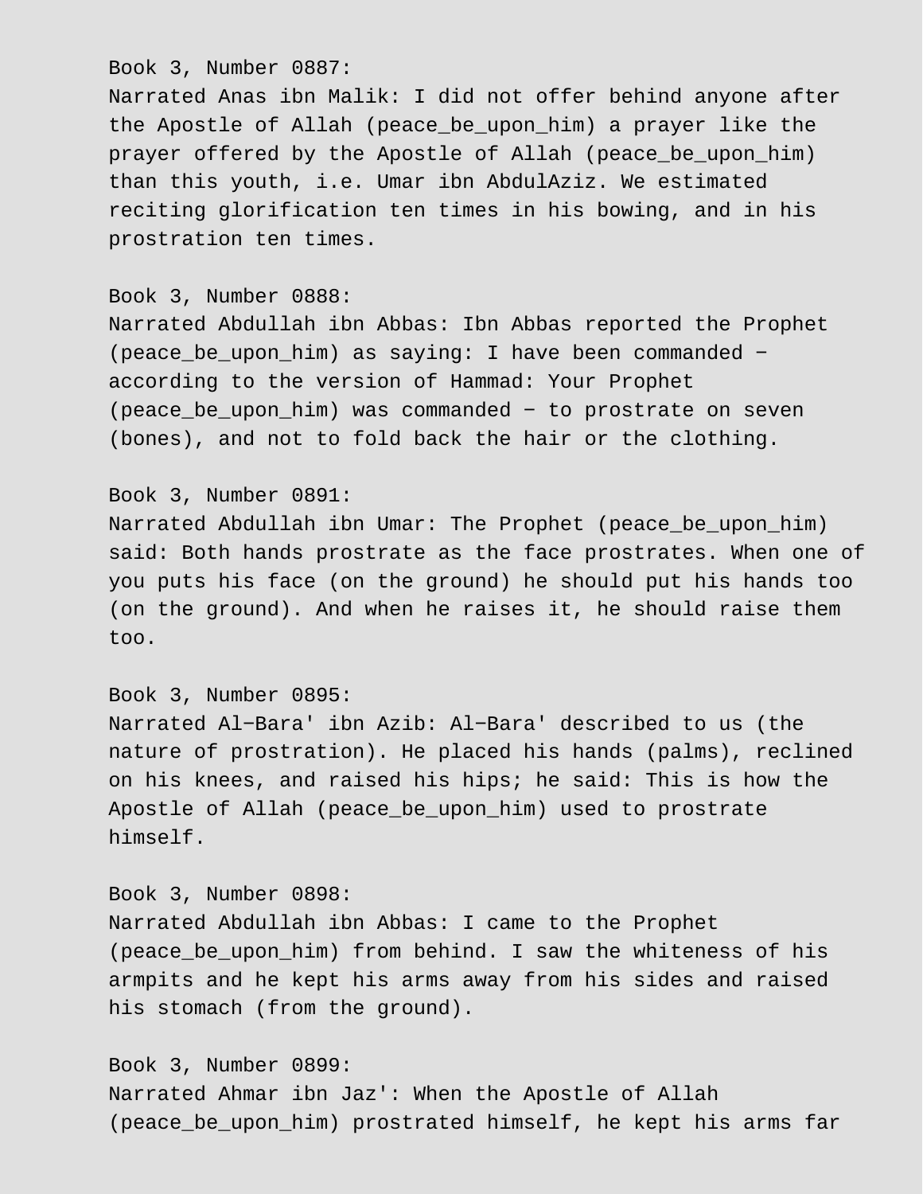Book 3, Number 0887:
Narrated Anas ibn Malik: I did not offer behind anyone after the Apostle of Allah (peace_be_upon_him) a prayer like the prayer offered by the Apostle of Allah (peace_be_upon_him) than this youth, i.e. Umar ibn AbdulAziz. We estimated reciting glorification ten times in his bowing, and in his prostration ten times.

Book 3, Number 0888:
Narrated Abdullah ibn Abbas: Ibn Abbas reported the Prophet (peace_be_upon_him) as saying: I have been commanded − according to the version of Hammad: Your Prophet (peace_be_upon_him) was commanded − to prostrate on seven (bones), and not to fold back the hair or the clothing.

Book 3, Number 0891:
Narrated Abdullah ibn Umar: The Prophet (peace_be_upon_him) said: Both hands prostrate as the face prostrates. When one of you puts his face (on the ground) he should put his hands too (on the ground). And when he raises it, he should raise them too.

Book 3, Number 0895:
Narrated Al−Bara' ibn Azib: Al−Bara' described to us (the nature of prostration). He placed his hands (palms), reclined on his knees, and raised his hips; he said: This is how the Apostle of Allah (peace_be_upon_him) used to prostrate himself.

Book 3, Number 0898:
Narrated Abdullah ibn Abbas: I came to the Prophet (peace_be_upon_him) from behind. I saw the whiteness of his armpits and he kept his arms away from his sides and raised his stomach (from the ground).

Book 3, Number 0899:
Narrated Ahmar ibn Jaz': When the Apostle of Allah (peace_be_upon_him) prostrated himself, he kept his arms far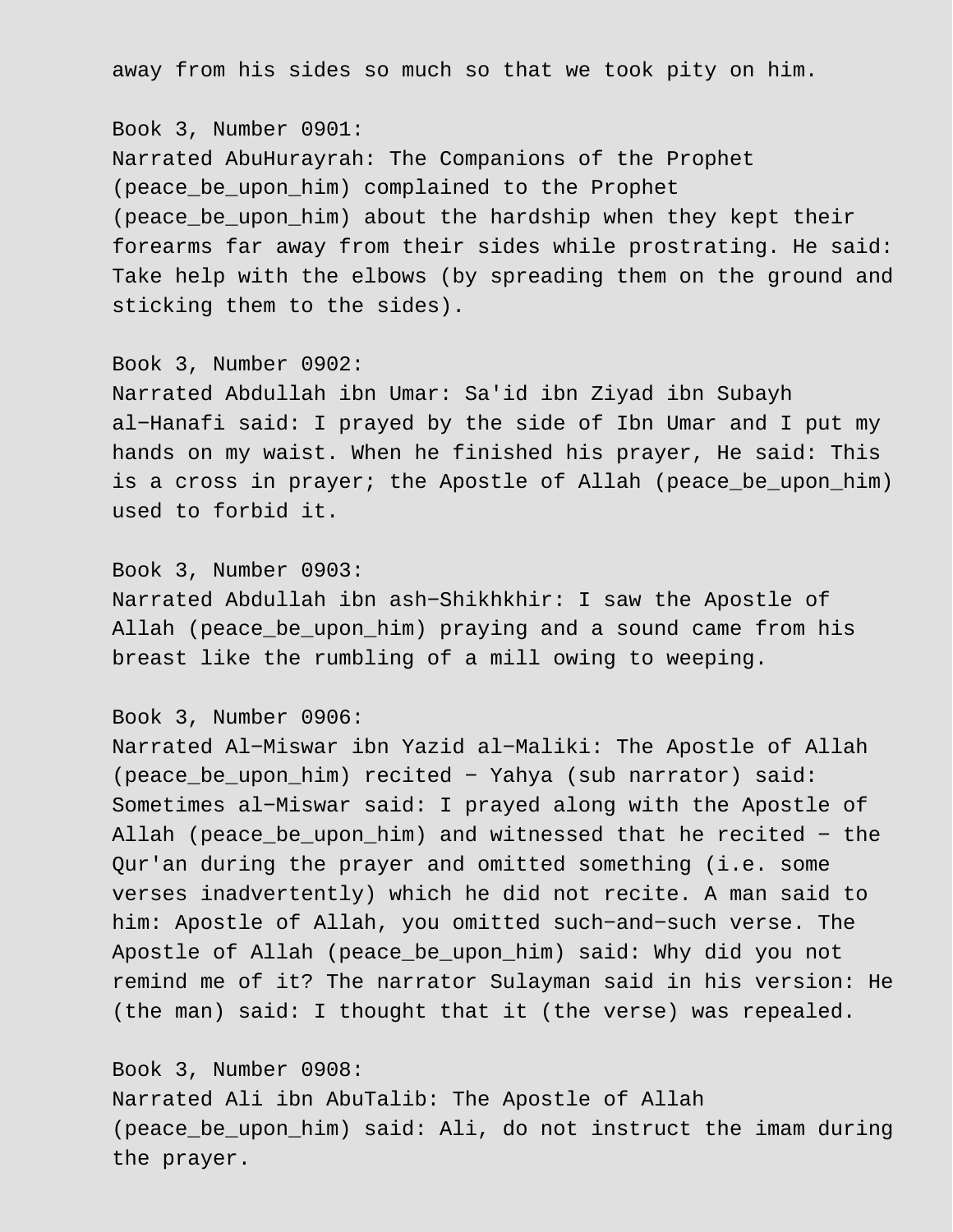away from his sides so much so that we took pity on him.

Book 3, Number 0901:
Narrated AbuHurayrah: The Companions of the Prophet (peace_be_upon_him) complained to the Prophet (peace_be_upon_him) about the hardship when they kept their forearms far away from their sides while prostrating. He said: Take help with the elbows (by spreading them on the ground and sticking them to the sides).

Book 3, Number 0902:
Narrated Abdullah ibn Umar: Sa'id ibn Ziyad ibn Subayh al-Hanafi said: I prayed by the side of Ibn Umar and I put my hands on my waist. When he finished his prayer, He said: This is a cross in prayer; the Apostle of Allah (peace_be_upon_him) used to forbid it.

Book 3, Number 0903:
Narrated Abdullah ibn ash-Shikhkhir: I saw the Apostle of Allah (peace_be_upon_him) praying and a sound came from his breast like the rumbling of a mill owing to weeping.

Book 3, Number 0906:
Narrated Al-Miswar ibn Yazid al-Maliki: The Apostle of Allah (peace_be_upon_him) recited - Yahya (sub narrator) said: Sometimes al-Miswar said: I prayed along with the Apostle of Allah (peace_be_upon_him) and witnessed that he recited - the Qur'an during the prayer and omitted something (i.e. some verses inadvertently) which he did not recite. A man said to him: Apostle of Allah, you omitted such-and-such verse. The Apostle of Allah (peace_be_upon_him) said: Why did you not remind me of it? The narrator Sulayman said in his version: He (the man) said: I thought that it (the verse) was repealed.

Book 3, Number 0908:
Narrated Ali ibn AbuTalib: The Apostle of Allah (peace_be_upon_him) said: Ali, do not instruct the imam during the prayer.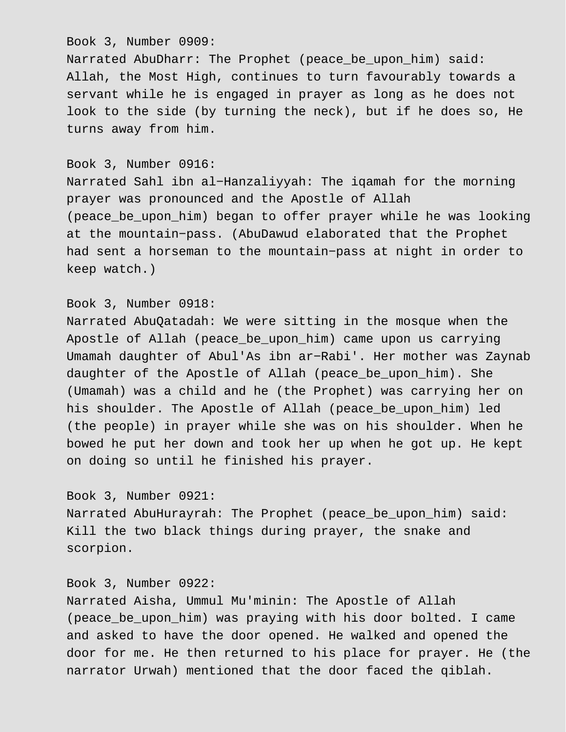Book 3, Number 0909:
Narrated AbuDharr: The Prophet (peace_be_upon_him) said: Allah, the Most High, continues to turn favourably towards a servant while he is engaged in prayer as long as he does not look to the side (by turning the neck), but if he does so, He turns away from him.

Book 3, Number 0916:
Narrated Sahl ibn al-Hanzaliyyah: The iqamah for the morning prayer was pronounced and the Apostle of Allah (peace_be_upon_him) began to offer prayer while he was looking at the mountain-pass. (AbuDawud elaborated that the Prophet had sent a horseman to the mountain-pass at night in order to keep watch.)

Book 3, Number 0918:
Narrated AbuQatadah: We were sitting in the mosque when the Apostle of Allah (peace_be_upon_him) came upon us carrying Umamah daughter of Abul'As ibn ar-Rabi'. Her mother was Zaynab daughter of the Apostle of Allah (peace_be_upon_him). She (Umamah) was a child and he (the Prophet) was carrying her on his shoulder. The Apostle of Allah (peace_be_upon_him) led (the people) in prayer while she was on his shoulder. When he bowed he put her down and took her up when he got up. He kept on doing so until he finished his prayer.

Book 3, Number 0921:
Narrated AbuHurayrah: The Prophet (peace_be_upon_him) said: Kill the two black things during prayer, the snake and scorpion.

Book 3, Number 0922:
Narrated Aisha, Ummul Mu'minin: The Apostle of Allah (peace_be_upon_him) was praying with his door bolted. I came and asked to have the door opened. He walked and opened the door for me. He then returned to his place for prayer. He (the narrator Urwah) mentioned that the door faced the qiblah.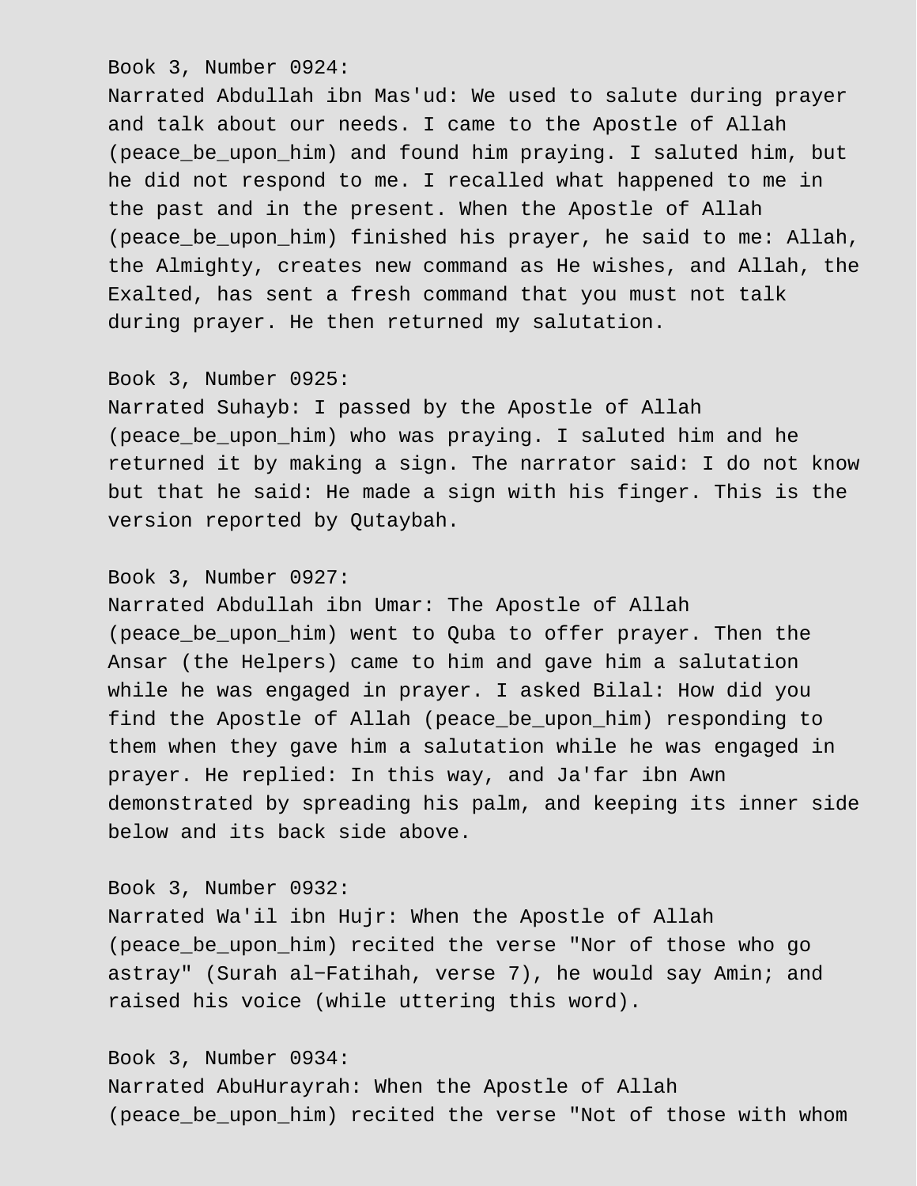Book 3, Number 0924:
Narrated Abdullah ibn Mas'ud: We used to salute during prayer and talk about our needs. I came to the Apostle of Allah (peace_be_upon_him) and found him praying. I saluted him, but he did not respond to me. I recalled what happened to me in the past and in the present. When the Apostle of Allah (peace_be_upon_him) finished his prayer, he said to me: Allah, the Almighty, creates new command as He wishes, and Allah, the Exalted, has sent a fresh command that you must not talk during prayer. He then returned my salutation.

Book 3, Number 0925:
Narrated Suhayb: I passed by the Apostle of Allah (peace_be_upon_him) who was praying. I saluted him and he returned it by making a sign. The narrator said: I do not know but that he said: He made a sign with his finger. This is the version reported by Qutaybah.

Book 3, Number 0927:
Narrated Abdullah ibn Umar: The Apostle of Allah (peace_be_upon_him) went to Quba to offer prayer. Then the Ansar (the Helpers) came to him and gave him a salutation while he was engaged in prayer. I asked Bilal: How did you find the Apostle of Allah (peace_be_upon_him) responding to them when they gave him a salutation while he was engaged in prayer. He replied: In this way, and Ja'far ibn Awn demonstrated by spreading his palm, and keeping its inner side below and its back side above.

Book 3, Number 0932:
Narrated Wa'il ibn Hujr: When the Apostle of Allah (peace_be_upon_him) recited the verse "Nor of those who go astray" (Surah al-Fatihah, verse 7), he would say Amin; and raised his voice (while uttering this word).

Book 3, Number 0934:
Narrated AbuHurayrah: When the Apostle of Allah (peace_be_upon_him) recited the verse "Not of those with whom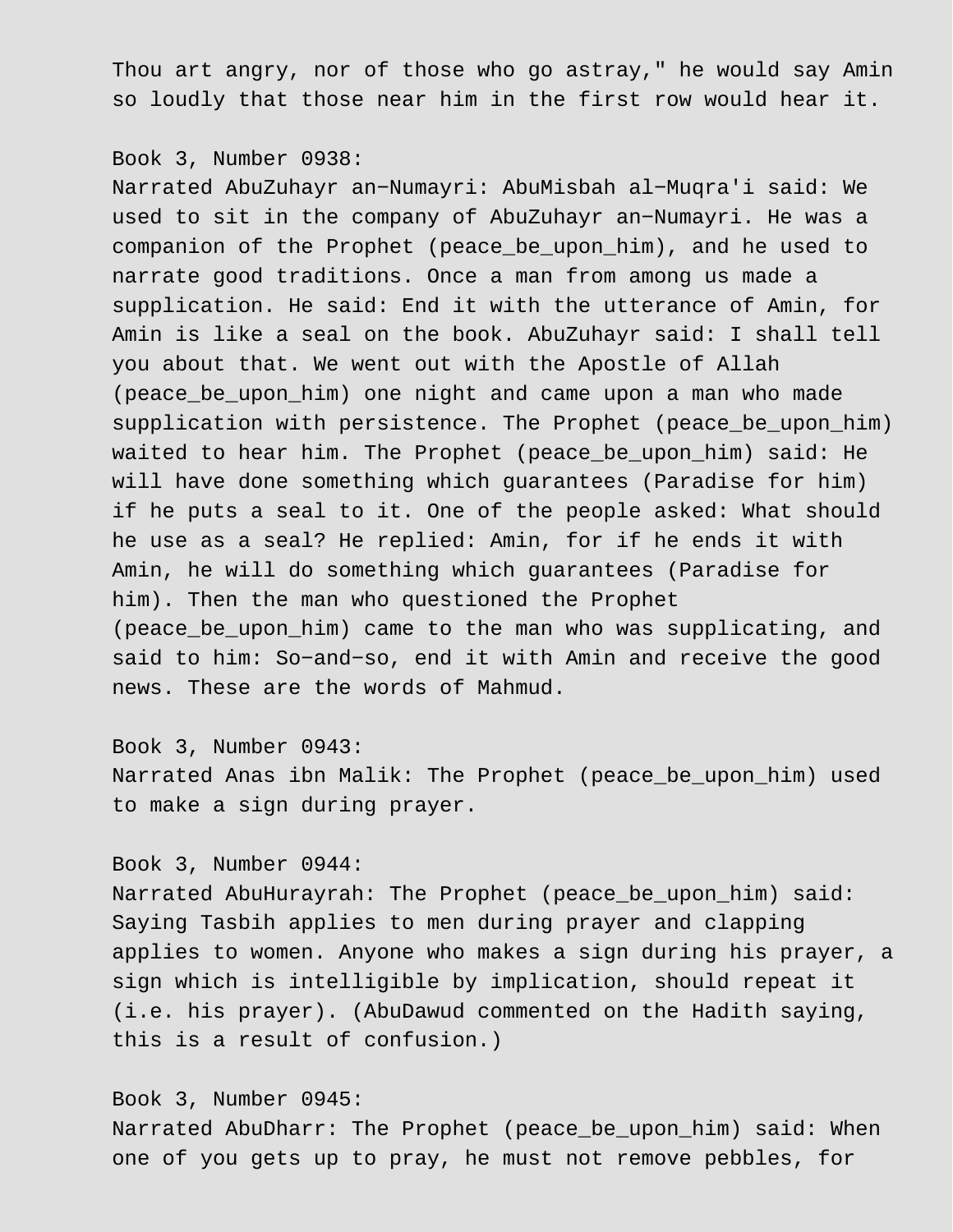Thou art angry, nor of those who go astray," he would say Amin so loudly that those near him in the first row would hear it.

Book 3, Number 0938:
Narrated AbuZuhayr an−Numayri: AbuMisbah al−Muqra'i said: We used to sit in the company of AbuZuhayr an−Numayri. He was a companion of the Prophet (peace_be_upon_him), and he used to narrate good traditions. Once a man from among us made a supplication. He said: End it with the utterance of Amin, for Amin is like a seal on the book. AbuZuhayr said: I shall tell you about that. We went out with the Apostle of Allah (peace_be_upon_him) one night and came upon a man who made supplication with persistence. The Prophet (peace_be_upon_him) waited to hear him. The Prophet (peace_be_upon_him) said: He will have done something which guarantees (Paradise for him) if he puts a seal to it. One of the people asked: What should he use as a seal? He replied: Amin, for if he ends it with Amin, he will do something which guarantees (Paradise for him). Then the man who questioned the Prophet (peace_be_upon_him) came to the man who was supplicating, and said to him: So−and−so, end it with Amin and receive the good news. These are the words of Mahmud.

Book 3, Number 0943:
Narrated Anas ibn Malik: The Prophet (peace_be_upon_him) used to make a sign during prayer.

Book 3, Number 0944:
Narrated AbuHurayrah: The Prophet (peace_be_upon_him) said: Saying Tasbih applies to men during prayer and clapping applies to women. Anyone who makes a sign during his prayer, a sign which is intelligible by implication, should repeat it (i.e. his prayer). (AbuDawud commented on the Hadith saying, this is a result of confusion.)

Book 3, Number 0945:
Narrated AbuDharr: The Prophet (peace_be_upon_him) said: When one of you gets up to pray, he must not remove pebbles, for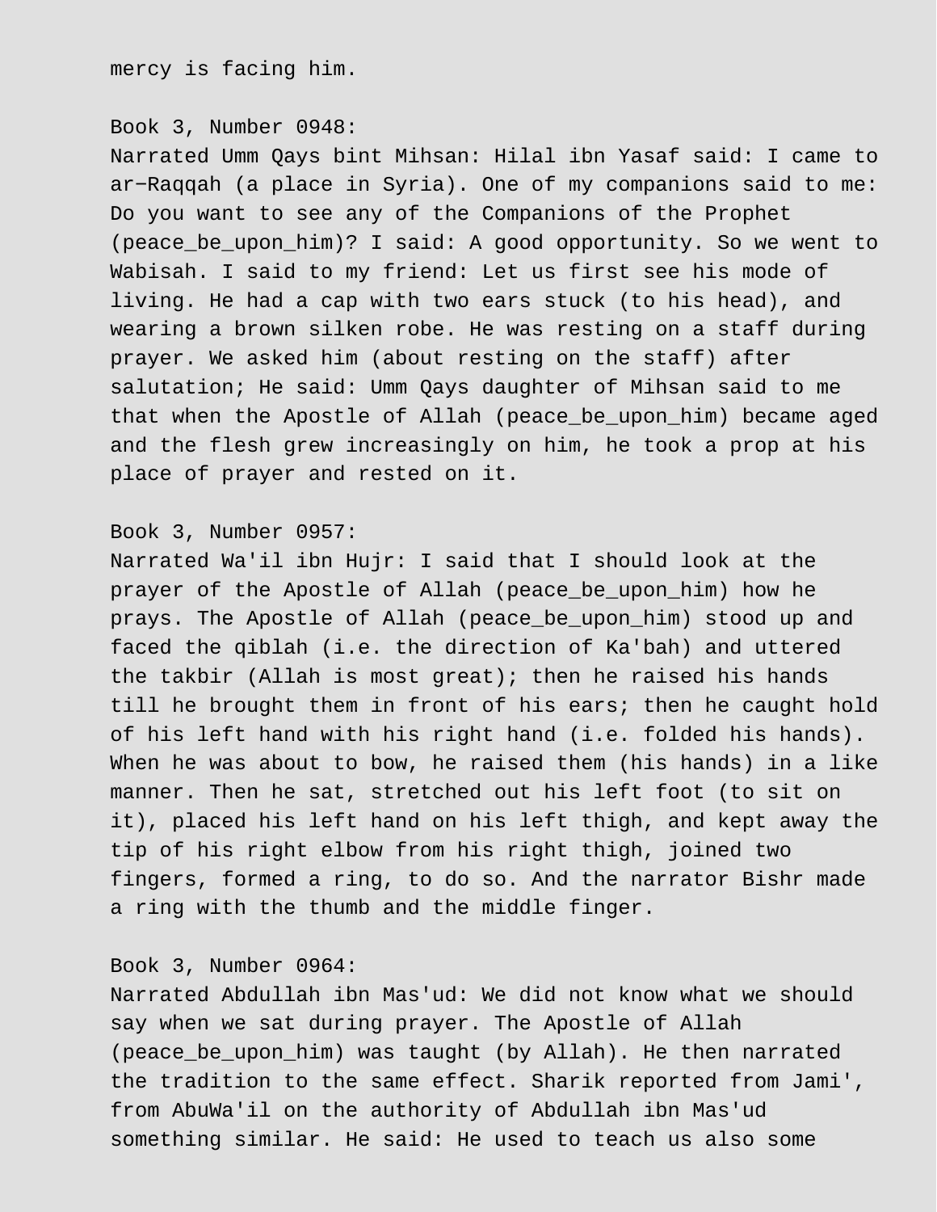mercy is facing him.

Book 3, Number 0948:
Narrated Umm Qays bint Mihsan: Hilal ibn Yasaf said: I came to ar−Raqqah (a place in Syria). One of my companions said to me: Do you want to see any of the Companions of the Prophet (peace_be_upon_him)? I said: A good opportunity. So we went to Wabisah. I said to my friend: Let us first see his mode of living. He had a cap with two ears stuck (to his head), and wearing a brown silken robe. He was resting on a staff during prayer. We asked him (about resting on the staff) after salutation; He said: Umm Qays daughter of Mihsan said to me that when the Apostle of Allah (peace_be_upon_him) became aged and the flesh grew increasingly on him, he took a prop at his place of prayer and rested on it.

Book 3, Number 0957:
Narrated Wa'il ibn Hujr: I said that I should look at the prayer of the Apostle of Allah (peace_be_upon_him) how he prays. The Apostle of Allah (peace_be_upon_him) stood up and faced the qiblah (i.e. the direction of Ka'bah) and uttered the takbir (Allah is most great); then he raised his hands till he brought them in front of his ears; then he caught hold of his left hand with his right hand (i.e. folded his hands). When he was about to bow, he raised them (his hands) in a like manner. Then he sat, stretched out his left foot (to sit on it), placed his left hand on his left thigh, and kept away the tip of his right elbow from his right thigh, joined two fingers, formed a ring, to do so. And the narrator Bishr made a ring with the thumb and the middle finger.

Book 3, Number 0964:
Narrated Abdullah ibn Mas'ud: We did not know what we should say when we sat during prayer. The Apostle of Allah (peace_be_upon_him) was taught (by Allah). He then narrated the tradition to the same effect. Sharik reported from Jami', from AbuWa'il on the authority of Abdullah ibn Mas'ud something similar. He said: He used to teach us also some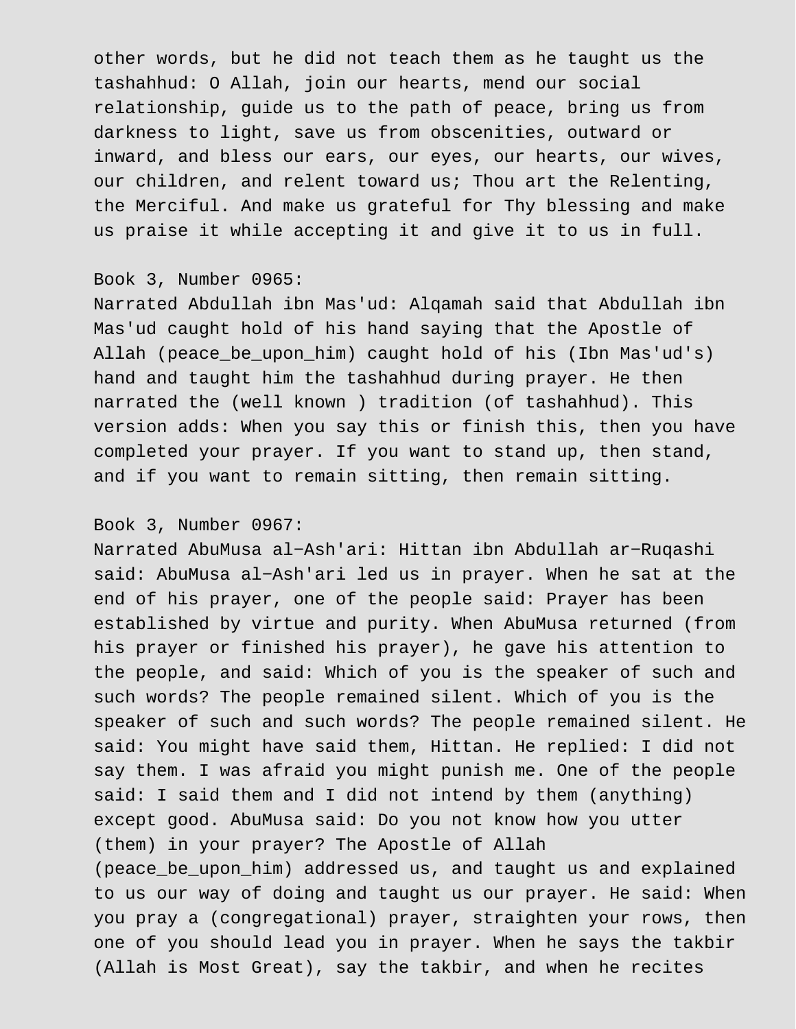other words, but he did not teach them as he taught us the tashahhud: O Allah, join our hearts, mend our social relationship, guide us to the path of peace, bring us from darkness to light, save us from obscenities, outward or inward, and bless our ears, our eyes, our hearts, our wives, our children, and relent toward us; Thou art the Relenting, the Merciful. And make us grateful for Thy blessing and make us praise it while accepting it and give it to us in full.

Book 3, Number 0965:
Narrated Abdullah ibn Mas'ud: Alqamah said that Abdullah ibn Mas'ud caught hold of his hand saying that the Apostle of Allah (peace_be_upon_him) caught hold of his (Ibn Mas'ud's) hand and taught him the tashahhud during prayer. He then narrated the (well known ) tradition (of tashahhud). This version adds: When you say this or finish this, then you have completed your prayer. If you want to stand up, then stand, and if you want to remain sitting, then remain sitting.

Book 3, Number 0967:
Narrated AbuMusa al−Ash'ari: Hittan ibn Abdullah ar−Ruqashi said: AbuMusa al−Ash'ari led us in prayer. When he sat at the end of his prayer, one of the people said: Prayer has been established by virtue and purity. When AbuMusa returned (from his prayer or finished his prayer), he gave his attention to the people, and said: Which of you is the speaker of such and such words? The people remained silent. Which of you is the speaker of such and such words? The people remained silent. He said: You might have said them, Hittan. He replied: I did not say them. I was afraid you might punish me. One of the people said: I said them and I did not intend by them (anything) except good. AbuMusa said: Do you not know how you utter (them) in your prayer? The Apostle of Allah (peace_be_upon_him) addressed us, and taught us and explained to us our way of doing and taught us our prayer. He said: When you pray a (congregational) prayer, straighten your rows, then one of you should lead you in prayer. When he says the takbir (Allah is Most Great), say the takbir, and when he recites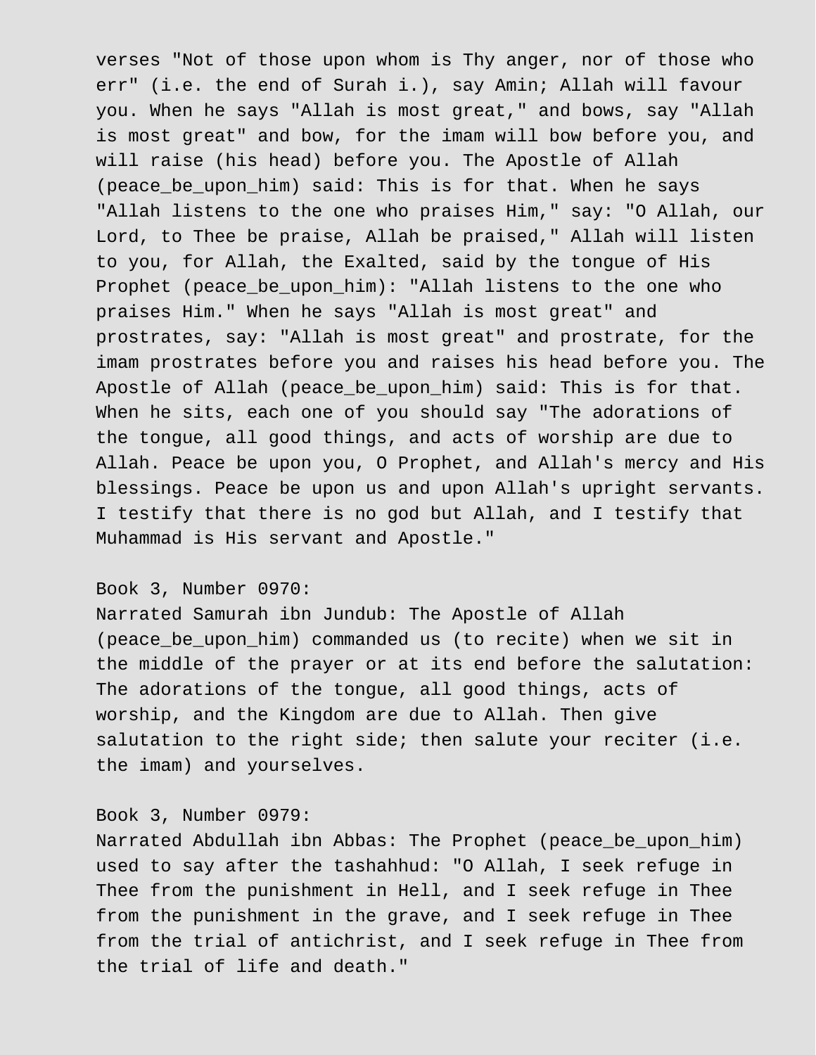verses "Not of those upon whom is Thy anger, nor of those who err" (i.e. the end of Surah i.), say Amin; Allah will favour you. When he says "Allah is most great," and bows, say "Allah is most great" and bow, for the imam will bow before you, and will raise (his head) before you. The Apostle of Allah (peace_be_upon_him) said: This is for that. When he says "Allah listens to the one who praises Him," say: "O Allah, our Lord, to Thee be praise, Allah be praised," Allah will listen to you, for Allah, the Exalted, said by the tongue of His Prophet (peace_be_upon_him): "Allah listens to the one who praises Him." When he says "Allah is most great" and prostrates, say: "Allah is most great" and prostrate, for the imam prostrates before you and raises his head before you. The Apostle of Allah (peace_be_upon_him) said: This is for that. When he sits, each one of you should say "The adorations of the tongue, all good things, and acts of worship are due to Allah. Peace be upon you, O Prophet, and Allah's mercy and His blessings. Peace be upon us and upon Allah's upright servants. I testify that there is no god but Allah, and I testify that Muhammad is His servant and Apostle."

Book 3, Number 0970:
Narrated Samurah ibn Jundub: The Apostle of Allah (peace_be_upon_him) commanded us (to recite) when we sit in the middle of the prayer or at its end before the salutation: The adorations of the tongue, all good things, acts of worship, and the Kingdom are due to Allah. Then give salutation to the right side; then salute your reciter (i.e. the imam) and yourselves.

Book 3, Number 0979:
Narrated Abdullah ibn Abbas: The Prophet (peace_be_upon_him) used to say after the tashahhud: "O Allah, I seek refuge in Thee from the punishment in Hell, and I seek refuge in Thee from the punishment in the grave, and I seek refuge in Thee from the trial of antichrist, and I seek refuge in Thee from the trial of life and death."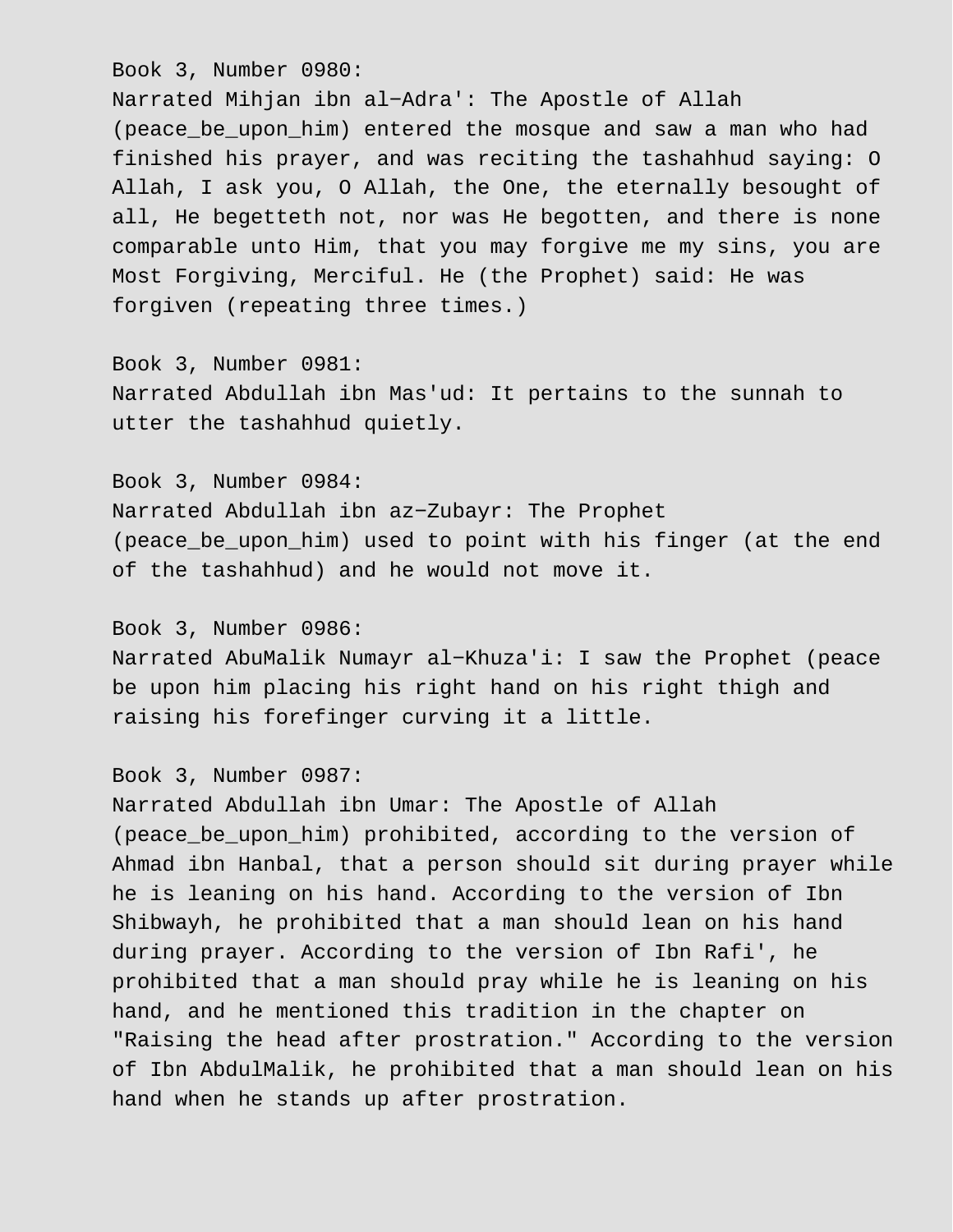Book 3, Number 0980:
Narrated Mihjan ibn al−Adra': The Apostle of Allah (peace_be_upon_him) entered the mosque and saw a man who had finished his prayer, and was reciting the tashahhud saying: O Allah, I ask you, O Allah, the One, the eternally besought of all, He begetteth not, nor was He begotten, and there is none comparable unto Him, that you may forgive me my sins, you are Most Forgiving, Merciful. He (the Prophet) said: He was forgiven (repeating three times.)

Book 3, Number 0981:
Narrated Abdullah ibn Mas'ud: It pertains to the sunnah to utter the tashahhud quietly.

Book 3, Number 0984:
Narrated Abdullah ibn az−Zubayr: The Prophet (peace_be_upon_him) used to point with his finger (at the end of the tashahhud) and he would not move it.

Book 3, Number 0986:
Narrated AbuMalik Numayr al−Khuza'i: I saw the Prophet (peace be upon him placing his right hand on his right thigh and raising his forefinger curving it a little.

Book 3, Number 0987:
Narrated Abdullah ibn Umar: The Apostle of Allah (peace_be_upon_him) prohibited, according to the version of Ahmad ibn Hanbal, that a person should sit during prayer while he is leaning on his hand. According to the version of Ibn Shibwayh, he prohibited that a man should lean on his hand during prayer. According to the version of Ibn Rafi', he prohibited that a man should pray while he is leaning on his hand, and he mentioned this tradition in the chapter on "Raising the head after prostration." According to the version of Ibn AbdulMalik, he prohibited that a man should lean on his hand when he stands up after prostration.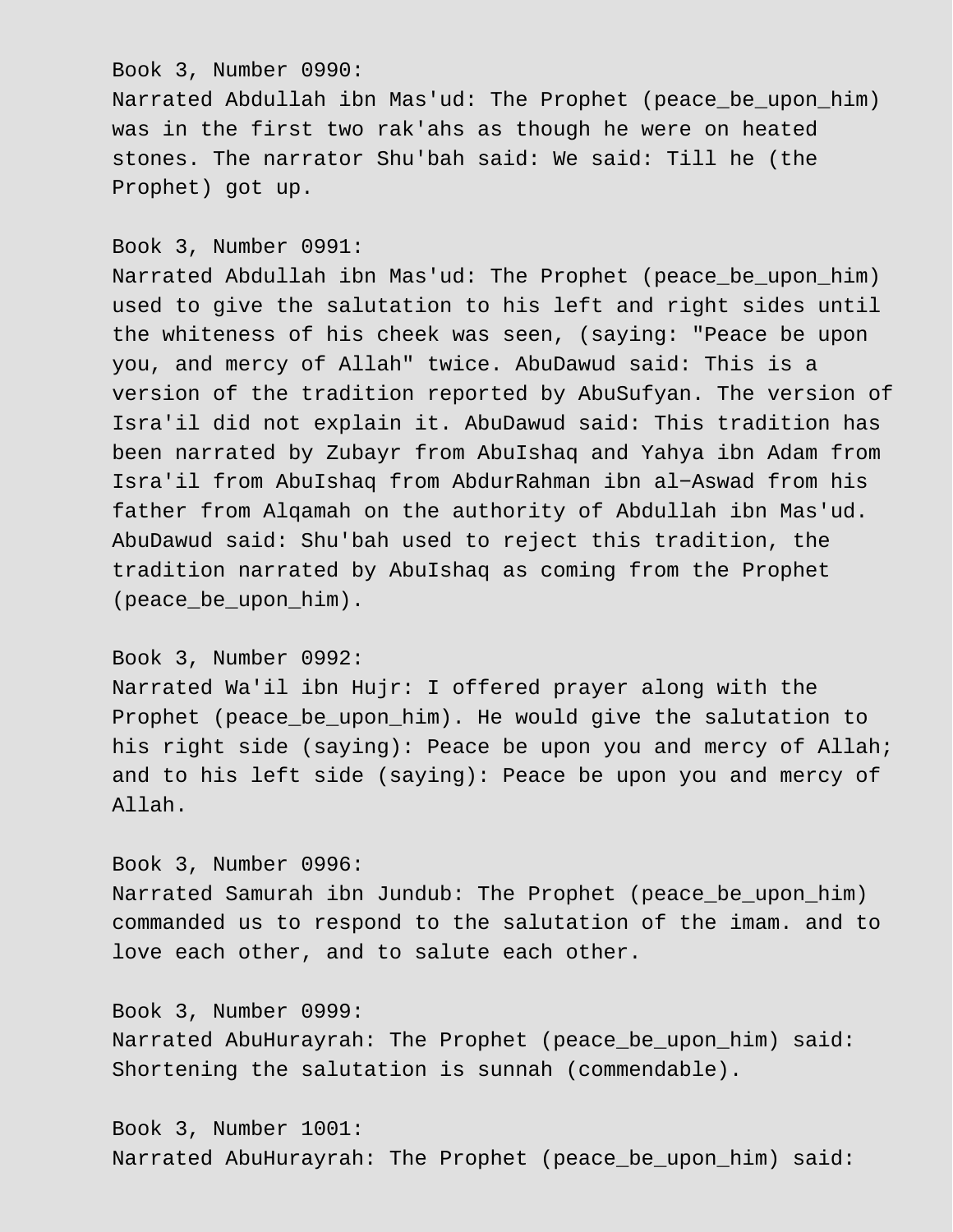Book 3, Number 0990:
Narrated Abdullah ibn Mas'ud: The Prophet (peace_be_upon_him) was in the first two rak'ahs as though he were on heated stones. The narrator Shu'bah said: We said: Till he (the Prophet) got up.

Book 3, Number 0991:
Narrated Abdullah ibn Mas'ud: The Prophet (peace_be_upon_him) used to give the salutation to his left and right sides until the whiteness of his cheek was seen, (saying: "Peace be upon you, and mercy of Allah" twice. AbuDawud said: This is a version of the tradition reported by AbuSufyan. The version of Isra'il did not explain it. AbuDawud said: This tradition has been narrated by Zubayr from AbuIshaq and Yahya ibn Adam from Isra'il from AbuIshaq from AbdurRahman ibn al-Aswad from his father from Alqamah on the authority of Abdullah ibn Mas'ud. AbuDawud said: Shu'bah used to reject this tradition, the tradition narrated by AbuIshaq as coming from the Prophet (peace_be_upon_him).

Book 3, Number 0992:
Narrated Wa'il ibn Hujr: I offered prayer along with the Prophet (peace_be_upon_him). He would give the salutation to his right side (saying): Peace be upon you and mercy of Allah; and to his left side (saying): Peace be upon you and mercy of Allah.

Book 3, Number 0996:
Narrated Samurah ibn Jundub: The Prophet (peace_be_upon_him) commanded us to respond to the salutation of the imam. and to love each other, and to salute each other.

Book 3, Number 0999:
Narrated AbuHurayrah: The Prophet (peace_be_upon_him) said: Shortening the salutation is sunnah (commendable).

Book 3, Number 1001:
Narrated AbuHurayrah: The Prophet (peace_be_upon_him) said: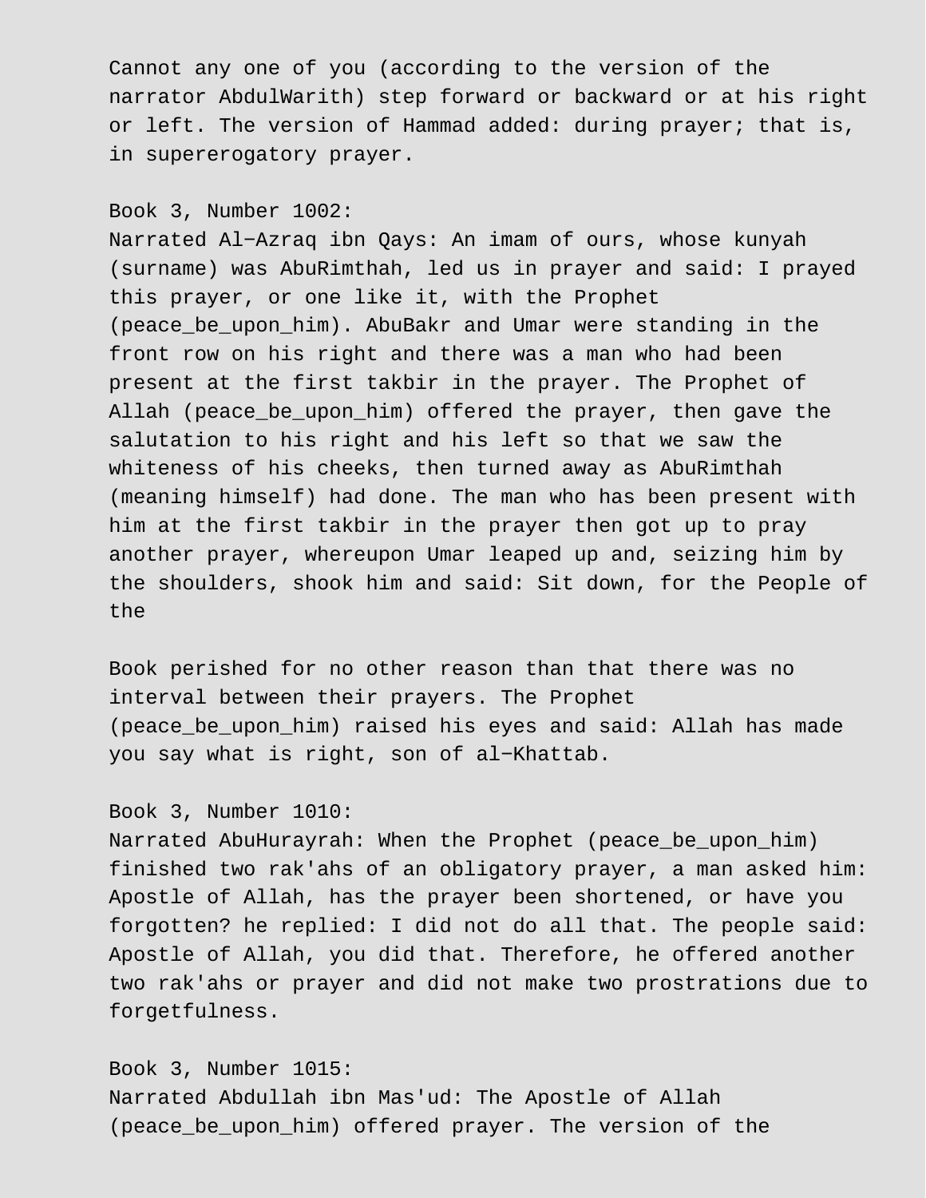Cannot any one of you (according to the version of the narrator AbdulWarith) step forward or backward or at his right or left. The version of Hammad added: during prayer; that is, in supererogatory prayer.

Book 3, Number 1002:
Narrated Al−Azraq ibn Qays: An imam of ours, whose kunyah (surname) was AbuRimthah, led us in prayer and said: I prayed this prayer, or one like it, with the Prophet (peace_be_upon_him). AbuBakr and Umar were standing in the front row on his right and there was a man who had been present at the first takbir in the prayer. The Prophet of Allah (peace_be_upon_him) offered the prayer, then gave the salutation to his right and his left so that we saw the whiteness of his cheeks, then turned away as AbuRimthah (meaning himself) had done. The man who has been present with him at the first takbir in the prayer then got up to pray another prayer, whereupon Umar leaped up and, seizing him by the shoulders, shook him and said: Sit down, for the People of the Book perished for no other reason than that there was no interval between their prayers. The Prophet (peace_be_upon_him) raised his eyes and said: Allah has made you say what is right, son of al−Khattab.

Book 3, Number 1010:
Narrated AbuHurayrah: When the Prophet (peace_be_upon_him) finished two rak'ahs of an obligatory prayer, a man asked him: Apostle of Allah, has the prayer been shortened, or have you forgotten? he replied: I did not do all that. The people said: Apostle of Allah, you did that. Therefore, he offered another two rak'ahs or prayer and did not make two prostrations due to forgetfulness.

Book 3, Number 1015:
Narrated Abdullah ibn Mas'ud: The Apostle of Allah (peace_be_upon_him) offered prayer. The version of the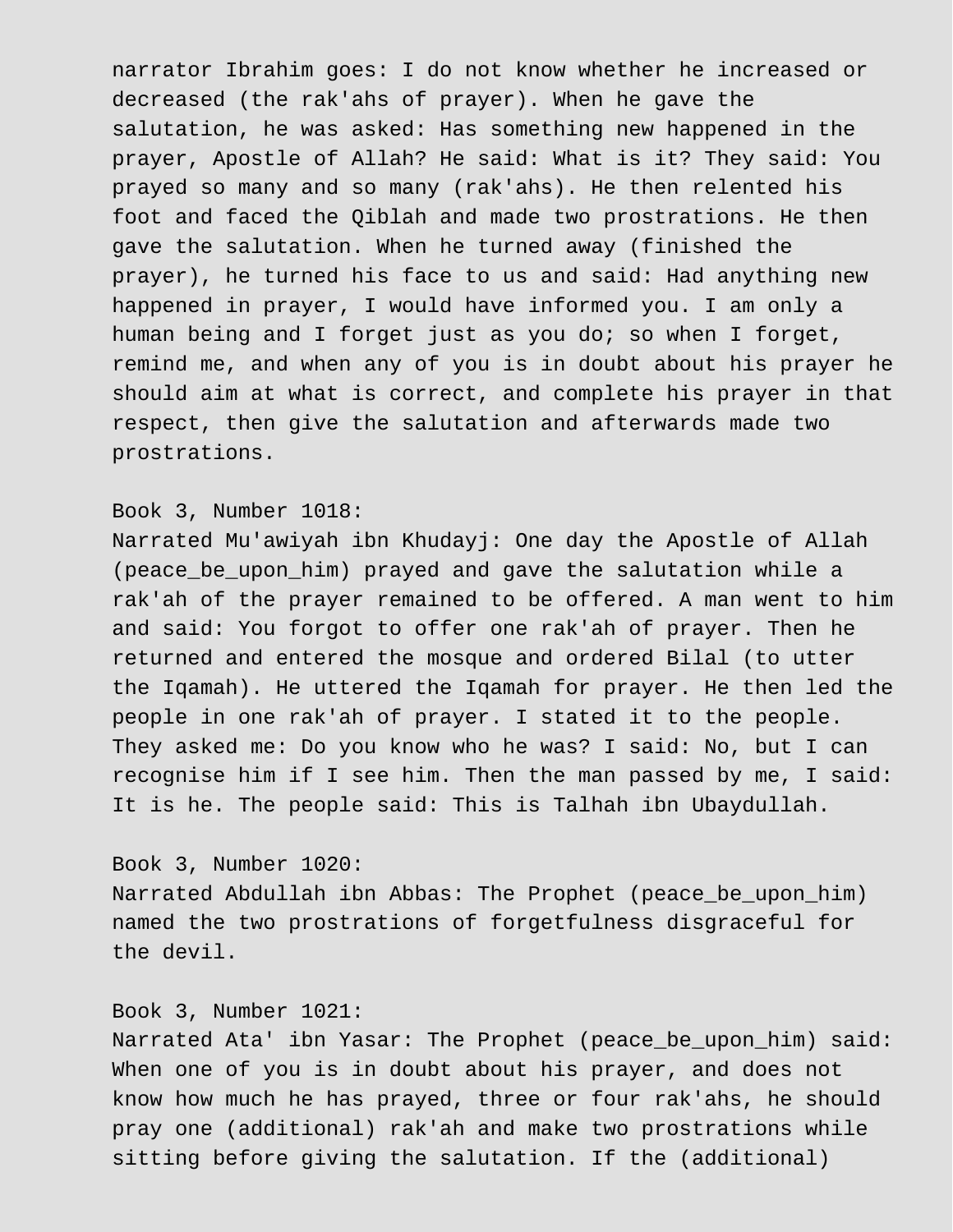narrator Ibrahim goes: I do not know whether he increased or decreased (the rak'ahs of prayer). When he gave the salutation, he was asked: Has something new happened in the prayer, Apostle of Allah? He said: What is it? They said: You prayed so many and so many (rak'ahs). He then relented his foot and faced the Qiblah and made two prostrations. He then gave the salutation. When he turned away (finished the prayer), he turned his face to us and said: Had anything new happened in prayer, I would have informed you. I am only a human being and I forget just as you do; so when I forget, remind me, and when any of you is in doubt about his prayer he should aim at what is correct, and complete his prayer in that respect, then give the salutation and afterwards made two prostrations.

Book 3, Number 1018:
Narrated Mu'awiyah ibn Khudayj: One day the Apostle of Allah (peace_be_upon_him) prayed and gave the salutation while a rak'ah of the prayer remained to be offered. A man went to him and said: You forgot to offer one rak'ah of prayer. Then he returned and entered the mosque and ordered Bilal (to utter the Iqamah). He uttered the Iqamah for prayer. He then led the people in one rak'ah of prayer. I stated it to the people. They asked me: Do you know who he was? I said: No, but I can recognise him if I see him. Then the man passed by me, I said: It is he. The people said: This is Talhah ibn Ubaydullah.

Book 3, Number 1020:
Narrated Abdullah ibn Abbas: The Prophet (peace_be_upon_him) named the two prostrations of forgetfulness disgraceful for the devil.

Book 3, Number 1021:
Narrated Ata' ibn Yasar: The Prophet (peace_be_upon_him) said: When one of you is in doubt about his prayer, and does not know how much he has prayed, three or four rak'ahs, he should pray one (additional) rak'ah and make two prostrations while sitting before giving the salutation. If the (additional)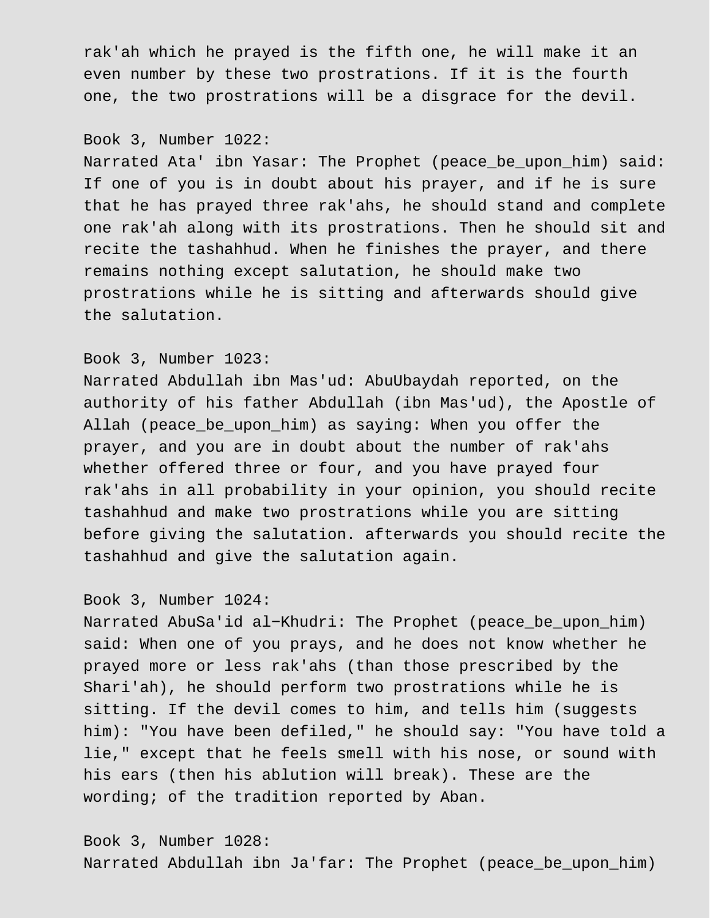rak'ah which he prayed is the fifth one, he will make it an even number by these two prostrations. If it is the fourth one, the two prostrations will be a disgrace for the devil.

Book 3, Number 1022:
Narrated Ata' ibn Yasar: The Prophet (peace_be_upon_him) said: If one of you is in doubt about his prayer, and if he is sure that he has prayed three rak'ahs, he should stand and complete one rak'ah along with its prostrations. Then he should sit and recite the tashahhud. When he finishes the prayer, and there remains nothing except salutation, he should make two prostrations while he is sitting and afterwards should give the salutation.

Book 3, Number 1023:
Narrated Abdullah ibn Mas'ud: AbuUbaydah reported, on the authority of his father Abdullah (ibn Mas'ud), the Apostle of Allah (peace_be_upon_him) as saying: When you offer the prayer, and you are in doubt about the number of rak'ahs whether offered three or four, and you have prayed four rak'ahs in all probability in your opinion, you should recite tashahhud and make two prostrations while you are sitting before giving the salutation. afterwards you should recite the tashahhud and give the salutation again.

Book 3, Number 1024:
Narrated AbuSa'id al-Khudri: The Prophet (peace_be_upon_him) said: When one of you prays, and he does not know whether he prayed more or less rak'ahs (than those prescribed by the Shari'ah), he should perform two prostrations while he is sitting. If the devil comes to him, and tells him (suggests him): "You have been defiled," he should say: "You have told a lie," except that he feels smell with his nose, or sound with his ears (then his ablution will break). These are the wording; of the tradition reported by Aban.

Book 3, Number 1028:
Narrated Abdullah ibn Ja'far: The Prophet (peace_be_upon_him)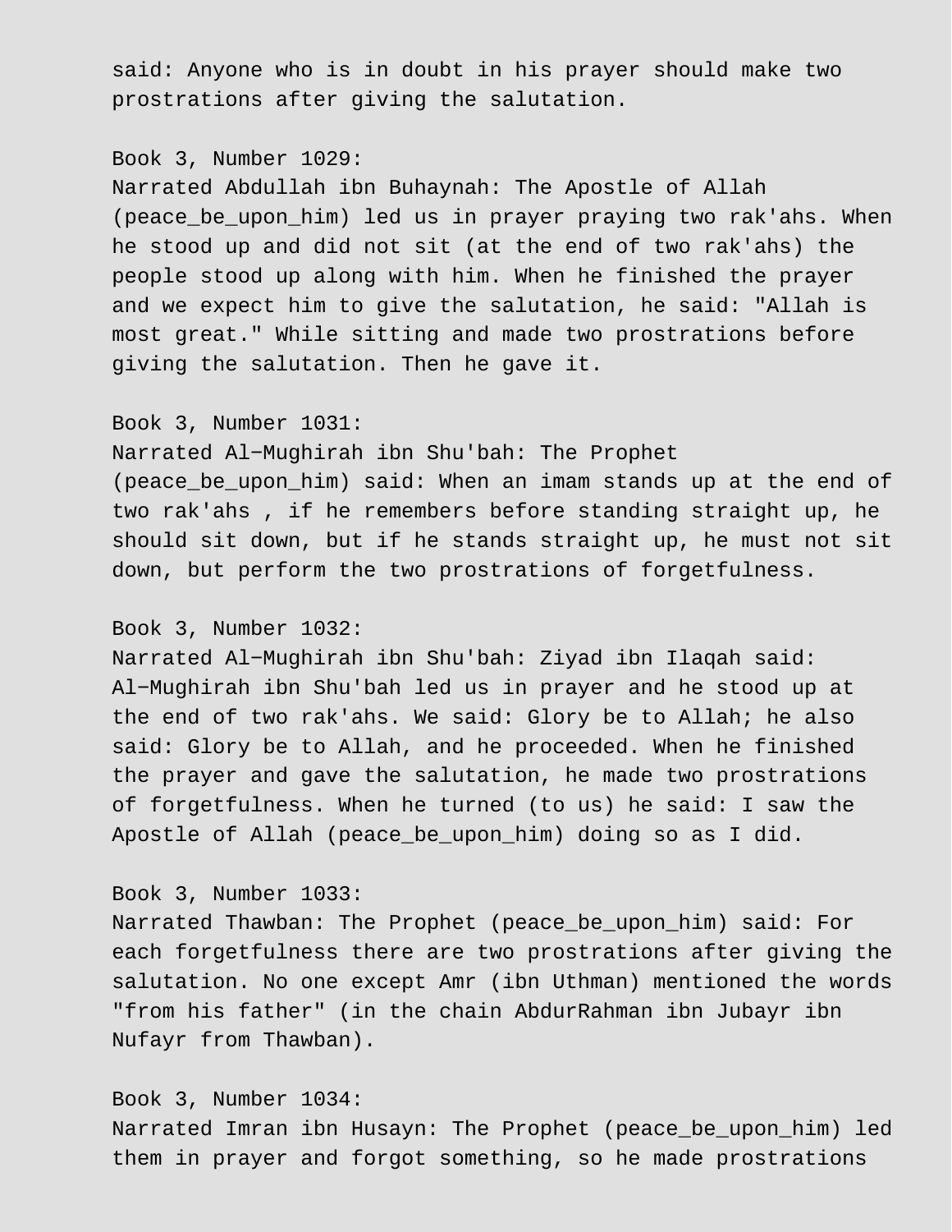said: Anyone who is in doubt in his prayer should make two prostrations after giving the salutation.

Book 3, Number 1029:
Narrated Abdullah ibn Buhaynah: The Apostle of Allah (peace_be_upon_him) led us in prayer praying two rak'ahs. When he stood up and did not sit (at the end of two rak'ahs) the people stood up along with him. When he finished the prayer and we expect him to give the salutation, he said: "Allah is most great." While sitting and made two prostrations before giving the salutation. Then he gave it.

Book 3, Number 1031:
Narrated Al−Mughirah ibn Shu'bah: The Prophet (peace_be_upon_him) said: When an imam stands up at the end of two rak'ahs , if he remembers before standing straight up, he should sit down, but if he stands straight up, he must not sit down, but perform the two prostrations of forgetfulness.

Book 3, Number 1032:
Narrated Al−Mughirah ibn Shu'bah: Ziyad ibn Ilaqah said: Al−Mughirah ibn Shu'bah led us in prayer and he stood up at the end of two rak'ahs. We said: Glory be to Allah; he also said: Glory be to Allah, and he proceeded. When he finished the prayer and gave the salutation, he made two prostrations of forgetfulness. When he turned (to us) he said: I saw the Apostle of Allah (peace_be_upon_him) doing so as I did.

Book 3, Number 1033:
Narrated Thawban: The Prophet (peace_be_upon_him) said: For each forgetfulness there are two prostrations after giving the salutation. No one except Amr (ibn Uthman) mentioned the words "from his father" (in the chain AbdurRahman ibn Jubayr ibn Nufayr from Thawban).

Book 3, Number 1034:
Narrated Imran ibn Husayn: The Prophet (peace_be_upon_him) led them in prayer and forgot something, so he made prostrations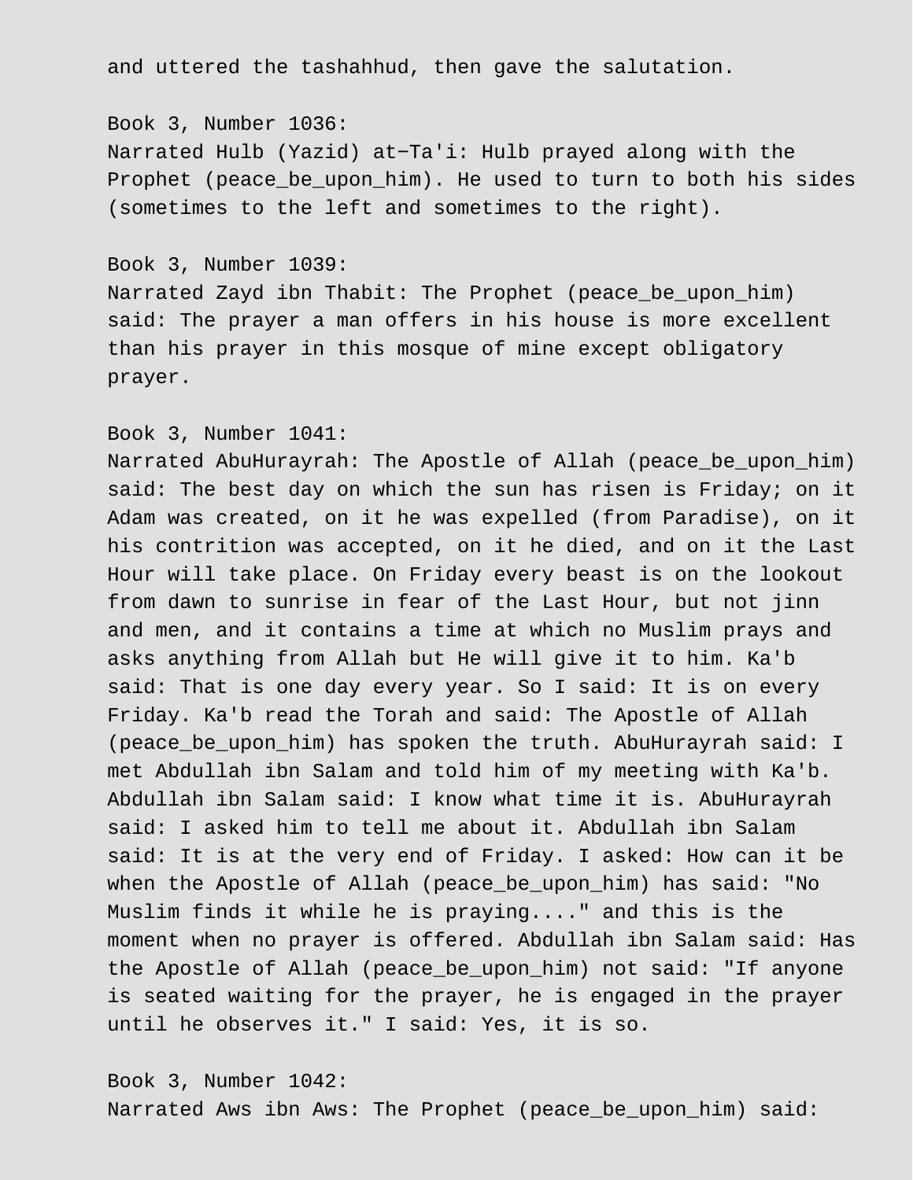and uttered the tashahhud, then gave the salutation.

Book 3, Number 1036:
Narrated Hulb (Yazid) at−Ta'i: Hulb prayed along with the Prophet (peace_be_upon_him). He used to turn to both his sides (sometimes to the left and sometimes to the right).

Book 3, Number 1039:
Narrated Zayd ibn Thabit: The Prophet (peace_be_upon_him) said: The prayer a man offers in his house is more excellent than his prayer in this mosque of mine except obligatory prayer.

Book 3, Number 1041:
Narrated AbuHurayrah: The Apostle of Allah (peace_be_upon_him) said: The best day on which the sun has risen is Friday; on it Adam was created, on it he was expelled (from Paradise), on it his contrition was accepted, on it he died, and on it the Last Hour will take place. On Friday every beast is on the lookout from dawn to sunrise in fear of the Last Hour, but not jinn and men, and it contains a time at which no Muslim prays and asks anything from Allah but He will give it to him. Ka'b said: That is one day every year. So I said: It is on every Friday. Ka'b read the Torah and said: The Apostle of Allah (peace_be_upon_him) has spoken the truth. AbuHurayrah said: I met Abdullah ibn Salam and told him of my meeting with Ka'b. Abdullah ibn Salam said: I know what time it is. AbuHurayrah said: I asked him to tell me about it. Abdullah ibn Salam said: It is at the very end of Friday. I asked: How can it be when the Apostle of Allah (peace_be_upon_him) has said: "No Muslim finds it while he is praying...." and this is the moment when no prayer is offered. Abdullah ibn Salam said: Has the Apostle of Allah (peace_be_upon_him) not said: "If anyone is seated waiting for the prayer, he is engaged in the prayer until he observes it." I said: Yes, it is so.

Book 3, Number 1042:
Narrated Aws ibn Aws: The Prophet (peace_be_upon_him) said: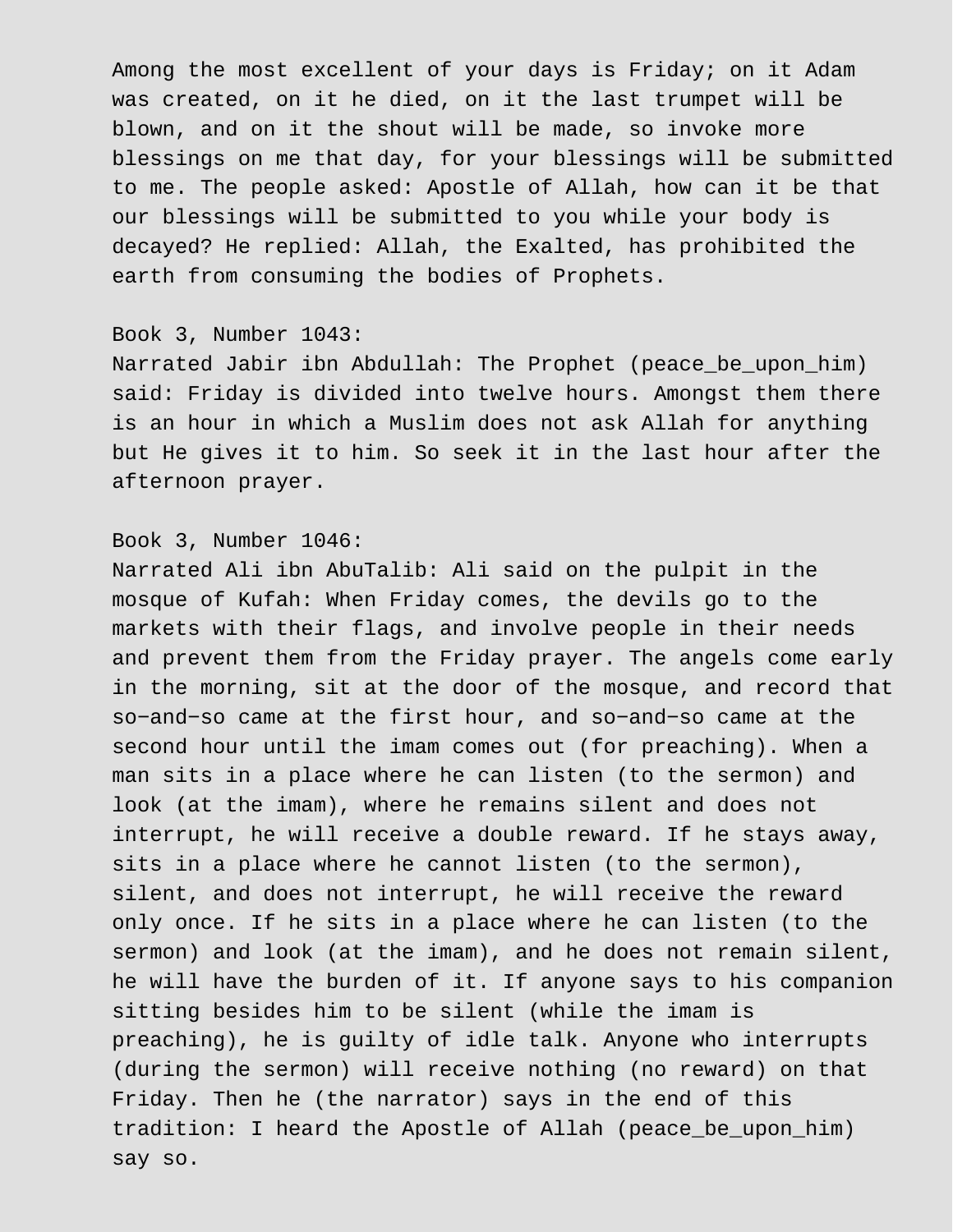Among the most excellent of your days is Friday; on it Adam was created, on it he died, on it the last trumpet will be blown, and on it the shout will be made, so invoke more blessings on me that day, for your blessings will be submitted to me. The people asked: Apostle of Allah, how can it be that our blessings will be submitted to you while your body is decayed? He replied: Allah, the Exalted, has prohibited the earth from consuming the bodies of Prophets.

Book 3, Number 1043:
Narrated Jabir ibn Abdullah: The Prophet (peace_be_upon_him) said: Friday is divided into twelve hours. Amongst them there is an hour in which a Muslim does not ask Allah for anything but He gives it to him. So seek it in the last hour after the afternoon prayer.

Book 3, Number 1046:
Narrated Ali ibn AbuTalib: Ali said on the pulpit in the mosque of Kufah: When Friday comes, the devils go to the markets with their flags, and involve people in their needs and prevent them from the Friday prayer. The angels come early in the morning, sit at the door of the mosque, and record that so−and−so came at the first hour, and so−and−so came at the second hour until the imam comes out (for preaching). When a man sits in a place where he can listen (to the sermon) and look (at the imam), where he remains silent and does not interrupt, he will receive a double reward. If he stays away, sits in a place where he cannot listen (to the sermon), silent, and does not interrupt, he will receive the reward only once. If he sits in a place where he can listen (to the sermon) and look (at the imam), and he does not remain silent, he will have the burden of it. If anyone says to his companion sitting besides him to be silent (while the imam is preaching), he is guilty of idle talk. Anyone who interrupts (during the sermon) will receive nothing (no reward) on that Friday. Then he (the narrator) says in the end of this tradition: I heard the Apostle of Allah (peace_be_upon_him) say so.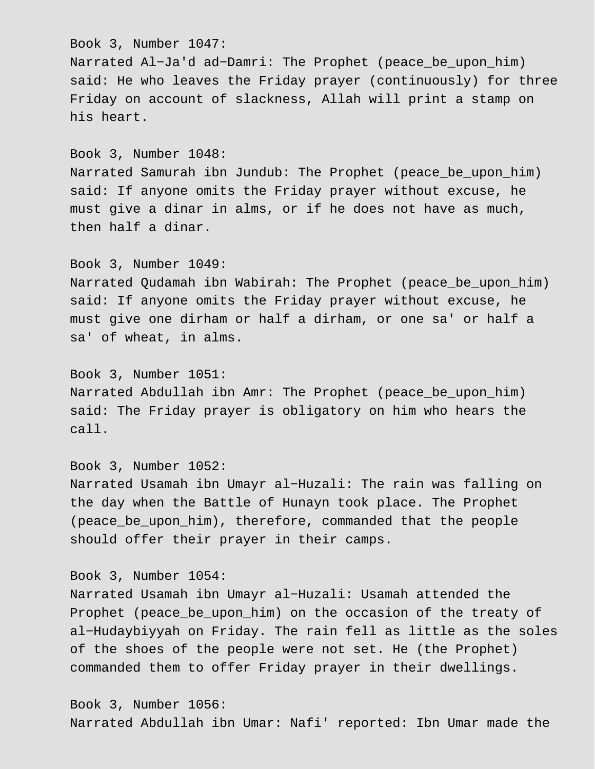Book 3, Number 1047:
Narrated Al−Ja'd ad−Damri: The Prophet (peace_be_upon_him) said: He who leaves the Friday prayer (continuously) for three Friday on account of slackness, Allah will print a stamp on his heart.

Book 3, Number 1048:
Narrated Samurah ibn Jundub: The Prophet (peace_be_upon_him) said: If anyone omits the Friday prayer without excuse, he must give a dinar in alms, or if he does not have as much, then half a dinar.

Book 3, Number 1049:
Narrated Qudamah ibn Wabirah: The Prophet (peace_be_upon_him) said: If anyone omits the Friday prayer without excuse, he must give one dirham or half a dirham, or one sa' or half a sa' of wheat, in alms.

Book 3, Number 1051:
Narrated Abdullah ibn Amr: The Prophet (peace_be_upon_him) said: The Friday prayer is obligatory on him who hears the call.

Book 3, Number 1052:
Narrated Usamah ibn Umayr al−Huzali: The rain was falling on the day when the Battle of Hunayn took place. The Prophet (peace_be_upon_him), therefore, commanded that the people should offer their prayer in their camps.

Book 3, Number 1054:
Narrated Usamah ibn Umayr al−Huzali: Usamah attended the Prophet (peace_be_upon_him) on the occasion of the treaty of al−Hudaybiyyah on Friday. The rain fell as little as the soles of the shoes of the people were not set. He (the Prophet) commanded them to offer Friday prayer in their dwellings.

Book 3, Number 1056:
Narrated Abdullah ibn Umar: Nafi' reported: Ibn Umar made the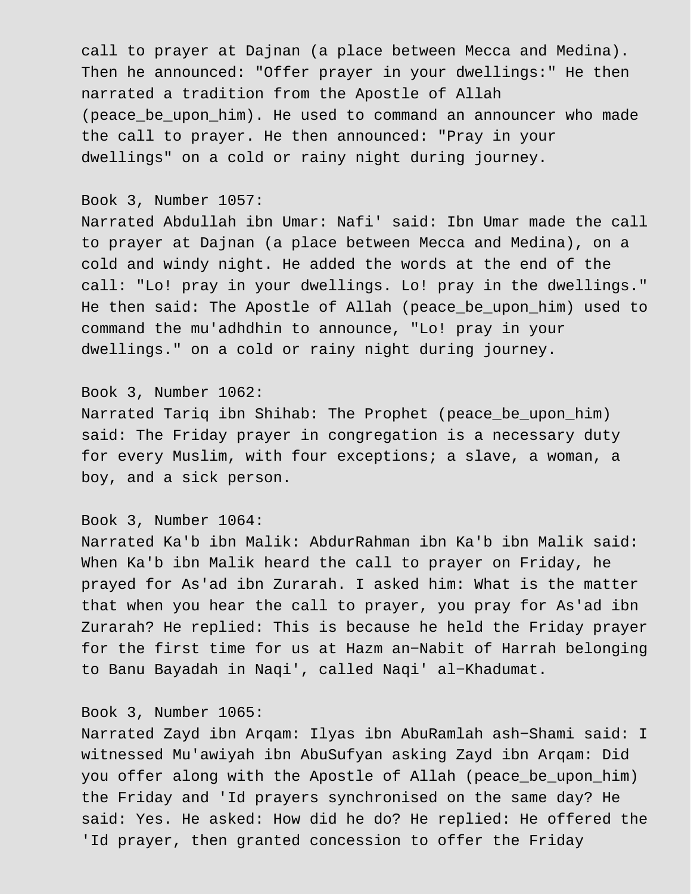call to prayer at Dajnan (a place between Mecca and Medina). Then he announced: "Offer prayer in your dwellings:" He then narrated a tradition from the Apostle of Allah (peace_be_upon_him). He used to command an announcer who made the call to prayer. He then announced: "Pray in your dwellings" on a cold or rainy night during journey.

Book 3, Number 1057:
Narrated Abdullah ibn Umar: Nafi' said: Ibn Umar made the call to prayer at Dajnan (a place between Mecca and Medina), on a cold and windy night. He added the words at the end of the call: "Lo! pray in your dwellings. Lo! pray in the dwellings." He then said: The Apostle of Allah (peace_be_upon_him) used to command the mu'adhdhin to announce, "Lo! pray in your dwellings." on a cold or rainy night during journey.

Book 3, Number 1062:
Narrated Tariq ibn Shihab: The Prophet (peace_be_upon_him) said: The Friday prayer in congregation is a necessary duty for every Muslim, with four exceptions; a slave, a woman, a boy, and a sick person.

Book 3, Number 1064:
Narrated Ka'b ibn Malik: AbdurRahman ibn Ka'b ibn Malik said: When Ka'b ibn Malik heard the call to prayer on Friday, he prayed for As'ad ibn Zurarah. I asked him: What is the matter that when you hear the call to prayer, you pray for As'ad ibn Zurarah? He replied: This is because he held the Friday prayer for the first time for us at Hazm an−Nabit of Harrah belonging to Banu Bayadah in Naqi', called Naqi' al−Khadumat.

Book 3, Number 1065:
Narrated Zayd ibn Arqam: Ilyas ibn AbuRamlah ash−Shami said: I witnessed Mu'awiyah ibn AbuSufyan asking Zayd ibn Arqam: Did you offer along with the Apostle of Allah (peace_be_upon_him) the Friday and 'Id prayers synchronised on the same day? He said: Yes. He asked: How did he do? He replied: He offered the 'Id prayer, then granted concession to offer the Friday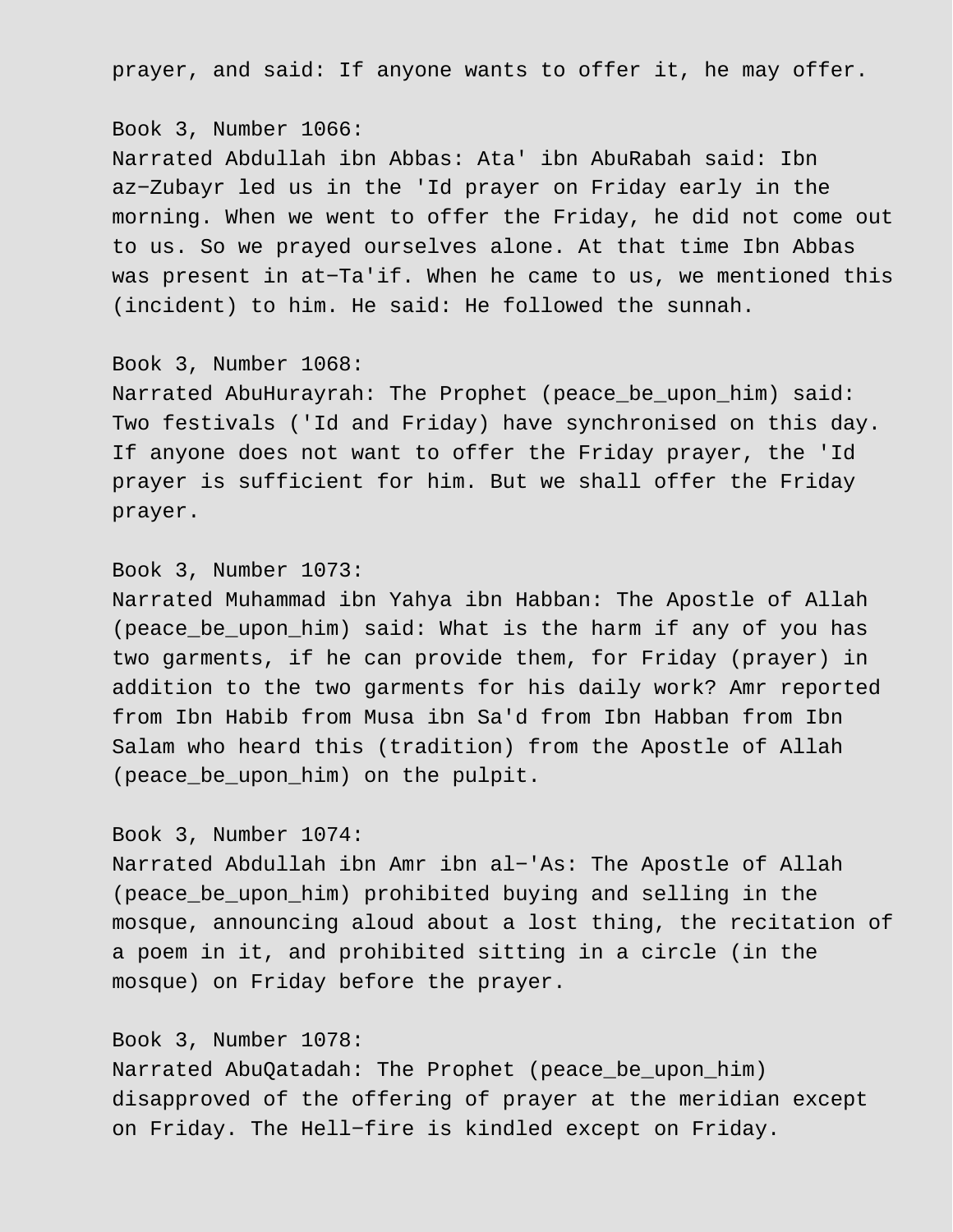prayer, and said: If anyone wants to offer it, he may offer.

Book 3, Number 1066:
Narrated Abdullah ibn Abbas: Ata' ibn AbuRabah said: Ibn az−Zubayr led us in the 'Id prayer on Friday early in the morning. When we went to offer the Friday, he did not come out to us. So we prayed ourselves alone. At that time Ibn Abbas was present in at−Ta'if. When he came to us, we mentioned this (incident) to him. He said: He followed the sunnah.

Book 3, Number 1068:
Narrated AbuHurayrah: The Prophet (peace_be_upon_him) said: Two festivals ('Id and Friday) have synchronised on this day. If anyone does not want to offer the Friday prayer, the 'Id prayer is sufficient for him. But we shall offer the Friday prayer.

Book 3, Number 1073:
Narrated Muhammad ibn Yahya ibn Habban: The Apostle of Allah (peace_be_upon_him) said: What is the harm if any of you has two garments, if he can provide them, for Friday (prayer) in addition to the two garments for his daily work? Amr reported from Ibn Habib from Musa ibn Sa'd from Ibn Habban from Ibn Salam who heard this (tradition) from the Apostle of Allah (peace_be_upon_him) on the pulpit.

Book 3, Number 1074:
Narrated Abdullah ibn Amr ibn al−'As: The Apostle of Allah (peace_be_upon_him) prohibited buying and selling in the mosque, announcing aloud about a lost thing, the recitation of a poem in it, and prohibited sitting in a circle (in the mosque) on Friday before the prayer.

Book 3, Number 1078:
Narrated AbuQatadah: The Prophet (peace_be_upon_him) disapproved of the offering of prayer at the meridian except on Friday. The Hell−fire is kindled except on Friday.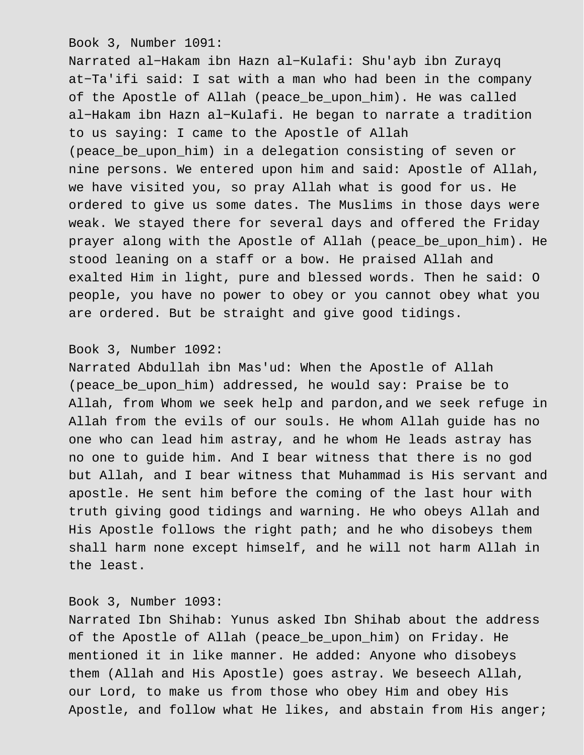Book 3, Number 1091:
Narrated al-Hakam ibn Hazn al-Kulafi: Shu'ayb ibn Zurayq at-Ta'ifi said: I sat with a man who had been in the company of the Apostle of Allah (peace_be_upon_him). He was called al-Hakam ibn Hazn al-Kulafi. He began to narrate a tradition to us saying: I came to the Apostle of Allah (peace_be_upon_him) in a delegation consisting of seven or nine persons. We entered upon him and said: Apostle of Allah, we have visited you, so pray Allah what is good for us. He ordered to give us some dates. The Muslims in those days were weak. We stayed there for several days and offered the Friday prayer along with the Apostle of Allah (peace_be_upon_him). He stood leaning on a staff or a bow. He praised Allah and exalted Him in light, pure and blessed words. Then he said: O people, you have no power to obey or you cannot obey what you are ordered. But be straight and give good tidings.

Book 3, Number 1092:
Narrated Abdullah ibn Mas'ud: When the Apostle of Allah (peace_be_upon_him) addressed, he would say: Praise be to Allah, from Whom we seek help and pardon,and we seek refuge in Allah from the evils of our souls. He whom Allah guide has no one who can lead him astray, and he whom He leads astray has no one to guide him. And I bear witness that there is no god but Allah, and I bear witness that Muhammad is His servant and apostle. He sent him before the coming of the last hour with truth giving good tidings and warning. He who obeys Allah and His Apostle follows the right path; and he who disobeys them shall harm none except himself, and he will not harm Allah in the least.

Book 3, Number 1093:
Narrated Ibn Shihab: Yunus asked Ibn Shihab about the address of the Apostle of Allah (peace_be_upon_him) on Friday. He mentioned it in like manner. He added: Anyone who disobeys them (Allah and His Apostle) goes astray. We beseech Allah, our Lord, to make us from those who obey Him and obey His Apostle, and follow what He likes, and abstain from His anger;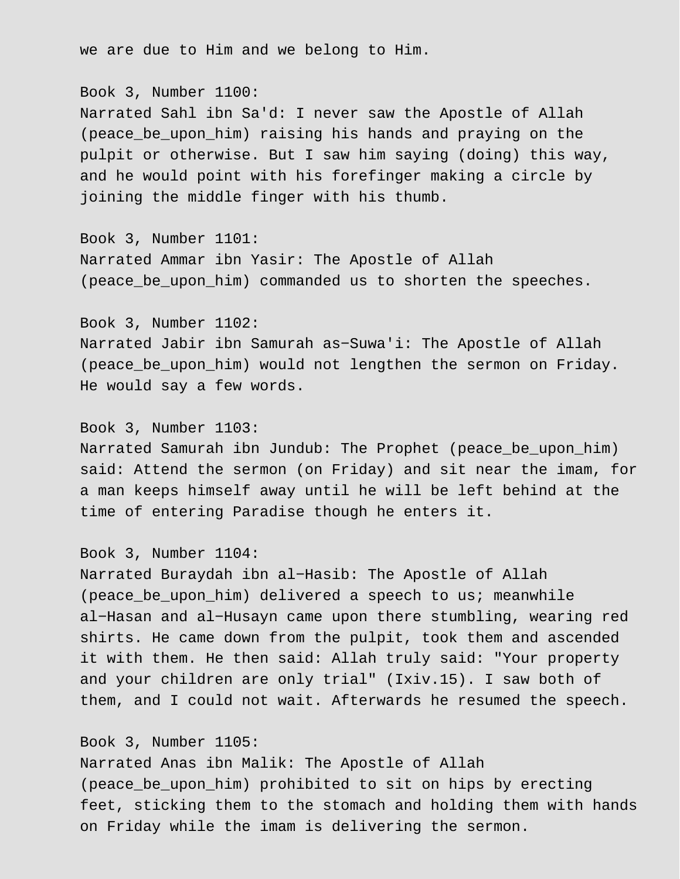we are due to Him and we belong to Him.

Book 3, Number 1100:
Narrated Sahl ibn Sa'd: I never saw the Apostle of Allah (peace_be_upon_him) raising his hands and praying on the pulpit or otherwise. But I saw him saying (doing) this way, and he would point with his forefinger making a circle by joining the middle finger with his thumb.

Book 3, Number 1101:
Narrated Ammar ibn Yasir: The Apostle of Allah (peace_be_upon_him) commanded us to shorten the speeches.

Book 3, Number 1102:
Narrated Jabir ibn Samurah as−Suwa'i: The Apostle of Allah (peace_be_upon_him) would not lengthen the sermon on Friday. He would say a few words.

Book 3, Number 1103:
Narrated Samurah ibn Jundub: The Prophet (peace_be_upon_him) said: Attend the sermon (on Friday) and sit near the imam, for a man keeps himself away until he will be left behind at the time of entering Paradise though he enters it.

Book 3, Number 1104:
Narrated Buraydah ibn al−Hasib: The Apostle of Allah (peace_be_upon_him) delivered a speech to us; meanwhile al−Hasan and al−Husayn came upon there stumbling, wearing red shirts. He came down from the pulpit, took them and ascended it with them. He then said: Allah truly said: "Your property and your children are only trial" (Ixiv.15). I saw both of them, and I could not wait. Afterwards he resumed the speech.

Book 3, Number 1105:
Narrated Anas ibn Malik: The Apostle of Allah (peace_be_upon_him) prohibited to sit on hips by erecting feet, sticking them to the stomach and holding them with hands on Friday while the imam is delivering the sermon.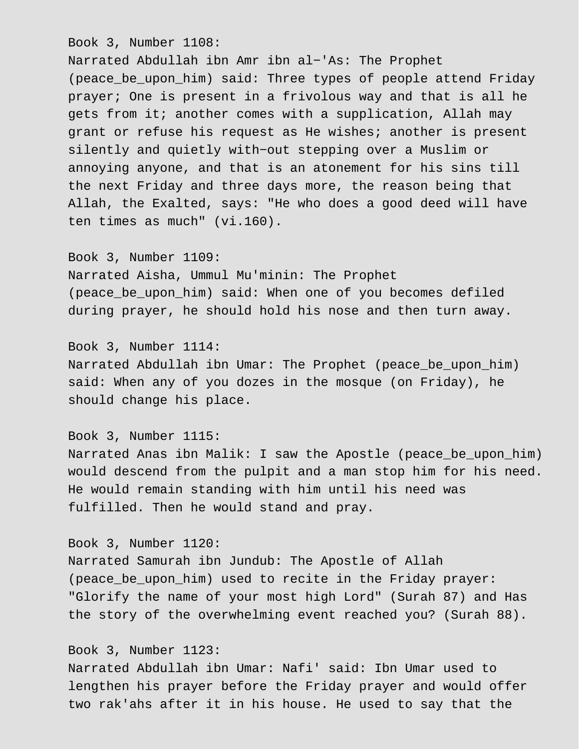Book 3, Number 1108:
Narrated Abdullah ibn Amr ibn al-'As: The Prophet (peace_be_upon_him) said: Three types of people attend Friday prayer; One is present in a frivolous way and that is all he gets from it; another comes with a supplication, Allah may grant or refuse his request as He wishes; another is present silently and quietly with-out stepping over a Muslim or annoying anyone, and that is an atonement for his sins till the next Friday and three days more, the reason being that Allah, the Exalted, says: "He who does a good deed will have ten times as much" (vi.160).

Book 3, Number 1109:
Narrated Aisha, Ummul Mu'minin: The Prophet (peace_be_upon_him) said: When one of you becomes defiled during prayer, he should hold his nose and then turn away.

Book 3, Number 1114:
Narrated Abdullah ibn Umar: The Prophet (peace_be_upon_him) said: When any of you dozes in the mosque (on Friday), he should change his place.

Book 3, Number 1115:
Narrated Anas ibn Malik: I saw the Apostle (peace_be_upon_him) would descend from the pulpit and a man stop him for his need. He would remain standing with him until his need was fulfilled. Then he would stand and pray.

Book 3, Number 1120:
Narrated Samurah ibn Jundub: The Apostle of Allah (peace_be_upon_him) used to recite in the Friday prayer: "Glorify the name of your most high Lord" (Surah 87) and Has the story of the overwhelming event reached you? (Surah 88).

Book 3, Number 1123:
Narrated Abdullah ibn Umar: Nafi' said: Ibn Umar used to lengthen his prayer before the Friday prayer and would offer two rak'ahs after it in his house. He used to say that the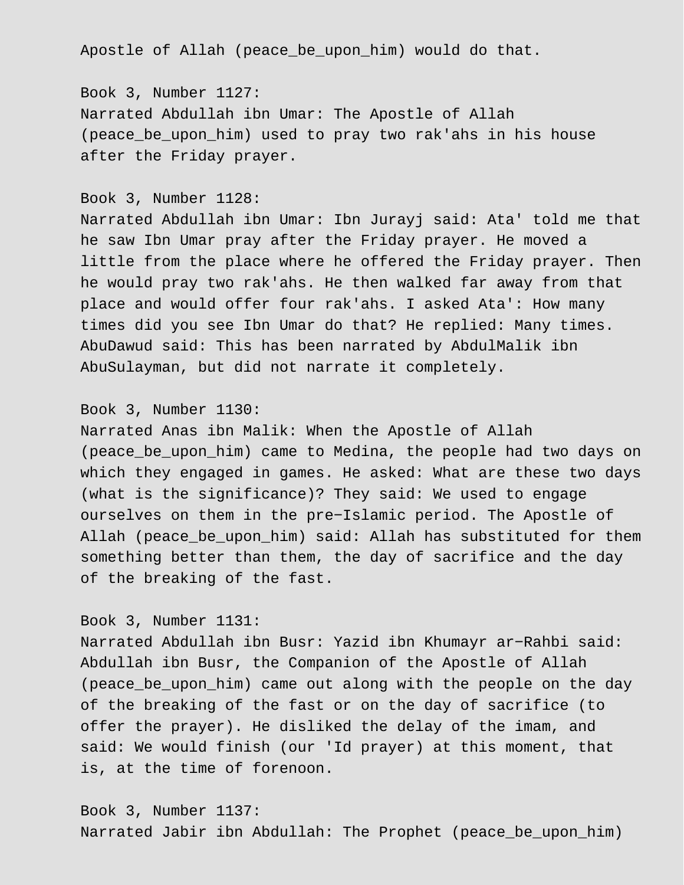Apostle of Allah (peace_be_upon_him) would do that.

Book 3, Number 1127:
Narrated Abdullah ibn Umar: The Apostle of Allah (peace_be_upon_him) used to pray two rak'ahs in his house after the Friday prayer.

Book 3, Number 1128:
Narrated Abdullah ibn Umar: Ibn Jurayj said: Ata' told me that he saw Ibn Umar pray after the Friday prayer. He moved a little from the place where he offered the Friday prayer. Then he would pray two rak'ahs. He then walked far away from that place and would offer four rak'ahs. I asked Ata': How many times did you see Ibn Umar do that? He replied: Many times. AbuDawud said: This has been narrated by AbdulMalik ibn AbuSulayman, but did not narrate it completely.

Book 3, Number 1130:
Narrated Anas ibn Malik: When the Apostle of Allah (peace_be_upon_him) came to Medina, the people had two days on which they engaged in games. He asked: What are these two days (what is the significance)? They said: We used to engage ourselves on them in the pre−Islamic period. The Apostle of Allah (peace_be_upon_him) said: Allah has substituted for them something better than them, the day of sacrifice and the day of the breaking of the fast.

Book 3, Number 1131:
Narrated Abdullah ibn Busr: Yazid ibn Khumayr ar−Rahbi said: Abdullah ibn Busr, the Companion of the Apostle of Allah (peace_be_upon_him) came out along with the people on the day of the breaking of the fast or on the day of sacrifice (to offer the prayer). He disliked the delay of the imam, and said: We would finish (our 'Id prayer) at this moment, that is, at the time of forenoon.

Book 3, Number 1137:
Narrated Jabir ibn Abdullah: The Prophet (peace_be_upon_him)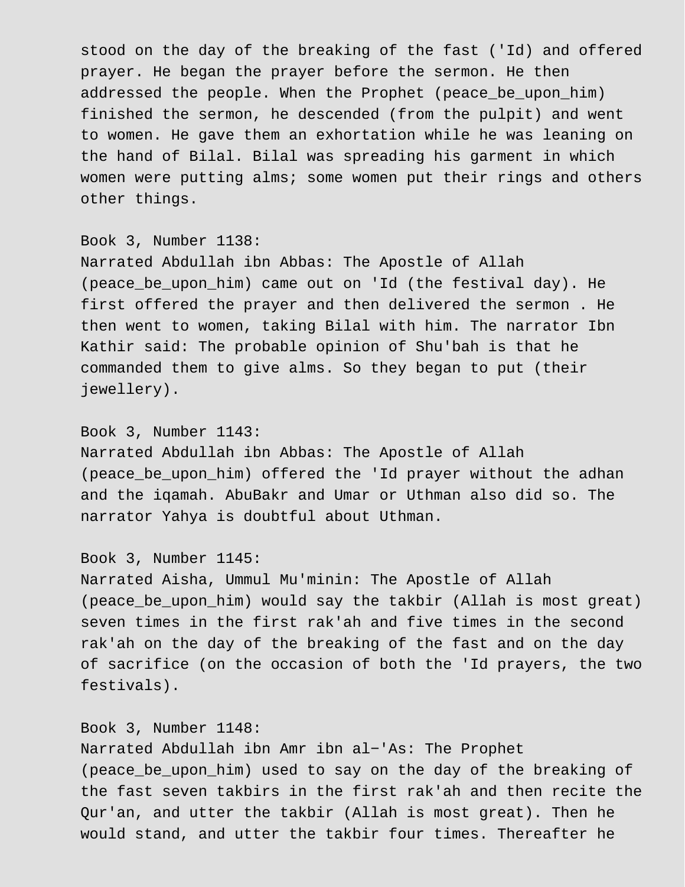stood on the day of the breaking of the fast ('Id) and offered prayer. He began the prayer before the sermon. He then addressed the people. When the Prophet (peace_be_upon_him) finished the sermon, he descended (from the pulpit) and went to women. He gave them an exhortation while he was leaning on the hand of Bilal. Bilal was spreading his garment in which women were putting alms; some women put their rings and others other things.

Book 3, Number 1138:
Narrated Abdullah ibn Abbas: The Apostle of Allah (peace_be_upon_him) came out on 'Id (the festival day). He first offered the prayer and then delivered the sermon . He then went to women, taking Bilal with him. The narrator Ibn Kathir said: The probable opinion of Shu'bah is that he commanded them to give alms. So they began to put (their jewellery).

Book 3, Number 1143:
Narrated Abdullah ibn Abbas: The Apostle of Allah (peace_be_upon_him) offered the 'Id prayer without the adhan and the iqamah. AbuBakr and Umar or Uthman also did so. The narrator Yahya is doubtful about Uthman.

Book 3, Number 1145:
Narrated Aisha, Ummul Mu'minin: The Apostle of Allah (peace_be_upon_him) would say the takbir (Allah is most great) seven times in the first rak'ah and five times in the second rak'ah on the day of the breaking of the fast and on the day of sacrifice (on the occasion of both the 'Id prayers, the two festivals).

Book 3, Number 1148:
Narrated Abdullah ibn Amr ibn al-'As: The Prophet (peace_be_upon_him) used to say on the day of the breaking of the fast seven takbirs in the first rak'ah and then recite the Qur'an, and utter the takbir (Allah is most great). Then he would stand, and utter the takbir four times. Thereafter he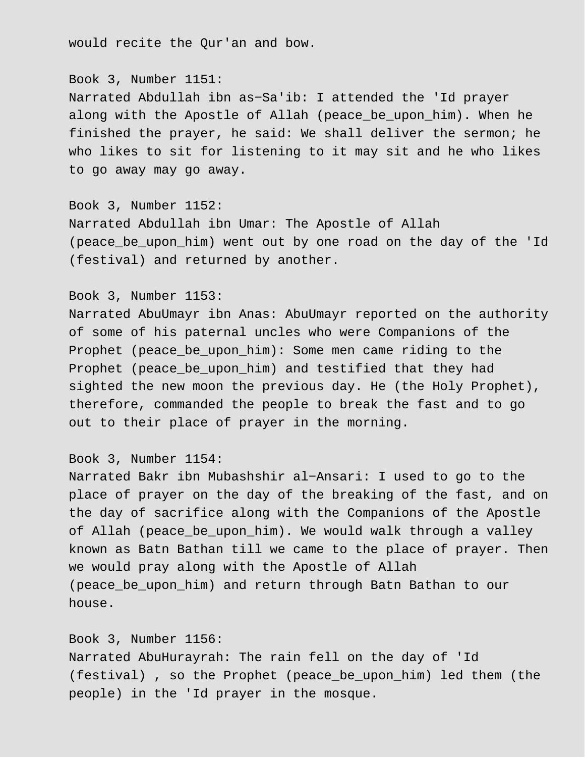would recite the Qur'an and bow.

Book 3, Number 1151:
Narrated Abdullah ibn as-Sa'ib: I attended the 'Id prayer along with the Apostle of Allah (peace_be_upon_him). When he finished the prayer, he said: We shall deliver the sermon; he who likes to sit for listening to it may sit and he who likes to go away may go away.

Book 3, Number 1152:
Narrated Abdullah ibn Umar: The Apostle of Allah (peace_be_upon_him) went out by one road on the day of the 'Id (festival) and returned by another.

Book 3, Number 1153:
Narrated AbuUmayr ibn Anas: AbuUmayr reported on the authority of some of his paternal uncles who were Companions of the Prophet (peace_be_upon_him): Some men came riding to the Prophet (peace_be_upon_him) and testified that they had sighted the new moon the previous day. He (the Holy Prophet), therefore, commanded the people to break the fast and to go out to their place of prayer in the morning.

Book 3, Number 1154:
Narrated Bakr ibn Mubashshir al-Ansari: I used to go to the place of prayer on the day of the breaking of the fast, and on the day of sacrifice along with the Companions of the Apostle of Allah (peace_be_upon_him). We would walk through a valley known as Batn Bathan till we came to the place of prayer. Then we would pray along with the Apostle of Allah (peace_be_upon_him) and return through Batn Bathan to our house.

Book 3, Number 1156:
Narrated AbuHurayrah: The rain fell on the day of 'Id (festival) , so the Prophet (peace_be_upon_him) led them (the people) in the 'Id prayer in the mosque.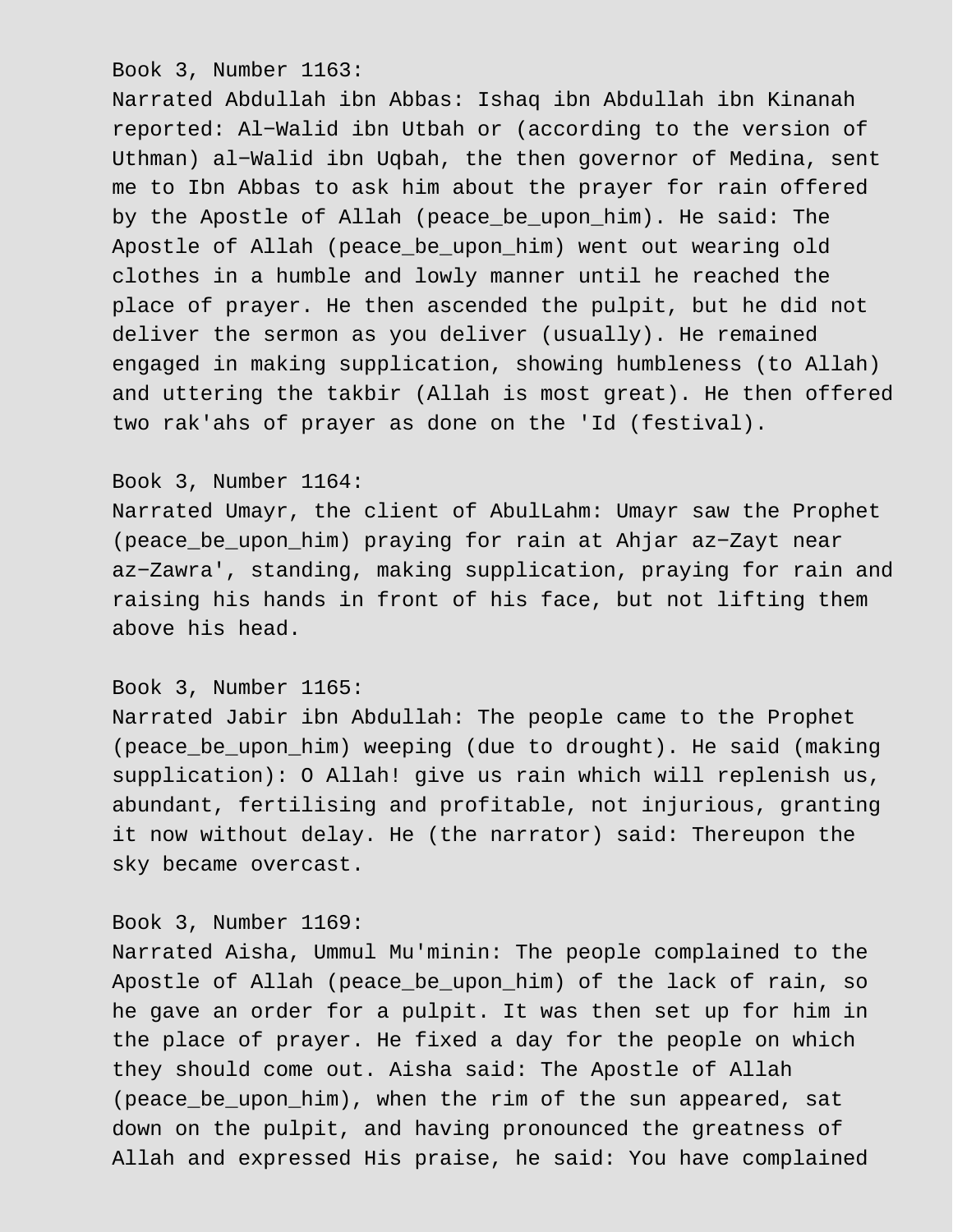Book 3, Number 1163:

Narrated Abdullah ibn Abbas: Ishaq ibn Abdullah ibn Kinanah reported: Al−Walid ibn Utbah or (according to the version of Uthman) al−Walid ibn Uqbah, the then governor of Medina, sent me to Ibn Abbas to ask him about the prayer for rain offered by the Apostle of Allah (peace_be_upon_him). He said: The Apostle of Allah (peace_be_upon_him) went out wearing old clothes in a humble and lowly manner until he reached the place of prayer. He then ascended the pulpit, but he did not deliver the sermon as you deliver (usually). He remained engaged in making supplication, showing humbleness (to Allah) and uttering the takbir (Allah is most great). He then offered two rak'ahs of prayer as done on the 'Id (festival).

Book 3, Number 1164:

Narrated Umayr, the client of AbulLahm: Umayr saw the Prophet (peace_be_upon_him) praying for rain at Ahjar az−Zayt near az−Zawra', standing, making supplication, praying for rain and raising his hands in front of his face, but not lifting them above his head.

Book 3, Number 1165:

Narrated Jabir ibn Abdullah: The people came to the Prophet (peace_be_upon_him) weeping (due to drought). He said (making supplication): O Allah! give us rain which will replenish us, abundant, fertilising and profitable, not injurious, granting it now without delay. He (the narrator) said: Thereupon the sky became overcast.

Book 3, Number 1169:

Narrated Aisha, Ummul Mu'minin: The people complained to the Apostle of Allah (peace_be_upon_him) of the lack of rain, so he gave an order for a pulpit. It was then set up for him in the place of prayer. He fixed a day for the people on which they should come out. Aisha said: The Apostle of Allah (peace_be_upon_him), when the rim of the sun appeared, sat down on the pulpit, and having pronounced the greatness of Allah and expressed His praise, he said: You have complained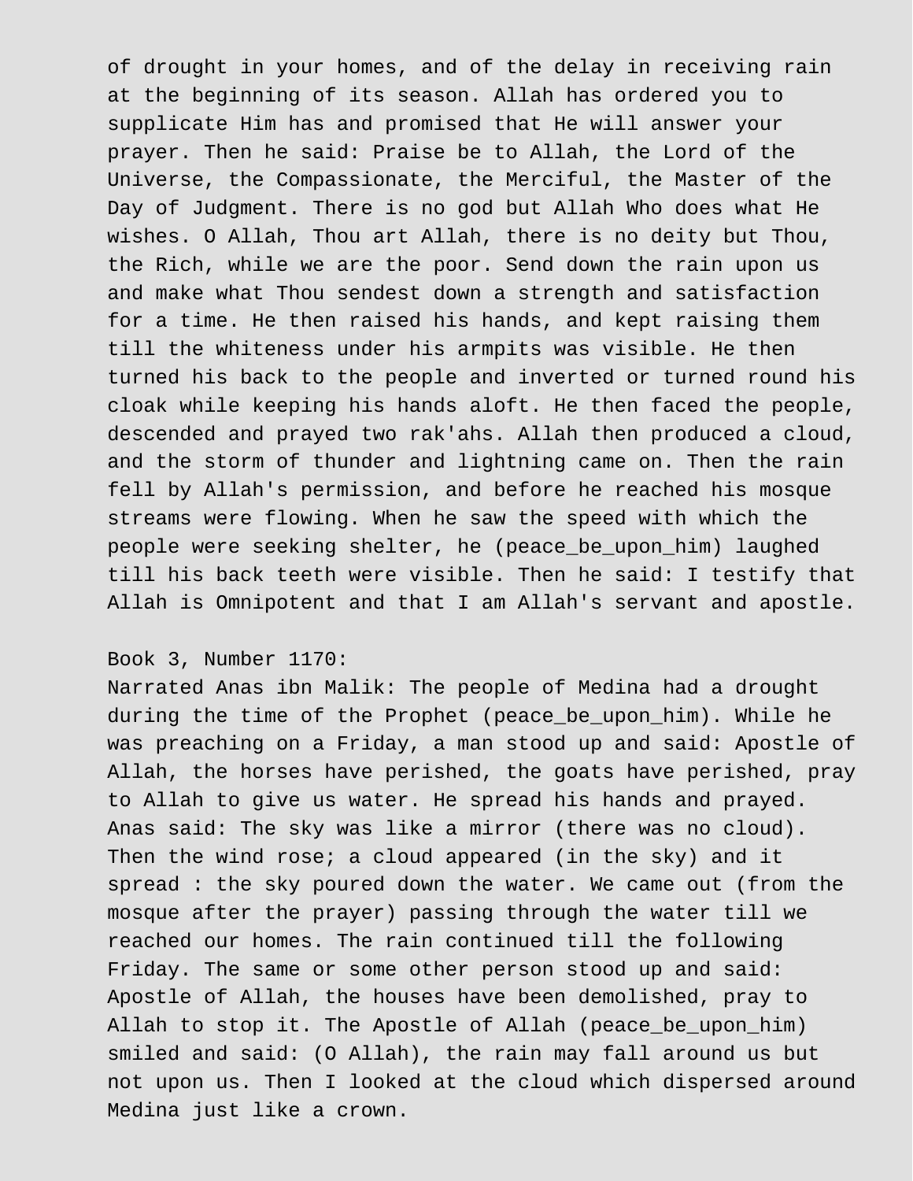of drought in your homes, and of the delay in receiving rain at the beginning of its season. Allah has ordered you to supplicate Him has and promised that He will answer your prayer. Then he said: Praise be to Allah, the Lord of the Universe, the Compassionate, the Merciful, the Master of the Day of Judgment. There is no god but Allah Who does what He wishes. O Allah, Thou art Allah, there is no deity but Thou, the Rich, while we are the poor. Send down the rain upon us and make what Thou sendest down a strength and satisfaction for a time. He then raised his hands, and kept raising them till the whiteness under his armpits was visible. He then turned his back to the people and inverted or turned round his cloak while keeping his hands aloft. He then faced the people, descended and prayed two rak'ahs. Allah then produced a cloud, and the storm of thunder and lightning came on. Then the rain fell by Allah's permission, and before he reached his mosque streams were flowing. When he saw the speed with which the people were seeking shelter, he (peace_be_upon_him) laughed till his back teeth were visible. Then he said: I testify that Allah is Omnipotent and that I am Allah's servant and apostle.

Book 3, Number 1170:
Narrated Anas ibn Malik: The people of Medina had a drought during the time of the Prophet (peace_be_upon_him). While he was preaching on a Friday, a man stood up and said: Apostle of Allah, the horses have perished, the goats have perished, pray to Allah to give us water. He spread his hands and prayed. Anas said: The sky was like a mirror (there was no cloud). Then the wind rose; a cloud appeared (in the sky) and it spread : the sky poured down the water. We came out (from the mosque after the prayer) passing through the water till we reached our homes. The rain continued till the following Friday. The same or some other person stood up and said: Apostle of Allah, the houses have been demolished, pray to Allah to stop it. The Apostle of Allah (peace_be_upon_him) smiled and said: (O Allah), the rain may fall around us but not upon us. Then I looked at the cloud which dispersed around Medina just like a crown.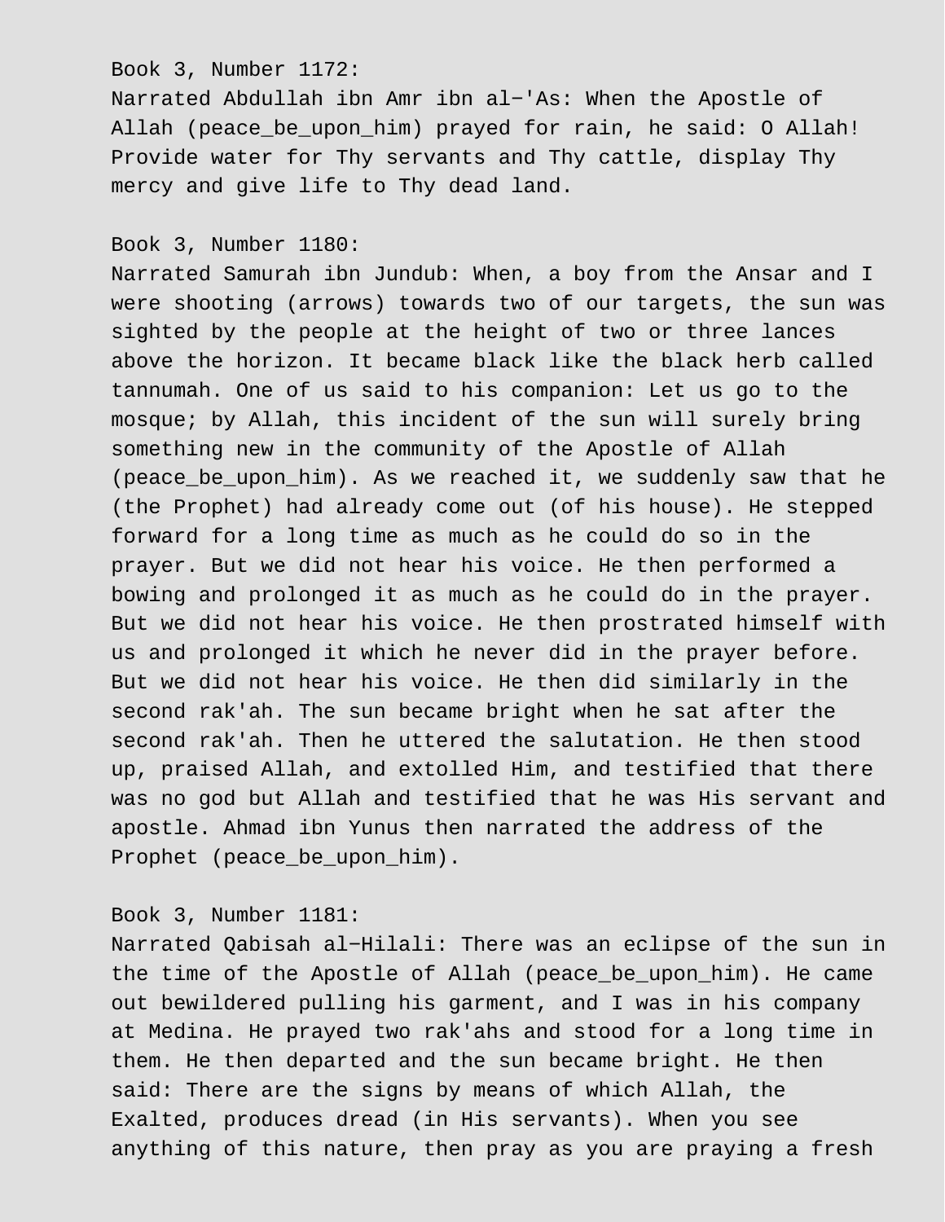Book 3, Number 1172:
Narrated Abdullah ibn Amr ibn al-'As: When the Apostle of Allah (peace_be_upon_him) prayed for rain, he said: O Allah! Provide water for Thy servants and Thy cattle, display Thy mercy and give life to Thy dead land.

Book 3, Number 1180:
Narrated Samurah ibn Jundub: When, a boy from the Ansar and I were shooting (arrows) towards two of our targets, the sun was sighted by the people at the height of two or three lances above the horizon. It became black like the black herb called tannumah. One of us said to his companion: Let us go to the mosque; by Allah, this incident of the sun will surely bring something new in the community of the Apostle of Allah (peace_be_upon_him). As we reached it, we suddenly saw that he (the Prophet) had already come out (of his house). He stepped forward for a long time as much as he could do so in the prayer. But we did not hear his voice. He then performed a bowing and prolonged it as much as he could do in the prayer. But we did not hear his voice. He then prostrated himself with us and prolonged it which he never did in the prayer before. But we did not hear his voice. He then did similarly in the second rak'ah. The sun became bright when he sat after the second rak'ah. Then he uttered the salutation. He then stood up, praised Allah, and extolled Him, and testified that there was no god but Allah and testified that he was His servant and apostle. Ahmad ibn Yunus then narrated the address of the Prophet (peace_be_upon_him).

Book 3, Number 1181:
Narrated Qabisah al-Hilali: There was an eclipse of the sun in the time of the Apostle of Allah (peace_be_upon_him). He came out bewildered pulling his garment, and I was in his company at Medina. He prayed two rak'ahs and stood for a long time in them. He then departed and the sun became bright. He then said: There are the signs by means of which Allah, the Exalted, produces dread (in His servants). When you see anything of this nature, then pray as you are praying a fresh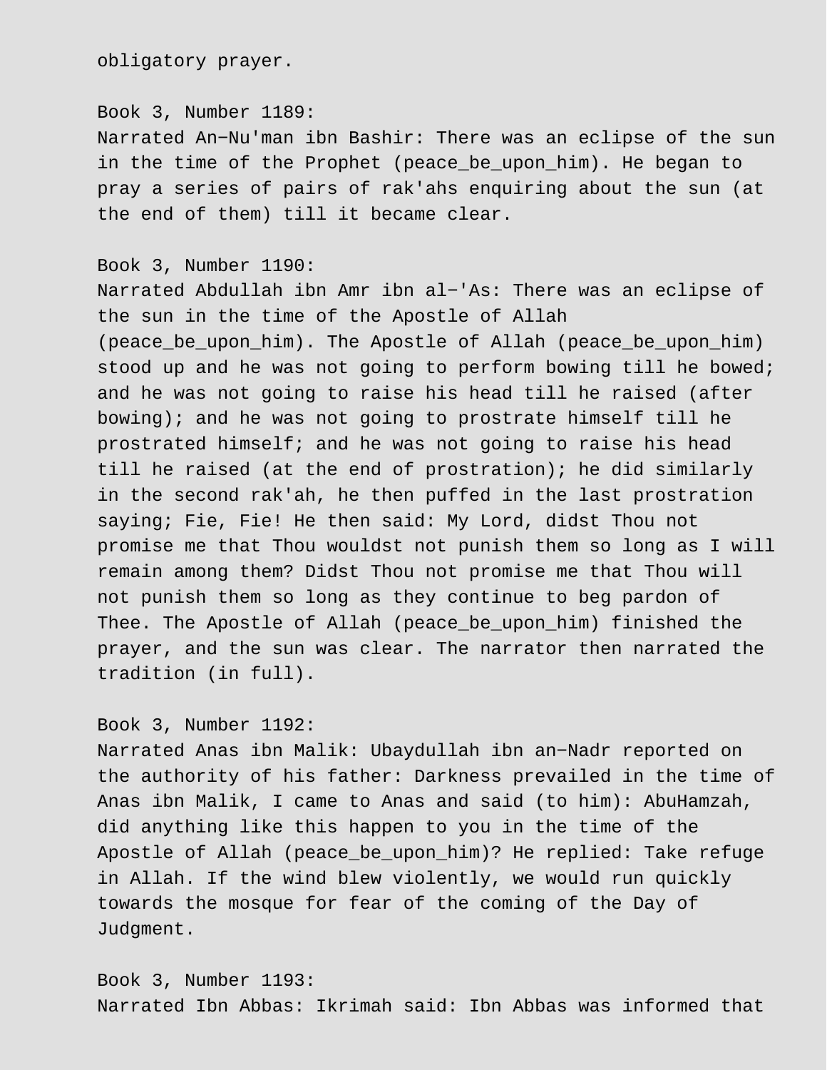obligatory prayer.

Book 3, Number 1189:
Narrated An−Nu'man ibn Bashir: There was an eclipse of the sun in the time of the Prophet (peace_be_upon_him). He began to pray a series of pairs of rak'ahs enquiring about the sun (at the end of them) till it became clear.

Book 3, Number 1190:
Narrated Abdullah ibn Amr ibn al−'As: There was an eclipse of the sun in the time of the Apostle of Allah (peace_be_upon_him). The Apostle of Allah (peace_be_upon_him) stood up and he was not going to perform bowing till he bowed; and he was not going to raise his head till he raised (after bowing); and he was not going to prostrate himself till he prostrated himself; and he was not going to raise his head till he raised (at the end of prostration); he did similarly in the second rak'ah, he then puffed in the last prostration saying; Fie, Fie! He then said: My Lord, didst Thou not promise me that Thou wouldst not punish them so long as I will remain among them? Didst Thou not promise me that Thou will not punish them so long as they continue to beg pardon of Thee. The Apostle of Allah (peace_be_upon_him) finished the prayer, and the sun was clear. The narrator then narrated the tradition (in full).

Book 3, Number 1192:
Narrated Anas ibn Malik: Ubaydullah ibn an−Nadr reported on the authority of his father: Darkness prevailed in the time of Anas ibn Malik, I came to Anas and said (to him): AbuHamzah, did anything like this happen to you in the time of the Apostle of Allah (peace_be_upon_him)? He replied: Take refuge in Allah. If the wind blew violently, we would run quickly towards the mosque for fear of the coming of the Day of Judgment.

Book 3, Number 1193:
Narrated Ibn Abbas: Ikrimah said: Ibn Abbas was informed that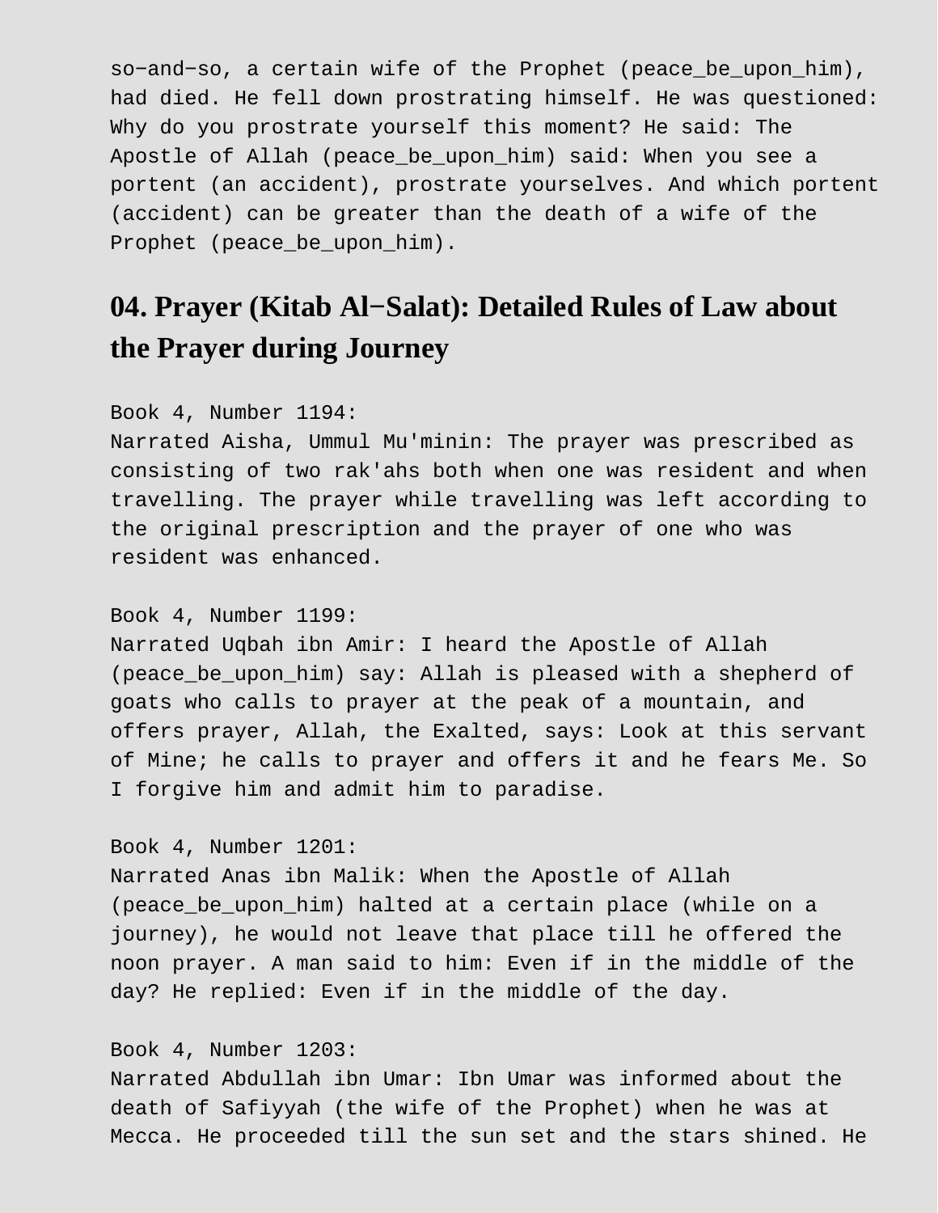so−and−so, a certain wife of the Prophet (peace_be_upon_him), had died. He fell down prostrating himself. He was questioned: Why do you prostrate yourself this moment? He said: The Apostle of Allah (peace_be_upon_him) said: When you see a portent (an accident), prostrate yourselves. And which portent (accident) can be greater than the death of a wife of the Prophet (peace_be_upon_him).

## 04. Prayer (Kitab Al−Salat): Detailed Rules of Law about the Prayer during Journey

Book 4, Number 1194:
Narrated Aisha, Ummul Mu'minin: The prayer was prescribed as consisting of two rak'ahs both when one was resident and when travelling. The prayer while travelling was left according to the original prescription and the prayer of one who was resident was enhanced.

Book 4, Number 1199:
Narrated Uqbah ibn Amir: I heard the Apostle of Allah (peace_be_upon_him) say: Allah is pleased with a shepherd of goats who calls to prayer at the peak of a mountain, and offers prayer, Allah, the Exalted, says: Look at this servant of Mine; he calls to prayer and offers it and he fears Me. So I forgive him and admit him to paradise.

Book 4, Number 1201:
Narrated Anas ibn Malik: When the Apostle of Allah (peace_be_upon_him) halted at a certain place (while on a journey), he would not leave that place till he offered the noon prayer. A man said to him: Even if in the middle of the day? He replied: Even if in the middle of the day.

Book 4, Number 1203:
Narrated Abdullah ibn Umar: Ibn Umar was informed about the death of Safiyyah (the wife of the Prophet) when he was at Mecca. He proceeded till the sun set and the stars shined. He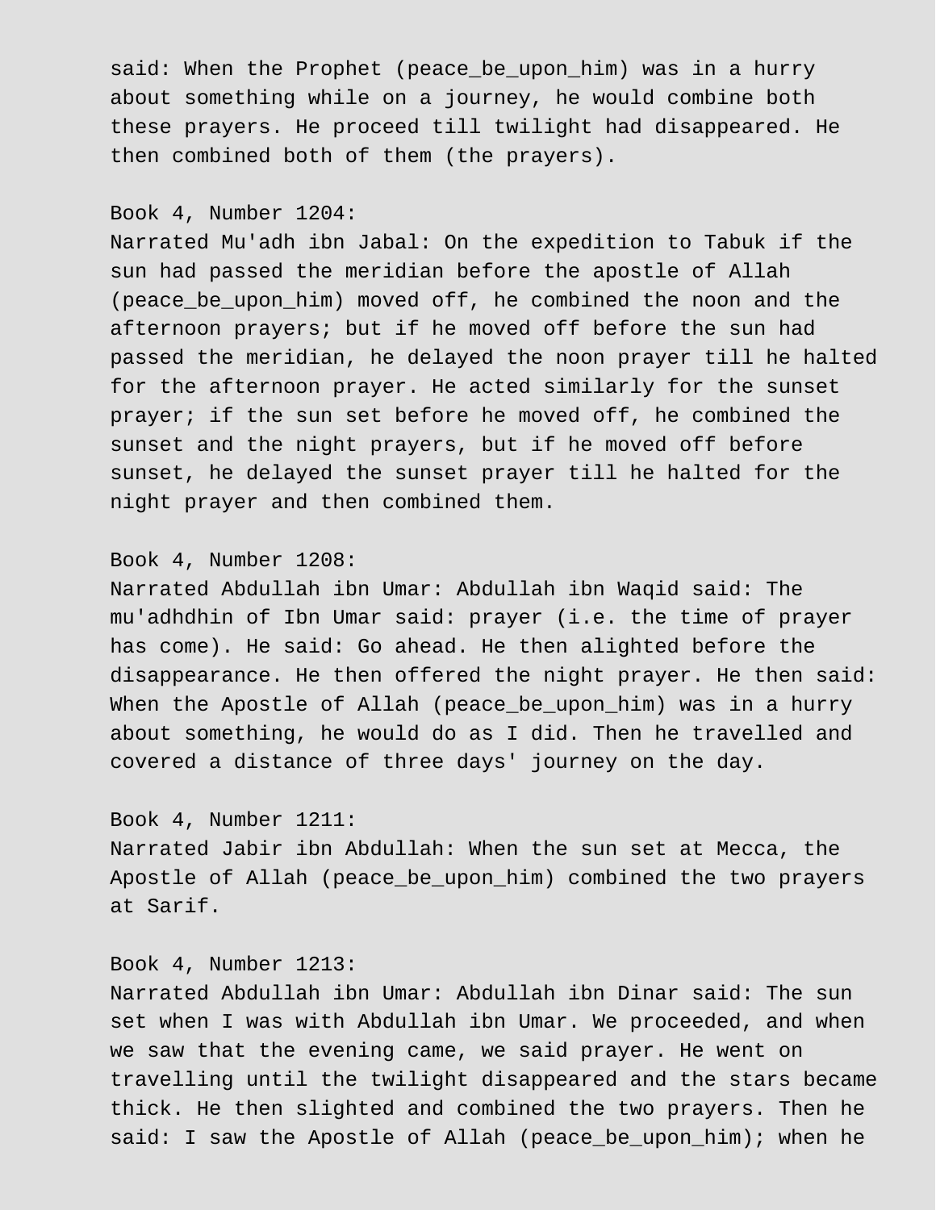said: When the Prophet (peace_be_upon_him) was in a hurry about something while on a journey, he would combine both these prayers. He proceed till twilight had disappeared. He then combined both of them (the prayers).

Book 4, Number 1204:
Narrated Mu'adh ibn Jabal: On the expedition to Tabuk if the sun had passed the meridian before the apostle of Allah (peace_be_upon_him) moved off, he combined the noon and the afternoon prayers; but if he moved off before the sun had passed the meridian, he delayed the noon prayer till he halted for the afternoon prayer. He acted similarly for the sunset prayer; if the sun set before he moved off, he combined the sunset and the night prayers, but if he moved off before sunset, he delayed the sunset prayer till he halted for the night prayer and then combined them.

Book 4, Number 1208:
Narrated Abdullah ibn Umar: Abdullah ibn Waqid said: The mu'adhdhin of Ibn Umar said: prayer (i.e. the time of prayer has come). He said: Go ahead. He then alighted before the disappearance. He then offered the night prayer. He then said: When the Apostle of Allah (peace_be_upon_him) was in a hurry about something, he would do as I did. Then he travelled and covered a distance of three days' journey on the day.

Book 4, Number 1211:
Narrated Jabir ibn Abdullah: When the sun set at Mecca, the Apostle of Allah (peace_be_upon_him) combined the two prayers at Sarif.

Book 4, Number 1213:
Narrated Abdullah ibn Umar: Abdullah ibn Dinar said: The sun set when I was with Abdullah ibn Umar. We proceeded, and when we saw that the evening came, we said prayer. He went on travelling until the twilight disappeared and the stars became thick. He then slighted and combined the two prayers. Then he said: I saw the Apostle of Allah (peace_be_upon_him); when he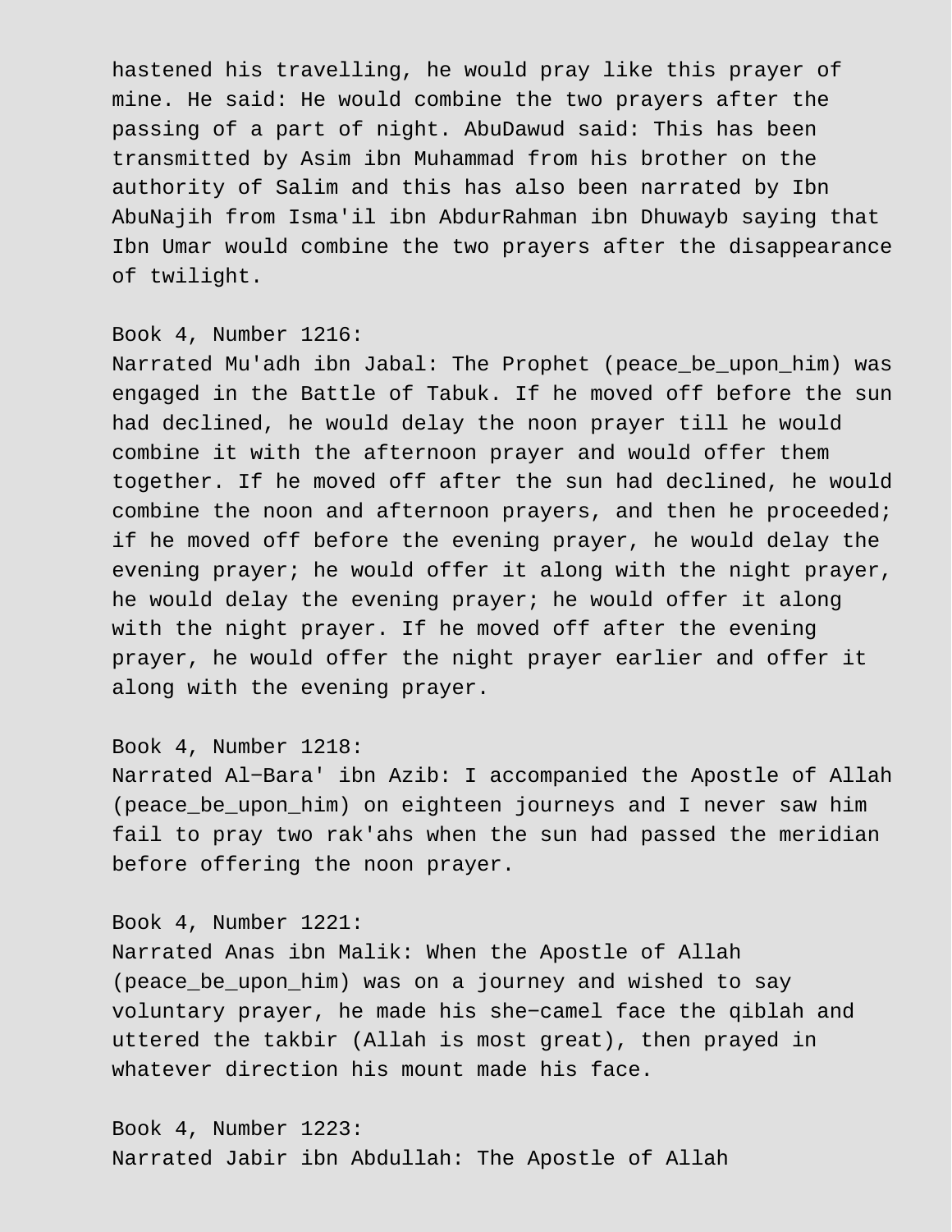hastened his travelling, he would pray like this prayer of mine. He said: He would combine the two prayers after the passing of a part of night. AbuDawud said: This has been transmitted by Asim ibn Muhammad from his brother on the authority of Salim and this has also been narrated by Ibn AbuNajih from Isma'il ibn AbdurRahman ibn Dhuwayb saying that Ibn Umar would combine the two prayers after the disappearance of twilight.

Book 4, Number 1216:
Narrated Mu'adh ibn Jabal: The Prophet (peace_be_upon_him) was engaged in the Battle of Tabuk. If he moved off before the sun had declined, he would delay the noon prayer till he would combine it with the afternoon prayer and would offer them together. If he moved off after the sun had declined, he would combine the noon and afternoon prayers, and then he proceeded; if he moved off before the evening prayer, he would delay the evening prayer; he would offer it along with the night prayer, he would delay the evening prayer; he would offer it along with the night prayer. If he moved off after the evening prayer, he would offer the night prayer earlier and offer it along with the evening prayer.

Book 4, Number 1218:
Narrated Al-Bara' ibn Azib: I accompanied the Apostle of Allah (peace_be_upon_him) on eighteen journeys and I never saw him fail to pray two rak'ahs when the sun had passed the meridian before offering the noon prayer.

Book 4, Number 1221:
Narrated Anas ibn Malik: When the Apostle of Allah (peace_be_upon_him) was on a journey and wished to say voluntary prayer, he made his she-camel face the qiblah and uttered the takbir (Allah is most great), then prayed in whatever direction his mount made his face.

Book 4, Number 1223:
Narrated Jabir ibn Abdullah: The Apostle of Allah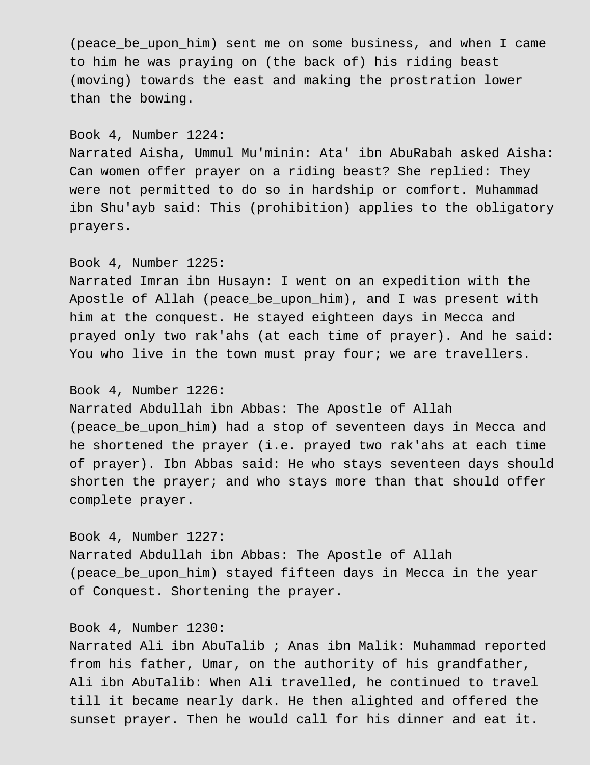(peace_be_upon_him) sent me on some business, and when I came to him he was praying on (the back of) his riding beast (moving) towards the east and making the prostration lower than the bowing.

Book 4, Number 1224:
Narrated Aisha, Ummul Mu'minin: Ata' ibn AbuRabah asked Aisha: Can women offer prayer on a riding beast? She replied: They were not permitted to do so in hardship or comfort. Muhammad ibn Shu'ayb said: This (prohibition) applies to the obligatory prayers.

Book 4, Number 1225:
Narrated Imran ibn Husayn: I went on an expedition with the Apostle of Allah (peace_be_upon_him), and I was present with him at the conquest. He stayed eighteen days in Mecca and prayed only two rak'ahs (at each time of prayer). And he said: You who live in the town must pray four; we are travellers.

Book 4, Number 1226:
Narrated Abdullah ibn Abbas: The Apostle of Allah (peace_be_upon_him) had a stop of seventeen days in Mecca and he shortened the prayer (i.e. prayed two rak'ahs at each time of prayer). Ibn Abbas said: He who stays seventeen days should shorten the prayer; and who stays more than that should offer complete prayer.

Book 4, Number 1227:
Narrated Abdullah ibn Abbas: The Apostle of Allah (peace_be_upon_him) stayed fifteen days in Mecca in the year of Conquest. Shortening the prayer.

Book 4, Number 1230:
Narrated Ali ibn AbuTalib ; Anas ibn Malik: Muhammad reported from his father, Umar, on the authority of his grandfather, Ali ibn AbuTalib: When Ali travelled, he continued to travel till it became nearly dark. He then alighted and offered the sunset prayer. Then he would call for his dinner and eat it.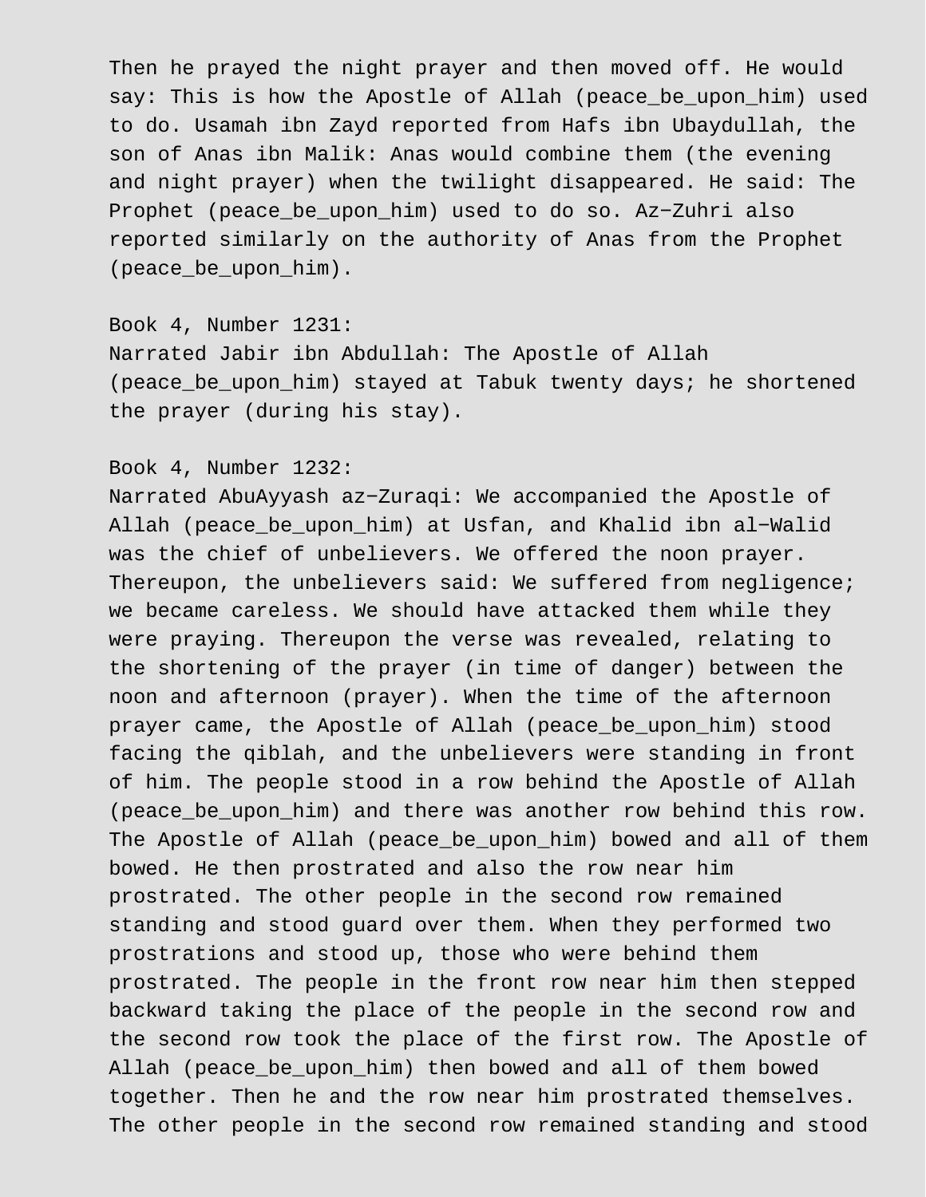Then he prayed the night prayer and then moved off. He would say: This is how the Apostle of Allah (peace_be_upon_him) used to do. Usamah ibn Zayd reported from Hafs ibn Ubaydullah, the son of Anas ibn Malik: Anas would combine them (the evening and night prayer) when the twilight disappeared. He said: The Prophet (peace_be_upon_him) used to do so. Az−Zuhri also reported similarly on the authority of Anas from the Prophet (peace_be_upon_him).

Book 4, Number 1231:
Narrated Jabir ibn Abdullah: The Apostle of Allah (peace_be_upon_him) stayed at Tabuk twenty days; he shortened the prayer (during his stay).

Book 4, Number 1232:
Narrated AbuAyyash az−Zuraqi: We accompanied the Apostle of Allah (peace_be_upon_him) at Usfan, and Khalid ibn al−Walid was the chief of unbelievers. We offered the noon prayer. Thereupon, the unbelievers said: We suffered from negligence; we became careless. We should have attacked them while they were praying. Thereupon the verse was revealed, relating to the shortening of the prayer (in time of danger) between the noon and afternoon (prayer). When the time of the afternoon prayer came, the Apostle of Allah (peace_be_upon_him) stood facing the qiblah, and the unbelievers were standing in front of him. The people stood in a row behind the Apostle of Allah (peace_be_upon_him) and there was another row behind this row. The Apostle of Allah (peace_be_upon_him) bowed and all of them bowed. He then prostrated and also the row near him prostrated. The other people in the second row remained standing and stood guard over them. When they performed two prostrations and stood up, those who were behind them prostrated. The people in the front row near him then stepped backward taking the place of the people in the second row and the second row took the place of the first row. The Apostle of Allah (peace_be_upon_him) then bowed and all of them bowed together. Then he and the row near him prostrated themselves. The other people in the second row remained standing and stood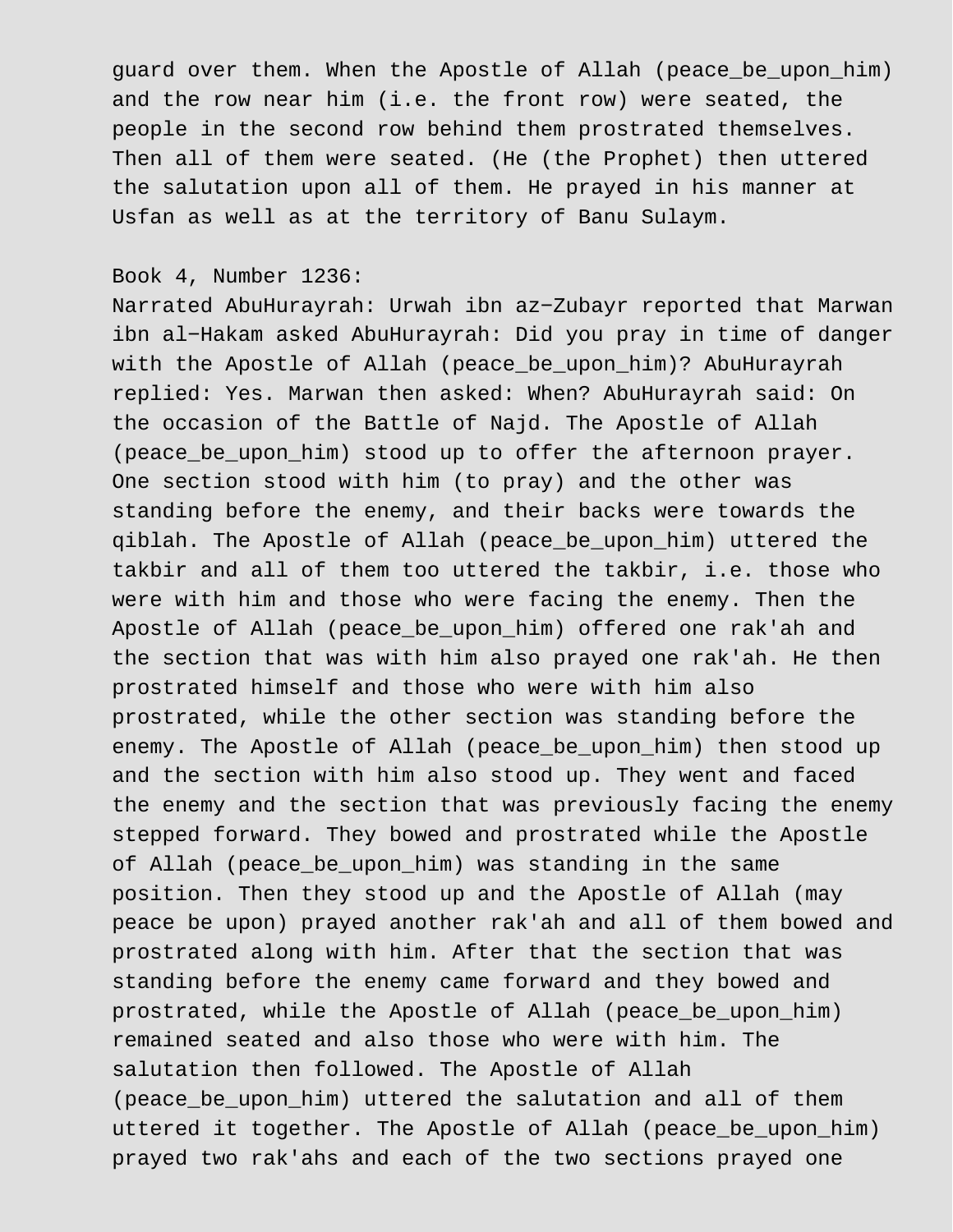guard over them. When the Apostle of Allah (peace_be_upon_him) and the row near him (i.e. the front row) were seated, the people in the second row behind them prostrated themselves. Then all of them were seated. (He (the Prophet) then uttered the salutation upon all of them. He prayed in his manner at Usfan as well as at the territory of Banu Sulaym.

Book 4, Number 1236:
Narrated AbuHurayrah: Urwah ibn az−Zubayr reported that Marwan ibn al−Hakam asked AbuHurayrah: Did you pray in time of danger with the Apostle of Allah (peace_be_upon_him)? AbuHurayrah replied: Yes. Marwan then asked: When? AbuHurayrah said: On the occasion of the Battle of Najd. The Apostle of Allah (peace_be_upon_him) stood up to offer the afternoon prayer. One section stood with him (to pray) and the other was standing before the enemy, and their backs were towards the qiblah. The Apostle of Allah (peace_be_upon_him) uttered the takbir and all of them too uttered the takbir, i.e. those who were with him and those who were facing the enemy. Then the Apostle of Allah (peace_be_upon_him) offered one rak'ah and the section that was with him also prayed one rak'ah. He then prostrated himself and those who were with him also prostrated, while the other section was standing before the enemy. The Apostle of Allah (peace_be_upon_him) then stood up and the section with him also stood up. They went and faced the enemy and the section that was previously facing the enemy stepped forward. They bowed and prostrated while the Apostle of Allah (peace_be_upon_him) was standing in the same position. Then they stood up and the Apostle of Allah (may peace be upon) prayed another rak'ah and all of them bowed and prostrated along with him. After that the section that was standing before the enemy came forward and they bowed and prostrated, while the Apostle of Allah (peace_be_upon_him) remained seated and also those who were with him. The salutation then followed. The Apostle of Allah (peace_be_upon_him) uttered the salutation and all of them uttered it together. The Apostle of Allah (peace_be_upon_him) prayed two rak'ahs and each of the two sections prayed one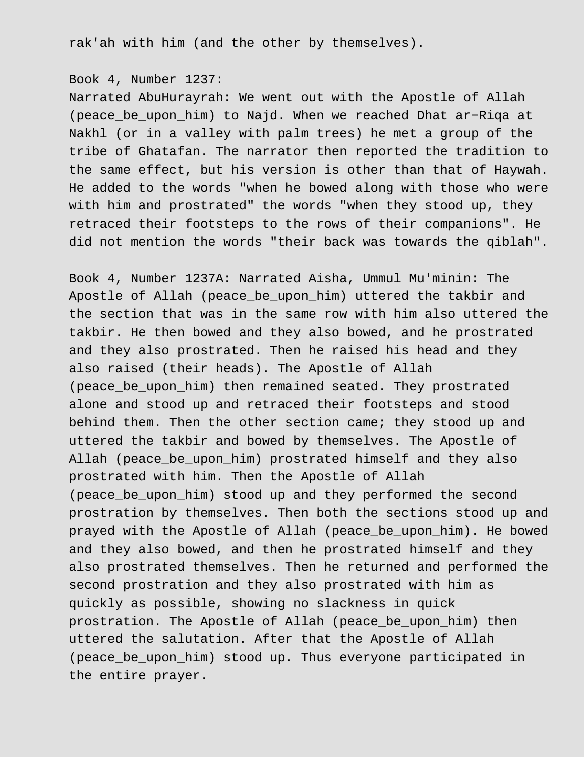rak'ah with him (and the other by themselves).

Book 4, Number 1237:
Narrated AbuHurayrah: We went out with the Apostle of Allah (peace_be_upon_him) to Najd. When we reached Dhat ar-Riqa at Nakhl (or in a valley with palm trees) he met a group of the tribe of Ghatafan. The narrator then reported the tradition to the same effect, but his version is other than that of Haywah. He added to the words "when he bowed along with those who were with him and prostrated" the words "when they stood up, they retraced their footsteps to the rows of their companions". He did not mention the words "their back was towards the qiblah".

Book 4, Number 1237A: Narrated Aisha, Ummul Mu'minin: The Apostle of Allah (peace_be_upon_him) uttered the takbir and the section that was in the same row with him also uttered the takbir. He then bowed and they also bowed, and he prostrated and they also prostrated. Then he raised his head and they also raised (their heads). The Apostle of Allah (peace_be_upon_him) then remained seated. They prostrated alone and stood up and retraced their footsteps and stood behind them. Then the other section came; they stood up and uttered the takbir and bowed by themselves. The Apostle of Allah (peace_be_upon_him) prostrated himself and they also prostrated with him. Then the Apostle of Allah (peace_be_upon_him) stood up and they performed the second prostration by themselves. Then both the sections stood up and prayed with the Apostle of Allah (peace_be_upon_him). He bowed and they also bowed, and then he prostrated himself and they also prostrated themselves. Then he returned and performed the second prostration and they also prostrated with him as quickly as possible, showing no slackness in quick prostration. The Apostle of Allah (peace_be_upon_him) then uttered the salutation. After that the Apostle of Allah (peace_be_upon_him) stood up. Thus everyone participated in the entire prayer.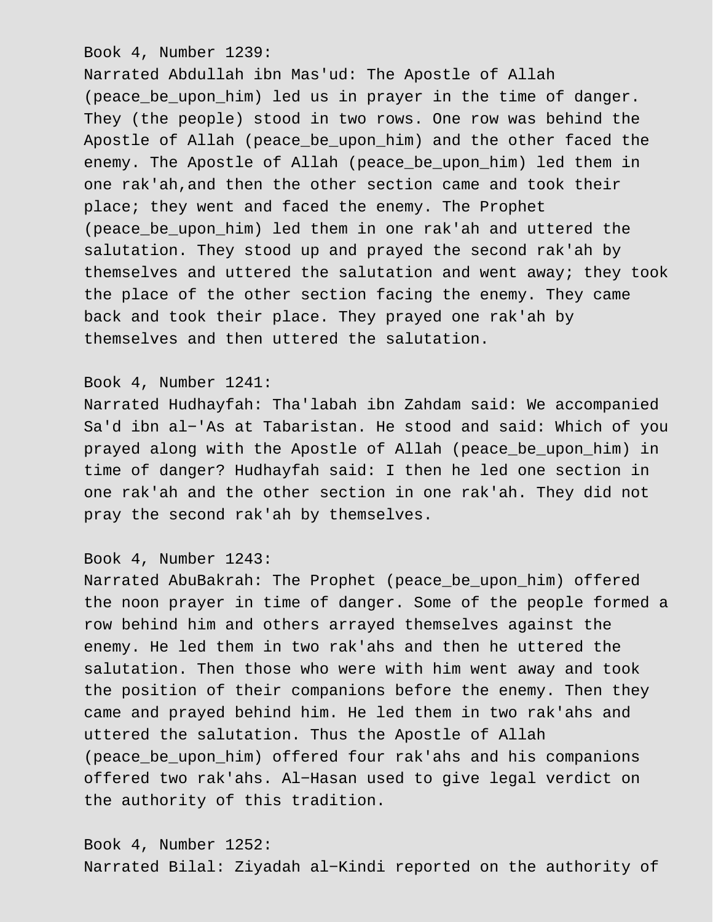Book 4, Number 1239:
Narrated Abdullah ibn Mas'ud: The Apostle of Allah (peace_be_upon_him) led us in prayer in the time of danger. They (the people) stood in two rows. One row was behind the Apostle of Allah (peace_be_upon_him) and the other faced the enemy. The Apostle of Allah (peace_be_upon_him) led them in one rak'ah,and then the other section came and took their place; they went and faced the enemy. The Prophet (peace_be_upon_him) led them in one rak'ah and uttered the salutation. They stood up and prayed the second rak'ah by themselves and uttered the salutation and went away; they took the place of the other section facing the enemy. They came back and took their place. They prayed one rak'ah by themselves and then uttered the salutation.

Book 4, Number 1241:
Narrated Hudhayfah: Tha'labah ibn Zahdam said: We accompanied Sa'd ibn al−'As at Tabaristan. He stood and said: Which of you prayed along with the Apostle of Allah (peace_be_upon_him) in time of danger? Hudhayfah said: I then he led one section in one rak'ah and the other section in one rak'ah. They did not pray the second rak'ah by themselves.

Book 4, Number 1243:
Narrated AbuBakrah: The Prophet (peace_be_upon_him) offered the noon prayer in time of danger. Some of the people formed a row behind him and others arrayed themselves against the enemy. He led them in two rak'ahs and then he uttered the salutation. Then those who were with him went away and took the position of their companions before the enemy. Then they came and prayed behind him. He led them in two rak'ahs and uttered the salutation. Thus the Apostle of Allah (peace_be_upon_him) offered four rak'ahs and his companions offered two rak'ahs. Al−Hasan used to give legal verdict on the authority of this tradition.

Book 4, Number 1252:
Narrated Bilal: Ziyadah al−Kindi reported on the authority of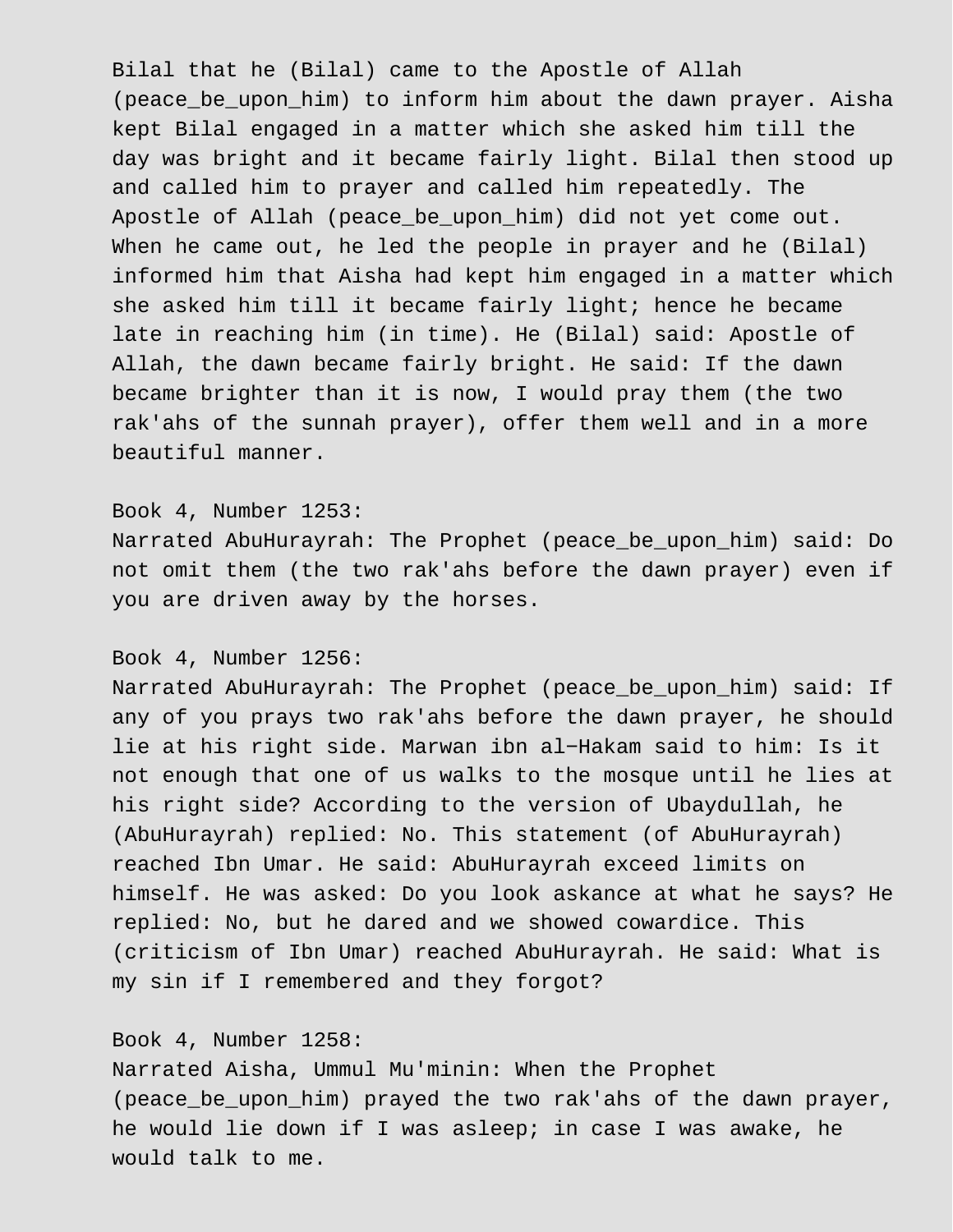Bilal that he (Bilal) came to the Apostle of Allah (peace_be_upon_him) to inform him about the dawn prayer. Aisha kept Bilal engaged in a matter which she asked him till the day was bright and it became fairly light. Bilal then stood up and called him to prayer and called him repeatedly. The Apostle of Allah (peace_be_upon_him) did not yet come out. When he came out, he led the people in prayer and he (Bilal) informed him that Aisha had kept him engaged in a matter which she asked him till it became fairly light; hence he became late in reaching him (in time). He (Bilal) said: Apostle of Allah, the dawn became fairly bright. He said: If the dawn became brighter than it is now, I would pray them (the two rak'ahs of the sunnah prayer), offer them well and in a more beautiful manner.

Book 4, Number 1253:
Narrated AbuHurayrah: The Prophet (peace_be_upon_him) said: Do not omit them (the two rak'ahs before the dawn prayer) even if you are driven away by the horses.

Book 4, Number 1256:
Narrated AbuHurayrah: The Prophet (peace_be_upon_him) said: If any of you prays two rak'ahs before the dawn prayer, he should lie at his right side. Marwan ibn al-Hakam said to him: Is it not enough that one of us walks to the mosque until he lies at his right side? According to the version of Ubaydullah, he (AbuHurayrah) replied: No. This statement (of AbuHurayrah) reached Ibn Umar. He said: AbuHurayrah exceed limits on himself. He was asked: Do you look askance at what he says? He replied: No, but he dared and we showed cowardice. This (criticism of Ibn Umar) reached AbuHurayrah. He said: What is my sin if I remembered and they forgot?

Book 4, Number 1258:
Narrated Aisha, Ummul Mu'minin: When the Prophet (peace_be_upon_him) prayed the two rak'ahs of the dawn prayer, he would lie down if I was asleep; in case I was awake, he would talk to me.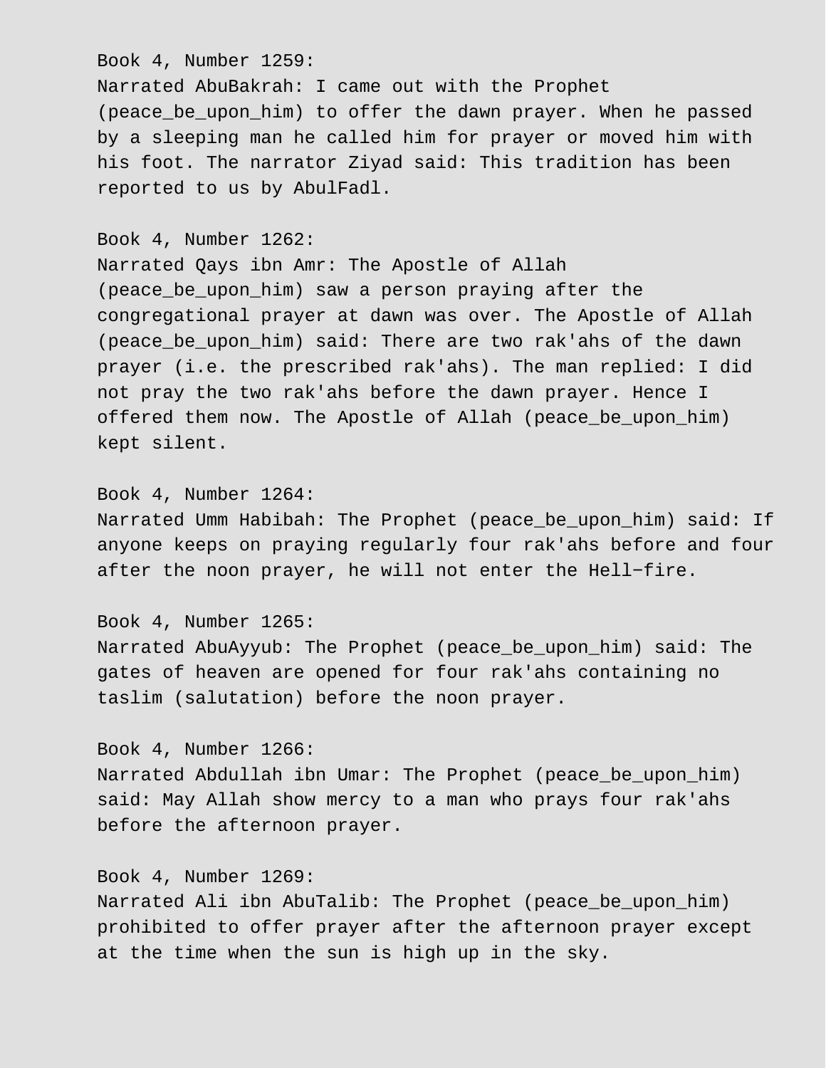Book 4, Number 1259:
Narrated AbuBakrah: I came out with the Prophet (peace_be_upon_him) to offer the dawn prayer. When he passed by a sleeping man he called him for prayer or moved him with his foot. The narrator Ziyad said: This tradition has been reported to us by AbulFadl.

Book 4, Number 1262:
Narrated Qays ibn Amr: The Apostle of Allah (peace_be_upon_him) saw a person praying after the congregational prayer at dawn was over. The Apostle of Allah (peace_be_upon_him) said: There are two rak'ahs of the dawn prayer (i.e. the prescribed rak'ahs). The man replied: I did not pray the two rak'ahs before the dawn prayer. Hence I offered them now. The Apostle of Allah (peace_be_upon_him) kept silent.

Book 4, Number 1264:
Narrated Umm Habibah: The Prophet (peace_be_upon_him) said: If anyone keeps on praying regularly four rak'ahs before and four after the noon prayer, he will not enter the Hell−fire.

Book 4, Number 1265:
Narrated AbuAyyub: The Prophet (peace_be_upon_him) said: The gates of heaven are opened for four rak'ahs containing no taslim (salutation) before the noon prayer.

Book 4, Number 1266:
Narrated Abdullah ibn Umar: The Prophet (peace_be_upon_him) said: May Allah show mercy to a man who prays four rak'ahs before the afternoon prayer.

Book 4, Number 1269:
Narrated Ali ibn AbuTalib: The Prophet (peace_be_upon_him) prohibited to offer prayer after the afternoon prayer except at the time when the sun is high up in the sky.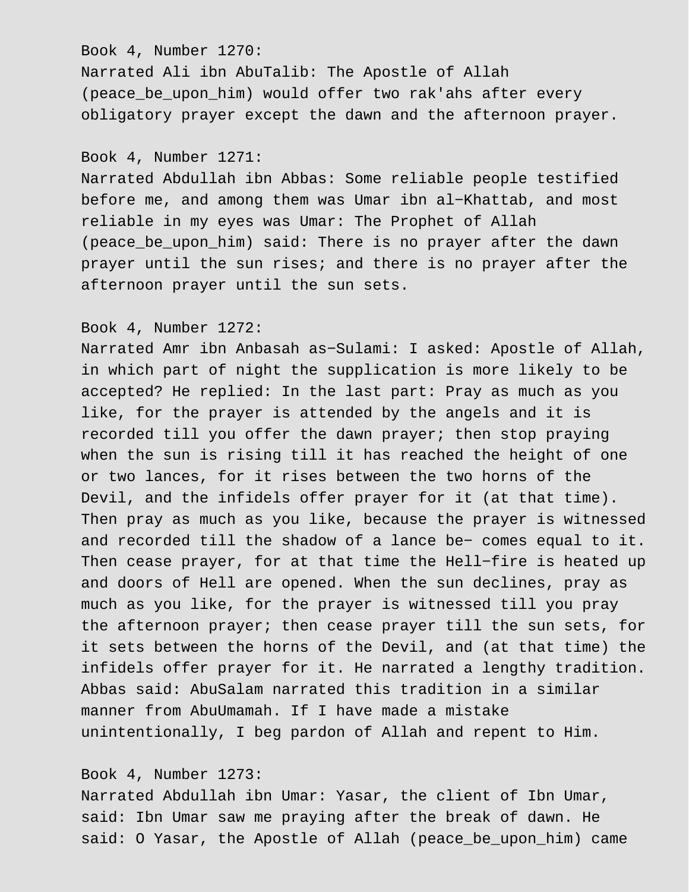Book 4, Number 1270:
Narrated Ali ibn AbuTalib: The Apostle of Allah (peace_be_upon_him) would offer two rak'ahs after every obligatory prayer except the dawn and the afternoon prayer.

Book 4, Number 1271:
Narrated Abdullah ibn Abbas: Some reliable people testified before me, and among them was Umar ibn al-Khattab, and most reliable in my eyes was Umar: The Prophet of Allah (peace_be_upon_him) said: There is no prayer after the dawn prayer until the sun rises; and there is no prayer after the afternoon prayer until the sun sets.

Book 4, Number 1272:
Narrated Amr ibn Anbasah as-Sulami: I asked: Apostle of Allah, in which part of night the supplication is more likely to be accepted? He replied: In the last part: Pray as much as you like, for the prayer is attended by the angels and it is recorded till you offer the dawn prayer; then stop praying when the sun is rising till it has reached the height of one or two lances, for it rises between the two horns of the Devil, and the infidels offer prayer for it (at that time). Then pray as much as you like, because the prayer is witnessed and recorded till the shadow of a lance be- comes equal to it. Then cease prayer, for at that time the Hell-fire is heated up and doors of Hell are opened. When the sun declines, pray as much as you like, for the prayer is witnessed till you pray the afternoon prayer; then cease prayer till the sun sets, for it sets between the horns of the Devil, and (at that time) the infidels offer prayer for it. He narrated a lengthy tradition. Abbas said: AbuSalam narrated this tradition in a similar manner from AbuUmamah. If I have made a mistake unintentionally, I beg pardon of Allah and repent to Him.

Book 4, Number 1273:
Narrated Abdullah ibn Umar: Yasar, the client of Ibn Umar, said: Ibn Umar saw me praying after the break of dawn. He said: O Yasar, the Apostle of Allah (peace_be_upon_him) came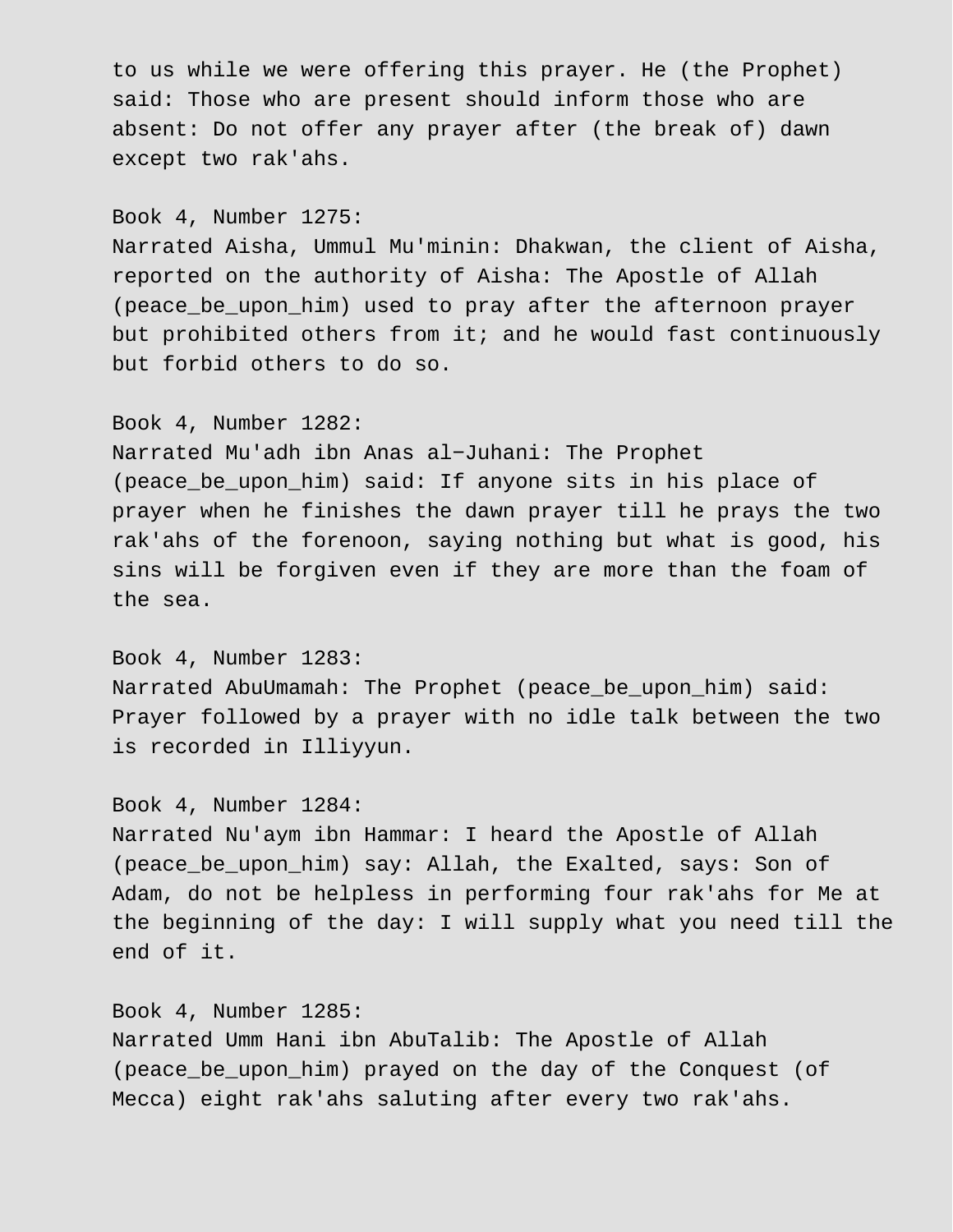to us while we were offering this prayer. He (the Prophet) said: Those who are present should inform those who are absent: Do not offer any prayer after (the break of) dawn except two rak'ahs.

Book 4, Number 1275:
Narrated Aisha, Ummul Mu'minin: Dhakwan, the client of Aisha, reported on the authority of Aisha: The Apostle of Allah (peace_be_upon_him) used to pray after the afternoon prayer but prohibited others from it; and he would fast continuously but forbid others to do so.

Book 4, Number 1282:
Narrated Mu'adh ibn Anas al-Juhani: The Prophet (peace_be_upon_him) said: If anyone sits in his place of prayer when he finishes the dawn prayer till he prays the two rak'ahs of the forenoon, saying nothing but what is good, his sins will be forgiven even if they are more than the foam of the sea.

Book 4, Number 1283:
Narrated AbuUmamah: The Prophet (peace_be_upon_him) said: Prayer followed by a prayer with no idle talk between the two is recorded in Illiyyun.

Book 4, Number 1284:
Narrated Nu'aym ibn Hammar: I heard the Apostle of Allah (peace_be_upon_him) say: Allah, the Exalted, says: Son of Adam, do not be helpless in performing four rak'ahs for Me at the beginning of the day: I will supply what you need till the end of it.

Book 4, Number 1285:
Narrated Umm Hani ibn AbuTalib: The Apostle of Allah (peace_be_upon_him) prayed on the day of the Conquest (of Mecca) eight rak'ahs saluting after every two rak'ahs.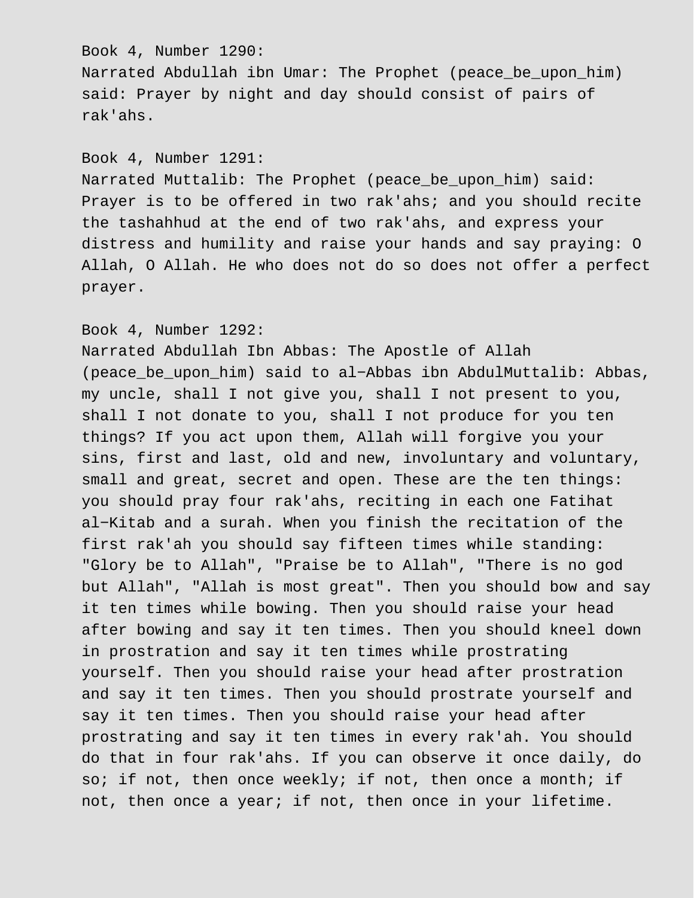Book 4, Number 1290:
Narrated Abdullah ibn Umar: The Prophet (peace_be_upon_him) said: Prayer by night and day should consist of pairs of rak'ahs.

Book 4, Number 1291:
Narrated Muttalib: The Prophet (peace_be_upon_him) said: Prayer is to be offered in two rak'ahs; and you should recite the tashahhud at the end of two rak'ahs, and express your distress and humility and raise your hands and say praying: O Allah, O Allah. He who does not do so does not offer a perfect prayer.

Book 4, Number 1292:
Narrated Abdullah Ibn Abbas: The Apostle of Allah (peace_be_upon_him) said to al−Abbas ibn AbdulMuttalib: Abbas, my uncle, shall I not give you, shall I not present to you, shall I not donate to you, shall I not produce for you ten things? If you act upon them, Allah will forgive you your sins, first and last, old and new, involuntary and voluntary, small and great, secret and open. These are the ten things: you should pray four rak'ahs, reciting in each one Fatihat al−Kitab and a surah. When you finish the recitation of the first rak'ah you should say fifteen times while standing: "Glory be to Allah", "Praise be to Allah", "There is no god but Allah", "Allah is most great". Then you should bow and say it ten times while bowing. Then you should raise your head after bowing and say it ten times. Then you should kneel down in prostration and say it ten times while prostrating yourself. Then you should raise your head after prostration and say it ten times. Then you should prostrate yourself and say it ten times. Then you should raise your head after prostrating and say it ten times in every rak'ah. You should do that in four rak'ahs. If you can observe it once daily, do so; if not, then once weekly; if not, then once a month; if not, then once a year; if not, then once in your lifetime.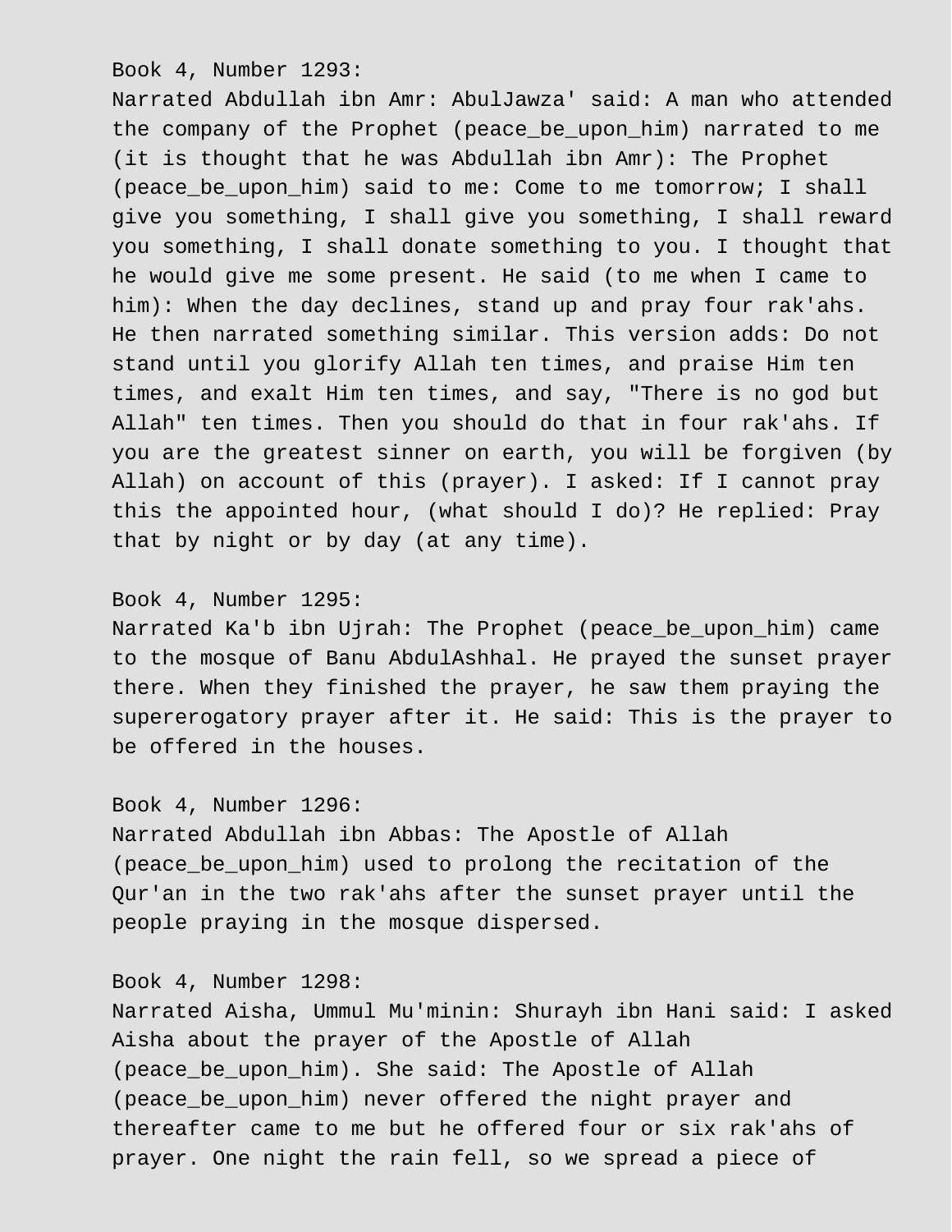Book 4, Number 1293:

Narrated Abdullah ibn Amr: AbulJawza' said: A man who attended the company of the Prophet (peace_be_upon_him) narrated to me (it is thought that he was Abdullah ibn Amr): The Prophet (peace_be_upon_him) said to me: Come to me tomorrow; I shall give you something, I shall give you something, I shall reward you something, I shall donate something to you. I thought that he would give me some present. He said (to me when I came to him): When the day declines, stand up and pray four rak'ahs. He then narrated something similar. This version adds: Do not stand until you glorify Allah ten times, and praise Him ten times, and exalt Him ten times, and say, "There is no god but Allah" ten times. Then you should do that in four rak'ahs. If you are the greatest sinner on earth, you will be forgiven (by Allah) on account of this (prayer). I asked: If I cannot pray this the appointed hour, (what should I do)? He replied: Pray that by night or by day (at any time).

Book 4, Number 1295:

Narrated Ka'b ibn Ujrah: The Prophet (peace_be_upon_him) came to the mosque of Banu AbdulAshhal. He prayed the sunset prayer there. When they finished the prayer, he saw them praying the supererogatory prayer after it. He said: This is the prayer to be offered in the houses.

Book 4, Number 1296:

Narrated Abdullah ibn Abbas: The Apostle of Allah (peace_be_upon_him) used to prolong the recitation of the Qur'an in the two rak'ahs after the sunset prayer until the people praying in the mosque dispersed.

Book 4, Number 1298:

Narrated Aisha, Ummul Mu'minin: Shurayh ibn Hani said: I asked Aisha about the prayer of the Apostle of Allah (peace_be_upon_him). She said: The Apostle of Allah (peace_be_upon_him) never offered the night prayer and thereafter came to me but he offered four or six rak'ahs of prayer. One night the rain fell, so we spread a piece of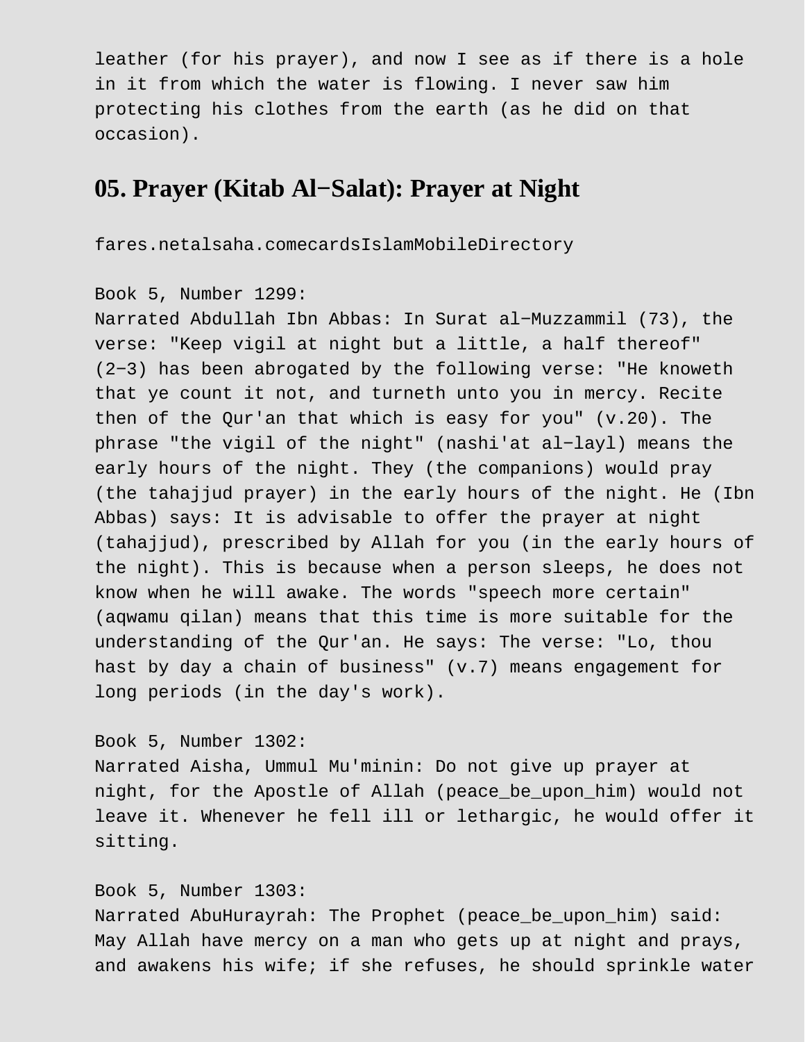leather (for his prayer), and now I see as if there is a hole in it from which the water is flowing. I never saw him protecting his clothes from the earth (as he did on that occasion).

## 05. Prayer (Kitab Al−Salat): Prayer at Night

fares.netalsaha.comecardsIslamMobileDirectory

Book 5, Number 1299:
Narrated Abdullah Ibn Abbas: In Surat al−Muzzammil (73), the verse: "Keep vigil at night but a little, a half thereof" (2−3) has been abrogated by the following verse: "He knoweth that ye count it not, and turneth unto you in mercy. Recite then of the Qur'an that which is easy for you" (v.20). The phrase "the vigil of the night" (nashi'at al−layl) means the early hours of the night. They (the companions) would pray (the tahajjud prayer) in the early hours of the night. He (Ibn Abbas) says: It is advisable to offer the prayer at night (tahajjud), prescribed by Allah for you (in the early hours of the night). This is because when a person sleeps, he does not know when he will awake. The words "speech more certain" (aqwamu qilan) means that this time is more suitable for the understanding of the Qur'an. He says: The verse: "Lo, thou hast by day a chain of business" (v.7) means engagement for long periods (in the day's work).

Book 5, Number 1302:
Narrated Aisha, Ummul Mu'minin: Do not give up prayer at night, for the Apostle of Allah (peace_be_upon_him) would not leave it. Whenever he fell ill or lethargic, he would offer it sitting.

Book 5, Number 1303:
Narrated AbuHurayrah: The Prophet (peace_be_upon_him) said: May Allah have mercy on a man who gets up at night and prays, and awakens his wife; if she refuses, he should sprinkle water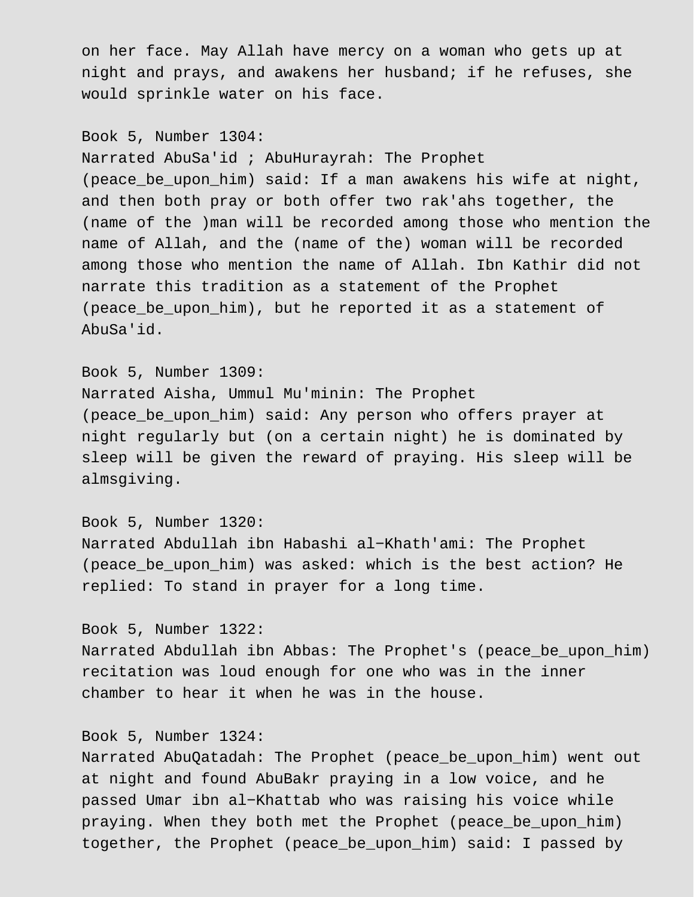on her face. May Allah have mercy on a woman who gets up at night and prays, and awakens her husband; if he refuses, she would sprinkle water on his face.

Book 5, Number 1304:
Narrated AbuSa'id ; AbuHurayrah: The Prophet (peace_be_upon_him) said: If a man awakens his wife at night, and then both pray or both offer two rak'ahs together, the (name of the )man will be recorded among those who mention the name of Allah, and the (name of the) woman will be recorded among those who mention the name of Allah. Ibn Kathir did not narrate this tradition as a statement of the Prophet (peace_be_upon_him), but he reported it as a statement of AbuSa'id.

Book 5, Number 1309:
Narrated Aisha, Ummul Mu'minin: The Prophet (peace_be_upon_him) said: Any person who offers prayer at night regularly but (on a certain night) he is dominated by sleep will be given the reward of praying. His sleep will be almsgiving.

Book 5, Number 1320:
Narrated Abdullah ibn Habashi al−Khath'ami: The Prophet (peace_be_upon_him) was asked: which is the best action? He replied: To stand in prayer for a long time.

Book 5, Number 1322:
Narrated Abdullah ibn Abbas: The Prophet's (peace_be_upon_him) recitation was loud enough for one who was in the inner chamber to hear it when he was in the house.

Book 5, Number 1324:
Narrated AbuQatadah: The Prophet (peace_be_upon_him) went out at night and found AbuBakr praying in a low voice, and he passed Umar ibn al−Khattab who was raising his voice while praying. When they both met the Prophet (peace_be_upon_him) together, the Prophet (peace_be_upon_him) said: I passed by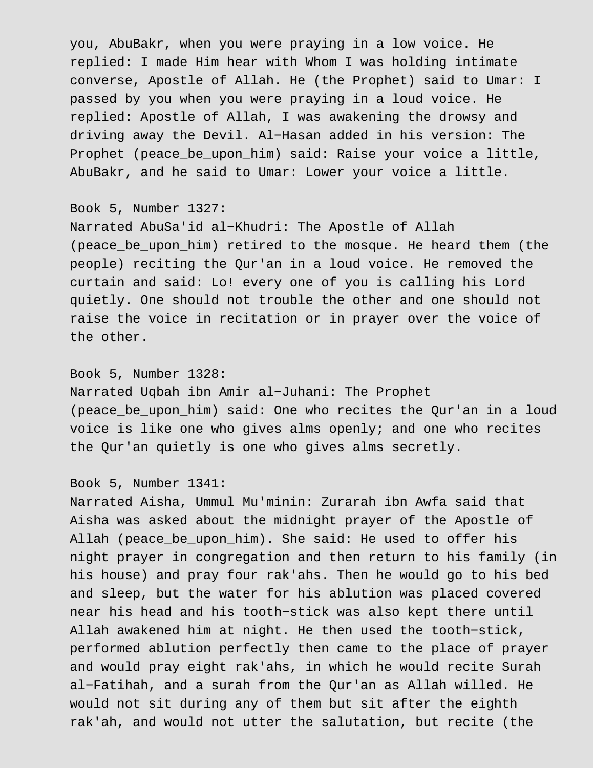you, AbuBakr, when you were praying in a low voice. He replied: I made Him hear with Whom I was holding intimate converse, Apostle of Allah. He (the Prophet) said to Umar: I passed by you when you were praying in a loud voice. He replied: Apostle of Allah, I was awakening the drowsy and driving away the Devil. Al−Hasan added in his version: The Prophet (peace_be_upon_him) said: Raise your voice a little, AbuBakr, and he said to Umar: Lower your voice a little.

Book 5, Number 1327:
Narrated AbuSa'id al−Khudri: The Apostle of Allah (peace_be_upon_him) retired to the mosque. He heard them (the people) reciting the Qur'an in a loud voice. He removed the curtain and said: Lo! every one of you is calling his Lord quietly. One should not trouble the other and one should not raise the voice in recitation or in prayer over the voice of the other.

Book 5, Number 1328:
Narrated Uqbah ibn Amir al−Juhani: The Prophet (peace_be_upon_him) said: One who recites the Qur'an in a loud voice is like one who gives alms openly; and one who recites the Qur'an quietly is one who gives alms secretly.

Book 5, Number 1341:
Narrated Aisha, Ummul Mu'minin: Zurarah ibn Awfa said that Aisha was asked about the midnight prayer of the Apostle of Allah (peace_be_upon_him). She said: He used to offer his night prayer in congregation and then return to his family (in his house) and pray four rak'ahs. Then he would go to his bed and sleep, but the water for his ablution was placed covered near his head and his tooth−stick was also kept there until Allah awakened him at night. He then used the tooth−stick, performed ablution perfectly then came to the place of prayer and would pray eight rak'ahs, in which he would recite Surah al−Fatihah, and a surah from the Qur'an as Allah willed. He would not sit during any of them but sit after the eighth rak'ah, and would not utter the salutation, but recite (the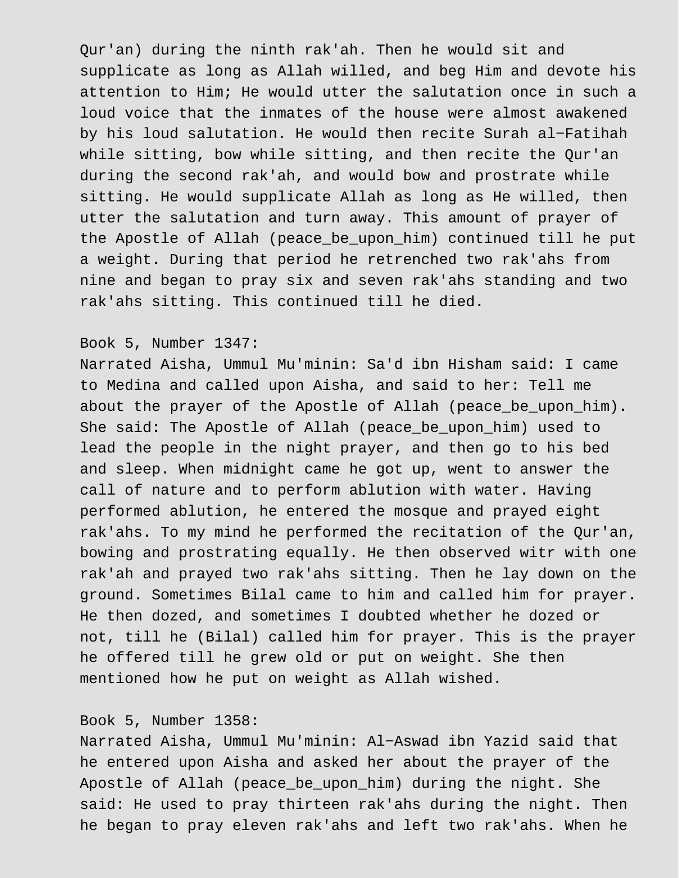Qur'an) during the ninth rak'ah. Then he would sit and supplicate as long as Allah willed, and beg Him and devote his attention to Him; He would utter the salutation once in such a loud voice that the inmates of the house were almost awakened by his loud salutation. He would then recite Surah al-Fatihah while sitting, bow while sitting, and then recite the Qur'an during the second rak'ah, and would bow and prostrate while sitting. He would supplicate Allah as long as He willed, then utter the salutation and turn away. This amount of prayer of the Apostle of Allah (peace_be_upon_him) continued till he put a weight. During that period he retrenched two rak'ahs from nine and began to pray six and seven rak'ahs standing and two rak'ahs sitting. This continued till he died.

Book 5, Number 1347:
Narrated Aisha, Ummul Mu'minin: Sa'd ibn Hisham said: I came to Medina and called upon Aisha, and said to her: Tell me about the prayer of the Apostle of Allah (peace_be_upon_him). She said: The Apostle of Allah (peace_be_upon_him) used to lead the people in the night prayer, and then go to his bed and sleep. When midnight came he got up, went to answer the call of nature and to perform ablution with water. Having performed ablution, he entered the mosque and prayed eight rak'ahs. To my mind he performed the recitation of the Qur'an, bowing and prostrating equally. He then observed witr with one rak'ah and prayed two rak'ahs sitting. Then he lay down on the ground. Sometimes Bilal came to him and called him for prayer. He then dozed, and sometimes I doubted whether he dozed or not, till he (Bilal) called him for prayer. This is the prayer he offered till he grew old or put on weight. She then mentioned how he put on weight as Allah wished.

Book 5, Number 1358:
Narrated Aisha, Ummul Mu'minin: Al-Aswad ibn Yazid said that he entered upon Aisha and asked her about the prayer of the Apostle of Allah (peace_be_upon_him) during the night. She said: He used to pray thirteen rak'ahs during the night. Then he began to pray eleven rak'ahs and left two rak'ahs. When he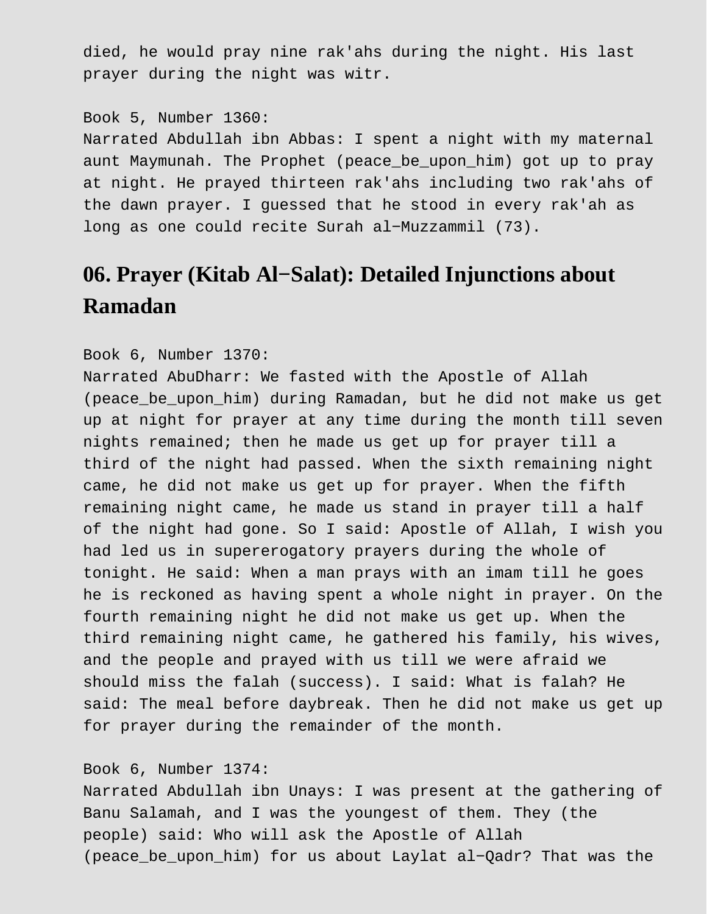died, he would pray nine rak'ahs during the night. His last prayer during the night was witr.

Book 5, Number 1360:
Narrated Abdullah ibn Abbas: I spent a night with my maternal aunt Maymunah. The Prophet (peace_be_upon_him) got up to pray at night. He prayed thirteen rak'ahs including two rak'ahs of the dawn prayer. I guessed that he stood in every rak'ah as long as one could recite Surah al−Muzzammil (73).

## 06. Prayer (Kitab Al−Salat): Detailed Injunctions about Ramadan

Book 6, Number 1370:
Narrated AbuDharr: We fasted with the Apostle of Allah (peace_be_upon_him) during Ramadan, but he did not make us get up at night for prayer at any time during the month till seven nights remained; then he made us get up for prayer till a third of the night had passed. When the sixth remaining night came, he did not make us get up for prayer. When the fifth remaining night came, he made us stand in prayer till a half of the night had gone. So I said: Apostle of Allah, I wish you had led us in supererogatory prayers during the whole of tonight. He said: When a man prays with an imam till he goes he is reckoned as having spent a whole night in prayer. On the fourth remaining night he did not make us get up. When the third remaining night came, he gathered his family, his wives, and the people and prayed with us till we were afraid we should miss the falah (success). I said: What is falah? He said: The meal before daybreak. Then he did not make us get up for prayer during the remainder of the month.

Book 6, Number 1374:
Narrated Abdullah ibn Unays: I was present at the gathering of Banu Salamah, and I was the youngest of them. They (the people) said: Who will ask the Apostle of Allah (peace_be_upon_him) for us about Laylat al−Qadr? That was the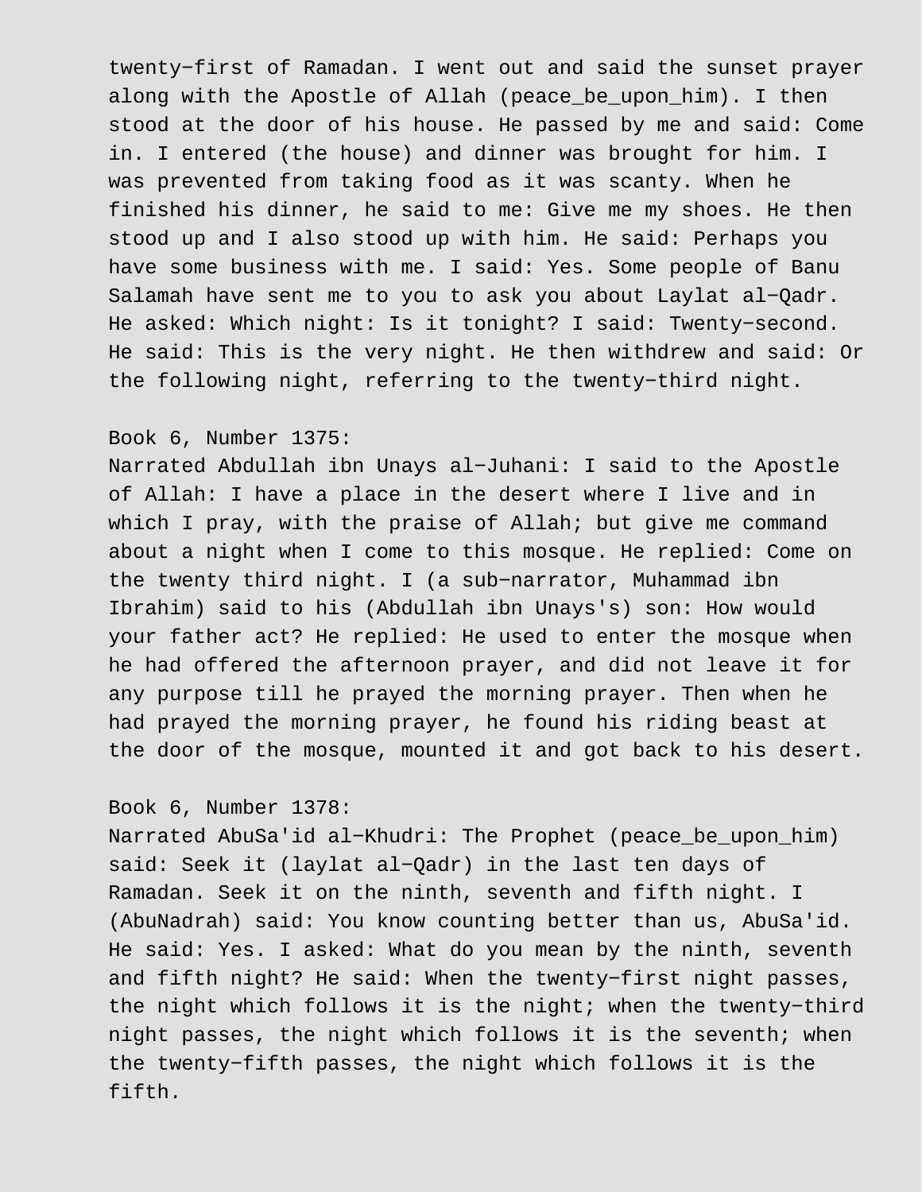twenty−first of Ramadan. I went out and said the sunset prayer along with the Apostle of Allah (peace_be_upon_him). I then stood at the door of his house. He passed by me and said: Come in. I entered (the house) and dinner was brought for him. I was prevented from taking food as it was scanty. When he finished his dinner, he said to me: Give me my shoes. He then stood up and I also stood up with him. He said: Perhaps you have some business with me. I said: Yes. Some people of Banu Salamah have sent me to you to ask you about Laylat al−Qadr. He asked: Which night: Is it tonight? I said: Twenty−second. He said: This is the very night. He then withdrew and said: Or the following night, referring to the twenty−third night.

Book 6, Number 1375:
Narrated Abdullah ibn Unays al−Juhani: I said to the Apostle of Allah: I have a place in the desert where I live and in which I pray, with the praise of Allah; but give me command about a night when I come to this mosque. He replied: Come on the twenty third night. I (a sub−narrator, Muhammad ibn Ibrahim) said to his (Abdullah ibn Unays's) son: How would your father act? He replied: He used to enter the mosque when he had offered the afternoon prayer, and did not leave it for any purpose till he prayed the morning prayer. Then when he had prayed the morning prayer, he found his riding beast at the door of the mosque, mounted it and got back to his desert.

Book 6, Number 1378:
Narrated AbuSa'id al−Khudri: The Prophet (peace_be_upon_him) said: Seek it (laylat al−Qadr) in the last ten days of Ramadan. Seek it on the ninth, seventh and fifth night. I (AbuNadrah) said: You know counting better than us, AbuSa'id. He said: Yes. I asked: What do you mean by the ninth, seventh and fifth night? He said: When the twenty−first night passes, the night which follows it is the night; when the twenty−third night passes, the night which follows it is the seventh; when the twenty−fifth passes, the night which follows it is the fifth.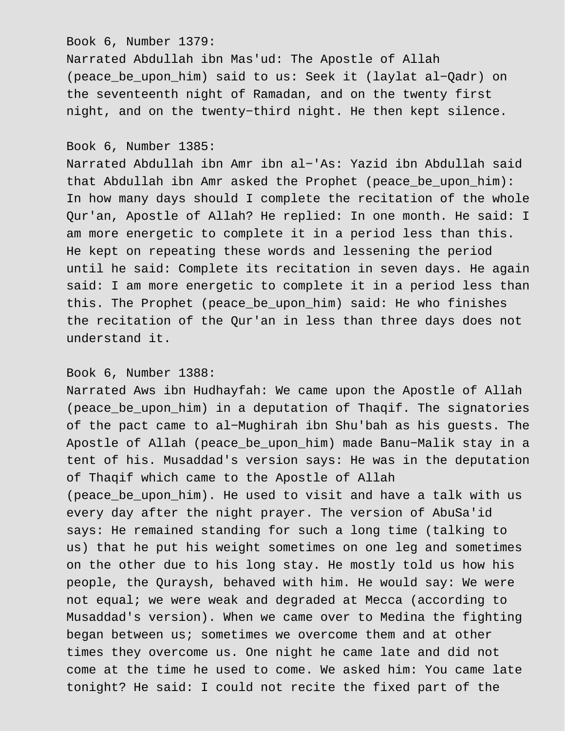Book 6, Number 1379:
Narrated Abdullah ibn Mas'ud: The Apostle of Allah (peace_be_upon_him) said to us: Seek it (laylat al−Qadr) on the seventeenth night of Ramadan, and on the twenty first night, and on the twenty−third night. He then kept silence.

Book 6, Number 1385:
Narrated Abdullah ibn Amr ibn al−'As: Yazid ibn Abdullah said that Abdullah ibn Amr asked the Prophet (peace_be_upon_him): In how many days should I complete the recitation of the whole Qur'an, Apostle of Allah? He replied: In one month. He said: I am more energetic to complete it in a period less than this. He kept on repeating these words and lessening the period until he said: Complete its recitation in seven days. He again said: I am more energetic to complete it in a period less than this. The Prophet (peace_be_upon_him) said: He who finishes the recitation of the Qur'an in less than three days does not understand it.

Book 6, Number 1388:
Narrated Aws ibn Hudhayfah: We came upon the Apostle of Allah (peace_be_upon_him) in a deputation of Thaqif. The signatories of the pact came to al−Mughirah ibn Shu'bah as his guests. The Apostle of Allah (peace_be_upon_him) made Banu−Malik stay in a tent of his. Musaddad's version says: He was in the deputation of Thaqif which came to the Apostle of Allah (peace_be_upon_him). He used to visit and have a talk with us every day after the night prayer. The version of AbuSa'id says: He remained standing for such a long time (talking to us) that he put his weight sometimes on one leg and sometimes on the other due to his long stay. He mostly told us how his people, the Quraysh, behaved with him. He would say: We were not equal; we were weak and degraded at Mecca (according to Musaddad's version). When we came over to Medina the fighting began between us; sometimes we overcome them and at other times they overcome us. One night he came late and did not come at the time he used to come. We asked him: You came late tonight? He said: I could not recite the fixed part of the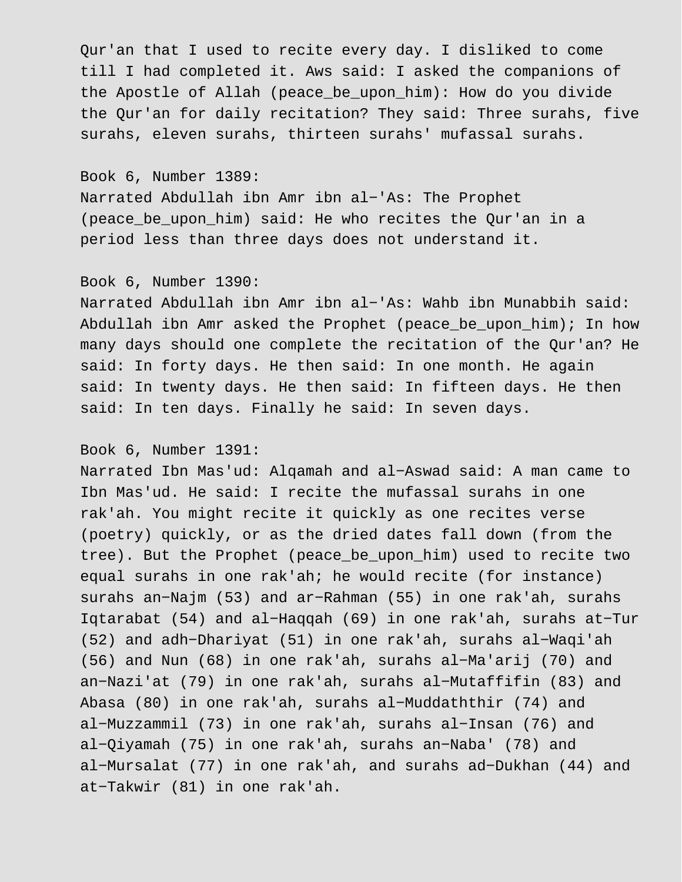Qur'an that I used to recite every day. I disliked to come till I had completed it. Aws said: I asked the companions of the Apostle of Allah (peace_be_upon_him): How do you divide the Qur'an for daily recitation? They said: Three surahs, five surahs, eleven surahs, thirteen surahs' mufassal surahs.

Book 6, Number 1389:
Narrated Abdullah ibn Amr ibn al-'As: The Prophet (peace_be_upon_him) said: He who recites the Qur'an in a period less than three days does not understand it.

Book 6, Number 1390:
Narrated Abdullah ibn Amr ibn al-'As: Wahb ibn Munabbih said: Abdullah ibn Amr asked the Prophet (peace_be_upon_him); In how many days should one complete the recitation of the Qur'an? He said: In forty days. He then said: In one month. He again said: In twenty days. He then said: In fifteen days. He then said: In ten days. Finally he said: In seven days.

Book 6, Number 1391:
Narrated Ibn Mas'ud: Alqamah and al-Aswad said: A man came to Ibn Mas'ud. He said: I recite the mufassal surahs in one rak'ah. You might recite it quickly as one recites verse (poetry) quickly, or as the dried dates fall down (from the tree). But the Prophet (peace_be_upon_him) used to recite two equal surahs in one rak'ah; he would recite (for instance) surahs an-Najm (53) and ar-Rahman (55) in one rak'ah, surahs Iqtarabat (54) and al-Haqqah (69) in one rak'ah, surahs at-Tur (52) and adh-Dhariyat (51) in one rak'ah, surahs al-Waqi'ah (56) and Nun (68) in one rak'ah, surahs al-Ma'arij (70) and an-Nazi'at (79) in one rak'ah, surahs al-Mutaffifin (83) and Abasa (80) in one rak'ah, surahs al-Muddaththir (74) and al-Muzzammil (73) in one rak'ah, surahs al-Insan (76) and al-Qiyamah (75) in one rak'ah, surahs an-Naba' (78) and al-Mursalat (77) in one rak'ah, and surahs ad-Dukhan (44) and at-Takwir (81) in one rak'ah.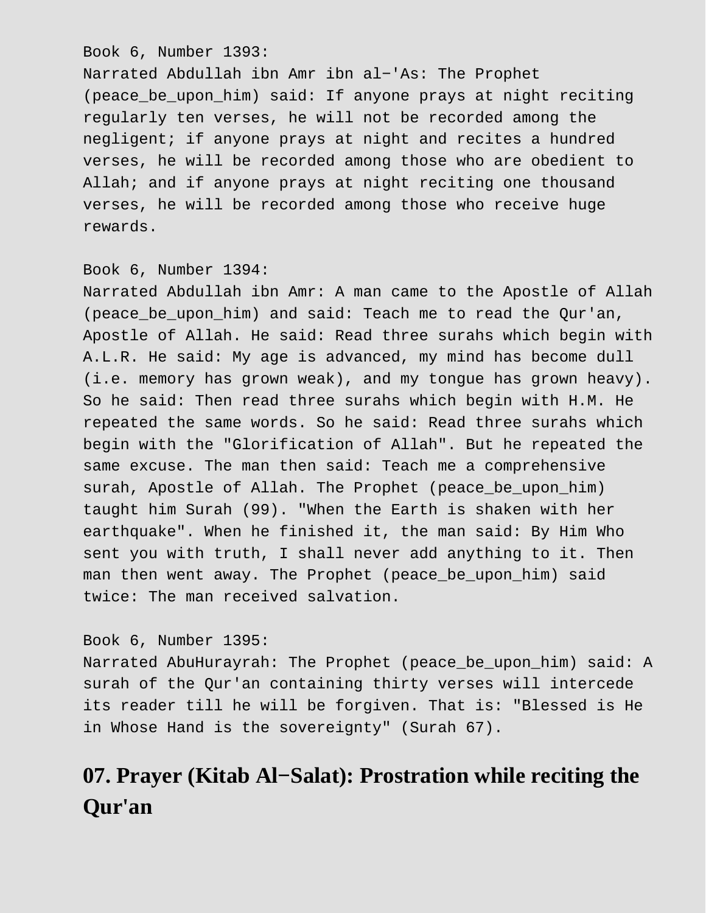Book 6, Number 1393:
Narrated Abdullah ibn Amr ibn al−'As: The Prophet (peace_be_upon_him) said: If anyone prays at night reciting regularly ten verses, he will not be recorded among the negligent; if anyone prays at night and recites a hundred verses, he will be recorded among those who are obedient to Allah; and if anyone prays at night reciting one thousand verses, he will be recorded among those who receive huge rewards.

Book 6, Number 1394:
Narrated Abdullah ibn Amr: A man came to the Apostle of Allah (peace_be_upon_him) and said: Teach me to read the Qur'an, Apostle of Allah. He said: Read three surahs which begin with A.L.R. He said: My age is advanced, my mind has become dull (i.e. memory has grown weak), and my tongue has grown heavy). So he said: Then read three surahs which begin with H.M. He repeated the same words. So he said: Read three surahs which begin with the "Glorification of Allah". But he repeated the same excuse. The man then said: Teach me a comprehensive surah, Apostle of Allah. The Prophet (peace_be_upon_him) taught him Surah (99). "When the Earth is shaken with her earthquake". When he finished it, the man said: By Him Who sent you with truth, I shall never add anything to it. Then man then went away. The Prophet (peace_be_upon_him) said twice: The man received salvation.

Book 6, Number 1395:
Narrated AbuHurayrah: The Prophet (peace_be_upon_him) said: A surah of the Qur'an containing thirty verses will intercede its reader till he will be forgiven. That is: "Blessed is He in Whose Hand is the sovereignty" (Surah 67).

# 07. Prayer (Kitab Al−Salat): Prostration while reciting the Qur'an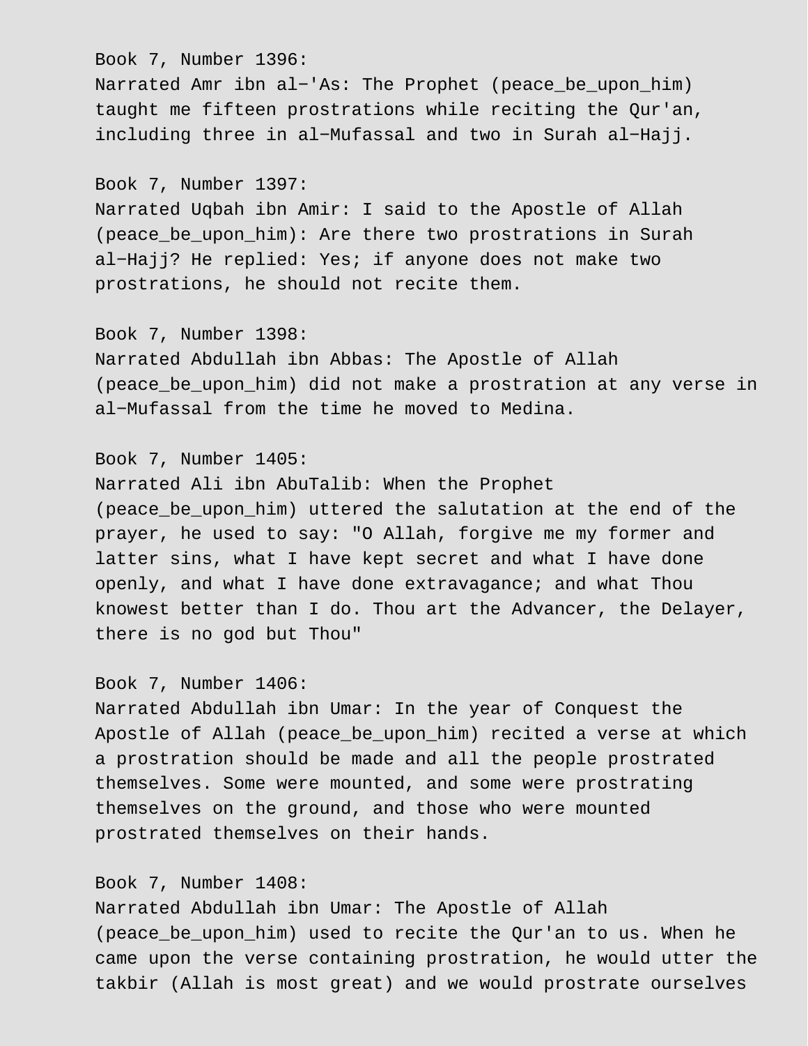Book 7, Number 1396:
Narrated Amr ibn al-'As: The Prophet (peace_be_upon_him) taught me fifteen prostrations while reciting the Qur'an, including three in al-Mufassal and two in Surah al-Hajj.

Book 7, Number 1397:
Narrated Uqbah ibn Amir: I said to the Apostle of Allah (peace_be_upon_him): Are there two prostrations in Surah al-Hajj? He replied: Yes; if anyone does not make two prostrations, he should not recite them.

Book 7, Number 1398:
Narrated Abdullah ibn Abbas: The Apostle of Allah (peace_be_upon_him) did not make a prostration at any verse in al-Mufassal from the time he moved to Medina.

Book 7, Number 1405:
Narrated Ali ibn AbuTalib: When the Prophet (peace_be_upon_him) uttered the salutation at the end of the prayer, he used to say: "O Allah, forgive me my former and latter sins, what I have kept secret and what I have done openly, and what I have done extravagance; and what Thou knowest better than I do. Thou art the Advancer, the Delayer, there is no god but Thou"

Book 7, Number 1406:
Narrated Abdullah ibn Umar: In the year of Conquest the Apostle of Allah (peace_be_upon_him) recited a verse at which a prostration should be made and all the people prostrated themselves. Some were mounted, and some were prostrating themselves on the ground, and those who were mounted prostrated themselves on their hands.

Book 7, Number 1408:
Narrated Abdullah ibn Umar: The Apostle of Allah (peace_be_upon_him) used to recite the Qur'an to us. When he came upon the verse containing prostration, he would utter the takbir (Allah is most great) and we would prostrate ourselves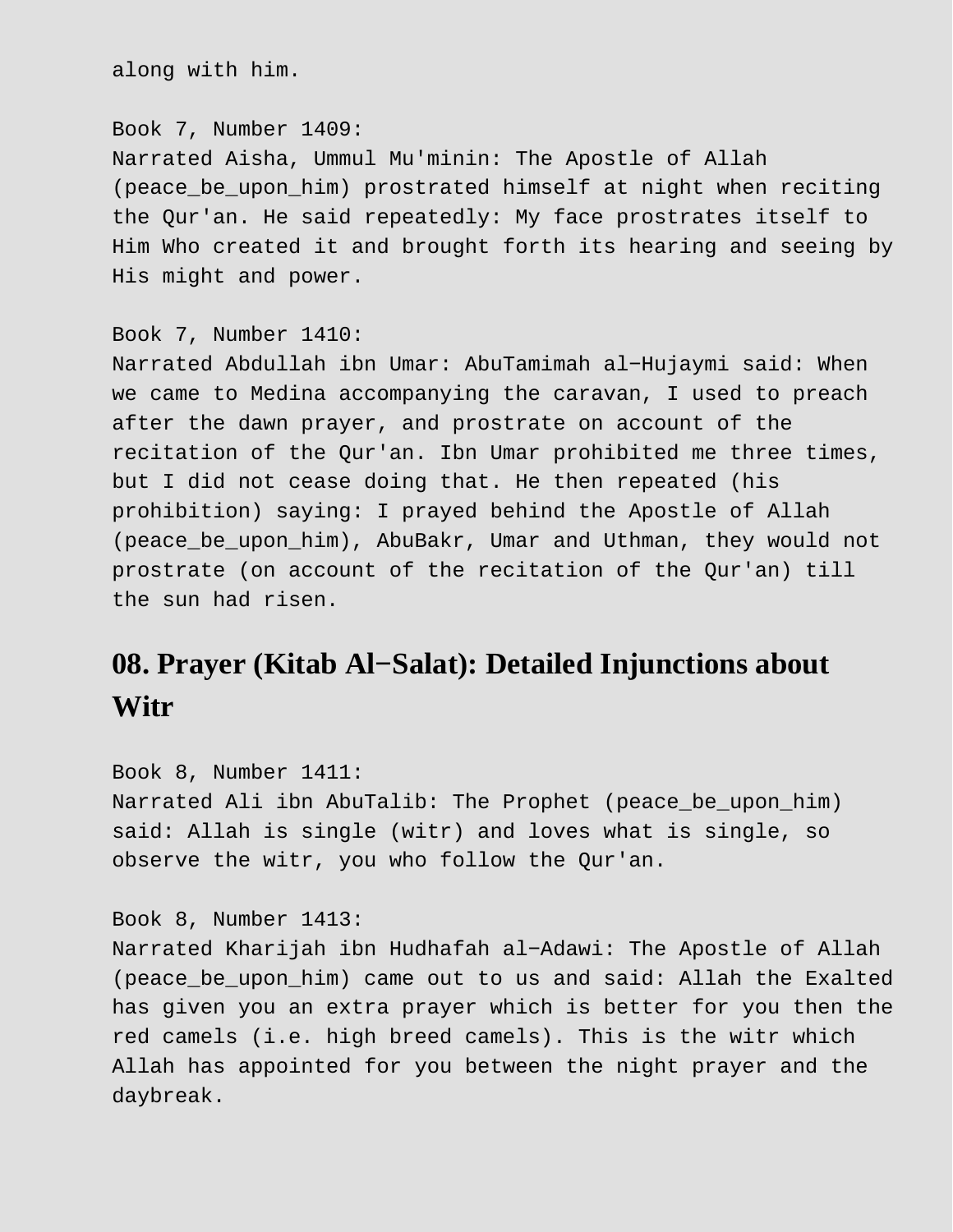along with him.

Book 7, Number 1409:
Narrated Aisha, Ummul Mu'minin: The Apostle of Allah (peace_be_upon_him) prostrated himself at night when reciting the Qur'an. He said repeatedly: My face prostrates itself to Him Who created it and brought forth its hearing and seeing by His might and power.

Book 7, Number 1410:
Narrated Abdullah ibn Umar: AbuTamimah al−Hujaymi said: When we came to Medina accompanying the caravan, I used to preach after the dawn prayer, and prostrate on account of the recitation of the Qur'an. Ibn Umar prohibited me three times, but I did not cease doing that. He then repeated (his prohibition) saying: I prayed behind the Apostle of Allah (peace_be_upon_him), AbuBakr, Umar and Uthman, they would not prostrate (on account of the recitation of the Qur'an) till the sun had risen.

## 08. Prayer (Kitab Al−Salat): Detailed Injunctions about Witr

Book 8, Number 1411:
Narrated Ali ibn AbuTalib: The Prophet (peace_be_upon_him) said: Allah is single (witr) and loves what is single, so observe the witr, you who follow the Qur'an.

Book 8, Number 1413:
Narrated Kharijah ibn Hudhafah al−Adawi: The Apostle of Allah (peace_be_upon_him) came out to us and said: Allah the Exalted has given you an extra prayer which is better for you then the red camels (i.e. high breed camels). This is the witr which Allah has appointed for you between the night prayer and the daybreak.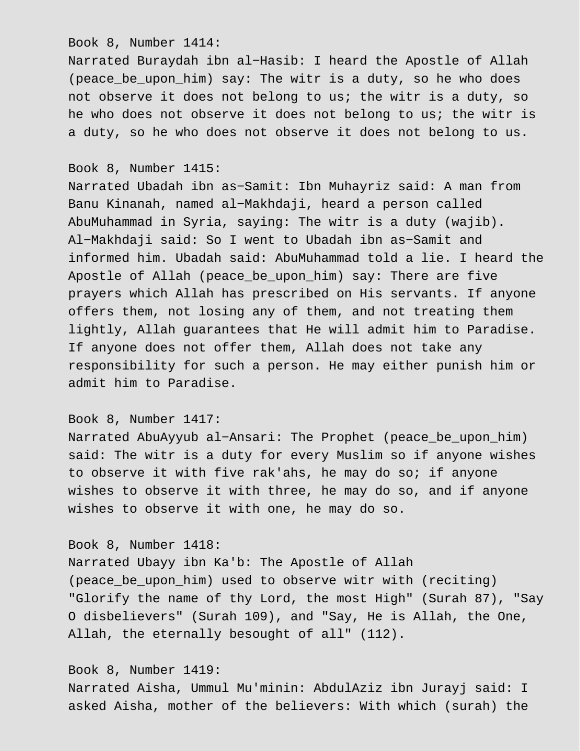Book 8, Number 1414:
Narrated Buraydah ibn al-Hasib: I heard the Apostle of Allah (peace_be_upon_him) say: The witr is a duty, so he who does not observe it does not belong to us; the witr is a duty, so he who does not observe it does not belong to us; the witr is a duty, so he who does not observe it does not belong to us.

Book 8, Number 1415:
Narrated Ubadah ibn as-Samit: Ibn Muhayriz said: A man from Banu Kinanah, named al-Makhdaji, heard a person called AbuMuhammad in Syria, saying: The witr is a duty (wajib). Al-Makhdaji said: So I went to Ubadah ibn as-Samit and informed him. Ubadah said: AbuMuhammad told a lie. I heard the Apostle of Allah (peace_be_upon_him) say: There are five prayers which Allah has prescribed on His servants. If anyone offers them, not losing any of them, and not treating them lightly, Allah guarantees that He will admit him to Paradise. If anyone does not offer them, Allah does not take any responsibility for such a person. He may either punish him or admit him to Paradise.

Book 8, Number 1417:
Narrated AbuAyyub al-Ansari: The Prophet (peace_be_upon_him) said: The witr is a duty for every Muslim so if anyone wishes to observe it with five rak'ahs, he may do so; if anyone wishes to observe it with three, he may do so, and if anyone wishes to observe it with one, he may do so.

Book 8, Number 1418:
Narrated Ubayy ibn Ka'b: The Apostle of Allah (peace_be_upon_him) used to observe witr with (reciting) "Glorify the name of thy Lord, the most High" (Surah 87), "Say O disbelievers" (Surah 109), and "Say, He is Allah, the One, Allah, the eternally besought of all" (112).

Book 8, Number 1419:
Narrated Aisha, Ummul Mu'minin: AbdulAziz ibn Jurayj said: I asked Aisha, mother of the believers: With which (surah) the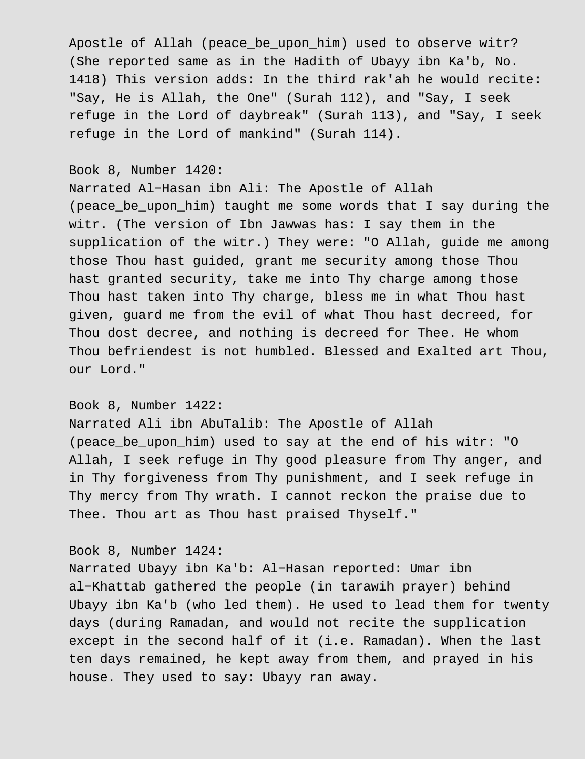Apostle of Allah (peace_be_upon_him) used to observe witr? (She reported same as in the Hadith of Ubayy ibn Ka'b, No. 1418) This version adds: In the third rak'ah he would recite: "Say, He is Allah, the One" (Surah 112), and "Say, I seek refuge in the Lord of daybreak" (Surah 113), and "Say, I seek refuge in the Lord of mankind" (Surah 114).

Book 8, Number 1420:
Narrated Al-Hasan ibn Ali: The Apostle of Allah (peace_be_upon_him) taught me some words that I say during the witr. (The version of Ibn Jawwas has: I say them in the supplication of the witr.) They were: "O Allah, guide me among those Thou hast guided, grant me security among those Thou hast granted security, take me into Thy charge among those Thou hast taken into Thy charge, bless me in what Thou hast given, guard me from the evil of what Thou hast decreed, for Thou dost decree, and nothing is decreed for Thee. He whom Thou befriendest is not humbled. Blessed and Exalted art Thou, our Lord."

Book 8, Number 1422:
Narrated Ali ibn AbuTalib: The Apostle of Allah (peace_be_upon_him) used to say at the end of his witr: "O Allah, I seek refuge in Thy good pleasure from Thy anger, and in Thy forgiveness from Thy punishment, and I seek refuge in Thy mercy from Thy wrath. I cannot reckon the praise due to Thee. Thou art as Thou hast praised Thyself."

Book 8, Number 1424:
Narrated Ubayy ibn Ka'b: Al-Hasan reported: Umar ibn al-Khattab gathered the people (in tarawih prayer) behind Ubayy ibn Ka'b (who led them). He used to lead them for twenty days (during Ramadan, and would not recite the supplication except in the second half of it (i.e. Ramadan). When the last ten days remained, he kept away from them, and prayed in his house. They used to say: Ubayy ran away.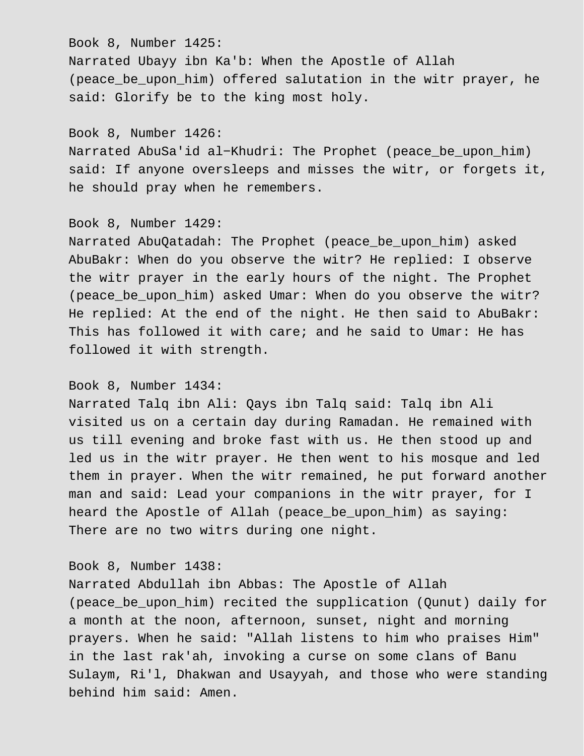Book 8, Number 1425:
Narrated Ubayy ibn Ka'b: When the Apostle of Allah (peace_be_upon_him) offered salutation in the witr prayer, he said: Glorify be to the king most holy.

Book 8, Number 1426:
Narrated AbuSa'id al-Khudri: The Prophet (peace_be_upon_him) said: If anyone oversleeps and misses the witr, or forgets it, he should pray when he remembers.

Book 8, Number 1429:
Narrated AbuQatadah: The Prophet (peace_be_upon_him) asked AbuBakr: When do you observe the witr? He replied: I observe the witr prayer in the early hours of the night. The Prophet (peace_be_upon_him) asked Umar: When do you observe the witr? He replied: At the end of the night. He then said to AbuBakr: This has followed it with care; and he said to Umar: He has followed it with strength.

Book 8, Number 1434:
Narrated Talq ibn Ali: Qays ibn Talq said: Talq ibn Ali visited us on a certain day during Ramadan. He remained with us till evening and broke fast with us. He then stood up and led us in the witr prayer. He then went to his mosque and led them in prayer. When the witr remained, he put forward another man and said: Lead your companions in the witr prayer, for I heard the Apostle of Allah (peace_be_upon_him) as saying: There are no two witrs during one night.

Book 8, Number 1438:
Narrated Abdullah ibn Abbas: The Apostle of Allah (peace_be_upon_him) recited the supplication (Qunut) daily for a month at the noon, afternoon, sunset, night and morning prayers. When he said: "Allah listens to him who praises Him" in the last rak'ah, invoking a curse on some clans of Banu Sulaym, Ri'l, Dhakwan and Usayyah, and those who were standing behind him said: Amen.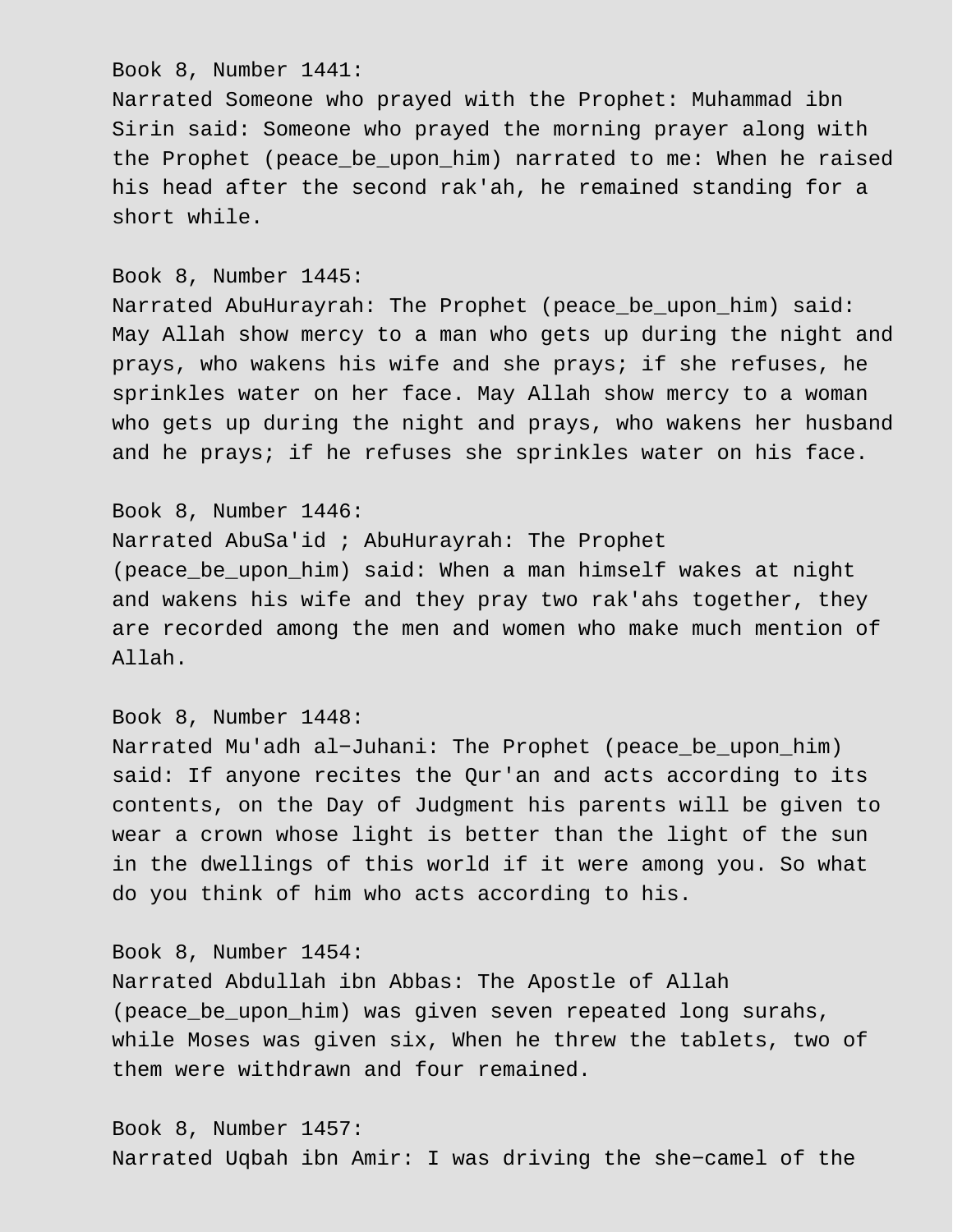Book 8, Number 1441:
Narrated Someone who prayed with the Prophet: Muhammad ibn Sirin said: Someone who prayed the morning prayer along with the Prophet (peace_be_upon_him) narrated to me: When he raised his head after the second rak'ah, he remained standing for a short while.

Book 8, Number 1445:
Narrated AbuHurayrah: The Prophet (peace_be_upon_him) said: May Allah show mercy to a man who gets up during the night and prays, who wakens his wife and she prays; if she refuses, he sprinkles water on her face. May Allah show mercy to a woman who gets up during the night and prays, who wakens her husband and he prays; if he refuses she sprinkles water on his face.

Book 8, Number 1446:
Narrated AbuSa'id ; AbuHurayrah: The Prophet (peace_be_upon_him) said: When a man himself wakes at night and wakens his wife and they pray two rak'ahs together, they are recorded among the men and women who make much mention of Allah.

Book 8, Number 1448:
Narrated Mu'adh al−Juhani: The Prophet (peace_be_upon_him) said: If anyone recites the Qur'an and acts according to its contents, on the Day of Judgment his parents will be given to wear a crown whose light is better than the light of the sun in the dwellings of this world if it were among you. So what do you think of him who acts according to his.

Book 8, Number 1454:
Narrated Abdullah ibn Abbas: The Apostle of Allah (peace_be_upon_him) was given seven repeated long surahs, while Moses was given six, When he threw the tablets, two of them were withdrawn and four remained.

Book 8, Number 1457:
Narrated Uqbah ibn Amir: I was driving the she−camel of the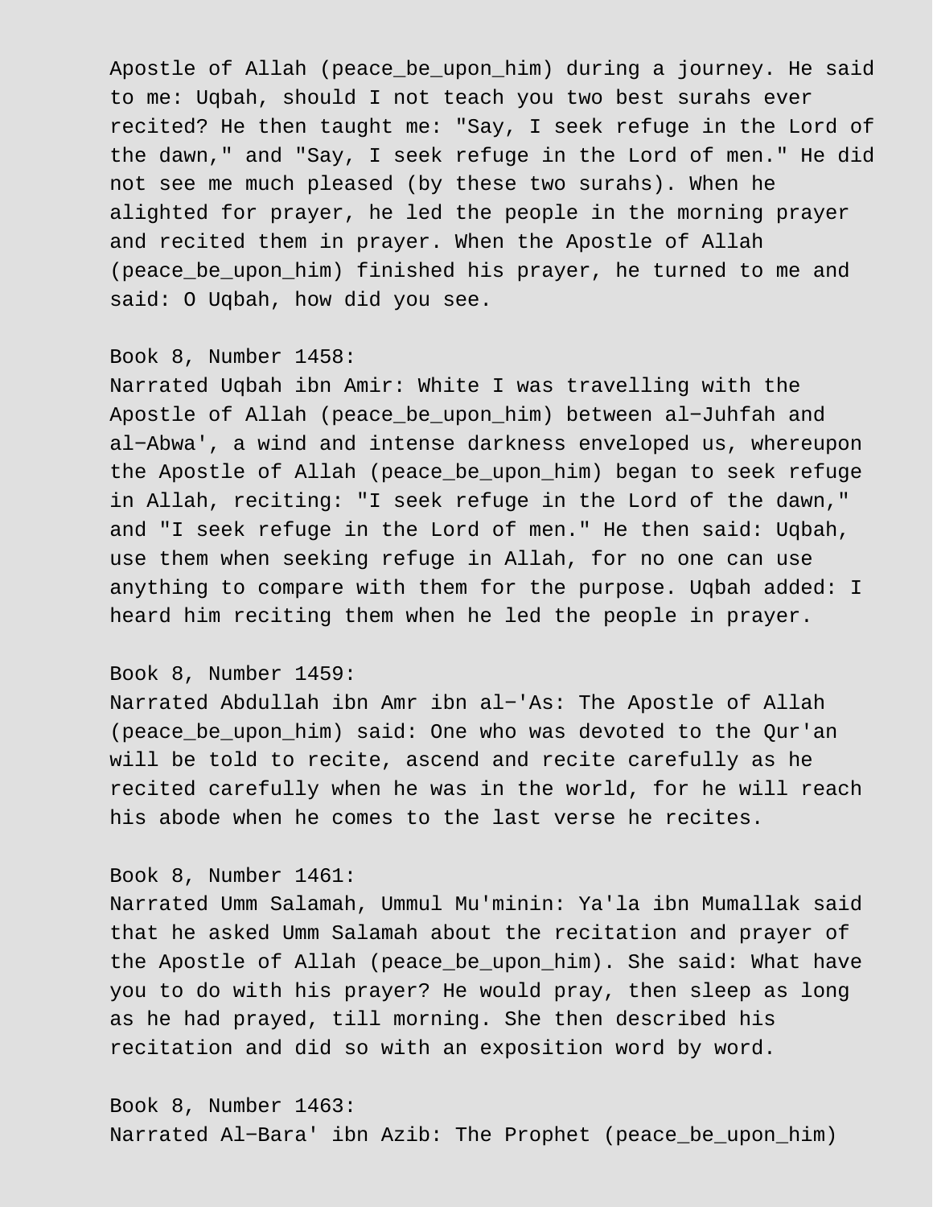Apostle of Allah (peace_be_upon_him) during a journey. He said to me: Uqbah, should I not teach you two best surahs ever recited? He then taught me: "Say, I seek refuge in the Lord of the dawn," and "Say, I seek refuge in the Lord of men." He did not see me much pleased (by these two surahs). When he alighted for prayer, he led the people in the morning prayer and recited them in prayer. When the Apostle of Allah (peace_be_upon_him) finished his prayer, he turned to me and said: O Uqbah, how did you see.

Book 8, Number 1458:
Narrated Uqbah ibn Amir: White I was travelling with the Apostle of Allah (peace_be_upon_him) between al-Juhfah and al-Abwa', a wind and intense darkness enveloped us, whereupon the Apostle of Allah (peace_be_upon_him) began to seek refuge in Allah, reciting: "I seek refuge in the Lord of the dawn," and "I seek refuge in the Lord of men." He then said: Uqbah, use them when seeking refuge in Allah, for no one can use anything to compare with them for the purpose. Uqbah added: I heard him reciting them when he led the people in prayer.

Book 8, Number 1459:
Narrated Abdullah ibn Amr ibn al-'As: The Apostle of Allah (peace_be_upon_him) said: One who was devoted to the Qur'an will be told to recite, ascend and recite carefully as he recited carefully when he was in the world, for he will reach his abode when he comes to the last verse he recites.

Book 8, Number 1461:
Narrated Umm Salamah, Ummul Mu'minin: Ya'la ibn Mumallak said that he asked Umm Salamah about the recitation and prayer of the Apostle of Allah (peace_be_upon_him). She said: What have you to do with his prayer? He would pray, then sleep as long as he had prayed, till morning. She then described his recitation and did so with an exposition word by word.

Book 8, Number 1463:
Narrated Al-Bara' ibn Azib: The Prophet (peace_be_upon_him)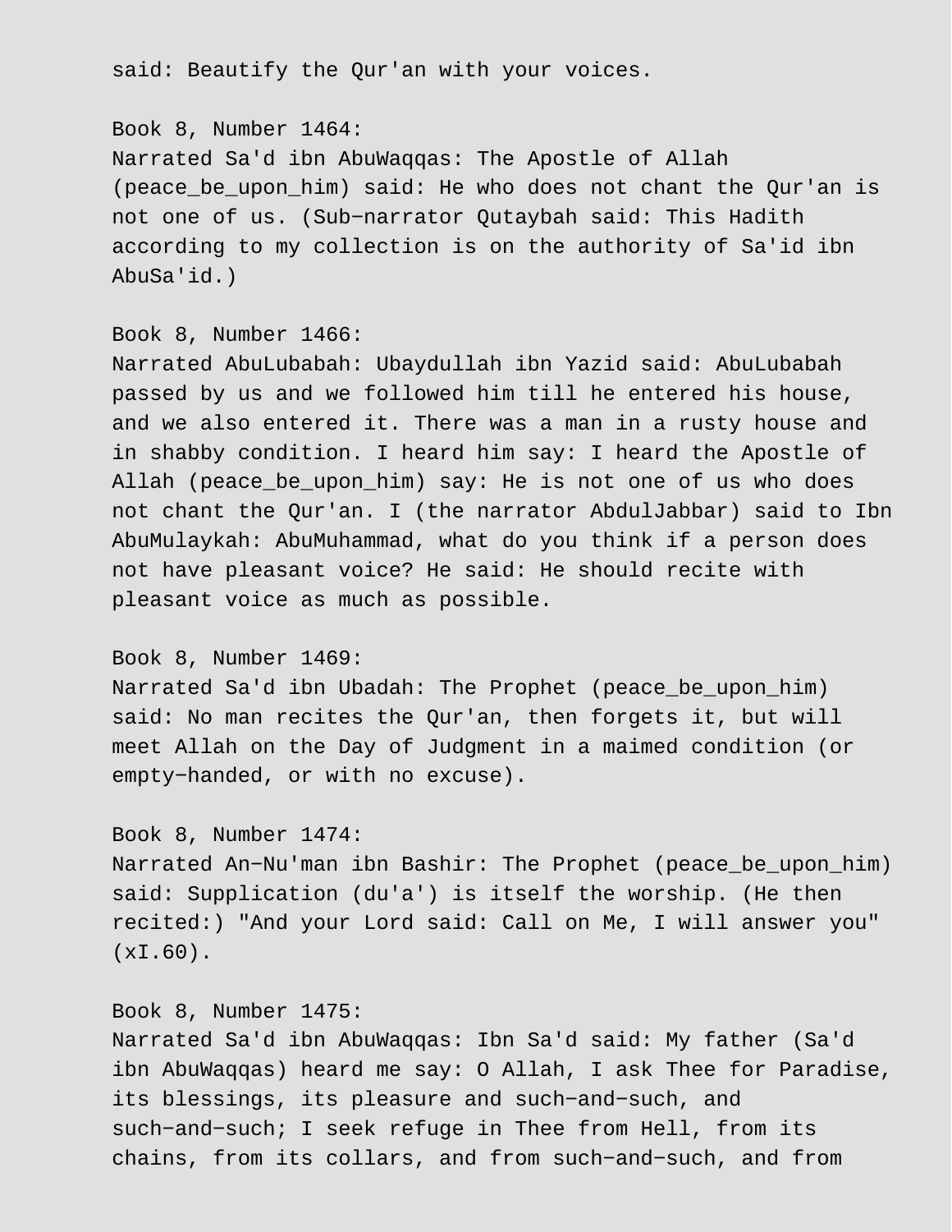said: Beautify the Qur'an with your voices.

Book 8, Number 1464:
Narrated Sa'd ibn AbuWaqqas: The Apostle of Allah (peace_be_upon_him) said: He who does not chant the Qur'an is not one of us. (Sub-narrator Qutaybah said: This Hadith according to my collection is on the authority of Sa'id ibn AbuSa'id.)

Book 8, Number 1466:
Narrated AbuLubabah: Ubaydullah ibn Yazid said: AbuLubabah passed by us and we followed him till he entered his house, and we also entered it. There was a man in a rusty house and in shabby condition. I heard him say: I heard the Apostle of Allah (peace_be_upon_him) say: He is not one of us who does not chant the Qur'an. I (the narrator AbdulJabbar) said to Ibn AbuMulaykah: AbuMuhammad, what do you think if a person does not have pleasant voice? He said: He should recite with pleasant voice as much as possible.

Book 8, Number 1469:
Narrated Sa'd ibn Ubadah: The Prophet (peace_be_upon_him) said: No man recites the Qur'an, then forgets it, but will meet Allah on the Day of Judgment in a maimed condition (or empty-handed, or with no excuse).

Book 8, Number 1474:
Narrated An-Nu'man ibn Bashir: The Prophet (peace_be_upon_him) said: Supplication (du'a') is itself the worship. (He then recited:) "And your Lord said: Call on Me, I will answer you" (xI.60).

Book 8, Number 1475:
Narrated Sa'd ibn AbuWaqqas: Ibn Sa'd said: My father (Sa'd ibn AbuWaqqas) heard me say: O Allah, I ask Thee for Paradise, its blessings, its pleasure and such-and-such, and such-and-such; I seek refuge in Thee from Hell, from its chains, from its collars, and from such-and-such, and from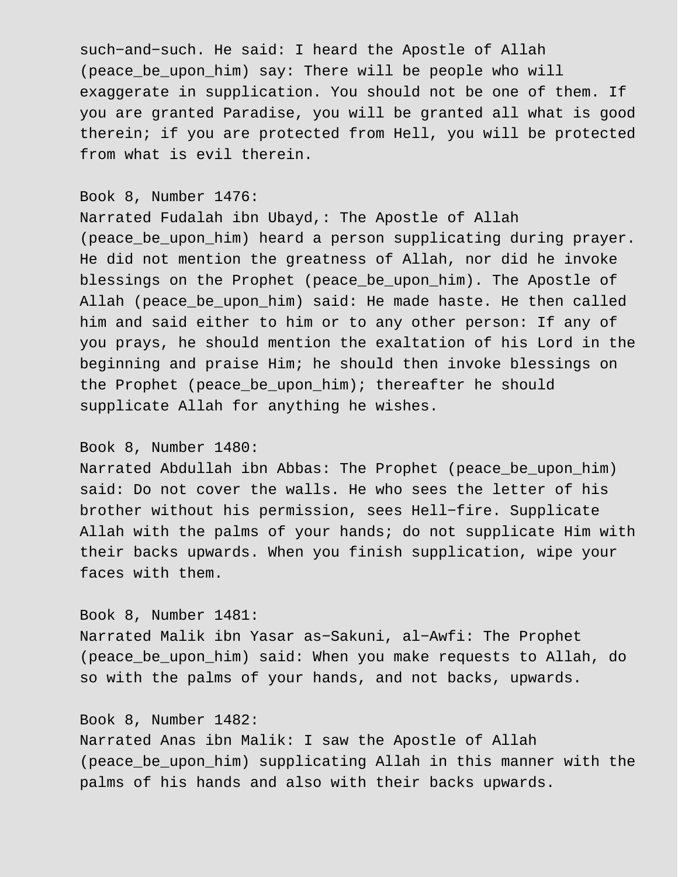such−and−such. He said: I heard the Apostle of Allah (peace_be_upon_him) say: There will be people who will exaggerate in supplication. You should not be one of them. If you are granted Paradise, you will be granted all what is good therein; if you are protected from Hell, you will be protected from what is evil therein.

Book 8, Number 1476:
Narrated Fudalah ibn Ubayd,: The Apostle of Allah (peace_be_upon_him) heard a person supplicating during prayer. He did not mention the greatness of Allah, nor did he invoke blessings on the Prophet (peace_be_upon_him). The Apostle of Allah (peace_be_upon_him) said: He made haste. He then called him and said either to him or to any other person: If any of you prays, he should mention the exaltation of his Lord in the beginning and praise Him; he should then invoke blessings on the Prophet (peace_be_upon_him); thereafter he should supplicate Allah for anything he wishes.

Book 8, Number 1480:
Narrated Abdullah ibn Abbas: The Prophet (peace_be_upon_him) said: Do not cover the walls. He who sees the letter of his brother without his permission, sees Hell−fire. Supplicate Allah with the palms of your hands; do not supplicate Him with their backs upwards. When you finish supplication, wipe your faces with them.

Book 8, Number 1481:
Narrated Malik ibn Yasar as−Sakuni, al−Awfi: The Prophet (peace_be_upon_him) said: When you make requests to Allah, do so with the palms of your hands, and not backs, upwards.

Book 8, Number 1482:
Narrated Anas ibn Malik: I saw the Apostle of Allah (peace_be_upon_him) supplicating Allah in this manner with the palms of his hands and also with their backs upwards.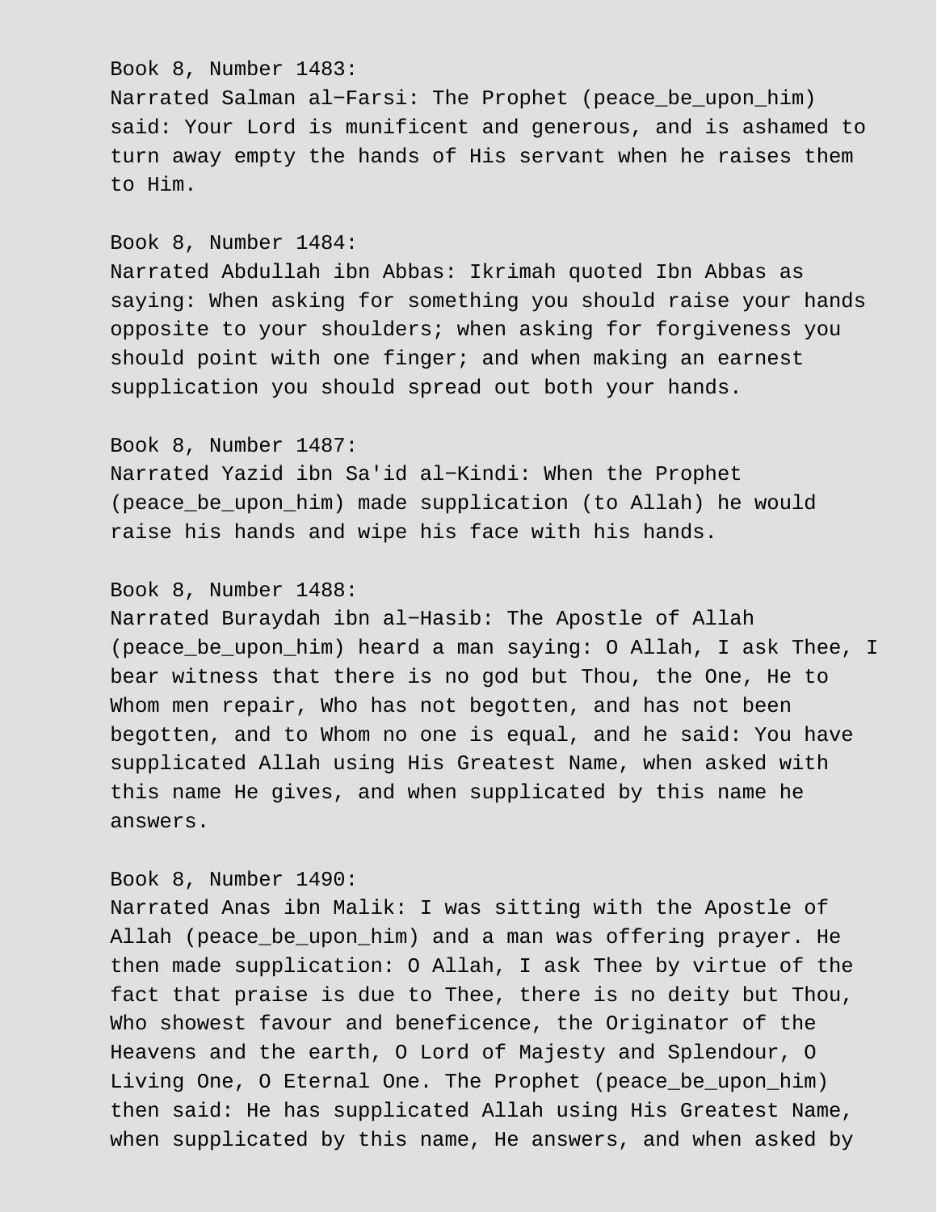Book 8, Number 1483:
Narrated Salman al-Farsi: The Prophet (peace_be_upon_him) said: Your Lord is munificent and generous, and is ashamed to turn away empty the hands of His servant when he raises them to Him.

Book 8, Number 1484:
Narrated Abdullah ibn Abbas: Ikrimah quoted Ibn Abbas as saying: When asking for something you should raise your hands opposite to your shoulders; when asking for forgiveness you should point with one finger; and when making an earnest supplication you should spread out both your hands.

Book 8, Number 1487:
Narrated Yazid ibn Sa'id al-Kindi: When the Prophet (peace_be_upon_him) made supplication (to Allah) he would raise his hands and wipe his face with his hands.

Book 8, Number 1488:
Narrated Buraydah ibn al-Hasib: The Apostle of Allah (peace_be_upon_him) heard a man saying: O Allah, I ask Thee, I bear witness that there is no god but Thou, the One, He to Whom men repair, Who has not begotten, and has not been begotten, and to Whom no one is equal, and he said: You have supplicated Allah using His Greatest Name, when asked with this name He gives, and when supplicated by this name he answers.

Book 8, Number 1490:
Narrated Anas ibn Malik: I was sitting with the Apostle of Allah (peace_be_upon_him) and a man was offering prayer. He then made supplication: O Allah, I ask Thee by virtue of the fact that praise is due to Thee, there is no deity but Thou, Who showest favour and beneficence, the Originator of the Heavens and the earth, O Lord of Majesty and Splendour, O Living One, O Eternal One. The Prophet (peace_be_upon_him) then said: He has supplicated Allah using His Greatest Name, when supplicated by this name, He answers, and when asked by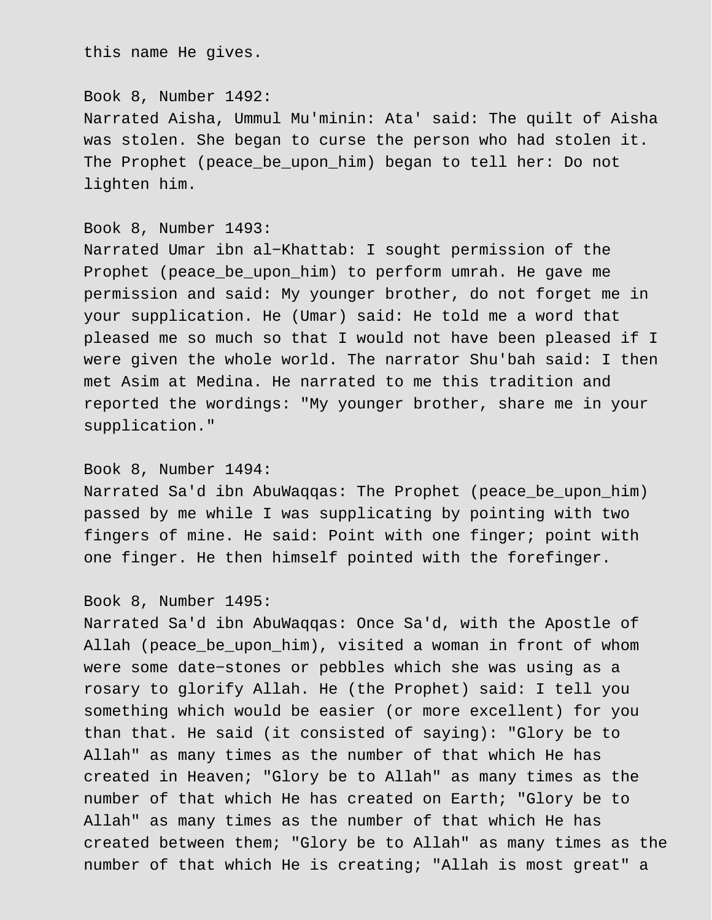this name He gives.

Book 8, Number 1492:
Narrated Aisha, Ummul Mu'minin: Ata' said: The quilt of Aisha was stolen. She began to curse the person who had stolen it. The Prophet (peace_be_upon_him) began to tell her: Do not lighten him.

Book 8, Number 1493:
Narrated Umar ibn al−Khattab: I sought permission of the Prophet (peace_be_upon_him) to perform umrah. He gave me permission and said: My younger brother, do not forget me in your supplication. He (Umar) said: He told me a word that pleased me so much so that I would not have been pleased if I were given the whole world. The narrator Shu'bah said: I then met Asim at Medina. He narrated to me this tradition and reported the wordings: "My younger brother, share me in your supplication."

Book 8, Number 1494:
Narrated Sa'd ibn AbuWaqqas: The Prophet (peace_be_upon_him) passed by me while I was supplicating by pointing with two fingers of mine. He said: Point with one finger; point with one finger. He then himself pointed with the forefinger.

Book 8, Number 1495:
Narrated Sa'd ibn AbuWaqqas: Once Sa'd, with the Apostle of Allah (peace_be_upon_him), visited a woman in front of whom were some date−stones or pebbles which she was using as a rosary to glorify Allah. He (the Prophet) said: I tell you something which would be easier (or more excellent) for you than that. He said (it consisted of saying): "Glory be to Allah" as many times as the number of that which He has created in Heaven; "Glory be to Allah" as many times as the number of that which He has created on Earth; "Glory be to Allah" as many times as the number of that which He has created between them; "Glory be to Allah" as many times as the number of that which He is creating; "Allah is most great" a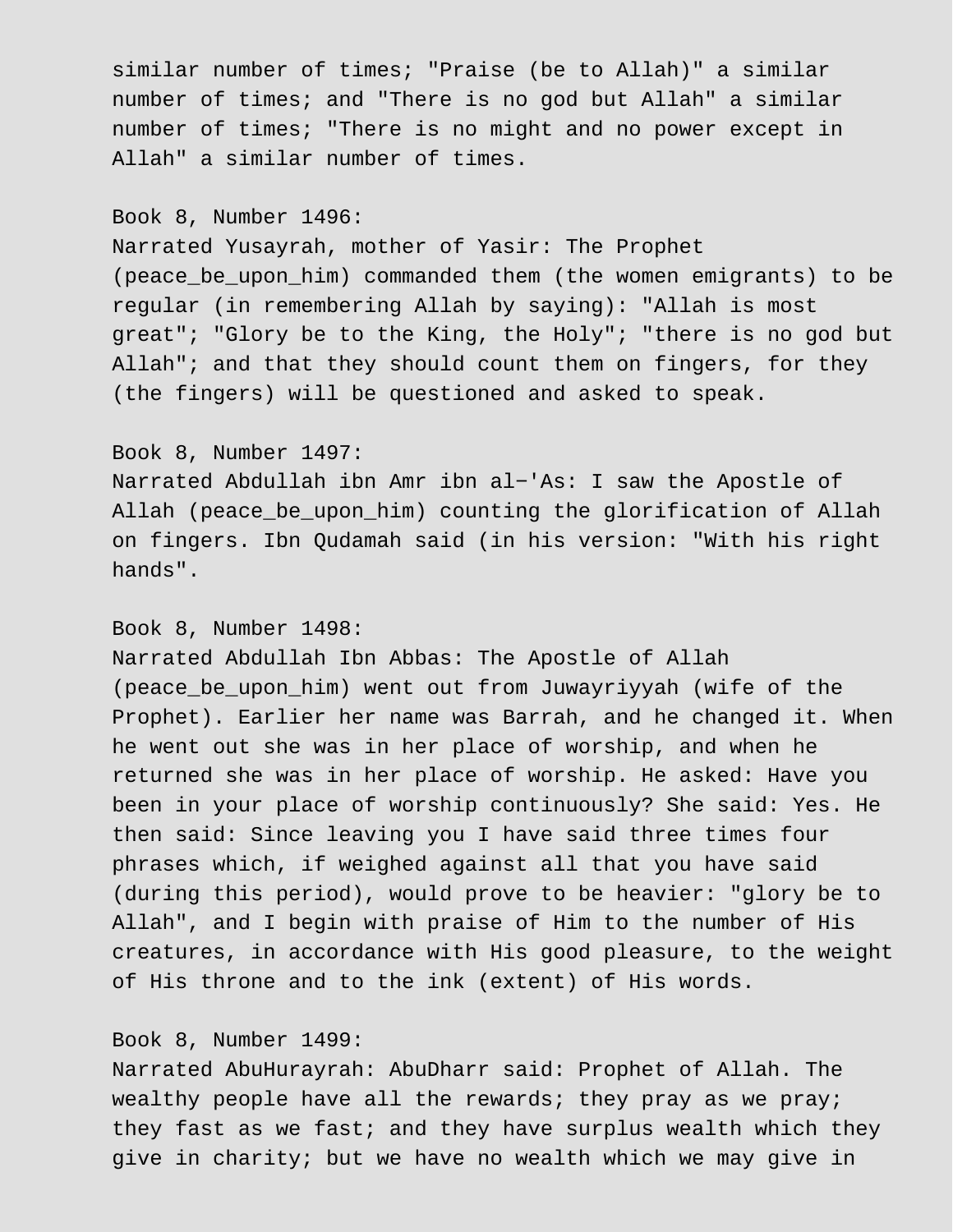similar number of times; "Praise (be to Allah)" a similar number of times; and "There is no god but Allah" a similar number of times; "There is no might and no power except in Allah" a similar number of times.

Book 8, Number 1496:
Narrated Yusayrah, mother of Yasir: The Prophet (peace_be_upon_him) commanded them (the women emigrants) to be regular (in remembering Allah by saying): "Allah is most great"; "Glory be to the King, the Holy"; "there is no god but Allah"; and that they should count them on fingers, for they (the fingers) will be questioned and asked to speak.

Book 8, Number 1497:
Narrated Abdullah ibn Amr ibn al−'As: I saw the Apostle of Allah (peace_be_upon_him) counting the glorification of Allah on fingers. Ibn Qudamah said (in his version: "With his right hands".

Book 8, Number 1498:
Narrated Abdullah Ibn Abbas: The Apostle of Allah (peace_be_upon_him) went out from Juwayriyyah (wife of the Prophet). Earlier her name was Barrah, and he changed it. When he went out she was in her place of worship, and when he returned she was in her place of worship. He asked: Have you been in your place of worship continuously? She said: Yes. He then said: Since leaving you I have said three times four phrases which, if weighed against all that you have said (during this period), would prove to be heavier: "glory be to Allah", and I begin with praise of Him to the number of His creatures, in accordance with His good pleasure, to the weight of His throne and to the ink (extent) of His words.

Book 8, Number 1499:
Narrated AbuHurayrah: AbuDharr said: Prophet of Allah. The wealthy people have all the rewards; they pray as we pray; they fast as we fast; and they have surplus wealth which they give in charity; but we have no wealth which we may give in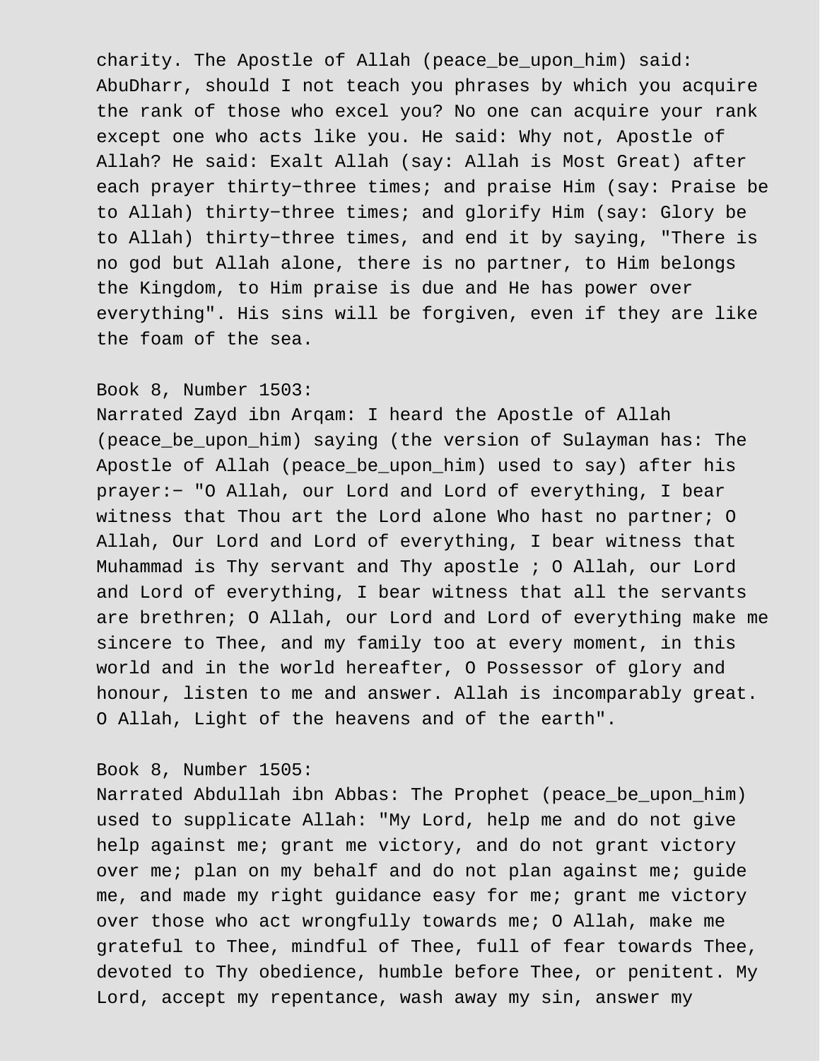charity. The Apostle of Allah (peace_be_upon_him) said: AbuDharr, should I not teach you phrases by which you acquire the rank of those who excel you? No one can acquire your rank except one who acts like you. He said: Why not, Apostle of Allah? He said: Exalt Allah (say: Allah is Most Great) after each prayer thirty−three times; and praise Him (say: Praise be to Allah) thirty−three times; and glorify Him (say: Glory be to Allah) thirty−three times, and end it by saying, "There is no god but Allah alone, there is no partner, to Him belongs the Kingdom, to Him praise is due and He has power over everything". His sins will be forgiven, even if they are like the foam of the sea.

Book 8, Number 1503:
Narrated Zayd ibn Arqam: I heard the Apostle of Allah (peace_be_upon_him) saying (the version of Sulayman has: The Apostle of Allah (peace_be_upon_him) used to say) after his prayer:− "O Allah, our Lord and Lord of everything, I bear witness that Thou art the Lord alone Who hast no partner; O Allah, Our Lord and Lord of everything, I bear witness that Muhammad is Thy servant and Thy apostle ; O Allah, our Lord and Lord of everything, I bear witness that all the servants are brethren; O Allah, our Lord and Lord of everything make me sincere to Thee, and my family too at every moment, in this world and in the world hereafter, O Possessor of glory and honour, listen to me and answer. Allah is incomparably great. O Allah, Light of the heavens and of the earth".

Book 8, Number 1505:
Narrated Abdullah ibn Abbas: The Prophet (peace_be_upon_him) used to supplicate Allah: "My Lord, help me and do not give help against me; grant me victory, and do not grant victory over me; plan on my behalf and do not plan against me; guide me, and made my right guidance easy for me; grant me victory over those who act wrongfully towards me; O Allah, make me grateful to Thee, mindful of Thee, full of fear towards Thee, devoted to Thy obedience, humble before Thee, or penitent. My Lord, accept my repentance, wash away my sin, answer my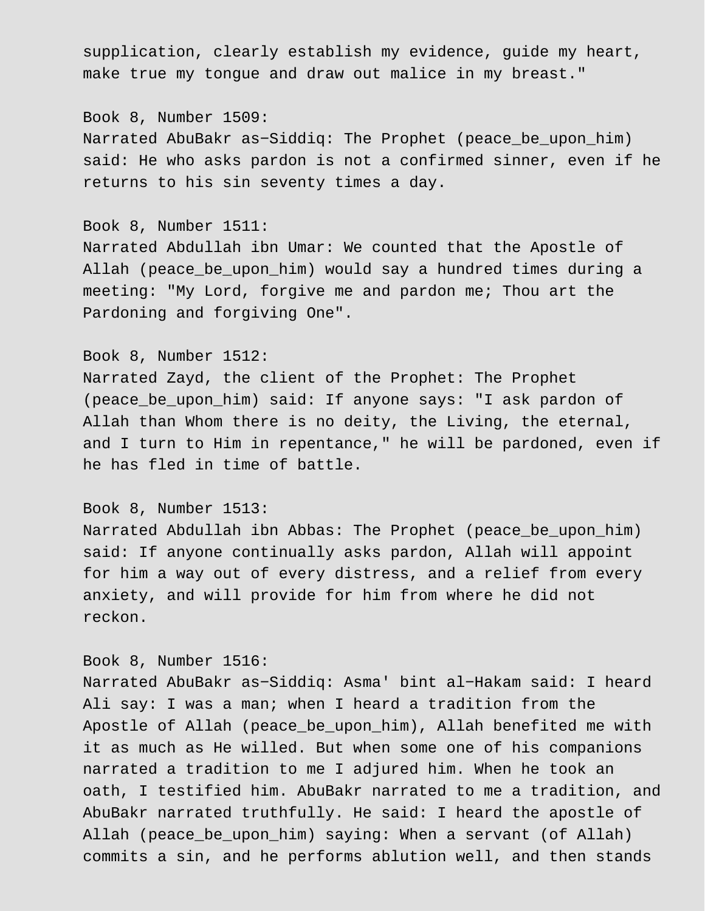supplication, clearly establish my evidence, guide my heart, make true my tongue and draw out malice in my breast."

Book 8, Number 1509:
Narrated AbuBakr as−Siddiq: The Prophet (peace_be_upon_him) said: He who asks pardon is not a confirmed sinner, even if he returns to his sin seventy times a day.

Book 8, Number 1511:
Narrated Abdullah ibn Umar: We counted that the Apostle of Allah (peace_be_upon_him) would say a hundred times during a meeting: "My Lord, forgive me and pardon me; Thou art the Pardoning and forgiving One".

Book 8, Number 1512:
Narrated Zayd, the client of the Prophet: The Prophet (peace_be_upon_him) said: If anyone says: "I ask pardon of Allah than Whom there is no deity, the Living, the eternal, and I turn to Him in repentance," he will be pardoned, even if he has fled in time of battle.

Book 8, Number 1513:
Narrated Abdullah ibn Abbas: The Prophet (peace_be_upon_him) said: If anyone continually asks pardon, Allah will appoint for him a way out of every distress, and a relief from every anxiety, and will provide for him from where he did not reckon.

Book 8, Number 1516:
Narrated AbuBakr as−Siddiq: Asma' bint al−Hakam said: I heard Ali say: I was a man; when I heard a tradition from the Apostle of Allah (peace_be_upon_him), Allah benefited me with it as much as He willed. But when some one of his companions narrated a tradition to me I adjured him. When he took an oath, I testified him. AbuBakr narrated to me a tradition, and AbuBakr narrated truthfully. He said: I heard the apostle of Allah (peace_be_upon_him) saying: When a servant (of Allah) commits a sin, and he performs ablution well, and then stands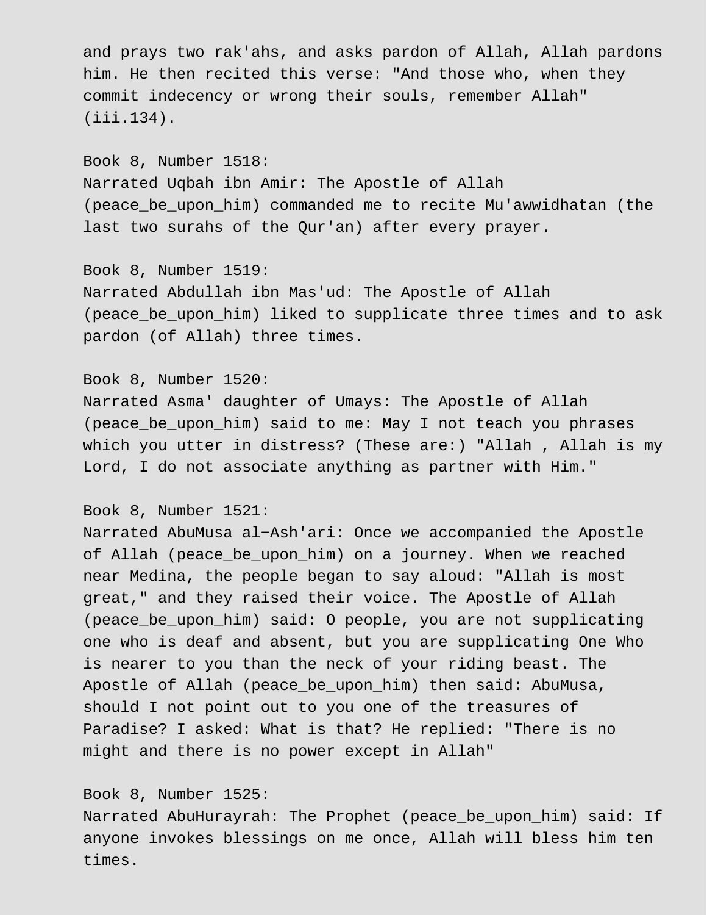and prays two rak'ahs, and asks pardon of Allah, Allah pardons him. He then recited this verse: "And those who, when they commit indecency or wrong their souls, remember Allah" (iii.134).

Book 8, Number 1518:
Narrated Uqbah ibn Amir: The Apostle of Allah (peace_be_upon_him) commanded me to recite Mu'awwidhatan (the last two surahs of the Qur'an) after every prayer.

Book 8, Number 1519:
Narrated Abdullah ibn Mas'ud: The Apostle of Allah (peace_be_upon_him) liked to supplicate three times and to ask pardon (of Allah) three times.

Book 8, Number 1520:
Narrated Asma' daughter of Umays: The Apostle of Allah (peace_be_upon_him) said to me: May I not teach you phrases which you utter in distress? (These are:) "Allah , Allah is my Lord, I do not associate anything as partner with Him."

Book 8, Number 1521:
Narrated AbuMusa al-Ash'ari: Once we accompanied the Apostle of Allah (peace_be_upon_him) on a journey. When we reached near Medina, the people began to say aloud: "Allah is most great," and they raised their voice. The Apostle of Allah (peace_be_upon_him) said: O people, you are not supplicating one who is deaf and absent, but you are supplicating One Who is nearer to you than the neck of your riding beast. The Apostle of Allah (peace_be_upon_him) then said: AbuMusa, should I not point out to you one of the treasures of Paradise? I asked: What is that? He replied: "There is no might and there is no power except in Allah"

Book 8, Number 1525:
Narrated AbuHurayrah: The Prophet (peace_be_upon_him) said: If anyone invokes blessings on me once, Allah will bless him ten times.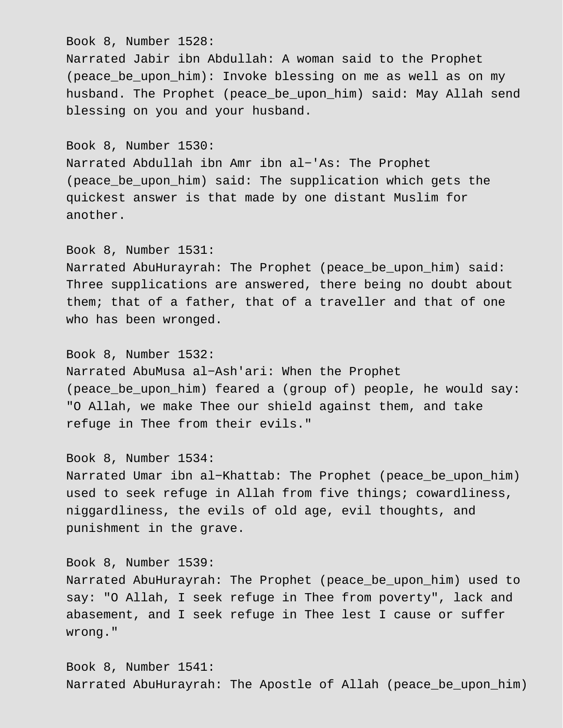Book 8, Number 1528:
Narrated Jabir ibn Abdullah: A woman said to the Prophet (peace_be_upon_him): Invoke blessing on me as well as on my husband. The Prophet (peace_be_upon_him) said: May Allah send blessing on you and your husband.

Book 8, Number 1530:
Narrated Abdullah ibn Amr ibn al−'As: The Prophet (peace_be_upon_him) said: The supplication which gets the quickest answer is that made by one distant Muslim for another.

Book 8, Number 1531:
Narrated AbuHurayrah: The Prophet (peace_be_upon_him) said: Three supplications are answered, there being no doubt about them; that of a father, that of a traveller and that of one who has been wronged.

Book 8, Number 1532:
Narrated AbuMusa al−Ash'ari: When the Prophet (peace_be_upon_him) feared a (group of) people, he would say: "O Allah, we make Thee our shield against them, and take refuge in Thee from their evils."

Book 8, Number 1534:
Narrated Umar ibn al−Khattab: The Prophet (peace_be_upon_him) used to seek refuge in Allah from five things; cowardliness, niggardliness, the evils of old age, evil thoughts, and punishment in the grave.

Book 8, Number 1539:
Narrated AbuHurayrah: The Prophet (peace_be_upon_him) used to say: "O Allah, I seek refuge in Thee from poverty", lack and abasement, and I seek refuge in Thee lest I cause or suffer wrong."

Book 8, Number 1541:
Narrated AbuHurayrah: The Apostle of Allah (peace_be_upon_him)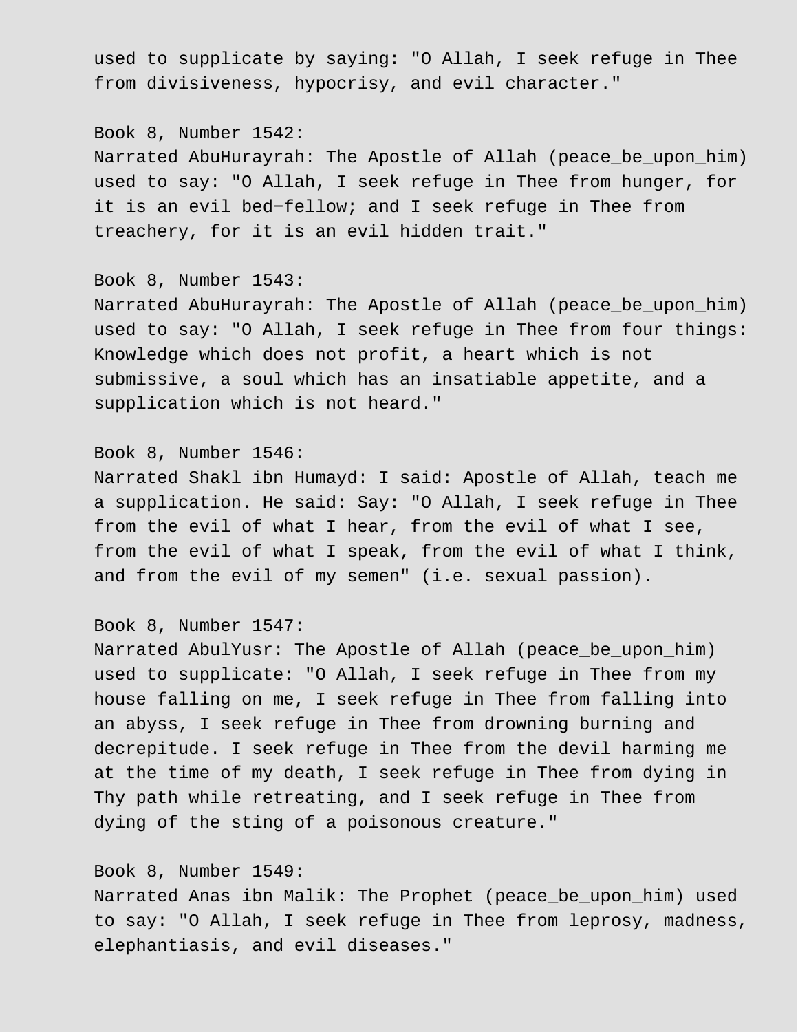used to supplicate by saying: "O Allah, I seek refuge in Thee from divisiveness, hypocrisy, and evil character."

Book 8, Number 1542:
Narrated AbuHurayrah: The Apostle of Allah (peace_be_upon_him) used to say: "O Allah, I seek refuge in Thee from hunger, for it is an evil bed−fellow; and I seek refuge in Thee from treachery, for it is an evil hidden trait."

Book 8, Number 1543:
Narrated AbuHurayrah: The Apostle of Allah (peace_be_upon_him) used to say: "O Allah, I seek refuge in Thee from four things: Knowledge which does not profit, a heart which is not submissive, a soul which has an insatiable appetite, and a supplication which is not heard."

Book 8, Number 1546:
Narrated Shakl ibn Humayd: I said: Apostle of Allah, teach me a supplication. He said: Say: "O Allah, I seek refuge in Thee from the evil of what I hear, from the evil of what I see, from the evil of what I speak, from the evil of what I think, and from the evil of my semen" (i.e. sexual passion).

Book 8, Number 1547:
Narrated AbulYusr: The Apostle of Allah (peace_be_upon_him) used to supplicate: "O Allah, I seek refuge in Thee from my house falling on me, I seek refuge in Thee from falling into an abyss, I seek refuge in Thee from drowning burning and decrepitude. I seek refuge in Thee from the devil harming me at the time of my death, I seek refuge in Thee from dying in Thy path while retreating, and I seek refuge in Thee from dying of the sting of a poisonous creature."

Book 8, Number 1549:
Narrated Anas ibn Malik: The Prophet (peace_be_upon_him) used to say: "O Allah, I seek refuge in Thee from leprosy, madness, elephantiasis, and evil diseases."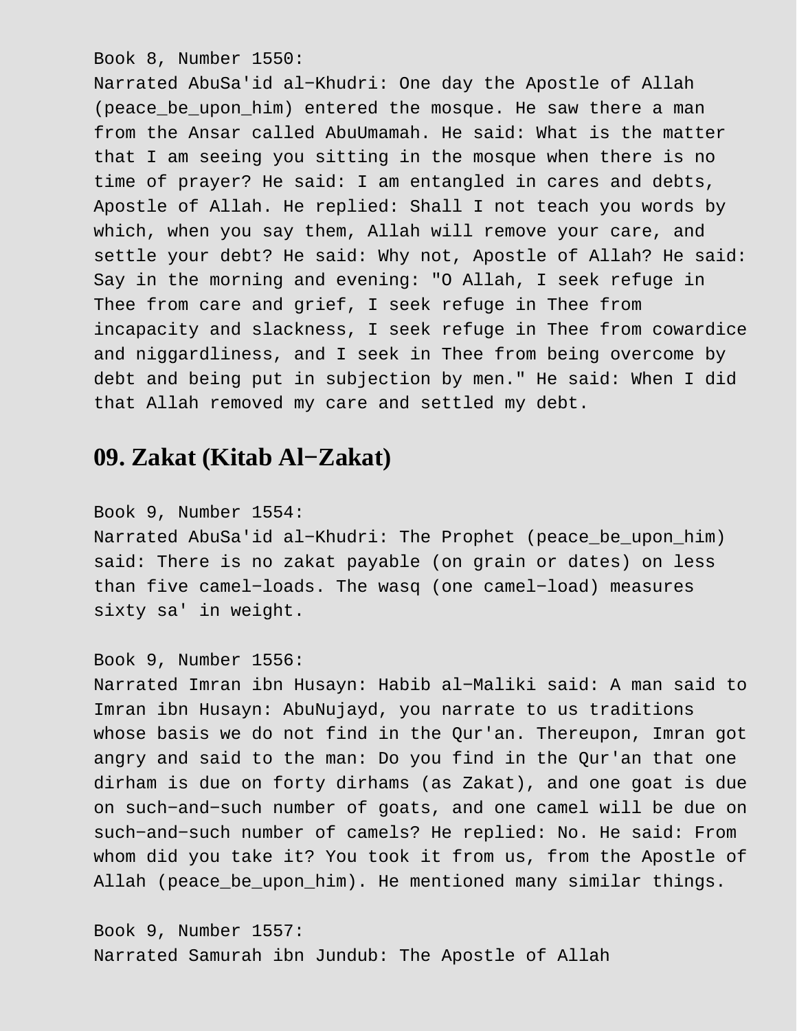Book 8, Number 1550:
Narrated AbuSa'id al−Khudri: One day the Apostle of Allah (peace_be_upon_him) entered the mosque. He saw there a man from the Ansar called AbuUmamah. He said: What is the matter that I am seeing you sitting in the mosque when there is no time of prayer? He said: I am entangled in cares and debts, Apostle of Allah. He replied: Shall I not teach you words by which, when you say them, Allah will remove your care, and settle your debt? He said: Why not, Apostle of Allah? He said: Say in the morning and evening: "O Allah, I seek refuge in Thee from care and grief, I seek refuge in Thee from incapacity and slackness, I seek refuge in Thee from cowardice and niggardliness, and I seek in Thee from being overcome by debt and being put in subjection by men." He said: When I did that Allah removed my care and settled my debt.

## 09. Zakat (Kitab Al−Zakat)

Book 9, Number 1554:
Narrated AbuSa'id al−Khudri: The Prophet (peace_be_upon_him) said: There is no zakat payable (on grain or dates) on less than five camel−loads. The wasq (one camel−load) measures sixty sa' in weight.

Book 9, Number 1556:
Narrated Imran ibn Husayn: Habib al−Maliki said: A man said to Imran ibn Husayn: AbuNujayd, you narrate to us traditions whose basis we do not find in the Qur'an. Thereupon, Imran got angry and said to the man: Do you find in the Qur'an that one dirham is due on forty dirhams (as Zakat), and one goat is due on such−and−such number of goats, and one camel will be due on such−and−such number of camels? He replied: No. He said: From whom did you take it? You took it from us, from the Apostle of Allah (peace_be_upon_him). He mentioned many similar things.

Book 9, Number 1557:
Narrated Samurah ibn Jundub: The Apostle of Allah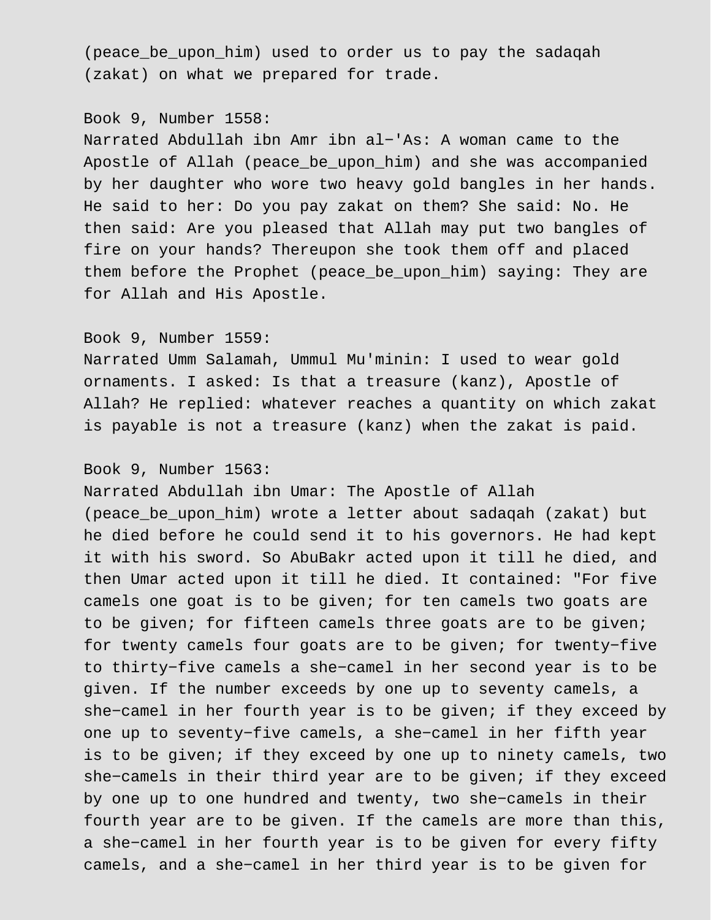(peace_be_upon_him) used to order us to pay the sadaqah (zakat) on what we prepared for trade.

Book 9, Number 1558:
Narrated Abdullah ibn Amr ibn al-'As: A woman came to the Apostle of Allah (peace_be_upon_him) and she was accompanied by her daughter who wore two heavy gold bangles in her hands. He said to her: Do you pay zakat on them? She said: No. He then said: Are you pleased that Allah may put two bangles of fire on your hands? Thereupon she took them off and placed them before the Prophet (peace_be_upon_him) saying: They are for Allah and His Apostle.

Book 9, Number 1559:
Narrated Umm Salamah, Ummul Mu'minin: I used to wear gold ornaments. I asked: Is that a treasure (kanz), Apostle of Allah? He replied: whatever reaches a quantity on which zakat is payable is not a treasure (kanz) when the zakat is paid.

Book 9, Number 1563:
Narrated Abdullah ibn Umar: The Apostle of Allah (peace_be_upon_him) wrote a letter about sadaqah (zakat) but he died before he could send it to his governors. He had kept it with his sword. So AbuBakr acted upon it till he died, and then Umar acted upon it till he died. It contained: "For five camels one goat is to be given; for ten camels two goats are to be given; for fifteen camels three goats are to be given; for twenty camels four goats are to be given; for twenty-five to thirty-five camels a she-camel in her second year is to be given. If the number exceeds by one up to seventy camels, a she-camel in her fourth year is to be given; if they exceed by one up to seventy-five camels, a she-camel in her fifth year is to be given; if they exceed by one up to ninety camels, two she-camels in their third year are to be given; if they exceed by one up to one hundred and twenty, two she-camels in their fourth year are to be given. If the camels are more than this, a she-camel in her fourth year is to be given for every fifty camels, and a she-camel in her third year is to be given for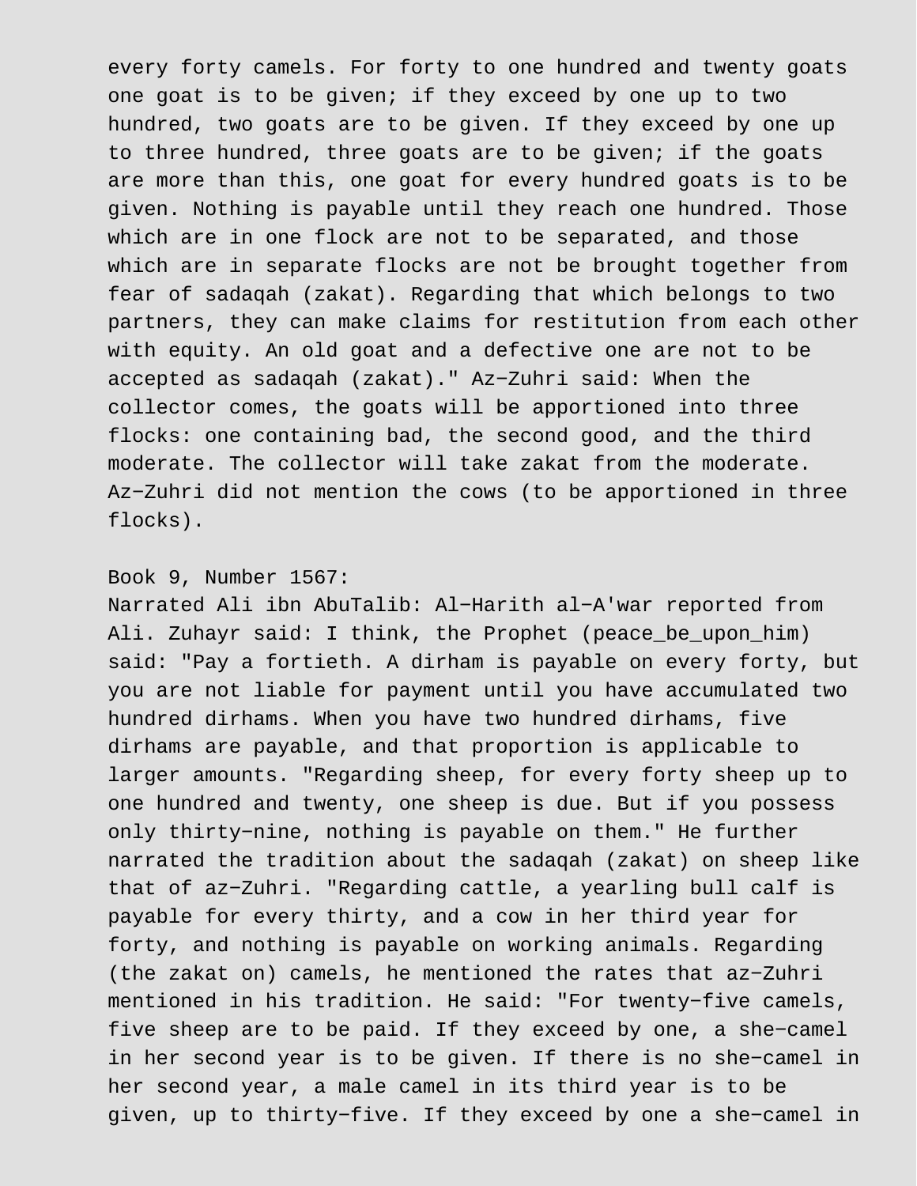every forty camels. For forty to one hundred and twenty goats one goat is to be given; if they exceed by one up to two hundred, two goats are to be given. If they exceed by one up to three hundred, three goats are to be given; if the goats are more than this, one goat for every hundred goats is to be given. Nothing is payable until they reach one hundred. Those which are in one flock are not to be separated, and those which are in separate flocks are not be brought together from fear of sadaqah (zakat). Regarding that which belongs to two partners, they can make claims for restitution from each other with equity. An old goat and a defective one are not to be accepted as sadaqah (zakat)." Az-Zuhri said: When the collector comes, the goats will be apportioned into three flocks: one containing bad, the second good, and the third moderate. The collector will take zakat from the moderate. Az-Zuhri did not mention the cows (to be apportioned in three flocks).

Book 9, Number 1567:
Narrated Ali ibn AbuTalib: Al-Harith al-A'war reported from Ali. Zuhayr said: I think, the Prophet (peace_be_upon_him) said: "Pay a fortieth. A dirham is payable on every forty, but you are not liable for payment until you have accumulated two hundred dirhams. When you have two hundred dirhams, five dirhams are payable, and that proportion is applicable to larger amounts. "Regarding sheep, for every forty sheep up to one hundred and twenty, one sheep is due. But if you possess only thirty-nine, nothing is payable on them." He further narrated the tradition about the sadaqah (zakat) on sheep like that of az-Zuhri. "Regarding cattle, a yearling bull calf is payable for every thirty, and a cow in her third year for forty, and nothing is payable on working animals. Regarding (the zakat on) camels, he mentioned the rates that az-Zuhri mentioned in his tradition. He said: "For twenty-five camels, five sheep are to be paid. If they exceed by one, a she-camel in her second year is to be given. If there is no she-camel in her second year, a male camel in its third year is to be given, up to thirty-five. If they exceed by one a she-camel in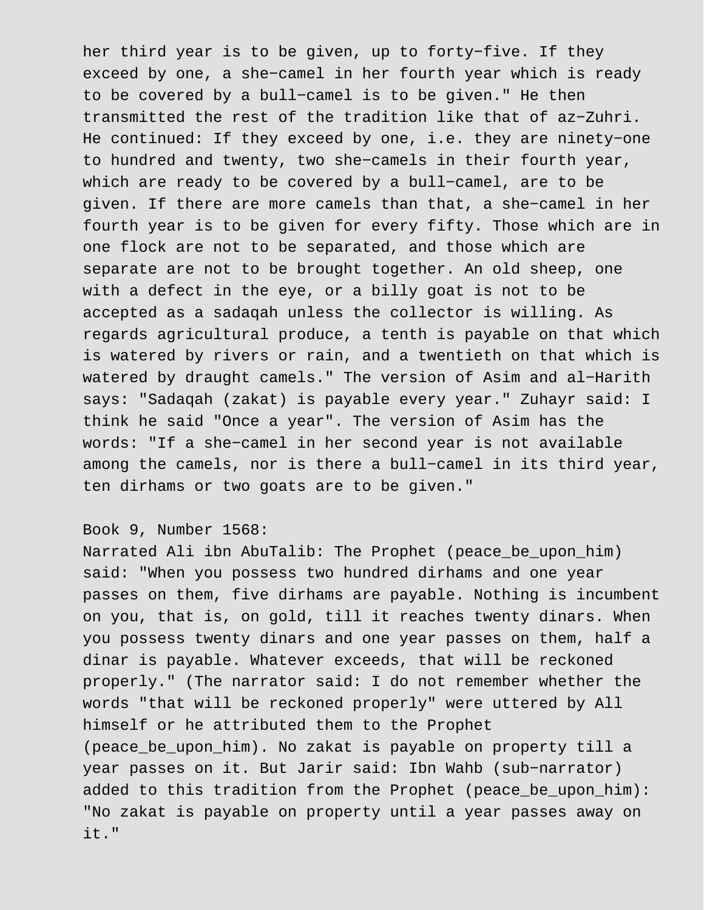her third year is to be given, up to forty−five. If they exceed by one, a she−camel in her fourth year which is ready to be covered by a bull−camel is to be given." He then transmitted the rest of the tradition like that of az−Zuhri. He continued: If they exceed by one, i.e. they are ninety−one to hundred and twenty, two she−camels in their fourth year, which are ready to be covered by a bull−camel, are to be given. If there are more camels than that, a she−camel in her fourth year is to be given for every fifty. Those which are in one flock are not to be separated, and those which are separate are not to be brought together. An old sheep, one with a defect in the eye, or a billy goat is not to be accepted as a sadaqah unless the collector is willing. As regards agricultural produce, a tenth is payable on that which is watered by rivers or rain, and a twentieth on that which is watered by draught camels." The version of Asim and al−Harith says: "Sadaqah (zakat) is payable every year." Zuhayr said: I think he said "Once a year". The version of Asim has the words: "If a she−camel in her second year is not available among the camels, nor is there a bull−camel in its third year, ten dirhams or two goats are to be given."

Book 9, Number 1568:
Narrated Ali ibn AbuTalib: The Prophet (peace_be_upon_him) said: "When you possess two hundred dirhams and one year passes on them, five dirhams are payable. Nothing is incumbent on you, that is, on gold, till it reaches twenty dinars. When you possess twenty dinars and one year passes on them, half a dinar is payable. Whatever exceeds, that will be reckoned properly." (The narrator said: I do not remember whether the words "that will be reckoned properly" were uttered by All himself or he attributed them to the Prophet (peace_be_upon_him). No zakat is payable on property till a year passes on it. But Jarir said: Ibn Wahb (sub−narrator) added to this tradition from the Prophet (peace_be_upon_him): "No zakat is payable on property until a year passes away on it."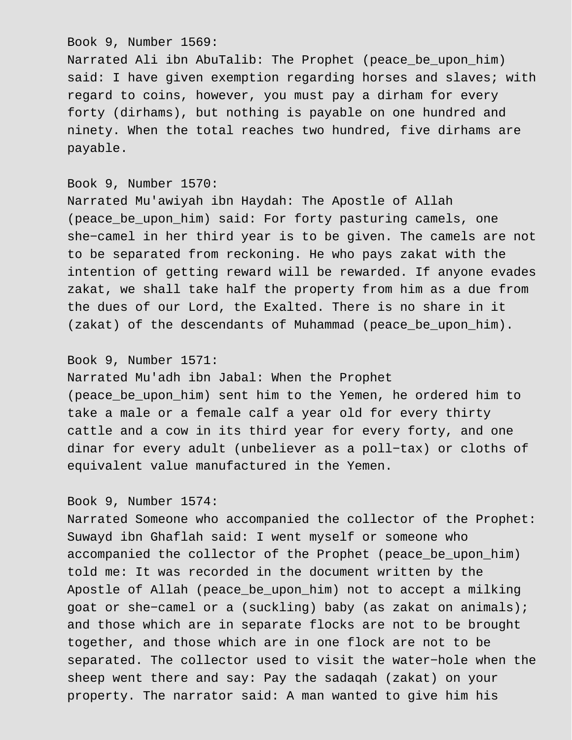Book 9, Number 1569:
Narrated Ali ibn AbuTalib: The Prophet (peace_be_upon_him) said: I have given exemption regarding horses and slaves; with regard to coins, however, you must pay a dirham for every forty (dirhams), but nothing is payable on one hundred and ninety. When the total reaches two hundred, five dirhams are payable.

Book 9, Number 1570:
Narrated Mu'awiyah ibn Haydah: The Apostle of Allah (peace_be_upon_him) said: For forty pasturing camels, one she−camel in her third year is to be given. The camels are not to be separated from reckoning. He who pays zakat with the intention of getting reward will be rewarded. If anyone evades zakat, we shall take half the property from him as a due from the dues of our Lord, the Exalted. There is no share in it (zakat) of the descendants of Muhammad (peace_be_upon_him).

Book 9, Number 1571:
Narrated Mu'adh ibn Jabal: When the Prophet (peace_be_upon_him) sent him to the Yemen, he ordered him to take a male or a female calf a year old for every thirty cattle and a cow in its third year for every forty, and one dinar for every adult (unbeliever as a poll−tax) or cloths of equivalent value manufactured in the Yemen.

Book 9, Number 1574:
Narrated Someone who accompanied the collector of the Prophet: Suwayd ibn Ghaflah said: I went myself or someone who accompanied the collector of the Prophet (peace_be_upon_him) told me: It was recorded in the document written by the Apostle of Allah (peace_be_upon_him) not to accept a milking goat or she−camel or a (suckling) baby (as zakat on animals); and those which are in separate flocks are not to be brought together, and those which are in one flock are not to be separated. The collector used to visit the water−hole when the sheep went there and say: Pay the sadaqah (zakat) on your property. The narrator said: A man wanted to give him his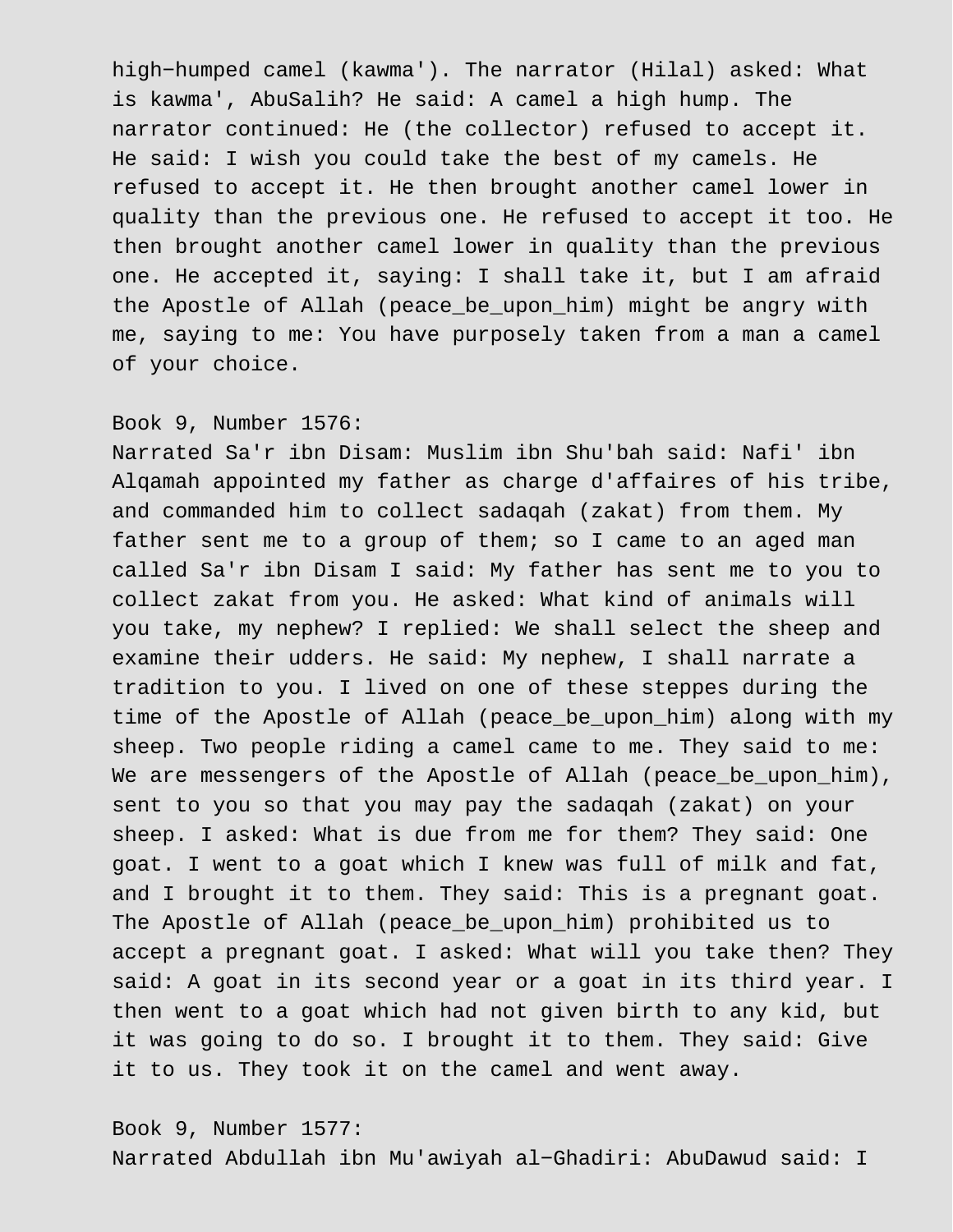high-humped camel (kawma'). The narrator (Hilal) asked: What is kawma', AbuSalih? He said: A camel a high hump. The narrator continued: He (the collector) refused to accept it. He said: I wish you could take the best of my camels. He refused to accept it. He then brought another camel lower in quality than the previous one. He refused to accept it too. He then brought another camel lower in quality than the previous one. He accepted it, saying: I shall take it, but I am afraid the Apostle of Allah (peace_be_upon_him) might be angry with me, saying to me: You have purposely taken from a man a camel of your choice.

Book 9, Number 1576:
Narrated Sa'r ibn Disam: Muslim ibn Shu'bah said: Nafi' ibn Alqamah appointed my father as charge d'affaires of his tribe, and commanded him to collect sadaqah (zakat) from them. My father sent me to a group of them; so I came to an aged man called Sa'r ibn Disam I said: My father has sent me to you to collect zakat from you. He asked: What kind of animals will you take, my nephew? I replied: We shall select the sheep and examine their udders. He said: My nephew, I shall narrate a tradition to you. I lived on one of these steppes during the time of the Apostle of Allah (peace_be_upon_him) along with my sheep. Two people riding a camel came to me. They said to me: We are messengers of the Apostle of Allah (peace_be_upon_him), sent to you so that you may pay the sadaqah (zakat) on your sheep. I asked: What is due from me for them? They said: One goat. I went to a goat which I knew was full of milk and fat, and I brought it to them. They said: This is a pregnant goat. The Apostle of Allah (peace_be_upon_him) prohibited us to accept a pregnant goat. I asked: What will you take then? They said: A goat in its second year or a goat in its third year. I then went to a goat which had not given birth to any kid, but it was going to do so. I brought it to them. They said: Give it to us. They took it on the camel and went away.

Book 9, Number 1577:
Narrated Abdullah ibn Mu'awiyah al-Ghadiri: AbuDawud said: I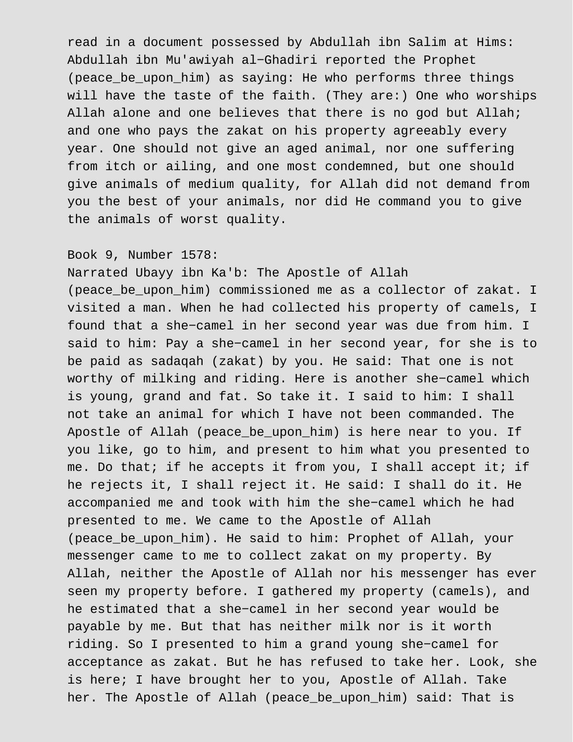read in a document possessed by Abdullah ibn Salim at Hims: Abdullah ibn Mu'awiyah al-Ghadiri reported the Prophet (peace_be_upon_him) as saying: He who performs three things will have the taste of the faith. (They are:) One who worships Allah alone and one believes that there is no god but Allah; and one who pays the zakat on his property agreeably every year. One should not give an aged animal, nor one suffering from itch or ailing, and one most condemned, but one should give animals of medium quality, for Allah did not demand from you the best of your animals, nor did He command you to give the animals of worst quality.

Book 9, Number 1578:
Narrated Ubayy ibn Ka'b: The Apostle of Allah (peace_be_upon_him) commissioned me as a collector of zakat. I visited a man. When he had collected his property of camels, I found that a she-camel in her second year was due from him. I said to him: Pay a she-camel in her second year, for she is to be paid as sadaqah (zakat) by you. He said: That one is not worthy of milking and riding. Here is another she-camel which is young, grand and fat. So take it. I said to him: I shall not take an animal for which I have not been commanded. The Apostle of Allah (peace_be_upon_him) is here near to you. If you like, go to him, and present to him what you presented to me. Do that; if he accepts it from you, I shall accept it; if he rejects it, I shall reject it. He said: I shall do it. He accompanied me and took with him the she-camel which he had presented to me. We came to the Apostle of Allah (peace_be_upon_him). He said to him: Prophet of Allah, your messenger came to me to collect zakat on my property. By Allah, neither the Apostle of Allah nor his messenger has ever seen my property before. I gathered my property (camels), and he estimated that a she-camel in her second year would be payable by me. But that has neither milk nor is it worth riding. So I presented to him a grand young she-camel for acceptance as zakat. But he has refused to take her. Look, she is here; I have brought her to you, Apostle of Allah. Take her. The Apostle of Allah (peace_be_upon_him) said: That is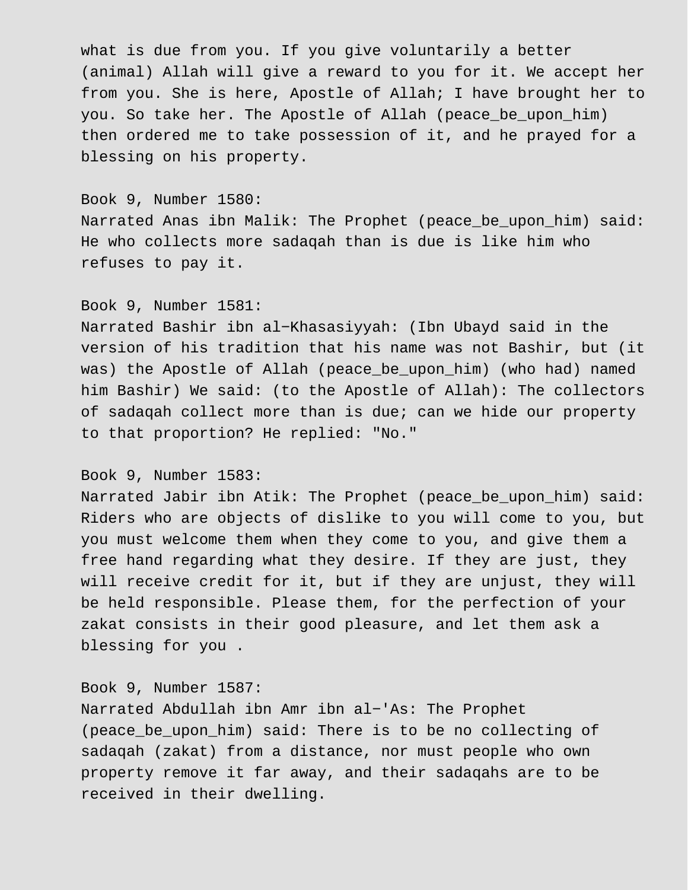what is due from you. If you give voluntarily a better (animal) Allah will give a reward to you for it. We accept her from you. She is here, Apostle of Allah; I have brought her to you. So take her. The Apostle of Allah (peace_be_upon_him) then ordered me to take possession of it, and he prayed for a blessing on his property.

Book 9, Number 1580:
Narrated Anas ibn Malik: The Prophet (peace_be_upon_him) said: He who collects more sadaqah than is due is like him who refuses to pay it.

Book 9, Number 1581:
Narrated Bashir ibn al−Khasasiyyah: (Ibn Ubayd said in the version of his tradition that his name was not Bashir, but (it was) the Apostle of Allah (peace_be_upon_him) (who had) named him Bashir) We said: (to the Apostle of Allah): The collectors of sadaqah collect more than is due; can we hide our property to that proportion? He replied: "No."

Book 9, Number 1583:
Narrated Jabir ibn Atik: The Prophet (peace_be_upon_him) said: Riders who are objects of dislike to you will come to you, but you must welcome them when they come to you, and give them a free hand regarding what they desire. If they are just, they will receive credit for it, but if they are unjust, they will be held responsible. Please them, for the perfection of your zakat consists in their good pleasure, and let them ask a blessing for you .

Book 9, Number 1587:
Narrated Abdullah ibn Amr ibn al−'As: The Prophet (peace_be_upon_him) said: There is to be no collecting of sadaqah (zakat) from a distance, nor must people who own property remove it far away, and their sadaqahs are to be received in their dwelling.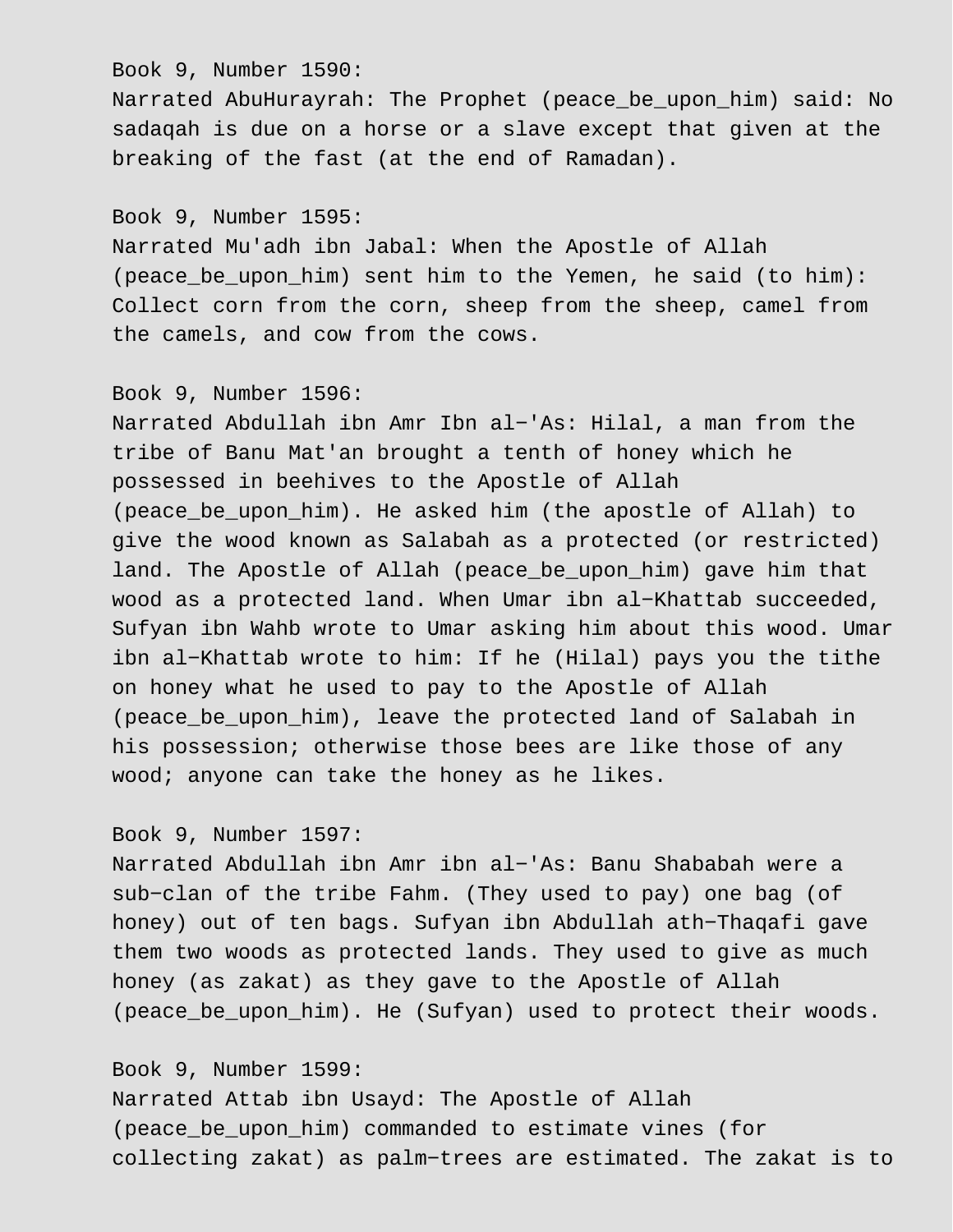Book 9, Number 1590:
Narrated AbuHurayrah: The Prophet (peace_be_upon_him) said: No sadaqah is due on a horse or a slave except that given at the breaking of the fast (at the end of Ramadan).

Book 9, Number 1595:
Narrated Mu'adh ibn Jabal: When the Apostle of Allah (peace_be_upon_him) sent him to the Yemen, he said (to him): Collect corn from the corn, sheep from the sheep, camel from the camels, and cow from the cows.

Book 9, Number 1596:
Narrated Abdullah ibn Amr Ibn al−'As: Hilal, a man from the tribe of Banu Mat'an brought a tenth of honey which he possessed in beehives to the Apostle of Allah (peace_be_upon_him). He asked him (the apostle of Allah) to give the wood known as Salabah as a protected (or restricted) land. The Apostle of Allah (peace_be_upon_him) gave him that wood as a protected land. When Umar ibn al−Khattab succeeded, Sufyan ibn Wahb wrote to Umar asking him about this wood. Umar ibn al−Khattab wrote to him: If he (Hilal) pays you the tithe on honey what he used to pay to the Apostle of Allah (peace_be_upon_him), leave the protected land of Salabah in his possession; otherwise those bees are like those of any wood; anyone can take the honey as he likes.

Book 9, Number 1597:
Narrated Abdullah ibn Amr ibn al−'As: Banu Shababah were a sub−clan of the tribe Fahm. (They used to pay) one bag (of honey) out of ten bags. Sufyan ibn Abdullah ath−Thaqafi gave them two woods as protected lands. They used to give as much honey (as zakat) as they gave to the Apostle of Allah (peace_be_upon_him). He (Sufyan) used to protect their woods.

Book 9, Number 1599:
Narrated Attab ibn Usayd: The Apostle of Allah (peace_be_upon_him) commanded to estimate vines (for collecting zakat) as palm−trees are estimated. The zakat is to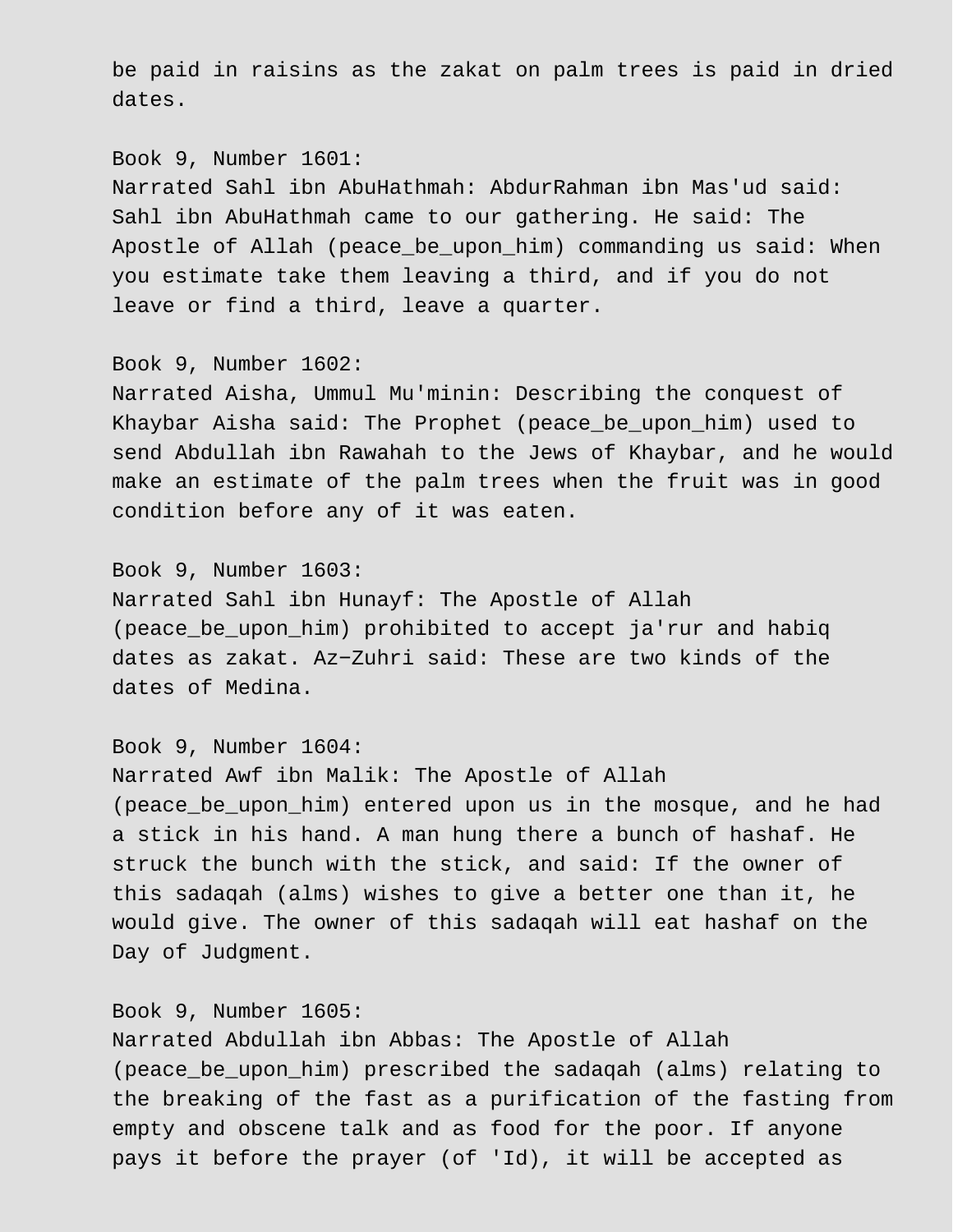be paid in raisins as the zakat on palm trees is paid in dried dates.

Book 9, Number 1601:
Narrated Sahl ibn AbuHathmah: AbdurRahman ibn Mas'ud said: Sahl ibn AbuHathmah came to our gathering. He said: The Apostle of Allah (peace_be_upon_him) commanding us said: When you estimate take them leaving a third, and if you do not leave or find a third, leave a quarter.

Book 9, Number 1602:
Narrated Aisha, Ummul Mu'minin: Describing the conquest of Khaybar Aisha said: The Prophet (peace_be_upon_him) used to send Abdullah ibn Rawahah to the Jews of Khaybar, and he would make an estimate of the palm trees when the fruit was in good condition before any of it was eaten.

Book 9, Number 1603:
Narrated Sahl ibn Hunayf: The Apostle of Allah (peace_be_upon_him) prohibited to accept ja'rur and habiq dates as zakat. Az-Zuhri said: These are two kinds of the dates of Medina.

Book 9, Number 1604:
Narrated Awf ibn Malik: The Apostle of Allah (peace_be_upon_him) entered upon us in the mosque, and he had a stick in his hand. A man hung there a bunch of hashaf. He struck the bunch with the stick, and said: If the owner of this sadaqah (alms) wishes to give a better one than it, he would give. The owner of this sadaqah will eat hashaf on the Day of Judgment.

Book 9, Number 1605:
Narrated Abdullah ibn Abbas: The Apostle of Allah (peace_be_upon_him) prescribed the sadaqah (alms) relating to the breaking of the fast as a purification of the fasting from empty and obscene talk and as food for the poor. If anyone pays it before the prayer (of 'Id), it will be accepted as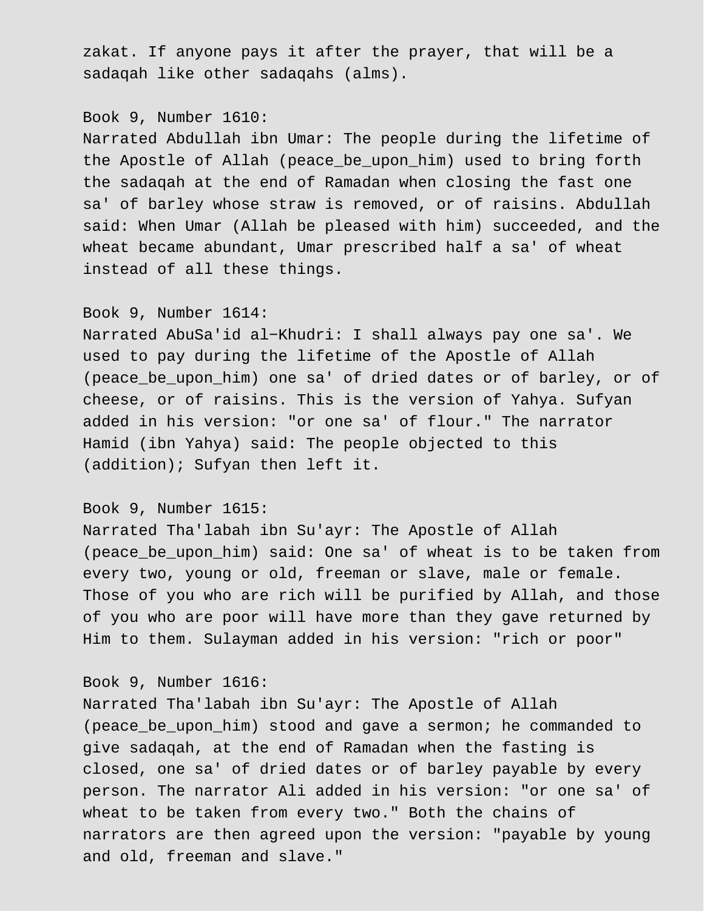zakat. If anyone pays it after the prayer, that will be a sadaqah like other sadaqahs (alms).

Book 9, Number 1610:
Narrated Abdullah ibn Umar: The people during the lifetime of the Apostle of Allah (peace_be_upon_him) used to bring forth the sadaqah at the end of Ramadan when closing the fast one sa' of barley whose straw is removed, or of raisins. Abdullah said: When Umar (Allah be pleased with him) succeeded, and the wheat became abundant, Umar prescribed half a sa' of wheat instead of all these things.

Book 9, Number 1614:
Narrated AbuSa'id al-Khudri: I shall always pay one sa'. We used to pay during the lifetime of the Apostle of Allah (peace_be_upon_him) one sa' of dried dates or of barley, or of cheese, or of raisins. This is the version of Yahya. Sufyan added in his version: "or one sa' of flour." The narrator Hamid (ibn Yahya) said: The people objected to this (addition); Sufyan then left it.

Book 9, Number 1615:
Narrated Tha'labah ibn Su'ayr: The Apostle of Allah (peace_be_upon_him) said: One sa' of wheat is to be taken from every two, young or old, freeman or slave, male or female. Those of you who are rich will be purified by Allah, and those of you who are poor will have more than they gave returned by Him to them. Sulayman added in his version: "rich or poor"

Book 9, Number 1616:
Narrated Tha'labah ibn Su'ayr: The Apostle of Allah (peace_be_upon_him) stood and gave a sermon; he commanded to give sadaqah, at the end of Ramadan when the fasting is closed, one sa' of dried dates or of barley payable by every person. The narrator Ali added in his version: "or one sa' of wheat to be taken from every two." Both the chains of narrators are then agreed upon the version: "payable by young and old, freeman and slave."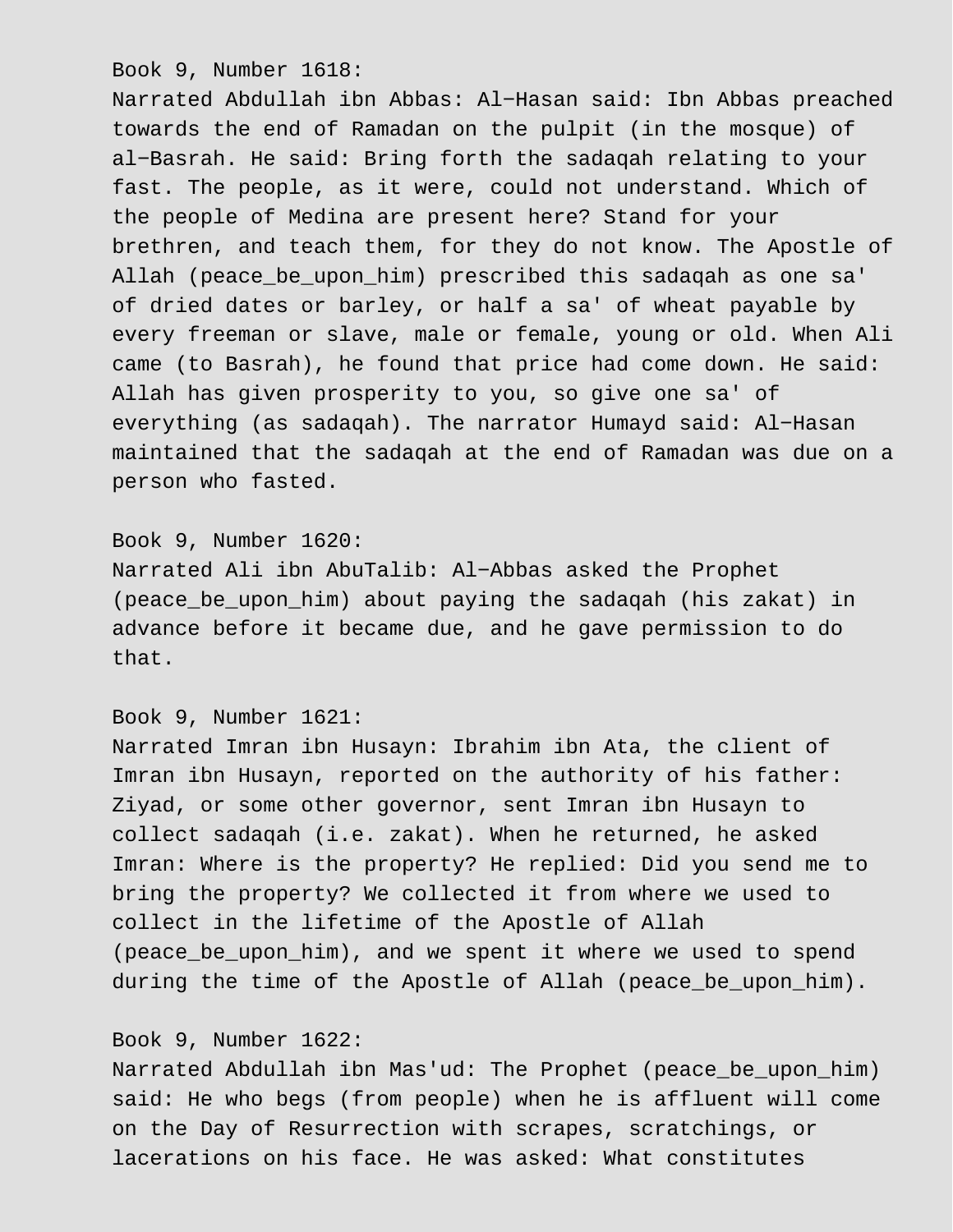Book 9, Number 1618:
Narrated Abdullah ibn Abbas: Al−Hasan said: Ibn Abbas preached towards the end of Ramadan on the pulpit (in the mosque) of al−Basrah. He said: Bring forth the sadaqah relating to your fast. The people, as it were, could not understand. Which of the people of Medina are present here? Stand for your brethren, and teach them, for they do not know. The Apostle of Allah (peace_be_upon_him) prescribed this sadaqah as one sa' of dried dates or barley, or half a sa' of wheat payable by every freeman or slave, male or female, young or old. When Ali came (to Basrah), he found that price had come down. He said: Allah has given prosperity to you, so give one sa' of everything (as sadaqah). The narrator Humayd said: Al−Hasan maintained that the sadaqah at the end of Ramadan was due on a person who fasted.

Book 9, Number 1620:
Narrated Ali ibn AbuTalib: Al−Abbas asked the Prophet (peace_be_upon_him) about paying the sadaqah (his zakat) in advance before it became due, and he gave permission to do that.

Book 9, Number 1621:
Narrated Imran ibn Husayn: Ibrahim ibn Ata, the client of Imran ibn Husayn, reported on the authority of his father: Ziyad, or some other governor, sent Imran ibn Husayn to collect sadaqah (i.e. zakat). When he returned, he asked Imran: Where is the property? He replied: Did you send me to bring the property? We collected it from where we used to collect in the lifetime of the Apostle of Allah (peace_be_upon_him), and we spent it where we used to spend during the time of the Apostle of Allah (peace_be_upon_him).

Book 9, Number 1622:
Narrated Abdullah ibn Mas'ud: The Prophet (peace_be_upon_him) said: He who begs (from people) when he is affluent will come on the Day of Resurrection with scrapes, scratchings, or lacerations on his face. He was asked: What constitutes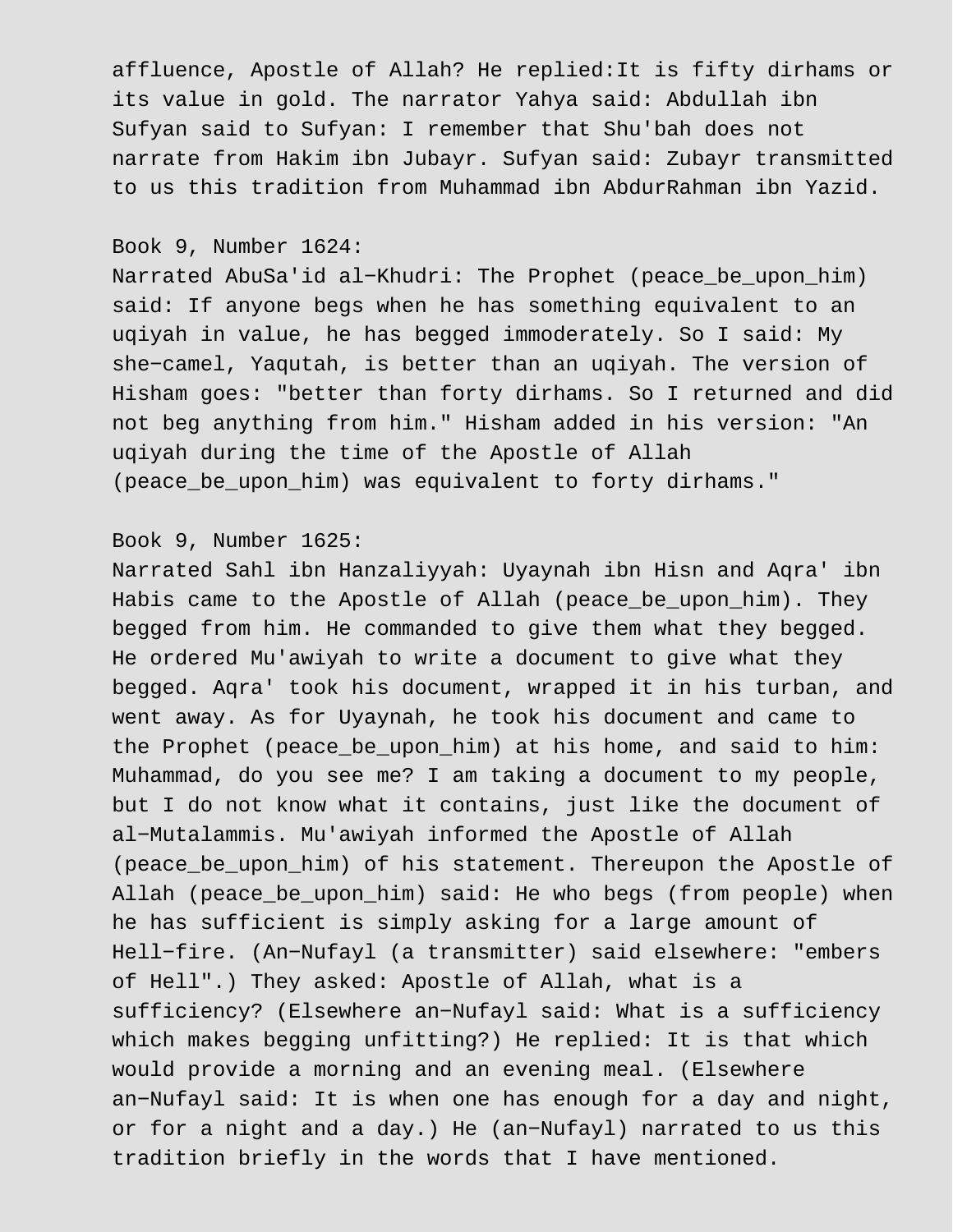affluence, Apostle of Allah? He replied:It is fifty dirhams or its value in gold. The narrator Yahya said: Abdullah ibn Sufyan said to Sufyan: I remember that Shu'bah does not narrate from Hakim ibn Jubayr. Sufyan said: Zubayr transmitted to us this tradition from Muhammad ibn AbdurRahman ibn Yazid.

Book 9, Number 1624:
Narrated AbuSa'id al-Khudri: The Prophet (peace_be_upon_him) said: If anyone begs when he has something equivalent to an uqiyah in value, he has begged immoderately. So I said: My she-camel, Yaqutah, is better than an uqiyah. The version of Hisham goes: "better than forty dirhams. So I returned and did not beg anything from him." Hisham added in his version: "An uqiyah during the time of the Apostle of Allah (peace_be_upon_him) was equivalent to forty dirhams."

Book 9, Number 1625:
Narrated Sahl ibn Hanzaliyyah: Uyaynah ibn Hisn and Aqra' ibn Habis came to the Apostle of Allah (peace_be_upon_him). They begged from him. He commanded to give them what they begged. He ordered Mu'awiyah to write a document to give what they begged. Aqra' took his document, wrapped it in his turban, and went away. As for Uyaynah, he took his document and came to the Prophet (peace_be_upon_him) at his home, and said to him: Muhammad, do you see me? I am taking a document to my people, but I do not know what it contains, just like the document of al-Mutalammis. Mu'awiyah informed the Apostle of Allah (peace_be_upon_him) of his statement. Thereupon the Apostle of Allah (peace_be_upon_him) said: He who begs (from people) when he has sufficient is simply asking for a large amount of Hell-fire. (An-Nufayl (a transmitter) said elsewhere: "embers of Hell".) They asked: Apostle of Allah, what is a sufficiency? (Elsewhere an-Nufayl said: What is a sufficiency which makes begging unfitting?) He replied: It is that which would provide a morning and an evening meal. (Elsewhere an-Nufayl said: It is when one has enough for a day and night, or for a night and a day.) He (an-Nufayl) narrated to us this tradition briefly in the words that I have mentioned.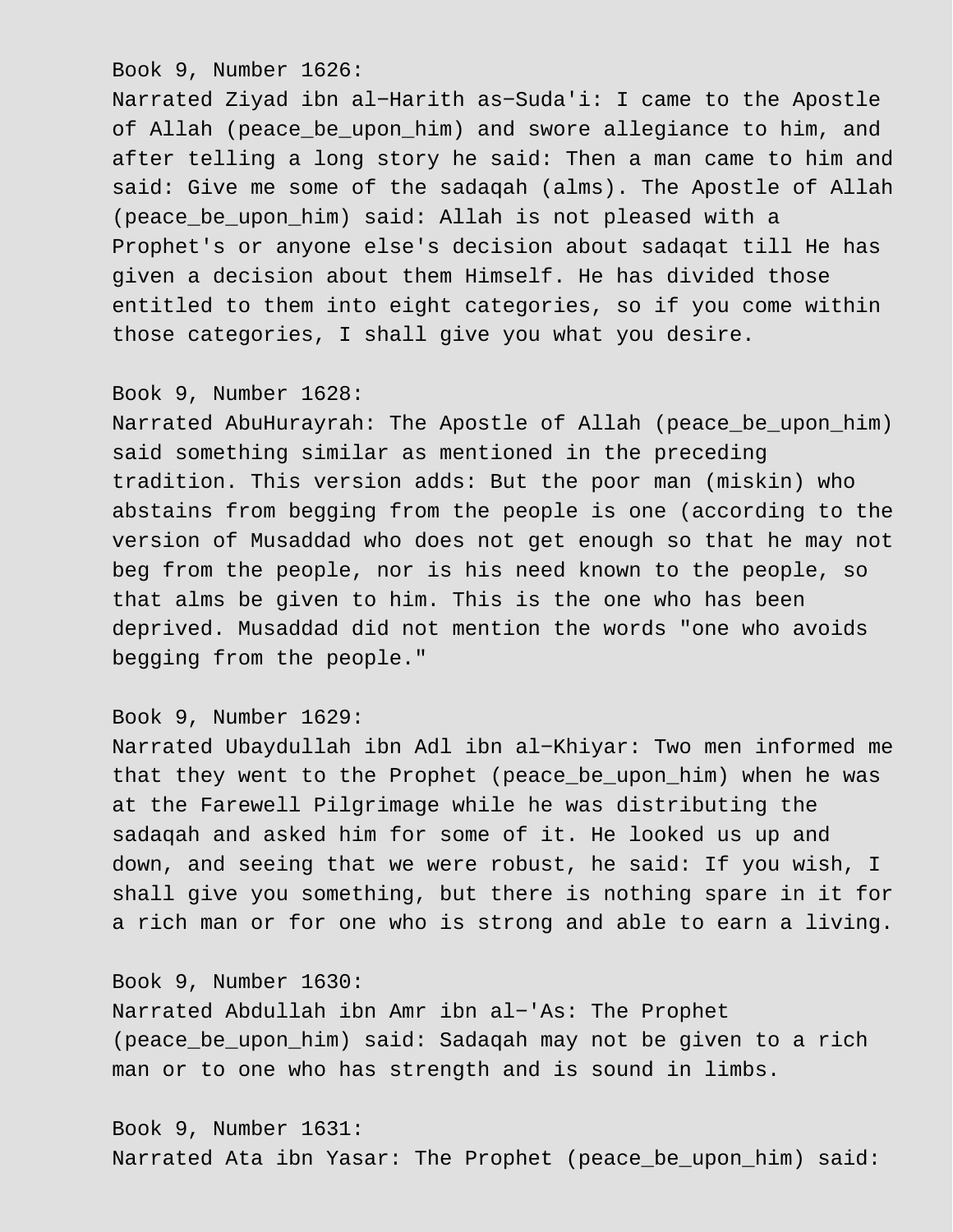Book 9, Number 1626:
Narrated Ziyad ibn al-Harith as-Suda'i: I came to the Apostle of Allah (peace_be_upon_him) and swore allegiance to him, and after telling a long story he said: Then a man came to him and said: Give me some of the sadaqah (alms). The Apostle of Allah (peace_be_upon_him) said: Allah is not pleased with a Prophet's or anyone else's decision about sadaqat till He has given a decision about them Himself. He has divided those entitled to them into eight categories, so if you come within those categories, I shall give you what you desire.

Book 9, Number 1628:
Narrated AbuHurayrah: The Apostle of Allah (peace_be_upon_him) said something similar as mentioned in the preceding tradition. This version adds: But the poor man (miskin) who abstains from begging from the people is one (according to the version of Musaddad who does not get enough so that he may not beg from the people, nor is his need known to the people, so that alms be given to him. This is the one who has been deprived. Musaddad did not mention the words "one who avoids begging from the people."

Book 9, Number 1629:
Narrated Ubaydullah ibn Adl ibn al-Khiyar: Two men informed me that they went to the Prophet (peace_be_upon_him) when he was at the Farewell Pilgrimage while he was distributing the sadaqah and asked him for some of it. He looked us up and down, and seeing that we were robust, he said: If you wish, I shall give you something, but there is nothing spare in it for a rich man or for one who is strong and able to earn a living.

Book 9, Number 1630:
Narrated Abdullah ibn Amr ibn al-'As: The Prophet (peace_be_upon_him) said: Sadaqah may not be given to a rich man or to one who has strength and is sound in limbs.

Book 9, Number 1631:
Narrated Ata ibn Yasar: The Prophet (peace_be_upon_him) said: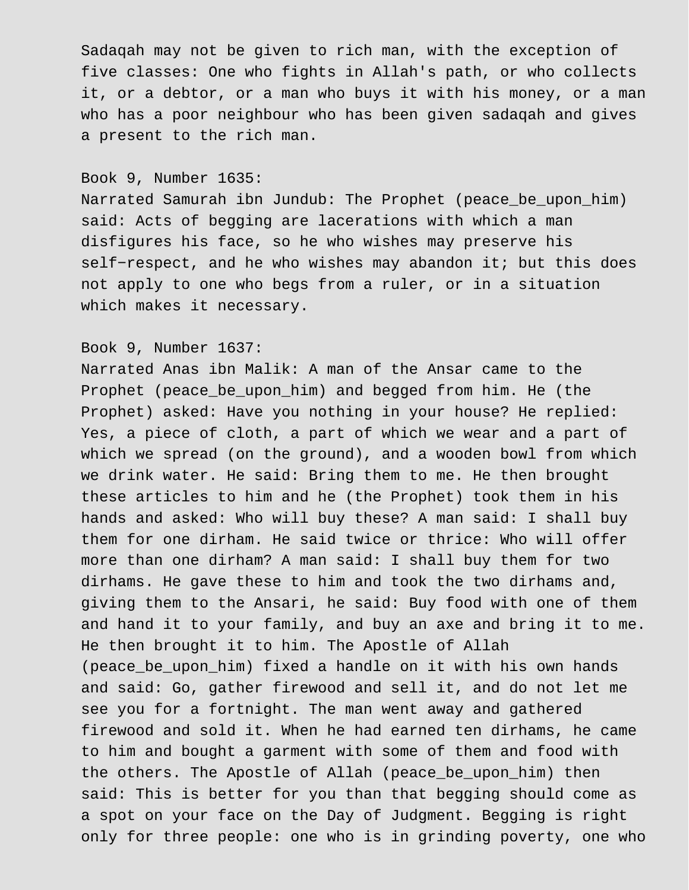Sadaqah may not be given to rich man, with the exception of five classes: One who fights in Allah's path, or who collects it, or a debtor, or a man who buys it with his money, or a man who has a poor neighbour who has been given sadaqah and gives a present to the rich man.

Book 9, Number 1635:
Narrated Samurah ibn Jundub: The Prophet (peace_be_upon_him) said: Acts of begging are lacerations with which a man disfigures his face, so he who wishes may preserve his self−respect, and he who wishes may abandon it; but this does not apply to one who begs from a ruler, or in a situation which makes it necessary.

Book 9, Number 1637:
Narrated Anas ibn Malik: A man of the Ansar came to the Prophet (peace_be_upon_him) and begged from him. He (the Prophet) asked: Have you nothing in your house? He replied: Yes, a piece of cloth, a part of which we wear and a part of which we spread (on the ground), and a wooden bowl from which we drink water. He said: Bring them to me. He then brought these articles to him and he (the Prophet) took them in his hands and asked: Who will buy these? A man said: I shall buy them for one dirham. He said twice or thrice: Who will offer more than one dirham? A man said: I shall buy them for two dirhams. He gave these to him and took the two dirhams and, giving them to the Ansari, he said: Buy food with one of them and hand it to your family, and buy an axe and bring it to me. He then brought it to him. The Apostle of Allah (peace_be_upon_him) fixed a handle on it with his own hands and said: Go, gather firewood and sell it, and do not let me see you for a fortnight. The man went away and gathered firewood and sold it. When he had earned ten dirhams, he came to him and bought a garment with some of them and food with the others. The Apostle of Allah (peace_be_upon_him) then said: This is better for you than that begging should come as a spot on your face on the Day of Judgment. Begging is right only for three people: one who is in grinding poverty, one who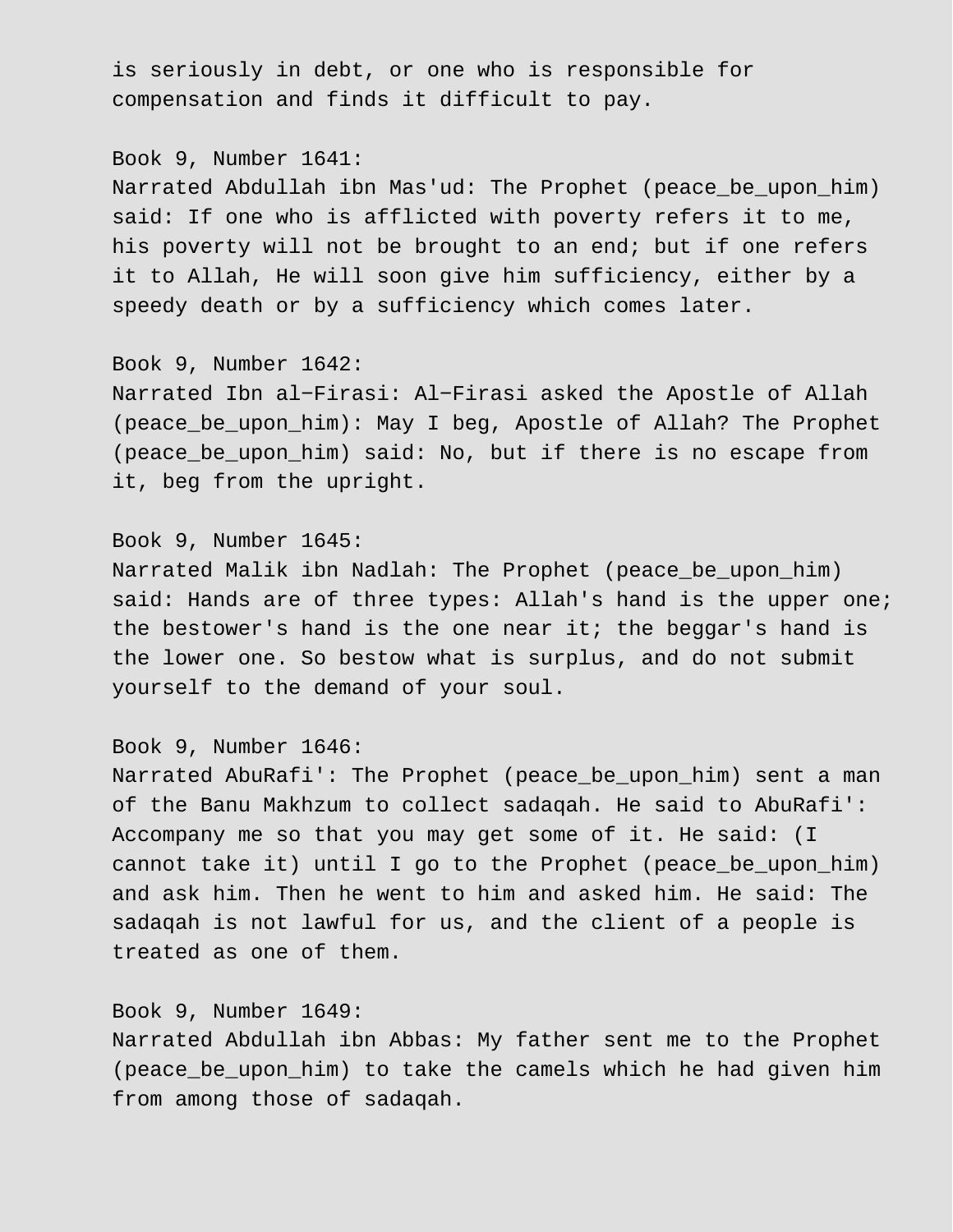is seriously in debt, or one who is responsible for compensation and finds it difficult to pay.

Book 9, Number 1641:
Narrated Abdullah ibn Mas'ud: The Prophet (peace_be_upon_him) said: If one who is afflicted with poverty refers it to me, his poverty will not be brought to an end; but if one refers it to Allah, He will soon give him sufficiency, either by a speedy death or by a sufficiency which comes later.

Book 9, Number 1642:
Narrated Ibn al-Firasi: Al-Firasi asked the Apostle of Allah (peace_be_upon_him): May I beg, Apostle of Allah? The Prophet (peace_be_upon_him) said: No, but if there is no escape from it, beg from the upright.

Book 9, Number 1645:
Narrated Malik ibn Nadlah: The Prophet (peace_be_upon_him) said: Hands are of three types: Allah's hand is the upper one; the bestower's hand is the one near it; the beggar's hand is the lower one. So bestow what is surplus, and do not submit yourself to the demand of your soul.

Book 9, Number 1646:
Narrated AbuRafi': The Prophet (peace_be_upon_him) sent a man of the Banu Makhzum to collect sadaqah. He said to AbuRafi': Accompany me so that you may get some of it. He said: (I cannot take it) until I go to the Prophet (peace_be_upon_him) and ask him. Then he went to him and asked him. He said: The sadaqah is not lawful for us, and the client of a people is treated as one of them.

Book 9, Number 1649:
Narrated Abdullah ibn Abbas: My father sent me to the Prophet (peace_be_upon_him) to take the camels which he had given him from among those of sadaqah.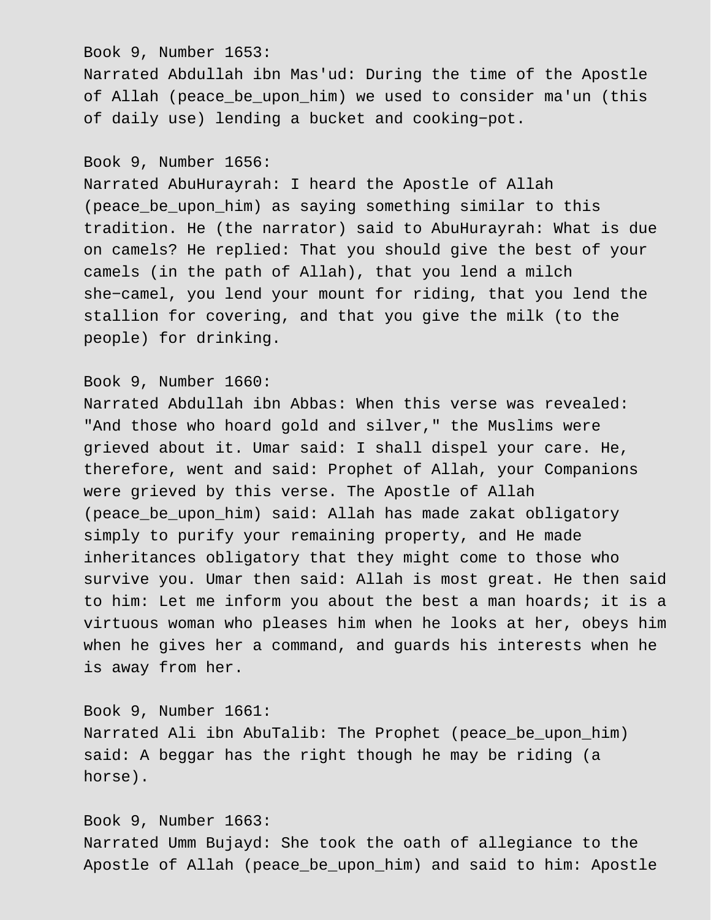Book 9, Number 1653:
Narrated Abdullah ibn Mas'ud: During the time of the Apostle of Allah (peace_be_upon_him) we used to consider ma'un (this of daily use) lending a bucket and cooking−pot.

Book 9, Number 1656:
Narrated AbuHurayrah: I heard the Apostle of Allah (peace_be_upon_him) as saying something similar to this tradition. He (the narrator) said to AbuHurayrah: What is due on camels? He replied: That you should give the best of your camels (in the path of Allah), that you lend a milch she−camel, you lend your mount for riding, that you lend the stallion for covering, and that you give the milk (to the people) for drinking.

Book 9, Number 1660:
Narrated Abdullah ibn Abbas: When this verse was revealed: "And those who hoard gold and silver," the Muslims were grieved about it. Umar said: I shall dispel your care. He, therefore, went and said: Prophet of Allah, your Companions were grieved by this verse. The Apostle of Allah (peace_be_upon_him) said: Allah has made zakat obligatory simply to purify your remaining property, and He made inheritances obligatory that they might come to those who survive you. Umar then said: Allah is most great. He then said to him: Let me inform you about the best a man hoards; it is a virtuous woman who pleases him when he looks at her, obeys him when he gives her a command, and guards his interests when he is away from her.

Book 9, Number 1661:
Narrated Ali ibn AbuTalib: The Prophet (peace_be_upon_him) said: A beggar has the right though he may be riding (a horse).

Book 9, Number 1663:
Narrated Umm Bujayd: She took the oath of allegiance to the Apostle of Allah (peace_be_upon_him) and said to him: Apostle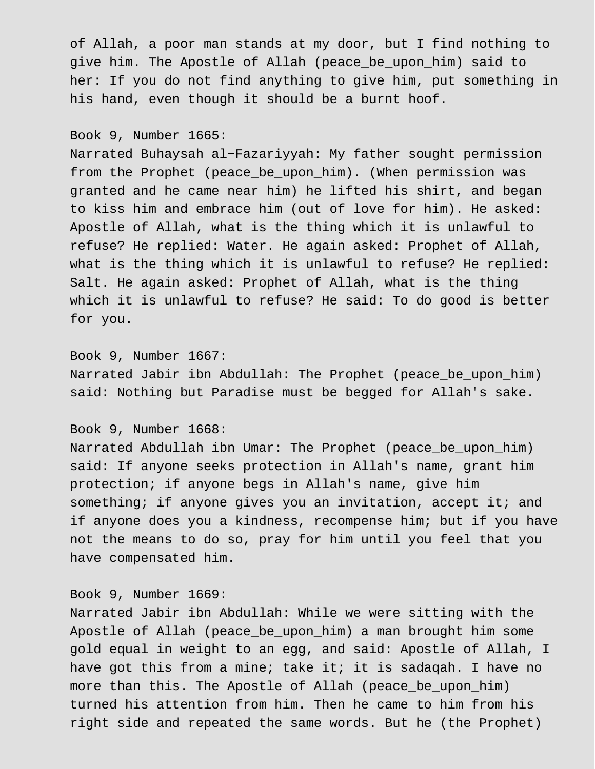of Allah, a poor man stands at my door, but I find nothing to give him. The Apostle of Allah (peace_be_upon_him) said to her: If you do not find anything to give him, put something in his hand, even though it should be a burnt hoof.

Book 9, Number 1665:
Narrated Buhaysah al−Fazariyyah: My father sought permission from the Prophet (peace_be_upon_him). (When permission was granted and he came near him) he lifted his shirt, and began to kiss him and embrace him (out of love for him). He asked: Apostle of Allah, what is the thing which it is unlawful to refuse? He replied: Water. He again asked: Prophet of Allah, what is the thing which it is unlawful to refuse? He replied: Salt. He again asked: Prophet of Allah, what is the thing which it is unlawful to refuse? He said: To do good is better for you.

Book 9, Number 1667:
Narrated Jabir ibn Abdullah: The Prophet (peace_be_upon_him) said: Nothing but Paradise must be begged for Allah's sake.

Book 9, Number 1668:
Narrated Abdullah ibn Umar: The Prophet (peace_be_upon_him) said: If anyone seeks protection in Allah's name, grant him protection; if anyone begs in Allah's name, give him something; if anyone gives you an invitation, accept it; and if anyone does you a kindness, recompense him; but if you have not the means to do so, pray for him until you feel that you have compensated him.

Book 9, Number 1669:
Narrated Jabir ibn Abdullah: While we were sitting with the Apostle of Allah (peace_be_upon_him) a man brought him some gold equal in weight to an egg, and said: Apostle of Allah, I have got this from a mine; take it; it is sadaqah. I have no more than this. The Apostle of Allah (peace_be_upon_him) turned his attention from him. Then he came to him from his right side and repeated the same words. But he (the Prophet)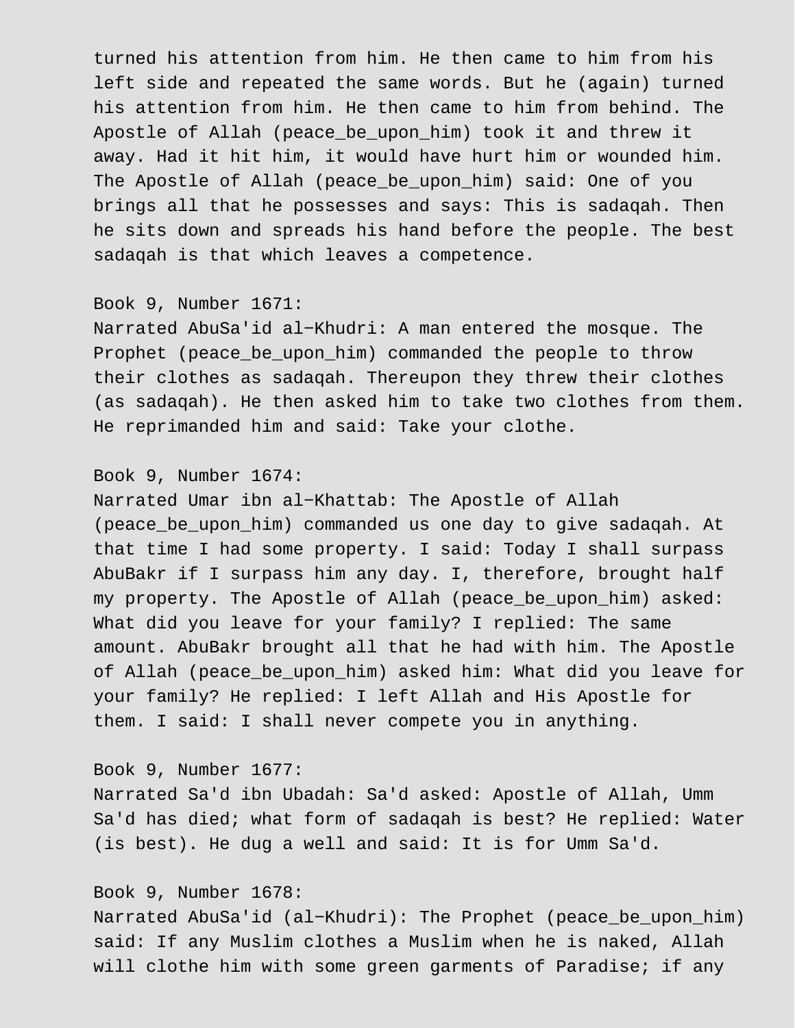turned his attention from him. He then came to him from his left side and repeated the same words. But he (again) turned his attention from him. He then came to him from behind. The Apostle of Allah (peace_be_upon_him) took it and threw it away. Had it hit him, it would have hurt him or wounded him. The Apostle of Allah (peace_be_upon_him) said: One of you brings all that he possesses and says: This is sadaqah. Then he sits down and spreads his hand before the people. The best sadaqah is that which leaves a competence.

Book 9, Number 1671:
Narrated AbuSa'id al−Khudri: A man entered the mosque. The Prophet (peace_be_upon_him) commanded the people to throw their clothes as sadaqah. Thereupon they threw their clothes (as sadaqah). He then asked him to take two clothes from them. He reprimanded him and said: Take your clothe.

Book 9, Number 1674:
Narrated Umar ibn al−Khattab: The Apostle of Allah (peace_be_upon_him) commanded us one day to give sadaqah. At that time I had some property. I said: Today I shall surpass AbuBakr if I surpass him any day. I, therefore, brought half my property. The Apostle of Allah (peace_be_upon_him) asked: What did you leave for your family? I replied: The same amount. AbuBakr brought all that he had with him. The Apostle of Allah (peace_be_upon_him) asked him: What did you leave for your family? He replied: I left Allah and His Apostle for them. I said: I shall never compete you in anything.

Book 9, Number 1677:
Narrated Sa'd ibn Ubadah: Sa'd asked: Apostle of Allah, Umm Sa'd has died; what form of sadaqah is best? He replied: Water (is best). He dug a well and said: It is for Umm Sa'd.

Book 9, Number 1678:
Narrated AbuSa'id (al−Khudri): The Prophet (peace_be_upon_him) said: If any Muslim clothes a Muslim when he is naked, Allah will clothe him with some green garments of Paradise; if any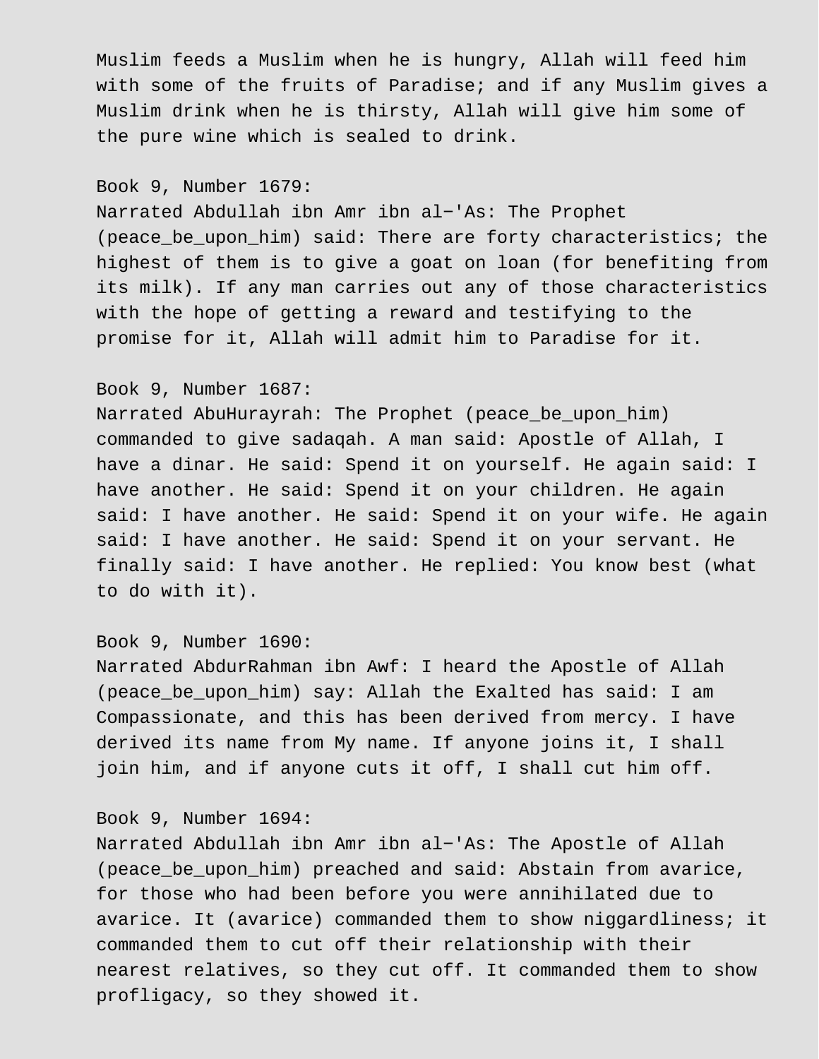Muslim feeds a Muslim when he is hungry, Allah will feed him with some of the fruits of Paradise; and if any Muslim gives a Muslim drink when he is thirsty, Allah will give him some of the pure wine which is sealed to drink.

Book 9, Number 1679:
Narrated Abdullah ibn Amr ibn al−'As: The Prophet (peace_be_upon_him) said: There are forty characteristics; the highest of them is to give a goat on loan (for benefiting from its milk). If any man carries out any of those characteristics with the hope of getting a reward and testifying to the promise for it, Allah will admit him to Paradise for it.

Book 9, Number 1687:
Narrated AbuHurayrah: The Prophet (peace_be_upon_him) commanded to give sadaqah. A man said: Apostle of Allah, I have a dinar. He said: Spend it on yourself. He again said: I have another. He said: Spend it on your children. He again said: I have another. He said: Spend it on your wife. He again said: I have another. He said: Spend it on your servant. He finally said: I have another. He replied: You know best (what to do with it).

Book 9, Number 1690:
Narrated AbdurRahman ibn Awf: I heard the Apostle of Allah (peace_be_upon_him) say: Allah the Exalted has said: I am Compassionate, and this has been derived from mercy. I have derived its name from My name. If anyone joins it, I shall join him, and if anyone cuts it off, I shall cut him off.

Book 9, Number 1694:
Narrated Abdullah ibn Amr ibn al−'As: The Apostle of Allah (peace_be_upon_him) preached and said: Abstain from avarice, for those who had been before you were annihilated due to avarice. It (avarice) commanded them to show niggardliness; it commanded them to cut off their relationship with their nearest relatives, so they cut off. It commanded them to show profligacy, so they showed it.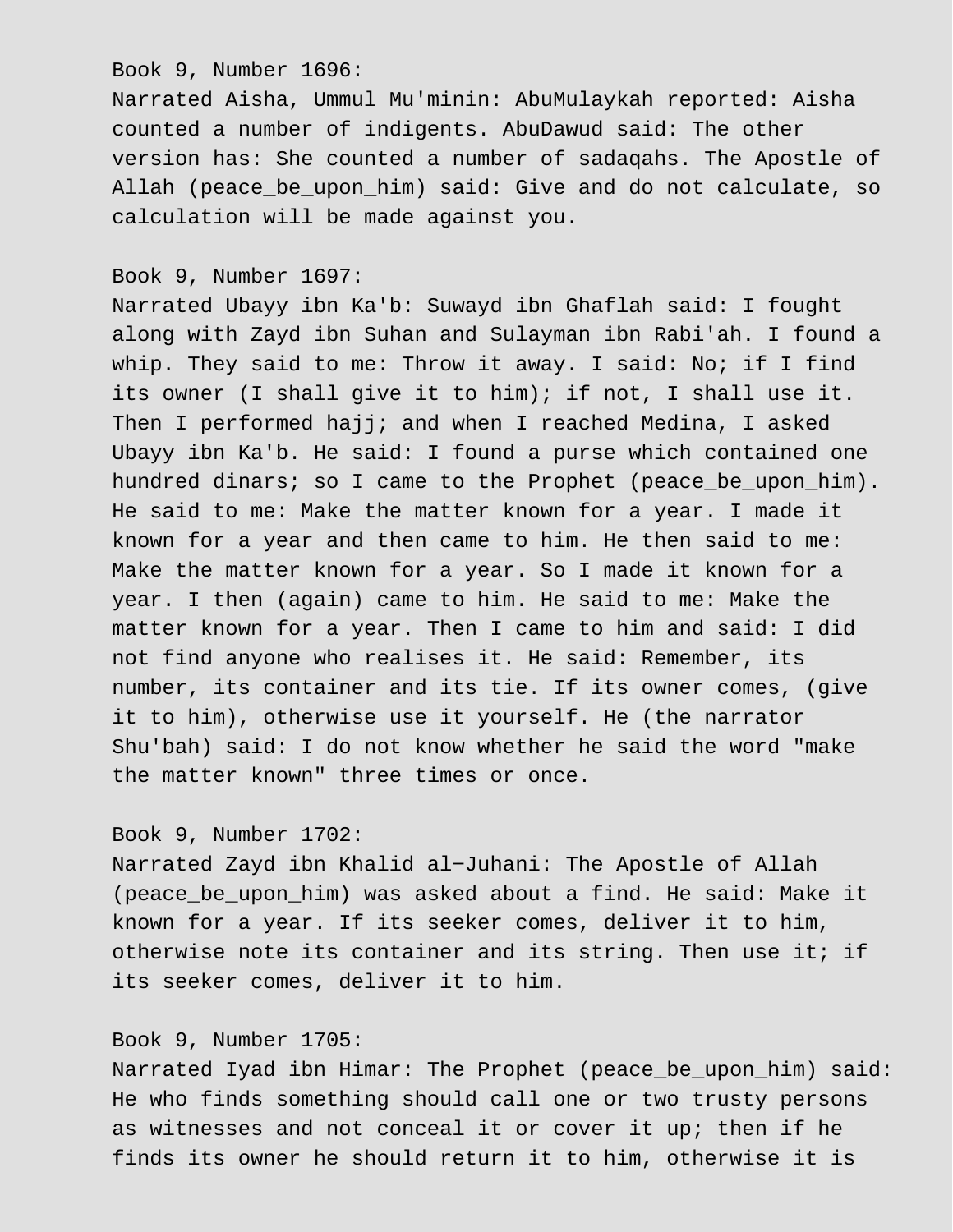Book 9, Number 1696:
Narrated Aisha, Ummul Mu'minin: AbuMulaykah reported: Aisha counted a number of indigents. AbuDawud said: The other version has: She counted a number of sadaqahs. The Apostle of Allah (peace_be_upon_him) said: Give and do not calculate, so calculation will be made against you.

Book 9, Number 1697:
Narrated Ubayy ibn Ka'b: Suwayd ibn Ghaflah said: I fought along with Zayd ibn Suhan and Sulayman ibn Rabi'ah. I found a whip. They said to me: Throw it away. I said: No; if I find its owner (I shall give it to him); if not, I shall use it. Then I performed hajj; and when I reached Medina, I asked Ubayy ibn Ka'b. He said: I found a purse which contained one hundred dinars; so I came to the Prophet (peace_be_upon_him). He said to me: Make the matter known for a year. I made it known for a year and then came to him. He then said to me: Make the matter known for a year. So I made it known for a year. I then (again) came to him. He said to me: Make the matter known for a year. Then I came to him and said: I did not find anyone who realises it. He said: Remember, its number, its container and its tie. If its owner comes, (give it to him), otherwise use it yourself. He (the narrator Shu'bah) said: I do not know whether he said the word "make the matter known" three times or once.

Book 9, Number 1702:
Narrated Zayd ibn Khalid al−Juhani: The Apostle of Allah (peace_be_upon_him) was asked about a find. He said: Make it known for a year. If its seeker comes, deliver it to him, otherwise note its container and its string. Then use it; if its seeker comes, deliver it to him.

Book 9, Number 1705:
Narrated Iyad ibn Himar: The Prophet (peace_be_upon_him) said: He who finds something should call one or two trusty persons as witnesses and not conceal it or cover it up; then if he finds its owner he should return it to him, otherwise it is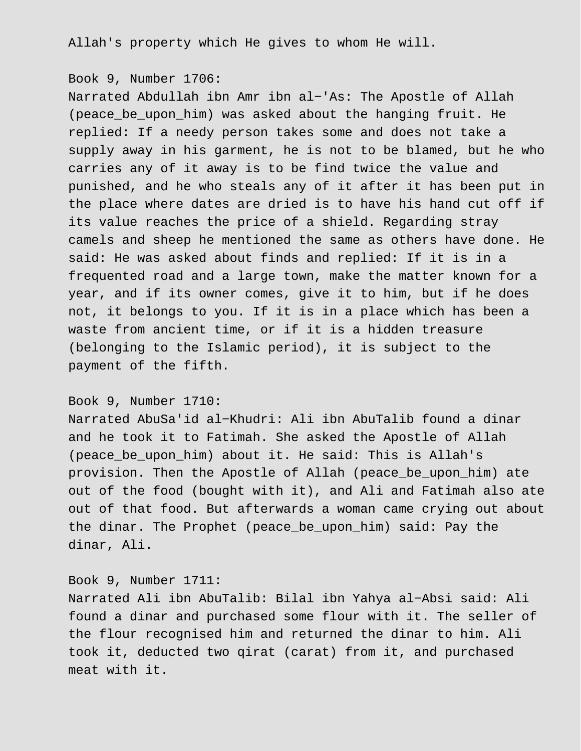Allah's property which He gives to whom He will.

Book 9, Number 1706:
Narrated Abdullah ibn Amr ibn al−'As: The Apostle of Allah (peace_be_upon_him) was asked about the hanging fruit. He replied: If a needy person takes some and does not take a supply away in his garment, he is not to be blamed, but he who carries any of it away is to be find twice the value and punished, and he who steals any of it after it has been put in the place where dates are dried is to have his hand cut off if its value reaches the price of a shield. Regarding stray camels and sheep he mentioned the same as others have done. He said: He was asked about finds and replied: If it is in a frequented road and a large town, make the matter known for a year, and if its owner comes, give it to him, but if he does not, it belongs to you. If it is in a place which has been a waste from ancient time, or if it is a hidden treasure (belonging to the Islamic period), it is subject to the payment of the fifth.

Book 9, Number 1710:
Narrated AbuSa'id al−Khudri: Ali ibn AbuTalib found a dinar and he took it to Fatimah. She asked the Apostle of Allah (peace_be_upon_him) about it. He said: This is Allah's provision. Then the Apostle of Allah (peace_be_upon_him) ate out of the food (bought with it), and Ali and Fatimah also ate out of that food. But afterwards a woman came crying out about the dinar. The Prophet (peace_be_upon_him) said: Pay the dinar, Ali.

Book 9, Number 1711:
Narrated Ali ibn AbuTalib: Bilal ibn Yahya al−Absi said: Ali found a dinar and purchased some flour with it. The seller of the flour recognised him and returned the dinar to him. Ali took it, deducted two qirat (carat) from it, and purchased meat with it.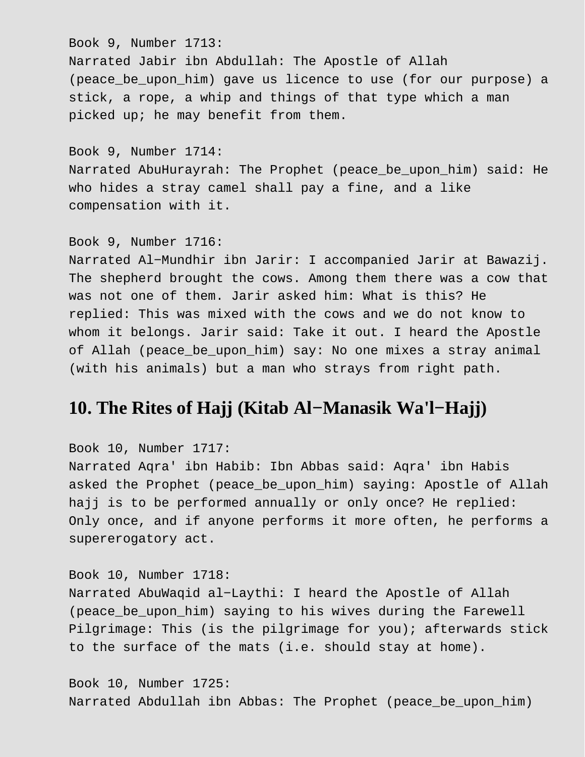Book 9, Number 1713:
Narrated Jabir ibn Abdullah: The Apostle of Allah (peace_be_upon_him) gave us licence to use (for our purpose) a stick, a rope, a whip and things of that type which a man picked up; he may benefit from them.

Book 9, Number 1714:
Narrated AbuHurayrah: The Prophet (peace_be_upon_him) said: He who hides a stray camel shall pay a fine, and a like compensation with it.

Book 9, Number 1716:
Narrated Al−Mundhir ibn Jarir: I accompanied Jarir at Bawazij. The shepherd brought the cows. Among them there was a cow that was not one of them. Jarir asked him: What is this? He replied: This was mixed with the cows and we do not know to whom it belongs. Jarir said: Take it out. I heard the Apostle of Allah (peace_be_upon_him) say: No one mixes a stray animal (with his animals) but a man who strays from right path.

## 10. The Rites of Hajj (Kitab Al−Manasik Wa'l−Hajj)

Book 10, Number 1717:
Narrated Aqra' ibn Habib: Ibn Abbas said: Aqra' ibn Habis asked the Prophet (peace_be_upon_him) saying: Apostle of Allah hajj is to be performed annually or only once? He replied: Only once, and if anyone performs it more often, he performs a supererogatory act.

Book 10, Number 1718:
Narrated AbuWaqid al−Laythi: I heard the Apostle of Allah (peace_be_upon_him) saying to his wives during the Farewell Pilgrimage: This (is the pilgrimage for you); afterwards stick to the surface of the mats (i.e. should stay at home).

Book 10, Number 1725:
Narrated Abdullah ibn Abbas: The Prophet (peace_be_upon_him)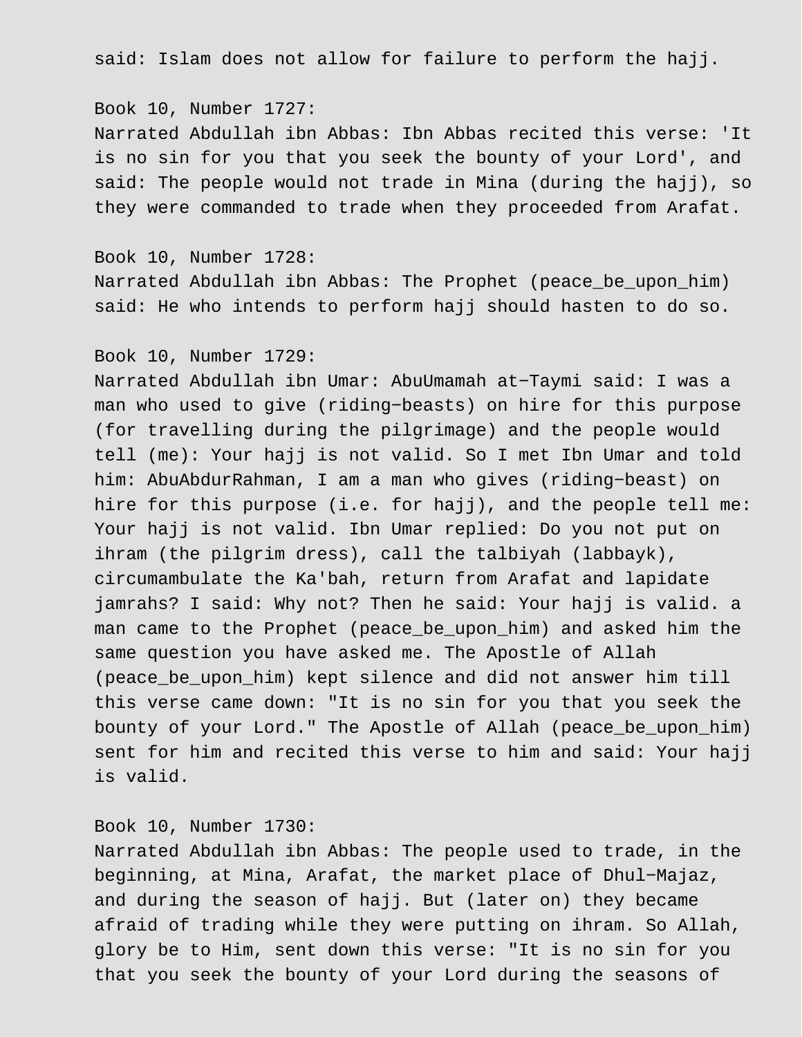said: Islam does not allow for failure to perform the hajj.

Book 10, Number 1727:
Narrated Abdullah ibn Abbas: Ibn Abbas recited this verse: 'It is no sin for you that you seek the bounty of your Lord', and said: The people would not trade in Mina (during the hajj), so they were commanded to trade when they proceeded from Arafat.

Book 10, Number 1728:
Narrated Abdullah ibn Abbas: The Prophet (peace_be_upon_him) said: He who intends to perform hajj should hasten to do so.

Book 10, Number 1729:
Narrated Abdullah ibn Umar: AbuUmamah at-Taymi said: I was a man who used to give (riding-beasts) on hire for this purpose (for travelling during the pilgrimage) and the people would tell (me): Your hajj is not valid. So I met Ibn Umar and told him: AbuAbdurRahman, I am a man who gives (riding-beast) on hire for this purpose (i.e. for hajj), and the people tell me: Your hajj is not valid. Ibn Umar replied: Do you not put on ihram (the pilgrim dress), call the talbiyah (labbayk), circumambulate the Ka'bah, return from Arafat and lapidate jamrahs? I said: Why not? Then he said: Your hajj is valid. a man came to the Prophet (peace_be_upon_him) and asked him the same question you have asked me. The Apostle of Allah (peace_be_upon_him) kept silence and did not answer him till this verse came down: "It is no sin for you that you seek the bounty of your Lord." The Apostle of Allah (peace_be_upon_him) sent for him and recited this verse to him and said: Your hajj is valid.

Book 10, Number 1730:
Narrated Abdullah ibn Abbas: The people used to trade, in the beginning, at Mina, Arafat, the market place of Dhul-Majaz, and during the season of hajj. But (later on) they became afraid of trading while they were putting on ihram. So Allah, glory be to Him, sent down this verse: "It is no sin for you that you seek the bounty of your Lord during the seasons of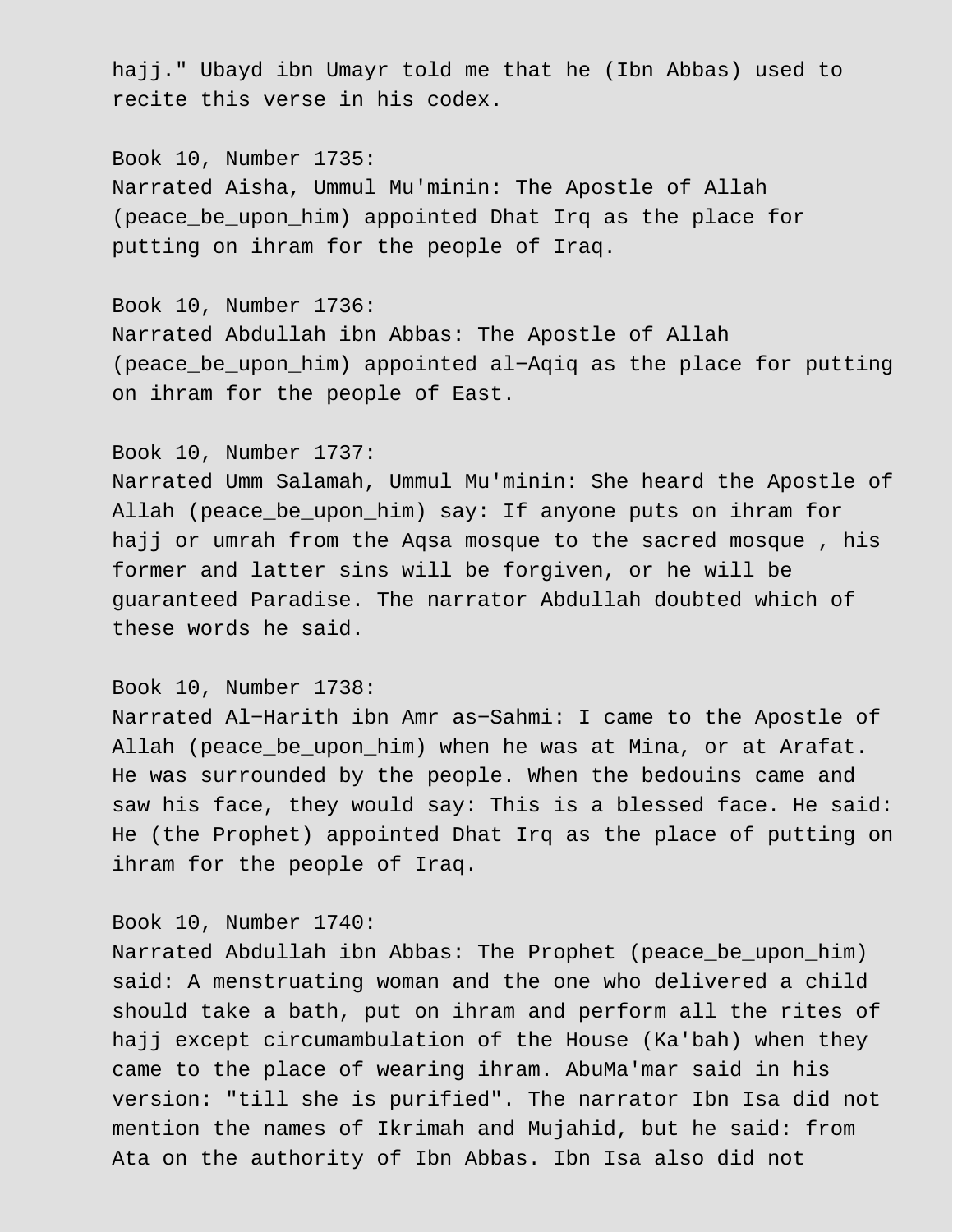hajj." Ubayd ibn Umayr told me that he (Ibn Abbas) used to recite this verse in his codex.

Book 10, Number 1735:
Narrated Aisha, Ummul Mu'minin: The Apostle of Allah (peace_be_upon_him) appointed Dhat Irq as the place for putting on ihram for the people of Iraq.

Book 10, Number 1736:
Narrated Abdullah ibn Abbas: The Apostle of Allah (peace_be_upon_him) appointed al-Aqiq as the place for putting on ihram for the people of East.

Book 10, Number 1737:
Narrated Umm Salamah, Ummul Mu'minin: She heard the Apostle of Allah (peace_be_upon_him) say: If anyone puts on ihram for hajj or umrah from the Aqsa mosque to the sacred mosque , his former and latter sins will be forgiven, or he will be guaranteed Paradise. The narrator Abdullah doubted which of these words he said.

Book 10, Number 1738:
Narrated Al-Harith ibn Amr as-Sahmi: I came to the Apostle of Allah (peace_be_upon_him) when he was at Mina, or at Arafat. He was surrounded by the people. When the bedouins came and saw his face, they would say: This is a blessed face. He said: He (the Prophet) appointed Dhat Irq as the place of putting on ihram for the people of Iraq.

Book 10, Number 1740:
Narrated Abdullah ibn Abbas: The Prophet (peace_be_upon_him) said: A menstruating woman and the one who delivered a child should take a bath, put on ihram and perform all the rites of hajj except circumambulation of the House (Ka'bah) when they came to the place of wearing ihram. AbuMa'mar said in his version: "till she is purified". The narrator Ibn Isa did not mention the names of Ikrimah and Mujahid, but he said: from Ata on the authority of Ibn Abbas. Ibn Isa also did not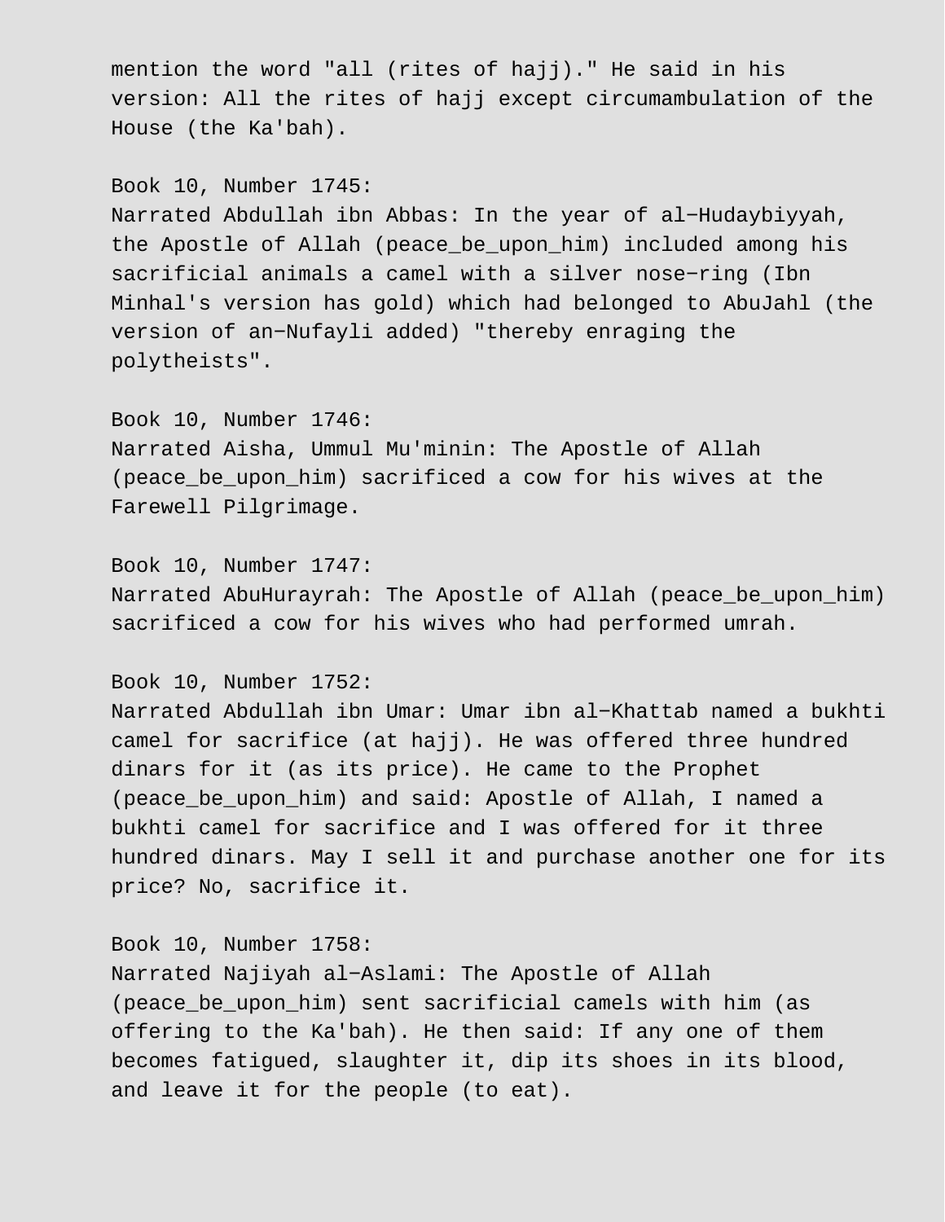mention the word "all (rites of hajj)." He said in his version: All the rites of hajj except circumambulation of the House (the Ka'bah).

Book 10, Number 1745:
Narrated Abdullah ibn Abbas: In the year of al-Hudaybiyyah, the Apostle of Allah (peace_be_upon_him) included among his sacrificial animals a camel with a silver nose-ring (Ibn Minhal's version has gold) which had belonged to AbuJahl (the version of an-Nufayli added) "thereby enraging the polytheists".

Book 10, Number 1746:
Narrated Aisha, Ummul Mu'minin: The Apostle of Allah (peace_be_upon_him) sacrificed a cow for his wives at the Farewell Pilgrimage.

Book 10, Number 1747:
Narrated AbuHurayrah: The Apostle of Allah (peace_be_upon_him) sacrificed a cow for his wives who had performed umrah.

Book 10, Number 1752:
Narrated Abdullah ibn Umar: Umar ibn al-Khattab named a bukhti camel for sacrifice (at hajj). He was offered three hundred dinars for it (as its price). He came to the Prophet (peace_be_upon_him) and said: Apostle of Allah, I named a bukhti camel for sacrifice and I was offered for it three hundred dinars. May I sell it and purchase another one for its price? No, sacrifice it.

Book 10, Number 1758:
Narrated Najiyah al-Aslami: The Apostle of Allah (peace_be_upon_him) sent sacrificial camels with him (as offering to the Ka'bah). He then said: If any one of them becomes fatigued, slaughter it, dip its shoes in its blood, and leave it for the people (to eat).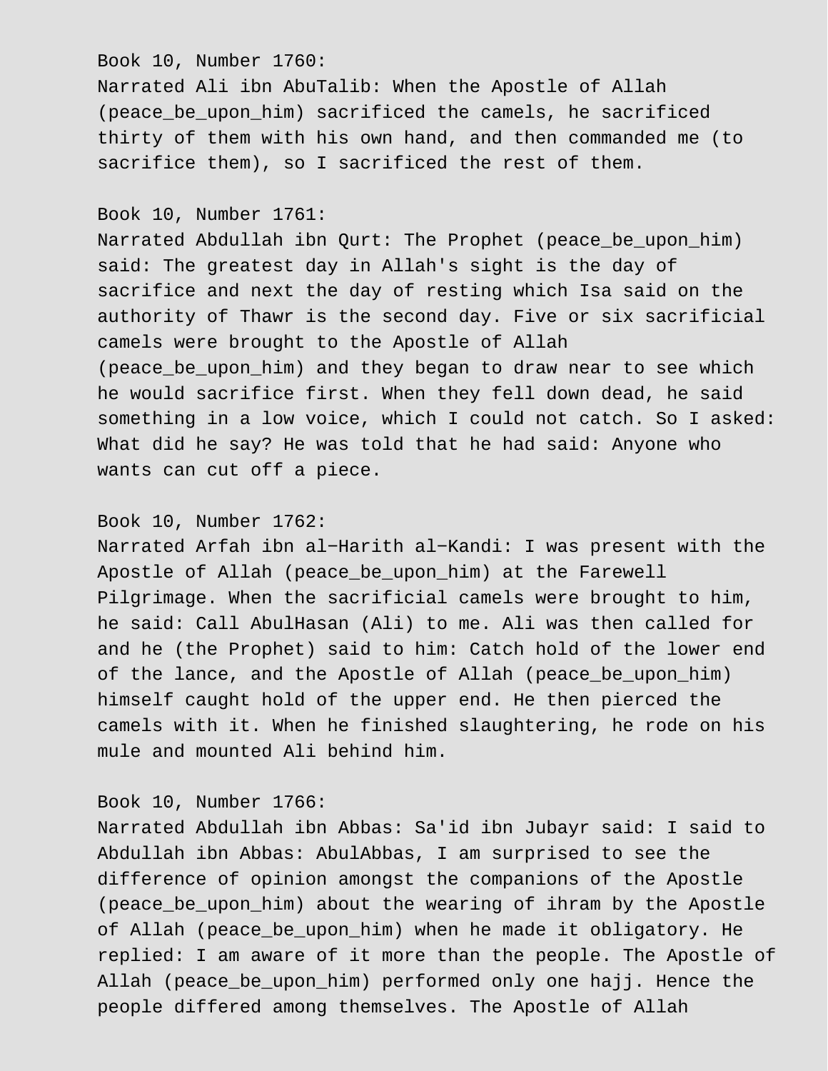Book 10, Number 1760:
Narrated Ali ibn AbuTalib: When the Apostle of Allah (peace_be_upon_him) sacrificed the camels, he sacrificed thirty of them with his own hand, and then commanded me (to sacrifice them), so I sacrificed the rest of them.

Book 10, Number 1761:
Narrated Abdullah ibn Qurt: The Prophet (peace_be_upon_him) said: The greatest day in Allah's sight is the day of sacrifice and next the day of resting which Isa said on the authority of Thawr is the second day. Five or six sacrificial camels were brought to the Apostle of Allah (peace_be_upon_him) and they began to draw near to see which he would sacrifice first. When they fell down dead, he said something in a low voice, which I could not catch. So I asked: What did he say? He was told that he had said: Anyone who wants can cut off a piece.

Book 10, Number 1762:
Narrated Arfah ibn al-Harith al-Kandi: I was present with the Apostle of Allah (peace_be_upon_him) at the Farewell Pilgrimage. When the sacrificial camels were brought to him, he said: Call AbulHasan (Ali) to me. Ali was then called for and he (the Prophet) said to him: Catch hold of the lower end of the lance, and the Apostle of Allah (peace_be_upon_him) himself caught hold of the upper end. He then pierced the camels with it. When he finished slaughtering, he rode on his mule and mounted Ali behind him.

Book 10, Number 1766:
Narrated Abdullah ibn Abbas: Sa'id ibn Jubayr said: I said to Abdullah ibn Abbas: AbulAbbas, I am surprised to see the difference of opinion amongst the companions of the Apostle (peace_be_upon_him) about the wearing of ihram by the Apostle of Allah (peace_be_upon_him) when he made it obligatory. He replied: I am aware of it more than the people. The Apostle of Allah (peace_be_upon_him) performed only one hajj. Hence the people differed among themselves. The Apostle of Allah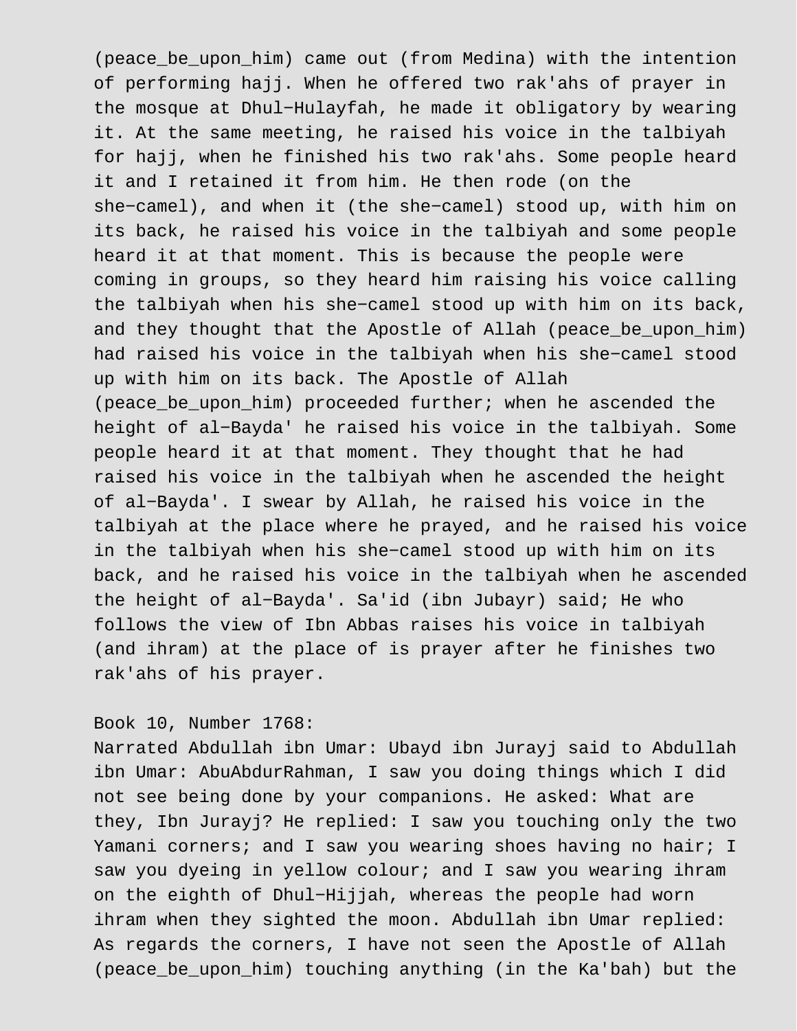(peace_be_upon_him) came out (from Medina) with the intention of performing hajj. When he offered two rak'ahs of prayer in the mosque at Dhul-Hulayfah, he made it obligatory by wearing it. At the same meeting, he raised his voice in the talbiyah for hajj, when he finished his two rak'ahs. Some people heard it and I retained it from him. He then rode (on the she-camel), and when it (the she-camel) stood up, with him on its back, he raised his voice in the talbiyah and some people heard it at that moment. This is because the people were coming in groups, so they heard him raising his voice calling the talbiyah when his she-camel stood up with him on its back, and they thought that the Apostle of Allah (peace_be_upon_him) had raised his voice in the talbiyah when his she-camel stood up with him on its back. The Apostle of Allah (peace_be_upon_him) proceeded further; when he ascended the height of al-Bayda' he raised his voice in the talbiyah. Some people heard it at that moment. They thought that he had raised his voice in the talbiyah when he ascended the height of al-Bayda'. I swear by Allah, he raised his voice in the talbiyah at the place where he prayed, and he raised his voice in the talbiyah when his she-camel stood up with him on its back, and he raised his voice in the talbiyah when he ascended the height of al-Bayda'. Sa'id (ibn Jubayr) said; He who follows the view of Ibn Abbas raises his voice in talbiyah (and ihram) at the place of is prayer after he finishes two rak'ahs of his prayer.

Book 10, Number 1768:
Narrated Abdullah ibn Umar: Ubayd ibn Jurayj said to Abdullah ibn Umar: AbuAbdurRahman, I saw you doing things which I did not see being done by your companions. He asked: What are they, Ibn Jurayj? He replied: I saw you touching only the two Yamani corners; and I saw you wearing shoes having no hair; I saw you dyeing in yellow colour; and I saw you wearing ihram on the eighth of Dhul-Hijjah, whereas the people had worn ihram when they sighted the moon. Abdullah ibn Umar replied: As regards the corners, I have not seen the Apostle of Allah (peace_be_upon_him) touching anything (in the Ka'bah) but the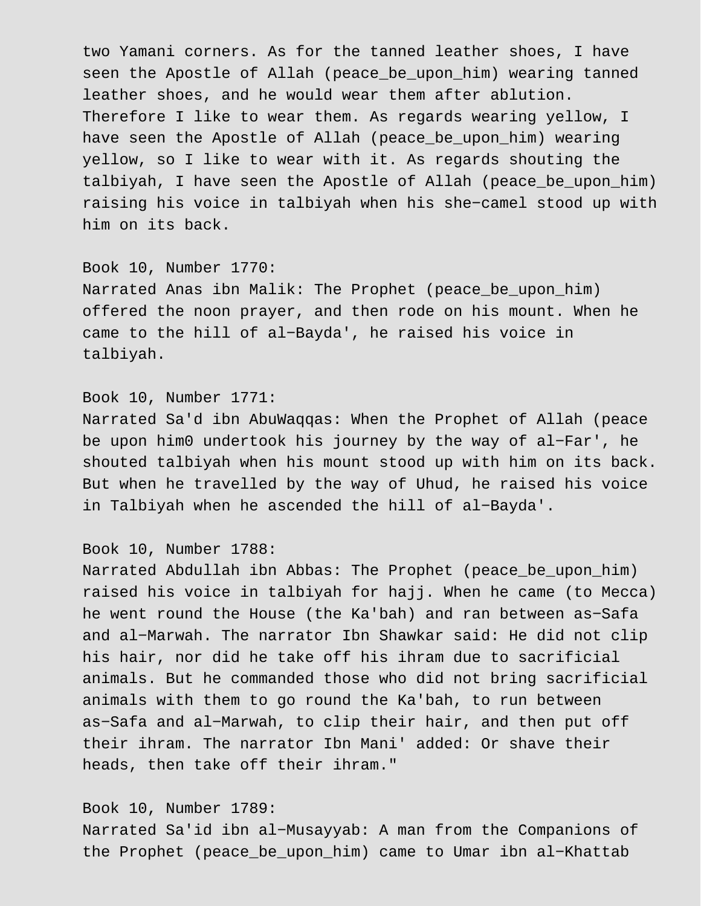two Yamani corners. As for the tanned leather shoes, I have seen the Apostle of Allah (peace_be_upon_him) wearing tanned leather shoes, and he would wear them after ablution. Therefore I like to wear them. As regards wearing yellow, I have seen the Apostle of Allah (peace_be_upon_him) wearing yellow, so I like to wear with it. As regards shouting the talbiyah, I have seen the Apostle of Allah (peace_be_upon_him) raising his voice in talbiyah when his she−camel stood up with him on its back.

Book 10, Number 1770:
Narrated Anas ibn Malik: The Prophet (peace_be_upon_him) offered the noon prayer, and then rode on his mount. When he came to the hill of al−Bayda', he raised his voice in talbiyah.

Book 10, Number 1771:
Narrated Sa'd ibn AbuWaqqas: When the Prophet of Allah (peace be upon him0 undertook his journey by the way of al−Far', he shouted talbiyah when his mount stood up with him on its back. But when he travelled by the way of Uhud, he raised his voice in Talbiyah when he ascended the hill of al−Bayda'.

Book 10, Number 1788:
Narrated Abdullah ibn Abbas: The Prophet (peace_be_upon_him) raised his voice in talbiyah for hajj. When he came (to Mecca) he went round the House (the Ka'bah) and ran between as−Safa and al−Marwah. The narrator Ibn Shawkar said: He did not clip his hair, nor did he take off his ihram due to sacrificial animals. But he commanded those who did not bring sacrificial animals with them to go round the Ka'bah, to run between as−Safa and al−Marwah, to clip their hair, and then put off their ihram. The narrator Ibn Mani' added: Or shave their heads, then take off their ihram."

Book 10, Number 1789:
Narrated Sa'id ibn al−Musayyab: A man from the Companions of the Prophet (peace_be_upon_him) came to Umar ibn al−Khattab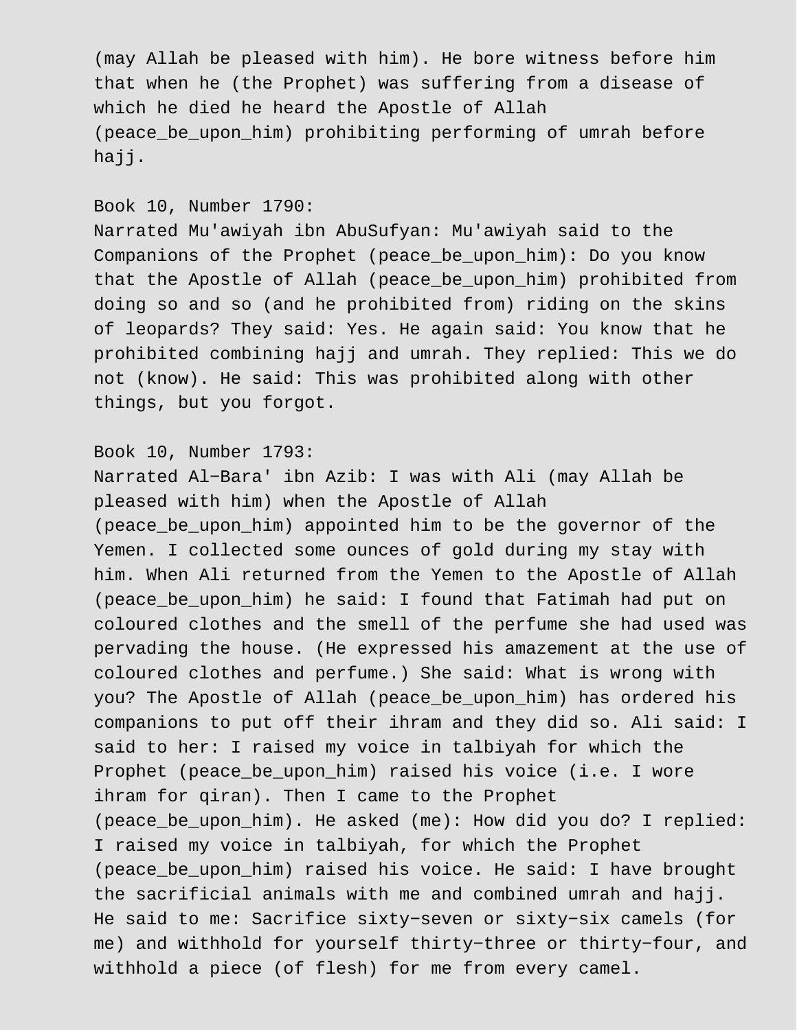(may Allah be pleased with him). He bore witness before him that when he (the Prophet) was suffering from a disease of which he died he heard the Apostle of Allah (peace_be_upon_him) prohibiting performing of umrah before hajj.

Book 10, Number 1790:
Narrated Mu'awiyah ibn AbuSufyan: Mu'awiyah said to the Companions of the Prophet (peace_be_upon_him): Do you know that the Apostle of Allah (peace_be_upon_him) prohibited from doing so and so (and he prohibited from) riding on the skins of leopards? They said: Yes. He again said: You know that he prohibited combining hajj and umrah. They replied: This we do not (know). He said: This was prohibited along with other things, but you forgot.

Book 10, Number 1793:
Narrated Al-Bara' ibn Azib: I was with Ali (may Allah be pleased with him) when the Apostle of Allah (peace_be_upon_him) appointed him to be the governor of the Yemen. I collected some ounces of gold during my stay with him. When Ali returned from the Yemen to the Apostle of Allah (peace_be_upon_him) he said: I found that Fatimah had put on coloured clothes and the smell of the perfume she had used was pervading the house. (He expressed his amazement at the use of coloured clothes and perfume.) She said: What is wrong with you? The Apostle of Allah (peace_be_upon_him) has ordered his companions to put off their ihram and they did so. Ali said: I said to her: I raised my voice in talbiyah for which the Prophet (peace_be_upon_him) raised his voice (i.e. I wore ihram for qiran). Then I came to the Prophet (peace_be_upon_him). He asked (me): How did you do? I replied: I raised my voice in talbiyah, for which the Prophet (peace_be_upon_him) raised his voice. He said: I have brought the sacrificial animals with me and combined umrah and hajj. He said to me: Sacrifice sixty-seven or sixty-six camels (for me) and withhold for yourself thirty-three or thirty-four, and withhold a piece (of flesh) for me from every camel.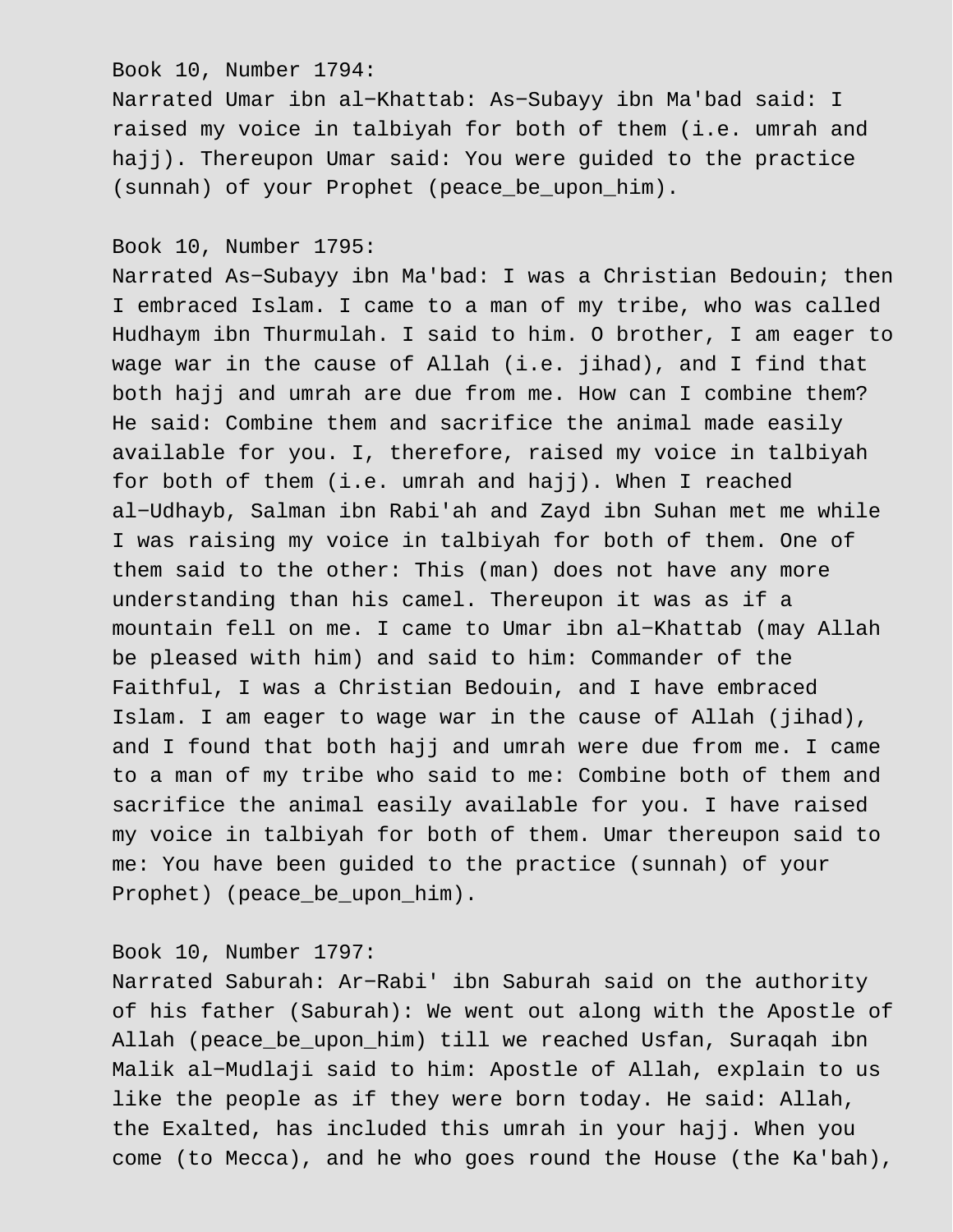Book 10, Number 1794:
Narrated Umar ibn al-Khattab: As-Subayy ibn Ma'bad said: I raised my voice in talbiyah for both of them (i.e. umrah and hajj). Thereupon Umar said: You were guided to the practice (sunnah) of your Prophet (peace_be_upon_him).

Book 10, Number 1795:
Narrated As-Subayy ibn Ma'bad: I was a Christian Bedouin; then I embraced Islam. I came to a man of my tribe, who was called Hudhaym ibn Thurmulah. I said to him. O brother, I am eager to wage war in the cause of Allah (i.e. jihad), and I find that both hajj and umrah are due from me. How can I combine them? He said: Combine them and sacrifice the animal made easily available for you. I, therefore, raised my voice in talbiyah for both of them (i.e. umrah and hajj). When I reached al-Udhayb, Salman ibn Rabi'ah and Zayd ibn Suhan met me while I was raising my voice in talbiyah for both of them. One of them said to the other: This (man) does not have any more understanding than his camel. Thereupon it was as if a mountain fell on me. I came to Umar ibn al-Khattab (may Allah be pleased with him) and said to him: Commander of the Faithful, I was a Christian Bedouin, and I have embraced Islam. I am eager to wage war in the cause of Allah (jihad), and I found that both hajj and umrah were due from me. I came to a man of my tribe who said to me: Combine both of them and sacrifice the animal easily available for you. I have raised my voice in talbiyah for both of them. Umar thereupon said to me: You have been guided to the practice (sunnah) of your Prophet) (peace_be_upon_him).

Book 10, Number 1797:
Narrated Saburah: Ar-Rabi' ibn Saburah said on the authority of his father (Saburah): We went out along with the Apostle of Allah (peace_be_upon_him) till we reached Usfan, Suraqah ibn Malik al-Mudlaji said to him: Apostle of Allah, explain to us like the people as if they were born today. He said: Allah, the Exalted, has included this umrah in your hajj. When you come (to Mecca), and he who goes round the House (the Ka'bah),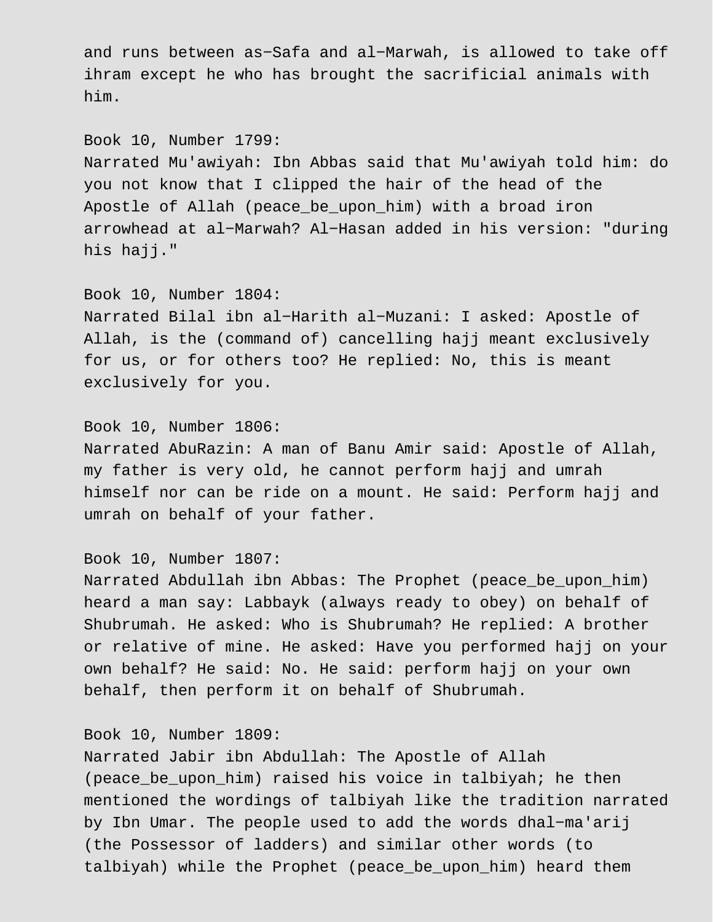and runs between as-Safa and al-Marwah, is allowed to take off ihram except he who has brought the sacrificial animals with him.

Book 10, Number 1799:
Narrated Mu'awiyah: Ibn Abbas said that Mu'awiyah told him: do you not know that I clipped the hair of the head of the Apostle of Allah (peace_be_upon_him) with a broad iron arrowhead at al-Marwah? Al-Hasan added in his version: "during his hajj."

Book 10, Number 1804:
Narrated Bilal ibn al-Harith al-Muzani: I asked: Apostle of Allah, is the (command of) cancelling hajj meant exclusively for us, or for others too? He replied: No, this is meant exclusively for you.

Book 10, Number 1806:
Narrated AbuRazin: A man of Banu Amir said: Apostle of Allah, my father is very old, he cannot perform hajj and umrah himself nor can be ride on a mount. He said: Perform hajj and umrah on behalf of your father.

Book 10, Number 1807:
Narrated Abdullah ibn Abbas: The Prophet (peace_be_upon_him) heard a man say: Labbayk (always ready to obey) on behalf of Shubrumah. He asked: Who is Shubrumah? He replied: A brother or relative of mine. He asked: Have you performed hajj on your own behalf? He said: No. He said: perform hajj on your own behalf, then perform it on behalf of Shubrumah.

Book 10, Number 1809:
Narrated Jabir ibn Abdullah: The Apostle of Allah (peace_be_upon_him) raised his voice in talbiyah; he then mentioned the wordings of talbiyah like the tradition narrated by Ibn Umar. The people used to add the words dhal-ma'arij (the Possessor of ladders) and similar other words (to talbiyah) while the Prophet (peace_be_upon_him) heard them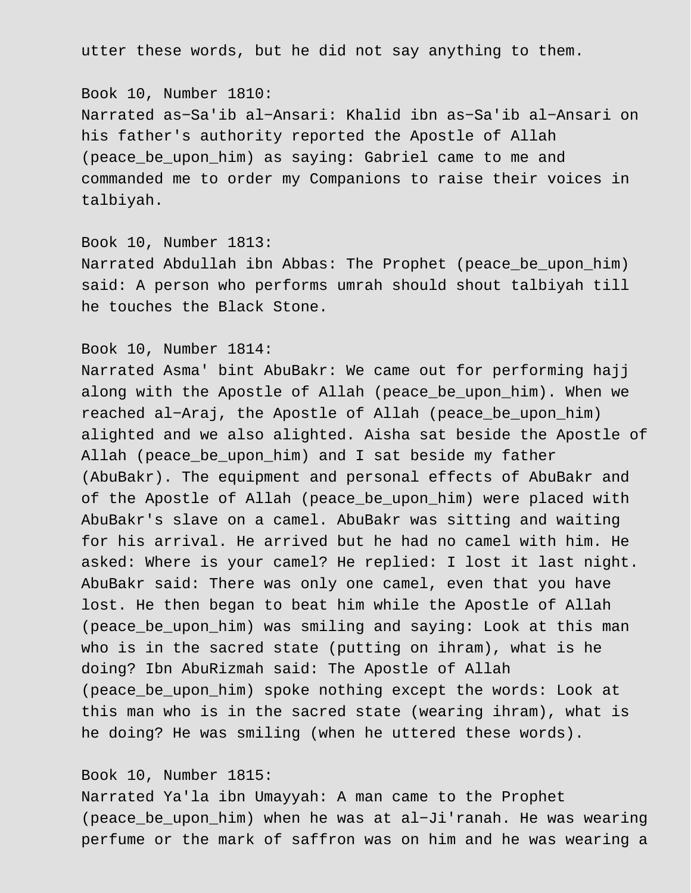utter these words, but he did not say anything to them.

Book 10, Number 1810:
Narrated as−Sa'ib al−Ansari: Khalid ibn as−Sa'ib al−Ansari on his father's authority reported the Apostle of Allah (peace_be_upon_him) as saying: Gabriel came to me and commanded me to order my Companions to raise their voices in talbiyah.

Book 10, Number 1813:
Narrated Abdullah ibn Abbas: The Prophet (peace_be_upon_him) said: A person who performs umrah should shout talbiyah till he touches the Black Stone.

Book 10, Number 1814:
Narrated Asma' bint AbuBakr: We came out for performing hajj along with the Apostle of Allah (peace_be_upon_him). When we reached al−Araj, the Apostle of Allah (peace_be_upon_him) alighted and we also alighted. Aisha sat beside the Apostle of Allah (peace_be_upon_him) and I sat beside my father (AbuBakr). The equipment and personal effects of AbuBakr and of the Apostle of Allah (peace_be_upon_him) were placed with AbuBakr's slave on a camel. AbuBakr was sitting and waiting for his arrival. He arrived but he had no camel with him. He asked: Where is your camel? He replied: I lost it last night. AbuBakr said: There was only one camel, even that you have lost. He then began to beat him while the Apostle of Allah (peace_be_upon_him) was smiling and saying: Look at this man who is in the sacred state (putting on ihram), what is he doing? Ibn AbuRizmah said: The Apostle of Allah (peace_be_upon_him) spoke nothing except the words: Look at this man who is in the sacred state (wearing ihram), what is he doing? He was smiling (when he uttered these words).

Book 10, Number 1815:
Narrated Ya'la ibn Umayyah: A man came to the Prophet (peace_be_upon_him) when he was at al−Ji'ranah. He was wearing perfume or the mark of saffron was on him and he was wearing a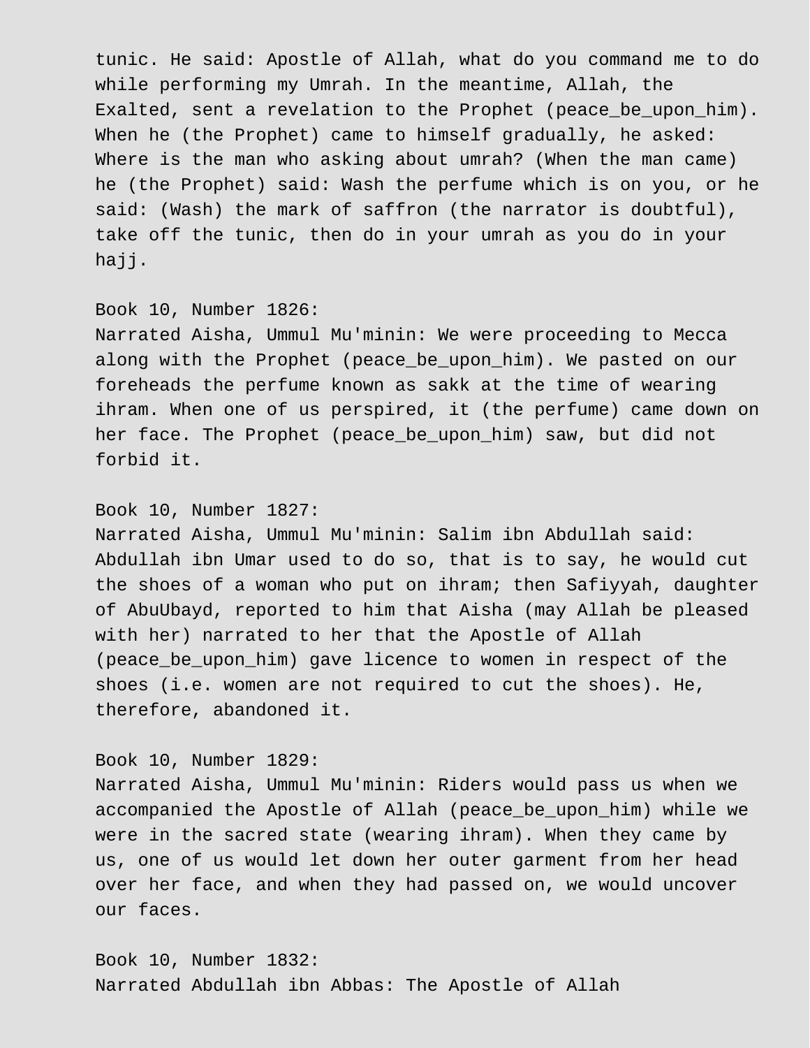tunic. He said: Apostle of Allah, what do you command me to do while performing my Umrah. In the meantime, Allah, the Exalted, sent a revelation to the Prophet (peace_be_upon_him). When he (the Prophet) came to himself gradually, he asked: Where is the man who asking about umrah? (When the man came) he (the Prophet) said: Wash the perfume which is on you, or he said: (Wash) the mark of saffron (the narrator is doubtful), take off the tunic, then do in your umrah as you do in your hajj.

Book 10, Number 1826:
Narrated Aisha, Ummul Mu'minin: We were proceeding to Mecca along with the Prophet (peace_be_upon_him). We pasted on our foreheads the perfume known as sakk at the time of wearing ihram. When one of us perspired, it (the perfume) came down on her face. The Prophet (peace_be_upon_him) saw, but did not forbid it.

Book 10, Number 1827:
Narrated Aisha, Ummul Mu'minin: Salim ibn Abdullah said: Abdullah ibn Umar used to do so, that is to say, he would cut the shoes of a woman who put on ihram; then Safiyyah, daughter of AbuUbayd, reported to him that Aisha (may Allah be pleased with her) narrated to her that the Apostle of Allah (peace_be_upon_him) gave licence to women in respect of the shoes (i.e. women are not required to cut the shoes). He, therefore, abandoned it.

Book 10, Number 1829:
Narrated Aisha, Ummul Mu'minin: Riders would pass us when we accompanied the Apostle of Allah (peace_be_upon_him) while we were in the sacred state (wearing ihram). When they came by us, one of us would let down her outer garment from her head over her face, and when they had passed on, we would uncover our faces.

Book 10, Number 1832:
Narrated Abdullah ibn Abbas: The Apostle of Allah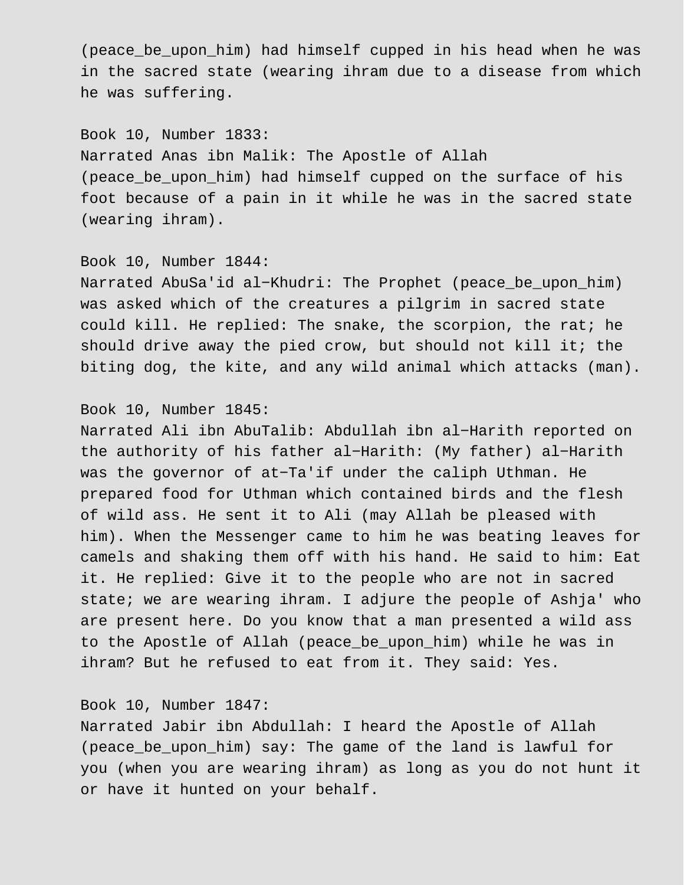(peace_be_upon_him) had himself cupped in his head when he was in the sacred state (wearing ihram due to a disease from which he was suffering.

Book 10, Number 1833:
Narrated Anas ibn Malik: The Apostle of Allah (peace_be_upon_him) had himself cupped on the surface of his foot because of a pain in it while he was in the sacred state (wearing ihram).

Book 10, Number 1844:
Narrated AbuSa'id al−Khudri: The Prophet (peace_be_upon_him) was asked which of the creatures a pilgrim in sacred state could kill. He replied: The snake, the scorpion, the rat; he should drive away the pied crow, but should not kill it; the biting dog, the kite, and any wild animal which attacks (man).

Book 10, Number 1845:
Narrated Ali ibn AbuTalib: Abdullah ibn al−Harith reported on the authority of his father al−Harith: (My father) al−Harith was the governor of at−Ta'if under the caliph Uthman. He prepared food for Uthman which contained birds and the flesh of wild ass. He sent it to Ali (may Allah be pleased with him). When the Messenger came to him he was beating leaves for camels and shaking them off with his hand. He said to him: Eat it. He replied: Give it to the people who are not in sacred state; we are wearing ihram. I adjure the people of Ashja' who are present here. Do you know that a man presented a wild ass to the Apostle of Allah (peace_be_upon_him) while he was in ihram? But he refused to eat from it. They said: Yes.

Book 10, Number 1847:
Narrated Jabir ibn Abdullah: I heard the Apostle of Allah (peace_be_upon_him) say: The game of the land is lawful for you (when you are wearing ihram) as long as you do not hunt it or have it hunted on your behalf.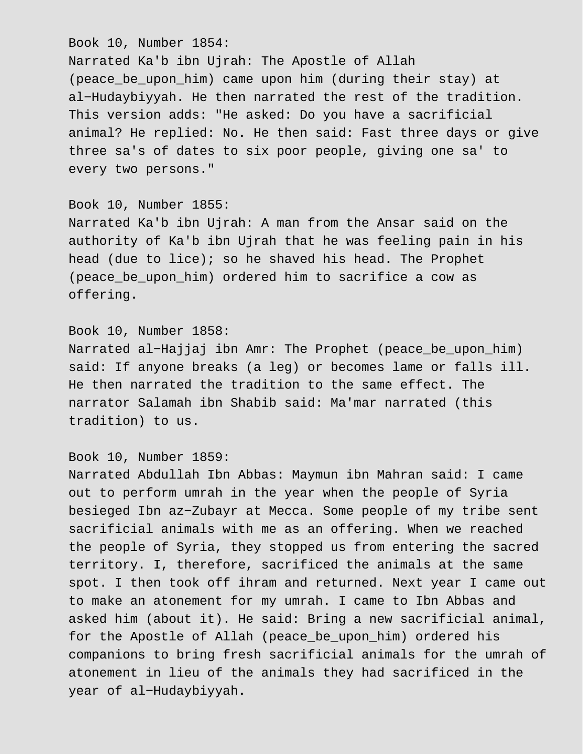Book 10, Number 1854:
Narrated Ka'b ibn Ujrah: The Apostle of Allah (peace_be_upon_him) came upon him (during their stay) at al-Hudaybiyyah. He then narrated the rest of the tradition. This version adds: "He asked: Do you have a sacrificial animal? He replied: No. He then said: Fast three days or give three sa's of dates to six poor people, giving one sa' to every two persons."

Book 10, Number 1855:
Narrated Ka'b ibn Ujrah: A man from the Ansar said on the authority of Ka'b ibn Ujrah that he was feeling pain in his head (due to lice); so he shaved his head. The Prophet (peace_be_upon_him) ordered him to sacrifice a cow as offering.

Book 10, Number 1858:
Narrated al-Hajjaj ibn Amr: The Prophet (peace_be_upon_him) said: If anyone breaks (a leg) or becomes lame or falls ill. He then narrated the tradition to the same effect. The narrator Salamah ibn Shabib said: Ma'mar narrated (this tradition) to us.

Book 10, Number 1859:
Narrated Abdullah Ibn Abbas: Maymun ibn Mahran said: I came out to perform umrah in the year when the people of Syria besieged Ibn az-Zubayr at Mecca. Some people of my tribe sent sacrificial animals with me as an offering. When we reached the people of Syria, they stopped us from entering the sacred territory. I, therefore, sacrificed the animals at the same spot. I then took off ihram and returned. Next year I came out to make an atonement for my umrah. I came to Ibn Abbas and asked him (about it). He said: Bring a new sacrificial animal, for the Apostle of Allah (peace_be_upon_him) ordered his companions to bring fresh sacrificial animals for the umrah of atonement in lieu of the animals they had sacrificed in the year of al-Hudaybiyyah.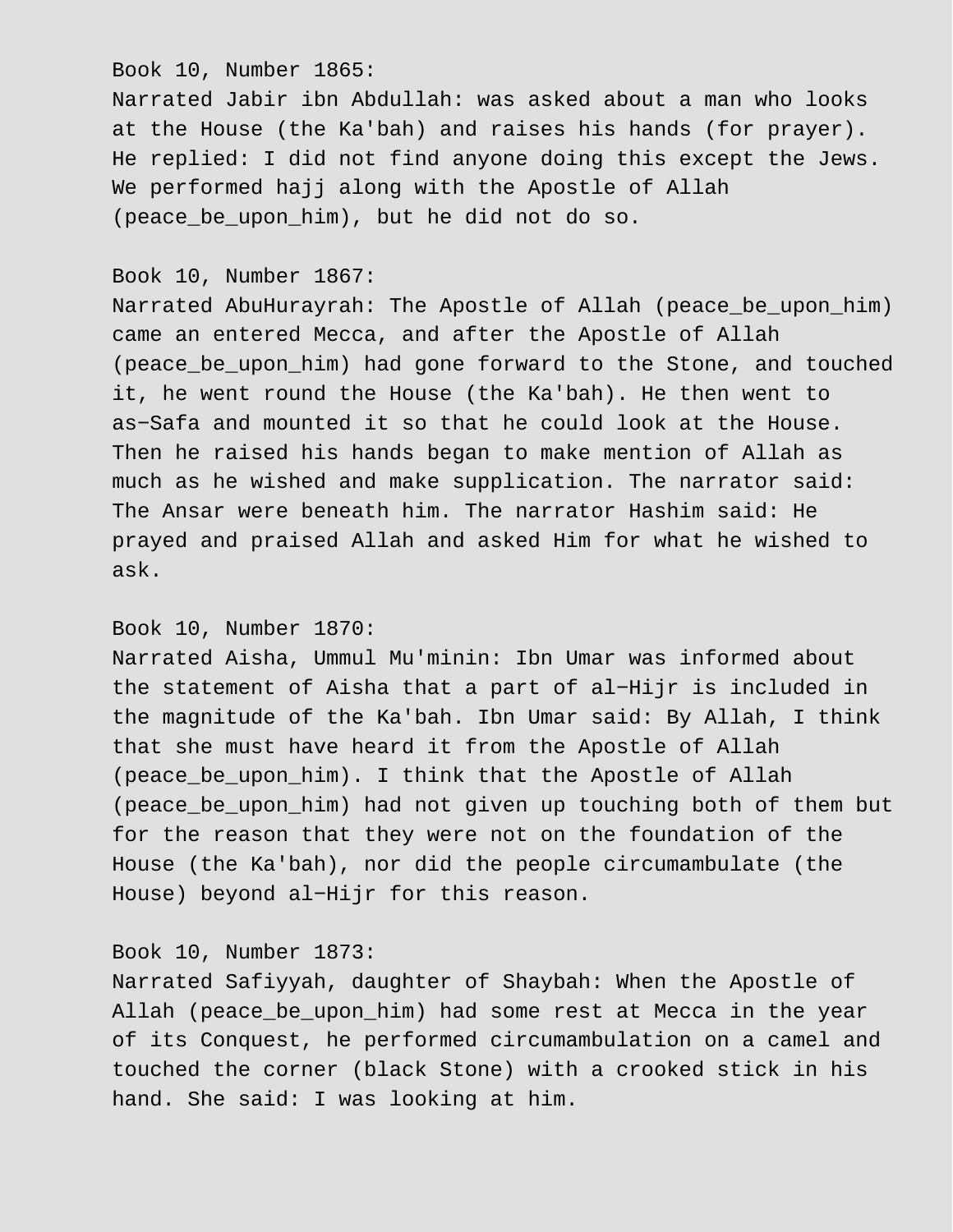Book 10, Number 1865:

Narrated Jabir ibn Abdullah: was asked about a man who looks at the House (the Ka'bah) and raises his hands (for prayer). He replied: I did not find anyone doing this except the Jews. We performed hajj along with the Apostle of Allah (peace_be_upon_him), but he did not do so.

Book 10, Number 1867:

Narrated AbuHurayrah: The Apostle of Allah (peace_be_upon_him) came an entered Mecca, and after the Apostle of Allah (peace_be_upon_him) had gone forward to the Stone, and touched it, he went round the House (the Ka'bah). He then went to as-Safa and mounted it so that he could look at the House. Then he raised his hands began to make mention of Allah as much as he wished and make supplication. The narrator said: The Ansar were beneath him. The narrator Hashim said: He prayed and praised Allah and asked Him for what he wished to ask.

Book 10, Number 1870:

Narrated Aisha, Ummul Mu'minin: Ibn Umar was informed about the statement of Aisha that a part of al-Hijr is included in the magnitude of the Ka'bah. Ibn Umar said: By Allah, I think that she must have heard it from the Apostle of Allah (peace_be_upon_him). I think that the Apostle of Allah (peace_be_upon_him) had not given up touching both of them but for the reason that they were not on the foundation of the House (the Ka'bah), nor did the people circumambulate (the House) beyond al-Hijr for this reason.

Book 10, Number 1873:

Narrated Safiyyah, daughter of Shaybah: When the Apostle of Allah (peace_be_upon_him) had some rest at Mecca in the year of its Conquest, he performed circumambulation on a camel and touched the corner (black Stone) with a crooked stick in his hand. She said: I was looking at him.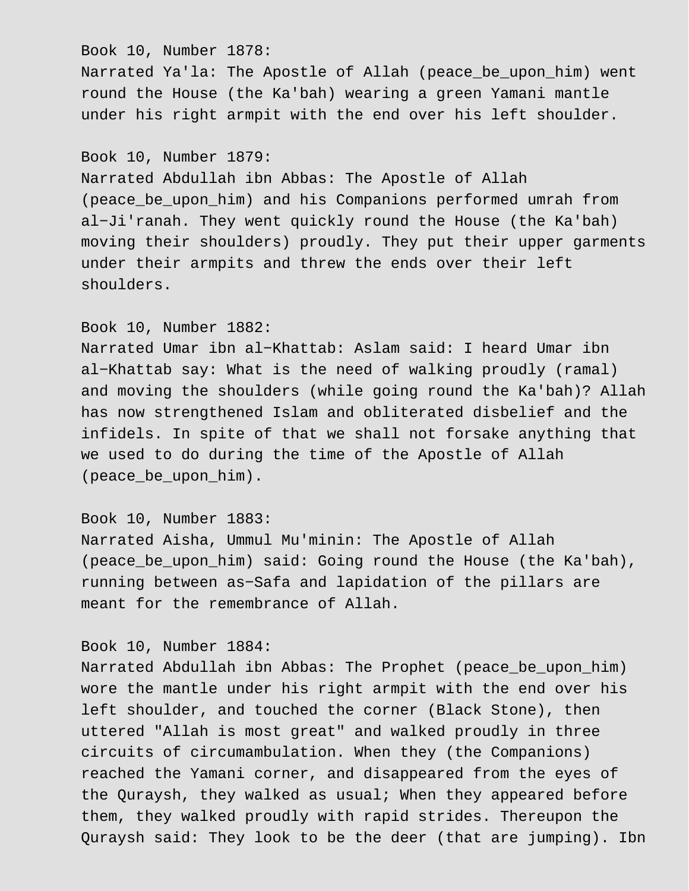Book 10, Number 1878:
Narrated Ya'la: The Apostle of Allah (peace_be_upon_him) went round the House (the Ka'bah) wearing a green Yamani mantle under his right armpit with the end over his left shoulder.

Book 10, Number 1879:
Narrated Abdullah ibn Abbas: The Apostle of Allah (peace_be_upon_him) and his Companions performed umrah from al−Ji'ranah. They went quickly round the House (the Ka'bah) moving their shoulders) proudly. They put their upper garments under their armpits and threw the ends over their left shoulders.

Book 10, Number 1882:
Narrated Umar ibn al−Khattab: Aslam said: I heard Umar ibn al−Khattab say: What is the need of walking proudly (ramal) and moving the shoulders (while going round the Ka'bah)? Allah has now strengthened Islam and obliterated disbelief and the infidels. In spite of that we shall not forsake anything that we used to do during the time of the Apostle of Allah (peace_be_upon_him).

Book 10, Number 1883:
Narrated Aisha, Ummul Mu'minin: The Apostle of Allah (peace_be_upon_him) said: Going round the House (the Ka'bah), running between as−Safa and lapidation of the pillars are meant for the remembrance of Allah.

Book 10, Number 1884:
Narrated Abdullah ibn Abbas: The Prophet (peace_be_upon_him) wore the mantle under his right armpit with the end over his left shoulder, and touched the corner (Black Stone), then uttered "Allah is most great" and walked proudly in three circuits of circumambulation. When they (the Companions) reached the Yamani corner, and disappeared from the eyes of the Quraysh, they walked as usual; When they appeared before them, they walked proudly with rapid strides. Thereupon the Quraysh said: They look to be the deer (that are jumping). Ibn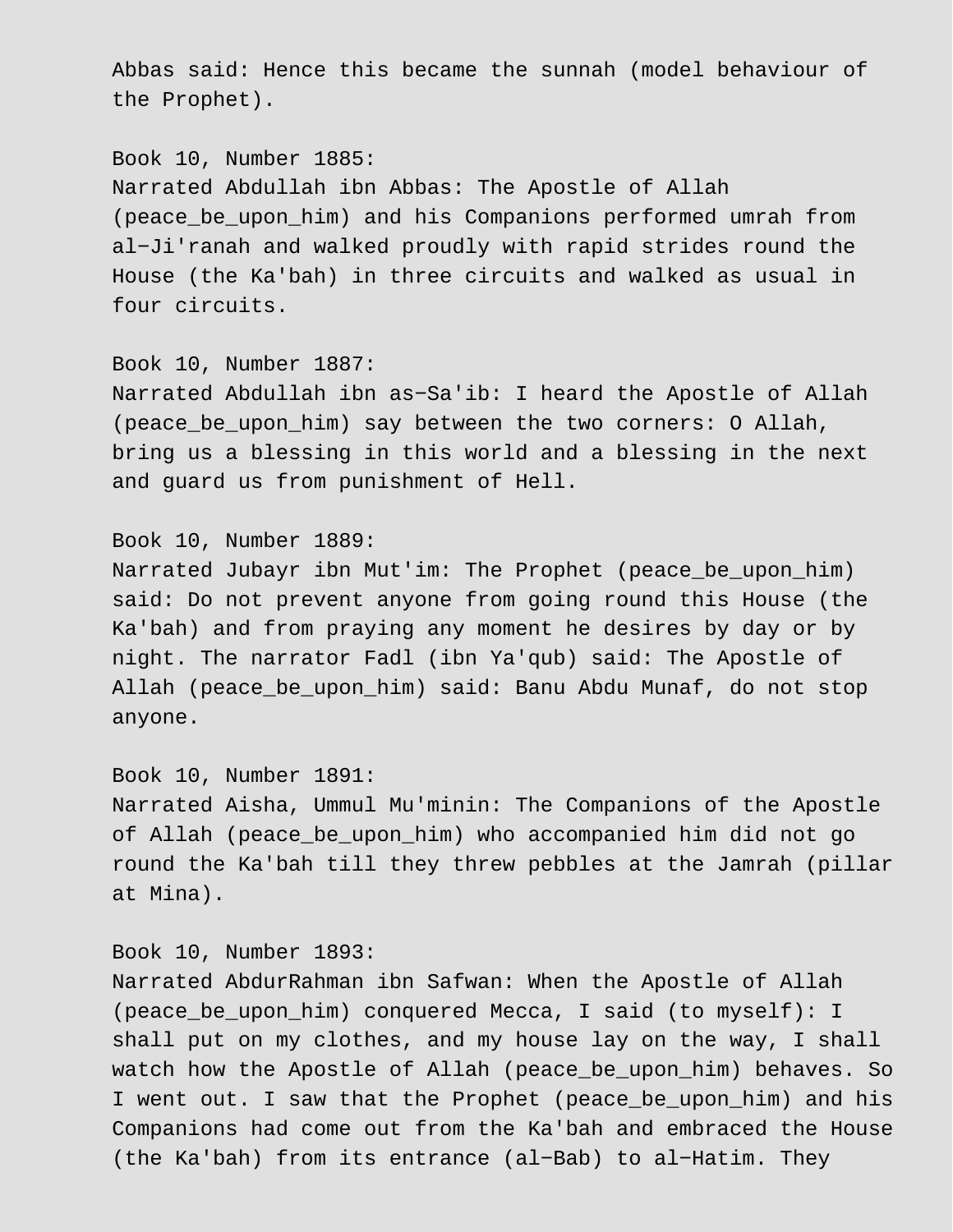Abbas said: Hence this became the sunnah (model behaviour of the Prophet).

Book 10, Number 1885:
Narrated Abdullah ibn Abbas: The Apostle of Allah (peace_be_upon_him) and his Companions performed umrah from al−Ji'ranah and walked proudly with rapid strides round the House (the Ka'bah) in three circuits and walked as usual in four circuits.

Book 10, Number 1887:
Narrated Abdullah ibn as−Sa'ib: I heard the Apostle of Allah (peace_be_upon_him) say between the two corners: O Allah, bring us a blessing in this world and a blessing in the next and guard us from punishment of Hell.

Book 10, Number 1889:
Narrated Jubayr ibn Mut'im: The Prophet (peace_be_upon_him) said: Do not prevent anyone from going round this House (the Ka'bah) and from praying any moment he desires by day or by night. The narrator Fadl (ibn Ya'qub) said: The Apostle of Allah (peace_be_upon_him) said: Banu Abdu Munaf, do not stop anyone.

Book 10, Number 1891:
Narrated Aisha, Ummul Mu'minin: The Companions of the Apostle of Allah (peace_be_upon_him) who accompanied him did not go round the Ka'bah till they threw pebbles at the Jamrah (pillar at Mina).

Book 10, Number 1893:
Narrated AbdurRahman ibn Safwan: When the Apostle of Allah (peace_be_upon_him) conquered Mecca, I said (to myself): I shall put on my clothes, and my house lay on the way, I shall watch how the Apostle of Allah (peace_be_upon_him) behaves. So I went out. I saw that the Prophet (peace_be_upon_him) and his Companions had come out from the Ka'bah and embraced the House (the Ka'bah) from its entrance (al−Bab) to al−Hatim. They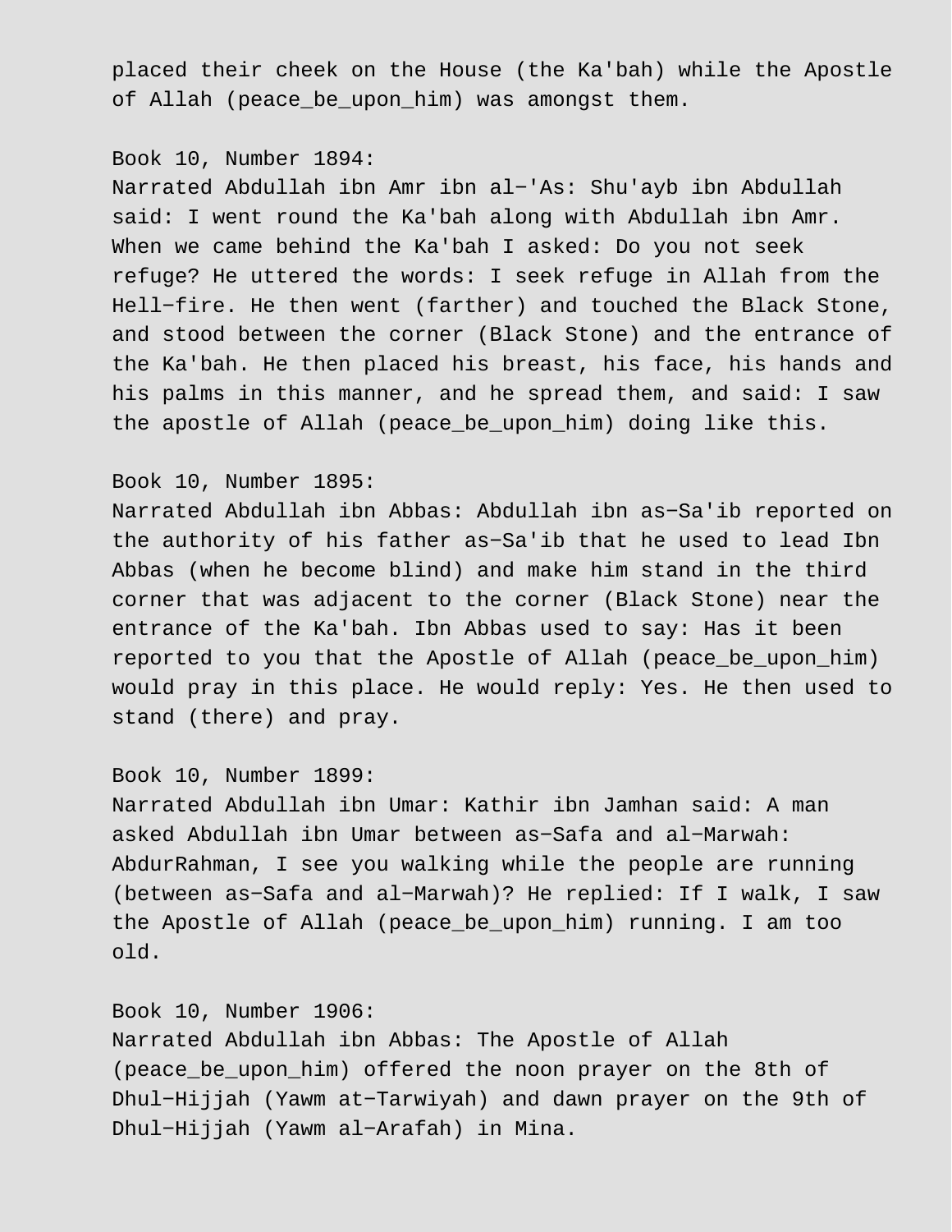placed their cheek on the House (the Ka'bah) while the Apostle of Allah (peace_be_upon_him) was amongst them.

Book 10, Number 1894:
Narrated Abdullah ibn Amr ibn al-'As: Shu'ayb ibn Abdullah said: I went round the Ka'bah along with Abdullah ibn Amr. When we came behind the Ka'bah I asked: Do you not seek refuge? He uttered the words: I seek refuge in Allah from the Hell-fire. He then went (farther) and touched the Black Stone, and stood between the corner (Black Stone) and the entrance of the Ka'bah. He then placed his breast, his face, his hands and his palms in this manner, and he spread them, and said: I saw the apostle of Allah (peace_be_upon_him) doing like this.

Book 10, Number 1895:
Narrated Abdullah ibn Abbas: Abdullah ibn as-Sa'ib reported on the authority of his father as-Sa'ib that he used to lead Ibn Abbas (when he become blind) and make him stand in the third corner that was adjacent to the corner (Black Stone) near the entrance of the Ka'bah. Ibn Abbas used to say: Has it been reported to you that the Apostle of Allah (peace_be_upon_him) would pray in this place. He would reply: Yes. He then used to stand (there) and pray.

Book 10, Number 1899:
Narrated Abdullah ibn Umar: Kathir ibn Jamhan said: A man asked Abdullah ibn Umar between as-Safa and al-Marwah: AbdurRahman, I see you walking while the people are running (between as-Safa and al-Marwah)? He replied: If I walk, I saw the Apostle of Allah (peace_be_upon_him) running. I am too old.

Book 10, Number 1906:
Narrated Abdullah ibn Abbas: The Apostle of Allah (peace_be_upon_him) offered the noon prayer on the 8th of Dhul-Hijjah (Yawm at-Tarwiyah) and dawn prayer on the 9th of Dhul-Hijjah (Yawm al-Arafah) in Mina.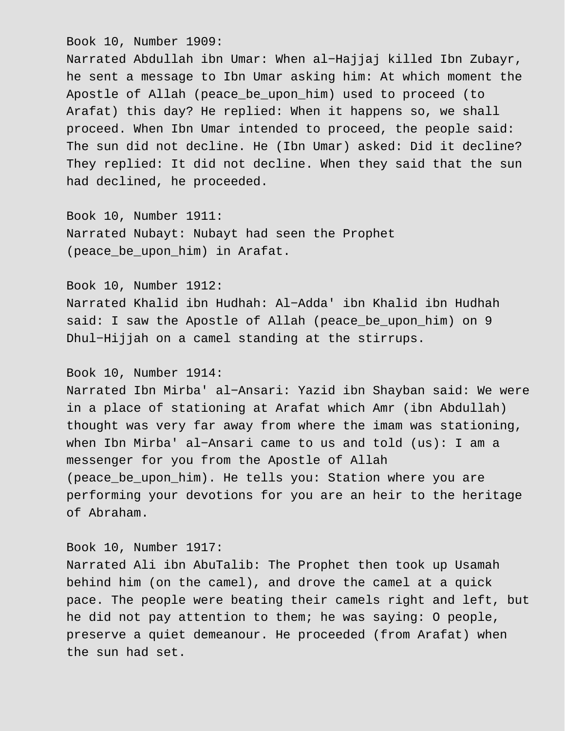Book 10, Number 1909:
Narrated Abdullah ibn Umar: When al−Hajjaj killed Ibn Zubayr, he sent a message to Ibn Umar asking him: At which moment the Apostle of Allah (peace_be_upon_him) used to proceed (to Arafat) this day? He replied: When it happens so, we shall proceed. When Ibn Umar intended to proceed, the people said: The sun did not decline. He (Ibn Umar) asked: Did it decline? They replied: It did not decline. When they said that the sun had declined, he proceeded.

Book 10, Number 1911:
Narrated Nubayt: Nubayt had seen the Prophet (peace_be_upon_him) in Arafat.

Book 10, Number 1912:
Narrated Khalid ibn Hudhah: Al−Adda' ibn Khalid ibn Hudhah said: I saw the Apostle of Allah (peace_be_upon_him) on 9 Dhul−Hijjah on a camel standing at the stirrups.

Book 10, Number 1914:
Narrated Ibn Mirba' al−Ansari: Yazid ibn Shayban said: We were in a place of stationing at Arafat which Amr (ibn Abdullah) thought was very far away from where the imam was stationing, when Ibn Mirba' al−Ansari came to us and told (us): I am a messenger for you from the Apostle of Allah (peace_be_upon_him). He tells you: Station where you are performing your devotions for you are an heir to the heritage of Abraham.

Book 10, Number 1917:
Narrated Ali ibn AbuTalib: The Prophet then took up Usamah behind him (on the camel), and drove the camel at a quick pace. The people were beating their camels right and left, but he did not pay attention to them; he was saying: O people, preserve a quiet demeanour. He proceeded (from Arafat) when the sun had set.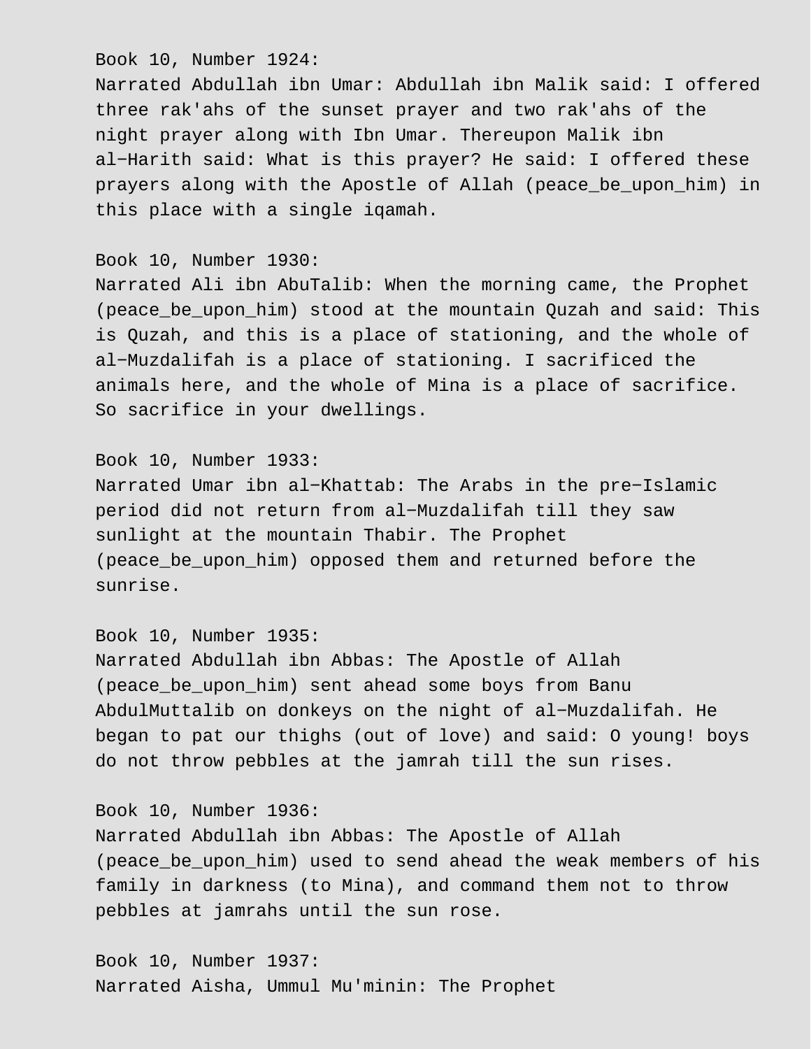Book 10, Number 1924:
Narrated Abdullah ibn Umar: Abdullah ibn Malik said: I offered three rak'ahs of the sunset prayer and two rak'ahs of the night prayer along with Ibn Umar. Thereupon Malik ibn al−Harith said: What is this prayer? He said: I offered these prayers along with the Apostle of Allah (peace_be_upon_him) in this place with a single iqamah.

Book 10, Number 1930:
Narrated Ali ibn AbuTalib: When the morning came, the Prophet (peace_be_upon_him) stood at the mountain Quzah and said: This is Quzah, and this is a place of stationing, and the whole of al−Muzdalifah is a place of stationing. I sacrificed the animals here, and the whole of Mina is a place of sacrifice. So sacrifice in your dwellings.

Book 10, Number 1933:
Narrated Umar ibn al−Khattab: The Arabs in the pre−Islamic period did not return from al−Muzdalifah till they saw sunlight at the mountain Thabir. The Prophet (peace_be_upon_him) opposed them and returned before the sunrise.

Book 10, Number 1935:
Narrated Abdullah ibn Abbas: The Apostle of Allah (peace_be_upon_him) sent ahead some boys from Banu AbdulMuttalib on donkeys on the night of al−Muzdalifah. He began to pat our thighs (out of love) and said: O young! boys do not throw pebbles at the jamrah till the sun rises.

Book 10, Number 1936:
Narrated Abdullah ibn Abbas: The Apostle of Allah (peace_be_upon_him) used to send ahead the weak members of his family in darkness (to Mina), and command them not to throw pebbles at jamrahs until the sun rose.

Book 10, Number 1937:
Narrated Aisha, Ummul Mu'minin: The Prophet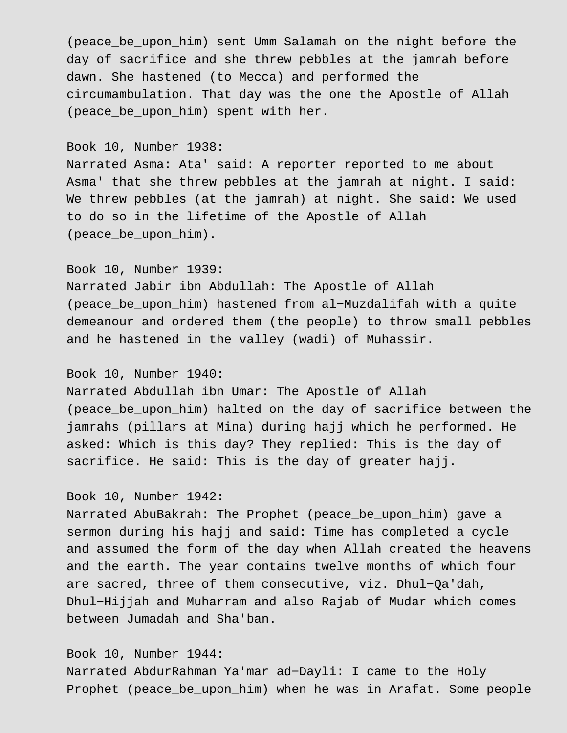(peace_be_upon_him) sent Umm Salamah on the night before the day of sacrifice and she threw pebbles at the jamrah before dawn. She hastened (to Mecca) and performed the circumambulation. That day was the one the Apostle of Allah (peace_be_upon_him) spent with her.

Book 10, Number 1938:
Narrated Asma: Ata' said: A reporter reported to me about Asma' that she threw pebbles at the jamrah at night. I said: We threw pebbles (at the jamrah) at night. She said: We used to do so in the lifetime of the Apostle of Allah (peace_be_upon_him).

Book 10, Number 1939:
Narrated Jabir ibn Abdullah: The Apostle of Allah (peace_be_upon_him) hastened from al−Muzdalifah with a quite demeanour and ordered them (the people) to throw small pebbles and he hastened in the valley (wadi) of Muhassir.

Book 10, Number 1940:
Narrated Abdullah ibn Umar: The Apostle of Allah (peace_be_upon_him) halted on the day of sacrifice between the jamrahs (pillars at Mina) during hajj which he performed. He asked: Which is this day? They replied: This is the day of sacrifice. He said: This is the day of greater hajj.

Book 10, Number 1942:
Narrated AbuBakrah: The Prophet (peace_be_upon_him) gave a sermon during his hajj and said: Time has completed a cycle and assumed the form of the day when Allah created the heavens and the earth. The year contains twelve months of which four are sacred, three of them consecutive, viz. Dhul−Qa'dah, Dhul−Hijjah and Muharram and also Rajab of Mudar which comes between Jumadah and Sha'ban.

Book 10, Number 1944:
Narrated AbdurRahman Ya'mar ad−Dayli: I came to the Holy Prophet (peace_be_upon_him) when he was in Arafat. Some people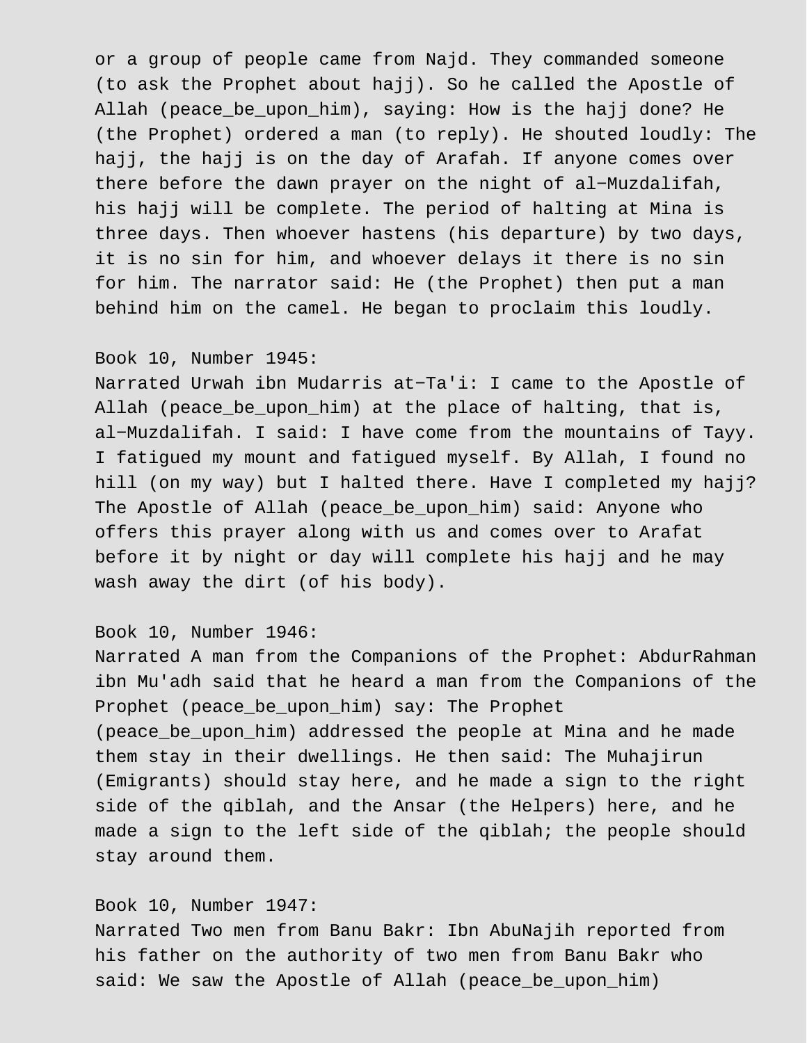or a group of people came from Najd. They commanded someone (to ask the Prophet about hajj). So he called the Apostle of Allah (peace_be_upon_him), saying: How is the hajj done? He (the Prophet) ordered a man (to reply). He shouted loudly: The hajj, the hajj is on the day of Arafah. If anyone comes over there before the dawn prayer on the night of al-Muzdalifah, his hajj will be complete. The period of halting at Mina is three days. Then whoever hastens (his departure) by two days, it is no sin for him, and whoever delays it there is no sin for him. The narrator said: He (the Prophet) then put a man behind him on the camel. He began to proclaim this loudly.

Book 10, Number 1945:
Narrated Urwah ibn Mudarris at-Ta'i: I came to the Apostle of Allah (peace_be_upon_him) at the place of halting, that is, al-Muzdalifah. I said: I have come from the mountains of Tayy. I fatigued my mount and fatigued myself. By Allah, I found no hill (on my way) but I halted there. Have I completed my hajj? The Apostle of Allah (peace_be_upon_him) said: Anyone who offers this prayer along with us and comes over to Arafat before it by night or day will complete his hajj and he may wash away the dirt (of his body).

Book 10, Number 1946:
Narrated A man from the Companions of the Prophet: AbdurRahman ibn Mu'adh said that he heard a man from the Companions of the Prophet (peace_be_upon_him) say: The Prophet (peace_be_upon_him) addressed the people at Mina and he made them stay in their dwellings. He then said: The Muhajirun (Emigrants) should stay here, and he made a sign to the right side of the qiblah, and the Ansar (the Helpers) here, and he made a sign to the left side of the qiblah; the people should stay around them.

Book 10, Number 1947:
Narrated Two men from Banu Bakr: Ibn AbuNajih reported from his father on the authority of two men from Banu Bakr who said: We saw the Apostle of Allah (peace_be_upon_him)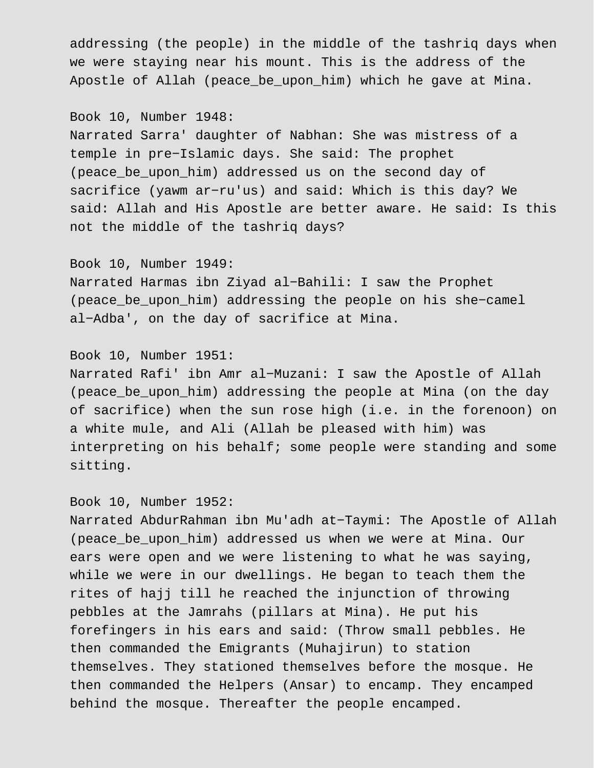addressing (the people) in the middle of the tashriq days when we were staying near his mount. This is the address of the Apostle of Allah (peace_be_upon_him) which he gave at Mina.

Book 10, Number 1948:
Narrated Sarra' daughter of Nabhan: She was mistress of a temple in pre-Islamic days. She said: The prophet (peace_be_upon_him) addressed us on the second day of sacrifice (yawm ar-ru'us) and said: Which is this day? We said: Allah and His Apostle are better aware. He said: Is this not the middle of the tashriq days?

Book 10, Number 1949:
Narrated Harmas ibn Ziyad al-Bahili: I saw the Prophet (peace_be_upon_him) addressing the people on his she-camel al-Adba', on the day of sacrifice at Mina.

Book 10, Number 1951:
Narrated Rafi' ibn Amr al-Muzani: I saw the Apostle of Allah (peace_be_upon_him) addressing the people at Mina (on the day of sacrifice) when the sun rose high (i.e. in the forenoon) on a white mule, and Ali (Allah be pleased with him) was interpreting on his behalf; some people were standing and some sitting.

Book 10, Number 1952:
Narrated AbdurRahman ibn Mu'adh at-Taymi: The Apostle of Allah (peace_be_upon_him) addressed us when we were at Mina. Our ears were open and we were listening to what he was saying, while we were in our dwellings. He began to teach them the rites of hajj till he reached the injunction of throwing pebbles at the Jamrahs (pillars at Mina). He put his forefingers in his ears and said: (Throw small pebbles. He then commanded the Emigrants (Muhajirun) to station themselves. They stationed themselves before the mosque. He then commanded the Helpers (Ansar) to encamp. They encamped behind the mosque. Thereafter the people encamped.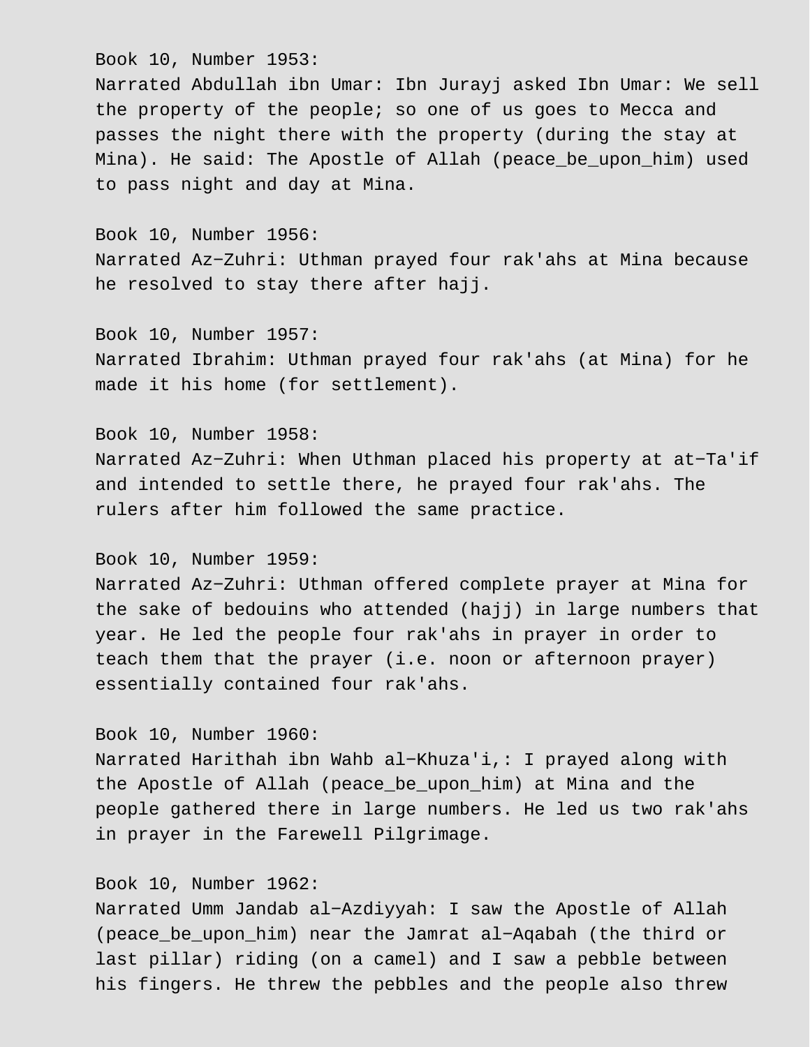Book 10, Number 1953:
Narrated Abdullah ibn Umar: Ibn Jurayj asked Ibn Umar: We sell the property of the people; so one of us goes to Mecca and passes the night there with the property (during the stay at Mina). He said: The Apostle of Allah (peace_be_upon_him) used to pass night and day at Mina.

Book 10, Number 1956:
Narrated Az-Zuhri: Uthman prayed four rak'ahs at Mina because he resolved to stay there after hajj.

Book 10, Number 1957:
Narrated Ibrahim: Uthman prayed four rak'ahs (at Mina) for he made it his home (for settlement).

Book 10, Number 1958:
Narrated Az-Zuhri: When Uthman placed his property at at-Ta'if and intended to settle there, he prayed four rak'ahs. The rulers after him followed the same practice.

Book 10, Number 1959:
Narrated Az-Zuhri: Uthman offered complete prayer at Mina for the sake of bedouins who attended (hajj) in large numbers that year. He led the people four rak'ahs in prayer in order to teach them that the prayer (i.e. noon or afternoon prayer) essentially contained four rak'ahs.

Book 10, Number 1960:
Narrated Harithah ibn Wahb al-Khuza'i,: I prayed along with the Apostle of Allah (peace_be_upon_him) at Mina and the people gathered there in large numbers. He led us two rak'ahs in prayer in the Farewell Pilgrimage.

Book 10, Number 1962:
Narrated Umm Jandab al-Azdiyyah: I saw the Apostle of Allah (peace_be_upon_him) near the Jamrat al-Aqabah (the third or last pillar) riding (on a camel) and I saw a pebble between his fingers. He threw the pebbles and the people also threw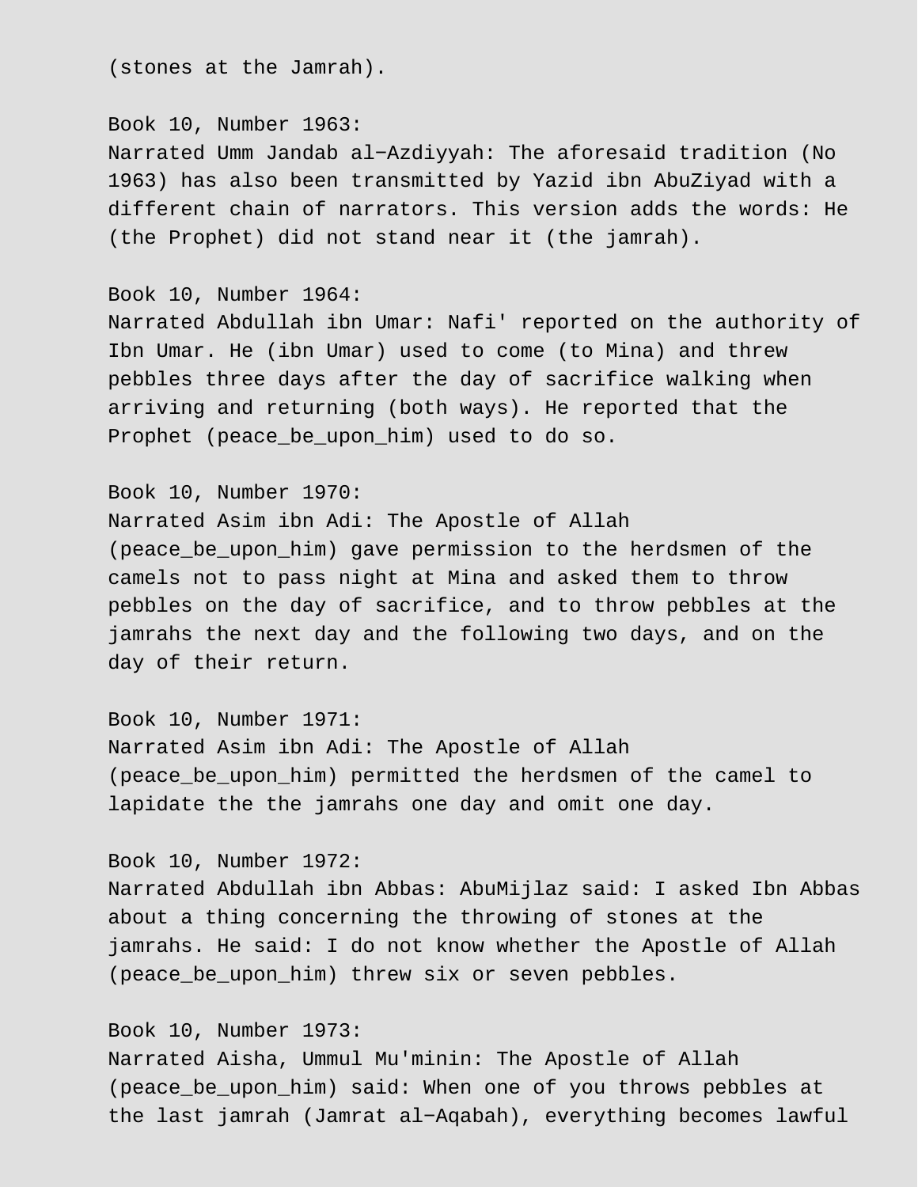(stones at the Jamrah).

Book 10, Number 1963:
Narrated Umm Jandab al-Azdiyyah: The aforesaid tradition (No 1963) has also been transmitted by Yazid ibn AbuZiyad with a different chain of narrators. This version adds the words: He (the Prophet) did not stand near it (the jamrah).

Book 10, Number 1964:
Narrated Abdullah ibn Umar: Nafi' reported on the authority of Ibn Umar. He (ibn Umar) used to come (to Mina) and threw pebbles three days after the day of sacrifice walking when arriving and returning (both ways). He reported that the Prophet (peace_be_upon_him) used to do so.

Book 10, Number 1970:
Narrated Asim ibn Adi: The Apostle of Allah (peace_be_upon_him) gave permission to the herdsmen of the camels not to pass night at Mina and asked them to throw pebbles on the day of sacrifice, and to throw pebbles at the jamrahs the next day and the following two days, and on the day of their return.

Book 10, Number 1971:
Narrated Asim ibn Adi: The Apostle of Allah (peace_be_upon_him) permitted the herdsmen of the camel to lapidate the the jamrahs one day and omit one day.

Book 10, Number 1972:
Narrated Abdullah ibn Abbas: AbuMijlaz said: I asked Ibn Abbas about a thing concerning the throwing of stones at the jamrahs. He said: I do not know whether the Apostle of Allah (peace_be_upon_him) threw six or seven pebbles.

Book 10, Number 1973:
Narrated Aisha, Ummul Mu'minin: The Apostle of Allah (peace_be_upon_him) said: When one of you throws pebbles at the last jamrah (Jamrat al-Aqabah), everything becomes lawful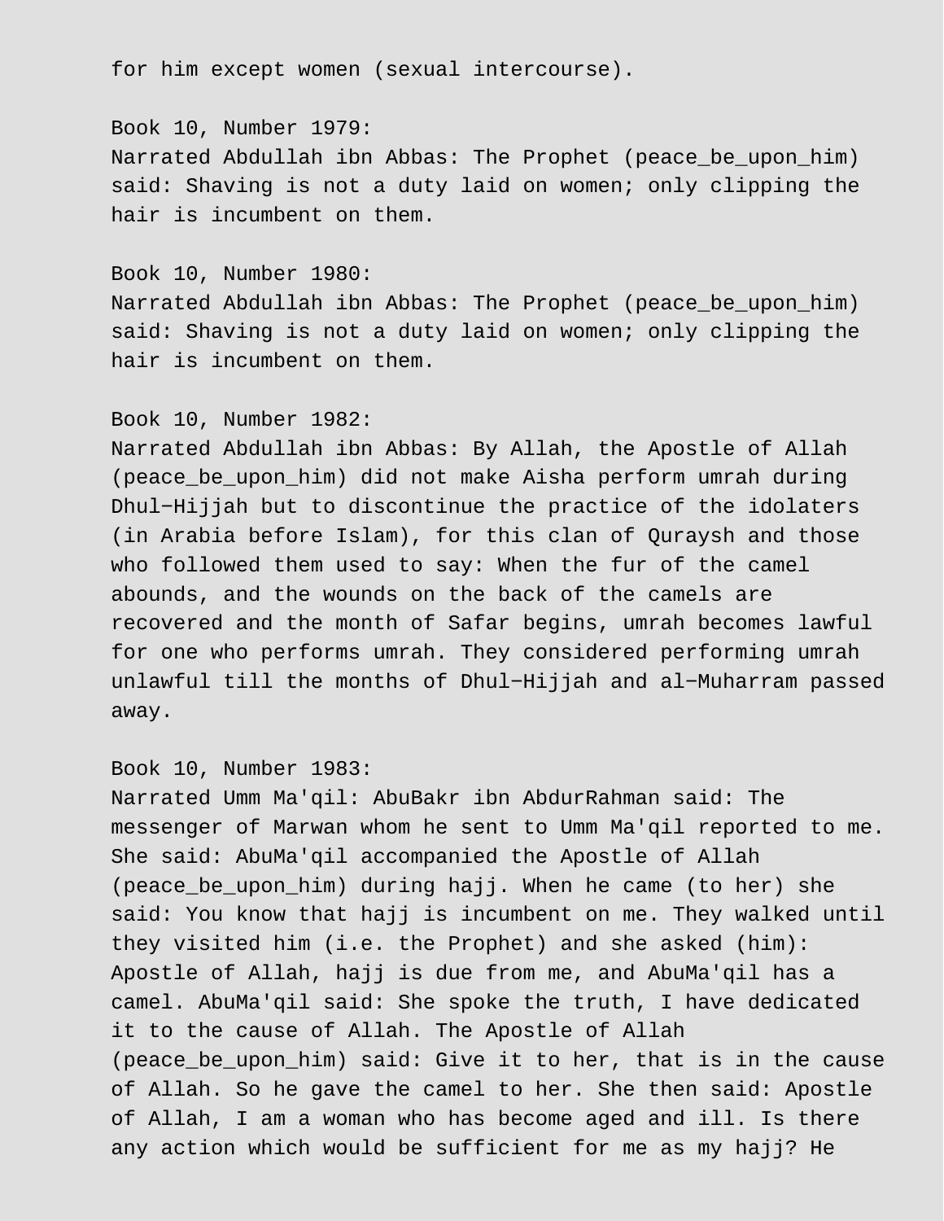for him except women (sexual intercourse).

Book 10, Number 1979:
Narrated Abdullah ibn Abbas: The Prophet (peace_be_upon_him) said: Shaving is not a duty laid on women; only clipping the hair is incumbent on them.

Book 10, Number 1980:
Narrated Abdullah ibn Abbas: The Prophet (peace_be_upon_him) said: Shaving is not a duty laid on women; only clipping the hair is incumbent on them.

Book 10, Number 1982:
Narrated Abdullah ibn Abbas: By Allah, the Apostle of Allah (peace_be_upon_him) did not make Aisha perform umrah during Dhul-Hijjah but to discontinue the practice of the idolaters (in Arabia before Islam), for this clan of Quraysh and those who followed them used to say: When the fur of the camel abounds, and the wounds on the back of the camels are recovered and the month of Safar begins, umrah becomes lawful for one who performs umrah. They considered performing umrah unlawful till the months of Dhul-Hijjah and al-Muharram passed away.

Book 10, Number 1983:
Narrated Umm Ma'qil: AbuBakr ibn AbdurRahman said: The messenger of Marwan whom he sent to Umm Ma'qil reported to me. She said: AbuMa'qil accompanied the Apostle of Allah (peace_be_upon_him) during hajj. When he came (to her) she said: You know that hajj is incumbent on me. They walked until they visited him (i.e. the Prophet) and she asked (him): Apostle of Allah, hajj is due from me, and AbuMa'qil has a camel. AbuMa'qil said: She spoke the truth, I have dedicated it to the cause of Allah. The Apostle of Allah (peace_be_upon_him) said: Give it to her, that is in the cause of Allah. So he gave the camel to her. She then said: Apostle of Allah, I am a woman who has become aged and ill. Is there any action which would be sufficient for me as my hajj? He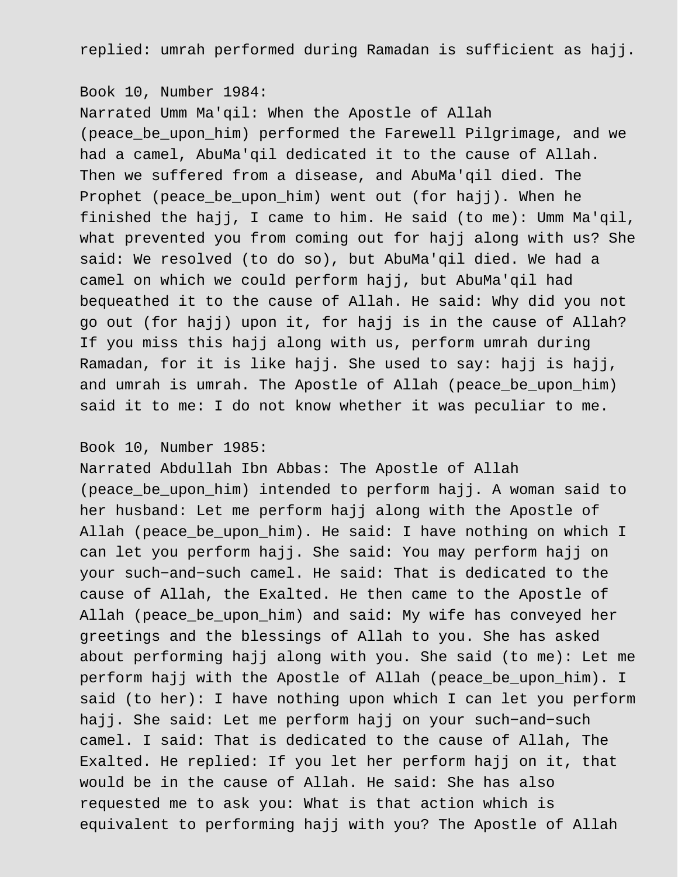replied: umrah performed during Ramadan is sufficient as hajj.

Book 10, Number 1984:
Narrated Umm Ma'qil: When the Apostle of Allah (peace_be_upon_him) performed the Farewell Pilgrimage, and we had a camel, AbuMa'qil dedicated it to the cause of Allah. Then we suffered from a disease, and AbuMa'qil died. The Prophet (peace_be_upon_him) went out (for hajj). When he finished the hajj, I came to him. He said (to me): Umm Ma'qil, what prevented you from coming out for hajj along with us? She said: We resolved (to do so), but AbuMa'qil died. We had a camel on which we could perform hajj, but AbuMa'qil had bequeathed it to the cause of Allah. He said: Why did you not go out (for hajj) upon it, for hajj is in the cause of Allah? If you miss this hajj along with us, perform umrah during Ramadan, for it is like hajj. She used to say: hajj is hajj, and umrah is umrah. The Apostle of Allah (peace_be_upon_him) said it to me: I do not know whether it was peculiar to me.

Book 10, Number 1985:
Narrated Abdullah Ibn Abbas: The Apostle of Allah (peace_be_upon_him) intended to perform hajj. A woman said to her husband: Let me perform hajj along with the Apostle of Allah (peace_be_upon_him). He said: I have nothing on which I can let you perform hajj. She said: You may perform hajj on your such-and-such camel. He said: That is dedicated to the cause of Allah, the Exalted. He then came to the Apostle of Allah (peace_be_upon_him) and said: My wife has conveyed her greetings and the blessings of Allah to you. She has asked about performing hajj along with you. She said (to me): Let me perform hajj with the Apostle of Allah (peace_be_upon_him). I said (to her): I have nothing upon which I can let you perform hajj. She said: Let me perform hajj on your such-and-such camel. I said: That is dedicated to the cause of Allah, The Exalted. He replied: If you let her perform hajj on it, that would be in the cause of Allah. He said: She has also requested me to ask you: What is that action which is equivalent to performing hajj with you? The Apostle of Allah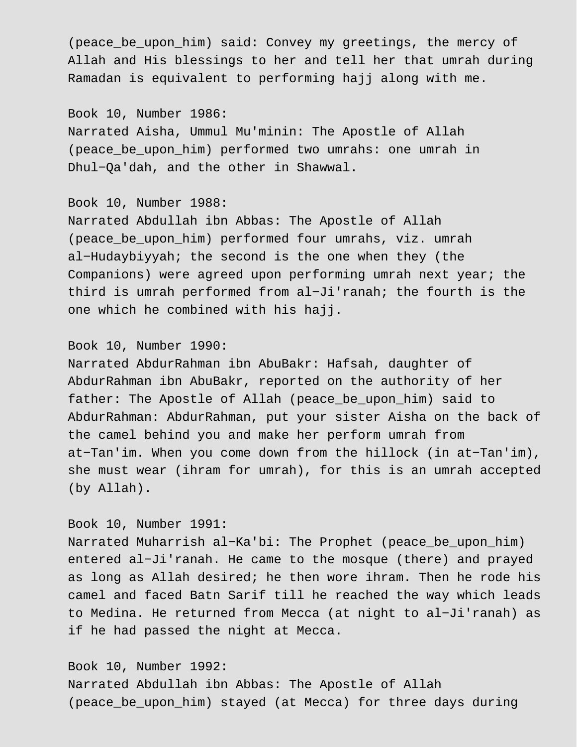(peace_be_upon_him) said: Convey my greetings, the mercy of Allah and His blessings to her and tell her that umrah during Ramadan is equivalent to performing hajj along with me.

Book 10, Number 1986:
Narrated Aisha, Ummul Mu'minin: The Apostle of Allah (peace_be_upon_him) performed two umrahs: one umrah in Dhul−Qa'dah, and the other in Shawwal.

Book 10, Number 1988:
Narrated Abdullah ibn Abbas: The Apostle of Allah (peace_be_upon_him) performed four umrahs, viz. umrah al−Hudaybiyyah; the second is the one when they (the Companions) were agreed upon performing umrah next year; the third is umrah performed from al−Ji'ranah; the fourth is the one which he combined with his hajj.

Book 10, Number 1990:
Narrated AbdurRahman ibn AbuBakr: Hafsah, daughter of AbdurRahman ibn AbuBakr, reported on the authority of her father: The Apostle of Allah (peace_be_upon_him) said to AbdurRahman: AbdurRahman, put your sister Aisha on the back of the camel behind you and make her perform umrah from at−Tan'im. When you come down from the hillock (in at−Tan'im), she must wear (ihram for umrah), for this is an umrah accepted (by Allah).

Book 10, Number 1991:
Narrated Muharrish al−Ka'bi: The Prophet (peace_be_upon_him) entered al−Ji'ranah. He came to the mosque (there) and prayed as long as Allah desired; he then wore ihram. Then he rode his camel and faced Batn Sarif till he reached the way which leads to Medina. He returned from Mecca (at night to al−Ji'ranah) as if he had passed the night at Mecca.

Book 10, Number 1992:
Narrated Abdullah ibn Abbas: The Apostle of Allah (peace_be_upon_him) stayed (at Mecca) for three days during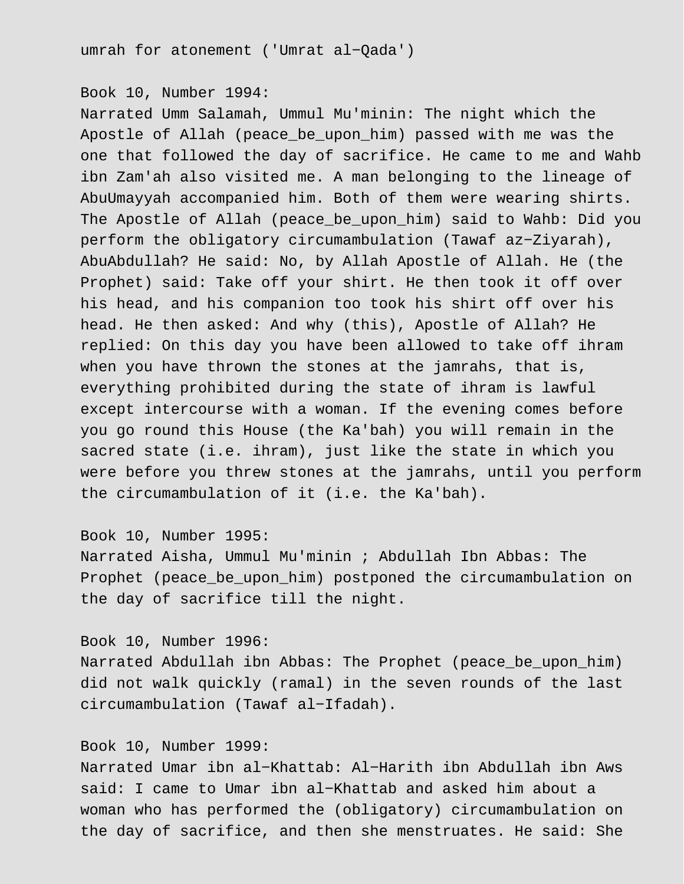umrah for atonement ('Umrat al-Qada')

Book 10, Number 1994:
Narrated Umm Salamah, Ummul Mu'minin: The night which the Apostle of Allah (peace_be_upon_him) passed with me was the one that followed the day of sacrifice. He came to me and Wahb ibn Zam'ah also visited me. A man belonging to the lineage of AbuUmayyah accompanied him. Both of them were wearing shirts. The Apostle of Allah (peace_be_upon_him) said to Wahb: Did you perform the obligatory circumambulation (Tawaf az-Ziyarah), AbuAbdullah? He said: No, by Allah Apostle of Allah. He (the Prophet) said: Take off your shirt. He then took it off over his head, and his companion too took his shirt off over his head. He then asked: And why (this), Apostle of Allah? He replied: On this day you have been allowed to take off ihram when you have thrown the stones at the jamrahs, that is, everything prohibited during the state of ihram is lawful except intercourse with a woman. If the evening comes before you go round this House (the Ka'bah) you will remain in the sacred state (i.e. ihram), just like the state in which you were before you threw stones at the jamrahs, until you perform the circumambulation of it (i.e. the Ka'bah).

Book 10, Number 1995:
Narrated Aisha, Ummul Mu'minin ; Abdullah Ibn Abbas: The Prophet (peace_be_upon_him) postponed the circumambulation on the day of sacrifice till the night.

Book 10, Number 1996:
Narrated Abdullah ibn Abbas: The Prophet (peace_be_upon_him) did not walk quickly (ramal) in the seven rounds of the last circumambulation (Tawaf al-Ifadah).

Book 10, Number 1999:
Narrated Umar ibn al-Khattab: Al-Harith ibn Abdullah ibn Aws said: I came to Umar ibn al-Khattab and asked him about a woman who has performed the (obligatory) circumambulation on the day of sacrifice, and then she menstruates. He said: She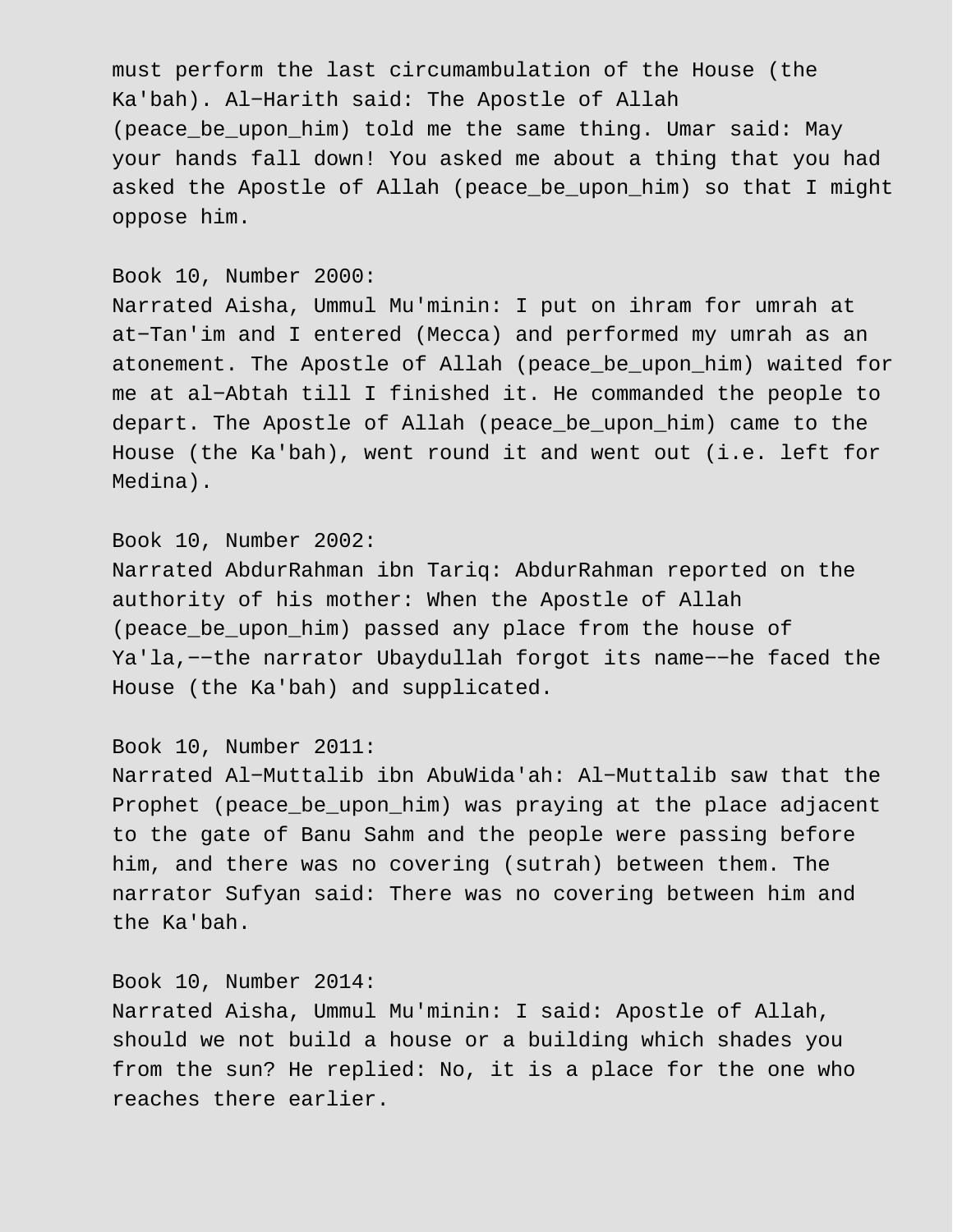must perform the last circumambulation of the House (the Ka'bah). Al−Harith said: The Apostle of Allah (peace_be_upon_him) told me the same thing. Umar said: May your hands fall down! You asked me about a thing that you had asked the Apostle of Allah (peace_be_upon_him) so that I might oppose him.

Book 10, Number 2000:
Narrated Aisha, Ummul Mu'minin: I put on ihram for umrah at at−Tan'im and I entered (Mecca) and performed my umrah as an atonement. The Apostle of Allah (peace_be_upon_him) waited for me at al−Abtah till I finished it. He commanded the people to depart. The Apostle of Allah (peace_be_upon_him) came to the House (the Ka'bah), went round it and went out (i.e. left for Medina).

Book 10, Number 2002:
Narrated AbdurRahman ibn Tariq: AbdurRahman reported on the authority of his mother: When the Apostle of Allah (peace_be_upon_him) passed any place from the house of Ya'la,−−the narrator Ubaydullah forgot its name−−he faced the House (the Ka'bah) and supplicated.

Book 10, Number 2011:
Narrated Al−Muttalib ibn AbuWida'ah: Al−Muttalib saw that the Prophet (peace_be_upon_him) was praying at the place adjacent to the gate of Banu Sahm and the people were passing before him, and there was no covering (sutrah) between them. The narrator Sufyan said: There was no covering between him and the Ka'bah.

Book 10, Number 2014:
Narrated Aisha, Ummul Mu'minin: I said: Apostle of Allah, should we not build a house or a building which shades you from the sun? He replied: No, it is a place for the one who reaches there earlier.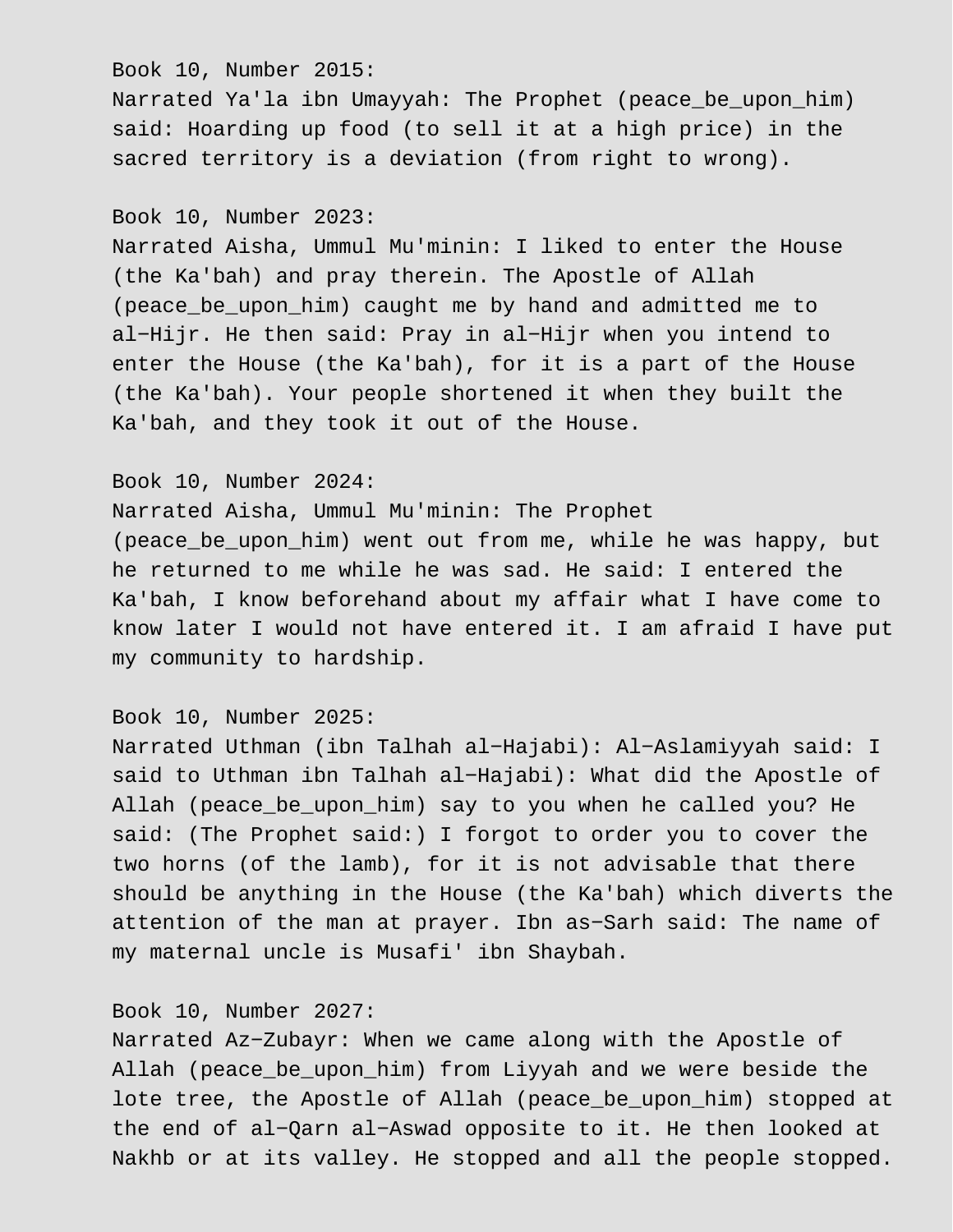Book 10, Number 2015:
Narrated Ya'la ibn Umayyah: The Prophet (peace_be_upon_him) said: Hoarding up food (to sell it at a high price) in the sacred territory is a deviation (from right to wrong).

Book 10, Number 2023:
Narrated Aisha, Ummul Mu'minin: I liked to enter the House (the Ka'bah) and pray therein. The Apostle of Allah (peace_be_upon_him) caught me by hand and admitted me to al−Hijr. He then said: Pray in al−Hijr when you intend to enter the House (the Ka'bah), for it is a part of the House (the Ka'bah). Your people shortened it when they built the Ka'bah, and they took it out of the House.

Book 10, Number 2024:
Narrated Aisha, Ummul Mu'minin: The Prophet (peace_be_upon_him) went out from me, while he was happy, but he returned to me while he was sad. He said: I entered the Ka'bah, I know beforehand about my affair what I have come to know later I would not have entered it. I am afraid I have put my community to hardship.

Book 10, Number 2025:
Narrated Uthman (ibn Talhah al−Hajabi): Al−Aslamiyyah said: I said to Uthman ibn Talhah al−Hajabi): What did the Apostle of Allah (peace_be_upon_him) say to you when he called you? He said: (The Prophet said:) I forgot to order you to cover the two horns (of the lamb), for it is not advisable that there should be anything in the House (the Ka'bah) which diverts the attention of the man at prayer. Ibn as−Sarh said: The name of my maternal uncle is Musafi' ibn Shaybah.

Book 10, Number 2027:
Narrated Az−Zubayr: When we came along with the Apostle of Allah (peace_be_upon_him) from Liyyah and we were beside the lote tree, the Apostle of Allah (peace_be_upon_him) stopped at the end of al−Qarn al−Aswad opposite to it. He then looked at Nakhb or at its valley. He stopped and all the people stopped.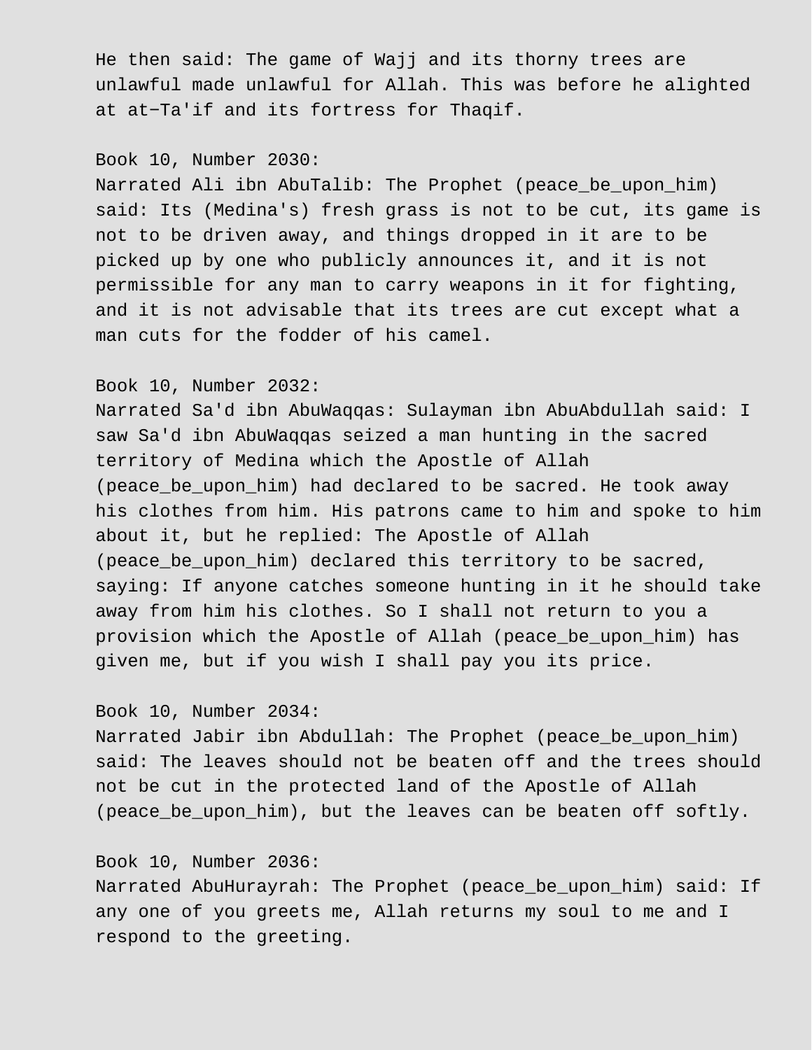He then said: The game of Wajj and its thorny trees are unlawful made unlawful for Allah. This was before he alighted at at−Ta'if and its fortress for Thaqif.

Book 10, Number 2030:
Narrated Ali ibn AbuTalib: The Prophet (peace_be_upon_him) said: Its (Medina's) fresh grass is not to be cut, its game is not to be driven away, and things dropped in it are to be picked up by one who publicly announces it, and it is not permissible for any man to carry weapons in it for fighting, and it is not advisable that its trees are cut except what a man cuts for the fodder of his camel.

Book 10, Number 2032:
Narrated Sa'd ibn AbuWaqqas: Sulayman ibn AbuAbdullah said: I saw Sa'd ibn AbuWaqqas seized a man hunting in the sacred territory of Medina which the Apostle of Allah (peace_be_upon_him) had declared to be sacred. He took away his clothes from him. His patrons came to him and spoke to him about it, but he replied: The Apostle of Allah (peace_be_upon_him) declared this territory to be sacred, saying: If anyone catches someone hunting in it he should take away from him his clothes. So I shall not return to you a provision which the Apostle of Allah (peace_be_upon_him) has given me, but if you wish I shall pay you its price.

Book 10, Number 2034:
Narrated Jabir ibn Abdullah: The Prophet (peace_be_upon_him) said: The leaves should not be beaten off and the trees should not be cut in the protected land of the Apostle of Allah (peace_be_upon_him), but the leaves can be beaten off softly.

Book 10, Number 2036:
Narrated AbuHurayrah: The Prophet (peace_be_upon_him) said: If any one of you greets me, Allah returns my soul to me and I respond to the greeting.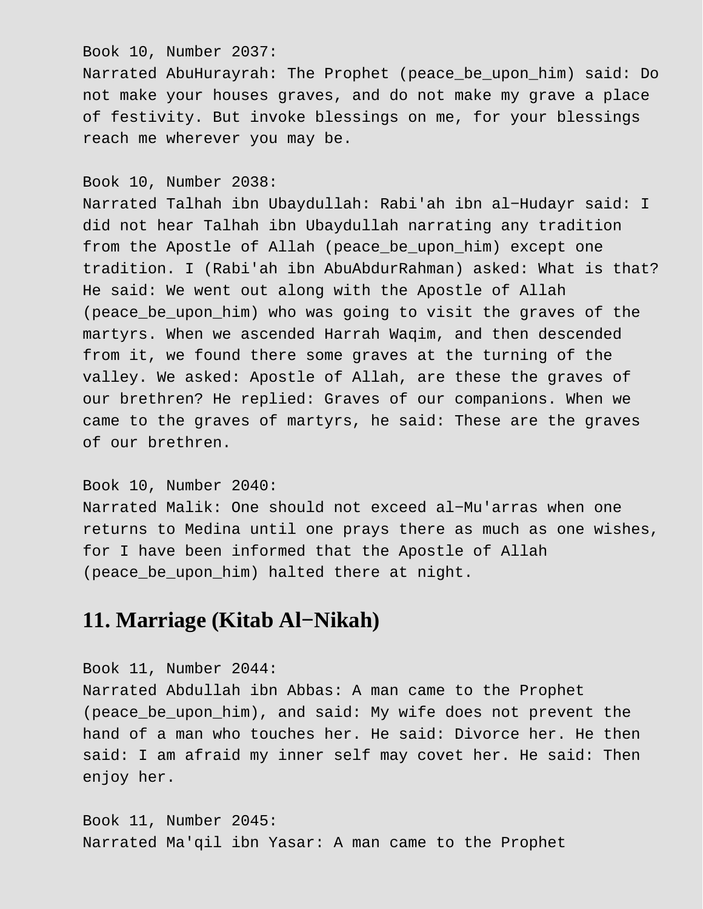Book 10, Number 2037:
Narrated AbuHurayrah: The Prophet (peace_be_upon_him) said: Do not make your houses graves, and do not make my grave a place of festivity. But invoke blessings on me, for your blessings reach me wherever you may be.

Book 10, Number 2038:
Narrated Talhah ibn Ubaydullah: Rabi'ah ibn al−Hudayr said: I did not hear Talhah ibn Ubaydullah narrating any tradition from the Apostle of Allah (peace_be_upon_him) except one tradition. I (Rabi'ah ibn AbuAbdurRahman) asked: What is that? He said: We went out along with the Apostle of Allah (peace_be_upon_him) who was going to visit the graves of the martyrs. When we ascended Harrah Waqim, and then descended from it, we found there some graves at the turning of the valley. We asked: Apostle of Allah, are these the graves of our brethren? He replied: Graves of our companions. When we came to the graves of martyrs, he said: These are the graves of our brethren.

Book 10, Number 2040:
Narrated Malik: One should not exceed al−Mu'arras when one returns to Medina until one prays there as much as one wishes, for I have been informed that the Apostle of Allah (peace_be_upon_him) halted there at night.

## 11. Marriage (Kitab Al−Nikah)

Book 11, Number 2044:
Narrated Abdullah ibn Abbas: A man came to the Prophet (peace_be_upon_him), and said: My wife does not prevent the hand of a man who touches her. He said: Divorce her. He then said: I am afraid my inner self may covet her. He said: Then enjoy her.

Book 11, Number 2045:
Narrated Ma'qil ibn Yasar: A man came to the Prophet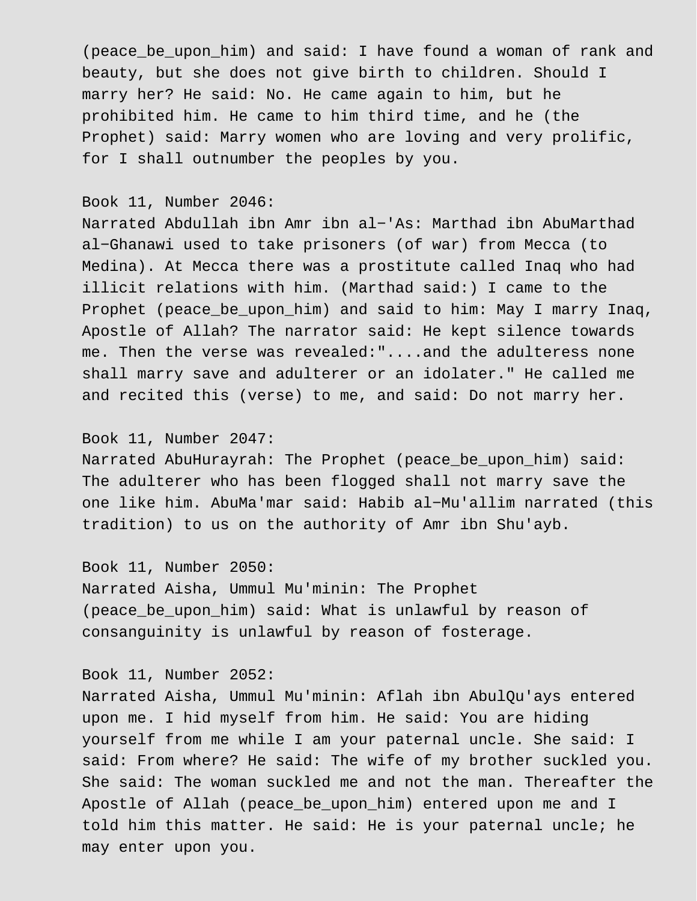(peace_be_upon_him) and said: I have found a woman of rank and beauty, but she does not give birth to children. Should I marry her? He said: No. He came again to him, but he prohibited him. He came to him third time, and he (the Prophet) said: Marry women who are loving and very prolific, for I shall outnumber the peoples by you.

Book 11, Number 2046:
Narrated Abdullah ibn Amr ibn al-'As: Marthad ibn AbuMarthad al-Ghanawi used to take prisoners (of war) from Mecca (to Medina). At Mecca there was a prostitute called Inaq who had illicit relations with him. (Marthad said:) I came to the Prophet (peace_be_upon_him) and said to him: May I marry Inaq, Apostle of Allah? The narrator said: He kept silence towards me. Then the verse was revealed:"....and the adulteress none shall marry save and adulterer or an idolater." He called me and recited this (verse) to me, and said: Do not marry her.

Book 11, Number 2047:
Narrated AbuHurayrah: The Prophet (peace_be_upon_him) said: The adulterer who has been flogged shall not marry save the one like him. AbuMa'mar said: Habib al-Mu'allim narrated (this tradition) to us on the authority of Amr ibn Shu'ayb.

Book 11, Number 2050:
Narrated Aisha, Ummul Mu'minin: The Prophet (peace_be_upon_him) said: What is unlawful by reason of consanguinity is unlawful by reason of fosterage.

Book 11, Number 2052:
Narrated Aisha, Ummul Mu'minin: Aflah ibn AbulQu'ays entered upon me. I hid myself from him. He said: You are hiding yourself from me while I am your paternal uncle. She said: I said: From where? He said: The wife of my brother suckled you. She said: The woman suckled me and not the man. Thereafter the Apostle of Allah (peace_be_upon_him) entered upon me and I told him this matter. He said: He is your paternal uncle; he may enter upon you.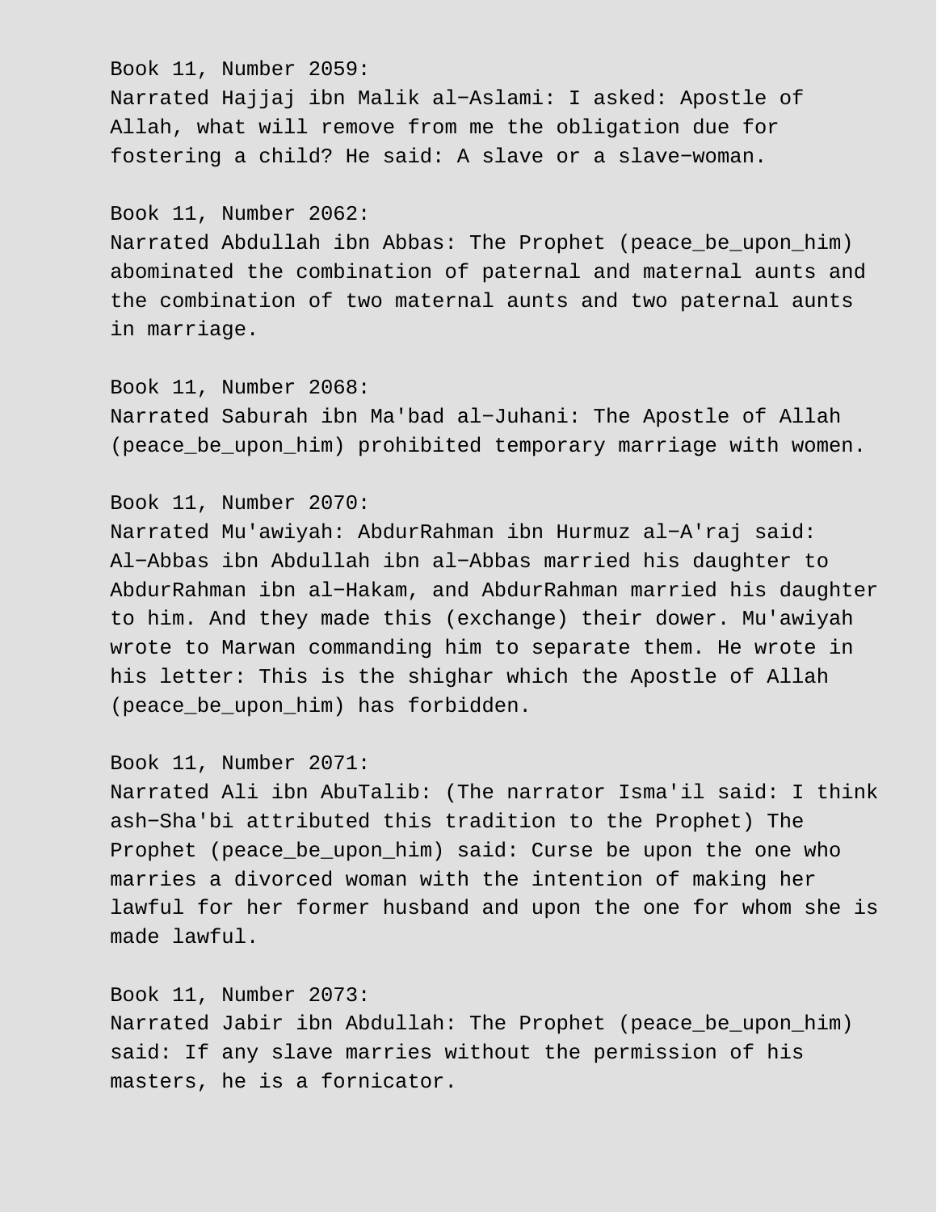Book 11, Number 2059:
Narrated Hajjaj ibn Malik al-Aslami: I asked: Apostle of Allah, what will remove from me the obligation due for fostering a child? He said: A slave or a slave-woman.

Book 11, Number 2062:
Narrated Abdullah ibn Abbas: The Prophet (peace_be_upon_him) abominated the combination of paternal and maternal aunts and the combination of two maternal aunts and two paternal aunts in marriage.

Book 11, Number 2068:
Narrated Saburah ibn Ma'bad al-Juhani: The Apostle of Allah (peace_be_upon_him) prohibited temporary marriage with women.

Book 11, Number 2070:
Narrated Mu'awiyah: AbdurRahman ibn Hurmuz al-A'raj said: Al-Abbas ibn Abdullah ibn al-Abbas married his daughter to AbdurRahman ibn al-Hakam, and AbdurRahman married his daughter to him. And they made this (exchange) their dower. Mu'awiyah wrote to Marwan commanding him to separate them. He wrote in his letter: This is the shighar which the Apostle of Allah (peace_be_upon_him) has forbidden.

Book 11, Number 2071:
Narrated Ali ibn AbuTalib: (The narrator Isma'il said: I think ash-Sha'bi attributed this tradition to the Prophet) The Prophet (peace_be_upon_him) said: Curse be upon the one who marries a divorced woman with the intention of making her lawful for her former husband and upon the one for whom she is made lawful.

Book 11, Number 2073:
Narrated Jabir ibn Abdullah: The Prophet (peace_be_upon_him) said: If any slave marries without the permission of his masters, he is a fornicator.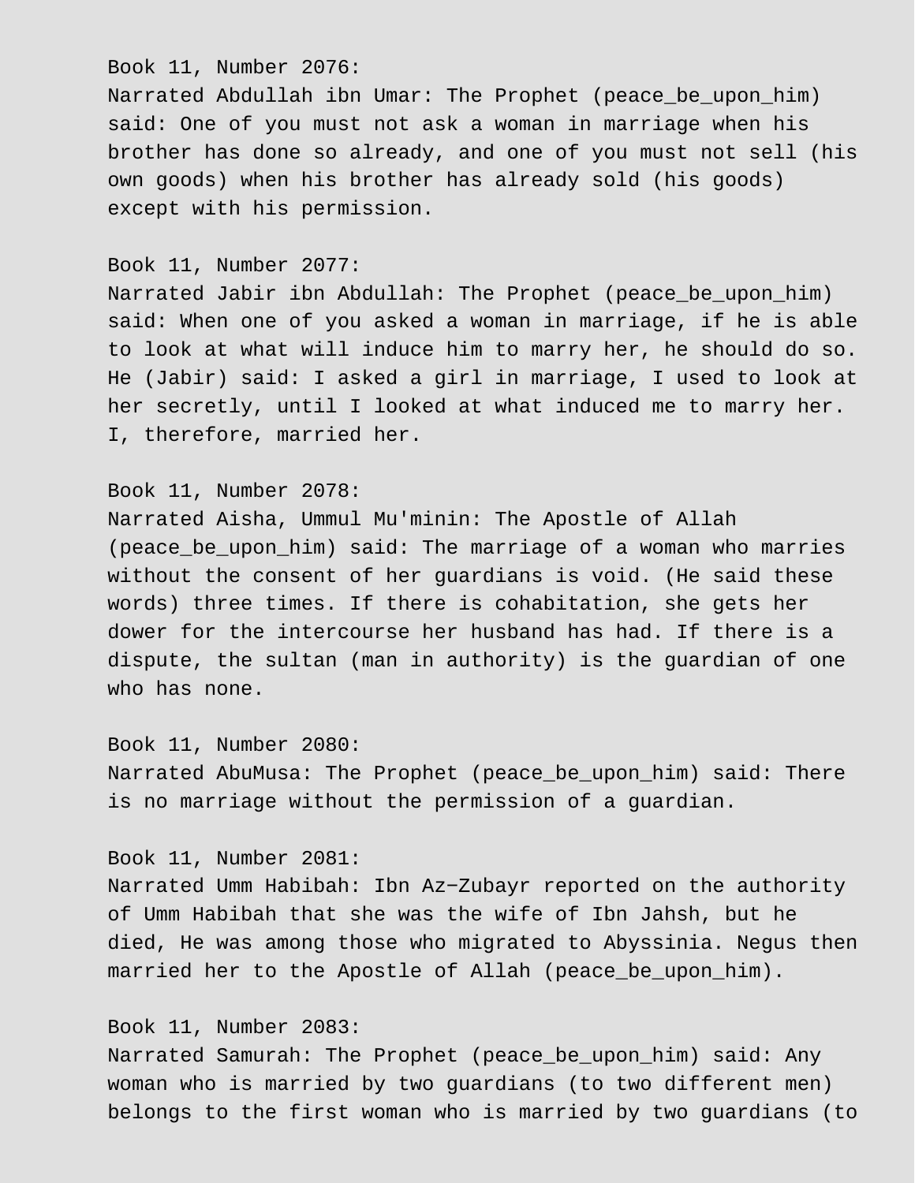Book 11, Number 2076:
Narrated Abdullah ibn Umar: The Prophet (peace_be_upon_him) said: One of you must not ask a woman in marriage when his brother has done so already, and one of you must not sell (his own goods) when his brother has already sold (his goods) except with his permission.

Book 11, Number 2077:
Narrated Jabir ibn Abdullah: The Prophet (peace_be_upon_him) said: When one of you asked a woman in marriage, if he is able to look at what will induce him to marry her, he should do so. He (Jabir) said: I asked a girl in marriage, I used to look at her secretly, until I looked at what induced me to marry her. I, therefore, married her.

Book 11, Number 2078:
Narrated Aisha, Ummul Mu'minin: The Apostle of Allah (peace_be_upon_him) said: The marriage of a woman who marries without the consent of her guardians is void. (He said these words) three times. If there is cohabitation, she gets her dower for the intercourse her husband has had. If there is a dispute, the sultan (man in authority) is the guardian of one who has none.

Book 11, Number 2080:
Narrated AbuMusa: The Prophet (peace_be_upon_him) said: There is no marriage without the permission of a guardian.

Book 11, Number 2081:
Narrated Umm Habibah: Ibn Az−Zubayr reported on the authority of Umm Habibah that she was the wife of Ibn Jahsh, but he died, He was among those who migrated to Abyssinia. Negus then married her to the Apostle of Allah (peace_be_upon_him).

Book 11, Number 2083:
Narrated Samurah: The Prophet (peace_be_upon_him) said: Any woman who is married by two guardians (to two different men) belongs to the first woman who is married by two guardians (to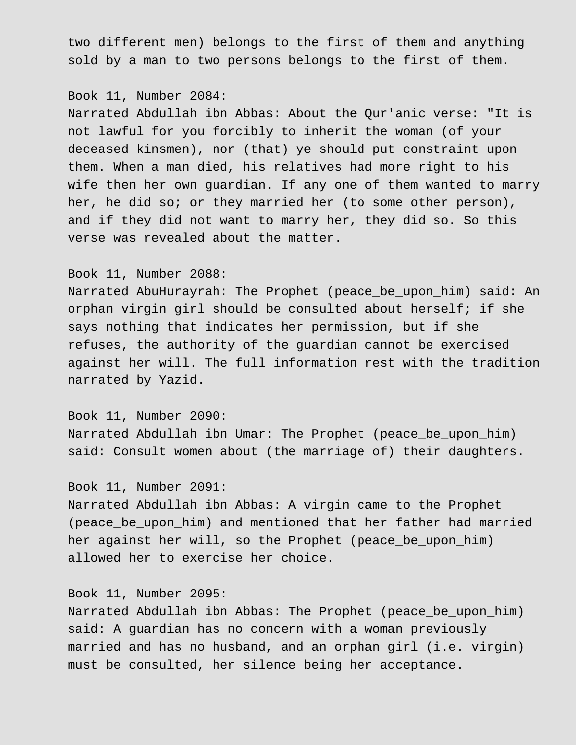two different men) belongs to the first of them and anything sold by a man to two persons belongs to the first of them.

Book 11, Number 2084:
Narrated Abdullah ibn Abbas: About the Qur'anic verse: "It is not lawful for you forcibly to inherit the woman (of your deceased kinsmen), nor (that) ye should put constraint upon them. When a man died, his relatives had more right to his wife then her own guardian. If any one of them wanted to marry her, he did so; or they married her (to some other person), and if they did not want to marry her, they did so. So this verse was revealed about the matter.

Book 11, Number 2088:
Narrated AbuHurayrah: The Prophet (peace_be_upon_him) said: An orphan virgin girl should be consulted about herself; if she says nothing that indicates her permission, but if she refuses, the authority of the guardian cannot be exercised against her will. The full information rest with the tradition narrated by Yazid.

Book 11, Number 2090:
Narrated Abdullah ibn Umar: The Prophet (peace_be_upon_him) said: Consult women about (the marriage of) their daughters.

Book 11, Number 2091:
Narrated Abdullah ibn Abbas: A virgin came to the Prophet (peace_be_upon_him) and mentioned that her father had married her against her will, so the Prophet (peace_be_upon_him) allowed her to exercise her choice.

Book 11, Number 2095:
Narrated Abdullah ibn Abbas: The Prophet (peace_be_upon_him) said: A guardian has no concern with a woman previously married and has no husband, and an orphan girl (i.e. virgin) must be consulted, her silence being her acceptance.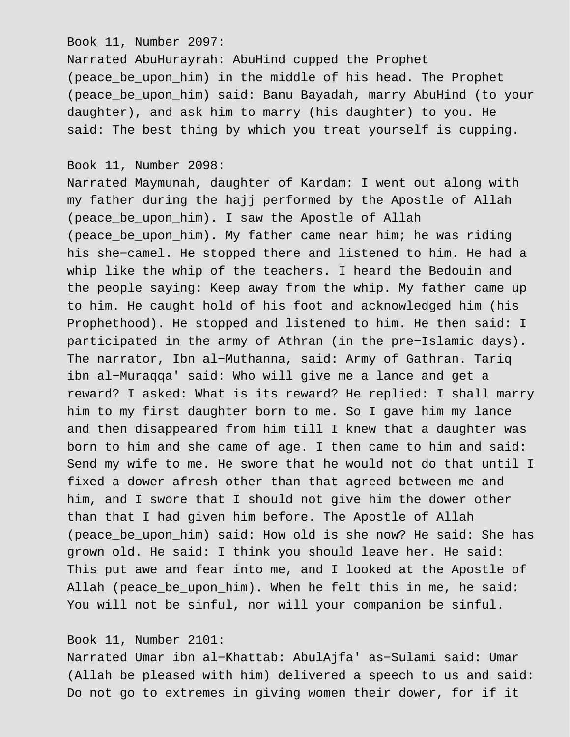Book 11, Number 2097:

Narrated AbuHurayrah: AbuHind cupped the Prophet (peace_be_upon_him) in the middle of his head. The Prophet (peace_be_upon_him) said: Banu Bayadah, marry AbuHind (to your daughter), and ask him to marry (his daughter) to you. He said: The best thing by which you treat yourself is cupping.

Book 11, Number 2098:

Narrated Maymunah, daughter of Kardam: I went out along with my father during the hajj performed by the Apostle of Allah (peace_be_upon_him). I saw the Apostle of Allah (peace_be_upon_him). My father came near him; he was riding his she−camel. He stopped there and listened to him. He had a whip like the whip of the teachers. I heard the Bedouin and the people saying: Keep away from the whip. My father came up to him. He caught hold of his foot and acknowledged him (his Prophethood). He stopped and listened to him. He then said: I participated in the army of Athran (in the pre−Islamic days). The narrator, Ibn al−Muthanna, said: Army of Gathran. Tariq ibn al−Muraqqa' said: Who will give me a lance and get a reward? I asked: What is its reward? He replied: I shall marry him to my first daughter born to me. So I gave him my lance and then disappeared from him till I knew that a daughter was born to him and she came of age. I then came to him and said: Send my wife to me. He swore that he would not do that until I fixed a dower afresh other than that agreed between me and him, and I swore that I should not give him the dower other than that I had given him before. The Apostle of Allah (peace_be_upon_him) said: How old is she now? He said: She has grown old. He said: I think you should leave her. He said: This put awe and fear into me, and I looked at the Apostle of Allah (peace_be_upon_him). When he felt this in me, he said: You will not be sinful, nor will your companion be sinful.

Book 11, Number 2101:

Narrated Umar ibn al−Khattab: AbulAjfa' as−Sulami said: Umar (Allah be pleased with him) delivered a speech to us and said: Do not go to extremes in giving women their dower, for if it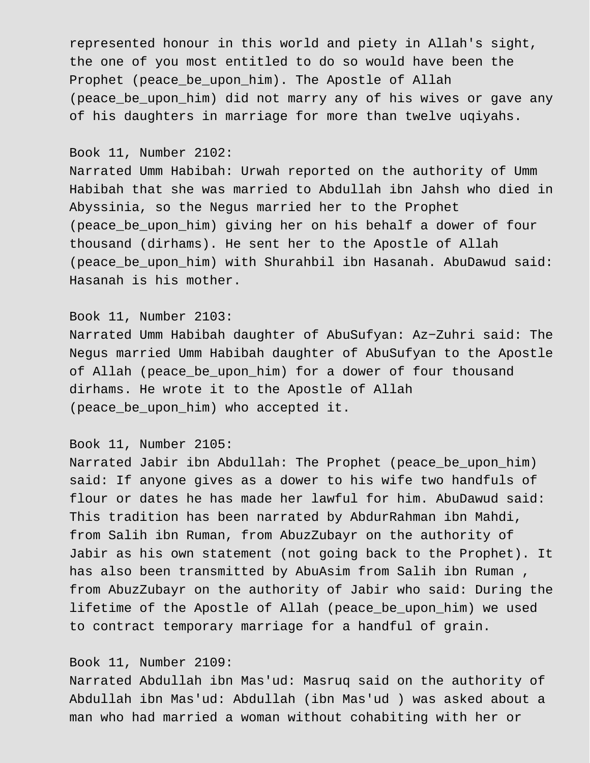represented honour in this world and piety in Allah's sight, the one of you most entitled to do so would have been the Prophet (peace_be_upon_him). The Apostle of Allah (peace_be_upon_him) did not marry any of his wives or gave any of his daughters in marriage for more than twelve uqiyahs.

Book 11, Number 2102:
Narrated Umm Habibah: Urwah reported on the authority of Umm Habibah that she was married to Abdullah ibn Jahsh who died in Abyssinia, so the Negus married her to the Prophet (peace_be_upon_him) giving her on his behalf a dower of four thousand (dirhams). He sent her to the Apostle of Allah (peace_be_upon_him) with Shurahbil ibn Hasanah. AbuDawud said: Hasanah is his mother.

Book 11, Number 2103:
Narrated Umm Habibah daughter of AbuSufyan: Az-Zuhri said: The Negus married Umm Habibah daughter of AbuSufyan to the Apostle of Allah (peace_be_upon_him) for a dower of four thousand dirhams. He wrote it to the Apostle of Allah (peace_be_upon_him) who accepted it.

Book 11, Number 2105:
Narrated Jabir ibn Abdullah: The Prophet (peace_be_upon_him) said: If anyone gives as a dower to his wife two handfuls of flour or dates he has made her lawful for him. AbuDawud said: This tradition has been narrated by AbdurRahman ibn Mahdi, from Salih ibn Ruman, from AbuzZubayr on the authority of Jabir as his own statement (not going back to the Prophet). It has also been transmitted by AbuAsim from Salih ibn Ruman , from AbuzZubayr on the authority of Jabir who said: During the lifetime of the Apostle of Allah (peace_be_upon_him) we used to contract temporary marriage for a handful of grain.

Book 11, Number 2109:
Narrated Abdullah ibn Mas'ud: Masruq said on the authority of Abdullah ibn Mas'ud: Abdullah (ibn Mas'ud ) was asked about a man who had married a woman without cohabiting with her or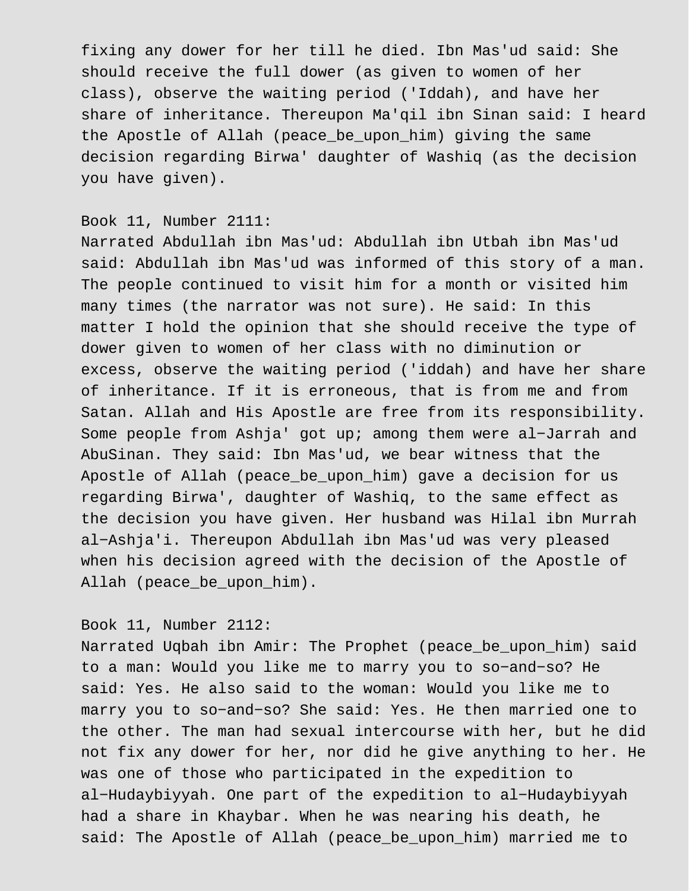fixing any dower for her till he died. Ibn Mas'ud said: She should receive the full dower (as given to women of her class), observe the waiting period ('Iddah), and have her share of inheritance. Thereupon Ma'qil ibn Sinan said: I heard the Apostle of Allah (peace_be_upon_him) giving the same decision regarding Birwa' daughter of Washiq (as the decision you have given).

Book 11, Number 2111:
Narrated Abdullah ibn Mas'ud: Abdullah ibn Utbah ibn Mas'ud said: Abdullah ibn Mas'ud was informed of this story of a man. The people continued to visit him for a month or visited him many times (the narrator was not sure). He said: In this matter I hold the opinion that she should receive the type of dower given to women of her class with no diminution or excess, observe the waiting period ('iddah) and have her share of inheritance. If it is erroneous, that is from me and from Satan. Allah and His Apostle are free from its responsibility. Some people from Ashja' got up; among them were al-Jarrah and AbuSinan. They said: Ibn Mas'ud, we bear witness that the Apostle of Allah (peace_be_upon_him) gave a decision for us regarding Birwa', daughter of Washiq, to the same effect as the decision you have given. Her husband was Hilal ibn Murrah al-Ashja'i. Thereupon Abdullah ibn Mas'ud was very pleased when his decision agreed with the decision of the Apostle of Allah (peace_be_upon_him).

Book 11, Number 2112:
Narrated Uqbah ibn Amir: The Prophet (peace_be_upon_him) said to a man: Would you like me to marry you to so-and-so? He said: Yes. He also said to the woman: Would you like me to marry you to so-and-so? She said: Yes. He then married one to the other. The man had sexual intercourse with her, but he did not fix any dower for her, nor did he give anything to her. He was one of those who participated in the expedition to al-Hudaybiyyah. One part of the expedition to al-Hudaybiyyah had a share in Khaybar. When he was nearing his death, he said: The Apostle of Allah (peace_be_upon_him) married me to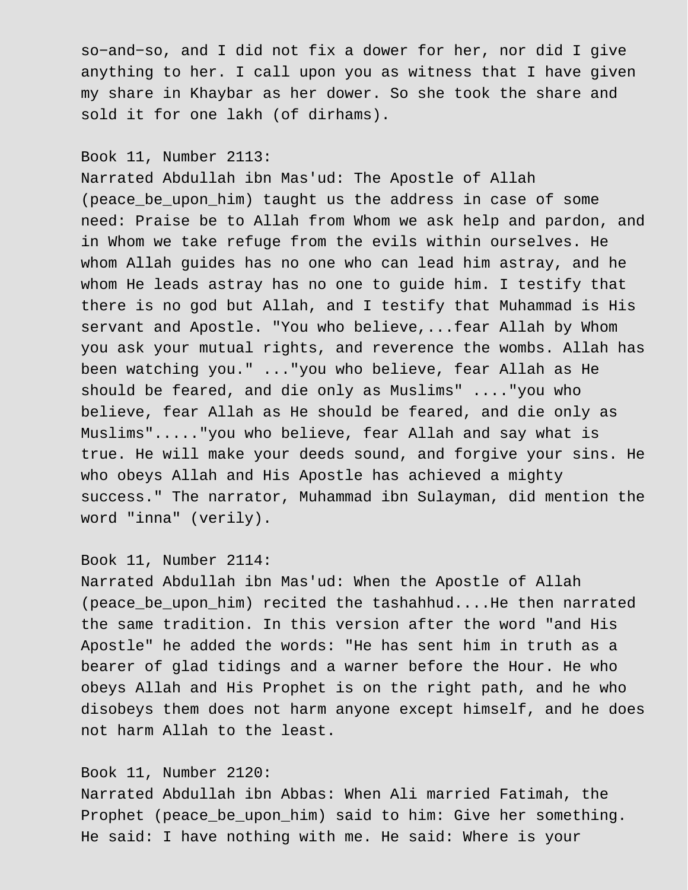so-and-so, and I did not fix a dower for her, nor did I give anything to her. I call upon you as witness that I have given my share in Khaybar as her dower. So she took the share and sold it for one lakh (of dirhams).

Book 11, Number 2113:
Narrated Abdullah ibn Mas'ud: The Apostle of Allah (peace_be_upon_him) taught us the address in case of some need: Praise be to Allah from Whom we ask help and pardon, and in Whom we take refuge from the evils within ourselves. He whom Allah guides has no one who can lead him astray, and he whom He leads astray has no one to guide him. I testify that there is no god but Allah, and I testify that Muhammad is His servant and Apostle. "You who believe,...fear Allah by Whom you ask your mutual rights, and reverence the wombs. Allah has been watching you." ..."you who believe, fear Allah as He should be feared, and die only as Muslims" ...."you who believe, fear Allah as He should be feared, and die only as Muslims"....."you who believe, fear Allah and say what is true. He will make your deeds sound, and forgive your sins. He who obeys Allah and His Apostle has achieved a mighty success." The narrator, Muhammad ibn Sulayman, did mention the word "inna" (verily).

Book 11, Number 2114:
Narrated Abdullah ibn Mas'ud: When the Apostle of Allah (peace_be_upon_him) recited the tashahhud....He then narrated the same tradition. In this version after the word "and His Apostle" he added the words: "He has sent him in truth as a bearer of glad tidings and a warner before the Hour. He who obeys Allah and His Prophet is on the right path, and he who disobeys them does not harm anyone except himself, and he does not harm Allah to the least.

Book 11, Number 2120:
Narrated Abdullah ibn Abbas: When Ali married Fatimah, the Prophet (peace_be_upon_him) said to him: Give her something. He said: I have nothing with me. He said: Where is your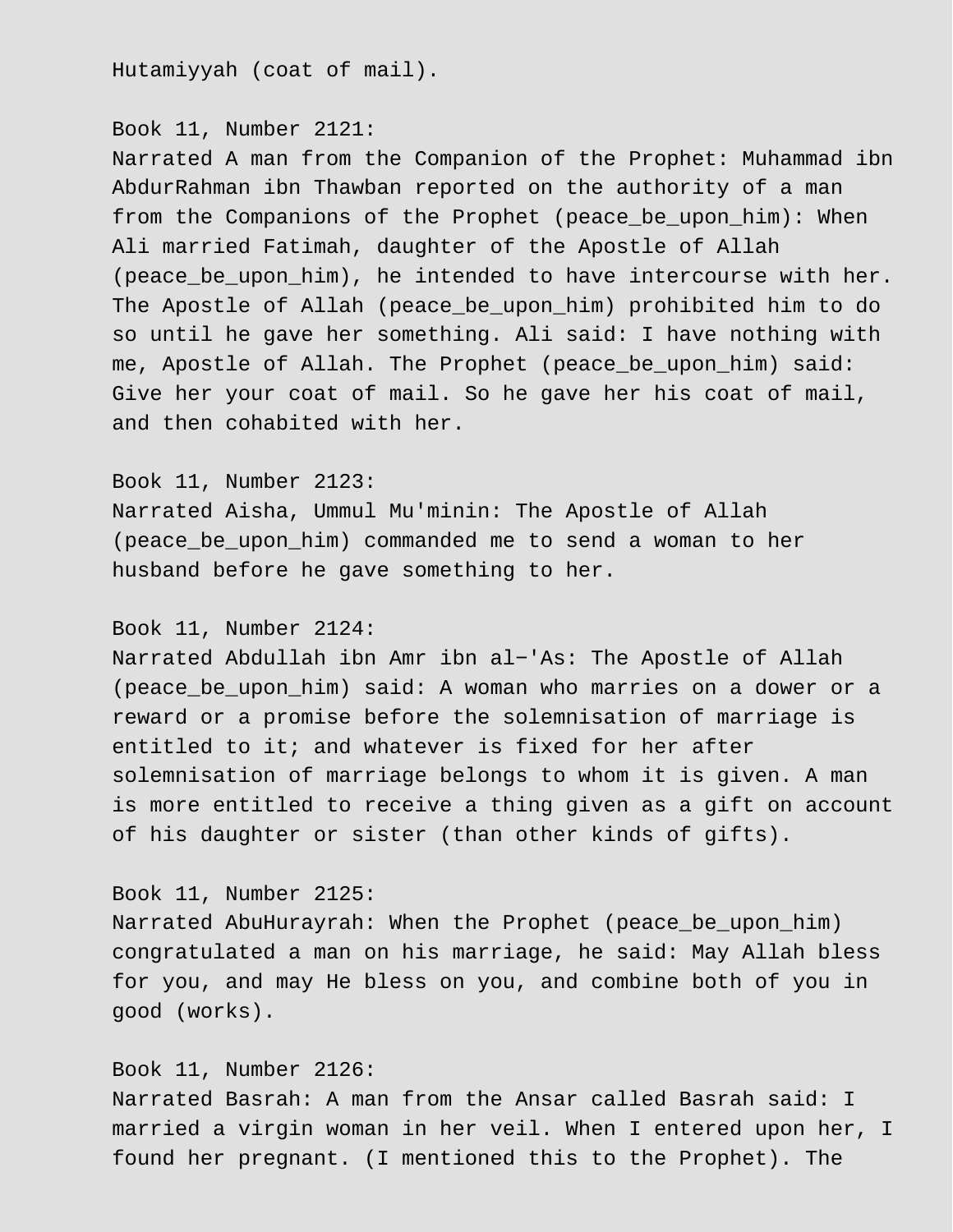Hutamiyyah (coat of mail).

Book 11, Number 2121:
Narrated A man from the Companion of the Prophet: Muhammad ibn AbdurRahman ibn Thawban reported on the authority of a man from the Companions of the Prophet (peace_be_upon_him): When Ali married Fatimah, daughter of the Apostle of Allah (peace_be_upon_him), he intended to have intercourse with her. The Apostle of Allah (peace_be_upon_him) prohibited him to do so until he gave her something. Ali said: I have nothing with me, Apostle of Allah. The Prophet (peace_be_upon_him) said: Give her your coat of mail. So he gave her his coat of mail, and then cohabited with her.

Book 11, Number 2123:
Narrated Aisha, Ummul Mu'minin: The Apostle of Allah (peace_be_upon_him) commanded me to send a woman to her husband before he gave something to her.

Book 11, Number 2124:
Narrated Abdullah ibn Amr ibn al−'As: The Apostle of Allah (peace_be_upon_him) said: A woman who marries on a dower or a reward or a promise before the solemnisation of marriage is entitled to it; and whatever is fixed for her after solemnisation of marriage belongs to whom it is given. A man is more entitled to receive a thing given as a gift on account of his daughter or sister (than other kinds of gifts).

Book 11, Number 2125:
Narrated AbuHurayrah: When the Prophet (peace_be_upon_him) congratulated a man on his marriage, he said: May Allah bless for you, and may He bless on you, and combine both of you in good (works).

Book 11, Number 2126:
Narrated Basrah: A man from the Ansar called Basrah said: I married a virgin woman in her veil. When I entered upon her, I found her pregnant. (I mentioned this to the Prophet). The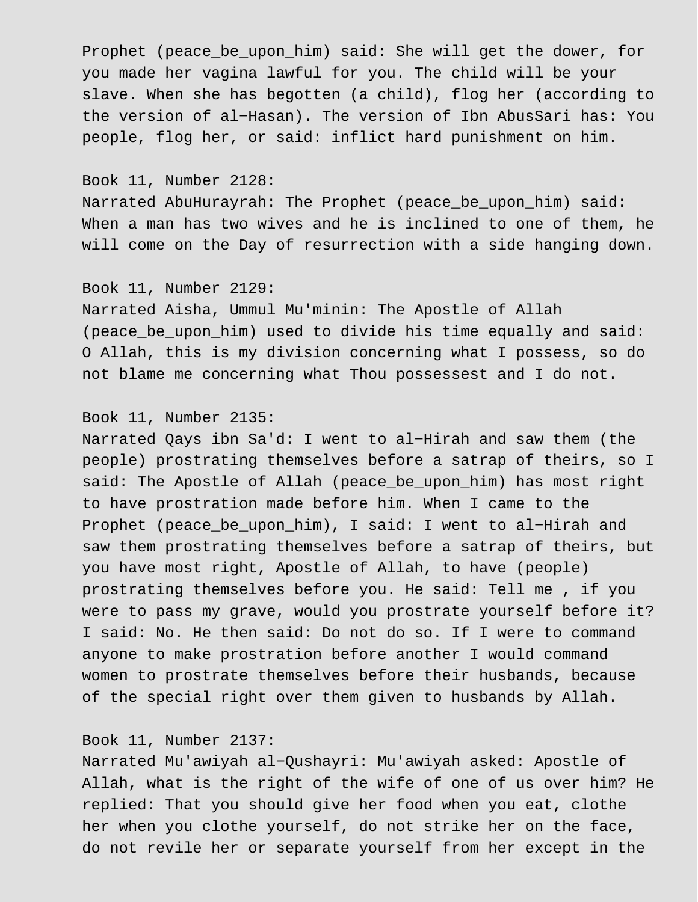Prophet (peace_be_upon_him) said: She will get the dower, for you made her vagina lawful for you. The child will be your slave. When she has begotten (a child), flog her (according to the version of al-Hasan). The version of Ibn AbusSari has: You people, flog her, or said: inflict hard punishment on him.

Book 11, Number 2128:
Narrated AbuHurayrah: The Prophet (peace_be_upon_him) said: When a man has two wives and he is inclined to one of them, he will come on the Day of resurrection with a side hanging down.

Book 11, Number 2129:
Narrated Aisha, Ummul Mu'minin: The Apostle of Allah (peace_be_upon_him) used to divide his time equally and said: O Allah, this is my division concerning what I possess, so do not blame me concerning what Thou possessest and I do not.

Book 11, Number 2135:
Narrated Qays ibn Sa'd: I went to al-Hirah and saw them (the people) prostrating themselves before a satrap of theirs, so I said: The Apostle of Allah (peace_be_upon_him) has most right to have prostration made before him. When I came to the Prophet (peace_be_upon_him), I said: I went to al-Hirah and saw them prostrating themselves before a satrap of theirs, but you have most right, Apostle of Allah, to have (people) prostrating themselves before you. He said: Tell me , if you were to pass my grave, would you prostrate yourself before it? I said: No. He then said: Do not do so. If I were to command anyone to make prostration before another I would command women to prostrate themselves before their husbands, because of the special right over them given to husbands by Allah.

Book 11, Number 2137:
Narrated Mu'awiyah al-Qushayri: Mu'awiyah asked: Apostle of Allah, what is the right of the wife of one of us over him? He replied: That you should give her food when you eat, clothe her when you clothe yourself, do not strike her on the face, do not revile her or separate yourself from her except in the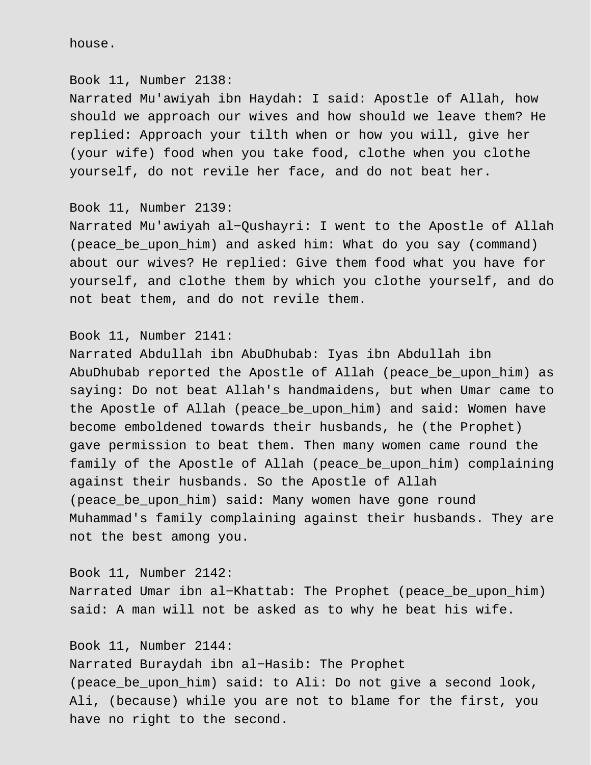house.

Book 11, Number 2138:
Narrated Mu'awiyah ibn Haydah: I said: Apostle of Allah, how should we approach our wives and how should we leave them? He replied: Approach your tilth when or how you will, give her (your wife) food when you take food, clothe when you clothe yourself, do not revile her face, and do not beat her.

Book 11, Number 2139:
Narrated Mu'awiyah al-Qushayri: I went to the Apostle of Allah (peace_be_upon_him) and asked him: What do you say (command) about our wives? He replied: Give them food what you have for yourself, and clothe them by which you clothe yourself, and do not beat them, and do not revile them.

Book 11, Number 2141:
Narrated Abdullah ibn AbuDhubab: Iyas ibn Abdullah ibn AbuDhubab reported the Apostle of Allah (peace_be_upon_him) as saying: Do not beat Allah's handmaidens, but when Umar came to the Apostle of Allah (peace_be_upon_him) and said: Women have become emboldened towards their husbands, he (the Prophet) gave permission to beat them. Then many women came round the family of the Apostle of Allah (peace_be_upon_him) complaining against their husbands. So the Apostle of Allah (peace_be_upon_him) said: Many women have gone round Muhammad's family complaining against their husbands. They are not the best among you.

Book 11, Number 2142:
Narrated Umar ibn al-Khattab: The Prophet (peace_be_upon_him) said: A man will not be asked as to why he beat his wife.

Book 11, Number 2144:
Narrated Buraydah ibn al-Hasib: The Prophet (peace_be_upon_him) said: to Ali: Do not give a second look, Ali, (because) while you are not to blame for the first, you have no right to the second.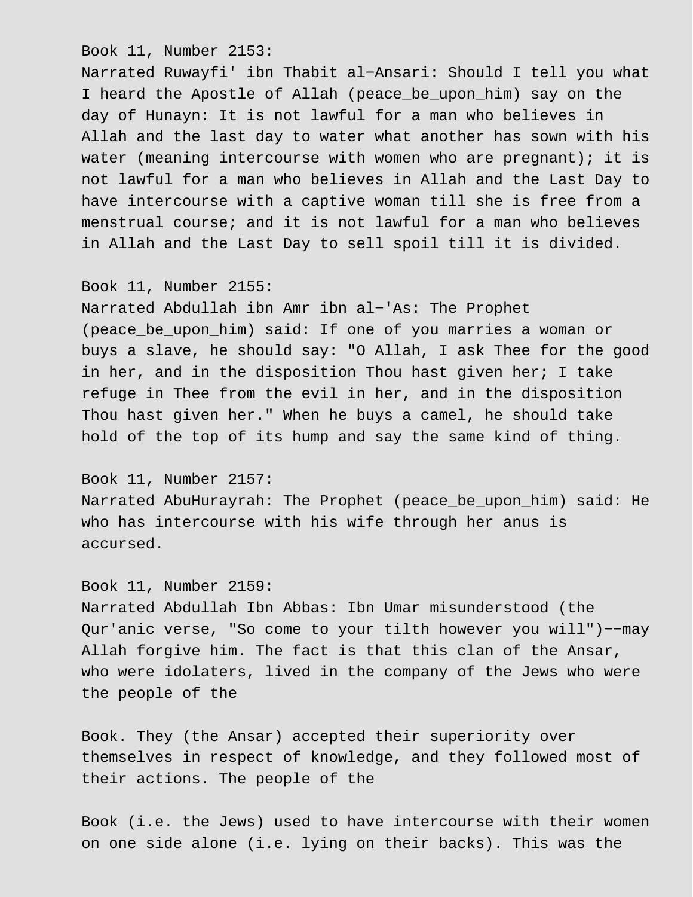Book 11, Number 2153:
Narrated Ruwayfi' ibn Thabit al−Ansari: Should I tell you what I heard the Apostle of Allah (peace_be_upon_him) say on the day of Hunayn: It is not lawful for a man who believes in Allah and the last day to water what another has sown with his water (meaning intercourse with women who are pregnant); it is not lawful for a man who believes in Allah and the Last Day to have intercourse with a captive woman till she is free from a menstrual course; and it is not lawful for a man who believes in Allah and the Last Day to sell spoil till it is divided.

Book 11, Number 2155:
Narrated Abdullah ibn Amr ibn al−'As: The Prophet (peace_be_upon_him) said: If one of you marries a woman or buys a slave, he should say: "O Allah, I ask Thee for the good in her, and in the disposition Thou hast given her; I take refuge in Thee from the evil in her, and in the disposition Thou hast given her." When he buys a camel, he should take hold of the top of its hump and say the same kind of thing.

Book 11, Number 2157:
Narrated AbuHurayrah: The Prophet (peace_be_upon_him) said: He who has intercourse with his wife through her anus is accursed.

Book 11, Number 2159:
Narrated Abdullah Ibn Abbas: Ibn Umar misunderstood (the Qur'anic verse, "So come to your tilth however you will")−−may Allah forgive him. The fact is that this clan of the Ansar, who were idolaters, lived in the company of the Jews who were the people of the

Book. They (the Ansar) accepted their superiority over themselves in respect of knowledge, and they followed most of their actions. The people of the

Book (i.e. the Jews) used to have intercourse with their women on one side alone (i.e. lying on their backs). This was the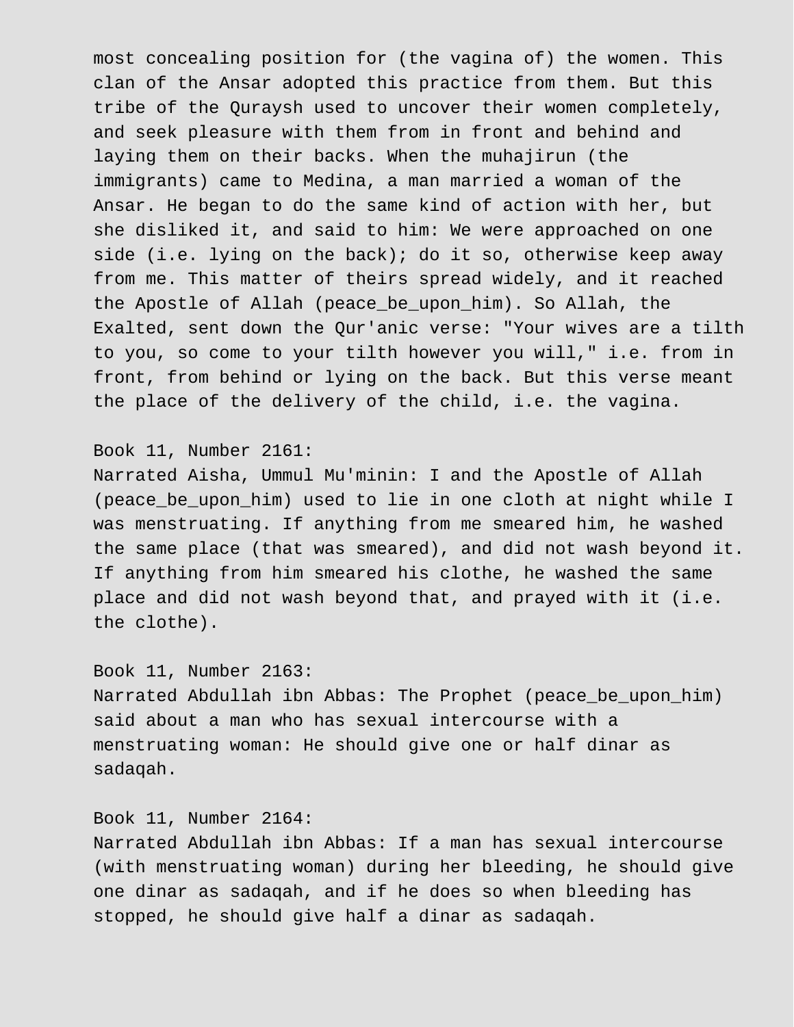most concealing position for (the vagina of) the women. This clan of the Ansar adopted this practice from them. But this tribe of the Quraysh used to uncover their women completely, and seek pleasure with them from in front and behind and laying them on their backs. When the muhajirun (the immigrants) came to Medina, a man married a woman of the Ansar. He began to do the same kind of action with her, but she disliked it, and said to him: We were approached on one side (i.e. lying on the back); do it so, otherwise keep away from me. This matter of theirs spread widely, and it reached the Apostle of Allah (peace_be_upon_him). So Allah, the Exalted, sent down the Qur'anic verse: "Your wives are a tilth to you, so come to your tilth however you will," i.e. from in front, from behind or lying on the back. But this verse meant the place of the delivery of the child, i.e. the vagina.

Book 11, Number 2161:
Narrated Aisha, Ummul Mu'minin: I and the Apostle of Allah (peace_be_upon_him) used to lie in one cloth at night while I was menstruating. If anything from me smeared him, he washed the same place (that was smeared), and did not wash beyond it. If anything from him smeared his clothe, he washed the same place and did not wash beyond that, and prayed with it (i.e. the clothe).

Book 11, Number 2163:
Narrated Abdullah ibn Abbas: The Prophet (peace_be_upon_him) said about a man who has sexual intercourse with a menstruating woman: He should give one or half dinar as sadaqah.

Book 11, Number 2164:
Narrated Abdullah ibn Abbas: If a man has sexual intercourse (with menstruating woman) during her bleeding, he should give one dinar as sadaqah, and if he does so when bleeding has stopped, he should give half a dinar as sadaqah.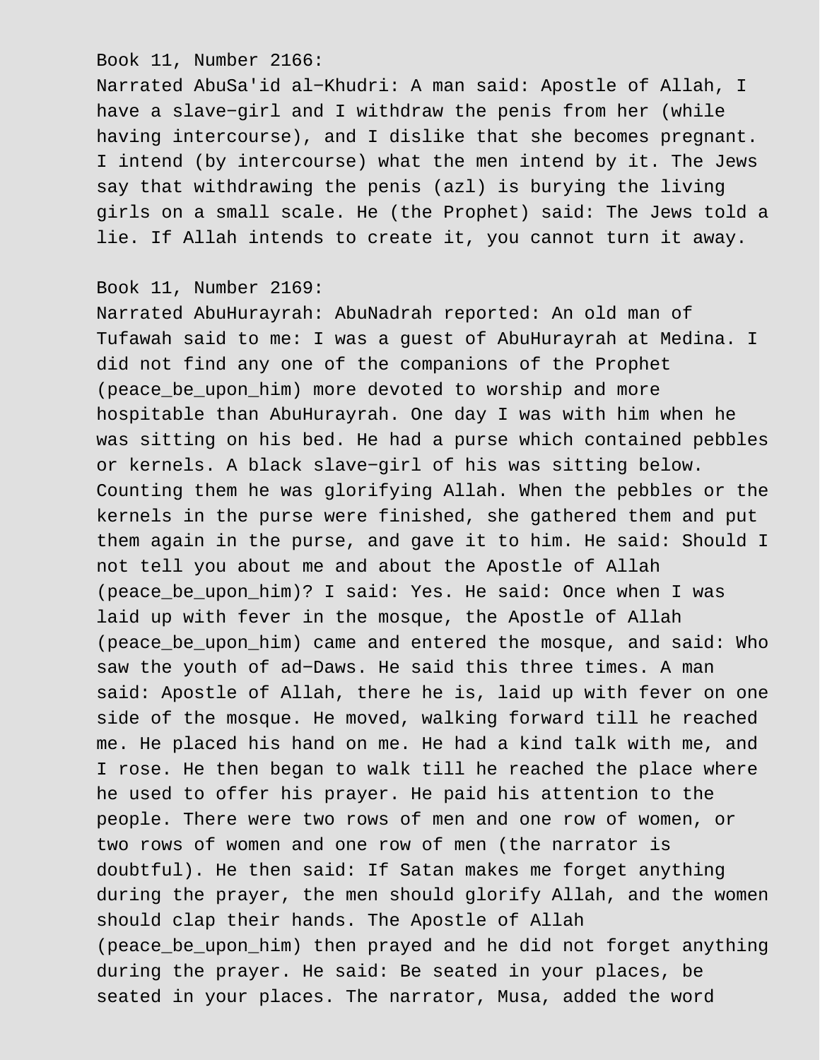Book 11, Number 2166:
Narrated AbuSa'id al-Khudri: A man said: Apostle of Allah, I have a slave-girl and I withdraw the penis from her (while having intercourse), and I dislike that she becomes pregnant. I intend (by intercourse) what the men intend by it. The Jews say that withdrawing the penis (azl) is burying the living girls on a small scale. He (the Prophet) said: The Jews told a lie. If Allah intends to create it, you cannot turn it away.

Book 11, Number 2169:
Narrated AbuHurayrah: AbuNadrah reported: An old man of Tufawah said to me: I was a guest of AbuHurayrah at Medina. I did not find any one of the companions of the Prophet (peace_be_upon_him) more devoted to worship and more hospitable than AbuHurayrah. One day I was with him when he was sitting on his bed. He had a purse which contained pebbles or kernels. A black slave-girl of his was sitting below. Counting them he was glorifying Allah. When the pebbles or the kernels in the purse were finished, she gathered them and put them again in the purse, and gave it to him. He said: Should I not tell you about me and about the Apostle of Allah (peace_be_upon_him)? I said: Yes. He said: Once when I was laid up with fever in the mosque, the Apostle of Allah (peace_be_upon_him) came and entered the mosque, and said: Who saw the youth of ad-Daws. He said this three times. A man said: Apostle of Allah, there he is, laid up with fever on one side of the mosque. He moved, walking forward till he reached me. He placed his hand on me. He had a kind talk with me, and I rose. He then began to walk till he reached the place where he used to offer his prayer. He paid his attention to the people. There were two rows of men and one row of women, or two rows of women and one row of men (the narrator is doubtful). He then said: If Satan makes me forget anything during the prayer, the men should glorify Allah, and the women should clap their hands. The Apostle of Allah (peace_be_upon_him) then prayed and he did not forget anything during the prayer. He said: Be seated in your places, be seated in your places. The narrator, Musa, added the word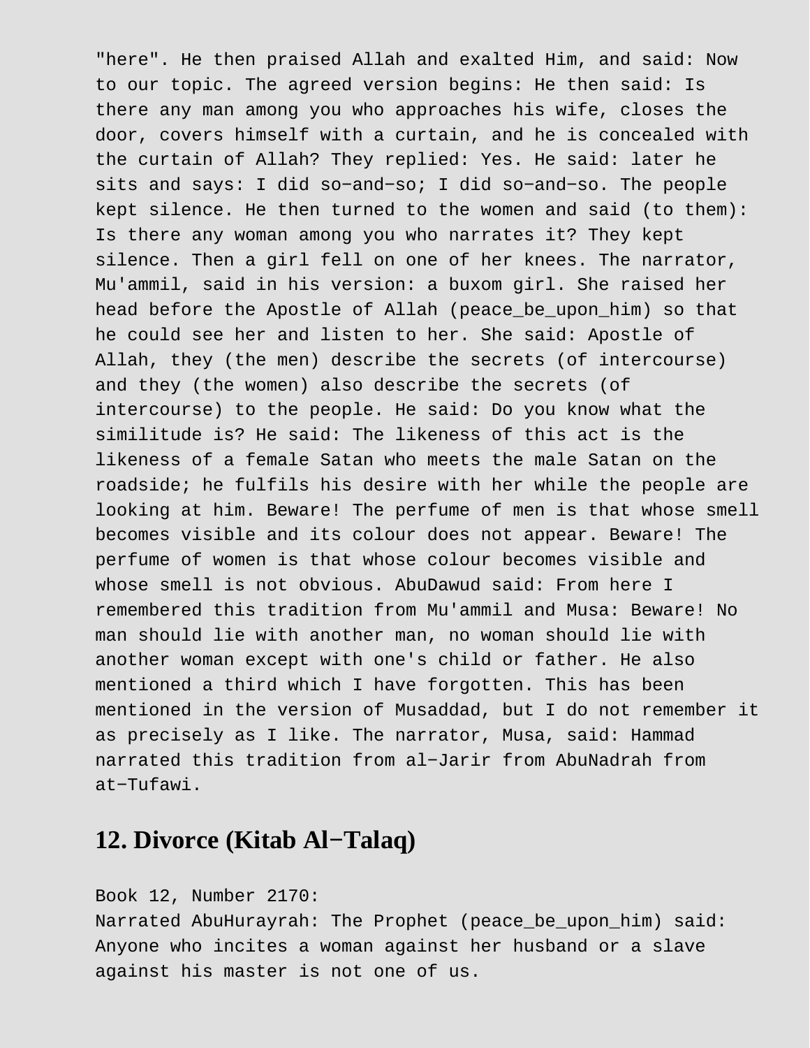"here". He then praised Allah and exalted Him, and said: Now to our topic. The agreed version begins: He then said: Is there any man among you who approaches his wife, closes the door, covers himself with a curtain, and he is concealed with the curtain of Allah? They replied: Yes. He said: later he sits and says: I did so−and−so; I did so−and−so. The people kept silence. He then turned to the women and said (to them): Is there any woman among you who narrates it? They kept silence. Then a girl fell on one of her knees. The narrator, Mu'ammil, said in his version: a buxom girl. She raised her head before the Apostle of Allah (peace_be_upon_him) so that he could see her and listen to her. She said: Apostle of Allah, they (the men) describe the secrets (of intercourse) and they (the women) also describe the secrets (of intercourse) to the people. He said: Do you know what the similitude is? He said: The likeness of this act is the likeness of a female Satan who meets the male Satan on the roadside; he fulfils his desire with her while the people are looking at him. Beware! The perfume of men is that whose smell becomes visible and its colour does not appear. Beware! The perfume of women is that whose colour becomes visible and whose smell is not obvious. AbuDawud said: From here I remembered this tradition from Mu'ammil and Musa: Beware! No man should lie with another man, no woman should lie with another woman except with one's child or father. He also mentioned a third which I have forgotten. This has been mentioned in the version of Musaddad, but I do not remember it as precisely as I like. The narrator, Musa, said: Hammad narrated this tradition from al−Jarir from AbuNadrah from at−Tufawi.

## 12. Divorce (Kitab Al−Talaq)

Book 12, Number 2170:
Narrated AbuHurayrah: The Prophet (peace_be_upon_him) said: Anyone who incites a woman against her husband or a slave against his master is not one of us.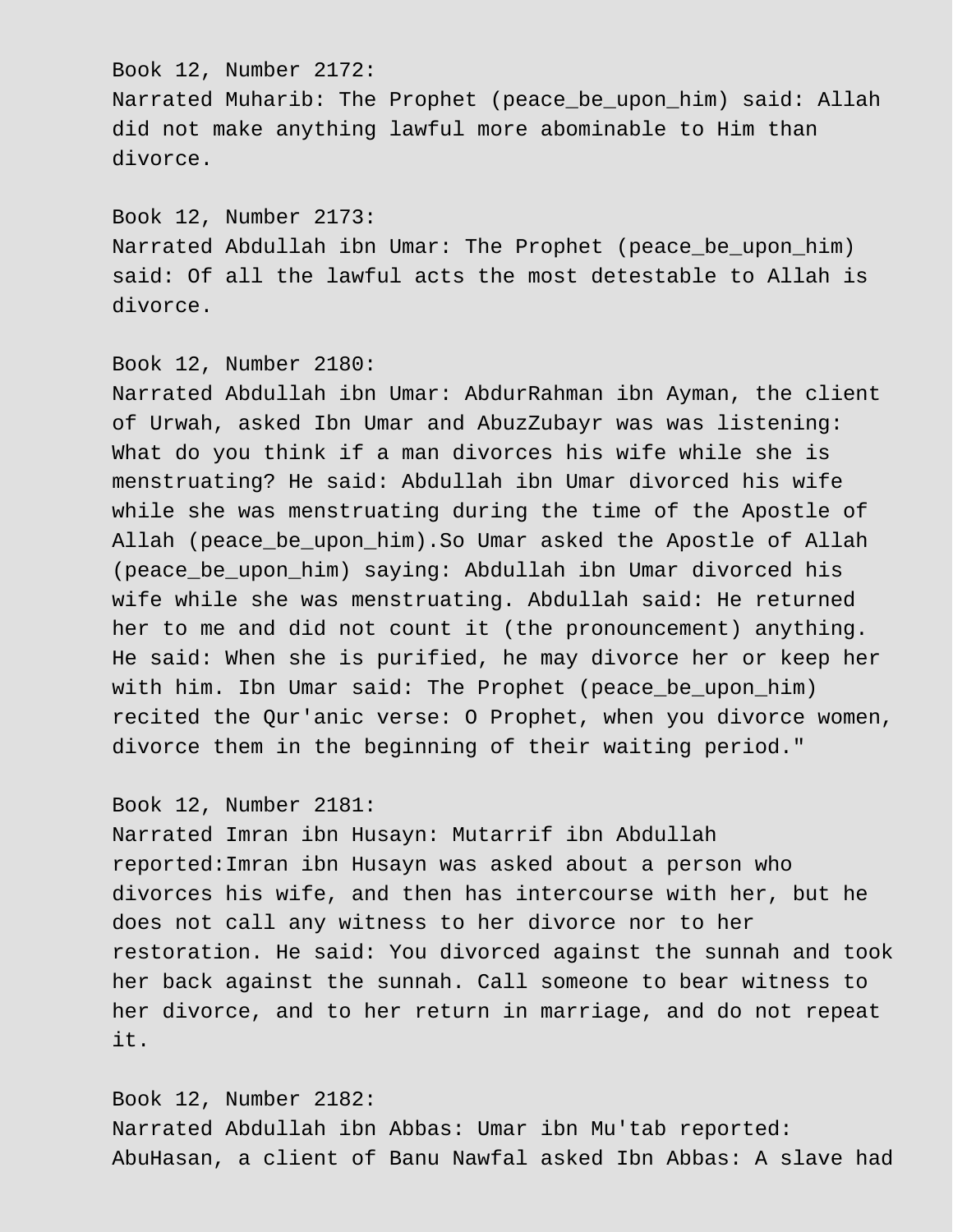Book 12, Number 2172:
Narrated Muharib: The Prophet (peace_be_upon_him) said: Allah did not make anything lawful more abominable to Him than divorce.

Book 12, Number 2173:
Narrated Abdullah ibn Umar: The Prophet (peace_be_upon_him) said: Of all the lawful acts the most detestable to Allah is divorce.

Book 12, Number 2180:
Narrated Abdullah ibn Umar: AbdurRahman ibn Ayman, the client of Urwah, asked Ibn Umar and AbuzZubayr was was listening: What do you think if a man divorces his wife while she is menstruating? He said: Abdullah ibn Umar divorced his wife while she was menstruating during the time of the Apostle of Allah (peace_be_upon_him).So Umar asked the Apostle of Allah (peace_be_upon_him) saying: Abdullah ibn Umar divorced his wife while she was menstruating. Abdullah said: He returned her to me and did not count it (the pronouncement) anything. He said: When she is purified, he may divorce her or keep her with him. Ibn Umar said: The Prophet (peace_be_upon_him) recited the Qur'anic verse: O Prophet, when you divorce women, divorce them in the beginning of their waiting period."

Book 12, Number 2181:
Narrated Imran ibn Husayn: Mutarrif ibn Abdullah reported:Imran ibn Husayn was asked about a person who divorces his wife, and then has intercourse with her, but he does not call any witness to her divorce nor to her restoration. He said: You divorced against the sunnah and took her back against the sunnah. Call someone to bear witness to her divorce, and to her return in marriage, and do not repeat it.

Book 12, Number 2182:
Narrated Abdullah ibn Abbas: Umar ibn Mu'tab reported: AbuHasan, a client of Banu Nawfal asked Ibn Abbas: A slave had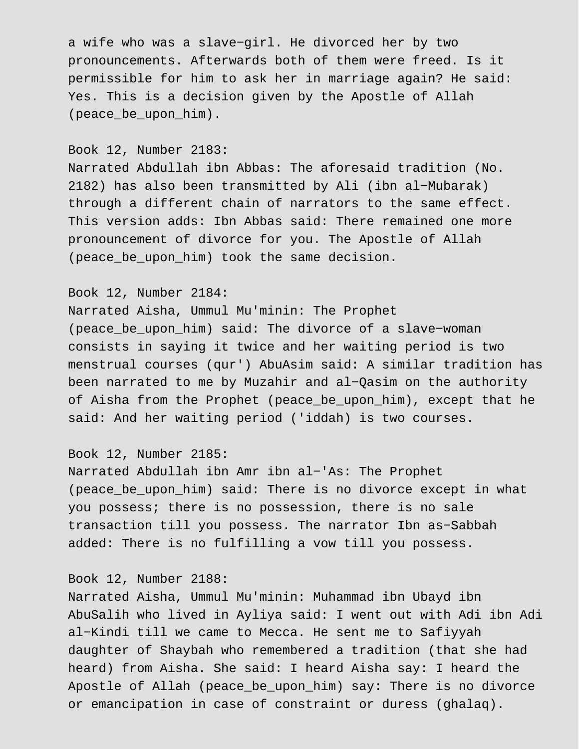a wife who was a slave-girl. He divorced her by two pronouncements. Afterwards both of them were freed. Is it permissible for him to ask her in marriage again? He said: Yes. This is a decision given by the Apostle of Allah (peace_be_upon_him).

Book 12, Number 2183:
Narrated Abdullah ibn Abbas: The aforesaid tradition (No. 2182) has also been transmitted by Ali (ibn al-Mubarak) through a different chain of narrators to the same effect. This version adds: Ibn Abbas said: There remained one more pronouncement of divorce for you. The Apostle of Allah (peace_be_upon_him) took the same decision.

Book 12, Number 2184:
Narrated Aisha, Ummul Mu'minin: The Prophet (peace_be_upon_him) said: The divorce of a slave-woman consists in saying it twice and her waiting period is two menstrual courses (qur') AbuAsim said: A similar tradition has been narrated to me by Muzahir and al-Qasim on the authority of Aisha from the Prophet (peace_be_upon_him), except that he said: And her waiting period ('iddah) is two courses.

Book 12, Number 2185:
Narrated Abdullah ibn Amr ibn al-'As: The Prophet (peace_be_upon_him) said: There is no divorce except in what you possess; there is no possession, there is no sale transaction till you possess. The narrator Ibn as-Sabbah added: There is no fulfilling a vow till you possess.

Book 12, Number 2188:
Narrated Aisha, Ummul Mu'minin: Muhammad ibn Ubayd ibn AbuSalih who lived in Ayliya said: I went out with Adi ibn Adi al-Kindi till we came to Mecca. He sent me to Safiyyah daughter of Shaybah who remembered a tradition (that she had heard) from Aisha. She said: I heard Aisha say: I heard the Apostle of Allah (peace_be_upon_him) say: There is no divorce or emancipation in case of constraint or duress (ghalaq).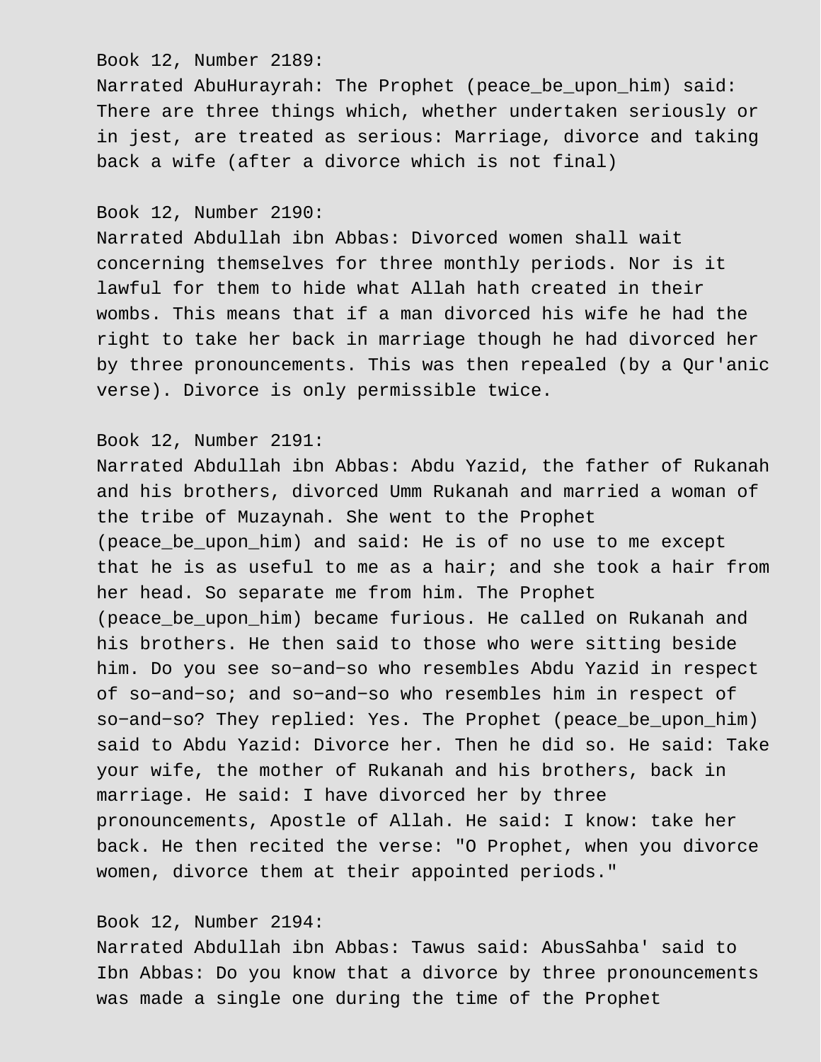Book 12, Number 2189:
Narrated AbuHurayrah: The Prophet (peace_be_upon_him) said: There are three things which, whether undertaken seriously or in jest, are treated as serious: Marriage, divorce and taking back a wife (after a divorce which is not final)

Book 12, Number 2190:
Narrated Abdullah ibn Abbas: Divorced women shall wait concerning themselves for three monthly periods. Nor is it lawful for them to hide what Allah hath created in their wombs. This means that if a man divorced his wife he had the right to take her back in marriage though he had divorced her by three pronouncements. This was then repealed (by a Qur'anic verse). Divorce is only permissible twice.

Book 12, Number 2191:
Narrated Abdullah ibn Abbas: Abdu Yazid, the father of Rukanah and his brothers, divorced Umm Rukanah and married a woman of the tribe of Muzaynah. She went to the Prophet (peace_be_upon_him) and said: He is of no use to me except that he is as useful to me as a hair; and she took a hair from her head. So separate me from him. The Prophet (peace_be_upon_him) became furious. He called on Rukanah and his brothers. He then said to those who were sitting beside him. Do you see so−and−so who resembles Abdu Yazid in respect of so−and−so; and so−and−so who resembles him in respect of so−and−so? They replied: Yes. The Prophet (peace_be_upon_him) said to Abdu Yazid: Divorce her. Then he did so. He said: Take your wife, the mother of Rukanah and his brothers, back in marriage. He said: I have divorced her by three pronouncements, Apostle of Allah. He said: I know: take her back. He then recited the verse: "O Prophet, when you divorce women, divorce them at their appointed periods."

Book 12, Number 2194:
Narrated Abdullah ibn Abbas: Tawus said: AbusSahba' said to Ibn Abbas: Do you know that a divorce by three pronouncements was made a single one during the time of the Prophet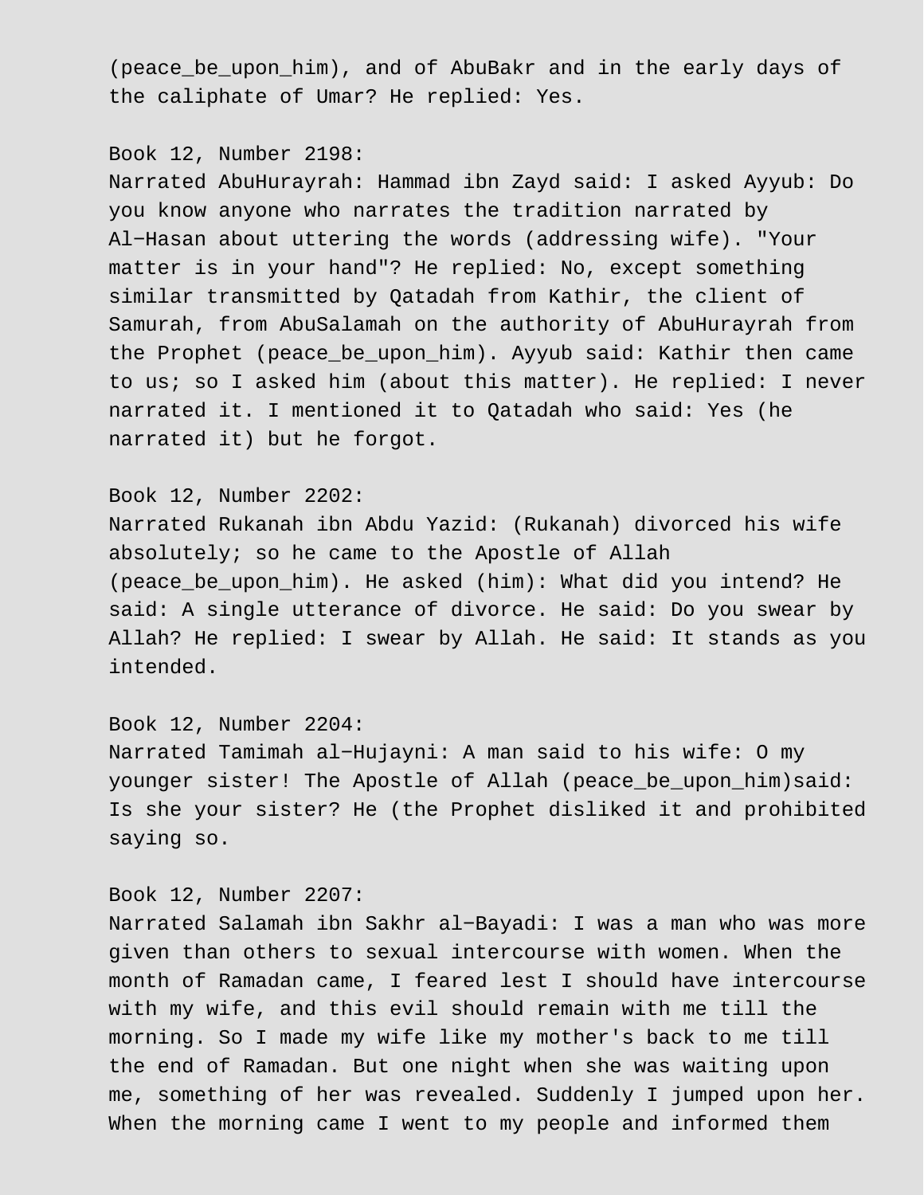(peace_be_upon_him), and of AbuBakr and in the early days of the caliphate of Umar? He replied: Yes.

Book 12, Number 2198:
Narrated AbuHurayrah: Hammad ibn Zayd said: I asked Ayyub: Do you know anyone who narrates the tradition narrated by Al-Hasan about uttering the words (addressing wife). "Your matter is in your hand"? He replied: No, except something similar transmitted by Qatadah from Kathir, the client of Samurah, from AbuSalamah on the authority of AbuHurayrah from the Prophet (peace_be_upon_him). Ayyub said: Kathir then came to us; so I asked him (about this matter). He replied: I never narrated it. I mentioned it to Qatadah who said: Yes (he narrated it) but he forgot.

Book 12, Number 2202:
Narrated Rukanah ibn Abdu Yazid: (Rukanah) divorced his wife absolutely; so he came to the Apostle of Allah (peace_be_upon_him). He asked (him): What did you intend? He said: A single utterance of divorce. He said: Do you swear by Allah? He replied: I swear by Allah. He said: It stands as you intended.

Book 12, Number 2204:
Narrated Tamimah al-Hujayni: A man said to his wife: O my younger sister! The Apostle of Allah (peace_be_upon_him)said: Is she your sister? He (the Prophet disliked it and prohibited saying so.

Book 12, Number 2207:
Narrated Salamah ibn Sakhr al-Bayadi: I was a man who was more given than others to sexual intercourse with women. When the month of Ramadan came, I feared lest I should have intercourse with my wife, and this evil should remain with me till the morning. So I made my wife like my mother's back to me till the end of Ramadan. But one night when she was waiting upon me, something of her was revealed. Suddenly I jumped upon her. When the morning came I went to my people and informed them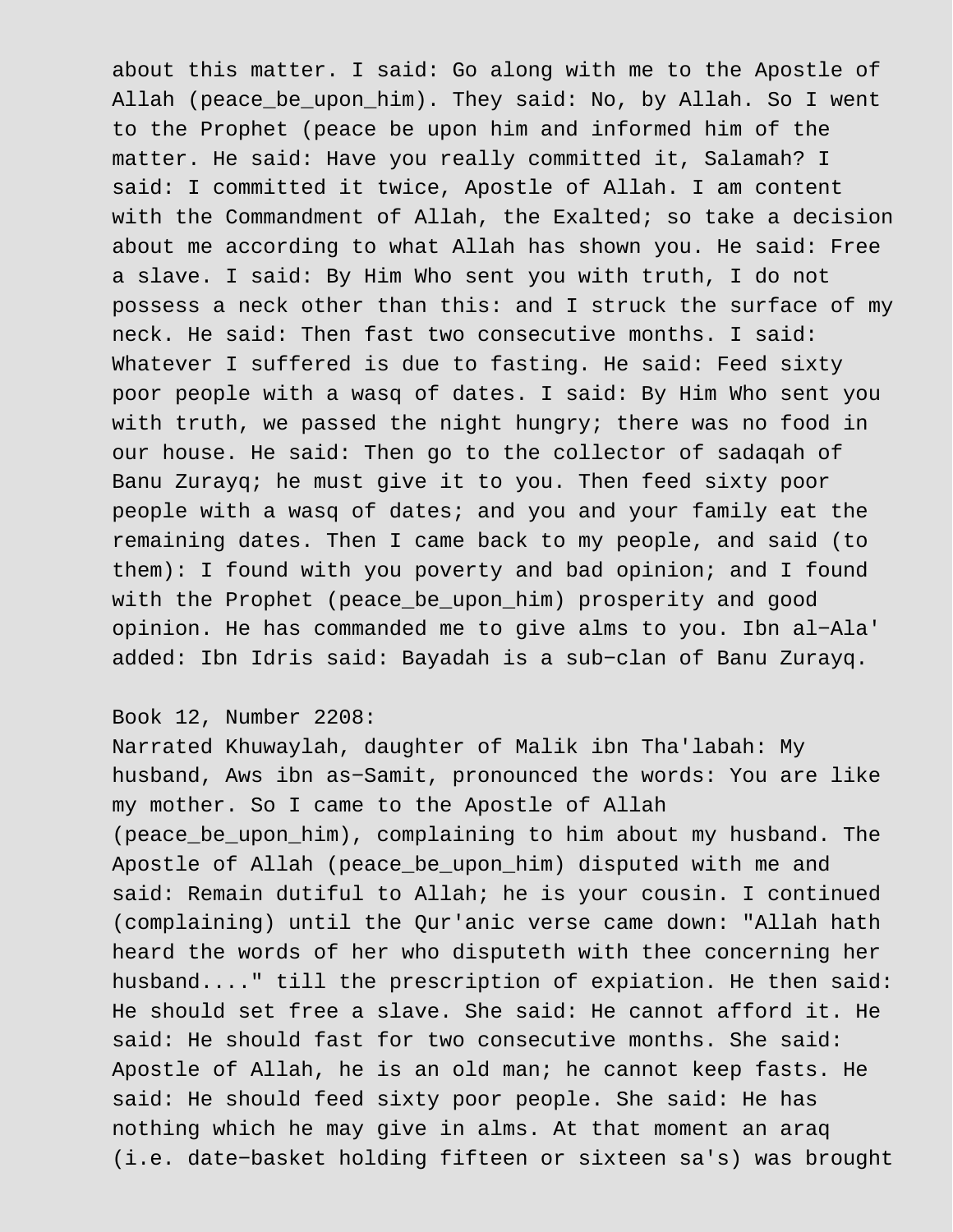about this matter. I said: Go along with me to the Apostle of Allah (peace_be_upon_him). They said: No, by Allah. So I went to the Prophet (peace be upon him and informed him of the matter. He said: Have you really committed it, Salamah? I said: I committed it twice, Apostle of Allah. I am content with the Commandment of Allah, the Exalted; so take a decision about me according to what Allah has shown you. He said: Free a slave. I said: By Him Who sent you with truth, I do not possess a neck other than this: and I struck the surface of my neck. He said: Then fast two consecutive months. I said: Whatever I suffered is due to fasting. He said: Feed sixty poor people with a wasq of dates. I said: By Him Who sent you with truth, we passed the night hungry; there was no food in our house. He said: Then go to the collector of sadaqah of Banu Zurayq; he must give it to you. Then feed sixty poor people with a wasq of dates; and you and your family eat the remaining dates. Then I came back to my people, and said (to them): I found with you poverty and bad opinion; and I found with the Prophet (peace_be_upon_him) prosperity and good opinion. He has commanded me to give alms to you. Ibn al-Ala' added: Ibn Idris said: Bayadah is a sub-clan of Banu Zurayq.

Book 12, Number 2208:
Narrated Khuwaylah, daughter of Malik ibn Tha'labah: My husband, Aws ibn as-Samit, pronounced the words: You are like my mother. So I came to the Apostle of Allah (peace_be_upon_him), complaining to him about my husband. The Apostle of Allah (peace_be_upon_him) disputed with me and said: Remain dutiful to Allah; he is your cousin. I continued (complaining) until the Qur'anic verse came down: "Allah hath heard the words of her who disputeth with thee concerning her husband...." till the prescription of expiation. He then said: He should set free a slave. She said: He cannot afford it. He said: He should fast for two consecutive months. She said: Apostle of Allah, he is an old man; he cannot keep fasts. He said: He should feed sixty poor people. She said: He has nothing which he may give in alms. At that moment an araq (i.e. date-basket holding fifteen or sixteen sa's) was brought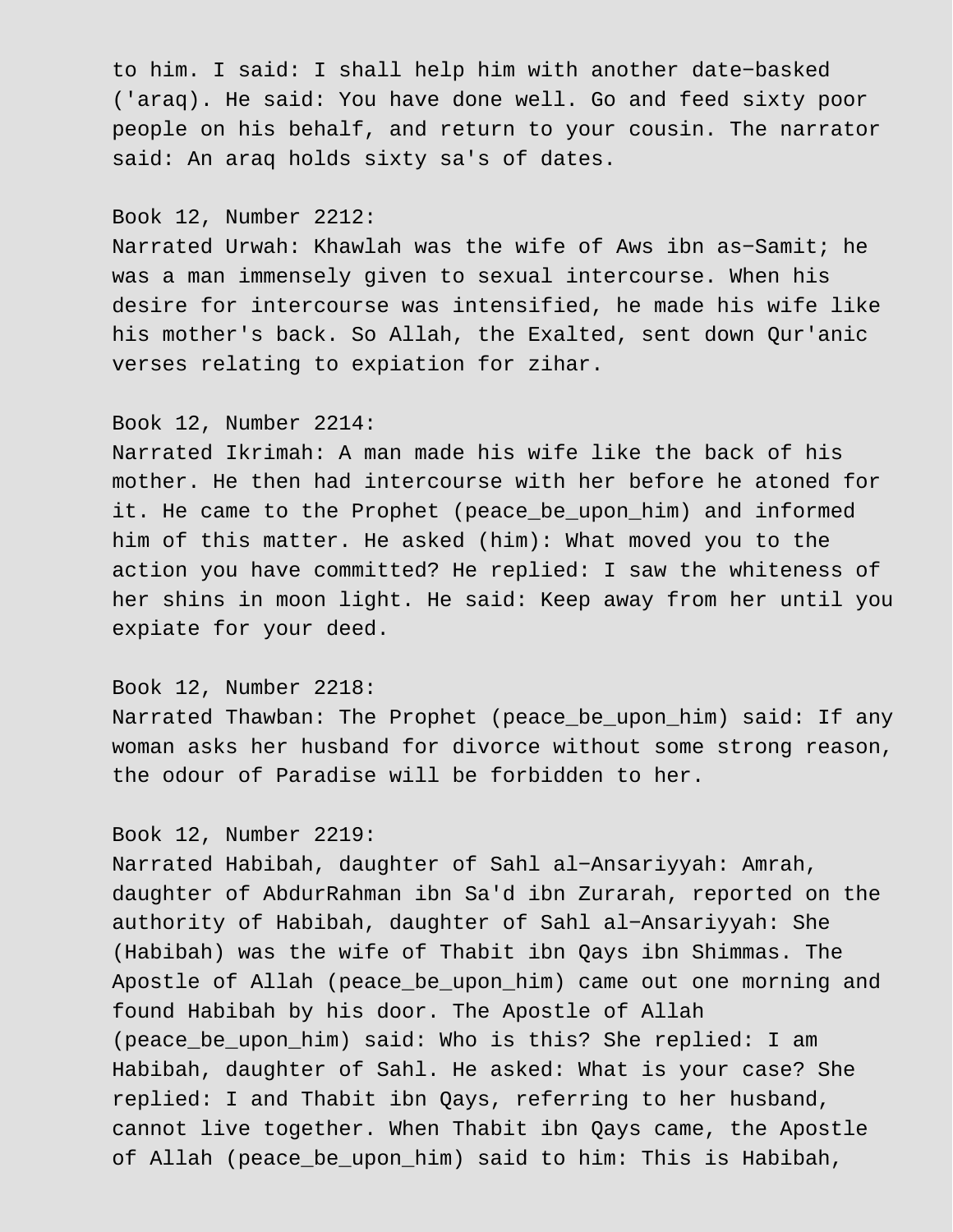to him. I said: I shall help him with another date-basked ('araq). He said: You have done well. Go and feed sixty poor people on his behalf, and return to your cousin. The narrator said: An araq holds sixty sa's of dates.

Book 12, Number 2212:
Narrated Urwah: Khawlah was the wife of Aws ibn as-Samit; he was a man immensely given to sexual intercourse. When his desire for intercourse was intensified, he made his wife like his mother's back. So Allah, the Exalted, sent down Qur'anic verses relating to expiation for zihar.

Book 12, Number 2214:
Narrated Ikrimah: A man made his wife like the back of his mother. He then had intercourse with her before he atoned for it. He came to the Prophet (peace_be_upon_him) and informed him of this matter. He asked (him): What moved you to the action you have committed? He replied: I saw the whiteness of her shins in moon light. He said: Keep away from her until you expiate for your deed.

Book 12, Number 2218:
Narrated Thawban: The Prophet (peace_be_upon_him) said: If any woman asks her husband for divorce without some strong reason, the odour of Paradise will be forbidden to her.

Book 12, Number 2219:
Narrated Habibah, daughter of Sahl al-Ansariyyah: Amrah, daughter of AbdurRahman ibn Sa'd ibn Zurarah, reported on the authority of Habibah, daughter of Sahl al-Ansariyyah: She (Habibah) was the wife of Thabit ibn Qays ibn Shimmas. The Apostle of Allah (peace_be_upon_him) came out one morning and found Habibah by his door. The Apostle of Allah (peace_be_upon_him) said: Who is this? She replied: I am Habibah, daughter of Sahl. He asked: What is your case? She replied: I and Thabit ibn Qays, referring to her husband, cannot live together. When Thabit ibn Qays came, the Apostle of Allah (peace_be_upon_him) said to him: This is Habibah,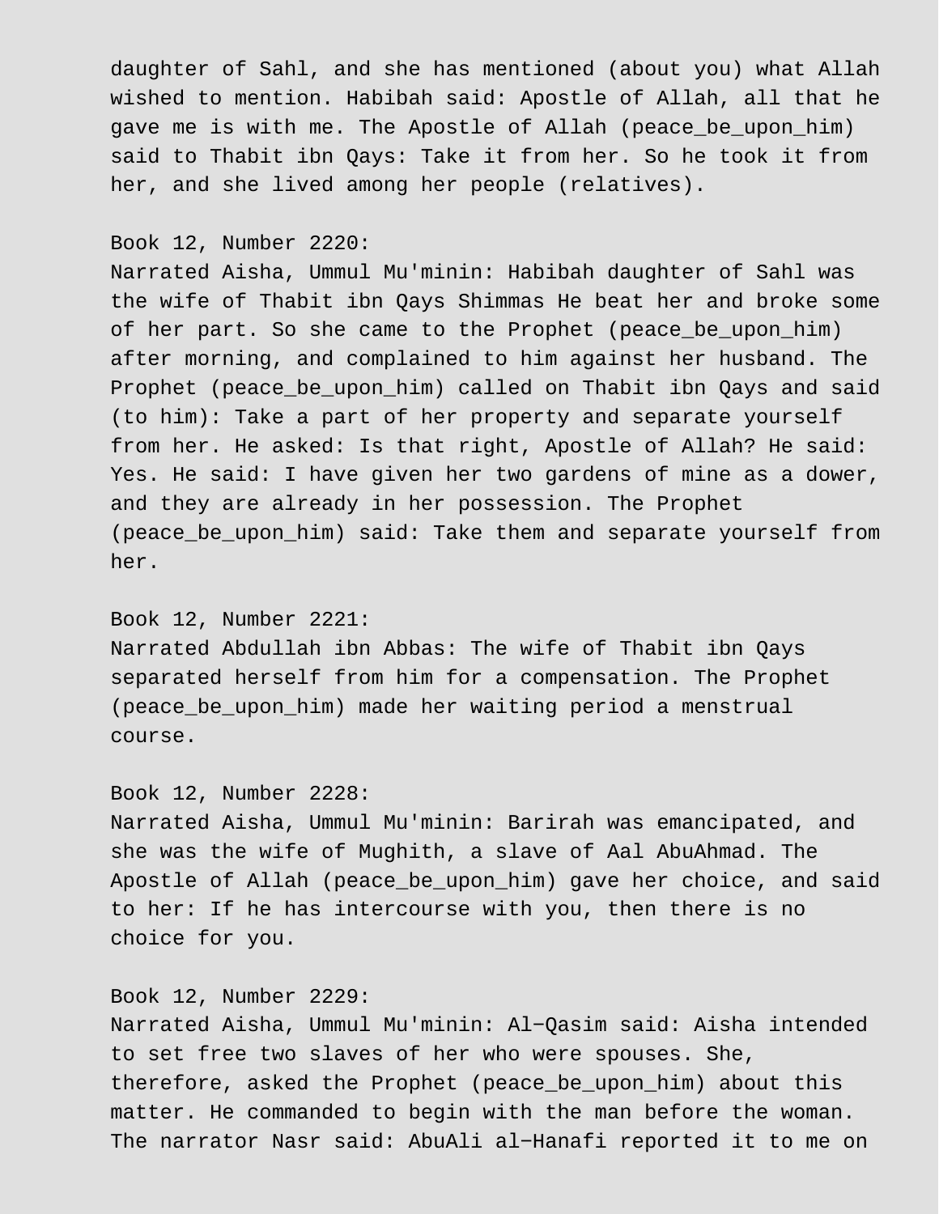daughter of Sahl, and she has mentioned (about you) what Allah wished to mention. Habibah said: Apostle of Allah, all that he gave me is with me. The Apostle of Allah (peace_be_upon_him) said to Thabit ibn Qays: Take it from her. So he took it from her, and she lived among her people (relatives).

Book 12, Number 2220:
Narrated Aisha, Ummul Mu'minin: Habibah daughter of Sahl was the wife of Thabit ibn Qays Shimmas He beat her and broke some of her part. So she came to the Prophet (peace_be_upon_him) after morning, and complained to him against her husband. The Prophet (peace_be_upon_him) called on Thabit ibn Qays and said (to him): Take a part of her property and separate yourself from her. He asked: Is that right, Apostle of Allah? He said: Yes. He said: I have given her two gardens of mine as a dower, and they are already in her possession. The Prophet (peace_be_upon_him) said: Take them and separate yourself from her.

Book 12, Number 2221:
Narrated Abdullah ibn Abbas: The wife of Thabit ibn Qays separated herself from him for a compensation. The Prophet (peace_be_upon_him) made her waiting period a menstrual course.

Book 12, Number 2228:
Narrated Aisha, Ummul Mu'minin: Barirah was emancipated, and she was the wife of Mughith, a slave of Aal AbuAhmad. The Apostle of Allah (peace_be_upon_him) gave her choice, and said to her: If he has intercourse with you, then there is no choice for you.

Book 12, Number 2229:
Narrated Aisha, Ummul Mu'minin: Al-Qasim said: Aisha intended to set free two slaves of her who were spouses. She, therefore, asked the Prophet (peace_be_upon_him) about this matter. He commanded to begin with the man before the woman. The narrator Nasr said: AbuAli al-Hanafi reported it to me on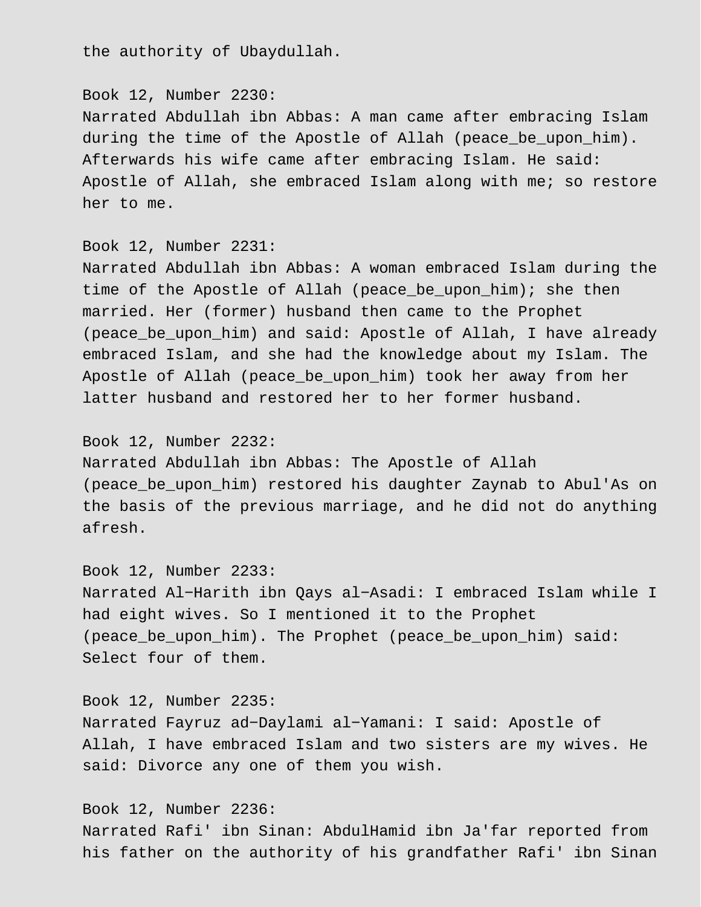the authority of Ubaydullah.

Book 12, Number 2230:
Narrated Abdullah ibn Abbas: A man came after embracing Islam during the time of the Apostle of Allah (peace_be_upon_him). Afterwards his wife came after embracing Islam. He said: Apostle of Allah, she embraced Islam along with me; so restore her to me.

Book 12, Number 2231:
Narrated Abdullah ibn Abbas: A woman embraced Islam during the time of the Apostle of Allah (peace_be_upon_him); she then married. Her (former) husband then came to the Prophet (peace_be_upon_him) and said: Apostle of Allah, I have already embraced Islam, and she had the knowledge about my Islam. The Apostle of Allah (peace_be_upon_him) took her away from her latter husband and restored her to her former husband.

Book 12, Number 2232:
Narrated Abdullah ibn Abbas: The Apostle of Allah (peace_be_upon_him) restored his daughter Zaynab to Abul'As on the basis of the previous marriage, and he did not do anything afresh.

Book 12, Number 2233:
Narrated Al−Harith ibn Qays al−Asadi: I embraced Islam while I had eight wives. So I mentioned it to the Prophet (peace_be_upon_him). The Prophet (peace_be_upon_him) said: Select four of them.

Book 12, Number 2235:
Narrated Fayruz ad−Daylami al−Yamani: I said: Apostle of Allah, I have embraced Islam and two sisters are my wives. He said: Divorce any one of them you wish.

Book 12, Number 2236:
Narrated Rafi' ibn Sinan: AbdulHamid ibn Ja'far reported from his father on the authority of his grandfather Rafi' ibn Sinan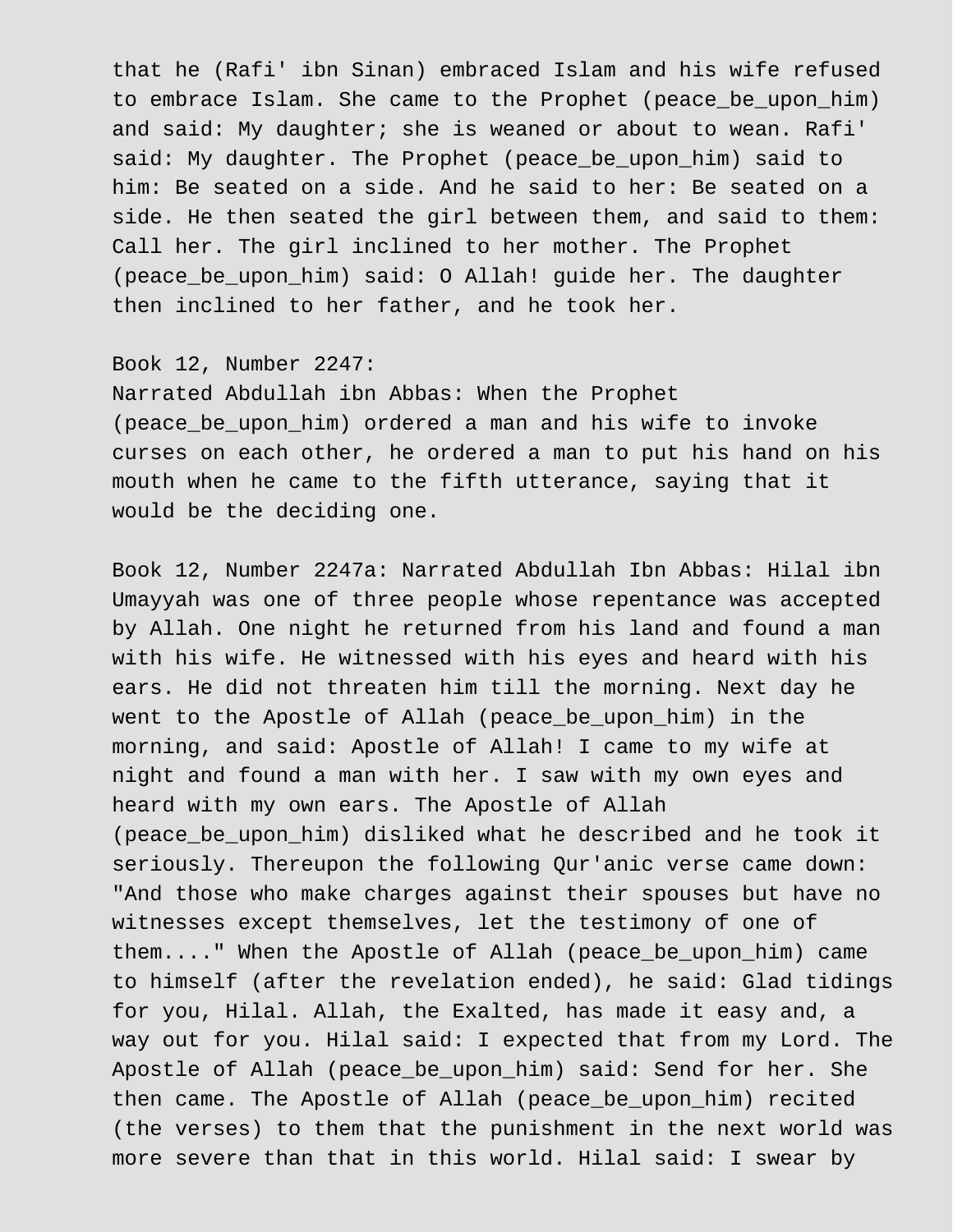that he (Rafi' ibn Sinan) embraced Islam and his wife refused to embrace Islam. She came to the Prophet (peace_be_upon_him) and said: My daughter; she is weaned or about to wean. Rafi' said: My daughter. The Prophet (peace_be_upon_him) said to him: Be seated on a side. And he said to her: Be seated on a side. He then seated the girl between them, and said to them: Call her. The girl inclined to her mother. The Prophet (peace_be_upon_him) said: O Allah! guide her. The daughter then inclined to her father, and he took her.

Book 12, Number 2247:
Narrated Abdullah ibn Abbas: When the Prophet (peace_be_upon_him) ordered a man and his wife to invoke curses on each other, he ordered a man to put his hand on his mouth when he came to the fifth utterance, saying that it would be the deciding one.

Book 12, Number 2247a: Narrated Abdullah Ibn Abbas: Hilal ibn Umayyah was one of three people whose repentance was accepted by Allah. One night he returned from his land and found a man with his wife. He witnessed with his eyes and heard with his ears. He did not threaten him till the morning. Next day he went to the Apostle of Allah (peace_be_upon_him) in the morning, and said: Apostle of Allah! I came to my wife at night and found a man with her. I saw with my own eyes and heard with my own ears. The Apostle of Allah (peace_be_upon_him) disliked what he described and he took it seriously. Thereupon the following Qur'anic verse came down: "And those who make charges against their spouses but have no witnesses except themselves, let the testimony of one of them...." When the Apostle of Allah (peace_be_upon_him) came to himself (after the revelation ended), he said: Glad tidings for you, Hilal. Allah, the Exalted, has made it easy and, a way out for you. Hilal said: I expected that from my Lord. The Apostle of Allah (peace_be_upon_him) said: Send for her. She then came. The Apostle of Allah (peace_be_upon_him) recited (the verses) to them that the punishment in the next world was more severe than that in this world. Hilal said: I swear by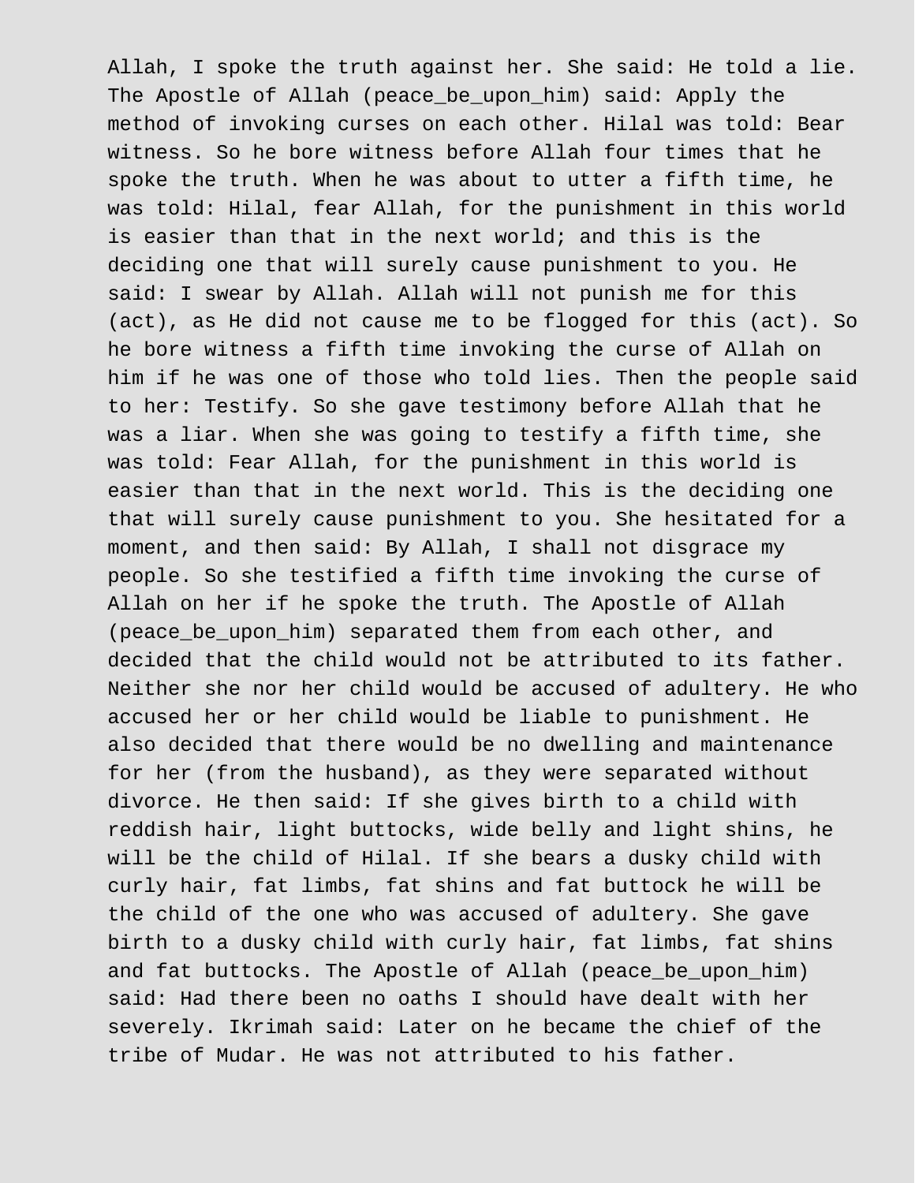Allah, I spoke the truth against her. She said: He told a lie. The Apostle of Allah (peace_be_upon_him) said: Apply the method of invoking curses on each other. Hilal was told: Bear witness. So he bore witness before Allah four times that he spoke the truth. When he was about to utter a fifth time, he was told: Hilal, fear Allah, for the punishment in this world is easier than that in the next world; and this is the deciding one that will surely cause punishment to you. He said: I swear by Allah. Allah will not punish me for this (act), as He did not cause me to be flogged for this (act). So he bore witness a fifth time invoking the curse of Allah on him if he was one of those who told lies. Then the people said to her: Testify. So she gave testimony before Allah that he was a liar. When she was going to testify a fifth time, she was told: Fear Allah, for the punishment in this world is easier than that in the next world. This is the deciding one that will surely cause punishment to you. She hesitated for a moment, and then said: By Allah, I shall not disgrace my people. So she testified a fifth time invoking the curse of Allah on her if he spoke the truth. The Apostle of Allah (peace_be_upon_him) separated them from each other, and decided that the child would not be attributed to its father. Neither she nor her child would be accused of adultery. He who accused her or her child would be liable to punishment. He also decided that there would be no dwelling and maintenance for her (from the husband), as they were separated without divorce. He then said: If she gives birth to a child with reddish hair, light buttocks, wide belly and light shins, he will be the child of Hilal. If she bears a dusky child with curly hair, fat limbs, fat shins and fat buttock he will be the child of the one who was accused of adultery. She gave birth to a dusky child with curly hair, fat limbs, fat shins and fat buttocks. The Apostle of Allah (peace_be_upon_him) said: Had there been no oaths I should have dealt with her severely. Ikrimah said: Later on he became the chief of the tribe of Mudar. He was not attributed to his father.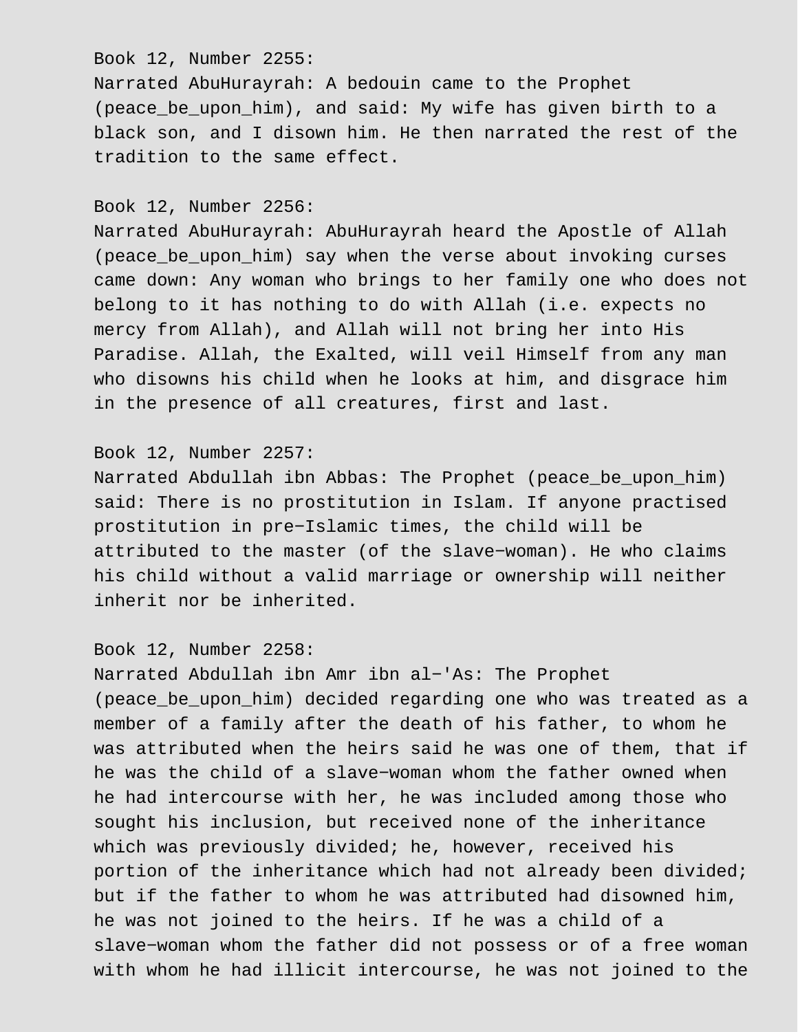Book 12, Number 2255:
Narrated AbuHurayrah: A bedouin came to the Prophet (peace_be_upon_him), and said: My wife has given birth to a black son, and I disown him. He then narrated the rest of the tradition to the same effect.

Book 12, Number 2256:
Narrated AbuHurayrah: AbuHurayrah heard the Apostle of Allah (peace_be_upon_him) say when the verse about invoking curses came down: Any woman who brings to her family one who does not belong to it has nothing to do with Allah (i.e. expects no mercy from Allah), and Allah will not bring her into His Paradise. Allah, the Exalted, will veil Himself from any man who disowns his child when he looks at him, and disgrace him in the presence of all creatures, first and last.

Book 12, Number 2257:
Narrated Abdullah ibn Abbas: The Prophet (peace_be_upon_him) said: There is no prostitution in Islam. If anyone practised prostitution in pre-Islamic times, the child will be attributed to the master (of the slave-woman). He who claims his child without a valid marriage or ownership will neither inherit nor be inherited.

Book 12, Number 2258:
Narrated Abdullah ibn Amr ibn al-'As: The Prophet (peace_be_upon_him) decided regarding one who was treated as a member of a family after the death of his father, to whom he was attributed when the heirs said he was one of them, that if he was the child of a slave-woman whom the father owned when he had intercourse with her, he was included among those who sought his inclusion, but received none of the inheritance which was previously divided; he, however, received his portion of the inheritance which had not already been divided; but if the father to whom he was attributed had disowned him, he was not joined to the heirs. If he was a child of a slave-woman whom the father did not possess or of a free woman with whom he had illicit intercourse, he was not joined to the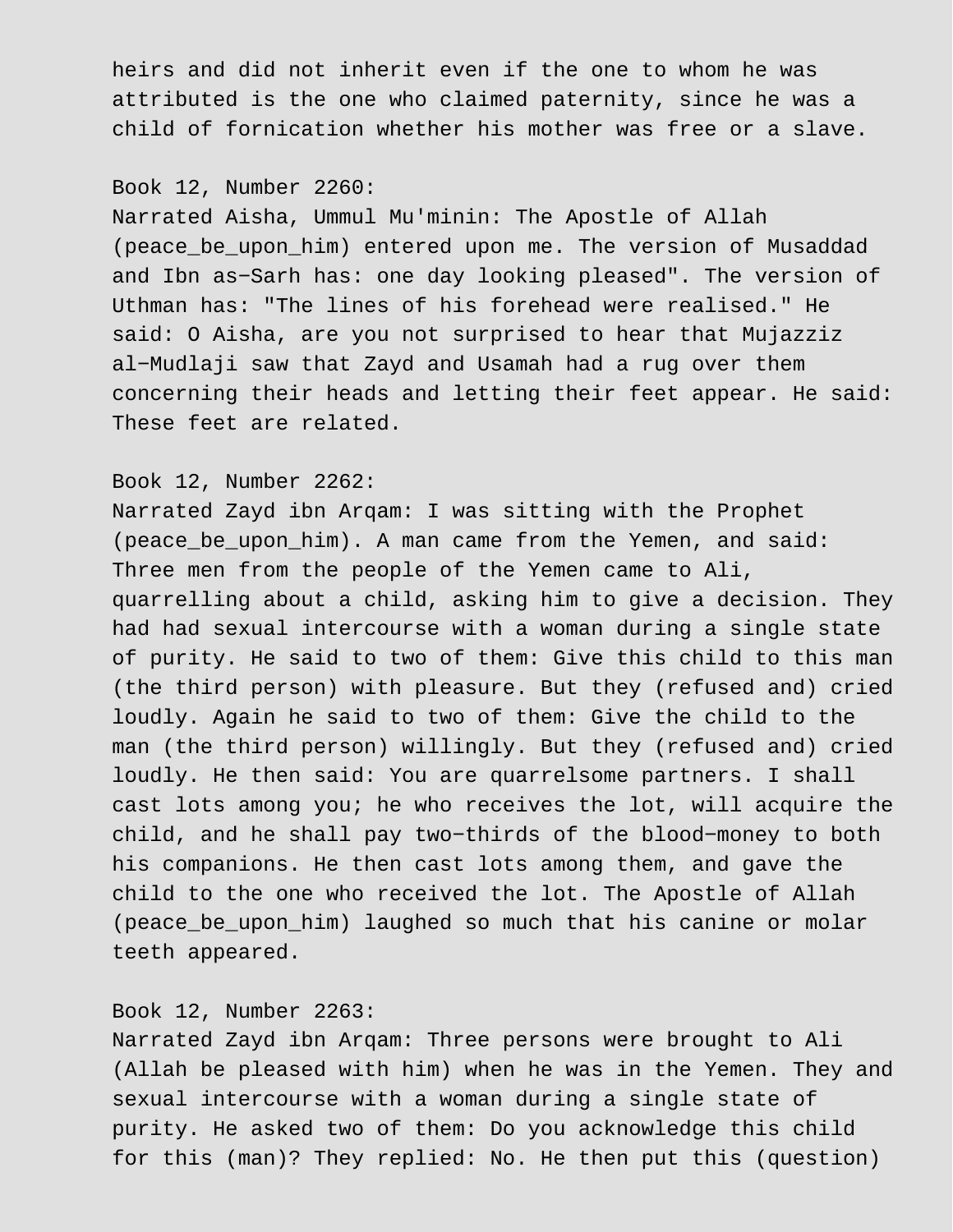heirs and did not inherit even if the one to whom he was attributed is the one who claimed paternity, since he was a child of fornication whether his mother was free or a slave.

Book 12, Number 2260:
Narrated Aisha, Ummul Mu'minin: The Apostle of Allah (peace_be_upon_him) entered upon me. The version of Musaddad and Ibn as-Sarh has: one day looking pleased". The version of Uthman has: "The lines of his forehead were realised." He said: O Aisha, are you not surprised to hear that Mujazziz al-Mudlaji saw that Zayd and Usamah had a rug over them concerning their heads and letting their feet appear. He said: These feet are related.

Book 12, Number 2262:
Narrated Zayd ibn Arqam: I was sitting with the Prophet (peace_be_upon_him). A man came from the Yemen, and said: Three men from the people of the Yemen came to Ali, quarrelling about a child, asking him to give a decision. They had had sexual intercourse with a woman during a single state of purity. He said to two of them: Give this child to this man (the third person) with pleasure. But they (refused and) cried loudly. Again he said to two of them: Give the child to the man (the third person) willingly. But they (refused and) cried loudly. He then said: You are quarrelsome partners. I shall cast lots among you; he who receives the lot, will acquire the child, and he shall pay two-thirds of the blood-money to both his companions. He then cast lots among them, and gave the child to the one who received the lot. The Apostle of Allah (peace_be_upon_him) laughed so much that his canine or molar teeth appeared.

Book 12, Number 2263:
Narrated Zayd ibn Arqam: Three persons were brought to Ali (Allah be pleased with him) when he was in the Yemen. They and sexual intercourse with a woman during a single state of purity. He asked two of them: Do you acknowledge this child for this (man)? They replied: No. He then put this (question)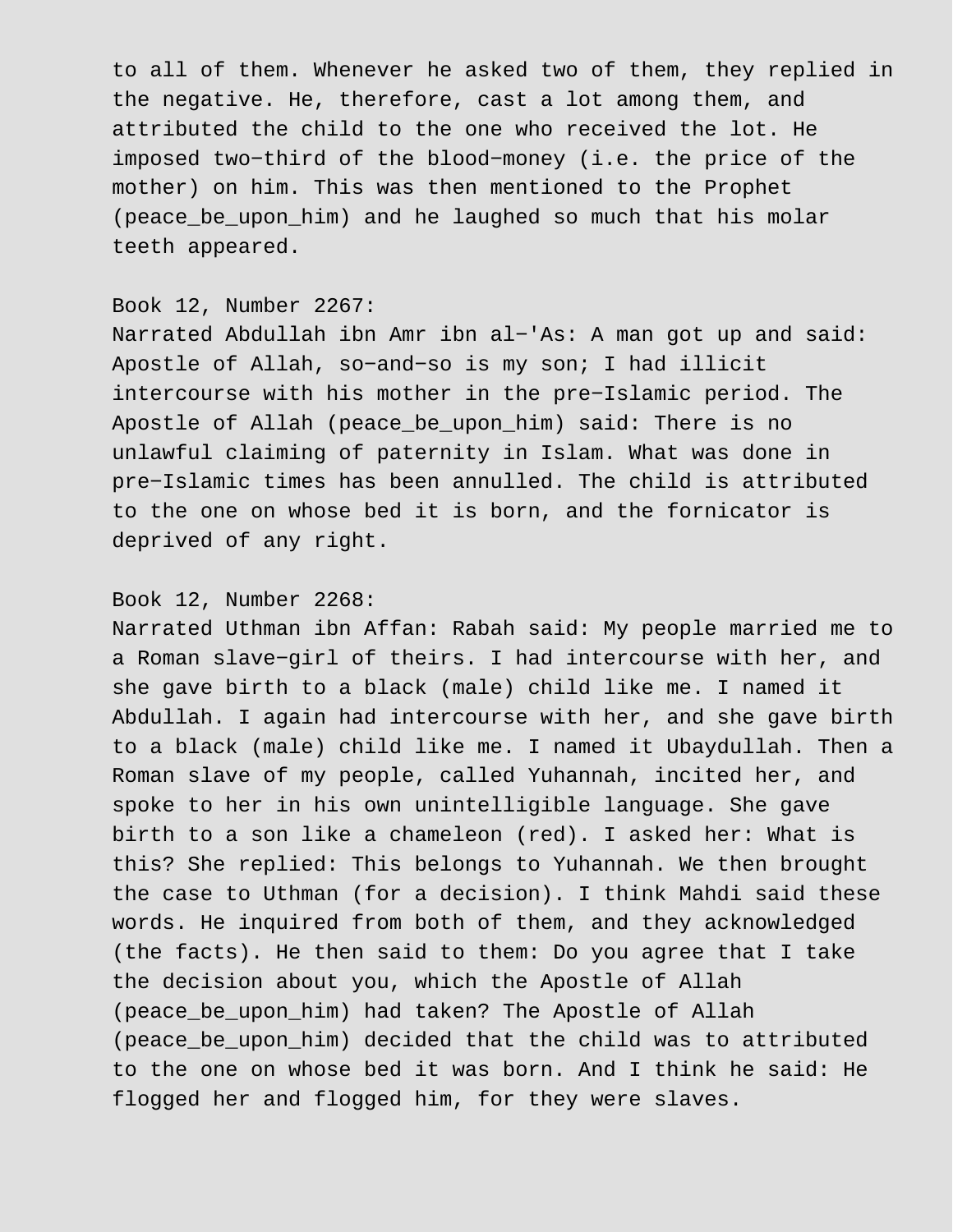to all of them. Whenever he asked two of them, they replied in the negative. He, therefore, cast a lot among them, and attributed the child to the one who received the lot. He imposed two−third of the blood−money (i.e. the price of the mother) on him. This was then mentioned to the Prophet (peace_be_upon_him) and he laughed so much that his molar teeth appeared.

Book 12, Number 2267:
Narrated Abdullah ibn Amr ibn al−'As: A man got up and said: Apostle of Allah, so−and−so is my son; I had illicit intercourse with his mother in the pre−Islamic period. The Apostle of Allah (peace_be_upon_him) said: There is no unlawful claiming of paternity in Islam. What was done in pre−Islamic times has been annulled. The child is attributed to the one on whose bed it is born, and the fornicator is deprived of any right.

Book 12, Number 2268:
Narrated Uthman ibn Affan: Rabah said: My people married me to a Roman slave−girl of theirs. I had intercourse with her, and she gave birth to a black (male) child like me. I named it Abdullah. I again had intercourse with her, and she gave birth to a black (male) child like me. I named it Ubaydullah. Then a Roman slave of my people, called Yuhannah, incited her, and spoke to her in his own unintelligible language. She gave birth to a son like a chameleon (red). I asked her: What is this? She replied: This belongs to Yuhannah. We then brought the case to Uthman (for a decision). I think Mahdi said these words. He inquired from both of them, and they acknowledged (the facts). He then said to them: Do you agree that I take the decision about you, which the Apostle of Allah (peace_be_upon_him) had taken? The Apostle of Allah (peace_be_upon_him) decided that the child was to attributed to the one on whose bed it was born. And I think he said: He flogged her and flogged him, for they were slaves.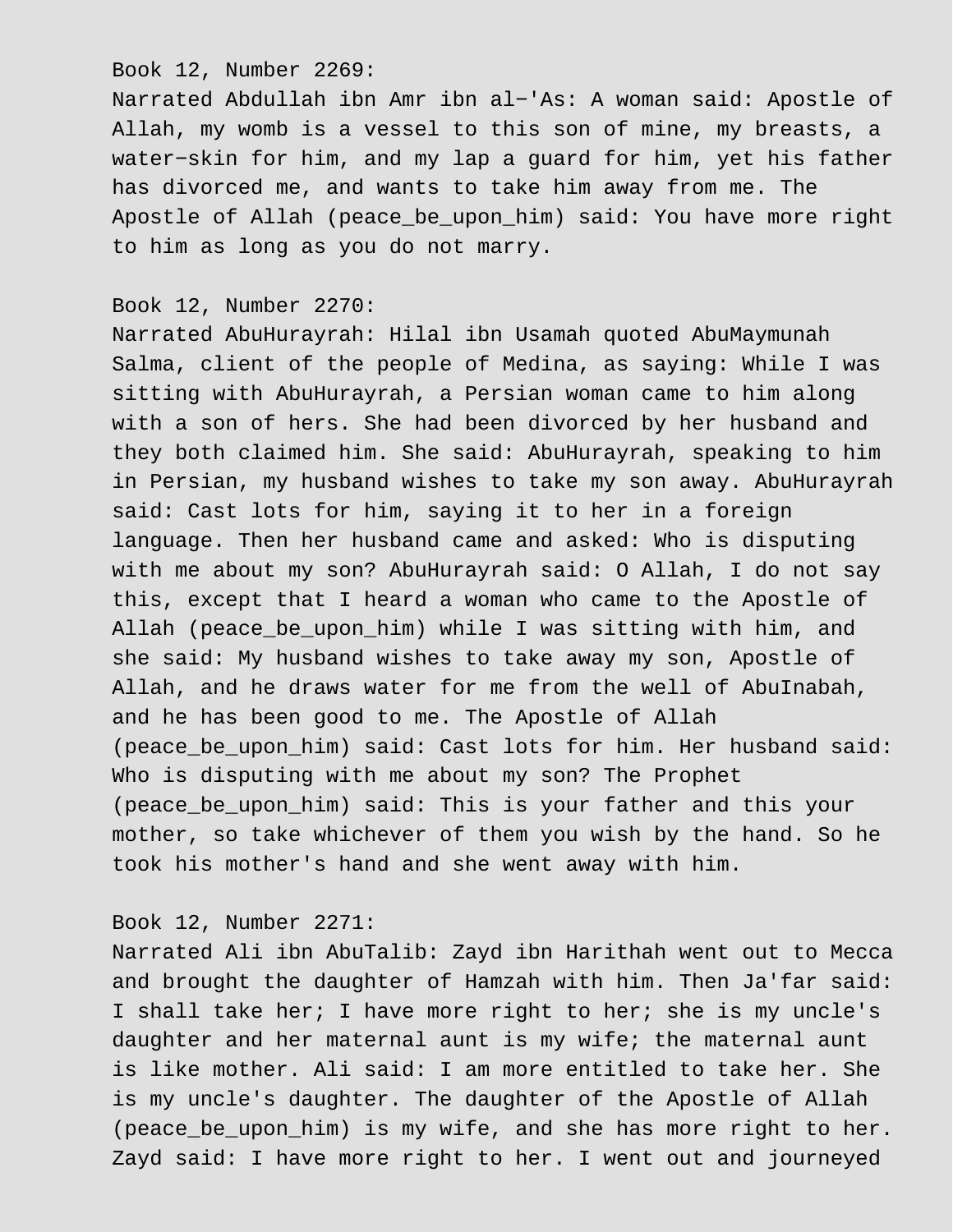Book 12, Number 2269:
Narrated Abdullah ibn Amr ibn al−'As: A woman said: Apostle of Allah, my womb is a vessel to this son of mine, my breasts, a water−skin for him, and my lap a guard for him, yet his father has divorced me, and wants to take him away from me. The Apostle of Allah (peace_be_upon_him) said: You have more right to him as long as you do not marry.

Book 12, Number 2270:
Narrated AbuHurayrah: Hilal ibn Usamah quoted AbuMaymunah Salma, client of the people of Medina, as saying: While I was sitting with AbuHurayrah, a Persian woman came to him along with a son of hers. She had been divorced by her husband and they both claimed him. She said: AbuHurayrah, speaking to him in Persian, my husband wishes to take my son away. AbuHurayrah said: Cast lots for him, saying it to her in a foreign language. Then her husband came and asked: Who is disputing with me about my son? AbuHurayrah said: O Allah, I do not say this, except that I heard a woman who came to the Apostle of Allah (peace_be_upon_him) while I was sitting with him, and she said: My husband wishes to take away my son, Apostle of Allah, and he draws water for me from the well of AbuInabah, and he has been good to me. The Apostle of Allah (peace_be_upon_him) said: Cast lots for him. Her husband said: Who is disputing with me about my son? The Prophet (peace_be_upon_him) said: This is your father and this your mother, so take whichever of them you wish by the hand. So he took his mother's hand and she went away with him.

Book 12, Number 2271:
Narrated Ali ibn AbuTalib: Zayd ibn Harithah went out to Mecca and brought the daughter of Hamzah with him. Then Ja'far said: I shall take her; I have more right to her; she is my uncle's daughter and her maternal aunt is my wife; the maternal aunt is like mother. Ali said: I am more entitled to take her. She is my uncle's daughter. The daughter of the Apostle of Allah (peace_be_upon_him) is my wife, and she has more right to her. Zayd said: I have more right to her. I went out and journeyed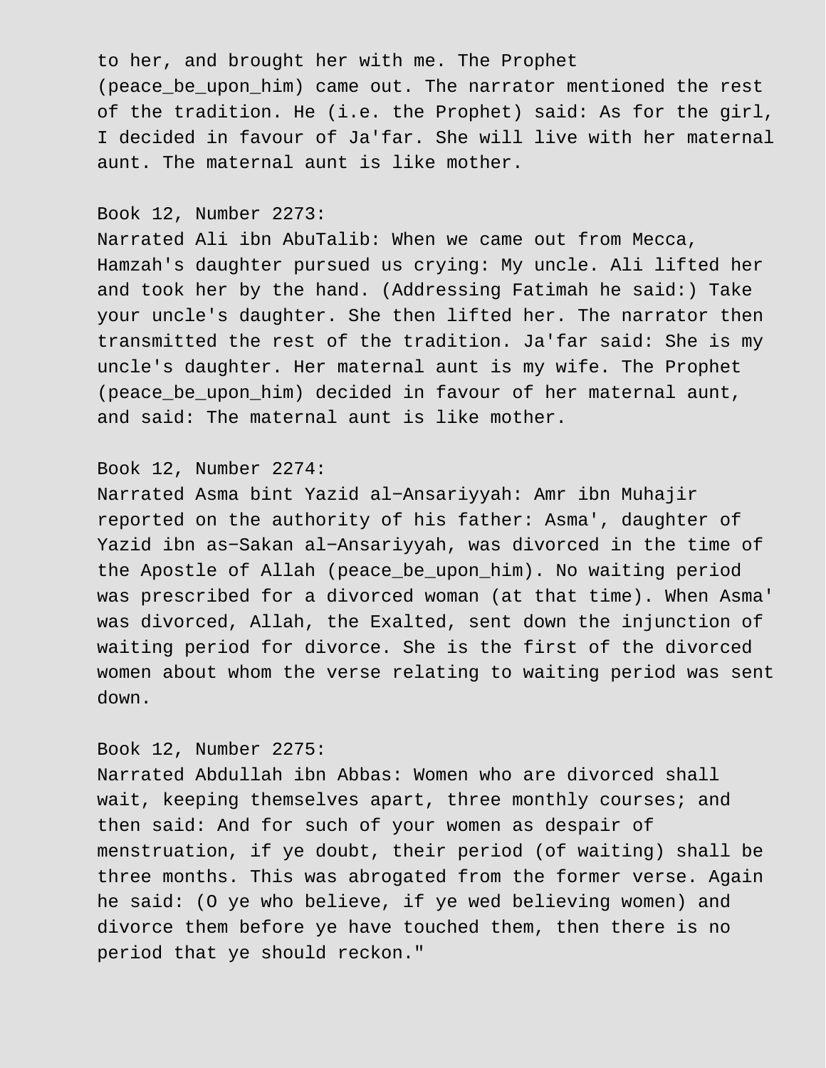to her, and brought her with me. The Prophet (peace_be_upon_him) came out. The narrator mentioned the rest of the tradition. He (i.e. the Prophet) said: As for the girl, I decided in favour of Ja'far. She will live with her maternal aunt. The maternal aunt is like mother.

Book 12, Number 2273:
Narrated Ali ibn AbuTalib: When we came out from Mecca, Hamzah's daughter pursued us crying: My uncle. Ali lifted her and took her by the hand. (Addressing Fatimah he said:) Take your uncle's daughter. She then lifted her. The narrator then transmitted the rest of the tradition. Ja'far said: She is my uncle's daughter. Her maternal aunt is my wife. The Prophet (peace_be_upon_him) decided in favour of her maternal aunt, and said: The maternal aunt is like mother.

Book 12, Number 2274:
Narrated Asma bint Yazid al-Ansariyyah: Amr ibn Muhajir reported on the authority of his father: Asma', daughter of Yazid ibn as-Sakan al-Ansariyyah, was divorced in the time of the Apostle of Allah (peace_be_upon_him). No waiting period was prescribed for a divorced woman (at that time). When Asma' was divorced, Allah, the Exalted, sent down the injunction of waiting period for divorce. She is the first of the divorced women about whom the verse relating to waiting period was sent down.

Book 12, Number 2275:
Narrated Abdullah ibn Abbas: Women who are divorced shall wait, keeping themselves apart, three monthly courses; and then said: And for such of your women as despair of menstruation, if ye doubt, their period (of waiting) shall be three months. This was abrogated from the former verse. Again he said: (O ye who believe, if ye wed believing women) and divorce them before ye have touched them, then there is no period that ye should reckon."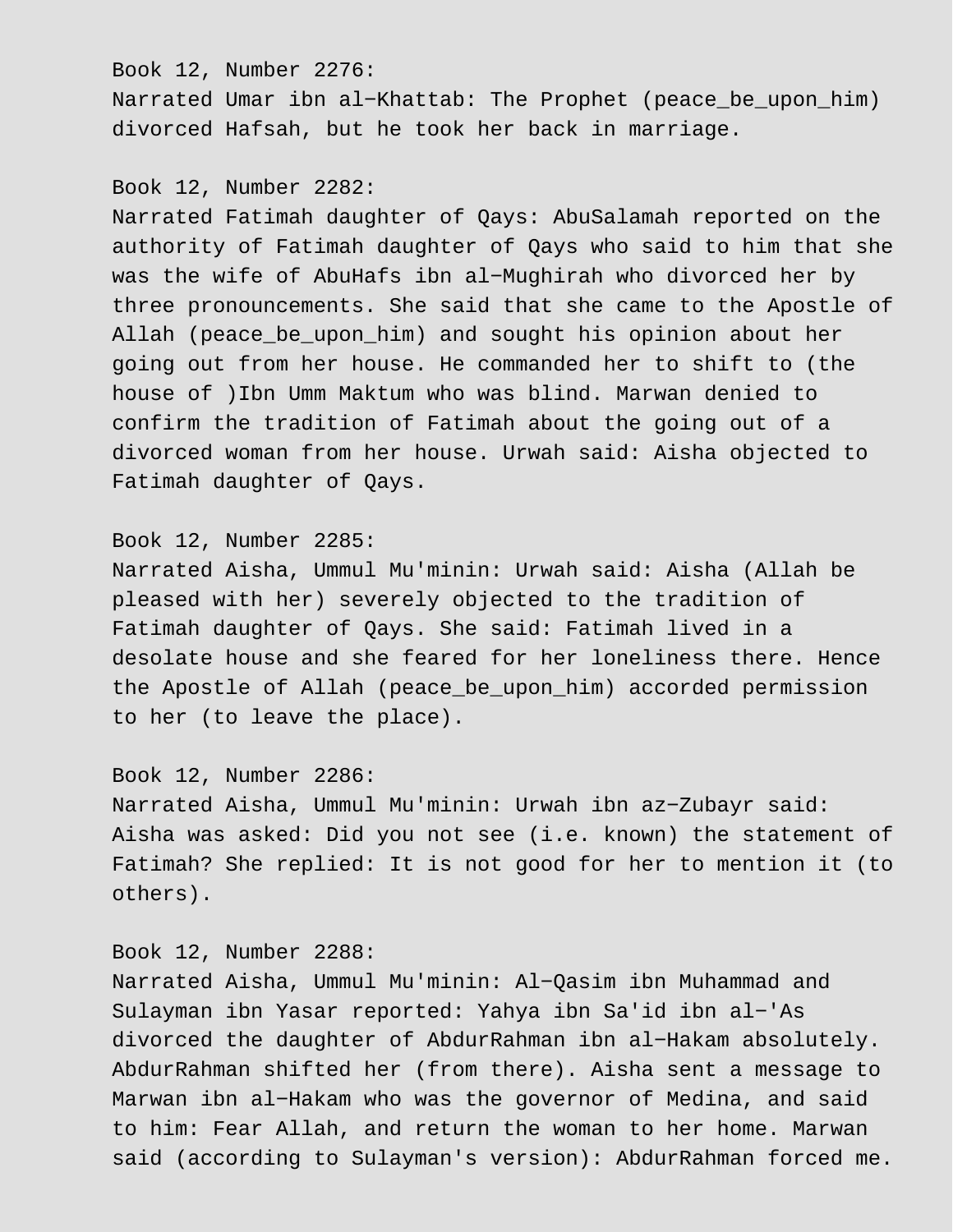Book 12, Number 2276:
Narrated Umar ibn al-Khattab: The Prophet (peace_be_upon_him) divorced Hafsah, but he took her back in marriage.

Book 12, Number 2282:
Narrated Fatimah daughter of Qays: AbuSalamah reported on the authority of Fatimah daughter of Qays who said to him that she was the wife of AbuHafs ibn al-Mughirah who divorced her by three pronouncements. She said that she came to the Apostle of Allah (peace_be_upon_him) and sought his opinion about her going out from her house. He commanded her to shift to (the house of )Ibn Umm Maktum who was blind. Marwan denied to confirm the tradition of Fatimah about the going out of a divorced woman from her house. Urwah said: Aisha objected to Fatimah daughter of Qays.

Book 12, Number 2285:
Narrated Aisha, Ummul Mu'minin: Urwah said: Aisha (Allah be pleased with her) severely objected to the tradition of Fatimah daughter of Qays. She said: Fatimah lived in a desolate house and she feared for her loneliness there. Hence the Apostle of Allah (peace_be_upon_him) accorded permission to her (to leave the place).

Book 12, Number 2286:
Narrated Aisha, Ummul Mu'minin: Urwah ibn az-Zubayr said: Aisha was asked: Did you not see (i.e. known) the statement of Fatimah? She replied: It is not good for her to mention it (to others).

Book 12, Number 2288:
Narrated Aisha, Ummul Mu'minin: Al-Qasim ibn Muhammad and Sulayman ibn Yasar reported: Yahya ibn Sa'id ibn al-'As divorced the daughter of AbdurRahman ibn al-Hakam absolutely. AbdurRahman shifted her (from there). Aisha sent a message to Marwan ibn al-Hakam who was the governor of Medina, and said to him: Fear Allah, and return the woman to her home. Marwan said (according to Sulayman's version): AbdurRahman forced me.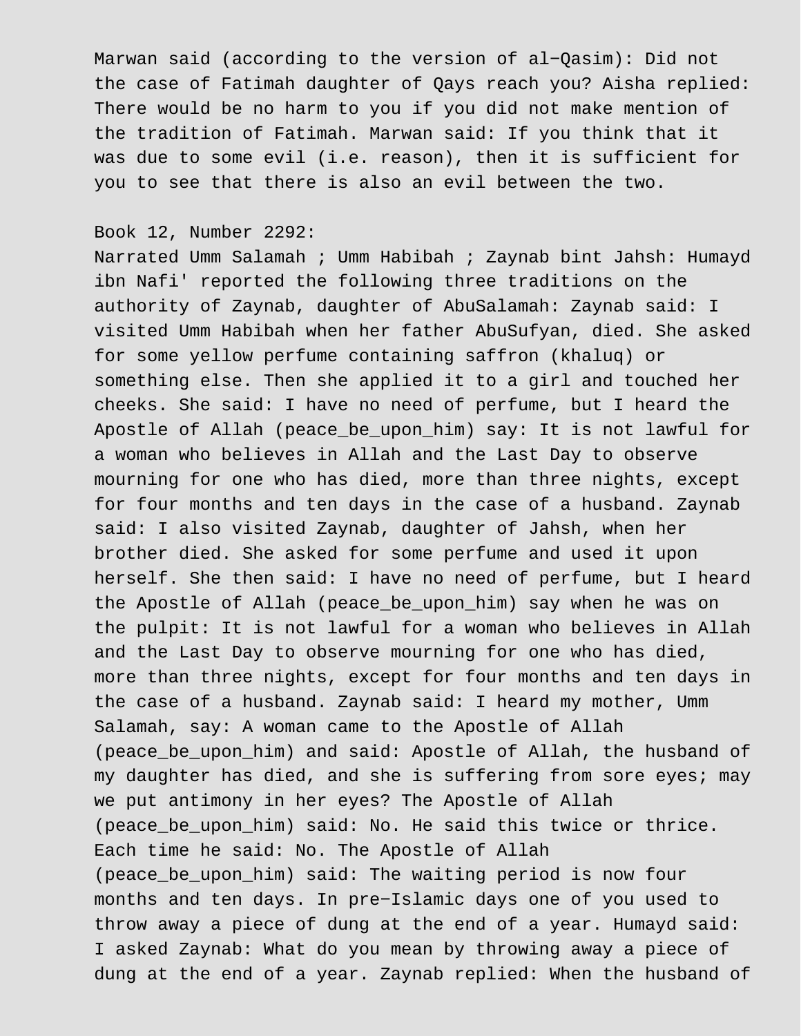Marwan said (according to the version of al-Qasim): Did not the case of Fatimah daughter of Qays reach you? Aisha replied: There would be no harm to you if you did not make mention of the tradition of Fatimah. Marwan said: If you think that it was due to some evil (i.e. reason), then it is sufficient for you to see that there is also an evil between the two.

Book 12, Number 2292:
Narrated Umm Salamah ; Umm Habibah ; Zaynab bint Jahsh: Humayd ibn Nafi' reported the following three traditions on the authority of Zaynab, daughter of AbuSalamah: Zaynab said: I visited Umm Habibah when her father AbuSufyan, died. She asked for some yellow perfume containing saffron (khaluq) or something else. Then she applied it to a girl and touched her cheeks. She said: I have no need of perfume, but I heard the Apostle of Allah (peace_be_upon_him) say: It is not lawful for a woman who believes in Allah and the Last Day to observe mourning for one who has died, more than three nights, except for four months and ten days in the case of a husband. Zaynab said: I also visited Zaynab, daughter of Jahsh, when her brother died. She asked for some perfume and used it upon herself. She then said: I have no need of perfume, but I heard the Apostle of Allah (peace_be_upon_him) say when he was on the pulpit: It is not lawful for a woman who believes in Allah and the Last Day to observe mourning for one who has died, more than three nights, except for four months and ten days in the case of a husband. Zaynab said: I heard my mother, Umm Salamah, say: A woman came to the Apostle of Allah (peace_be_upon_him) and said: Apostle of Allah, the husband of my daughter has died, and she is suffering from sore eyes; may we put antimony in her eyes? The Apostle of Allah (peace_be_upon_him) said: No. He said this twice or thrice. Each time he said: No. The Apostle of Allah (peace_be_upon_him) said: The waiting period is now four months and ten days. In pre-Islamic days one of you used to throw away a piece of dung at the end of a year. Humayd said: I asked Zaynab: What do you mean by throwing away a piece of dung at the end of a year. Zaynab replied: When the husband of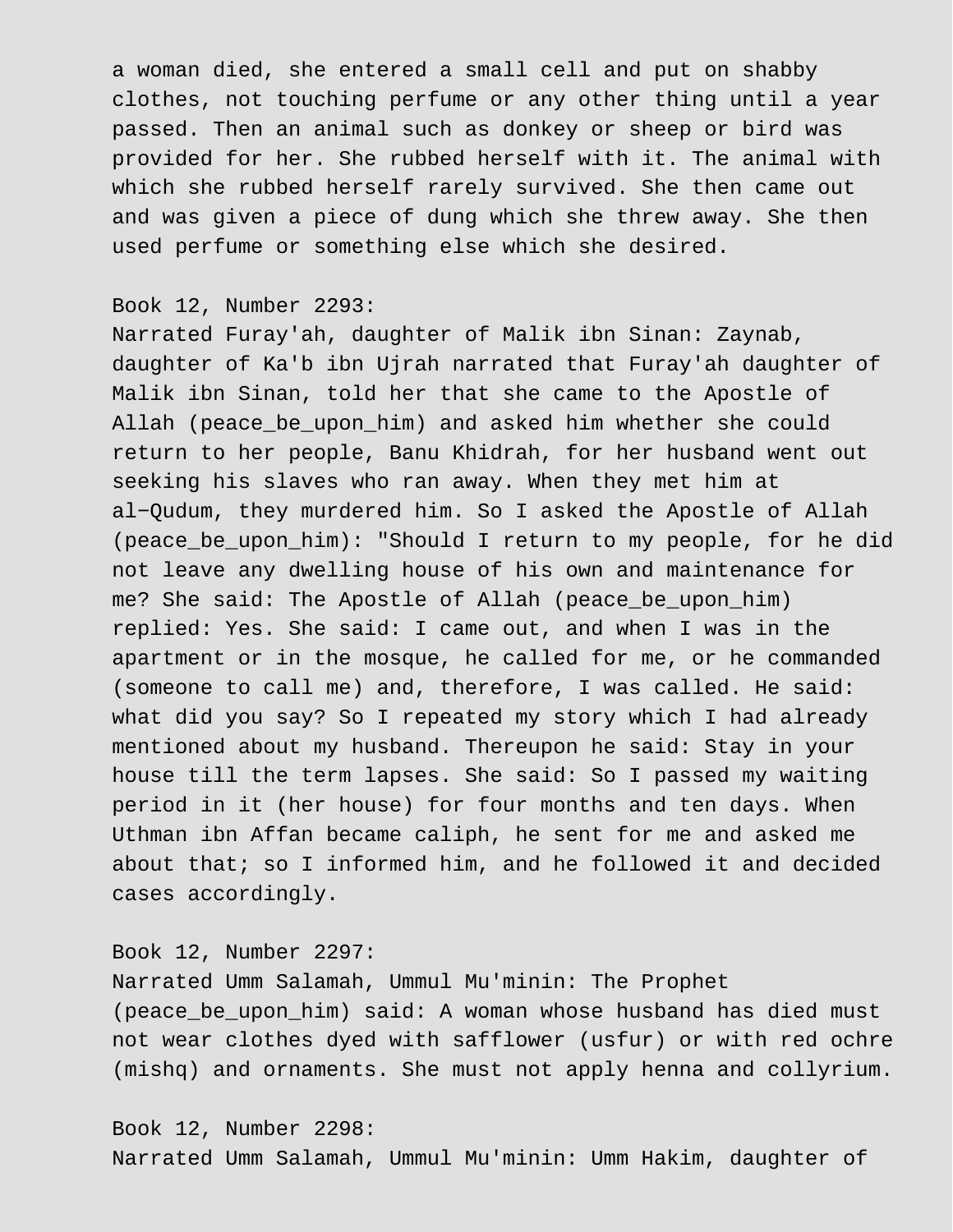a woman died, she entered a small cell and put on shabby clothes, not touching perfume or any other thing until a year passed. Then an animal such as donkey or sheep or bird was provided for her. She rubbed herself with it. The animal with which she rubbed herself rarely survived. She then came out and was given a piece of dung which she threw away. She then used perfume or something else which she desired.

Book 12, Number 2293:
Narrated Furay'ah, daughter of Malik ibn Sinan: Zaynab, daughter of Ka'b ibn Ujrah narrated that Furay'ah daughter of Malik ibn Sinan, told her that she came to the Apostle of Allah (peace_be_upon_him) and asked him whether she could return to her people, Banu Khidrah, for her husband went out seeking his slaves who ran away. When they met him at al−Qudum, they murdered him. So I asked the Apostle of Allah (peace_be_upon_him): "Should I return to my people, for he did not leave any dwelling house of his own and maintenance for me? She said: The Apostle of Allah (peace_be_upon_him) replied: Yes. She said: I came out, and when I was in the apartment or in the mosque, he called for me, or he commanded (someone to call me) and, therefore, I was called. He said: what did you say? So I repeated my story which I had already mentioned about my husband. Thereupon he said: Stay in your house till the term lapses. She said: So I passed my waiting period in it (her house) for four months and ten days. When Uthman ibn Affan became caliph, he sent for me and asked me about that; so I informed him, and he followed it and decided cases accordingly.

Book 12, Number 2297:
Narrated Umm Salamah, Ummul Mu'minin: The Prophet (peace_be_upon_him) said: A woman whose husband has died must not wear clothes dyed with safflower (usfur) or with red ochre (mishq) and ornaments. She must not apply henna and collyrium.

Book 12, Number 2298:
Narrated Umm Salamah, Ummul Mu'minin: Umm Hakim, daughter of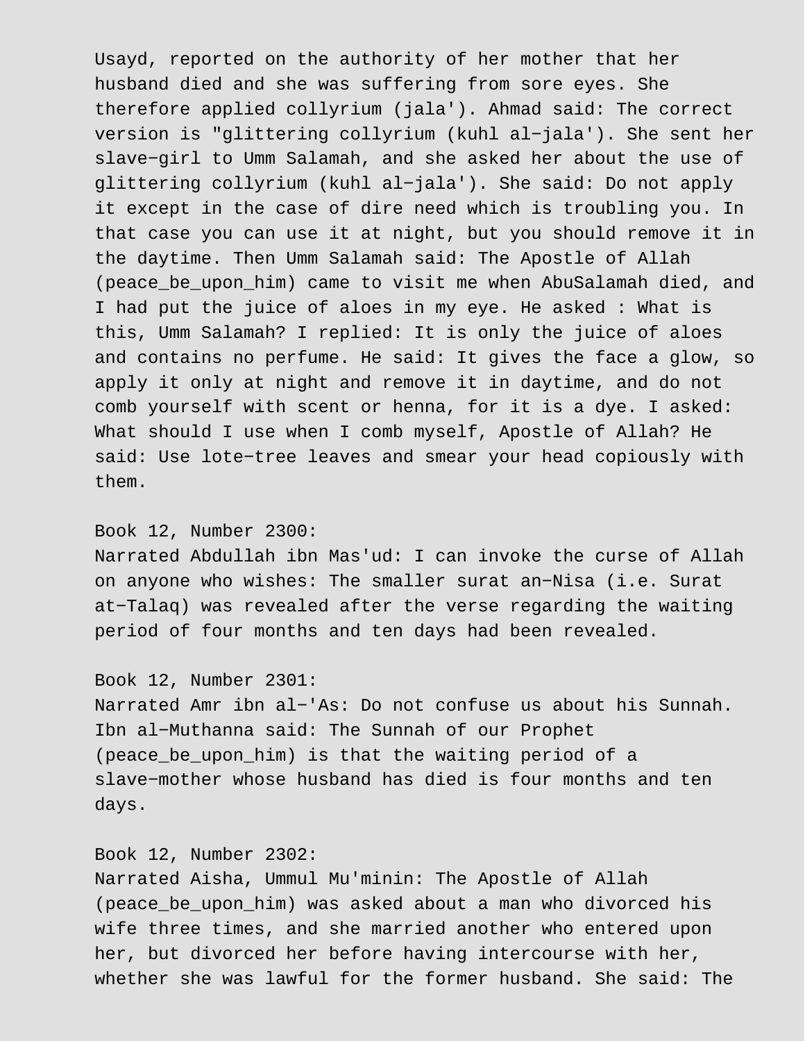Usayd, reported on the authority of her mother that her husband died and she was suffering from sore eyes. She therefore applied collyrium (jala'). Ahmad said: The correct version is "glittering collyrium (kuhl al-jala'). She sent her slave-girl to Umm Salamah, and she asked her about the use of glittering collyrium (kuhl al-jala'). She said: Do not apply it except in the case of dire need which is troubling you. In that case you can use it at night, but you should remove it in the daytime. Then Umm Salamah said: The Apostle of Allah (peace_be_upon_him) came to visit me when AbuSalamah died, and I had put the juice of aloes in my eye. He asked : What is this, Umm Salamah? I replied: It is only the juice of aloes and contains no perfume. He said: It gives the face a glow, so apply it only at night and remove it in daytime, and do not comb yourself with scent or henna, for it is a dye. I asked: What should I use when I comb myself, Apostle of Allah? He said: Use lote-tree leaves and smear your head copiously with them.

Book 12, Number 2300:
Narrated Abdullah ibn Mas'ud: I can invoke the curse of Allah on anyone who wishes: The smaller surat an-Nisa (i.e. Surat at-Talaq) was revealed after the verse regarding the waiting period of four months and ten days had been revealed.

Book 12, Number 2301:
Narrated Amr ibn al-'As: Do not confuse us about his Sunnah. Ibn al-Muthanna said: The Sunnah of our Prophet (peace_be_upon_him) is that the waiting period of a slave-mother whose husband has died is four months and ten days.

Book 12, Number 2302:
Narrated Aisha, Ummul Mu'minin: The Apostle of Allah (peace_be_upon_him) was asked about a man who divorced his wife three times, and she married another who entered upon her, but divorced her before having intercourse with her, whether she was lawful for the former husband. She said: The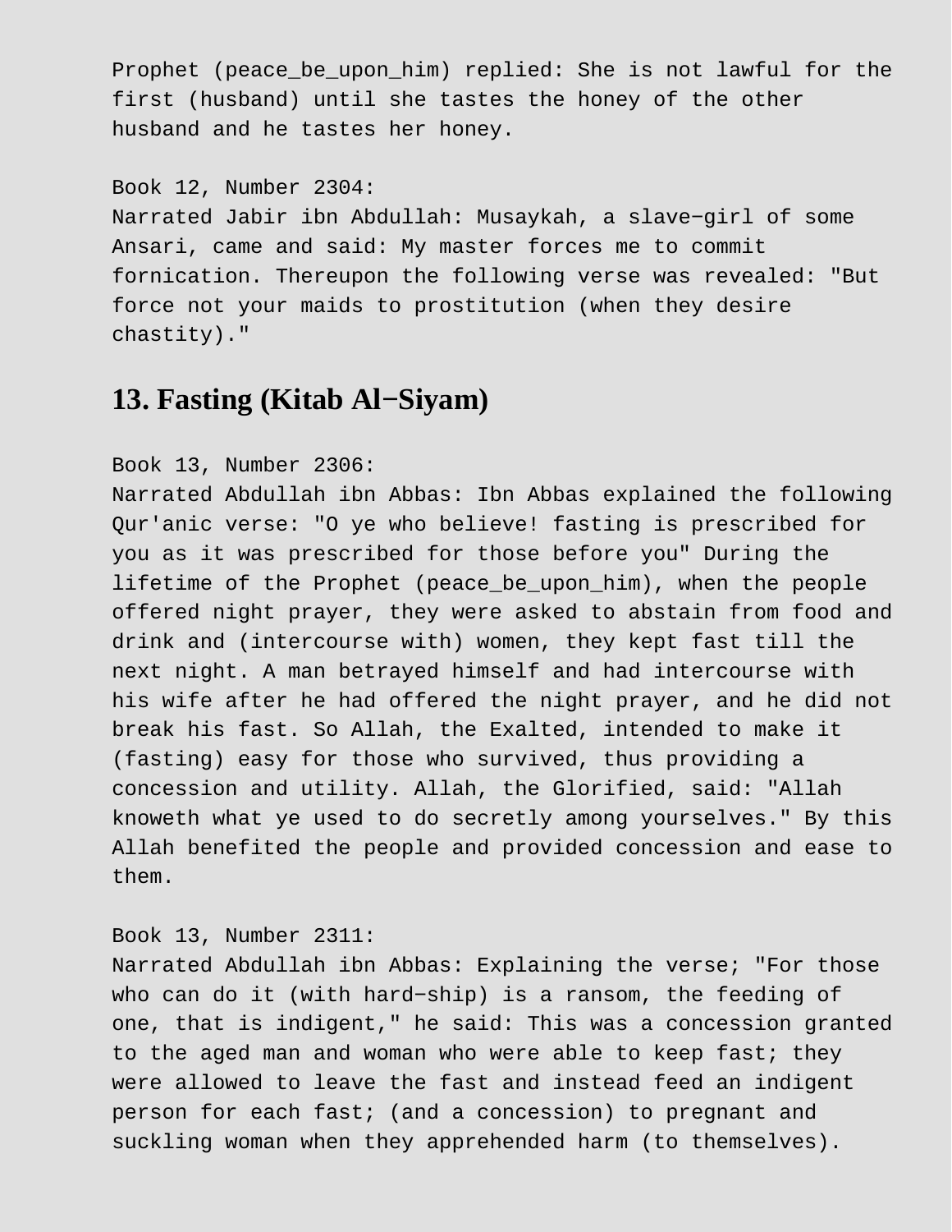Prophet (peace_be_upon_him) replied: She is not lawful for the first (husband) until she tastes the honey of the other husband and he tastes her honey.

Book 12, Number 2304:
Narrated Jabir ibn Abdullah: Musaykah, a slave−girl of some Ansari, came and said: My master forces me to commit fornication. Thereupon the following verse was revealed: "But force not your maids to prostitution (when they desire chastity)."

## 13. Fasting (Kitab Al−Siyam)

Book 13, Number 2306:
Narrated Abdullah ibn Abbas: Ibn Abbas explained the following Qur'anic verse: "O ye who believe! fasting is prescribed for you as it was prescribed for those before you" During the lifetime of the Prophet (peace_be_upon_him), when the people offered night prayer, they were asked to abstain from food and drink and (intercourse with) women, they kept fast till the next night. A man betrayed himself and had intercourse with his wife after he had offered the night prayer, and he did not break his fast. So Allah, the Exalted, intended to make it (fasting) easy for those who survived, thus providing a concession and utility. Allah, the Glorified, said: "Allah knoweth what ye used to do secretly among yourselves." By this Allah benefited the people and provided concession and ease to them.

Book 13, Number 2311:
Narrated Abdullah ibn Abbas: Explaining the verse; "For those who can do it (with hard−ship) is a ransom, the feeding of one, that is indigent," he said: This was a concession granted to the aged man and woman who were able to keep fast; they were allowed to leave the fast and instead feed an indigent person for each fast; (and a concession) to pregnant and suckling woman when they apprehended harm (to themselves).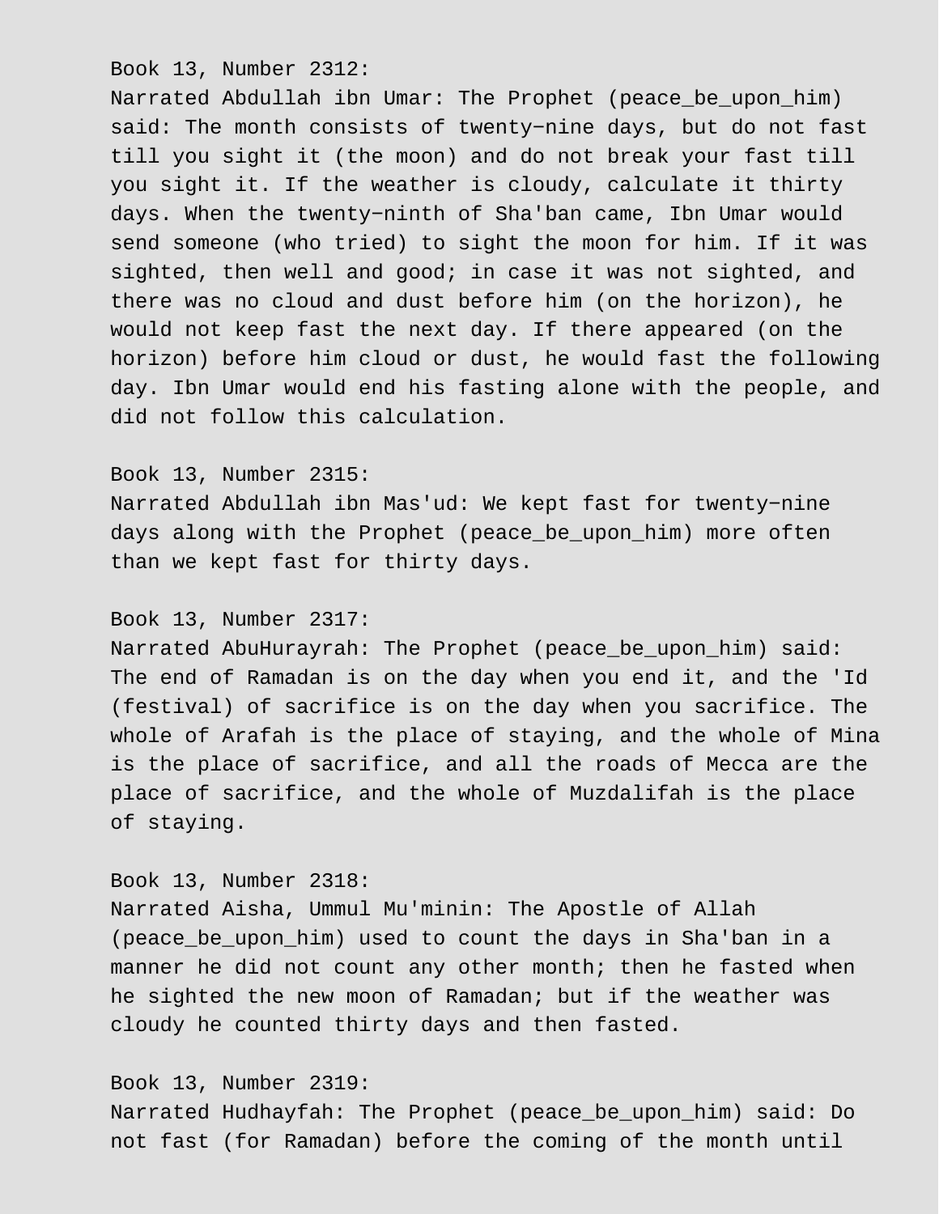Book 13, Number 2312:
Narrated Abdullah ibn Umar: The Prophet (peace_be_upon_him) said: The month consists of twenty-nine days, but do not fast till you sight it (the moon) and do not break your fast till you sight it. If the weather is cloudy, calculate it thirty days. When the twenty-ninth of Sha'ban came, Ibn Umar would send someone (who tried) to sight the moon for him. If it was sighted, then well and good; in case it was not sighted, and there was no cloud and dust before him (on the horizon), he would not keep fast the next day. If there appeared (on the horizon) before him cloud or dust, he would fast the following day. Ibn Umar would end his fasting alone with the people, and did not follow this calculation.

Book 13, Number 2315:
Narrated Abdullah ibn Mas'ud: We kept fast for twenty-nine days along with the Prophet (peace_be_upon_him) more often than we kept fast for thirty days.

Book 13, Number 2317:
Narrated AbuHurayrah: The Prophet (peace_be_upon_him) said: The end of Ramadan is on the day when you end it, and the 'Id (festival) of sacrifice is on the day when you sacrifice. The whole of Arafah is the place of staying, and the whole of Mina is the place of sacrifice, and all the roads of Mecca are the place of sacrifice, and the whole of Muzdalifah is the place of staying.

Book 13, Number 2318:
Narrated Aisha, Ummul Mu'minin: The Apostle of Allah (peace_be_upon_him) used to count the days in Sha'ban in a manner he did not count any other month; then he fasted when he sighted the new moon of Ramadan; but if the weather was cloudy he counted thirty days and then fasted.

Book 13, Number 2319:
Narrated Hudhayfah: The Prophet (peace_be_upon_him) said: Do not fast (for Ramadan) before the coming of the month until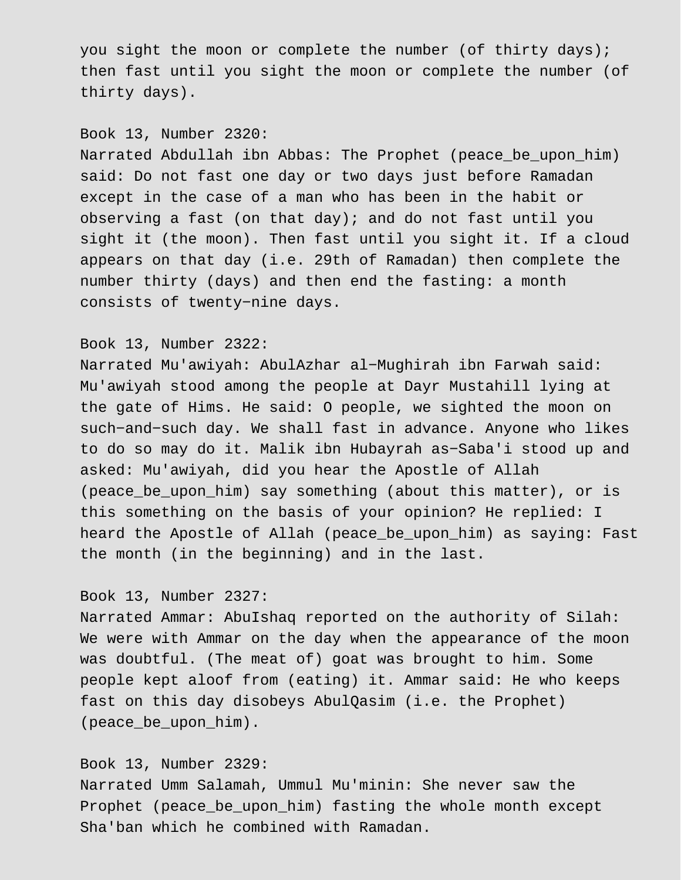you sight the moon or complete the number (of thirty days); then fast until you sight the moon or complete the number (of thirty days).

Book 13, Number 2320:
Narrated Abdullah ibn Abbas: The Prophet (peace_be_upon_him) said: Do not fast one day or two days just before Ramadan except in the case of a man who has been in the habit or observing a fast (on that day); and do not fast until you sight it (the moon). Then fast until you sight it. If a cloud appears on that day (i.e. 29th of Ramadan) then complete the number thirty (days) and then end the fasting: a month consists of twenty−nine days.

Book 13, Number 2322:
Narrated Mu'awiyah: AbulAzhar al−Mughirah ibn Farwah said: Mu'awiyah stood among the people at Dayr Mustahill lying at the gate of Hims. He said: O people, we sighted the moon on such−and−such day. We shall fast in advance. Anyone who likes to do so may do it. Malik ibn Hubayrah as−Saba'i stood up and asked: Mu'awiyah, did you hear the Apostle of Allah (peace_be_upon_him) say something (about this matter), or is this something on the basis of your opinion? He replied: I heard the Apostle of Allah (peace_be_upon_him) as saying: Fast the month (in the beginning) and in the last.

Book 13, Number 2327:
Narrated Ammar: AbuIshaq reported on the authority of Silah: We were with Ammar on the day when the appearance of the moon was doubtful. (The meat of) goat was brought to him. Some people kept aloof from (eating) it. Ammar said: He who keeps fast on this day disobeys AbulQasim (i.e. the Prophet) (peace_be_upon_him).

Book 13, Number 2329:
Narrated Umm Salamah, Ummul Mu'minin: She never saw the Prophet (peace_be_upon_him) fasting the whole month except Sha'ban which he combined with Ramadan.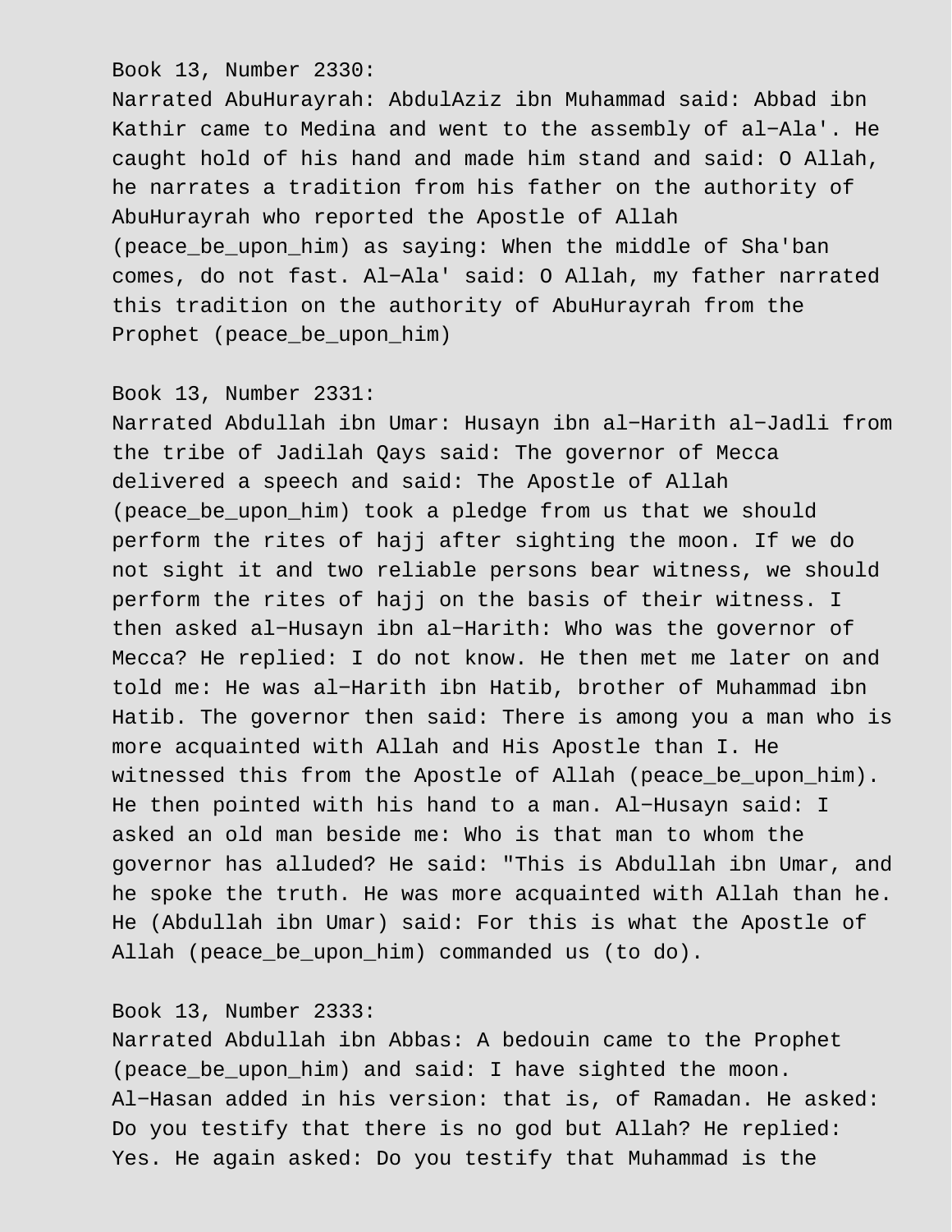Book 13, Number 2330:
Narrated AbuHurayrah: AbdulAziz ibn Muhammad said: Abbad ibn Kathir came to Medina and went to the assembly of al-Ala'. He caught hold of his hand and made him stand and said: O Allah, he narrates a tradition from his father on the authority of AbuHurayrah who reported the Apostle of Allah (peace_be_upon_him) as saying: When the middle of Sha'ban comes, do not fast. Al-Ala' said: O Allah, my father narrated this tradition on the authority of AbuHurayrah from the Prophet (peace_be_upon_him)

Book 13, Number 2331:
Narrated Abdullah ibn Umar: Husayn ibn al-Harith al-Jadli from the tribe of Jadilah Qays said: The governor of Mecca delivered a speech and said: The Apostle of Allah (peace_be_upon_him) took a pledge from us that we should perform the rites of hajj after sighting the moon. If we do not sight it and two reliable persons bear witness, we should perform the rites of hajj on the basis of their witness. I then asked al-Husayn ibn al-Harith: Who was the governor of Mecca? He replied: I do not know. He then met me later on and told me: He was al-Harith ibn Hatib, brother of Muhammad ibn Hatib. The governor then said: There is among you a man who is more acquainted with Allah and His Apostle than I. He witnessed this from the Apostle of Allah (peace_be_upon_him). He then pointed with his hand to a man. Al-Husayn said: I asked an old man beside me: Who is that man to whom the governor has alluded? He said: "This is Abdullah ibn Umar, and he spoke the truth. He was more acquainted with Allah than he. He (Abdullah ibn Umar) said: For this is what the Apostle of Allah (peace_be_upon_him) commanded us (to do).

Book 13, Number 2333:
Narrated Abdullah ibn Abbas: A bedouin came to the Prophet (peace_be_upon_him) and said: I have sighted the moon. Al-Hasan added in his version: that is, of Ramadan. He asked: Do you testify that there is no god but Allah? He replied: Yes. He again asked: Do you testify that Muhammad is the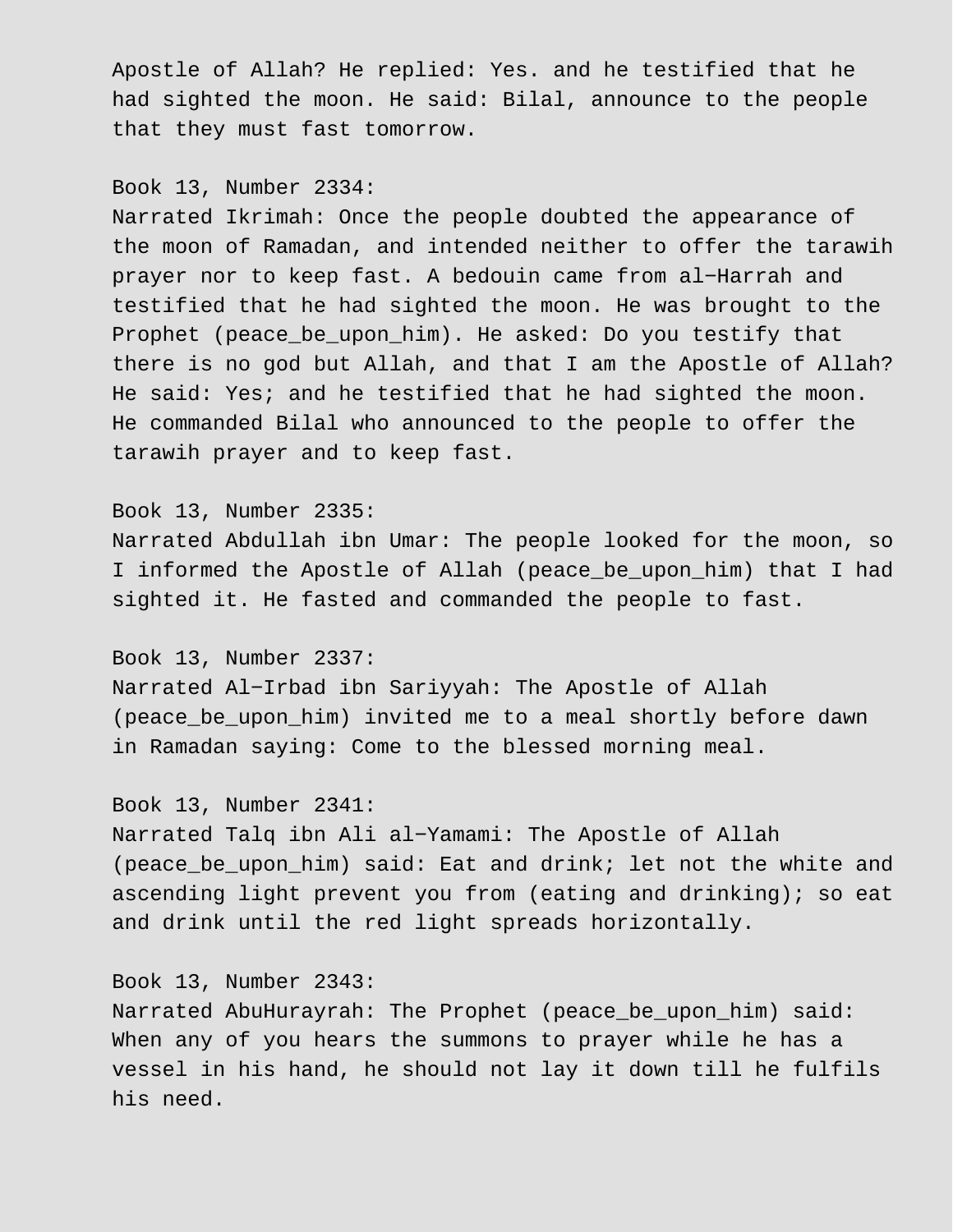Apostle of Allah? He replied: Yes. and he testified that he had sighted the moon. He said: Bilal, announce to the people that they must fast tomorrow.

Book 13, Number 2334:
Narrated Ikrimah: Once the people doubted the appearance of the moon of Ramadan, and intended neither to offer the tarawih prayer nor to keep fast. A bedouin came from al−Harrah and testified that he had sighted the moon. He was brought to the Prophet (peace_be_upon_him). He asked: Do you testify that there is no god but Allah, and that I am the Apostle of Allah? He said: Yes; and he testified that he had sighted the moon. He commanded Bilal who announced to the people to offer the tarawih prayer and to keep fast.

Book 13, Number 2335:
Narrated Abdullah ibn Umar: The people looked for the moon, so I informed the Apostle of Allah (peace_be_upon_him) that I had sighted it. He fasted and commanded the people to fast.

Book 13, Number 2337:
Narrated Al−Irbad ibn Sariyyah: The Apostle of Allah (peace_be_upon_him) invited me to a meal shortly before dawn in Ramadan saying: Come to the blessed morning meal.

Book 13, Number 2341:
Narrated Talq ibn Ali al−Yamami: The Apostle of Allah (peace_be_upon_him) said: Eat and drink; let not the white and ascending light prevent you from (eating and drinking); so eat and drink until the red light spreads horizontally.

Book 13, Number 2343:
Narrated AbuHurayrah: The Prophet (peace_be_upon_him) said: When any of you hears the summons to prayer while he has a vessel in his hand, he should not lay it down till he fulfils his need.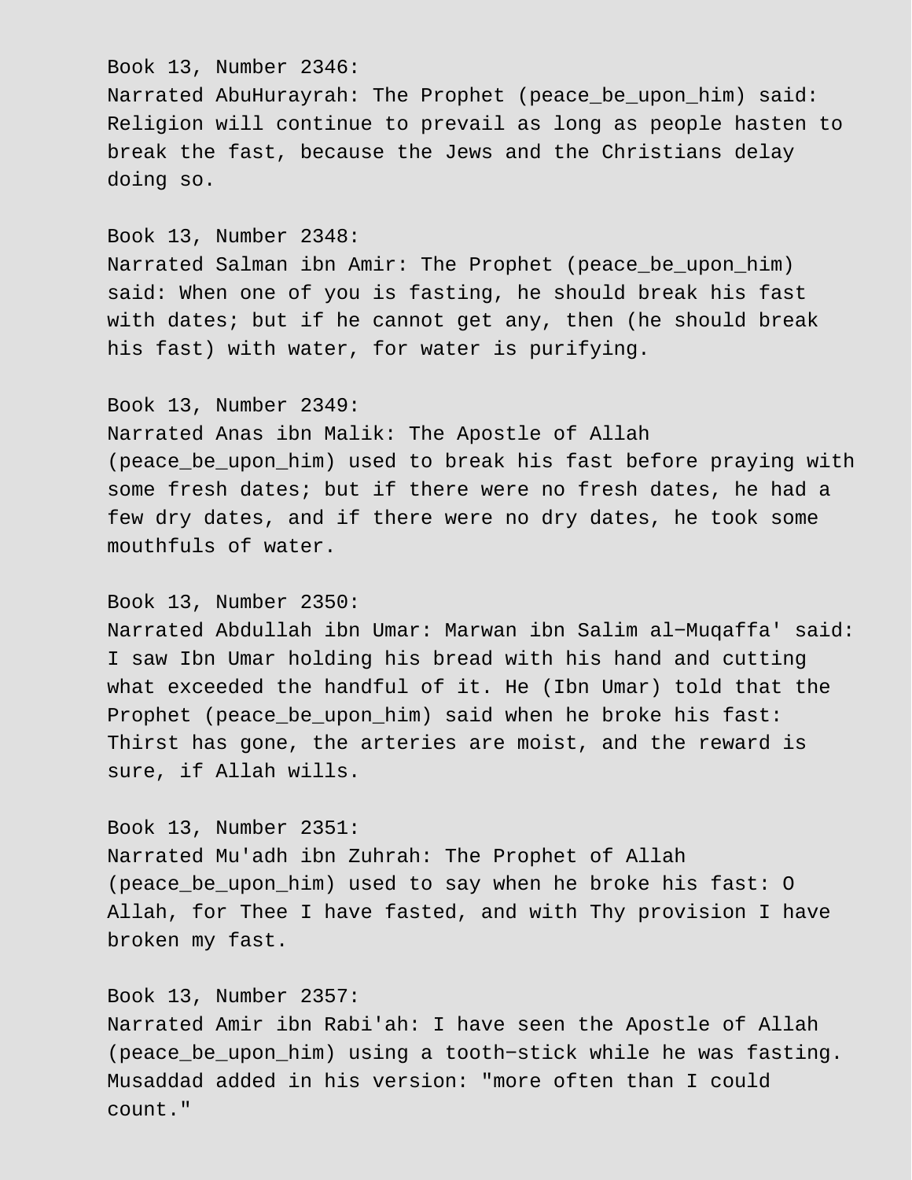Book 13, Number 2346:
Narrated AbuHurayrah: The Prophet (peace_be_upon_him) said: Religion will continue to prevail as long as people hasten to break the fast, because the Jews and the Christians delay doing so.

Book 13, Number 2348:
Narrated Salman ibn Amir: The Prophet (peace_be_upon_him) said: When one of you is fasting, he should break his fast with dates; but if he cannot get any, then (he should break his fast) with water, for water is purifying.

Book 13, Number 2349:
Narrated Anas ibn Malik: The Apostle of Allah (peace_be_upon_him) used to break his fast before praying with some fresh dates; but if there were no fresh dates, he had a few dry dates, and if there were no dry dates, he took some mouthfuls of water.

Book 13, Number 2350:
Narrated Abdullah ibn Umar: Marwan ibn Salim al-Muqaffa' said: I saw Ibn Umar holding his bread with his hand and cutting what exceeded the handful of it. He (Ibn Umar) told that the Prophet (peace_be_upon_him) said when he broke his fast: Thirst has gone, the arteries are moist, and the reward is sure, if Allah wills.

Book 13, Number 2351:
Narrated Mu'adh ibn Zuhrah: The Prophet of Allah (peace_be_upon_him) used to say when he broke his fast: O Allah, for Thee I have fasted, and with Thy provision I have broken my fast.

Book 13, Number 2357:
Narrated Amir ibn Rabi'ah: I have seen the Apostle of Allah (peace_be_upon_him) using a tooth-stick while he was fasting. Musaddad added in his version: "more often than I could count."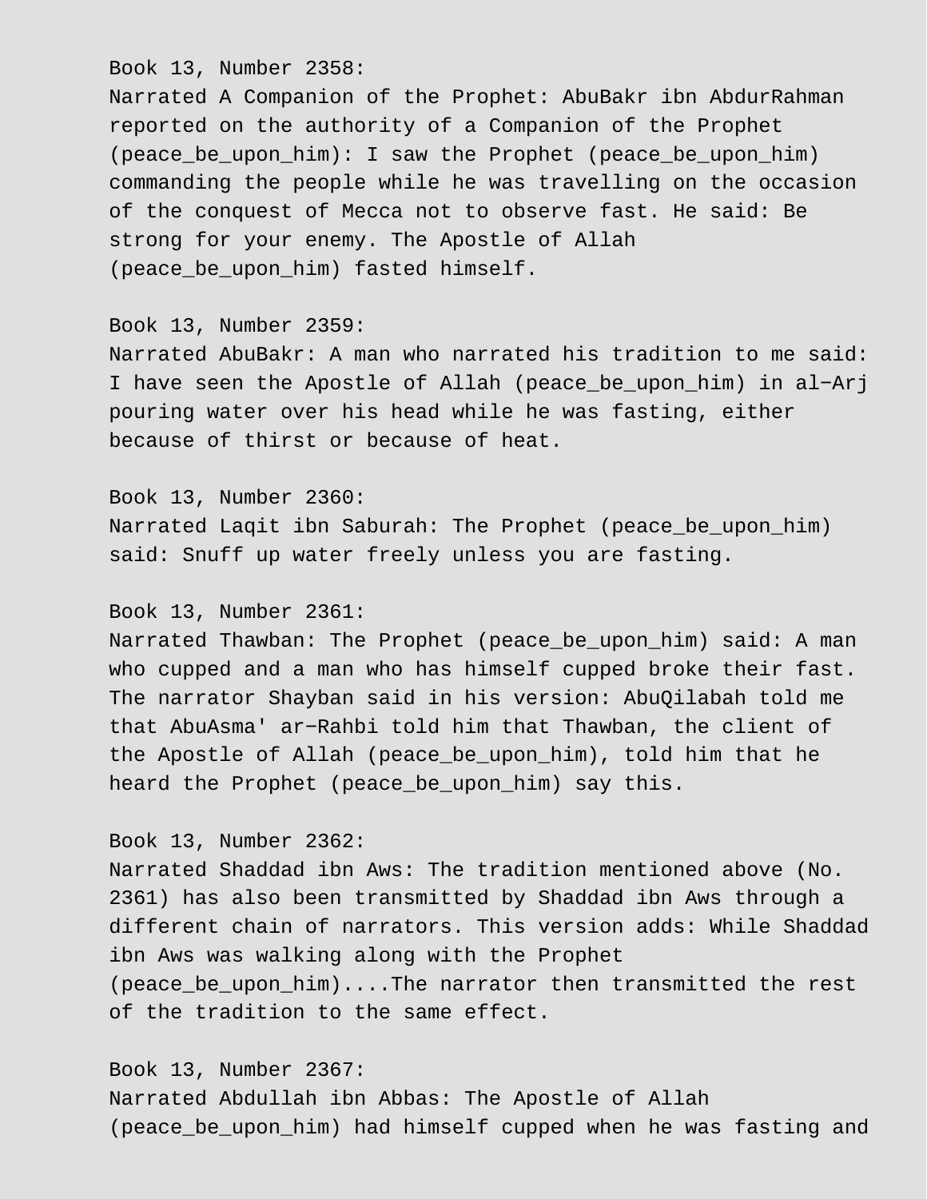Book 13, Number 2358:
Narrated A Companion of the Prophet: AbuBakr ibn AbdurRahman reported on the authority of a Companion of the Prophet (peace_be_upon_him): I saw the Prophet (peace_be_upon_him) commanding the people while he was travelling on the occasion of the conquest of Mecca not to observe fast. He said: Be strong for your enemy. The Apostle of Allah (peace_be_upon_him) fasted himself.

Book 13, Number 2359:
Narrated AbuBakr: A man who narrated his tradition to me said: I have seen the Apostle of Allah (peace_be_upon_him) in al−Arj pouring water over his head while he was fasting, either because of thirst or because of heat.

Book 13, Number 2360:
Narrated Laqit ibn Saburah: The Prophet (peace_be_upon_him) said: Snuff up water freely unless you are fasting.

Book 13, Number 2361:
Narrated Thawban: The Prophet (peace_be_upon_him) said: A man who cupped and a man who has himself cupped broke their fast. The narrator Shayban said in his version: AbuQilabah told me that AbuAsma' ar−Rahbi told him that Thawban, the client of the Apostle of Allah (peace_be_upon_him), told him that he heard the Prophet (peace_be_upon_him) say this.

Book 13, Number 2362:
Narrated Shaddad ibn Aws: The tradition mentioned above (No. 2361) has also been transmitted by Shaddad ibn Aws through a different chain of narrators. This version adds: While Shaddad ibn Aws was walking along with the Prophet (peace_be_upon_him)....The narrator then transmitted the rest of the tradition to the same effect.

Book 13, Number 2367:
Narrated Abdullah ibn Abbas: The Apostle of Allah (peace_be_upon_him) had himself cupped when he was fasting and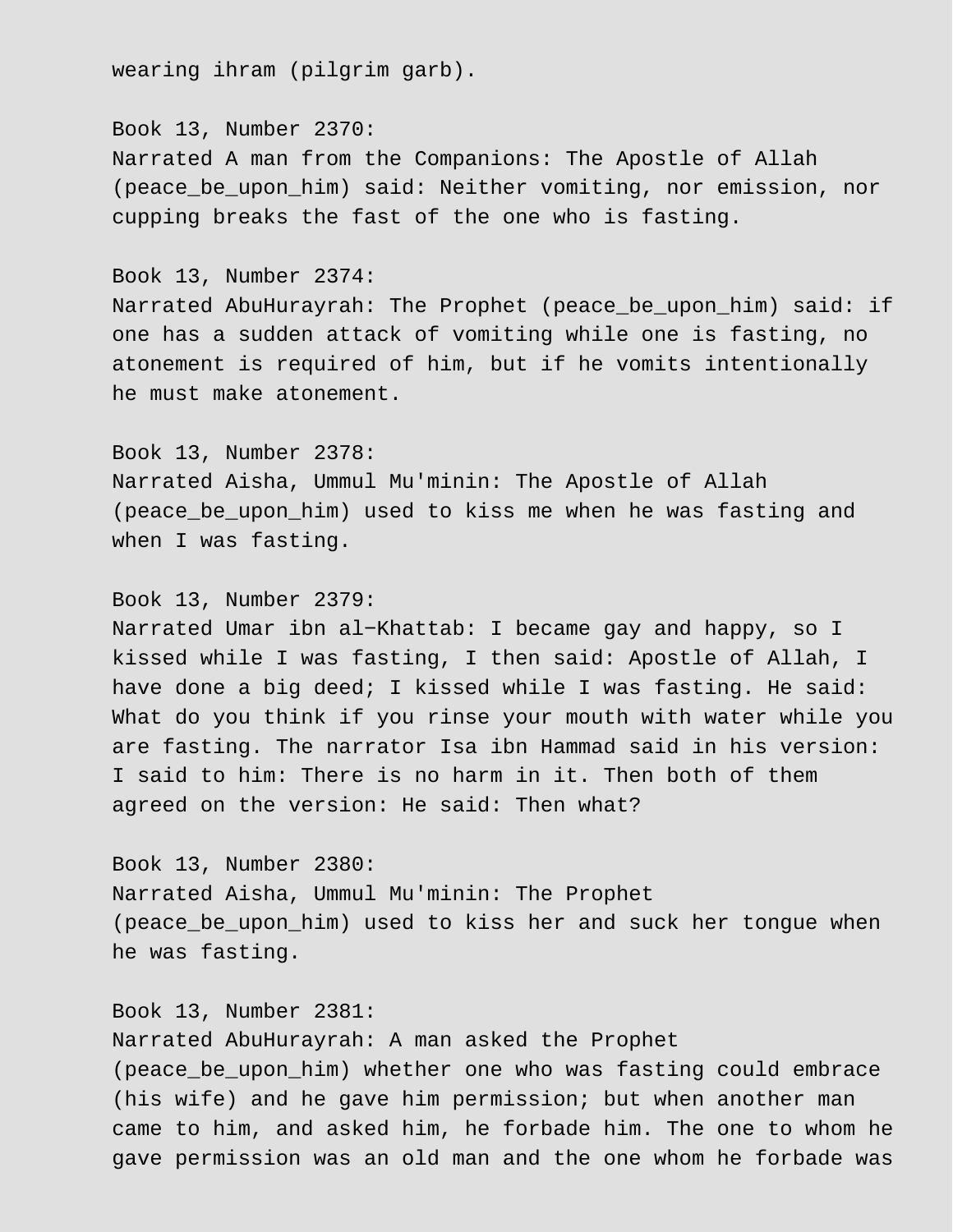wearing ihram (pilgrim garb).

Book 13, Number 2370:
Narrated A man from the Companions: The Apostle of Allah (peace_be_upon_him) said: Neither vomiting, nor emission, nor cupping breaks the fast of the one who is fasting.

Book 13, Number 2374:
Narrated AbuHurayrah: The Prophet (peace_be_upon_him) said: if one has a sudden attack of vomiting while one is fasting, no atonement is required of him, but if he vomits intentionally he must make atonement.

Book 13, Number 2378:
Narrated Aisha, Ummul Mu'minin: The Apostle of Allah (peace_be_upon_him) used to kiss me when he was fasting and when I was fasting.

Book 13, Number 2379:
Narrated Umar ibn al-Khattab: I became gay and happy, so I kissed while I was fasting, I then said: Apostle of Allah, I have done a big deed; I kissed while I was fasting. He said: What do you think if you rinse your mouth with water while you are fasting. The narrator Isa ibn Hammad said in his version: I said to him: There is no harm in it. Then both of them agreed on the version: He said: Then what?

Book 13, Number 2380:
Narrated Aisha, Ummul Mu'minin: The Prophet (peace_be_upon_him) used to kiss her and suck her tongue when he was fasting.

Book 13, Number 2381:
Narrated AbuHurayrah: A man asked the Prophet (peace_be_upon_him) whether one who was fasting could embrace (his wife) and he gave him permission; but when another man came to him, and asked him, he forbade him. The one to whom he gave permission was an old man and the one whom he forbade was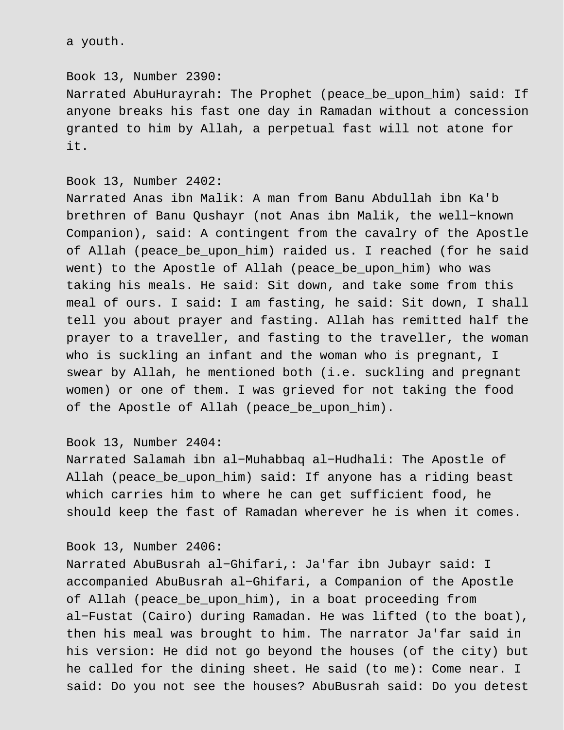a youth.

Book 13, Number 2390:
Narrated AbuHurayrah: The Prophet (peace_be_upon_him) said: If anyone breaks his fast one day in Ramadan without a concession granted to him by Allah, a perpetual fast will not atone for it.

Book 13, Number 2402:
Narrated Anas ibn Malik: A man from Banu Abdullah ibn Ka'b brethren of Banu Qushayr (not Anas ibn Malik, the well−known Companion), said: A contingent from the cavalry of the Apostle of Allah (peace_be_upon_him) raided us. I reached (for he said went) to the Apostle of Allah (peace_be_upon_him) who was taking his meals. He said: Sit down, and take some from this meal of ours. I said: I am fasting, he said: Sit down, I shall tell you about prayer and fasting. Allah has remitted half the prayer to a traveller, and fasting to the traveller, the woman who is suckling an infant and the woman who is pregnant, I swear by Allah, he mentioned both (i.e. suckling and pregnant women) or one of them. I was grieved for not taking the food of the Apostle of Allah (peace_be_upon_him).

Book 13, Number 2404:
Narrated Salamah ibn al−Muhabbaq al−Hudhali: The Apostle of Allah (peace_be_upon_him) said: If anyone has a riding beast which carries him to where he can get sufficient food, he should keep the fast of Ramadan wherever he is when it comes.

Book 13, Number 2406:
Narrated AbuBusrah al−Ghifari,: Ja'far ibn Jubayr said: I accompanied AbuBusrah al−Ghifari, a Companion of the Apostle of Allah (peace_be_upon_him), in a boat proceeding from al−Fustat (Cairo) during Ramadan. He was lifted (to the boat), then his meal was brought to him. The narrator Ja'far said in his version: He did not go beyond the houses (of the city) but he called for the dining sheet. He said (to me): Come near. I said: Do you not see the houses? AbuBusrah said: Do you detest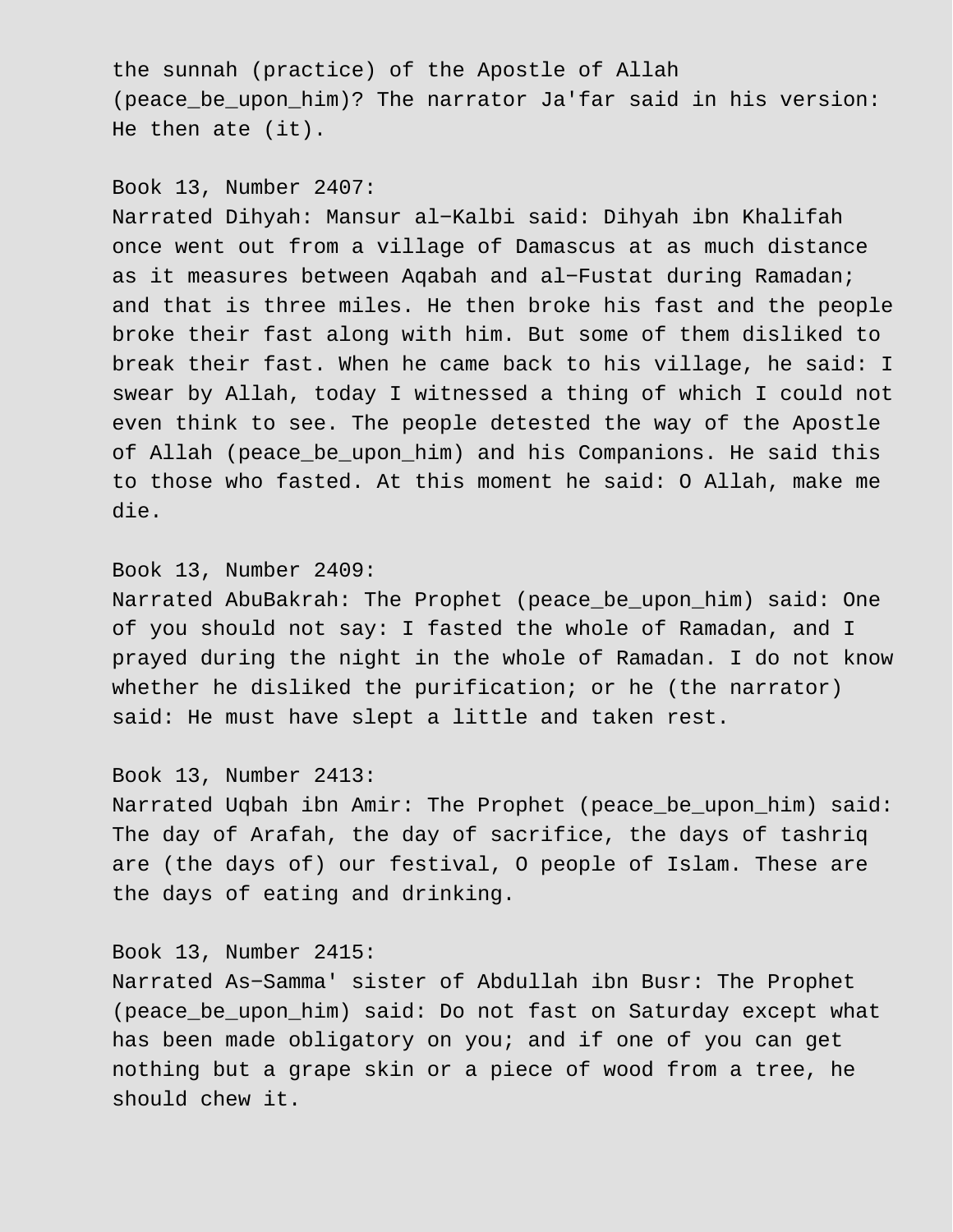the sunnah (practice) of the Apostle of Allah (peace_be_upon_him)? The narrator Ja'far said in his version: He then ate (it).

Book 13, Number 2407:
Narrated Dihyah: Mansur al-Kalbi said: Dihyah ibn Khalifah once went out from a village of Damascus at as much distance as it measures between Aqabah and al-Fustat during Ramadan; and that is three miles. He then broke his fast and the people broke their fast along with him. But some of them disliked to break their fast. When he came back to his village, he said: I swear by Allah, today I witnessed a thing of which I could not even think to see. The people detested the way of the Apostle of Allah (peace_be_upon_him) and his Companions. He said this to those who fasted. At this moment he said: O Allah, make me die.

Book 13, Number 2409:
Narrated AbuBakrah: The Prophet (peace_be_upon_him) said: One of you should not say: I fasted the whole of Ramadan, and I prayed during the night in the whole of Ramadan. I do not know whether he disliked the purification; or he (the narrator) said: He must have slept a little and taken rest.

Book 13, Number 2413:
Narrated Uqbah ibn Amir: The Prophet (peace_be_upon_him) said: The day of Arafah, the day of sacrifice, the days of tashriq are (the days of) our festival, O people of Islam. These are the days of eating and drinking.

Book 13, Number 2415:
Narrated As-Samma' sister of Abdullah ibn Busr: The Prophet (peace_be_upon_him) said: Do not fast on Saturday except what has been made obligatory on you; and if one of you can get nothing but a grape skin or a piece of wood from a tree, he should chew it.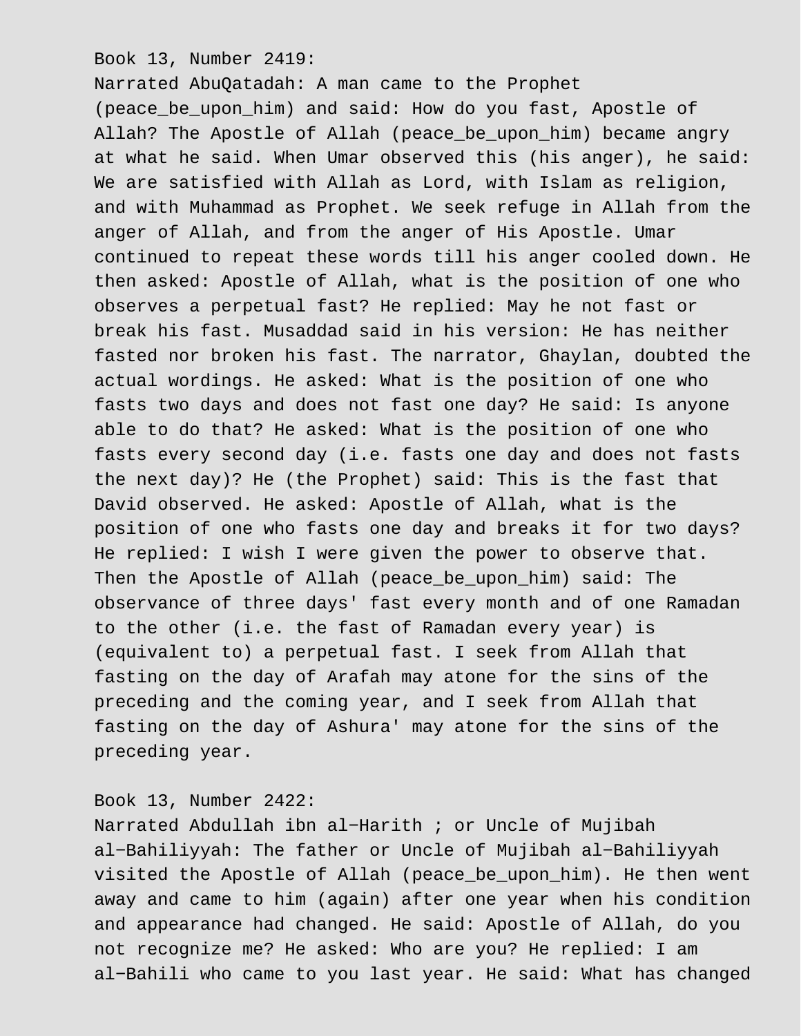Book 13, Number 2419:

Narrated AbuQatadah: A man came to the Prophet (peace_be_upon_him) and said: How do you fast, Apostle of Allah? The Apostle of Allah (peace_be_upon_him) became angry at what he said. When Umar observed this (his anger), he said: We are satisfied with Allah as Lord, with Islam as religion, and with Muhammad as Prophet. We seek refuge in Allah from the anger of Allah, and from the anger of His Apostle. Umar continued to repeat these words till his anger cooled down. He then asked: Apostle of Allah, what is the position of one who observes a perpetual fast? He replied: May he not fast or break his fast. Musaddad said in his version: He has neither fasted nor broken his fast. The narrator, Ghaylan, doubted the actual wordings. He asked: What is the position of one who fasts two days and does not fast one day? He said: Is anyone able to do that? He asked: What is the position of one who fasts every second day (i.e. fasts one day and does not fasts the next day)? He (the Prophet) said: This is the fast that David observed. He asked: Apostle of Allah, what is the position of one who fasts one day and breaks it for two days? He replied: I wish I were given the power to observe that. Then the Apostle of Allah (peace_be_upon_him) said: The observance of three days' fast every month and of one Ramadan to the other (i.e. the fast of Ramadan every year) is (equivalent to) a perpetual fast. I seek from Allah that fasting on the day of Arafah may atone for the sins of the preceding and the coming year, and I seek from Allah that fasting on the day of Ashura' may atone for the sins of the preceding year.

Book 13, Number 2422:

Narrated Abdullah ibn al-Harith ; or Uncle of Mujibah al-Bahiliyyah: The father or Uncle of Mujibah al-Bahiliyyah visited the Apostle of Allah (peace_be_upon_him). He then went away and came to him (again) after one year when his condition and appearance had changed. He said: Apostle of Allah, do you not recognize me? He asked: Who are you? He replied: I am al-Bahili who came to you last year. He said: What has changed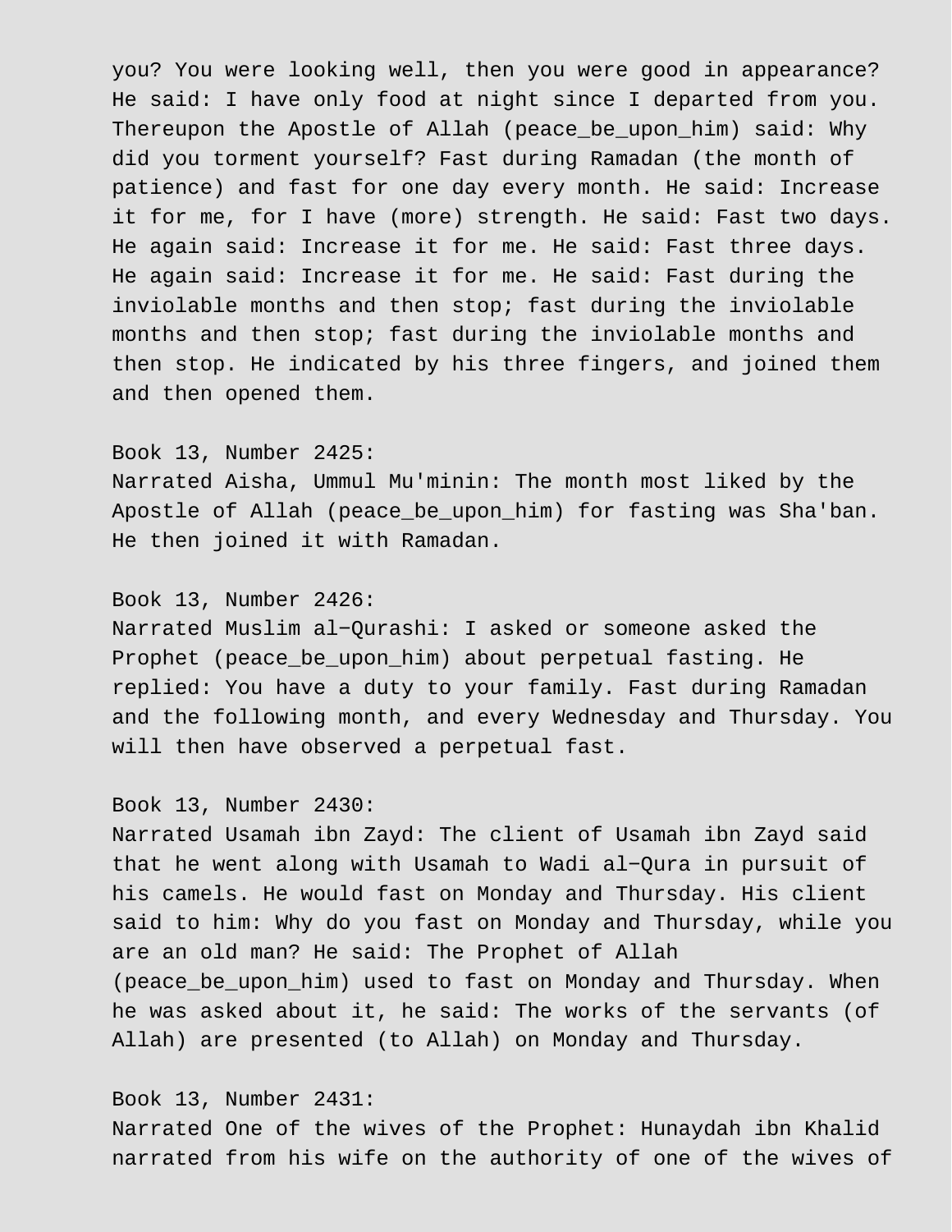you? You were looking well, then you were good in appearance? He said: I have only food at night since I departed from you. Thereupon the Apostle of Allah (peace_be_upon_him) said: Why did you torment yourself? Fast during Ramadan (the month of patience) and fast for one day every month. He said: Increase it for me, for I have (more) strength. He said: Fast two days. He again said: Increase it for me. He said: Fast three days. He again said: Increase it for me. He said: Fast during the inviolable months and then stop; fast during the inviolable months and then stop; fast during the inviolable months and then stop. He indicated by his three fingers, and joined them and then opened them.

Book 13, Number 2425:
Narrated Aisha, Ummul Mu'minin: The month most liked by the Apostle of Allah (peace_be_upon_him) for fasting was Sha'ban. He then joined it with Ramadan.

Book 13, Number 2426:
Narrated Muslim al−Qurashi: I asked or someone asked the Prophet (peace_be_upon_him) about perpetual fasting. He replied: You have a duty to your family. Fast during Ramadan and the following month, and every Wednesday and Thursday. You will then have observed a perpetual fast.

Book 13, Number 2430:
Narrated Usamah ibn Zayd: The client of Usamah ibn Zayd said that he went along with Usamah to Wadi al−Qura in pursuit of his camels. He would fast on Monday and Thursday. His client said to him: Why do you fast on Monday and Thursday, while you are an old man? He said: The Prophet of Allah (peace_be_upon_him) used to fast on Monday and Thursday. When he was asked about it, he said: The works of the servants (of Allah) are presented (to Allah) on Monday and Thursday.

Book 13, Number 2431:
Narrated One of the wives of the Prophet: Hunaydah ibn Khalid narrated from his wife on the authority of one of the wives of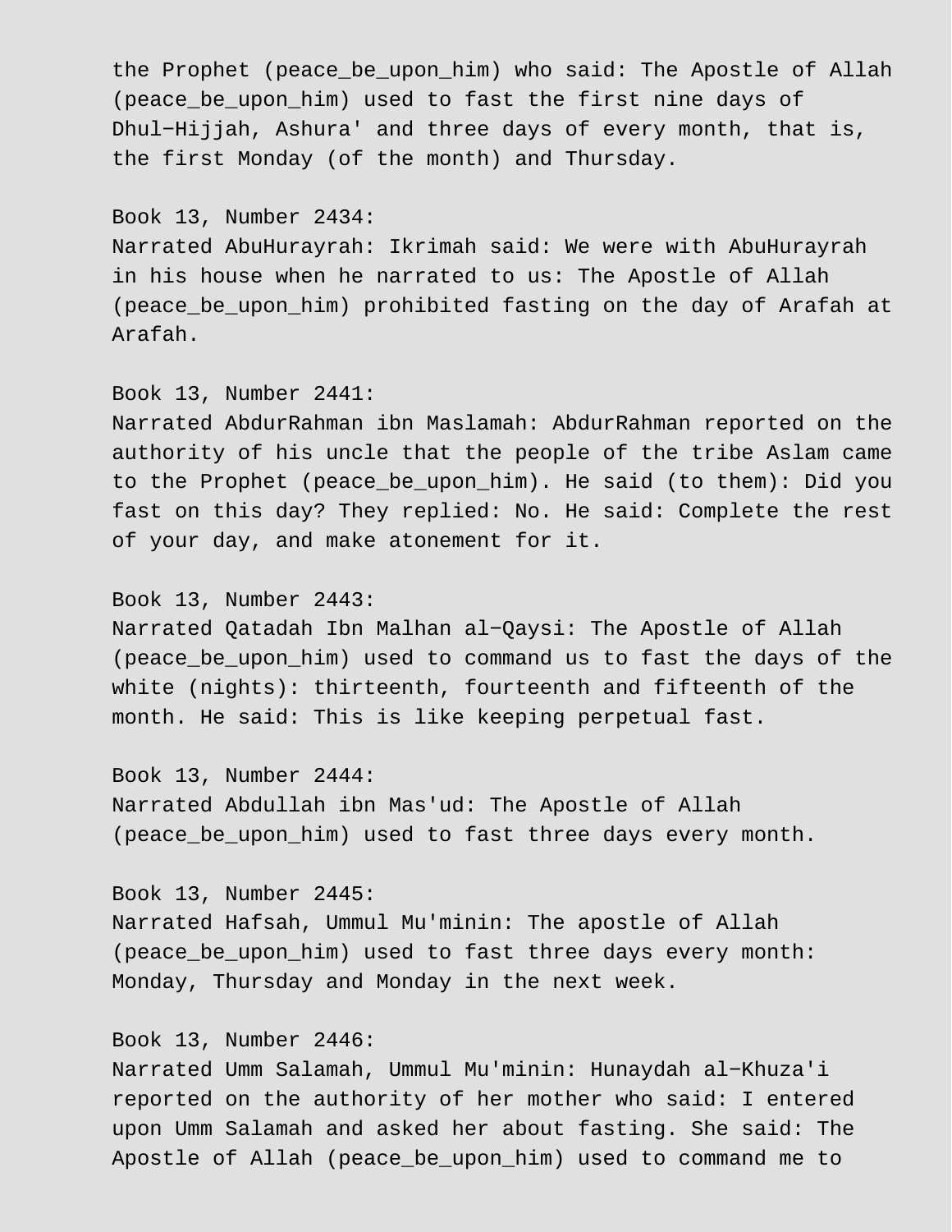the Prophet (peace_be_upon_him) who said: The Apostle of Allah (peace_be_upon_him) used to fast the first nine days of Dhul-Hijjah, Ashura' and three days of every month, that is, the first Monday (of the month) and Thursday.

Book 13, Number 2434:
Narrated AbuHurayrah: Ikrimah said: We were with AbuHurayrah in his house when he narrated to us: The Apostle of Allah (peace_be_upon_him) prohibited fasting on the day of Arafah at Arafah.

Book 13, Number 2441:
Narrated AbdurRahman ibn Maslamah: AbdurRahman reported on the authority of his uncle that the people of the tribe Aslam came to the Prophet (peace_be_upon_him). He said (to them): Did you fast on this day? They replied: No. He said: Complete the rest of your day, and make atonement for it.

Book 13, Number 2443:
Narrated Qatadah Ibn Malhan al-Qaysi: The Apostle of Allah (peace_be_upon_him) used to command us to fast the days of the white (nights): thirteenth, fourteenth and fifteenth of the month. He said: This is like keeping perpetual fast.

Book 13, Number 2444:
Narrated Abdullah ibn Mas'ud: The Apostle of Allah (peace_be_upon_him) used to fast three days every month.

Book 13, Number 2445:
Narrated Hafsah, Ummul Mu'minin: The apostle of Allah (peace_be_upon_him) used to fast three days every month: Monday, Thursday and Monday in the next week.

Book 13, Number 2446:
Narrated Umm Salamah, Ummul Mu'minin: Hunaydah al-Khuza'i reported on the authority of her mother who said: I entered upon Umm Salamah and asked her about fasting. She said: The Apostle of Allah (peace_be_upon_him) used to command me to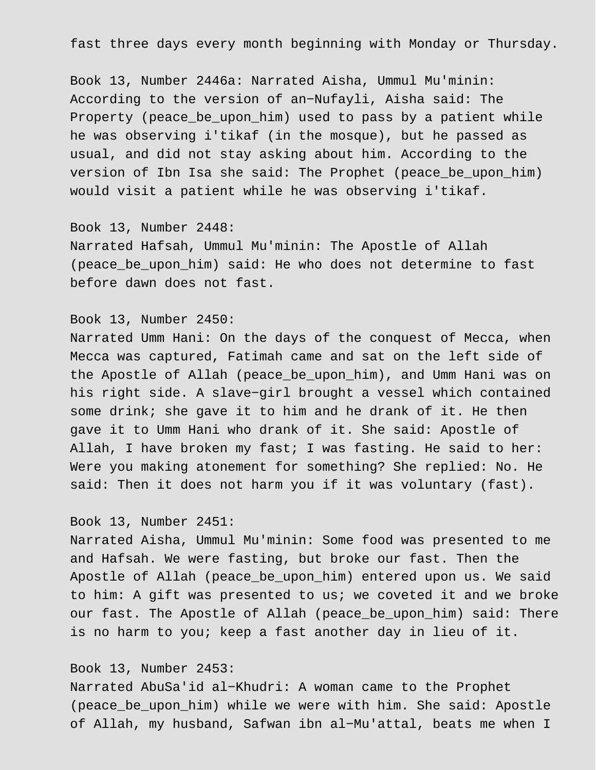fast three days every month beginning with Monday or Thursday.

Book 13, Number 2446a: Narrated Aisha, Ummul Mu'minin: According to the version of an-Nufayli, Aisha said: The Property (peace_be_upon_him) used to pass by a patient while he was observing i'tikaf (in the mosque), but he passed as usual, and did not stay asking about him. According to the version of Ibn Isa she said: The Prophet (peace_be_upon_him) would visit a patient while he was observing i'tikaf.

Book 13, Number 2448:
Narrated Hafsah, Ummul Mu'minin: The Apostle of Allah (peace_be_upon_him) said: He who does not determine to fast before dawn does not fast.

Book 13, Number 2450:
Narrated Umm Hani: On the days of the conquest of Mecca, when Mecca was captured, Fatimah came and sat on the left side of the Apostle of Allah (peace_be_upon_him), and Umm Hani was on his right side. A slave-girl brought a vessel which contained some drink; she gave it to him and he drank of it. He then gave it to Umm Hani who drank of it. She said: Apostle of Allah, I have broken my fast; I was fasting. He said to her: Were you making atonement for something? She replied: No. He said: Then it does not harm you if it was voluntary (fast).

Book 13, Number 2451:
Narrated Aisha, Ummul Mu'minin: Some food was presented to me and Hafsah. We were fasting, but broke our fast. Then the Apostle of Allah (peace_be_upon_him) entered upon us. We said to him: A gift was presented to us; we coveted it and we broke our fast. The Apostle of Allah (peace_be_upon_him) said: There is no harm to you; keep a fast another day in lieu of it.

Book 13, Number 2453:
Narrated AbuSa'id al-Khudri: A woman came to the Prophet (peace_be_upon_him) while we were with him. She said: Apostle of Allah, my husband, Safwan ibn al-Mu'attal, beats me when I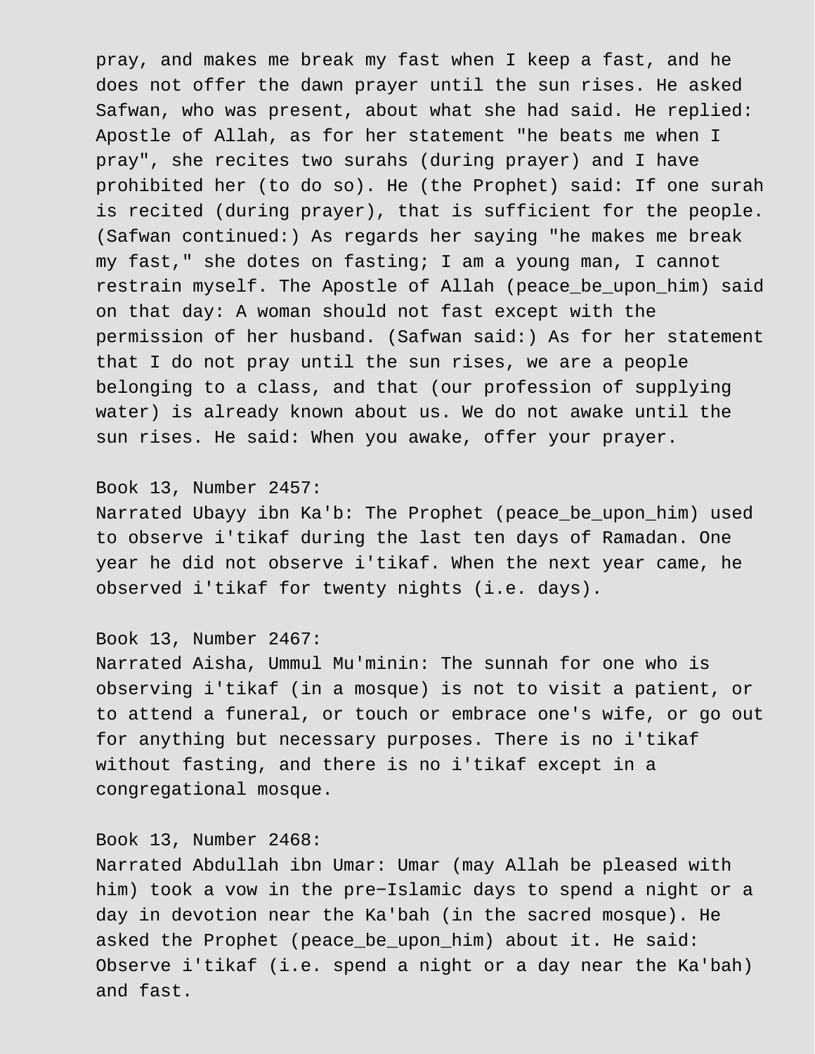pray, and makes me break my fast when I keep a fast, and he does not offer the dawn prayer until the sun rises. He asked Safwan, who was present, about what she had said. He replied: Apostle of Allah, as for her statement "he beats me when I pray", she recites two surahs (during prayer) and I have prohibited her (to do so). He (the Prophet) said: If one surah is recited (during prayer), that is sufficient for the people. (Safwan continued:) As regards her saying "he makes me break my fast," she dotes on fasting; I am a young man, I cannot restrain myself. The Apostle of Allah (peace_be_upon_him) said on that day: A woman should not fast except with the permission of her husband. (Safwan said:) As for her statement that I do not pray until the sun rises, we are a people belonging to a class, and that (our profession of supplying water) is already known about us. We do not awake until the sun rises. He said: When you awake, offer your prayer.

Book 13, Number 2457:
Narrated Ubayy ibn Ka'b: The Prophet (peace_be_upon_him) used to observe i'tikaf during the last ten days of Ramadan. One year he did not observe i'tikaf. When the next year came, he observed i'tikaf for twenty nights (i.e. days).

Book 13, Number 2467:
Narrated Aisha, Ummul Mu'minin: The sunnah for one who is observing i'tikaf (in a mosque) is not to visit a patient, or to attend a funeral, or touch or embrace one's wife, or go out for anything but necessary purposes. There is no i'tikaf without fasting, and there is no i'tikaf except in a congregational mosque.

Book 13, Number 2468:
Narrated Abdullah ibn Umar: Umar (may Allah be pleased with him) took a vow in the pre-Islamic days to spend a night or a day in devotion near the Ka'bah (in the sacred mosque). He asked the Prophet (peace_be_upon_him) about it. He said: Observe i'tikaf (i.e. spend a night or a day near the Ka'bah) and fast.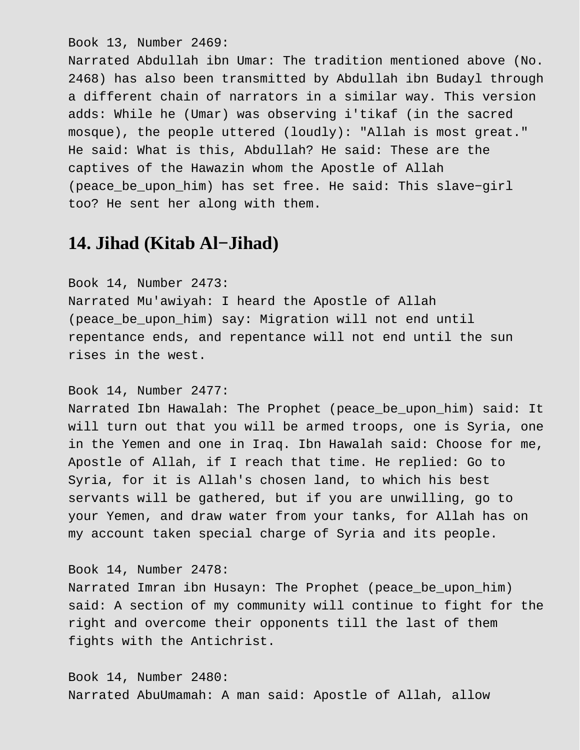Book 13, Number 2469:
Narrated Abdullah ibn Umar: The tradition mentioned above (No. 2468) has also been transmitted by Abdullah ibn Budayl through a different chain of narrators in a similar way. This version adds: While he (Umar) was observing i'tikaf (in the sacred mosque), the people uttered (loudly): "Allah is most great." He said: What is this, Abdullah? He said: These are the captives of the Hawazin whom the Apostle of Allah (peace_be_upon_him) has set free. He said: This slave−girl too? He sent her along with them.

## 14. Jihad (Kitab Al−Jihad)

Book 14, Number 2473:
Narrated Mu'awiyah: I heard the Apostle of Allah (peace_be_upon_him) say: Migration will not end until repentance ends, and repentance will not end until the sun rises in the west.

Book 14, Number 2477:
Narrated Ibn Hawalah: The Prophet (peace_be_upon_him) said: It will turn out that you will be armed troops, one is Syria, one in the Yemen and one in Iraq. Ibn Hawalah said: Choose for me, Apostle of Allah, if I reach that time. He replied: Go to Syria, for it is Allah's chosen land, to which his best servants will be gathered, but if you are unwilling, go to your Yemen, and draw water from your tanks, for Allah has on my account taken special charge of Syria and its people.

Book 14, Number 2478:
Narrated Imran ibn Husayn: The Prophet (peace_be_upon_him) said: A section of my community will continue to fight for the right and overcome their opponents till the last of them fights with the Antichrist.

Book 14, Number 2480:
Narrated AbuUmamah: A man said: Apostle of Allah, allow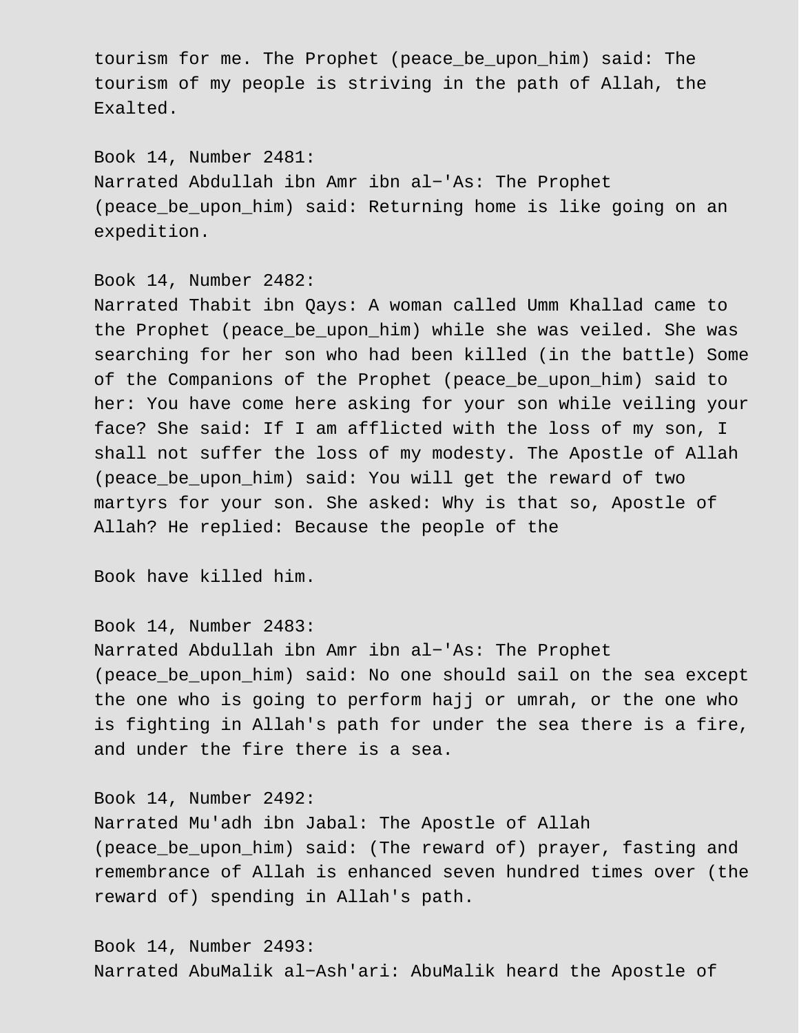tourism for me. The Prophet (peace_be_upon_him) said: The tourism of my people is striving in the path of Allah, the Exalted.

Book 14, Number 2481:
Narrated Abdullah ibn Amr ibn al−'As: The Prophet (peace_be_upon_him) said: Returning home is like going on an expedition.

Book 14, Number 2482:
Narrated Thabit ibn Qays: A woman called Umm Khallad came to the Prophet (peace_be_upon_him) while she was veiled. She was searching for her son who had been killed (in the battle) Some of the Companions of the Prophet (peace_be_upon_him) said to her: You have come here asking for your son while veiling your face? She said: If I am afflicted with the loss of my son, I shall not suffer the loss of my modesty. The Apostle of Allah (peace_be_upon_him) said: You will get the reward of two martyrs for your son. She asked: Why is that so, Apostle of Allah? He replied: Because the people of the

Book have killed him.

Book 14, Number 2483:
Narrated Abdullah ibn Amr ibn al−'As: The Prophet (peace_be_upon_him) said: No one should sail on the sea except the one who is going to perform hajj or umrah, or the one who is fighting in Allah's path for under the sea there is a fire, and under the fire there is a sea.

Book 14, Number 2492:
Narrated Mu'adh ibn Jabal: The Apostle of Allah (peace_be_upon_him) said: (The reward of) prayer, fasting and remembrance of Allah is enhanced seven hundred times over (the reward of) spending in Allah's path.

Book 14, Number 2493:
Narrated AbuMalik al−Ash'ari: AbuMalik heard the Apostle of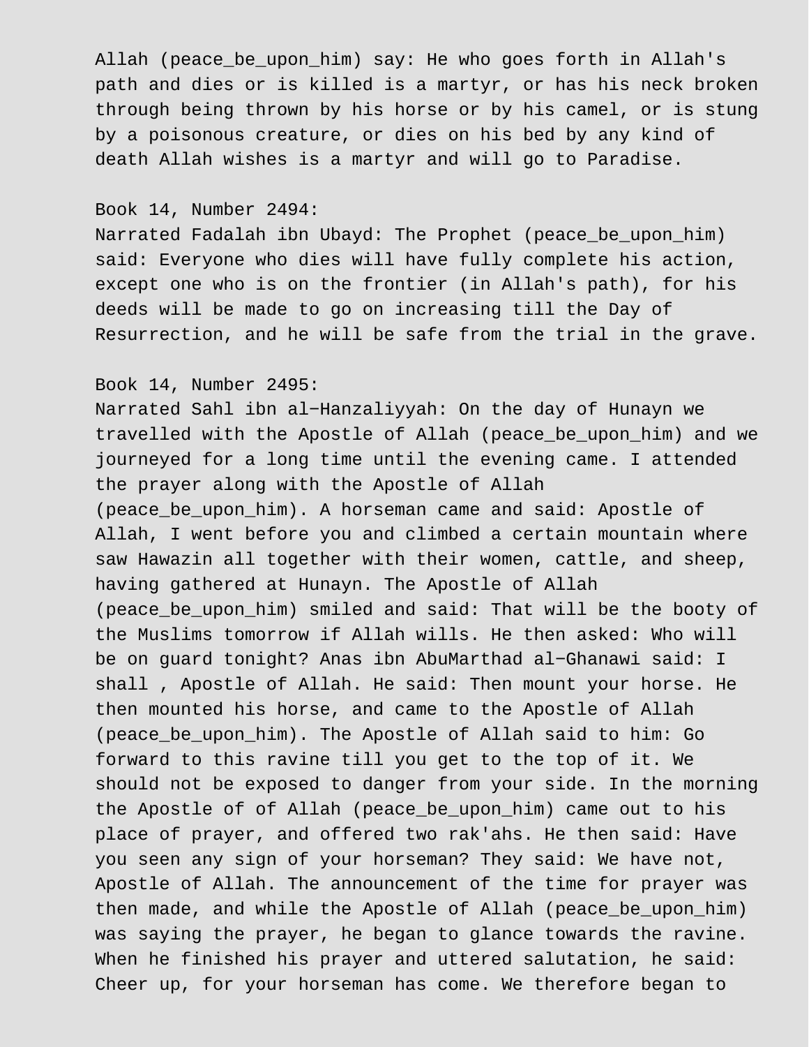Allah (peace_be_upon_him) say: He who goes forth in Allah's path and dies or is killed is a martyr, or has his neck broken through being thrown by his horse or by his camel, or is stung by a poisonous creature, or dies on his bed by any kind of death Allah wishes is a martyr and will go to Paradise.

Book 14, Number 2494:
Narrated Fadalah ibn Ubayd: The Prophet (peace_be_upon_him) said: Everyone who dies will have fully complete his action, except one who is on the frontier (in Allah's path), for his deeds will be made to go on increasing till the Day of Resurrection, and he will be safe from the trial in the grave.

Book 14, Number 2495:
Narrated Sahl ibn al-Hanzaliyyah: On the day of Hunayn we travelled with the Apostle of Allah (peace_be_upon_him) and we journeyed for a long time until the evening came. I attended the prayer along with the Apostle of Allah (peace_be_upon_him). A horseman came and said: Apostle of Allah, I went before you and climbed a certain mountain where saw Hawazin all together with their women, cattle, and sheep, having gathered at Hunayn. The Apostle of Allah (peace_be_upon_him) smiled and said: That will be the booty of the Muslims tomorrow if Allah wills. He then asked: Who will be on guard tonight? Anas ibn AbuMarthad al-Ghanawi said: I shall , Apostle of Allah. He said: Then mount your horse. He then mounted his horse, and came to the Apostle of Allah (peace_be_upon_him). The Apostle of Allah said to him: Go forward to this ravine till you get to the top of it. We should not be exposed to danger from your side. In the morning the Apostle of of Allah (peace_be_upon_him) came out to his place of prayer, and offered two rak'ahs. He then said: Have you seen any sign of your horseman? They said: We have not, Apostle of Allah. The announcement of the time for prayer was then made, and while the Apostle of Allah (peace_be_upon_him) was saying the prayer, he began to glance towards the ravine. When he finished his prayer and uttered salutation, he said: Cheer up, for your horseman has come. We therefore began to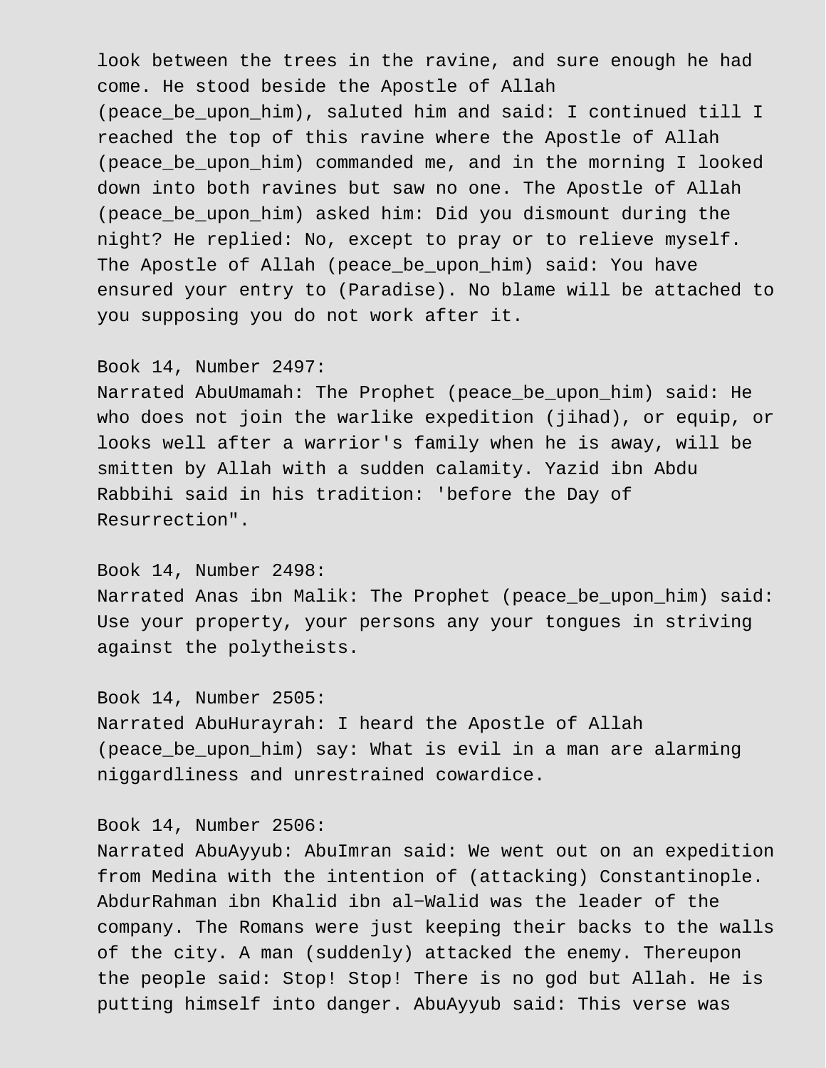look between the trees in the ravine, and sure enough he had come. He stood beside the Apostle of Allah (peace_be_upon_him), saluted him and said: I continued till I reached the top of this ravine where the Apostle of Allah (peace_be_upon_him) commanded me, and in the morning I looked down into both ravines but saw no one. The Apostle of Allah (peace_be_upon_him) asked him: Did you dismount during the night? He replied: No, except to pray or to relieve myself. The Apostle of Allah (peace_be_upon_him) said: You have ensured your entry to (Paradise). No blame will be attached to you supposing you do not work after it.

Book 14, Number 2497:
Narrated AbuUmamah: The Prophet (peace_be_upon_him) said: He who does not join the warlike expedition (jihad), or equip, or looks well after a warrior's family when he is away, will be smitten by Allah with a sudden calamity. Yazid ibn Abdu Rabbihi said in his tradition: 'before the Day of Resurrection".

Book 14, Number 2498:
Narrated Anas ibn Malik: The Prophet (peace_be_upon_him) said: Use your property, your persons any your tongues in striving against the polytheists.

Book 14, Number 2505:
Narrated AbuHurayrah: I heard the Apostle of Allah (peace_be_upon_him) say: What is evil in a man are alarming niggardliness and unrestrained cowardice.

Book 14, Number 2506:
Narrated AbuAyyub: AbuImran said: We went out on an expedition from Medina with the intention of (attacking) Constantinople. AbdurRahman ibn Khalid ibn al-Walid was the leader of the company. The Romans were just keeping their backs to the walls of the city. A man (suddenly) attacked the enemy. Thereupon the people said: Stop! Stop! There is no god but Allah. He is putting himself into danger. AbuAyyub said: This verse was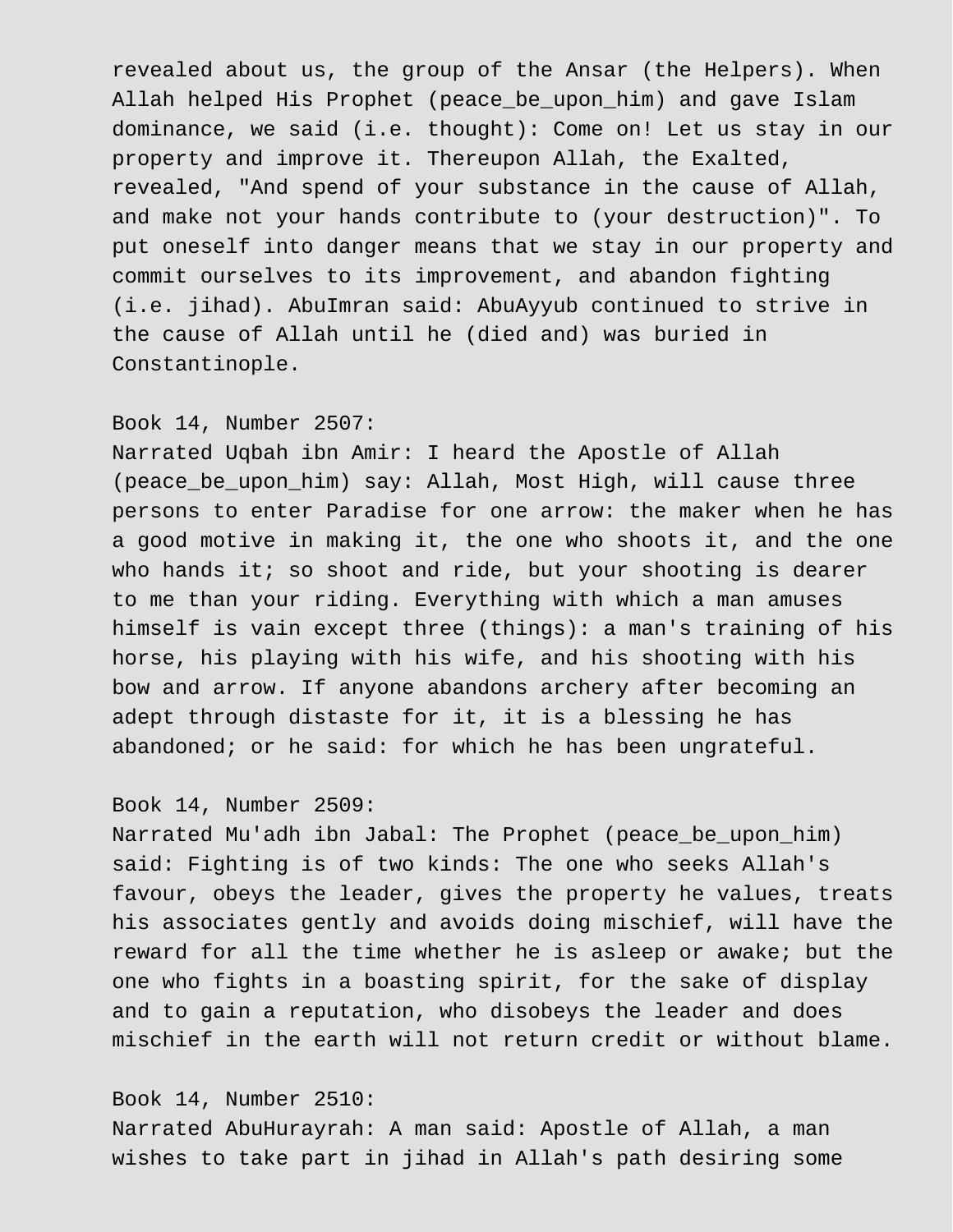revealed about us, the group of the Ansar (the Helpers). When Allah helped His Prophet (peace_be_upon_him) and gave Islam dominance, we said (i.e. thought): Come on! Let us stay in our property and improve it. Thereupon Allah, the Exalted, revealed, "And spend of your substance in the cause of Allah, and make not your hands contribute to (your destruction)". To put oneself into danger means that we stay in our property and commit ourselves to its improvement, and abandon fighting (i.e. jihad). AbuImran said: AbuAyyub continued to strive in the cause of Allah until he (died and) was buried in Constantinople.

Book 14, Number 2507:
Narrated Uqbah ibn Amir: I heard the Apostle of Allah (peace_be_upon_him) say: Allah, Most High, will cause three persons to enter Paradise for one arrow: the maker when he has a good motive in making it, the one who shoots it, and the one who hands it; so shoot and ride, but your shooting is dearer to me than your riding. Everything with which a man amuses himself is vain except three (things): a man's training of his horse, his playing with his wife, and his shooting with his bow and arrow. If anyone abandons archery after becoming an adept through distaste for it, it is a blessing he has abandoned; or he said: for which he has been ungrateful.

Book 14, Number 2509:
Narrated Mu'adh ibn Jabal: The Prophet (peace_be_upon_him) said: Fighting is of two kinds: The one who seeks Allah's favour, obeys the leader, gives the property he values, treats his associates gently and avoids doing mischief, will have the reward for all the time whether he is asleep or awake; but the one who fights in a boasting spirit, for the sake of display and to gain a reputation, who disobeys the leader and does mischief in the earth will not return credit or without blame.

Book 14, Number 2510:
Narrated AbuHurayrah: A man said: Apostle of Allah, a man wishes to take part in jihad in Allah's path desiring some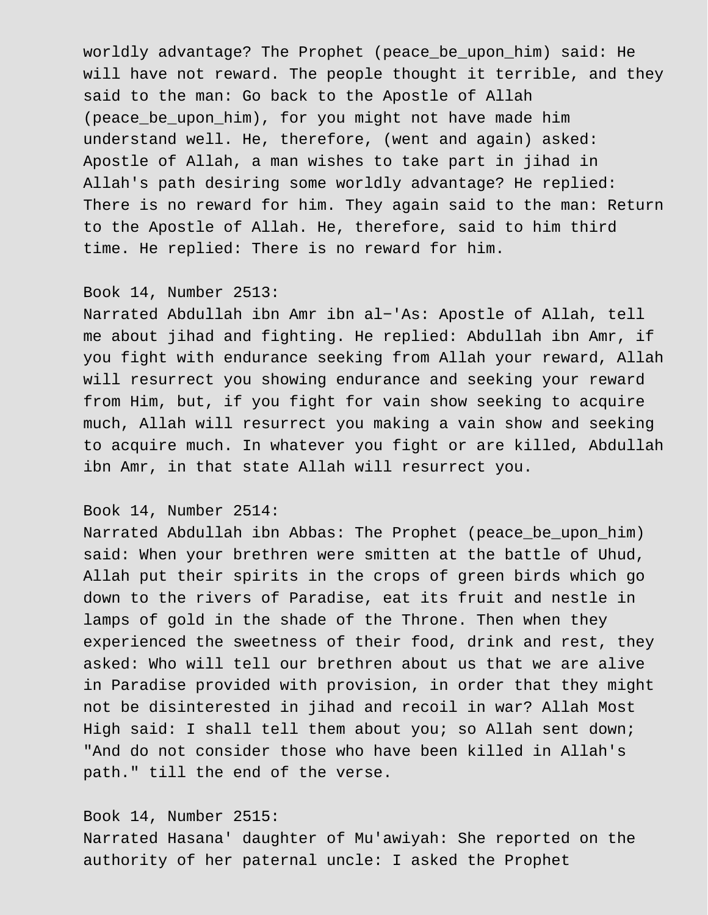worldly advantage? The Prophet (peace_be_upon_him) said: He will have not reward. The people thought it terrible, and they said to the man: Go back to the Apostle of Allah (peace_be_upon_him), for you might not have made him understand well. He, therefore, (went and again) asked: Apostle of Allah, a man wishes to take part in jihad in Allah's path desiring some worldly advantage? He replied: There is no reward for him. They again said to the man: Return to the Apostle of Allah. He, therefore, said to him third time. He replied: There is no reward for him.

Book 14, Number 2513:
Narrated Abdullah ibn Amr ibn al−'As: Apostle of Allah, tell me about jihad and fighting. He replied: Abdullah ibn Amr, if you fight with endurance seeking from Allah your reward, Allah will resurrect you showing endurance and seeking your reward from Him, but, if you fight for vain show seeking to acquire much, Allah will resurrect you making a vain show and seeking to acquire much. In whatever you fight or are killed, Abdullah ibn Amr, in that state Allah will resurrect you.

Book 14, Number 2514:
Narrated Abdullah ibn Abbas: The Prophet (peace_be_upon_him) said: When your brethren were smitten at the battle of Uhud, Allah put their spirits in the crops of green birds which go down to the rivers of Paradise, eat its fruit and nestle in lamps of gold in the shade of the Throne. Then when they experienced the sweetness of their food, drink and rest, they asked: Who will tell our brethren about us that we are alive in Paradise provided with provision, in order that they might not be disinterested in jihad and recoil in war? Allah Most High said: I shall tell them about you; so Allah sent down; "And do not consider those who have been killed in Allah's path." till the end of the verse.

Book 14, Number 2515:
Narrated Hasana' daughter of Mu'awiyah: She reported on the authority of her paternal uncle: I asked the Prophet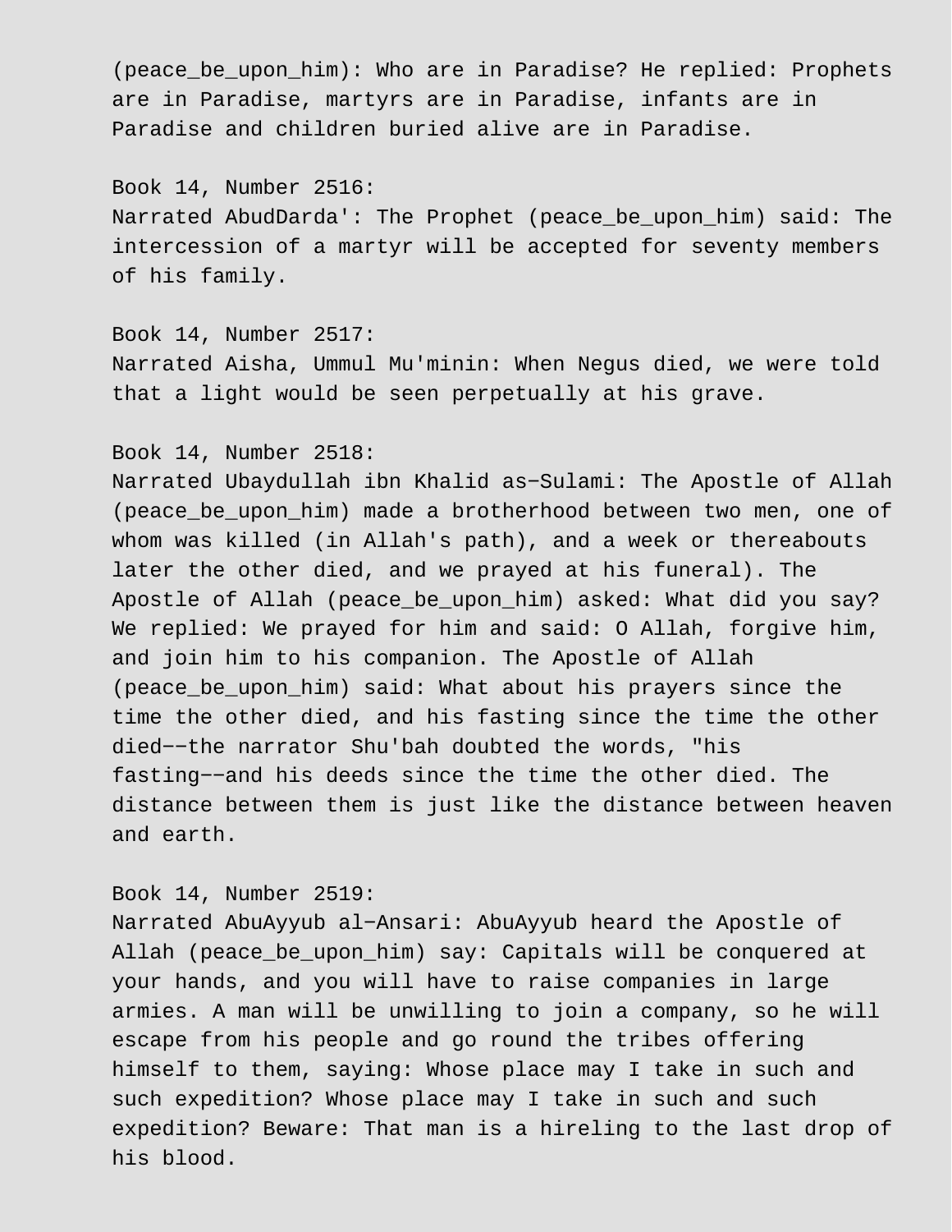(peace_be_upon_him): Who are in Paradise? He replied: Prophets are in Paradise, martyrs are in Paradise, infants are in Paradise and children buried alive are in Paradise.

Book 14, Number 2516:
Narrated AbudDarda': The Prophet (peace_be_upon_him) said: The intercession of a martyr will be accepted for seventy members of his family.

Book 14, Number 2517:
Narrated Aisha, Ummul Mu'minin: When Negus died, we were told that a light would be seen perpetually at his grave.

Book 14, Number 2518:
Narrated Ubaydullah ibn Khalid as-Sulami: The Apostle of Allah (peace_be_upon_him) made a brotherhood between two men, one of whom was killed (in Allah's path), and a week or thereabouts later the other died, and we prayed at his funeral). The Apostle of Allah (peace_be_upon_him) asked: What did you say? We replied: We prayed for him and said: O Allah, forgive him, and join him to his companion. The Apostle of Allah (peace_be_upon_him) said: What about his prayers since the time the other died, and his fasting since the time the other died--the narrator Shu'bah doubted the words, "his fasting--and his deeds since the time the other died. The distance between them is just like the distance between heaven and earth.

Book 14, Number 2519:
Narrated AbuAyyub al-Ansari: AbuAyyub heard the Apostle of Allah (peace_be_upon_him) say: Capitals will be conquered at your hands, and you will have to raise companies in large armies. A man will be unwilling to join a company, so he will escape from his people and go round the tribes offering himself to them, saying: Whose place may I take in such and such expedition? Whose place may I take in such and such expedition? Beware: That man is a hireling to the last drop of his blood.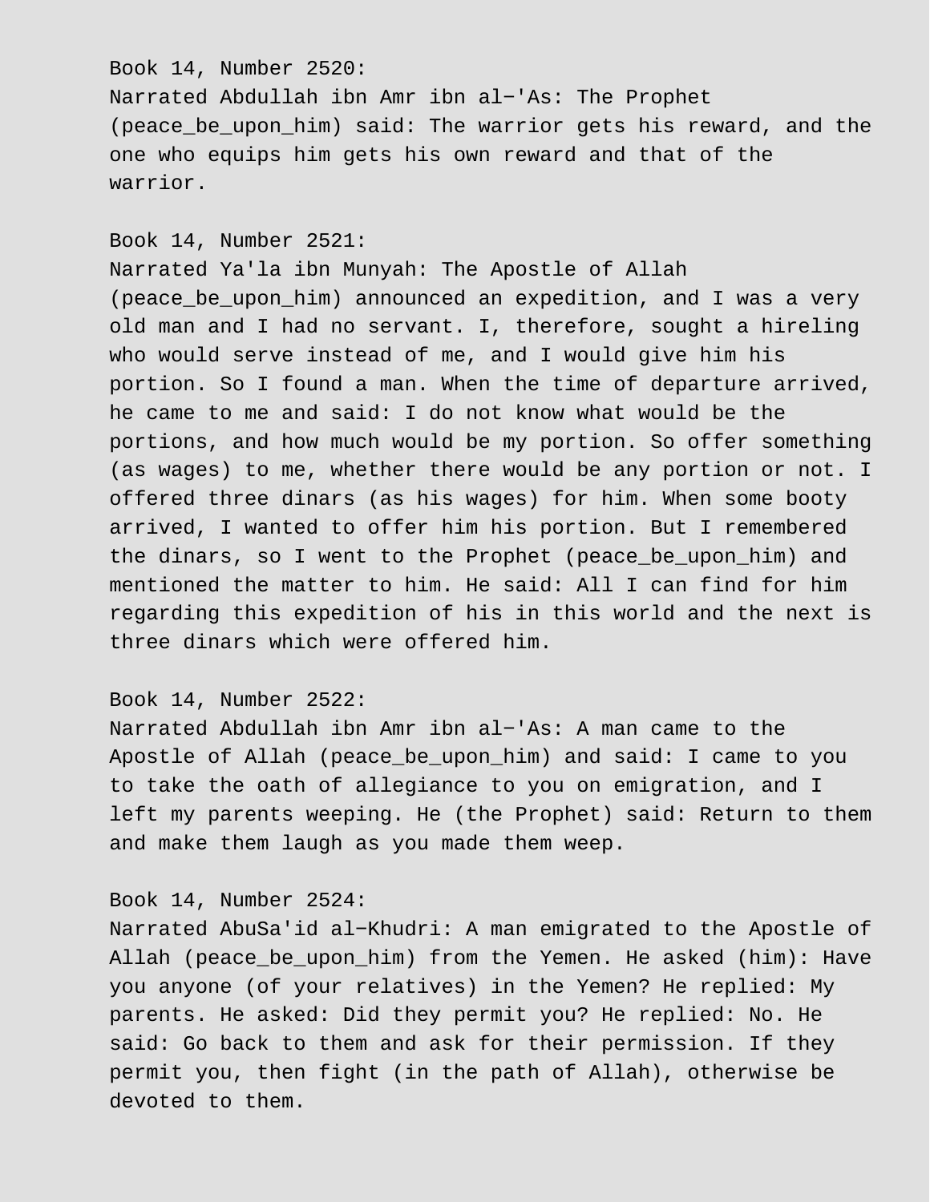Book 14, Number 2520:
Narrated Abdullah ibn Amr ibn al−'As: The Prophet (peace_be_upon_him) said: The warrior gets his reward, and the one who equips him gets his own reward and that of the warrior.

Book 14, Number 2521:
Narrated Ya'la ibn Munyah: The Apostle of Allah (peace_be_upon_him) announced an expedition, and I was a very old man and I had no servant. I, therefore, sought a hireling who would serve instead of me, and I would give him his portion. So I found a man. When the time of departure arrived, he came to me and said: I do not know what would be the portions, and how much would be my portion. So offer something (as wages) to me, whether there would be any portion or not. I offered three dinars (as his wages) for him. When some booty arrived, I wanted to offer him his portion. But I remembered the dinars, so I went to the Prophet (peace_be_upon_him) and mentioned the matter to him. He said: All I can find for him regarding this expedition of his in this world and the next is three dinars which were offered him.

Book 14, Number 2522:
Narrated Abdullah ibn Amr ibn al−'As: A man came to the Apostle of Allah (peace_be_upon_him) and said: I came to you to take the oath of allegiance to you on emigration, and I left my parents weeping. He (the Prophet) said: Return to them and make them laugh as you made them weep.

Book 14, Number 2524:
Narrated AbuSa'id al−Khudri: A man emigrated to the Apostle of Allah (peace_be_upon_him) from the Yemen. He asked (him): Have you anyone (of your relatives) in the Yemen? He replied: My parents. He asked: Did they permit you? He replied: No. He said: Go back to them and ask for their permission. If they permit you, then fight (in the path of Allah), otherwise be devoted to them.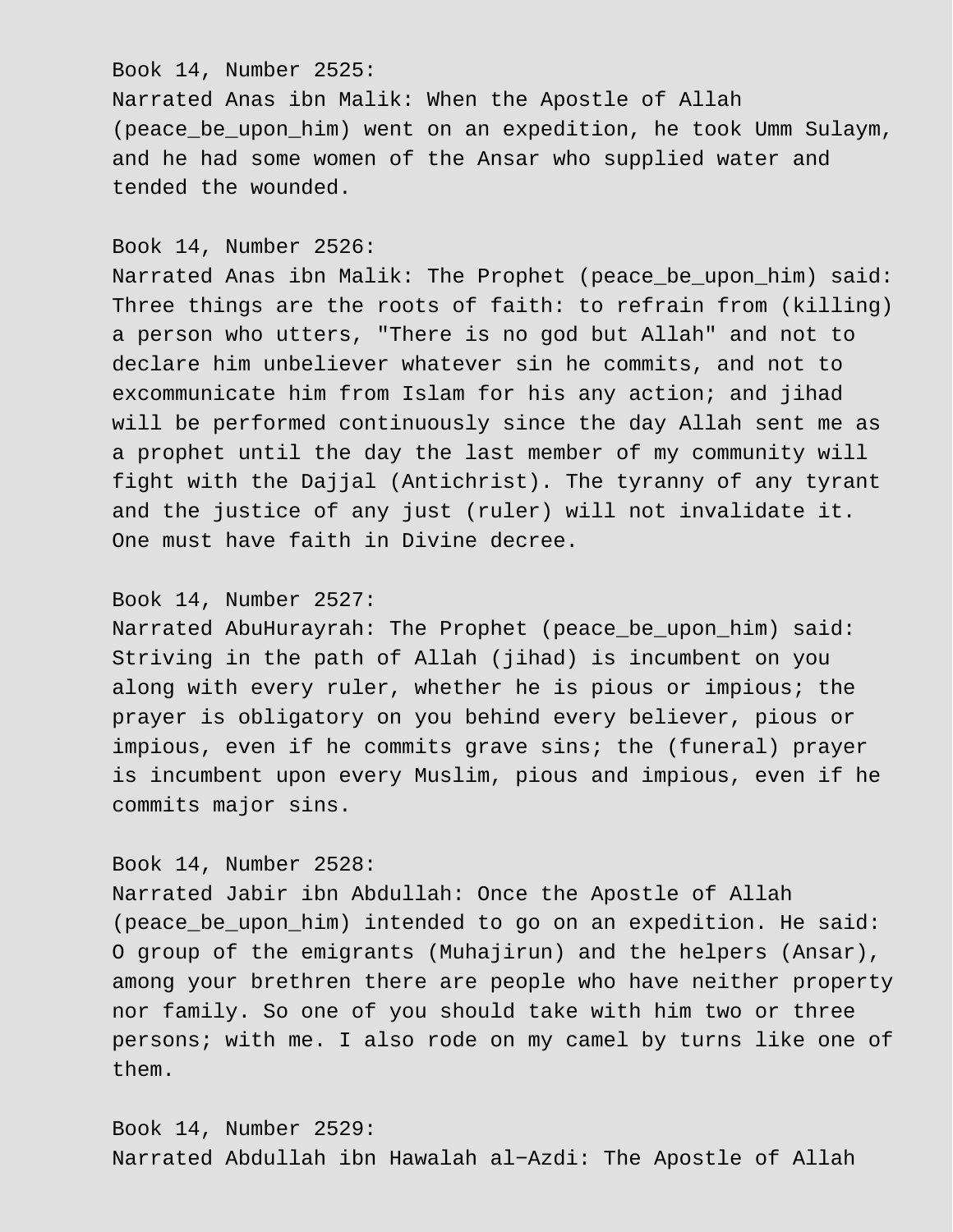Book 14, Number 2525:
Narrated Anas ibn Malik: When the Apostle of Allah (peace_be_upon_him) went on an expedition, he took Umm Sulaym, and he had some women of the Ansar who supplied water and tended the wounded.

Book 14, Number 2526:
Narrated Anas ibn Malik: The Prophet (peace_be_upon_him) said: Three things are the roots of faith: to refrain from (killing) a person who utters, "There is no god but Allah" and not to declare him unbeliever whatever sin he commits, and not to excommunicate him from Islam for his any action; and jihad will be performed continuously since the day Allah sent me as a prophet until the day the last member of my community will fight with the Dajjal (Antichrist). The tyranny of any tyrant and the justice of any just (ruler) will not invalidate it. One must have faith in Divine decree.

Book 14, Number 2527:
Narrated AbuHurayrah: The Prophet (peace_be_upon_him) said: Striving in the path of Allah (jihad) is incumbent on you along with every ruler, whether he is pious or impious; the prayer is obligatory on you behind every believer, pious or impious, even if he commits grave sins; the (funeral) prayer is incumbent upon every Muslim, pious and impious, even if he commits major sins.

Book 14, Number 2528:
Narrated Jabir ibn Abdullah: Once the Apostle of Allah (peace_be_upon_him) intended to go on an expedition. He said: O group of the emigrants (Muhajirun) and the helpers (Ansar), among your brethren there are people who have neither property nor family. So one of you should take with him two or three persons; with me. I also rode on my camel by turns like one of them.

Book 14, Number 2529:
Narrated Abdullah ibn Hawalah al-Azdi: The Apostle of Allah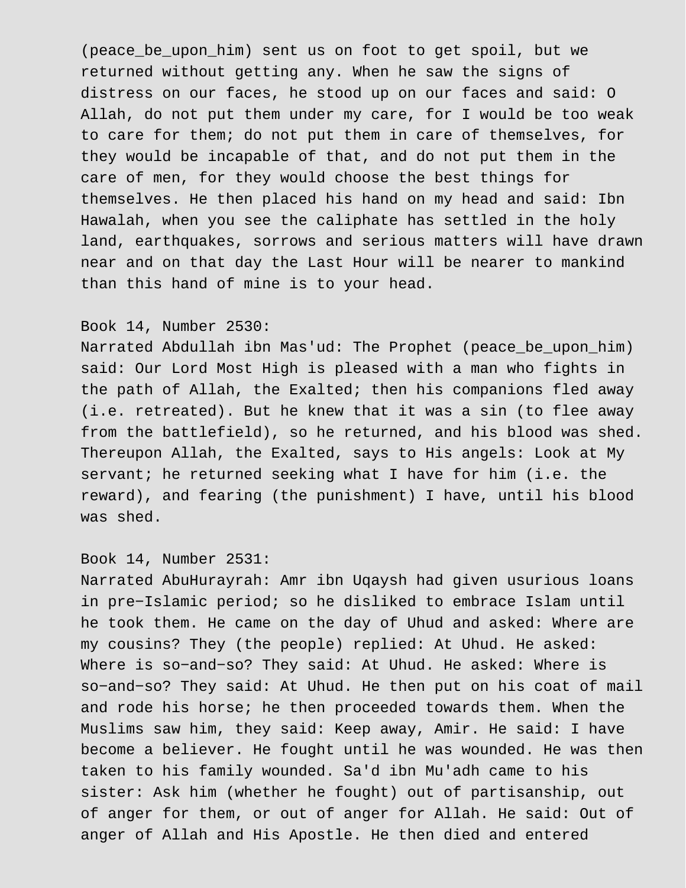(peace_be_upon_him) sent us on foot to get spoil, but we returned without getting any. When he saw the signs of distress on our faces, he stood up on our faces and said: O Allah, do not put them under my care, for I would be too weak to care for them; do not put them in care of themselves, for they would be incapable of that, and do not put them in the care of men, for they would choose the best things for themselves. He then placed his hand on my head and said: Ibn Hawalah, when you see the caliphate has settled in the holy land, earthquakes, sorrows and serious matters will have drawn near and on that day the Last Hour will be nearer to mankind than this hand of mine is to your head.

Book 14, Number 2530:
Narrated Abdullah ibn Mas'ud: The Prophet (peace_be_upon_him) said: Our Lord Most High is pleased with a man who fights in the path of Allah, the Exalted; then his companions fled away (i.e. retreated). But he knew that it was a sin (to flee away from the battlefield), so he returned, and his blood was shed. Thereupon Allah, the Exalted, says to His angels: Look at My servant; he returned seeking what I have for him (i.e. the reward), and fearing (the punishment) I have, until his blood was shed.

Book 14, Number 2531:
Narrated AbuHurayrah: Amr ibn Uqaysh had given usurious loans in pre−Islamic period; so he disliked to embrace Islam until he took them. He came on the day of Uhud and asked: Where are my cousins? They (the people) replied: At Uhud. He asked: Where is so−and−so? They said: At Uhud. He asked: Where is so−and−so? They said: At Uhud. He then put on his coat of mail and rode his horse; he then proceeded towards them. When the Muslims saw him, they said: Keep away, Amir. He said: I have become a believer. He fought until he was wounded. He was then taken to his family wounded. Sa'd ibn Mu'adh came to his sister: Ask him (whether he fought) out of partisanship, out of anger for them, or out of anger for Allah. He said: Out of anger of Allah and His Apostle. He then died and entered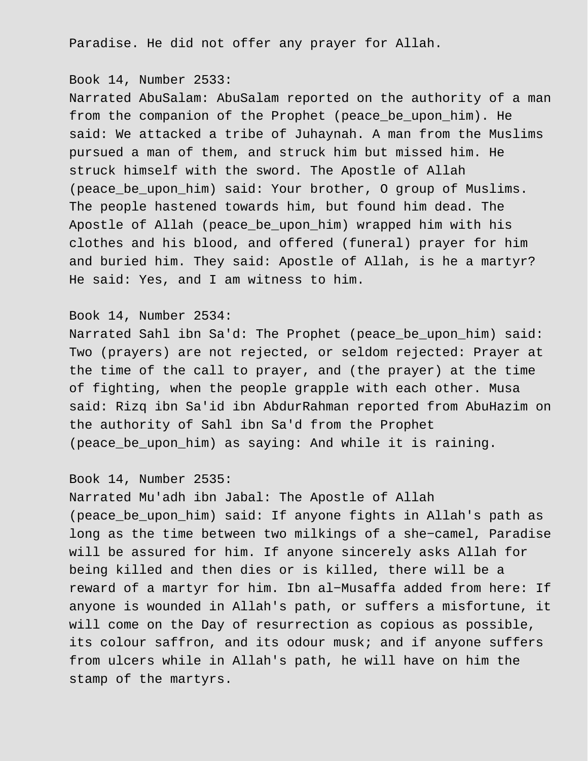Paradise. He did not offer any prayer for Allah.

Book 14, Number 2533:
Narrated AbuSalam: AbuSalam reported on the authority of a man from the companion of the Prophet (peace_be_upon_him). He said: We attacked a tribe of Juhaynah. A man from the Muslims pursued a man of them, and struck him but missed him. He struck himself with the sword. The Apostle of Allah (peace_be_upon_him) said: Your brother, O group of Muslims. The people hastened towards him, but found him dead. The Apostle of Allah (peace_be_upon_him) wrapped him with his clothes and his blood, and offered (funeral) prayer for him and buried him. They said: Apostle of Allah, is he a martyr? He said: Yes, and I am witness to him.

Book 14, Number 2534:
Narrated Sahl ibn Sa'd: The Prophet (peace_be_upon_him) said: Two (prayers) are not rejected, or seldom rejected: Prayer at the time of the call to prayer, and (the prayer) at the time of fighting, when the people grapple with each other. Musa said: Rizq ibn Sa'id ibn AbdurRahman reported from AbuHazim on the authority of Sahl ibn Sa'd from the Prophet (peace_be_upon_him) as saying: And while it is raining.

Book 14, Number 2535:
Narrated Mu'adh ibn Jabal: The Apostle of Allah (peace_be_upon_him) said: If anyone fights in Allah's path as long as the time between two milkings of a she−camel, Paradise will be assured for him. If anyone sincerely asks Allah for being killed and then dies or is killed, there will be a reward of a martyr for him. Ibn al−Musaffa added from here: If anyone is wounded in Allah's path, or suffers a misfortune, it will come on the Day of resurrection as copious as possible, its colour saffron, and its odour musk; and if anyone suffers from ulcers while in Allah's path, he will have on him the stamp of the martyrs.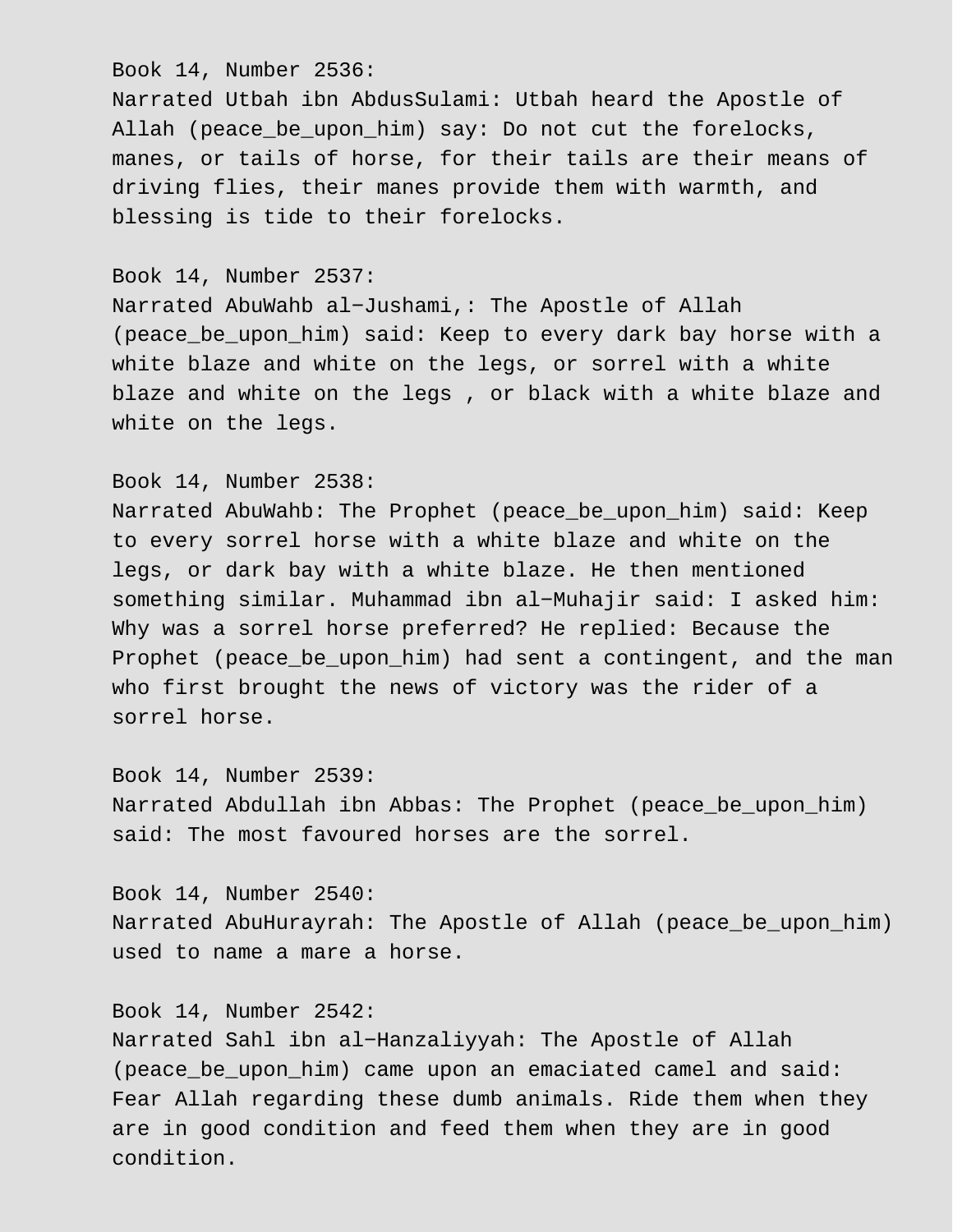Book 14, Number 2536:
Narrated Utbah ibn AbdusSulami: Utbah heard the Apostle of Allah (peace_be_upon_him) say: Do not cut the forelocks, manes, or tails of horse, for their tails are their means of driving flies, their manes provide them with warmth, and blessing is tide to their forelocks.

Book 14, Number 2537:
Narrated AbuWahb al−Jushami,: The Apostle of Allah (peace_be_upon_him) said: Keep to every dark bay horse with a white blaze and white on the legs, or sorrel with a white blaze and white on the legs , or black with a white blaze and white on the legs.

Book 14, Number 2538:
Narrated AbuWahb: The Prophet (peace_be_upon_him) said: Keep to every sorrel horse with a white blaze and white on the legs, or dark bay with a white blaze. He then mentioned something similar. Muhammad ibn al−Muhajir said: I asked him: Why was a sorrel horse preferred? He replied: Because the Prophet (peace_be_upon_him) had sent a contingent, and the man who first brought the news of victory was the rider of a sorrel horse.

Book 14, Number 2539:
Narrated Abdullah ibn Abbas: The Prophet (peace_be_upon_him) said: The most favoured horses are the sorrel.

Book 14, Number 2540:
Narrated AbuHurayrah: The Apostle of Allah (peace_be_upon_him) used to name a mare a horse.

Book 14, Number 2542:
Narrated Sahl ibn al−Hanzaliyyah: The Apostle of Allah (peace_be_upon_him) came upon an emaciated camel and said: Fear Allah regarding these dumb animals. Ride them when they are in good condition and feed them when they are in good condition.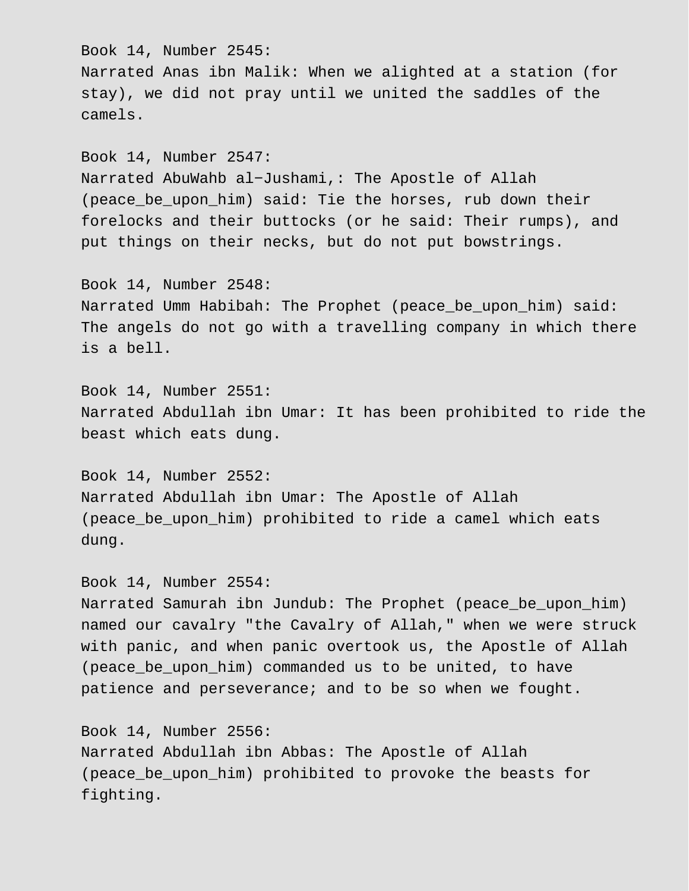Book 14, Number 2545:
Narrated Anas ibn Malik: When we alighted at a station (for stay), we did not pray until we united the saddles of the camels.

Book 14, Number 2547:
Narrated AbuWahb al−Jushami,: The Apostle of Allah (peace_be_upon_him) said: Tie the horses, rub down their forelocks and their buttocks (or he said: Their rumps), and put things on their necks, but do not put bowstrings.

Book 14, Number 2548:
Narrated Umm Habibah: The Prophet (peace_be_upon_him) said: The angels do not go with a travelling company in which there is a bell.

Book 14, Number 2551:
Narrated Abdullah ibn Umar: It has been prohibited to ride the beast which eats dung.

Book 14, Number 2552:
Narrated Abdullah ibn Umar: The Apostle of Allah (peace_be_upon_him) prohibited to ride a camel which eats dung.

Book 14, Number 2554:
Narrated Samurah ibn Jundub: The Prophet (peace_be_upon_him) named our cavalry "the Cavalry of Allah," when we were struck with panic, and when panic overtook us, the Apostle of Allah (peace_be_upon_him) commanded us to be united, to have patience and perseverance; and to be so when we fought.

Book 14, Number 2556:
Narrated Abdullah ibn Abbas: The Apostle of Allah (peace_be_upon_him) prohibited to provoke the beasts for fighting.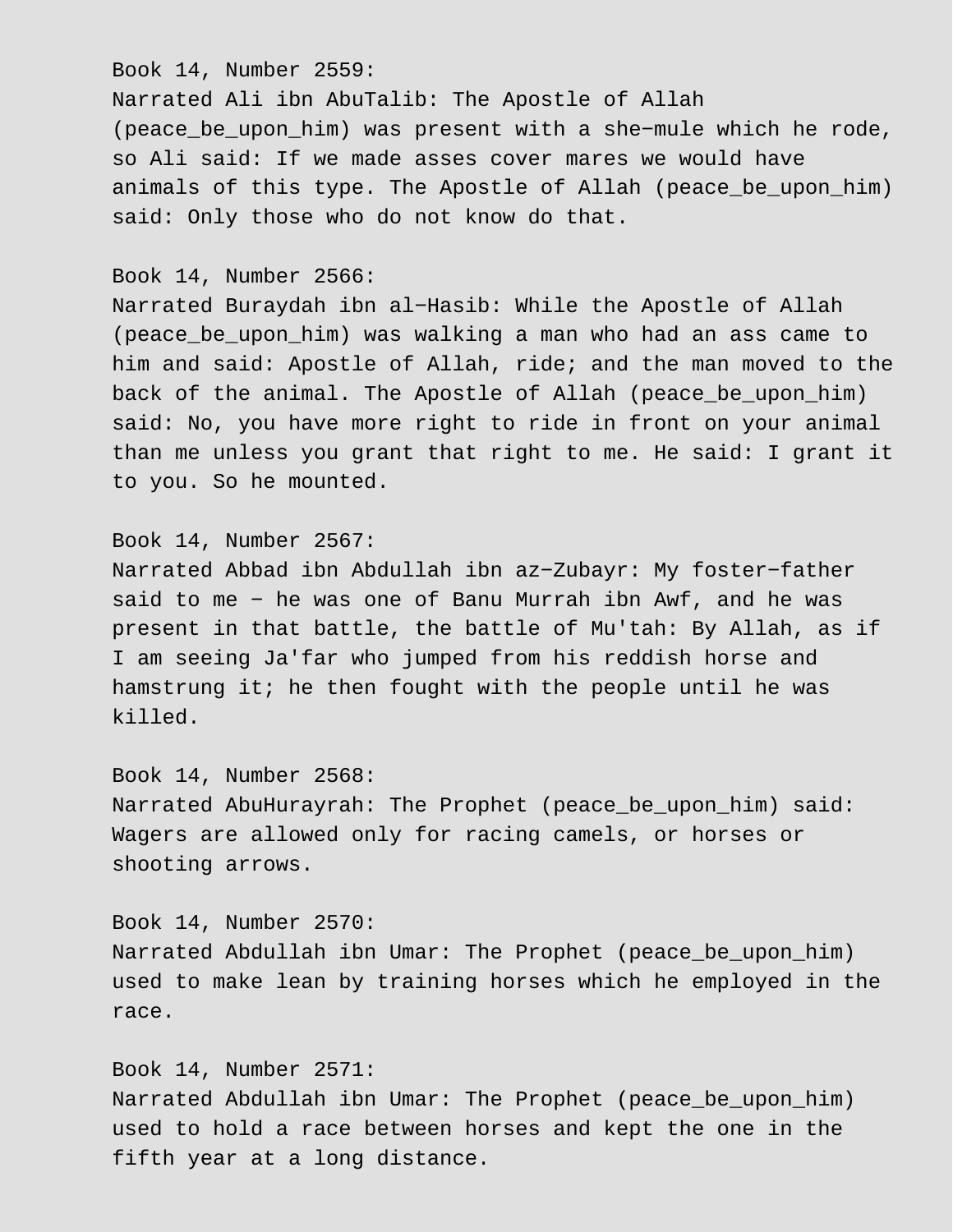Book 14, Number 2559:
Narrated Ali ibn AbuTalib: The Apostle of Allah (peace_be_upon_him) was present with a she−mule which he rode, so Ali said: If we made asses cover mares we would have animals of this type. The Apostle of Allah (peace_be_upon_him) said: Only those who do not know do that.

Book 14, Number 2566:
Narrated Buraydah ibn al−Hasib: While the Apostle of Allah (peace_be_upon_him) was walking a man who had an ass came to him and said: Apostle of Allah, ride; and the man moved to the back of the animal. The Apostle of Allah (peace_be_upon_him) said: No, you have more right to ride in front on your animal than me unless you grant that right to me. He said: I grant it to you. So he mounted.

Book 14, Number 2567:
Narrated Abbad ibn Abdullah ibn az−Zubayr: My foster−father said to me − he was one of Banu Murrah ibn Awf, and he was present in that battle, the battle of Mu'tah: By Allah, as if I am seeing Ja'far who jumped from his reddish horse and hamstrung it; he then fought with the people until he was killed.

Book 14, Number 2568:
Narrated AbuHurayrah: The Prophet (peace_be_upon_him) said: Wagers are allowed only for racing camels, or horses or shooting arrows.

Book 14, Number 2570:
Narrated Abdullah ibn Umar: The Prophet (peace_be_upon_him) used to make lean by training horses which he employed in the race.

Book 14, Number 2571:
Narrated Abdullah ibn Umar: The Prophet (peace_be_upon_him) used to hold a race between horses and kept the one in the fifth year at a long distance.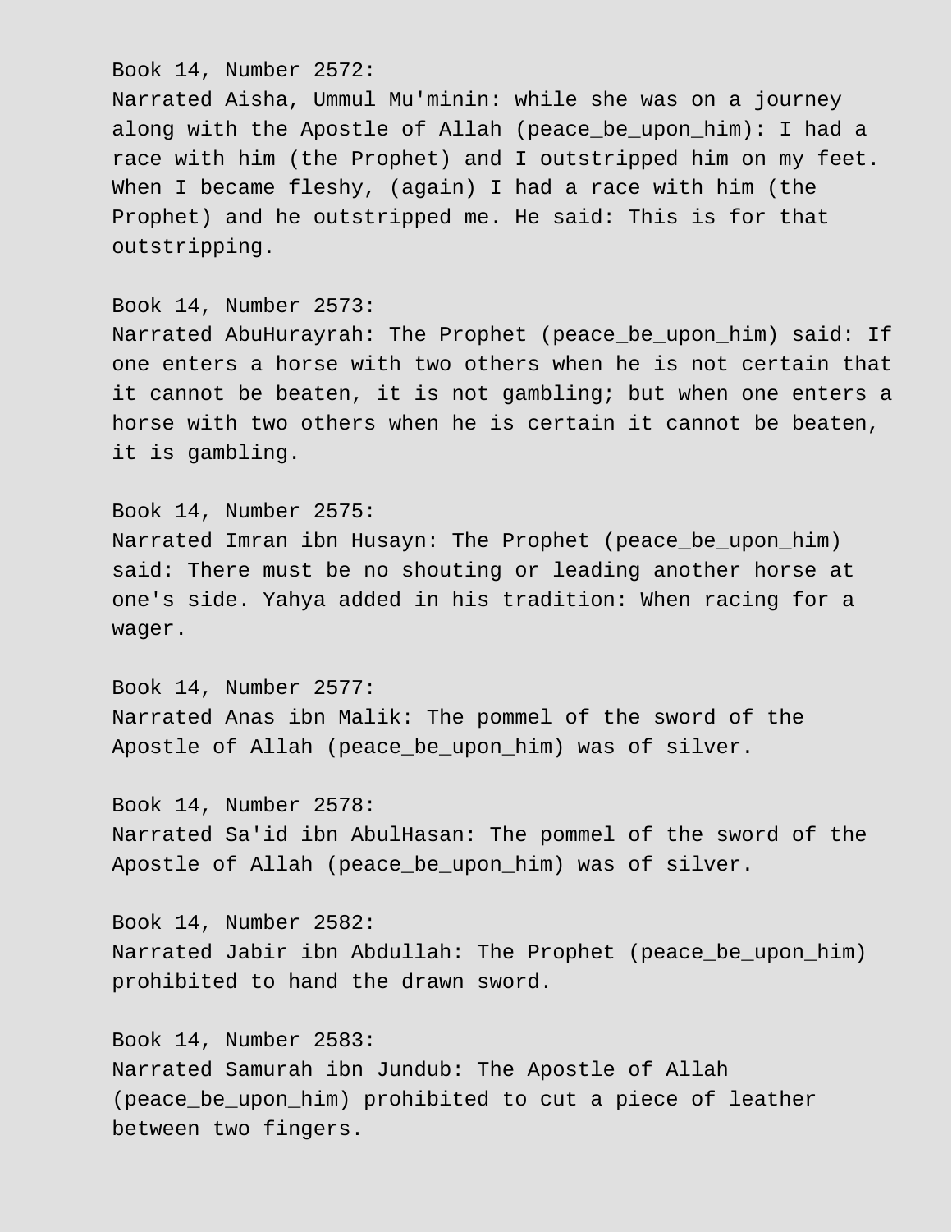Book 14, Number 2572:
Narrated Aisha, Ummul Mu'minin: while she was on a journey along with the Apostle of Allah (peace_be_upon_him): I had a race with him (the Prophet) and I outstripped him on my feet. When I became fleshy, (again) I had a race with him (the Prophet) and he outstripped me. He said: This is for that outstripping.

Book 14, Number 2573:
Narrated AbuHurayrah: The Prophet (peace_be_upon_him) said: If one enters a horse with two others when he is not certain that it cannot be beaten, it is not gambling; but when one enters a horse with two others when he is certain it cannot be beaten, it is gambling.

Book 14, Number 2575:
Narrated Imran ibn Husayn: The Prophet (peace_be_upon_him) said: There must be no shouting or leading another horse at one's side. Yahya added in his tradition: When racing for a wager.

Book 14, Number 2577:
Narrated Anas ibn Malik: The pommel of the sword of the Apostle of Allah (peace_be_upon_him) was of silver.

Book 14, Number 2578:
Narrated Sa'id ibn AbulHasan: The pommel of the sword of the Apostle of Allah (peace_be_upon_him) was of silver.

Book 14, Number 2582:
Narrated Jabir ibn Abdullah: The Prophet (peace_be_upon_him) prohibited to hand the drawn sword.

Book 14, Number 2583:
Narrated Samurah ibn Jundub: The Apostle of Allah (peace_be_upon_him) prohibited to cut a piece of leather between two fingers.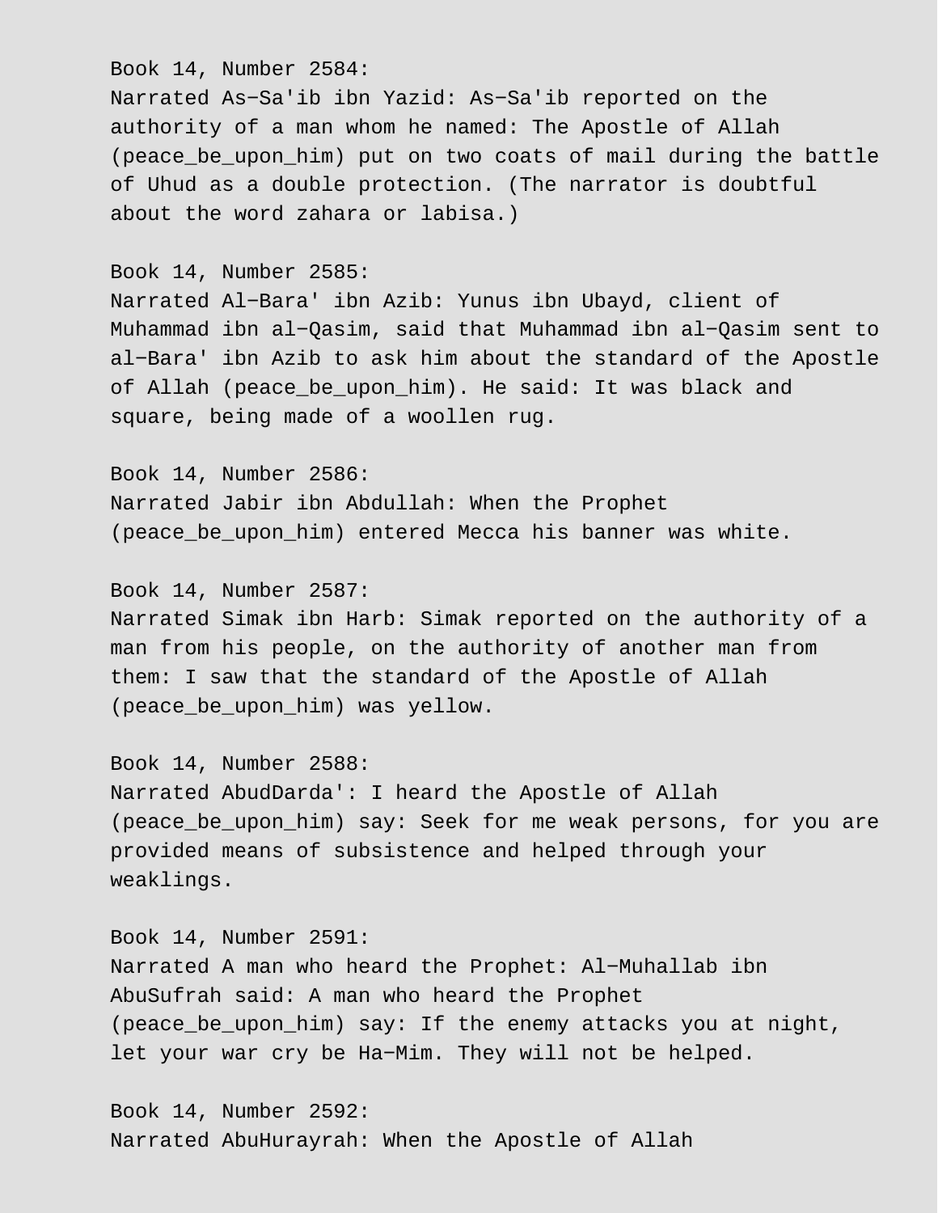Book 14, Number 2584:
Narrated As-Sa'ib ibn Yazid: As-Sa'ib reported on the authority of a man whom he named: The Apostle of Allah (peace_be_upon_him) put on two coats of mail during the battle of Uhud as a double protection. (The narrator is doubtful about the word zahara or labisa.)

Book 14, Number 2585:
Narrated Al-Bara' ibn Azib: Yunus ibn Ubayd, client of Muhammad ibn al-Qasim, said that Muhammad ibn al-Qasim sent to al-Bara' ibn Azib to ask him about the standard of the Apostle of Allah (peace_be_upon_him). He said: It was black and square, being made of a woollen rug.

Book 14, Number 2586:
Narrated Jabir ibn Abdullah: When the Prophet (peace_be_upon_him) entered Mecca his banner was white.

Book 14, Number 2587:
Narrated Simak ibn Harb: Simak reported on the authority of a man from his people, on the authority of another man from them: I saw that the standard of the Apostle of Allah (peace_be_upon_him) was yellow.

Book 14, Number 2588:
Narrated AbudDarda': I heard the Apostle of Allah (peace_be_upon_him) say: Seek for me weak persons, for you are provided means of subsistence and helped through your weaklings.

Book 14, Number 2591:
Narrated A man who heard the Prophet: Al-Muhallab ibn AbuSufrah said: A man who heard the Prophet (peace_be_upon_him) say: If the enemy attacks you at night, let your war cry be Ha-Mim. They will not be helped.

Book 14, Number 2592:
Narrated AbuHurayrah: When the Apostle of Allah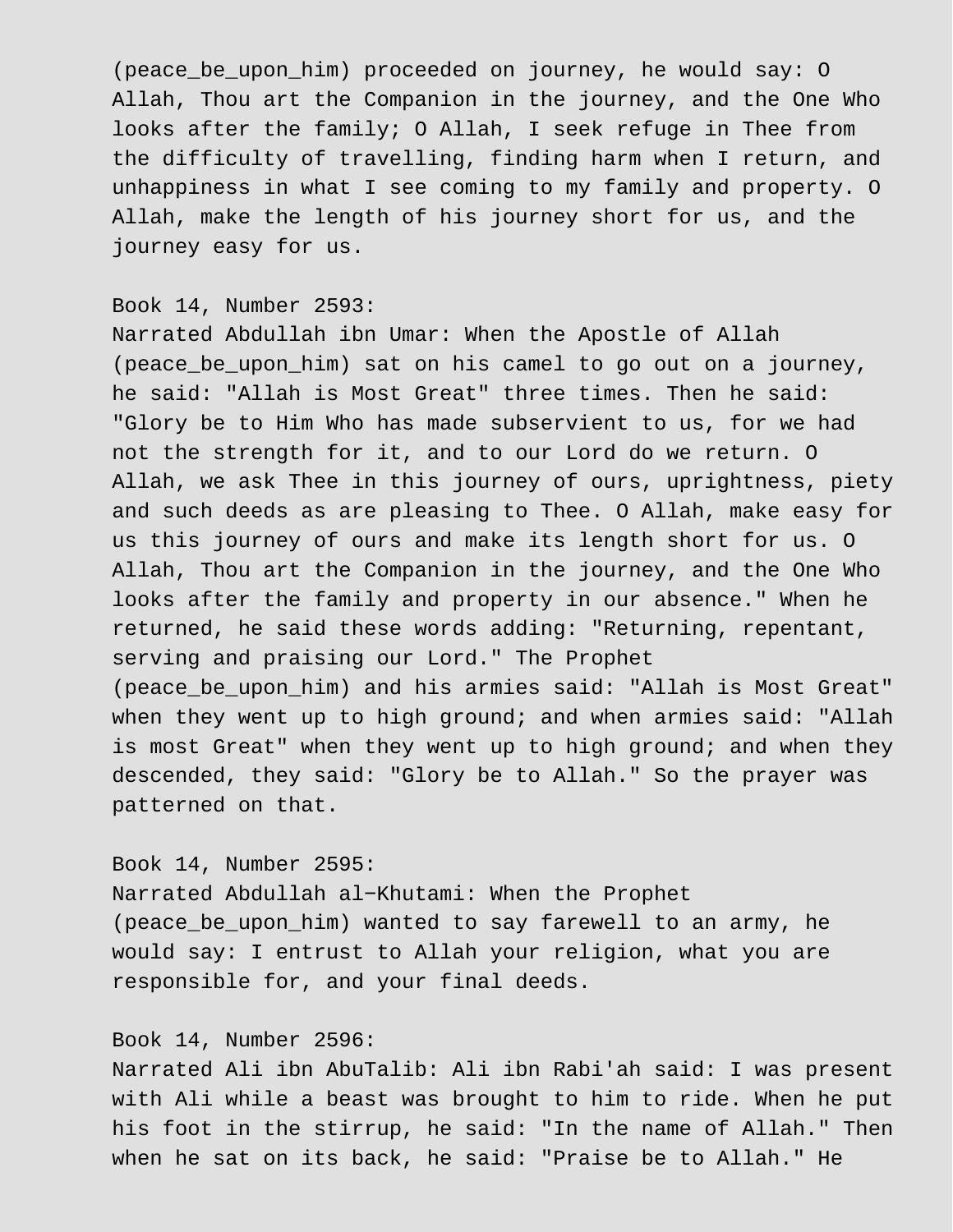(peace_be_upon_him) proceeded on journey, he would say: O Allah, Thou art the Companion in the journey, and the One Who looks after the family; O Allah, I seek refuge in Thee from the difficulty of travelling, finding harm when I return, and unhappiness in what I see coming to my family and property. O Allah, make the length of his journey short for us, and the journey easy for us.

Book 14, Number 2593:
Narrated Abdullah ibn Umar: When the Apostle of Allah (peace_be_upon_him) sat on his camel to go out on a journey, he said: "Allah is Most Great" three times. Then he said: "Glory be to Him Who has made subservient to us, for we had not the strength for it, and to our Lord do we return. O Allah, we ask Thee in this journey of ours, uprightness, piety and such deeds as are pleasing to Thee. O Allah, make easy for us this journey of ours and make its length short for us. O Allah, Thou art the Companion in the journey, and the One Who looks after the family and property in our absence." When he returned, he said these words adding: "Returning, repentant, serving and praising our Lord." The Prophet (peace_be_upon_him) and his armies said: "Allah is Most Great" when they went up to high ground; and when armies said: "Allah is most Great" when they went up to high ground; and when they descended, they said: "Glory be to Allah." So the prayer was patterned on that.

Book 14, Number 2595:
Narrated Abdullah al-Khutami: When the Prophet (peace_be_upon_him) wanted to say farewell to an army, he would say: I entrust to Allah your religion, what you are responsible for, and your final deeds.

Book 14, Number 2596:
Narrated Ali ibn AbuTalib: Ali ibn Rabi'ah said: I was present with Ali while a beast was brought to him to ride. When he put his foot in the stirrup, he said: "In the name of Allah." Then when he sat on its back, he said: "Praise be to Allah." He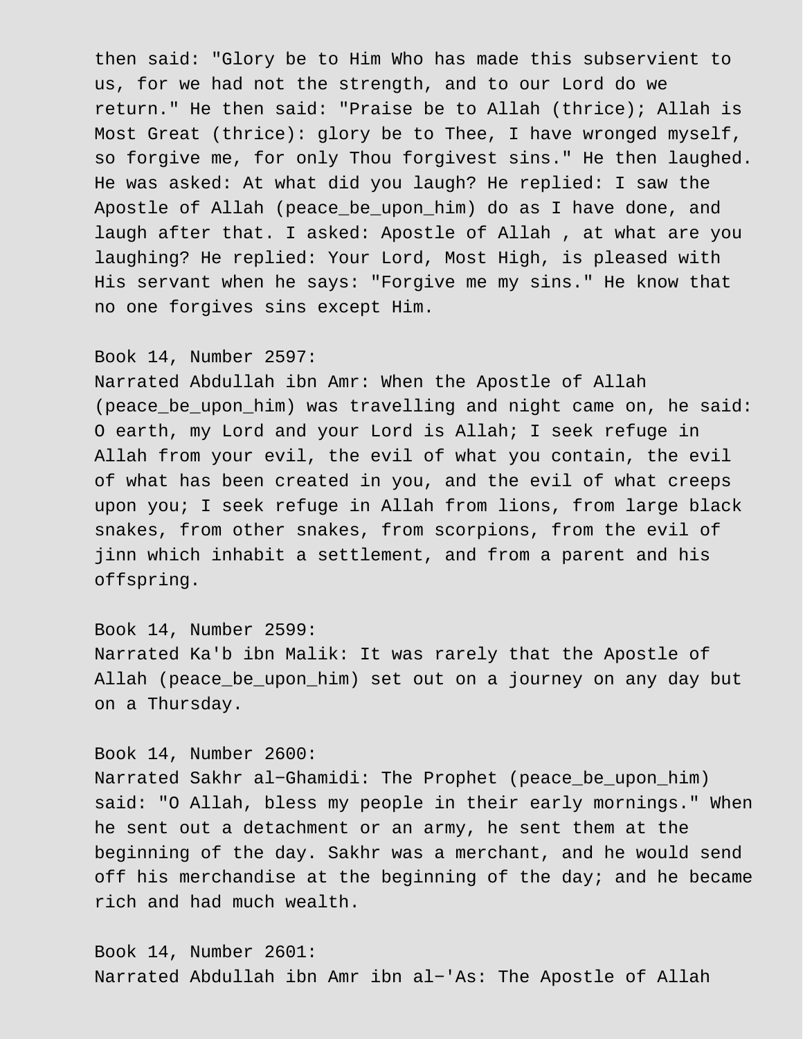then said: "Glory be to Him Who has made this subservient to us, for we had not the strength, and to our Lord do we return." He then said: "Praise be to Allah (thrice); Allah is Most Great (thrice): glory be to Thee, I have wronged myself, so forgive me, for only Thou forgivest sins." He then laughed. He was asked: At what did you laugh? He replied: I saw the Apostle of Allah (peace_be_upon_him) do as I have done, and laugh after that. I asked: Apostle of Allah , at what are you laughing? He replied: Your Lord, Most High, is pleased with His servant when he says: "Forgive me my sins." He know that no one forgives sins except Him.

Book 14, Number 2597:
Narrated Abdullah ibn Amr: When the Apostle of Allah (peace_be_upon_him) was travelling and night came on, he said: O earth, my Lord and your Lord is Allah; I seek refuge in Allah from your evil, the evil of what you contain, the evil of what has been created in you, and the evil of what creeps upon you; I seek refuge in Allah from lions, from large black snakes, from other snakes, from scorpions, from the evil of jinn which inhabit a settlement, and from a parent and his offspring.

Book 14, Number 2599:
Narrated Ka'b ibn Malik: It was rarely that the Apostle of Allah (peace_be_upon_him) set out on a journey on any day but on a Thursday.

Book 14, Number 2600:
Narrated Sakhr al-Ghamidi: The Prophet (peace_be_upon_him) said: "O Allah, bless my people in their early mornings." When he sent out a detachment or an army, he sent them at the beginning of the day. Sakhr was a merchant, and he would send off his merchandise at the beginning of the day; and he became rich and had much wealth.

Book 14, Number 2601:
Narrated Abdullah ibn Amr ibn al-'As: The Apostle of Allah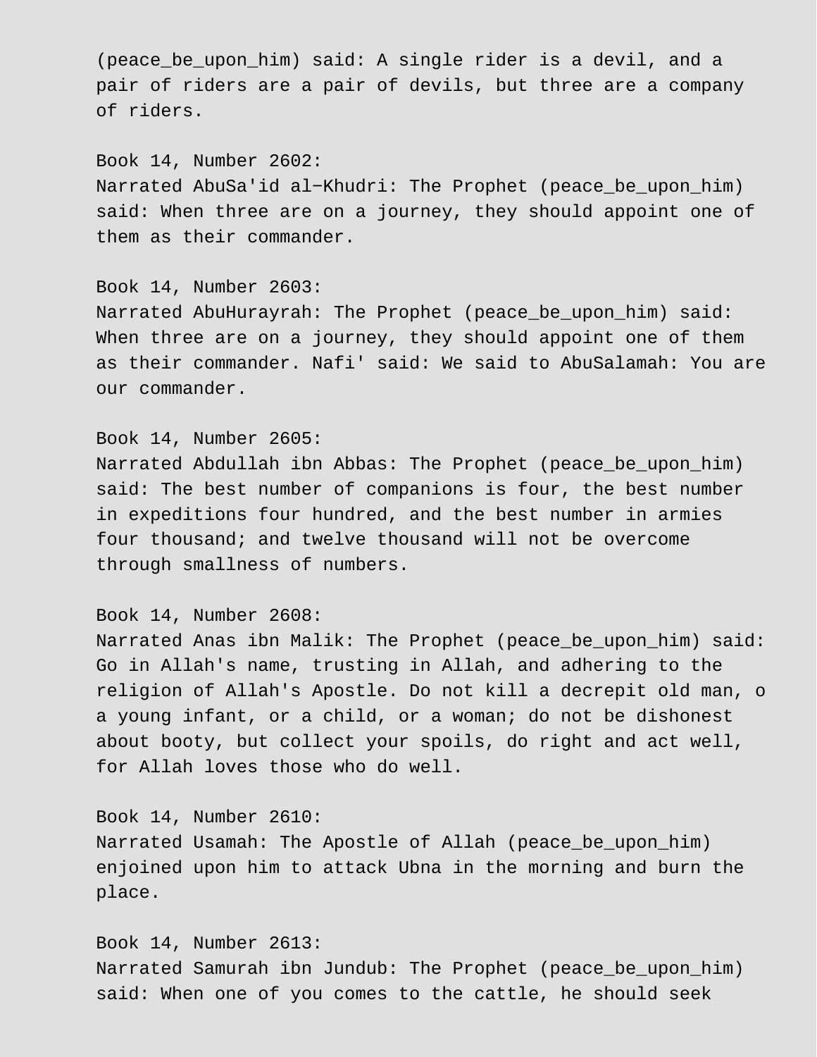(peace_be_upon_him) said: A single rider is a devil, and a pair of riders are a pair of devils, but three are a company of riders.

Book 14, Number 2602:
Narrated AbuSa'id al-Khudri: The Prophet (peace_be_upon_him) said: When three are on a journey, they should appoint one of them as their commander.

Book 14, Number 2603:
Narrated AbuHurayrah: The Prophet (peace_be_upon_him) said: When three are on a journey, they should appoint one of them as their commander. Nafi' said: We said to AbuSalamah: You are our commander.

Book 14, Number 2605:
Narrated Abdullah ibn Abbas: The Prophet (peace_be_upon_him) said: The best number of companions is four, the best number in expeditions four hundred, and the best number in armies four thousand; and twelve thousand will not be overcome through smallness of numbers.

Book 14, Number 2608:
Narrated Anas ibn Malik: The Prophet (peace_be_upon_him) said: Go in Allah's name, trusting in Allah, and adhering to the religion of Allah's Apostle. Do not kill a decrepit old man, o a young infant, or a child, or a woman; do not be dishonest about booty, but collect your spoils, do right and act well, for Allah loves those who do well.

Book 14, Number 2610:
Narrated Usamah: The Apostle of Allah (peace_be_upon_him) enjoined upon him to attack Ubna in the morning and burn the place.

Book 14, Number 2613:
Narrated Samurah ibn Jundub: The Prophet (peace_be_upon_him) said: When one of you comes to the cattle, he should seek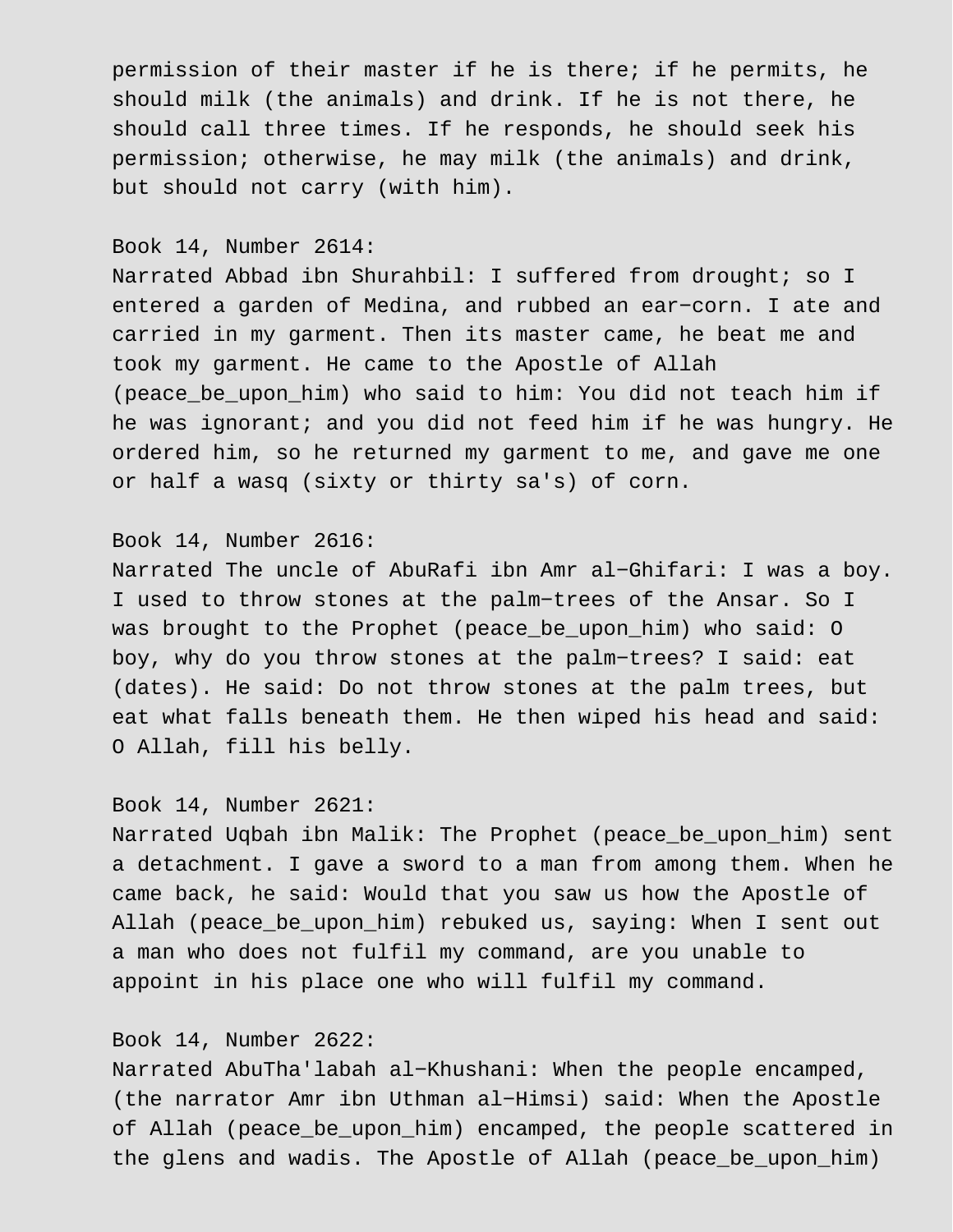permission of their master if he is there; if he permits, he should milk (the animals) and drink. If he is not there, he should call three times. If he responds, he should seek his permission; otherwise, he may milk (the animals) and drink, but should not carry (with him).

Book 14, Number 2614:
Narrated Abbad ibn Shurahbil: I suffered from drought; so I entered a garden of Medina, and rubbed an ear−corn. I ate and carried in my garment. Then its master came, he beat me and took my garment. He came to the Apostle of Allah (peace_be_upon_him) who said to him: You did not teach him if he was ignorant; and you did not feed him if he was hungry. He ordered him, so he returned my garment to me, and gave me one or half a wasq (sixty or thirty sa's) of corn.

Book 14, Number 2616:
Narrated The uncle of AbuRafi ibn Amr al−Ghifari: I was a boy. I used to throw stones at the palm−trees of the Ansar. So I was brought to the Prophet (peace_be_upon_him) who said: O boy, why do you throw stones at the palm−trees? I said: eat (dates). He said: Do not throw stones at the palm trees, but eat what falls beneath them. He then wiped his head and said: O Allah, fill his belly.

Book 14, Number 2621:
Narrated Uqbah ibn Malik: The Prophet (peace_be_upon_him) sent a detachment. I gave a sword to a man from among them. When he came back, he said: Would that you saw us how the Apostle of Allah (peace_be_upon_him) rebuked us, saying: When I sent out a man who does not fulfil my command, are you unable to appoint in his place one who will fulfil my command.

Book 14, Number 2622:
Narrated AbuTha'labah al−Khushani: When the people encamped, (the narrator Amr ibn Uthman al−Himsi) said: When the Apostle of Allah (peace_be_upon_him) encamped, the people scattered in the glens and wadis. The Apostle of Allah (peace_be_upon_him)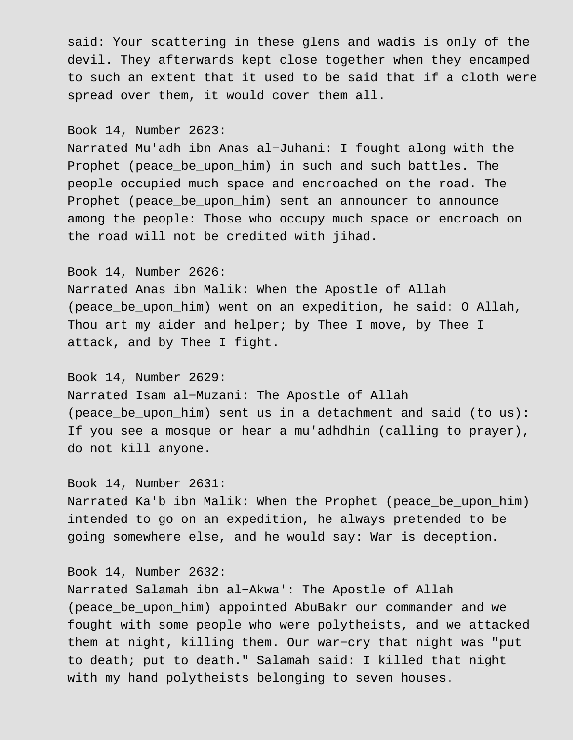said: Your scattering in these glens and wadis is only of the devil. They afterwards kept close together when they encamped to such an extent that it used to be said that if a cloth were spread over them, it would cover them all.

Book 14, Number 2623:
Narrated Mu'adh ibn Anas al−Juhani: I fought along with the Prophet (peace_be_upon_him) in such and such battles. The people occupied much space and encroached on the road. The Prophet (peace_be_upon_him) sent an announcer to announce among the people: Those who occupy much space or encroach on the road will not be credited with jihad.

Book 14, Number 2626:
Narrated Anas ibn Malik: When the Apostle of Allah (peace_be_upon_him) went on an expedition, he said: O Allah, Thou art my aider and helper; by Thee I move, by Thee I attack, and by Thee I fight.

Book 14, Number 2629:
Narrated Isam al−Muzani: The Apostle of Allah (peace_be_upon_him) sent us in a detachment and said (to us): If you see a mosque or hear a mu'adhdhin (calling to prayer), do not kill anyone.

Book 14, Number 2631:
Narrated Ka'b ibn Malik: When the Prophet (peace_be_upon_him) intended to go on an expedition, he always pretended to be going somewhere else, and he would say: War is deception.

Book 14, Number 2632:
Narrated Salamah ibn al−Akwa': The Apostle of Allah (peace_be_upon_him) appointed AbuBakr our commander and we fought with some people who were polytheists, and we attacked them at night, killing them. Our war−cry that night was "put to death; put to death." Salamah said: I killed that night with my hand polytheists belonging to seven houses.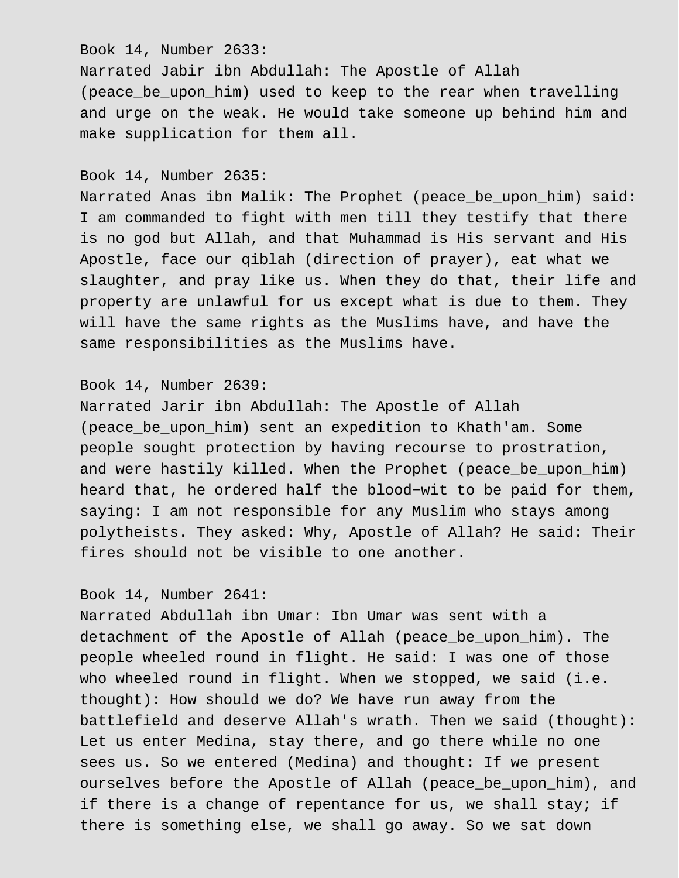Book 14, Number 2633:
Narrated Jabir ibn Abdullah: The Apostle of Allah (peace_be_upon_him) used to keep to the rear when travelling and urge on the weak. He would take someone up behind him and make supplication for them all.

Book 14, Number 2635:
Narrated Anas ibn Malik: The Prophet (peace_be_upon_him) said: I am commanded to fight with men till they testify that there is no god but Allah, and that Muhammad is His servant and His Apostle, face our qiblah (direction of prayer), eat what we slaughter, and pray like us. When they do that, their life and property are unlawful for us except what is due to them. They will have the same rights as the Muslims have, and have the same responsibilities as the Muslims have.

Book 14, Number 2639:
Narrated Jarir ibn Abdullah: The Apostle of Allah (peace_be_upon_him) sent an expedition to Khath'am. Some people sought protection by having recourse to prostration, and were hastily killed. When the Prophet (peace_be_upon_him) heard that, he ordered half the blood-wit to be paid for them, saying: I am not responsible for any Muslim who stays among polytheists. They asked: Why, Apostle of Allah? He said: Their fires should not be visible to one another.

Book 14, Number 2641:
Narrated Abdullah ibn Umar: Ibn Umar was sent with a detachment of the Apostle of Allah (peace_be_upon_him). The people wheeled round in flight. He said: I was one of those who wheeled round in flight. When we stopped, we said (i.e. thought): How should we do? We have run away from the battlefield and deserve Allah's wrath. Then we said (thought): Let us enter Medina, stay there, and go there while no one sees us. So we entered (Medina) and thought: If we present ourselves before the Apostle of Allah (peace_be_upon_him), and if there is a change of repentance for us, we shall stay; if there is something else, we shall go away. So we sat down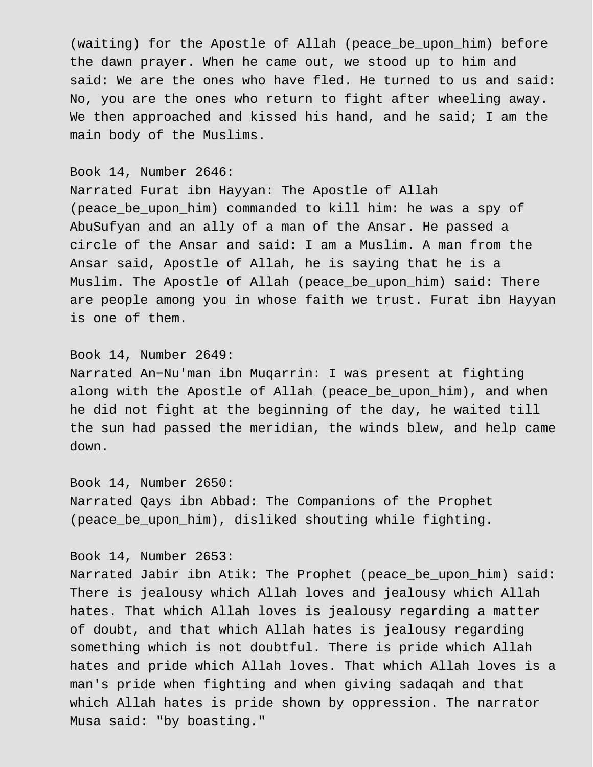(waiting) for the Apostle of Allah (peace_be_upon_him) before the dawn prayer. When he came out, we stood up to him and said: We are the ones who have fled. He turned to us and said: No, you are the ones who return to fight after wheeling away. We then approached and kissed his hand, and he said; I am the main body of the Muslims.

Book 14, Number 2646:
Narrated Furat ibn Hayyan: The Apostle of Allah (peace_be_upon_him) commanded to kill him: he was a spy of AbuSufyan and an ally of a man of the Ansar. He passed a circle of the Ansar and said: I am a Muslim. A man from the Ansar said, Apostle of Allah, he is saying that he is a Muslim. The Apostle of Allah (peace_be_upon_him) said: There are people among you in whose faith we trust. Furat ibn Hayyan is one of them.

Book 14, Number 2649:
Narrated An-Nu'man ibn Muqarrin: I was present at fighting along with the Apostle of Allah (peace_be_upon_him), and when he did not fight at the beginning of the day, he waited till the sun had passed the meridian, the winds blew, and help came down.

Book 14, Number 2650:
Narrated Qays ibn Abbad: The Companions of the Prophet (peace_be_upon_him), disliked shouting while fighting.

Book 14, Number 2653:
Narrated Jabir ibn Atik: The Prophet (peace_be_upon_him) said: There is jealousy which Allah loves and jealousy which Allah hates. That which Allah loves is jealousy regarding a matter of doubt, and that which Allah hates is jealousy regarding something which is not doubtful. There is pride which Allah hates and pride which Allah loves. That which Allah loves is a man's pride when fighting and when giving sadaqah and that which Allah hates is pride shown by oppression. The narrator Musa said: "by boasting."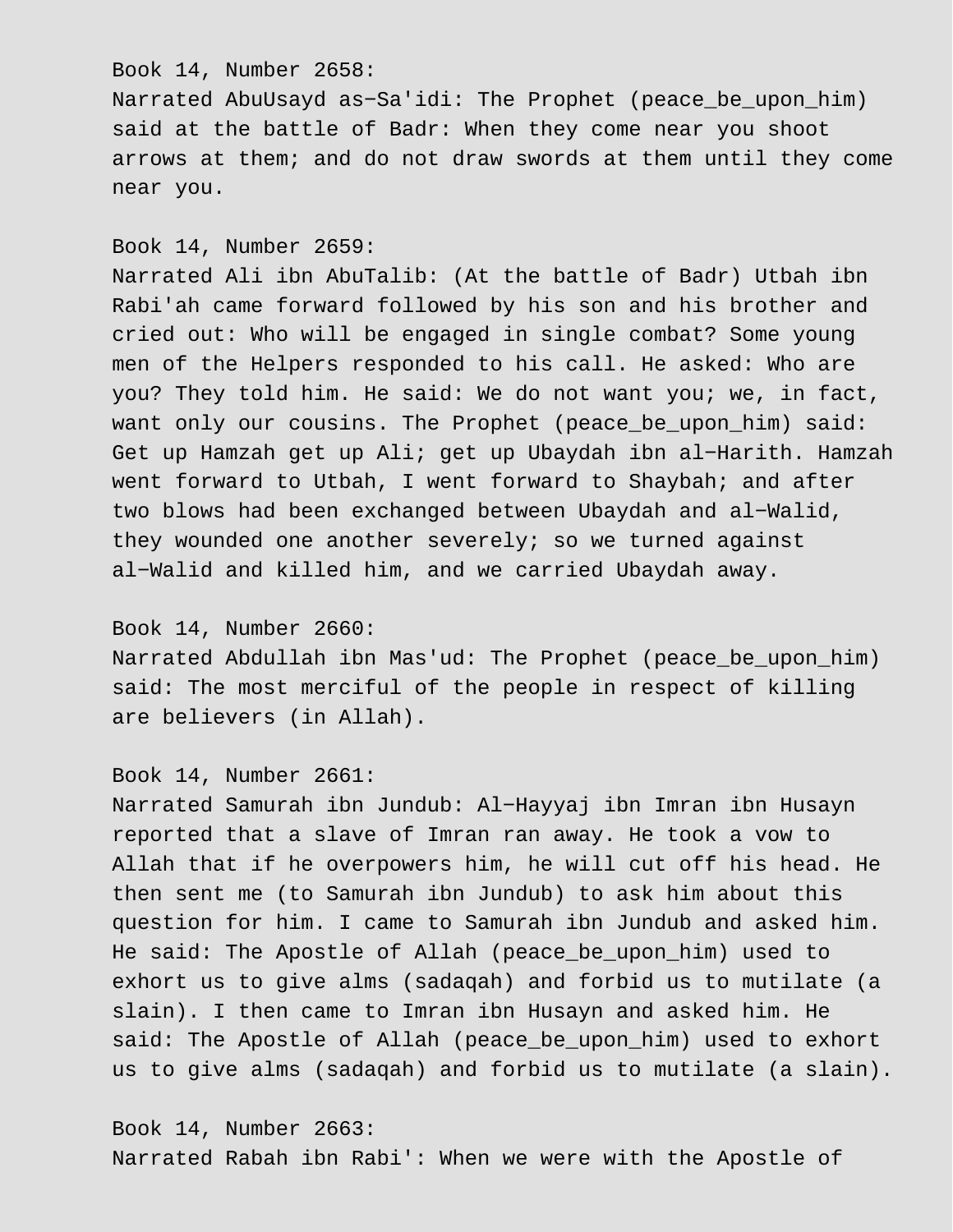Book 14, Number 2658:
Narrated AbuUsayd as−Sa'idi: The Prophet (peace_be_upon_him) said at the battle of Badr: When they come near you shoot arrows at them; and do not draw swords at them until they come near you.

Book 14, Number 2659:
Narrated Ali ibn AbuTalib: (At the battle of Badr) Utbah ibn Rabi'ah came forward followed by his son and his brother and cried out: Who will be engaged in single combat? Some young men of the Helpers responded to his call. He asked: Who are you? They told him. He said: We do not want you; we, in fact, want only our cousins. The Prophet (peace_be_upon_him) said: Get up Hamzah get up Ali; get up Ubaydah ibn al−Harith. Hamzah went forward to Utbah, I went forward to Shaybah; and after two blows had been exchanged between Ubaydah and al−Walid, they wounded one another severely; so we turned against al−Walid and killed him, and we carried Ubaydah away.

Book 14, Number 2660:
Narrated Abdullah ibn Mas'ud: The Prophet (peace_be_upon_him) said: The most merciful of the people in respect of killing are believers (in Allah).

Book 14, Number 2661:
Narrated Samurah ibn Jundub: Al−Hayyaj ibn Imran ibn Husayn reported that a slave of Imran ran away. He took a vow to Allah that if he overpowers him, he will cut off his head. He then sent me (to Samurah ibn Jundub) to ask him about this question for him. I came to Samurah ibn Jundub and asked him. He said: The Apostle of Allah (peace_be_upon_him) used to exhort us to give alms (sadaqah) and forbid us to mutilate (a slain). I then came to Imran ibn Husayn and asked him. He said: The Apostle of Allah (peace_be_upon_him) used to exhort us to give alms (sadaqah) and forbid us to mutilate (a slain).

Book 14, Number 2663:
Narrated Rabah ibn Rabi': When we were with the Apostle of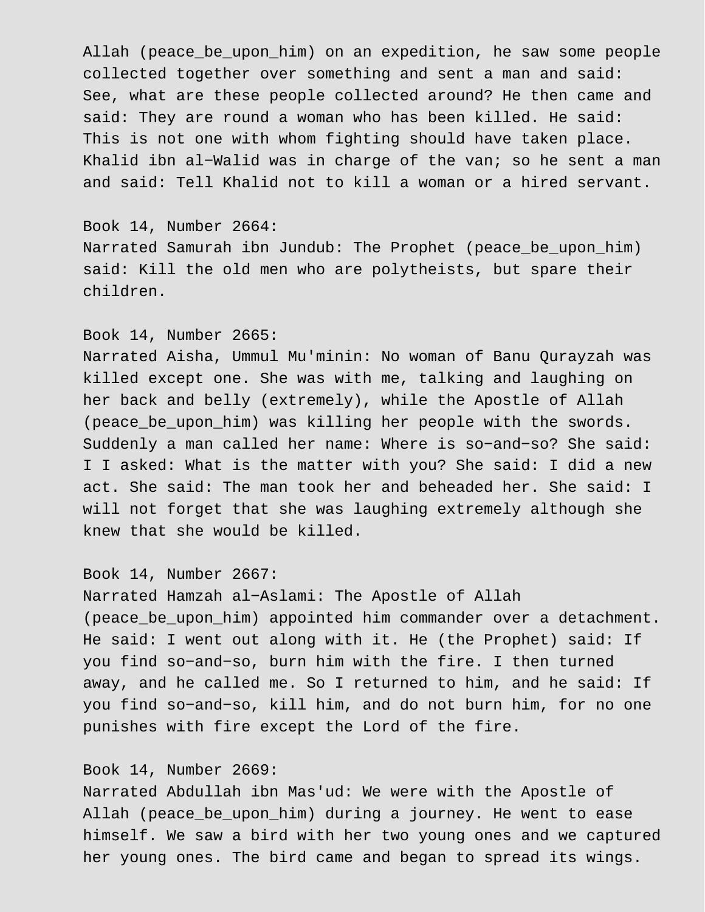Allah (peace_be_upon_him) on an expedition, he saw some people collected together over something and sent a man and said: See, what are these people collected around? He then came and said: They are round a woman who has been killed. He said: This is not one with whom fighting should have taken place. Khalid ibn al-Walid was in charge of the van; so he sent a man and said: Tell Khalid not to kill a woman or a hired servant.

Book 14, Number 2664:
Narrated Samurah ibn Jundub: The Prophet (peace_be_upon_him) said: Kill the old men who are polytheists, but spare their children.

Book 14, Number 2665:
Narrated Aisha, Ummul Mu'minin: No woman of Banu Qurayzah was killed except one. She was with me, talking and laughing on her back and belly (extremely), while the Apostle of Allah (peace_be_upon_him) was killing her people with the swords. Suddenly a man called her name: Where is so-and-so? She said: I I asked: What is the matter with you? She said: I did a new act. She said: The man took her and beheaded her. She said: I will not forget that she was laughing extremely although she knew that she would be killed.

Book 14, Number 2667:
Narrated Hamzah al-Aslami: The Apostle of Allah (peace_be_upon_him) appointed him commander over a detachment. He said: I went out along with it. He (the Prophet) said: If you find so-and-so, burn him with the fire. I then turned away, and he called me. So I returned to him, and he said: If you find so-and-so, kill him, and do not burn him, for no one punishes with fire except the Lord of the fire.

Book 14, Number 2669:
Narrated Abdullah ibn Mas'ud: We were with the Apostle of Allah (peace_be_upon_him) during a journey. He went to ease himself. We saw a bird with her two young ones and we captured her young ones. The bird came and began to spread its wings.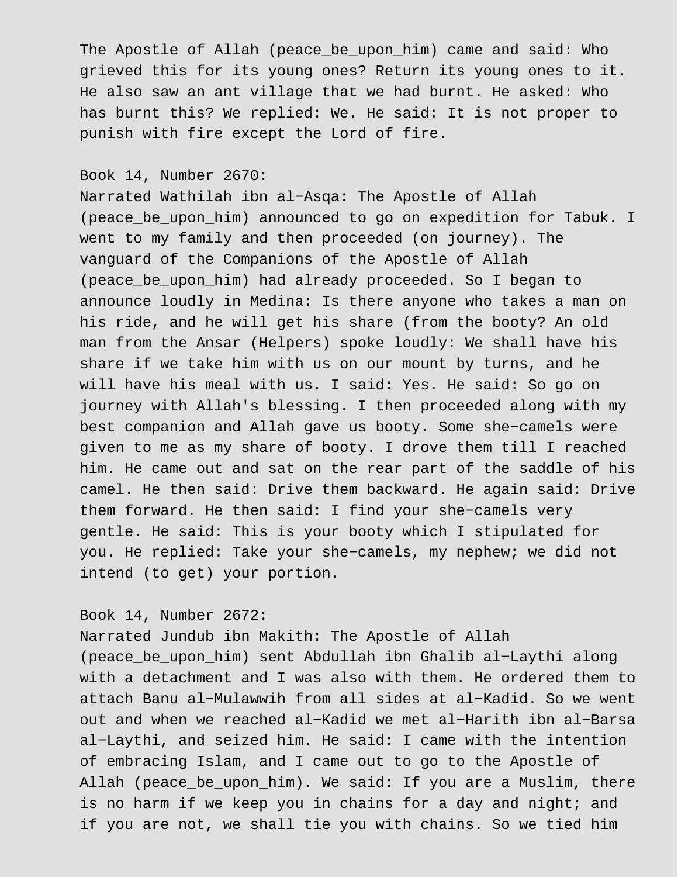The Apostle of Allah (peace_be_upon_him) came and said: Who grieved this for its young ones? Return its young ones to it. He also saw an ant village that we had burnt. He asked: Who has burnt this? We replied: We. He said: It is not proper to punish with fire except the Lord of fire.

Book 14, Number 2670:
Narrated Wathilah ibn al-Asqa: The Apostle of Allah (peace_be_upon_him) announced to go on expedition for Tabuk. I went to my family and then proceeded (on journey). The vanguard of the Companions of the Apostle of Allah (peace_be_upon_him) had already proceeded. So I began to announce loudly in Medina: Is there anyone who takes a man on his ride, and he will get his share (from the booty? An old man from the Ansar (Helpers) spoke loudly: We shall have his share if we take him with us on our mount by turns, and he will have his meal with us. I said: Yes. He said: So go on journey with Allah's blessing. I then proceeded along with my best companion and Allah gave us booty. Some she-camels were given to me as my share of booty. I drove them till I reached him. He came out and sat on the rear part of the saddle of his camel. He then said: Drive them backward. He again said: Drive them forward. He then said: I find your she-camels very gentle. He said: This is your booty which I stipulated for you. He replied: Take your she-camels, my nephew; we did not intend (to get) your portion.

Book 14, Number 2672:
Narrated Jundub ibn Makith: The Apostle of Allah (peace_be_upon_him) sent Abdullah ibn Ghalib al-Laythi along with a detachment and I was also with them. He ordered them to attach Banu al-Mulawwih from all sides at al-Kadid. So we went out and when we reached al-Kadid we met al-Harith ibn al-Barsa al-Laythi, and seized him. He said: I came with the intention of embracing Islam, and I came out to go to the Apostle of Allah (peace_be_upon_him). We said: If you are a Muslim, there is no harm if we keep you in chains for a day and night; and if you are not, we shall tie you with chains. So we tied him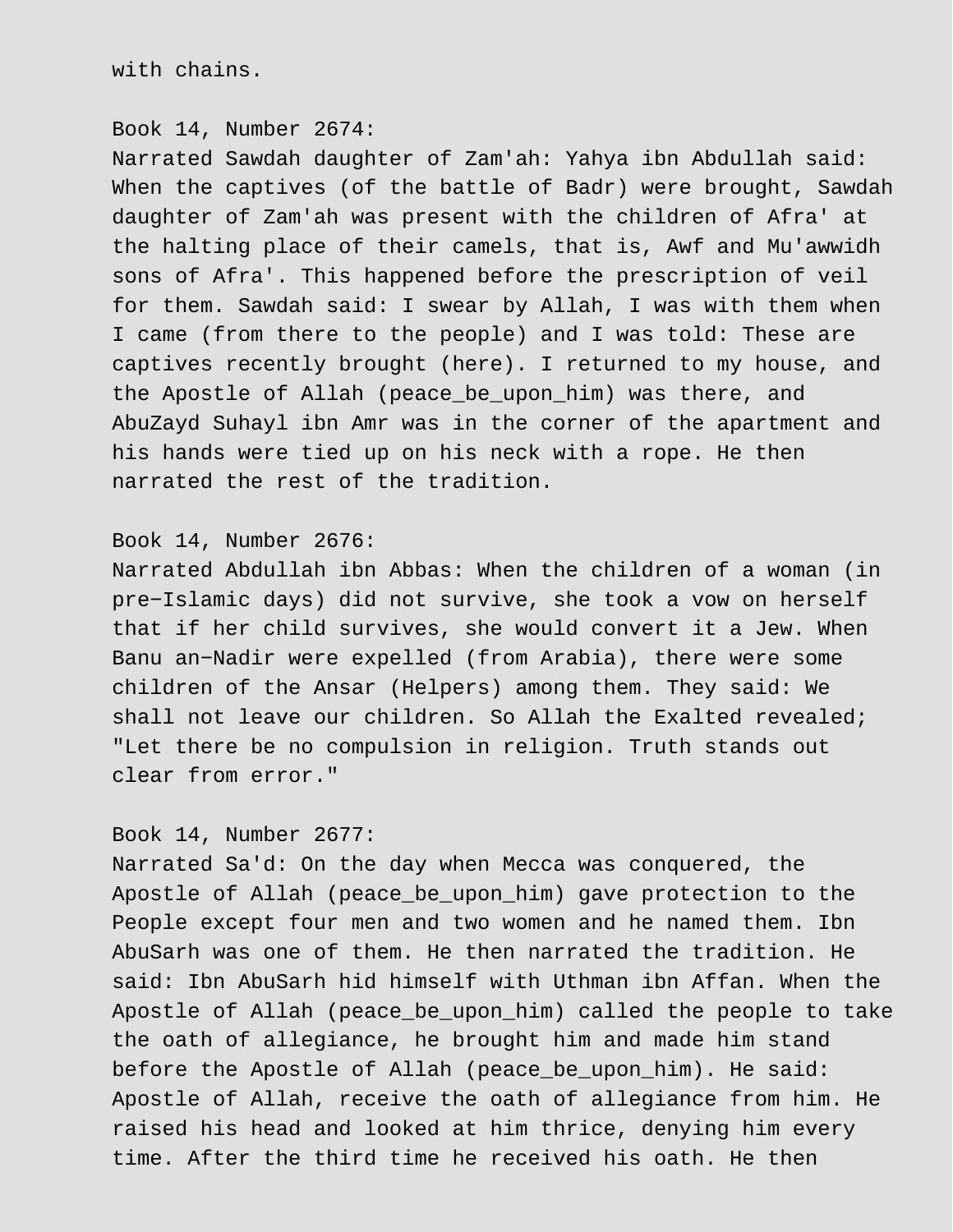with chains.

Book 14, Number 2674:
Narrated Sawdah daughter of Zam'ah: Yahya ibn Abdullah said: When the captives (of the battle of Badr) were brought, Sawdah daughter of Zam'ah was present with the children of Afra' at the halting place of their camels, that is, Awf and Mu'awwidh sons of Afra'. This happened before the prescription of veil for them. Sawdah said: I swear by Allah, I was with them when I came (from there to the people) and I was told: These are captives recently brought (here). I returned to my house, and the Apostle of Allah (peace_be_upon_him) was there, and AbuZayd Suhayl ibn Amr was in the corner of the apartment and his hands were tied up on his neck with a rope. He then narrated the rest of the tradition.

Book 14, Number 2676:
Narrated Abdullah ibn Abbas: When the children of a woman (in pre−Islamic days) did not survive, she took a vow on herself that if her child survives, she would convert it a Jew. When Banu an−Nadir were expelled (from Arabia), there were some children of the Ansar (Helpers) among them. They said: We shall not leave our children. So Allah the Exalted revealed; "Let there be no compulsion in religion. Truth stands out clear from error."

Book 14, Number 2677:
Narrated Sa'd: On the day when Mecca was conquered, the Apostle of Allah (peace_be_upon_him) gave protection to the People except four men and two women and he named them. Ibn AbuSarh was one of them. He then narrated the tradition. He said: Ibn AbuSarh hid himself with Uthman ibn Affan. When the Apostle of Allah (peace_be_upon_him) called the people to take the oath of allegiance, he brought him and made him stand before the Apostle of Allah (peace_be_upon_him). He said: Apostle of Allah, receive the oath of allegiance from him. He raised his head and looked at him thrice, denying him every time. After the third time he received his oath. He then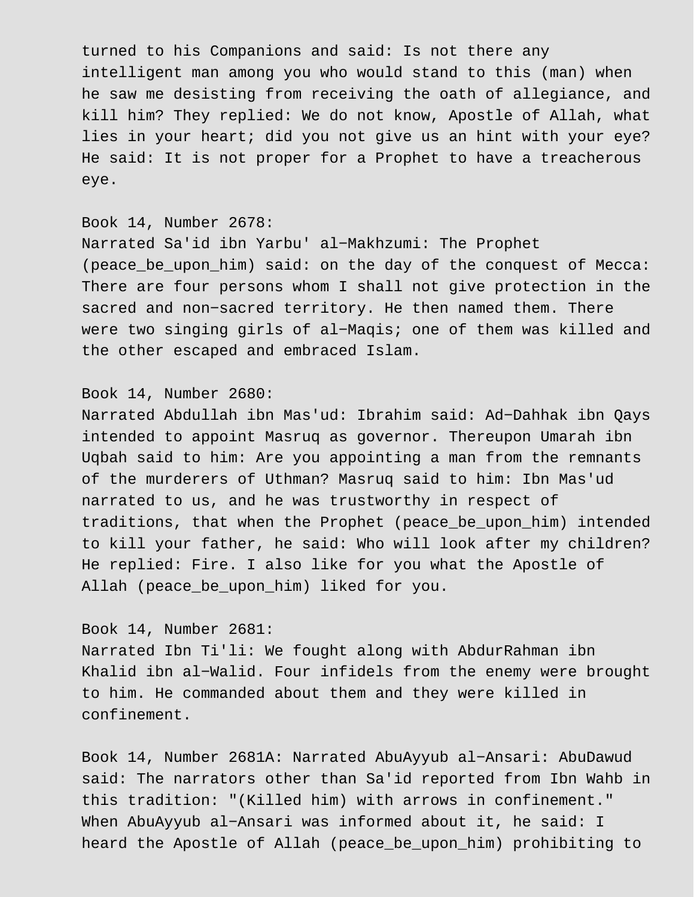turned to his Companions and said: Is not there any intelligent man among you who would stand to this (man) when he saw me desisting from receiving the oath of allegiance, and kill him? They replied: We do not know, Apostle of Allah, what lies in your heart; did you not give us an hint with your eye? He said: It is not proper for a Prophet to have a treacherous eye.

Book 14, Number 2678:
Narrated Sa'id ibn Yarbu' al-Makhzumi: The Prophet (peace_be_upon_him) said: on the day of the conquest of Mecca: There are four persons whom I shall not give protection in the sacred and non-sacred territory. He then named them. There were two singing girls of al-Maqis; one of them was killed and the other escaped and embraced Islam.

Book 14, Number 2680:
Narrated Abdullah ibn Mas'ud: Ibrahim said: Ad-Dahhak ibn Qays intended to appoint Masruq as governor. Thereupon Umarah ibn Uqbah said to him: Are you appointing a man from the remnants of the murderers of Uthman? Masruq said to him: Ibn Mas'ud narrated to us, and he was trustworthy in respect of traditions, that when the Prophet (peace_be_upon_him) intended to kill your father, he said: Who will look after my children? He replied: Fire. I also like for you what the Apostle of Allah (peace_be_upon_him) liked for you.

Book 14, Number 2681:
Narrated Ibn Ti'li: We fought along with AbdurRahman ibn Khalid ibn al-Walid. Four infidels from the enemy were brought to him. He commanded about them and they were killed in confinement.

Book 14, Number 2681A: Narrated AbuAyyub al-Ansari: AbuDawud said: The narrators other than Sa'id reported from Ibn Wahb in this tradition: "(Killed him) with arrows in confinement." When AbuAyyub al-Ansari was informed about it, he said: I heard the Apostle of Allah (peace_be_upon_him) prohibiting to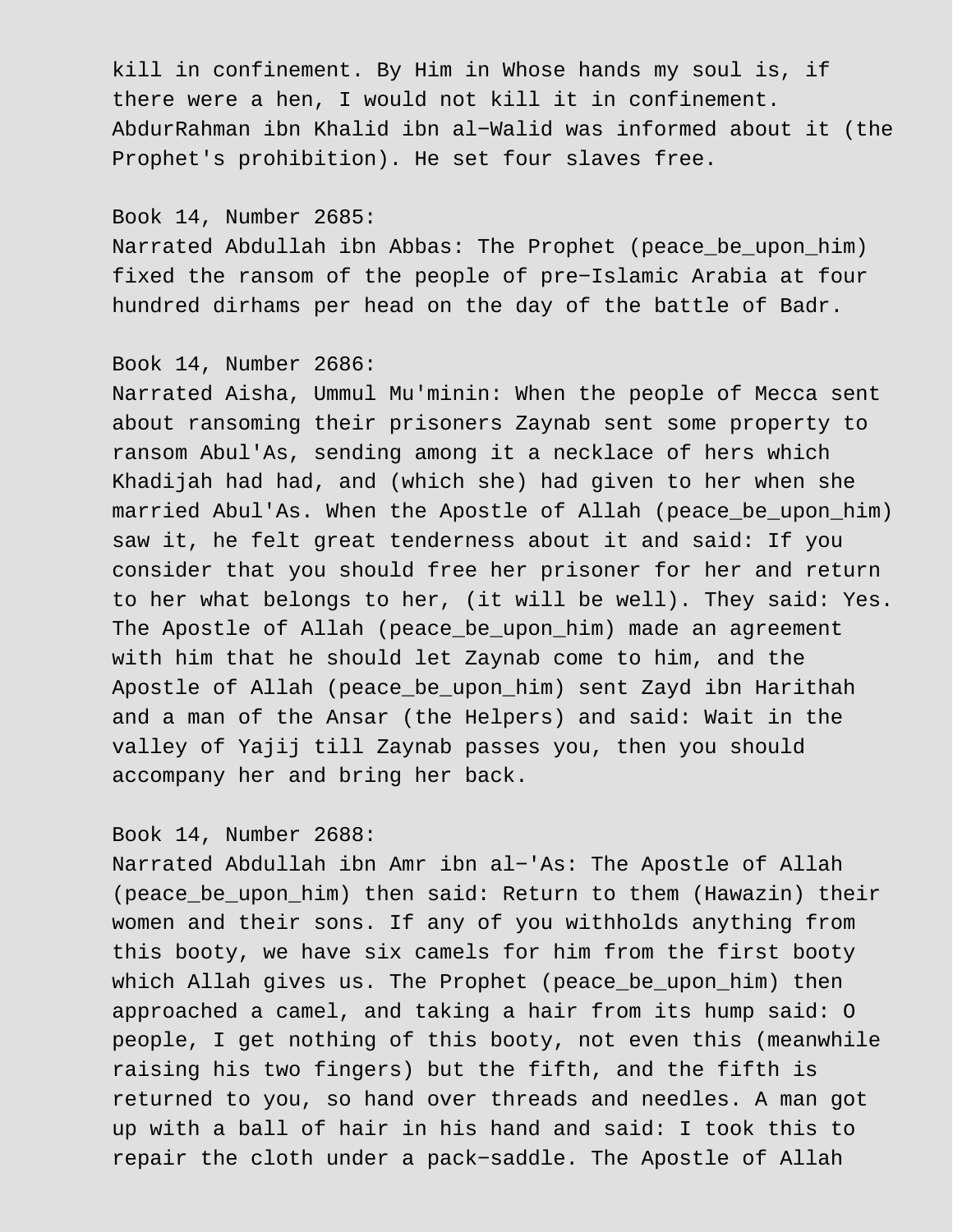kill in confinement. By Him in Whose hands my soul is, if there were a hen, I would not kill it in confinement. AbdurRahman ibn Khalid ibn al-Walid was informed about it (the Prophet's prohibition). He set four slaves free.

Book 14, Number 2685:
Narrated Abdullah ibn Abbas: The Prophet (peace_be_upon_him) fixed the ransom of the people of pre-Islamic Arabia at four hundred dirhams per head on the day of the battle of Badr.

Book 14, Number 2686:
Narrated Aisha, Ummul Mu'minin: When the people of Mecca sent about ransoming their prisoners Zaynab sent some property to ransom Abul'As, sending among it a necklace of hers which Khadijah had had, and (which she) had given to her when she married Abul'As. When the Apostle of Allah (peace_be_upon_him) saw it, he felt great tenderness about it and said: If you consider that you should free her prisoner for her and return to her what belongs to her, (it will be well). They said: Yes. The Apostle of Allah (peace_be_upon_him) made an agreement with him that he should let Zaynab come to him, and the Apostle of Allah (peace_be_upon_him) sent Zayd ibn Harithah and a man of the Ansar (the Helpers) and said: Wait in the valley of Yajij till Zaynab passes you, then you should accompany her and bring her back.

Book 14, Number 2688:
Narrated Abdullah ibn Amr ibn al-'As: The Apostle of Allah (peace_be_upon_him) then said: Return to them (Hawazin) their women and their sons. If any of you withholds anything from this booty, we have six camels for him from the first booty which Allah gives us. The Prophet (peace_be_upon_him) then approached a camel, and taking a hair from its hump said: O people, I get nothing of this booty, not even this (meanwhile raising his two fingers) but the fifth, and the fifth is returned to you, so hand over threads and needles. A man got up with a ball of hair in his hand and said: I took this to repair the cloth under a pack-saddle. The Apostle of Allah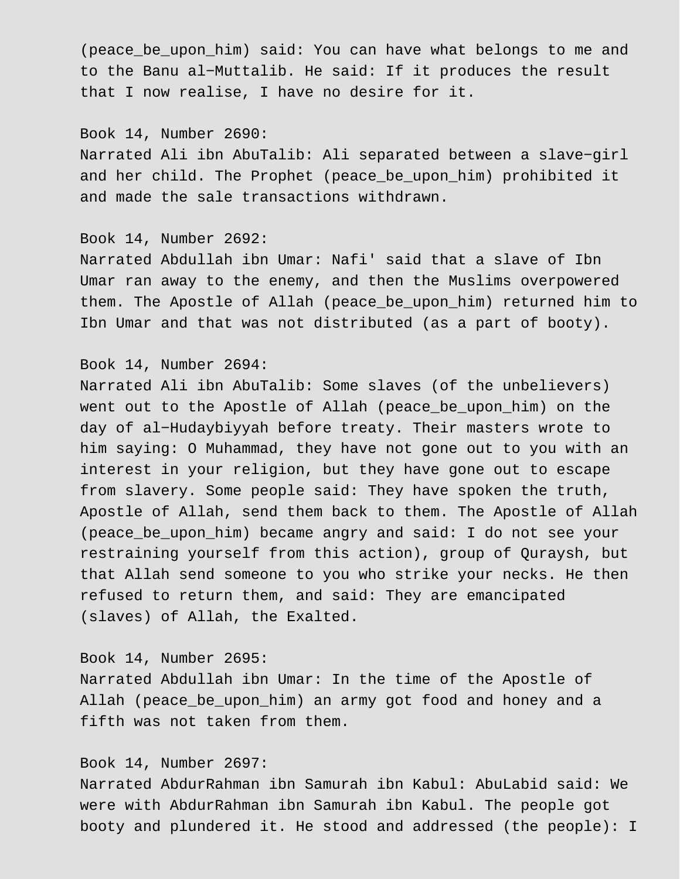(peace_be_upon_him) said: You can have what belongs to me and to the Banu al-Muttalib. He said: If it produces the result that I now realise, I have no desire for it.

Book 14, Number 2690:
Narrated Ali ibn AbuTalib: Ali separated between a slave-girl and her child. The Prophet (peace_be_upon_him) prohibited it and made the sale transactions withdrawn.

Book 14, Number 2692:
Narrated Abdullah ibn Umar: Nafi' said that a slave of Ibn Umar ran away to the enemy, and then the Muslims overpowered them. The Apostle of Allah (peace_be_upon_him) returned him to Ibn Umar and that was not distributed (as a part of booty).

Book 14, Number 2694:
Narrated Ali ibn AbuTalib: Some slaves (of the unbelievers) went out to the Apostle of Allah (peace_be_upon_him) on the day of al-Hudaybiyyah before treaty. Their masters wrote to him saying: O Muhammad, they have not gone out to you with an interest in your religion, but they have gone out to escape from slavery. Some people said: They have spoken the truth, Apostle of Allah, send them back to them. The Apostle of Allah (peace_be_upon_him) became angry and said: I do not see your restraining yourself from this action), group of Quraysh, but that Allah send someone to you who strike your necks. He then refused to return them, and said: They are emancipated (slaves) of Allah, the Exalted.

Book 14, Number 2695:
Narrated Abdullah ibn Umar: In the time of the Apostle of Allah (peace_be_upon_him) an army got food and honey and a fifth was not taken from them.

Book 14, Number 2697:
Narrated AbdurRahman ibn Samurah ibn Kabul: AbuLabid said: We were with AbdurRahman ibn Samurah ibn Kabul. The people got booty and plundered it. He stood and addressed (the people): I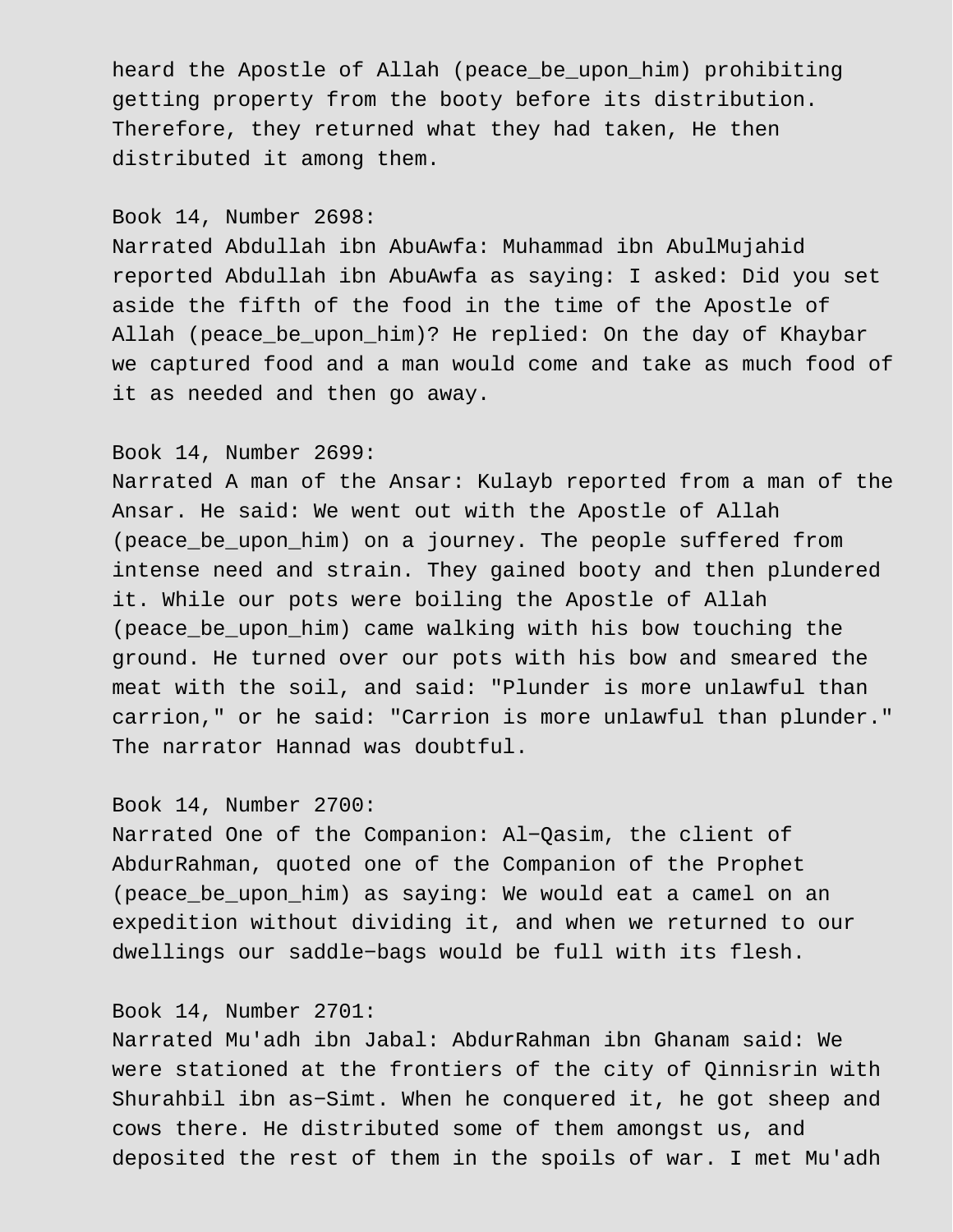heard the Apostle of Allah (peace_be_upon_him) prohibiting getting property from the booty before its distribution. Therefore, they returned what they had taken, He then distributed it among them.

Book 14, Number 2698:
Narrated Abdullah ibn AbuAwfa: Muhammad ibn AbulMujahid reported Abdullah ibn AbuAwfa as saying: I asked: Did you set aside the fifth of the food in the time of the Apostle of Allah (peace_be_upon_him)? He replied: On the day of Khaybar we captured food and a man would come and take as much food of it as needed and then go away.

Book 14, Number 2699:
Narrated A man of the Ansar: Kulayb reported from a man of the Ansar. He said: We went out with the Apostle of Allah (peace_be_upon_him) on a journey. The people suffered from intense need and strain. They gained booty and then plundered it. While our pots were boiling the Apostle of Allah (peace_be_upon_him) came walking with his bow touching the ground. He turned over our pots with his bow and smeared the meat with the soil, and said: "Plunder is more unlawful than carrion," or he said: "Carrion is more unlawful than plunder." The narrator Hannad was doubtful.

Book 14, Number 2700:
Narrated One of the Companion: Al−Qasim, the client of AbdurRahman, quoted one of the Companion of the Prophet (peace_be_upon_him) as saying: We would eat a camel on an expedition without dividing it, and when we returned to our dwellings our saddle−bags would be full with its flesh.

Book 14, Number 2701:
Narrated Mu'adh ibn Jabal: AbdurRahman ibn Ghanam said: We were stationed at the frontiers of the city of Qinnisrin with Shurahbil ibn as−Simt. When he conquered it, he got sheep and cows there. He distributed some of them amongst us, and deposited the rest of them in the spoils of war. I met Mu'adh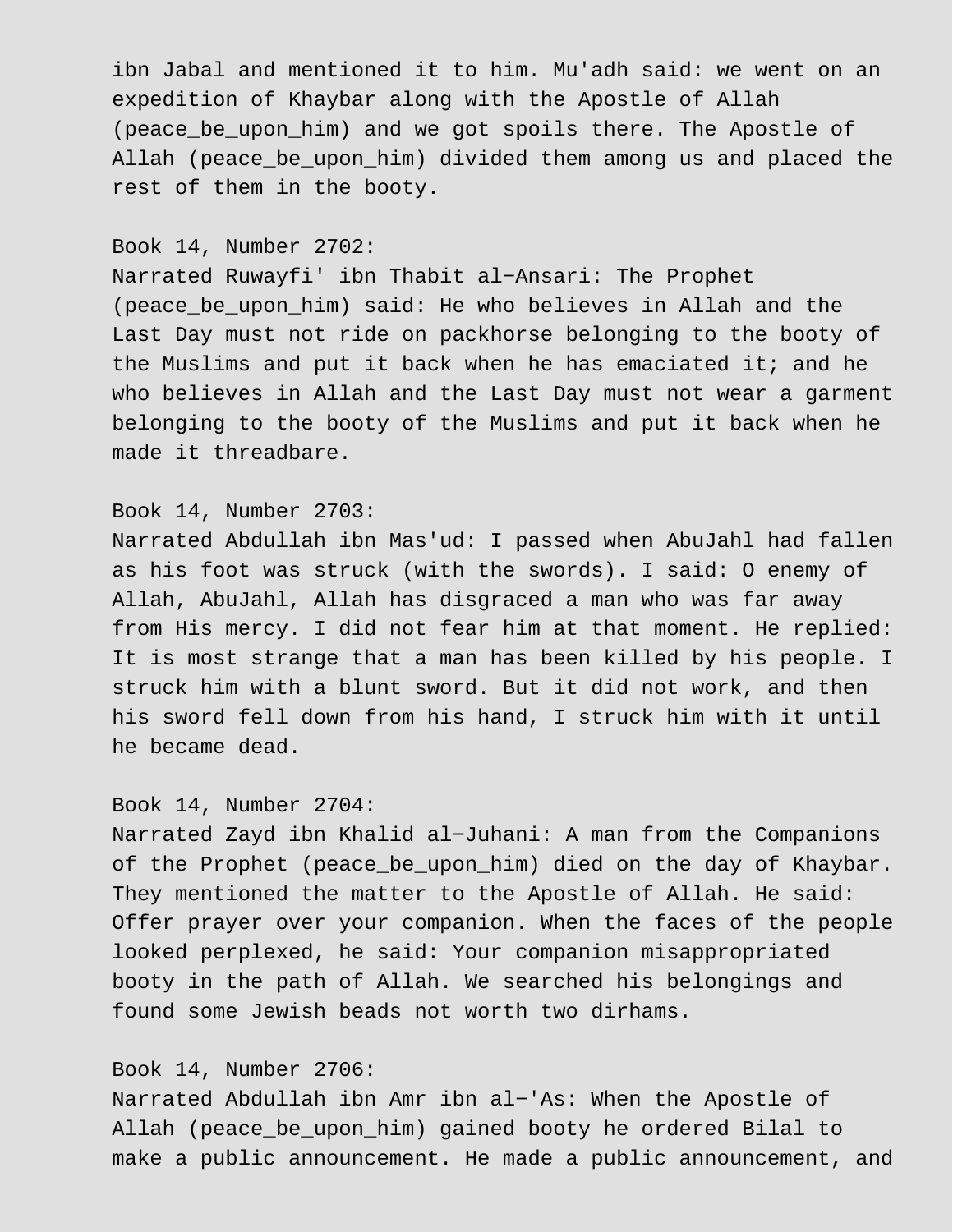ibn Jabal and mentioned it to him. Mu'adh said: we went on an expedition of Khaybar along with the Apostle of Allah (peace_be_upon_him) and we got spoils there. The Apostle of Allah (peace_be_upon_him) divided them among us and placed the rest of them in the booty.

Book 14, Number 2702:
Narrated Ruwayfi' ibn Thabit al−Ansari: The Prophet (peace_be_upon_him) said: He who believes in Allah and the Last Day must not ride on packhorse belonging to the booty of the Muslims and put it back when he has emaciated it; and he who believes in Allah and the Last Day must not wear a garment belonging to the booty of the Muslims and put it back when he made it threadbare.

Book 14, Number 2703:
Narrated Abdullah ibn Mas'ud: I passed when AbuJahl had fallen as his foot was struck (with the swords). I said: O enemy of Allah, AbuJahl, Allah has disgraced a man who was far away from His mercy. I did not fear him at that moment. He replied: It is most strange that a man has been killed by his people. I struck him with a blunt sword. But it did not work, and then his sword fell down from his hand, I struck him with it until he became dead.

Book 14, Number 2704:
Narrated Zayd ibn Khalid al−Juhani: A man from the Companions of the Prophet (peace_be_upon_him) died on the day of Khaybar. They mentioned the matter to the Apostle of Allah. He said: Offer prayer over your companion. When the faces of the people looked perplexed, he said: Your companion misappropriated booty in the path of Allah. We searched his belongings and found some Jewish beads not worth two dirhams.

Book 14, Number 2706:
Narrated Abdullah ibn Amr ibn al−'As: When the Apostle of Allah (peace_be_upon_him) gained booty he ordered Bilal to make a public announcement. He made a public announcement, and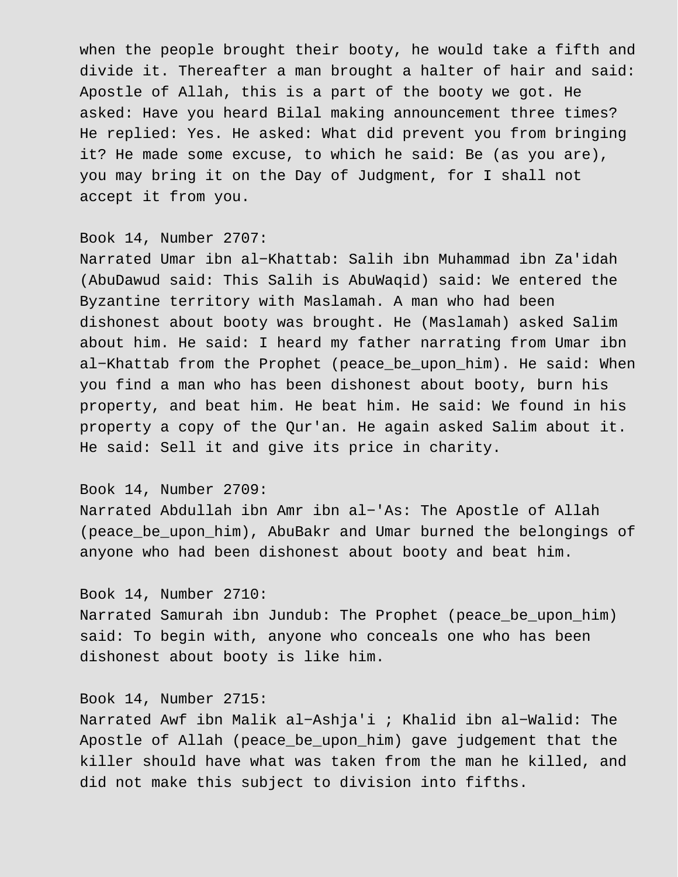when the people brought their booty, he would take a fifth and divide it. Thereafter a man brought a halter of hair and said: Apostle of Allah, this is a part of the booty we got. He asked: Have you heard Bilal making announcement three times? He replied: Yes. He asked: What did prevent you from bringing it? He made some excuse, to which he said: Be (as you are), you may bring it on the Day of Judgment, for I shall not accept it from you.

Book 14, Number 2707:
Narrated Umar ibn al-Khattab: Salih ibn Muhammad ibn Za'idah (AbuDawud said: This Salih is AbuWaqid) said: We entered the Byzantine territory with Maslamah. A man who had been dishonest about booty was brought. He (Maslamah) asked Salim about him. He said: I heard my father narrating from Umar ibn al-Khattab from the Prophet (peace_be_upon_him). He said: When you find a man who has been dishonest about booty, burn his property, and beat him. He beat him. He said: We found in his property a copy of the Qur'an. He again asked Salim about it. He said: Sell it and give its price in charity.

Book 14, Number 2709:
Narrated Abdullah ibn Amr ibn al-'As: The Apostle of Allah (peace_be_upon_him), AbuBakr and Umar burned the belongings of anyone who had been dishonest about booty and beat him.

Book 14, Number 2710:
Narrated Samurah ibn Jundub: The Prophet (peace_be_upon_him) said: To begin with, anyone who conceals one who has been dishonest about booty is like him.

Book 14, Number 2715:
Narrated Awf ibn Malik al-Ashja'i ; Khalid ibn al-Walid: The Apostle of Allah (peace_be_upon_him) gave judgement that the killer should have what was taken from the man he killed, and did not make this subject to division into fifths.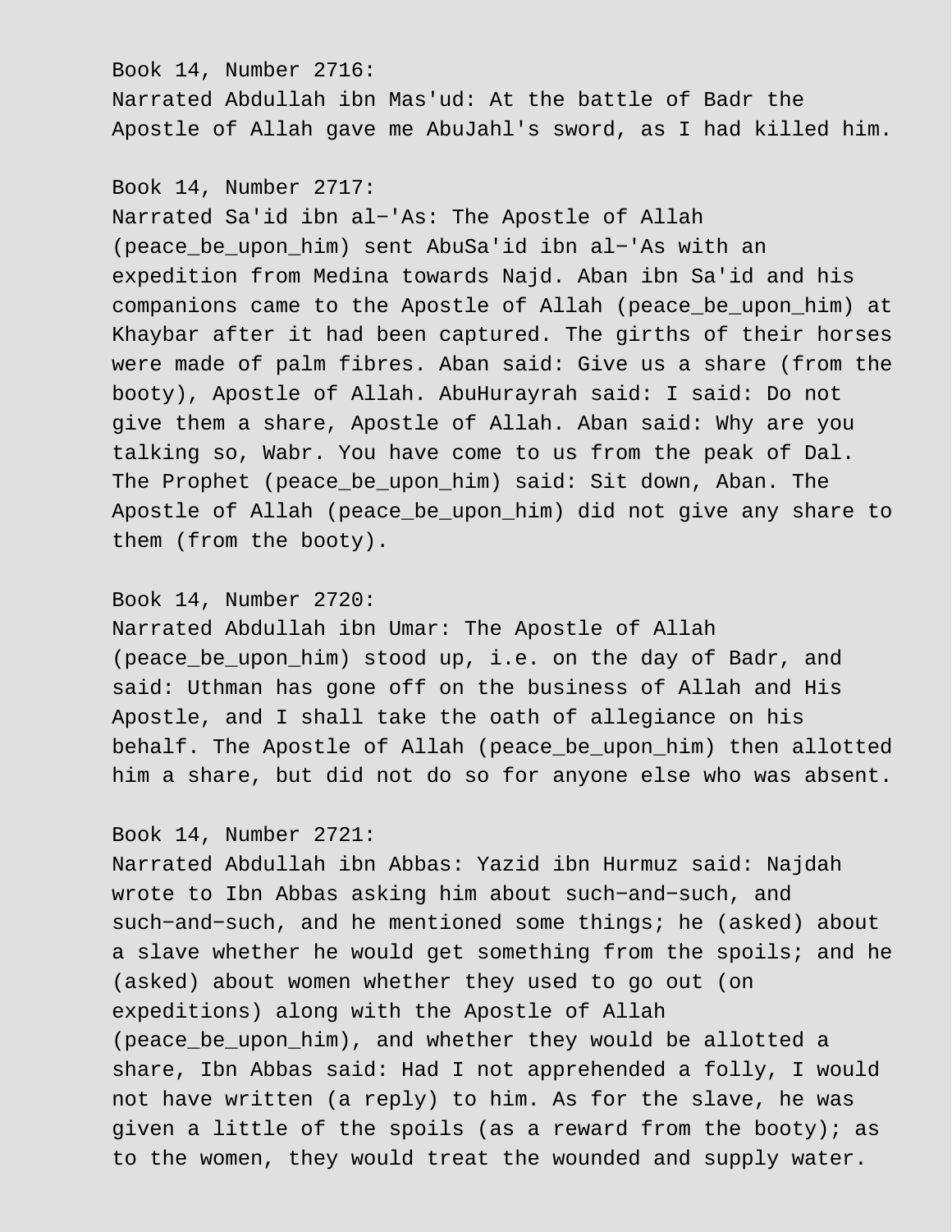Book 14, Number 2716:
Narrated Abdullah ibn Mas'ud: At the battle of Badr the Apostle of Allah gave me AbuJahl's sword, as I had killed him.

Book 14, Number 2717:
Narrated Sa'id ibn al−'As: The Apostle of Allah (peace_be_upon_him) sent AbuSa'id ibn al−'As with an expedition from Medina towards Najd. Aban ibn Sa'id and his companions came to the Apostle of Allah (peace_be_upon_him) at Khaybar after it had been captured. The girths of their horses were made of palm fibres. Aban said: Give us a share (from the booty), Apostle of Allah. AbuHurayrah said: I said: Do not give them a share, Apostle of Allah. Aban said: Why are you talking so, Wabr. You have come to us from the peak of Dal. The Prophet (peace_be_upon_him) said: Sit down, Aban. The Apostle of Allah (peace_be_upon_him) did not give any share to them (from the booty).

Book 14, Number 2720:
Narrated Abdullah ibn Umar: The Apostle of Allah (peace_be_upon_him) stood up, i.e. on the day of Badr, and said: Uthman has gone off on the business of Allah and His Apostle, and I shall take the oath of allegiance on his behalf. The Apostle of Allah (peace_be_upon_him) then allotted him a share, but did not do so for anyone else who was absent.

Book 14, Number 2721:
Narrated Abdullah ibn Abbas: Yazid ibn Hurmuz said: Najdah wrote to Ibn Abbas asking him about such−and−such, and such−and−such, and he mentioned some things; he (asked) about a slave whether he would get something from the spoils; and he (asked) about women whether they used to go out (on expeditions) along with the Apostle of Allah (peace_be_upon_him), and whether they would be allotted a share, Ibn Abbas said: Had I not apprehended a folly, I would not have written (a reply) to him. As for the slave, he was given a little of the spoils (as a reward from the booty); as to the women, they would treat the wounded and supply water.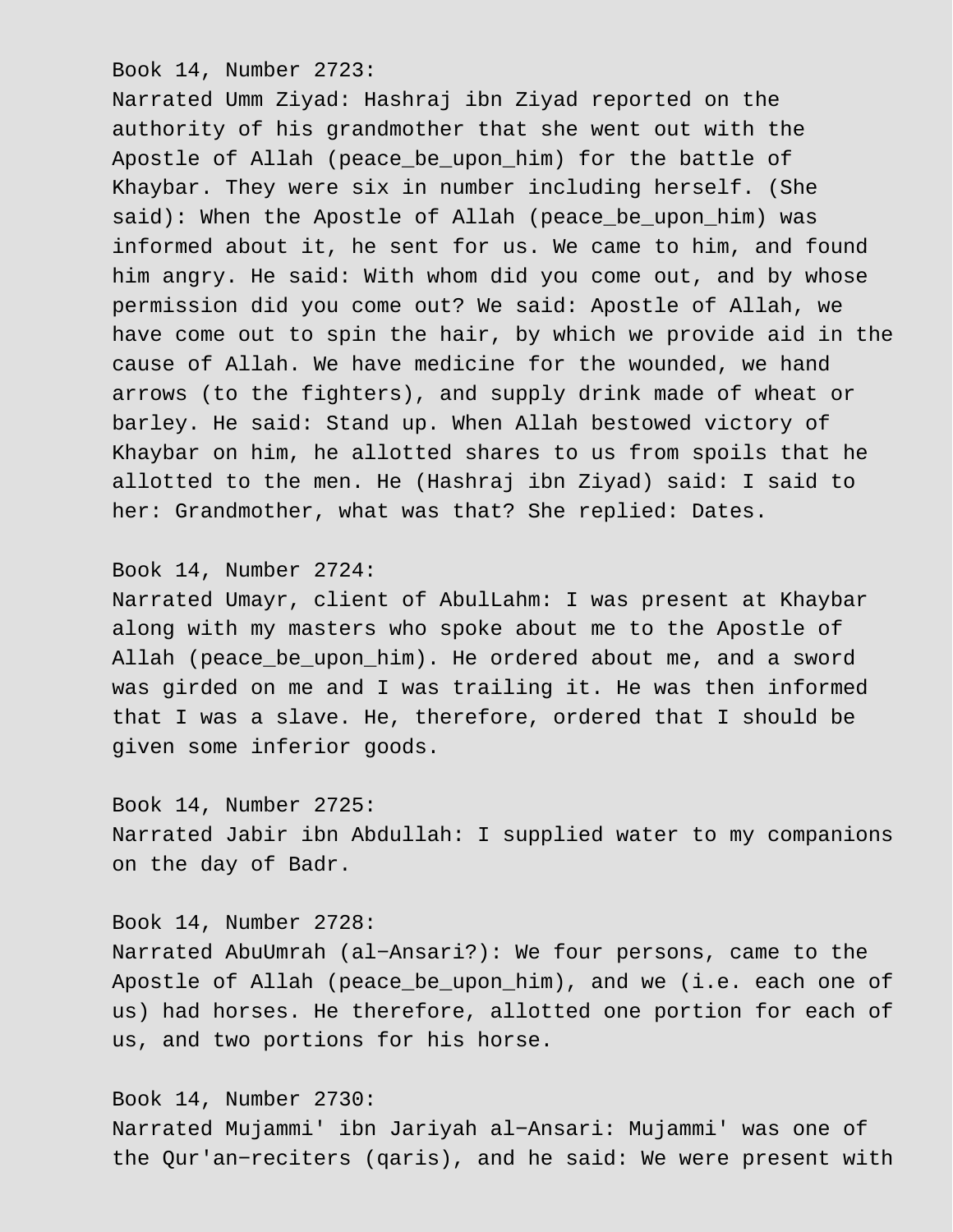Book 14, Number 2723:
Narrated Umm Ziyad: Hashraj ibn Ziyad reported on the authority of his grandmother that she went out with the Apostle of Allah (peace_be_upon_him) for the battle of Khaybar. They were six in number including herself. (She said): When the Apostle of Allah (peace_be_upon_him) was informed about it, he sent for us. We came to him, and found him angry. He said: With whom did you come out, and by whose permission did you come out? We said: Apostle of Allah, we have come out to spin the hair, by which we provide aid in the cause of Allah. We have medicine for the wounded, we hand arrows (to the fighters), and supply drink made of wheat or barley. He said: Stand up. When Allah bestowed victory of Khaybar on him, he allotted shares to us from spoils that he allotted to the men. He (Hashraj ibn Ziyad) said: I said to her: Grandmother, what was that? She replied: Dates.

Book 14, Number 2724:
Narrated Umayr, client of AbulLahm: I was present at Khaybar along with my masters who spoke about me to the Apostle of Allah (peace_be_upon_him). He ordered about me, and a sword was girded on me and I was trailing it. He was then informed that I was a slave. He, therefore, ordered that I should be given some inferior goods.

Book 14, Number 2725:
Narrated Jabir ibn Abdullah: I supplied water to my companions on the day of Badr.

Book 14, Number 2728:
Narrated AbuUmrah (al-Ansari?): We four persons, came to the Apostle of Allah (peace_be_upon_him), and we (i.e. each one of us) had horses. He therefore, allotted one portion for each of us, and two portions for his horse.

Book 14, Number 2730:
Narrated Mujammi' ibn Jariyah al-Ansari: Mujammi' was one of the Qur'an-reciters (qaris), and he said: We were present with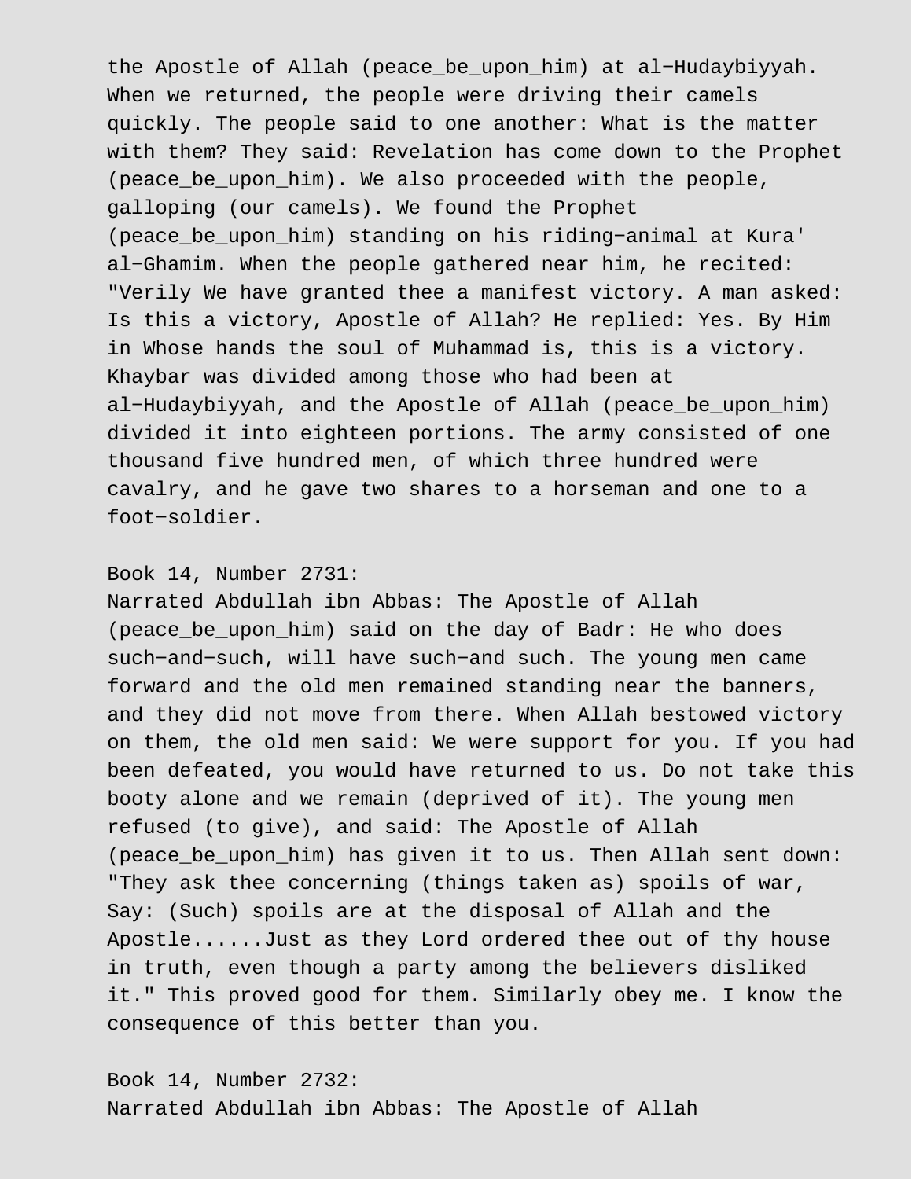the Apostle of Allah (peace_be_upon_him) at al−Hudaybiyyah. When we returned, the people were driving their camels quickly. The people said to one another: What is the matter with them? They said: Revelation has come down to the Prophet (peace_be_upon_him). We also proceeded with the people, galloping (our camels). We found the Prophet (peace_be_upon_him) standing on his riding−animal at Kura' al−Ghamim. When the people gathered near him, he recited: "Verily We have granted thee a manifest victory. A man asked: Is this a victory, Apostle of Allah? He replied: Yes. By Him in Whose hands the soul of Muhammad is, this is a victory. Khaybar was divided among those who had been at al−Hudaybiyyah, and the Apostle of Allah (peace_be_upon_him) divided it into eighteen portions. The army consisted of one thousand five hundred men, of which three hundred were cavalry, and he gave two shares to a horseman and one to a foot−soldier.

Book 14, Number 2731:
Narrated Abdullah ibn Abbas: The Apostle of Allah (peace_be_upon_him) said on the day of Badr: He who does such−and−such, will have such−and such. The young men came forward and the old men remained standing near the banners, and they did not move from there. When Allah bestowed victory on them, the old men said: We were support for you. If you had been defeated, you would have returned to us. Do not take this booty alone and we remain (deprived of it). The young men refused (to give), and said: The Apostle of Allah (peace_be_upon_him) has given it to us. Then Allah sent down: "They ask thee concerning (things taken as) spoils of war, Say: (Such) spoils are at the disposal of Allah and the Apostle......Just as they Lord ordered thee out of thy house in truth, even though a party among the believers disliked it." This proved good for them. Similarly obey me. I know the consequence of this better than you.

Book 14, Number 2732:
Narrated Abdullah ibn Abbas: The Apostle of Allah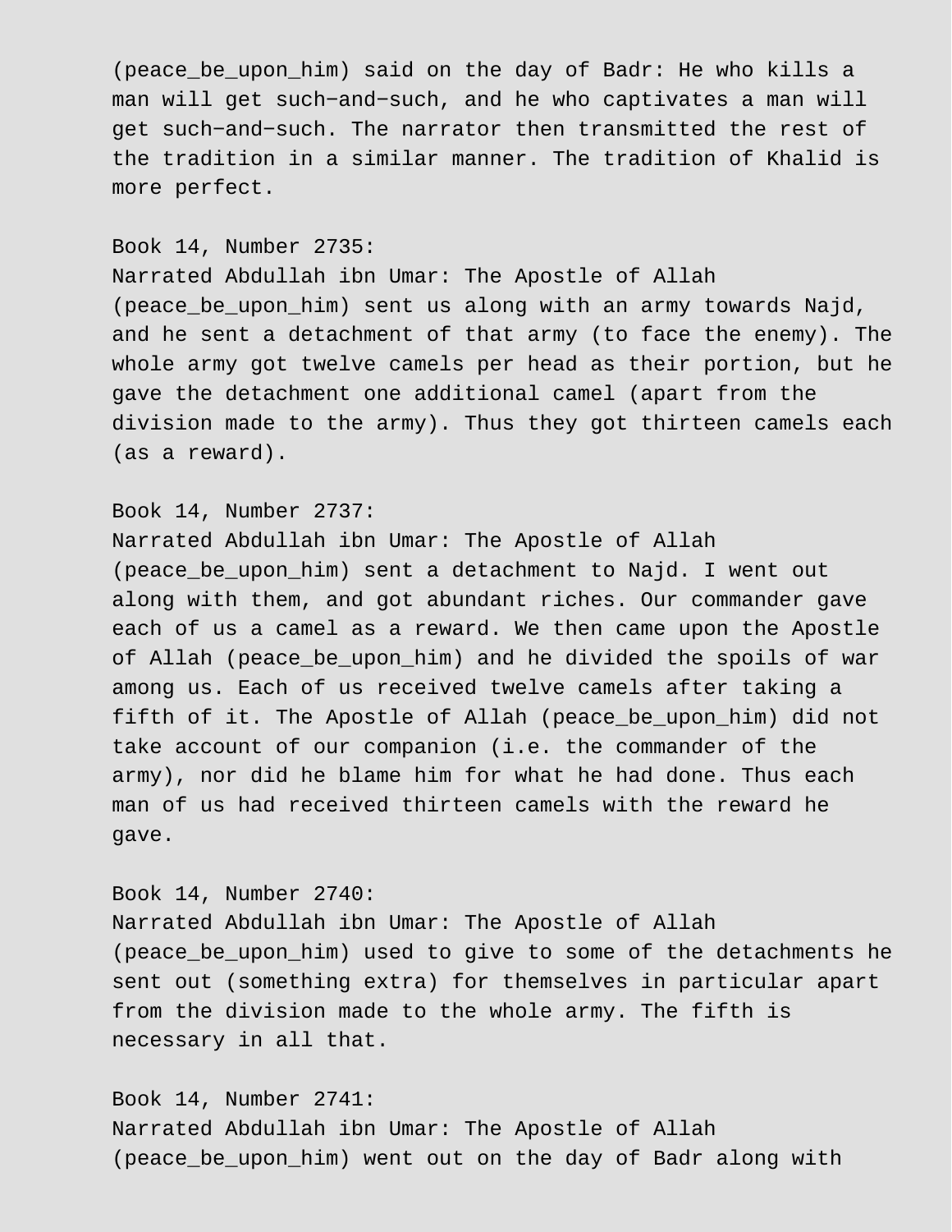(peace_be_upon_him) said on the day of Badr: He who kills a man will get such-and-such, and he who captivates a man will get such-and-such. The narrator then transmitted the rest of the tradition in a similar manner. The tradition of Khalid is more perfect.

Book 14, Number 2735:
Narrated Abdullah ibn Umar: The Apostle of Allah (peace_be_upon_him) sent us along with an army towards Najd, and he sent a detachment of that army (to face the enemy). The whole army got twelve camels per head as their portion, but he gave the detachment one additional camel (apart from the division made to the army). Thus they got thirteen camels each (as a reward).

Book 14, Number 2737:
Narrated Abdullah ibn Umar: The Apostle of Allah (peace_be_upon_him) sent a detachment to Najd. I went out along with them, and got abundant riches. Our commander gave each of us a camel as a reward. We then came upon the Apostle of Allah (peace_be_upon_him) and he divided the spoils of war among us. Each of us received twelve camels after taking a fifth of it. The Apostle of Allah (peace_be_upon_him) did not take account of our companion (i.e. the commander of the army), nor did he blame him for what he had done. Thus each man of us had received thirteen camels with the reward he gave.

Book 14, Number 2740:
Narrated Abdullah ibn Umar: The Apostle of Allah (peace_be_upon_him) used to give to some of the detachments he sent out (something extra) for themselves in particular apart from the division made to the whole army. The fifth is necessary in all that.

Book 14, Number 2741:
Narrated Abdullah ibn Umar: The Apostle of Allah (peace_be_upon_him) went out on the day of Badr along with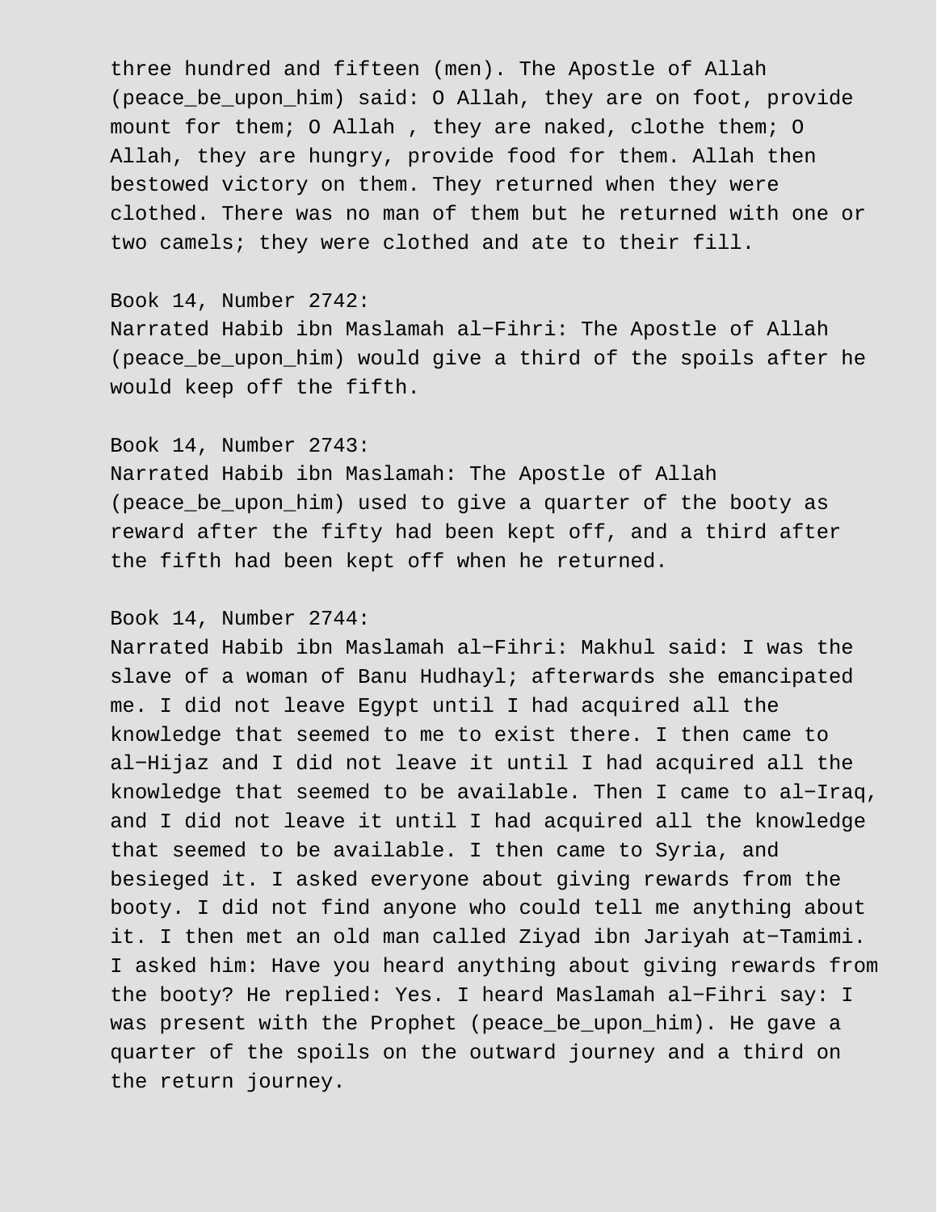three hundred and fifteen (men). The Apostle of Allah (peace_be_upon_him) said: O Allah, they are on foot, provide mount for them; O Allah , they are naked, clothe them; O Allah, they are hungry, provide food for them. Allah then bestowed victory on them. They returned when they were clothed. There was no man of them but he returned with one or two camels; they were clothed and ate to their fill.

Book 14, Number 2742:
Narrated Habib ibn Maslamah al−Fihri: The Apostle of Allah (peace_be_upon_him) would give a third of the spoils after he would keep off the fifth.

Book 14, Number 2743:
Narrated Habib ibn Maslamah: The Apostle of Allah (peace_be_upon_him) used to give a quarter of the booty as reward after the fifty had been kept off, and a third after the fifth had been kept off when he returned.

Book 14, Number 2744:
Narrated Habib ibn Maslamah al−Fihri: Makhul said: I was the slave of a woman of Banu Hudhayl; afterwards she emancipated me. I did not leave Egypt until I had acquired all the knowledge that seemed to me to exist there. I then came to al−Hijaz and I did not leave it until I had acquired all the knowledge that seemed to be available. Then I came to al−Iraq, and I did not leave it until I had acquired all the knowledge that seemed to be available. I then came to Syria, and besieged it. I asked everyone about giving rewards from the booty. I did not find anyone who could tell me anything about it. I then met an old man called Ziyad ibn Jariyah at−Tamimi. I asked him: Have you heard anything about giving rewards from the booty? He replied: Yes. I heard Maslamah al−Fihri say: I was present with the Prophet (peace_be_upon_him). He gave a quarter of the spoils on the outward journey and a third on the return journey.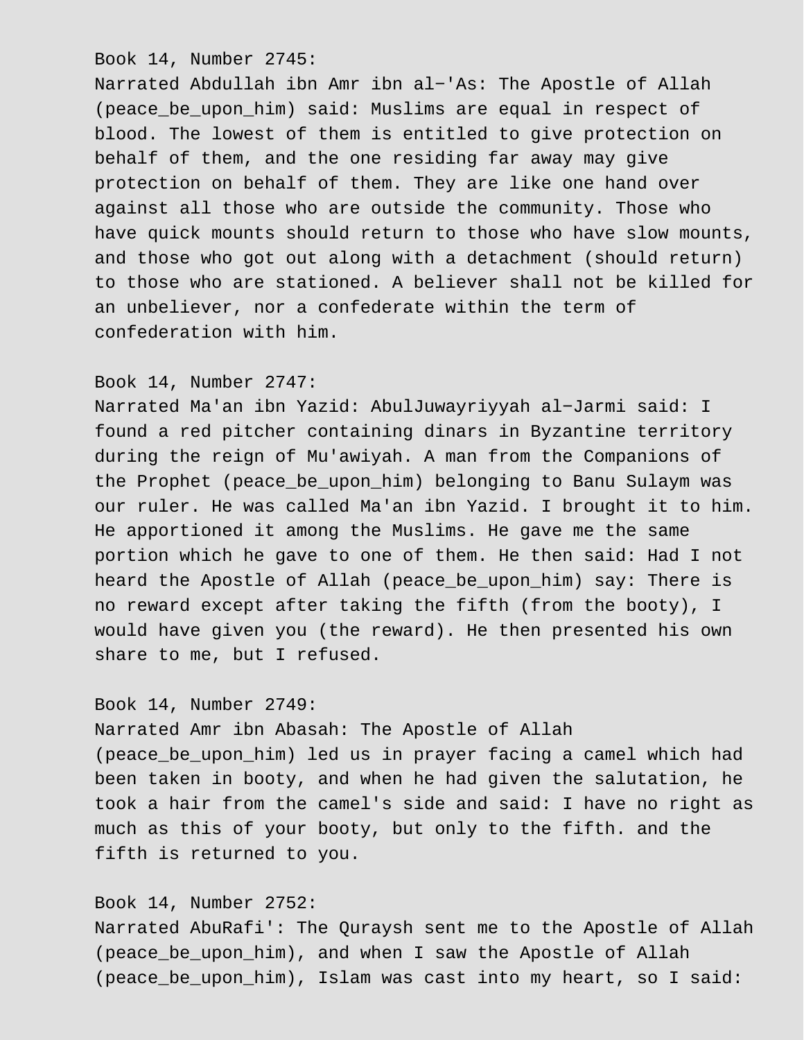Book 14, Number 2745:
Narrated Abdullah ibn Amr ibn al−'As: The Apostle of Allah (peace_be_upon_him) said: Muslims are equal in respect of blood. The lowest of them is entitled to give protection on behalf of them, and the one residing far away may give protection on behalf of them. They are like one hand over against all those who are outside the community. Those who have quick mounts should return to those who have slow mounts, and those who got out along with a detachment (should return) to those who are stationed. A believer shall not be killed for an unbeliever, nor a confederate within the term of confederation with him.

Book 14, Number 2747:
Narrated Ma'an ibn Yazid: AbulJuwayriyyah al−Jarmi said: I found a red pitcher containing dinars in Byzantine territory during the reign of Mu'awiyah. A man from the Companions of the Prophet (peace_be_upon_him) belonging to Banu Sulaym was our ruler. He was called Ma'an ibn Yazid. I brought it to him. He apportioned it among the Muslims. He gave me the same portion which he gave to one of them. He then said: Had I not heard the Apostle of Allah (peace_be_upon_him) say: There is no reward except after taking the fifth (from the booty), I would have given you (the reward). He then presented his own share to me, but I refused.

Book 14, Number 2749:
Narrated Amr ibn Abasah: The Apostle of Allah (peace_be_upon_him) led us in prayer facing a camel which had been taken in booty, and when he had given the salutation, he took a hair from the camel's side and said: I have no right as much as this of your booty, but only to the fifth. and the fifth is returned to you.

Book 14, Number 2752:
Narrated AbuRafi': The Quraysh sent me to the Apostle of Allah (peace_be_upon_him), and when I saw the Apostle of Allah (peace_be_upon_him), Islam was cast into my heart, so I said: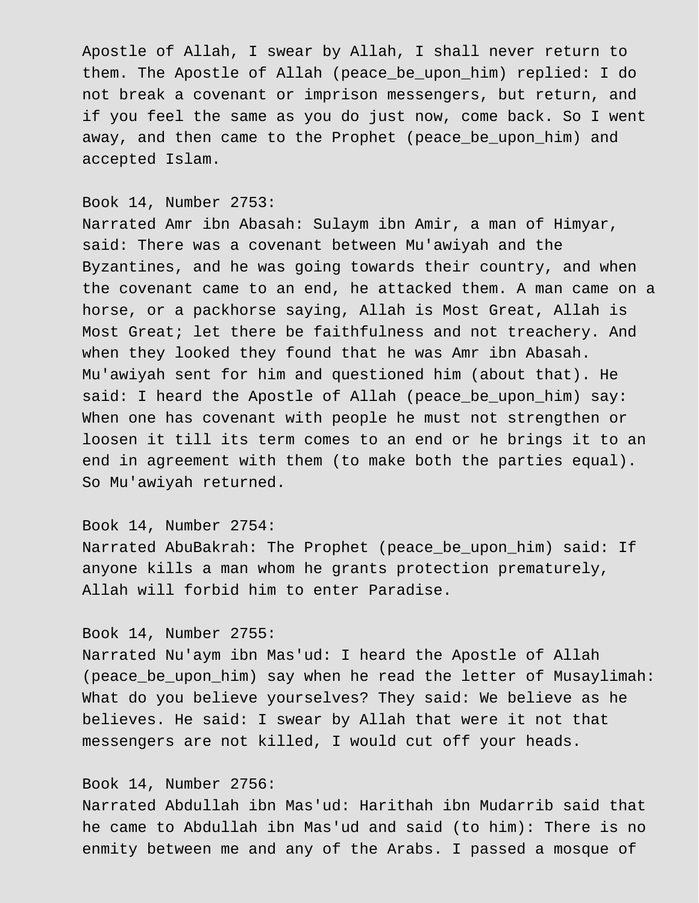Apostle of Allah, I swear by Allah, I shall never return to them. The Apostle of Allah (peace_be_upon_him) replied: I do not break a covenant or imprison messengers, but return, and if you feel the same as you do just now, come back. So I went away, and then came to the Prophet (peace_be_upon_him) and accepted Islam.

Book 14, Number 2753:
Narrated Amr ibn Abasah: Sulaym ibn Amir, a man of Himyar, said: There was a covenant between Mu'awiyah and the Byzantines, and he was going towards their country, and when the covenant came to an end, he attacked them. A man came on a horse, or a packhorse saying, Allah is Most Great, Allah is Most Great; let there be faithfulness and not treachery. And when they looked they found that he was Amr ibn Abasah. Mu'awiyah sent for him and questioned him (about that). He said: I heard the Apostle of Allah (peace_be_upon_him) say: When one has covenant with people he must not strengthen or loosen it till its term comes to an end or he brings it to an end in agreement with them (to make both the parties equal). So Mu'awiyah returned.

Book 14, Number 2754:
Narrated AbuBakrah: The Prophet (peace_be_upon_him) said: If anyone kills a man whom he grants protection prematurely, Allah will forbid him to enter Paradise.

Book 14, Number 2755:
Narrated Nu'aym ibn Mas'ud: I heard the Apostle of Allah (peace_be_upon_him) say when he read the letter of Musaylimah: What do you believe yourselves? They said: We believe as he believes. He said: I swear by Allah that were it not that messengers are not killed, I would cut off your heads.

Book 14, Number 2756:
Narrated Abdullah ibn Mas'ud: Harithah ibn Mudarrib said that he came to Abdullah ibn Mas'ud and said (to him): There is no enmity between me and any of the Arabs. I passed a mosque of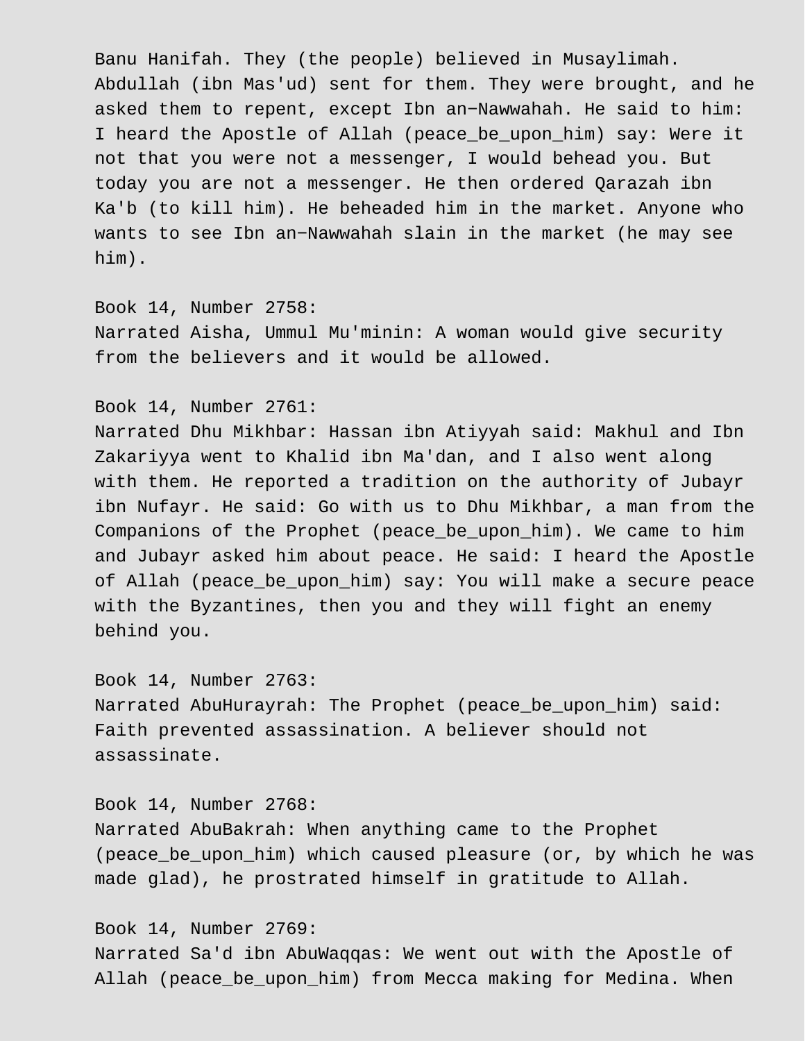Banu Hanifah. They (the people) believed in Musaylimah. Abdullah (ibn Mas'ud) sent for them. They were brought, and he asked them to repent, except Ibn an-Nawwahah. He said to him: I heard the Apostle of Allah (peace_be_upon_him) say: Were it not that you were not a messenger, I would behead you. But today you are not a messenger. He then ordered Qarazah ibn Ka'b (to kill him). He beheaded him in the market. Anyone who wants to see Ibn an-Nawwahah slain in the market (he may see him).

Book 14, Number 2758:
Narrated Aisha, Ummul Mu'minin: A woman would give security from the believers and it would be allowed.

Book 14, Number 2761:
Narrated Dhu Mikhbar: Hassan ibn Atiyyah said: Makhul and Ibn Zakariyya went to Khalid ibn Ma'dan, and I also went along with them. He reported a tradition on the authority of Jubayr ibn Nufayr. He said: Go with us to Dhu Mikhbar, a man from the Companions of the Prophet (peace_be_upon_him). We came to him and Jubayr asked him about peace. He said: I heard the Apostle of Allah (peace_be_upon_him) say: You will make a secure peace with the Byzantines, then you and they will fight an enemy behind you.

Book 14, Number 2763:
Narrated AbuHurayrah: The Prophet (peace_be_upon_him) said: Faith prevented assassination. A believer should not assassinate.

Book 14, Number 2768:
Narrated AbuBakrah: When anything came to the Prophet (peace_be_upon_him) which caused pleasure (or, by which he was made glad), he prostrated himself in gratitude to Allah.

Book 14, Number 2769:
Narrated Sa'd ibn AbuWaqqas: We went out with the Apostle of Allah (peace_be_upon_him) from Mecca making for Medina. When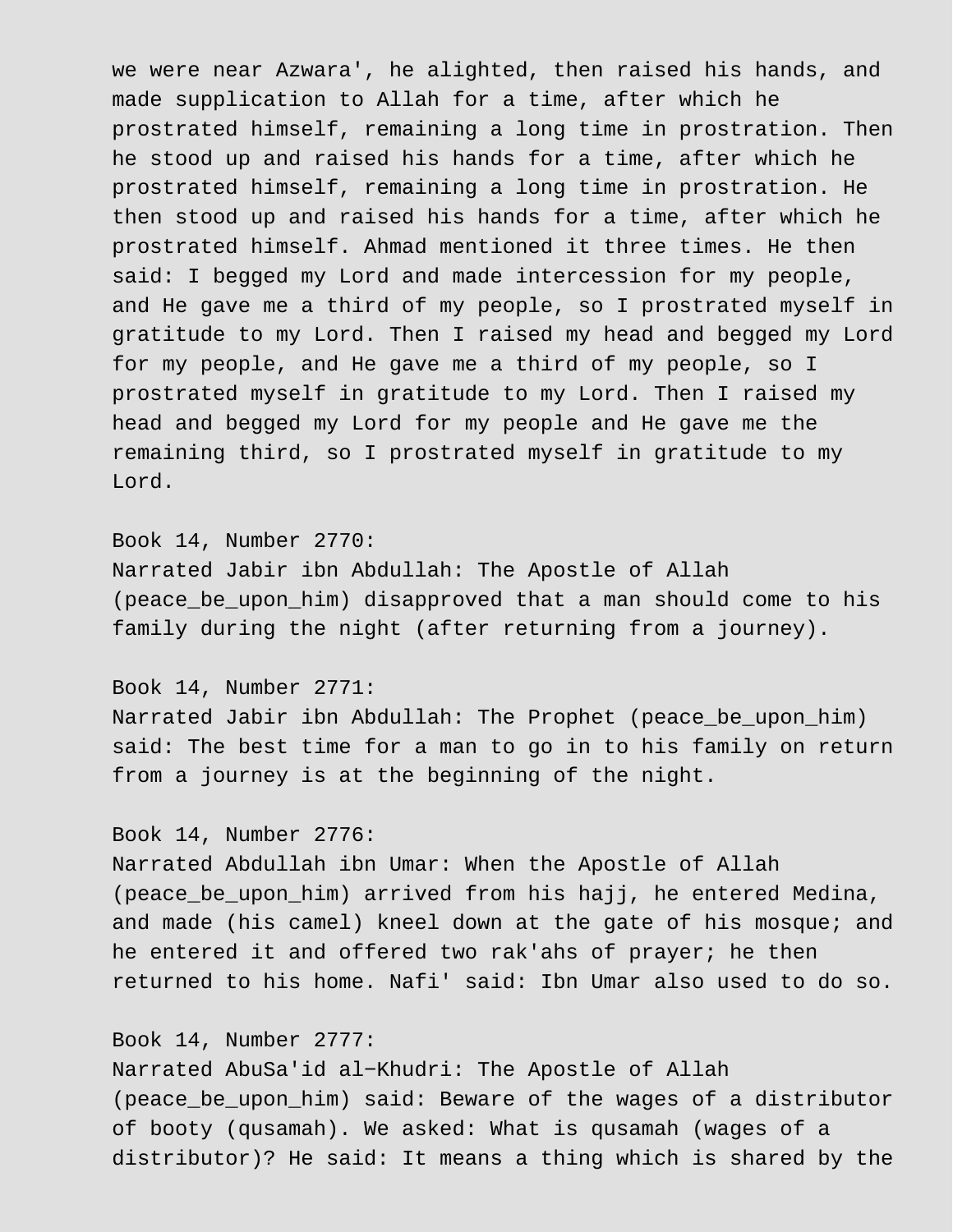we were near Azwara', he alighted, then raised his hands, and made supplication to Allah for a time, after which he prostrated himself, remaining a long time in prostration. Then he stood up and raised his hands for a time, after which he prostrated himself, remaining a long time in prostration. He then stood up and raised his hands for a time, after which he prostrated himself. Ahmad mentioned it three times. He then said: I begged my Lord and made intercession for my people, and He gave me a third of my people, so I prostrated myself in gratitude to my Lord. Then I raised my head and begged my Lord for my people, and He gave me a third of my people, so I prostrated myself in gratitude to my Lord. Then I raised my head and begged my Lord for my people and He gave me the remaining third, so I prostrated myself in gratitude to my Lord.

Book 14, Number 2770:
Narrated Jabir ibn Abdullah: The Apostle of Allah (peace_be_upon_him) disapproved that a man should come to his family during the night (after returning from a journey).

Book 14, Number 2771:
Narrated Jabir ibn Abdullah: The Prophet (peace_be_upon_him) said: The best time for a man to go in to his family on return from a journey is at the beginning of the night.

Book 14, Number 2776:
Narrated Abdullah ibn Umar: When the Apostle of Allah (peace_be_upon_him) arrived from his hajj, he entered Medina, and made (his camel) kneel down at the gate of his mosque; and he entered it and offered two rak'ahs of prayer; he then returned to his home. Nafi' said: Ibn Umar also used to do so.

Book 14, Number 2777:
Narrated AbuSa'id al-Khudri: The Apostle of Allah (peace_be_upon_him) said: Beware of the wages of a distributor of booty (qusamah). We asked: What is qusamah (wages of a distributor)? He said: It means a thing which is shared by the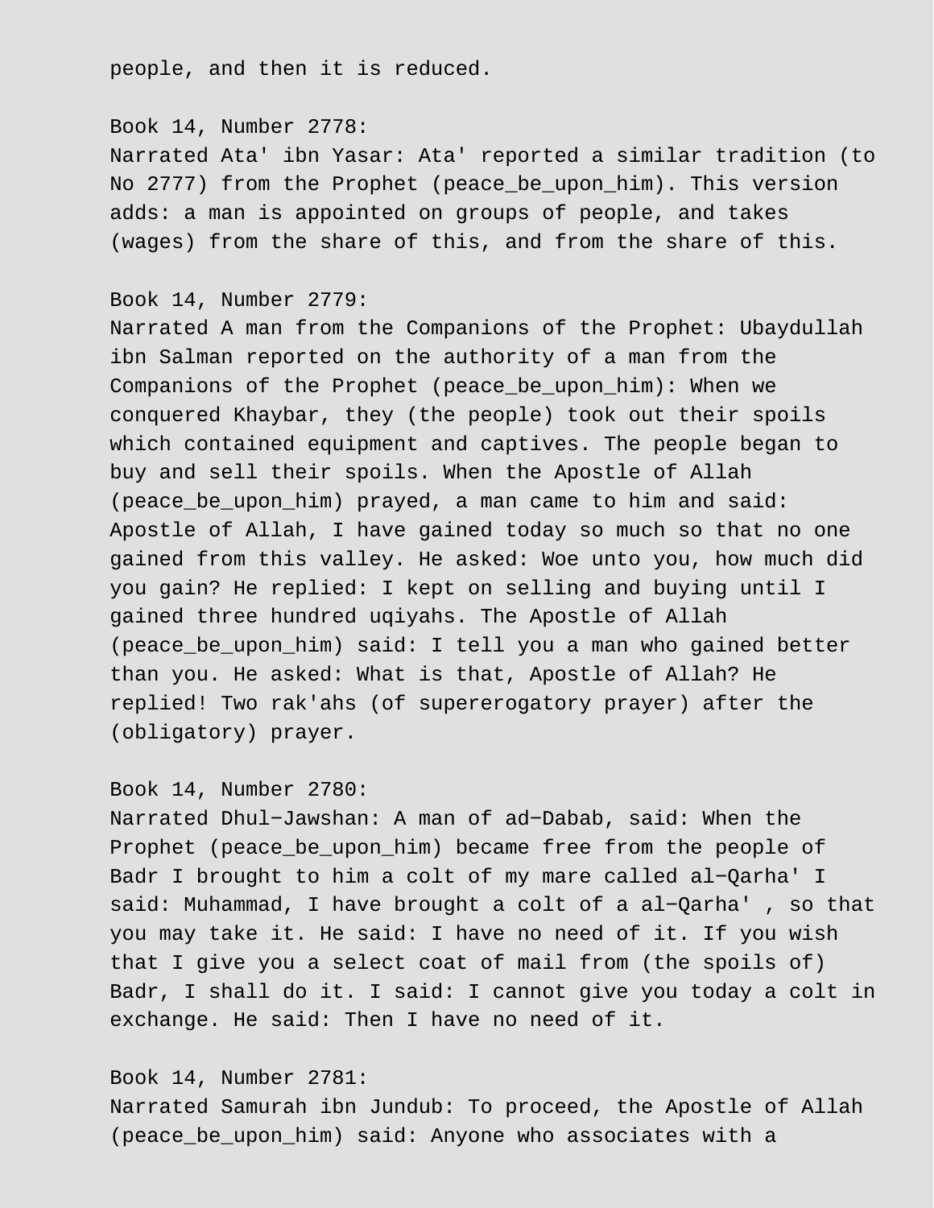people, and then it is reduced.

Book 14, Number 2778:
Narrated Ata' ibn Yasar: Ata' reported a similar tradition (to No 2777) from the Prophet (peace_be_upon_him). This version adds: a man is appointed on groups of people, and takes (wages) from the share of this, and from the share of this.

Book 14, Number 2779:
Narrated A man from the Companions of the Prophet: Ubaydullah ibn Salman reported on the authority of a man from the Companions of the Prophet (peace_be_upon_him): When we conquered Khaybar, they (the people) took out their spoils which contained equipment and captives. The people began to buy and sell their spoils. When the Apostle of Allah (peace_be_upon_him) prayed, a man came to him and said: Apostle of Allah, I have gained today so much so that no one gained from this valley. He asked: Woe unto you, how much did you gain? He replied: I kept on selling and buying until I gained three hundred uqiyahs. The Apostle of Allah (peace_be_upon_him) said: I tell you a man who gained better than you. He asked: What is that, Apostle of Allah? He replied! Two rak'ahs (of supererogatory prayer) after the (obligatory) prayer.

Book 14, Number 2780:
Narrated Dhul−Jawshan: A man of ad−Dabab, said: When the Prophet (peace_be_upon_him) became free from the people of Badr I brought to him a colt of my mare called al−Qarha' I said: Muhammad, I have brought a colt of a al−Qarha' , so that you may take it. He said: I have no need of it. If you wish that I give you a select coat of mail from (the spoils of) Badr, I shall do it. I said: I cannot give you today a colt in exchange. He said: Then I have no need of it.

Book 14, Number 2781:
Narrated Samurah ibn Jundub: To proceed, the Apostle of Allah (peace_be_upon_him) said: Anyone who associates with a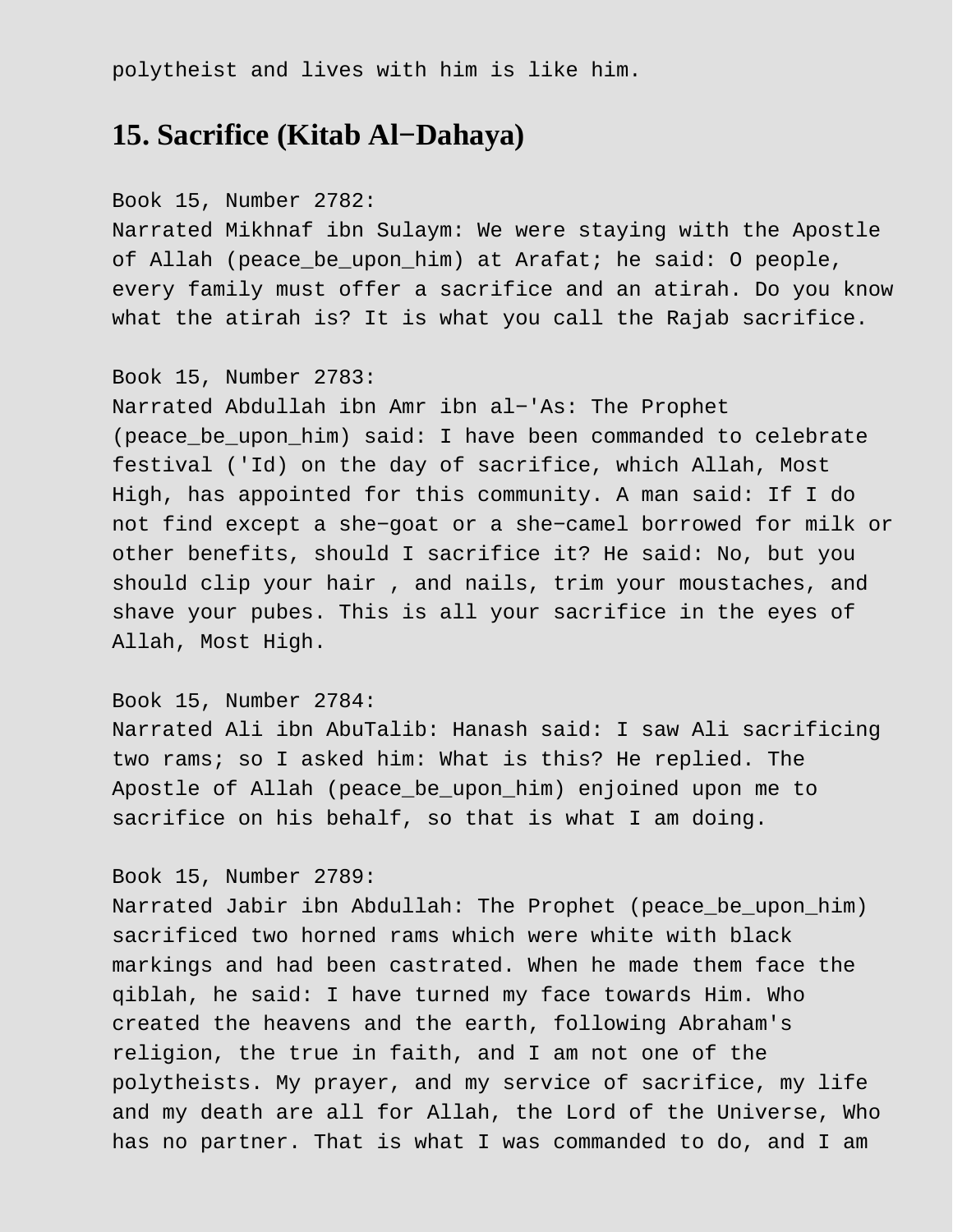polytheist and lives with him is like him.

## 15. Sacrifice (Kitab Al−Dahaya)

Book 15, Number 2782:
Narrated Mikhnaf ibn Sulaym: We were staying with the Apostle of Allah (peace_be_upon_him) at Arafat; he said: O people, every family must offer a sacrifice and an atirah. Do you know what the atirah is? It is what you call the Rajab sacrifice.

Book 15, Number 2783:
Narrated Abdullah ibn Amr ibn al−'As: The Prophet (peace_be_upon_him) said: I have been commanded to celebrate festival ('Id) on the day of sacrifice, which Allah, Most High, has appointed for this community. A man said: If I do not find except a she−goat or a she−camel borrowed for milk or other benefits, should I sacrifice it? He said: No, but you should clip your hair , and nails, trim your moustaches, and shave your pubes. This is all your sacrifice in the eyes of Allah, Most High.

Book 15, Number 2784:
Narrated Ali ibn AbuTalib: Hanash said: I saw Ali sacrificing two rams; so I asked him: What is this? He replied. The Apostle of Allah (peace_be_upon_him) enjoined upon me to sacrifice on his behalf, so that is what I am doing.

Book 15, Number 2789:
Narrated Jabir ibn Abdullah: The Prophet (peace_be_upon_him) sacrificed two horned rams which were white with black markings and had been castrated. When he made them face the qiblah, he said: I have turned my face towards Him. Who created the heavens and the earth, following Abraham's religion, the true in faith, and I am not one of the polytheists. My prayer, and my service of sacrifice, my life and my death are all for Allah, the Lord of the Universe, Who has no partner. That is what I was commanded to do, and I am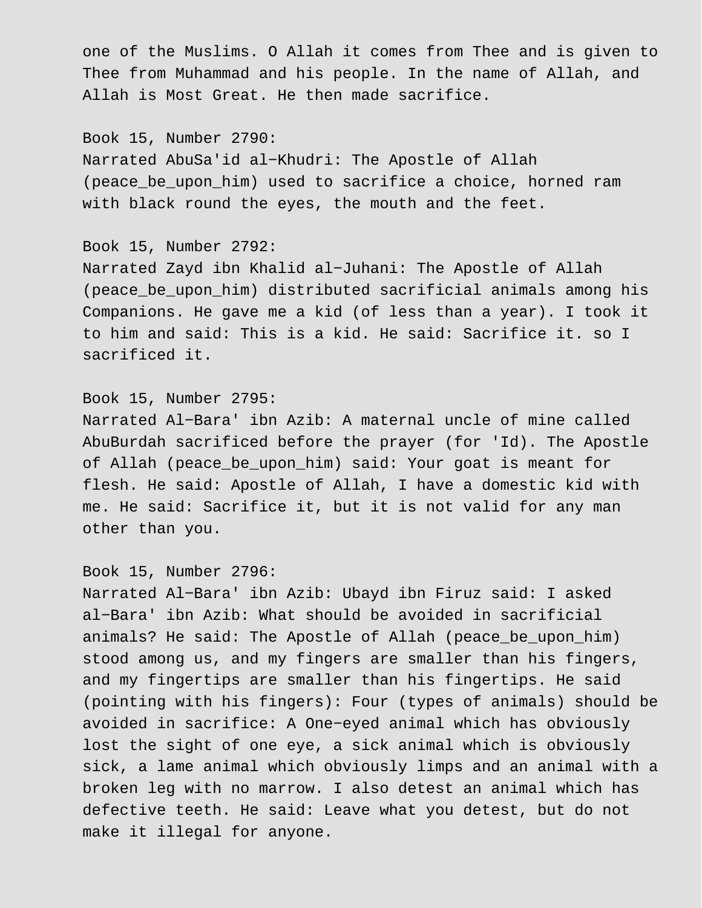one of the Muslims. O Allah it comes from Thee and is given to Thee from Muhammad and his people. In the name of Allah, and Allah is Most Great. He then made sacrifice.

Book 15, Number 2790:
Narrated AbuSa'id al−Khudri: The Apostle of Allah (peace_be_upon_him) used to sacrifice a choice, horned ram with black round the eyes, the mouth and the feet.

Book 15, Number 2792:
Narrated Zayd ibn Khalid al−Juhani: The Apostle of Allah (peace_be_upon_him) distributed sacrificial animals among his Companions. He gave me a kid (of less than a year). I took it to him and said: This is a kid. He said: Sacrifice it. so I sacrificed it.

Book 15, Number 2795:
Narrated Al−Bara' ibn Azib: A maternal uncle of mine called AbuBurdah sacrificed before the prayer (for 'Id). The Apostle of Allah (peace_be_upon_him) said: Your goat is meant for flesh. He said: Apostle of Allah, I have a domestic kid with me. He said: Sacrifice it, but it is not valid for any man other than you.

Book 15, Number 2796:
Narrated Al−Bara' ibn Azib: Ubayd ibn Firuz said: I asked al−Bara' ibn Azib: What should be avoided in sacrificial animals? He said: The Apostle of Allah (peace_be_upon_him) stood among us, and my fingers are smaller than his fingers, and my fingertips are smaller than his fingertips. He said (pointing with his fingers): Four (types of animals) should be avoided in sacrifice: A One−eyed animal which has obviously lost the sight of one eye, a sick animal which is obviously sick, a lame animal which obviously limps and an animal with a broken leg with no marrow. I also detest an animal which has defective teeth. He said: Leave what you detest, but do not make it illegal for anyone.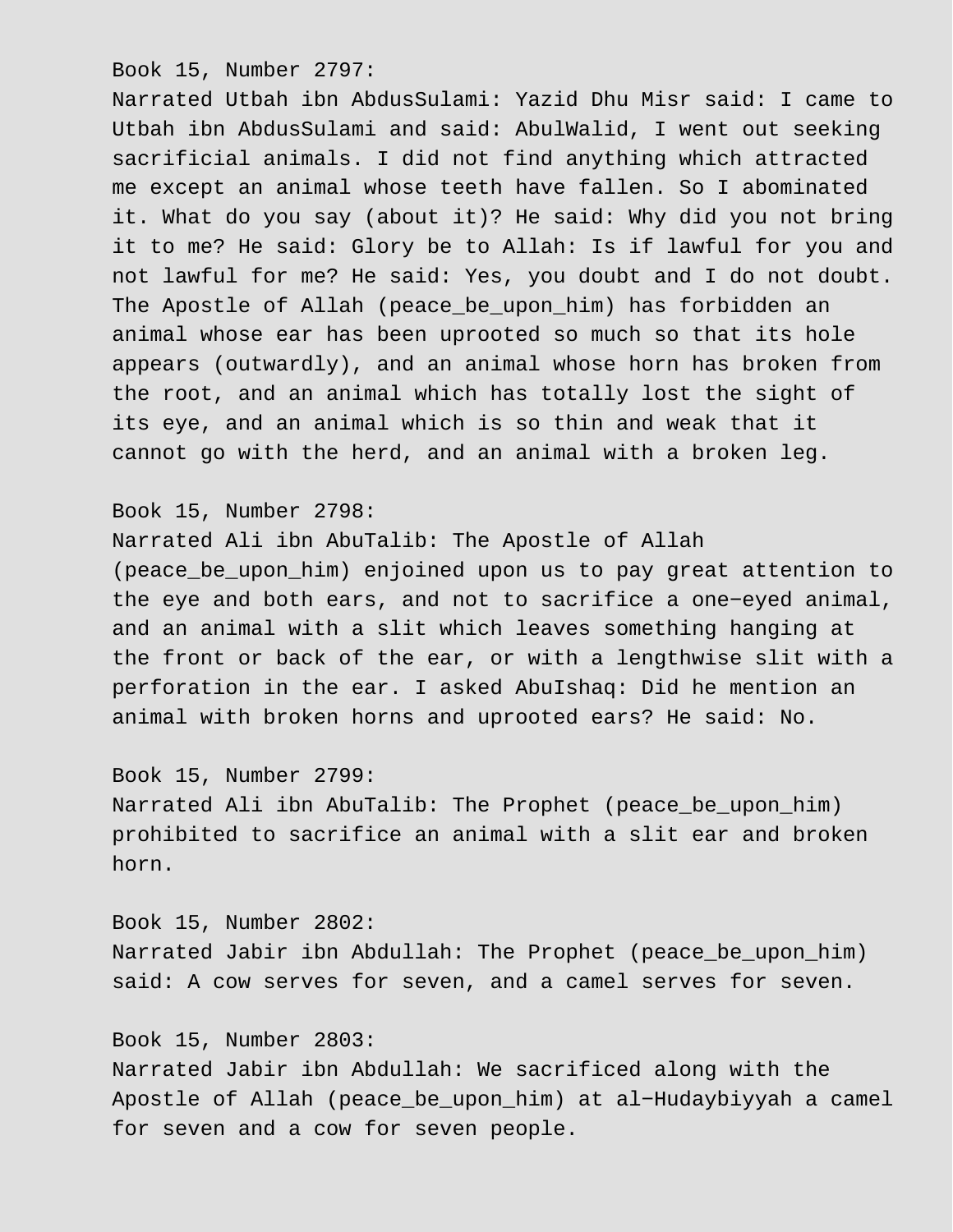Book 15, Number 2797:
Narrated Utbah ibn AbdusSulami: Yazid Dhu Misr said: I came to Utbah ibn AbdusSulami and said: AbulWalid, I went out seeking sacrificial animals. I did not find anything which attracted me except an animal whose teeth have fallen. So I abominated it. What do you say (about it)? He said: Why did you not bring it to me? He said: Glory be to Allah: Is if lawful for you and not lawful for me? He said: Yes, you doubt and I do not doubt. The Apostle of Allah (peace_be_upon_him) has forbidden an animal whose ear has been uprooted so much so that its hole appears (outwardly), and an animal whose horn has broken from the root, and an animal which has totally lost the sight of its eye, and an animal which is so thin and weak that it cannot go with the herd, and an animal with a broken leg.

Book 15, Number 2798:
Narrated Ali ibn AbuTalib: The Apostle of Allah (peace_be_upon_him) enjoined upon us to pay great attention to the eye and both ears, and not to sacrifice a one-eyed animal, and an animal with a slit which leaves something hanging at the front or back of the ear, or with a lengthwise slit with a perforation in the ear. I asked AbuIshaq: Did he mention an animal with broken horns and uprooted ears? He said: No.

Book 15, Number 2799:
Narrated Ali ibn AbuTalib: The Prophet (peace_be_upon_him) prohibited to sacrifice an animal with a slit ear and broken horn.

Book 15, Number 2802:
Narrated Jabir ibn Abdullah: The Prophet (peace_be_upon_him) said: A cow serves for seven, and a camel serves for seven.

Book 15, Number 2803:
Narrated Jabir ibn Abdullah: We sacrificed along with the Apostle of Allah (peace_be_upon_him) at al-Hudaybiyyah a camel for seven and a cow for seven people.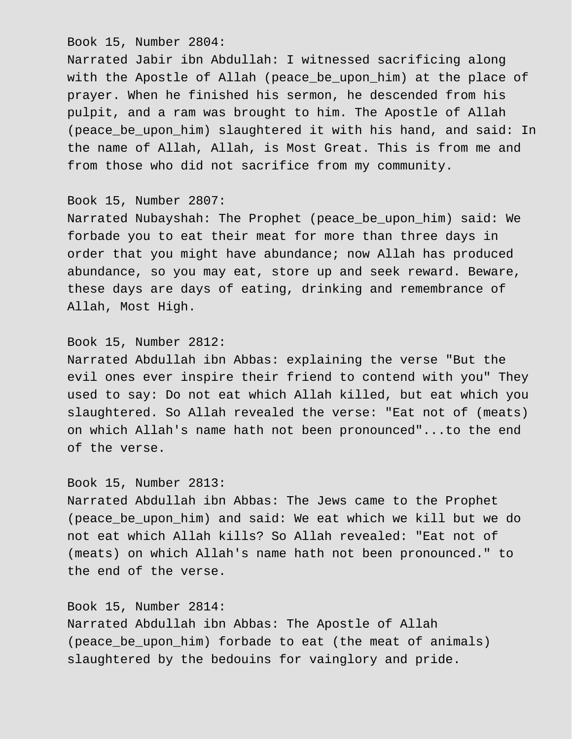Book 15, Number 2804:
Narrated Jabir ibn Abdullah: I witnessed sacrificing along with the Apostle of Allah (peace_be_upon_him) at the place of prayer. When he finished his sermon, he descended from his pulpit, and a ram was brought to him. The Apostle of Allah (peace_be_upon_him) slaughtered it with his hand, and said: In the name of Allah, Allah, is Most Great. This is from me and from those who did not sacrifice from my community.

Book 15, Number 2807:
Narrated Nubayshah: The Prophet (peace_be_upon_him) said: We forbade you to eat their meat for more than three days in order that you might have abundance; now Allah has produced abundance, so you may eat, store up and seek reward. Beware, these days are days of eating, drinking and remembrance of Allah, Most High.

Book 15, Number 2812:
Narrated Abdullah ibn Abbas: explaining the verse "But the evil ones ever inspire their friend to contend with you" They used to say: Do not eat which Allah killed, but eat which you slaughtered. So Allah revealed the verse: "Eat not of (meats) on which Allah's name hath not been pronounced"...to the end of the verse.

Book 15, Number 2813:
Narrated Abdullah ibn Abbas: The Jews came to the Prophet (peace_be_upon_him) and said: We eat which we kill but we do not eat which Allah kills? So Allah revealed: "Eat not of (meats) on which Allah's name hath not been pronounced." to the end of the verse.

Book 15, Number 2814:
Narrated Abdullah ibn Abbas: The Apostle of Allah (peace_be_upon_him) forbade to eat (the meat of animals) slaughtered by the bedouins for vainglory and pride.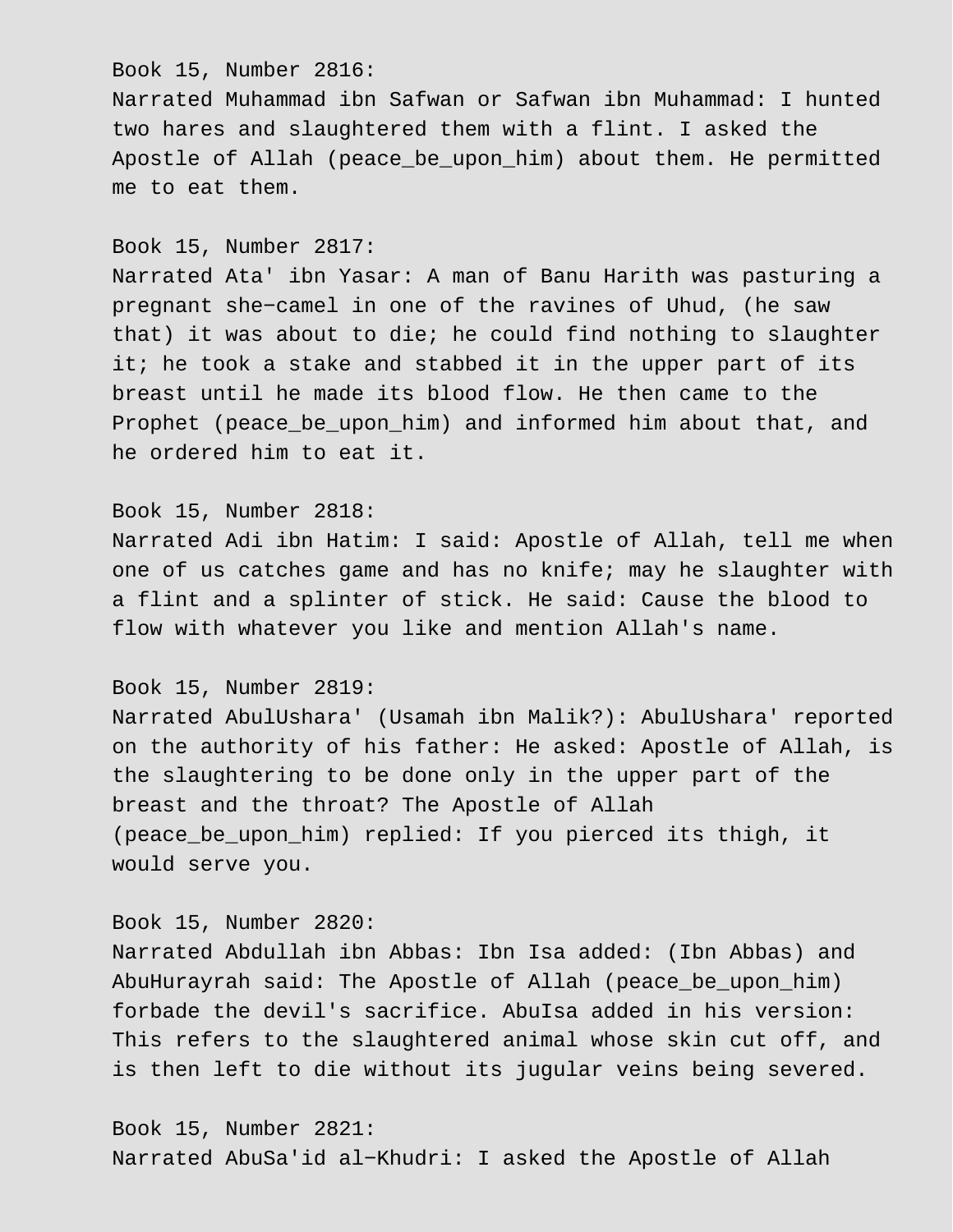Book 15, Number 2816:
Narrated Muhammad ibn Safwan or Safwan ibn Muhammad: I hunted two hares and slaughtered them with a flint. I asked the Apostle of Allah (peace_be_upon_him) about them. He permitted me to eat them.

Book 15, Number 2817:
Narrated Ata' ibn Yasar: A man of Banu Harith was pasturing a pregnant she−camel in one of the ravines of Uhud, (he saw that) it was about to die; he could find nothing to slaughter it; he took a stake and stabbed it in the upper part of its breast until he made its blood flow. He then came to the Prophet (peace_be_upon_him) and informed him about that, and he ordered him to eat it.

Book 15, Number 2818:
Narrated Adi ibn Hatim: I said: Apostle of Allah, tell me when one of us catches game and has no knife; may he slaughter with a flint and a splinter of stick. He said: Cause the blood to flow with whatever you like and mention Allah's name.

Book 15, Number 2819:
Narrated AbulUshara' (Usamah ibn Malik?): AbulUshara' reported on the authority of his father: He asked: Apostle of Allah, is the slaughtering to be done only in the upper part of the breast and the throat? The Apostle of Allah (peace_be_upon_him) replied: If you pierced its thigh, it would serve you.

Book 15, Number 2820:
Narrated Abdullah ibn Abbas: Ibn Isa added: (Ibn Abbas) and AbuHurayrah said: The Apostle of Allah (peace_be_upon_him) forbade the devil's sacrifice. AbuIsa added in his version: This refers to the slaughtered animal whose skin cut off, and is then left to die without its jugular veins being severed.

Book 15, Number 2821:
Narrated AbuSa'id al−Khudri: I asked the Apostle of Allah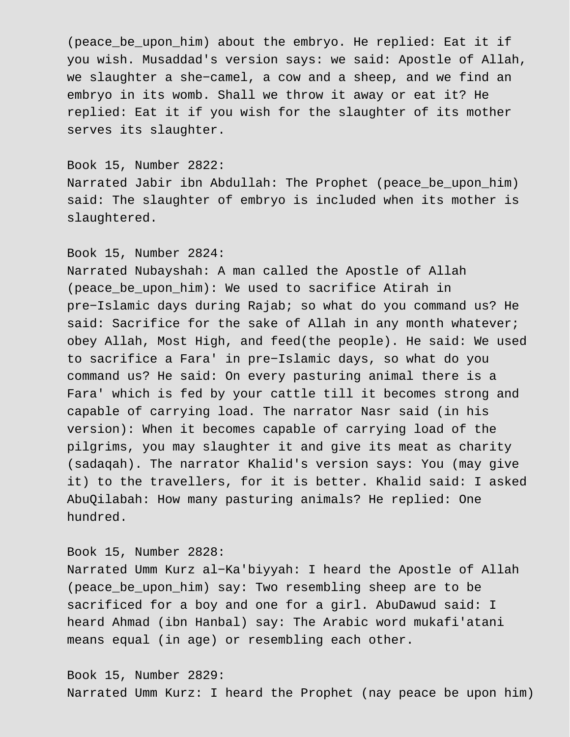(peace_be_upon_him) about the embryo. He replied: Eat it if you wish. Musaddad's version says: we said: Apostle of Allah, we slaughter a she−camel, a cow and a sheep, and we find an embryo in its womb. Shall we throw it away or eat it? He replied: Eat it if you wish for the slaughter of its mother serves its slaughter.

Book 15, Number 2822:
Narrated Jabir ibn Abdullah: The Prophet (peace_be_upon_him) said: The slaughter of embryo is included when its mother is slaughtered.

Book 15, Number 2824:
Narrated Nubayshah: A man called the Apostle of Allah (peace_be_upon_him): We used to sacrifice Atirah in pre−Islamic days during Rajab; so what do you command us? He said: Sacrifice for the sake of Allah in any month whatever; obey Allah, Most High, and feed(the people). He said: We used to sacrifice a Fara' in pre−Islamic days, so what do you command us? He said: On every pasturing animal there is a Fara' which is fed by your cattle till it becomes strong and capable of carrying load. The narrator Nasr said (in his version): When it becomes capable of carrying load of the pilgrims, you may slaughter it and give its meat as charity (sadaqah). The narrator Khalid's version says: You (may give it) to the travellers, for it is better. Khalid said: I asked AbuQilabah: How many pasturing animals? He replied: One hundred.

Book 15, Number 2828:
Narrated Umm Kurz al−Ka'biyyah: I heard the Apostle of Allah (peace_be_upon_him) say: Two resembling sheep are to be sacrificed for a boy and one for a girl. AbuDawud said: I heard Ahmad (ibn Hanbal) say: The Arabic word mukafi'atani means equal (in age) or resembling each other.

Book 15, Number 2829:
Narrated Umm Kurz: I heard the Prophet (nay peace be upon him)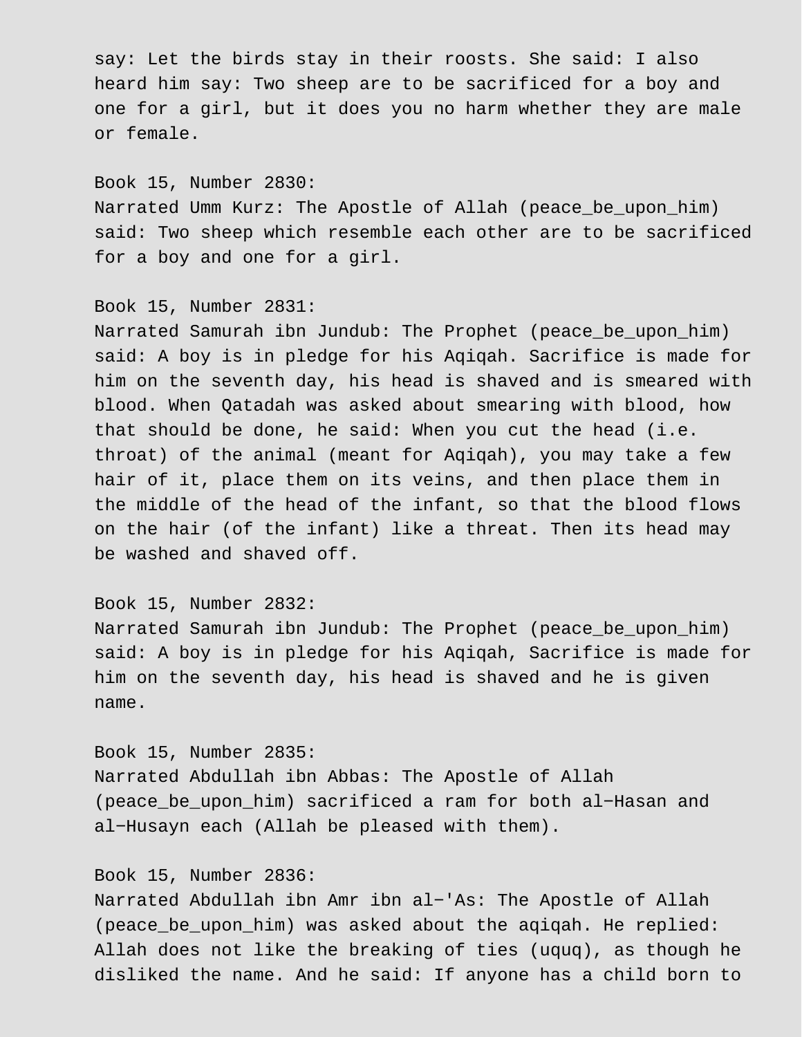say: Let the birds stay in their roosts. She said: I also heard him say: Two sheep are to be sacrificed for a boy and one for a girl, but it does you no harm whether they are male or female.

Book 15, Number 2830:
Narrated Umm Kurz: The Apostle of Allah (peace_be_upon_him) said: Two sheep which resemble each other are to be sacrificed for a boy and one for a girl.

Book 15, Number 2831:
Narrated Samurah ibn Jundub: The Prophet (peace_be_upon_him) said: A boy is in pledge for his Aqiqah. Sacrifice is made for him on the seventh day, his head is shaved and is smeared with blood. When Qatadah was asked about smearing with blood, how that should be done, he said: When you cut the head (i.e. throat) of the animal (meant for Aqiqah), you may take a few hair of it, place them on its veins, and then place them in the middle of the head of the infant, so that the blood flows on the hair (of the infant) like a threat. Then its head may be washed and shaved off.

Book 15, Number 2832:
Narrated Samurah ibn Jundub: The Prophet (peace_be_upon_him) said: A boy is in pledge for his Aqiqah, Sacrifice is made for him on the seventh day, his head is shaved and he is given name.

Book 15, Number 2835:
Narrated Abdullah ibn Abbas: The Apostle of Allah (peace_be_upon_him) sacrificed a ram for both al-Hasan and al-Husayn each (Allah be pleased with them).

Book 15, Number 2836:
Narrated Abdullah ibn Amr ibn al-'As: The Apostle of Allah (peace_be_upon_him) was asked about the aqiqah. He replied: Allah does not like the breaking of ties (uquq), as though he disliked the name. And he said: If anyone has a child born to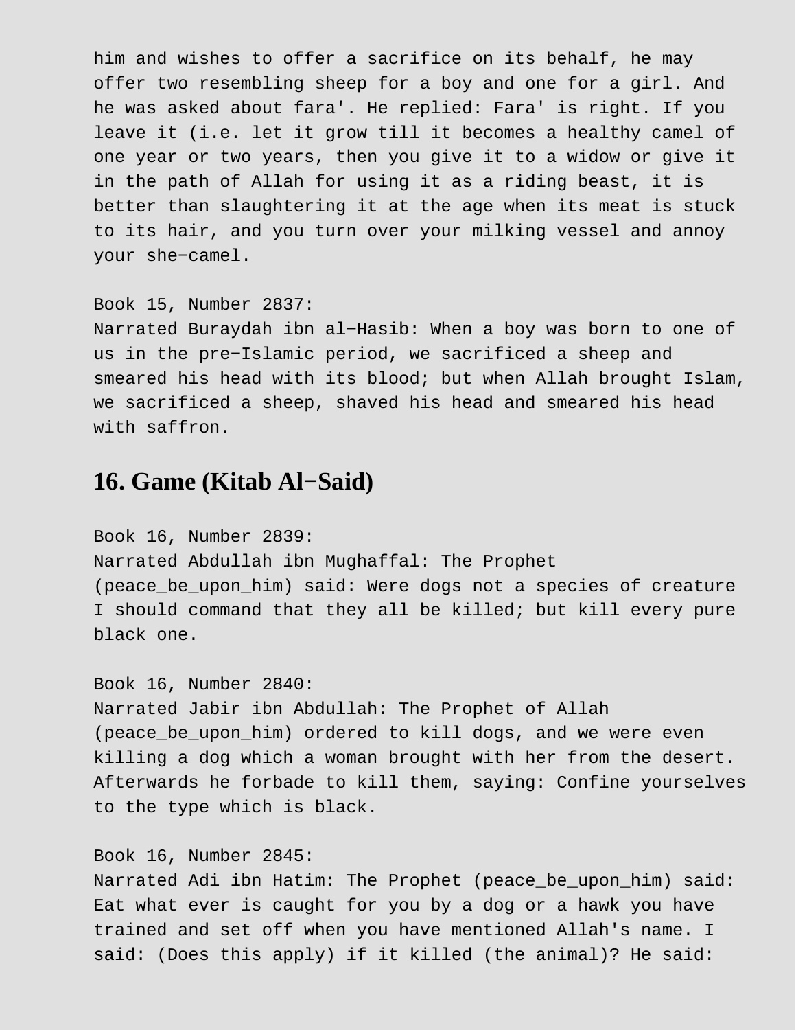him and wishes to offer a sacrifice on its behalf, he may offer two resembling sheep for a boy and one for a girl. And he was asked about fara'. He replied: Fara' is right. If you leave it (i.e. let it grow till it becomes a healthy camel of one year or two years, then you give it to a widow or give it in the path of Allah for using it as a riding beast, it is better than slaughtering it at the age when its meat is stuck to its hair, and you turn over your milking vessel and annoy your she−camel.

Book 15, Number 2837:
Narrated Buraydah ibn al−Hasib: When a boy was born to one of us in the pre−Islamic period, we sacrificed a sheep and smeared his head with its blood; but when Allah brought Islam, we sacrificed a sheep, shaved his head and smeared his head with saffron.

## 16. Game (Kitab Al−Said)

Book 16, Number 2839:
Narrated Abdullah ibn Mughaffal: The Prophet (peace_be_upon_him) said: Were dogs not a species of creature I should command that they all be killed; but kill every pure black one.

Book 16, Number 2840:
Narrated Jabir ibn Abdullah: The Prophet of Allah (peace_be_upon_him) ordered to kill dogs, and we were even killing a dog which a woman brought with her from the desert. Afterwards he forbade to kill them, saying: Confine yourselves to the type which is black.

Book 16, Number 2845:
Narrated Adi ibn Hatim: The Prophet (peace_be_upon_him) said: Eat what ever is caught for you by a dog or a hawk you have trained and set off when you have mentioned Allah's name. I said: (Does this apply) if it killed (the animal)? He said: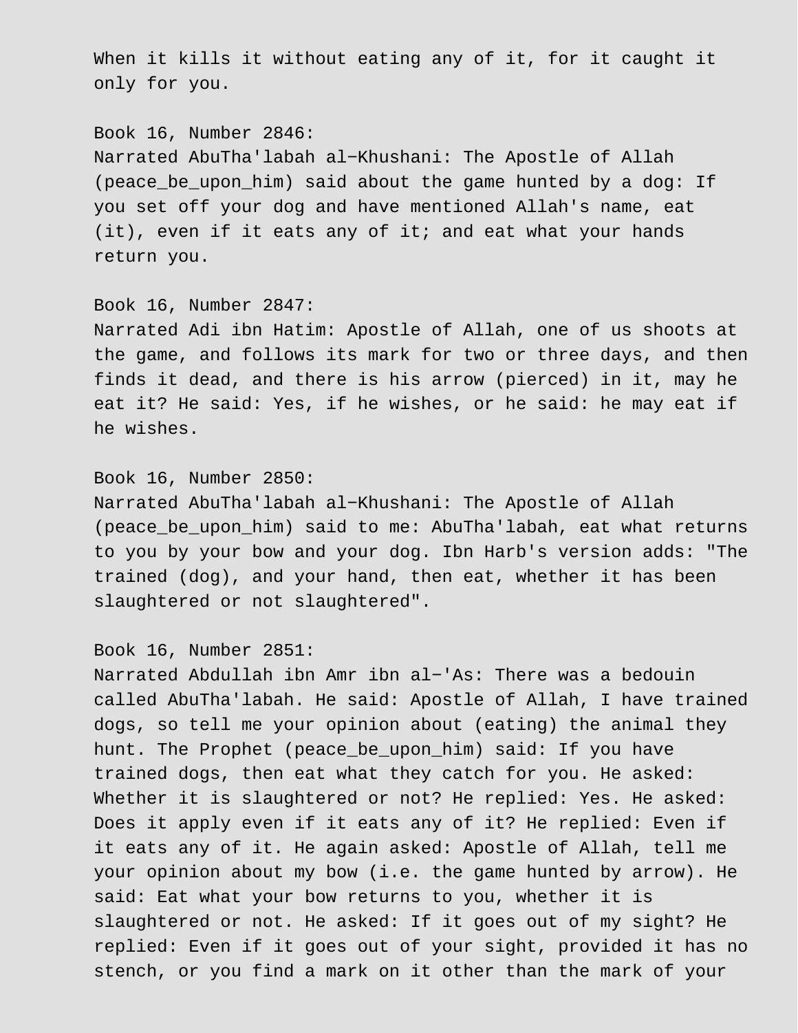When it kills it without eating any of it, for it caught it only for you.

Book 16, Number 2846:
Narrated AbuTha'labah al-Khushani: The Apostle of Allah (peace_be_upon_him) said about the game hunted by a dog: If you set off your dog and have mentioned Allah's name, eat (it), even if it eats any of it; and eat what your hands return you.

Book 16, Number 2847:
Narrated Adi ibn Hatim: Apostle of Allah, one of us shoots at the game, and follows its mark for two or three days, and then finds it dead, and there is his arrow (pierced) in it, may he eat it? He said: Yes, if he wishes, or he said: he may eat if he wishes.

Book 16, Number 2850:
Narrated AbuTha'labah al-Khushani: The Apostle of Allah (peace_be_upon_him) said to me: AbuTha'labah, eat what returns to you by your bow and your dog. Ibn Harb's version adds: "The trained (dog), and your hand, then eat, whether it has been slaughtered or not slaughtered".

Book 16, Number 2851:
Narrated Abdullah ibn Amr ibn al-'As: There was a bedouin called AbuTha'labah. He said: Apostle of Allah, I have trained dogs, so tell me your opinion about (eating) the animal they hunt. The Prophet (peace_be_upon_him) said: If you have trained dogs, then eat what they catch for you. He asked: Whether it is slaughtered or not? He replied: Yes. He asked: Does it apply even if it eats any of it? He replied: Even if it eats any of it. He again asked: Apostle of Allah, tell me your opinion about my bow (i.e. the game hunted by arrow). He said: Eat what your bow returns to you, whether it is slaughtered or not. He asked: If it goes out of my sight? He replied: Even if it goes out of your sight, provided it has no stench, or you find a mark on it other than the mark of your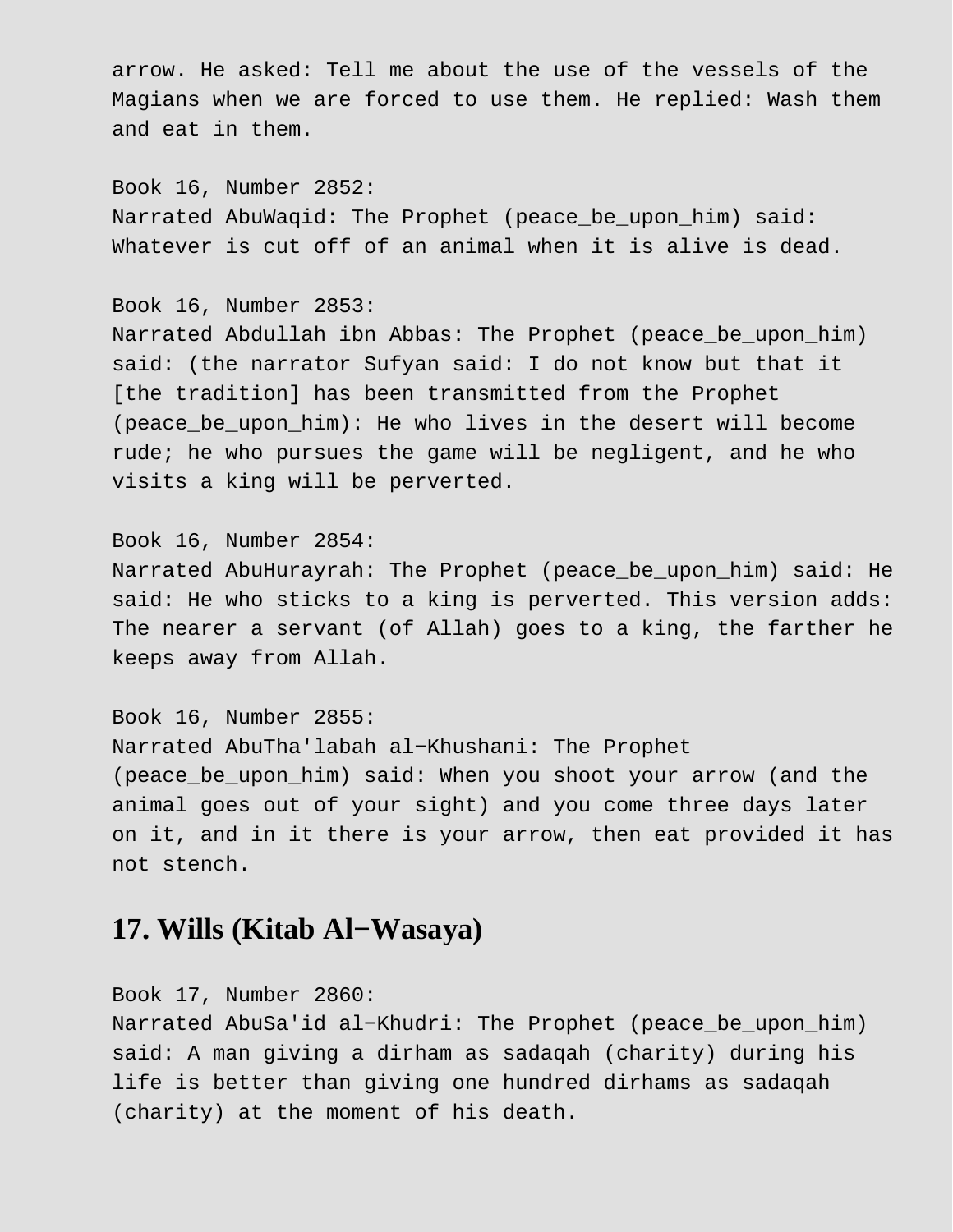arrow. He asked: Tell me about the use of the vessels of the Magians when we are forced to use them. He replied: Wash them and eat in them.

Book 16, Number 2852:
Narrated AbuWaqid: The Prophet (peace_be_upon_him) said: Whatever is cut off of an animal when it is alive is dead.

Book 16, Number 2853:
Narrated Abdullah ibn Abbas: The Prophet (peace_be_upon_him) said: (the narrator Sufyan said: I do not know but that it [the tradition] has been transmitted from the Prophet (peace_be_upon_him): He who lives in the desert will become rude; he who pursues the game will be negligent, and he who visits a king will be perverted.

Book 16, Number 2854:
Narrated AbuHurayrah: The Prophet (peace_be_upon_him) said: He said: He who sticks to a king is perverted. This version adds: The nearer a servant (of Allah) goes to a king, the farther he keeps away from Allah.

Book 16, Number 2855:
Narrated AbuTha'labah al−Khushani: The Prophet (peace_be_upon_him) said: When you shoot your arrow (and the animal goes out of your sight) and you come three days later on it, and in it there is your arrow, then eat provided it has not stench.

## 17. Wills (Kitab Al−Wasaya)

Book 17, Number 2860:
Narrated AbuSa'id al−Khudri: The Prophet (peace_be_upon_him) said: A man giving a dirham as sadaqah (charity) during his life is better than giving one hundred dirhams as sadaqah (charity) at the moment of his death.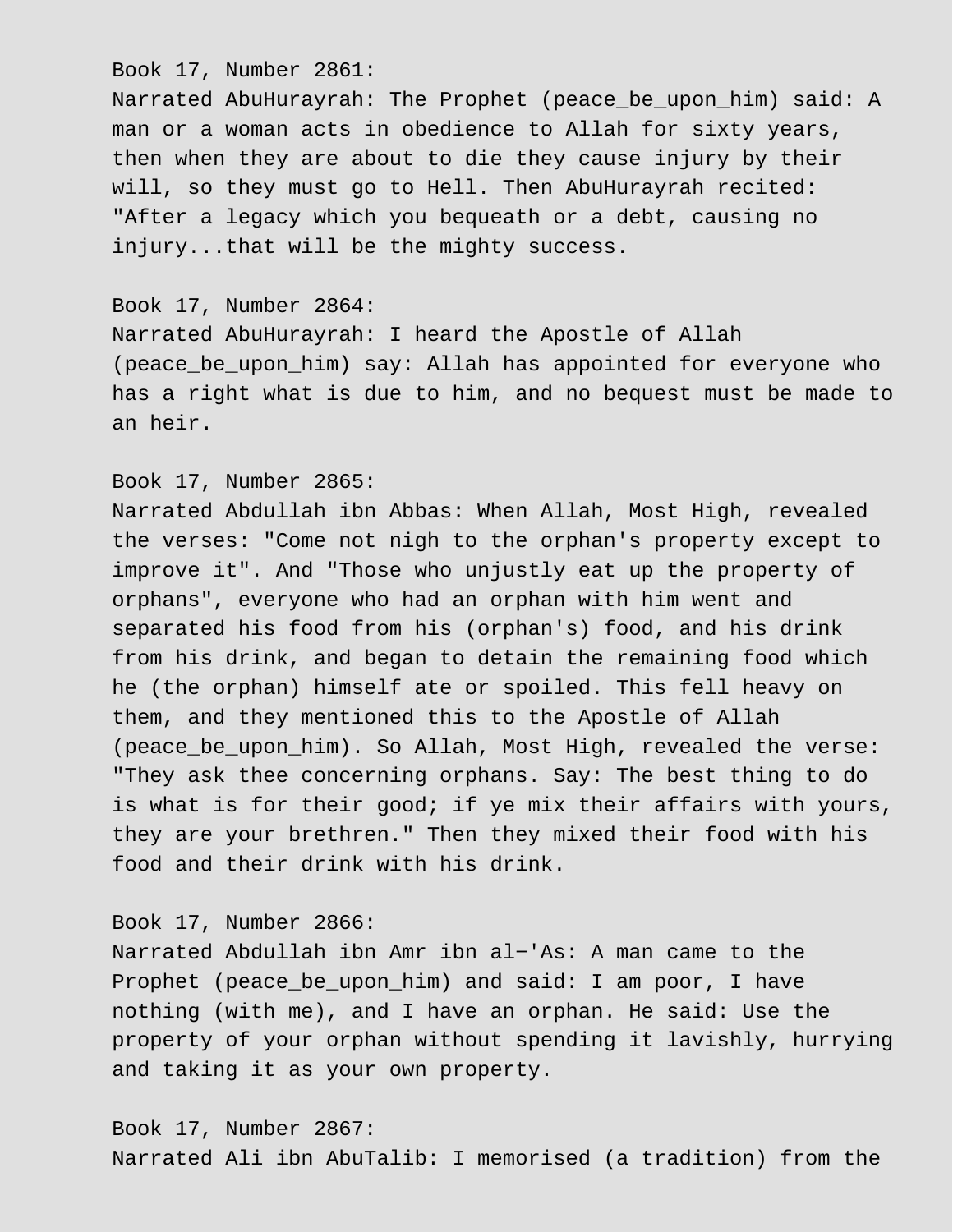Book 17, Number 2861:
Narrated AbuHurayrah: The Prophet (peace_be_upon_him) said: A man or a woman acts in obedience to Allah for sixty years, then when they are about to die they cause injury by their will, so they must go to Hell. Then AbuHurayrah recited: "After a legacy which you bequeath or a debt, causing no injury...that will be the mighty success.

Book 17, Number 2864:
Narrated AbuHurayrah: I heard the Apostle of Allah (peace_be_upon_him) say: Allah has appointed for everyone who has a right what is due to him, and no bequest must be made to an heir.

Book 17, Number 2865:
Narrated Abdullah ibn Abbas: When Allah, Most High, revealed the verses: "Come not nigh to the orphan's property except to improve it". And "Those who unjustly eat up the property of orphans", everyone who had an orphan with him went and separated his food from his (orphan's) food, and his drink from his drink, and began to detain the remaining food which he (the orphan) himself ate or spoiled. This fell heavy on them, and they mentioned this to the Apostle of Allah (peace_be_upon_him). So Allah, Most High, revealed the verse: "They ask thee concerning orphans. Say: The best thing to do is what is for their good; if ye mix their affairs with yours, they are your brethren." Then they mixed their food with his food and their drink with his drink.

Book 17, Number 2866:
Narrated Abdullah ibn Amr ibn al-'As: A man came to the Prophet (peace_be_upon_him) and said: I am poor, I have nothing (with me), and I have an orphan. He said: Use the property of your orphan without spending it lavishly, hurrying and taking it as your own property.

Book 17, Number 2867:
Narrated Ali ibn AbuTalib: I memorised (a tradition) from the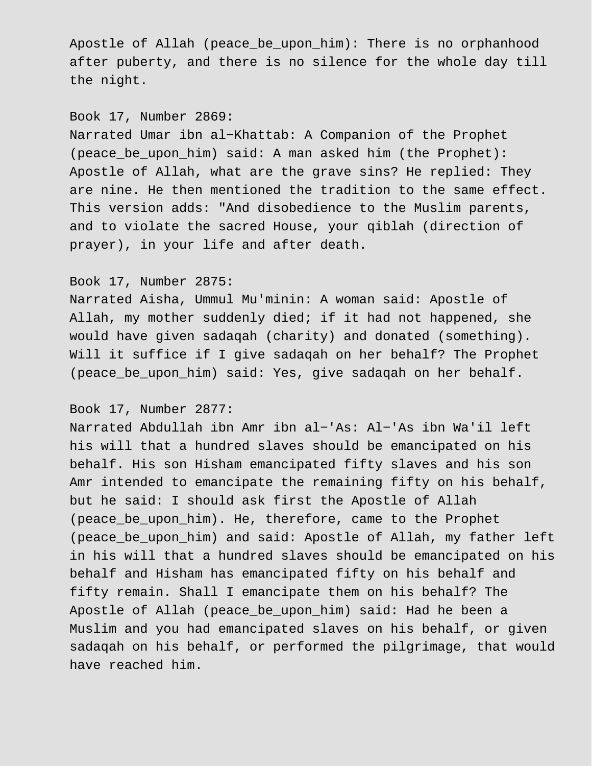Apostle of Allah (peace_be_upon_him): There is no orphanhood after puberty, and there is no silence for the whole day till the night.

Book 17, Number 2869:
Narrated Umar ibn al-Khattab: A Companion of the Prophet (peace_be_upon_him) said: A man asked him (the Prophet): Apostle of Allah, what are the grave sins? He replied: They are nine. He then mentioned the tradition to the same effect. This version adds: "And disobedience to the Muslim parents, and to violate the sacred House, your qiblah (direction of prayer), in your life and after death.

Book 17, Number 2875:
Narrated Aisha, Ummul Mu'minin: A woman said: Apostle of Allah, my mother suddenly died; if it had not happened, she would have given sadaqah (charity) and donated (something). Will it suffice if I give sadaqah on her behalf? The Prophet (peace_be_upon_him) said: Yes, give sadaqah on her behalf.

Book 17, Number 2877:
Narrated Abdullah ibn Amr ibn al-'As: Al-'As ibn Wa'il left his will that a hundred slaves should be emancipated on his behalf. His son Hisham emancipated fifty slaves and his son Amr intended to emancipate the remaining fifty on his behalf, but he said: I should ask first the Apostle of Allah (peace_be_upon_him). He, therefore, came to the Prophet (peace_be_upon_him) and said: Apostle of Allah, my father left in his will that a hundred slaves should be emancipated on his behalf and Hisham has emancipated fifty on his behalf and fifty remain. Shall I emancipate them on his behalf? The Apostle of Allah (peace_be_upon_him) said: Had he been a Muslim and you had emancipated slaves on his behalf, or given sadaqah on his behalf, or performed the pilgrimage, that would have reached him.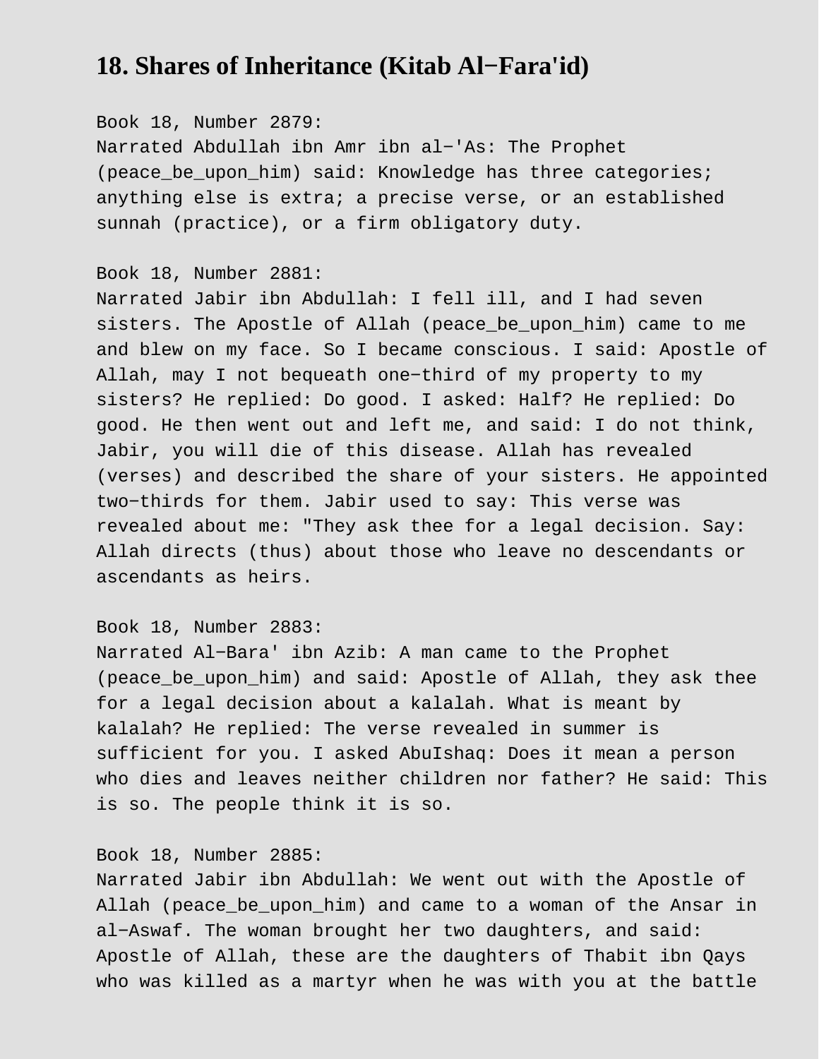# 18. Shares of Inheritance (Kitab Al-Fara'id)

Book 18, Number 2879:
Narrated Abdullah ibn Amr ibn al-'As: The Prophet (peace_be_upon_him) said: Knowledge has three categories; anything else is extra; a precise verse, or an established sunnah (practice), or a firm obligatory duty.

Book 18, Number 2881:
Narrated Jabir ibn Abdullah: I fell ill, and I had seven sisters. The Apostle of Allah (peace_be_upon_him) came to me and blew on my face. So I became conscious. I said: Apostle of Allah, may I not bequeath one-third of my property to my sisters? He replied: Do good. I asked: Half? He replied: Do good. He then went out and left me, and said: I do not think, Jabir, you will die of this disease. Allah has revealed (verses) and described the share of your sisters. He appointed two-thirds for them. Jabir used to say: This verse was revealed about me: "They ask thee for a legal decision. Say: Allah directs (thus) about those who leave no descendants or ascendants as heirs.

Book 18, Number 2883:
Narrated Al-Bara' ibn Azib: A man came to the Prophet (peace_be_upon_him) and said: Apostle of Allah, they ask thee for a legal decision about a kalalah. What is meant by kalalah? He replied: The verse revealed in summer is sufficient for you. I asked AbuIshaq: Does it mean a person who dies and leaves neither children nor father? He said: This is so. The people think it is so.

Book 18, Number 2885:
Narrated Jabir ibn Abdullah: We went out with the Apostle of Allah (peace_be_upon_him) and came to a woman of the Ansar in al-Aswaf. The woman brought her two daughters, and said: Apostle of Allah, these are the daughters of Thabit ibn Qays who was killed as a martyr when he was with you at the battle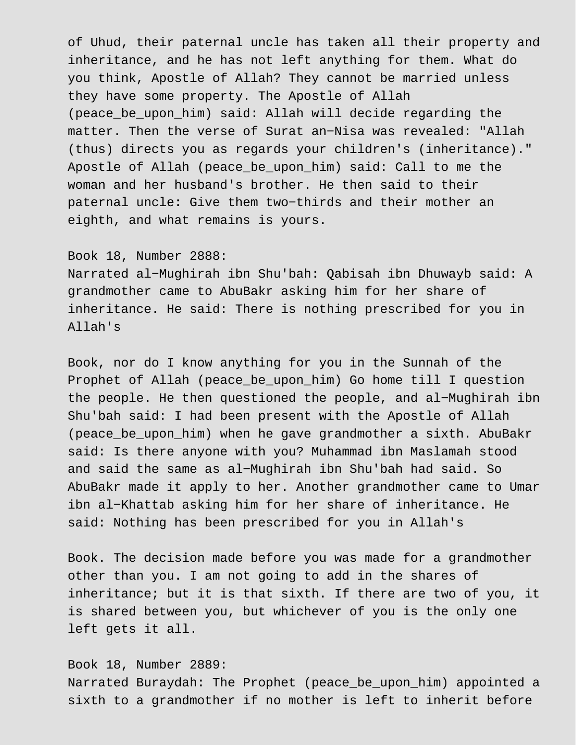of Uhud, their paternal uncle has taken all their property and inheritance, and he has not left anything for them. What do you think, Apostle of Allah? They cannot be married unless they have some property. The Apostle of Allah (peace_be_upon_him) said: Allah will decide regarding the matter. Then the verse of Surat an-Nisa was revealed: "Allah (thus) directs you as regards your children's (inheritance)." Apostle of Allah (peace_be_upon_him) said: Call to me the woman and her husband's brother. He then said to their paternal uncle: Give them two-thirds and their mother an eighth, and what remains is yours.

Book 18, Number 2888:
Narrated al-Mughirah ibn Shu'bah: Qabisah ibn Dhuwayb said: A grandmother came to AbuBakr asking him for her share of inheritance. He said: There is nothing prescribed for you in Allah's

Book, nor do I know anything for you in the Sunnah of the Prophet of Allah (peace_be_upon_him) Go home till I question the people. He then questioned the people, and al-Mughirah ibn Shu'bah said: I had been present with the Apostle of Allah (peace_be_upon_him) when he gave grandmother a sixth. AbuBakr said: Is there anyone with you? Muhammad ibn Maslamah stood and said the same as al-Mughirah ibn Shu'bah had said. So AbuBakr made it apply to her. Another grandmother came to Umar ibn al-Khattab asking him for her share of inheritance. He said: Nothing has been prescribed for you in Allah's

Book. The decision made before you was made for a grandmother other than you. I am not going to add in the shares of inheritance; but it is that sixth. If there are two of you, it is shared between you, but whichever of you is the only one left gets it all.

Book 18, Number 2889:
Narrated Buraydah: The Prophet (peace_be_upon_him) appointed a sixth to a grandmother if no mother is left to inherit before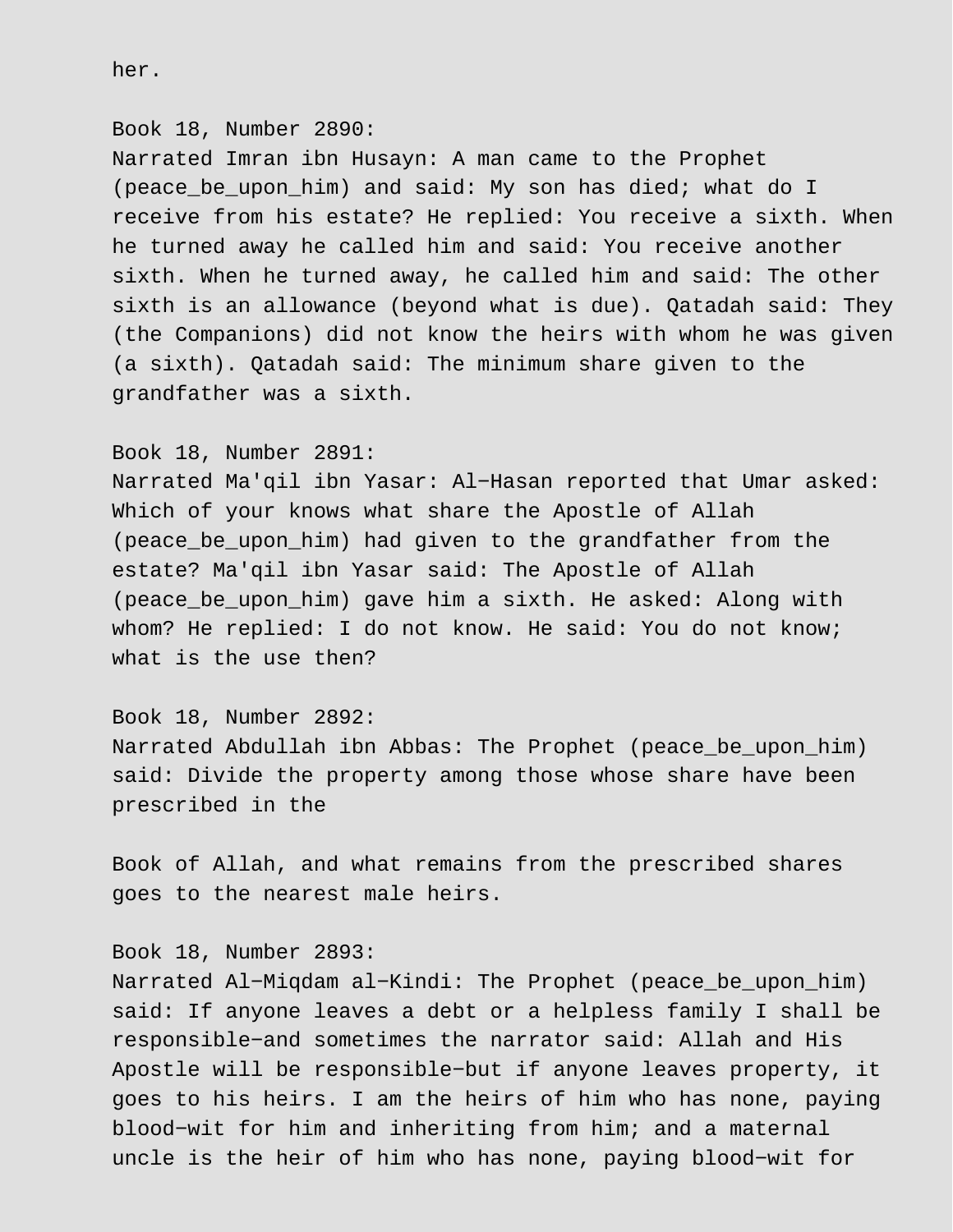her.

Book 18, Number 2890:
Narrated Imran ibn Husayn: A man came to the Prophet (peace_be_upon_him) and said: My son has died; what do I receive from his estate? He replied: You receive a sixth. When he turned away he called him and said: You receive another sixth. When he turned away, he called him and said: The other sixth is an allowance (beyond what is due). Qatadah said: They (the Companions) did not know the heirs with whom he was given (a sixth). Qatadah said: The minimum share given to the grandfather was a sixth.

Book 18, Number 2891:
Narrated Ma'qil ibn Yasar: Al-Hasan reported that Umar asked: Which of your knows what share the Apostle of Allah (peace_be_upon_him) had given to the grandfather from the estate? Ma'qil ibn Yasar said: The Apostle of Allah (peace_be_upon_him) gave him a sixth. He asked: Along with whom? He replied: I do not know. He said: You do not know; what is the use then?

Book 18, Number 2892:
Narrated Abdullah ibn Abbas: The Prophet (peace_be_upon_him) said: Divide the property among those whose share have been prescribed in the Book of Allah, and what remains from the prescribed shares goes to the nearest male heirs.

Book 18, Number 2893:
Narrated Al-Miqdam al-Kindi: The Prophet (peace_be_upon_him) said: If anyone leaves a debt or a helpless family I shall be responsible-and sometimes the narrator said: Allah and His Apostle will be responsible-but if anyone leaves property, it goes to his heirs. I am the heirs of him who has none, paying blood-wit for him and inheriting from him; and a maternal uncle is the heir of him who has none, paying blood-wit for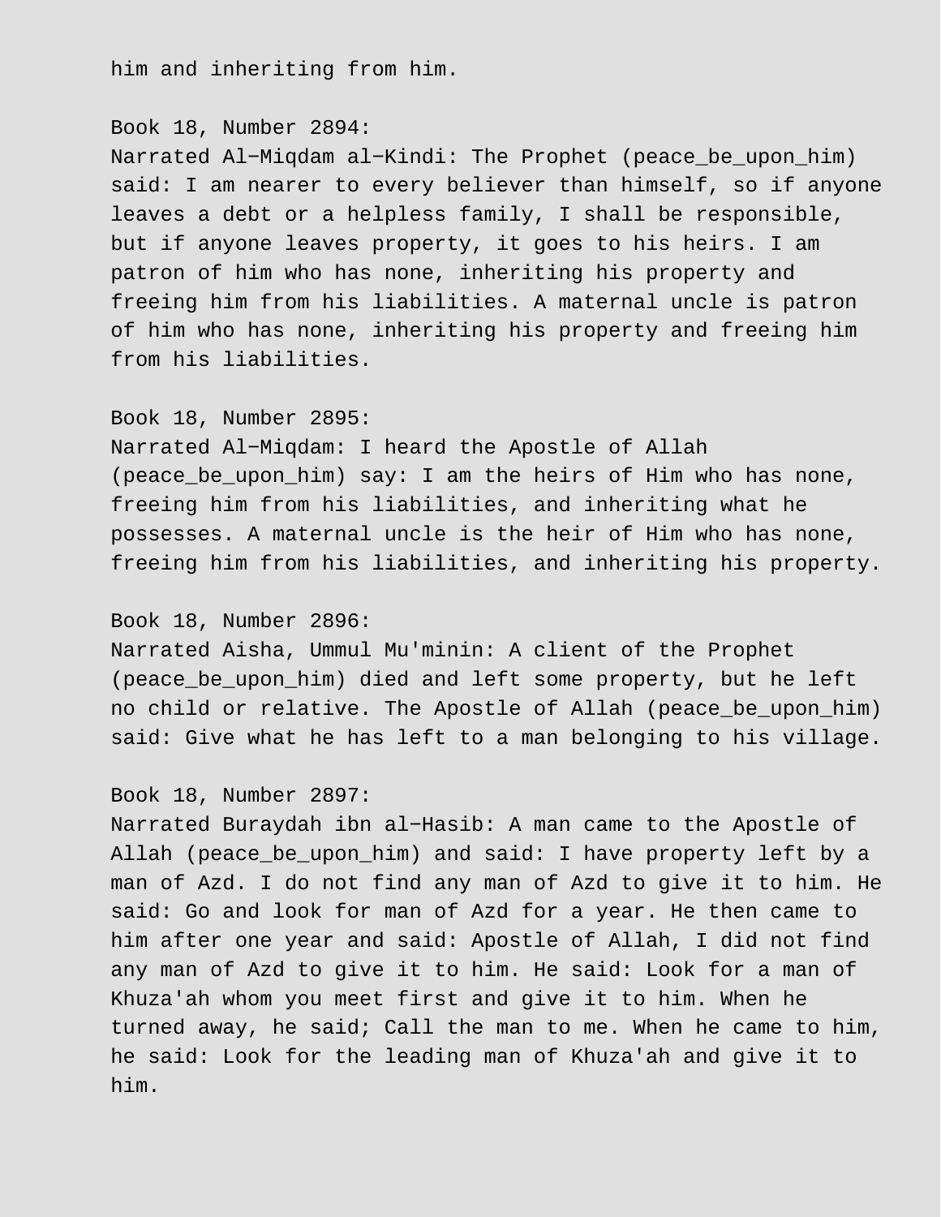him and inheriting from him.

Book 18, Number 2894:
Narrated Al−Miqdam al−Kindi: The Prophet (peace_be_upon_him) said: I am nearer to every believer than himself, so if anyone leaves a debt or a helpless family, I shall be responsible, but if anyone leaves property, it goes to his heirs. I am patron of him who has none, inheriting his property and freeing him from his liabilities. A maternal uncle is patron of him who has none, inheriting his property and freeing him from his liabilities.

Book 18, Number 2895:
Narrated Al−Miqdam: I heard the Apostle of Allah (peace_be_upon_him) say: I am the heirs of Him who has none, freeing him from his liabilities, and inheriting what he possesses. A maternal uncle is the heir of Him who has none, freeing him from his liabilities, and inheriting his property.

Book 18, Number 2896:
Narrated Aisha, Ummul Mu'minin: A client of the Prophet (peace_be_upon_him) died and left some property, but he left no child or relative. The Apostle of Allah (peace_be_upon_him) said: Give what he has left to a man belonging to his village.

Book 18, Number 2897:
Narrated Buraydah ibn al−Hasib: A man came to the Apostle of Allah (peace_be_upon_him) and said: I have property left by a man of Azd. I do not find any man of Azd to give it to him. He said: Go and look for man of Azd for a year. He then came to him after one year and said: Apostle of Allah, I did not find any man of Azd to give it to him. He said: Look for a man of Khuza'ah whom you meet first and give it to him. When he turned away, he said; Call the man to me. When he came to him, he said: Look for the leading man of Khuza'ah and give it to him.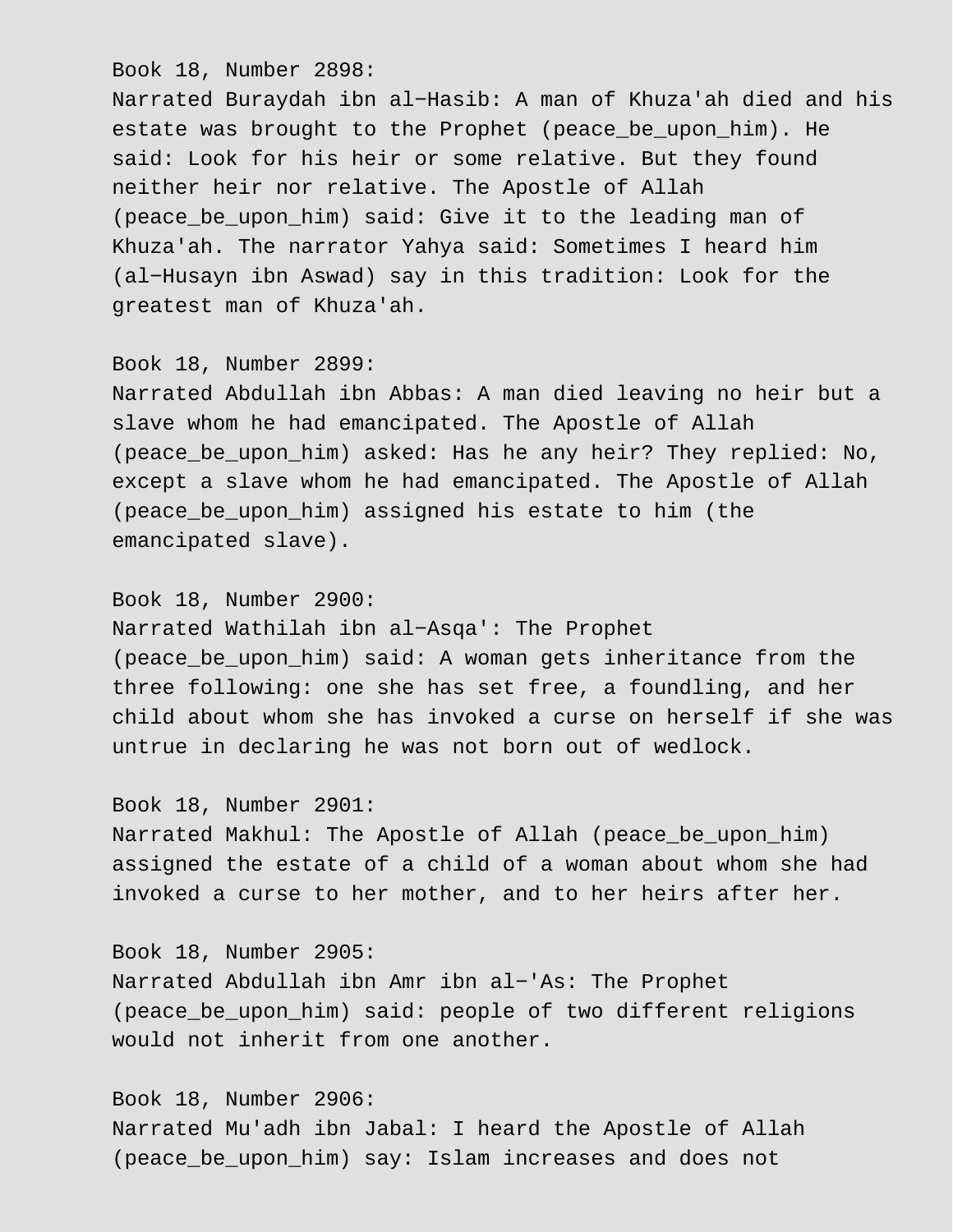Book 18, Number 2898:
Narrated Buraydah ibn al-Hasib: A man of Khuza'ah died and his estate was brought to the Prophet (peace_be_upon_him). He said: Look for his heir or some relative. But they found neither heir nor relative. The Apostle of Allah (peace_be_upon_him) said: Give it to the leading man of Khuza'ah. The narrator Yahya said: Sometimes I heard him (al-Husayn ibn Aswad) say in this tradition: Look for the greatest man of Khuza'ah.

Book 18, Number 2899:
Narrated Abdullah ibn Abbas: A man died leaving no heir but a slave whom he had emancipated. The Apostle of Allah (peace_be_upon_him) asked: Has he any heir? They replied: No, except a slave whom he had emancipated. The Apostle of Allah (peace_be_upon_him) assigned his estate to him (the emancipated slave).

Book 18, Number 2900:
Narrated Wathilah ibn al-Asqa': The Prophet (peace_be_upon_him) said: A woman gets inheritance from the three following: one she has set free, a foundling, and her child about whom she has invoked a curse on herself if she was untrue in declaring he was not born out of wedlock.

Book 18, Number 2901:
Narrated Makhul: The Apostle of Allah (peace_be_upon_him) assigned the estate of a child of a woman about whom she had invoked a curse to her mother, and to her heirs after her.

Book 18, Number 2905:
Narrated Abdullah ibn Amr ibn al-'As: The Prophet (peace_be_upon_him) said: people of two different religions would not inherit from one another.

Book 18, Number 2906:
Narrated Mu'adh ibn Jabal: I heard the Apostle of Allah (peace_be_upon_him) say: Islam increases and does not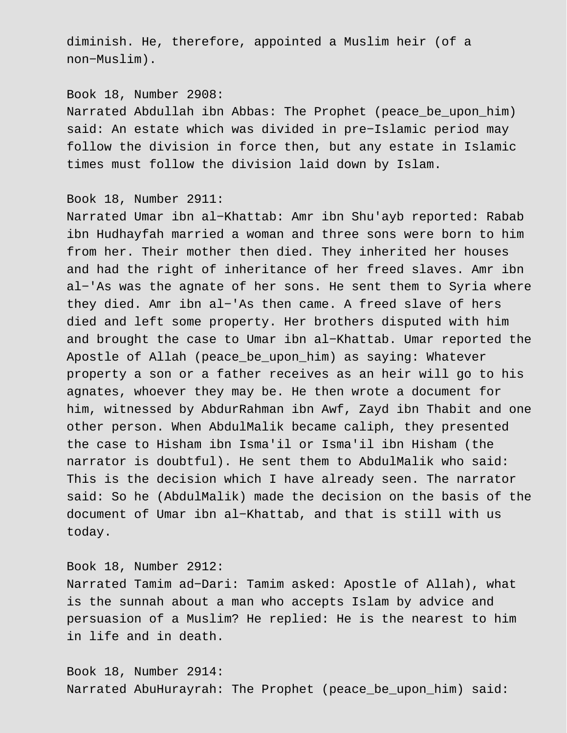diminish. He, therefore, appointed a Muslim heir (of a non−Muslim).

Book 18, Number 2908:
Narrated Abdullah ibn Abbas: The Prophet (peace_be_upon_him) said: An estate which was divided in pre−Islamic period may follow the division in force then, but any estate in Islamic times must follow the division laid down by Islam.

Book 18, Number 2911:
Narrated Umar ibn al−Khattab: Amr ibn Shu'ayb reported: Rabab ibn Hudhayfah married a woman and three sons were born to him from her. Their mother then died. They inherited her houses and had the right of inheritance of her freed slaves. Amr ibn al−'As was the agnate of her sons. He sent them to Syria where they died. Amr ibn al−'As then came. A freed slave of hers died and left some property. Her brothers disputed with him and brought the case to Umar ibn al−Khattab. Umar reported the Apostle of Allah (peace_be_upon_him) as saying: Whatever property a son or a father receives as an heir will go to his agnates, whoever they may be. He then wrote a document for him, witnessed by AbdurRahman ibn Awf, Zayd ibn Thabit and one other person. When AbdulMalik became caliph, they presented the case to Hisham ibn Isma'il or Isma'il ibn Hisham (the narrator is doubtful). He sent them to AbdulMalik who said: This is the decision which I have already seen. The narrator said: So he (AbdulMalik) made the decision on the basis of the document of Umar ibn al−Khattab, and that is still with us today.

Book 18, Number 2912:
Narrated Tamim ad−Dari: Tamim asked: Apostle of Allah), what is the sunnah about a man who accepts Islam by advice and persuasion of a Muslim? He replied: He is the nearest to him in life and in death.

Book 18, Number 2914:
Narrated AbuHurayrah: The Prophet (peace_be_upon_him) said: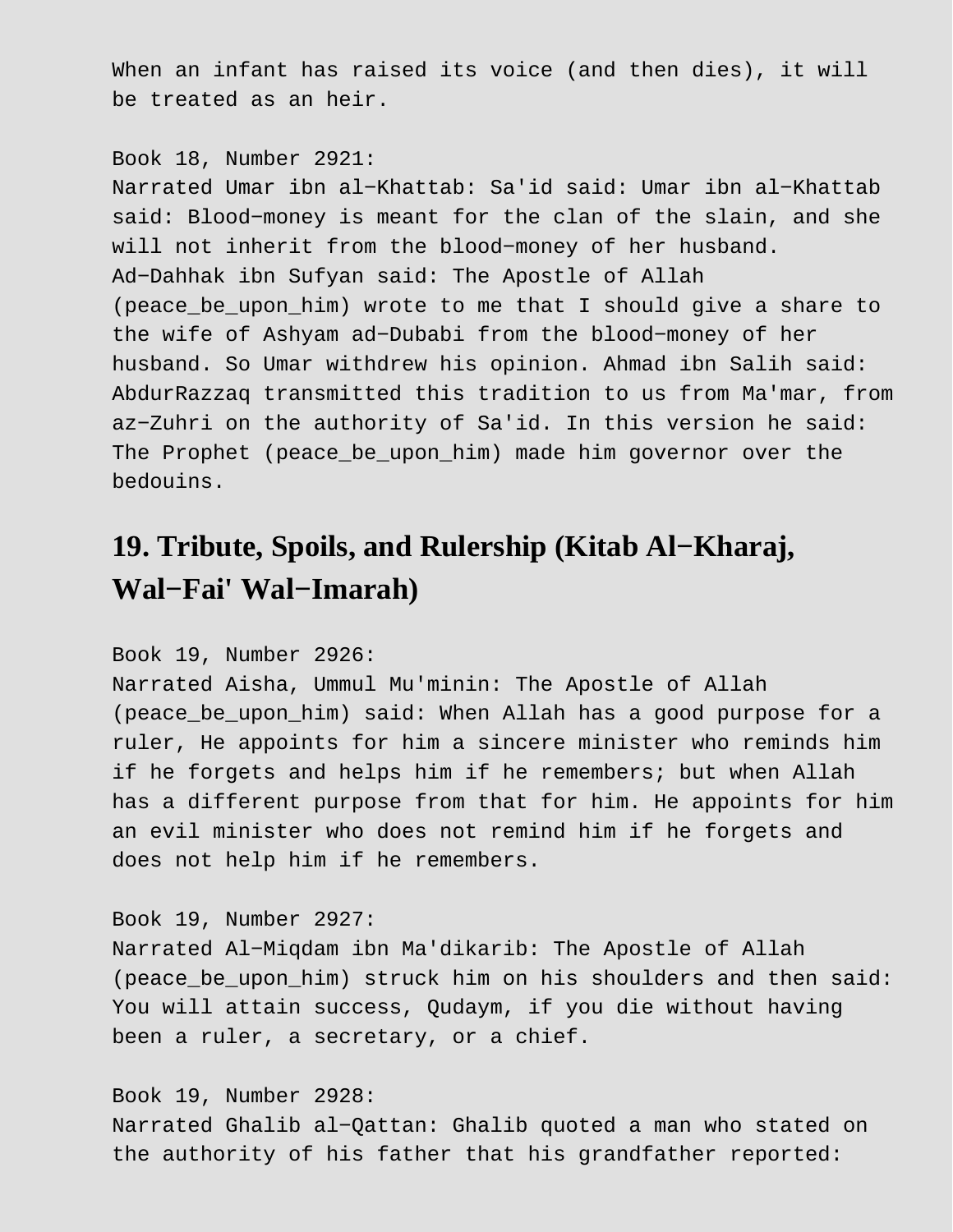When an infant has raised its voice (and then dies), it will be treated as an heir.

Book 18, Number 2921:
Narrated Umar ibn al−Khattab: Sa'id said: Umar ibn al−Khattab said: Blood−money is meant for the clan of the slain, and she will not inherit from the blood−money of her husband. Ad−Dahhak ibn Sufyan said: The Apostle of Allah (peace_be_upon_him) wrote to me that I should give a share to the wife of Ashyam ad−Dubabi from the blood−money of her husband. So Umar withdrew his opinion. Ahmad ibn Salih said: AbdurRazzaq transmitted this tradition to us from Ma'mar, from az−Zuhri on the authority of Sa'id. In this version he said: The Prophet (peace_be_upon_him) made him governor over the bedouins.

## 19. Tribute, Spoils, and Rulership (Kitab Al−Kharaj, Wal−Fai' Wal−Imarah)

Book 19, Number 2926:
Narrated Aisha, Ummul Mu'minin: The Apostle of Allah (peace_be_upon_him) said: When Allah has a good purpose for a ruler, He appoints for him a sincere minister who reminds him if he forgets and helps him if he remembers; but when Allah has a different purpose from that for him. He appoints for him an evil minister who does not remind him if he forgets and does not help him if he remembers.

Book 19, Number 2927:
Narrated Al−Miqdam ibn Ma'dikarib: The Apostle of Allah (peace_be_upon_him) struck him on his shoulders and then said: You will attain success, Qudaym, if you die without having been a ruler, a secretary, or a chief.

Book 19, Number 2928:
Narrated Ghalib al−Qattan: Ghalib quoted a man who stated on the authority of his father that his grandfather reported: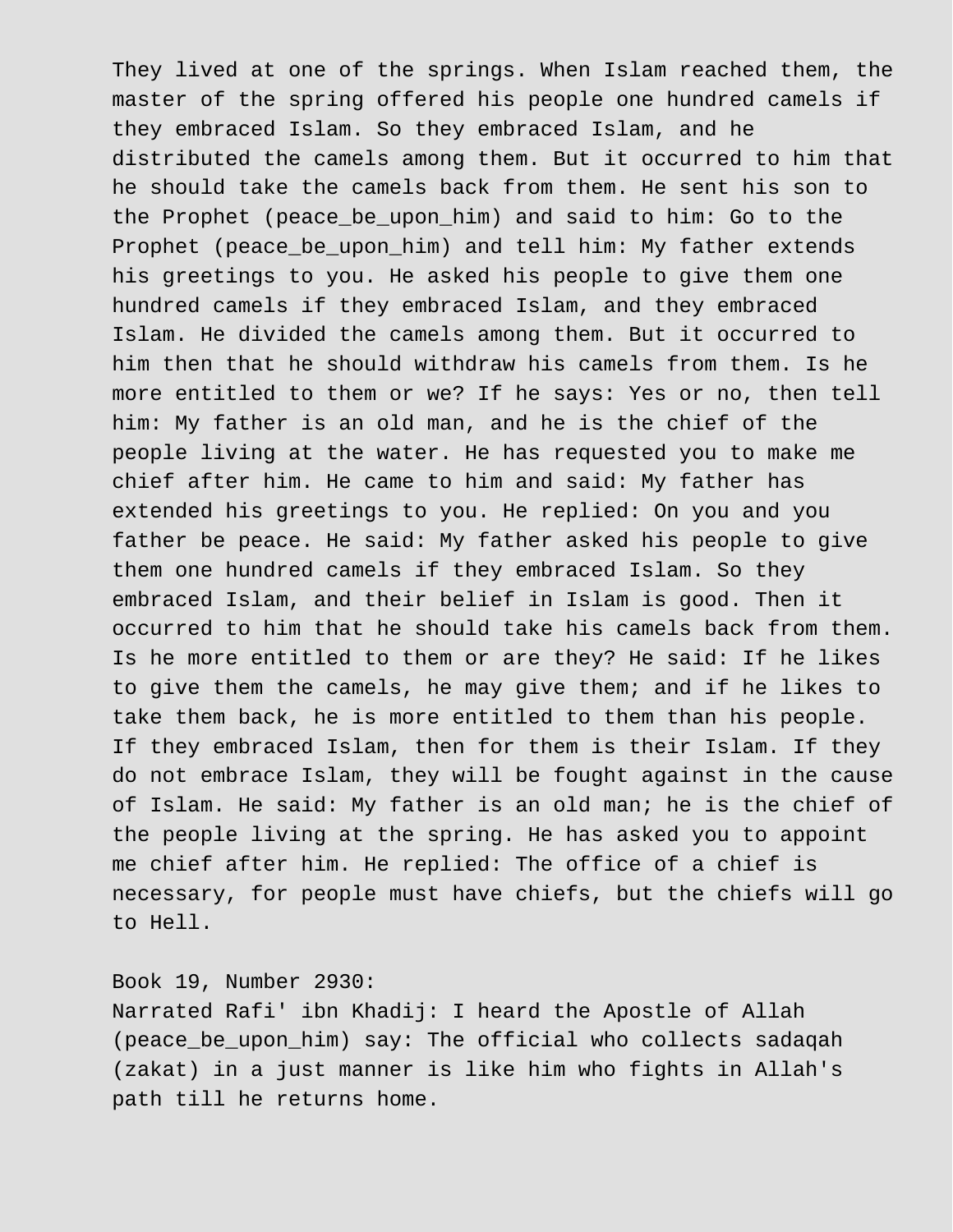They lived at one of the springs. When Islam reached them, the master of the spring offered his people one hundred camels if they embraced Islam. So they embraced Islam, and he distributed the camels among them. But it occurred to him that he should take the camels back from them. He sent his son to the Prophet (peace_be_upon_him) and said to him: Go to the Prophet (peace_be_upon_him) and tell him: My father extends his greetings to you. He asked his people to give them one hundred camels if they embraced Islam, and they embraced Islam. He divided the camels among them. But it occurred to him then that he should withdraw his camels from them. Is he more entitled to them or we? If he says: Yes or no, then tell him: My father is an old man, and he is the chief of the people living at the water. He has requested you to make me chief after him. He came to him and said: My father has extended his greetings to you. He replied: On you and you father be peace. He said: My father asked his people to give them one hundred camels if they embraced Islam. So they embraced Islam, and their belief in Islam is good. Then it occurred to him that he should take his camels back from them. Is he more entitled to them or are they? He said: If he likes to give them the camels, he may give them; and if he likes to take them back, he is more entitled to them than his people. If they embraced Islam, then for them is their Islam. If they do not embrace Islam, they will be fought against in the cause of Islam. He said: My father is an old man; he is the chief of the people living at the spring. He has asked you to appoint me chief after him. He replied: The office of a chief is necessary, for people must have chiefs, but the chiefs will go to Hell.

Book 19, Number 2930:
Narrated Rafi' ibn Khadij: I heard the Apostle of Allah (peace_be_upon_him) say: The official who collects sadaqah (zakat) in a just manner is like him who fights in Allah's path till he returns home.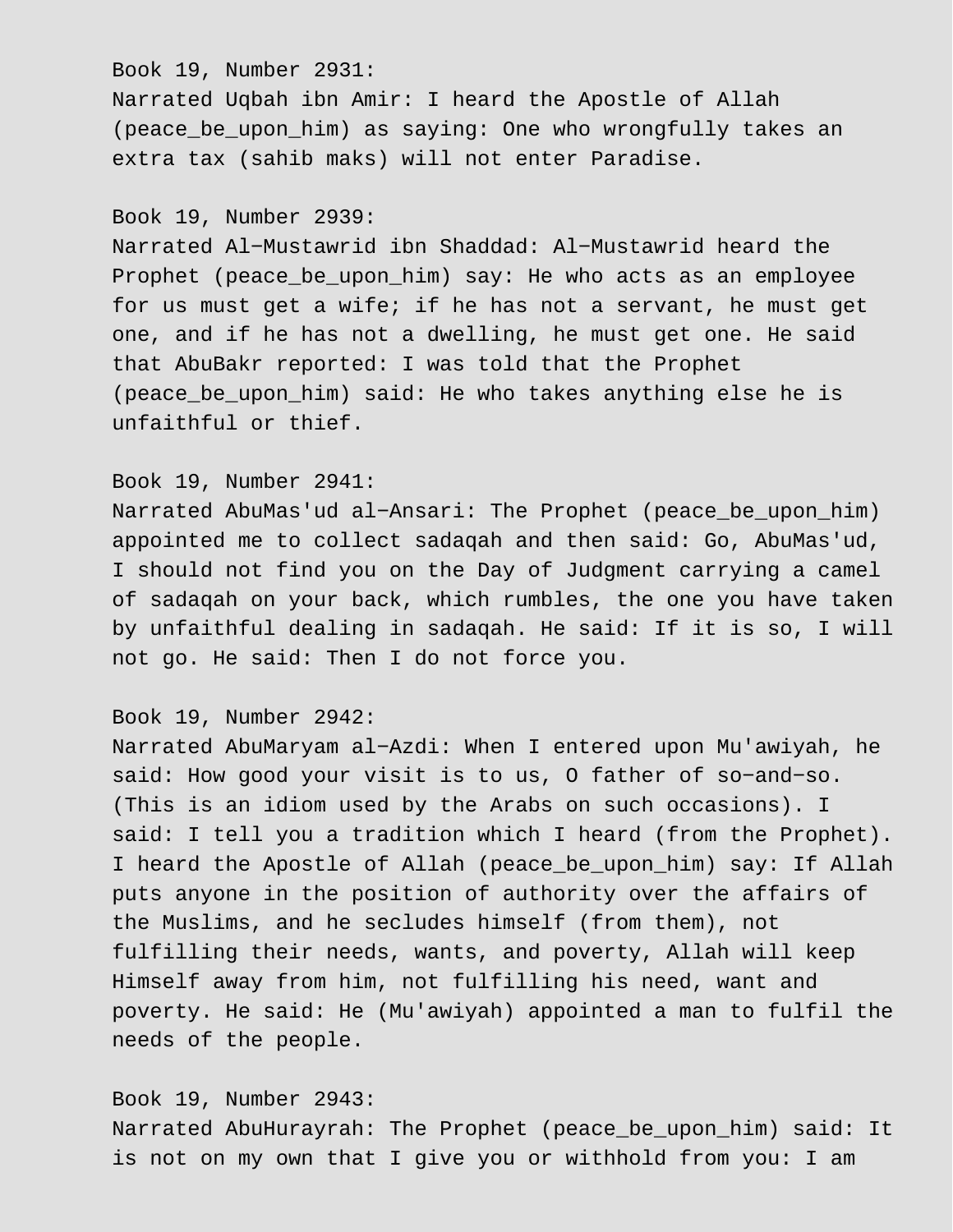Book 19, Number 2931:
Narrated Uqbah ibn Amir: I heard the Apostle of Allah (peace_be_upon_him) as saying: One who wrongfully takes an extra tax (sahib maks) will not enter Paradise.

Book 19, Number 2939:
Narrated Al−Mustawrid ibn Shaddad: Al−Mustawrid heard the Prophet (peace_be_upon_him) say: He who acts as an employee for us must get a wife; if he has not a servant, he must get one, and if he has not a dwelling, he must get one. He said that AbuBakr reported: I was told that the Prophet (peace_be_upon_him) said: He who takes anything else he is unfaithful or thief.

Book 19, Number 2941:
Narrated AbuMas'ud al−Ansari: The Prophet (peace_be_upon_him) appointed me to collect sadaqah and then said: Go, AbuMas'ud, I should not find you on the Day of Judgment carrying a camel of sadaqah on your back, which rumbles, the one you have taken by unfaithful dealing in sadaqah. He said: If it is so, I will not go. He said: Then I do not force you.

Book 19, Number 2942:
Narrated AbuMaryam al−Azdi: When I entered upon Mu'awiyah, he said: How good your visit is to us, O father of so−and−so. (This is an idiom used by the Arabs on such occasions). I said: I tell you a tradition which I heard (from the Prophet). I heard the Apostle of Allah (peace_be_upon_him) say: If Allah puts anyone in the position of authority over the affairs of the Muslims, and he secludes himself (from them), not fulfilling their needs, wants, and poverty, Allah will keep Himself away from him, not fulfilling his need, want and poverty. He said: He (Mu'awiyah) appointed a man to fulfil the needs of the people.

Book 19, Number 2943:
Narrated AbuHurayrah: The Prophet (peace_be_upon_him) said: It is not on my own that I give you or withhold from you: I am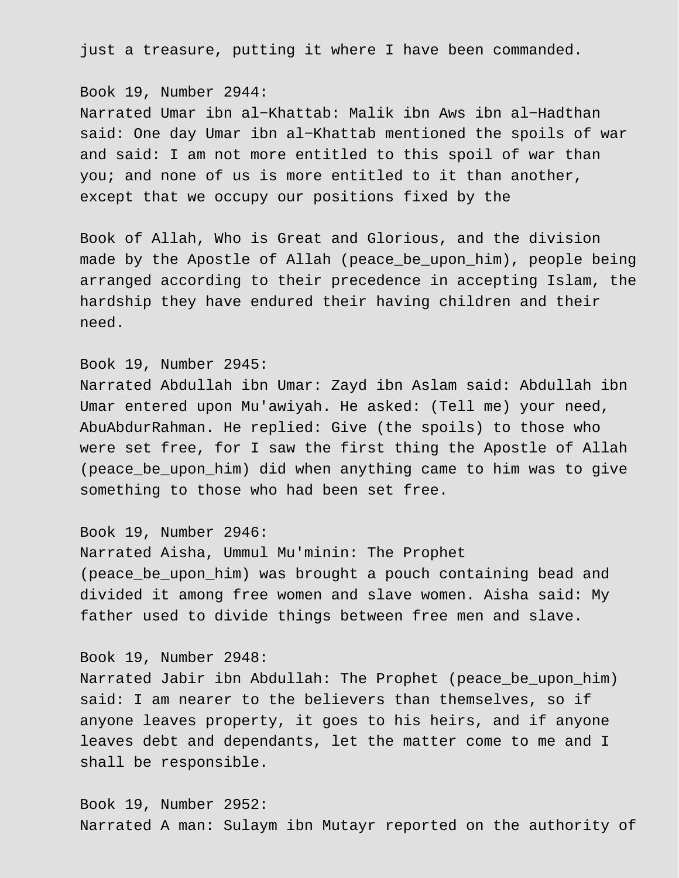just a treasure, putting it where I have been commanded.

Book 19, Number 2944:
Narrated Umar ibn al-Khattab: Malik ibn Aws ibn al-Hadthan said: One day Umar ibn al-Khattab mentioned the spoils of war and said: I am not more entitled to this spoil of war than you; and none of us is more entitled to it than another, except that we occupy our positions fixed by the

Book of Allah, Who is Great and Glorious, and the division made by the Apostle of Allah (peace_be_upon_him), people being arranged according to their precedence in accepting Islam, the hardship they have endured their having children and their need.

Book 19, Number 2945:
Narrated Abdullah ibn Umar: Zayd ibn Aslam said: Abdullah ibn Umar entered upon Mu'awiyah. He asked: (Tell me) your need, AbuAbdurRahman. He replied: Give (the spoils) to those who were set free, for I saw the first thing the Apostle of Allah (peace_be_upon_him) did when anything came to him was to give something to those who had been set free.

Book 19, Number 2946:
Narrated Aisha, Ummul Mu'minin: The Prophet (peace_be_upon_him) was brought a pouch containing bead and divided it among free women and slave women. Aisha said: My father used to divide things between free men and slave.

Book 19, Number 2948:
Narrated Jabir ibn Abdullah: The Prophet (peace_be_upon_him) said: I am nearer to the believers than themselves, so if anyone leaves property, it goes to his heirs, and if anyone leaves debt and dependants, let the matter come to me and I shall be responsible.

Book 19, Number 2952:
Narrated A man: Sulaym ibn Mutayr reported on the authority of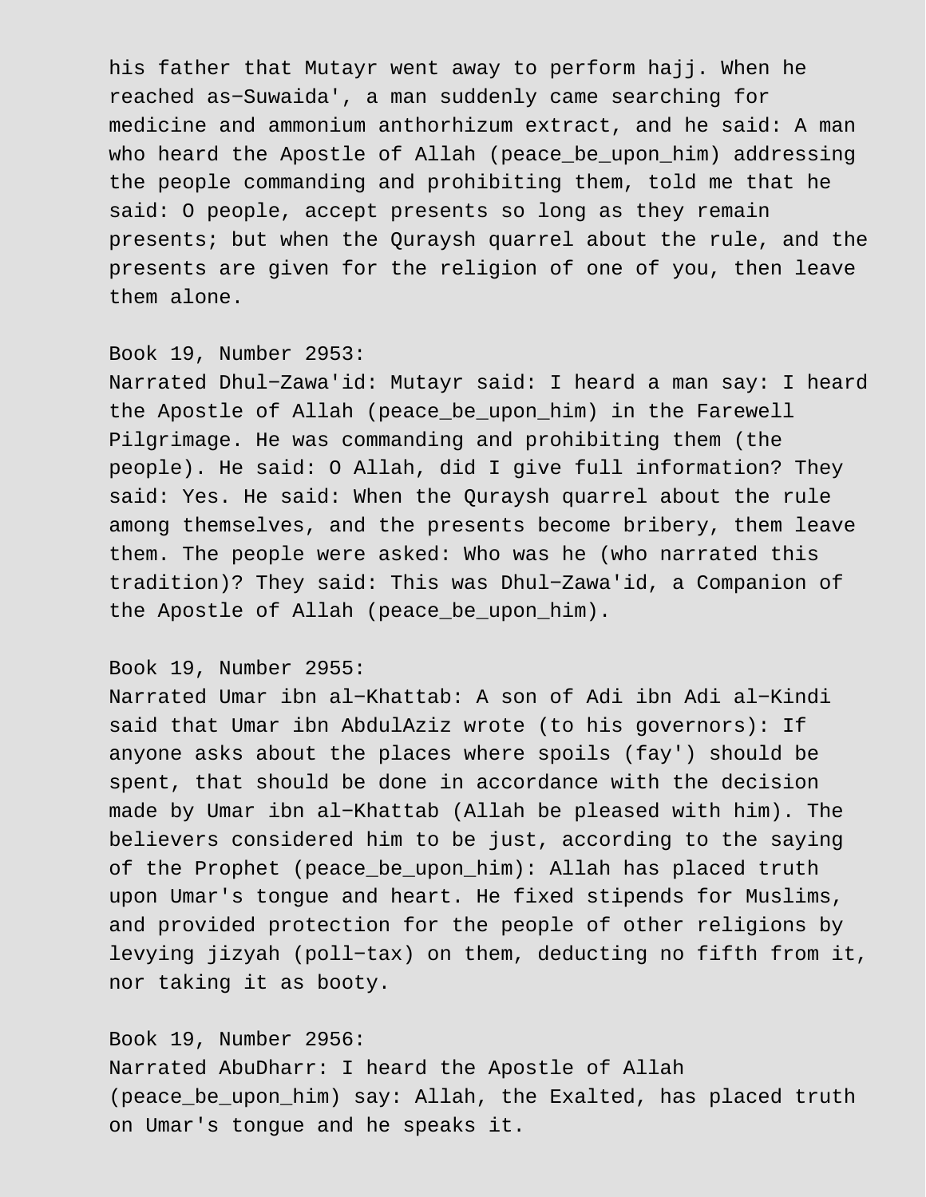his father that Mutayr went away to perform hajj. When he reached as−Suwaida', a man suddenly came searching for medicine and ammonium anthorhizum extract, and he said: A man who heard the Apostle of Allah (peace_be_upon_him) addressing the people commanding and prohibiting them, told me that he said: O people, accept presents so long as they remain presents; but when the Quraysh quarrel about the rule, and the presents are given for the religion of one of you, then leave them alone.

Book 19, Number 2953:
Narrated Dhul−Zawa'id: Mutayr said: I heard a man say: I heard the Apostle of Allah (peace_be_upon_him) in the Farewell Pilgrimage. He was commanding and prohibiting them (the people). He said: O Allah, did I give full information? They said: Yes. He said: When the Quraysh quarrel about the rule among themselves, and the presents become bribery, them leave them. The people were asked: Who was he (who narrated this tradition)? They said: This was Dhul−Zawa'id, a Companion of the Apostle of Allah (peace_be_upon_him).

Book 19, Number 2955:
Narrated Umar ibn al−Khattab: A son of Adi ibn Adi al−Kindi said that Umar ibn AbdulAziz wrote (to his governors): If anyone asks about the places where spoils (fay') should be spent, that should be done in accordance with the decision made by Umar ibn al−Khattab (Allah be pleased with him). The believers considered him to be just, according to the saying of the Prophet (peace_be_upon_him): Allah has placed truth upon Umar's tongue and heart. He fixed stipends for Muslims, and provided protection for the people of other religions by levying jizyah (poll−tax) on them, deducting no fifth from it, nor taking it as booty.

Book 19, Number 2956:
Narrated AbuDharr: I heard the Apostle of Allah (peace_be_upon_him) say: Allah, the Exalted, has placed truth on Umar's tongue and he speaks it.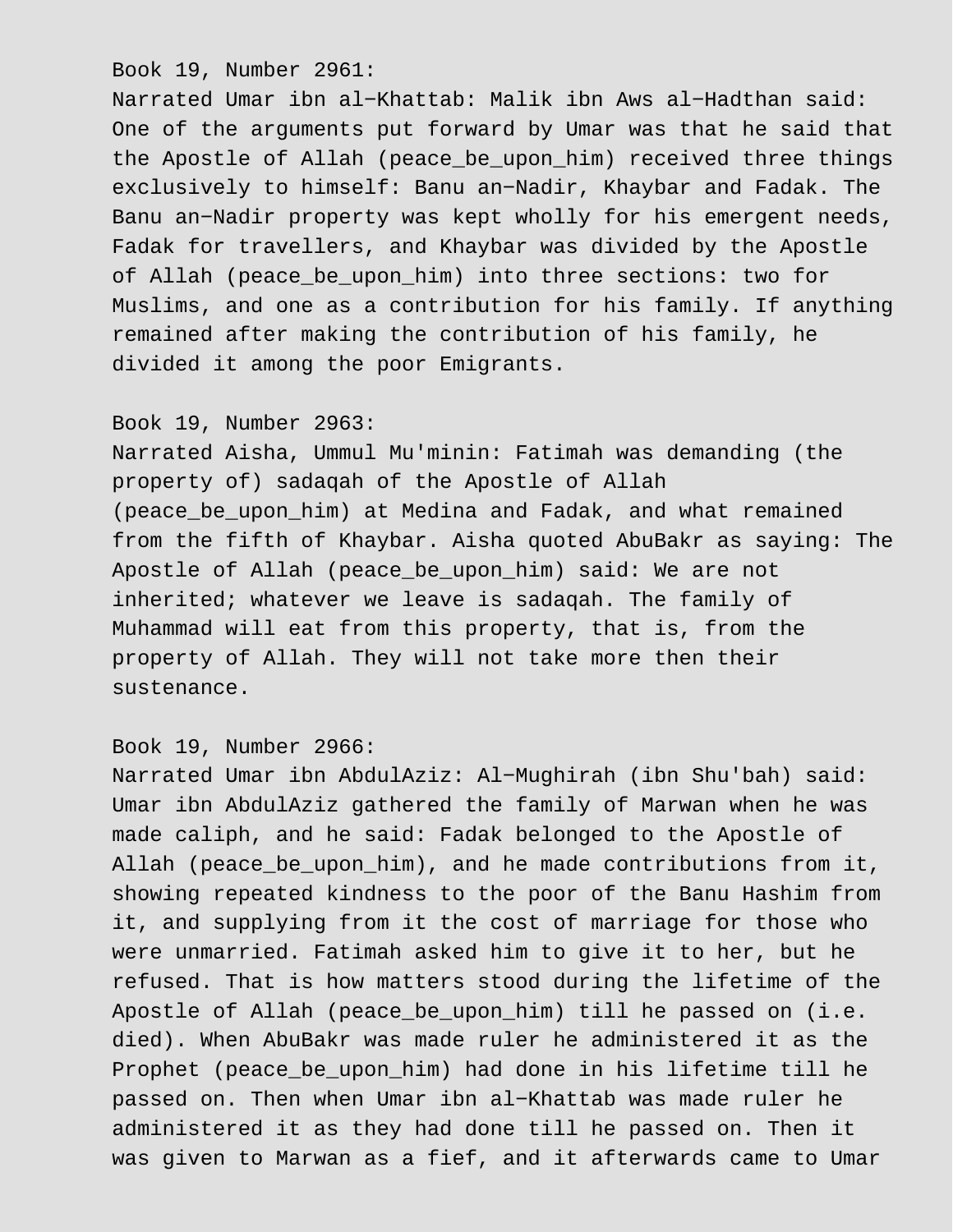Book 19, Number 2961:
Narrated Umar ibn al-Khattab: Malik ibn Aws al-Hadthan said: One of the arguments put forward by Umar was that he said that the Apostle of Allah (peace_be_upon_him) received three things exclusively to himself: Banu an-Nadir, Khaybar and Fadak. The Banu an-Nadir property was kept wholly for his emergent needs, Fadak for travellers, and Khaybar was divided by the Apostle of Allah (peace_be_upon_him) into three sections: two for Muslims, and one as a contribution for his family. If anything remained after making the contribution of his family, he divided it among the poor Emigrants.

Book 19, Number 2963:
Narrated Aisha, Ummul Mu'minin: Fatimah was demanding (the property of) sadaqah of the Apostle of Allah (peace_be_upon_him) at Medina and Fadak, and what remained from the fifth of Khaybar. Aisha quoted AbuBakr as saying: The Apostle of Allah (peace_be_upon_him) said: We are not inherited; whatever we leave is sadaqah. The family of Muhammad will eat from this property, that is, from the property of Allah. They will not take more then their sustenance.

Book 19, Number 2966:
Narrated Umar ibn AbdulAziz: Al-Mughirah (ibn Shu'bah) said: Umar ibn AbdulAziz gathered the family of Marwan when he was made caliph, and he said: Fadak belonged to the Apostle of Allah (peace_be_upon_him), and he made contributions from it, showing repeated kindness to the poor of the Banu Hashim from it, and supplying from it the cost of marriage for those who were unmarried. Fatimah asked him to give it to her, but he refused. That is how matters stood during the lifetime of the Apostle of Allah (peace_be_upon_him) till he passed on (i.e. died). When AbuBakr was made ruler he administered it as the Prophet (peace_be_upon_him) had done in his lifetime till he passed on. Then when Umar ibn al-Khattab was made ruler he administered it as they had done till he passed on. Then it was given to Marwan as a fief, and it afterwards came to Umar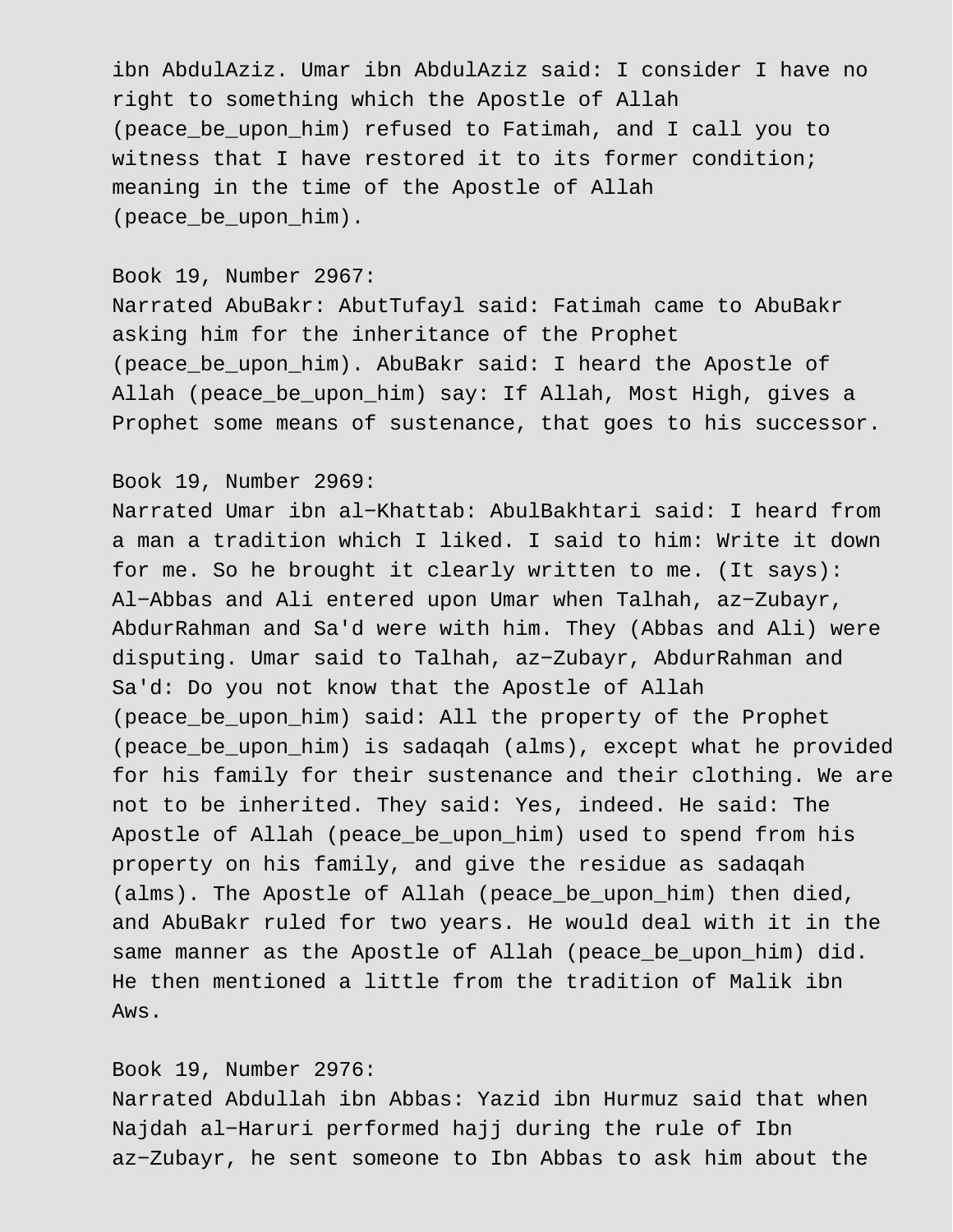ibn AbdulAziz. Umar ibn AbdulAziz said: I consider I have no right to something which the Apostle of Allah (peace_be_upon_him) refused to Fatimah, and I call you to witness that I have restored it to its former condition; meaning in the time of the Apostle of Allah (peace_be_upon_him).

Book 19, Number 2967:
Narrated AbuBakr: AbutTufayl said: Fatimah came to AbuBakr asking him for the inheritance of the Prophet (peace_be_upon_him). AbuBakr said: I heard the Apostle of Allah (peace_be_upon_him) say: If Allah, Most High, gives a Prophet some means of sustenance, that goes to his successor.

Book 19, Number 2969:
Narrated Umar ibn al-Khattab: AbulBakhtari said: I heard from a man a tradition which I liked. I said to him: Write it down for me. So he brought it clearly written to me. (It says): Al-Abbas and Ali entered upon Umar when Talhah, az-Zubayr, AbdurRahman and Sa'd were with him. They (Abbas and Ali) were disputing. Umar said to Talhah, az-Zubayr, AbdurRahman and Sa'd: Do you not know that the Apostle of Allah (peace_be_upon_him) said: All the property of the Prophet (peace_be_upon_him) is sadaqah (alms), except what he provided for his family for their sustenance and their clothing. We are not to be inherited. They said: Yes, indeed. He said: The Apostle of Allah (peace_be_upon_him) used to spend from his property on his family, and give the residue as sadaqah (alms). The Apostle of Allah (peace_be_upon_him) then died, and AbuBakr ruled for two years. He would deal with it in the same manner as the Apostle of Allah (peace_be_upon_him) did. He then mentioned a little from the tradition of Malik ibn Aws.

Book 19, Number 2976:
Narrated Abdullah ibn Abbas: Yazid ibn Hurmuz said that when Najdah al-Haruri performed hajj during the rule of Ibn az-Zubayr, he sent someone to Ibn Abbas to ask him about the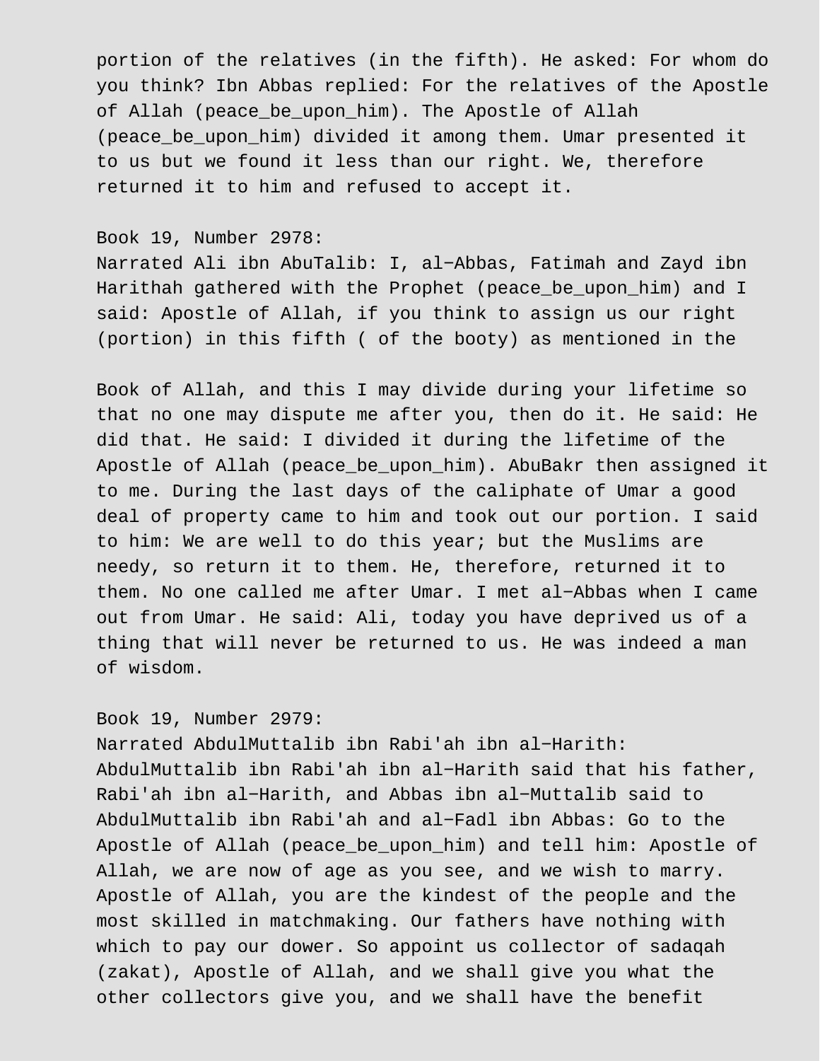portion of the relatives (in the fifth). He asked: For whom do you think? Ibn Abbas replied: For the relatives of the Apostle of Allah (peace_be_upon_him). The Apostle of Allah (peace_be_upon_him) divided it among them. Umar presented it to us but we found it less than our right. We, therefore returned it to him and refused to accept it.

Book 19, Number 2978:
Narrated Ali ibn AbuTalib: I, al-Abbas, Fatimah and Zayd ibn Harithah gathered with the Prophet (peace_be_upon_him) and I said: Apostle of Allah, if you think to assign us our right (portion) in this fifth ( of the booty) as mentioned in the

Book of Allah, and this I may divide during your lifetime so that no one may dispute me after you, then do it. He said: He did that. He said: I divided it during the lifetime of the Apostle of Allah (peace_be_upon_him). AbuBakr then assigned it to me. During the last days of the caliphate of Umar a good deal of property came to him and took out our portion. I said to him: We are well to do this year; but the Muslims are needy, so return it to them. He, therefore, returned it to them. No one called me after Umar. I met al-Abbas when I came out from Umar. He said: Ali, today you have deprived us of a thing that will never be returned to us. He was indeed a man of wisdom.

Book 19, Number 2979:
Narrated AbdulMuttalib ibn Rabi'ah ibn al-Harith:
AbdulMuttalib ibn Rabi'ah ibn al-Harith said that his father, Rabi'ah ibn al-Harith, and Abbas ibn al-Muttalib said to AbdulMuttalib ibn Rabi'ah and al-Fadl ibn Abbas: Go to the Apostle of Allah (peace_be_upon_him) and tell him: Apostle of Allah, we are now of age as you see, and we wish to marry. Apostle of Allah, you are the kindest of the people and the most skilled in matchmaking. Our fathers have nothing with which to pay our dower. So appoint us collector of sadaqah (zakat), Apostle of Allah, and we shall give you what the other collectors give you, and we shall have the benefit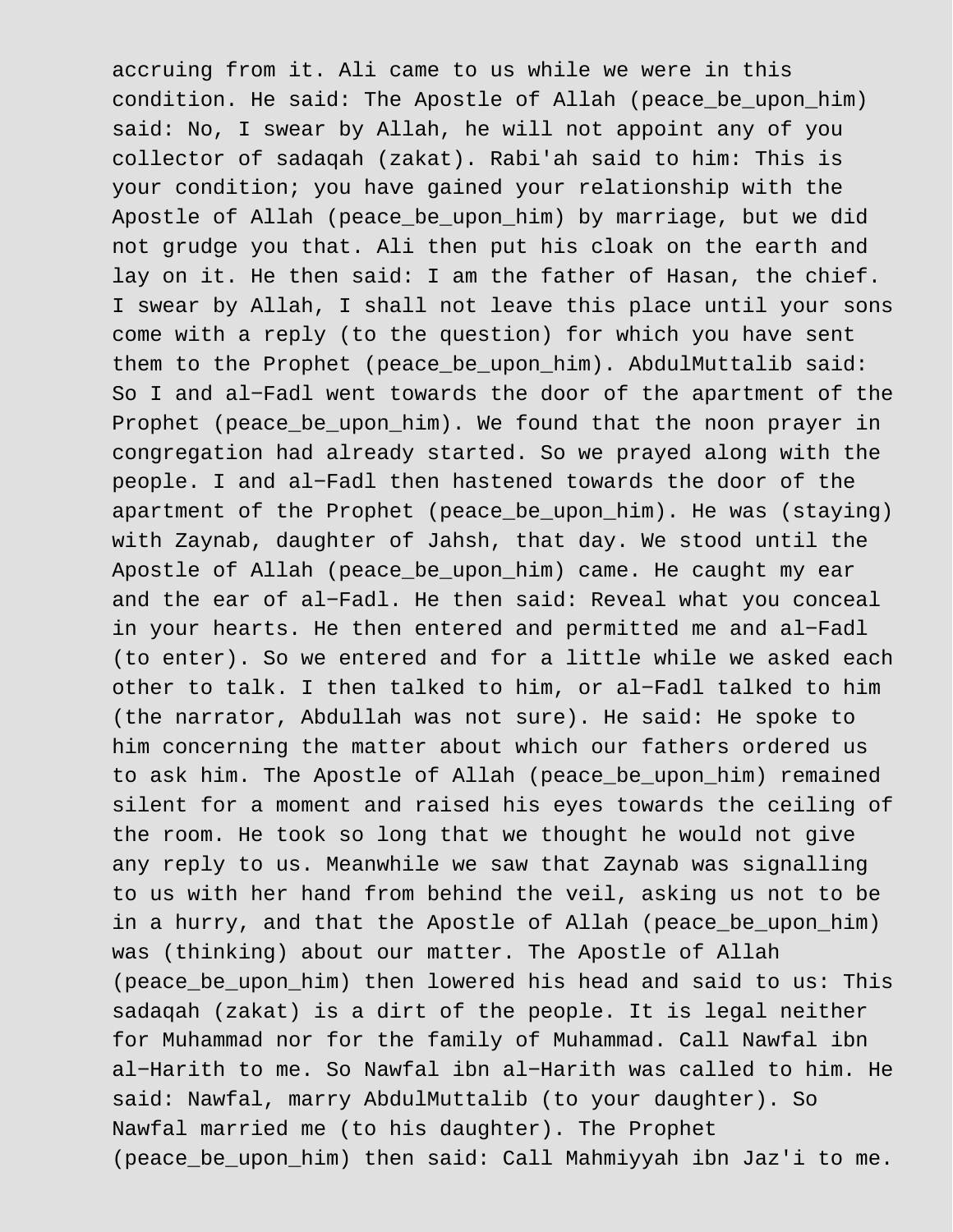accruing from it. Ali came to us while we were in this condition. He said: The Apostle of Allah (peace_be_upon_him) said: No, I swear by Allah, he will not appoint any of you collector of sadaqah (zakat). Rabi'ah said to him: This is your condition; you have gained your relationship with the Apostle of Allah (peace_be_upon_him) by marriage, but we did not grudge you that. Ali then put his cloak on the earth and lay on it. He then said: I am the father of Hasan, the chief. I swear by Allah, I shall not leave this place until your sons come with a reply (to the question) for which you have sent them to the Prophet (peace_be_upon_him). AbdulMuttalib said: So I and al-Fadl went towards the door of the apartment of the Prophet (peace_be_upon_him). We found that the noon prayer in congregation had already started. So we prayed along with the people. I and al-Fadl then hastened towards the door of the apartment of the Prophet (peace_be_upon_him). He was (staying) with Zaynab, daughter of Jahsh, that day. We stood until the Apostle of Allah (peace_be_upon_him) came. He caught my ear and the ear of al-Fadl. He then said: Reveal what you conceal in your hearts. He then entered and permitted me and al-Fadl (to enter). So we entered and for a little while we asked each other to talk. I then talked to him, or al-Fadl talked to him (the narrator, Abdullah was not sure). He said: He spoke to him concerning the matter about which our fathers ordered us to ask him. The Apostle of Allah (peace_be_upon_him) remained silent for a moment and raised his eyes towards the ceiling of the room. He took so long that we thought he would not give any reply to us. Meanwhile we saw that Zaynab was signalling to us with her hand from behind the veil, asking us not to be in a hurry, and that the Apostle of Allah (peace_be_upon_him) was (thinking) about our matter. The Apostle of Allah (peace_be_upon_him) then lowered his head and said to us: This sadaqah (zakat) is a dirt of the people. It is legal neither for Muhammad nor for the family of Muhammad. Call Nawfal ibn al-Harith to me. So Nawfal ibn al-Harith was called to him. He said: Nawfal, marry AbdulMuttalib (to your daughter). So Nawfal married me (to his daughter). The Prophet (peace_be_upon_him) then said: Call Mahmiyyah ibn Jaz'i to me.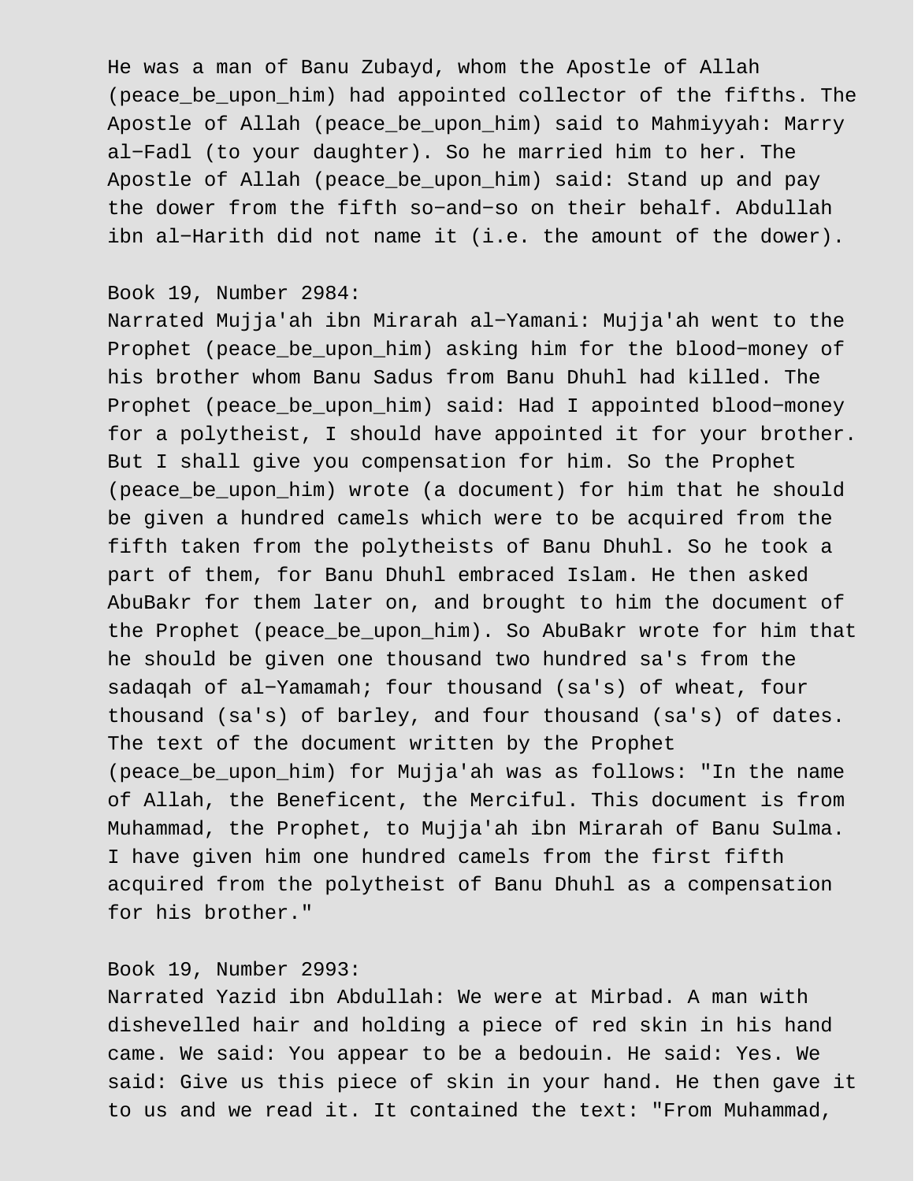He was a man of Banu Zubayd, whom the Apostle of Allah (peace_be_upon_him) had appointed collector of the fifths. The Apostle of Allah (peace_be_upon_him) said to Mahmiyyah: Marry al-Fadl (to your daughter). So he married him to her. The Apostle of Allah (peace_be_upon_him) said: Stand up and pay the dower from the fifth so-and-so on their behalf. Abdullah ibn al-Harith did not name it (i.e. the amount of the dower).

Book 19, Number 2984:
Narrated Mujja'ah ibn Mirarah al-Yamani: Mujja'ah went to the Prophet (peace_be_upon_him) asking him for the blood-money of his brother whom Banu Sadus from Banu Dhuhl had killed. The Prophet (peace_be_upon_him) said: Had I appointed blood-money for a polytheist, I should have appointed it for your brother. But I shall give you compensation for him. So the Prophet (peace_be_upon_him) wrote (a document) for him that he should be given a hundred camels which were to be acquired from the fifth taken from the polytheists of Banu Dhuhl. So he took a part of them, for Banu Dhuhl embraced Islam. He then asked AbuBakr for them later on, and brought to him the document of the Prophet (peace_be_upon_him). So AbuBakr wrote for him that he should be given one thousand two hundred sa's from the sadaqah of al-Yamamah; four thousand (sa's) of wheat, four thousand (sa's) of barley, and four thousand (sa's) of dates. The text of the document written by the Prophet (peace_be_upon_him) for Mujja'ah was as follows: "In the name of Allah, the Beneficent, the Merciful. This document is from Muhammad, the Prophet, to Mujja'ah ibn Mirarah of Banu Sulma. I have given him one hundred camels from the first fifth acquired from the polytheist of Banu Dhuhl as a compensation for his brother."

Book 19, Number 2993:
Narrated Yazid ibn Abdullah: We were at Mirbad. A man with dishevelled hair and holding a piece of red skin in his hand came. We said: You appear to be a bedouin. He said: Yes. We said: Give us this piece of skin in your hand. He then gave it to us and we read it. It contained the text: "From Muhammad,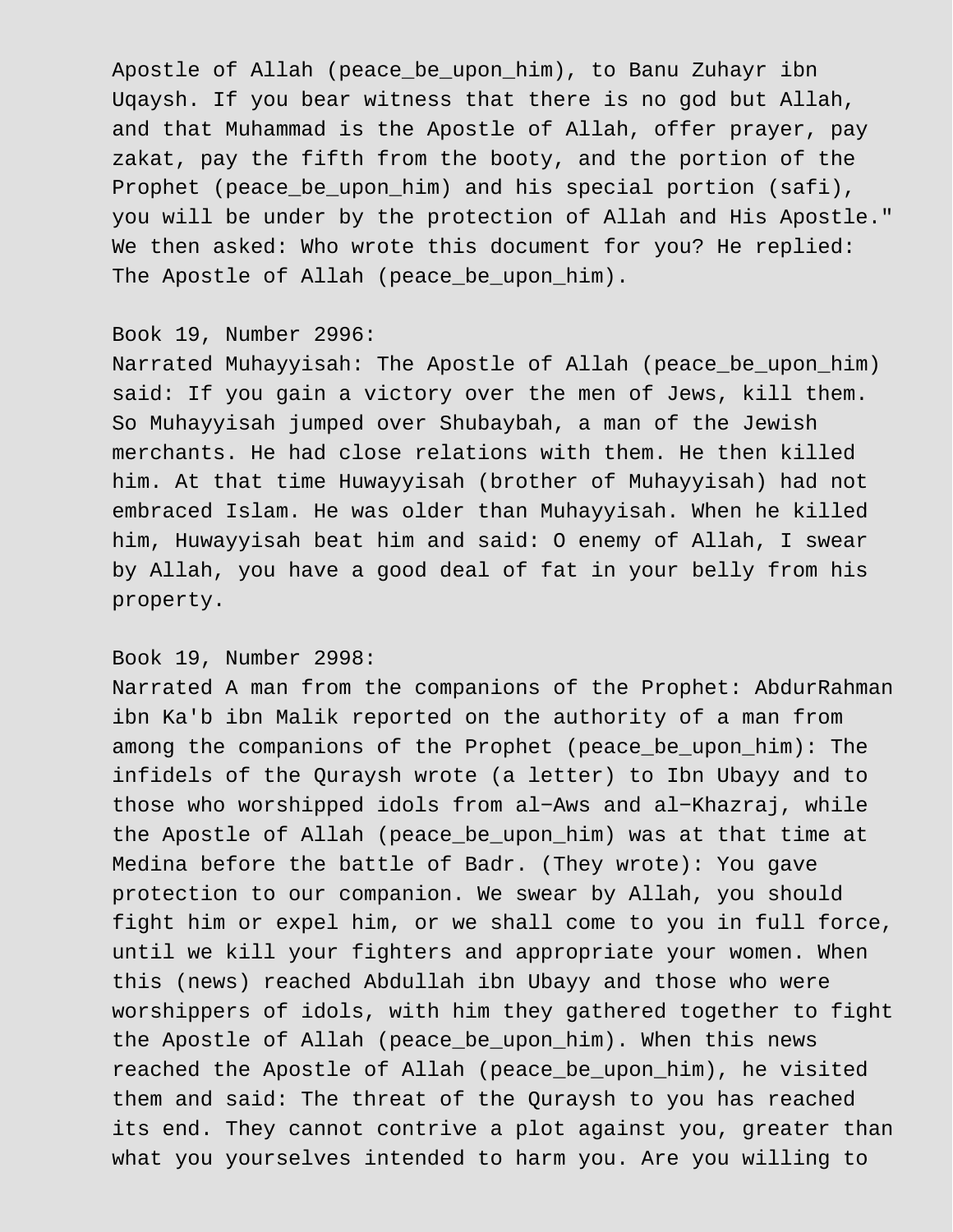Apostle of Allah (peace_be_upon_him), to Banu Zuhayr ibn Uqaysh. If you bear witness that there is no god but Allah, and that Muhammad is the Apostle of Allah, offer prayer, pay zakat, pay the fifth from the booty, and the portion of the Prophet (peace_be_upon_him) and his special portion (safi), you will be under by the protection of Allah and His Apostle." We then asked: Who wrote this document for you? He replied: The Apostle of Allah (peace_be_upon_him).

Book 19, Number 2996:
Narrated Muhayyisah: The Apostle of Allah (peace_be_upon_him) said: If you gain a victory over the men of Jews, kill them. So Muhayyisah jumped over Shubaybah, a man of the Jewish merchants. He had close relations with them. He then killed him. At that time Huwayyisah (brother of Muhayyisah) had not embraced Islam. He was older than Muhayyisah. When he killed him, Huwayyisah beat him and said: O enemy of Allah, I swear by Allah, you have a good deal of fat in your belly from his property.

Book 19, Number 2998:
Narrated A man from the companions of the Prophet: AbdurRahman ibn Ka'b ibn Malik reported on the authority of a man from among the companions of the Prophet (peace_be_upon_him): The infidels of the Quraysh wrote (a letter) to Ibn Ubayy and to those who worshipped idols from al−Aws and al−Khazraj, while the Apostle of Allah (peace_be_upon_him) was at that time at Medina before the battle of Badr. (They wrote): You gave protection to our companion. We swear by Allah, you should fight him or expel him, or we shall come to you in full force, until we kill your fighters and appropriate your women. When this (news) reached Abdullah ibn Ubayy and those who were worshippers of idols, with him they gathered together to fight the Apostle of Allah (peace_be_upon_him). When this news reached the Apostle of Allah (peace_be_upon_him), he visited them and said: The threat of the Quraysh to you has reached its end. They cannot contrive a plot against you, greater than what you yourselves intended to harm you. Are you willing to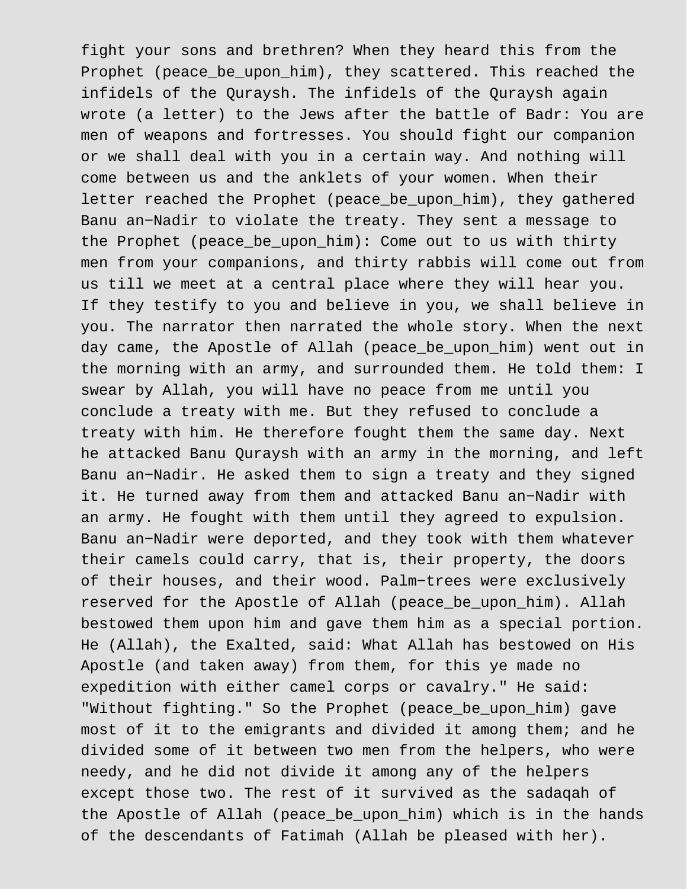fight your sons and brethren? When they heard this from the Prophet (peace_be_upon_him), they scattered. This reached the infidels of the Quraysh. The infidels of the Quraysh again wrote (a letter) to the Jews after the battle of Badr: You are men of weapons and fortresses. You should fight our companion or we shall deal with you in a certain way. And nothing will come between us and the anklets of your women. When their letter reached the Prophet (peace_be_upon_him), they gathered Banu an−Nadir to violate the treaty. They sent a message to the Prophet (peace_be_upon_him): Come out to us with thirty men from your companions, and thirty rabbis will come out from us till we meet at a central place where they will hear you. If they testify to you and believe in you, we shall believe in you. The narrator then narrated the whole story. When the next day came, the Apostle of Allah (peace_be_upon_him) went out in the morning with an army, and surrounded them. He told them: I swear by Allah, you will have no peace from me until you conclude a treaty with me. But they refused to conclude a treaty with him. He therefore fought them the same day. Next he attacked Banu Quraysh with an army in the morning, and left Banu an−Nadir. He asked them to sign a treaty and they signed it. He turned away from them and attacked Banu an−Nadir with an army. He fought with them until they agreed to expulsion. Banu an−Nadir were deported, and they took with them whatever their camels could carry, that is, their property, the doors of their houses, and their wood. Palm−trees were exclusively reserved for the Apostle of Allah (peace_be_upon_him). Allah bestowed them upon him and gave them him as a special portion. He (Allah), the Exalted, said: What Allah has bestowed on His Apostle (and taken away) from them, for this ye made no expedition with either camel corps or cavalry." He said: "Without fighting." So the Prophet (peace_be_upon_him) gave most of it to the emigrants and divided it among them; and he divided some of it between two men from the helpers, who were needy, and he did not divide it among any of the helpers except those two. The rest of it survived as the sadaqah of the Apostle of Allah (peace_be_upon_him) which is in the hands of the descendants of Fatimah (Allah be pleased with her).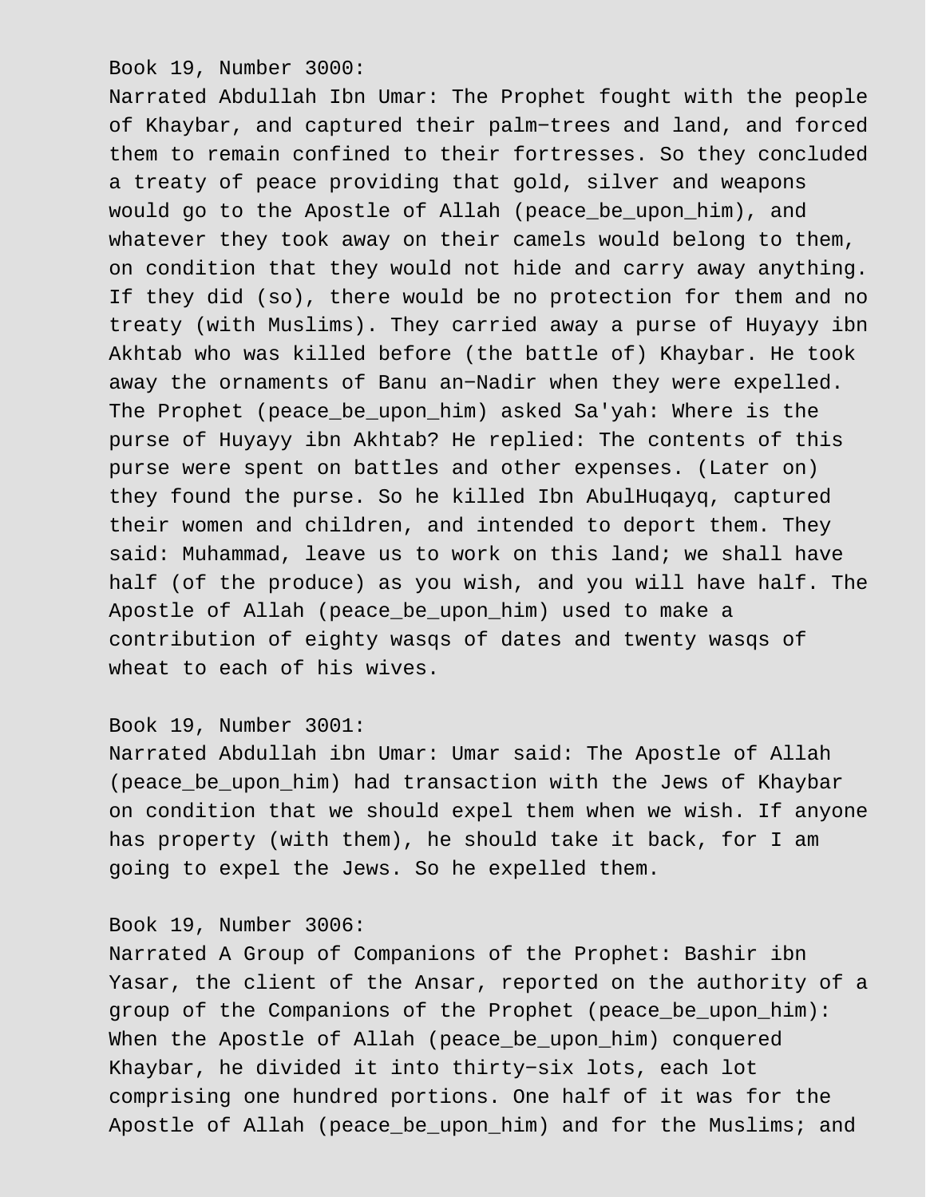Book 19, Number 3000:

Narrated Abdullah Ibn Umar: The Prophet fought with the people of Khaybar, and captured their palm-trees and land, and forced them to remain confined to their fortresses. So they concluded a treaty of peace providing that gold, silver and weapons would go to the Apostle of Allah (peace_be_upon_him), and whatever they took away on their camels would belong to them, on condition that they would not hide and carry away anything. If they did (so), there would be no protection for them and no treaty (with Muslims). They carried away a purse of Huyayy ibn Akhtab who was killed before (the battle of) Khaybar. He took away the ornaments of Banu an-Nadir when they were expelled. The Prophet (peace_be_upon_him) asked Sa'yah: Where is the purse of Huyayy ibn Akhtab? He replied: The contents of this purse were spent on battles and other expenses. (Later on) they found the purse. So he killed Ibn AbulHuqayq, captured their women and children, and intended to deport them. They said: Muhammad, leave us to work on this land; we shall have half (of the produce) as you wish, and you will have half. The Apostle of Allah (peace_be_upon_him) used to make a contribution of eighty wasqs of dates and twenty wasqs of wheat to each of his wives.

Book 19, Number 3001:

Narrated Abdullah ibn Umar: Umar said: The Apostle of Allah (peace_be_upon_him) had transaction with the Jews of Khaybar on condition that we should expel them when we wish. If anyone has property (with them), he should take it back, for I am going to expel the Jews. So he expelled them.

Book 19, Number 3006:

Narrated A Group of Companions of the Prophet: Bashir ibn Yasar, the client of the Ansar, reported on the authority of a group of the Companions of the Prophet (peace_be_upon_him): When the Apostle of Allah (peace_be_upon_him) conquered Khaybar, he divided it into thirty-six lots, each lot comprising one hundred portions. One half of it was for the Apostle of Allah (peace_be_upon_him) and for the Muslims; and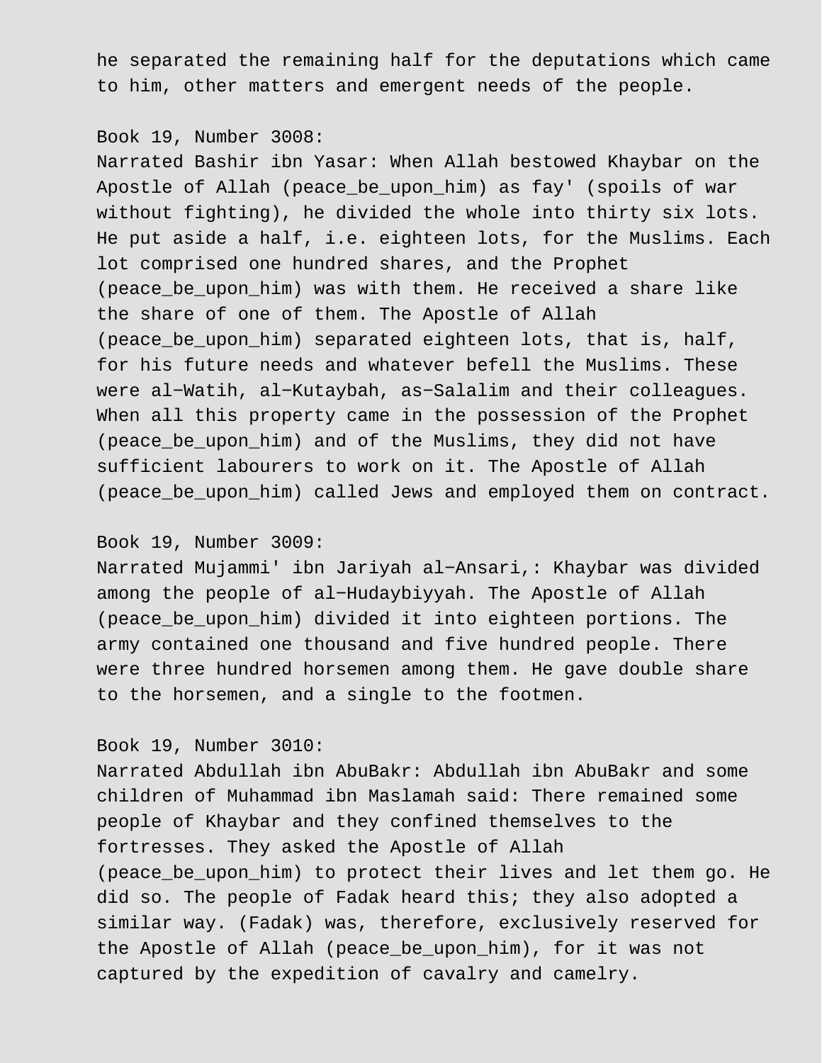he separated the remaining half for the deputations which came to him, other matters and emergent needs of the people.

Book 19, Number 3008:
Narrated Bashir ibn Yasar: When Allah bestowed Khaybar on the Apostle of Allah (peace_be_upon_him) as fay' (spoils of war without fighting), he divided the whole into thirty six lots. He put aside a half, i.e. eighteen lots, for the Muslims. Each lot comprised one hundred shares, and the Prophet (peace_be_upon_him) was with them. He received a share like the share of one of them. The Apostle of Allah (peace_be_upon_him) separated eighteen lots, that is, half, for his future needs and whatever befell the Muslims. These were al-Watih, al-Kutaybah, as-Salalim and their colleagues. When all this property came in the possession of the Prophet (peace_be_upon_him) and of the Muslims, they did not have sufficient labourers to work on it. The Apostle of Allah (peace_be_upon_him) called Jews and employed them on contract.

Book 19, Number 3009:
Narrated Mujammi' ibn Jariyah al-Ansari,: Khaybar was divided among the people of al-Hudaybiyyah. The Apostle of Allah (peace_be_upon_him) divided it into eighteen portions. The army contained one thousand and five hundred people. There were three hundred horsemen among them. He gave double share to the horsemen, and a single to the footmen.

Book 19, Number 3010:
Narrated Abdullah ibn AbuBakr: Abdullah ibn AbuBakr and some children of Muhammad ibn Maslamah said: There remained some people of Khaybar and they confined themselves to the fortresses. They asked the Apostle of Allah (peace_be_upon_him) to protect their lives and let them go. He did so. The people of Fadak heard this; they also adopted a similar way. (Fadak) was, therefore, exclusively reserved for the Apostle of Allah (peace_be_upon_him), for it was not captured by the expedition of cavalry and camelry.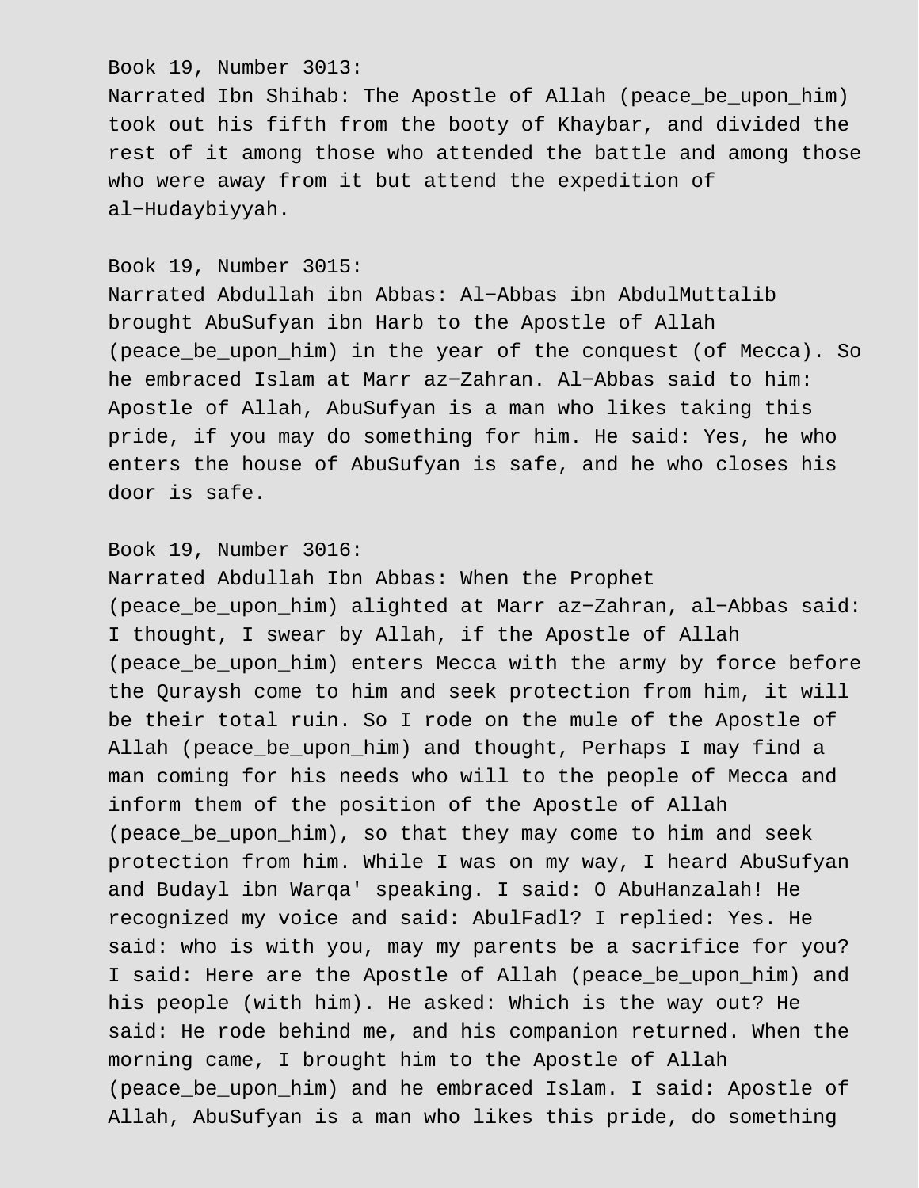Book 19, Number 3013:
Narrated Ibn Shihab: The Apostle of Allah (peace_be_upon_him) took out his fifth from the booty of Khaybar, and divided the rest of it among those who attended the battle and among those who were away from it but attend the expedition of al−Hudaybiyyah.

Book 19, Number 3015:
Narrated Abdullah ibn Abbas: Al−Abbas ibn AbdulMuttalib brought AbuSufyan ibn Harb to the Apostle of Allah (peace_be_upon_him) in the year of the conquest (of Mecca). So he embraced Islam at Marr az−Zahran. Al−Abbas said to him: Apostle of Allah, AbuSufyan is a man who likes taking this pride, if you may do something for him. He said: Yes, he who enters the house of AbuSufyan is safe, and he who closes his door is safe.

Book 19, Number 3016:
Narrated Abdullah Ibn Abbas: When the Prophet (peace_be_upon_him) alighted at Marr az−Zahran, al−Abbas said: I thought, I swear by Allah, if the Apostle of Allah (peace_be_upon_him) enters Mecca with the army by force before the Quraysh come to him and seek protection from him, it will be their total ruin. So I rode on the mule of the Apostle of Allah (peace_be_upon_him) and thought, Perhaps I may find a man coming for his needs who will to the people of Mecca and inform them of the position of the Apostle of Allah (peace_be_upon_him), so that they may come to him and seek protection from him. While I was on my way, I heard AbuSufyan and Budayl ibn Warqa' speaking. I said: O AbuHanzalah! He recognized my voice and said: AbulFadl? I replied: Yes. He said: who is with you, may my parents be a sacrifice for you? I said: Here are the Apostle of Allah (peace_be_upon_him) and his people (with him). He asked: Which is the way out? He said: He rode behind me, and his companion returned. When the morning came, I brought him to the Apostle of Allah (peace_be_upon_him) and he embraced Islam. I said: Apostle of Allah, AbuSufyan is a man who likes this pride, do something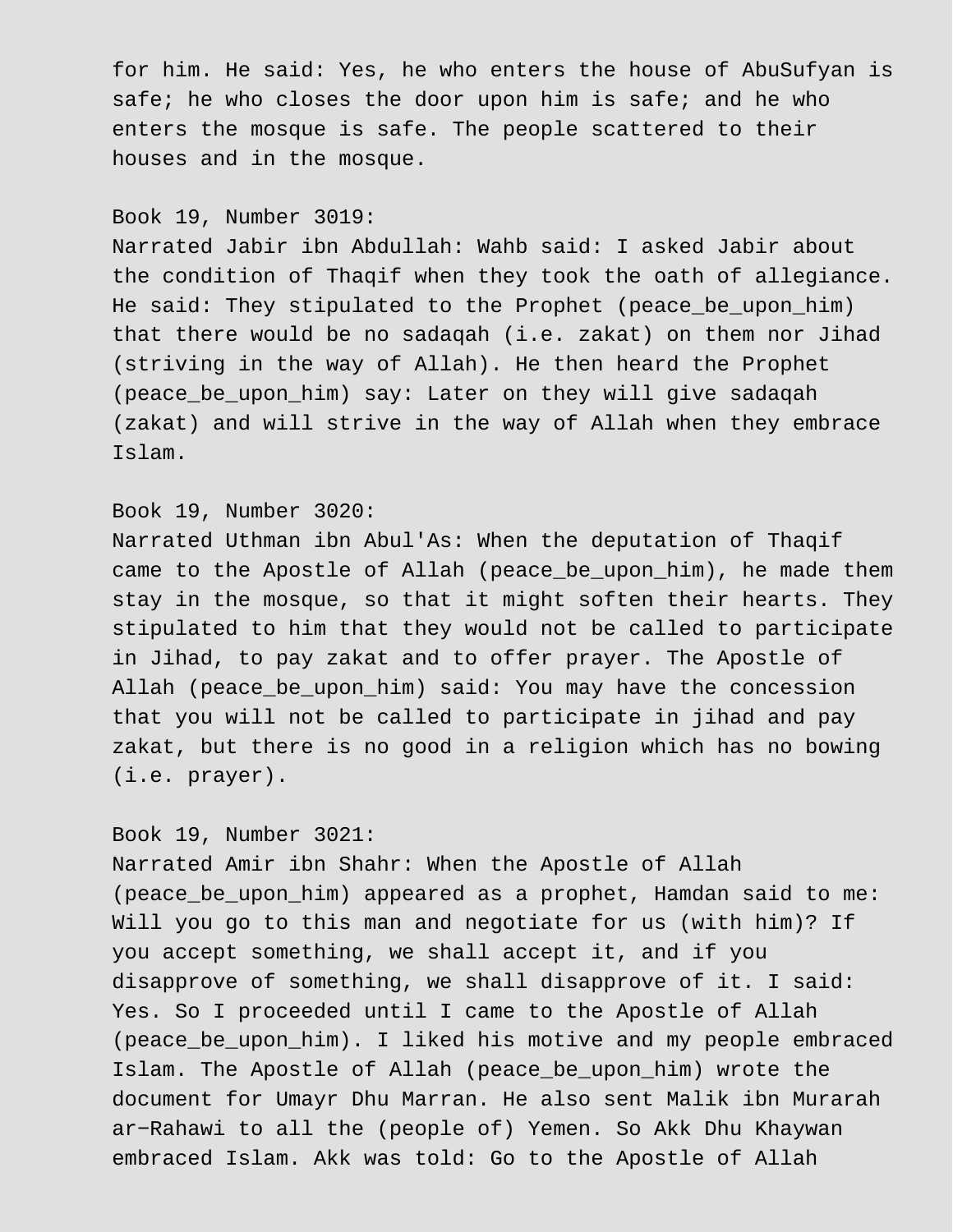for him. He said: Yes, he who enters the house of AbuSufyan is safe; he who closes the door upon him is safe; and he who enters the mosque is safe. The people scattered to their houses and in the mosque.

Book 19, Number 3019:
Narrated Jabir ibn Abdullah: Wahb said: I asked Jabir about the condition of Thaqif when they took the oath of allegiance. He said: They stipulated to the Prophet (peace_be_upon_him) that there would be no sadaqah (i.e. zakat) on them nor Jihad (striving in the way of Allah). He then heard the Prophet (peace_be_upon_him) say: Later on they will give sadaqah (zakat) and will strive in the way of Allah when they embrace Islam.

Book 19, Number 3020:
Narrated Uthman ibn Abul'As: When the deputation of Thaqif came to the Apostle of Allah (peace_be_upon_him), he made them stay in the mosque, so that it might soften their hearts. They stipulated to him that they would not be called to participate in Jihad, to pay zakat and to offer prayer. The Apostle of Allah (peace_be_upon_him) said: You may have the concession that you will not be called to participate in jihad and pay zakat, but there is no good in a religion which has no bowing (i.e. prayer).

Book 19, Number 3021:
Narrated Amir ibn Shahr: When the Apostle of Allah (peace_be_upon_him) appeared as a prophet, Hamdan said to me: Will you go to this man and negotiate for us (with him)? If you accept something, we shall accept it, and if you disapprove of something, we shall disapprove of it. I said: Yes. So I proceeded until I came to the Apostle of Allah (peace_be_upon_him). I liked his motive and my people embraced Islam. The Apostle of Allah (peace_be_upon_him) wrote the document for Umayr Dhu Marran. He also sent Malik ibn Murarah ar-Rahawi to all the (people of) Yemen. So Akk Dhu Khaywan embraced Islam. Akk was told: Go to the Apostle of Allah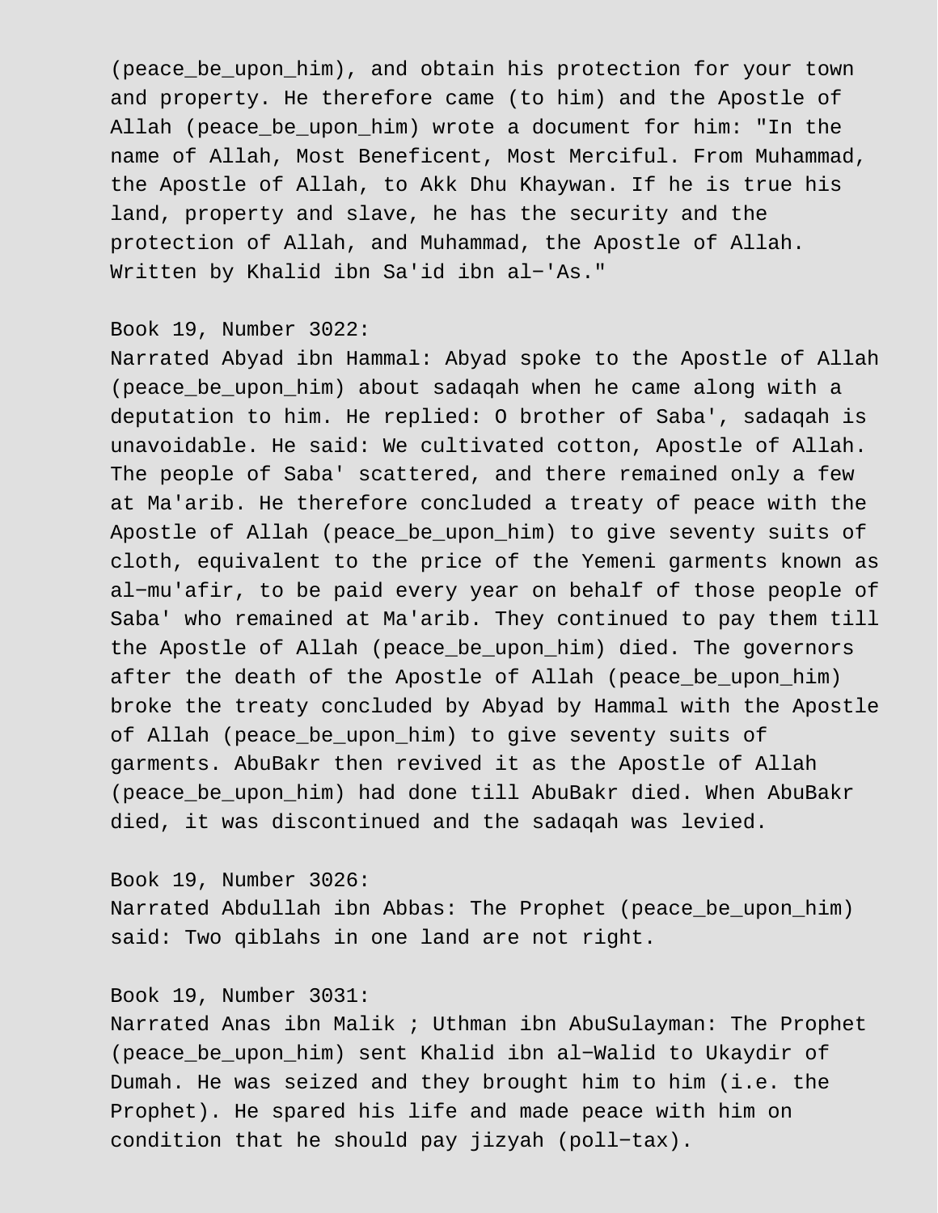(peace_be_upon_him), and obtain his protection for your town and property. He therefore came (to him) and the Apostle of Allah (peace_be_upon_him) wrote a document for him: "In the name of Allah, Most Beneficent, Most Merciful. From Muhammad, the Apostle of Allah, to Akk Dhu Khaywan. If he is true his land, property and slave, he has the security and the protection of Allah, and Muhammad, the Apostle of Allah. Written by Khalid ibn Sa'id ibn al-'As."

Book 19, Number 3022:
Narrated Abyad ibn Hammal: Abyad spoke to the Apostle of Allah (peace_be_upon_him) about sadaqah when he came along with a deputation to him. He replied: O brother of Saba', sadaqah is unavoidable. He said: We cultivated cotton, Apostle of Allah. The people of Saba' scattered, and there remained only a few at Ma'arib. He therefore concluded a treaty of peace with the Apostle of Allah (peace_be_upon_him) to give seventy suits of cloth, equivalent to the price of the Yemeni garments known as al-mu'afir, to be paid every year on behalf of those people of Saba' who remained at Ma'arib. They continued to pay them till the Apostle of Allah (peace_be_upon_him) died. The governors after the death of the Apostle of Allah (peace_be_upon_him) broke the treaty concluded by Abyad by Hammal with the Apostle of Allah (peace_be_upon_him) to give seventy suits of garments. AbuBakr then revived it as the Apostle of Allah (peace_be_upon_him) had done till AbuBakr died. When AbuBakr died, it was discontinued and the sadaqah was levied.

Book 19, Number 3026:
Narrated Abdullah ibn Abbas: The Prophet (peace_be_upon_him) said: Two qiblahs in one land are not right.

Book 19, Number 3031:
Narrated Anas ibn Malik ; Uthman ibn AbuSulayman: The Prophet (peace_be_upon_him) sent Khalid ibn al-Walid to Ukaydir of Dumah. He was seized and they brought him to him (i.e. the Prophet). He spared his life and made peace with him on condition that he should pay jizyah (poll-tax).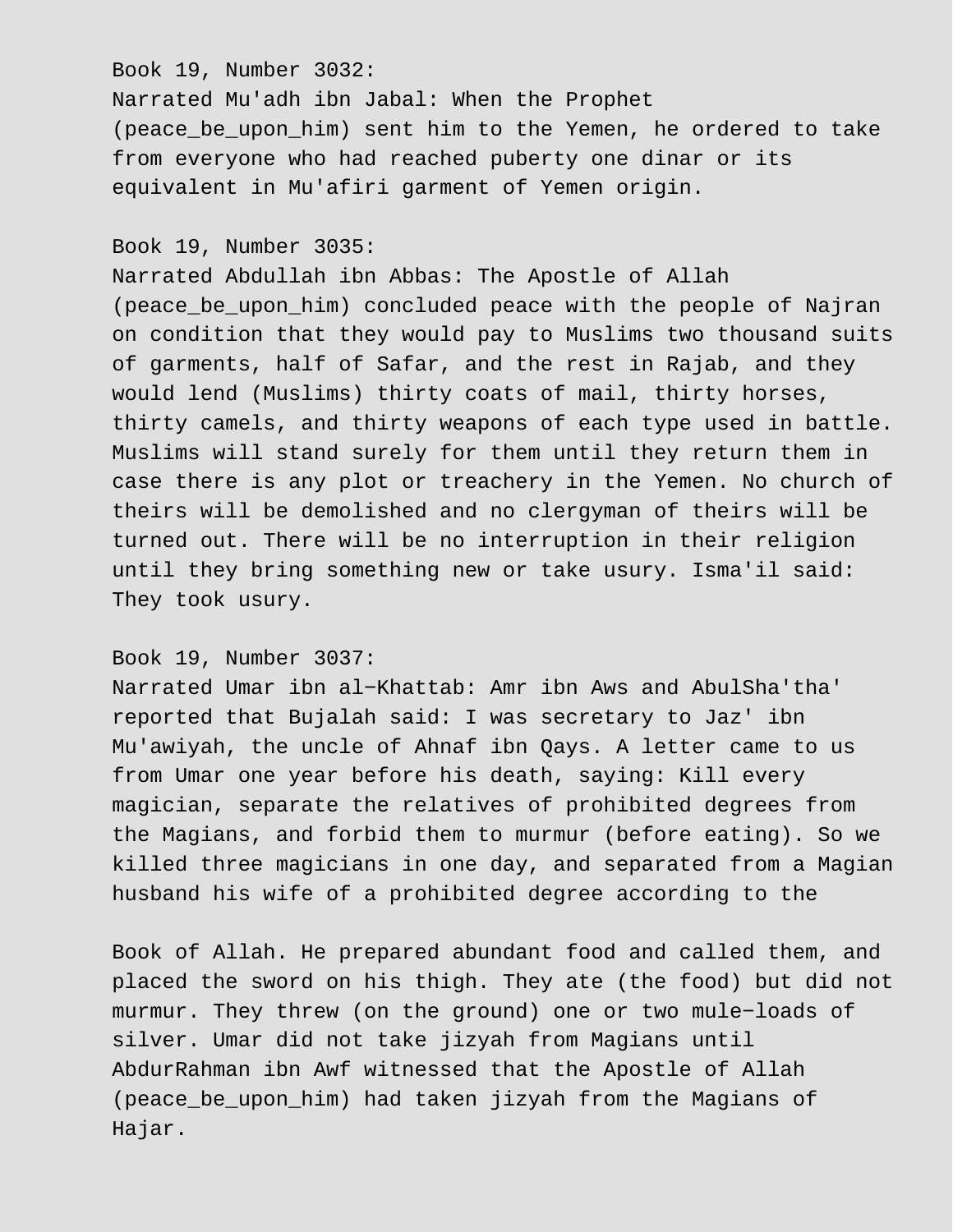Book 19, Number 3032:
Narrated Mu'adh ibn Jabal: When the Prophet (peace_be_upon_him) sent him to the Yemen, he ordered to take from everyone who had reached puberty one dinar or its equivalent in Mu'afiri garment of Yemen origin.

Book 19, Number 3035:
Narrated Abdullah ibn Abbas: The Apostle of Allah (peace_be_upon_him) concluded peace with the people of Najran on condition that they would pay to Muslims two thousand suits of garments, half of Safar, and the rest in Rajab, and they would lend (Muslims) thirty coats of mail, thirty horses, thirty camels, and thirty weapons of each type used in battle. Muslims will stand surely for them until they return them in case there is any plot or treachery in the Yemen. No church of theirs will be demolished and no clergyman of theirs will be turned out. There will be no interruption in their religion until they bring something new or take usury. Isma'il said: They took usury.

Book 19, Number 3037:
Narrated Umar ibn al-Khattab: Amr ibn Aws and AbulSha'tha' reported that Bujalah said: I was secretary to Jaz' ibn Mu'awiyah, the uncle of Ahnaf ibn Qays. A letter came to us from Umar one year before his death, saying: Kill every magician, separate the relatives of prohibited degrees from the Magians, and forbid them to murmur (before eating). So we killed three magicians in one day, and separated from a Magian husband his wife of a prohibited degree according to the Book of Allah. He prepared abundant food and called them, and placed the sword on his thigh. They ate (the food) but did not murmur. They threw (on the ground) one or two mule-loads of silver. Umar did not take jizyah from Magians until AbdurRahman ibn Awf witnessed that the Apostle of Allah (peace_be_upon_him) had taken jizyah from the Magians of Hajar.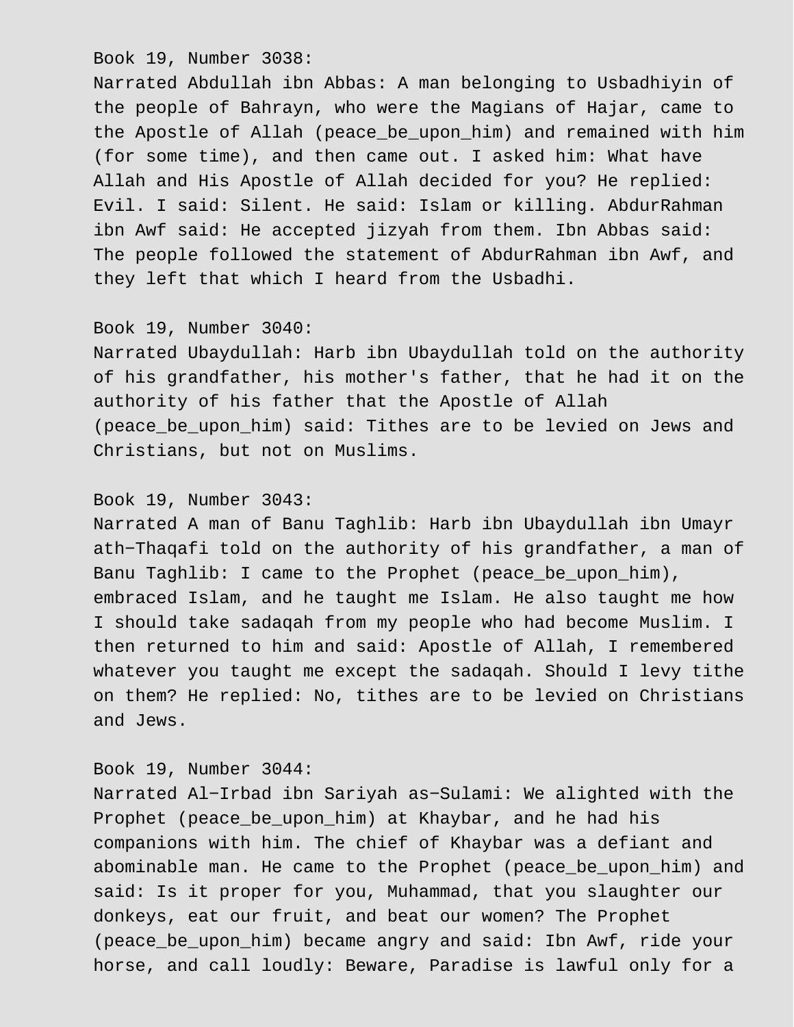Book 19, Number 3038:
Narrated Abdullah ibn Abbas: A man belonging to Usbadhiyin of the people of Bahrayn, who were the Magians of Hajar, came to the Apostle of Allah (peace_be_upon_him) and remained with him (for some time), and then came out. I asked him: What have Allah and His Apostle of Allah decided for you? He replied: Evil. I said: Silent. He said: Islam or killing. AbdurRahman ibn Awf said: He accepted jizyah from them. Ibn Abbas said: The people followed the statement of AbdurRahman ibn Awf, and they left that which I heard from the Usbadhi.

Book 19, Number 3040:
Narrated Ubaydullah: Harb ibn Ubaydullah told on the authority of his grandfather, his mother's father, that he had it on the authority of his father that the Apostle of Allah (peace_be_upon_him) said: Tithes are to be levied on Jews and Christians, but not on Muslims.

Book 19, Number 3043:
Narrated A man of Banu Taghlib: Harb ibn Ubaydullah ibn Umayr ath−Thaqafi told on the authority of his grandfather, a man of Banu Taghlib: I came to the Prophet (peace_be_upon_him), embraced Islam, and he taught me Islam. He also taught me how I should take sadaqah from my people who had become Muslim. I then returned to him and said: Apostle of Allah, I remembered whatever you taught me except the sadaqah. Should I levy tithe on them? He replied: No, tithes are to be levied on Christians and Jews.

Book 19, Number 3044:
Narrated Al−Irbad ibn Sariyah as−Sulami: We alighted with the Prophet (peace_be_upon_him) at Khaybar, and he had his companions with him. The chief of Khaybar was a defiant and abominable man. He came to the Prophet (peace_be_upon_him) and said: Is it proper for you, Muhammad, that you slaughter our donkeys, eat our fruit, and beat our women? The Prophet (peace_be_upon_him) became angry and said: Ibn Awf, ride your horse, and call loudly: Beware, Paradise is lawful only for a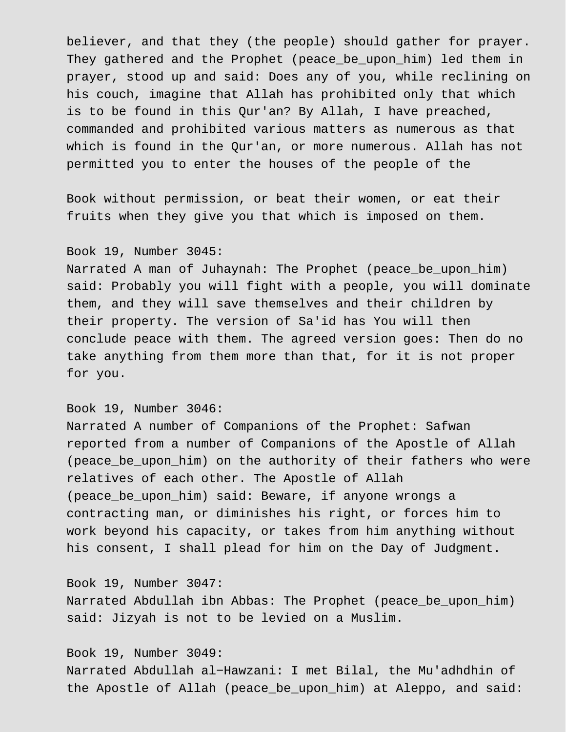believer, and that they (the people) should gather for prayer. They gathered and the Prophet (peace_be_upon_him) led them in prayer, stood up and said: Does any of you, while reclining on his couch, imagine that Allah has prohibited only that which is to be found in this Qur'an? By Allah, I have preached, commanded and prohibited various matters as numerous as that which is found in the Qur'an, or more numerous. Allah has not permitted you to enter the houses of the people of the

Book without permission, or beat their women, or eat their fruits when they give you that which is imposed on them.

Book 19, Number 3045:
Narrated A man of Juhaynah: The Prophet (peace_be_upon_him) said: Probably you will fight with a people, you will dominate them, and they will save themselves and their children by their property. The version of Sa'id has You will then conclude peace with them. The agreed version goes: Then do no take anything from them more than that, for it is not proper for you.

Book 19, Number 3046:
Narrated A number of Companions of the Prophet: Safwan reported from a number of Companions of the Apostle of Allah (peace_be_upon_him) on the authority of their fathers who were relatives of each other. The Apostle of Allah (peace_be_upon_him) said: Beware, if anyone wrongs a contracting man, or diminishes his right, or forces him to work beyond his capacity, or takes from him anything without his consent, I shall plead for him on the Day of Judgment.

Book 19, Number 3047:
Narrated Abdullah ibn Abbas: The Prophet (peace_be_upon_him) said: Jizyah is not to be levied on a Muslim.

Book 19, Number 3049:
Narrated Abdullah al-Hawzani: I met Bilal, the Mu'adhdhin of the Apostle of Allah (peace_be_upon_him) at Aleppo, and said: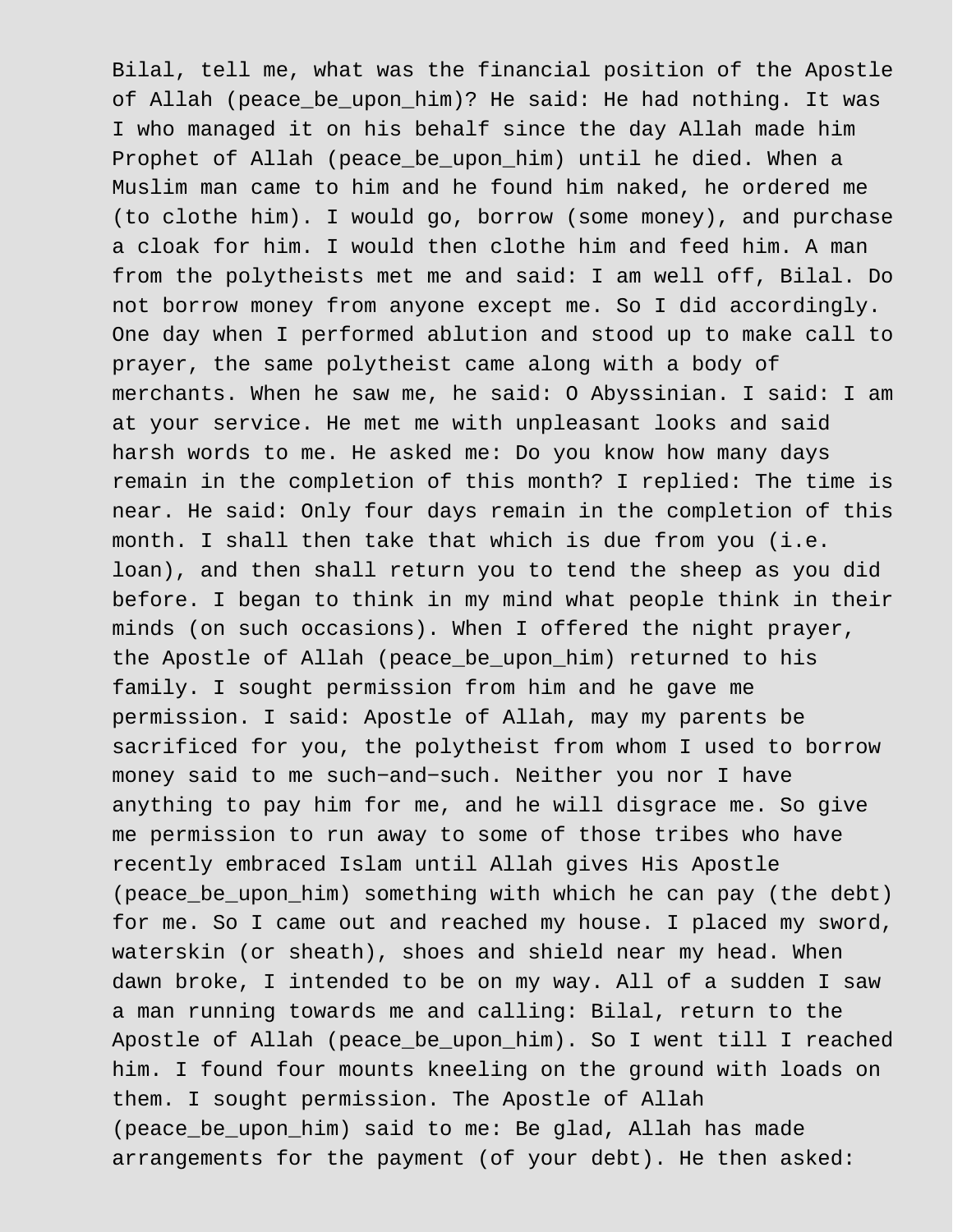Bilal, tell me, what was the financial position of the Apostle of Allah (peace_be_upon_him)? He said: He had nothing. It was I who managed it on his behalf since the day Allah made him Prophet of Allah (peace_be_upon_him) until he died. When a Muslim man came to him and he found him naked, he ordered me (to clothe him). I would go, borrow (some money), and purchase a cloak for him. I would then clothe him and feed him. A man from the polytheists met me and said: I am well off, Bilal. Do not borrow money from anyone except me. So I did accordingly. One day when I performed ablution and stood up to make call to prayer, the same polytheist came along with a body of merchants. When he saw me, he said: O Abyssinian. I said: I am at your service. He met me with unpleasant looks and said harsh words to me. He asked me: Do you know how many days remain in the completion of this month? I replied: The time is near. He said: Only four days remain in the completion of this month. I shall then take that which is due from you (i.e. loan), and then shall return you to tend the sheep as you did before. I began to think in my mind what people think in their minds (on such occasions). When I offered the night prayer, the Apostle of Allah (peace_be_upon_him) returned to his family. I sought permission from him and he gave me permission. I said: Apostle of Allah, may my parents be sacrificed for you, the polytheist from whom I used to borrow money said to me such-and-such. Neither you nor I have anything to pay him for me, and he will disgrace me. So give me permission to run away to some of those tribes who have recently embraced Islam until Allah gives His Apostle (peace_be_upon_him) something with which he can pay (the debt) for me. So I came out and reached my house. I placed my sword, waterskin (or sheath), shoes and shield near my head. When dawn broke, I intended to be on my way. All of a sudden I saw a man running towards me and calling: Bilal, return to the Apostle of Allah (peace_be_upon_him). So I went till I reached him. I found four mounts kneeling on the ground with loads on them. I sought permission. The Apostle of Allah (peace_be_upon_him) said to me: Be glad, Allah has made arrangements for the payment (of your debt). He then asked: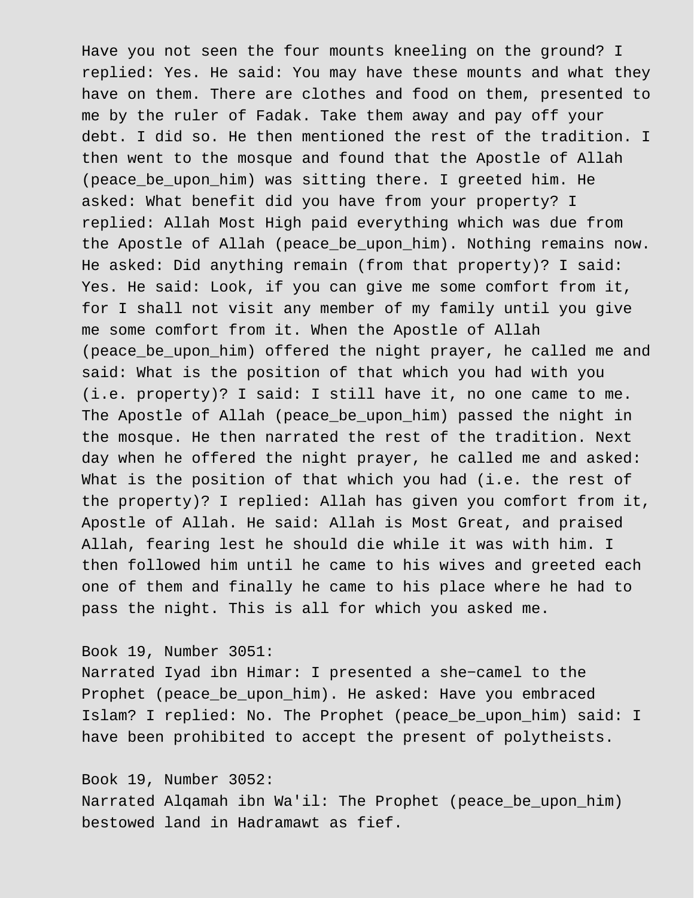Have you not seen the four mounts kneeling on the ground? I replied: Yes. He said: You may have these mounts and what they have on them. There are clothes and food on them, presented to me by the ruler of Fadak. Take them away and pay off your debt. I did so. He then mentioned the rest of the tradition. I then went to the mosque and found that the Apostle of Allah (peace_be_upon_him) was sitting there. I greeted him. He asked: What benefit did you have from your property? I replied: Allah Most High paid everything which was due from the Apostle of Allah (peace_be_upon_him). Nothing remains now. He asked: Did anything remain (from that property)? I said: Yes. He said: Look, if you can give me some comfort from it, for I shall not visit any member of my family until you give me some comfort from it. When the Apostle of Allah (peace_be_upon_him) offered the night prayer, he called me and said: What is the position of that which you had with you (i.e. property)? I said: I still have it, no one came to me. The Apostle of Allah (peace_be_upon_him) passed the night in the mosque. He then narrated the rest of the tradition. Next day when he offered the night prayer, he called me and asked: What is the position of that which you had (i.e. the rest of the property)? I replied: Allah has given you comfort from it, Apostle of Allah. He said: Allah is Most Great, and praised Allah, fearing lest he should die while it was with him. I then followed him until he came to his wives and greeted each one of them and finally he came to his place where he had to pass the night. This is all for which you asked me.

Book 19, Number 3051:
Narrated Iyad ibn Himar: I presented a she−camel to the Prophet (peace_be_upon_him). He asked: Have you embraced Islam? I replied: No. The Prophet (peace_be_upon_him) said: I have been prohibited to accept the present of polytheists.

Book 19, Number 3052:
Narrated Alqamah ibn Wa'il: The Prophet (peace_be_upon_him) bestowed land in Hadramawt as fief.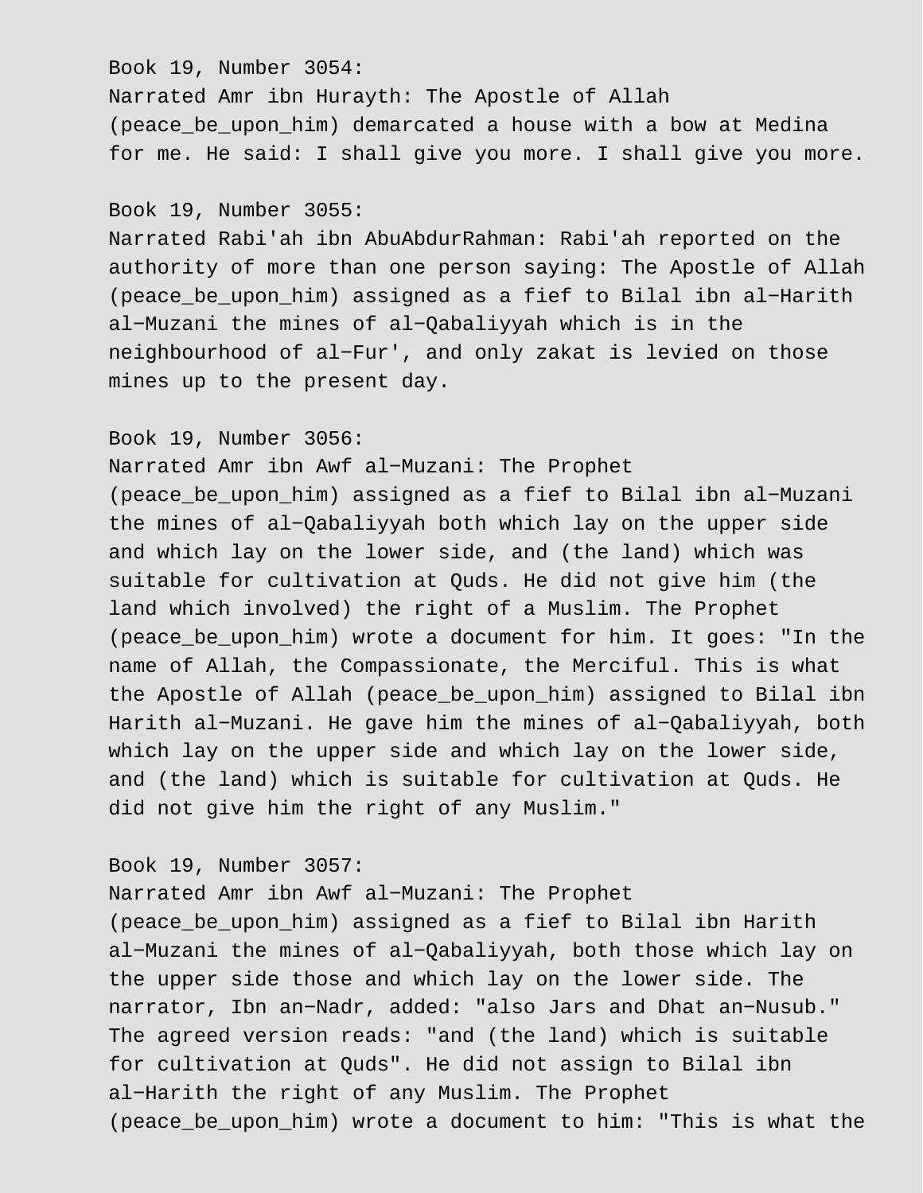Book 19, Number 3054:
Narrated Amr ibn Hurayth: The Apostle of Allah (peace_be_upon_him) demarcated a house with a bow at Medina for me. He said: I shall give you more. I shall give you more.

Book 19, Number 3055:
Narrated Rabi'ah ibn AbuAbdurRahman: Rabi'ah reported on the authority of more than one person saying: The Apostle of Allah (peace_be_upon_him) assigned as a fief to Bilal ibn al-Harith al-Muzani the mines of al-Qabaliyyah which is in the neighbourhood of al-Fur', and only zakat is levied on those mines up to the present day.

Book 19, Number 3056:
Narrated Amr ibn Awf al-Muzani: The Prophet (peace_be_upon_him) assigned as a fief to Bilal ibn al-Muzani the mines of al-Qabaliyyah both which lay on the upper side and which lay on the lower side, and (the land) which was suitable for cultivation at Quds. He did not give him (the land which involved) the right of a Muslim. The Prophet (peace_be_upon_him) wrote a document for him. It goes: "In the name of Allah, the Compassionate, the Merciful. This is what the Apostle of Allah (peace_be_upon_him) assigned to Bilal ibn Harith al-Muzani. He gave him the mines of al-Qabaliyyah, both which lay on the upper side and which lay on the lower side, and (the land) which is suitable for cultivation at Quds. He did not give him the right of any Muslim."

Book 19, Number 3057:
Narrated Amr ibn Awf al-Muzani: The Prophet (peace_be_upon_him) assigned as a fief to Bilal ibn Harith al-Muzani the mines of al-Qabaliyyah, both those which lay on the upper side those and which lay on the lower side. The narrator, Ibn an-Nadr, added: "also Jars and Dhat an-Nusub." The agreed version reads: "and (the land) which is suitable for cultivation at Quds". He did not assign to Bilal ibn al-Harith the right of any Muslim. The Prophet (peace_be_upon_him) wrote a document to him: "This is what the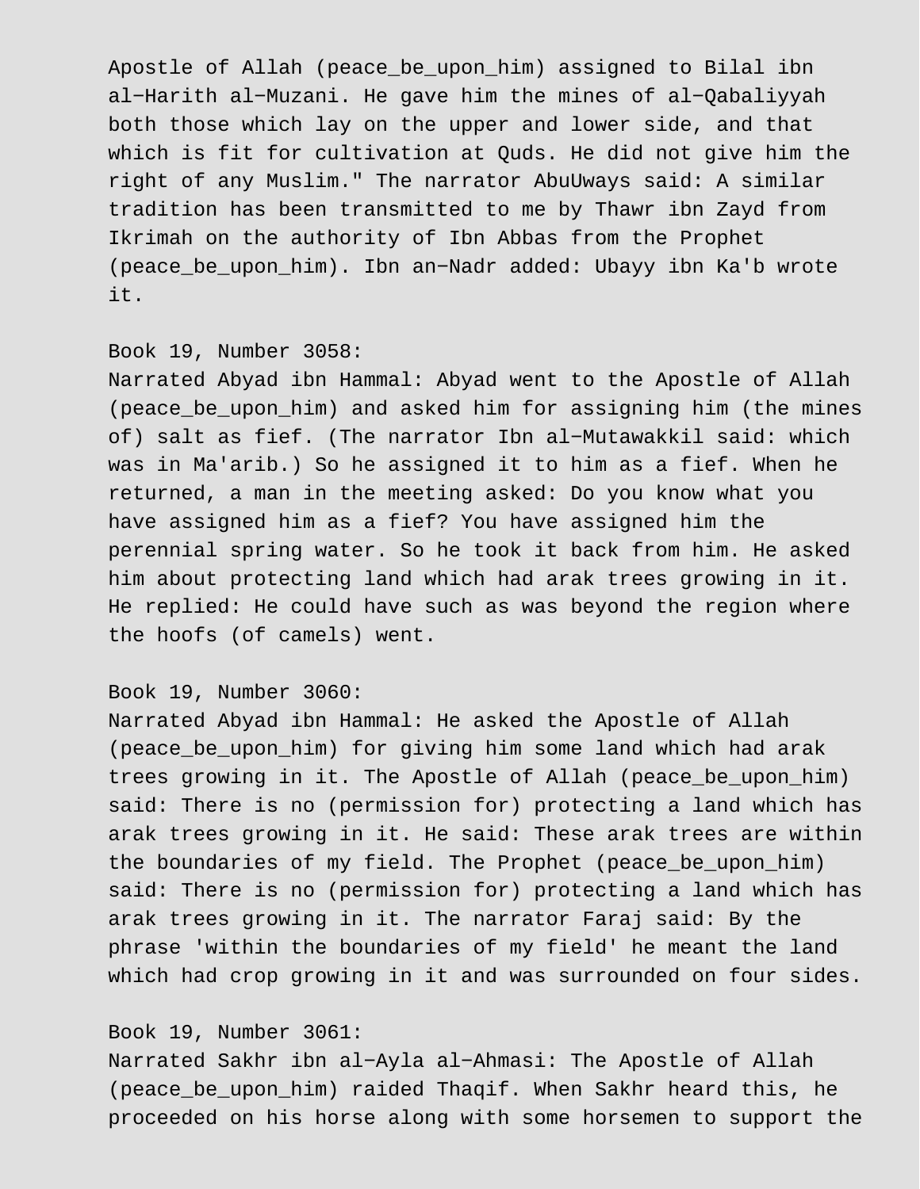Apostle of Allah (peace_be_upon_him) assigned to Bilal ibn al−Harith al−Muzani. He gave him the mines of al−Qabaliyyah both those which lay on the upper and lower side, and that which is fit for cultivation at Quds. He did not give him the right of any Muslim." The narrator AbuUways said: A similar tradition has been transmitted to me by Thawr ibn Zayd from Ikrimah on the authority of Ibn Abbas from the Prophet (peace_be_upon_him). Ibn an−Nadr added: Ubayy ibn Ka'b wrote it.

Book 19, Number 3058:
Narrated Abyad ibn Hammal: Abyad went to the Apostle of Allah (peace_be_upon_him) and asked him for assigning him (the mines of) salt as fief. (The narrator Ibn al−Mutawakkil said: which was in Ma'arib.) So he assigned it to him as a fief. When he returned, a man in the meeting asked: Do you know what you have assigned him as a fief? You have assigned him the perennial spring water. So he took it back from him. He asked him about protecting land which had arak trees growing in it. He replied: He could have such as was beyond the region where the hoofs (of camels) went.

Book 19, Number 3060:
Narrated Abyad ibn Hammal: He asked the Apostle of Allah (peace_be_upon_him) for giving him some land which had arak trees growing in it. The Apostle of Allah (peace_be_upon_him) said: There is no (permission for) protecting a land which has arak trees growing in it. He said: These arak trees are within the boundaries of my field. The Prophet (peace_be_upon_him) said: There is no (permission for) protecting a land which has arak trees growing in it. The narrator Faraj said: By the phrase 'within the boundaries of my field' he meant the land which had crop growing in it and was surrounded on four sides.

Book 19, Number 3061:
Narrated Sakhr ibn al−Ayla al−Ahmasi: The Apostle of Allah (peace_be_upon_him) raided Thaqif. When Sakhr heard this, he proceeded on his horse along with some horsemen to support the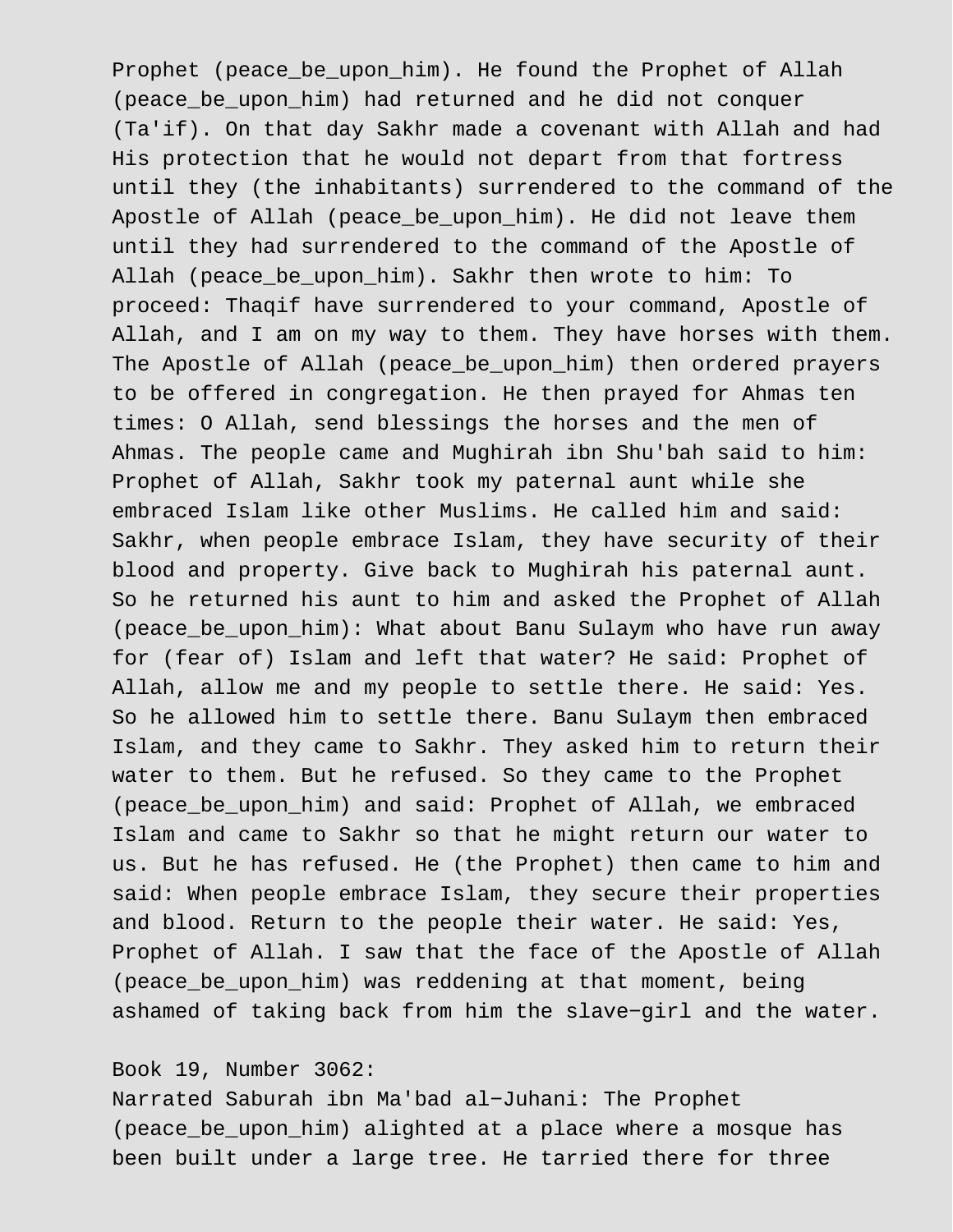Prophet (peace_be_upon_him). He found the Prophet of Allah (peace_be_upon_him) had returned and he did not conquer (Ta'if). On that day Sakhr made a covenant with Allah and had His protection that he would not depart from that fortress until they (the inhabitants) surrendered to the command of the Apostle of Allah (peace_be_upon_him). He did not leave them until they had surrendered to the command of the Apostle of Allah (peace_be_upon_him). Sakhr then wrote to him: To proceed: Thaqif have surrendered to your command, Apostle of Allah, and I am on my way to them. They have horses with them. The Apostle of Allah (peace_be_upon_him) then ordered prayers to be offered in congregation. He then prayed for Ahmas ten times: O Allah, send blessings the horses and the men of Ahmas. The people came and Mughirah ibn Shu'bah said to him: Prophet of Allah, Sakhr took my paternal aunt while she embraced Islam like other Muslims. He called him and said: Sakhr, when people embrace Islam, they have security of their blood and property. Give back to Mughirah his paternal aunt. So he returned his aunt to him and asked the Prophet of Allah (peace_be_upon_him): What about Banu Sulaym who have run away for (fear of) Islam and left that water? He said: Prophet of Allah, allow me and my people to settle there. He said: Yes. So he allowed him to settle there. Banu Sulaym then embraced Islam, and they came to Sakhr. They asked him to return their water to them. But he refused. So they came to the Prophet (peace_be_upon_him) and said: Prophet of Allah, we embraced Islam and came to Sakhr so that he might return our water to us. But he has refused. He (the Prophet) then came to him and said: When people embrace Islam, they secure their properties and blood. Return to the people their water. He said: Yes, Prophet of Allah. I saw that the face of the Apostle of Allah (peace_be_upon_him) was reddening at that moment, being ashamed of taking back from him the slave-girl and the water.

Book 19, Number 3062:
Narrated Saburah ibn Ma'bad al-Juhani: The Prophet (peace_be_upon_him) alighted at a place where a mosque has been built under a large tree. He tarried there for three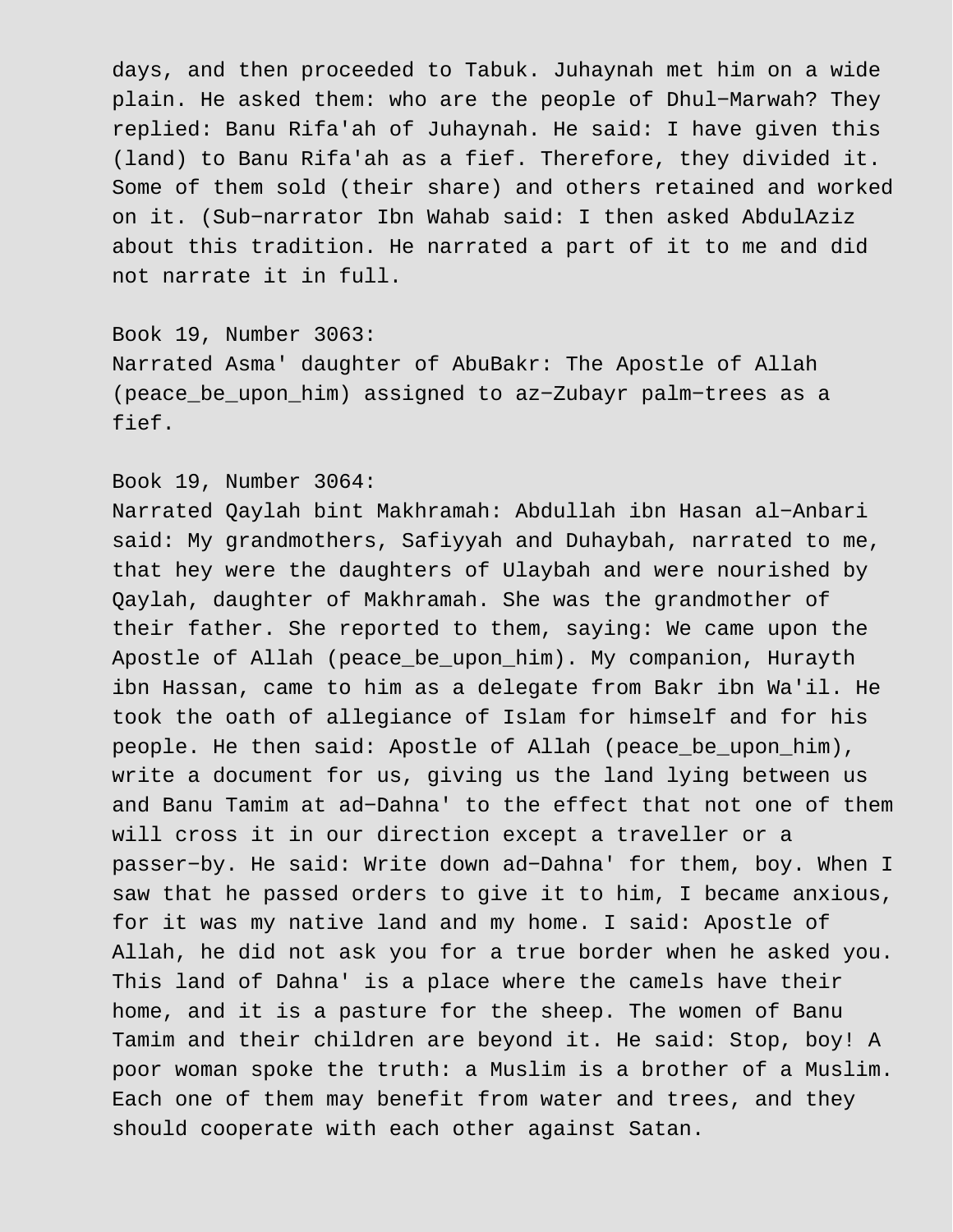days, and then proceeded to Tabuk. Juhaynah met him on a wide plain. He asked them: who are the people of Dhul−Marwah? They replied: Banu Rifa'ah of Juhaynah. He said: I have given this (land) to Banu Rifa'ah as a fief. Therefore, they divided it. Some of them sold (their share) and others retained and worked on it. (Sub−narrator Ibn Wahab said: I then asked AbdulAziz about this tradition. He narrated a part of it to me and did not narrate it in full.

Book 19, Number 3063:
Narrated Asma' daughter of AbuBakr: The Apostle of Allah (peace_be_upon_him) assigned to az−Zubayr palm−trees as a fief.

Book 19, Number 3064:
Narrated Qaylah bint Makhramah: Abdullah ibn Hasan al−Anbari said: My grandmothers, Safiyyah and Duhaybah, narrated to me, that hey were the daughters of Ulaybah and were nourished by Qaylah, daughter of Makhramah. She was the grandmother of their father. She reported to them, saying: We came upon the Apostle of Allah (peace_be_upon_him). My companion, Hurayth ibn Hassan, came to him as a delegate from Bakr ibn Wa'il. He took the oath of allegiance of Islam for himself and for his people. He then said: Apostle of Allah (peace_be_upon_him), write a document for us, giving us the land lying between us and Banu Tamim at ad−Dahna' to the effect that not one of them will cross it in our direction except a traveller or a passer−by. He said: Write down ad−Dahna' for them, boy. When I saw that he passed orders to give it to him, I became anxious, for it was my native land and my home. I said: Apostle of Allah, he did not ask you for a true border when he asked you. This land of Dahna' is a place where the camels have their home, and it is a pasture for the sheep. The women of Banu Tamim and their children are beyond it. He said: Stop, boy! A poor woman spoke the truth: a Muslim is a brother of a Muslim. Each one of them may benefit from water and trees, and they should cooperate with each other against Satan.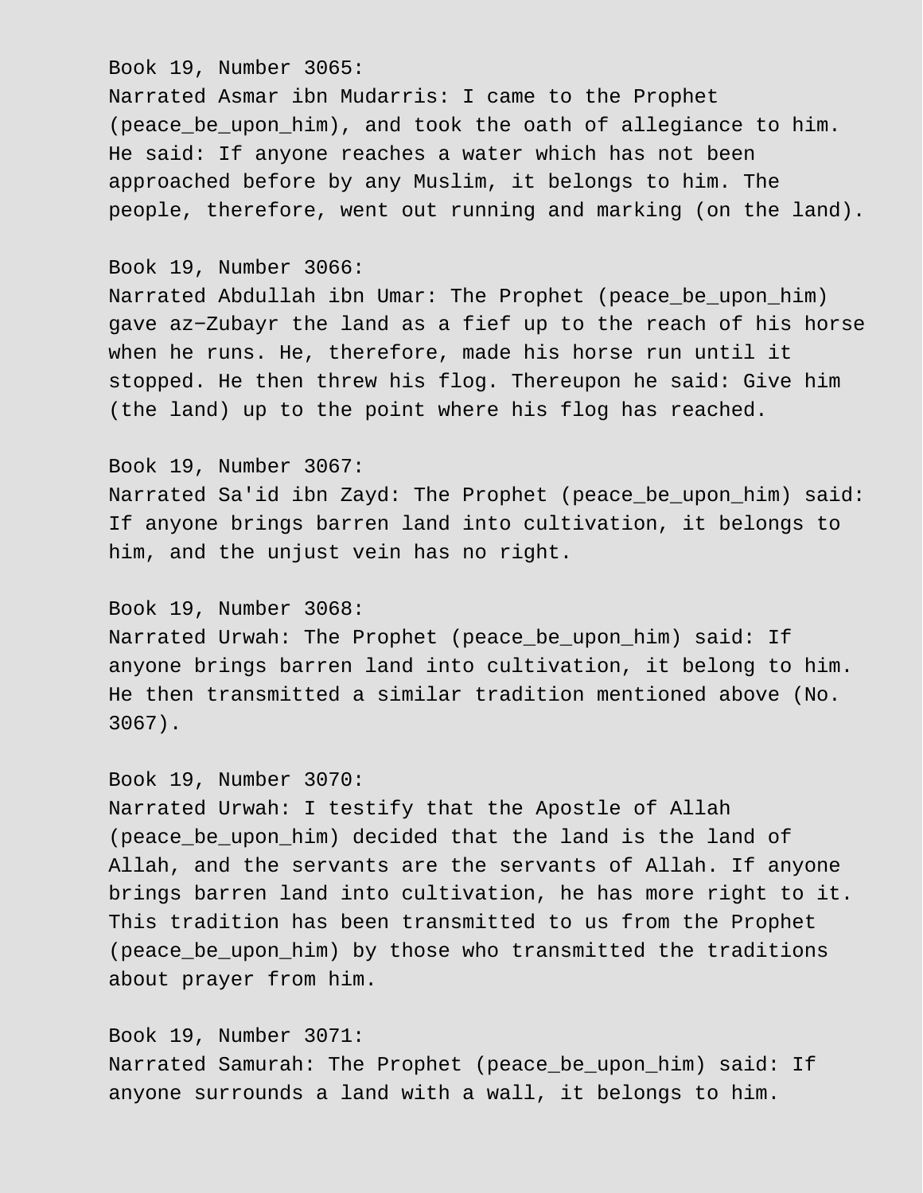Book 19, Number 3065:
Narrated Asmar ibn Mudarris: I came to the Prophet (peace_be_upon_him), and took the oath of allegiance to him. He said: If anyone reaches a water which has not been approached before by any Muslim, it belongs to him. The people, therefore, went out running and marking (on the land).

Book 19, Number 3066:
Narrated Abdullah ibn Umar: The Prophet (peace_be_upon_him) gave az−Zubayr the land as a fief up to the reach of his horse when he runs. He, therefore, made his horse run until it stopped. He then threw his flog. Thereupon he said: Give him (the land) up to the point where his flog has reached.

Book 19, Number 3067:
Narrated Sa'id ibn Zayd: The Prophet (peace_be_upon_him) said: If anyone brings barren land into cultivation, it belongs to him, and the unjust vein has no right.

Book 19, Number 3068:
Narrated Urwah: The Prophet (peace_be_upon_him) said: If anyone brings barren land into cultivation, it belong to him. He then transmitted a similar tradition mentioned above (No. 3067).

Book 19, Number 3070:
Narrated Urwah: I testify that the Apostle of Allah (peace_be_upon_him) decided that the land is the land of Allah, and the servants are the servants of Allah. If anyone brings barren land into cultivation, he has more right to it. This tradition has been transmitted to us from the Prophet (peace_be_upon_him) by those who transmitted the traditions about prayer from him.

Book 19, Number 3071:
Narrated Samurah: The Prophet (peace_be_upon_him) said: If anyone surrounds a land with a wall, it belongs to him.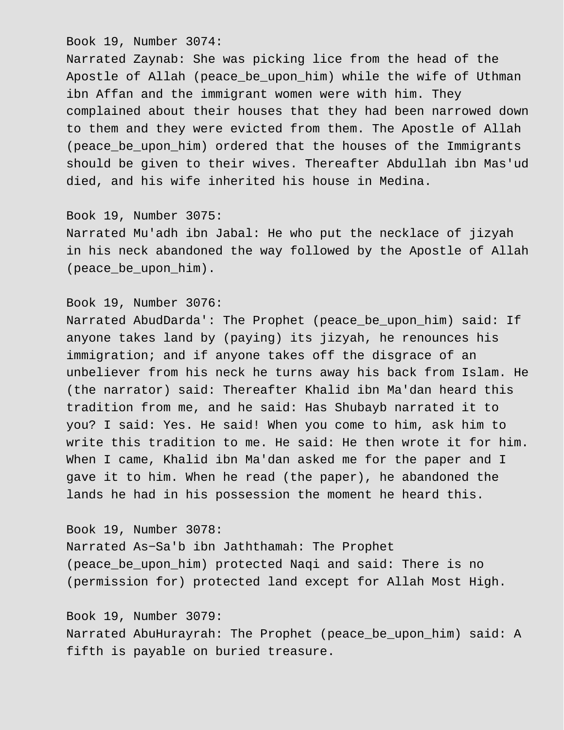Book 19, Number 3074:
Narrated Zaynab: She was picking lice from the head of the Apostle of Allah (peace_be_upon_him) while the wife of Uthman ibn Affan and the immigrant women were with him. They complained about their houses that they had been narrowed down to them and they were evicted from them. The Apostle of Allah (peace_be_upon_him) ordered that the houses of the Immigrants should be given to their wives. Thereafter Abdullah ibn Mas'ud died, and his wife inherited his house in Medina.

Book 19, Number 3075:
Narrated Mu'adh ibn Jabal: He who put the necklace of jizyah in his neck abandoned the way followed by the Apostle of Allah (peace_be_upon_him).

Book 19, Number 3076:
Narrated AbudDarda': The Prophet (peace_be_upon_him) said: If anyone takes land by (paying) its jizyah, he renounces his immigration; and if anyone takes off the disgrace of an unbeliever from his neck he turns away his back from Islam. He (the narrator) said: Thereafter Khalid ibn Ma'dan heard this tradition from me, and he said: Has Shubayb narrated it to you? I said: Yes. He said! When you come to him, ask him to write this tradition to me. He said: He then wrote it for him. When I came, Khalid ibn Ma'dan asked me for the paper and I gave it to him. When he read (the paper), he abandoned the lands he had in his possession the moment he heard this.

Book 19, Number 3078:
Narrated As−Sa'b ibn Jaththamah: The Prophet (peace_be_upon_him) protected Naqi and said: There is no (permission for) protected land except for Allah Most High.

Book 19, Number 3079:
Narrated AbuHurayrah: The Prophet (peace_be_upon_him) said: A fifth is payable on buried treasure.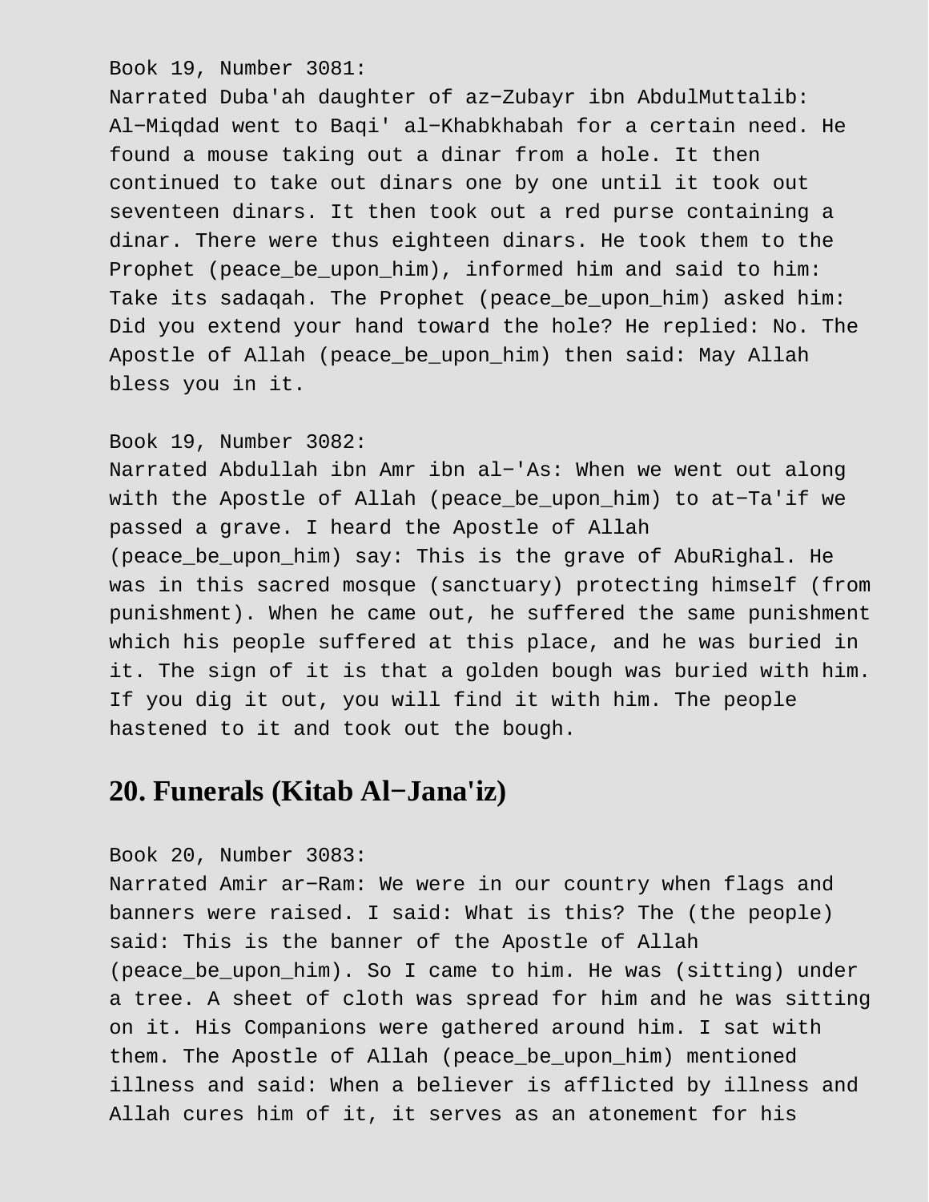Book 19, Number 3081:
Narrated Duba'ah daughter of az−Zubayr ibn AbdulMuttalib: Al−Miqdad went to Baqi' al−Khabkhabah for a certain need. He found a mouse taking out a dinar from a hole. It then continued to take out dinars one by one until it took out seventeen dinars. It then took out a red purse containing a dinar. There were thus eighteen dinars. He took them to the Prophet (peace_be_upon_him), informed him and said to him: Take its sadaqah. The Prophet (peace_be_upon_him) asked him: Did you extend your hand toward the hole? He replied: No. The Apostle of Allah (peace_be_upon_him) then said: May Allah bless you in it.

Book 19, Number 3082:
Narrated Abdullah ibn Amr ibn al−'As: When we went out along with the Apostle of Allah (peace_be_upon_him) to at−Ta'if we passed a grave. I heard the Apostle of Allah (peace_be_upon_him) say: This is the grave of AbuRighal. He was in this sacred mosque (sanctuary) protecting himself (from punishment). When he came out, he suffered the same punishment which his people suffered at this place, and he was buried in it. The sign of it is that a golden bough was buried with him. If you dig it out, you will find it with him. The people hastened to it and took out the bough.

## 20. Funerals (Kitab Al−Jana'iz)

Book 20, Number 3083:
Narrated Amir ar−Ram: We were in our country when flags and banners were raised. I said: What is this? The (the people) said: This is the banner of the Apostle of Allah (peace_be_upon_him). So I came to him. He was (sitting) under a tree. A sheet of cloth was spread for him and he was sitting on it. His Companions were gathered around him. I sat with them. The Apostle of Allah (peace_be_upon_him) mentioned illness and said: When a believer is afflicted by illness and Allah cures him of it, it serves as an atonement for his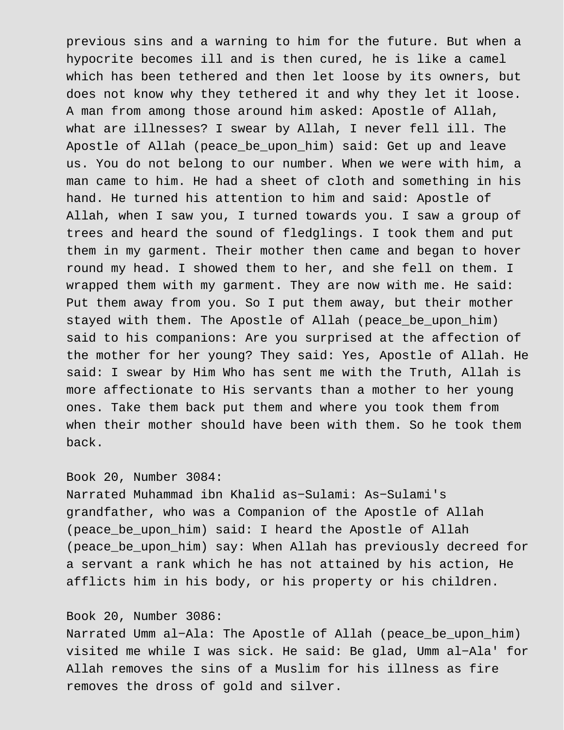previous sins and a warning to him for the future. But when a hypocrite becomes ill and is then cured, he is like a camel which has been tethered and then let loose by its owners, but does not know why they tethered it and why they let it loose. A man from among those around him asked: Apostle of Allah, what are illnesses? I swear by Allah, I never fell ill. The Apostle of Allah (peace_be_upon_him) said: Get up and leave us. You do not belong to our number. When we were with him, a man came to him. He had a sheet of cloth and something in his hand. He turned his attention to him and said: Apostle of Allah, when I saw you, I turned towards you. I saw a group of trees and heard the sound of fledglings. I took them and put them in my garment. Their mother then came and began to hover round my head. I showed them to her, and she fell on them. I wrapped them with my garment. They are now with me. He said: Put them away from you. So I put them away, but their mother stayed with them. The Apostle of Allah (peace_be_upon_him) said to his companions: Are you surprised at the affection of the mother for her young? They said: Yes, Apostle of Allah. He said: I swear by Him Who has sent me with the Truth, Allah is more affectionate to His servants than a mother to her young ones. Take them back put them and where you took them from when their mother should have been with them. So he took them back.

Book 20, Number 3084:
Narrated Muhammad ibn Khalid as−Sulami: As−Sulami's grandfather, who was a Companion of the Apostle of Allah (peace_be_upon_him) said: I heard the Apostle of Allah (peace_be_upon_him) say: When Allah has previously decreed for a servant a rank which he has not attained by his action, He afflicts him in his body, or his property or his children.

Book 20, Number 3086:
Narrated Umm al−Ala: The Apostle of Allah (peace_be_upon_him) visited me while I was sick. He said: Be glad, Umm al−Ala' for Allah removes the sins of a Muslim for his illness as fire removes the dross of gold and silver.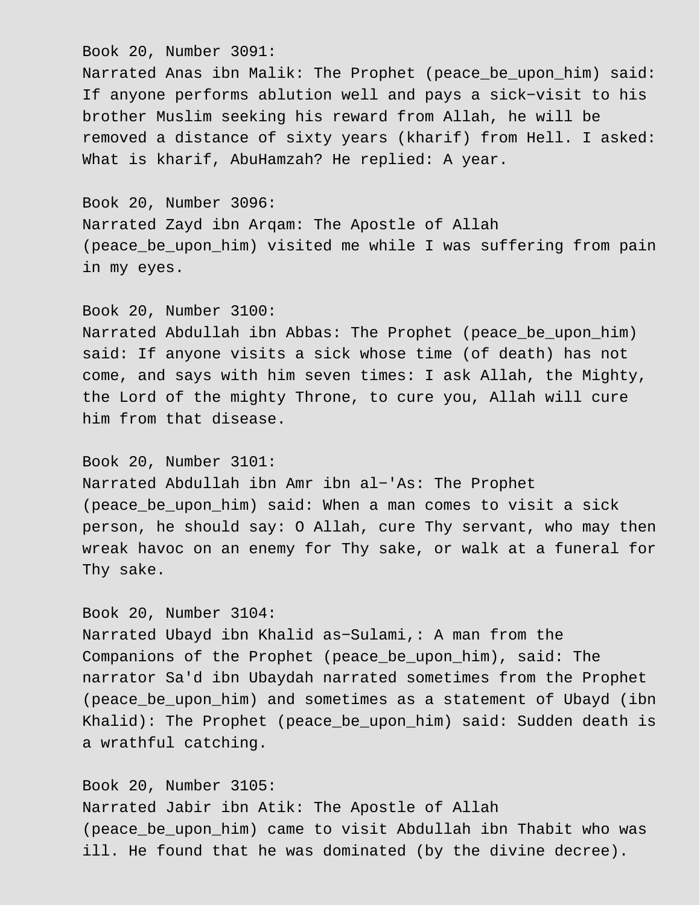Book 20, Number 3091:
Narrated Anas ibn Malik: The Prophet (peace_be_upon_him) said: If anyone performs ablution well and pays a sick−visit to his brother Muslim seeking his reward from Allah, he will be removed a distance of sixty years (kharif) from Hell. I asked: What is kharif, AbuHamzah? He replied: A year.

Book 20, Number 3096:
Narrated Zayd ibn Arqam: The Apostle of Allah (peace_be_upon_him) visited me while I was suffering from pain in my eyes.

Book 20, Number 3100:
Narrated Abdullah ibn Abbas: The Prophet (peace_be_upon_him) said: If anyone visits a sick whose time (of death) has not come, and says with him seven times: I ask Allah, the Mighty, the Lord of the mighty Throne, to cure you, Allah will cure him from that disease.

Book 20, Number 3101:
Narrated Abdullah ibn Amr ibn al−'As: The Prophet (peace_be_upon_him) said: When a man comes to visit a sick person, he should say: O Allah, cure Thy servant, who may then wreak havoc on an enemy for Thy sake, or walk at a funeral for Thy sake.

Book 20, Number 3104:
Narrated Ubayd ibn Khalid as−Sulami,: A man from the Companions of the Prophet (peace_be_upon_him), said: The narrator Sa'd ibn Ubaydah narrated sometimes from the Prophet (peace_be_upon_him) and sometimes as a statement of Ubayd (ibn Khalid): The Prophet (peace_be_upon_him) said: Sudden death is a wrathful catching.

Book 20, Number 3105:
Narrated Jabir ibn Atik: The Apostle of Allah (peace_be_upon_him) came to visit Abdullah ibn Thabit who was ill. He found that he was dominated (by the divine decree).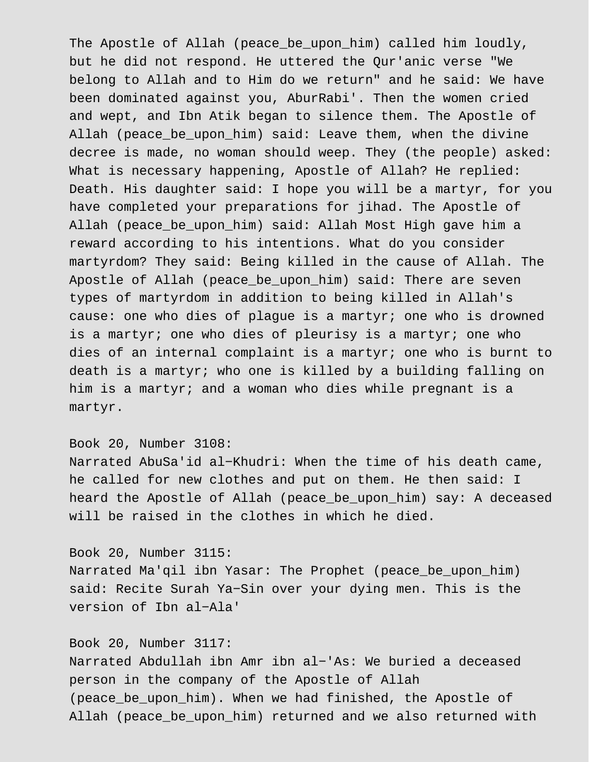The Apostle of Allah (peace_be_upon_him) called him loudly, but he did not respond. He uttered the Qur'anic verse "We belong to Allah and to Him do we return" and he said: We have been dominated against you, AburRabi'. Then the women cried and wept, and Ibn Atik began to silence them. The Apostle of Allah (peace_be_upon_him) said: Leave them, when the divine decree is made, no woman should weep. They (the people) asked: What is necessary happening, Apostle of Allah? He replied: Death. His daughter said: I hope you will be a martyr, for you have completed your preparations for jihad. The Apostle of Allah (peace_be_upon_him) said: Allah Most High gave him a reward according to his intentions. What do you consider martyrdom? They said: Being killed in the cause of Allah. The Apostle of Allah (peace_be_upon_him) said: There are seven types of martyrdom in addition to being killed in Allah's cause: one who dies of plague is a martyr; one who is drowned is a martyr; one who dies of pleurisy is a martyr; one who dies of an internal complaint is a martyr; one who is burnt to death is a martyr; who one is killed by a building falling on him is a martyr; and a woman who dies while pregnant is a martyr.

Book 20, Number 3108:
Narrated AbuSa'id al-Khudri: When the time of his death came, he called for new clothes and put on them. He then said: I heard the Apostle of Allah (peace_be_upon_him) say: A deceased will be raised in the clothes in which he died.

Book 20, Number 3115:
Narrated Ma'qil ibn Yasar: The Prophet (peace_be_upon_him) said: Recite Surah Ya-Sin over your dying men. This is the version of Ibn al-Ala'

Book 20, Number 3117:
Narrated Abdullah ibn Amr ibn al-'As: We buried a deceased person in the company of the Apostle of Allah (peace_be_upon_him). When we had finished, the Apostle of Allah (peace_be_upon_him) returned and we also returned with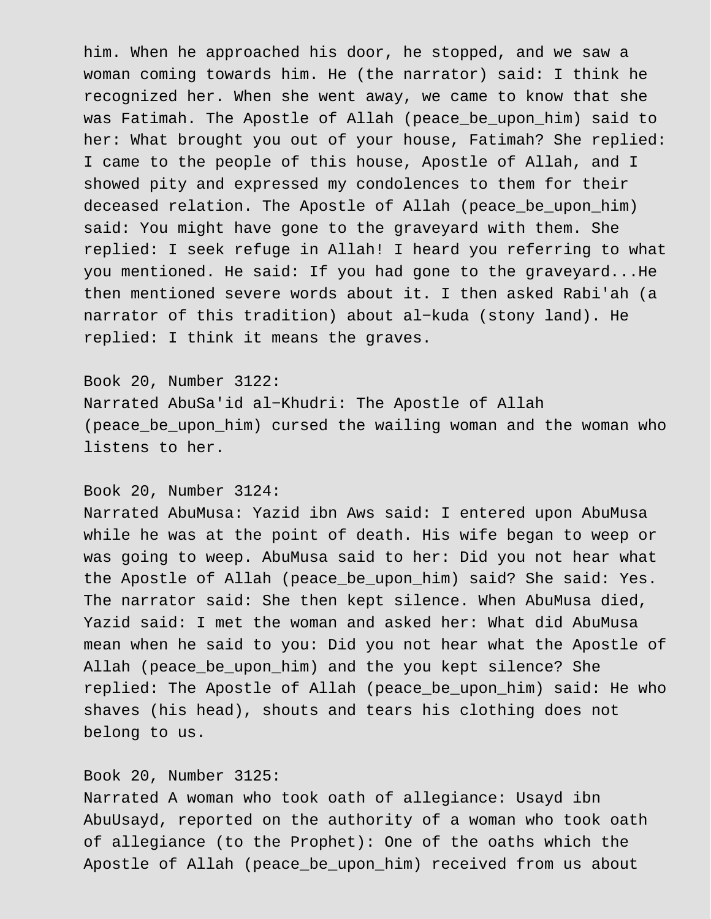him. When he approached his door, he stopped, and we saw a woman coming towards him. He (the narrator) said: I think he recognized her. When she went away, we came to know that she was Fatimah. The Apostle of Allah (peace_be_upon_him) said to her: What brought you out of your house, Fatimah? She replied: I came to the people of this house, Apostle of Allah, and I showed pity and expressed my condolences to them for their deceased relation. The Apostle of Allah (peace_be_upon_him) said: You might have gone to the graveyard with them. She replied: I seek refuge in Allah! I heard you referring to what you mentioned. He said: If you had gone to the graveyard...He then mentioned severe words about it. I then asked Rabi'ah (a narrator of this tradition) about al−kuda (stony land). He replied: I think it means the graves.

Book 20, Number 3122:
Narrated AbuSa'id al−Khudri: The Apostle of Allah (peace_be_upon_him) cursed the wailing woman and the woman who listens to her.

Book 20, Number 3124:
Narrated AbuMusa: Yazid ibn Aws said: I entered upon AbuMusa while he was at the point of death. His wife began to weep or was going to weep. AbuMusa said to her: Did you not hear what the Apostle of Allah (peace_be_upon_him) said? She said: Yes. The narrator said: She then kept silence. When AbuMusa died, Yazid said: I met the woman and asked her: What did AbuMusa mean when he said to you: Did you not hear what the Apostle of Allah (peace_be_upon_him) and the you kept silence? She replied: The Apostle of Allah (peace_be_upon_him) said: He who shaves (his head), shouts and tears his clothing does not belong to us.

Book 20, Number 3125:
Narrated A woman who took oath of allegiance: Usayd ibn AbuUsayd, reported on the authority of a woman who took oath of allegiance (to the Prophet): One of the oaths which the Apostle of Allah (peace_be_upon_him) received from us about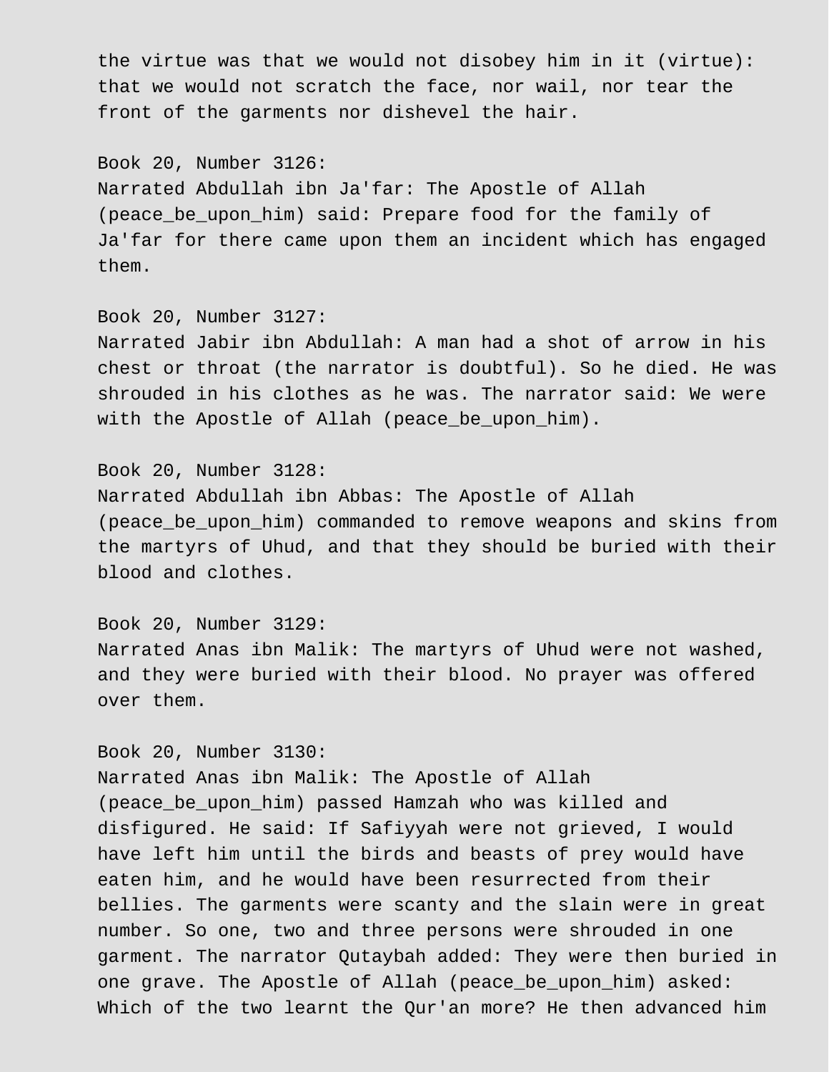the virtue was that we would not disobey him in it (virtue): that we would not scratch the face, nor wail, nor tear the front of the garments nor dishevel the hair.

Book 20, Number 3126:
Narrated Abdullah ibn Ja'far: The Apostle of Allah (peace_be_upon_him) said: Prepare food for the family of Ja'far for there came upon them an incident which has engaged them.

Book 20, Number 3127:
Narrated Jabir ibn Abdullah: A man had a shot of arrow in his chest or throat (the narrator is doubtful). So he died. He was shrouded in his clothes as he was. The narrator said: We were with the Apostle of Allah (peace_be_upon_him).

Book 20, Number 3128:
Narrated Abdullah ibn Abbas: The Apostle of Allah (peace_be_upon_him) commanded to remove weapons and skins from the martyrs of Uhud, and that they should be buried with their blood and clothes.

Book 20, Number 3129:
Narrated Anas ibn Malik: The martyrs of Uhud were not washed, and they were buried with their blood. No prayer was offered over them.

Book 20, Number 3130:
Narrated Anas ibn Malik: The Apostle of Allah (peace_be_upon_him) passed Hamzah who was killed and disfigured. He said: If Safiyyah were not grieved, I would have left him until the birds and beasts of prey would have eaten him, and he would have been resurrected from their bellies. The garments were scanty and the slain were in great number. So one, two and three persons were shrouded in one garment. The narrator Qutaybah added: They were then buried in one grave. The Apostle of Allah (peace_be_upon_him) asked: Which of the two learnt the Qur'an more? He then advanced him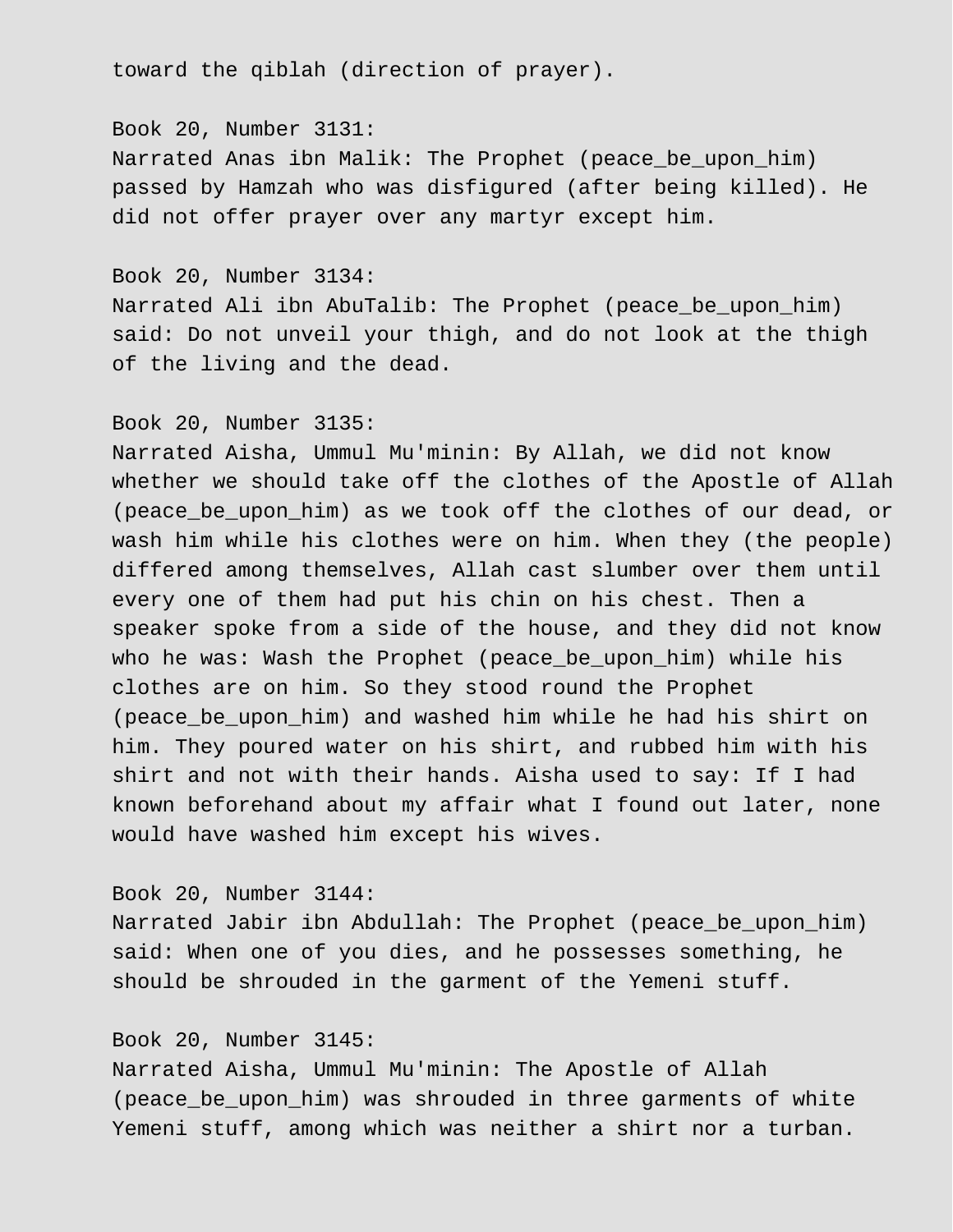toward the qiblah (direction of prayer).

Book 20, Number 3131:
Narrated Anas ibn Malik: The Prophet (peace_be_upon_him) passed by Hamzah who was disfigured (after being killed). He did not offer prayer over any martyr except him.

Book 20, Number 3134:
Narrated Ali ibn AbuTalib: The Prophet (peace_be_upon_him) said: Do not unveil your thigh, and do not look at the thigh of the living and the dead.

Book 20, Number 3135:
Narrated Aisha, Ummul Mu'minin: By Allah, we did not know whether we should take off the clothes of the Apostle of Allah (peace_be_upon_him) as we took off the clothes of our dead, or wash him while his clothes were on him. When they (the people) differed among themselves, Allah cast slumber over them until every one of them had put his chin on his chest. Then a speaker spoke from a side of the house, and they did not know who he was: Wash the Prophet (peace_be_upon_him) while his clothes are on him. So they stood round the Prophet (peace_be_upon_him) and washed him while he had his shirt on him. They poured water on his shirt, and rubbed him with his shirt and not with their hands. Aisha used to say: If I had known beforehand about my affair what I found out later, none would have washed him except his wives.

Book 20, Number 3144:
Narrated Jabir ibn Abdullah: The Prophet (peace_be_upon_him) said: When one of you dies, and he possesses something, he should be shrouded in the garment of the Yemeni stuff.

Book 20, Number 3145:
Narrated Aisha, Ummul Mu'minin: The Apostle of Allah (peace_be_upon_him) was shrouded in three garments of white Yemeni stuff, among which was neither a shirt nor a turban.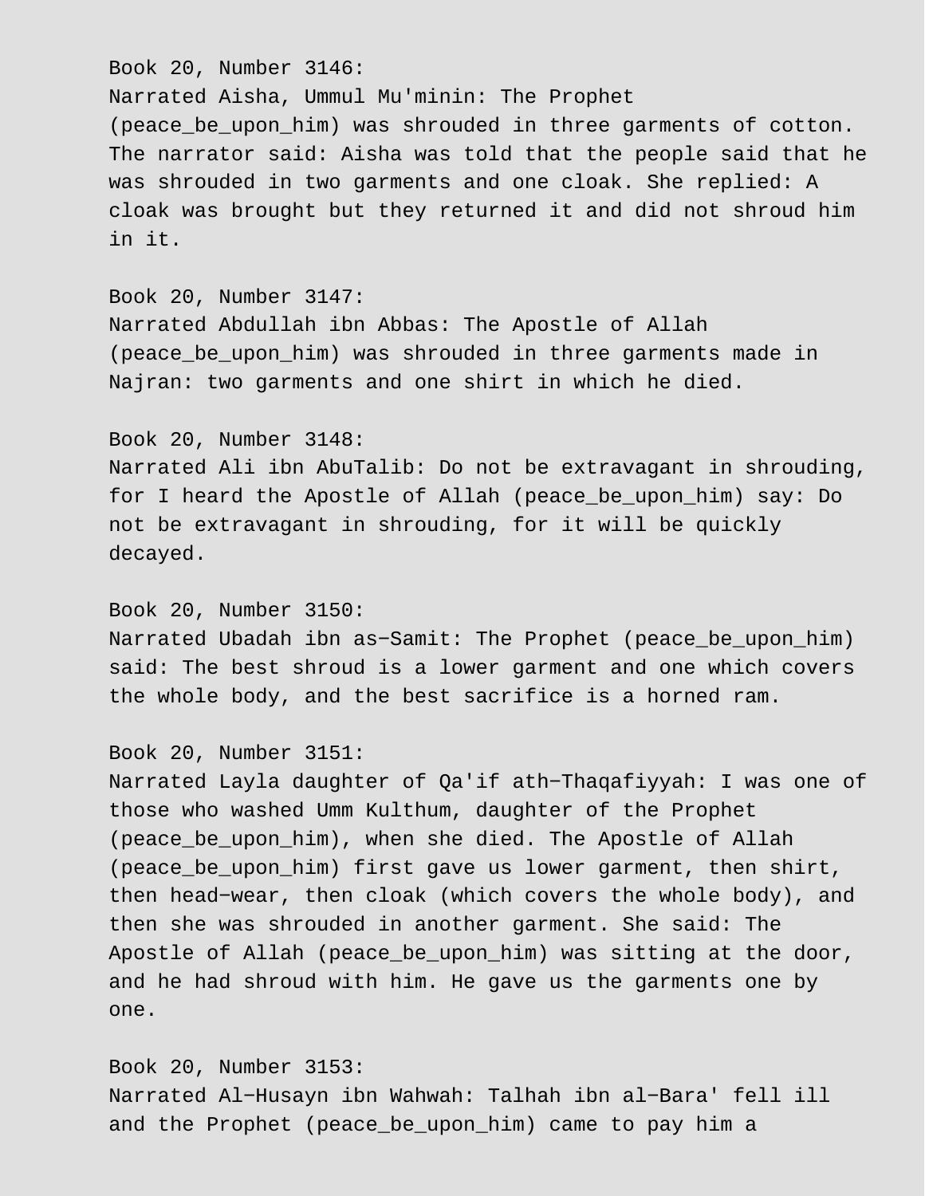Book 20, Number 3146:
Narrated Aisha, Ummul Mu'minin: The Prophet (peace_be_upon_him) was shrouded in three garments of cotton. The narrator said: Aisha was told that the people said that he was shrouded in two garments and one cloak. She replied: A cloak was brought but they returned it and did not shroud him in it.

Book 20, Number 3147:
Narrated Abdullah ibn Abbas: The Apostle of Allah (peace_be_upon_him) was shrouded in three garments made in Najran: two garments and one shirt in which he died.

Book 20, Number 3148:
Narrated Ali ibn AbuTalib: Do not be extravagant in shrouding, for I heard the Apostle of Allah (peace_be_upon_him) say: Do not be extravagant in shrouding, for it will be quickly decayed.

Book 20, Number 3150:
Narrated Ubadah ibn as−Samit: The Prophet (peace_be_upon_him) said: The best shroud is a lower garment and one which covers the whole body, and the best sacrifice is a horned ram.

Book 20, Number 3151:
Narrated Layla daughter of Qa'if ath−Thaqafiyyah: I was one of those who washed Umm Kulthum, daughter of the Prophet (peace_be_upon_him), when she died. The Apostle of Allah (peace_be_upon_him) first gave us lower garment, then shirt, then head−wear, then cloak (which covers the whole body), and then she was shrouded in another garment. She said: The Apostle of Allah (peace_be_upon_him) was sitting at the door, and he had shroud with him. He gave us the garments one by one.

Book 20, Number 3153:
Narrated Al−Husayn ibn Wahwah: Talhah ibn al−Bara' fell ill and the Prophet (peace_be_upon_him) came to pay him a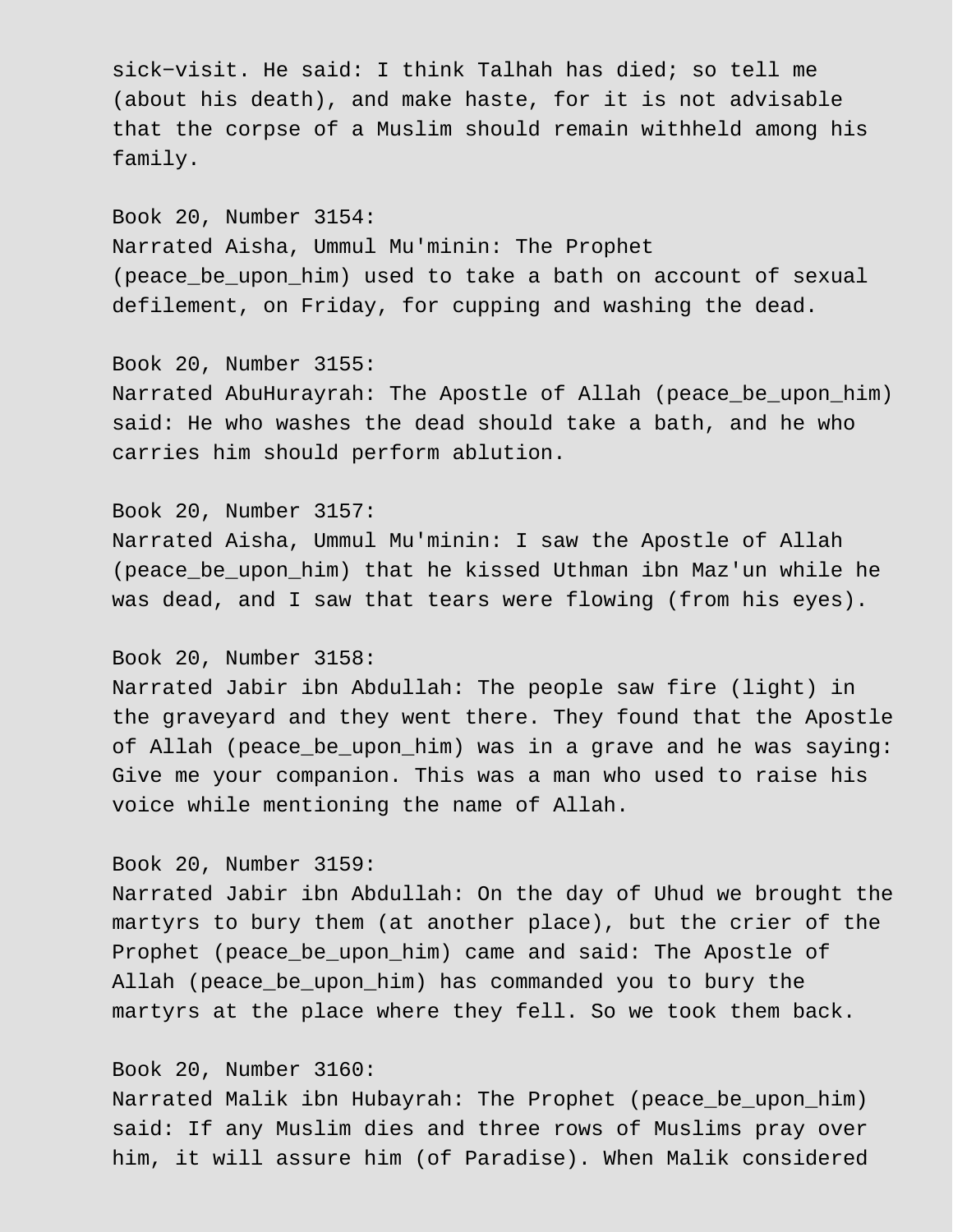sick-visit. He said: I think Talhah has died; so tell me (about his death), and make haste, for it is not advisable that the corpse of a Muslim should remain withheld among his family.

Book 20, Number 3154:
Narrated Aisha, Ummul Mu'minin: The Prophet (peace_be_upon_him) used to take a bath on account of sexual defilement, on Friday, for cupping and washing the dead.

Book 20, Number 3155:
Narrated AbuHurayrah: The Apostle of Allah (peace_be_upon_him) said: He who washes the dead should take a bath, and he who carries him should perform ablution.

Book 20, Number 3157:
Narrated Aisha, Ummul Mu'minin: I saw the Apostle of Allah (peace_be_upon_him) that he kissed Uthman ibn Maz'un while he was dead, and I saw that tears were flowing (from his eyes).

Book 20, Number 3158:
Narrated Jabir ibn Abdullah: The people saw fire (light) in the graveyard and they went there. They found that the Apostle of Allah (peace_be_upon_him) was in a grave and he was saying: Give me your companion. This was a man who used to raise his voice while mentioning the name of Allah.

Book 20, Number 3159:
Narrated Jabir ibn Abdullah: On the day of Uhud we brought the martyrs to bury them (at another place), but the crier of the Prophet (peace_be_upon_him) came and said: The Apostle of Allah (peace_be_upon_him) has commanded you to bury the martyrs at the place where they fell. So we took them back.

Book 20, Number 3160:
Narrated Malik ibn Hubayrah: The Prophet (peace_be_upon_him) said: If any Muslim dies and three rows of Muslims pray over him, it will assure him (of Paradise). When Malik considered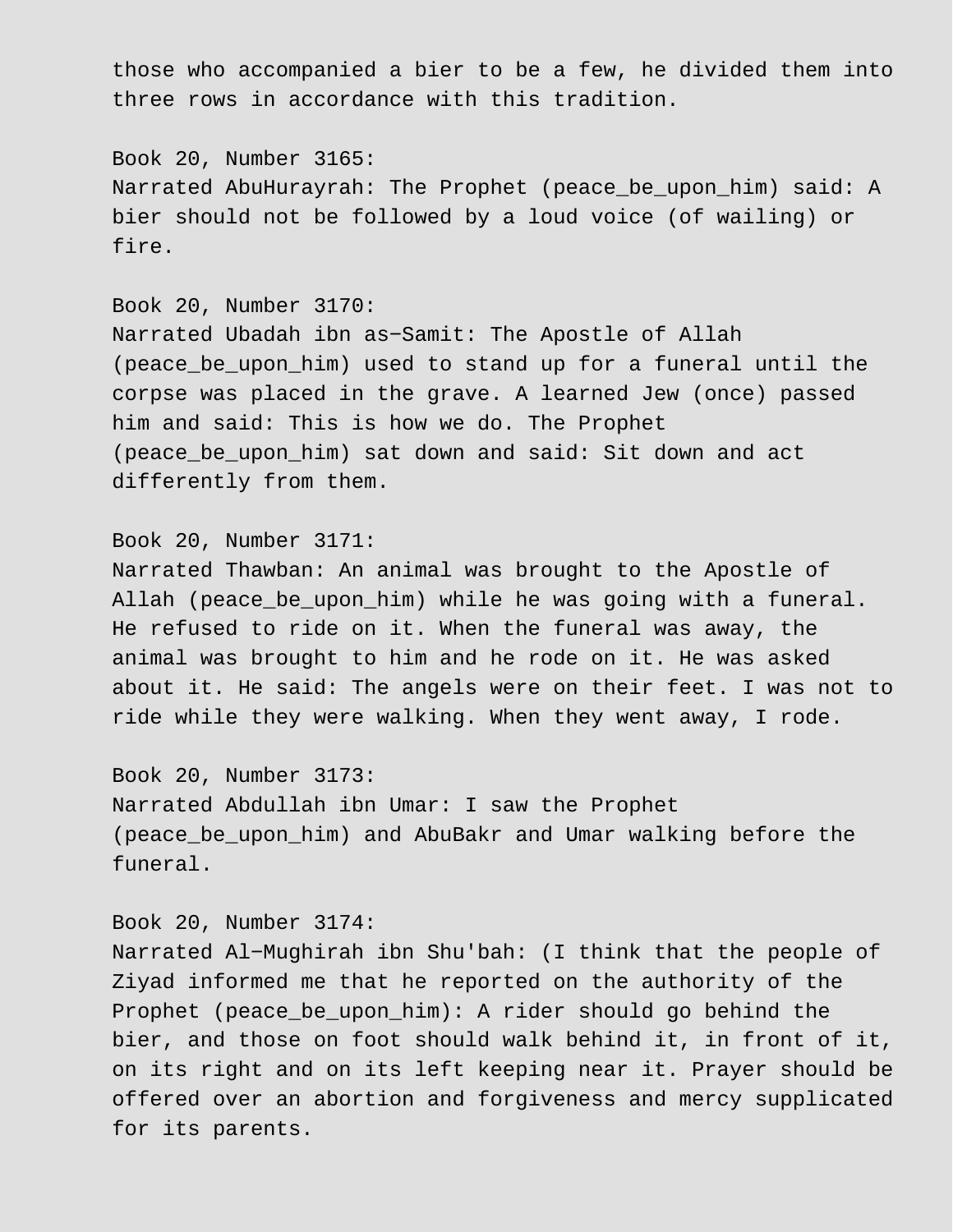those who accompanied a bier to be a few, he divided them into three rows in accordance with this tradition.

Book 20, Number 3165:
Narrated AbuHurayrah: The Prophet (peace_be_upon_him) said: A bier should not be followed by a loud voice (of wailing) or fire.

Book 20, Number 3170:
Narrated Ubadah ibn as-Samit: The Apostle of Allah (peace_be_upon_him) used to stand up for a funeral until the corpse was placed in the grave. A learned Jew (once) passed him and said: This is how we do. The Prophet (peace_be_upon_him) sat down and said: Sit down and act differently from them.

Book 20, Number 3171:
Narrated Thawban: An animal was brought to the Apostle of Allah (peace_be_upon_him) while he was going with a funeral. He refused to ride on it. When the funeral was away, the animal was brought to him and he rode on it. He was asked about it. He said: The angels were on their feet. I was not to ride while they were walking. When they went away, I rode.

Book 20, Number 3173:
Narrated Abdullah ibn Umar: I saw the Prophet (peace_be_upon_him) and AbuBakr and Umar walking before the funeral.

Book 20, Number 3174:
Narrated Al-Mughirah ibn Shu'bah: (I think that the people of Ziyad informed me that he reported on the authority of the Prophet (peace_be_upon_him): A rider should go behind the bier, and those on foot should walk behind it, in front of it, on its right and on its left keeping near it. Prayer should be offered over an abortion and forgiveness and mercy supplicated for its parents.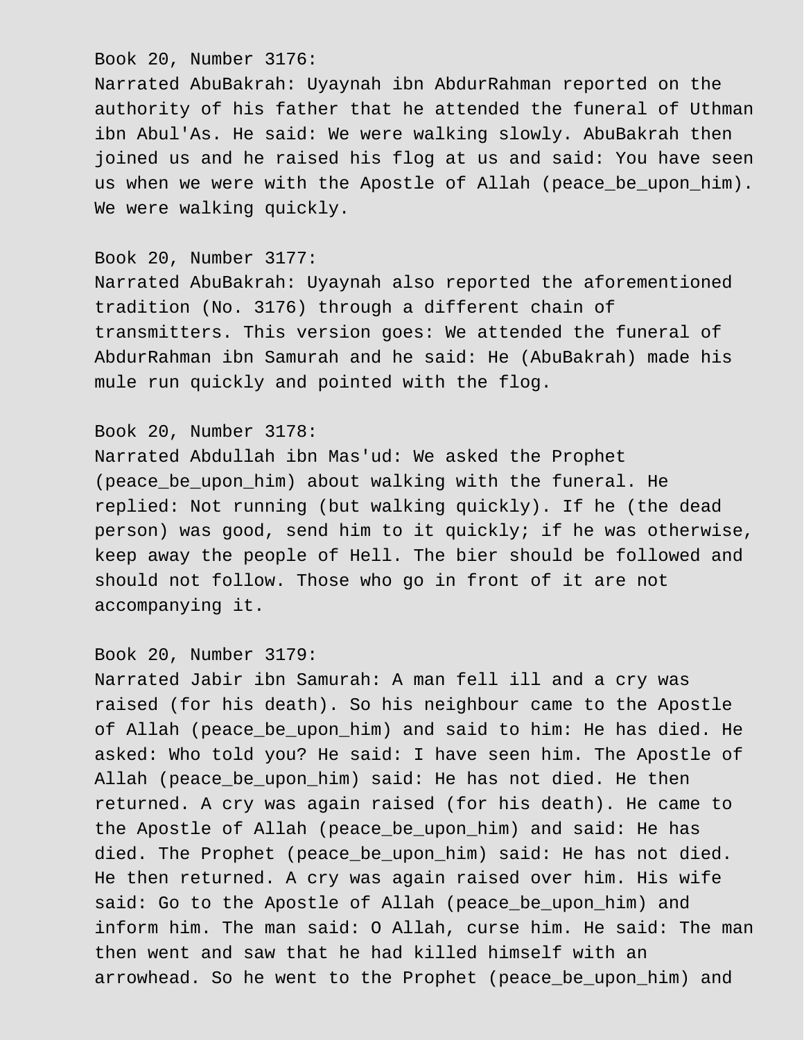Book 20, Number 3176:
Narrated AbuBakrah: Uyaynah ibn AbdurRahman reported on the authority of his father that he attended the funeral of Uthman ibn Abul'As. He said: We were walking slowly. AbuBakrah then joined us and he raised his flog at us and said: You have seen us when we were with the Apostle of Allah (peace_be_upon_him). We were walking quickly.

Book 20, Number 3177:
Narrated AbuBakrah: Uyaynah also reported the aforementioned tradition (No. 3176) through a different chain of transmitters. This version goes: We attended the funeral of AbdurRahman ibn Samurah and he said: He (AbuBakrah) made his mule run quickly and pointed with the flog.

Book 20, Number 3178:
Narrated Abdullah ibn Mas'ud: We asked the Prophet (peace_be_upon_him) about walking with the funeral. He replied: Not running (but walking quickly). If he (the dead person) was good, send him to it quickly; if he was otherwise, keep away the people of Hell. The bier should be followed and should not follow. Those who go in front of it are not accompanying it.

Book 20, Number 3179:
Narrated Jabir ibn Samurah: A man fell ill and a cry was raised (for his death). So his neighbour came to the Apostle of Allah (peace_be_upon_him) and said to him: He has died. He asked: Who told you? He said: I have seen him. The Apostle of Allah (peace_be_upon_him) said: He has not died. He then returned. A cry was again raised (for his death). He came to the Apostle of Allah (peace_be_upon_him) and said: He has died. The Prophet (peace_be_upon_him) said: He has not died. He then returned. A cry was again raised over him. His wife said: Go to the Apostle of Allah (peace_be_upon_him) and inform him. The man said: O Allah, curse him. He said: The man then went and saw that he had killed himself with an arrowhead. So he went to the Prophet (peace_be_upon_him) and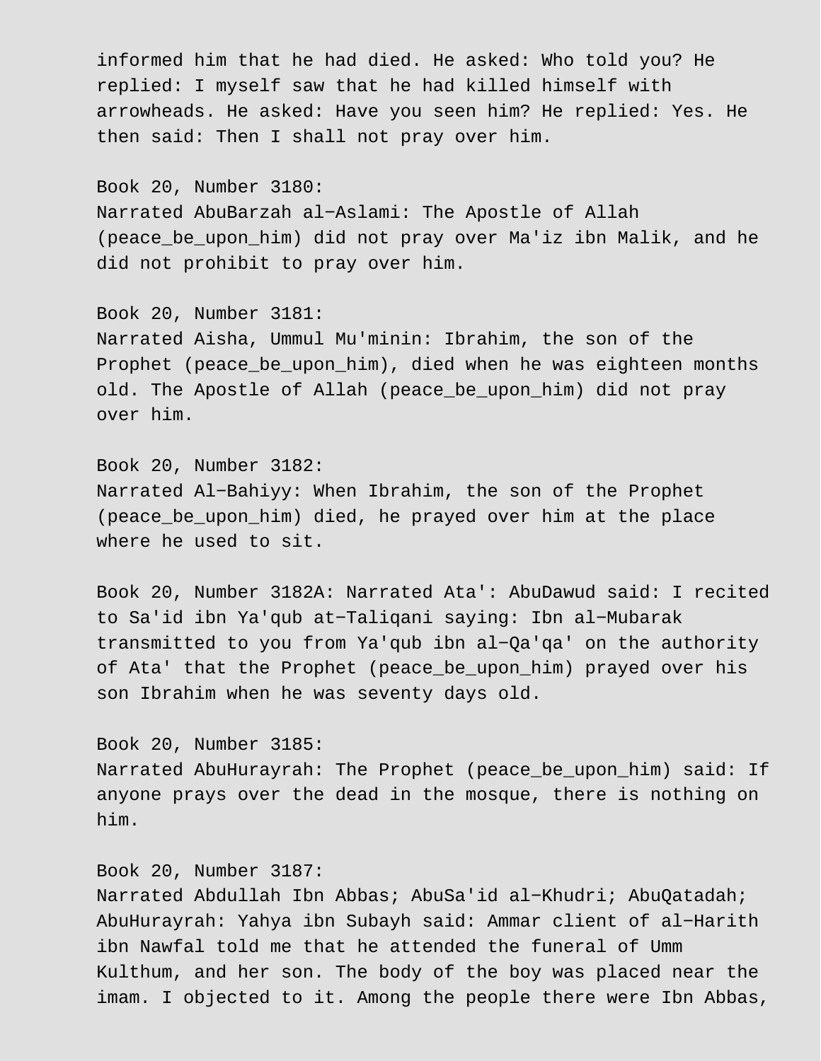informed him that he had died. He asked: Who told you? He replied: I myself saw that he had killed himself with arrowheads. He asked: Have you seen him? He replied: Yes. He then said: Then I shall not pray over him.

Book 20, Number 3180:
Narrated AbuBarzah al-Aslami: The Apostle of Allah (peace_be_upon_him) did not pray over Ma'iz ibn Malik, and he did not prohibit to pray over him.

Book 20, Number 3181:
Narrated Aisha, Ummul Mu'minin: Ibrahim, the son of the Prophet (peace_be_upon_him), died when he was eighteen months old. The Apostle of Allah (peace_be_upon_him) did not pray over him.

Book 20, Number 3182:
Narrated Al-Bahiyy: When Ibrahim, the son of the Prophet (peace_be_upon_him) died, he prayed over him at the place where he used to sit.

Book 20, Number 3182A: Narrated Ata': AbuDawud said: I recited to Sa'id ibn Ya'qub at-Taliqani saying: Ibn al-Mubarak transmitted to you from Ya'qub ibn al-Qa'qa' on the authority of Ata' that the Prophet (peace_be_upon_him) prayed over his son Ibrahim when he was seventy days old.

Book 20, Number 3185:
Narrated AbuHurayrah: The Prophet (peace_be_upon_him) said: If anyone prays over the dead in the mosque, there is nothing on him.

Book 20, Number 3187:
Narrated Abdullah Ibn Abbas; AbuSa'id al-Khudri; AbuQatadah; AbuHurayrah: Yahya ibn Subayh said: Ammar client of al-Harith ibn Nawfal told me that he attended the funeral of Umm Kulthum, and her son. The body of the boy was placed near the imam. I objected to it. Among the people there were Ibn Abbas,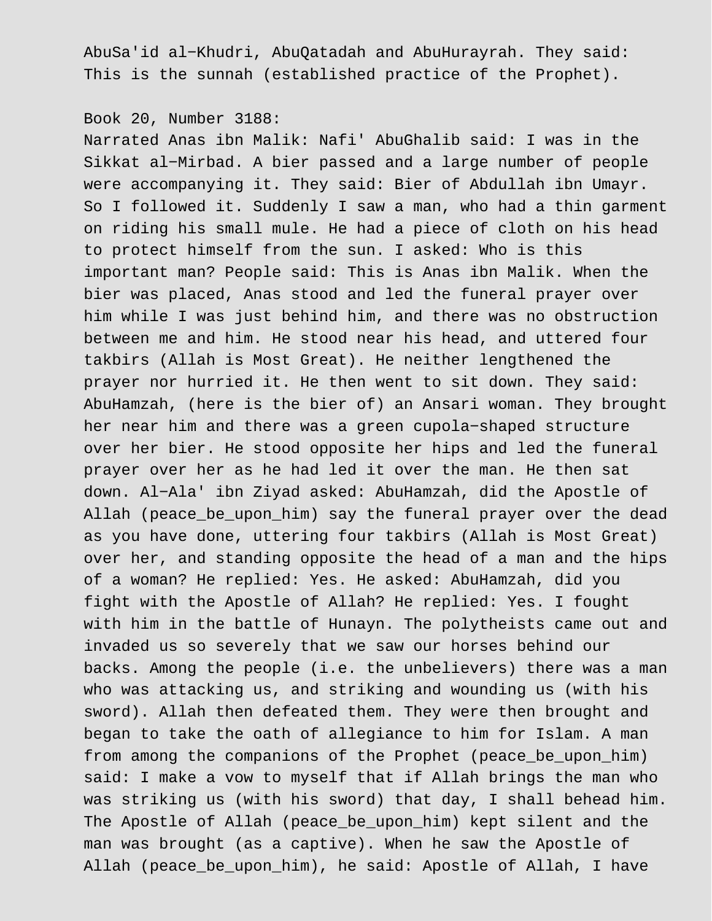AbuSa'id al-Khudri, AbuQatadah and AbuHurayrah. They said: This is the sunnah (established practice of the Prophet).

Book 20, Number 3188:

Narrated Anas ibn Malik: Nafi' AbuGhalib said: I was in the Sikkat al-Mirbad. A bier passed and a large number of people were accompanying it. They said: Bier of Abdullah ibn Umayr. So I followed it. Suddenly I saw a man, who had a thin garment on riding his small mule. He had a piece of cloth on his head to protect himself from the sun. I asked: Who is this important man? People said: This is Anas ibn Malik. When the bier was placed, Anas stood and led the funeral prayer over him while I was just behind him, and there was no obstruction between me and him. He stood near his head, and uttered four takbirs (Allah is Most Great). He neither lengthened the prayer nor hurried it. He then went to sit down. They said: AbuHamzah, (here is the bier of) an Ansari woman. They brought her near him and there was a green cupola-shaped structure over her bier. He stood opposite her hips and led the funeral prayer over her as he had led it over the man. He then sat down. Al-Ala' ibn Ziyad asked: AbuHamzah, did the Apostle of Allah (peace_be_upon_him) say the funeral prayer over the dead as you have done, uttering four takbirs (Allah is Most Great) over her, and standing opposite the head of a man and the hips of a woman? He replied: Yes. He asked: AbuHamzah, did you fight with the Apostle of Allah? He replied: Yes. I fought with him in the battle of Hunayn. The polytheists came out and invaded us so severely that we saw our horses behind our backs. Among the people (i.e. the unbelievers) there was a man who was attacking us, and striking and wounding us (with his sword). Allah then defeated them. They were then brought and began to take the oath of allegiance to him for Islam. A man from among the companions of the Prophet (peace_be_upon_him) said: I make a vow to myself that if Allah brings the man who was striking us (with his sword) that day, I shall behead him. The Apostle of Allah (peace_be_upon_him) kept silent and the man was brought (as a captive). When he saw the Apostle of Allah (peace_be_upon_him), he said: Apostle of Allah, I have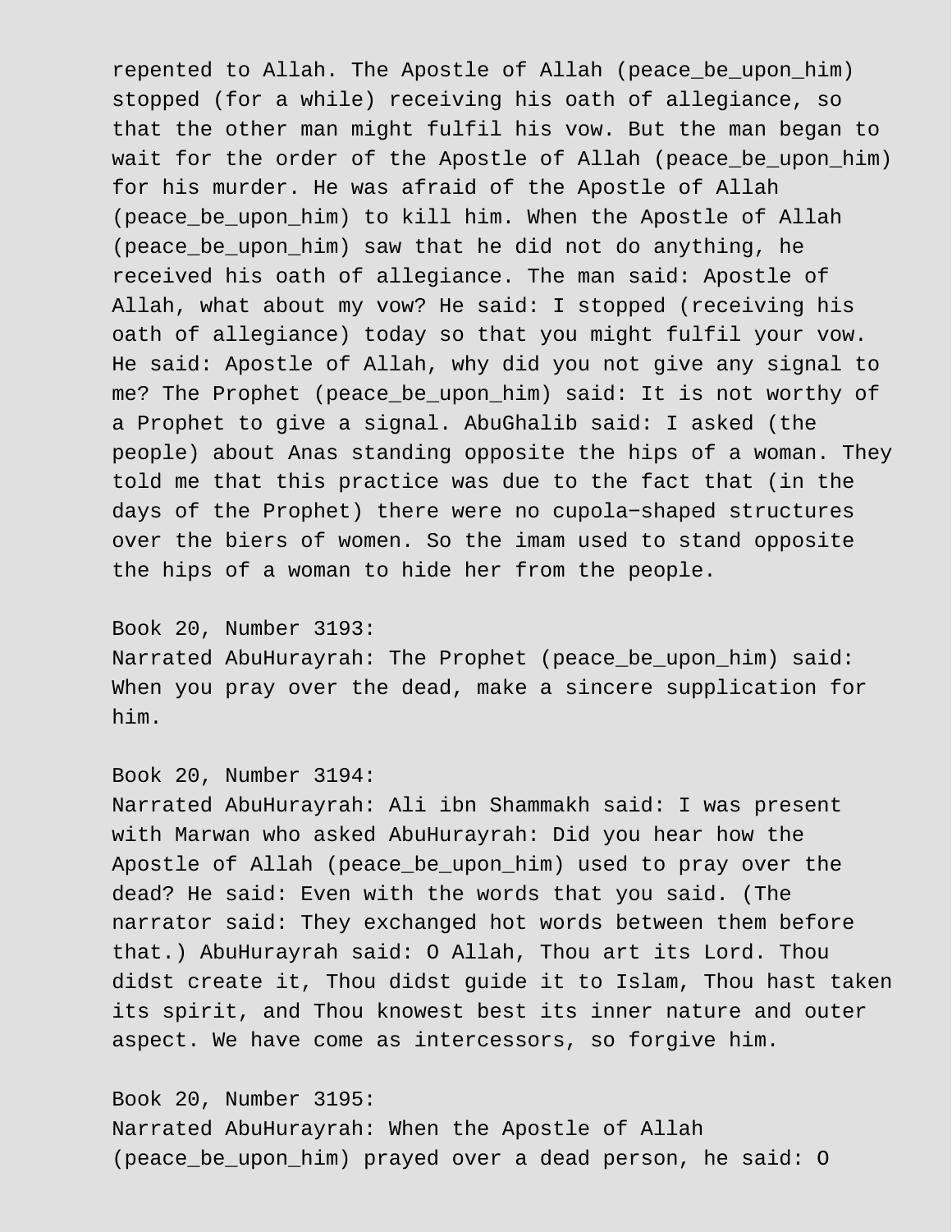repented to Allah. The Apostle of Allah (peace_be_upon_him) stopped (for a while) receiving his oath of allegiance, so that the other man might fulfil his vow. But the man began to wait for the order of the Apostle of Allah (peace_be_upon_him) for his murder. He was afraid of the Apostle of Allah (peace_be_upon_him) to kill him. When the Apostle of Allah (peace_be_upon_him) saw that he did not do anything, he received his oath of allegiance. The man said: Apostle of Allah, what about my vow? He said: I stopped (receiving his oath of allegiance) today so that you might fulfil your vow. He said: Apostle of Allah, why did you not give any signal to me? The Prophet (peace_be_upon_him) said: It is not worthy of a Prophet to give a signal. AbuGhalib said: I asked (the people) about Anas standing opposite the hips of a woman. They told me that this practice was due to the fact that (in the days of the Prophet) there were no cupola-shaped structures over the biers of women. So the imam used to stand opposite the hips of a woman to hide her from the people.

Book 20, Number 3193:
Narrated AbuHurayrah: The Prophet (peace_be_upon_him) said: When you pray over the dead, make a sincere supplication for him.

Book 20, Number 3194:
Narrated AbuHurayrah: Ali ibn Shammakh said: I was present with Marwan who asked AbuHurayrah: Did you hear how the Apostle of Allah (peace_be_upon_him) used to pray over the dead? He said: Even with the words that you said. (The narrator said: They exchanged hot words between them before that.) AbuHurayrah said: O Allah, Thou art its Lord. Thou didst create it, Thou didst guide it to Islam, Thou hast taken its spirit, and Thou knowest best its inner nature and outer aspect. We have come as intercessors, so forgive him.

Book 20, Number 3195:
Narrated AbuHurayrah: When the Apostle of Allah (peace_be_upon_him) prayed over a dead person, he said: O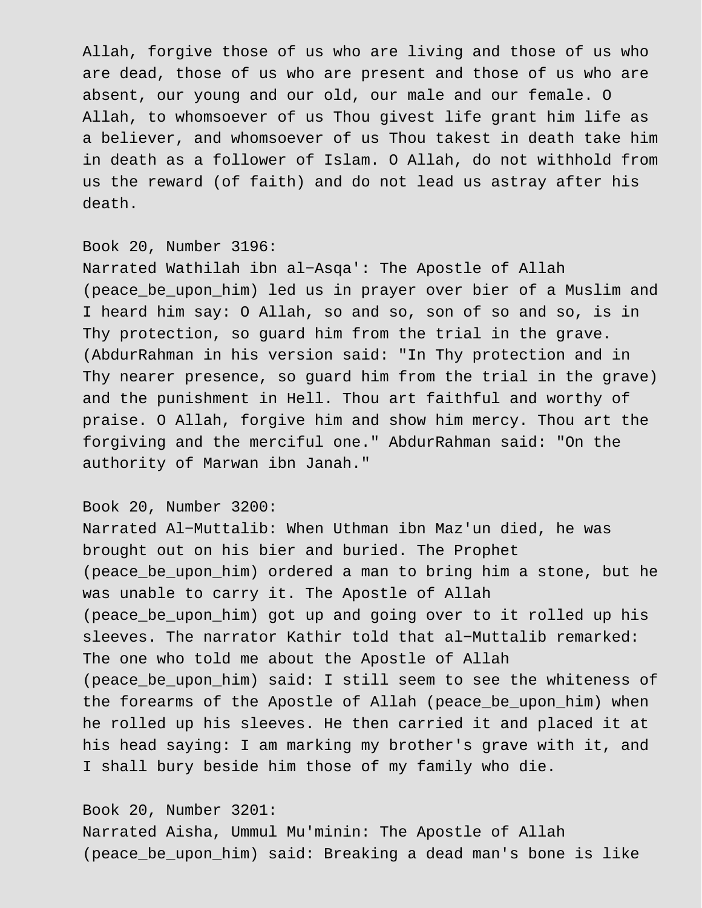Allah, forgive those of us who are living and those of us who are dead, those of us who are present and those of us who are absent, our young and our old, our male and our female. O Allah, to whomsoever of us Thou givest life grant him life as a believer, and whomsoever of us Thou takest in death take him in death as a follower of Islam. O Allah, do not withhold from us the reward (of faith) and do not lead us astray after his death.

Book 20, Number 3196:
Narrated Wathilah ibn al-Asqa': The Apostle of Allah (peace_be_upon_him) led us in prayer over bier of a Muslim and I heard him say: O Allah, so and so, son of so and so, is in Thy protection, so guard him from the trial in the grave. (AbdurRahman in his version said: "In Thy protection and in Thy nearer presence, so guard him from the trial in the grave) and the punishment in Hell. Thou art faithful and worthy of praise. O Allah, forgive him and show him mercy. Thou art the forgiving and the merciful one." AbdurRahman said: "On the authority of Marwan ibn Janah."

Book 20, Number 3200:
Narrated Al-Muttalib: When Uthman ibn Maz'un died, he was brought out on his bier and buried. The Prophet (peace_be_upon_him) ordered a man to bring him a stone, but he was unable to carry it. The Apostle of Allah (peace_be_upon_him) got up and going over to it rolled up his sleeves. The narrator Kathir told that al-Muttalib remarked: The one who told me about the Apostle of Allah (peace_be_upon_him) said: I still seem to see the whiteness of the forearms of the Apostle of Allah (peace_be_upon_him) when he rolled up his sleeves. He then carried it and placed it at his head saying: I am marking my brother's grave with it, and I shall bury beside him those of my family who die.

Book 20, Number 3201:
Narrated Aisha, Ummul Mu'minin: The Apostle of Allah (peace_be_upon_him) said: Breaking a dead man's bone is like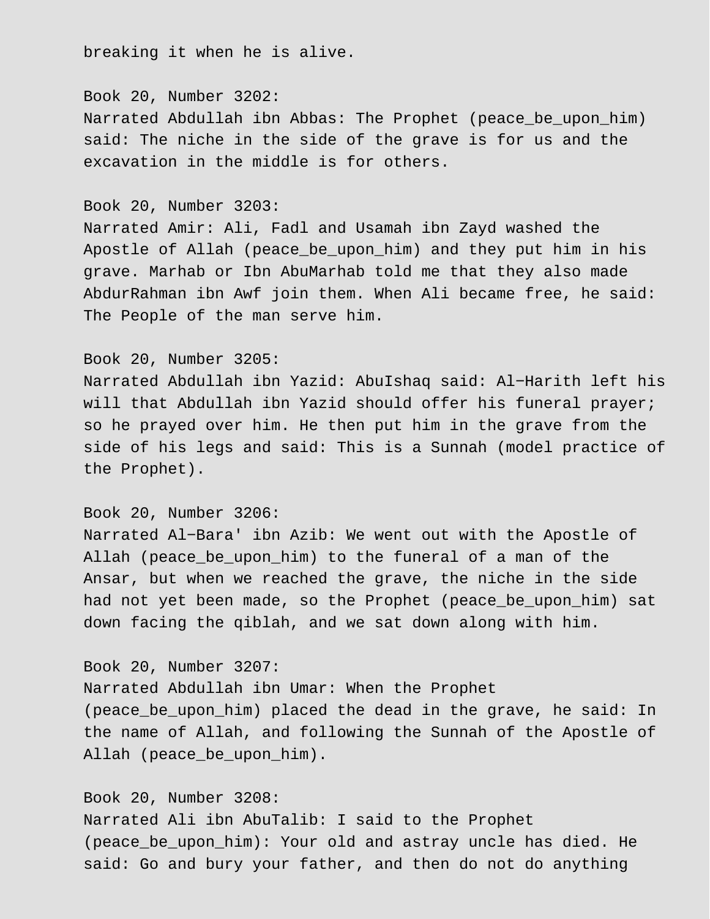breaking it when he is alive.

Book 20, Number 3202:
Narrated Abdullah ibn Abbas: The Prophet (peace_be_upon_him) said: The niche in the side of the grave is for us and the excavation in the middle is for others.

Book 20, Number 3203:
Narrated Amir: Ali, Fadl and Usamah ibn Zayd washed the Apostle of Allah (peace_be_upon_him) and they put him in his grave. Marhab or Ibn AbuMarhab told me that they also made AbdurRahman ibn Awf join them. When Ali became free, he said: The People of the man serve him.

Book 20, Number 3205:
Narrated Abdullah ibn Yazid: AbuIshaq said: Al-Harith left his will that Abdullah ibn Yazid should offer his funeral prayer; so he prayed over him. He then put him in the grave from the side of his legs and said: This is a Sunnah (model practice of the Prophet).

Book 20, Number 3206:
Narrated Al-Bara' ibn Azib: We went out with the Apostle of Allah (peace_be_upon_him) to the funeral of a man of the Ansar, but when we reached the grave, the niche in the side had not yet been made, so the Prophet (peace_be_upon_him) sat down facing the qiblah, and we sat down along with him.

Book 20, Number 3207:
Narrated Abdullah ibn Umar: When the Prophet (peace_be_upon_him) placed the dead in the grave, he said: In the name of Allah, and following the Sunnah of the Apostle of Allah (peace_be_upon_him).

Book 20, Number 3208:
Narrated Ali ibn AbuTalib: I said to the Prophet (peace_be_upon_him): Your old and astray uncle has died. He said: Go and bury your father, and then do not do anything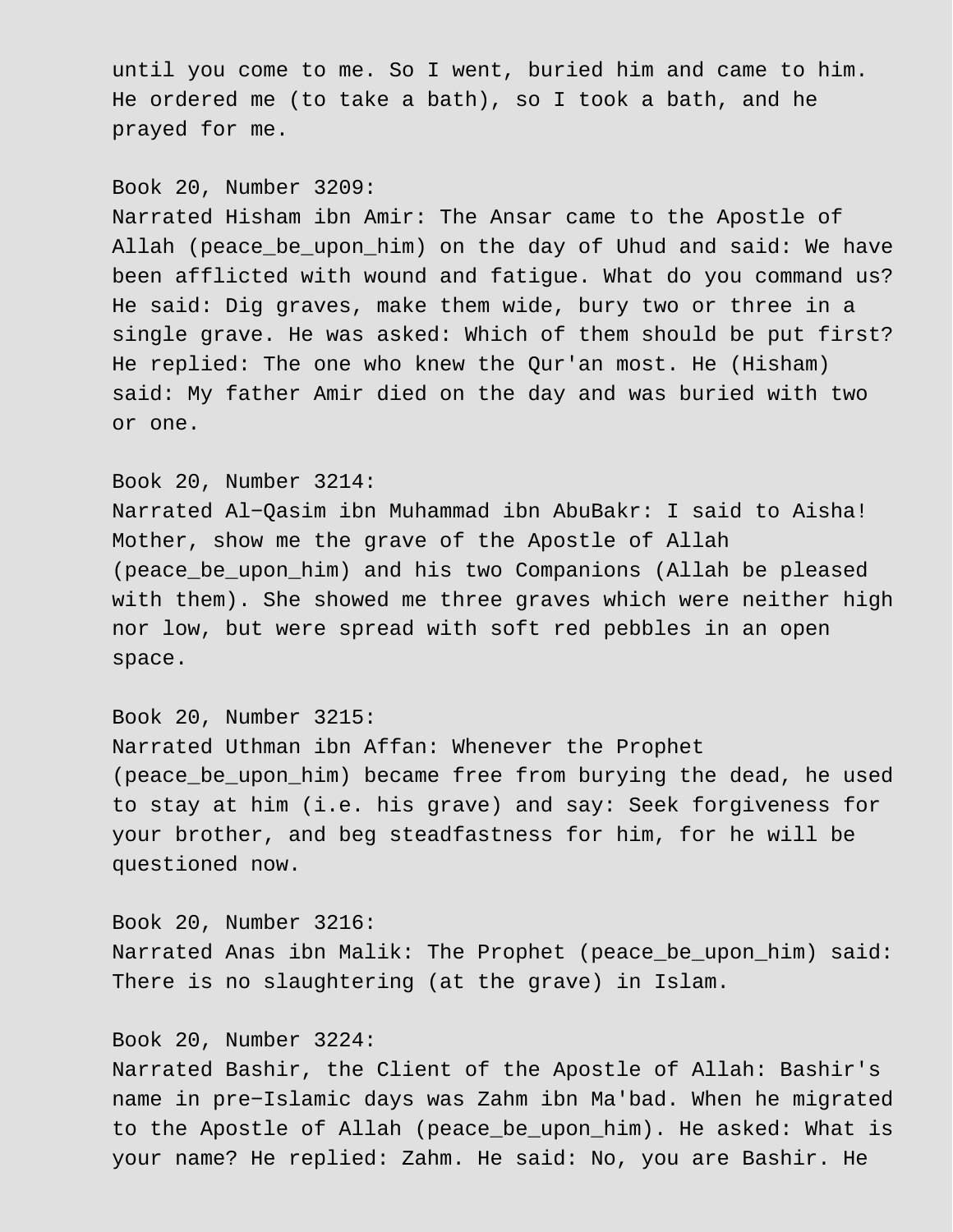until you come to me. So I went, buried him and came to him. He ordered me (to take a bath), so I took a bath, and he prayed for me.

Book 20, Number 3209:
Narrated Hisham ibn Amir: The Ansar came to the Apostle of Allah (peace_be_upon_him) on the day of Uhud and said: We have been afflicted with wound and fatigue. What do you command us? He said: Dig graves, make them wide, bury two or three in a single grave. He was asked: Which of them should be put first? He replied: The one who knew the Qur'an most. He (Hisham) said: My father Amir died on the day and was buried with two or one.

Book 20, Number 3214:
Narrated Al−Qasim ibn Muhammad ibn AbuBakr: I said to Aisha! Mother, show me the grave of the Apostle of Allah (peace_be_upon_him) and his two Companions (Allah be pleased with them). She showed me three graves which were neither high nor low, but were spread with soft red pebbles in an open space.

Book 20, Number 3215:
Narrated Uthman ibn Affan: Whenever the Prophet (peace_be_upon_him) became free from burying the dead, he used to stay at him (i.e. his grave) and say: Seek forgiveness for your brother, and beg steadfastness for him, for he will be questioned now.

Book 20, Number 3216:
Narrated Anas ibn Malik: The Prophet (peace_be_upon_him) said: There is no slaughtering (at the grave) in Islam.

Book 20, Number 3224:
Narrated Bashir, the Client of the Apostle of Allah: Bashir's name in pre−Islamic days was Zahm ibn Ma'bad. When he migrated to the Apostle of Allah (peace_be_upon_him). He asked: What is your name? He replied: Zahm. He said: No, you are Bashir. He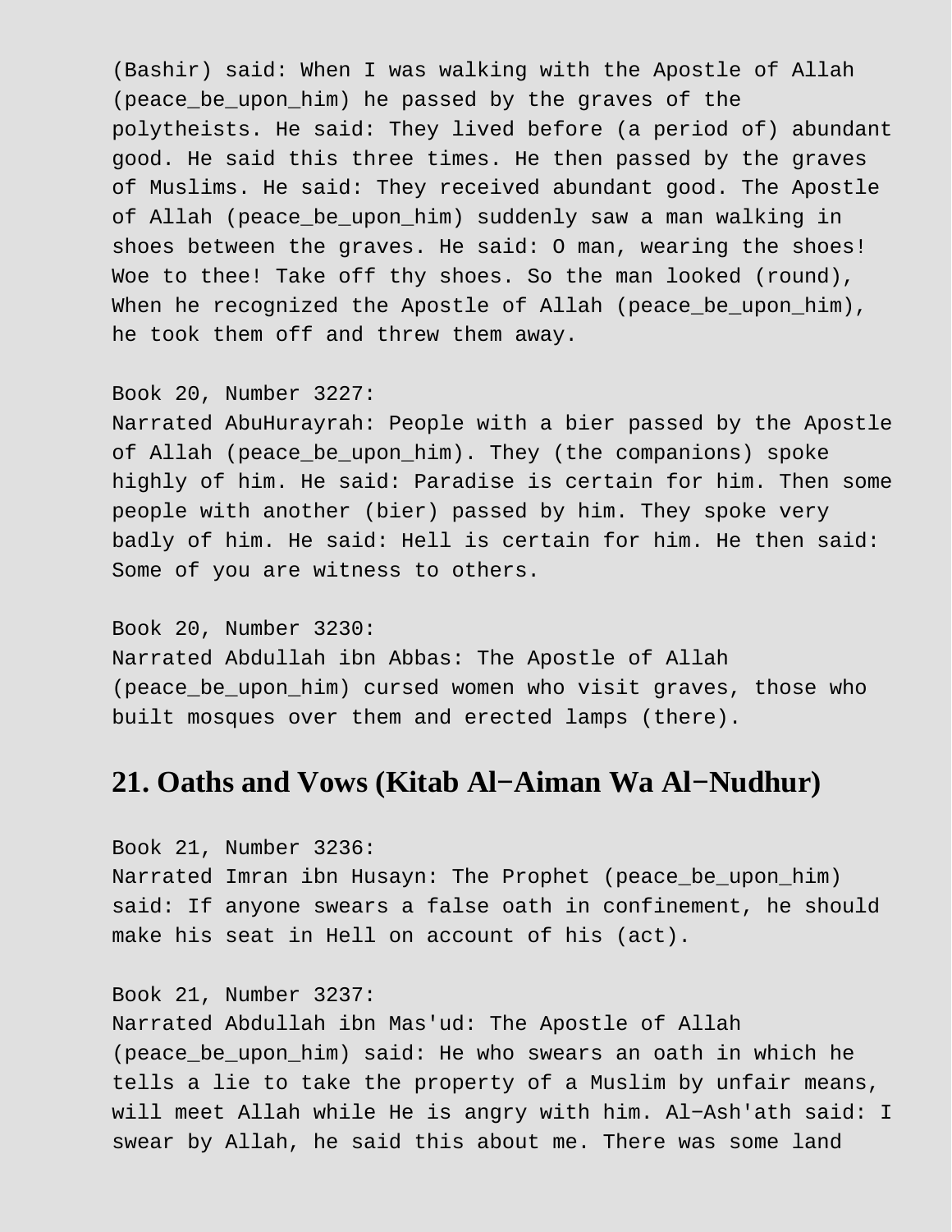(Bashir) said: When I was walking with the Apostle of Allah (peace_be_upon_him) he passed by the graves of the polytheists. He said: They lived before (a period of) abundant good. He said this three times. He then passed by the graves of Muslims. He said: They received abundant good. The Apostle of Allah (peace_be_upon_him) suddenly saw a man walking in shoes between the graves. He said: O man, wearing the shoes! Woe to thee! Take off thy shoes. So the man looked (round), When he recognized the Apostle of Allah (peace_be_upon_him), he took them off and threw them away.

Book 20, Number 3227:
Narrated AbuHurayrah: People with a bier passed by the Apostle of Allah (peace_be_upon_him). They (the companions) spoke highly of him. He said: Paradise is certain for him. Then some people with another (bier) passed by him. They spoke very badly of him. He said: Hell is certain for him. He then said: Some of you are witness to others.

Book 20, Number 3230:
Narrated Abdullah ibn Abbas: The Apostle of Allah (peace_be_upon_him) cursed women who visit graves, those who built mosques over them and erected lamps (there).

## 21. Oaths and Vows (Kitab Al−Aiman Wa Al−Nudhur)

Book 21, Number 3236:
Narrated Imran ibn Husayn: The Prophet (peace_be_upon_him) said: If anyone swears a false oath in confinement, he should make his seat in Hell on account of his (act).

Book 21, Number 3237:
Narrated Abdullah ibn Mas'ud: The Apostle of Allah (peace_be_upon_him) said: He who swears an oath in which he tells a lie to take the property of a Muslim by unfair means, will meet Allah while He is angry with him. Al−Ash'ath said: I swear by Allah, he said this about me. There was some land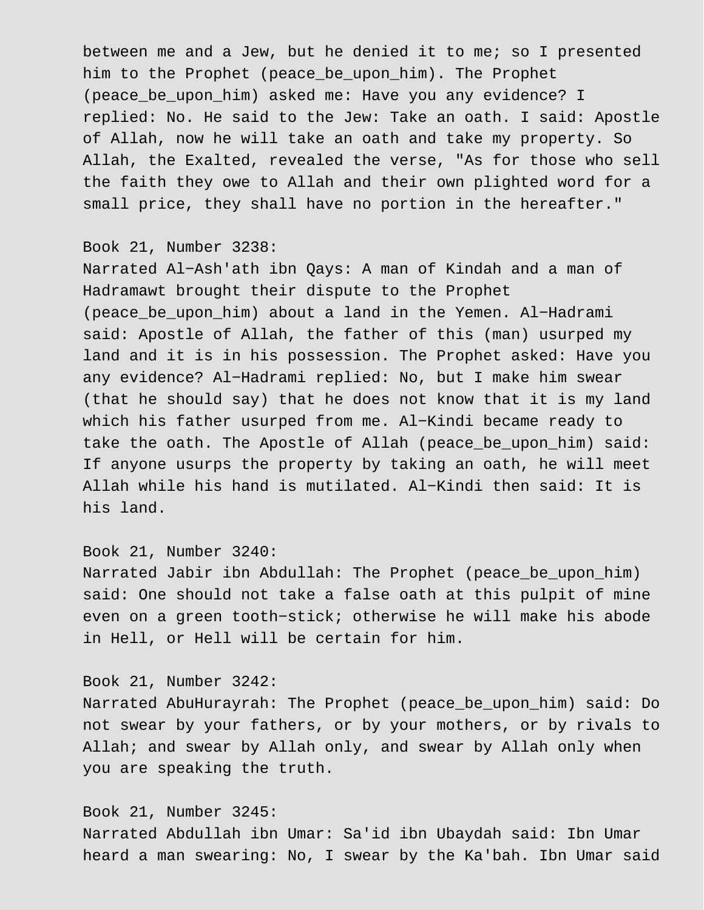between me and a Jew, but he denied it to me; so I presented him to the Prophet (peace_be_upon_him). The Prophet (peace_be_upon_him) asked me: Have you any evidence? I replied: No. He said to the Jew: Take an oath. I said: Apostle of Allah, now he will take an oath and take my property. So Allah, the Exalted, revealed the verse, "As for those who sell the faith they owe to Allah and their own plighted word for a small price, they shall have no portion in the hereafter."

Book 21, Number 3238:
Narrated Al-Ash'ath ibn Qays: A man of Kindah and a man of Hadramawt brought their dispute to the Prophet (peace_be_upon_him) about a land in the Yemen. Al-Hadrami said: Apostle of Allah, the father of this (man) usurped my land and it is in his possession. The Prophet asked: Have you any evidence? Al-Hadrami replied: No, but I make him swear (that he should say) that he does not know that it is my land which his father usurped from me. Al-Kindi became ready to take the oath. The Apostle of Allah (peace_be_upon_him) said: If anyone usurps the property by taking an oath, he will meet Allah while his hand is mutilated. Al-Kindi then said: It is his land.

Book 21, Number 3240:
Narrated Jabir ibn Abdullah: The Prophet (peace_be_upon_him) said: One should not take a false oath at this pulpit of mine even on a green tooth-stick; otherwise he will make his abode in Hell, or Hell will be certain for him.

Book 21, Number 3242:
Narrated AbuHurayrah: The Prophet (peace_be_upon_him) said: Do not swear by your fathers, or by your mothers, or by rivals to Allah; and swear by Allah only, and swear by Allah only when you are speaking the truth.

Book 21, Number 3245:
Narrated Abdullah ibn Umar: Sa'id ibn Ubaydah said: Ibn Umar heard a man swearing: No, I swear by the Ka'bah. Ibn Umar said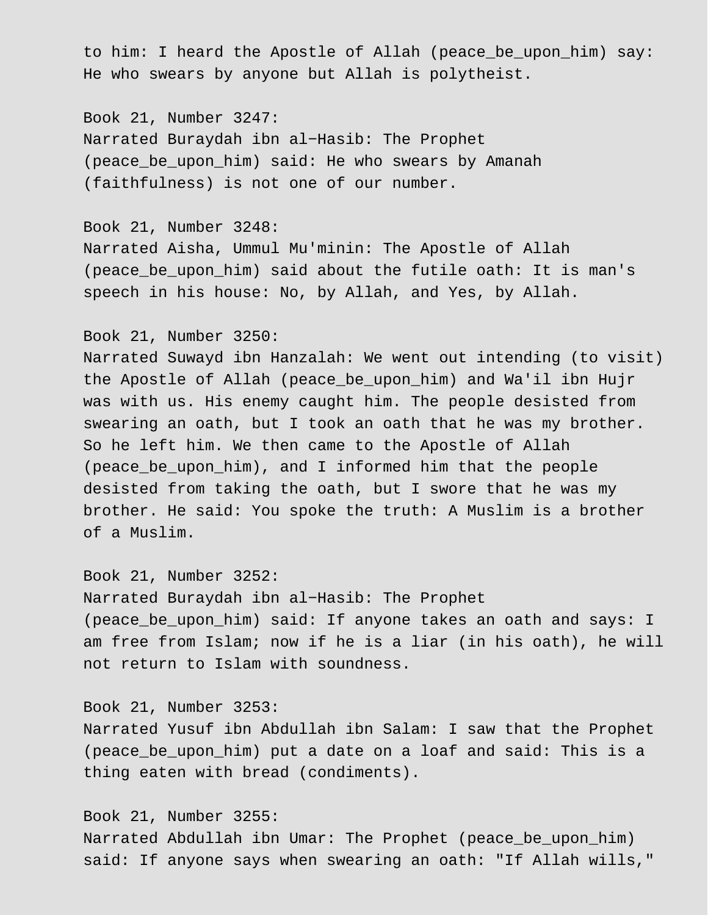to him: I heard the Apostle of Allah (peace_be_upon_him) say: He who swears by anyone but Allah is polytheist.

Book 21, Number 3247:
Narrated Buraydah ibn al-Hasib: The Prophet (peace_be_upon_him) said: He who swears by Amanah (faithfulness) is not one of our number.

Book 21, Number 3248:
Narrated Aisha, Ummul Mu'minin: The Apostle of Allah (peace_be_upon_him) said about the futile oath: It is man's speech in his house: No, by Allah, and Yes, by Allah.

Book 21, Number 3250:
Narrated Suwayd ibn Hanzalah: We went out intending (to visit) the Apostle of Allah (peace_be_upon_him) and Wa'il ibn Hujr was with us. His enemy caught him. The people desisted from swearing an oath, but I took an oath that he was my brother. So he left him. We then came to the Apostle of Allah (peace_be_upon_him), and I informed him that the people desisted from taking the oath, but I swore that he was my brother. He said: You spoke the truth: A Muslim is a brother of a Muslim.

Book 21, Number 3252:
Narrated Buraydah ibn al-Hasib: The Prophet (peace_be_upon_him) said: If anyone takes an oath and says: I am free from Islam; now if he is a liar (in his oath), he will not return to Islam with soundness.

Book 21, Number 3253:
Narrated Yusuf ibn Abdullah ibn Salam: I saw that the Prophet (peace_be_upon_him) put a date on a loaf and said: This is a thing eaten with bread (condiments).

Book 21, Number 3255:
Narrated Abdullah ibn Umar: The Prophet (peace_be_upon_him) said: If anyone says when swearing an oath: "If Allah wills,"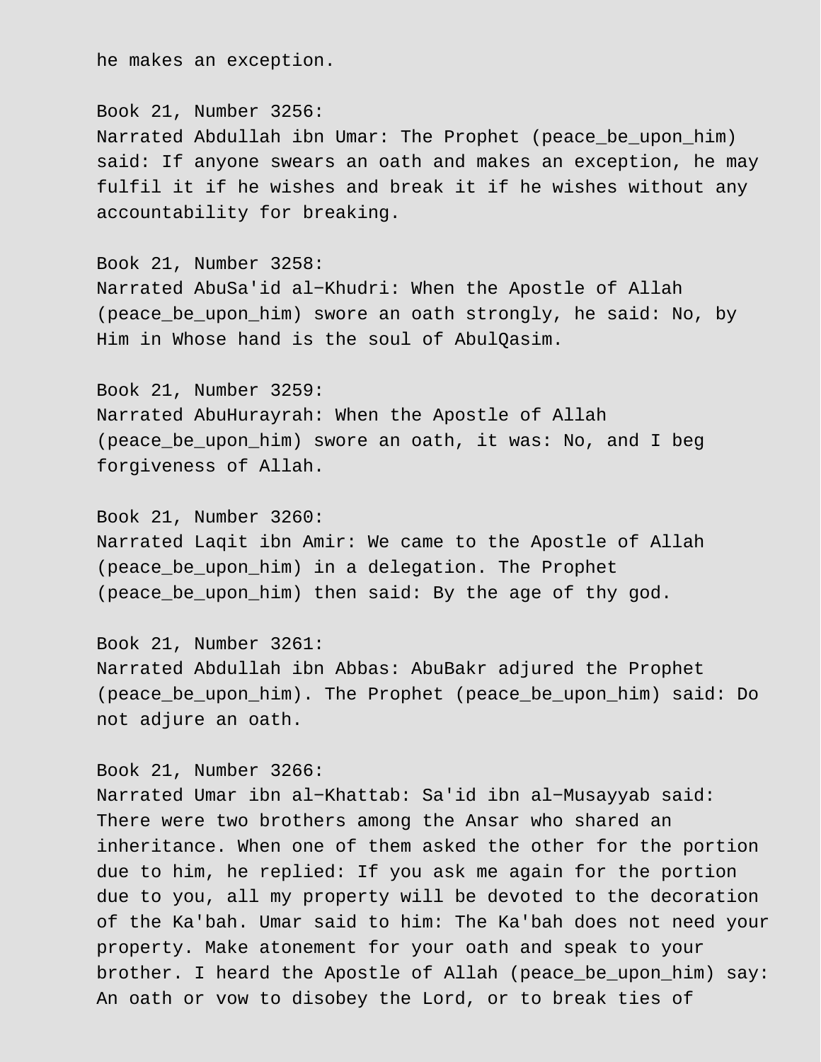he makes an exception.

Book 21, Number 3256:
Narrated Abdullah ibn Umar: The Prophet (peace_be_upon_him) said: If anyone swears an oath and makes an exception, he may fulfil it if he wishes and break it if he wishes without any accountability for breaking.

Book 21, Number 3258:
Narrated AbuSa'id al-Khudri: When the Apostle of Allah (peace_be_upon_him) swore an oath strongly, he said: No, by Him in Whose hand is the soul of AbulQasim.

Book 21, Number 3259:
Narrated AbuHurayrah: When the Apostle of Allah (peace_be_upon_him) swore an oath, it was: No, and I beg forgiveness of Allah.

Book 21, Number 3260:
Narrated Laqit ibn Amir: We came to the Apostle of Allah (peace_be_upon_him) in a delegation. The Prophet (peace_be_upon_him) then said: By the age of thy god.

Book 21, Number 3261:
Narrated Abdullah ibn Abbas: AbuBakr adjured the Prophet (peace_be_upon_him). The Prophet (peace_be_upon_him) said: Do not adjure an oath.

Book 21, Number 3266:
Narrated Umar ibn al-Khattab: Sa'id ibn al-Musayyab said: There were two brothers among the Ansar who shared an inheritance. When one of them asked the other for the portion due to him, he replied: If you ask me again for the portion due to you, all my property will be devoted to the decoration of the Ka'bah. Umar said to him: The Ka'bah does not need your property. Make atonement for your oath and speak to your brother. I heard the Apostle of Allah (peace_be_upon_him) say: An oath or vow to disobey the Lord, or to break ties of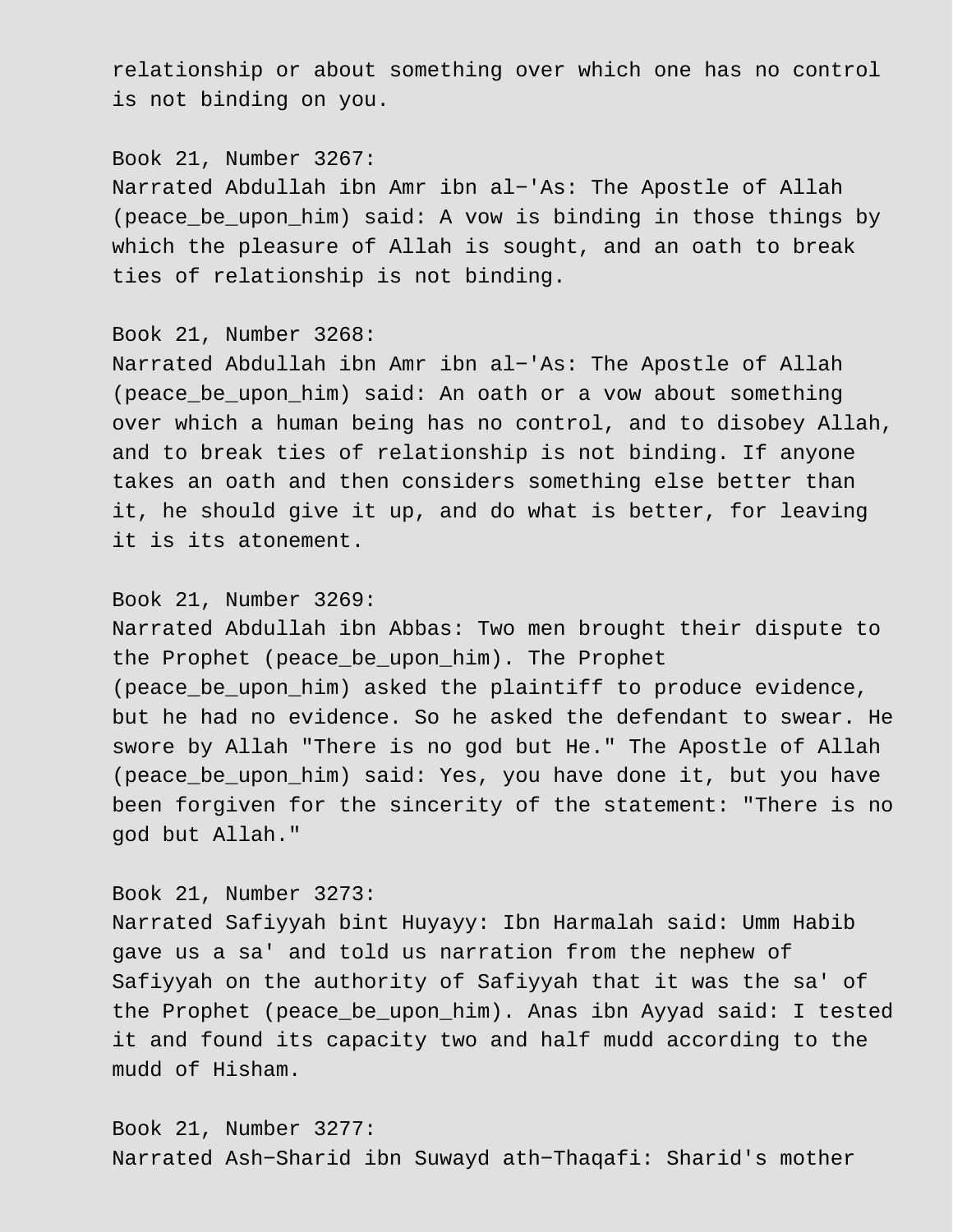relationship or about something over which one has no control is not binding on you.

Book 21, Number 3267:
Narrated Abdullah ibn Amr ibn al-'As: The Apostle of Allah (peace_be_upon_him) said: A vow is binding in those things by which the pleasure of Allah is sought, and an oath to break ties of relationship is not binding.

Book 21, Number 3268:
Narrated Abdullah ibn Amr ibn al-'As: The Apostle of Allah (peace_be_upon_him) said: An oath or a vow about something over which a human being has no control, and to disobey Allah, and to break ties of relationship is not binding. If anyone takes an oath and then considers something else better than it, he should give it up, and do what is better, for leaving it is its atonement.

Book 21, Number 3269:
Narrated Abdullah ibn Abbas: Two men brought their dispute to the Prophet (peace_be_upon_him). The Prophet (peace_be_upon_him) asked the plaintiff to produce evidence, but he had no evidence. So he asked the defendant to swear. He swore by Allah "There is no god but He." The Apostle of Allah (peace_be_upon_him) said: Yes, you have done it, but you have been forgiven for the sincerity of the statement: "There is no god but Allah."

Book 21, Number 3273:
Narrated Safiyyah bint Huyayy: Ibn Harmalah said: Umm Habib gave us a sa' and told us narration from the nephew of Safiyyah on the authority of Safiyyah that it was the sa' of the Prophet (peace_be_upon_him). Anas ibn Ayyad said: I tested it and found its capacity two and half mudd according to the mudd of Hisham.

Book 21, Number 3277:
Narrated Ash-Sharid ibn Suwayd ath-Thaqafi: Sharid's mother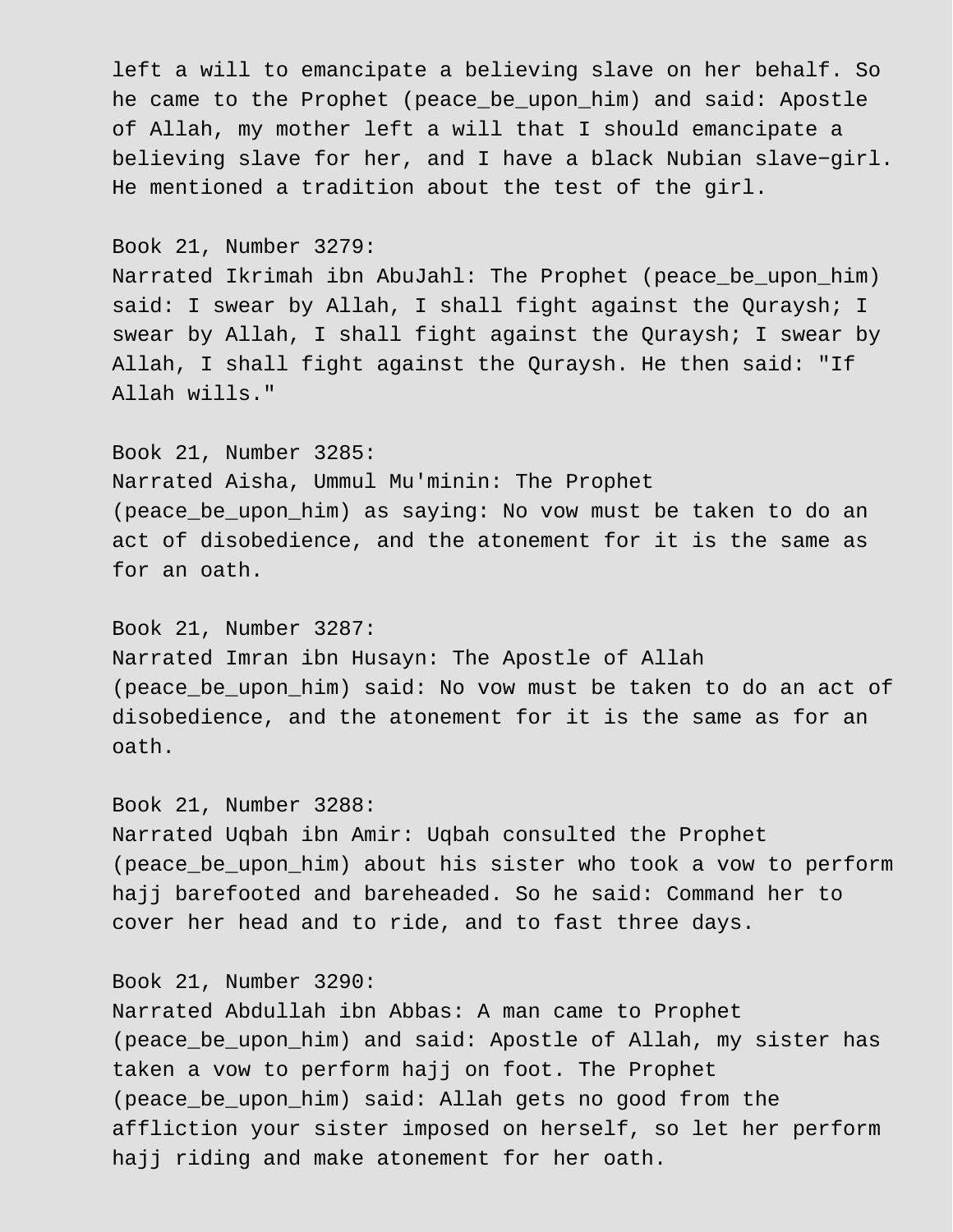left a will to emancipate a believing slave on her behalf. So he came to the Prophet (peace_be_upon_him) and said: Apostle of Allah, my mother left a will that I should emancipate a believing slave for her, and I have a black Nubian slave−girl. He mentioned a tradition about the test of the girl.

Book 21, Number 3279:
Narrated Ikrimah ibn AbuJahl: The Prophet (peace_be_upon_him) said: I swear by Allah, I shall fight against the Quraysh; I swear by Allah, I shall fight against the Quraysh; I swear by Allah, I shall fight against the Quraysh. He then said: "If Allah wills."

Book 21, Number 3285:
Narrated Aisha, Ummul Mu'minin: The Prophet (peace_be_upon_him) as saying: No vow must be taken to do an act of disobedience, and the atonement for it is the same as for an oath.

Book 21, Number 3287:
Narrated Imran ibn Husayn: The Apostle of Allah (peace_be_upon_him) said: No vow must be taken to do an act of disobedience, and the atonement for it is the same as for an oath.

Book 21, Number 3288:
Narrated Uqbah ibn Amir: Uqbah consulted the Prophet (peace_be_upon_him) about his sister who took a vow to perform hajj barefooted and bareheaded. So he said: Command her to cover her head and to ride, and to fast three days.

Book 21, Number 3290:
Narrated Abdullah ibn Abbas: A man came to Prophet (peace_be_upon_him) and said: Apostle of Allah, my sister has taken a vow to perform hajj on foot. The Prophet (peace_be_upon_him) said: Allah gets no good from the affliction your sister imposed on herself, so let her perform hajj riding and make atonement for her oath.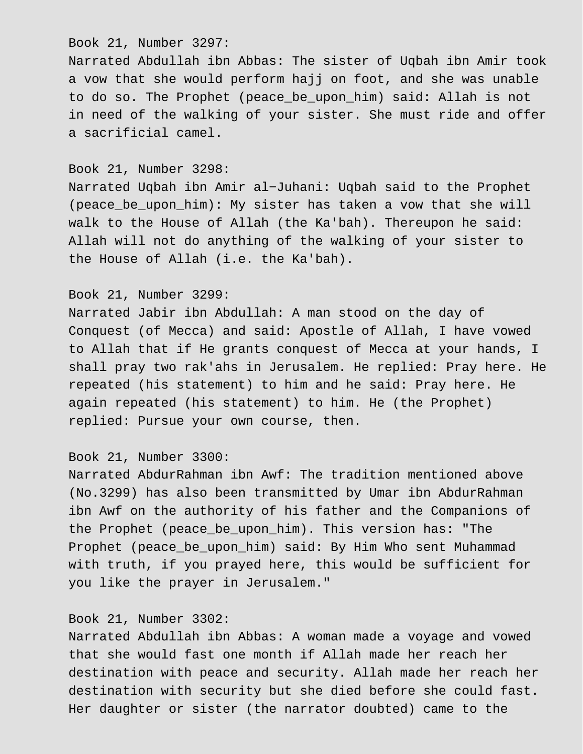Book 21, Number 3297:
Narrated Abdullah ibn Abbas: The sister of Uqbah ibn Amir took a vow that she would perform hajj on foot, and she was unable to do so. The Prophet (peace_be_upon_him) said: Allah is not in need of the walking of your sister. She must ride and offer a sacrificial camel.

Book 21, Number 3298:
Narrated Uqbah ibn Amir al-Juhani: Uqbah said to the Prophet (peace_be_upon_him): My sister has taken a vow that she will walk to the House of Allah (the Ka'bah). Thereupon he said: Allah will not do anything of the walking of your sister to the House of Allah (i.e. the Ka'bah).

Book 21, Number 3299:
Narrated Jabir ibn Abdullah: A man stood on the day of Conquest (of Mecca) and said: Apostle of Allah, I have vowed to Allah that if He grants conquest of Mecca at your hands, I shall pray two rak'ahs in Jerusalem. He replied: Pray here. He repeated (his statement) to him and he said: Pray here. He again repeated (his statement) to him. He (the Prophet) replied: Pursue your own course, then.

Book 21, Number 3300:
Narrated AbdurRahman ibn Awf: The tradition mentioned above (No.3299) has also been transmitted by Umar ibn AbdurRahman ibn Awf on the authority of his father and the Companions of the Prophet (peace_be_upon_him). This version has: "The Prophet (peace_be_upon_him) said: By Him Who sent Muhammad with truth, if you prayed here, this would be sufficient for you like the prayer in Jerusalem."

Book 21, Number 3302:
Narrated Abdullah ibn Abbas: A woman made a voyage and vowed that she would fast one month if Allah made her reach her destination with peace and security. Allah made her reach her destination with security but she died before she could fast. Her daughter or sister (the narrator doubted) came to the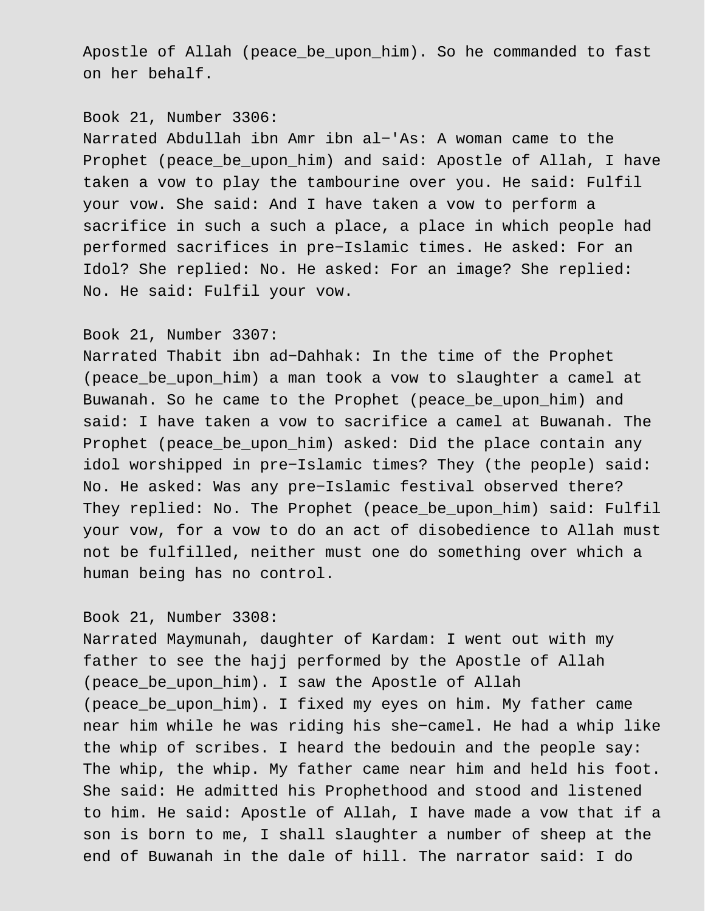Apostle of Allah (peace_be_upon_him). So he commanded to fast on her behalf.

Book 21, Number 3306:
Narrated Abdullah ibn Amr ibn al-'As: A woman came to the Prophet (peace_be_upon_him) and said: Apostle of Allah, I have taken a vow to play the tambourine over you. He said: Fulfil your vow. She said: And I have taken a vow to perform a sacrifice in such a such a place, a place in which people had performed sacrifices in pre-Islamic times. He asked: For an Idol? She replied: No. He asked: For an image? She replied: No. He said: Fulfil your vow.

Book 21, Number 3307:
Narrated Thabit ibn ad-Dahhak: In the time of the Prophet (peace_be_upon_him) a man took a vow to slaughter a camel at Buwanah. So he came to the Prophet (peace_be_upon_him) and said: I have taken a vow to sacrifice a camel at Buwanah. The Prophet (peace_be_upon_him) asked: Did the place contain any idol worshipped in pre-Islamic times? They (the people) said: No. He asked: Was any pre-Islamic festival observed there? They replied: No. The Prophet (peace_be_upon_him) said: Fulfil your vow, for a vow to do an act of disobedience to Allah must not be fulfilled, neither must one do something over which a human being has no control.

Book 21, Number 3308:
Narrated Maymunah, daughter of Kardam: I went out with my father to see the hajj performed by the Apostle of Allah (peace_be_upon_him). I saw the Apostle of Allah (peace_be_upon_him). I fixed my eyes on him. My father came near him while he was riding his she-camel. He had a whip like the whip of scribes. I heard the bedouin and the people say: The whip, the whip. My father came near him and held his foot. She said: He admitted his Prophethood and stood and listened to him. He said: Apostle of Allah, I have made a vow that if a son is born to me, I shall slaughter a number of sheep at the end of Buwanah in the dale of hill. The narrator said: I do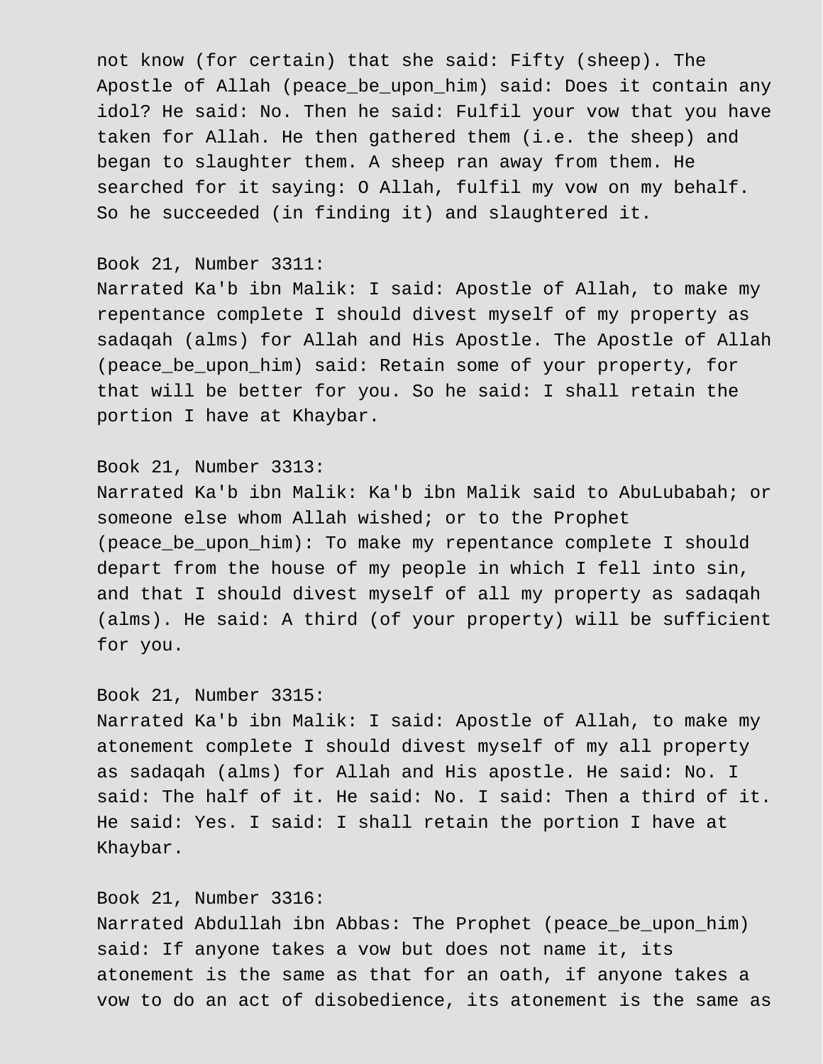not know (for certain) that she said: Fifty (sheep). The Apostle of Allah (peace_be_upon_him) said: Does it contain any idol? He said: No. Then he said: Fulfil your vow that you have taken for Allah. He then gathered them (i.e. the sheep) and began to slaughter them. A sheep ran away from them. He searched for it saying: O Allah, fulfil my vow on my behalf. So he succeeded (in finding it) and slaughtered it.

Book 21, Number 3311:
Narrated Ka'b ibn Malik: I said: Apostle of Allah, to make my repentance complete I should divest myself of my property as sadaqah (alms) for Allah and His Apostle. The Apostle of Allah (peace_be_upon_him) said: Retain some of your property, for that will be better for you. So he said: I shall retain the portion I have at Khaybar.

Book 21, Number 3313:
Narrated Ka'b ibn Malik: Ka'b ibn Malik said to AbuLubabah; or someone else whom Allah wished; or to the Prophet (peace_be_upon_him): To make my repentance complete I should depart from the house of my people in which I fell into sin, and that I should divest myself of all my property as sadaqah (alms). He said: A third (of your property) will be sufficient for you.

Book 21, Number 3315:
Narrated Ka'b ibn Malik: I said: Apostle of Allah, to make my atonement complete I should divest myself of my all property as sadaqah (alms) for Allah and His apostle. He said: No. I said: The half of it. He said: No. I said: Then a third of it. He said: Yes. I said: I shall retain the portion I have at Khaybar.

Book 21, Number 3316:
Narrated Abdullah ibn Abbas: The Prophet (peace_be_upon_him) said: If anyone takes a vow but does not name it, its atonement is the same as that for an oath, if anyone takes a vow to do an act of disobedience, its atonement is the same as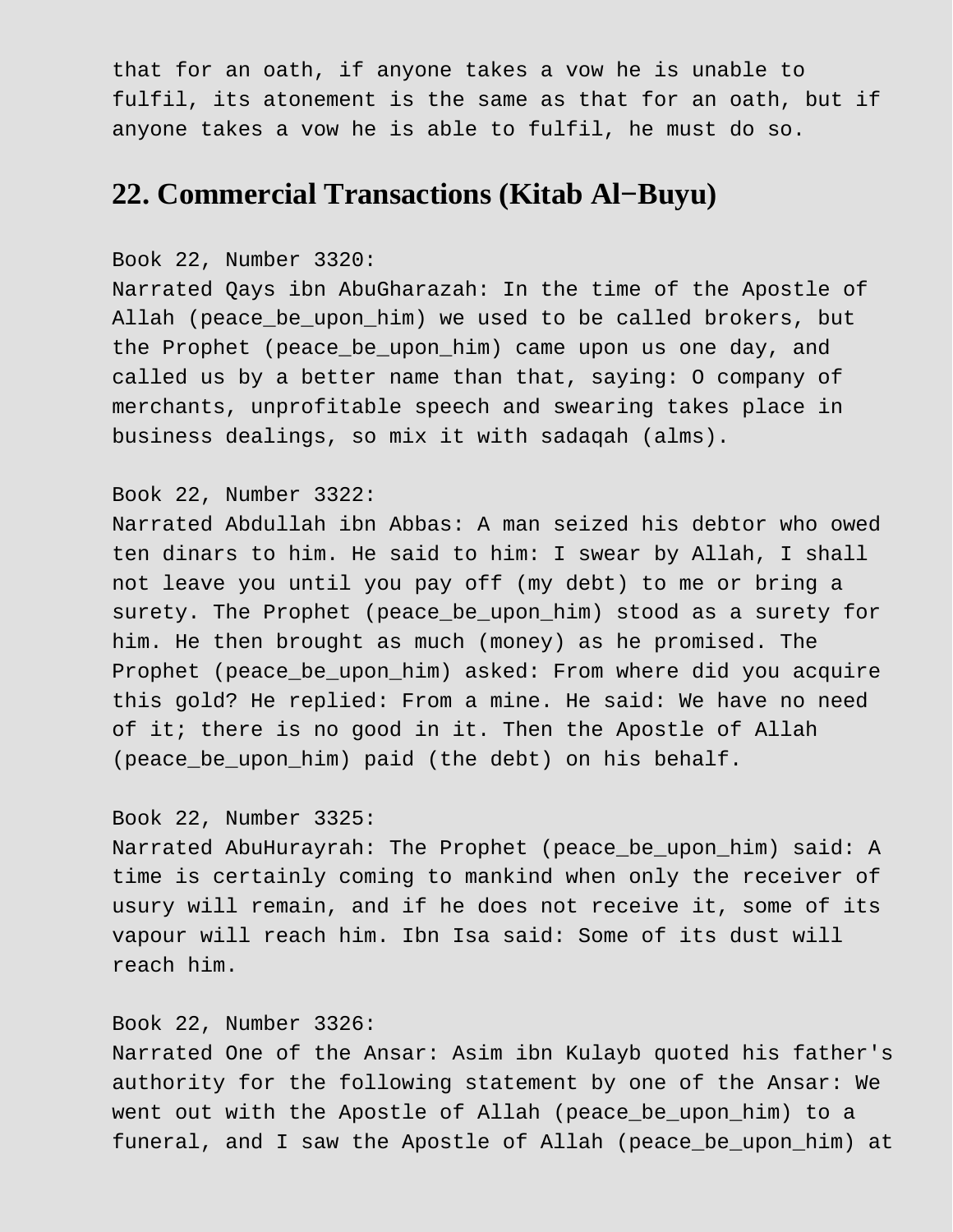that for an oath, if anyone takes a vow he is unable to fulfil, its atonement is the same as that for an oath, but if anyone takes a vow he is able to fulfil, he must do so.

## 22. Commercial Transactions (Kitab Al−Buyu)

Book 22, Number 3320:
Narrated Qays ibn AbuGharazah: In the time of the Apostle of Allah (peace_be_upon_him) we used to be called brokers, but the Prophet (peace_be_upon_him) came upon us one day, and called us by a better name than that, saying: O company of merchants, unprofitable speech and swearing takes place in business dealings, so mix it with sadaqah (alms).

Book 22, Number 3322:
Narrated Abdullah ibn Abbas: A man seized his debtor who owed ten dinars to him. He said to him: I swear by Allah, I shall not leave you until you pay off (my debt) to me or bring a surety. The Prophet (peace_be_upon_him) stood as a surety for him. He then brought as much (money) as he promised. The Prophet (peace_be_upon_him) asked: From where did you acquire this gold? He replied: From a mine. He said: We have no need of it; there is no good in it. Then the Apostle of Allah (peace_be_upon_him) paid (the debt) on his behalf.

Book 22, Number 3325:
Narrated AbuHurayrah: The Prophet (peace_be_upon_him) said: A time is certainly coming to mankind when only the receiver of usury will remain, and if he does not receive it, some of its vapour will reach him. Ibn Isa said: Some of its dust will reach him.

Book 22, Number 3326:
Narrated One of the Ansar: Asim ibn Kulayb quoted his father's authority for the following statement by one of the Ansar: We went out with the Apostle of Allah (peace_be_upon_him) to a funeral, and I saw the Apostle of Allah (peace_be_upon_him) at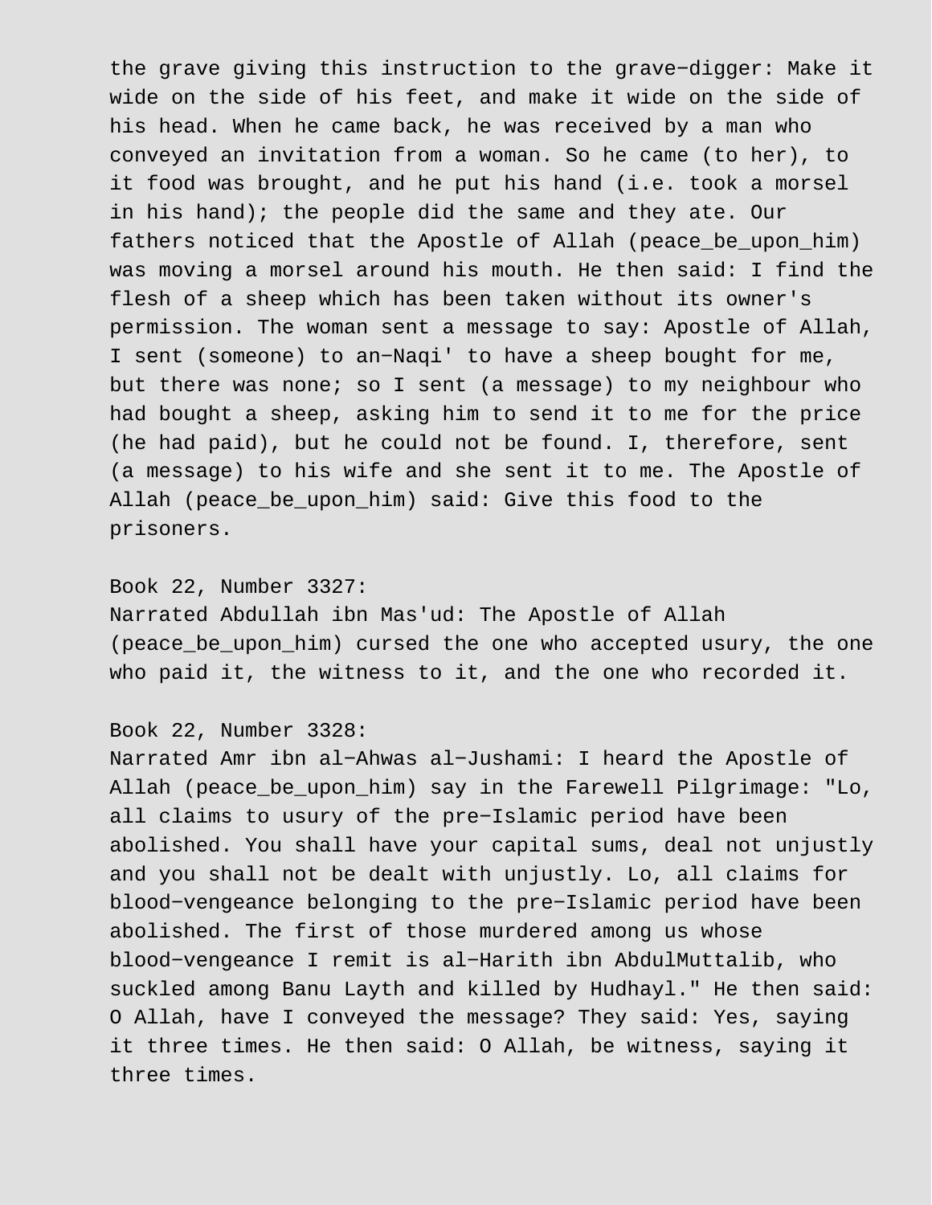the grave giving this instruction to the grave-digger: Make it wide on the side of his feet, and make it wide on the side of his head. When he came back, he was received by a man who conveyed an invitation from a woman. So he came (to her), to it food was brought, and he put his hand (i.e. took a morsel in his hand); the people did the same and they ate. Our fathers noticed that the Apostle of Allah (peace_be_upon_him) was moving a morsel around his mouth. He then said: I find the flesh of a sheep which has been taken without its owner's permission. The woman sent a message to say: Apostle of Allah, I sent (someone) to an-Naqi' to have a sheep bought for me, but there was none; so I sent (a message) to my neighbour who had bought a sheep, asking him to send it to me for the price (he had paid), but he could not be found. I, therefore, sent (a message) to his wife and she sent it to me. The Apostle of Allah (peace_be_upon_him) said: Give this food to the prisoners.

Book 22, Number 3327:
Narrated Abdullah ibn Mas'ud: The Apostle of Allah (peace_be_upon_him) cursed the one who accepted usury, the one who paid it, the witness to it, and the one who recorded it.

Book 22, Number 3328:
Narrated Amr ibn al-Ahwas al-Jushami: I heard the Apostle of Allah (peace_be_upon_him) say in the Farewell Pilgrimage: "Lo, all claims to usury of the pre-Islamic period have been abolished. You shall have your capital sums, deal not unjustly and you shall not be dealt with unjustly. Lo, all claims for blood-vengeance belonging to the pre-Islamic period have been abolished. The first of those murdered among us whose blood-vengeance I remit is al-Harith ibn AbdulMuttalib, who suckled among Banu Layth and killed by Hudhayl." He then said: O Allah, have I conveyed the message? They said: Yes, saying it three times. He then said: O Allah, be witness, saying it three times.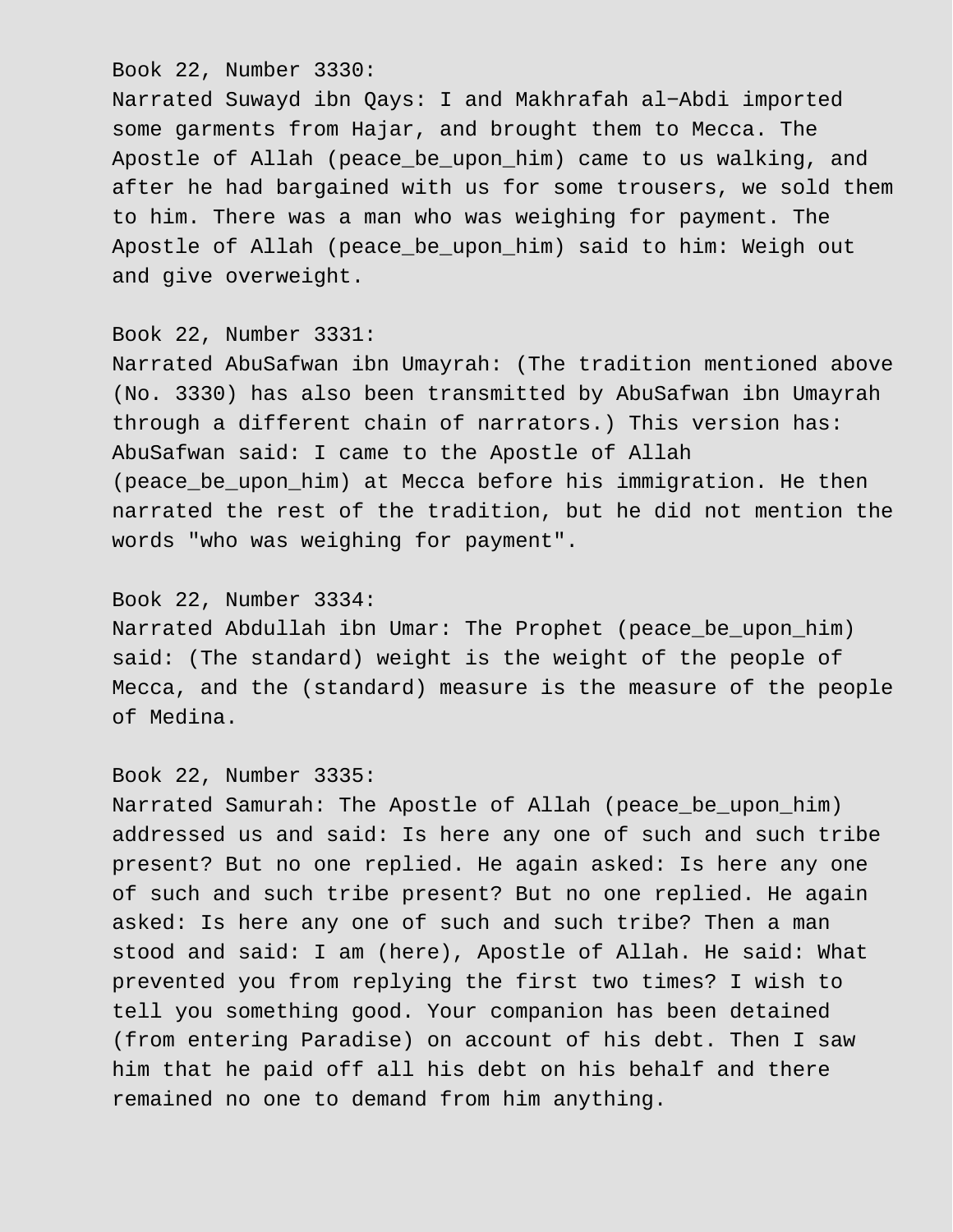Book 22, Number 3330:
Narrated Suwayd ibn Qays: I and Makhrafah al-Abdi imported some garments from Hajar, and brought them to Mecca. The Apostle of Allah (peace_be_upon_him) came to us walking, and after he had bargained with us for some trousers, we sold them to him. There was a man who was weighing for payment. The Apostle of Allah (peace_be_upon_him) said to him: Weigh out and give overweight.

Book 22, Number 3331:
Narrated AbuSafwan ibn Umayrah: (The tradition mentioned above (No. 3330) has also been transmitted by AbuSafwan ibn Umayrah through a different chain of narrators.) This version has: AbuSafwan said: I came to the Apostle of Allah (peace_be_upon_him) at Mecca before his immigration. He then narrated the rest of the tradition, but he did not mention the words "who was weighing for payment".

Book 22, Number 3334:
Narrated Abdullah ibn Umar: The Prophet (peace_be_upon_him) said: (The standard) weight is the weight of the people of Mecca, and the (standard) measure is the measure of the people of Medina.

Book 22, Number 3335:
Narrated Samurah: The Apostle of Allah (peace_be_upon_him) addressed us and said: Is here any one of such and such tribe present? But no one replied. He again asked: Is here any one of such and such tribe present? But no one replied. He again asked: Is here any one of such and such tribe? Then a man stood and said: I am (here), Apostle of Allah. He said: What prevented you from replying the first two times? I wish to tell you something good. Your companion has been detained (from entering Paradise) on account of his debt. Then I saw him that he paid off all his debt on his behalf and there remained no one to demand from him anything.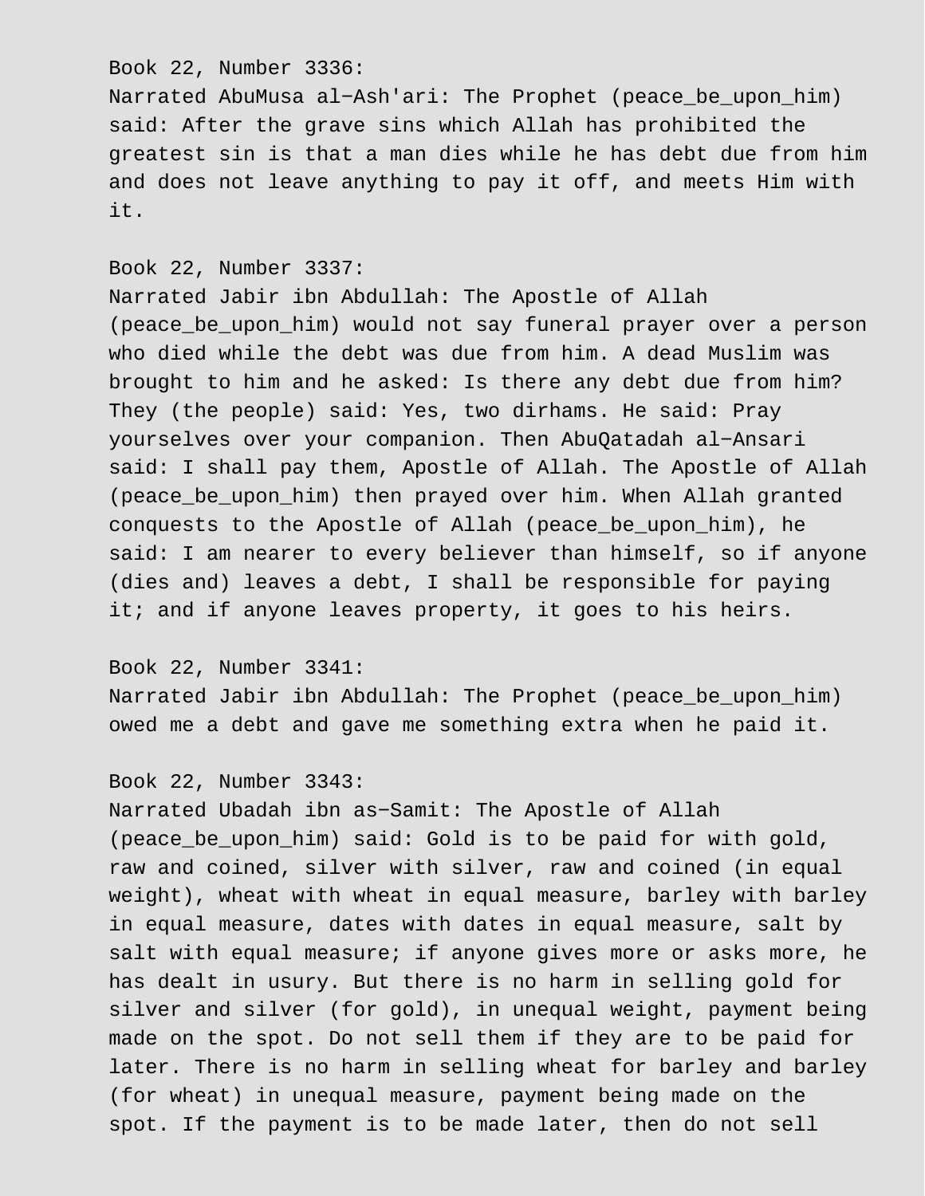Book 22, Number 3336:
Narrated AbuMusa al-Ash'ari: The Prophet (peace_be_upon_him) said: After the grave sins which Allah has prohibited the greatest sin is that a man dies while he has debt due from him and does not leave anything to pay it off, and meets Him with it.

Book 22, Number 3337:
Narrated Jabir ibn Abdullah: The Apostle of Allah (peace_be_upon_him) would not say funeral prayer over a person who died while the debt was due from him. A dead Muslim was brought to him and he asked: Is there any debt due from him? They (the people) said: Yes, two dirhams. He said: Pray yourselves over your companion. Then AbuQatadah al-Ansari said: I shall pay them, Apostle of Allah. The Apostle of Allah (peace_be_upon_him) then prayed over him. When Allah granted conquests to the Apostle of Allah (peace_be_upon_him), he said: I am nearer to every believer than himself, so if anyone (dies and) leaves a debt, I shall be responsible for paying it; and if anyone leaves property, it goes to his heirs.

Book 22, Number 3341:
Narrated Jabir ibn Abdullah: The Prophet (peace_be_upon_him) owed me a debt and gave me something extra when he paid it.

Book 22, Number 3343:
Narrated Ubadah ibn as-Samit: The Apostle of Allah (peace_be_upon_him) said: Gold is to be paid for with gold, raw and coined, silver with silver, raw and coined (in equal weight), wheat with wheat in equal measure, barley with barley in equal measure, dates with dates in equal measure, salt by salt with equal measure; if anyone gives more or asks more, he has dealt in usury. But there is no harm in selling gold for silver and silver (for gold), in unequal weight, payment being made on the spot. Do not sell them if they are to be paid for later. There is no harm in selling wheat for barley and barley (for wheat) in unequal measure, payment being made on the spot. If the payment is to be made later, then do not sell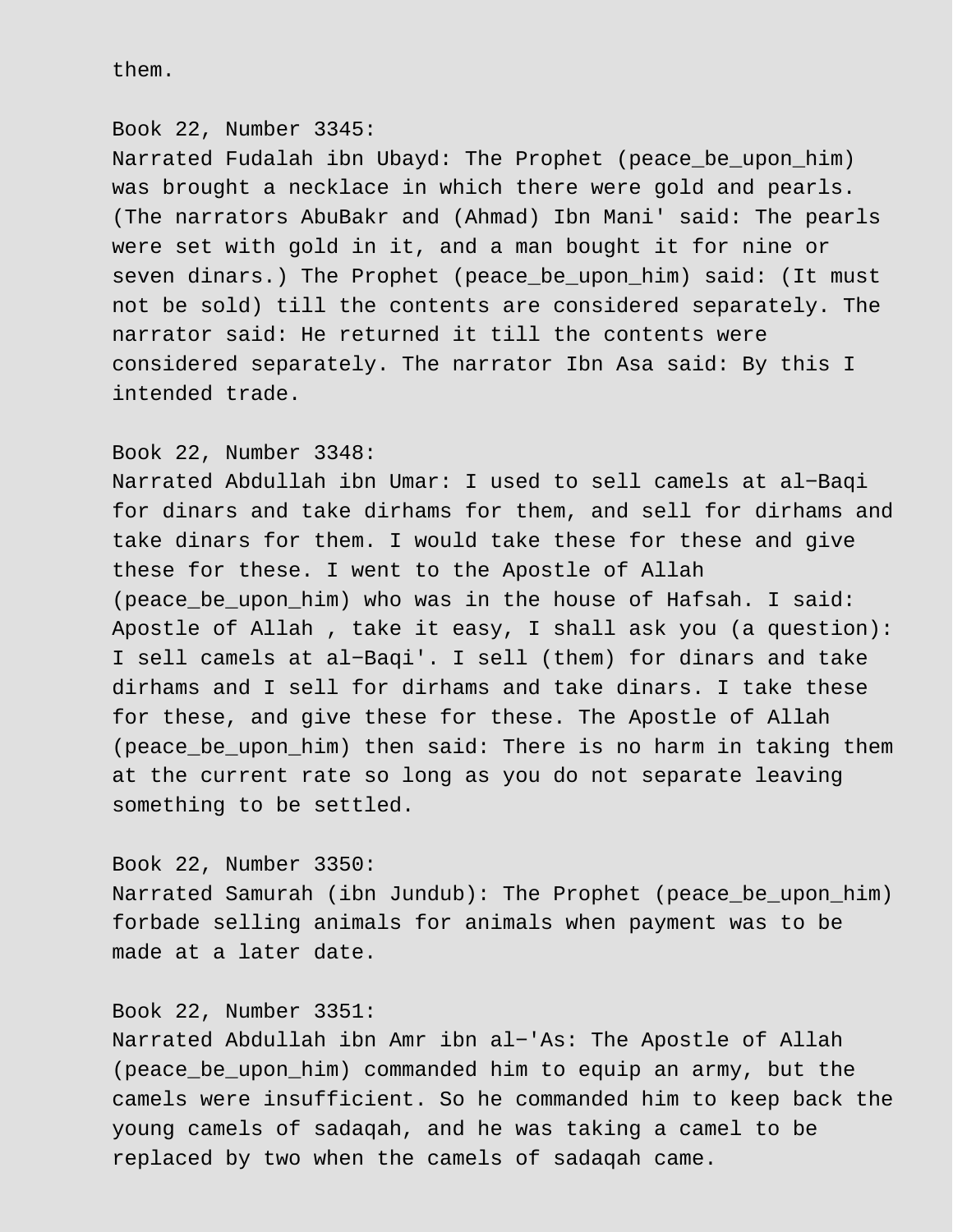them.

Book 22, Number 3345:
Narrated Fudalah ibn Ubayd: The Prophet (peace_be_upon_him) was brought a necklace in which there were gold and pearls. (The narrators AbuBakr and (Ahmad) Ibn Mani' said: The pearls were set with gold in it, and a man bought it for nine or seven dinars.) The Prophet (peace_be_upon_him) said: (It must not be sold) till the contents are considered separately. The narrator said: He returned it till the contents were considered separately. The narrator Ibn Asa said: By this I intended trade.

Book 22, Number 3348:
Narrated Abdullah ibn Umar: I used to sell camels at al−Baqi for dinars and take dirhams for them, and sell for dirhams and take dinars for them. I would take these for these and give these for these. I went to the Apostle of Allah (peace_be_upon_him) who was in the house of Hafsah. I said: Apostle of Allah , take it easy, I shall ask you (a question): I sell camels at al−Baqi'. I sell (them) for dinars and take dirhams and I sell for dirhams and take dinars. I take these for these, and give these for these. The Apostle of Allah (peace_be_upon_him) then said: There is no harm in taking them at the current rate so long as you do not separate leaving something to be settled.

Book 22, Number 3350:
Narrated Samurah (ibn Jundub): The Prophet (peace_be_upon_him) forbade selling animals for animals when payment was to be made at a later date.

Book 22, Number 3351:
Narrated Abdullah ibn Amr ibn al−'As: The Apostle of Allah (peace_be_upon_him) commanded him to equip an army, but the camels were insufficient. So he commanded him to keep back the young camels of sadaqah, and he was taking a camel to be replaced by two when the camels of sadaqah came.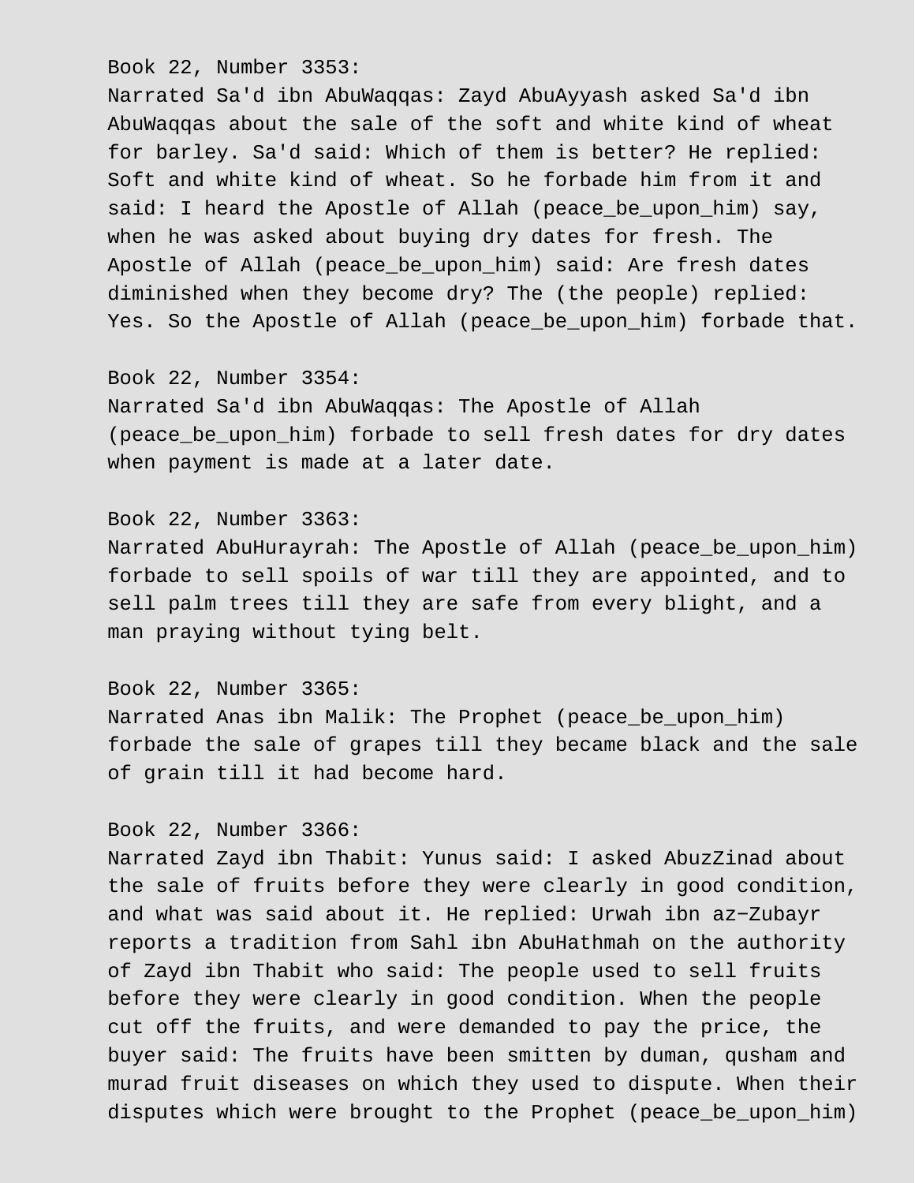Book 22, Number 3353:
Narrated Sa'd ibn AbuWaqqas: Zayd AbuAyyash asked Sa'd ibn AbuWaqqas about the sale of the soft and white kind of wheat for barley. Sa'd said: Which of them is better? He replied: Soft and white kind of wheat. So he forbade him from it and said: I heard the Apostle of Allah (peace_be_upon_him) say, when he was asked about buying dry dates for fresh. The Apostle of Allah (peace_be_upon_him) said: Are fresh dates diminished when they become dry? The (the people) replied: Yes. So the Apostle of Allah (peace_be_upon_him) forbade that.

Book 22, Number 3354:
Narrated Sa'd ibn AbuWaqqas: The Apostle of Allah (peace_be_upon_him) forbade to sell fresh dates for dry dates when payment is made at a later date.

Book 22, Number 3363:
Narrated AbuHurayrah: The Apostle of Allah (peace_be_upon_him) forbade to sell spoils of war till they are appointed, and to sell palm trees till they are safe from every blight, and a man praying without tying belt.

Book 22, Number 3365:
Narrated Anas ibn Malik: The Prophet (peace_be_upon_him) forbade the sale of grapes till they became black and the sale of grain till it had become hard.

Book 22, Number 3366:
Narrated Zayd ibn Thabit: Yunus said: I asked AbuzZinad about the sale of fruits before they were clearly in good condition, and what was said about it. He replied: Urwah ibn az-Zubayr reports a tradition from Sahl ibn AbuHathmah on the authority of Zayd ibn Thabit who said: The people used to sell fruits before they were clearly in good condition. When the people cut off the fruits, and were demanded to pay the price, the buyer said: The fruits have been smitten by duman, qusham and murad fruit diseases on which they used to dispute. When their disputes which were brought to the Prophet (peace_be_upon_him)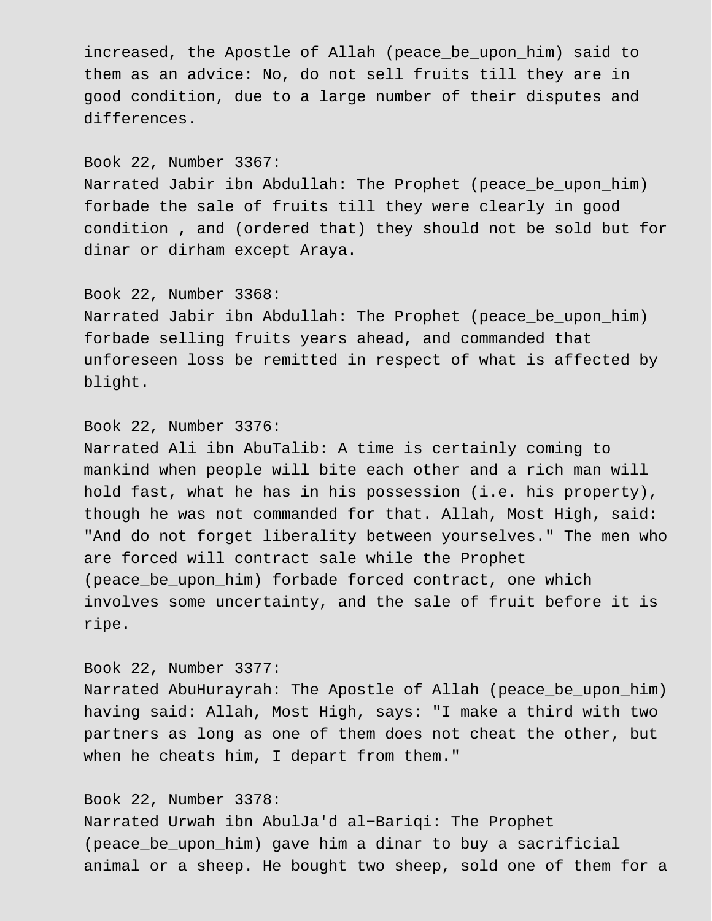increased, the Apostle of Allah (peace_be_upon_him) said to them as an advice: No, do not sell fruits till they are in good condition, due to a large number of their disputes and differences.

Book 22, Number 3367:
Narrated Jabir ibn Abdullah: The Prophet (peace_be_upon_him) forbade the sale of fruits till they were clearly in good condition , and (ordered that) they should not be sold but for dinar or dirham except Araya.

Book 22, Number 3368:
Narrated Jabir ibn Abdullah: The Prophet (peace_be_upon_him) forbade selling fruits years ahead, and commanded that unforeseen loss be remitted in respect of what is affected by blight.

Book 22, Number 3376:
Narrated Ali ibn AbuTalib: A time is certainly coming to mankind when people will bite each other and a rich man will hold fast, what he has in his possession (i.e. his property), though he was not commanded for that. Allah, Most High, said: "And do not forget liberality between yourselves." The men who are forced will contract sale while the Prophet (peace_be_upon_him) forbade forced contract, one which involves some uncertainty, and the sale of fruit before it is ripe.

Book 22, Number 3377:
Narrated AbuHurayrah: The Apostle of Allah (peace_be_upon_him) having said: Allah, Most High, says: "I make a third with two partners as long as one of them does not cheat the other, but when he cheats him, I depart from them."

Book 22, Number 3378:
Narrated Urwah ibn AbulJa'd al-Bariqi: The Prophet (peace_be_upon_him) gave him a dinar to buy a sacrificial animal or a sheep. He bought two sheep, sold one of them for a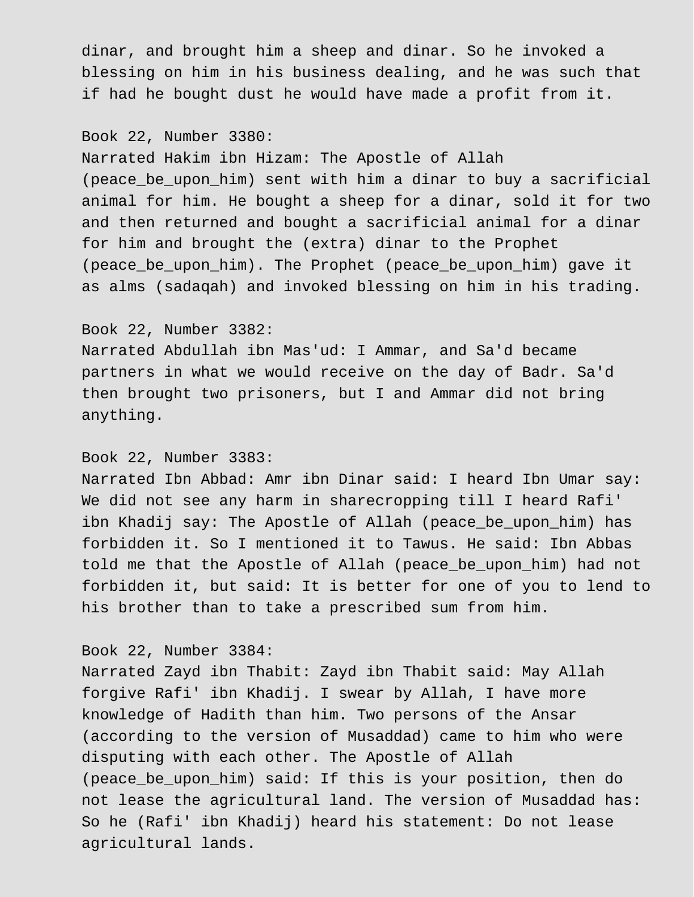dinar, and brought him a sheep and dinar. So he invoked a blessing on him in his business dealing, and he was such that if had he bought dust he would have made a profit from it.

Book 22, Number 3380:
Narrated Hakim ibn Hizam: The Apostle of Allah (peace_be_upon_him) sent with him a dinar to buy a sacrificial animal for him. He bought a sheep for a dinar, sold it for two and then returned and bought a sacrificial animal for a dinar for him and brought the (extra) dinar to the Prophet (peace_be_upon_him). The Prophet (peace_be_upon_him) gave it as alms (sadaqah) and invoked blessing on him in his trading.

Book 22, Number 3382:
Narrated Abdullah ibn Mas'ud: I Ammar, and Sa'd became partners in what we would receive on the day of Badr. Sa'd then brought two prisoners, but I and Ammar did not bring anything.

Book 22, Number 3383:
Narrated Ibn Abbad: Amr ibn Dinar said: I heard Ibn Umar say: We did not see any harm in sharecropping till I heard Rafi' ibn Khadij say: The Apostle of Allah (peace_be_upon_him) has forbidden it. So I mentioned it to Tawus. He said: Ibn Abbas told me that the Apostle of Allah (peace_be_upon_him) had not forbidden it, but said: It is better for one of you to lend to his brother than to take a prescribed sum from him.

Book 22, Number 3384:
Narrated Zayd ibn Thabit: Zayd ibn Thabit said: May Allah forgive Rafi' ibn Khadij. I swear by Allah, I have more knowledge of Hadith than him. Two persons of the Ansar (according to the version of Musaddad) came to him who were disputing with each other. The Apostle of Allah (peace_be_upon_him) said: If this is your position, then do not lease the agricultural land. The version of Musaddad has: So he (Rafi' ibn Khadij) heard his statement: Do not lease agricultural lands.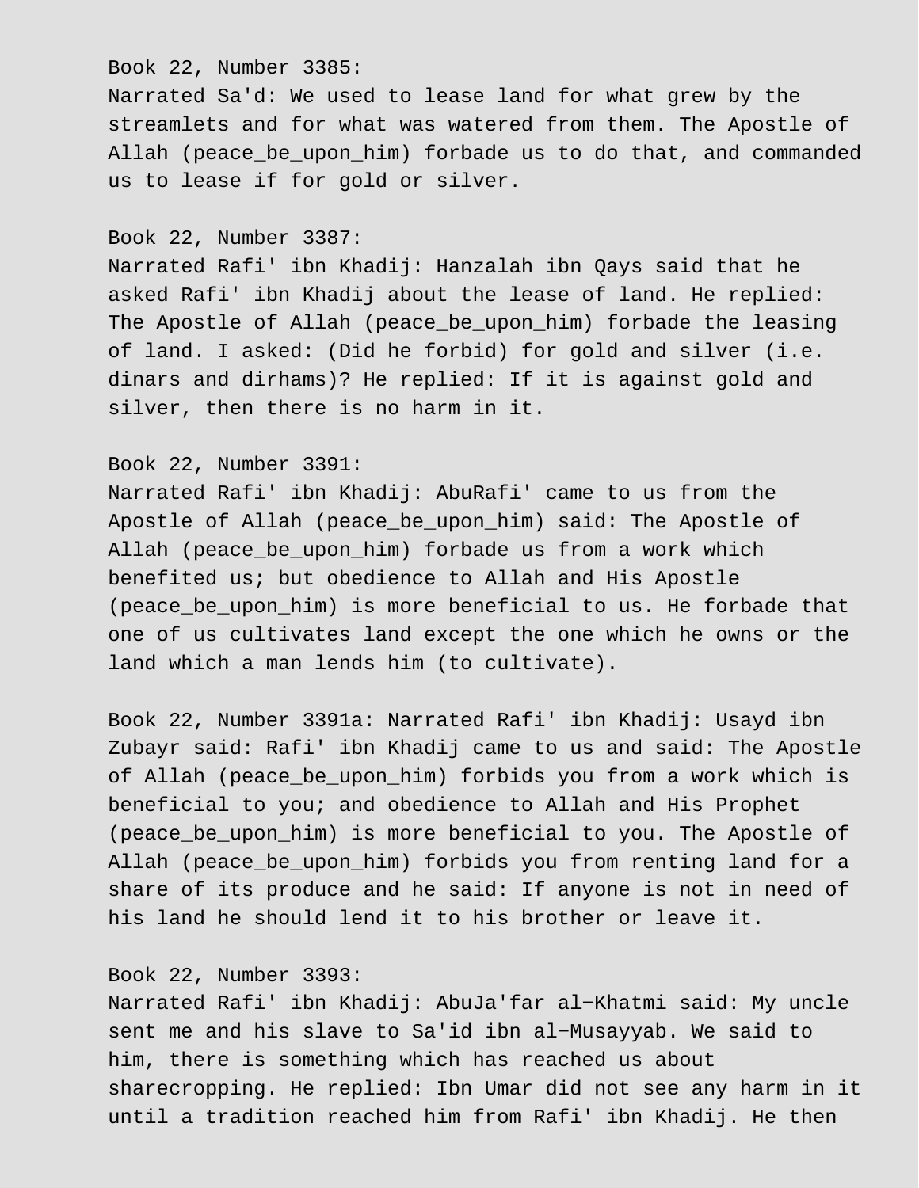Book 22, Number 3385:
Narrated Sa'd: We used to lease land for what grew by the streamlets and for what was watered from them. The Apostle of Allah (peace_be_upon_him) forbade us to do that, and commanded us to lease if for gold or silver.

Book 22, Number 3387:
Narrated Rafi' ibn Khadij: Hanzalah ibn Qays said that he asked Rafi' ibn Khadij about the lease of land. He replied: The Apostle of Allah (peace_be_upon_him) forbade the leasing of land. I asked: (Did he forbid) for gold and silver (i.e. dinars and dirhams)? He replied: If it is against gold and silver, then there is no harm in it.

Book 22, Number 3391:
Narrated Rafi' ibn Khadij: AbuRafi' came to us from the Apostle of Allah (peace_be_upon_him) said: The Apostle of Allah (peace_be_upon_him) forbade us from a work which benefited us; but obedience to Allah and His Apostle (peace_be_upon_him) is more beneficial to us. He forbade that one of us cultivates land except the one which he owns or the land which a man lends him (to cultivate).

Book 22, Number 3391a: Narrated Rafi' ibn Khadij: Usayd ibn Zubayr said: Rafi' ibn Khadij came to us and said: The Apostle of Allah (peace_be_upon_him) forbids you from a work which is beneficial to you; and obedience to Allah and His Prophet (peace_be_upon_him) is more beneficial to you. The Apostle of Allah (peace_be_upon_him) forbids you from renting land for a share of its produce and he said: If anyone is not in need of his land he should lend it to his brother or leave it.

Book 22, Number 3393:
Narrated Rafi' ibn Khadij: AbuJa'far al−Khatmi said: My uncle sent me and his slave to Sa'id ibn al−Musayyab. We said to him, there is something which has reached us about sharecropping. He replied: Ibn Umar did not see any harm in it until a tradition reached him from Rafi' ibn Khadij. He then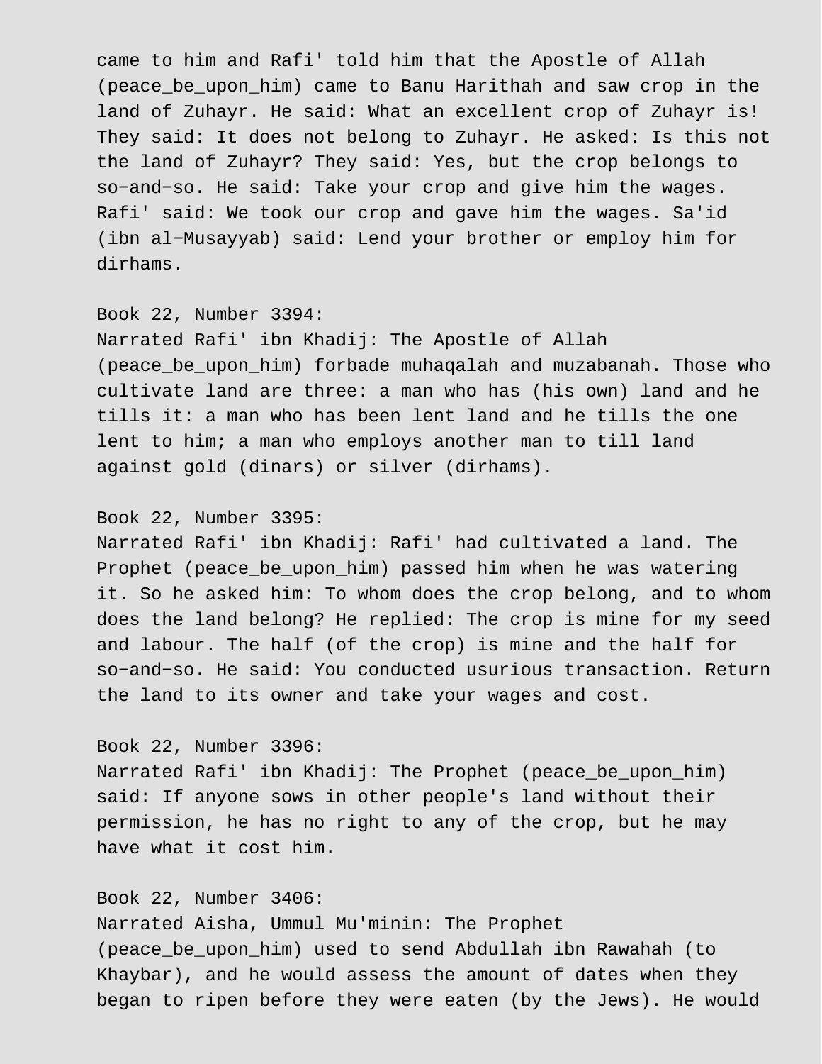came to him and Rafi' told him that the Apostle of Allah (peace_be_upon_him) came to Banu Harithah and saw crop in the land of Zuhayr. He said: What an excellent crop of Zuhayr is! They said: It does not belong to Zuhayr. He asked: Is this not the land of Zuhayr? They said: Yes, but the crop belongs to so-and-so. He said: Take your crop and give him the wages. Rafi' said: We took our crop and gave him the wages. Sa'id (ibn al-Musayyab) said: Lend your brother or employ him for dirhams.

Book 22, Number 3394:
Narrated Rafi' ibn Khadij: The Apostle of Allah (peace_be_upon_him) forbade muhaqalah and muzabanah. Those who cultivate land are three: a man who has (his own) land and he tills it: a man who has been lent land and he tills the one lent to him; a man who employs another man to till land against gold (dinars) or silver (dirhams).

Book 22, Number 3395:
Narrated Rafi' ibn Khadij: Rafi' had cultivated a land. The Prophet (peace_be_upon_him) passed him when he was watering it. So he asked him: To whom does the crop belong, and to whom does the land belong? He replied: The crop is mine for my seed and labour. The half (of the crop) is mine and the half for so-and-so. He said: You conducted usurious transaction. Return the land to its owner and take your wages and cost.

Book 22, Number 3396:
Narrated Rafi' ibn Khadij: The Prophet (peace_be_upon_him) said: If anyone sows in other people's land without their permission, he has no right to any of the crop, but he may have what it cost him.

Book 22, Number 3406:
Narrated Aisha, Ummul Mu'minin: The Prophet (peace_be_upon_him) used to send Abdullah ibn Rawahah (to Khaybar), and he would assess the amount of dates when they began to ripen before they were eaten (by the Jews). He would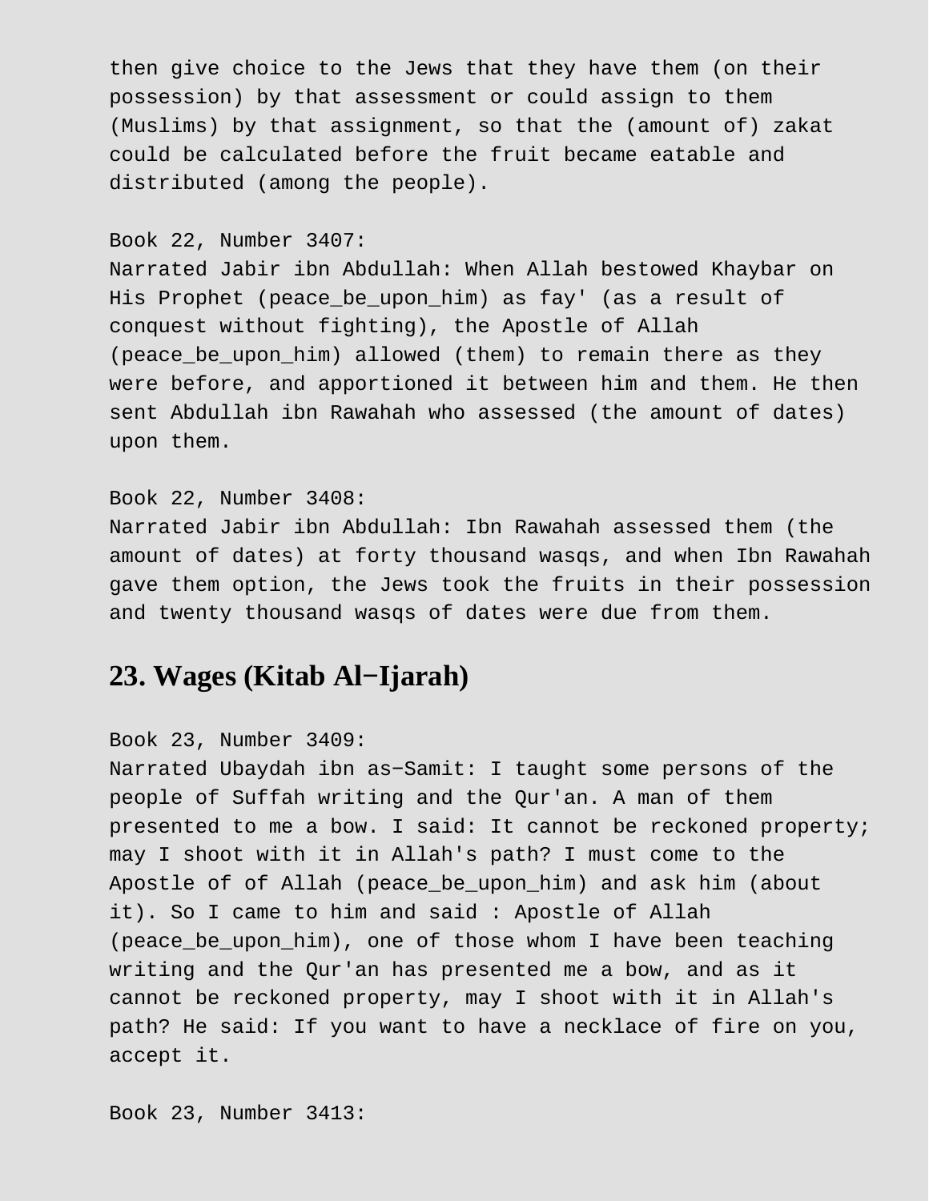then give choice to the Jews that they have them (on their possession) by that assessment or could assign to them (Muslims) by that assignment, so that the (amount of) zakat could be calculated before the fruit became eatable and distributed (among the people).

Book 22, Number 3407:
Narrated Jabir ibn Abdullah: When Allah bestowed Khaybar on His Prophet (peace_be_upon_him) as fay' (as a result of conquest without fighting), the Apostle of Allah (peace_be_upon_him) allowed (them) to remain there as they were before, and apportioned it between him and them. He then sent Abdullah ibn Rawahah who assessed (the amount of dates) upon them.

Book 22, Number 3408:
Narrated Jabir ibn Abdullah: Ibn Rawahah assessed them (the amount of dates) at forty thousand wasqs, and when Ibn Rawahah gave them option, the Jews took the fruits in their possession and twenty thousand wasqs of dates were due from them.

## 23. Wages (Kitab Al−Ijarah)

Book 23, Number 3409:
Narrated Ubaydah ibn as−Samit: I taught some persons of the people of Suffah writing and the Qur'an. A man of them presented to me a bow. I said: It cannot be reckoned property; may I shoot with it in Allah's path? I must come to the Apostle of of Allah (peace_be_upon_him) and ask him (about it). So I came to him and said : Apostle of Allah (peace_be_upon_him), one of those whom I have been teaching writing and the Qur'an has presented me a bow, and as it cannot be reckoned property, may I shoot with it in Allah's path? He said: If you want to have a necklace of fire on you, accept it.

Book 23, Number 3413: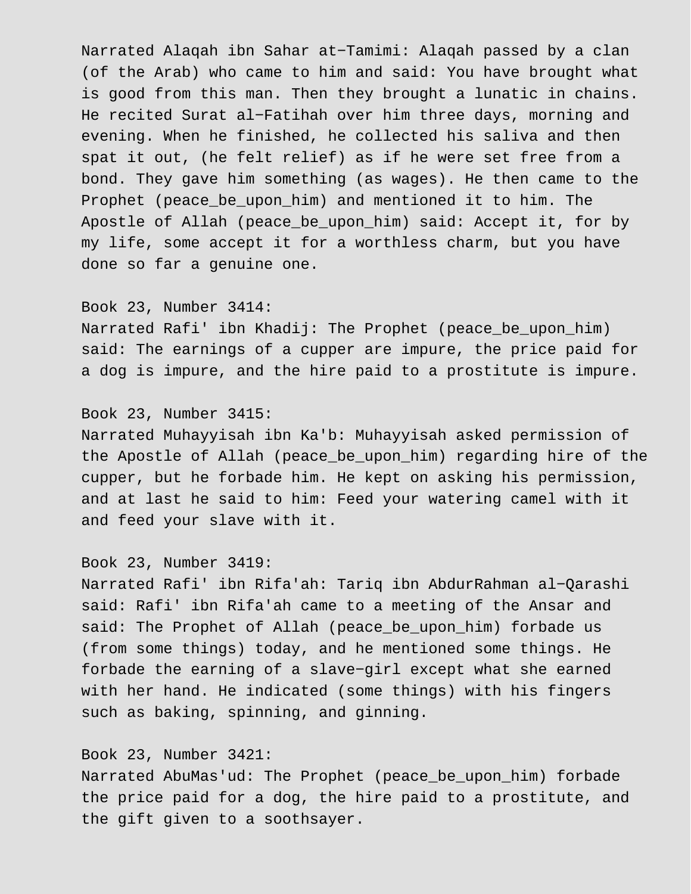Narrated Alaqah ibn Sahar at−Tamimi: Alaqah passed by a clan (of the Arab) who came to him and said: You have brought what is good from this man. Then they brought a lunatic in chains. He recited Surat al−Fatihah over him three days, morning and evening. When he finished, he collected his saliva and then spat it out, (he felt relief) as if he were set free from a bond. They gave him something (as wages). He then came to the Prophet (peace_be_upon_him) and mentioned it to him. The Apostle of Allah (peace_be_upon_him) said: Accept it, for by my life, some accept it for a worthless charm, but you have done so far a genuine one.

Book 23, Number 3414:
Narrated Rafi' ibn Khadij: The Prophet (peace_be_upon_him) said: The earnings of a cupper are impure, the price paid for a dog is impure, and the hire paid to a prostitute is impure.

Book 23, Number 3415:
Narrated Muhayyisah ibn Ka'b: Muhayyisah asked permission of the Apostle of Allah (peace_be_upon_him) regarding hire of the cupper, but he forbade him. He kept on asking his permission, and at last he said to him: Feed your watering camel with it and feed your slave with it.

Book 23, Number 3419:
Narrated Rafi' ibn Rifa'ah: Tariq ibn AbdurRahman al−Qarashi said: Rafi' ibn Rifa'ah came to a meeting of the Ansar and said: The Prophet of Allah (peace_be_upon_him) forbade us (from some things) today, and he mentioned some things. He forbade the earning of a slave−girl except what she earned with her hand. He indicated (some things) with his fingers such as baking, spinning, and ginning.

Book 23, Number 3421:
Narrated AbuMas'ud: The Prophet (peace_be_upon_him) forbade the price paid for a dog, the hire paid to a prostitute, and the gift given to a soothsayer.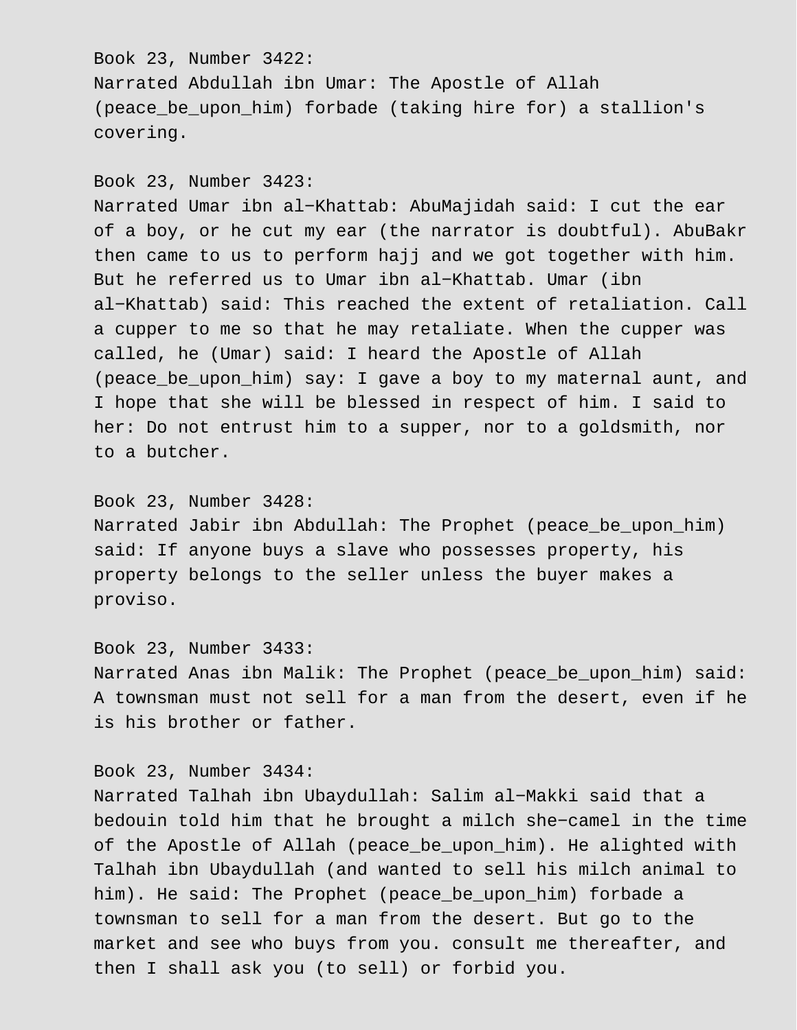Book 23, Number 3422:
Narrated Abdullah ibn Umar: The Apostle of Allah (peace_be_upon_him) forbade (taking hire for) a stallion's covering.

Book 23, Number 3423:
Narrated Umar ibn al-Khattab: AbuMajidah said: I cut the ear of a boy, or he cut my ear (the narrator is doubtful). AbuBakr then came to us to perform hajj and we got together with him. But he referred us to Umar ibn al-Khattab. Umar (ibn al-Khattab) said: This reached the extent of retaliation. Call a cupper to me so that he may retaliate. When the cupper was called, he (Umar) said: I heard the Apostle of Allah (peace_be_upon_him) say: I gave a boy to my maternal aunt, and I hope that she will be blessed in respect of him. I said to her: Do not entrust him to a supper, nor to a goldsmith, nor to a butcher.

Book 23, Number 3428:
Narrated Jabir ibn Abdullah: The Prophet (peace_be_upon_him) said: If anyone buys a slave who possesses property, his property belongs to the seller unless the buyer makes a proviso.

Book 23, Number 3433:
Narrated Anas ibn Malik: The Prophet (peace_be_upon_him) said: A townsman must not sell for a man from the desert, even if he is his brother or father.

Book 23, Number 3434:
Narrated Talhah ibn Ubaydullah: Salim al-Makki said that a bedouin told him that he brought a milch she-camel in the time of the Apostle of Allah (peace_be_upon_him). He alighted with Talhah ibn Ubaydullah (and wanted to sell his milch animal to him). He said: The Prophet (peace_be_upon_him) forbade a townsman to sell for a man from the desert. But go to the market and see who buys from you. consult me thereafter, and then I shall ask you (to sell) or forbid you.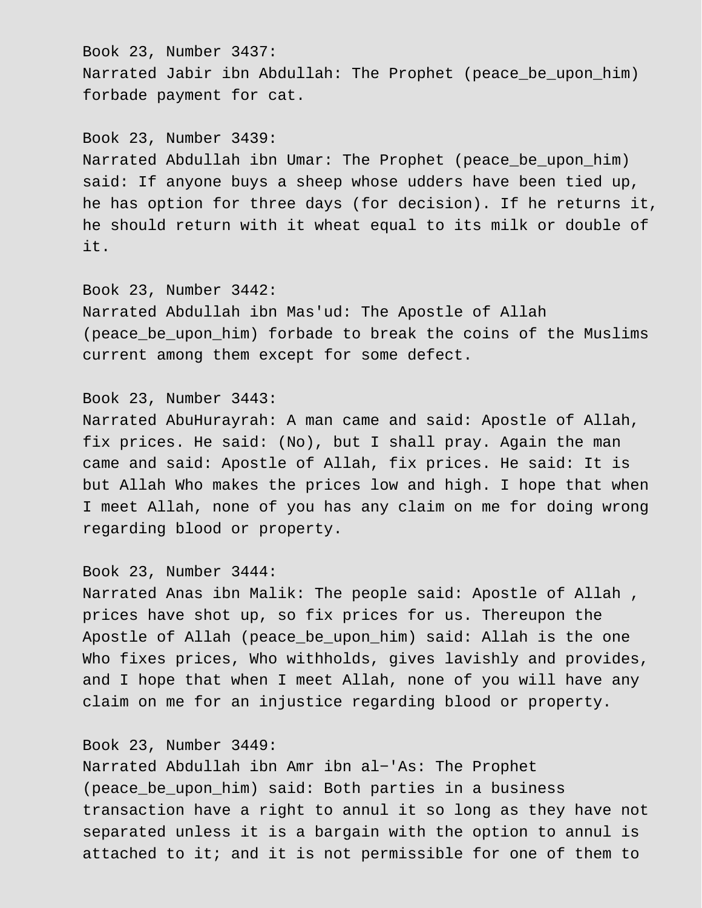Book 23, Number 3437:
Narrated Jabir ibn Abdullah: The Prophet (peace_be_upon_him) forbade payment for cat.

Book 23, Number 3439:
Narrated Abdullah ibn Umar: The Prophet (peace_be_upon_him) said: If anyone buys a sheep whose udders have been tied up, he has option for three days (for decision). If he returns it, he should return with it wheat equal to its milk or double of it.

Book 23, Number 3442:
Narrated Abdullah ibn Mas'ud: The Apostle of Allah (peace_be_upon_him) forbade to break the coins of the Muslims current among them except for some defect.

Book 23, Number 3443:
Narrated AbuHurayrah: A man came and said: Apostle of Allah, fix prices. He said: (No), but I shall pray. Again the man came and said: Apostle of Allah, fix prices. He said: It is but Allah Who makes the prices low and high. I hope that when I meet Allah, none of you has any claim on me for doing wrong regarding blood or property.

Book 23, Number 3444:
Narrated Anas ibn Malik: The people said: Apostle of Allah , prices have shot up, so fix prices for us. Thereupon the Apostle of Allah (peace_be_upon_him) said: Allah is the one Who fixes prices, Who withholds, gives lavishly and provides, and I hope that when I meet Allah, none of you will have any claim on me for an injustice regarding blood or property.

Book 23, Number 3449:
Narrated Abdullah ibn Amr ibn al-'As: The Prophet (peace_be_upon_him) said: Both parties in a business transaction have a right to annul it so long as they have not separated unless it is a bargain with the option to annul is attached to it; and it is not permissible for one of them to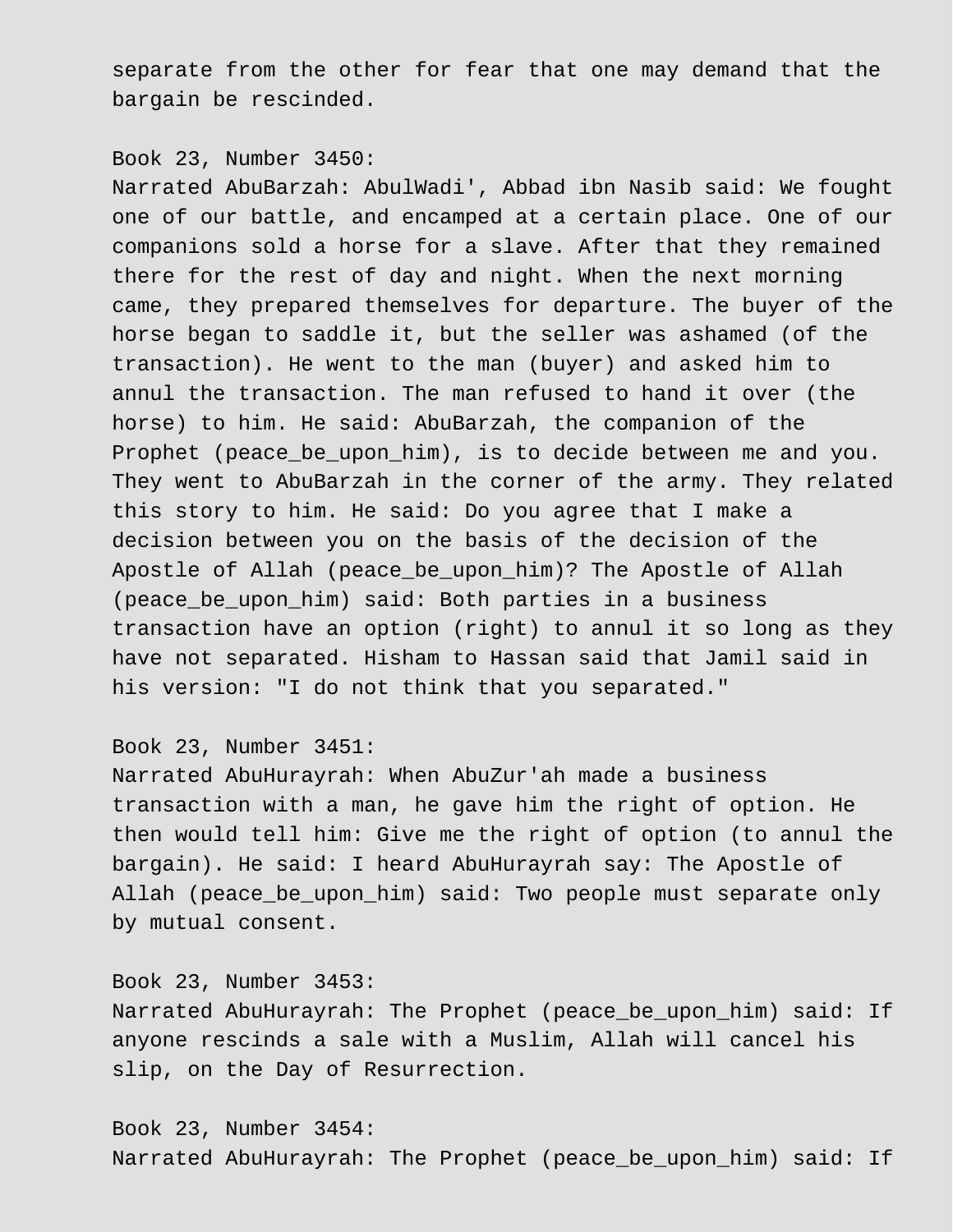separate from the other for fear that one may demand that the bargain be rescinded.

Book 23, Number 3450:
Narrated AbuBarzah: AbulWadi', Abbad ibn Nasib said: We fought one of our battle, and encamped at a certain place. One of our companions sold a horse for a slave. After that they remained there for the rest of day and night. When the next morning came, they prepared themselves for departure. The buyer of the horse began to saddle it, but the seller was ashamed (of the transaction). He went to the man (buyer) and asked him to annul the transaction. The man refused to hand it over (the horse) to him. He said: AbuBarzah, the companion of the Prophet (peace_be_upon_him), is to decide between me and you. They went to AbuBarzah in the corner of the army. They related this story to him. He said: Do you agree that I make a decision between you on the basis of the decision of the Apostle of Allah (peace_be_upon_him)? The Apostle of Allah (peace_be_upon_him) said: Both parties in a business transaction have an option (right) to annul it so long as they have not separated. Hisham to Hassan said that Jamil said in his version: "I do not think that you separated."

Book 23, Number 3451:
Narrated AbuHurayrah: When AbuZur'ah made a business transaction with a man, he gave him the right of option. He then would tell him: Give me the right of option (to annul the bargain). He said: I heard AbuHurayrah say: The Apostle of Allah (peace_be_upon_him) said: Two people must separate only by mutual consent.

Book 23, Number 3453:
Narrated AbuHurayrah: The Prophet (peace_be_upon_him) said: If anyone rescinds a sale with a Muslim, Allah will cancel his slip, on the Day of Resurrection.

Book 23, Number 3454:
Narrated AbuHurayrah: The Prophet (peace_be_upon_him) said: If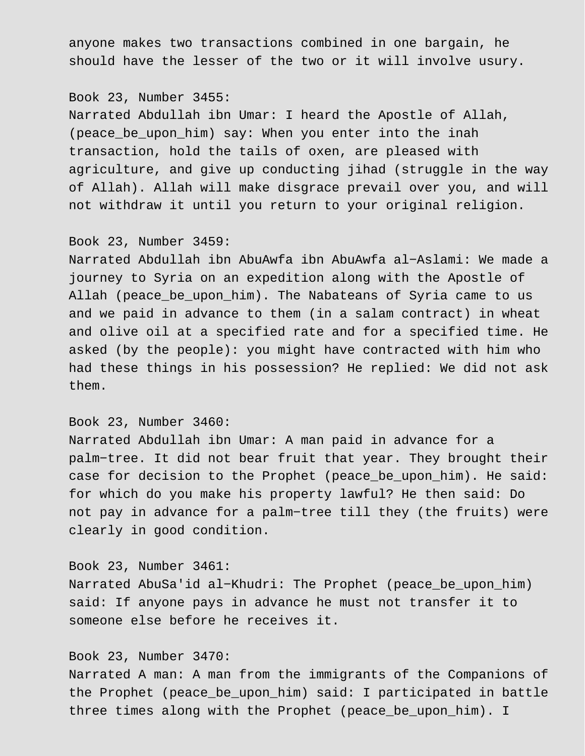anyone makes two transactions combined in one bargain, he should have the lesser of the two or it will involve usury.

Book 23, Number 3455:
Narrated Abdullah ibn Umar: I heard the Apostle of Allah, (peace_be_upon_him) say: When you enter into the inah transaction, hold the tails of oxen, are pleased with agriculture, and give up conducting jihad (struggle in the way of Allah). Allah will make disgrace prevail over you, and will not withdraw it until you return to your original religion.

Book 23, Number 3459:
Narrated Abdullah ibn AbuAwfa ibn AbuAwfa al-Aslami: We made a journey to Syria on an expedition along with the Apostle of Allah (peace_be_upon_him). The Nabateans of Syria came to us and we paid in advance to them (in a salam contract) in wheat and olive oil at a specified rate and for a specified time. He asked (by the people): you might have contracted with him who had these things in his possession? He replied: We did not ask them.

Book 23, Number 3460:
Narrated Abdullah ibn Umar: A man paid in advance for a palm-tree. It did not bear fruit that year. They brought their case for decision to the Prophet (peace_be_upon_him). He said: for which do you make his property lawful? He then said: Do not pay in advance for a palm-tree till they (the fruits) were clearly in good condition.

Book 23, Number 3461:
Narrated AbuSa'id al-Khudri: The Prophet (peace_be_upon_him) said: If anyone pays in advance he must not transfer it to someone else before he receives it.

Book 23, Number 3470:
Narrated A man: A man from the immigrants of the Companions of the Prophet (peace_be_upon_him) said: I participated in battle three times along with the Prophet (peace_be_upon_him). I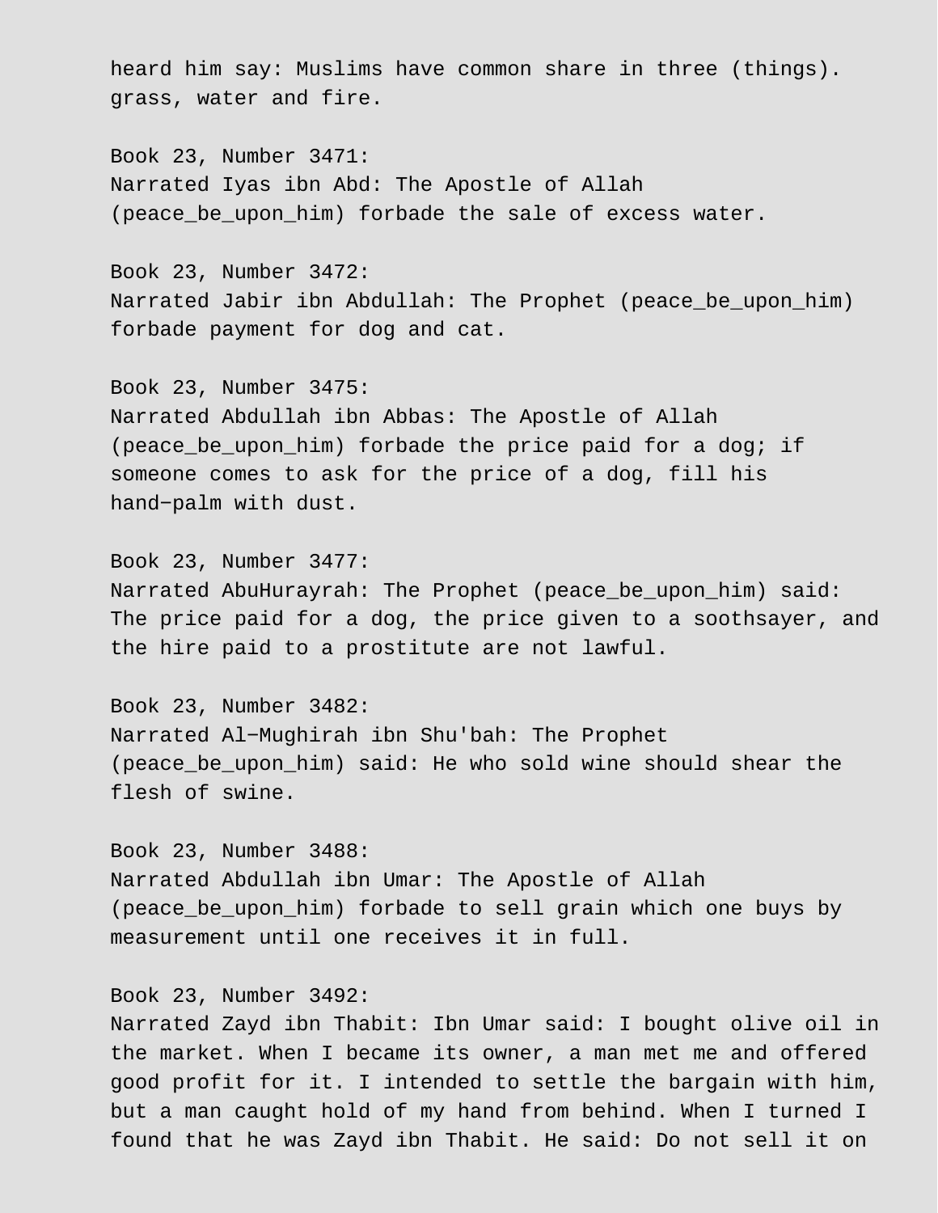heard him say: Muslims have common share in three (things). grass, water and fire.

Book 23, Number 3471:
Narrated Iyas ibn Abd: The Apostle of Allah (peace_be_upon_him) forbade the sale of excess water.

Book 23, Number 3472:
Narrated Jabir ibn Abdullah: The Prophet (peace_be_upon_him) forbade payment for dog and cat.

Book 23, Number 3475:
Narrated Abdullah ibn Abbas: The Apostle of Allah (peace_be_upon_him) forbade the price paid for a dog; if someone comes to ask for the price of a dog, fill his hand−palm with dust.

Book 23, Number 3477:
Narrated AbuHurayrah: The Prophet (peace_be_upon_him) said: The price paid for a dog, the price given to a soothsayer, and the hire paid to a prostitute are not lawful.

Book 23, Number 3482:
Narrated Al−Mughirah ibn Shu'bah: The Prophet (peace_be_upon_him) said: He who sold wine should shear the flesh of swine.

Book 23, Number 3488:
Narrated Abdullah ibn Umar: The Apostle of Allah (peace_be_upon_him) forbade to sell grain which one buys by measurement until one receives it in full.

Book 23, Number 3492:
Narrated Zayd ibn Thabit: Ibn Umar said: I bought olive oil in the market. When I became its owner, a man met me and offered good profit for it. I intended to settle the bargain with him, but a man caught hold of my hand from behind. When I turned I found that he was Zayd ibn Thabit. He said: Do not sell it on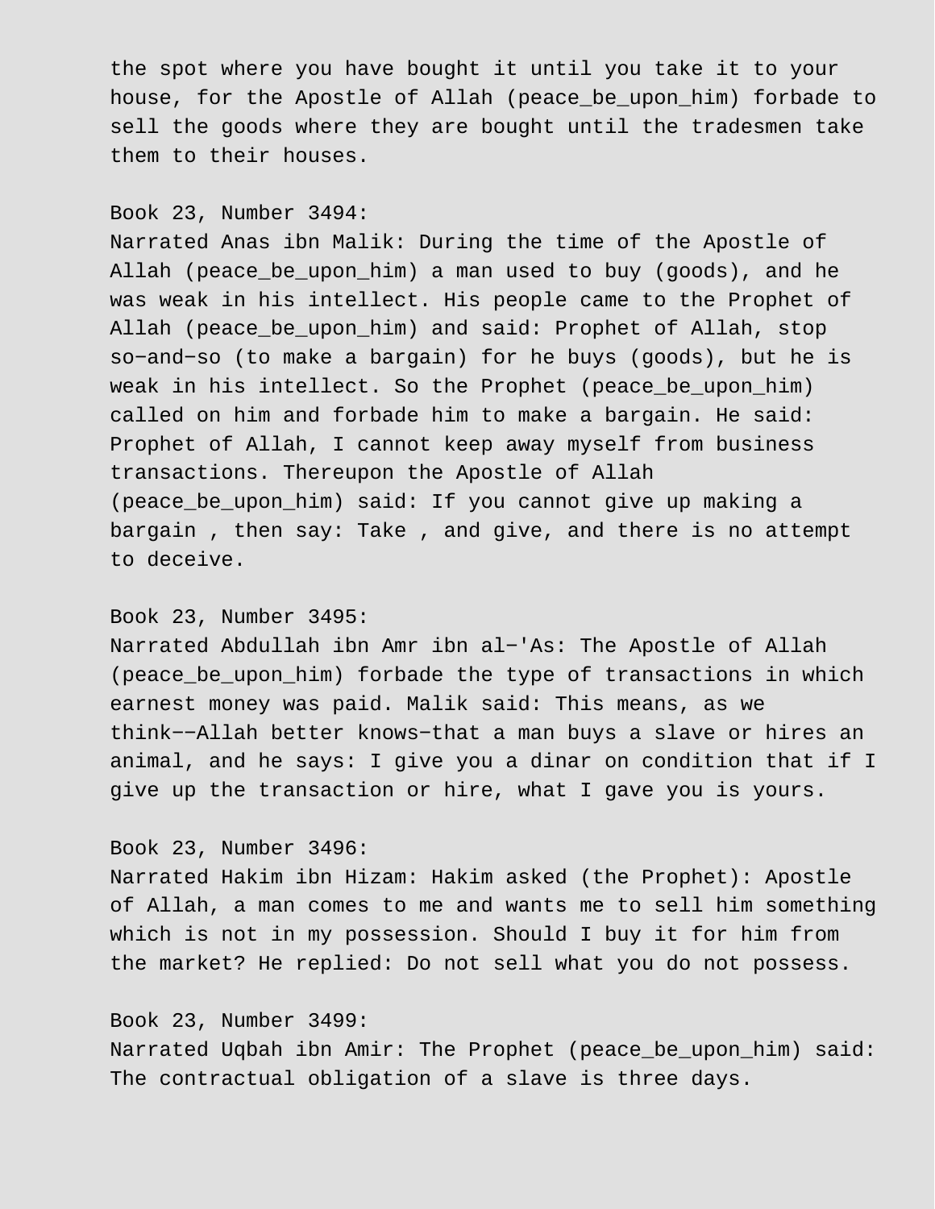the spot where you have bought it until you take it to your house, for the Apostle of Allah (peace_be_upon_him) forbade to sell the goods where they are bought until the tradesmen take them to their houses.

Book 23, Number 3494:
Narrated Anas ibn Malik: During the time of the Apostle of Allah (peace_be_upon_him) a man used to buy (goods), and he was weak in his intellect. His people came to the Prophet of Allah (peace_be_upon_him) and said: Prophet of Allah, stop so−and−so (to make a bargain) for he buys (goods), but he is weak in his intellect. So the Prophet (peace_be_upon_him) called on him and forbade him to make a bargain. He said: Prophet of Allah, I cannot keep away myself from business transactions. Thereupon the Apostle of Allah (peace_be_upon_him) said: If you cannot give up making a bargain , then say: Take , and give, and there is no attempt to deceive.

Book 23, Number 3495:
Narrated Abdullah ibn Amr ibn al−'As: The Apostle of Allah (peace_be_upon_him) forbade the type of transactions in which earnest money was paid. Malik said: This means, as we think−−Allah better knows−that a man buys a slave or hires an animal, and he says: I give you a dinar on condition that if I give up the transaction or hire, what I gave you is yours.

Book 23, Number 3496:
Narrated Hakim ibn Hizam: Hakim asked (the Prophet): Apostle of Allah, a man comes to me and wants me to sell him something which is not in my possession. Should I buy it for him from the market? He replied: Do not sell what you do not possess.

Book 23, Number 3499:
Narrated Uqbah ibn Amir: The Prophet (peace_be_upon_him) said: The contractual obligation of a slave is three days.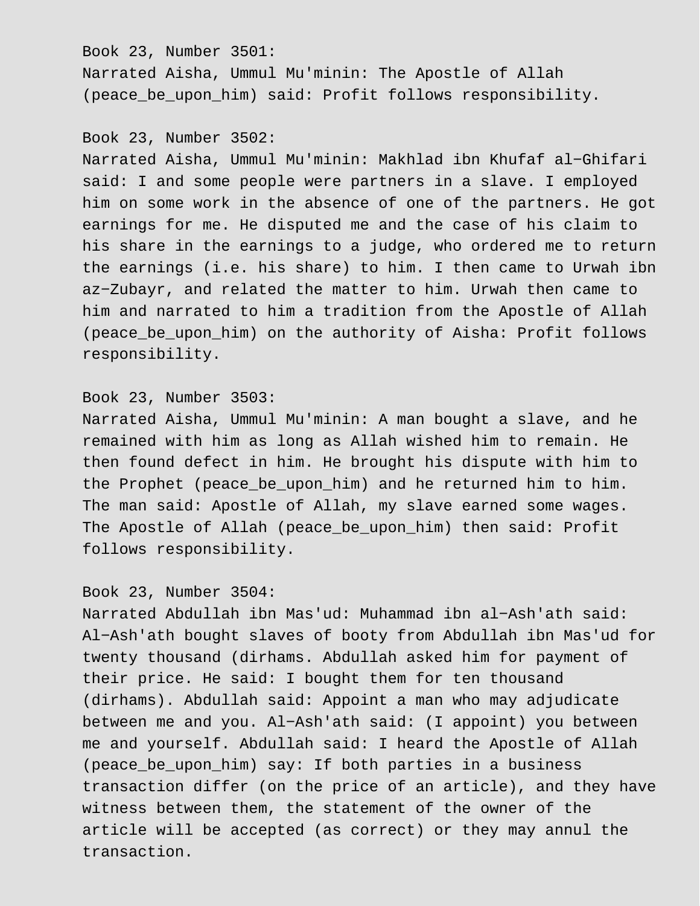Book 23, Number 3501:
Narrated Aisha, Ummul Mu'minin: The Apostle of Allah (peace_be_upon_him) said: Profit follows responsibility.

Book 23, Number 3502:
Narrated Aisha, Ummul Mu'minin: Makhlad ibn Khufaf al−Ghifari said: I and some people were partners in a slave. I employed him on some work in the absence of one of the partners. He got earnings for me. He disputed me and the case of his claim to his share in the earnings to a judge, who ordered me to return the earnings (i.e. his share) to him. I then came to Urwah ibn az−Zubayr, and related the matter to him. Urwah then came to him and narrated to him a tradition from the Apostle of Allah (peace_be_upon_him) on the authority of Aisha: Profit follows responsibility.

Book 23, Number 3503:
Narrated Aisha, Ummul Mu'minin: A man bought a slave, and he remained with him as long as Allah wished him to remain. He then found defect in him. He brought his dispute with him to the Prophet (peace_be_upon_him) and he returned him to him. The man said: Apostle of Allah, my slave earned some wages. The Apostle of Allah (peace_be_upon_him) then said: Profit follows responsibility.

Book 23, Number 3504:
Narrated Abdullah ibn Mas'ud: Muhammad ibn al−Ash'ath said: Al−Ash'ath bought slaves of booty from Abdullah ibn Mas'ud for twenty thousand (dirhams. Abdullah asked him for payment of their price. He said: I bought them for ten thousand (dirhams). Abdullah said: Appoint a man who may adjudicate between me and you. Al−Ash'ath said: (I appoint) you between me and yourself. Abdullah said: I heard the Apostle of Allah (peace_be_upon_him) say: If both parties in a business transaction differ (on the price of an article), and they have witness between them, the statement of the owner of the article will be accepted (as correct) or they may annul the transaction.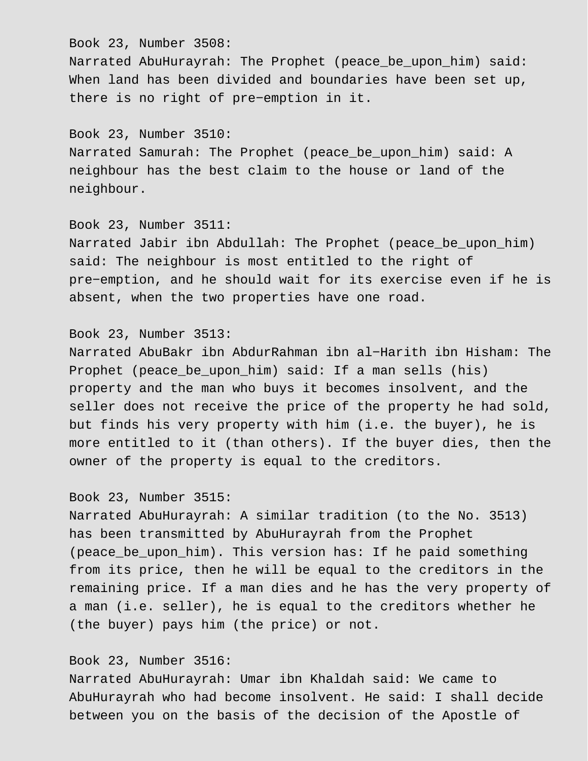Book 23, Number 3508:
Narrated AbuHurayrah: The Prophet (peace_be_upon_him) said: When land has been divided and boundaries have been set up, there is no right of pre−emption in it.

Book 23, Number 3510:
Narrated Samurah: The Prophet (peace_be_upon_him) said: A neighbour has the best claim to the house or land of the neighbour.

Book 23, Number 3511:
Narrated Jabir ibn Abdullah: The Prophet (peace_be_upon_him) said: The neighbour is most entitled to the right of pre−emption, and he should wait for its exercise even if he is absent, when the two properties have one road.

Book 23, Number 3513:
Narrated AbuBakr ibn AbdurRahman ibn al−Harith ibn Hisham: The Prophet (peace_be_upon_him) said: If a man sells (his) property and the man who buys it becomes insolvent, and the seller does not receive the price of the property he had sold, but finds his very property with him (i.e. the buyer), he is more entitled to it (than others). If the buyer dies, then the owner of the property is equal to the creditors.

Book 23, Number 3515:
Narrated AbuHurayrah: A similar tradition (to the No. 3513) has been transmitted by AbuHurayrah from the Prophet (peace_be_upon_him). This version has: If he paid something from its price, then he will be equal to the creditors in the remaining price. If a man dies and he has the very property of a man (i.e. seller), he is equal to the creditors whether he (the buyer) pays him (the price) or not.

Book 23, Number 3516:
Narrated AbuHurayrah: Umar ibn Khaldah said: We came to AbuHurayrah who had become insolvent. He said: I shall decide between you on the basis of the decision of the Apostle of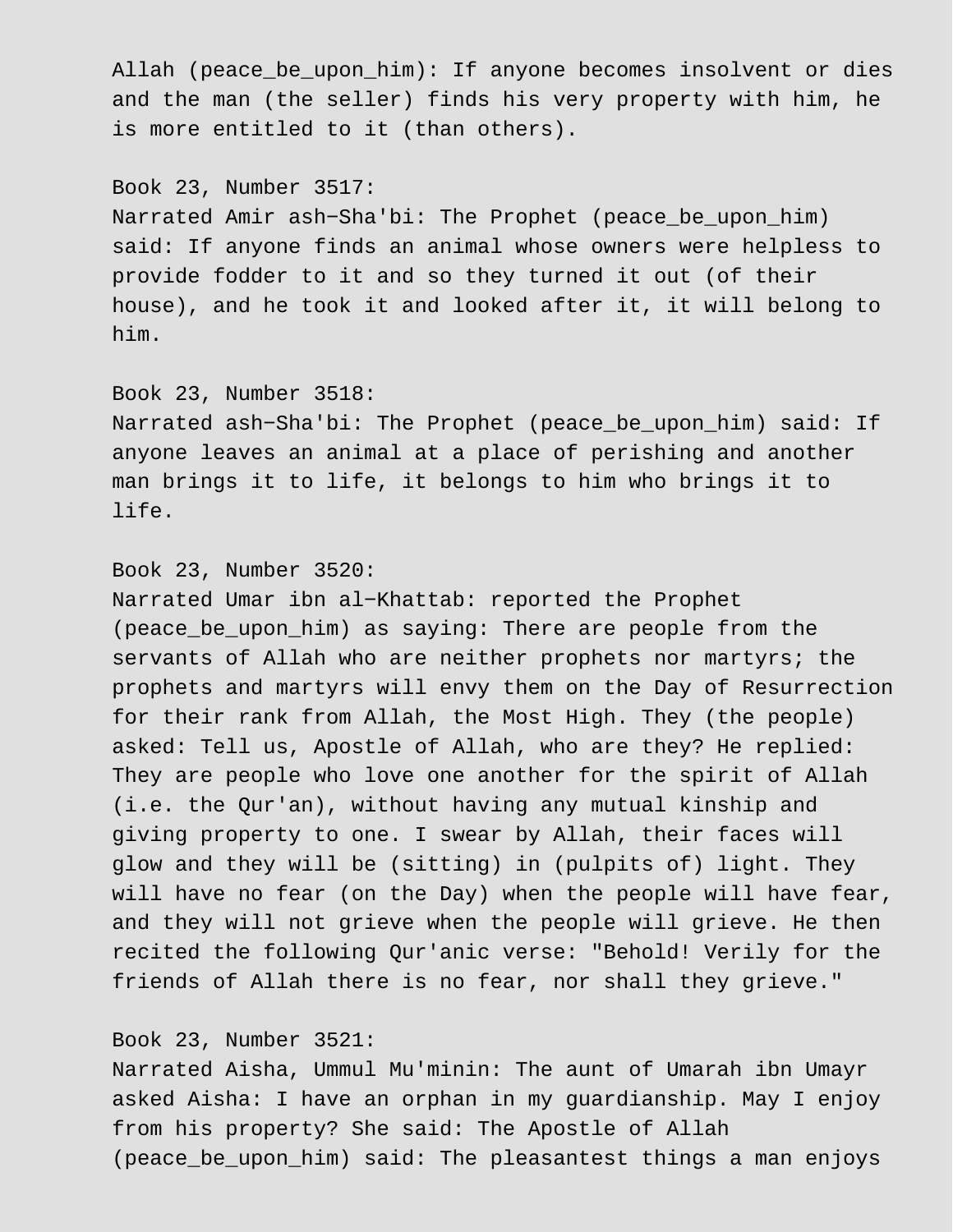Allah (peace_be_upon_him): If anyone becomes insolvent or dies and the man (the seller) finds his very property with him, he is more entitled to it (than others).

Book 23, Number 3517:
Narrated Amir ash-Sha'bi: The Prophet (peace_be_upon_him) said: If anyone finds an animal whose owners were helpless to provide fodder to it and so they turned it out (of their house), and he took it and looked after it, it will belong to him.

Book 23, Number 3518:
Narrated ash-Sha'bi: The Prophet (peace_be_upon_him) said: If anyone leaves an animal at a place of perishing and another man brings it to life, it belongs to him who brings it to life.

Book 23, Number 3520:
Narrated Umar ibn al-Khattab: reported the Prophet (peace_be_upon_him) as saying: There are people from the servants of Allah who are neither prophets nor martyrs; the prophets and martyrs will envy them on the Day of Resurrection for their rank from Allah, the Most High. They (the people) asked: Tell us, Apostle of Allah, who are they? He replied: They are people who love one another for the spirit of Allah (i.e. the Qur'an), without having any mutual kinship and giving property to one. I swear by Allah, their faces will glow and they will be (sitting) in (pulpits of) light. They will have no fear (on the Day) when the people will have fear, and they will not grieve when the people will grieve. He then recited the following Qur'anic verse: "Behold! Verily for the friends of Allah there is no fear, nor shall they grieve."

Book 23, Number 3521:
Narrated Aisha, Ummul Mu'minin: The aunt of Umarah ibn Umayr asked Aisha: I have an orphan in my guardianship. May I enjoy from his property? She said: The Apostle of Allah (peace_be_upon_him) said: The pleasantest things a man enjoys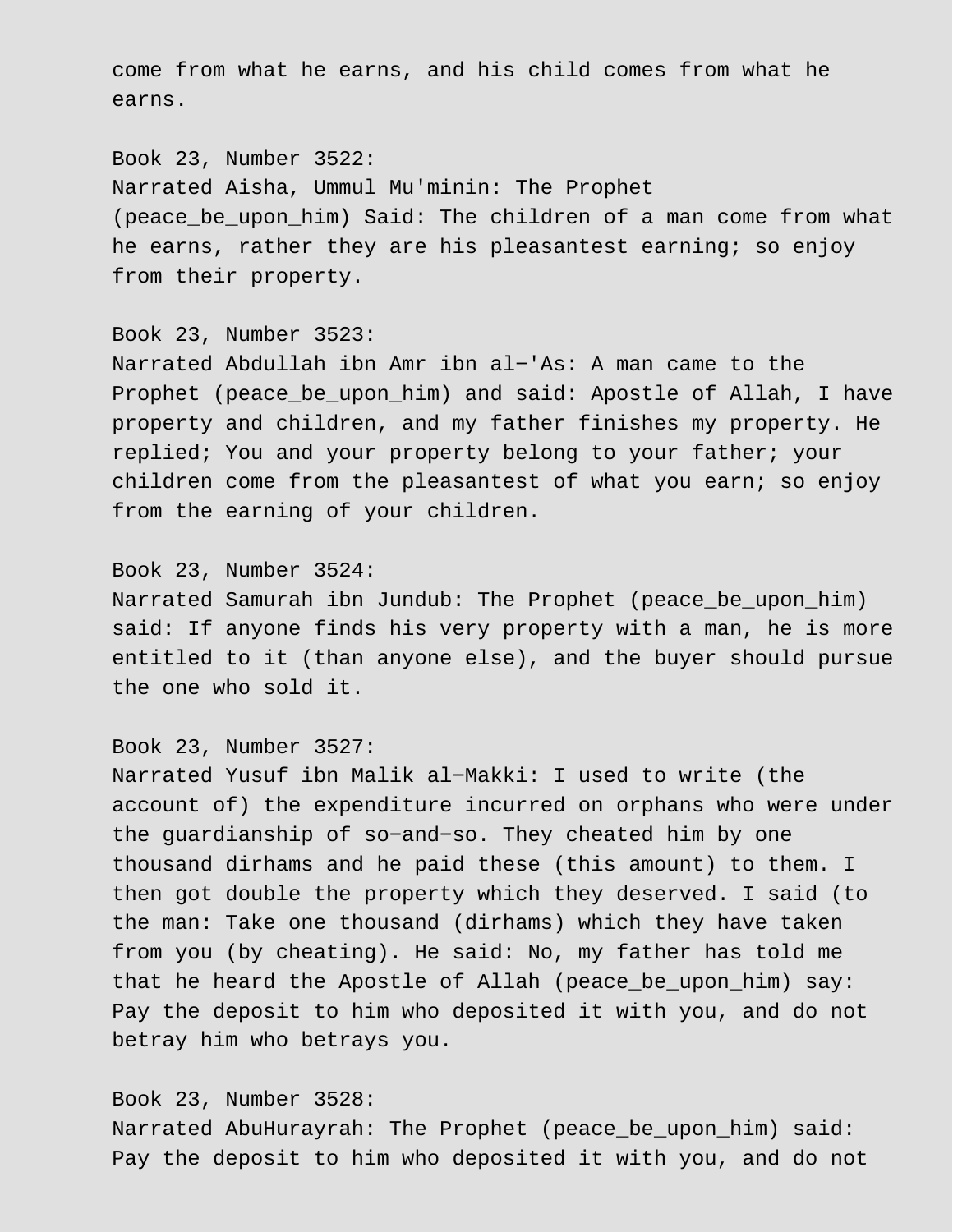come from what he earns, and his child comes from what he earns.

Book 23, Number 3522:
Narrated Aisha, Ummul Mu'minin: The Prophet (peace_be_upon_him) Said: The children of a man come from what he earns, rather they are his pleasantest earning; so enjoy from their property.

Book 23, Number 3523:
Narrated Abdullah ibn Amr ibn al-'As: A man came to the Prophet (peace_be_upon_him) and said: Apostle of Allah, I have property and children, and my father finishes my property. He replied; You and your property belong to your father; your children come from the pleasantest of what you earn; so enjoy from the earning of your children.

Book 23, Number 3524:
Narrated Samurah ibn Jundub: The Prophet (peace_be_upon_him) said: If anyone finds his very property with a man, he is more entitled to it (than anyone else), and the buyer should pursue the one who sold it.

Book 23, Number 3527:
Narrated Yusuf ibn Malik al-Makki: I used to write (the account of) the expenditure incurred on orphans who were under the guardianship of so-and-so. They cheated him by one thousand dirhams and he paid these (this amount) to them. I then got double the property which they deserved. I said (to the man: Take one thousand (dirhams) which they have taken from you (by cheating). He said: No, my father has told me that he heard the Apostle of Allah (peace_be_upon_him) say: Pay the deposit to him who deposited it with you, and do not betray him who betrays you.

Book 23, Number 3528:
Narrated AbuHurayrah: The Prophet (peace_be_upon_him) said: Pay the deposit to him who deposited it with you, and do not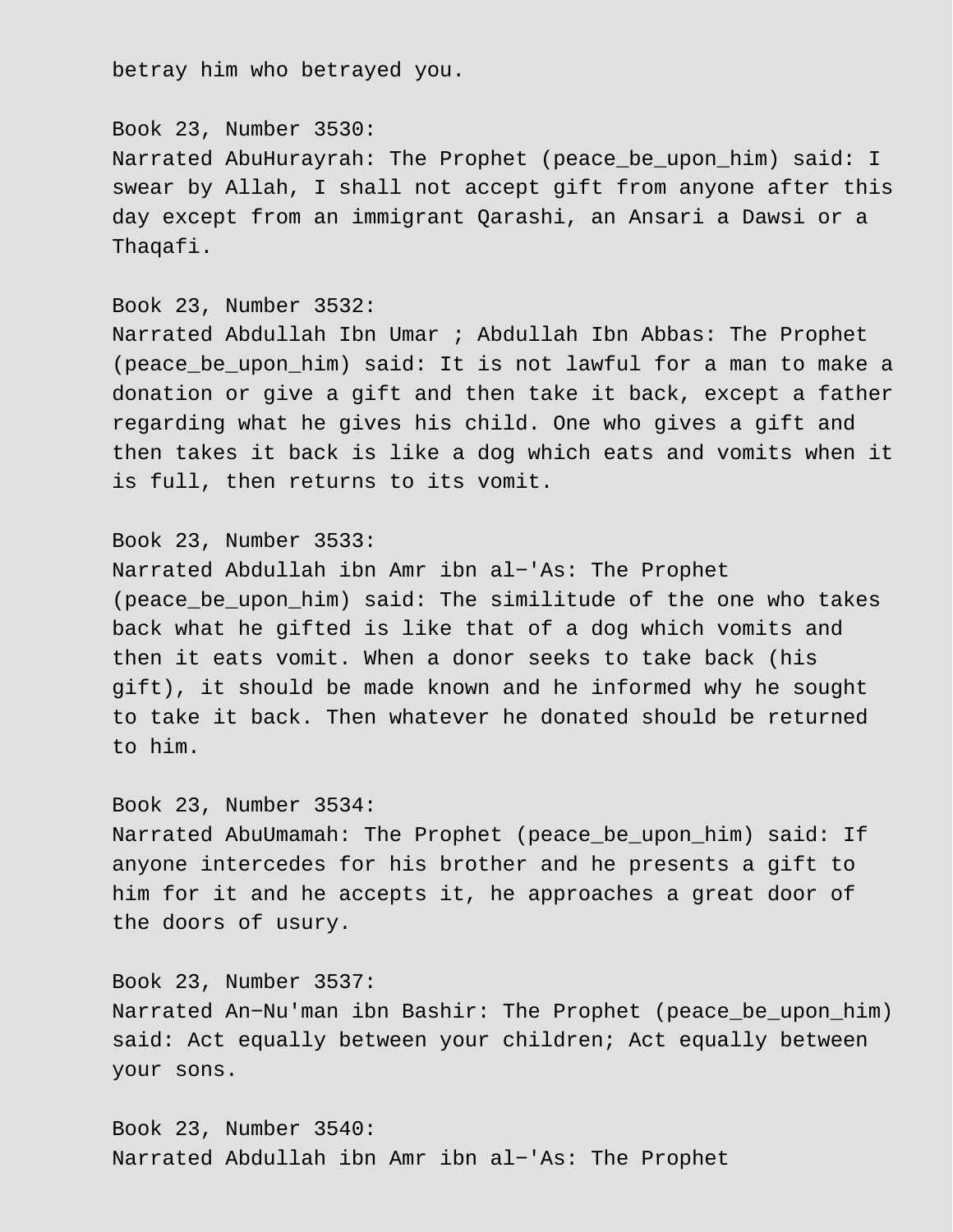betray him who betrayed you.

Book 23, Number 3530:
Narrated AbuHurayrah: The Prophet (peace_be_upon_him) said: I swear by Allah, I shall not accept gift from anyone after this day except from an immigrant Qarashi, an Ansari a Dawsi or a Thaqafi.

Book 23, Number 3532:
Narrated Abdullah Ibn Umar ; Abdullah Ibn Abbas: The Prophet (peace_be_upon_him) said: It is not lawful for a man to make a donation or give a gift and then take it back, except a father regarding what he gives his child. One who gives a gift and then takes it back is like a dog which eats and vomits when it is full, then returns to its vomit.

Book 23, Number 3533:
Narrated Abdullah ibn Amr ibn al-'As: The Prophet (peace_be_upon_him) said: The similitude of the one who takes back what he gifted is like that of a dog which vomits and then it eats vomit. When a donor seeks to take back (his gift), it should be made known and he informed why he sought to take it back. Then whatever he donated should be returned to him.

Book 23, Number 3534:
Narrated AbuUmamah: The Prophet (peace_be_upon_him) said: If anyone intercedes for his brother and he presents a gift to him for it and he accepts it, he approaches a great door of the doors of usury.

Book 23, Number 3537:
Narrated An-Nu'man ibn Bashir: The Prophet (peace_be_upon_him) said: Act equally between your children; Act equally between your sons.

Book 23, Number 3540:
Narrated Abdullah ibn Amr ibn al-'As: The Prophet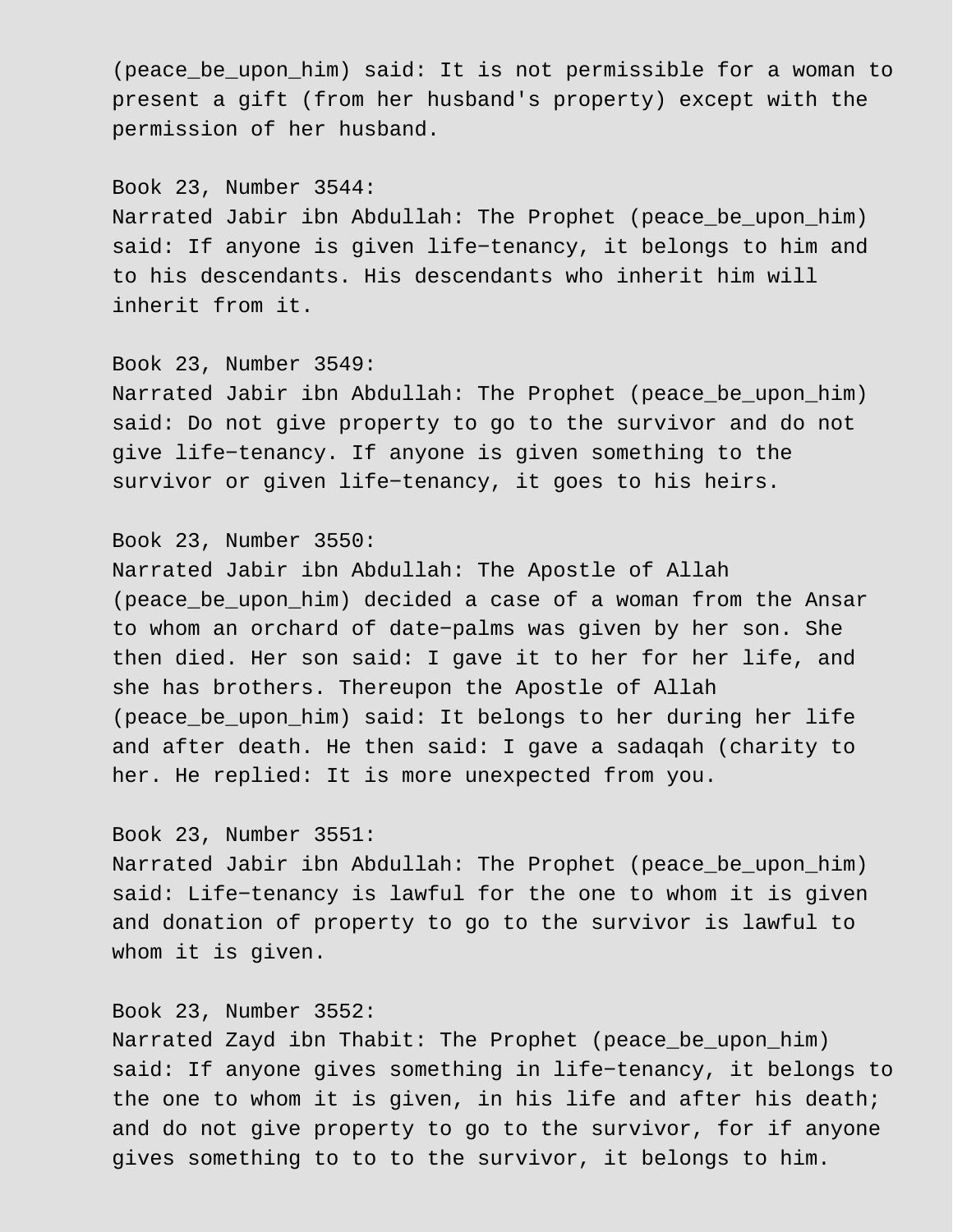(peace_be_upon_him) said: It is not permissible for a woman to present a gift (from her husband's property) except with the permission of her husband.

Book 23, Number 3544:
Narrated Jabir ibn Abdullah: The Prophet (peace_be_upon_him) said: If anyone is given life−tenancy, it belongs to him and to his descendants. His descendants who inherit him will inherit from it.

Book 23, Number 3549:
Narrated Jabir ibn Abdullah: The Prophet (peace_be_upon_him) said: Do not give property to go to the survivor and do not give life−tenancy. If anyone is given something to the survivor or given life−tenancy, it goes to his heirs.

Book 23, Number 3550:
Narrated Jabir ibn Abdullah: The Apostle of Allah (peace_be_upon_him) decided a case of a woman from the Ansar to whom an orchard of date−palms was given by her son. She then died. Her son said: I gave it to her for her life, and she has brothers. Thereupon the Apostle of Allah (peace_be_upon_him) said: It belongs to her during her life and after death. He then said: I gave a sadaqah (charity to her. He replied: It is more unexpected from you.

Book 23, Number 3551:
Narrated Jabir ibn Abdullah: The Prophet (peace_be_upon_him) said: Life−tenancy is lawful for the one to whom it is given and donation of property to go to the survivor is lawful to whom it is given.

Book 23, Number 3552:
Narrated Zayd ibn Thabit: The Prophet (peace_be_upon_him) said: If anyone gives something in life−tenancy, it belongs to the one to whom it is given, in his life and after his death; and do not give property to go to the survivor, for if anyone gives something to to to the survivor, it belongs to him.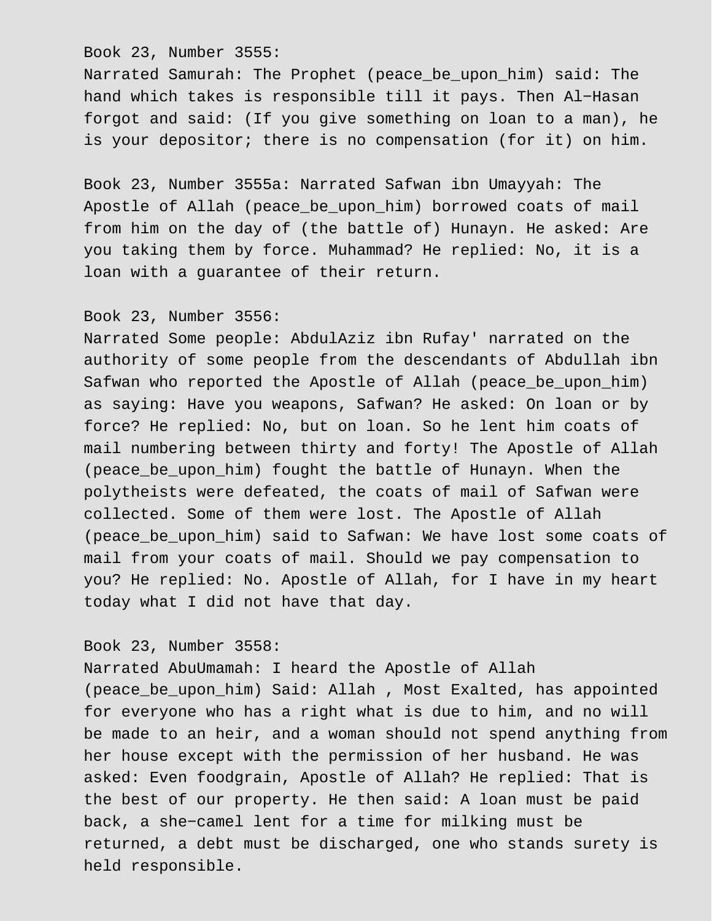Book 23, Number 3555:
Narrated Samurah: The Prophet (peace_be_upon_him) said: The hand which takes is responsible till it pays. Then Al-Hasan forgot and said: (If you give something on loan to a man), he is your depositor; there is no compensation (for it) on him.

Book 23, Number 3555a: Narrated Safwan ibn Umayyah: The Apostle of Allah (peace_be_upon_him) borrowed coats of mail from him on the day of (the battle of) Hunayn. He asked: Are you taking them by force. Muhammad? He replied: No, it is a loan with a guarantee of their return.

Book 23, Number 3556:
Narrated Some people: AbdulAziz ibn Rufay' narrated on the authority of some people from the descendants of Abdullah ibn Safwan who reported the Apostle of Allah (peace_be_upon_him) as saying: Have you weapons, Safwan? He asked: On loan or by force? He replied: No, but on loan. So he lent him coats of mail numbering between thirty and forty! The Apostle of Allah (peace_be_upon_him) fought the battle of Hunayn. When the polytheists were defeated, the coats of mail of Safwan were collected. Some of them were lost. The Apostle of Allah (peace_be_upon_him) said to Safwan: We have lost some coats of mail from your coats of mail. Should we pay compensation to you? He replied: No. Apostle of Allah, for I have in my heart today what I did not have that day.

Book 23, Number 3558:
Narrated AbuUmamah: I heard the Apostle of Allah (peace_be_upon_him) Said: Allah , Most Exalted, has appointed for everyone who has a right what is due to him, and no will be made to an heir, and a woman should not spend anything from her house except with the permission of her husband. He was asked: Even foodgrain, Apostle of Allah? He replied: That is the best of our property. He then said: A loan must be paid back, a she-camel lent for a time for milking must be returned, a debt must be discharged, one who stands surety is held responsible.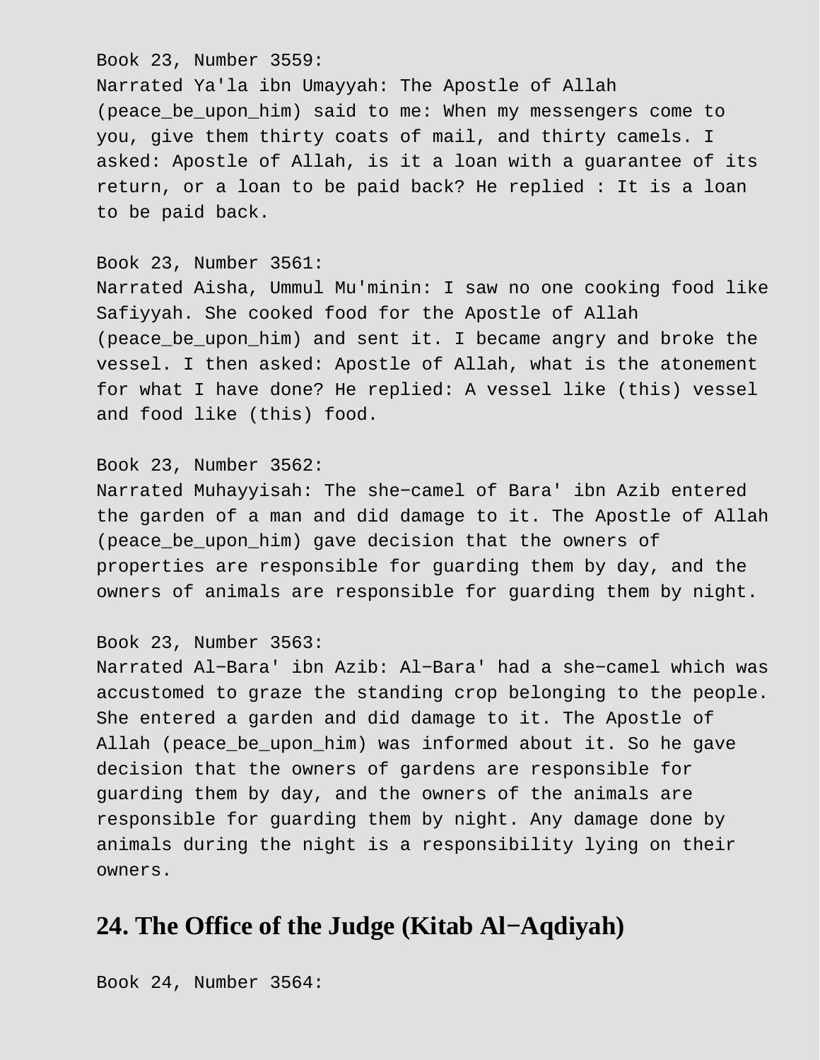Book 23, Number 3559:
Narrated Ya'la ibn Umayyah: The Apostle of Allah (peace_be_upon_him) said to me: When my messengers come to you, give them thirty coats of mail, and thirty camels. I asked: Apostle of Allah, is it a loan with a guarantee of its return, or a loan to be paid back? He replied : It is a loan to be paid back.

Book 23, Number 3561:
Narrated Aisha, Ummul Mu'minin: I saw no one cooking food like Safiyyah. She cooked food for the Apostle of Allah (peace_be_upon_him) and sent it. I became angry and broke the vessel. I then asked: Apostle of Allah, what is the atonement for what I have done? He replied: A vessel like (this) vessel and food like (this) food.

Book 23, Number 3562:
Narrated Muhayyisah: The she−camel of Bara' ibn Azib entered the garden of a man and did damage to it. The Apostle of Allah (peace_be_upon_him) gave decision that the owners of properties are responsible for guarding them by day, and the owners of animals are responsible for guarding them by night.

Book 23, Number 3563:
Narrated Al−Bara' ibn Azib: Al−Bara' had a she−camel which was accustomed to graze the standing crop belonging to the people. She entered a garden and did damage to it. The Apostle of Allah (peace_be_upon_him) was informed about it. So he gave decision that the owners of gardens are responsible for guarding them by day, and the owners of the animals are responsible for guarding them by night. Any damage done by animals during the night is a responsibility lying on their owners.

## 24. The Office of the Judge (Kitab Al−Aqdiyah)

Book 24, Number 3564: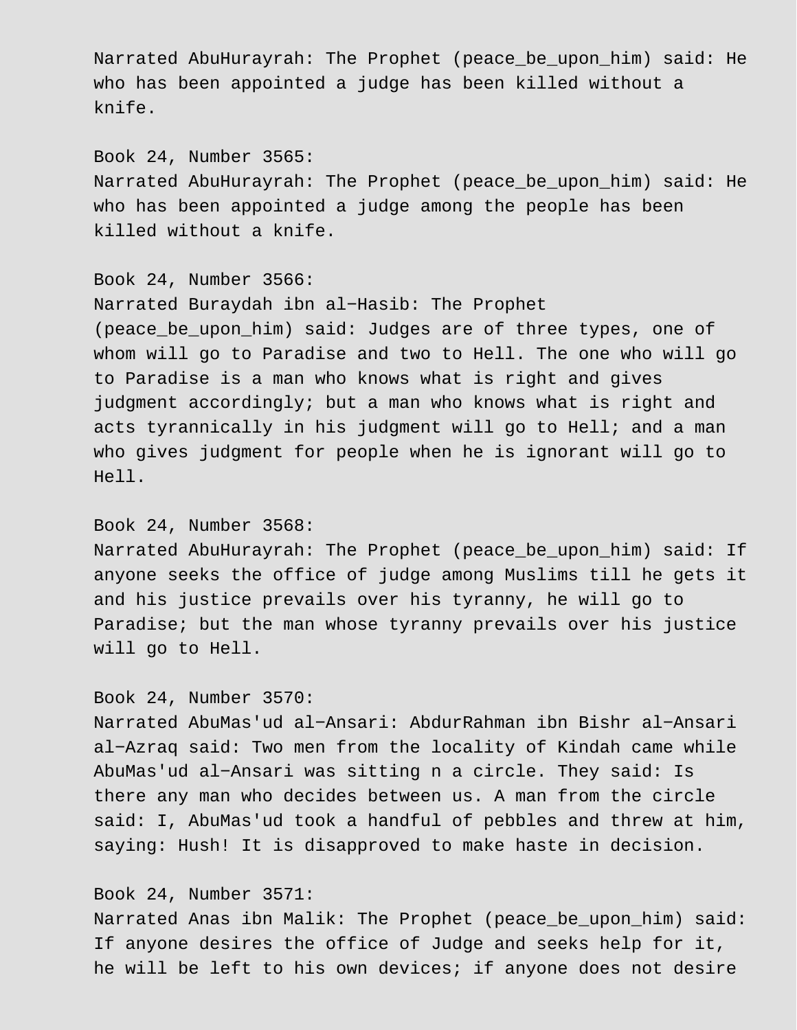Narrated AbuHurayrah: The Prophet (peace_be_upon_him) said: He who has been appointed a judge has been killed without a knife.

Book 24, Number 3565:
Narrated AbuHurayrah: The Prophet (peace_be_upon_him) said: He who has been appointed a judge among the people has been killed without a knife.

Book 24, Number 3566:
Narrated Buraydah ibn al-Hasib: The Prophet (peace_be_upon_him) said: Judges are of three types, one of whom will go to Paradise and two to Hell. The one who will go to Paradise is a man who knows what is right and gives judgment accordingly; but a man who knows what is right and acts tyrannically in his judgment will go to Hell; and a man who gives judgment for people when he is ignorant will go to Hell.

Book 24, Number 3568:
Narrated AbuHurayrah: The Prophet (peace_be_upon_him) said: If anyone seeks the office of judge among Muslims till he gets it and his justice prevails over his tyranny, he will go to Paradise; but the man whose tyranny prevails over his justice will go to Hell.

Book 24, Number 3570:
Narrated AbuMas'ud al-Ansari: AbdurRahman ibn Bishr al-Ansari al-Azraq said: Two men from the locality of Kindah came while AbuMas'ud al-Ansari was sitting n a circle. They said: Is there any man who decides between us. A man from the circle said: I, AbuMas'ud took a handful of pebbles and threw at him, saying: Hush! It is disapproved to make haste in decision.

Book 24, Number 3571:
Narrated Anas ibn Malik: The Prophet (peace_be_upon_him) said: If anyone desires the office of Judge and seeks help for it, he will be left to his own devices; if anyone does not desire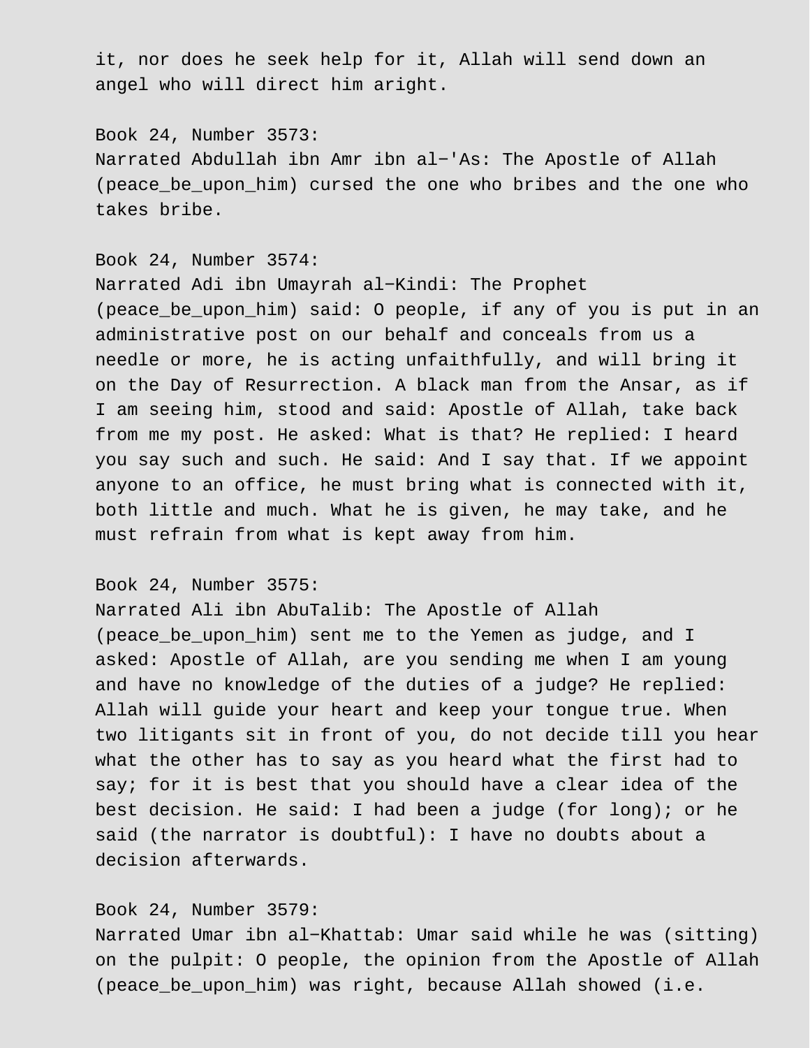it, nor does he seek help for it, Allah will send down an angel who will direct him aright.

Book 24, Number 3573:
Narrated Abdullah ibn Amr ibn al-'As: The Apostle of Allah (peace_be_upon_him) cursed the one who bribes and the one who takes bribe.

Book 24, Number 3574:
Narrated Adi ibn Umayrah al-Kindi: The Prophet (peace_be_upon_him) said: O people, if any of you is put in an administrative post on our behalf and conceals from us a needle or more, he is acting unfaithfully, and will bring it on the Day of Resurrection. A black man from the Ansar, as if I am seeing him, stood and said: Apostle of Allah, take back from me my post. He asked: What is that? He replied: I heard you say such and such. He said: And I say that. If we appoint anyone to an office, he must bring what is connected with it, both little and much. What he is given, he may take, and he must refrain from what is kept away from him.

Book 24, Number 3575:
Narrated Ali ibn AbuTalib: The Apostle of Allah (peace_be_upon_him) sent me to the Yemen as judge, and I asked: Apostle of Allah, are you sending me when I am young and have no knowledge of the duties of a judge? He replied: Allah will guide your heart and keep your tongue true. When two litigants sit in front of you, do not decide till you hear what the other has to say as you heard what the first had to say; for it is best that you should have a clear idea of the best decision. He said: I had been a judge (for long); or he said (the narrator is doubtful): I have no doubts about a decision afterwards.

Book 24, Number 3579:
Narrated Umar ibn al-Khattab: Umar said while he was (sitting) on the pulpit: O people, the opinion from the Apostle of Allah (peace_be_upon_him) was right, because Allah showed (i.e.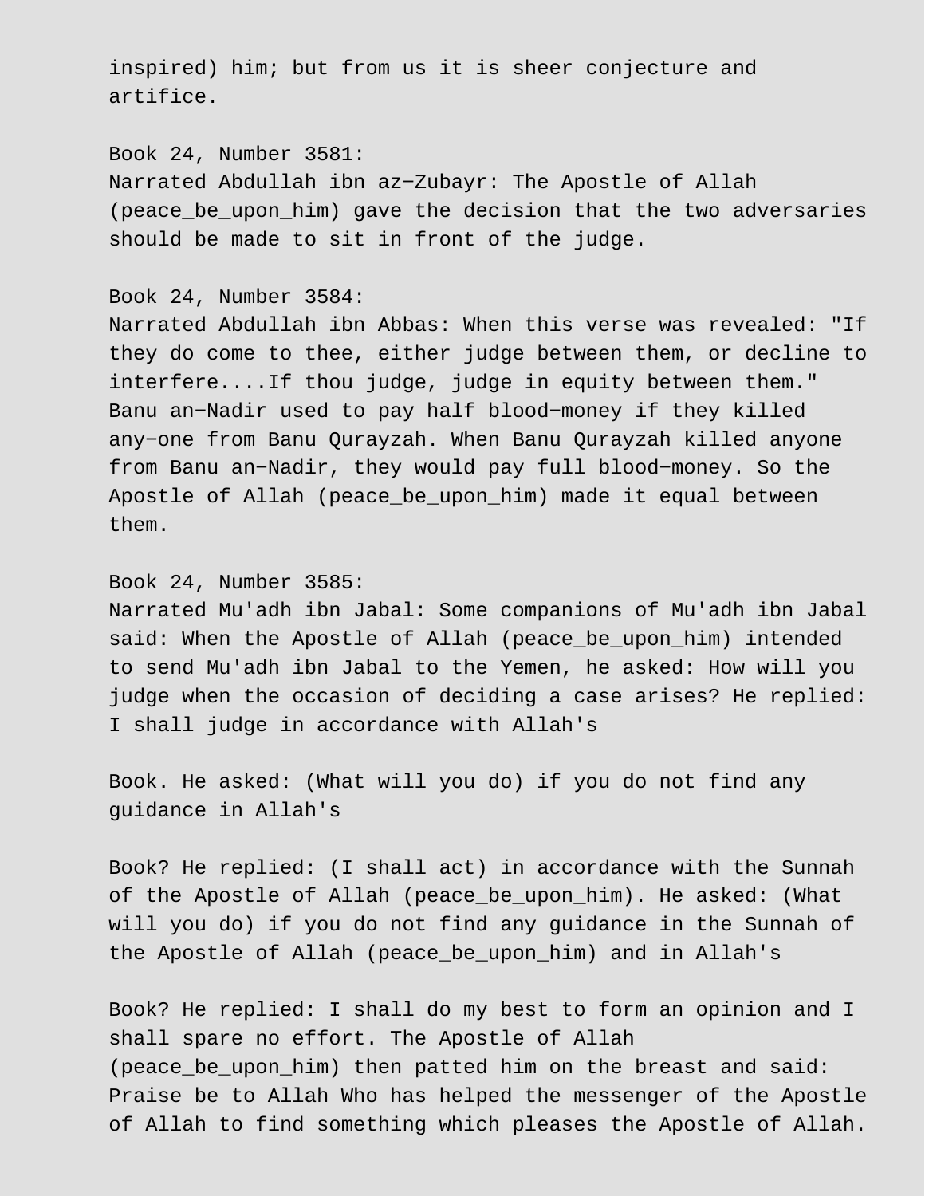inspired) him; but from us it is sheer conjecture and artifice.

Book 24, Number 3581:
Narrated Abdullah ibn az−Zubayr: The Apostle of Allah (peace_be_upon_him) gave the decision that the two adversaries should be made to sit in front of the judge.

Book 24, Number 3584:
Narrated Abdullah ibn Abbas: When this verse was revealed: "If they do come to thee, either judge between them, or decline to interfere....If thou judge, judge in equity between them." Banu an−Nadir used to pay half blood−money if they killed any−one from Banu Qurayzah. When Banu Qurayzah killed anyone from Banu an−Nadir, they would pay full blood−money. So the Apostle of Allah (peace_be_upon_him) made it equal between them.

Book 24, Number 3585:
Narrated Mu'adh ibn Jabal: Some companions of Mu'adh ibn Jabal said: When the Apostle of Allah (peace_be_upon_him) intended to send Mu'adh ibn Jabal to the Yemen, he asked: How will you judge when the occasion of deciding a case arises? He replied: I shall judge in accordance with Allah's

Book. He asked: (What will you do) if you do not find any guidance in Allah's

Book? He replied: (I shall act) in accordance with the Sunnah of the Apostle of Allah (peace_be_upon_him). He asked: (What will you do) if you do not find any guidance in the Sunnah of the Apostle of Allah (peace_be_upon_him) and in Allah's

Book? He replied: I shall do my best to form an opinion and I shall spare no effort. The Apostle of Allah (peace_be_upon_him) then patted him on the breast and said: Praise be to Allah Who has helped the messenger of the Apostle of Allah to find something which pleases the Apostle of Allah.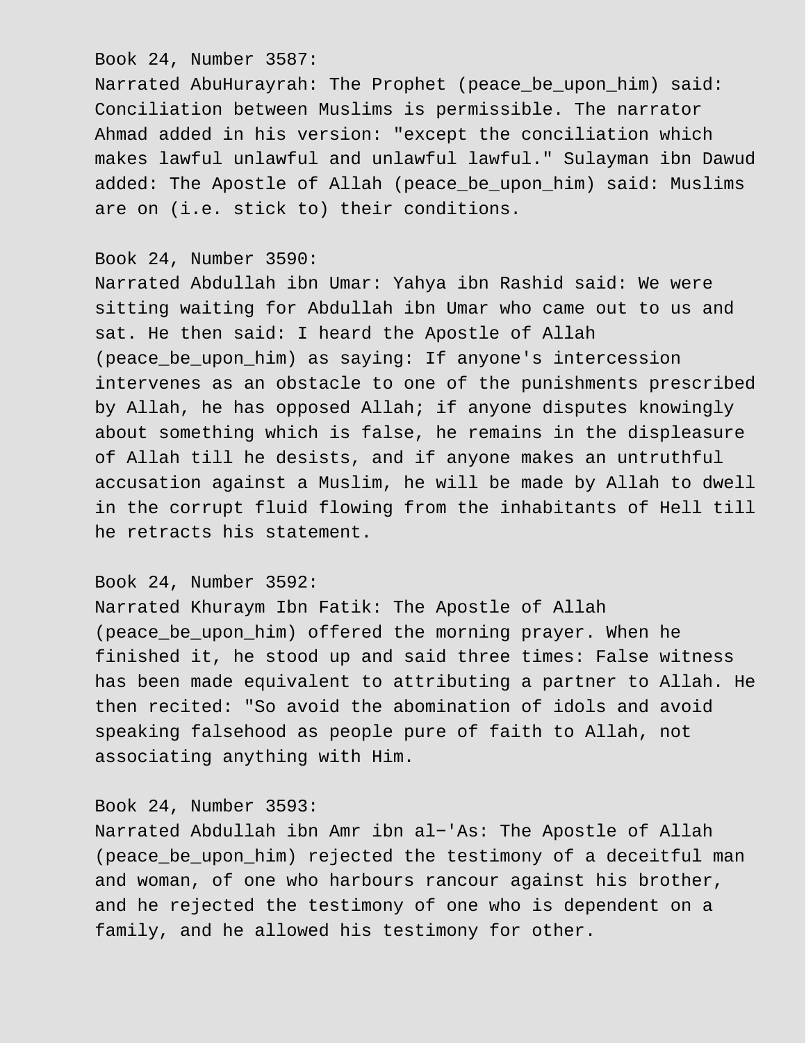Book 24, Number 3587:
Narrated AbuHurayrah: The Prophet (peace_be_upon_him) said: Conciliation between Muslims is permissible. The narrator Ahmad added in his version: "except the conciliation which makes lawful unlawful and unlawful lawful." Sulayman ibn Dawud added: The Apostle of Allah (peace_be_upon_him) said: Muslims are on (i.e. stick to) their conditions.

Book 24, Number 3590:
Narrated Abdullah ibn Umar: Yahya ibn Rashid said: We were sitting waiting for Abdullah ibn Umar who came out to us and sat. He then said: I heard the Apostle of Allah (peace_be_upon_him) as saying: If anyone's intercession intervenes as an obstacle to one of the punishments prescribed by Allah, he has opposed Allah; if anyone disputes knowingly about something which is false, he remains in the displeasure of Allah till he desists, and if anyone makes an untruthful accusation against a Muslim, he will be made by Allah to dwell in the corrupt fluid flowing from the inhabitants of Hell till he retracts his statement.

Book 24, Number 3592:
Narrated Khuraym Ibn Fatik: The Apostle of Allah (peace_be_upon_him) offered the morning prayer. When he finished it, he stood up and said three times: False witness has been made equivalent to attributing a partner to Allah. He then recited: "So avoid the abomination of idols and avoid speaking falsehood as people pure of faith to Allah, not associating anything with Him.

Book 24, Number 3593:
Narrated Abdullah ibn Amr ibn al-'As: The Apostle of Allah (peace_be_upon_him) rejected the testimony of a deceitful man and woman, of one who harbours rancour against his brother, and he rejected the testimony of one who is dependent on a family, and he allowed his testimony for other.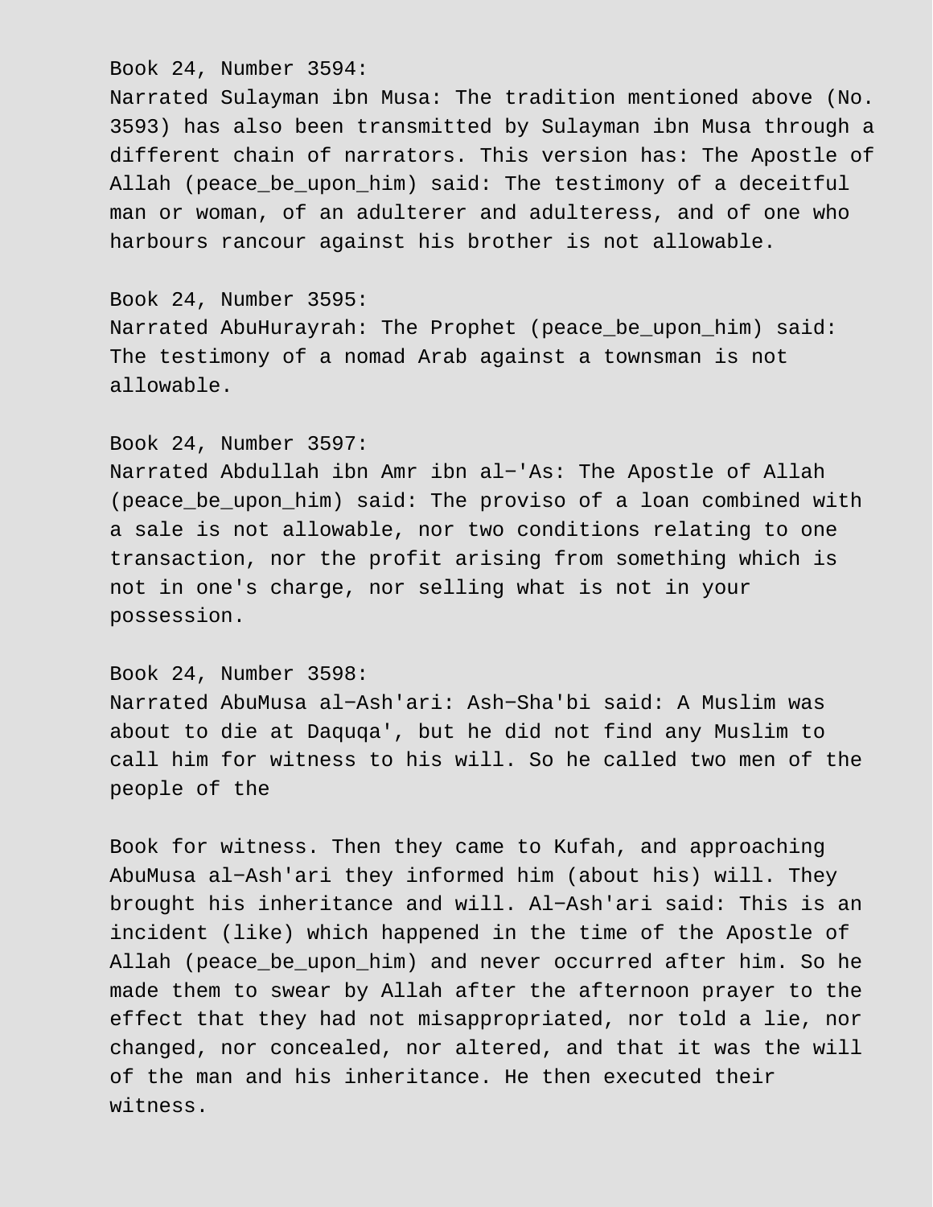Book 24, Number 3594:
Narrated Sulayman ibn Musa: The tradition mentioned above (No. 3593) has also been transmitted by Sulayman ibn Musa through a different chain of narrators. This version has: The Apostle of Allah (peace_be_upon_him) said: The testimony of a deceitful man or woman, of an adulterer and adulteress, and of one who harbours rancour against his brother is not allowable.

Book 24, Number 3595:
Narrated AbuHurayrah: The Prophet (peace_be_upon_him) said: The testimony of a nomad Arab against a townsman is not allowable.

Book 24, Number 3597:
Narrated Abdullah ibn Amr ibn al-'As: The Apostle of Allah (peace_be_upon_him) said: The proviso of a loan combined with a sale is not allowable, nor two conditions relating to one transaction, nor the profit arising from something which is not in one's charge, nor selling what is not in your possession.

Book 24, Number 3598:
Narrated AbuMusa al-Ash'ari: Ash-Sha'bi said: A Muslim was about to die at Daquqa', but he did not find any Muslim to call him for witness to his will. So he called two men of the people of the

Book for witness. Then they came to Kufah, and approaching AbuMusa al-Ash'ari they informed him (about his) will. They brought his inheritance and will. Al-Ash'ari said: This is an incident (like) which happened in the time of the Apostle of Allah (peace_be_upon_him) and never occurred after him. So he made them to swear by Allah after the afternoon prayer to the effect that they had not misappropriated, nor told a lie, nor changed, nor concealed, nor altered, and that it was the will of the man and his inheritance. He then executed their witness.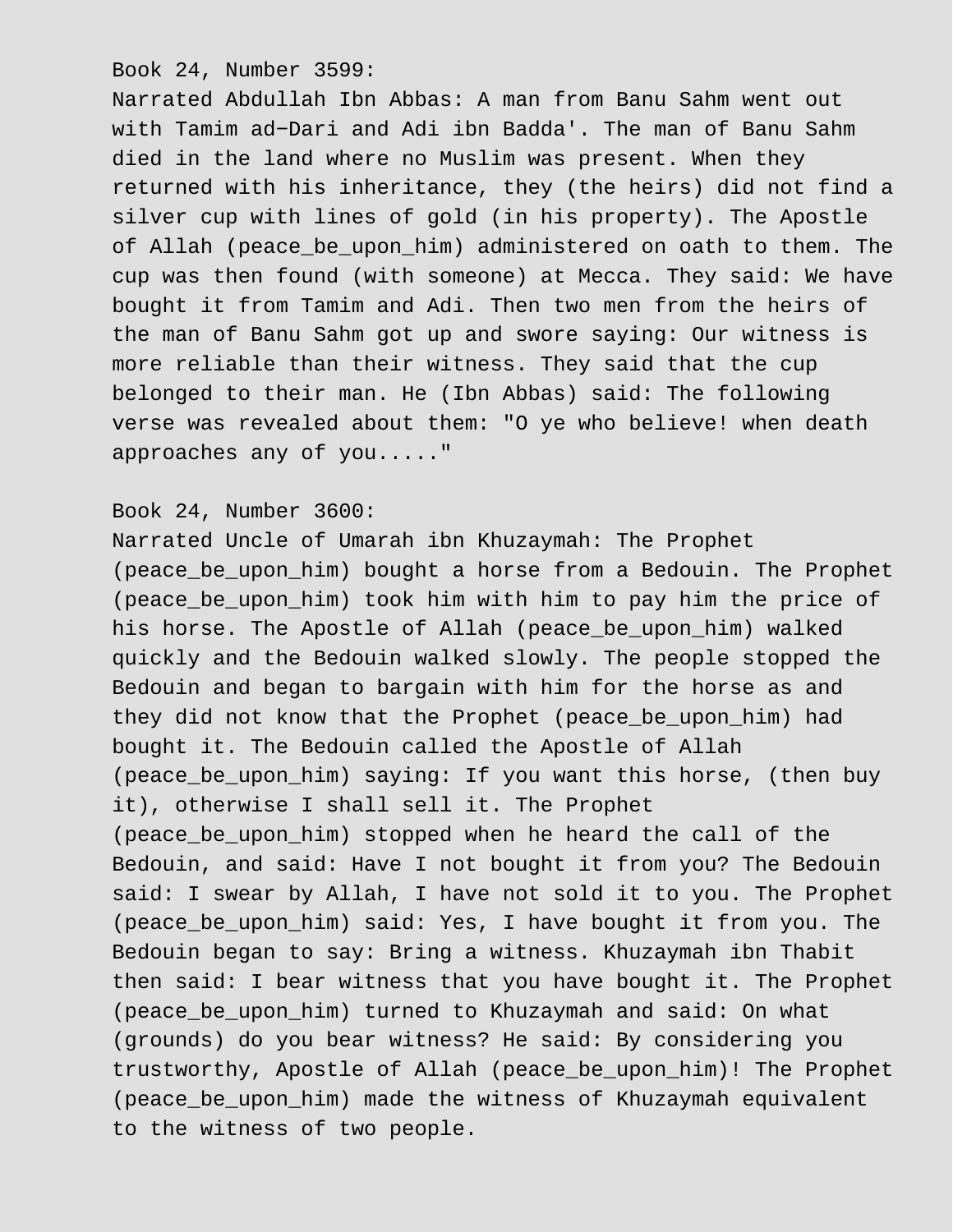Book 24, Number 3599:

Narrated Abdullah Ibn Abbas: A man from Banu Sahm went out with Tamim ad-Dari and Adi ibn Badda'. The man of Banu Sahm died in the land where no Muslim was present. When they returned with his inheritance, they (the heirs) did not find a silver cup with lines of gold (in his property). The Apostle of Allah (peace_be_upon_him) administered on oath to them. The cup was then found (with someone) at Mecca. They said: We have bought it from Tamim and Adi. Then two men from the heirs of the man of Banu Sahm got up and swore saying: Our witness is more reliable than their witness. They said that the cup belonged to their man. He (Ibn Abbas) said: The following verse was revealed about them: "O ye who believe! when death approaches any of you....."

Book 24, Number 3600:

Narrated Uncle of Umarah ibn Khuzaymah: The Prophet (peace_be_upon_him) bought a horse from a Bedouin. The Prophet (peace_be_upon_him) took him with him to pay him the price of his horse. The Apostle of Allah (peace_be_upon_him) walked quickly and the Bedouin walked slowly. The people stopped the Bedouin and began to bargain with him for the horse as and they did not know that the Prophet (peace_be_upon_him) had bought it. The Bedouin called the Apostle of Allah (peace_be_upon_him) saying: If you want this horse, (then buy it), otherwise I shall sell it. The Prophet (peace_be_upon_him) stopped when he heard the call of the Bedouin, and said: Have I not bought it from you? The Bedouin said: I swear by Allah, I have not sold it to you. The Prophet (peace_be_upon_him) said: Yes, I have bought it from you. The Bedouin began to say: Bring a witness. Khuzaymah ibn Thabit then said: I bear witness that you have bought it. The Prophet (peace_be_upon_him) turned to Khuzaymah and said: On what (grounds) do you bear witness? He said: By considering you trustworthy, Apostle of Allah (peace_be_upon_him)! The Prophet (peace_be_upon_him) made the witness of Khuzaymah equivalent to the witness of two people.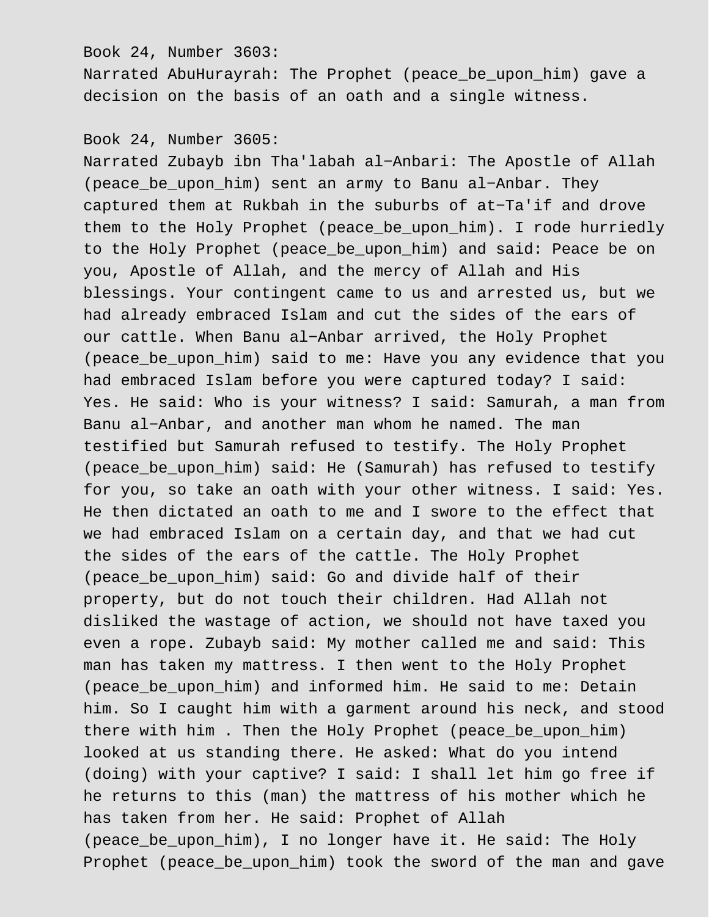Book 24, Number 3603:
Narrated AbuHurayrah: The Prophet (peace_be_upon_him) gave a decision on the basis of an oath and a single witness.

Book 24, Number 3605:
Narrated Zubayb ibn Tha'labah al-Anbari: The Apostle of Allah (peace_be_upon_him) sent an army to Banu al-Anbar. They captured them at Rukbah in the suburbs of at-Ta'if and drove them to the Holy Prophet (peace_be_upon_him). I rode hurriedly to the Holy Prophet (peace_be_upon_him) and said: Peace be on you, Apostle of Allah, and the mercy of Allah and His blessings. Your contingent came to us and arrested us, but we had already embraced Islam and cut the sides of the ears of our cattle. When Banu al-Anbar arrived, the Holy Prophet (peace_be_upon_him) said to me: Have you any evidence that you had embraced Islam before you were captured today? I said: Yes. He said: Who is your witness? I said: Samurah, a man from Banu al-Anbar, and another man whom he named. The man testified but Samurah refused to testify. The Holy Prophet (peace_be_upon_him) said: He (Samurah) has refused to testify for you, so take an oath with your other witness. I said: Yes. He then dictated an oath to me and I swore to the effect that we had embraced Islam on a certain day, and that we had cut the sides of the ears of the cattle. The Holy Prophet (peace_be_upon_him) said: Go and divide half of their property, but do not touch their children. Had Allah not disliked the wastage of action, we should not have taxed you even a rope. Zubayb said: My mother called me and said: This man has taken my mattress. I then went to the Holy Prophet (peace_be_upon_him) and informed him. He said to me: Detain him. So I caught him with a garment around his neck, and stood there with him . Then the Holy Prophet (peace_be_upon_him) looked at us standing there. He asked: What do you intend (doing) with your captive? I said: I shall let him go free if he returns to this (man) the mattress of his mother which he has taken from her. He said: Prophet of Allah (peace_be_upon_him), I no longer have it. He said: The Holy Prophet (peace_be_upon_him) took the sword of the man and gave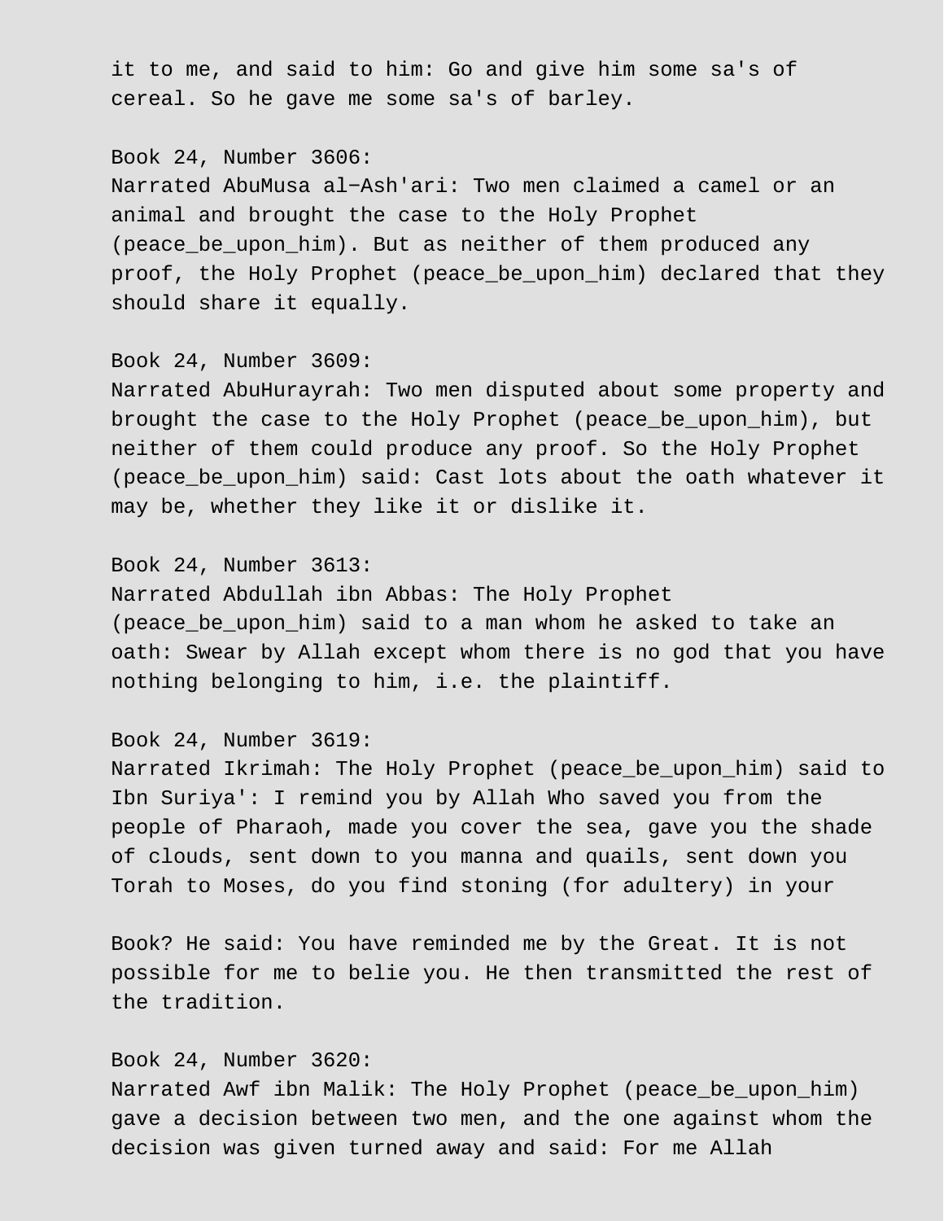it to me, and said to him: Go and give him some sa's of cereal. So he gave me some sa's of barley.

Book 24, Number 3606:
Narrated AbuMusa al-Ash'ari: Two men claimed a camel or an animal and brought the case to the Holy Prophet (peace_be_upon_him). But as neither of them produced any proof, the Holy Prophet (peace_be_upon_him) declared that they should share it equally.

Book 24, Number 3609:
Narrated AbuHurayrah: Two men disputed about some property and brought the case to the Holy Prophet (peace_be_upon_him), but neither of them could produce any proof. So the Holy Prophet (peace_be_upon_him) said: Cast lots about the oath whatever it may be, whether they like it or dislike it.

Book 24, Number 3613:
Narrated Abdullah ibn Abbas: The Holy Prophet (peace_be_upon_him) said to a man whom he asked to take an oath: Swear by Allah except whom there is no god that you have nothing belonging to him, i.e. the plaintiff.

Book 24, Number 3619:
Narrated Ikrimah: The Holy Prophet (peace_be_upon_him) said to Ibn Suriya': I remind you by Allah Who saved you from the people of Pharaoh, made you cover the sea, gave you the shade of clouds, sent down to you manna and quails, sent down you Torah to Moses, do you find stoning (for adultery) in your Book? He said: You have reminded me by the Great. It is not possible for me to belie you. He then transmitted the rest of the tradition.

Book 24, Number 3620:
Narrated Awf ibn Malik: The Holy Prophet (peace_be_upon_him) gave a decision between two men, and the one against whom the decision was given turned away and said: For me Allah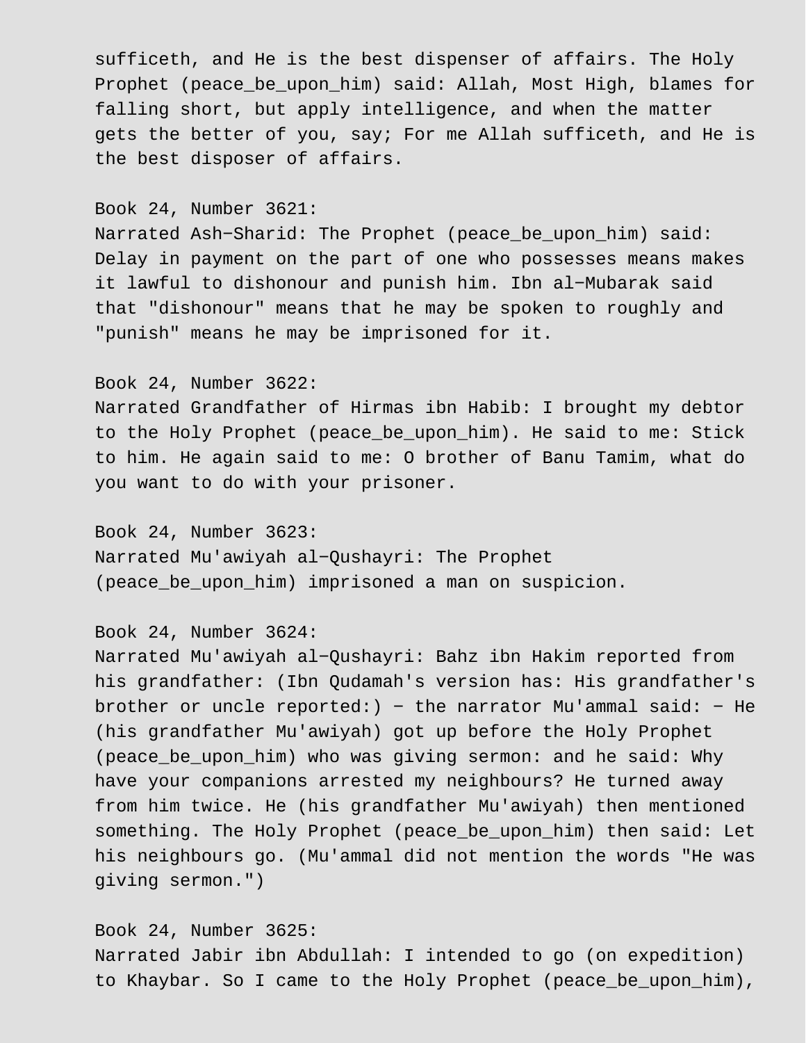sufficeth, and He is the best dispenser of affairs. The Holy Prophet (peace_be_upon_him) said: Allah, Most High, blames for falling short, but apply intelligence, and when the matter gets the better of you, say; For me Allah sufficeth, and He is the best disposer of affairs.

Book 24, Number 3621:
Narrated Ash-Sharid: The Prophet (peace_be_upon_him) said: Delay in payment on the part of one who possesses means makes it lawful to dishonour and punish him. Ibn al-Mubarak said that "dishonour" means that he may be spoken to roughly and "punish" means he may be imprisoned for it.

Book 24, Number 3622:
Narrated Grandfather of Hirmas ibn Habib: I brought my debtor to the Holy Prophet (peace_be_upon_him). He said to me: Stick to him. He again said to me: O brother of Banu Tamim, what do you want to do with your prisoner.

Book 24, Number 3623:
Narrated Mu'awiyah al-Qushayri: The Prophet (peace_be_upon_him) imprisoned a man on suspicion.

Book 24, Number 3624:
Narrated Mu'awiyah al-Qushayri: Bahz ibn Hakim reported from his grandfather: (Ibn Qudamah's version has: His grandfather's brother or uncle reported:) - the narrator Mu'ammal said: - He (his grandfather Mu'awiyah) got up before the Holy Prophet (peace_be_upon_him) who was giving sermon: and he said: Why have your companions arrested my neighbours? He turned away from him twice. He (his grandfather Mu'awiyah) then mentioned something. The Holy Prophet (peace_be_upon_him) then said: Let his neighbours go. (Mu'ammal did not mention the words "He was giving sermon.")

Book 24, Number 3625:
Narrated Jabir ibn Abdullah: I intended to go (on expedition) to Khaybar. So I came to the Holy Prophet (peace_be_upon_him),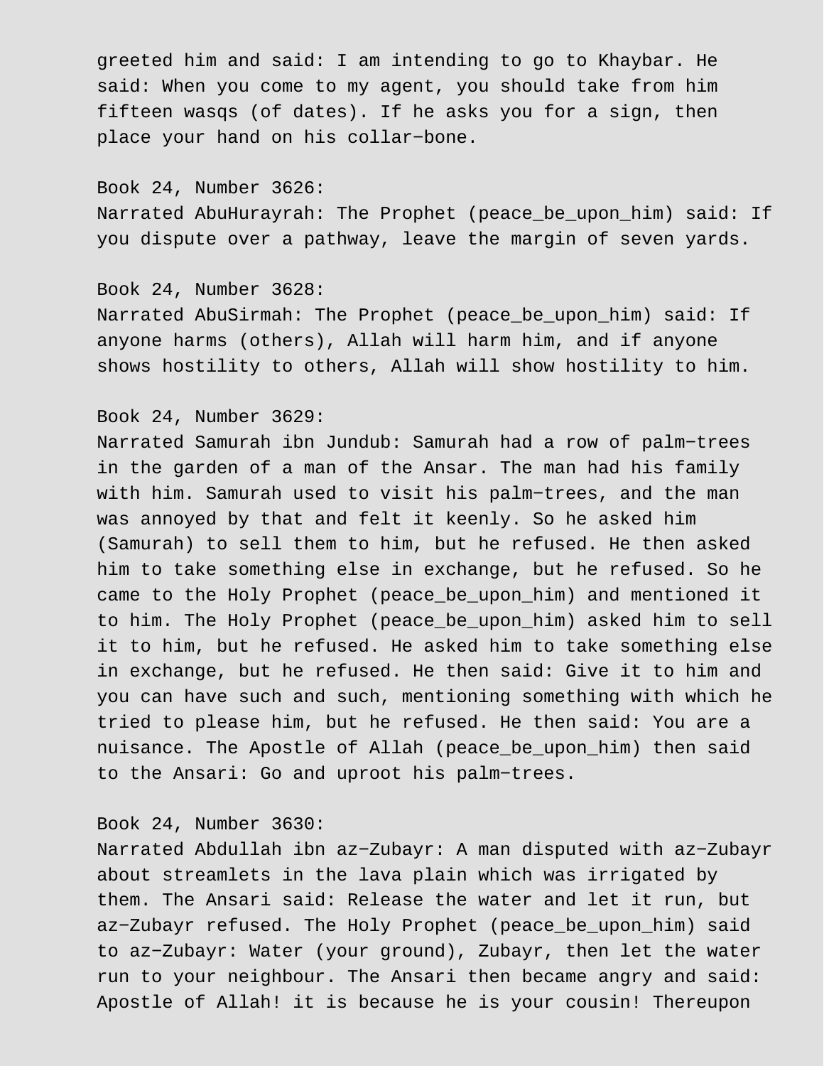greeted him and said: I am intending to go to Khaybar. He said: When you come to my agent, you should take from him fifteen wasqs (of dates). If he asks you for a sign, then place your hand on his collar−bone.

Book 24, Number 3626:
Narrated AbuHurayrah: The Prophet (peace_be_upon_him) said: If you dispute over a pathway, leave the margin of seven yards.

Book 24, Number 3628:
Narrated AbuSirmah: The Prophet (peace_be_upon_him) said: If anyone harms (others), Allah will harm him, and if anyone shows hostility to others, Allah will show hostility to him.

Book 24, Number 3629:
Narrated Samurah ibn Jundub: Samurah had a row of palm−trees in the garden of a man of the Ansar. The man had his family with him. Samurah used to visit his palm−trees, and the man was annoyed by that and felt it keenly. So he asked him (Samurah) to sell them to him, but he refused. He then asked him to take something else in exchange, but he refused. So he came to the Holy Prophet (peace_be_upon_him) and mentioned it to him. The Holy Prophet (peace_be_upon_him) asked him to sell it to him, but he refused. He asked him to take something else in exchange, but he refused. He then said: Give it to him and you can have such and such, mentioning something with which he tried to please him, but he refused. He then said: You are a nuisance. The Apostle of Allah (peace_be_upon_him) then said to the Ansari: Go and uproot his palm−trees.

Book 24, Number 3630:
Narrated Abdullah ibn az−Zubayr: A man disputed with az−Zubayr about streamlets in the lava plain which was irrigated by them. The Ansari said: Release the water and let it run, but az−Zubayr refused. The Holy Prophet (peace_be_upon_him) said to az−Zubayr: Water (your ground), Zubayr, then let the water run to your neighbour. The Ansari then became angry and said: Apostle of Allah! it is because he is your cousin! Thereupon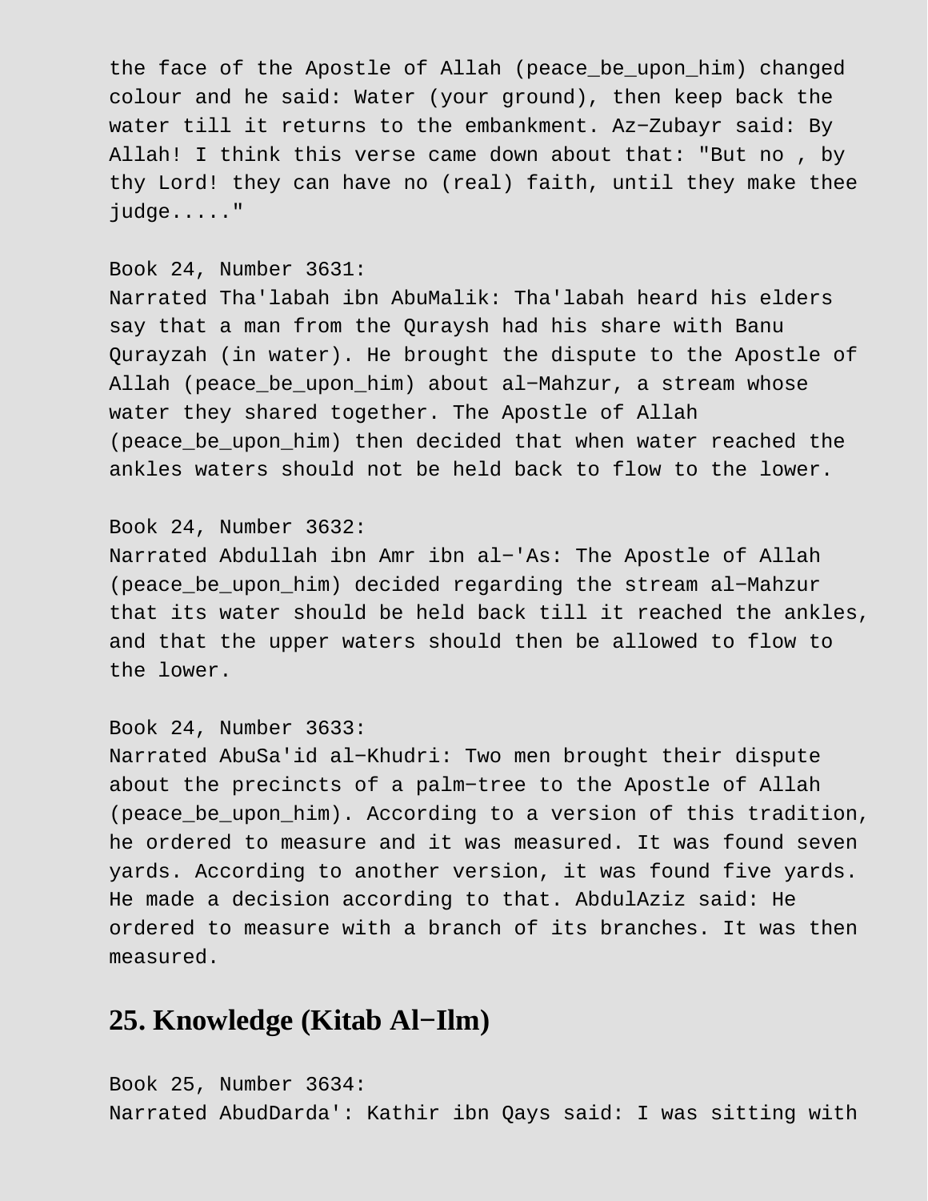the face of the Apostle of Allah (peace_be_upon_him) changed colour and he said: Water (your ground), then keep back the water till it returns to the embankment. Az−Zubayr said: By Allah! I think this verse came down about that: "But no , by thy Lord! they can have no (real) faith, until they make thee judge....."

Book 24, Number 3631:
Narrated Tha'labah ibn AbuMalik: Tha'labah heard his elders say that a man from the Quraysh had his share with Banu Qurayzah (in water). He brought the dispute to the Apostle of Allah (peace_be_upon_him) about al−Mahzur, a stream whose water they shared together. The Apostle of Allah (peace_be_upon_him) then decided that when water reached the ankles waters should not be held back to flow to the lower.

Book 24, Number 3632:
Narrated Abdullah ibn Amr ibn al−'As: The Apostle of Allah (peace_be_upon_him) decided regarding the stream al−Mahzur that its water should be held back till it reached the ankles, and that the upper waters should then be allowed to flow to the lower.

Book 24, Number 3633:
Narrated AbuSa'id al−Khudri: Two men brought their dispute about the precincts of a palm−tree to the Apostle of Allah (peace_be_upon_him). According to a version of this tradition, he ordered to measure and it was measured. It was found seven yards. According to another version, it was found five yards. He made a decision according to that. AbdulAziz said: He ordered to measure with a branch of its branches. It was then measured.

## 25. Knowledge (Kitab Al−Ilm)

Book 25, Number 3634:
Narrated AbudDarda': Kathir ibn Qays said: I was sitting with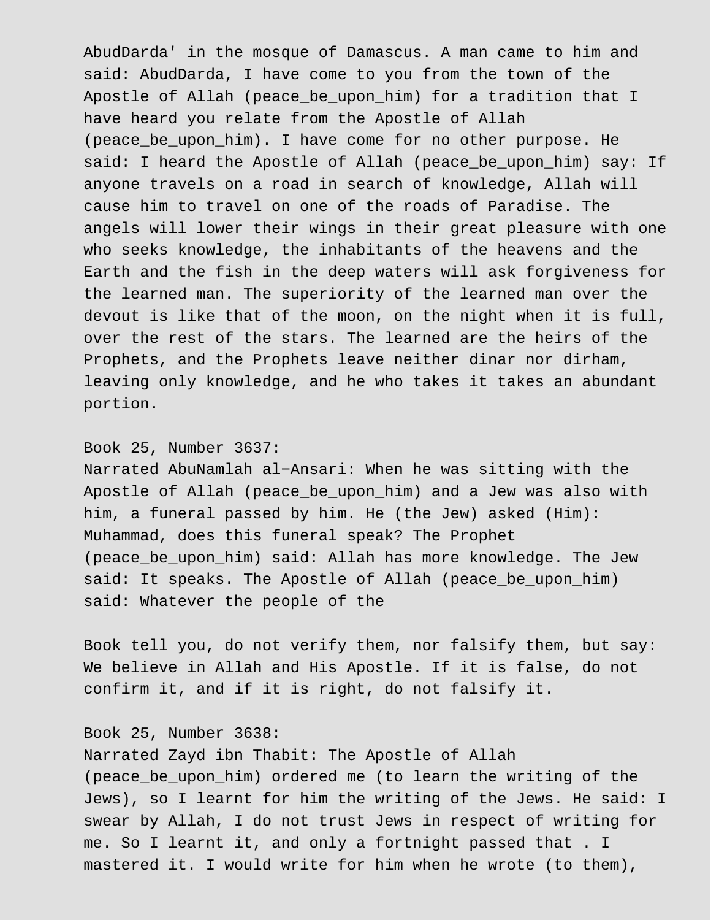AbudDarda' in the mosque of Damascus. A man came to him and said: AbudDarda, I have come to you from the town of the Apostle of Allah (peace_be_upon_him) for a tradition that I have heard you relate from the Apostle of Allah (peace_be_upon_him). I have come for no other purpose. He said: I heard the Apostle of Allah (peace_be_upon_him) say: If anyone travels on a road in search of knowledge, Allah will cause him to travel on one of the roads of Paradise. The angels will lower their wings in their great pleasure with one who seeks knowledge, the inhabitants of the heavens and the Earth and the fish in the deep waters will ask forgiveness for the learned man. The superiority of the learned man over the devout is like that of the moon, on the night when it is full, over the rest of the stars. The learned are the heirs of the Prophets, and the Prophets leave neither dinar nor dirham, leaving only knowledge, and he who takes it takes an abundant portion.

Book 25, Number 3637:
Narrated AbuNamlah al-Ansari: When he was sitting with the Apostle of Allah (peace_be_upon_him) and a Jew was also with him, a funeral passed by him. He (the Jew) asked (Him): Muhammad, does this funeral speak? The Prophet (peace_be_upon_him) said: Allah has more knowledge. The Jew said: It speaks. The Apostle of Allah (peace_be_upon_him) said: Whatever the people of the

Book tell you, do not verify them, nor falsify them, but say: We believe in Allah and His Apostle. If it is false, do not confirm it, and if it is right, do not falsify it.

Book 25, Number 3638:
Narrated Zayd ibn Thabit: The Apostle of Allah (peace_be_upon_him) ordered me (to learn the writing of the Jews), so I learnt for him the writing of the Jews. He said: I swear by Allah, I do not trust Jews in respect of writing for me. So I learnt it, and only a fortnight passed that . I mastered it. I would write for him when he wrote (to them),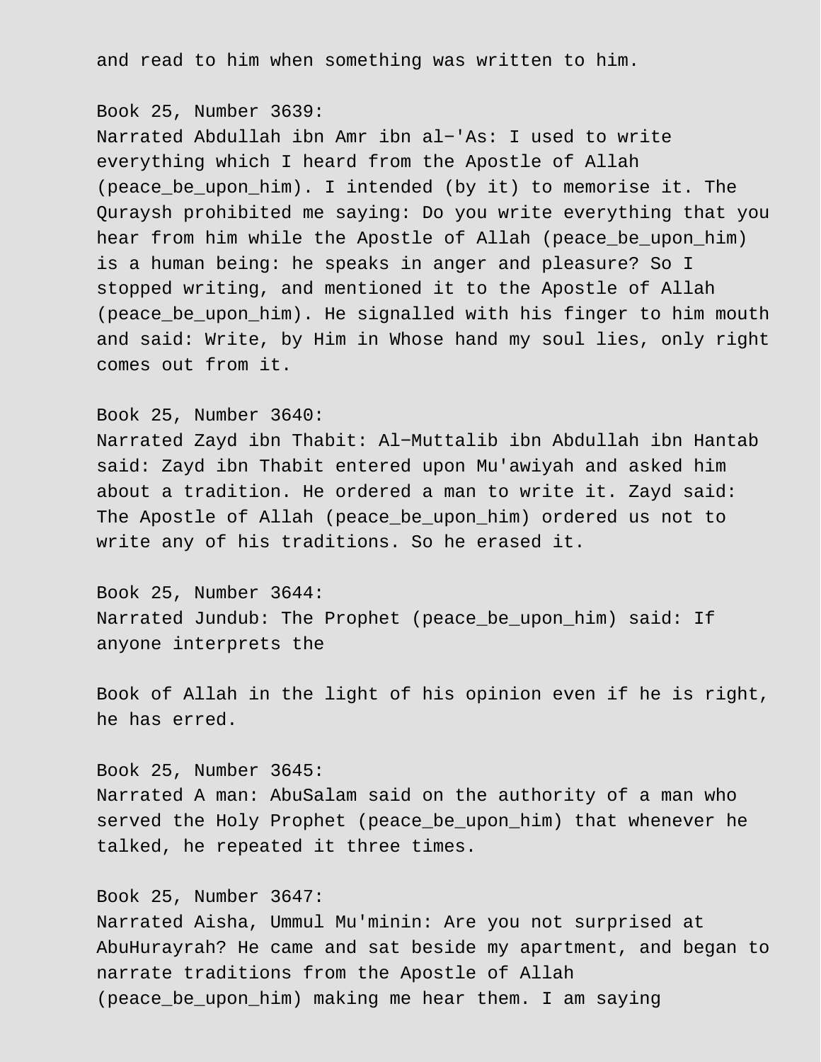and read to him when something was written to him.

Book 25, Number 3639:
Narrated Abdullah ibn Amr ibn al-'As: I used to write everything which I heard from the Apostle of Allah (peace_be_upon_him). I intended (by it) to memorise it. The Quraysh prohibited me saying: Do you write everything that you hear from him while the Apostle of Allah (peace_be_upon_him) is a human being: he speaks in anger and pleasure? So I stopped writing, and mentioned it to the Apostle of Allah (peace_be_upon_him). He signalled with his finger to him mouth and said: Write, by Him in Whose hand my soul lies, only right comes out from it.

Book 25, Number 3640:
Narrated Zayd ibn Thabit: Al-Muttalib ibn Abdullah ibn Hantab said: Zayd ibn Thabit entered upon Mu'awiyah and asked him about a tradition. He ordered a man to write it. Zayd said: The Apostle of Allah (peace_be_upon_him) ordered us not to write any of his traditions. So he erased it.

Book 25, Number 3644:
Narrated Jundub: The Prophet (peace_be_upon_him) said: If anyone interprets the

Book of Allah in the light of his opinion even if he is right, he has erred.

Book 25, Number 3645:
Narrated A man: AbuSalam said on the authority of a man who served the Holy Prophet (peace_be_upon_him) that whenever he talked, he repeated it three times.

Book 25, Number 3647:
Narrated Aisha, Ummul Mu'minin: Are you not surprised at AbuHurayrah? He came and sat beside my apartment, and began to narrate traditions from the Apostle of Allah (peace_be_upon_him) making me hear them. I am saying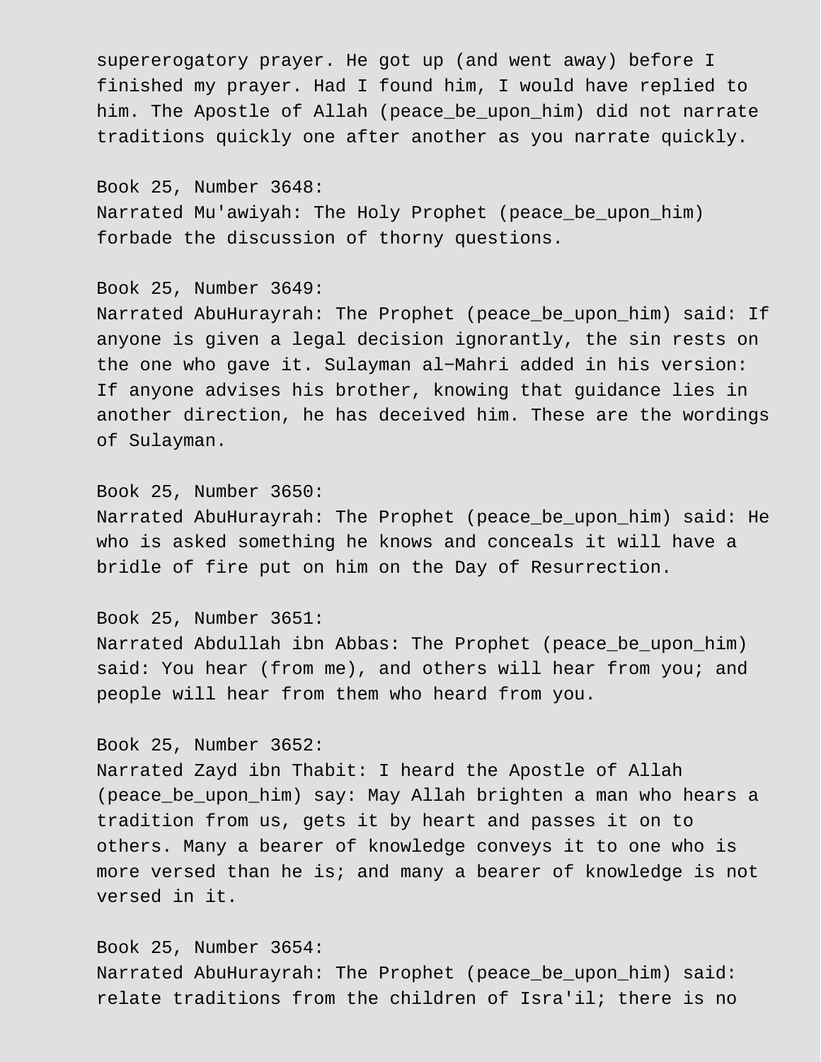supererogatory prayer. He got up (and went away) before I finished my prayer. Had I found him, I would have replied to him. The Apostle of Allah (peace_be_upon_him) did not narrate traditions quickly one after another as you narrate quickly.

Book 25, Number 3648:
Narrated Mu'awiyah: The Holy Prophet (peace_be_upon_him) forbade the discussion of thorny questions.

Book 25, Number 3649:
Narrated AbuHurayrah: The Prophet (peace_be_upon_him) said: If anyone is given a legal decision ignorantly, the sin rests on the one who gave it. Sulayman al-Mahri added in his version: If anyone advises his brother, knowing that guidance lies in another direction, he has deceived him. These are the wordings of Sulayman.

Book 25, Number 3650:
Narrated AbuHurayrah: The Prophet (peace_be_upon_him) said: He who is asked something he knows and conceals it will have a bridle of fire put on him on the Day of Resurrection.

Book 25, Number 3651:
Narrated Abdullah ibn Abbas: The Prophet (peace_be_upon_him) said: You hear (from me), and others will hear from you; and people will hear from them who heard from you.

Book 25, Number 3652:
Narrated Zayd ibn Thabit: I heard the Apostle of Allah (peace_be_upon_him) say: May Allah brighten a man who hears a tradition from us, gets it by heart and passes it on to others. Many a bearer of knowledge conveys it to one who is more versed than he is; and many a bearer of knowledge is not versed in it.

Book 25, Number 3654:
Narrated AbuHurayrah: The Prophet (peace_be_upon_him) said: relate traditions from the children of Isra'il; there is no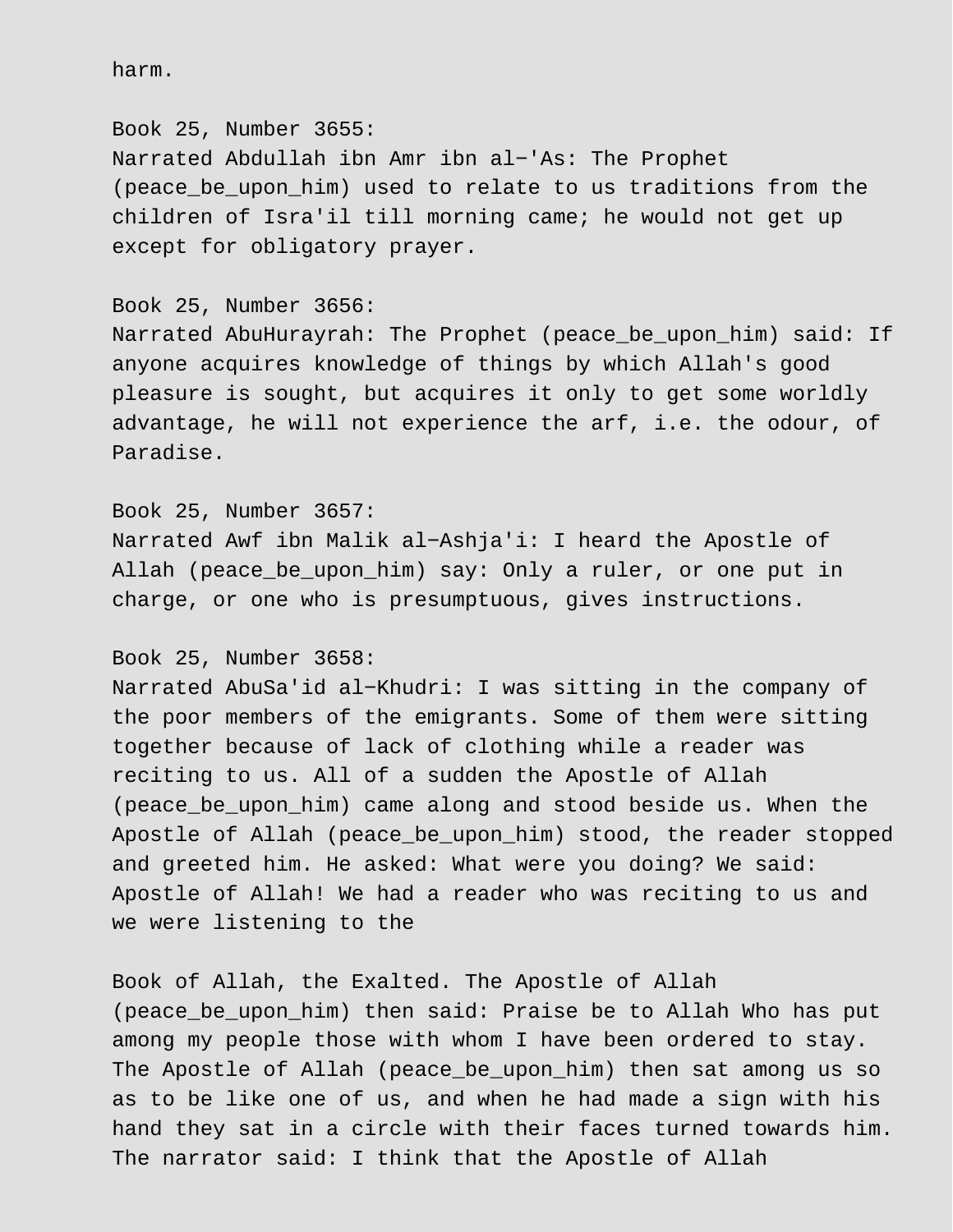harm.

Book 25, Number 3655:
Narrated Abdullah ibn Amr ibn al−'As: The Prophet (peace_be_upon_him) used to relate to us traditions from the children of Isra'il till morning came; he would not get up except for obligatory prayer.

Book 25, Number 3656:
Narrated AbuHurayrah: The Prophet (peace_be_upon_him) said: If anyone acquires knowledge of things by which Allah's good pleasure is sought, but acquires it only to get some worldly advantage, he will not experience the arf, i.e. the odour, of Paradise.

Book 25, Number 3657:
Narrated Awf ibn Malik al−Ashja'i: I heard the Apostle of Allah (peace_be_upon_him) say: Only a ruler, or one put in charge, or one who is presumptuous, gives instructions.

Book 25, Number 3658:
Narrated AbuSa'id al−Khudri: I was sitting in the company of the poor members of the emigrants. Some of them were sitting together because of lack of clothing while a reader was reciting to us. All of a sudden the Apostle of Allah (peace_be_upon_him) came along and stood beside us. When the Apostle of Allah (peace_be_upon_him) stood, the reader stopped and greeted him. He asked: What were you doing? We said: Apostle of Allah! We had a reader who was reciting to us and we were listening to the

Book of Allah, the Exalted. The Apostle of Allah (peace_be_upon_him) then said: Praise be to Allah Who has put among my people those with whom I have been ordered to stay. The Apostle of Allah (peace_be_upon_him) then sat among us so as to be like one of us, and when he had made a sign with his hand they sat in a circle with their faces turned towards him. The narrator said: I think that the Apostle of Allah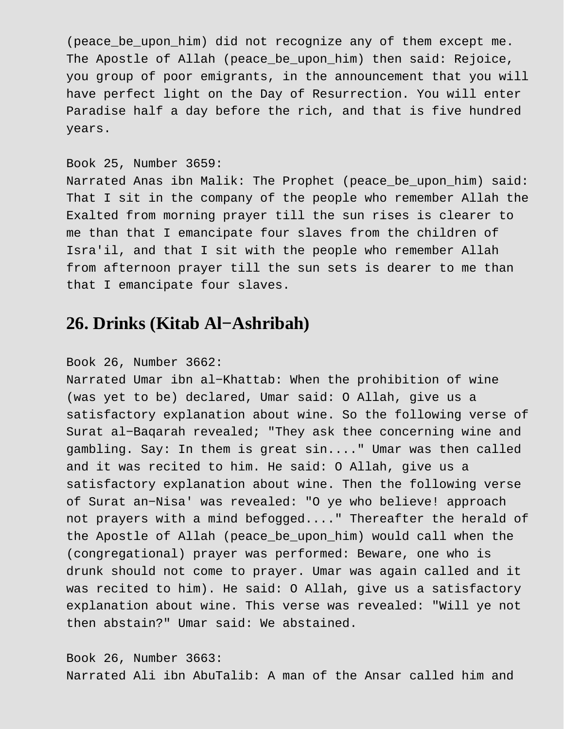(peace_be_upon_him) did not recognize any of them except me. The Apostle of Allah (peace_be_upon_him) then said: Rejoice, you group of poor emigrants, in the announcement that you will have perfect light on the Day of Resurrection. You will enter Paradise half a day before the rich, and that is five hundred years.

Book 25, Number 3659:
Narrated Anas ibn Malik: The Prophet (peace_be_upon_him) said: That I sit in the company of the people who remember Allah the Exalted from morning prayer till the sun rises is clearer to me than that I emancipate four slaves from the children of Isra'il, and that I sit with the people who remember Allah from afternoon prayer till the sun sets is dearer to me than that I emancipate four slaves.

## 26. Drinks (Kitab Al−Ashribah)

Book 26, Number 3662:
Narrated Umar ibn al−Khattab: When the prohibition of wine (was yet to be) declared, Umar said: O Allah, give us a satisfactory explanation about wine. So the following verse of Surat al−Baqarah revealed; "They ask thee concerning wine and gambling. Say: In them is great sin...." Umar was then called and it was recited to him. He said: O Allah, give us a satisfactory explanation about wine. Then the following verse of Surat an−Nisa' was revealed: "O ye who believe! approach not prayers with a mind befogged...." Thereafter the herald of the Apostle of Allah (peace_be_upon_him) would call when the (congregational) prayer was performed: Beware, one who is drunk should not come to prayer. Umar was again called and it was recited to him). He said: O Allah, give us a satisfactory explanation about wine. This verse was revealed: "Will ye not then abstain?" Umar said: We abstained.

Book 26, Number 3663:
Narrated Ali ibn AbuTalib: A man of the Ansar called him and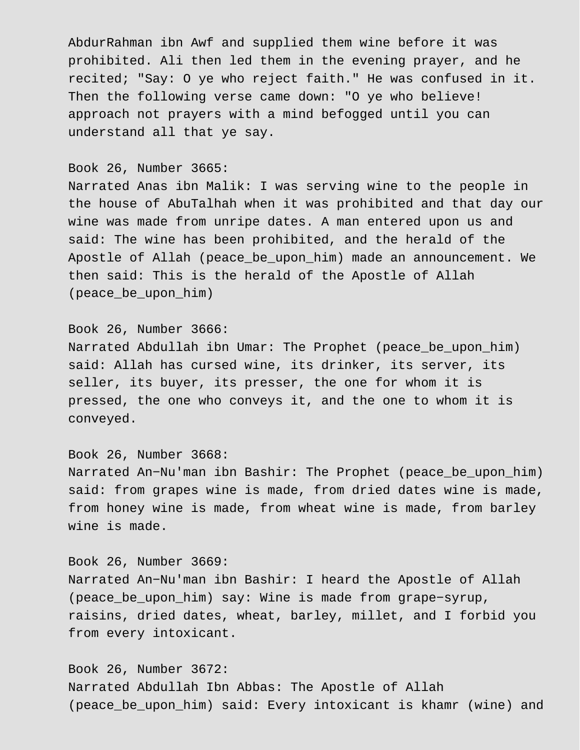AbdurRahman ibn Awf and supplied them wine before it was prohibited. Ali then led them in the evening prayer, and he recited; "Say: O ye who reject faith." He was confused in it. Then the following verse came down: "O ye who believe! approach not prayers with a mind befogged until you can understand all that ye say.

Book 26, Number 3665:
Narrated Anas ibn Malik: I was serving wine to the people in the house of AbuTalhah when it was prohibited and that day our wine was made from unripe dates. A man entered upon us and said: The wine has been prohibited, and the herald of the Apostle of Allah (peace_be_upon_him) made an announcement. We then said: This is the herald of the Apostle of Allah (peace_be_upon_him)

Book 26, Number 3666:
Narrated Abdullah ibn Umar: The Prophet (peace_be_upon_him) said: Allah has cursed wine, its drinker, its server, its seller, its buyer, its presser, the one for whom it is pressed, the one who conveys it, and the one to whom it is conveyed.

Book 26, Number 3668:
Narrated An-Nu'man ibn Bashir: The Prophet (peace_be_upon_him) said: from grapes wine is made, from dried dates wine is made, from honey wine is made, from wheat wine is made, from barley wine is made.

Book 26, Number 3669:
Narrated An-Nu'man ibn Bashir: I heard the Apostle of Allah (peace_be_upon_him) say: Wine is made from grape-syrup, raisins, dried dates, wheat, barley, millet, and I forbid you from every intoxicant.

Book 26, Number 3672:
Narrated Abdullah Ibn Abbas: The Apostle of Allah (peace_be_upon_him) said: Every intoxicant is khamr (wine) and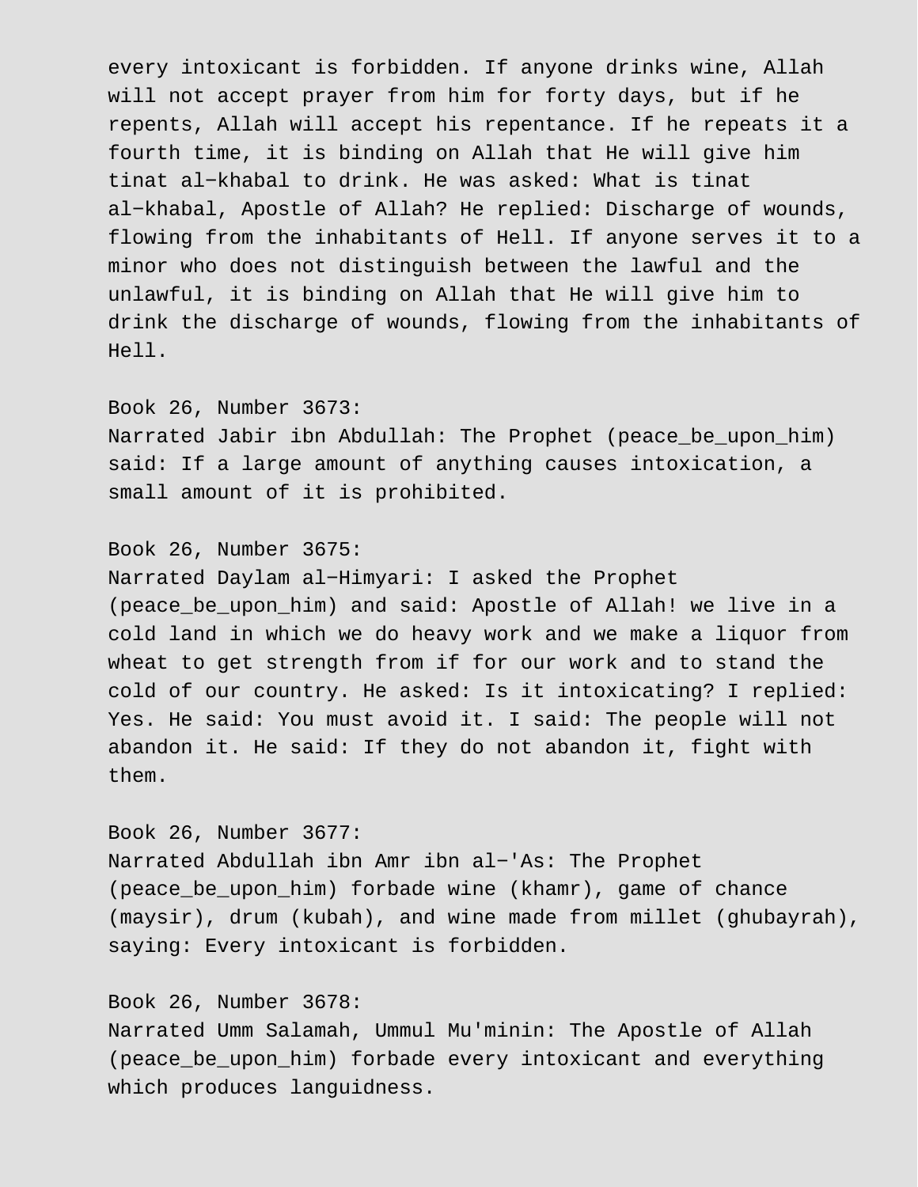every intoxicant is forbidden. If anyone drinks wine, Allah will not accept prayer from him for forty days, but if he repents, Allah will accept his repentance. If he repeats it a fourth time, it is binding on Allah that He will give him tinat al−khabal to drink. He was asked: What is tinat al−khabal, Apostle of Allah? He replied: Discharge of wounds, flowing from the inhabitants of Hell. If anyone serves it to a minor who does not distinguish between the lawful and the unlawful, it is binding on Allah that He will give him to drink the discharge of wounds, flowing from the inhabitants of Hell.

Book 26, Number 3673:
Narrated Jabir ibn Abdullah: The Prophet (peace_be_upon_him) said: If a large amount of anything causes intoxication, a small amount of it is prohibited.

Book 26, Number 3675:
Narrated Daylam al−Himyari: I asked the Prophet (peace_be_upon_him) and said: Apostle of Allah! we live in a cold land in which we do heavy work and we make a liquor from wheat to get strength from if for our work and to stand the cold of our country. He asked: Is it intoxicating? I replied: Yes. He said: You must avoid it. I said: The people will not abandon it. He said: If they do not abandon it, fight with them.

Book 26, Number 3677:
Narrated Abdullah ibn Amr ibn al−'As: The Prophet (peace_be_upon_him) forbade wine (khamr), game of chance (maysir), drum (kubah), and wine made from millet (ghubayrah), saying: Every intoxicant is forbidden.

Book 26, Number 3678:
Narrated Umm Salamah, Ummul Mu'minin: The Apostle of Allah (peace_be_upon_him) forbade every intoxicant and everything which produces languidness.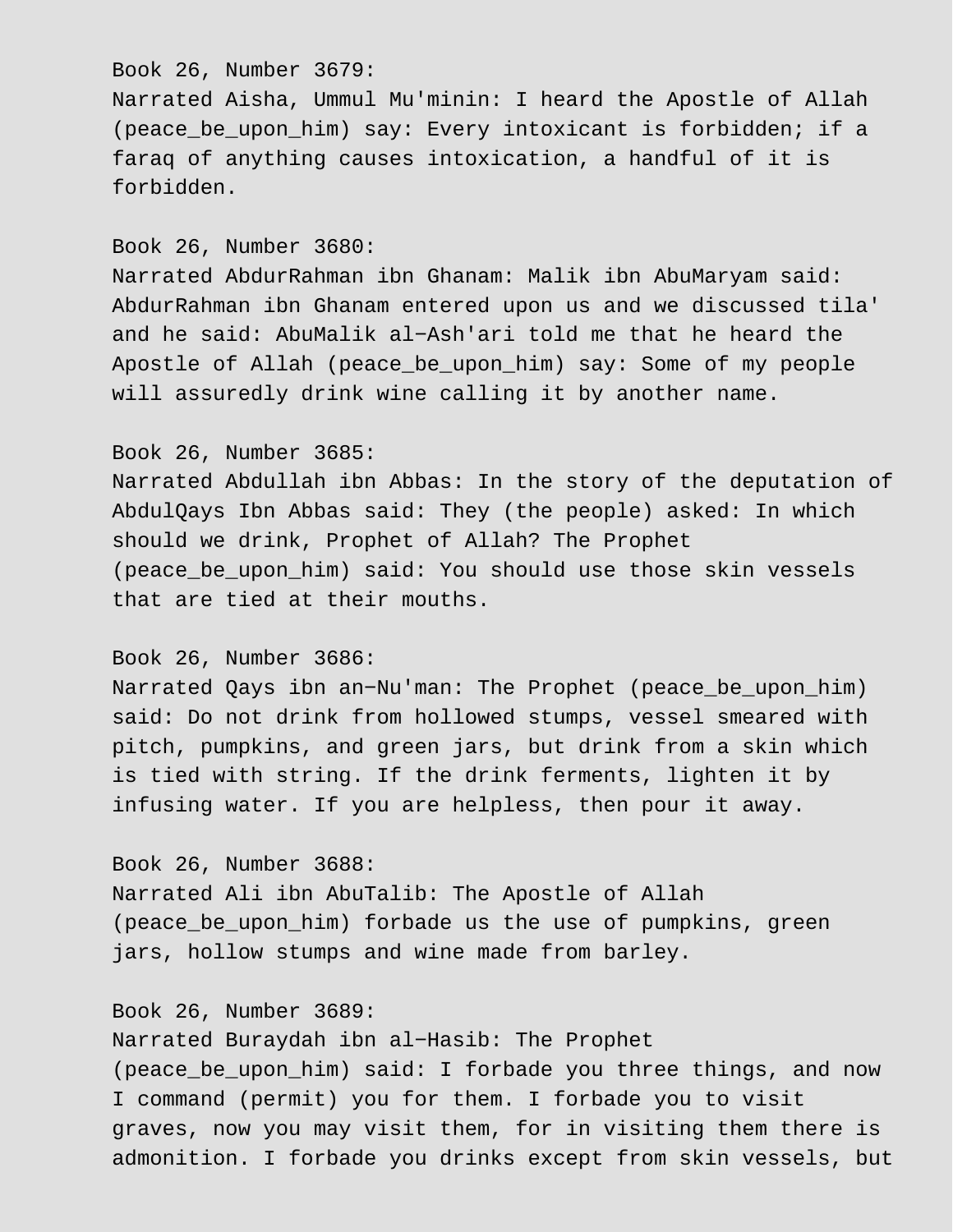Book 26, Number 3679:
Narrated Aisha, Ummul Mu'minin: I heard the Apostle of Allah (peace_be_upon_him) say: Every intoxicant is forbidden; if a faraq of anything causes intoxication, a handful of it is forbidden.

Book 26, Number 3680:
Narrated AbdurRahman ibn Ghanam: Malik ibn AbuMaryam said: AbdurRahman ibn Ghanam entered upon us and we discussed tila' and he said: AbuMalik al-Ash'ari told me that he heard the Apostle of Allah (peace_be_upon_him) say: Some of my people will assuredly drink wine calling it by another name.

Book 26, Number 3685:
Narrated Abdullah ibn Abbas: In the story of the deputation of AbdulQays Ibn Abbas said: They (the people) asked: In which should we drink, Prophet of Allah? The Prophet (peace_be_upon_him) said: You should use those skin vessels that are tied at their mouths.

Book 26, Number 3686:
Narrated Qays ibn an-Nu'man: The Prophet (peace_be_upon_him) said: Do not drink from hollowed stumps, vessel smeared with pitch, pumpkins, and green jars, but drink from a skin which is tied with string. If the drink ferments, lighten it by infusing water. If you are helpless, then pour it away.

Book 26, Number 3688:
Narrated Ali ibn AbuTalib: The Apostle of Allah (peace_be_upon_him) forbade us the use of pumpkins, green jars, hollow stumps and wine made from barley.

Book 26, Number 3689:
Narrated Buraydah ibn al-Hasib: The Prophet (peace_be_upon_him) said: I forbade you three things, and now I command (permit) you for them. I forbade you to visit graves, now you may visit them, for in visiting them there is admonition. I forbade you drinks except from skin vessels, but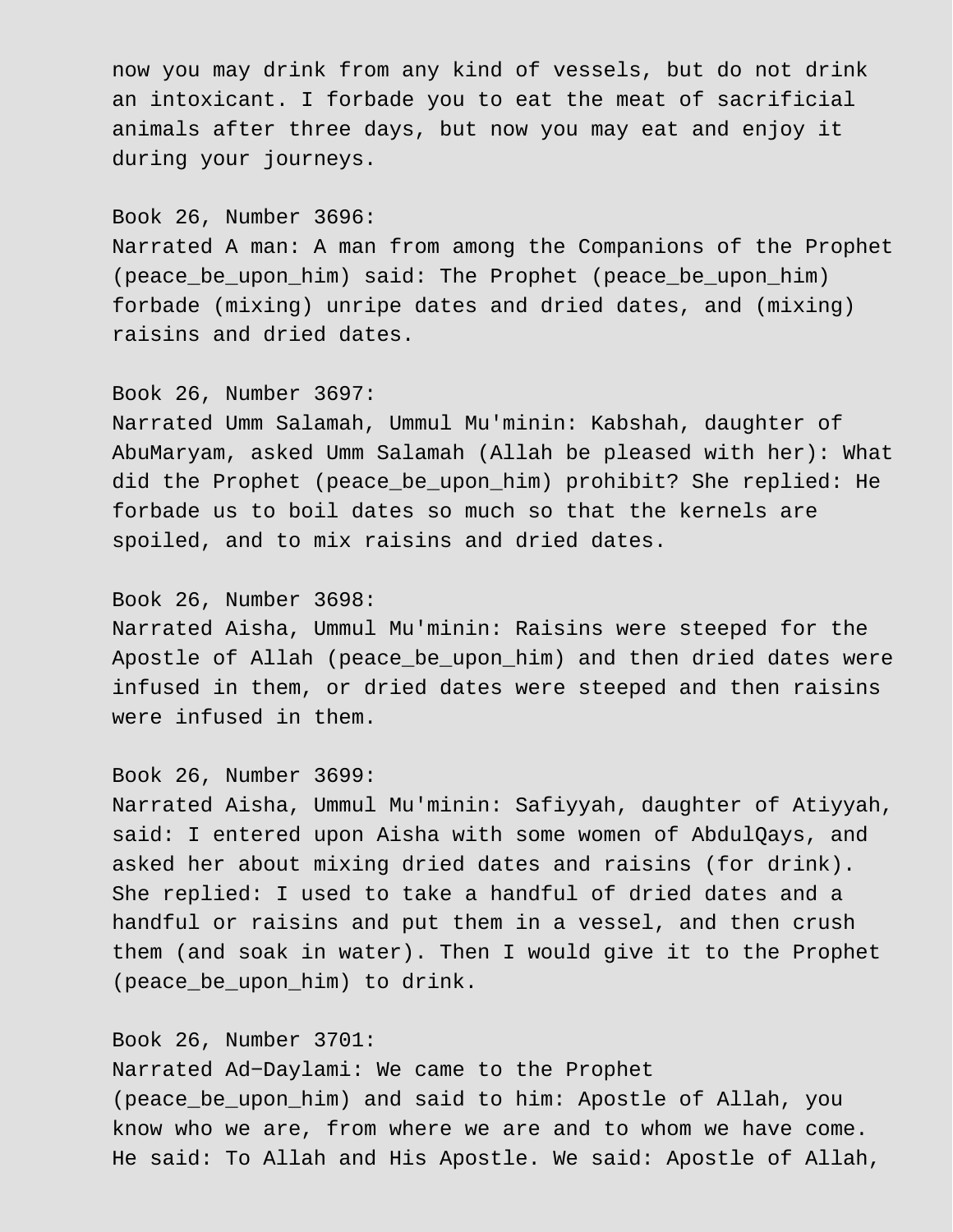now you may drink from any kind of vessels, but do not drink an intoxicant. I forbade you to eat the meat of sacrificial animals after three days, but now you may eat and enjoy it during your journeys.

Book 26, Number 3696:
Narrated A man: A man from among the Companions of the Prophet (peace_be_upon_him) said: The Prophet (peace_be_upon_him) forbade (mixing) unripe dates and dried dates, and (mixing) raisins and dried dates.

Book 26, Number 3697:
Narrated Umm Salamah, Ummul Mu'minin: Kabshah, daughter of AbuMaryam, asked Umm Salamah (Allah be pleased with her): What did the Prophet (peace_be_upon_him) prohibit? She replied: He forbade us to boil dates so much so that the kernels are spoiled, and to mix raisins and dried dates.

Book 26, Number 3698:
Narrated Aisha, Ummul Mu'minin: Raisins were steeped for the Apostle of Allah (peace_be_upon_him) and then dried dates were infused in them, or dried dates were steeped and then raisins were infused in them.

Book 26, Number 3699:
Narrated Aisha, Ummul Mu'minin: Safiyyah, daughter of Atiyyah, said: I entered upon Aisha with some women of AbdulQays, and asked her about mixing dried dates and raisins (for drink). She replied: I used to take a handful of dried dates and a handful or raisins and put them in a vessel, and then crush them (and soak in water). Then I would give it to the Prophet (peace_be_upon_him) to drink.

Book 26, Number 3701:
Narrated Ad-Daylami: We came to the Prophet (peace_be_upon_him) and said to him: Apostle of Allah, you know who we are, from where we are and to whom we have come. He said: To Allah and His Apostle. We said: Apostle of Allah,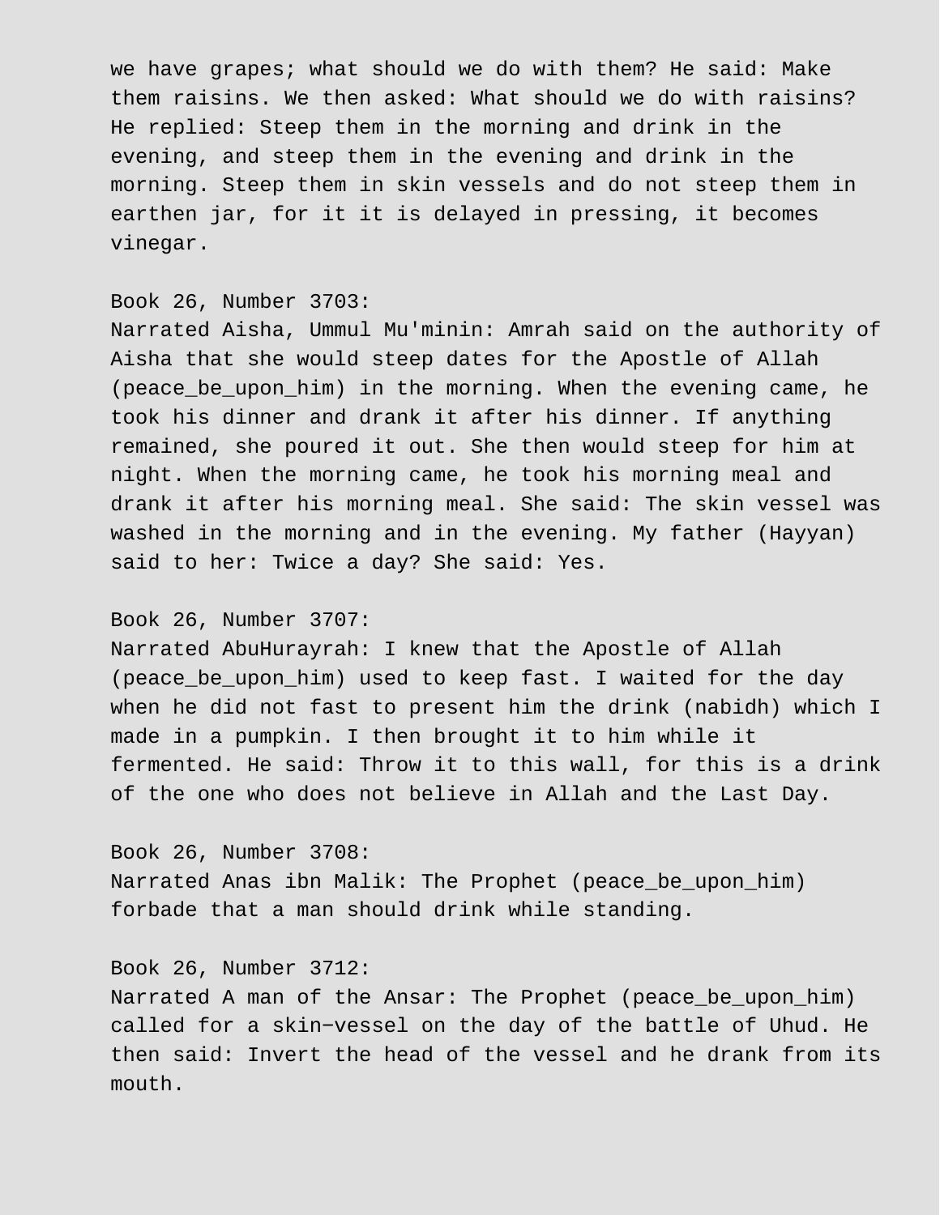we have grapes; what should we do with them? He said: Make them raisins. We then asked: What should we do with raisins? He replied: Steep them in the morning and drink in the evening, and steep them in the evening and drink in the morning. Steep them in skin vessels and do not steep them in earthen jar, for it it is delayed in pressing, it becomes vinegar.

Book 26, Number 3703:
Narrated Aisha, Ummul Mu'minin: Amrah said on the authority of Aisha that she would steep dates for the Apostle of Allah (peace_be_upon_him) in the morning. When the evening came, he took his dinner and drank it after his dinner. If anything remained, she poured it out. She then would steep for him at night. When the morning came, he took his morning meal and drank it after his morning meal. She said: The skin vessel was washed in the morning and in the evening. My father (Hayyan) said to her: Twice a day? She said: Yes.

Book 26, Number 3707:
Narrated AbuHurayrah: I knew that the Apostle of Allah (peace_be_upon_him) used to keep fast. I waited for the day when he did not fast to present him the drink (nabidh) which I made in a pumpkin. I then brought it to him while it fermented. He said: Throw it to this wall, for this is a drink of the one who does not believe in Allah and the Last Day.

Book 26, Number 3708:
Narrated Anas ibn Malik: The Prophet (peace_be_upon_him) forbade that a man should drink while standing.

Book 26, Number 3712:
Narrated A man of the Ansar: The Prophet (peace_be_upon_him) called for a skin-vessel on the day of the battle of Uhud. He then said: Invert the head of the vessel and he drank from its mouth.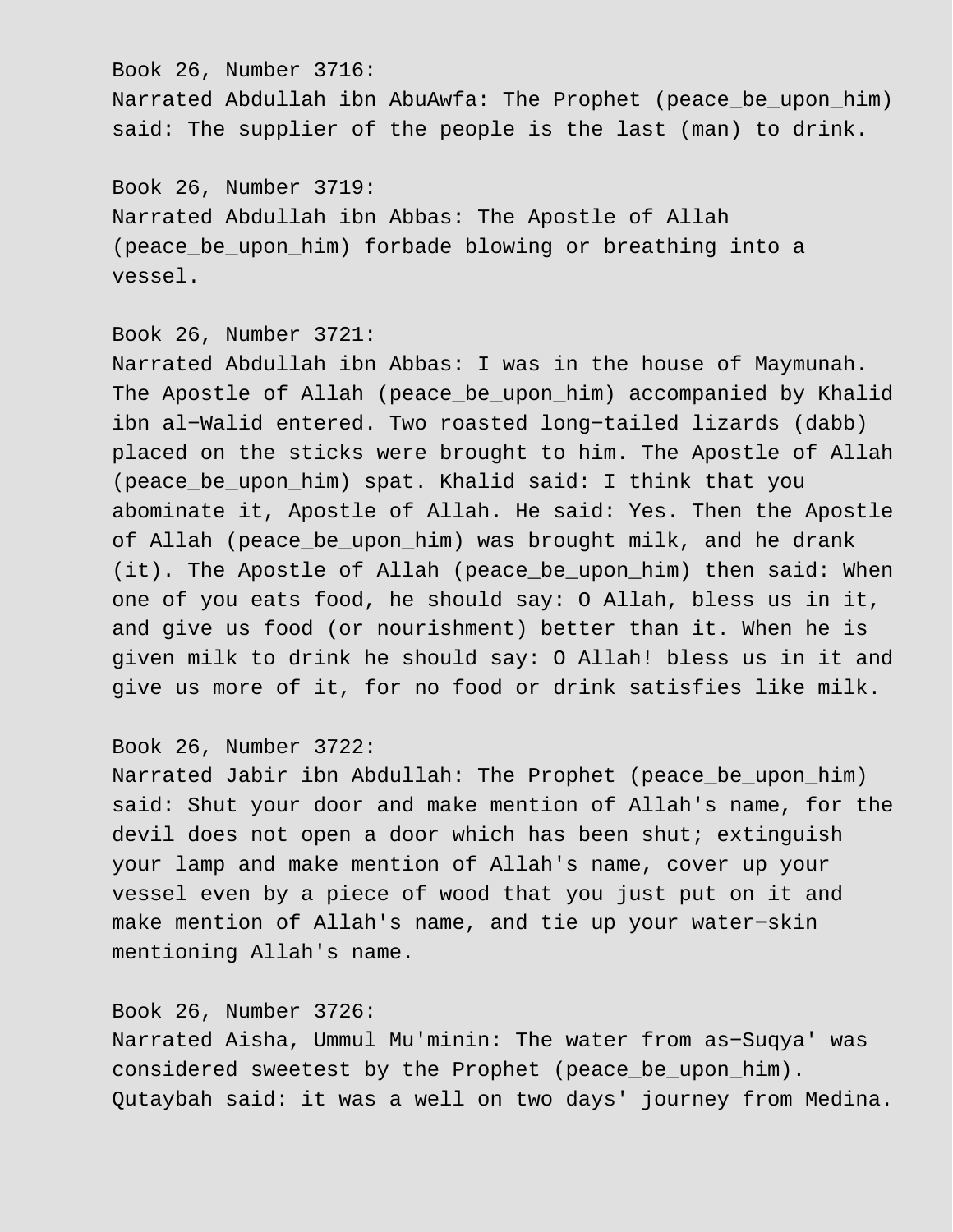Book 26, Number 3716:
Narrated Abdullah ibn AbuAwfa: The Prophet (peace_be_upon_him) said: The supplier of the people is the last (man) to drink.

Book 26, Number 3719:
Narrated Abdullah ibn Abbas: The Apostle of Allah (peace_be_upon_him) forbade blowing or breathing into a vessel.

Book 26, Number 3721:
Narrated Abdullah ibn Abbas: I was in the house of Maymunah. The Apostle of Allah (peace_be_upon_him) accompanied by Khalid ibn al-Walid entered. Two roasted long-tailed lizards (dabb) placed on the sticks were brought to him. The Apostle of Allah (peace_be_upon_him) spat. Khalid said: I think that you abominate it, Apostle of Allah. He said: Yes. Then the Apostle of Allah (peace_be_upon_him) was brought milk, and he drank (it). The Apostle of Allah (peace_be_upon_him) then said: When one of you eats food, he should say: O Allah, bless us in it, and give us food (or nourishment) better than it. When he is given milk to drink he should say: O Allah! bless us in it and give us more of it, for no food or drink satisfies like milk.

Book 26, Number 3722:
Narrated Jabir ibn Abdullah: The Prophet (peace_be_upon_him) said: Shut your door and make mention of Allah's name, for the devil does not open a door which has been shut; extinguish your lamp and make mention of Allah's name, cover up your vessel even by a piece of wood that you just put on it and make mention of Allah's name, and tie up your water-skin mentioning Allah's name.

Book 26, Number 3726:
Narrated Aisha, Ummul Mu'minin: The water from as-Suqya' was considered sweetest by the Prophet (peace_be_upon_him). Qutaybah said: it was a well on two days' journey from Medina.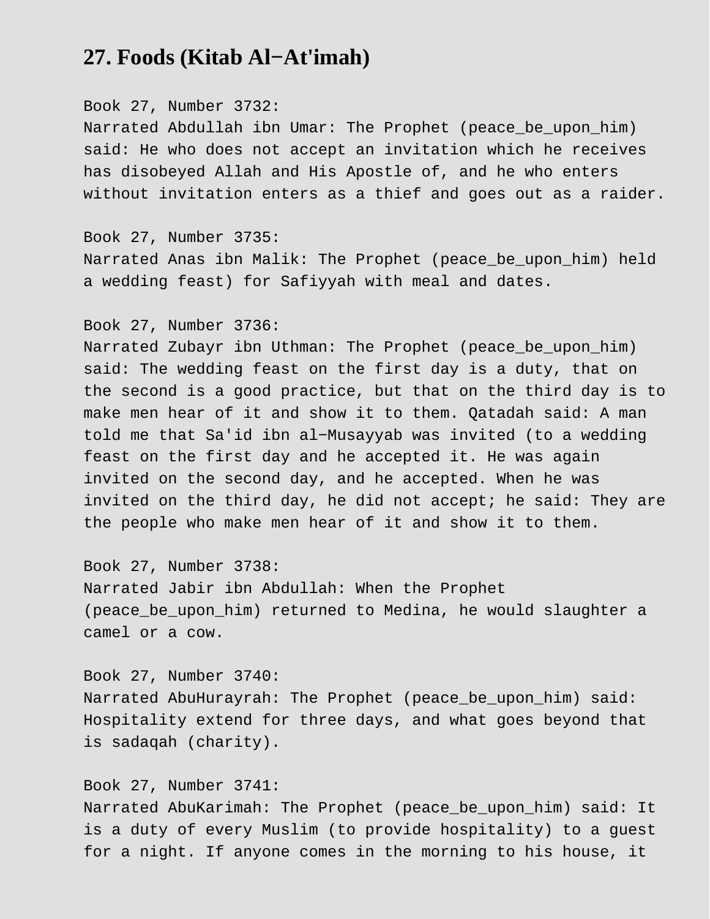## 27. Foods (Kitab Al−At'imah)

Book 27, Number 3732:
Narrated Abdullah ibn Umar: The Prophet (peace_be_upon_him) said: He who does not accept an invitation which he receives has disobeyed Allah and His Apostle of, and he who enters without invitation enters as a thief and goes out as a raider.

Book 27, Number 3735:
Narrated Anas ibn Malik: The Prophet (peace_be_upon_him) held a wedding feast) for Safiyyah with meal and dates.

Book 27, Number 3736:
Narrated Zubayr ibn Uthman: The Prophet (peace_be_upon_him) said: The wedding feast on the first day is a duty, that on the second is a good practice, but that on the third day is to make men hear of it and show it to them. Qatadah said: A man told me that Sa'id ibn al−Musayyab was invited (to a wedding feast on the first day and he accepted it. He was again invited on the second day, and he accepted. When he was invited on the third day, he did not accept; he said: They are the people who make men hear of it and show it to them.

Book 27, Number 3738:
Narrated Jabir ibn Abdullah: When the Prophet (peace_be_upon_him) returned to Medina, he would slaughter a camel or a cow.

Book 27, Number 3740:
Narrated AbuHurayrah: The Prophet (peace_be_upon_him) said: Hospitality extend for three days, and what goes beyond that is sadaqah (charity).

Book 27, Number 3741:
Narrated AbuKarimah: The Prophet (peace_be_upon_him) said: It is a duty of every Muslim (to provide hospitality) to a guest for a night. If anyone comes in the morning to his house, it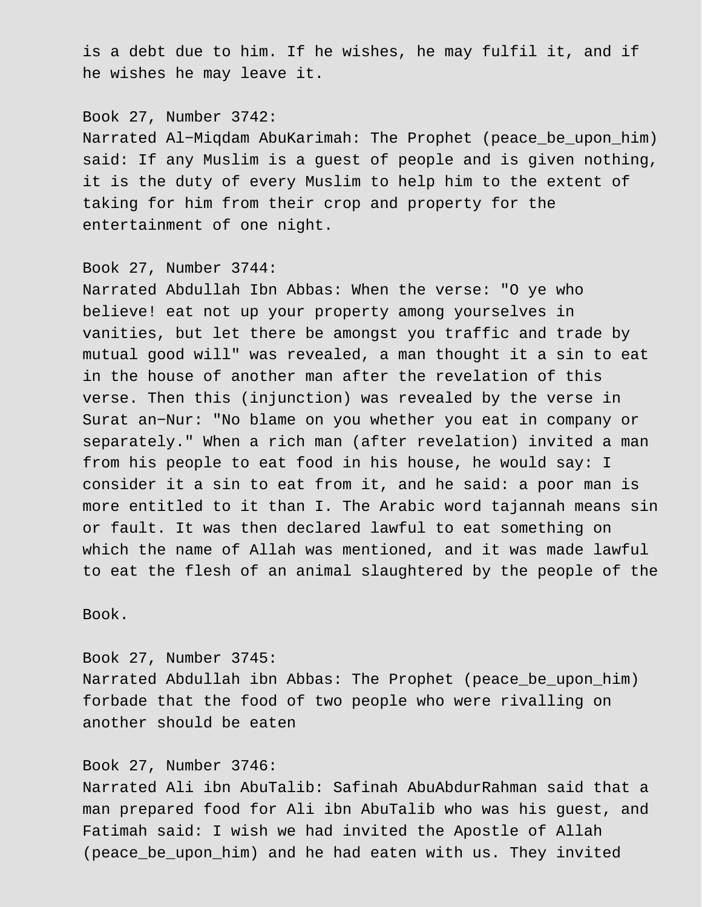is a debt due to him. If he wishes, he may fulfil it, and if he wishes he may leave it.

Book 27, Number 3742:
Narrated Al-Miqdam AbuKarimah: The Prophet (peace_be_upon_him) said: If any Muslim is a guest of people and is given nothing, it is the duty of every Muslim to help him to the extent of taking for him from their crop and property for the entertainment of one night.

Book 27, Number 3744:
Narrated Abdullah Ibn Abbas: When the verse: "O ye who believe! eat not up your property among yourselves in vanities, but let there be amongst you traffic and trade by mutual good will" was revealed, a man thought it a sin to eat in the house of another man after the revelation of this verse. Then this (injunction) was revealed by the verse in Surat an-Nur: "No blame on you whether you eat in company or separately." When a rich man (after revelation) invited a man from his people to eat food in his house, he would say: I consider it a sin to eat from it, and he said: a poor man is more entitled to it than I. The Arabic word tajannah means sin or fault. It was then declared lawful to eat something on which the name of Allah was mentioned, and it was made lawful to eat the flesh of an animal slaughtered by the people of the

Book.

Book 27, Number 3745:
Narrated Abdullah ibn Abbas: The Prophet (peace_be_upon_him) forbade that the food of two people who were rivalling on another should be eaten

Book 27, Number 3746:
Narrated Ali ibn AbuTalib: Safinah AbuAbdurRahman said that a man prepared food for Ali ibn AbuTalib who was his guest, and Fatimah said: I wish we had invited the Apostle of Allah (peace_be_upon_him) and he had eaten with us. They invited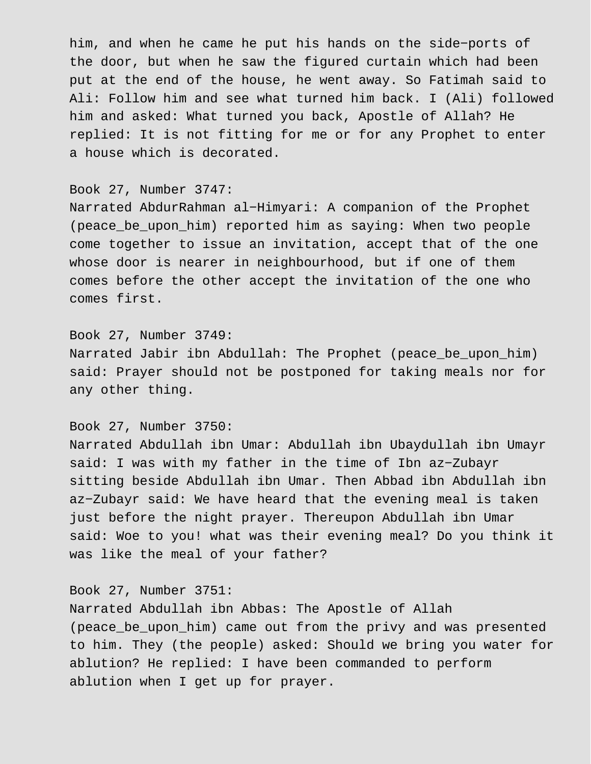him, and when he came he put his hands on the side−ports of the door, but when he saw the figured curtain which had been put at the end of the house, he went away. So Fatimah said to Ali: Follow him and see what turned him back. I (Ali) followed him and asked: What turned you back, Apostle of Allah? He replied: It is not fitting for me or for any Prophet to enter a house which is decorated.

Book 27, Number 3747:
Narrated AbdurRahman al−Himyari: A companion of the Prophet (peace_be_upon_him) reported him as saying: When two people come together to issue an invitation, accept that of the one whose door is nearer in neighbourhood, but if one of them comes before the other accept the invitation of the one who comes first.

Book 27, Number 3749:
Narrated Jabir ibn Abdullah: The Prophet (peace_be_upon_him) said: Prayer should not be postponed for taking meals nor for any other thing.

Book 27, Number 3750:
Narrated Abdullah ibn Umar: Abdullah ibn Ubaydullah ibn Umayr said: I was with my father in the time of Ibn az−Zubayr sitting beside Abdullah ibn Umar. Then Abbad ibn Abdullah ibn az−Zubayr said: We have heard that the evening meal is taken just before the night prayer. Thereupon Abdullah ibn Umar said: Woe to you! what was their evening meal? Do you think it was like the meal of your father?

Book 27, Number 3751:
Narrated Abdullah ibn Abbas: The Apostle of Allah (peace_be_upon_him) came out from the privy and was presented to him. They (the people) asked: Should we bring you water for ablution? He replied: I have been commanded to perform ablution when I get up for prayer.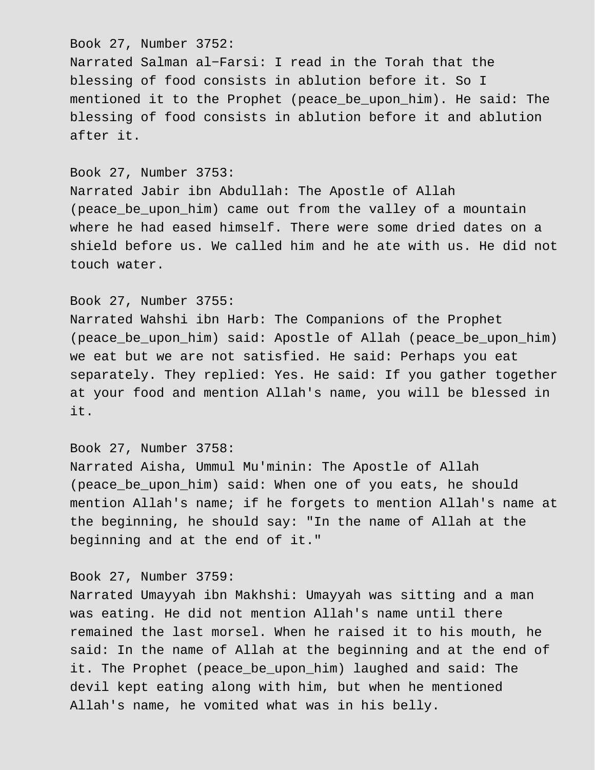Book 27, Number 3752:
Narrated Salman al-Farsi: I read in the Torah that the blessing of food consists in ablution before it. So I mentioned it to the Prophet (peace_be_upon_him). He said: The blessing of food consists in ablution before it and ablution after it.

Book 27, Number 3753:
Narrated Jabir ibn Abdullah: The Apostle of Allah (peace_be_upon_him) came out from the valley of a mountain where he had eased himself. There were some dried dates on a shield before us. We called him and he ate with us. He did not touch water.

Book 27, Number 3755:
Narrated Wahshi ibn Harb: The Companions of the Prophet (peace_be_upon_him) said: Apostle of Allah (peace_be_upon_him) we eat but we are not satisfied. He said: Perhaps you eat separately. They replied: Yes. He said: If you gather together at your food and mention Allah's name, you will be blessed in it.

Book 27, Number 3758:
Narrated Aisha, Ummul Mu'minin: The Apostle of Allah (peace_be_upon_him) said: When one of you eats, he should mention Allah's name; if he forgets to mention Allah's name at the beginning, he should say: "In the name of Allah at the beginning and at the end of it."

Book 27, Number 3759:
Narrated Umayyah ibn Makhshi: Umayyah was sitting and a man was eating. He did not mention Allah's name until there remained the last morsel. When he raised it to his mouth, he said: In the name of Allah at the beginning and at the end of it. The Prophet (peace_be_upon_him) laughed and said: The devil kept eating along with him, but when he mentioned Allah's name, he vomited what was in his belly.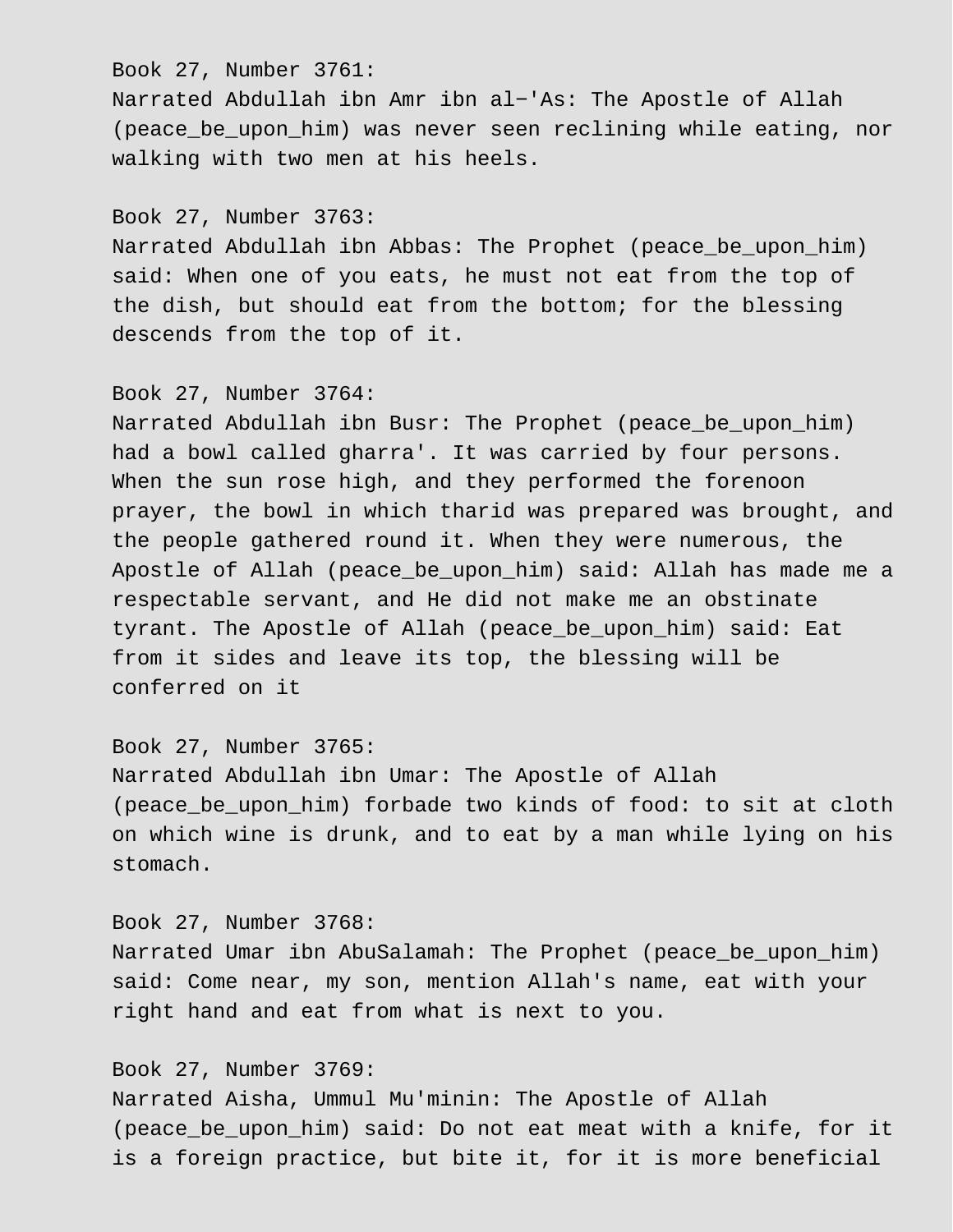Book 27, Number 3761:
Narrated Abdullah ibn Amr ibn al-'As: The Apostle of Allah (peace_be_upon_him) was never seen reclining while eating, nor walking with two men at his heels.

Book 27, Number 3763:
Narrated Abdullah ibn Abbas: The Prophet (peace_be_upon_him) said: When one of you eats, he must not eat from the top of the dish, but should eat from the bottom; for the blessing descends from the top of it.

Book 27, Number 3764:
Narrated Abdullah ibn Busr: The Prophet (peace_be_upon_him) had a bowl called gharra'. It was carried by four persons. When the sun rose high, and they performed the forenoon prayer, the bowl in which tharid was prepared was brought, and the people gathered round it. When they were numerous, the Apostle of Allah (peace_be_upon_him) said: Allah has made me a respectable servant, and He did not make me an obstinate tyrant. The Apostle of Allah (peace_be_upon_him) said: Eat from it sides and leave its top, the blessing will be conferred on it

Book 27, Number 3765:
Narrated Abdullah ibn Umar: The Apostle of Allah (peace_be_upon_him) forbade two kinds of food: to sit at cloth on which wine is drunk, and to eat by a man while lying on his stomach.

Book 27, Number 3768:
Narrated Umar ibn AbuSalamah: The Prophet (peace_be_upon_him) said: Come near, my son, mention Allah's name, eat with your right hand and eat from what is next to you.

Book 27, Number 3769:
Narrated Aisha, Ummul Mu'minin: The Apostle of Allah (peace_be_upon_him) said: Do not eat meat with a knife, for it is a foreign practice, but bite it, for it is more beneficial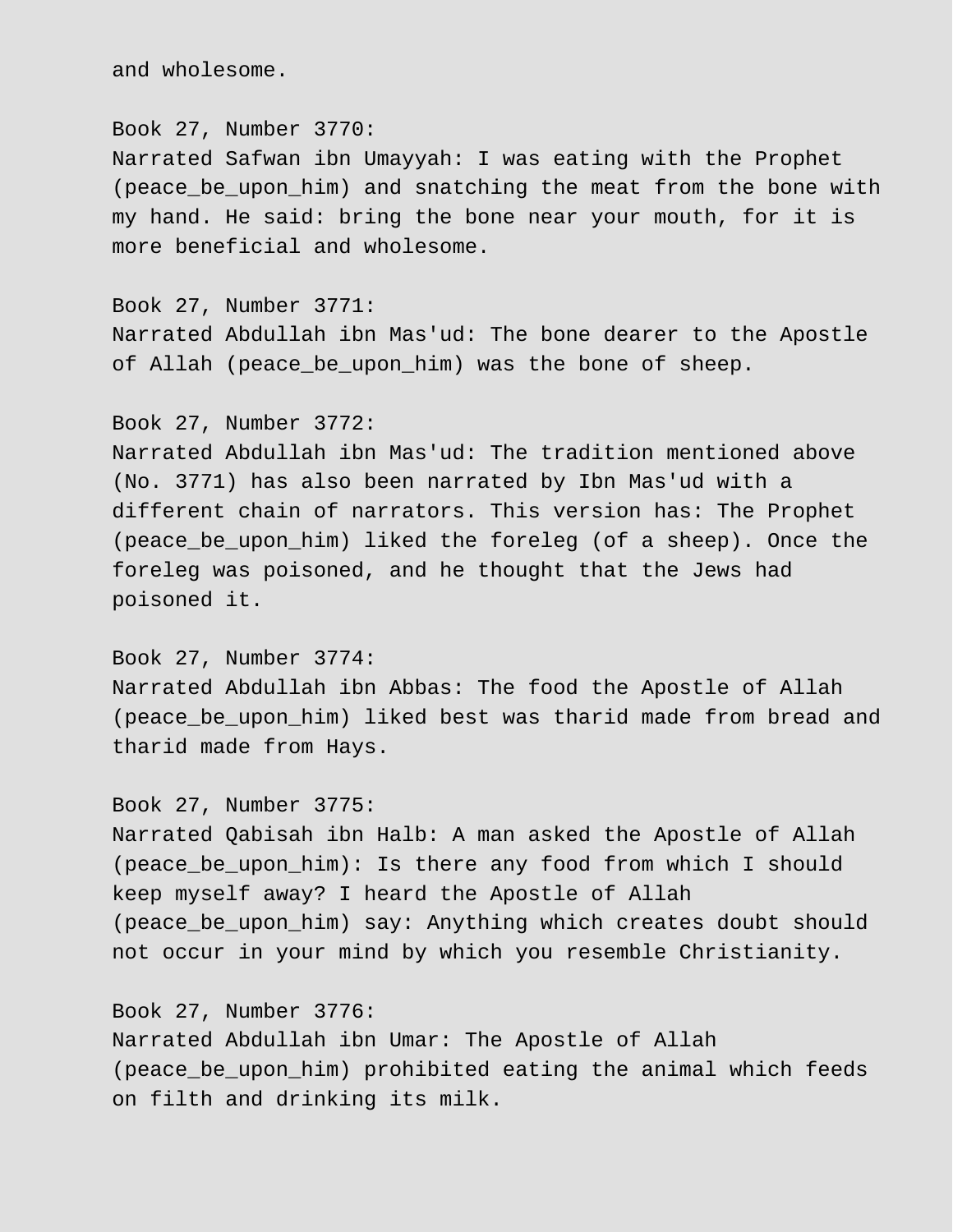and wholesome.

Book 27, Number 3770:
Narrated Safwan ibn Umayyah: I was eating with the Prophet (peace_be_upon_him) and snatching the meat from the bone with my hand. He said: bring the bone near your mouth, for it is more beneficial and wholesome.

Book 27, Number 3771:
Narrated Abdullah ibn Mas'ud: The bone dearer to the Apostle of Allah (peace_be_upon_him) was the bone of sheep.

Book 27, Number 3772:
Narrated Abdullah ibn Mas'ud: The tradition mentioned above (No. 3771) has also been narrated by Ibn Mas'ud with a different chain of narrators. This version has: The Prophet (peace_be_upon_him) liked the foreleg (of a sheep). Once the foreleg was poisoned, and he thought that the Jews had poisoned it.

Book 27, Number 3774:
Narrated Abdullah ibn Abbas: The food the Apostle of Allah (peace_be_upon_him) liked best was tharid made from bread and tharid made from Hays.

Book 27, Number 3775:
Narrated Qabisah ibn Halb: A man asked the Apostle of Allah (peace_be_upon_him): Is there any food from which I should keep myself away? I heard the Apostle of Allah (peace_be_upon_him) say: Anything which creates doubt should not occur in your mind by which you resemble Christianity.

Book 27, Number 3776:
Narrated Abdullah ibn Umar: The Apostle of Allah (peace_be_upon_him) prohibited eating the animal which feeds on filth and drinking its milk.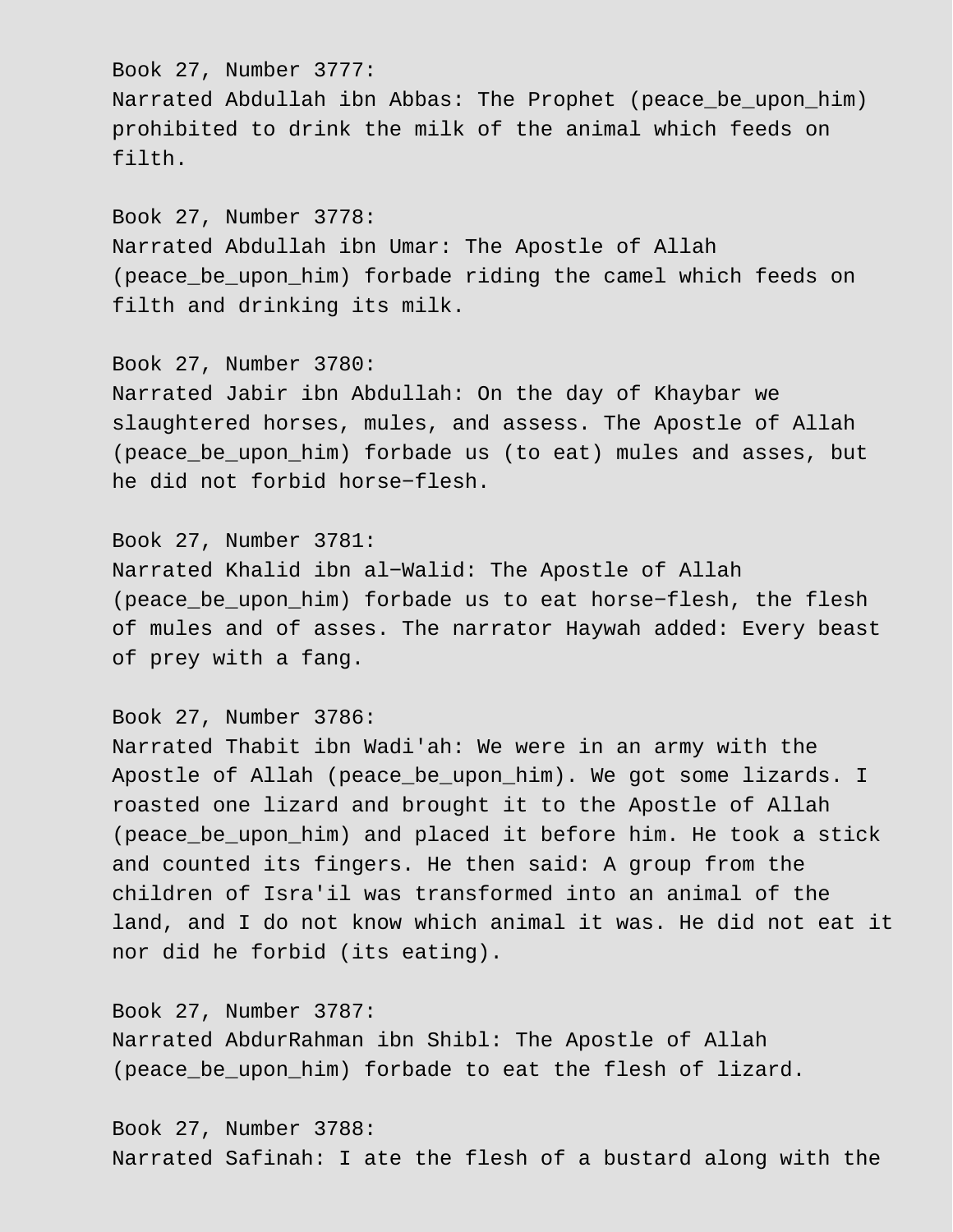Book 27, Number 3777:
Narrated Abdullah ibn Abbas: The Prophet (peace_be_upon_him) prohibited to drink the milk of the animal which feeds on filth.

Book 27, Number 3778:
Narrated Abdullah ibn Umar: The Apostle of Allah (peace_be_upon_him) forbade riding the camel which feeds on filth and drinking its milk.

Book 27, Number 3780:
Narrated Jabir ibn Abdullah: On the day of Khaybar we slaughtered horses, mules, and assess. The Apostle of Allah (peace_be_upon_him) forbade us (to eat) mules and asses, but he did not forbid horse−flesh.

Book 27, Number 3781:
Narrated Khalid ibn al−Walid: The Apostle of Allah (peace_be_upon_him) forbade us to eat horse−flesh, the flesh of mules and of asses. The narrator Haywah added: Every beast of prey with a fang.

Book 27, Number 3786:
Narrated Thabit ibn Wadi'ah: We were in an army with the Apostle of Allah (peace_be_upon_him). We got some lizards. I roasted one lizard and brought it to the Apostle of Allah (peace_be_upon_him) and placed it before him. He took a stick and counted its fingers. He then said: A group from the children of Isra'il was transformed into an animal of the land, and I do not know which animal it was. He did not eat it nor did he forbid (its eating).

Book 27, Number 3787:
Narrated AbdurRahman ibn Shibl: The Apostle of Allah (peace_be_upon_him) forbade to eat the flesh of lizard.

Book 27, Number 3788:
Narrated Safinah: I ate the flesh of a bustard along with the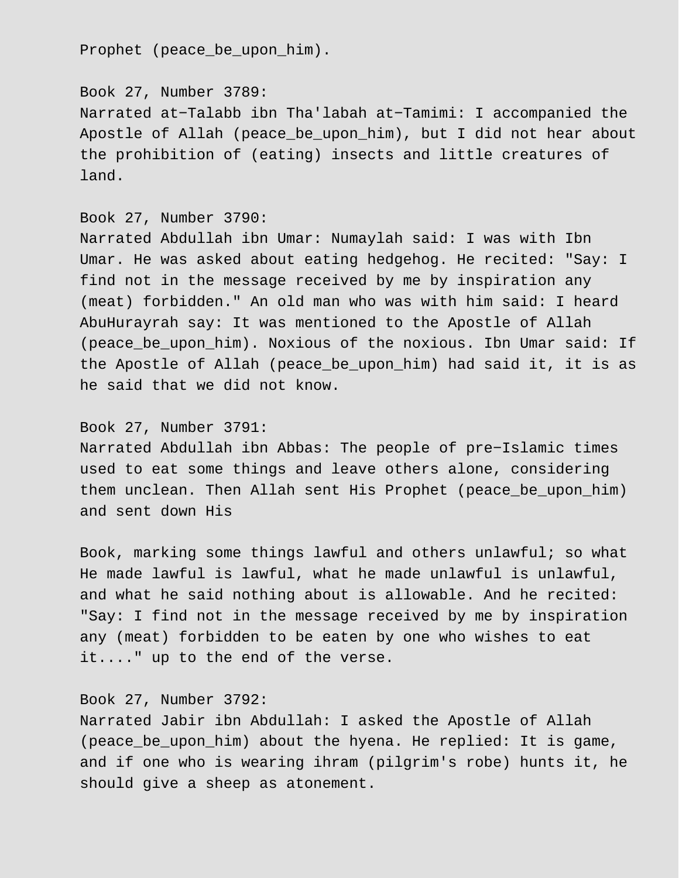Prophet (peace_be_upon_him).

Book 27, Number 3789:
Narrated at−Talabb ibn Tha'labah at−Tamimi: I accompanied the Apostle of Allah (peace_be_upon_him), but I did not hear about the prohibition of (eating) insects and little creatures of land.

Book 27, Number 3790:
Narrated Abdullah ibn Umar: Numaylah said: I was with Ibn Umar. He was asked about eating hedgehog. He recited: "Say: I find not in the message received by me by inspiration any (meat) forbidden." An old man who was with him said: I heard AbuHurayrah say: It was mentioned to the Apostle of Allah (peace_be_upon_him). Noxious of the noxious. Ibn Umar said: If the Apostle of Allah (peace_be_upon_him) had said it, it is as he said that we did not know.

Book 27, Number 3791:
Narrated Abdullah ibn Abbas: The people of pre−Islamic times used to eat some things and leave others alone, considering them unclean. Then Allah sent His Prophet (peace_be_upon_him) and sent down His

Book, marking some things lawful and others unlawful; so what He made lawful is lawful, what he made unlawful is unlawful, and what he said nothing about is allowable. And he recited: "Say: I find not in the message received by me by inspiration any (meat) forbidden to be eaten by one who wishes to eat it...." up to the end of the verse.

Book 27, Number 3792:
Narrated Jabir ibn Abdullah: I asked the Apostle of Allah (peace_be_upon_him) about the hyena. He replied: It is game, and if one who is wearing ihram (pilgrim's robe) hunts it, he should give a sheep as atonement.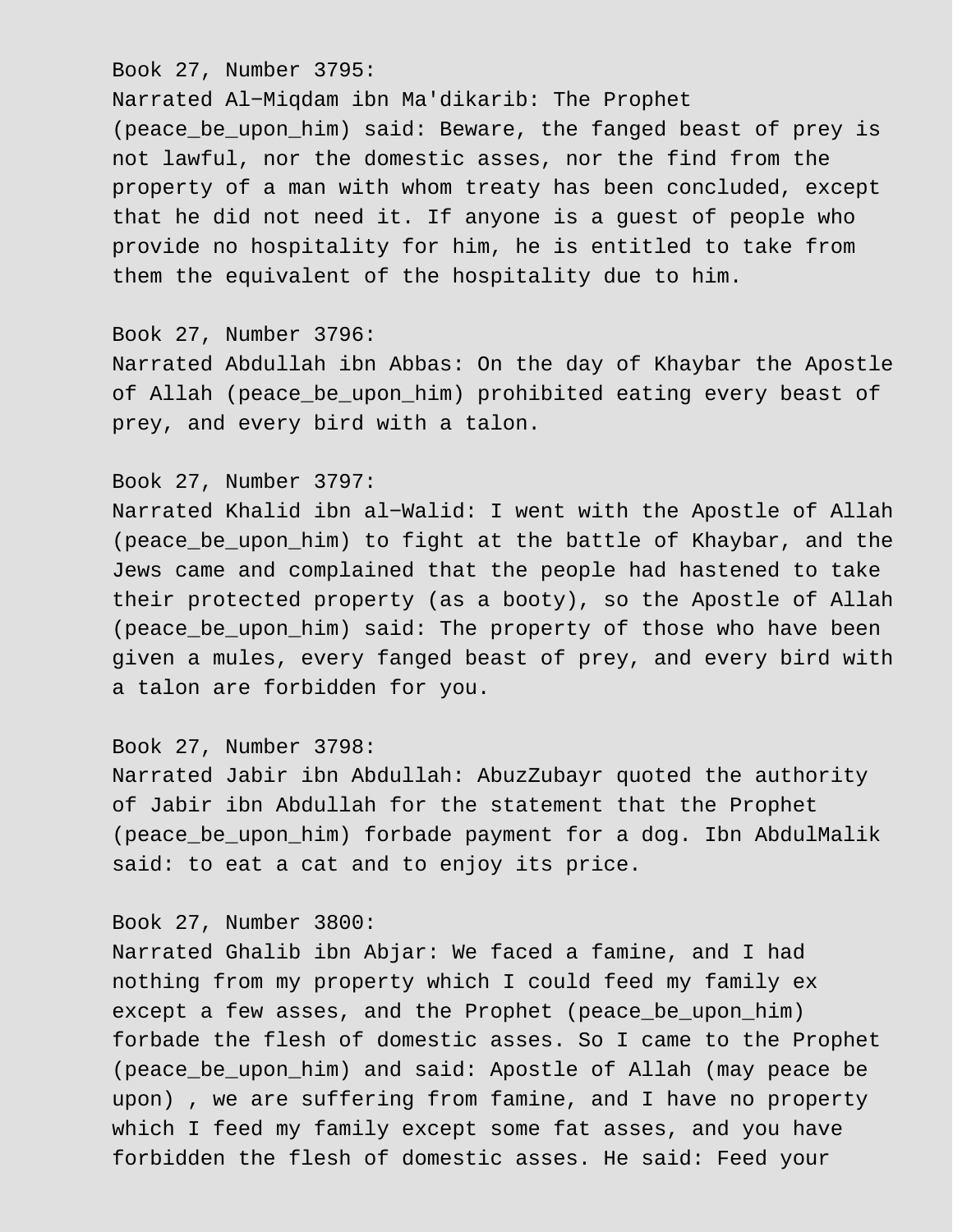Book 27, Number 3795:
Narrated Al−Miqdam ibn Ma'dikarib: The Prophet (peace_be_upon_him) said: Beware, the fanged beast of prey is not lawful, nor the domestic asses, nor the find from the property of a man with whom treaty has been concluded, except that he did not need it. If anyone is a guest of people who provide no hospitality for him, he is entitled to take from them the equivalent of the hospitality due to him.

Book 27, Number 3796:
Narrated Abdullah ibn Abbas: On the day of Khaybar the Apostle of Allah (peace_be_upon_him) prohibited eating every beast of prey, and every bird with a talon.

Book 27, Number 3797:
Narrated Khalid ibn al−Walid: I went with the Apostle of Allah (peace_be_upon_him) to fight at the battle of Khaybar, and the Jews came and complained that the people had hastened to take their protected property (as a booty), so the Apostle of Allah (peace_be_upon_him) said: The property of those who have been given a mules, every fanged beast of prey, and every bird with a talon are forbidden for you.

Book 27, Number 3798:
Narrated Jabir ibn Abdullah: AbuzZubayr quoted the authority of Jabir ibn Abdullah for the statement that the Prophet (peace_be_upon_him) forbade payment for a dog. Ibn AbdulMalik said: to eat a cat and to enjoy its price.

Book 27, Number 3800:
Narrated Ghalib ibn Abjar: We faced a famine, and I had nothing from my property which I could feed my family ex except a few asses, and the Prophet (peace_be_upon_him) forbade the flesh of domestic asses. So I came to the Prophet (peace_be_upon_him) and said: Apostle of Allah (may peace be upon) , we are suffering from famine, and I have no property which I feed my family except some fat asses, and you have forbidden the flesh of domestic asses. He said: Feed your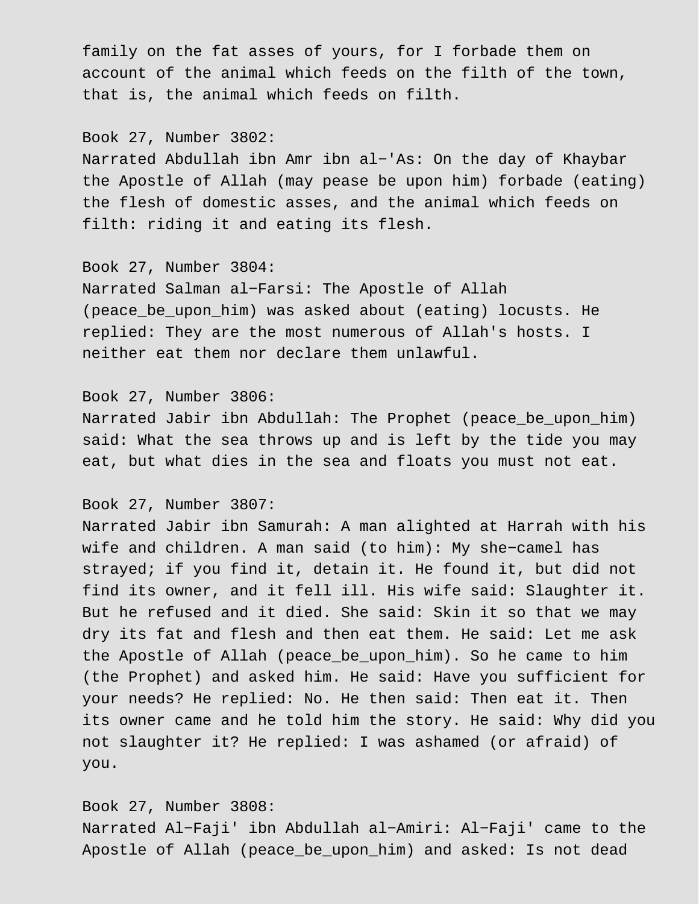family on the fat asses of yours, for I forbade them on account of the animal which feeds on the filth of the town, that is, the animal which feeds on filth.

Book 27, Number 3802:
Narrated Abdullah ibn Amr ibn al-'As: On the day of Khaybar the Apostle of Allah (may pease be upon him) forbade (eating) the flesh of domestic asses, and the animal which feeds on filth: riding it and eating its flesh.

Book 27, Number 3804:
Narrated Salman al-Farsi: The Apostle of Allah (peace_be_upon_him) was asked about (eating) locusts. He replied: They are the most numerous of Allah's hosts. I neither eat them nor declare them unlawful.

Book 27, Number 3806:
Narrated Jabir ibn Abdullah: The Prophet (peace_be_upon_him) said: What the sea throws up and is left by the tide you may eat, but what dies in the sea and floats you must not eat.

Book 27, Number 3807:
Narrated Jabir ibn Samurah: A man alighted at Harrah with his wife and children. A man said (to him): My she-camel has strayed; if you find it, detain it. He found it, but did not find its owner, and it fell ill. His wife said: Slaughter it. But he refused and it died. She said: Skin it so that we may dry its fat and flesh and then eat them. He said: Let me ask the Apostle of Allah (peace_be_upon_him). So he came to him (the Prophet) and asked him. He said: Have you sufficient for your needs? He replied: No. He then said: Then eat it. Then its owner came and he told him the story. He said: Why did you not slaughter it? He replied: I was ashamed (or afraid) of you.

Book 27, Number 3808:
Narrated Al-Faji' ibn Abdullah al-Amiri: Al-Faji' came to the Apostle of Allah (peace_be_upon_him) and asked: Is not dead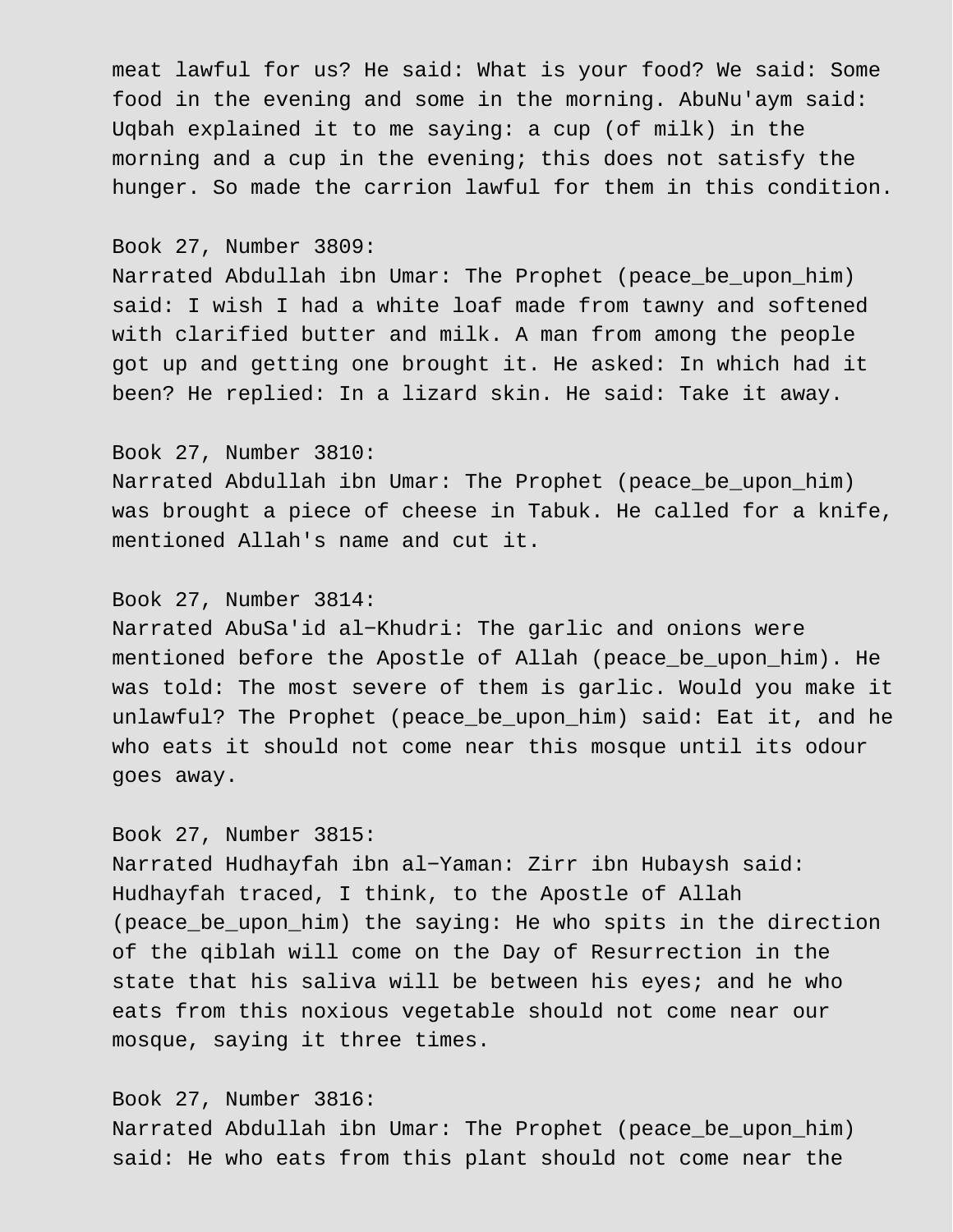meat lawful for us? He said: What is your food? We said: Some food in the evening and some in the morning. AbuNu'aym said: Uqbah explained it to me saying: a cup (of milk) in the morning and a cup in the evening; this does not satisfy the hunger. So made the carrion lawful for them in this condition.

Book 27, Number 3809:
Narrated Abdullah ibn Umar: The Prophet (peace_be_upon_him) said: I wish I had a white loaf made from tawny and softened with clarified butter and milk. A man from among the people got up and getting one brought it. He asked: In which had it been? He replied: In a lizard skin. He said: Take it away.

Book 27, Number 3810:
Narrated Abdullah ibn Umar: The Prophet (peace_be_upon_him) was brought a piece of cheese in Tabuk. He called for a knife, mentioned Allah's name and cut it.

Book 27, Number 3814:
Narrated AbuSa'id al-Khudri: The garlic and onions were mentioned before the Apostle of Allah (peace_be_upon_him). He was told: The most severe of them is garlic. Would you make it unlawful? The Prophet (peace_be_upon_him) said: Eat it, and he who eats it should not come near this mosque until its odour goes away.

Book 27, Number 3815:
Narrated Hudhayfah ibn al-Yaman: Zirr ibn Hubaysh said: Hudhayfah traced, I think, to the Apostle of Allah (peace_be_upon_him) the saying: He who spits in the direction of the qiblah will come on the Day of Resurrection in the state that his saliva will be between his eyes; and he who eats from this noxious vegetable should not come near our mosque, saying it three times.

Book 27, Number 3816:
Narrated Abdullah ibn Umar: The Prophet (peace_be_upon_him) said: He who eats from this plant should not come near the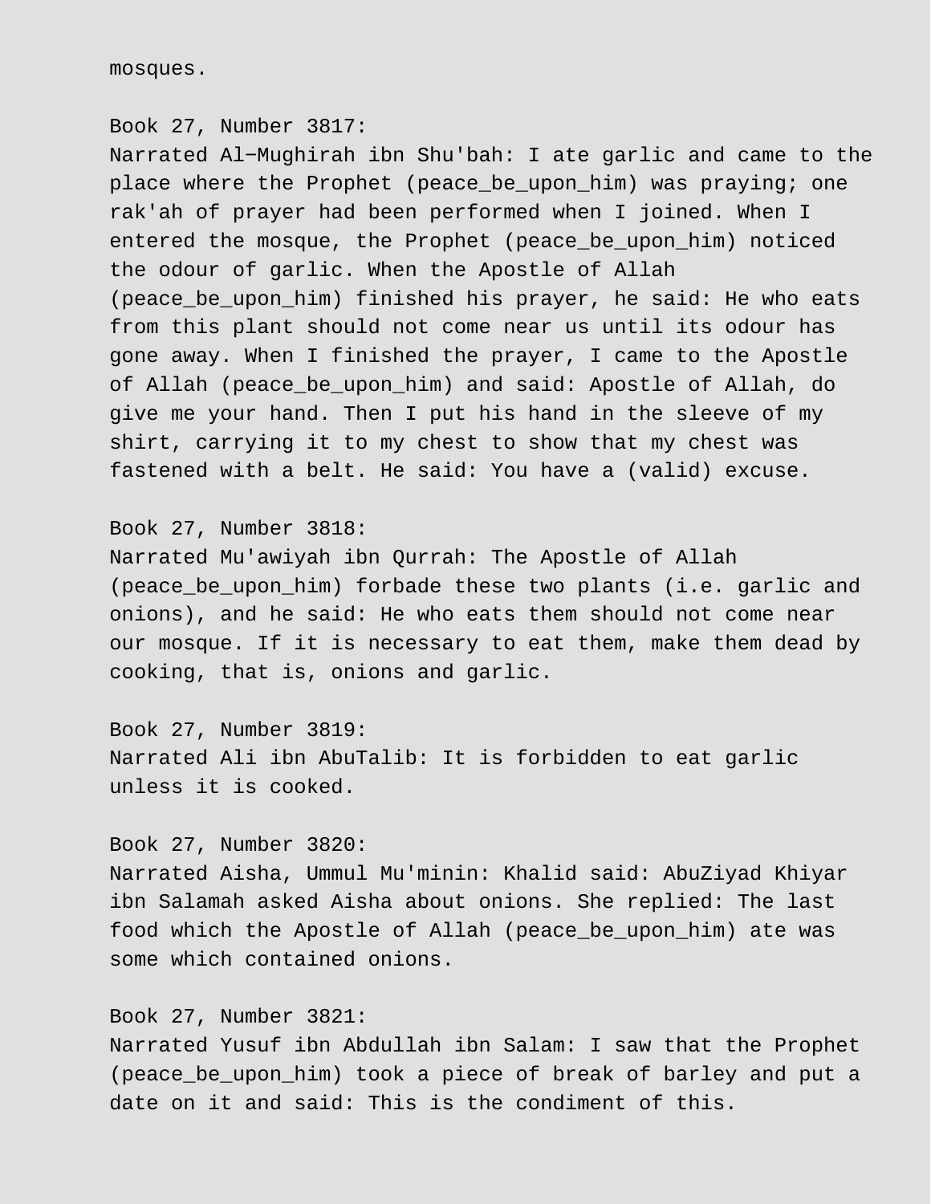mosques.

Book 27, Number 3817:
Narrated Al-Mughirah ibn Shu'bah: I ate garlic and came to the place where the Prophet (peace_be_upon_him) was praying; one rak'ah of prayer had been performed when I joined. When I entered the mosque, the Prophet (peace_be_upon_him) noticed the odour of garlic. When the Apostle of Allah (peace_be_upon_him) finished his prayer, he said: He who eats from this plant should not come near us until its odour has gone away. When I finished the prayer, I came to the Apostle of Allah (peace_be_upon_him) and said: Apostle of Allah, do give me your hand. Then I put his hand in the sleeve of my shirt, carrying it to my chest to show that my chest was fastened with a belt. He said: You have a (valid) excuse.

Book 27, Number 3818:
Narrated Mu'awiyah ibn Qurrah: The Apostle of Allah (peace_be_upon_him) forbade these two plants (i.e. garlic and onions), and he said: He who eats them should not come near our mosque. If it is necessary to eat them, make them dead by cooking, that is, onions and garlic.

Book 27, Number 3819:
Narrated Ali ibn AbuTalib: It is forbidden to eat garlic unless it is cooked.

Book 27, Number 3820:
Narrated Aisha, Ummul Mu'minin: Khalid said: AbuZiyad Khiyar ibn Salamah asked Aisha about onions. She replied: The last food which the Apostle of Allah (peace_be_upon_him) ate was some which contained onions.

Book 27, Number 3821:
Narrated Yusuf ibn Abdullah ibn Salam: I saw that the Prophet (peace_be_upon_him) took a piece of break of barley and put a date on it and said: This is the condiment of this.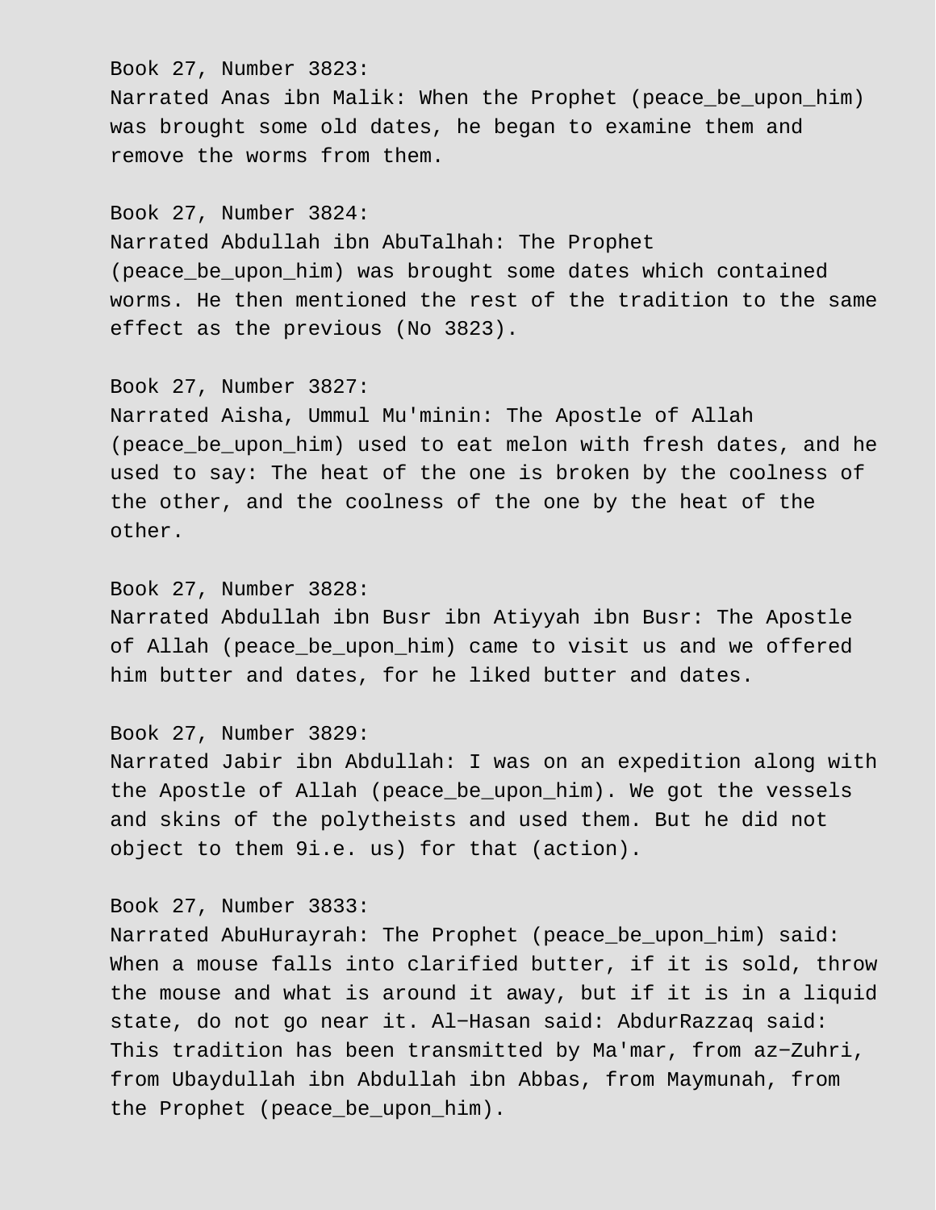Book 27, Number 3823:
Narrated Anas ibn Malik: When the Prophet (peace_be_upon_him) was brought some old dates, he began to examine them and remove the worms from them.

Book 27, Number 3824:
Narrated Abdullah ibn AbuTalhah: The Prophet (peace_be_upon_him) was brought some dates which contained worms. He then mentioned the rest of the tradition to the same effect as the previous (No 3823).

Book 27, Number 3827:
Narrated Aisha, Ummul Mu'minin: The Apostle of Allah (peace_be_upon_him) used to eat melon with fresh dates, and he used to say: The heat of the one is broken by the coolness of the other, and the coolness of the one by the heat of the other.

Book 27, Number 3828:
Narrated Abdullah ibn Busr ibn Atiyyah ibn Busr: The Apostle of Allah (peace_be_upon_him) came to visit us and we offered him butter and dates, for he liked butter and dates.

Book 27, Number 3829:
Narrated Jabir ibn Abdullah: I was on an expedition along with the Apostle of Allah (peace_be_upon_him). We got the vessels and skins of the polytheists and used them. But he did not object to them 9i.e. us) for that (action).

Book 27, Number 3833:
Narrated AbuHurayrah: The Prophet (peace_be_upon_him) said: When a mouse falls into clarified butter, if it is sold, throw the mouse and what is around it away, but if it is in a liquid state, do not go near it. Al-Hasan said: AbdurRazzaq said: This tradition has been transmitted by Ma'mar, from az-Zuhri, from Ubaydullah ibn Abdullah ibn Abbas, from Maymunah, from the Prophet (peace_be_upon_him).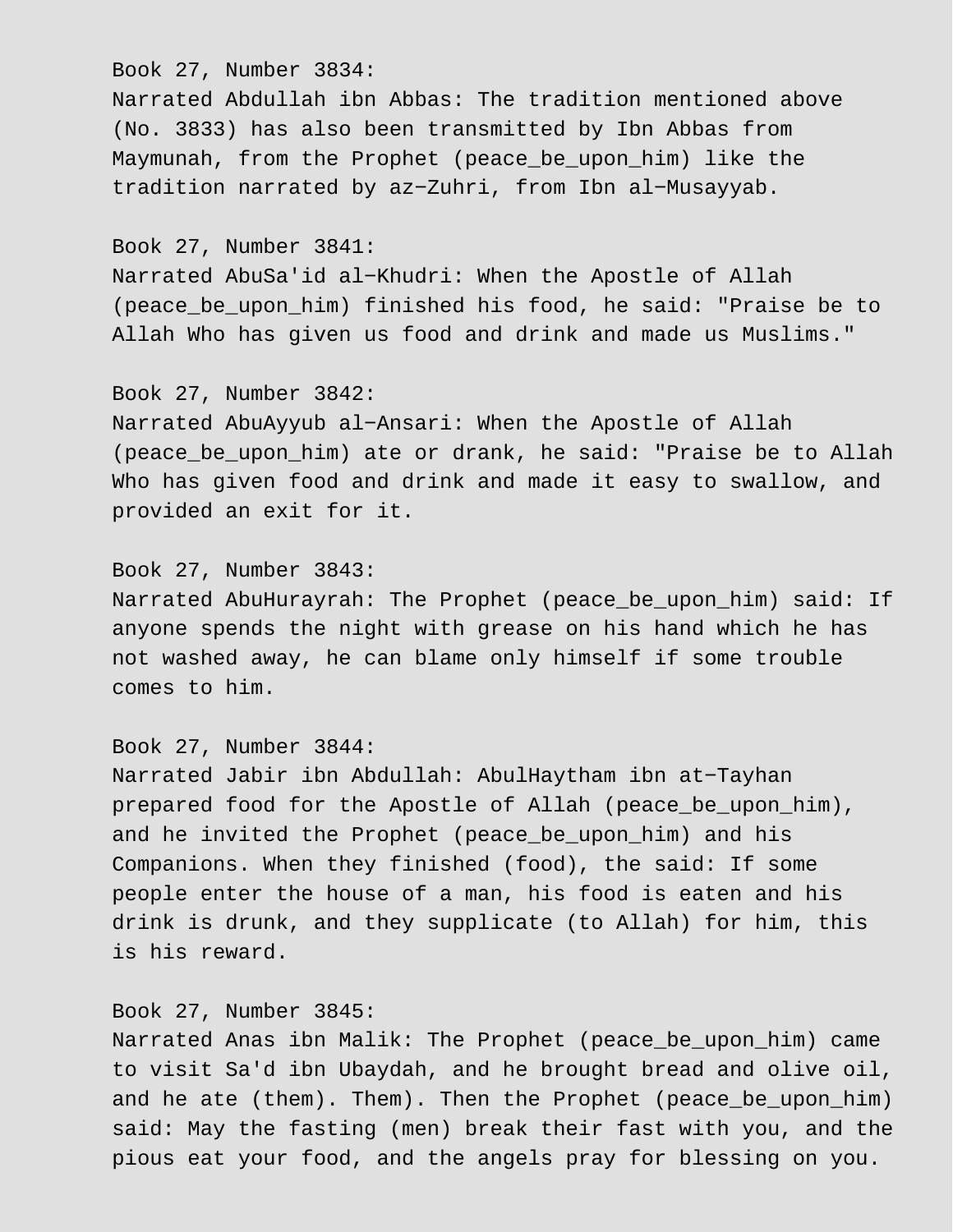Book 27, Number 3834:
Narrated Abdullah ibn Abbas: The tradition mentioned above (No. 3833) has also been transmitted by Ibn Abbas from Maymunah, from the Prophet (peace_be_upon_him) like the tradition narrated by az−Zuhri, from Ibn al−Musayyab.

Book 27, Number 3841:
Narrated AbuSa'id al−Khudri: When the Apostle of Allah (peace_be_upon_him) finished his food, he said: "Praise be to Allah Who has given us food and drink and made us Muslims."

Book 27, Number 3842:
Narrated AbuAyyub al−Ansari: When the Apostle of Allah (peace_be_upon_him) ate or drank, he said: "Praise be to Allah Who has given food and drink and made it easy to swallow, and provided an exit for it.

Book 27, Number 3843:
Narrated AbuHurayrah: The Prophet (peace_be_upon_him) said: If anyone spends the night with grease on his hand which he has not washed away, he can blame only himself if some trouble comes to him.

Book 27, Number 3844:
Narrated Jabir ibn Abdullah: AbulHaytham ibn at−Tayhan prepared food for the Apostle of Allah (peace_be_upon_him), and he invited the Prophet (peace_be_upon_him) and his Companions. When they finished (food), the said: If some people enter the house of a man, his food is eaten and his drink is drunk, and they supplicate (to Allah) for him, this is his reward.

Book 27, Number 3845:
Narrated Anas ibn Malik: The Prophet (peace_be_upon_him) came to visit Sa'd ibn Ubaydah, and he brought bread and olive oil, and he ate (them). Them). Then the Prophet (peace_be_upon_him) said: May the fasting (men) break their fast with you, and the pious eat your food, and the angels pray for blessing on you.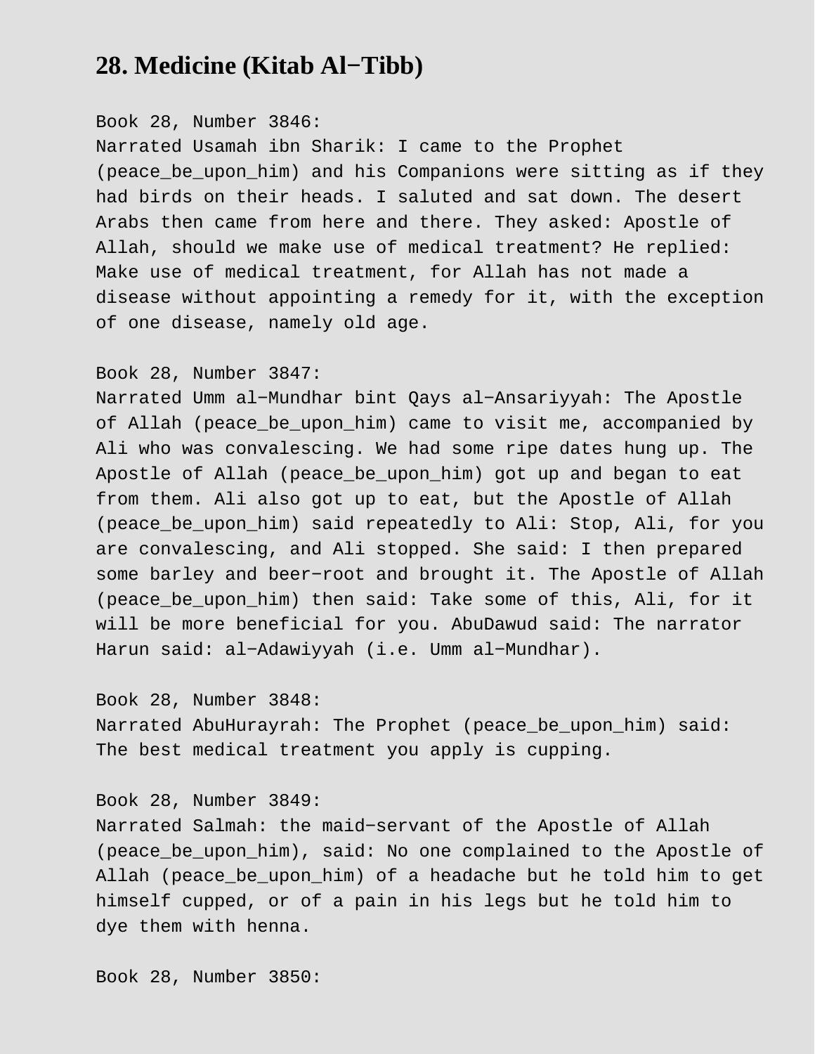## 28. Medicine (Kitab Al−Tibb)

Book 28, Number 3846:
Narrated Usamah ibn Sharik: I came to the Prophet (peace_be_upon_him) and his Companions were sitting as if they had birds on their heads. I saluted and sat down. The desert Arabs then came from here and there. They asked: Apostle of Allah, should we make use of medical treatment? He replied: Make use of medical treatment, for Allah has not made a disease without appointing a remedy for it, with the exception of one disease, namely old age.

Book 28, Number 3847:
Narrated Umm al−Mundhar bint Qays al−Ansariyyah: The Apostle of Allah (peace_be_upon_him) came to visit me, accompanied by Ali who was convalescing. We had some ripe dates hung up. The Apostle of Allah (peace_be_upon_him) got up and began to eat from them. Ali also got up to eat, but the Apostle of Allah (peace_be_upon_him) said repeatedly to Ali: Stop, Ali, for you are convalescing, and Ali stopped. She said: I then prepared some barley and beer−root and brought it. The Apostle of Allah (peace_be_upon_him) then said: Take some of this, Ali, for it will be more beneficial for you. AbuDawud said: The narrator Harun said: al−Adawiyyah (i.e. Umm al−Mundhar).

Book 28, Number 3848:
Narrated AbuHurayrah: The Prophet (peace_be_upon_him) said: The best medical treatment you apply is cupping.

Book 28, Number 3849:
Narrated Salmah: the maid−servant of the Apostle of Allah (peace_be_upon_him), said: No one complained to the Apostle of Allah (peace_be_upon_him) of a headache but he told him to get himself cupped, or of a pain in his legs but he told him to dye them with henna.

Book 28, Number 3850: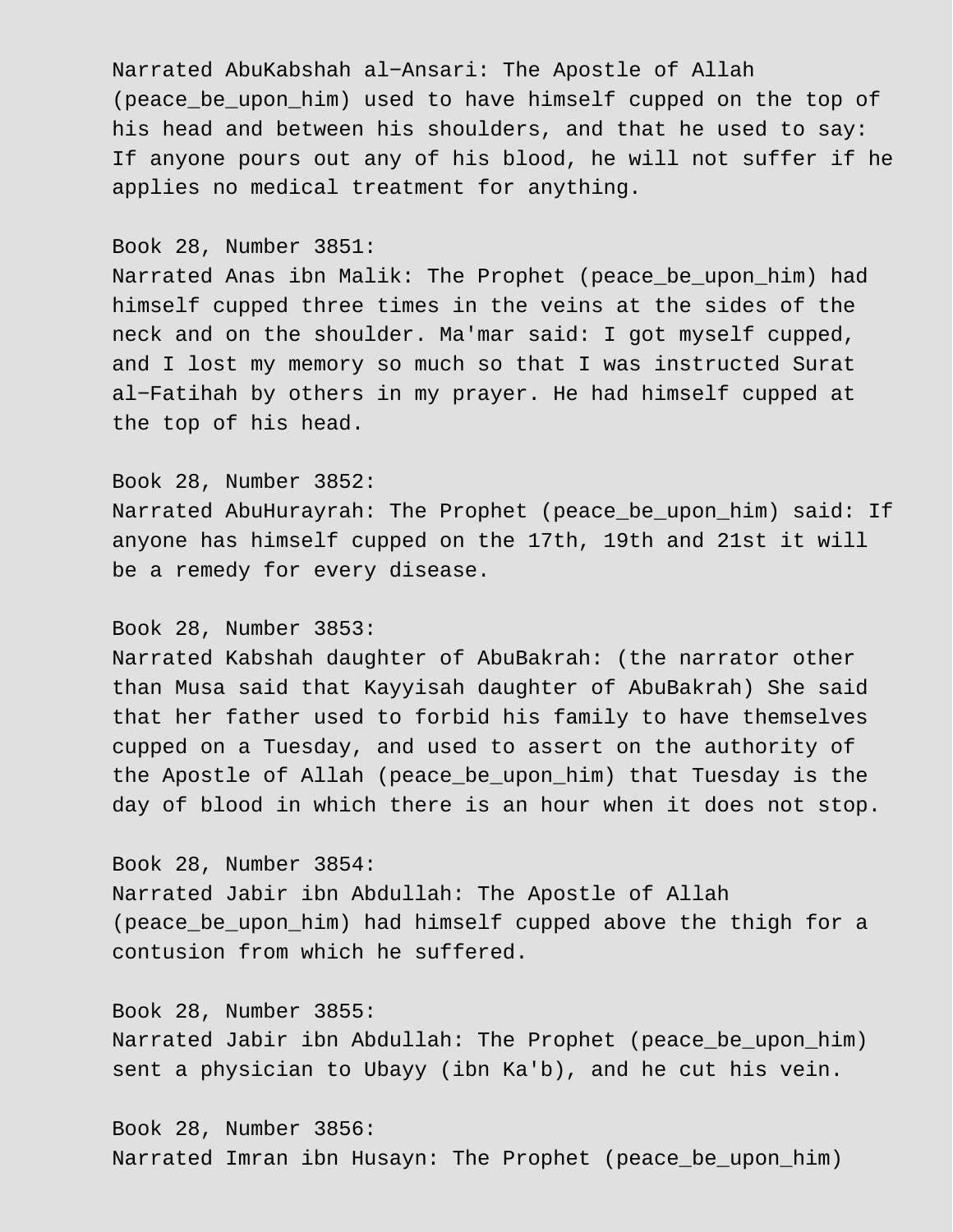Narrated AbuKabshah al-Ansari: The Apostle of Allah (peace_be_upon_him) used to have himself cupped on the top of his head and between his shoulders, and that he used to say: If anyone pours out any of his blood, he will not suffer if he applies no medical treatment for anything.

Book 28, Number 3851:
Narrated Anas ibn Malik: The Prophet (peace_be_upon_him) had himself cupped three times in the veins at the sides of the neck and on the shoulder. Ma'mar said: I got myself cupped, and I lost my memory so much so that I was instructed Surat al-Fatihah by others in my prayer. He had himself cupped at the top of his head.

Book 28, Number 3852:
Narrated AbuHurayrah: The Prophet (peace_be_upon_him) said: If anyone has himself cupped on the 17th, 19th and 21st it will be a remedy for every disease.

Book 28, Number 3853:
Narrated Kabshah daughter of AbuBakrah: (the narrator other than Musa said that Kayyisah daughter of AbuBakrah) She said that her father used to forbid his family to have themselves cupped on a Tuesday, and used to assert on the authority of the Apostle of Allah (peace_be_upon_him) that Tuesday is the day of blood in which there is an hour when it does not stop.

Book 28, Number 3854:
Narrated Jabir ibn Abdullah: The Apostle of Allah (peace_be_upon_him) had himself cupped above the thigh for a contusion from which he suffered.

Book 28, Number 3855:
Narrated Jabir ibn Abdullah: The Prophet (peace_be_upon_him) sent a physician to Ubayy (ibn Ka'b), and he cut his vein.

Book 28, Number 3856:
Narrated Imran ibn Husayn: The Prophet (peace_be_upon_him)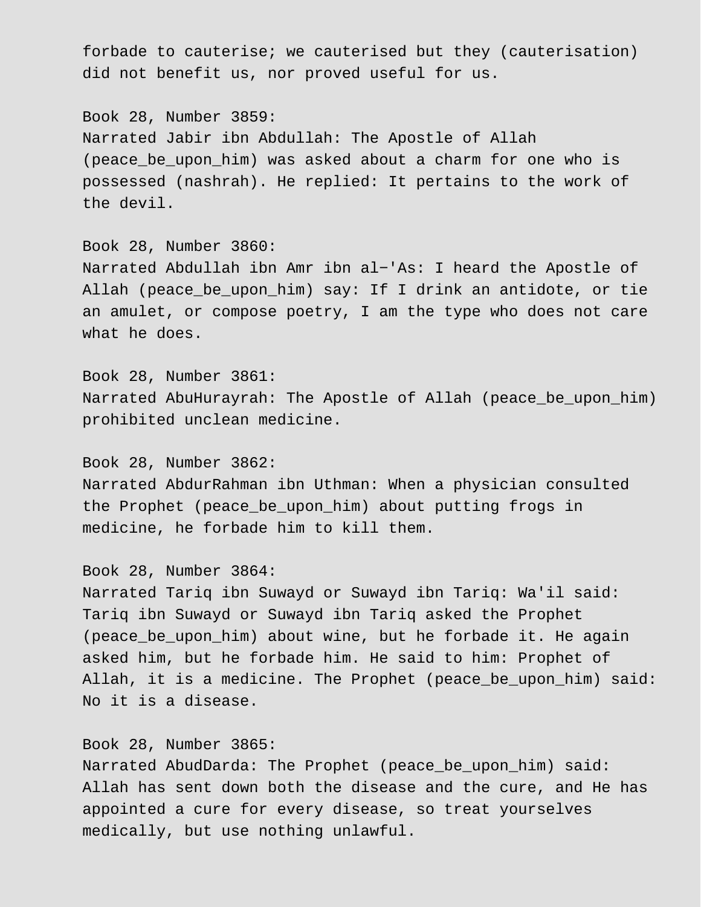forbade to cauterise; we cauterised but they (cauterisation) did not benefit us, nor proved useful for us.

Book 28, Number 3859:
Narrated Jabir ibn Abdullah: The Apostle of Allah (peace_be_upon_him) was asked about a charm for one who is possessed (nashrah). He replied: It pertains to the work of the devil.

Book 28, Number 3860:
Narrated Abdullah ibn Amr ibn al-'As: I heard the Apostle of Allah (peace_be_upon_him) say: If I drink an antidote, or tie an amulet, or compose poetry, I am the type who does not care what he does.

Book 28, Number 3861:
Narrated AbuHurayrah: The Apostle of Allah (peace_be_upon_him) prohibited unclean medicine.

Book 28, Number 3862:
Narrated AbdurRahman ibn Uthman: When a physician consulted the Prophet (peace_be_upon_him) about putting frogs in medicine, he forbade him to kill them.

Book 28, Number 3864:
Narrated Tariq ibn Suwayd or Suwayd ibn Tariq: Wa'il said: Tariq ibn Suwayd or Suwayd ibn Tariq asked the Prophet (peace_be_upon_him) about wine, but he forbade it. He again asked him, but he forbade him. He said to him: Prophet of Allah, it is a medicine. The Prophet (peace_be_upon_him) said: No it is a disease.

Book 28, Number 3865:
Narrated AbudDarda: The Prophet (peace_be_upon_him) said: Allah has sent down both the disease and the cure, and He has appointed a cure for every disease, so treat yourselves medically, but use nothing unlawful.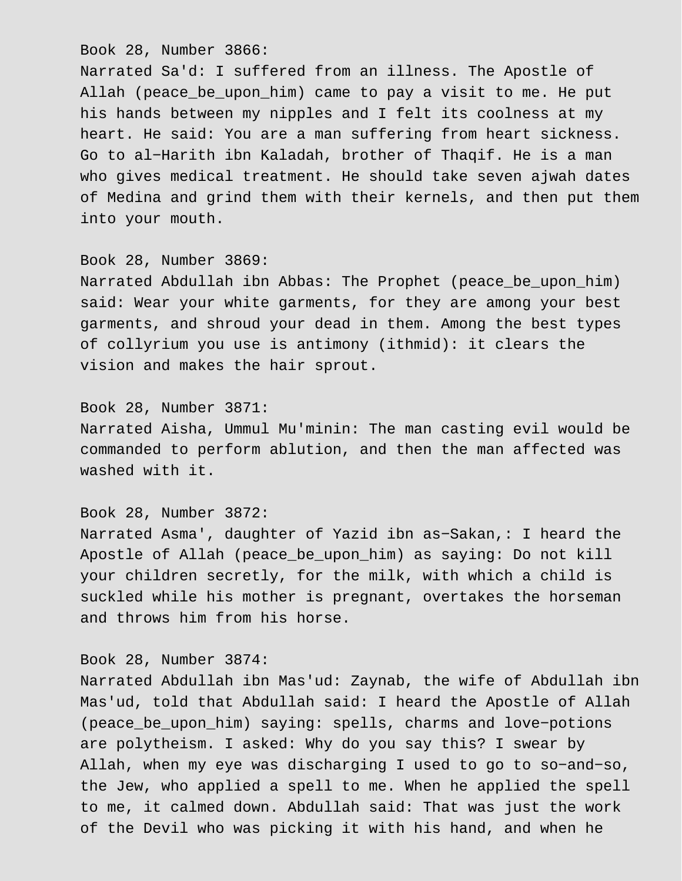Book 28, Number 3866:
Narrated Sa'd: I suffered from an illness. The Apostle of Allah (peace_be_upon_him) came to pay a visit to me. He put his hands between my nipples and I felt its coolness at my heart. He said: You are a man suffering from heart sickness. Go to al−Harith ibn Kaladah, brother of Thaqif. He is a man who gives medical treatment. He should take seven ajwah dates of Medina and grind them with their kernels, and then put them into your mouth.

Book 28, Number 3869:
Narrated Abdullah ibn Abbas: The Prophet (peace_be_upon_him) said: Wear your white garments, for they are among your best garments, and shroud your dead in them. Among the best types of collyrium you use is antimony (ithmid): it clears the vision and makes the hair sprout.

Book 28, Number 3871:
Narrated Aisha, Ummul Mu'minin: The man casting evil would be commanded to perform ablution, and then the man affected was washed with it.

Book 28, Number 3872:
Narrated Asma', daughter of Yazid ibn as−Sakan,: I heard the Apostle of Allah (peace_be_upon_him) as saying: Do not kill your children secretly, for the milk, with which a child is suckled while his mother is pregnant, overtakes the horseman and throws him from his horse.

Book 28, Number 3874:
Narrated Abdullah ibn Mas'ud: Zaynab, the wife of Abdullah ibn Mas'ud, told that Abdullah said: I heard the Apostle of Allah (peace_be_upon_him) saying: spells, charms and love−potions are polytheism. I asked: Why do you say this? I swear by Allah, when my eye was discharging I used to go to so−and−so, the Jew, who applied a spell to me. When he applied the spell to me, it calmed down. Abdullah said: That was just the work of the Devil who was picking it with his hand, and when he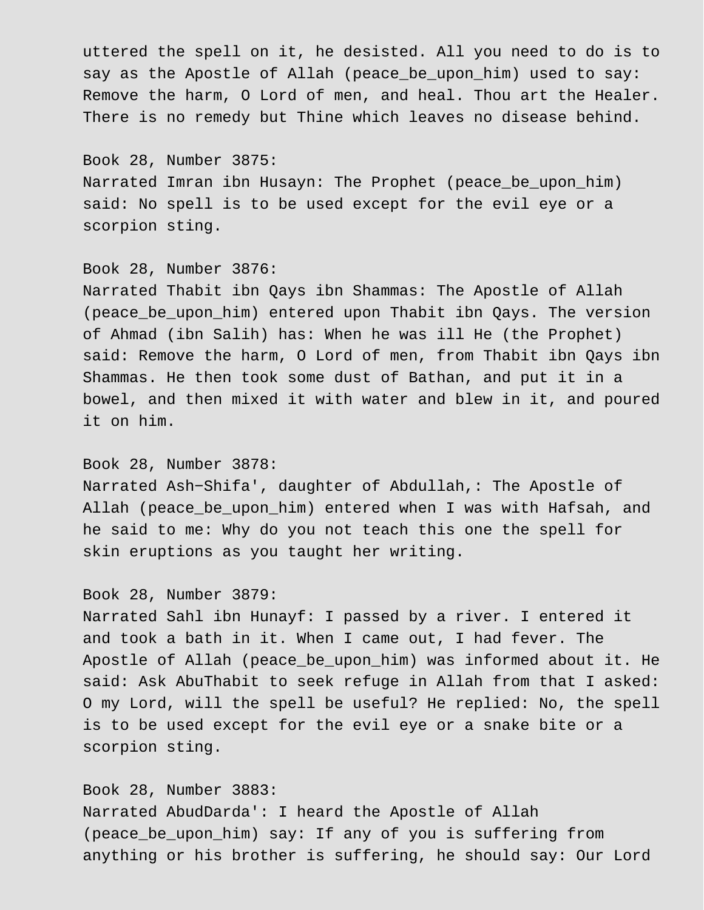uttered the spell on it, he desisted. All you need to do is to say as the Apostle of Allah (peace_be_upon_him) used to say: Remove the harm, O Lord of men, and heal. Thou art the Healer. There is no remedy but Thine which leaves no disease behind.

Book 28, Number 3875:
Narrated Imran ibn Husayn: The Prophet (peace_be_upon_him) said: No spell is to be used except for the evil eye or a scorpion sting.

Book 28, Number 3876:
Narrated Thabit ibn Qays ibn Shammas: The Apostle of Allah (peace_be_upon_him) entered upon Thabit ibn Qays. The version of Ahmad (ibn Salih) has: When he was ill He (the Prophet) said: Remove the harm, O Lord of men, from Thabit ibn Qays ibn Shammas. He then took some dust of Bathan, and put it in a bowel, and then mixed it with water and blew in it, and poured it on him.

Book 28, Number 3878:
Narrated Ash−Shifa', daughter of Abdullah,: The Apostle of Allah (peace_be_upon_him) entered when I was with Hafsah, and he said to me: Why do you not teach this one the spell for skin eruptions as you taught her writing.

Book 28, Number 3879:
Narrated Sahl ibn Hunayf: I passed by a river. I entered it and took a bath in it. When I came out, I had fever. The Apostle of Allah (peace_be_upon_him) was informed about it. He said: Ask AbuThabit to seek refuge in Allah from that I asked: O my Lord, will the spell be useful? He replied: No, the spell is to be used except for the evil eye or a snake bite or a scorpion sting.

Book 28, Number 3883:
Narrated AbudDarda': I heard the Apostle of Allah (peace_be_upon_him) say: If any of you is suffering from anything or his brother is suffering, he should say: Our Lord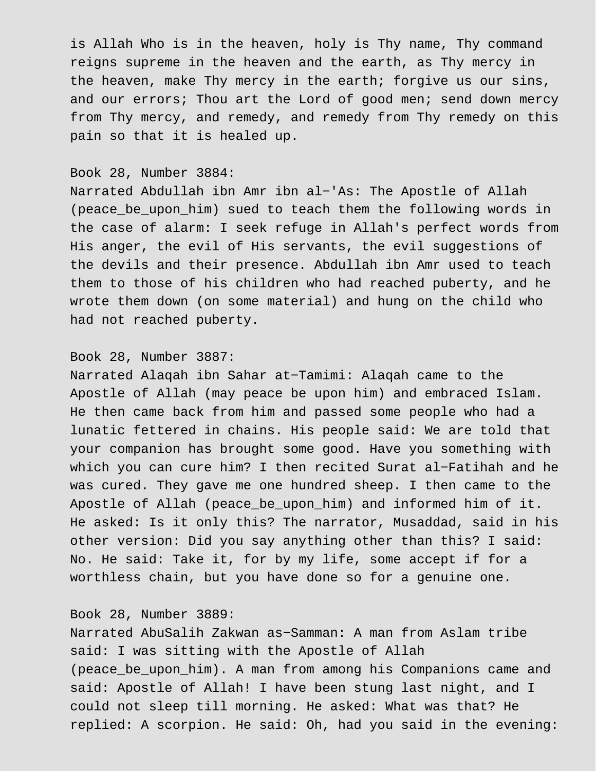is Allah Who is in the heaven, holy is Thy name, Thy command reigns supreme in the heaven and the earth, as Thy mercy in the heaven, make Thy mercy in the earth; forgive us our sins, and our errors; Thou art the Lord of good men; send down mercy from Thy mercy, and remedy, and remedy from Thy remedy on this pain so that it is healed up.

Book 28, Number 3884:
Narrated Abdullah ibn Amr ibn al-'As: The Apostle of Allah (peace_be_upon_him) sued to teach them the following words in the case of alarm: I seek refuge in Allah's perfect words from His anger, the evil of His servants, the evil suggestions of the devils and their presence. Abdullah ibn Amr used to teach them to those of his children who had reached puberty, and he wrote them down (on some material) and hung on the child who had not reached puberty.

Book 28, Number 3887:
Narrated Alaqah ibn Sahar at-Tamimi: Alaqah came to the Apostle of Allah (may peace be upon him) and embraced Islam. He then came back from him and passed some people who had a lunatic fettered in chains. His people said: We are told that your companion has brought some good. Have you something with which you can cure him? I then recited Surat al-Fatihah and he was cured. They gave me one hundred sheep. I then came to the Apostle of Allah (peace_be_upon_him) and informed him of it. He asked: Is it only this? The narrator, Musaddad, said in his other version: Did you say anything other than this? I said: No. He said: Take it, for by my life, some accept if for a worthless chain, but you have done so for a genuine one.

Book 28, Number 3889:
Narrated AbuSalih Zakwan as-Samman: A man from Aslam tribe said: I was sitting with the Apostle of Allah (peace_be_upon_him). A man from among his Companions came and said: Apostle of Allah! I have been stung last night, and I could not sleep till morning. He asked: What was that? He replied: A scorpion. He said: Oh, had you said in the evening: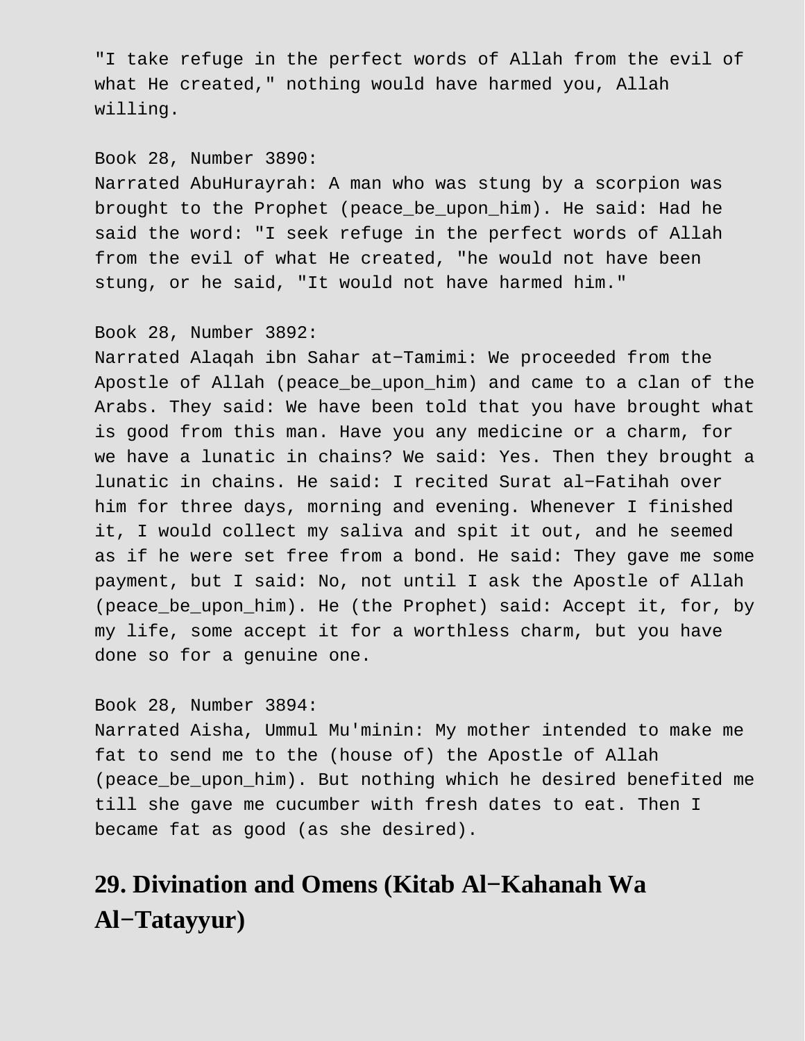"I take refuge in the perfect words of Allah from the evil of what He created," nothing would have harmed you, Allah willing.

Book 28, Number 3890:
Narrated AbuHurayrah: A man who was stung by a scorpion was brought to the Prophet (peace_be_upon_him). He said: Had he said the word: "I seek refuge in the perfect words of Allah from the evil of what He created, "he would not have been stung, or he said, "It would not have harmed him."

Book 28, Number 3892:
Narrated Alaqah ibn Sahar at−Tamimi: We proceeded from the Apostle of Allah (peace_be_upon_him) and came to a clan of the Arabs. They said: We have been told that you have brought what is good from this man. Have you any medicine or a charm, for we have a lunatic in chains? We said: Yes. Then they brought a lunatic in chains. He said: I recited Surat al−Fatihah over him for three days, morning and evening. Whenever I finished it, I would collect my saliva and spit it out, and he seemed as if he were set free from a bond. He said: They gave me some payment, but I said: No, not until I ask the Apostle of Allah (peace_be_upon_him). He (the Prophet) said: Accept it, for, by my life, some accept it for a worthless charm, but you have done so for a genuine one.

Book 28, Number 3894:
Narrated Aisha, Ummul Mu'minin: My mother intended to make me fat to send me to the (house of) the Apostle of Allah (peace_be_upon_him). But nothing which he desired benefited me till she gave me cucumber with fresh dates to eat. Then I became fat as good (as she desired).

# 29. Divination and Omens (Kitab Al−Kahanah Wa Al−Tatayyur)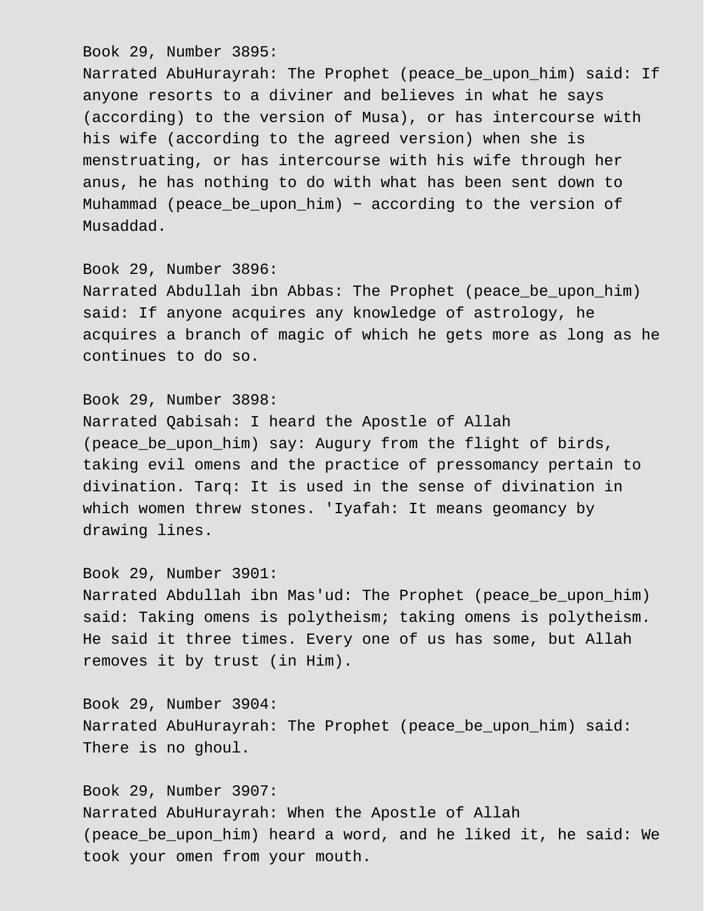Book 29, Number 3895:
Narrated AbuHurayrah: The Prophet (peace_be_upon_him) said: If anyone resorts to a diviner and believes in what he says (according) to the version of Musa), or has intercourse with his wife (according to the agreed version) when she is menstruating, or has intercourse with his wife through her anus, he has nothing to do with what has been sent down to Muhammad (peace_be_upon_him) − according to the version of Musaddad.

Book 29, Number 3896:
Narrated Abdullah ibn Abbas: The Prophet (peace_be_upon_him) said: If anyone acquires any knowledge of astrology, he acquires a branch of magic of which he gets more as long as he continues to do so.

Book 29, Number 3898:
Narrated Qabisah: I heard the Apostle of Allah (peace_be_upon_him) say: Augury from the flight of birds, taking evil omens and the practice of pressomancy pertain to divination. Tarq: It is used in the sense of divination in which women threw stones. 'Iyafah: It means geomancy by drawing lines.

Book 29, Number 3901:
Narrated Abdullah ibn Mas'ud: The Prophet (peace_be_upon_him) said: Taking omens is polytheism; taking omens is polytheism. He said it three times. Every one of us has some, but Allah removes it by trust (in Him).

Book 29, Number 3904:
Narrated AbuHurayrah: The Prophet (peace_be_upon_him) said: There is no ghoul.

Book 29, Number 3907:
Narrated AbuHurayrah: When the Apostle of Allah (peace_be_upon_him) heard a word, and he liked it, he said: We took your omen from your mouth.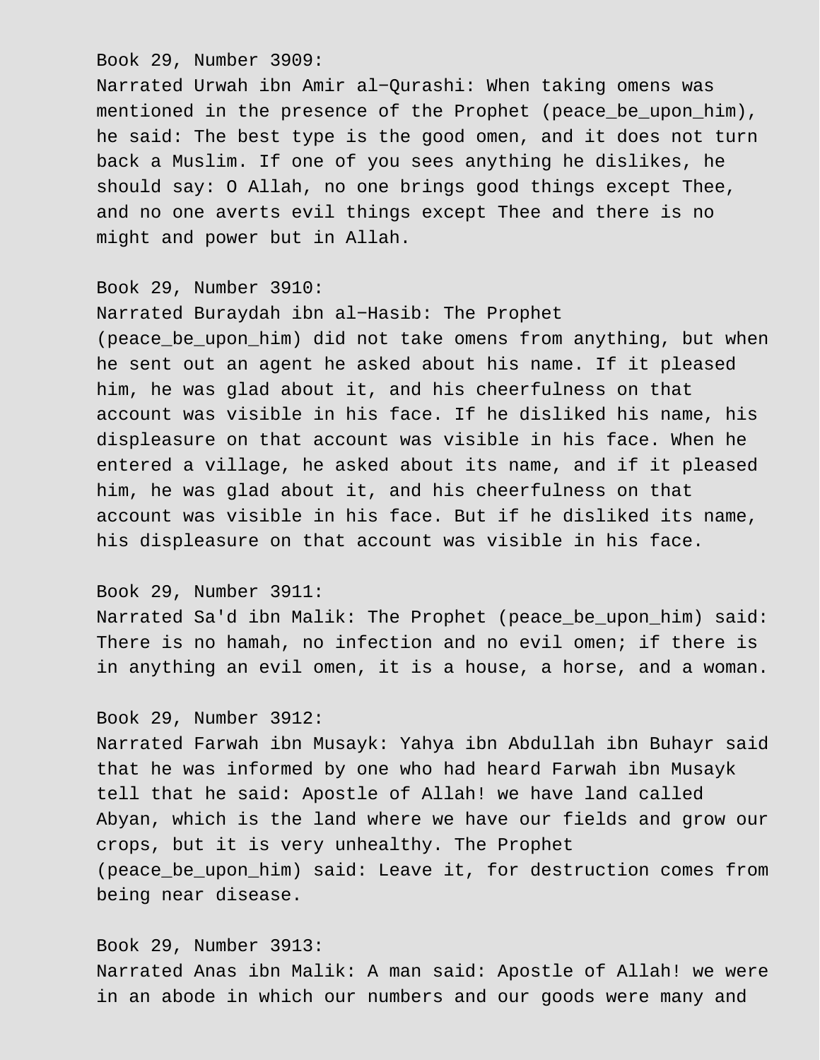Book 29, Number 3909:

Narrated Urwah ibn Amir al-Qurashi: When taking omens was mentioned in the presence of the Prophet (peace_be_upon_him), he said: The best type is the good omen, and it does not turn back a Muslim. If one of you sees anything he dislikes, he should say: O Allah, no one brings good things except Thee, and no one averts evil things except Thee and there is no might and power but in Allah.

Book 29, Number 3910:

Narrated Buraydah ibn al-Hasib: The Prophet (peace_be_upon_him) did not take omens from anything, but when he sent out an agent he asked about his name. If it pleased him, he was glad about it, and his cheerfulness on that account was visible in his face. If he disliked his name, his displeasure on that account was visible in his face. When he entered a village, he asked about its name, and if it pleased him, he was glad about it, and his cheerfulness on that account was visible in his face. But if he disliked its name, his displeasure on that account was visible in his face.

Book 29, Number 3911:

Narrated Sa'd ibn Malik: The Prophet (peace_be_upon_him) said: There is no hamah, no infection and no evil omen; if there is in anything an evil omen, it is a house, a horse, and a woman.

Book 29, Number 3912:

Narrated Farwah ibn Musayk: Yahya ibn Abdullah ibn Buhayr said that he was informed by one who had heard Farwah ibn Musayk tell that he said: Apostle of Allah! we have land called Abyan, which is the land where we have our fields and grow our crops, but it is very unhealthy. The Prophet (peace_be_upon_him) said: Leave it, for destruction comes from being near disease.

Book 29, Number 3913:

Narrated Anas ibn Malik: A man said: Apostle of Allah! we were in an abode in which our numbers and our goods were many and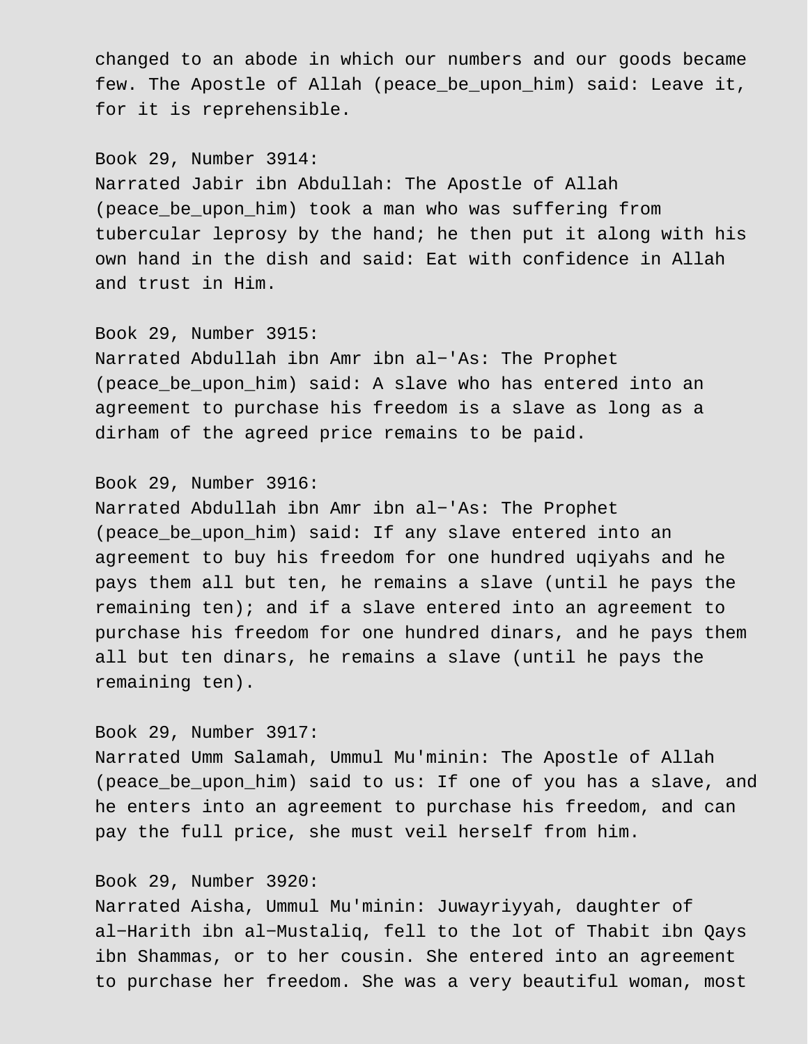changed to an abode in which our numbers and our goods became few. The Apostle of Allah (peace_be_upon_him) said: Leave it, for it is reprehensible.

Book 29, Number 3914:
Narrated Jabir ibn Abdullah: The Apostle of Allah (peace_be_upon_him) took a man who was suffering from tubercular leprosy by the hand; he then put it along with his own hand in the dish and said: Eat with confidence in Allah and trust in Him.

Book 29, Number 3915:
Narrated Abdullah ibn Amr ibn al-'As: The Prophet (peace_be_upon_him) said: A slave who has entered into an agreement to purchase his freedom is a slave as long as a dirham of the agreed price remains to be paid.

Book 29, Number 3916:
Narrated Abdullah ibn Amr ibn al-'As: The Prophet (peace_be_upon_him) said: If any slave entered into an agreement to buy his freedom for one hundred uqiyahs and he pays them all but ten, he remains a slave (until he pays the remaining ten); and if a slave entered into an agreement to purchase his freedom for one hundred dinars, and he pays them all but ten dinars, he remains a slave (until he pays the remaining ten).

Book 29, Number 3917:
Narrated Umm Salamah, Ummul Mu'minin: The Apostle of Allah (peace_be_upon_him) said to us: If one of you has a slave, and he enters into an agreement to purchase his freedom, and can pay the full price, she must veil herself from him.

Book 29, Number 3920:
Narrated Aisha, Ummul Mu'minin: Juwayriyyah, daughter of al-Harith ibn al-Mustaliq, fell to the lot of Thabit ibn Qays ibn Shammas, or to her cousin. She entered into an agreement to purchase her freedom. She was a very beautiful woman, most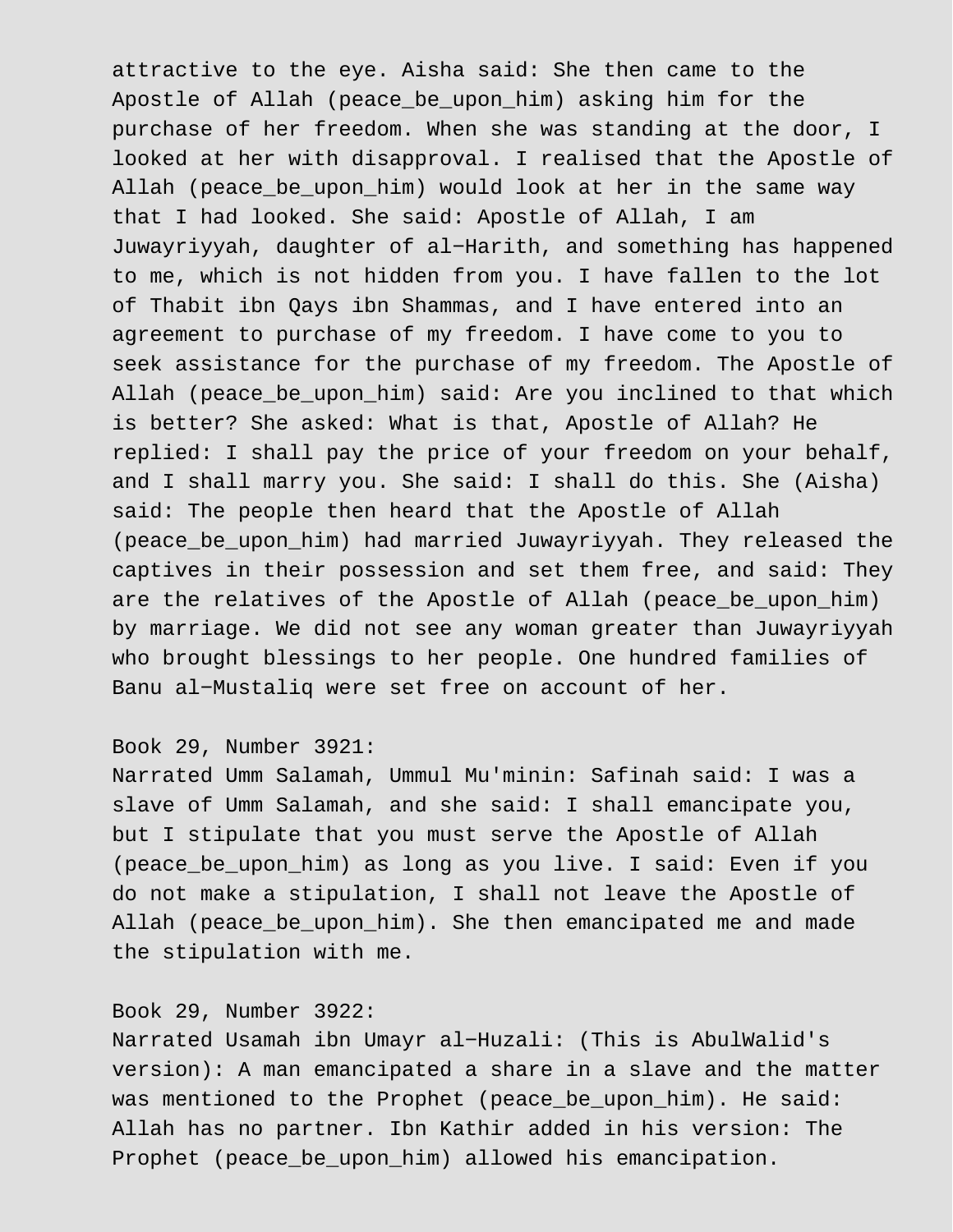attractive to the eye. Aisha said: She then came to the Apostle of Allah (peace_be_upon_him) asking him for the purchase of her freedom. When she was standing at the door, I looked at her with disapproval. I realised that the Apostle of Allah (peace_be_upon_him) would look at her in the same way that I had looked. She said: Apostle of Allah, I am Juwayriyyah, daughter of al-Harith, and something has happened to me, which is not hidden from you. I have fallen to the lot of Thabit ibn Qays ibn Shammas, and I have entered into an agreement to purchase of my freedom. I have come to you to seek assistance for the purchase of my freedom. The Apostle of Allah (peace_be_upon_him) said: Are you inclined to that which is better? She asked: What is that, Apostle of Allah? He replied: I shall pay the price of your freedom on your behalf, and I shall marry you. She said: I shall do this. She (Aisha) said: The people then heard that the Apostle of Allah (peace_be_upon_him) had married Juwayriyyah. They released the captives in their possession and set them free, and said: They are the relatives of the Apostle of Allah (peace_be_upon_him) by marriage. We did not see any woman greater than Juwayriyyah who brought blessings to her people. One hundred families of Banu al-Mustaliq were set free on account of her.

Book 29, Number 3921:
Narrated Umm Salamah, Ummul Mu'minin: Safinah said: I was a slave of Umm Salamah, and she said: I shall emancipate you, but I stipulate that you must serve the Apostle of Allah (peace_be_upon_him) as long as you live. I said: Even if you do not make a stipulation, I shall not leave the Apostle of Allah (peace_be_upon_him). She then emancipated me and made the stipulation with me.

Book 29, Number 3922:
Narrated Usamah ibn Umayr al-Huzali: (This is AbulWalid's version): A man emancipated a share in a slave and the matter was mentioned to the Prophet (peace_be_upon_him). He said: Allah has no partner. Ibn Kathir added in his version: The Prophet (peace_be_upon_him) allowed his emancipation.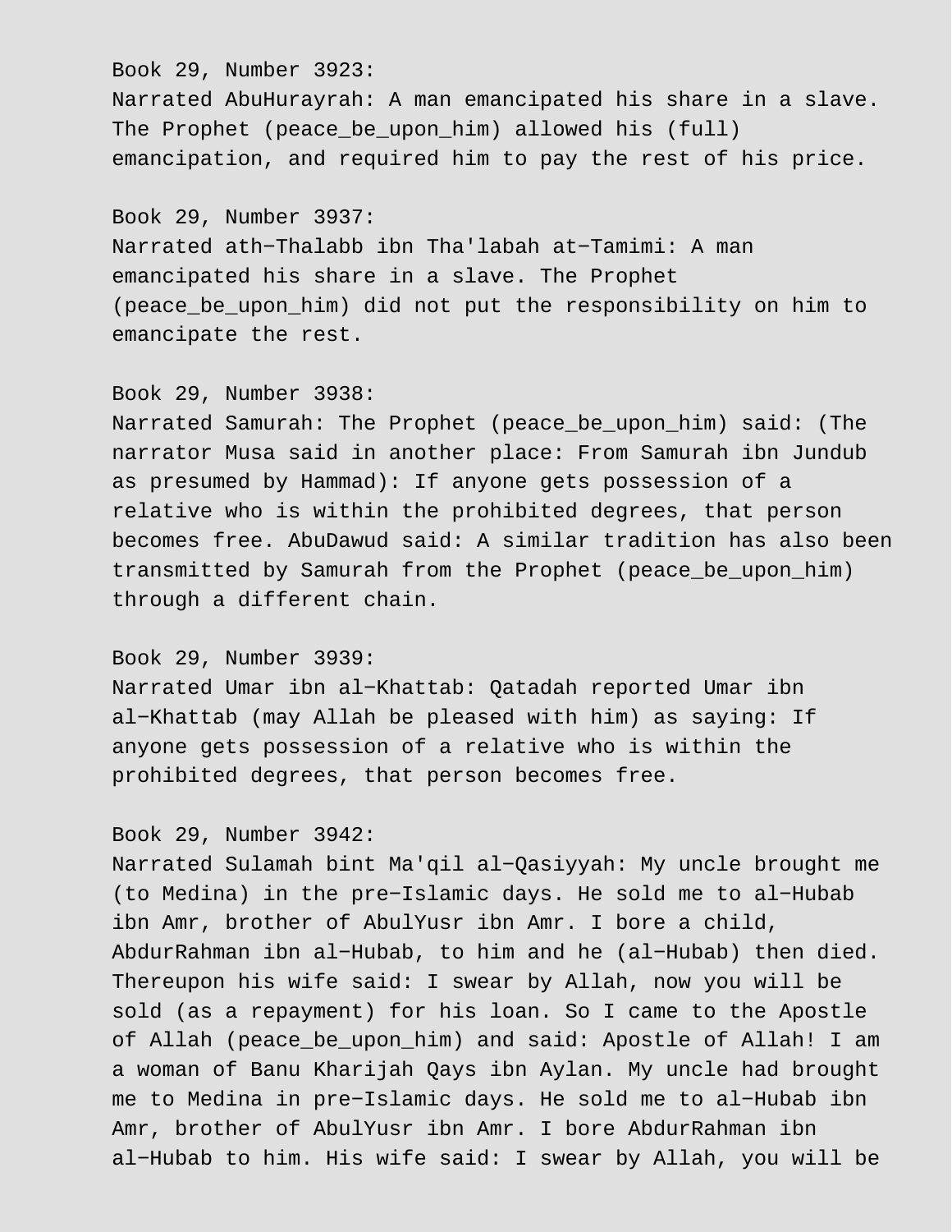Book 29, Number 3923:
Narrated AbuHurayrah: A man emancipated his share in a slave. The Prophet (peace_be_upon_him) allowed his (full) emancipation, and required him to pay the rest of his price.

Book 29, Number 3937:
Narrated ath−Thalabb ibn Tha'labah at−Tamimi: A man emancipated his share in a slave. The Prophet (peace_be_upon_him) did not put the responsibility on him to emancipate the rest.

Book 29, Number 3938:
Narrated Samurah: The Prophet (peace_be_upon_him) said: (The narrator Musa said in another place: From Samurah ibn Jundub as presumed by Hammad): If anyone gets possession of a relative who is within the prohibited degrees, that person becomes free. AbuDawud said: A similar tradition has also been transmitted by Samurah from the Prophet (peace_be_upon_him) through a different chain.

Book 29, Number 3939:
Narrated Umar ibn al−Khattab: Qatadah reported Umar ibn al−Khattab (may Allah be pleased with him) as saying: If anyone gets possession of a relative who is within the prohibited degrees, that person becomes free.

Book 29, Number 3942:
Narrated Sulamah bint Ma'qil al−Qasiyyah: My uncle brought me (to Medina) in the pre−Islamic days. He sold me to al−Hubab ibn Amr, brother of AbulYusr ibn Amr. I bore a child, AbdurRahman ibn al−Hubab, to him and he (al−Hubab) then died. Thereupon his wife said: I swear by Allah, now you will be sold (as a repayment) for his loan. So I came to the Apostle of Allah (peace_be_upon_him) and said: Apostle of Allah! I am a woman of Banu Kharijah Qays ibn Aylan. My uncle had brought me to Medina in pre−Islamic days. He sold me to al−Hubab ibn Amr, brother of AbulYusr ibn Amr. I bore AbdurRahman ibn al−Hubab to him. His wife said: I swear by Allah, you will be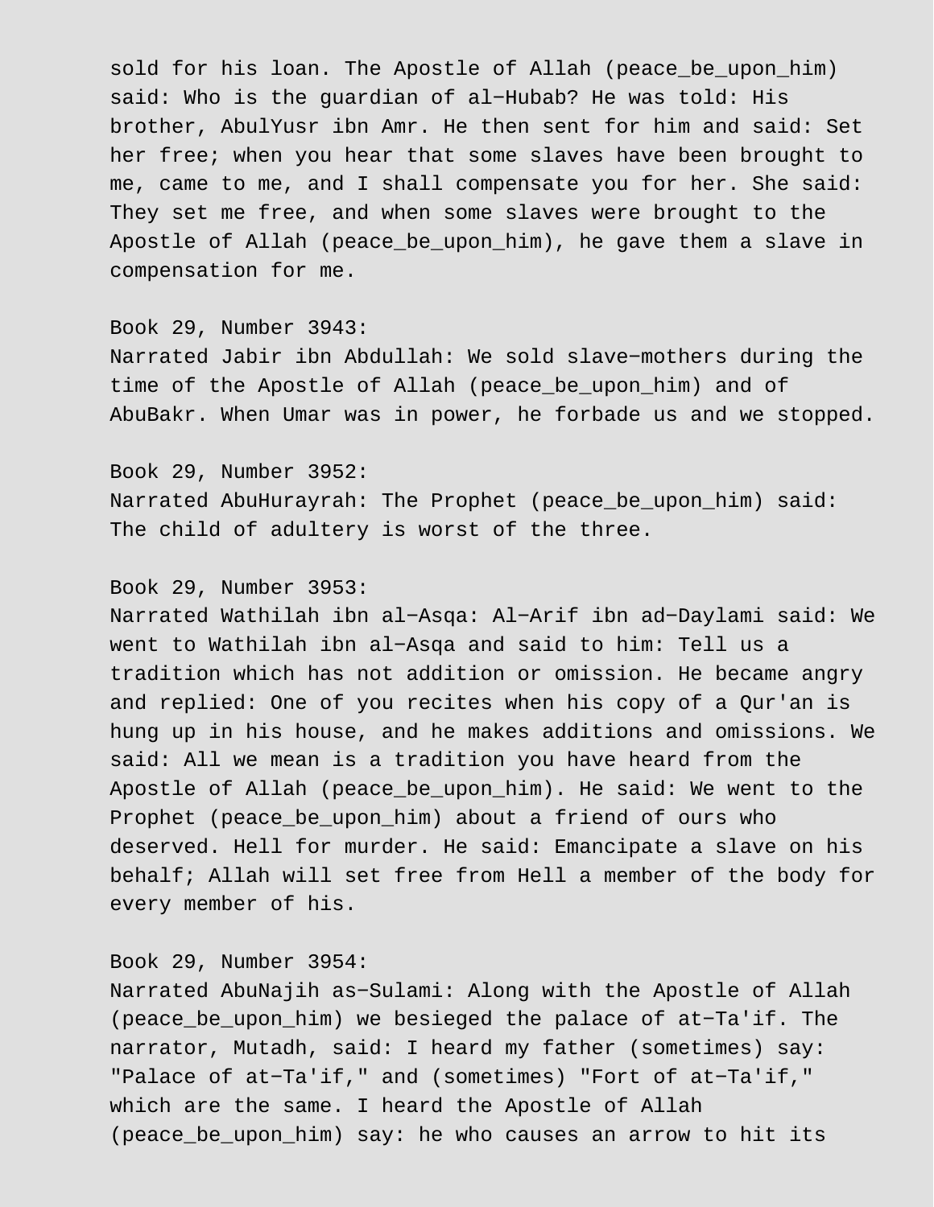sold for his loan. The Apostle of Allah (peace_be_upon_him) said: Who is the guardian of al-Hubab? He was told: His brother, AbulYusr ibn Amr. He then sent for him and said: Set her free; when you hear that some slaves have been brought to me, came to me, and I shall compensate you for her. She said: They set me free, and when some slaves were brought to the Apostle of Allah (peace_be_upon_him), he gave them a slave in compensation for me.

Book 29, Number 3943:
Narrated Jabir ibn Abdullah: We sold slave-mothers during the time of the Apostle of Allah (peace_be_upon_him) and of AbuBakr. When Umar was in power, he forbade us and we stopped.

Book 29, Number 3952:
Narrated AbuHurayrah: The Prophet (peace_be_upon_him) said: The child of adultery is worst of the three.

Book 29, Number 3953:
Narrated Wathilah ibn al-Asqa: Al-Arif ibn ad-Daylami said: We went to Wathilah ibn al-Asqa and said to him: Tell us a tradition which has not addition or omission. He became angry and replied: One of you recites when his copy of a Qur'an is hung up in his house, and he makes additions and omissions. We said: All we mean is a tradition you have heard from the Apostle of Allah (peace_be_upon_him). He said: We went to the Prophet (peace_be_upon_him) about a friend of ours who deserved. Hell for murder. He said: Emancipate a slave on his behalf; Allah will set free from Hell a member of the body for every member of his.

Book 29, Number 3954:
Narrated AbuNajih as-Sulami: Along with the Apostle of Allah (peace_be_upon_him) we besieged the palace of at-Ta'if. The narrator, Mutadh, said: I heard my father (sometimes) say: "Palace of at-Ta'if," and (sometimes) "Fort of at-Ta'if," which are the same. I heard the Apostle of Allah (peace_be_upon_him) say: he who causes an arrow to hit its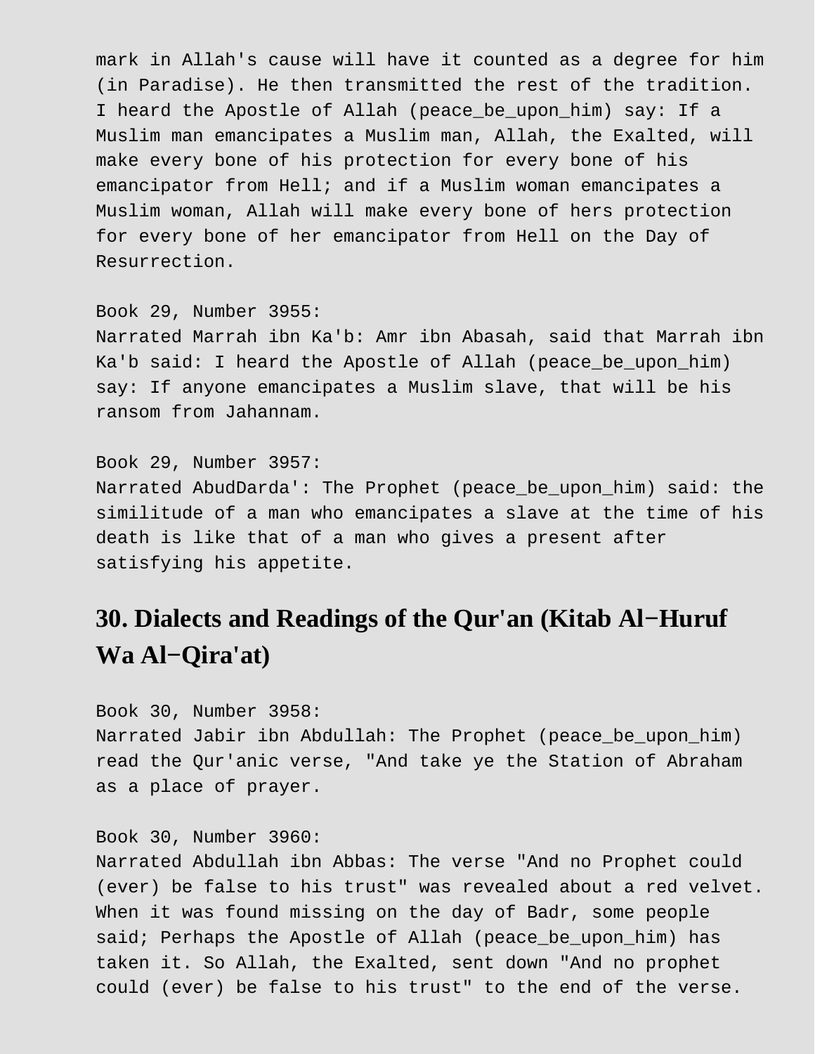mark in Allah's cause will have it counted as a degree for him (in Paradise). He then transmitted the rest of the tradition. I heard the Apostle of Allah (peace_be_upon_him) say: If a Muslim man emancipates a Muslim man, Allah, the Exalted, will make every bone of his protection for every bone of his emancipator from Hell; and if a Muslim woman emancipates a Muslim woman, Allah will make every bone of hers protection for every bone of her emancipator from Hell on the Day of Resurrection.

Book 29, Number 3955:
Narrated Marrah ibn Ka'b: Amr ibn Abasah, said that Marrah ibn Ka'b said: I heard the Apostle of Allah (peace_be_upon_him) say: If anyone emancipates a Muslim slave, that will be his ransom from Jahannam.

Book 29, Number 3957:
Narrated AbudDarda': The Prophet (peace_be_upon_him) said: the similitude of a man who emancipates a slave at the time of his death is like that of a man who gives a present after satisfying his appetite.

## 30. Dialects and Readings of the Qur'an (Kitab Al−Huruf Wa Al−Qira'at)

Book 30, Number 3958:
Narrated Jabir ibn Abdullah: The Prophet (peace_be_upon_him) read the Qur'anic verse, "And take ye the Station of Abraham as a place of prayer.

Book 30, Number 3960:
Narrated Abdullah ibn Abbas: The verse "And no Prophet could (ever) be false to his trust" was revealed about a red velvet. When it was found missing on the day of Badr, some people said; Perhaps the Apostle of Allah (peace_be_upon_him) has taken it. So Allah, the Exalted, sent down "And no prophet could (ever) be false to his trust" to the end of the verse.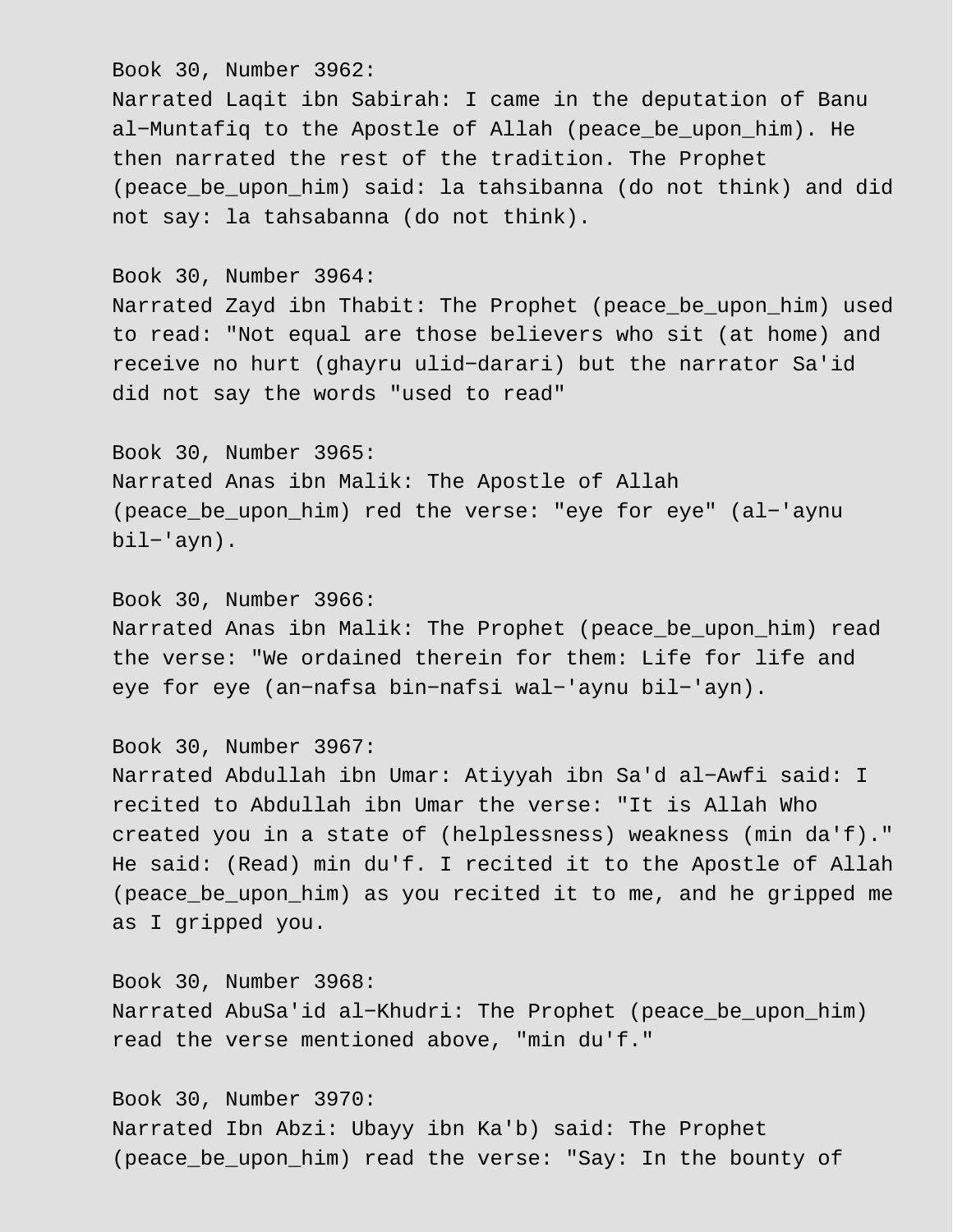Book 30, Number 3962:
Narrated Laqit ibn Sabirah: I came in the deputation of Banu al-Muntafiq to the Apostle of Allah (peace_be_upon_him). He then narrated the rest of the tradition. The Prophet (peace_be_upon_him) said: la tahsibanna (do not think) and did not say: la tahsabanna (do not think).

Book 30, Number 3964:
Narrated Zayd ibn Thabit: The Prophet (peace_be_upon_him) used to read: "Not equal are those believers who sit (at home) and receive no hurt (ghayru ulid-darari) but the narrator Sa'id did not say the words "used to read"

Book 30, Number 3965:
Narrated Anas ibn Malik: The Apostle of Allah (peace_be_upon_him) red the verse: "eye for eye" (al-'aynu bil-'ayn).

Book 30, Number 3966:
Narrated Anas ibn Malik: The Prophet (peace_be_upon_him) read the verse: "We ordained therein for them: Life for life and eye for eye (an-nafsa bin-nafsi wal-'aynu bil-'ayn).

Book 30, Number 3967:
Narrated Abdullah ibn Umar: Atiyyah ibn Sa'd al-Awfi said: I recited to Abdullah ibn Umar the verse: "It is Allah Who created you in a state of (helplessness) weakness (min da'f)." He said: (Read) min du'f. I recited it to the Apostle of Allah (peace_be_upon_him) as you recited it to me, and he gripped me as I gripped you.

Book 30, Number 3968:
Narrated AbuSa'id al-Khudri: The Prophet (peace_be_upon_him) read the verse mentioned above, "min du'f."

Book 30, Number 3970:
Narrated Ibn Abzi: Ubayy ibn Ka'b) said: The Prophet (peace_be_upon_him) read the verse: "Say: In the bounty of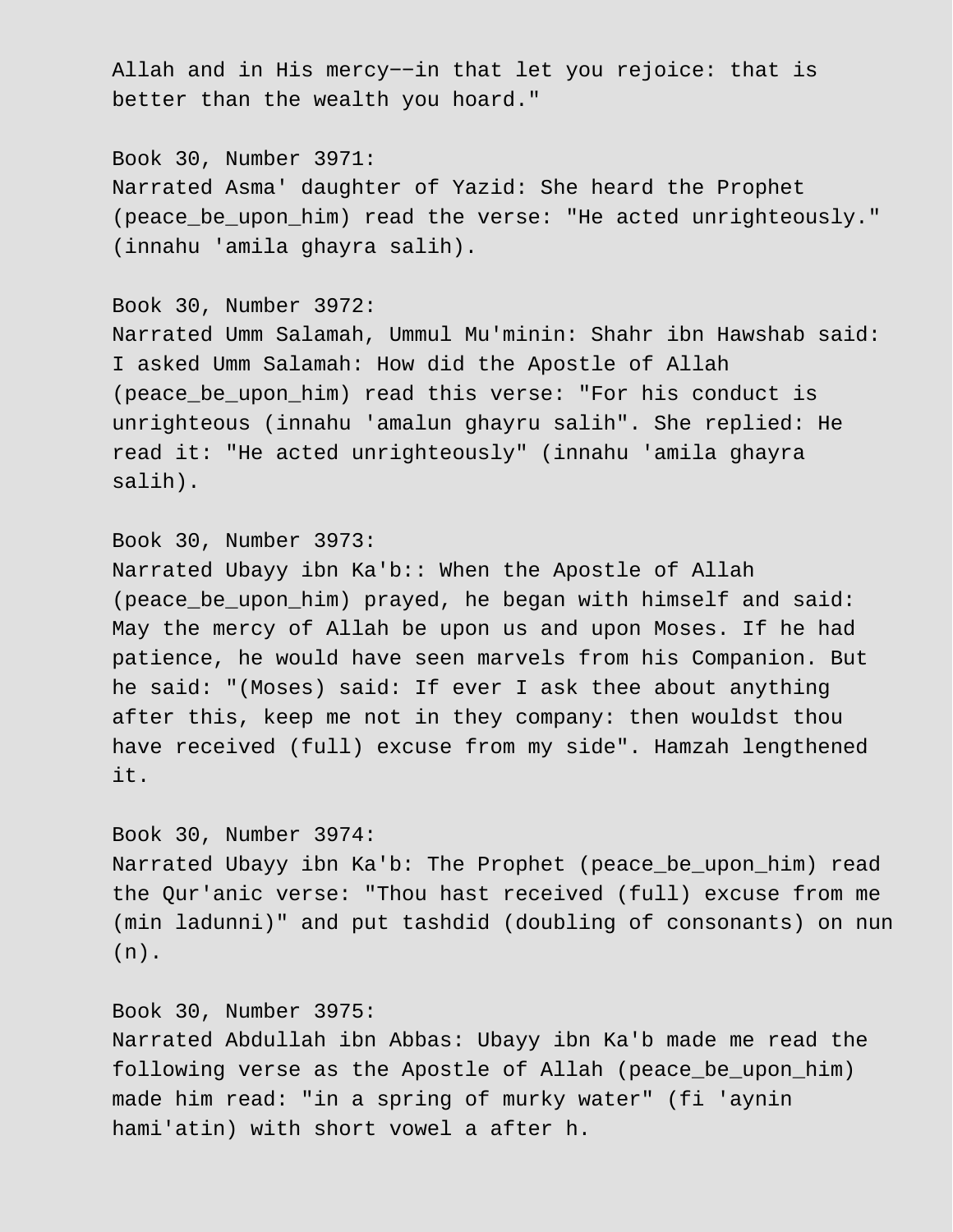Allah and in His mercy−−in that let you rejoice: that is better than the wealth you hoard."

Book 30, Number 3971:
Narrated Asma' daughter of Yazid: She heard the Prophet (peace_be_upon_him) read the verse: "He acted unrighteously." (innahu 'amila ghayra salih).

Book 30, Number 3972:
Narrated Umm Salamah, Ummul Mu'minin: Shahr ibn Hawshab said: I asked Umm Salamah: How did the Apostle of Allah (peace_be_upon_him) read this verse: "For his conduct is unrighteous (innahu 'amalun ghayru salih". She replied: He read it: "He acted unrighteously" (innahu 'amila ghayra salih).

Book 30, Number 3973:
Narrated Ubayy ibn Ka'b:: When the Apostle of Allah (peace_be_upon_him) prayed, he began with himself and said: May the mercy of Allah be upon us and upon Moses. If he had patience, he would have seen marvels from his Companion. But he said: "(Moses) said: If ever I ask thee about anything after this, keep me not in they company: then wouldst thou have received (full) excuse from my side". Hamzah lengthened it.

Book 30, Number 3974:
Narrated Ubayy ibn Ka'b: The Prophet (peace_be_upon_him) read the Qur'anic verse: "Thou hast received (full) excuse from me (min ladunni)" and put tashdid (doubling of consonants) on nun (n).

Book 30, Number 3975:
Narrated Abdullah ibn Abbas: Ubayy ibn Ka'b made me read the following verse as the Apostle of Allah (peace_be_upon_him) made him read: "in a spring of murky water" (fi 'aynin hami'atin) with short vowel a after h.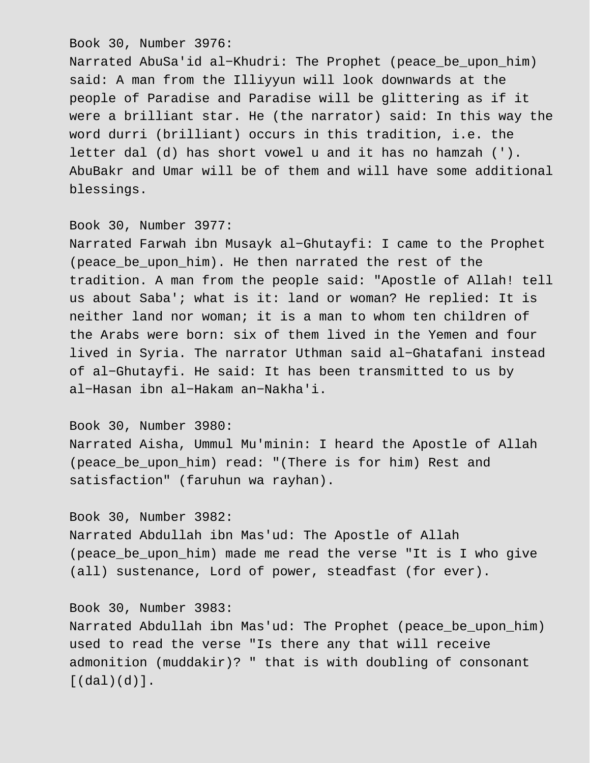Book 30, Number 3976:
Narrated AbuSa'id al-Khudri: The Prophet (peace_be_upon_him) said: A man from the Illiyyun will look downwards at the people of Paradise and Paradise will be glittering as if it were a brilliant star. He (the narrator) said: In this way the word durri (brilliant) occurs in this tradition, i.e. the letter dal (d) has short vowel u and it has no hamzah ('). AbuBakr and Umar will be of them and will have some additional blessings.

Book 30, Number 3977:
Narrated Farwah ibn Musayk al-Ghutayfi: I came to the Prophet (peace_be_upon_him). He then narrated the rest of the tradition. A man from the people said: "Apostle of Allah! tell us about Saba'; what is it: land or woman? He replied: It is neither land nor woman; it is a man to whom ten children of the Arabs were born: six of them lived in the Yemen and four lived in Syria. The narrator Uthman said al-Ghatafani instead of al-Ghutayfi. He said: It has been transmitted to us by al-Hasan ibn al-Hakam an-Nakha'i.

Book 30, Number 3980:
Narrated Aisha, Ummul Mu'minin: I heard the Apostle of Allah (peace_be_upon_him) read: "(There is for him) Rest and satisfaction" (faruhun wa rayhan).

Book 30, Number 3982:
Narrated Abdullah ibn Mas'ud: The Apostle of Allah (peace_be_upon_him) made me read the verse "It is I who give (all) sustenance, Lord of power, steadfast (for ever).

Book 30, Number 3983:
Narrated Abdullah ibn Mas'ud: The Prophet (peace_be_upon_him) used to read the verse "Is there any that will receive admonition (muddakir)? " that is with doubling of consonant [(dal)(d)].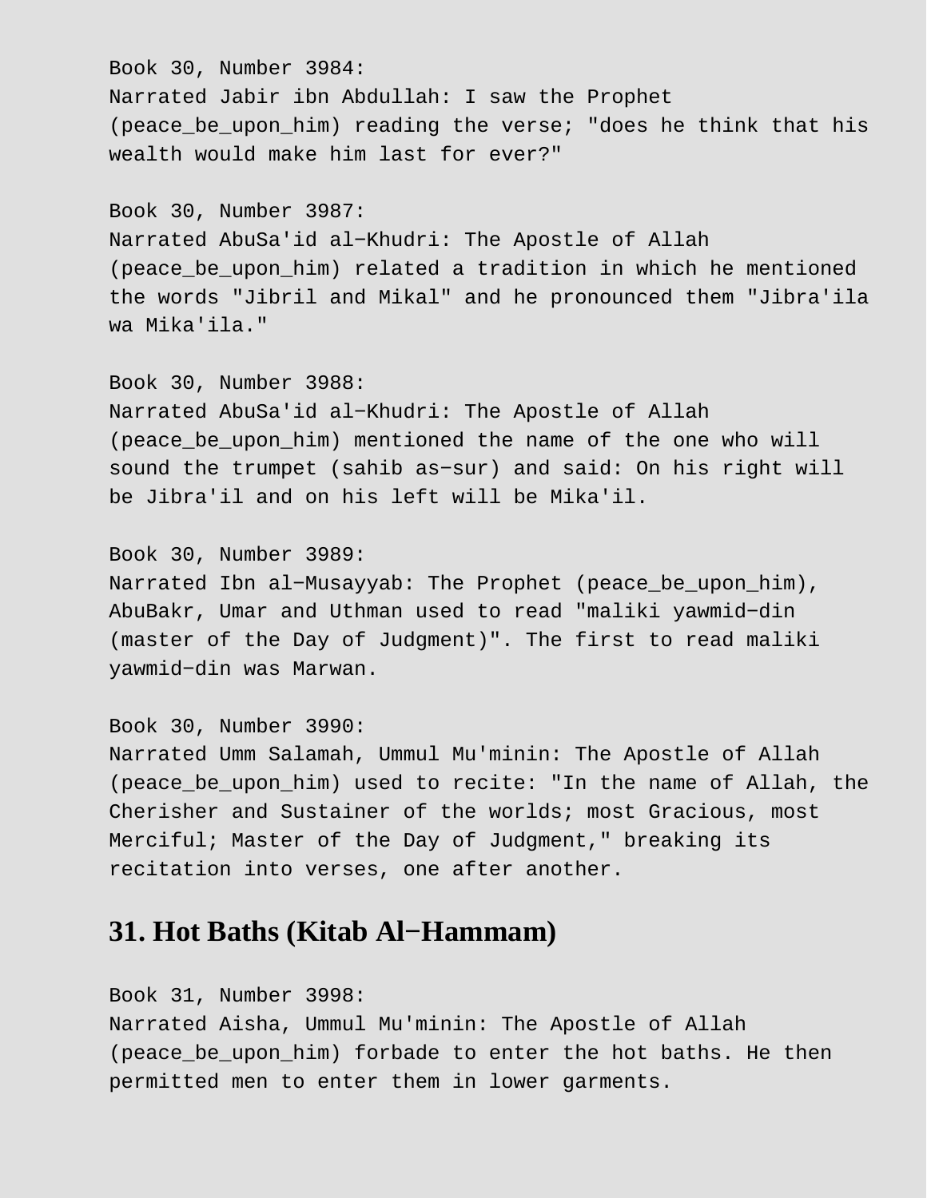Book 30, Number 3984:
Narrated Jabir ibn Abdullah: I saw the Prophet (peace_be_upon_him) reading the verse; "does he think that his wealth would make him last for ever?"

Book 30, Number 3987:
Narrated AbuSa'id al−Khudri: The Apostle of Allah (peace_be_upon_him) related a tradition in which he mentioned the words "Jibril and Mikal" and he pronounced them "Jibra'ila wa Mika'ila."

Book 30, Number 3988:
Narrated AbuSa'id al−Khudri: The Apostle of Allah (peace_be_upon_him) mentioned the name of the one who will sound the trumpet (sahib as−sur) and said: On his right will be Jibra'il and on his left will be Mika'il.

Book 30, Number 3989:
Narrated Ibn al−Musayyab: The Prophet (peace_be_upon_him), AbuBakr, Umar and Uthman used to read "maliki yawmid−din (master of the Day of Judgment)". The first to read maliki yawmid−din was Marwan.

Book 30, Number 3990:
Narrated Umm Salamah, Ummul Mu'minin: The Apostle of Allah (peace_be_upon_him) used to recite: "In the name of Allah, the Cherisher and Sustainer of the worlds; most Gracious, most Merciful; Master of the Day of Judgment," breaking its recitation into verses, one after another.

## 31. Hot Baths (Kitab Al−Hammam)

Book 31, Number 3998:
Narrated Aisha, Ummul Mu'minin: The Apostle of Allah (peace_be_upon_him) forbade to enter the hot baths. He then permitted men to enter them in lower garments.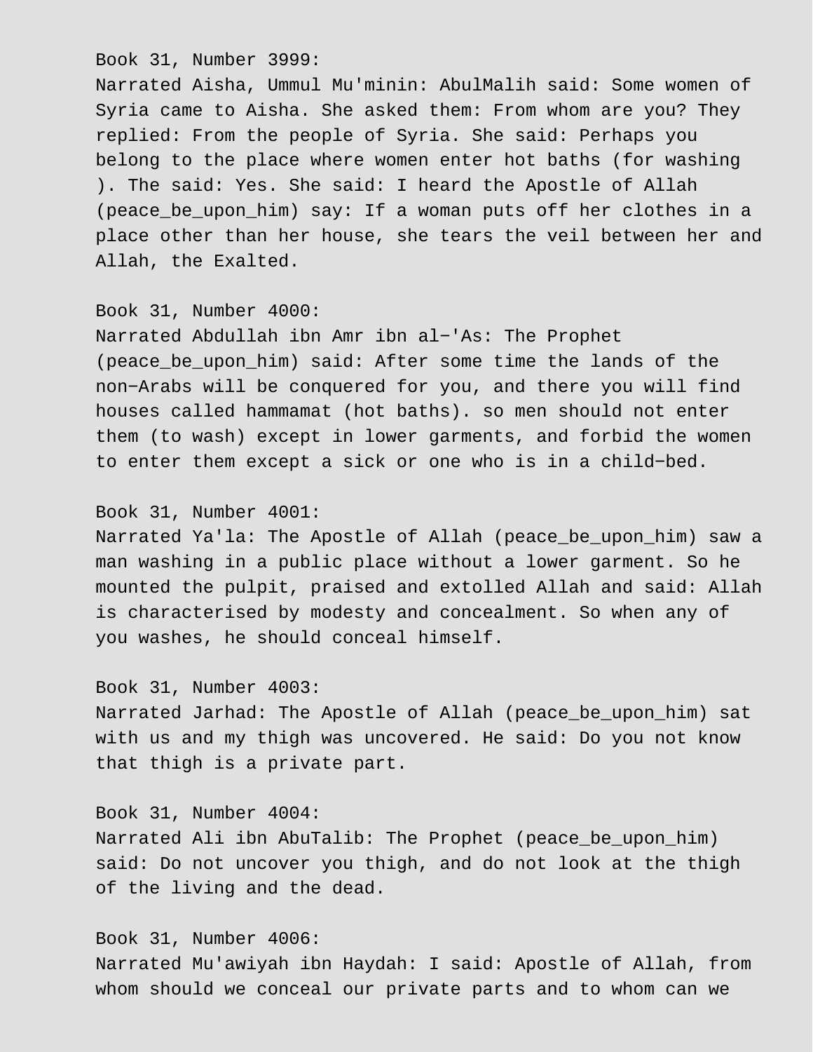Book 31, Number 3999:
Narrated Aisha, Ummul Mu'minin: AbulMalih said: Some women of Syria came to Aisha. She asked them: From whom are you? They replied: From the people of Syria. She said: Perhaps you belong to the place where women enter hot baths (for washing ). The said: Yes. She said: I heard the Apostle of Allah (peace_be_upon_him) say: If a woman puts off her clothes in a place other than her house, she tears the veil between her and Allah, the Exalted.

Book 31, Number 4000:
Narrated Abdullah ibn Amr ibn al−'As: The Prophet (peace_be_upon_him) said: After some time the lands of the non−Arabs will be conquered for you, and there you will find houses called hammamat (hot baths). so men should not enter them (to wash) except in lower garments, and forbid the women to enter them except a sick or one who is in a child−bed.

Book 31, Number 4001:
Narrated Ya'la: The Apostle of Allah (peace_be_upon_him) saw a man washing in a public place without a lower garment. So he mounted the pulpit, praised and extolled Allah and said: Allah is characterised by modesty and concealment. So when any of you washes, he should conceal himself.

Book 31, Number 4003:
Narrated Jarhad: The Apostle of Allah (peace_be_upon_him) sat with us and my thigh was uncovered. He said: Do you not know that thigh is a private part.

Book 31, Number 4004:
Narrated Ali ibn AbuTalib: The Prophet (peace_be_upon_him) said: Do not uncover you thigh, and do not look at the thigh of the living and the dead.

Book 31, Number 4006:
Narrated Mu'awiyah ibn Haydah: I said: Apostle of Allah, from whom should we conceal our private parts and to whom can we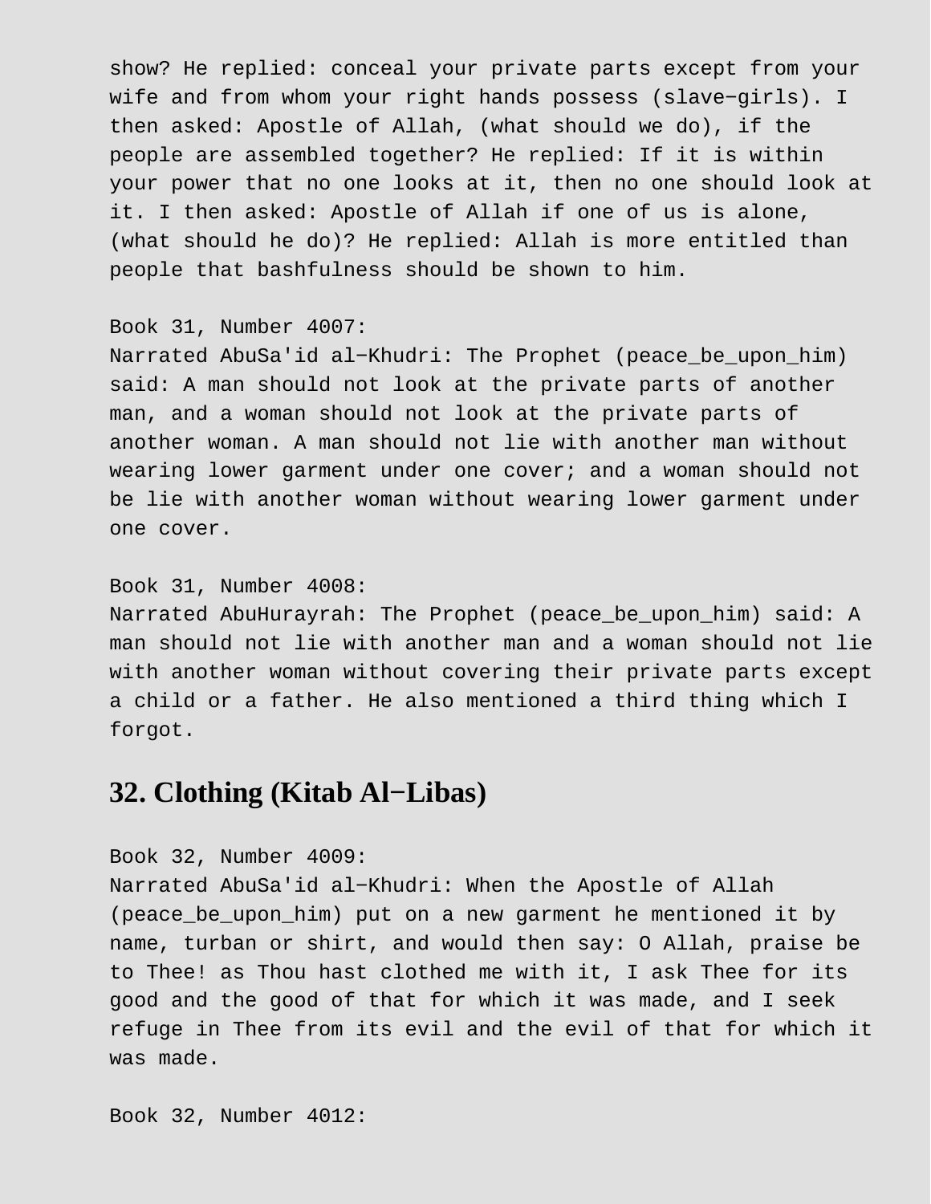show? He replied: conceal your private parts except from your wife and from whom your right hands possess (slave−girls). I then asked: Apostle of Allah, (what should we do), if the people are assembled together? He replied: If it is within your power that no one looks at it, then no one should look at it. I then asked: Apostle of Allah if one of us is alone, (what should he do)? He replied: Allah is more entitled than people that bashfulness should be shown to him.

Book 31, Number 4007:
Narrated AbuSa'id al−Khudri: The Prophet (peace_be_upon_him) said: A man should not look at the private parts of another man, and a woman should not look at the private parts of another woman. A man should not lie with another man without wearing lower garment under one cover; and a woman should not be lie with another woman without wearing lower garment under one cover.

Book 31, Number 4008:
Narrated AbuHurayrah: The Prophet (peace_be_upon_him) said: A man should not lie with another man and a woman should not lie with another woman without covering their private parts except a child or a father. He also mentioned a third thing which I forgot.

## 32. Clothing (Kitab Al−Libas)

Book 32, Number 4009:
Narrated AbuSa'id al−Khudri: When the Apostle of Allah (peace_be_upon_him) put on a new garment he mentioned it by name, turban or shirt, and would then say: O Allah, praise be to Thee! as Thou hast clothed me with it, I ask Thee for its good and the good of that for which it was made, and I seek refuge in Thee from its evil and the evil of that for which it was made.

Book 32, Number 4012: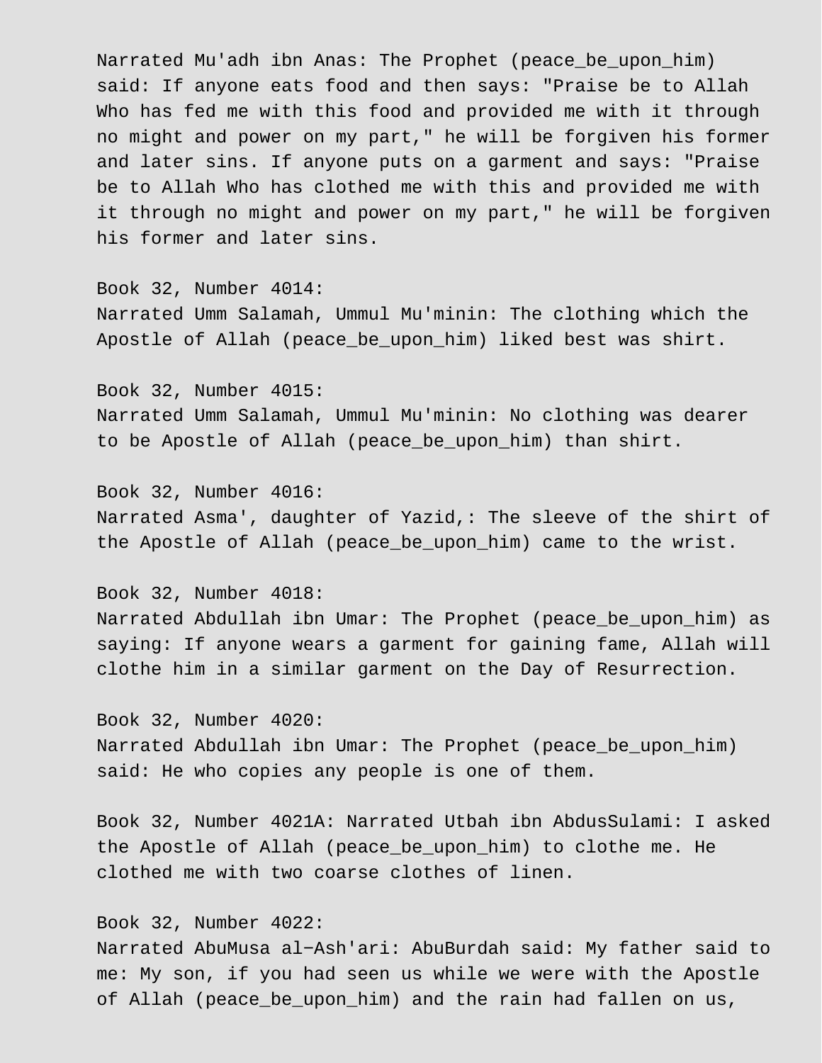Narrated Mu'adh ibn Anas: The Prophet (peace_be_upon_him) said: If anyone eats food and then says: "Praise be to Allah Who has fed me with this food and provided me with it through no might and power on my part," he will be forgiven his former and later sins. If anyone puts on a garment and says: "Praise be to Allah Who has clothed me with this and provided me with it through no might and power on my part," he will be forgiven his former and later sins.

Book 32, Number 4014:
Narrated Umm Salamah, Ummul Mu'minin: The clothing which the Apostle of Allah (peace_be_upon_him) liked best was shirt.

Book 32, Number 4015:
Narrated Umm Salamah, Ummul Mu'minin: No clothing was dearer to be Apostle of Allah (peace_be_upon_him) than shirt.

Book 32, Number 4016:
Narrated Asma', daughter of Yazid,: The sleeve of the shirt of the Apostle of Allah (peace_be_upon_him) came to the wrist.

Book 32, Number 4018:
Narrated Abdullah ibn Umar: The Prophet (peace_be_upon_him) as saying: If anyone wears a garment for gaining fame, Allah will clothe him in a similar garment on the Day of Resurrection.

Book 32, Number 4020:
Narrated Abdullah ibn Umar: The Prophet (peace_be_upon_him) said: He who copies any people is one of them.

Book 32, Number 4021A: Narrated Utbah ibn AbdusSulami: I asked the Apostle of Allah (peace_be_upon_him) to clothe me. He clothed me with two coarse clothes of linen.

Book 32, Number 4022:
Narrated AbuMusa al-Ash'ari: AbuBurdah said: My father said to me: My son, if you had seen us while we were with the Apostle of Allah (peace_be_upon_him) and the rain had fallen on us,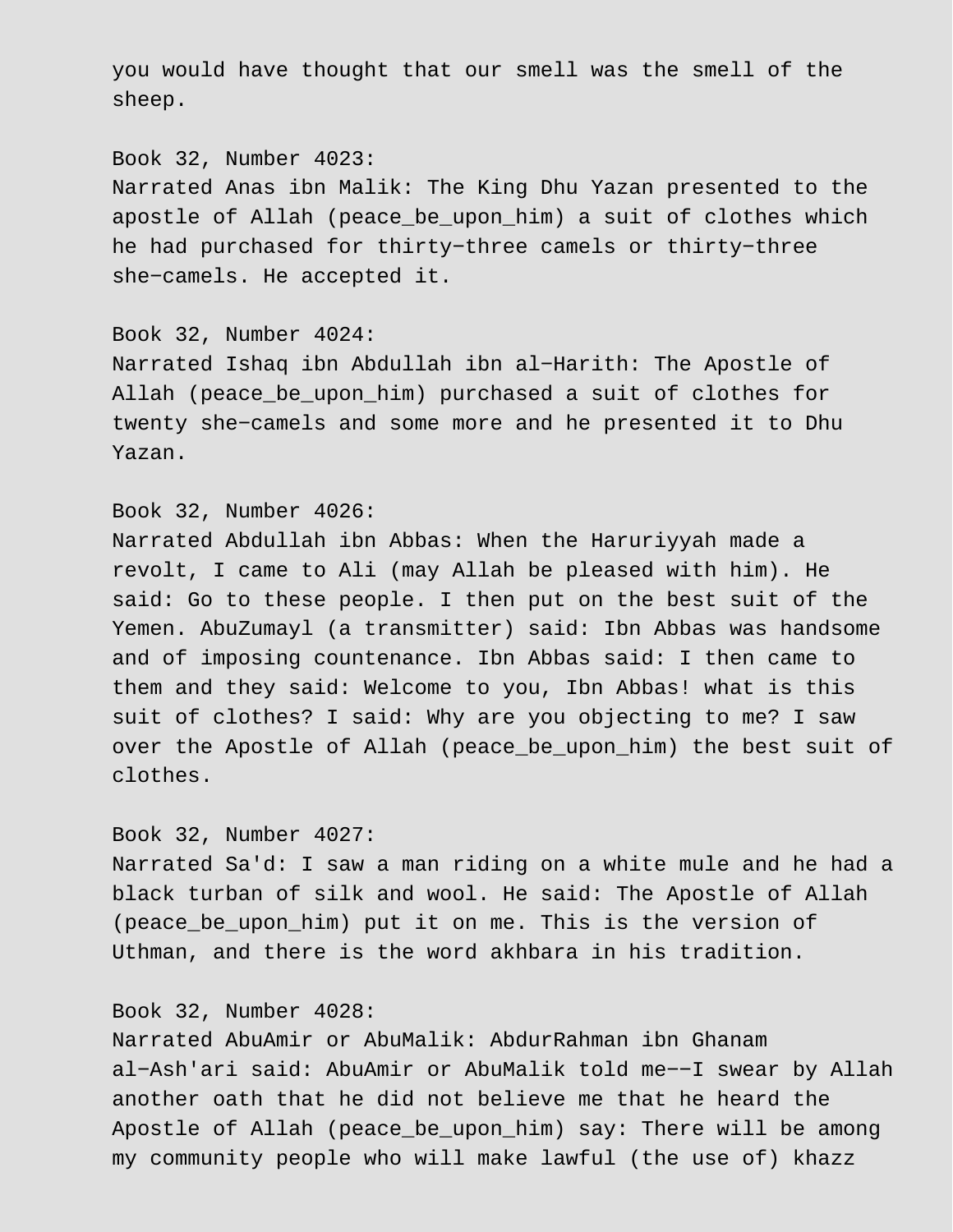you would have thought that our smell was the smell of the sheep.

Book 32, Number 4023:
Narrated Anas ibn Malik: The King Dhu Yazan presented to the apostle of Allah (peace_be_upon_him) a suit of clothes which he had purchased for thirty-three camels or thirty-three she-camels. He accepted it.

Book 32, Number 4024:
Narrated Ishaq ibn Abdullah ibn al-Harith: The Apostle of Allah (peace_be_upon_him) purchased a suit of clothes for twenty she-camels and some more and he presented it to Dhu Yazan.

Book 32, Number 4026:
Narrated Abdullah ibn Abbas: When the Haruriyyah made a revolt, I came to Ali (may Allah be pleased with him). He said: Go to these people. I then put on the best suit of the Yemen. AbuZumayl (a transmitter) said: Ibn Abbas was handsome and of imposing countenance. Ibn Abbas said: I then came to them and they said: Welcome to you, Ibn Abbas! what is this suit of clothes? I said: Why are you objecting to me? I saw over the Apostle of Allah (peace_be_upon_him) the best suit of clothes.

Book 32, Number 4027:
Narrated Sa'd: I saw a man riding on a white mule and he had a black turban of silk and wool. He said: The Apostle of Allah (peace_be_upon_him) put it on me. This is the version of Uthman, and there is the word akhbara in his tradition.

Book 32, Number 4028:
Narrated AbuAmir or AbuMalik: AbdurRahman ibn Ghanam al-Ash'ari said: AbuAmir or AbuMalik told me--I swear by Allah another oath that he did not believe me that he heard the Apostle of Allah (peace_be_upon_him) say: There will be among my community people who will make lawful (the use of) khazz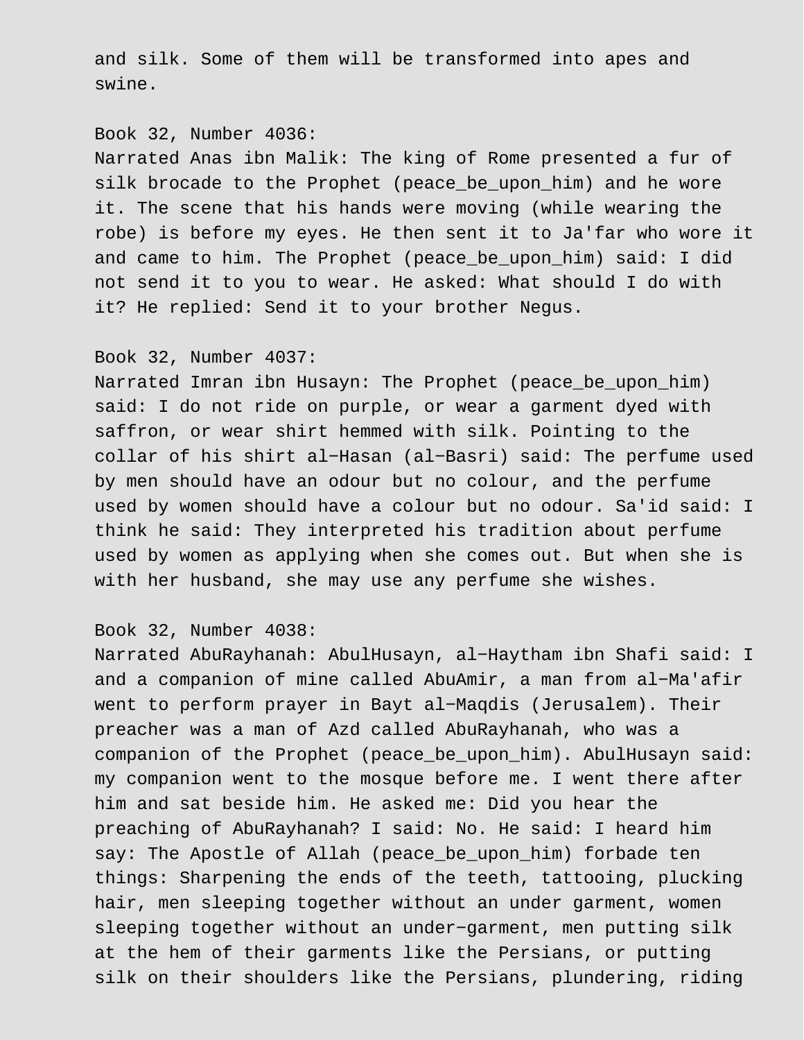and silk. Some of them will be transformed into apes and swine.

Book 32, Number 4036:
Narrated Anas ibn Malik: The king of Rome presented a fur of silk brocade to the Prophet (peace_be_upon_him) and he wore it. The scene that his hands were moving (while wearing the robe) is before my eyes. He then sent it to Ja'far who wore it and came to him. The Prophet (peace_be_upon_him) said: I did not send it to you to wear. He asked: What should I do with it? He replied: Send it to your brother Negus.

Book 32, Number 4037:
Narrated Imran ibn Husayn: The Prophet (peace_be_upon_him) said: I do not ride on purple, or wear a garment dyed with saffron, or wear shirt hemmed with silk. Pointing to the collar of his shirt al−Hasan (al−Basri) said: The perfume used by men should have an odour but no colour, and the perfume used by women should have a colour but no odour. Sa'id said: I think he said: They interpreted his tradition about perfume used by women as applying when she comes out. But when she is with her husband, she may use any perfume she wishes.

Book 32, Number 4038:
Narrated AbuRayhanah: AbulHusayn, al−Haytham ibn Shafi said: I and a companion of mine called AbuAmir, a man from al−Ma'afir went to perform prayer in Bayt al−Maqdis (Jerusalem). Their preacher was a man of Azd called AbuRayhanah, who was a companion of the Prophet (peace_be_upon_him). AbulHusayn said: my companion went to the mosque before me. I went there after him and sat beside him. He asked me: Did you hear the preaching of AbuRayhanah? I said: No. He said: I heard him say: The Apostle of Allah (peace_be_upon_him) forbade ten things: Sharpening the ends of the teeth, tattooing, plucking hair, men sleeping together without an under garment, women sleeping together without an under−garment, men putting silk at the hem of their garments like the Persians, or putting silk on their shoulders like the Persians, plundering, riding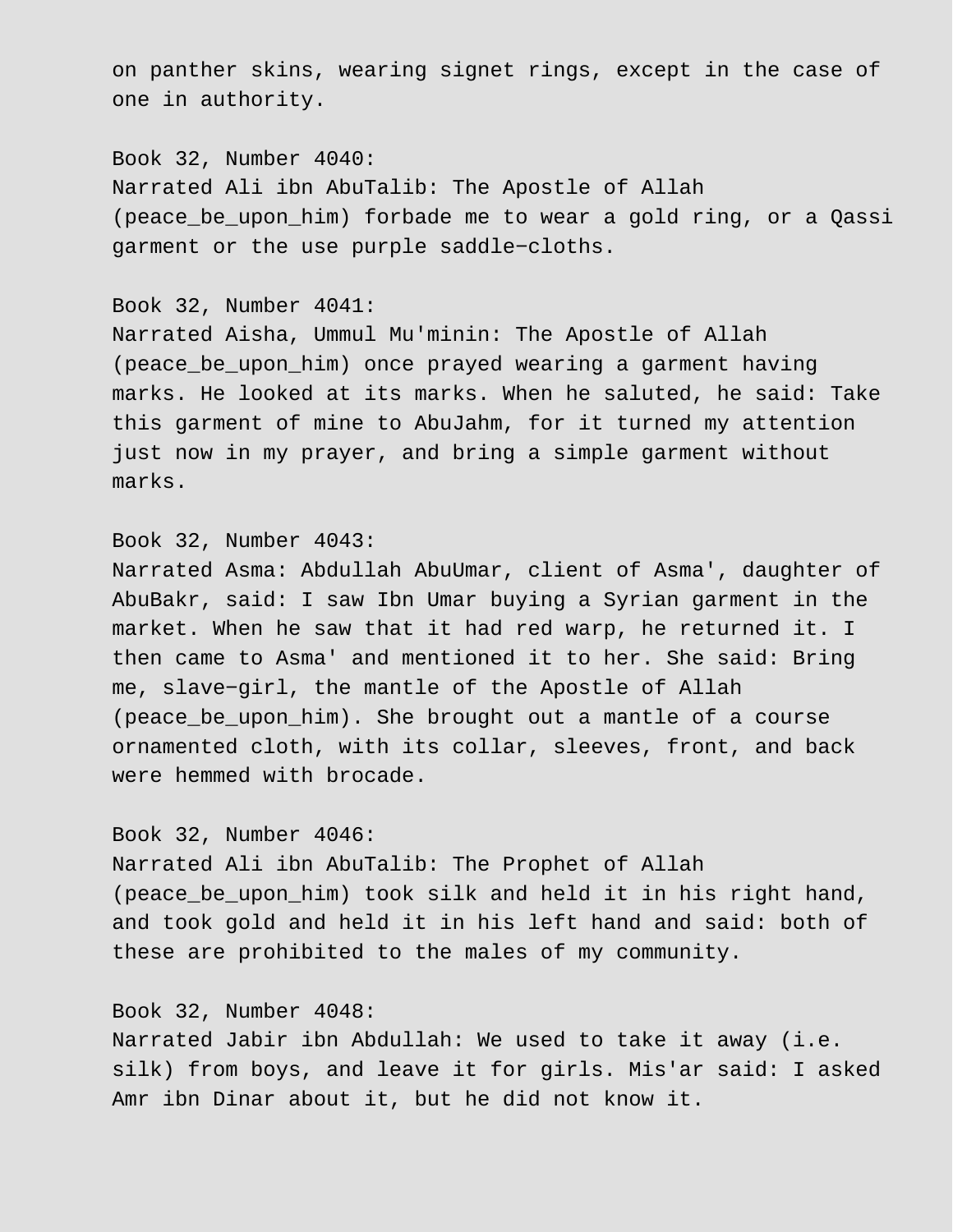on panther skins, wearing signet rings, except in the case of one in authority.

Book 32, Number 4040:
Narrated Ali ibn AbuTalib: The Apostle of Allah (peace_be_upon_him) forbade me to wear a gold ring, or a Qassi garment or the use purple saddle−cloths.

Book 32, Number 4041:
Narrated Aisha, Ummul Mu'minin: The Apostle of Allah (peace_be_upon_him) once prayed wearing a garment having marks. He looked at its marks. When he saluted, he said: Take this garment of mine to AbuJahm, for it turned my attention just now in my prayer, and bring a simple garment without marks.

Book 32, Number 4043:
Narrated Asma: Abdullah AbuUmar, client of Asma', daughter of AbuBakr, said: I saw Ibn Umar buying a Syrian garment in the market. When he saw that it had red warp, he returned it. I then came to Asma' and mentioned it to her. She said: Bring me, slave−girl, the mantle of the Apostle of Allah (peace_be_upon_him). She brought out a mantle of a course ornamented cloth, with its collar, sleeves, front, and back were hemmed with brocade.

Book 32, Number 4046:
Narrated Ali ibn AbuTalib: The Prophet of Allah (peace_be_upon_him) took silk and held it in his right hand, and took gold and held it in his left hand and said: both of these are prohibited to the males of my community.

Book 32, Number 4048:
Narrated Jabir ibn Abdullah: We used to take it away (i.e. silk) from boys, and leave it for girls. Mis'ar said: I asked Amr ibn Dinar about it, but he did not know it.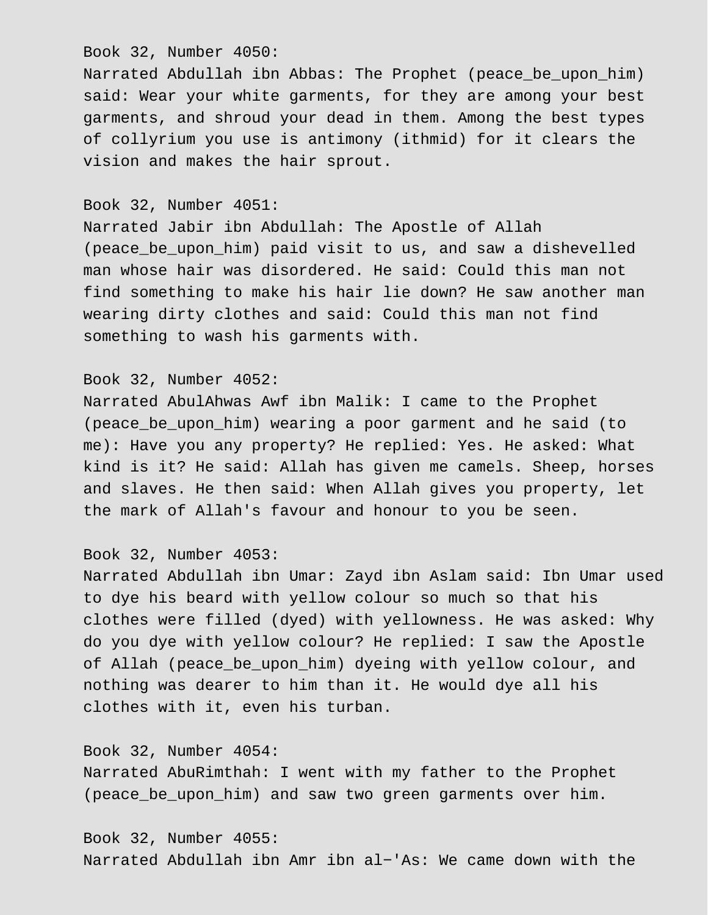Book 32, Number 4050:
Narrated Abdullah ibn Abbas: The Prophet (peace_be_upon_him) said: Wear your white garments, for they are among your best garments, and shroud your dead in them. Among the best types of collyrium you use is antimony (ithmid) for it clears the vision and makes the hair sprout.

Book 32, Number 4051:
Narrated Jabir ibn Abdullah: The Apostle of Allah (peace_be_upon_him) paid visit to us, and saw a dishevelled man whose hair was disordered. He said: Could this man not find something to make his hair lie down? He saw another man wearing dirty clothes and said: Could this man not find something to wash his garments with.

Book 32, Number 4052:
Narrated AbulAhwas Awf ibn Malik: I came to the Prophet (peace_be_upon_him) wearing a poor garment and he said (to me): Have you any property? He replied: Yes. He asked: What kind is it? He said: Allah has given me camels. Sheep, horses and slaves. He then said: When Allah gives you property, let the mark of Allah's favour and honour to you be seen.

Book 32, Number 4053:
Narrated Abdullah ibn Umar: Zayd ibn Aslam said: Ibn Umar used to dye his beard with yellow colour so much so that his clothes were filled (dyed) with yellowness. He was asked: Why do you dye with yellow colour? He replied: I saw the Apostle of Allah (peace_be_upon_him) dyeing with yellow colour, and nothing was dearer to him than it. He would dye all his clothes with it, even his turban.

Book 32, Number 4054:
Narrated AbuRimthah: I went with my father to the Prophet (peace_be_upon_him) and saw two green garments over him.

Book 32, Number 4055:
Narrated Abdullah ibn Amr ibn al-'As: We came down with the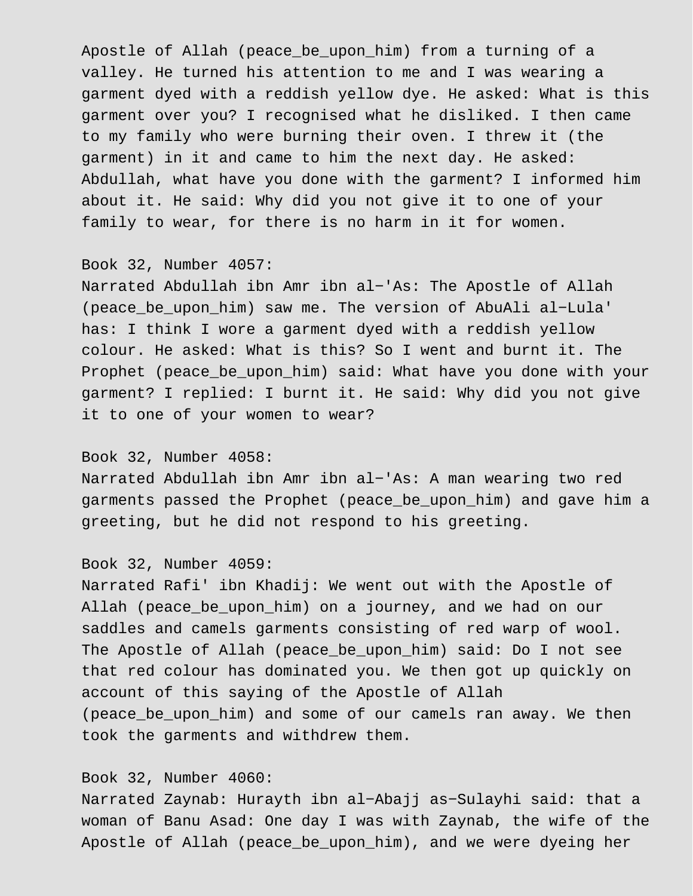Apostle of Allah (peace_be_upon_him) from a turning of a valley. He turned his attention to me and I was wearing a garment dyed with a reddish yellow dye. He asked: What is this garment over you? I recognised what he disliked. I then came to my family who were burning their oven. I threw it (the garment) in it and came to him the next day. He asked: Abdullah, what have you done with the garment? I informed him about it. He said: Why did you not give it to one of your family to wear, for there is no harm in it for women.

Book 32, Number 4057:
Narrated Abdullah ibn Amr ibn al-'As: The Apostle of Allah (peace_be_upon_him) saw me. The version of AbuAli al-Lula' has: I think I wore a garment dyed with a reddish yellow colour. He asked: What is this? So I went and burnt it. The Prophet (peace_be_upon_him) said: What have you done with your garment? I replied: I burnt it. He said: Why did you not give it to one of your women to wear?

Book 32, Number 4058:
Narrated Abdullah ibn Amr ibn al-'As: A man wearing two red garments passed the Prophet (peace_be_upon_him) and gave him a greeting, but he did not respond to his greeting.

Book 32, Number 4059:
Narrated Rafi' ibn Khadij: We went out with the Apostle of Allah (peace_be_upon_him) on a journey, and we had on our saddles and camels garments consisting of red warp of wool. The Apostle of Allah (peace_be_upon_him) said: Do I not see that red colour has dominated you. We then got up quickly on account of this saying of the Apostle of Allah (peace_be_upon_him) and some of our camels ran away. We then took the garments and withdrew them.

Book 32, Number 4060:
Narrated Zaynab: Hurayth ibn al-Abajj as-Sulayhi said: that a woman of Banu Asad: One day I was with Zaynab, the wife of the Apostle of Allah (peace_be_upon_him), and we were dyeing her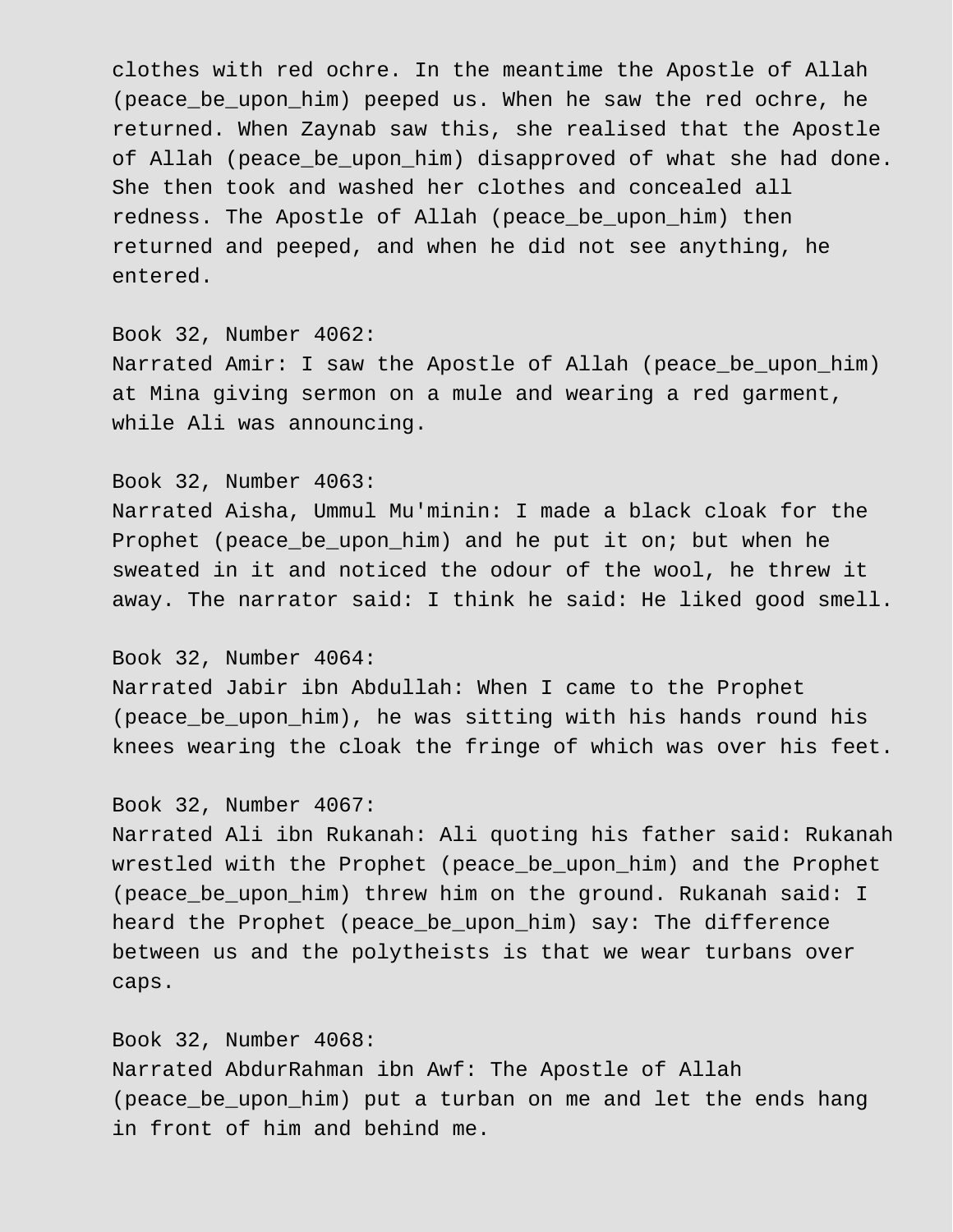clothes with red ochre. In the meantime the Apostle of Allah (peace_be_upon_him) peeped us. When he saw the red ochre, he returned. When Zaynab saw this, she realised that the Apostle of Allah (peace_be_upon_him) disapproved of what she had done. She then took and washed her clothes and concealed all redness. The Apostle of Allah (peace_be_upon_him) then returned and peeped, and when he did not see anything, he entered.

Book 32, Number 4062:
Narrated Amir: I saw the Apostle of Allah (peace_be_upon_him) at Mina giving sermon on a mule and wearing a red garment, while Ali was announcing.

Book 32, Number 4063:
Narrated Aisha, Ummul Mu'minin: I made a black cloak for the Prophet (peace_be_upon_him) and he put it on; but when he sweated in it and noticed the odour of the wool, he threw it away. The narrator said: I think he said: He liked good smell.

Book 32, Number 4064:
Narrated Jabir ibn Abdullah: When I came to the Prophet (peace_be_upon_him), he was sitting with his hands round his knees wearing the cloak the fringe of which was over his feet.

Book 32, Number 4067:
Narrated Ali ibn Rukanah: Ali quoting his father said: Rukanah wrestled with the Prophet (peace_be_upon_him) and the Prophet (peace_be_upon_him) threw him on the ground. Rukanah said: I heard the Prophet (peace_be_upon_him) say: The difference between us and the polytheists is that we wear turbans over caps.

Book 32, Number 4068:
Narrated AbdurRahman ibn Awf: The Apostle of Allah (peace_be_upon_him) put a turban on me and let the ends hang in front of him and behind me.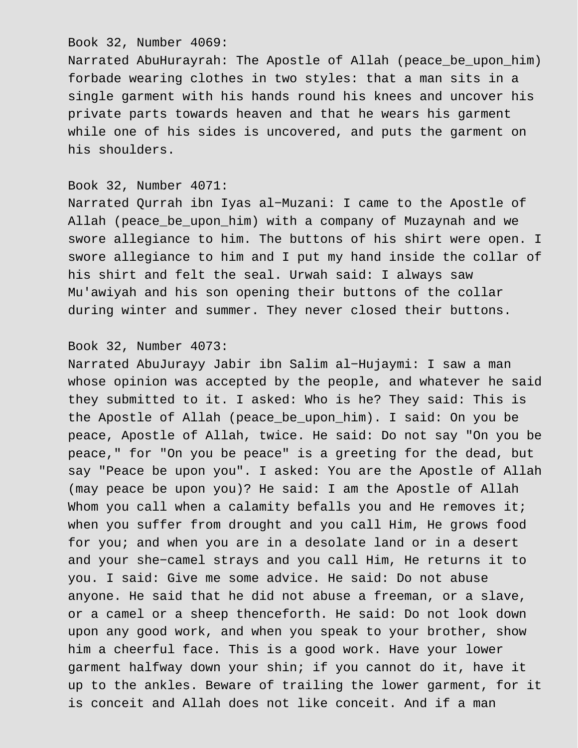Book 32, Number 4069:
Narrated AbuHurayrah: The Apostle of Allah (peace_be_upon_him) forbade wearing clothes in two styles: that a man sits in a single garment with his hands round his knees and uncover his private parts towards heaven and that he wears his garment while one of his sides is uncovered, and puts the garment on his shoulders.

Book 32, Number 4071:
Narrated Qurrah ibn Iyas al-Muzani: I came to the Apostle of Allah (peace_be_upon_him) with a company of Muzaynah and we swore allegiance to him. The buttons of his shirt were open. I swore allegiance to him and I put my hand inside the collar of his shirt and felt the seal. Urwah said: I always saw Mu'awiyah and his son opening their buttons of the collar during winter and summer. They never closed their buttons.

Book 32, Number 4073:
Narrated AbuJurayy Jabir ibn Salim al-Hujaymi: I saw a man whose opinion was accepted by the people, and whatever he said they submitted to it. I asked: Who is he? They said: This is the Apostle of Allah (peace_be_upon_him). I said: On you be peace, Apostle of Allah, twice. He said: Do not say "On you be peace," for "On you be peace" is a greeting for the dead, but say "Peace be upon you". I asked: You are the Apostle of Allah (may peace be upon you)? He said: I am the Apostle of Allah Whom you call when a calamity befalls you and He removes it; when you suffer from drought and you call Him, He grows food for you; and when you are in a desolate land or in a desert and your she-camel strays and you call Him, He returns it to you. I said: Give me some advice. He said: Do not abuse anyone. He said that he did not abuse a freeman, or a slave, or a camel or a sheep thenceforth. He said: Do not look down upon any good work, and when you speak to your brother, show him a cheerful face. This is a good work. Have your lower garment halfway down your shin; if you cannot do it, have it up to the ankles. Beware of trailing the lower garment, for it is conceit and Allah does not like conceit. And if a man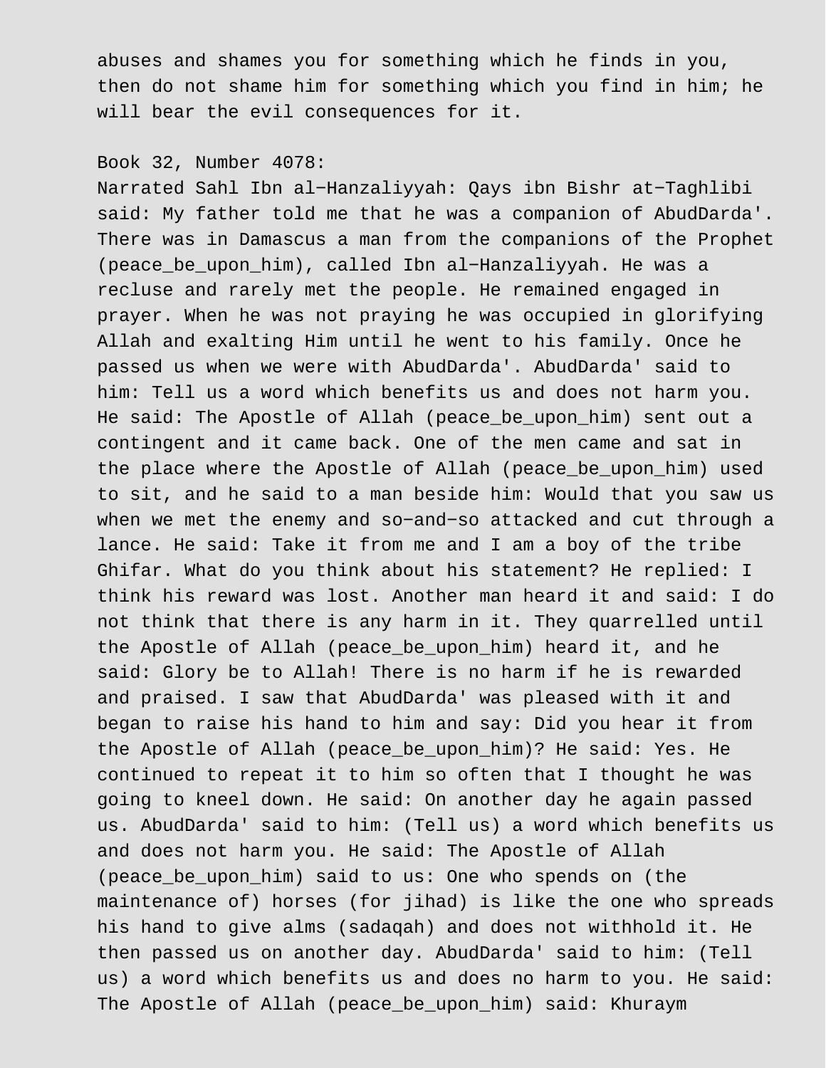abuses and shames you for something which he finds in you, then do not shame him for something which you find in him; he will bear the evil consequences for it.

Book 32, Number 4078:

Narrated Sahl Ibn al−Hanzaliyyah: Qays ibn Bishr at−Taghlibi said: My father told me that he was a companion of AbudDarda'. There was in Damascus a man from the companions of the Prophet (peace_be_upon_him), called Ibn al−Hanzaliyyah. He was a recluse and rarely met the people. He remained engaged in prayer. When he was not praying he was occupied in glorifying Allah and exalting Him until he went to his family. Once he passed us when we were with AbudDarda'. AbudDarda' said to him: Tell us a word which benefits us and does not harm you. He said: The Apostle of Allah (peace_be_upon_him) sent out a contingent and it came back. One of the men came and sat in the place where the Apostle of Allah (peace_be_upon_him) used to sit, and he said to a man beside him: Would that you saw us when we met the enemy and so−and−so attacked and cut through a lance. He said: Take it from me and I am a boy of the tribe Ghifar. What do you think about his statement? He replied: I think his reward was lost. Another man heard it and said: I do not think that there is any harm in it. They quarrelled until the Apostle of Allah (peace_be_upon_him) heard it, and he said: Glory be to Allah! There is no harm if he is rewarded and praised. I saw that AbudDarda' was pleased with it and began to raise his hand to him and say: Did you hear it from the Apostle of Allah (peace_be_upon_him)? He said: Yes. He continued to repeat it to him so often that I thought he was going to kneel down. He said: On another day he again passed us. AbudDarda' said to him: (Tell us) a word which benefits us and does not harm you. He said: The Apostle of Allah (peace_be_upon_him) said to us: One who spends on (the maintenance of) horses (for jihad) is like the one who spreads his hand to give alms (sadaqah) and does not withhold it. He then passed us on another day. AbudDarda' said to him: (Tell us) a word which benefits us and does no harm to you. He said: The Apostle of Allah (peace_be_upon_him) said: Khuraym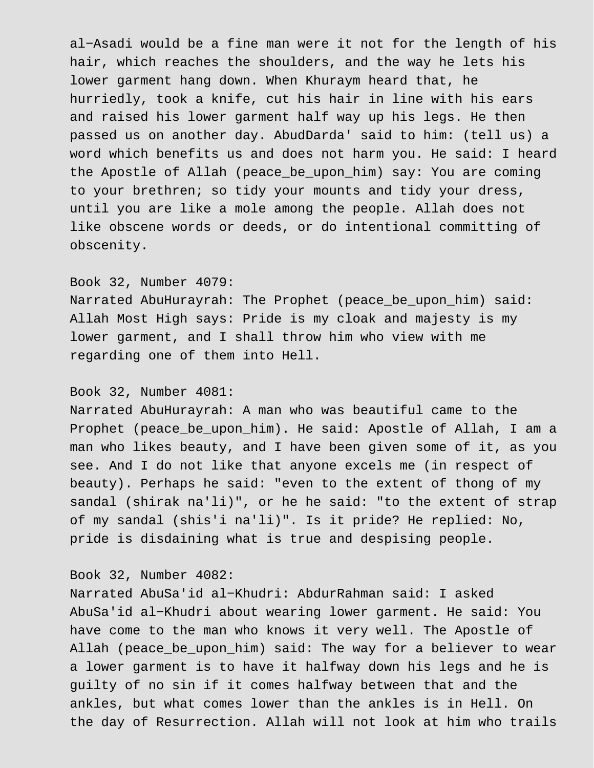al-Asadi would be a fine man were it not for the length of his hair, which reaches the shoulders, and the way he lets his lower garment hang down. When Khuraym heard that, he hurriedly, took a knife, cut his hair in line with his ears and raised his lower garment half way up his legs. He then passed us on another day. AbudDarda' said to him: (tell us) a word which benefits us and does not harm you. He said: I heard the Apostle of Allah (peace_be_upon_him) say: You are coming to your brethren; so tidy your mounts and tidy your dress, until you are like a mole among the people. Allah does not like obscene words or deeds, or do intentional committing of obscenity.

Book 32, Number 4079:
Narrated AbuHurayrah: The Prophet (peace_be_upon_him) said: Allah Most High says: Pride is my cloak and majesty is my lower garment, and I shall throw him who view with me regarding one of them into Hell.

Book 32, Number 4081:
Narrated AbuHurayrah: A man who was beautiful came to the Prophet (peace_be_upon_him). He said: Apostle of Allah, I am a man who likes beauty, and I have been given some of it, as you see. And I do not like that anyone excels me (in respect of beauty). Perhaps he said: "even to the extent of thong of my sandal (shirak na'li)", or he he said: "to the extent of strap of my sandal (shis'i na'li)". Is it pride? He replied: No, pride is disdaining what is true and despising people.

Book 32, Number 4082:
Narrated AbuSa'id al-Khudri: AbdurRahman said: I asked AbuSa'id al-Khudri about wearing lower garment. He said: You have come to the man who knows it very well. The Apostle of Allah (peace_be_upon_him) said: The way for a believer to wear a lower garment is to have it halfway down his legs and he is guilty of no sin if it comes halfway between that and the ankles, but what comes lower than the ankles is in Hell. On the day of Resurrection. Allah will not look at him who trails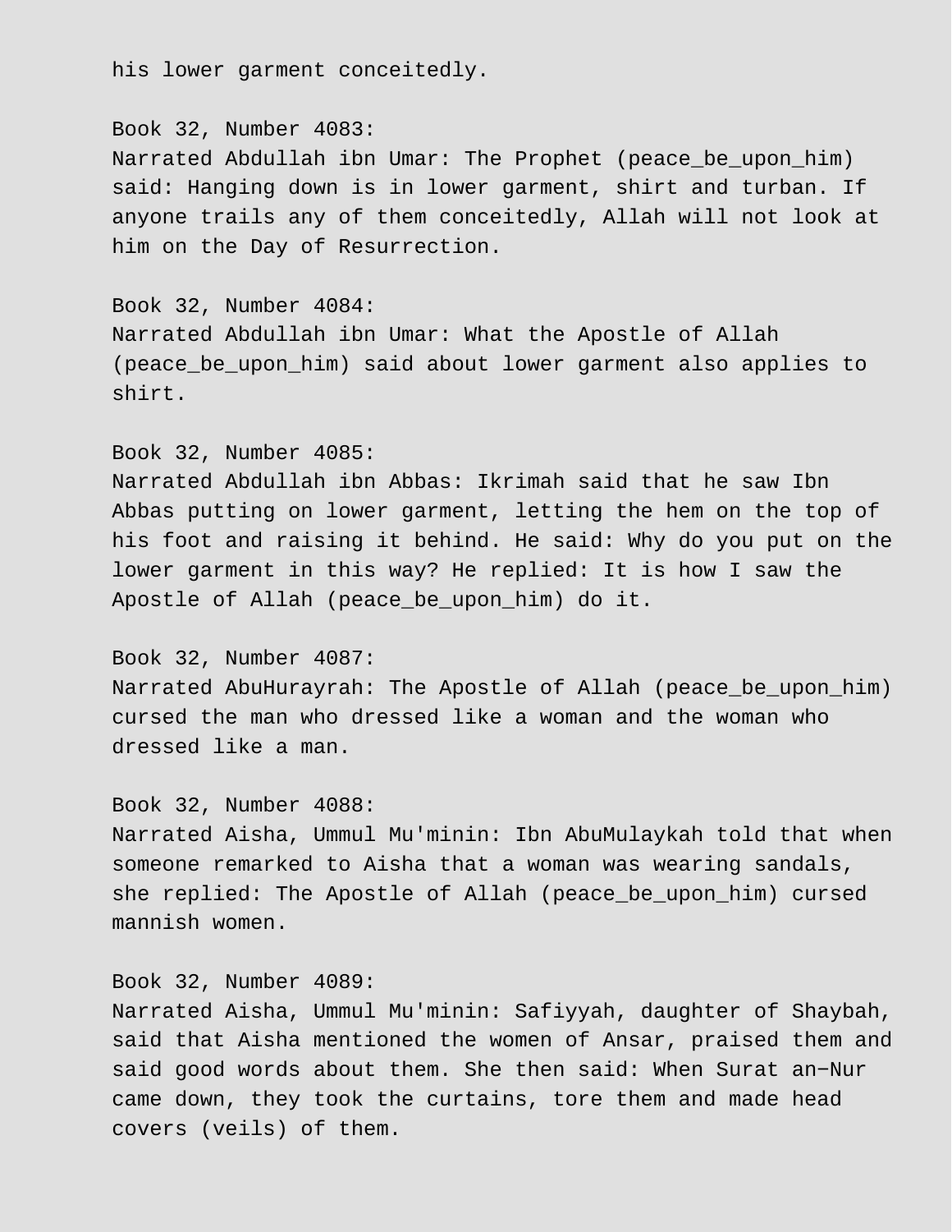his lower garment conceitedly.

Book 32, Number 4083:
Narrated Abdullah ibn Umar: The Prophet (peace_be_upon_him) said: Hanging down is in lower garment, shirt and turban. If anyone trails any of them conceitedly, Allah will not look at him on the Day of Resurrection.

Book 32, Number 4084:
Narrated Abdullah ibn Umar: What the Apostle of Allah (peace_be_upon_him) said about lower garment also applies to shirt.

Book 32, Number 4085:
Narrated Abdullah ibn Abbas: Ikrimah said that he saw Ibn Abbas putting on lower garment, letting the hem on the top of his foot and raising it behind. He said: Why do you put on the lower garment in this way? He replied: It is how I saw the Apostle of Allah (peace_be_upon_him) do it.

Book 32, Number 4087:
Narrated AbuHurayrah: The Apostle of Allah (peace_be_upon_him) cursed the man who dressed like a woman and the woman who dressed like a man.

Book 32, Number 4088:
Narrated Aisha, Ummul Mu'minin: Ibn AbuMulaykah told that when someone remarked to Aisha that a woman was wearing sandals, she replied: The Apostle of Allah (peace_be_upon_him) cursed mannish women.

Book 32, Number 4089:
Narrated Aisha, Ummul Mu'minin: Safiyyah, daughter of Shaybah, said that Aisha mentioned the women of Ansar, praised them and said good words about them. She then said: When Surat an-Nur came down, they took the curtains, tore them and made head covers (veils) of them.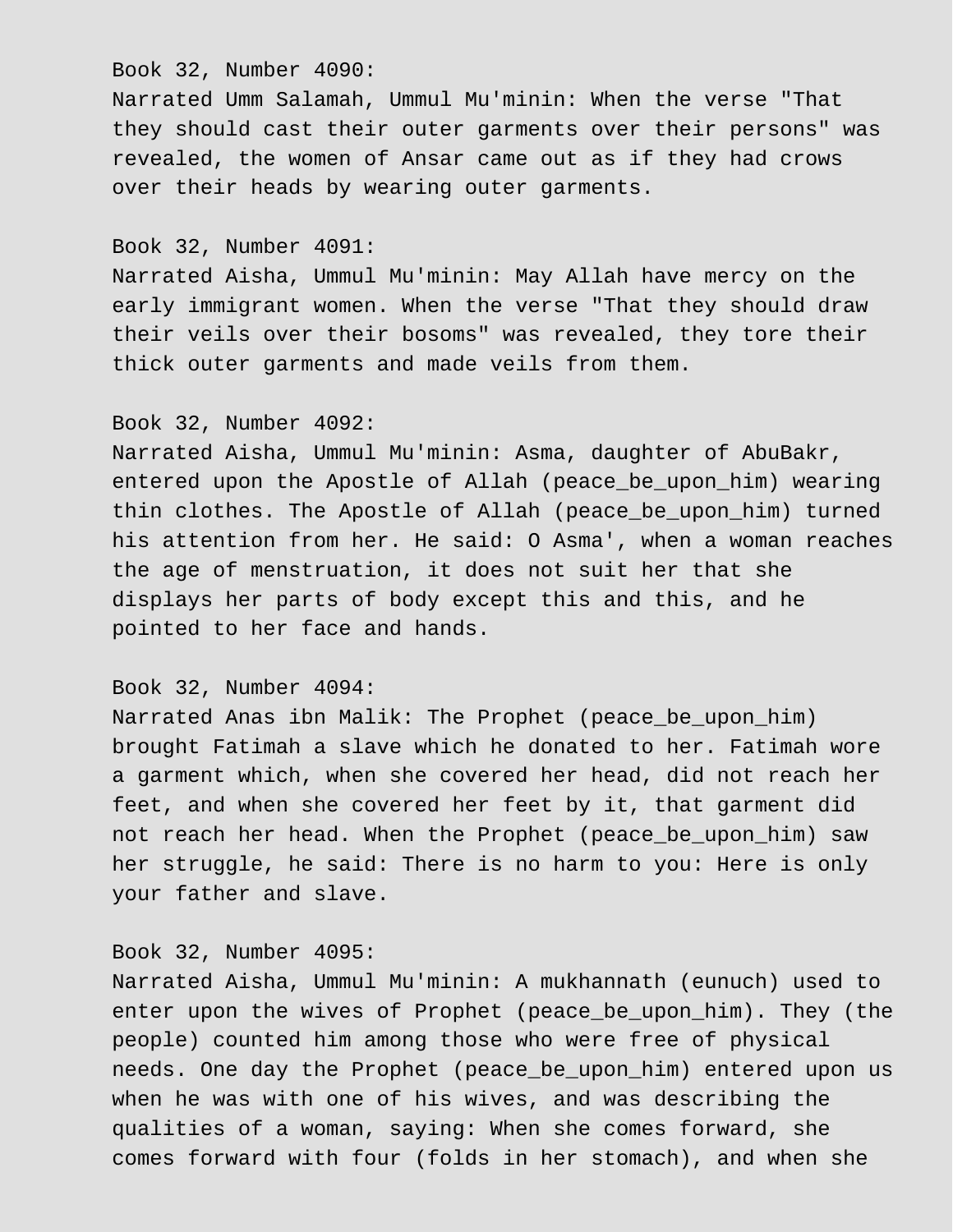Book 32, Number 4090:
Narrated Umm Salamah, Ummul Mu'minin: When the verse "That they should cast their outer garments over their persons" was revealed, the women of Ansar came out as if they had crows over their heads by wearing outer garments.

Book 32, Number 4091:
Narrated Aisha, Ummul Mu'minin: May Allah have mercy on the early immigrant women. When the verse "That they should draw their veils over their bosoms" was revealed, they tore their thick outer garments and made veils from them.

Book 32, Number 4092:
Narrated Aisha, Ummul Mu'minin: Asma, daughter of AbuBakr, entered upon the Apostle of Allah (peace_be_upon_him) wearing thin clothes. The Apostle of Allah (peace_be_upon_him) turned his attention from her. He said: O Asma', when a woman reaches the age of menstruation, it does not suit her that she displays her parts of body except this and this, and he pointed to her face and hands.

Book 32, Number 4094:
Narrated Anas ibn Malik: The Prophet (peace_be_upon_him) brought Fatimah a slave which he donated to her. Fatimah wore a garment which, when she covered her head, did not reach her feet, and when she covered her feet by it, that garment did not reach her head. When the Prophet (peace_be_upon_him) saw her struggle, he said: There is no harm to you: Here is only your father and slave.

Book 32, Number 4095:
Narrated Aisha, Ummul Mu'minin: A mukhannath (eunuch) used to enter upon the wives of Prophet (peace_be_upon_him). They (the people) counted him among those who were free of physical needs. One day the Prophet (peace_be_upon_him) entered upon us when he was with one of his wives, and was describing the qualities of a woman, saying: When she comes forward, she comes forward with four (folds in her stomach), and when she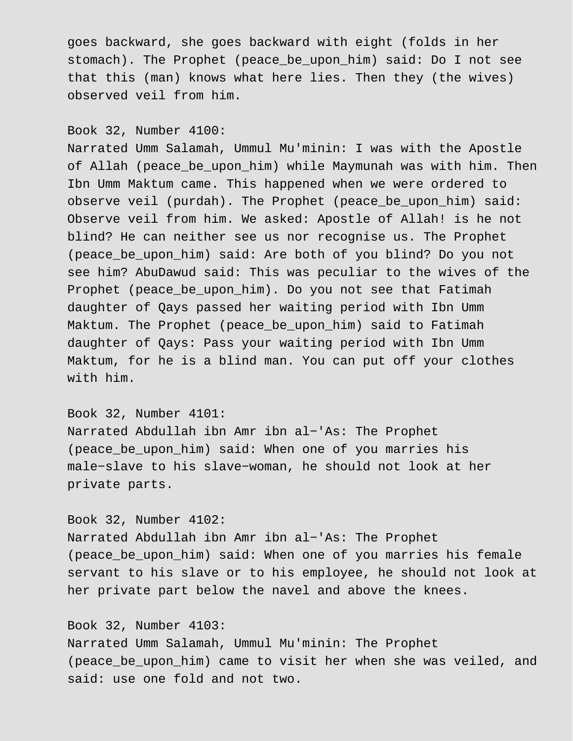goes backward, she goes backward with eight (folds in her stomach). The Prophet (peace_be_upon_him) said: Do I not see that this (man) knows what here lies. Then they (the wives) observed veil from him.

Book 32, Number 4100:
Narrated Umm Salamah, Ummul Mu'minin: I was with the Apostle of Allah (peace_be_upon_him) while Maymunah was with him. Then Ibn Umm Maktum came. This happened when we were ordered to observe veil (purdah). The Prophet (peace_be_upon_him) said: Observe veil from him. We asked: Apostle of Allah! is he not blind? He can neither see us nor recognise us. The Prophet (peace_be_upon_him) said: Are both of you blind? Do you not see him? AbuDawud said: This was peculiar to the wives of the Prophet (peace_be_upon_him). Do you not see that Fatimah daughter of Qays passed her waiting period with Ibn Umm Maktum. The Prophet (peace_be_upon_him) said to Fatimah daughter of Qays: Pass your waiting period with Ibn Umm Maktum, for he is a blind man. You can put off your clothes with him.

Book 32, Number 4101:
Narrated Abdullah ibn Amr ibn al-'As: The Prophet (peace_be_upon_him) said: When one of you marries his male-slave to his slave-woman, he should not look at her private parts.

Book 32, Number 4102:
Narrated Abdullah ibn Amr ibn al-'As: The Prophet (peace_be_upon_him) said: When one of you marries his female servant to his slave or to his employee, he should not look at her private part below the navel and above the knees.

Book 32, Number 4103:
Narrated Umm Salamah, Ummul Mu'minin: The Prophet (peace_be_upon_him) came to visit her when she was veiled, and said: use one fold and not two.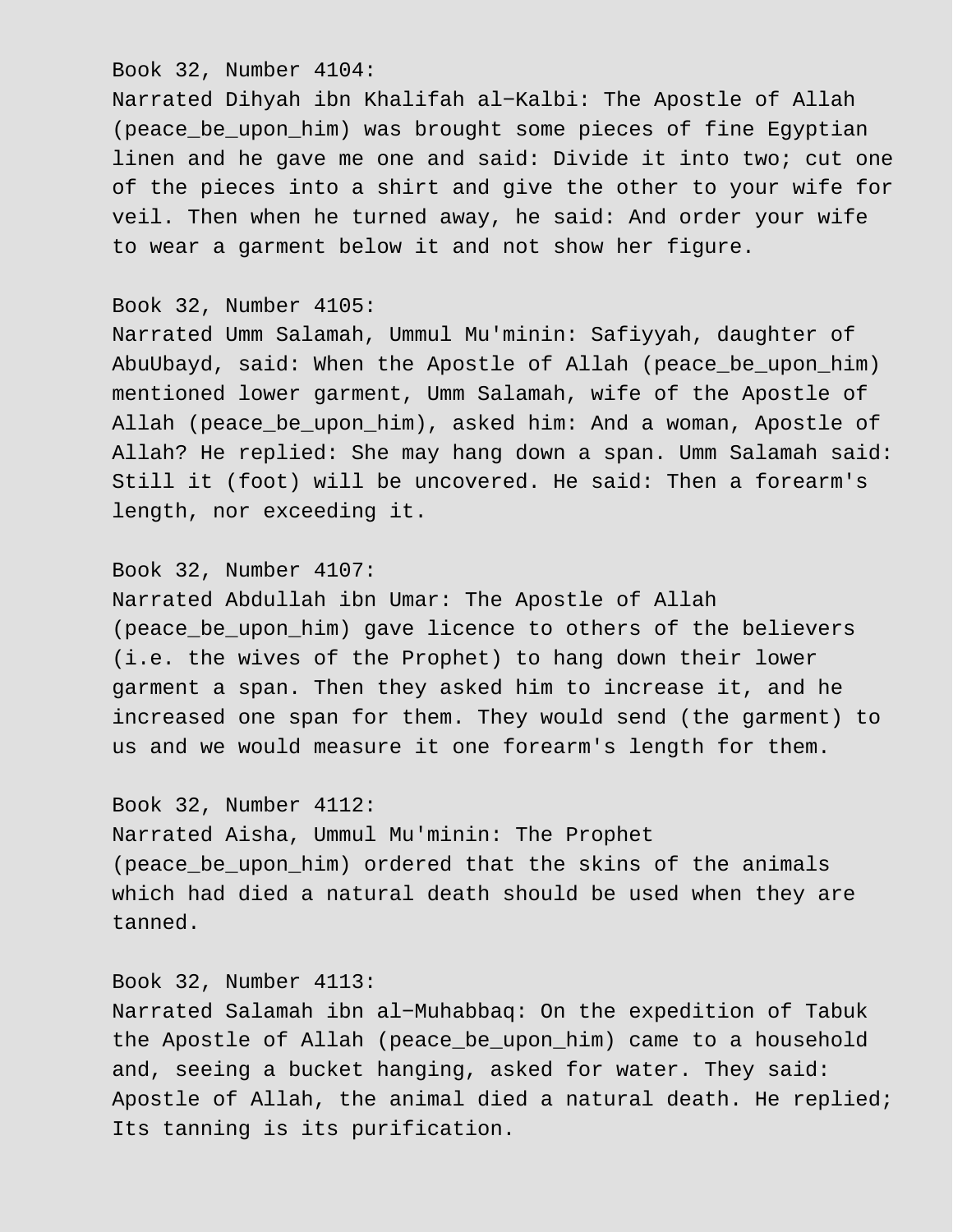Book 32, Number 4104:
Narrated Dihyah ibn Khalifah al-Kalbi: The Apostle of Allah (peace_be_upon_him) was brought some pieces of fine Egyptian linen and he gave me one and said: Divide it into two; cut one of the pieces into a shirt and give the other to your wife for veil. Then when he turned away, he said: And order your wife to wear a garment below it and not show her figure.

Book 32, Number 4105:
Narrated Umm Salamah, Ummul Mu'minin: Safiyyah, daughter of AbuUbayd, said: When the Apostle of Allah (peace_be_upon_him) mentioned lower garment, Umm Salamah, wife of the Apostle of Allah (peace_be_upon_him), asked him: And a woman, Apostle of Allah? He replied: She may hang down a span. Umm Salamah said: Still it (foot) will be uncovered. He said: Then a forearm's length, nor exceeding it.

Book 32, Number 4107:
Narrated Abdullah ibn Umar: The Apostle of Allah (peace_be_upon_him) gave licence to others of the believers (i.e. the wives of the Prophet) to hang down their lower garment a span. Then they asked him to increase it, and he increased one span for them. They would send (the garment) to us and we would measure it one forearm's length for them.

Book 32, Number 4112:
Narrated Aisha, Ummul Mu'minin: The Prophet (peace_be_upon_him) ordered that the skins of the animals which had died a natural death should be used when they are tanned.

Book 32, Number 4113:
Narrated Salamah ibn al-Muhabbaq: On the expedition of Tabuk the Apostle of Allah (peace_be_upon_him) came to a household and, seeing a bucket hanging, asked for water. They said: Apostle of Allah, the animal died a natural death. He replied; Its tanning is its purification.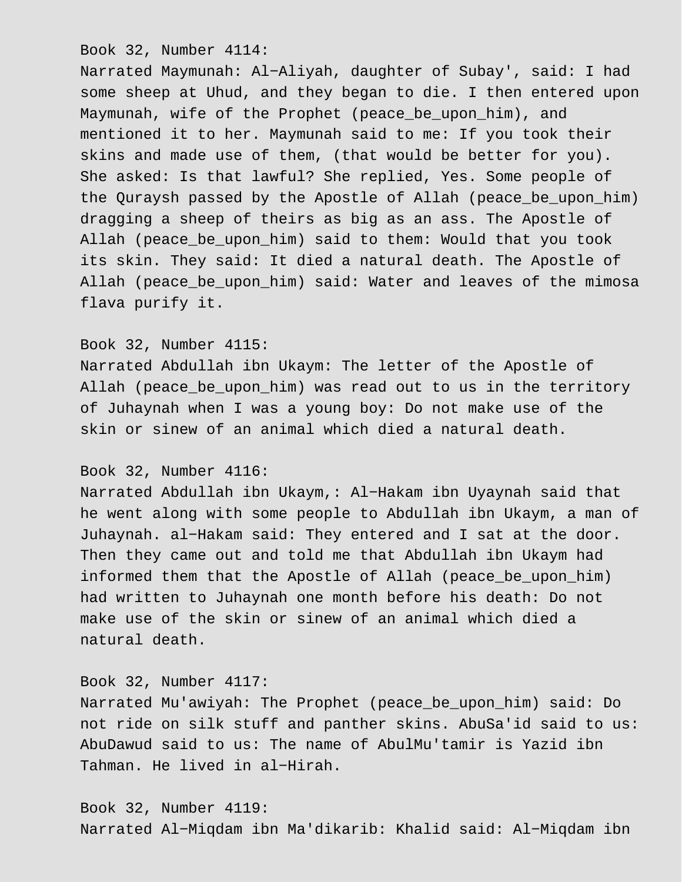Book 32, Number 4114:
Narrated Maymunah: Al-Aliyah, daughter of Subay', said: I had some sheep at Uhud, and they began to die. I then entered upon Maymunah, wife of the Prophet (peace_be_upon_him), and mentioned it to her. Maymunah said to me: If you took their skins and made use of them, (that would be better for you). She asked: Is that lawful? She replied, Yes. Some people of the Quraysh passed by the Apostle of Allah (peace_be_upon_him) dragging a sheep of theirs as big as an ass. The Apostle of Allah (peace_be_upon_him) said to them: Would that you took its skin. They said: It died a natural death. The Apostle of Allah (peace_be_upon_him) said: Water and leaves of the mimosa flava purify it.

Book 32, Number 4115:
Narrated Abdullah ibn Ukaym: The letter of the Apostle of Allah (peace_be_upon_him) was read out to us in the territory of Juhaynah when I was a young boy: Do not make use of the skin or sinew of an animal which died a natural death.

Book 32, Number 4116:
Narrated Abdullah ibn Ukaym,: Al-Hakam ibn Uyaynah said that he went along with some people to Abdullah ibn Ukaym, a man of Juhaynah. al-Hakam said: They entered and I sat at the door. Then they came out and told me that Abdullah ibn Ukaym had informed them that the Apostle of Allah (peace_be_upon_him) had written to Juhaynah one month before his death: Do not make use of the skin or sinew of an animal which died a natural death.

Book 32, Number 4117:
Narrated Mu'awiyah: The Prophet (peace_be_upon_him) said: Do not ride on silk stuff and panther skins. AbuSa'id said to us: AbuDawud said to us: The name of AbulMu'tamir is Yazid ibn Tahman. He lived in al-Hirah.

Book 32, Number 4119:
Narrated Al-Miqdam ibn Ma'dikarib: Khalid said: Al-Miqdam ibn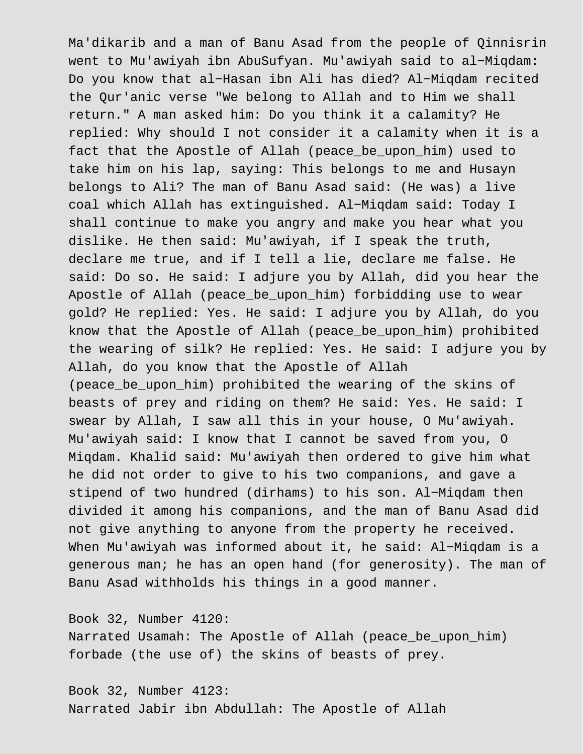Ma'dikarib and a man of Banu Asad from the people of Qinnisrin went to Mu'awiyah ibn AbuSufyan. Mu'awiyah said to al-Miqdam: Do you know that al-Hasan ibn Ali has died? Al-Miqdam recited the Qur'anic verse "We belong to Allah and to Him we shall return." A man asked him: Do you think it a calamity? He replied: Why should I not consider it a calamity when it is a fact that the Apostle of Allah (peace_be_upon_him) used to take him on his lap, saying: This belongs to me and Husayn belongs to Ali? The man of Banu Asad said: (He was) a live coal which Allah has extinguished. Al-Miqdam said: Today I shall continue to make you angry and make you hear what you dislike. He then said: Mu'awiyah, if I speak the truth, declare me true, and if I tell a lie, declare me false. He said: Do so. He said: I adjure you by Allah, did you hear the Apostle of Allah (peace_be_upon_him) forbidding use to wear gold? He replied: Yes. He said: I adjure you by Allah, do you know that the Apostle of Allah (peace_be_upon_him) prohibited the wearing of silk? He replied: Yes. He said: I adjure you by Allah, do you know that the Apostle of Allah (peace_be_upon_him) prohibited the wearing of the skins of beasts of prey and riding on them? He said: Yes. He said: I swear by Allah, I saw all this in your house, O Mu'awiyah. Mu'awiyah said: I know that I cannot be saved from you, O Miqdam. Khalid said: Mu'awiyah then ordered to give him what he did not order to give to his two companions, and gave a stipend of two hundred (dirhams) to his son. Al-Miqdam then divided it among his companions, and the man of Banu Asad did not give anything to anyone from the property he received. When Mu'awiyah was informed about it, he said: Al-Miqdam is a generous man; he has an open hand (for generosity). The man of Banu Asad withholds his things in a good manner.

Book 32, Number 4120:
Narrated Usamah: The Apostle of Allah (peace_be_upon_him) forbade (the use of) the skins of beasts of prey.

Book 32, Number 4123:
Narrated Jabir ibn Abdullah: The Apostle of Allah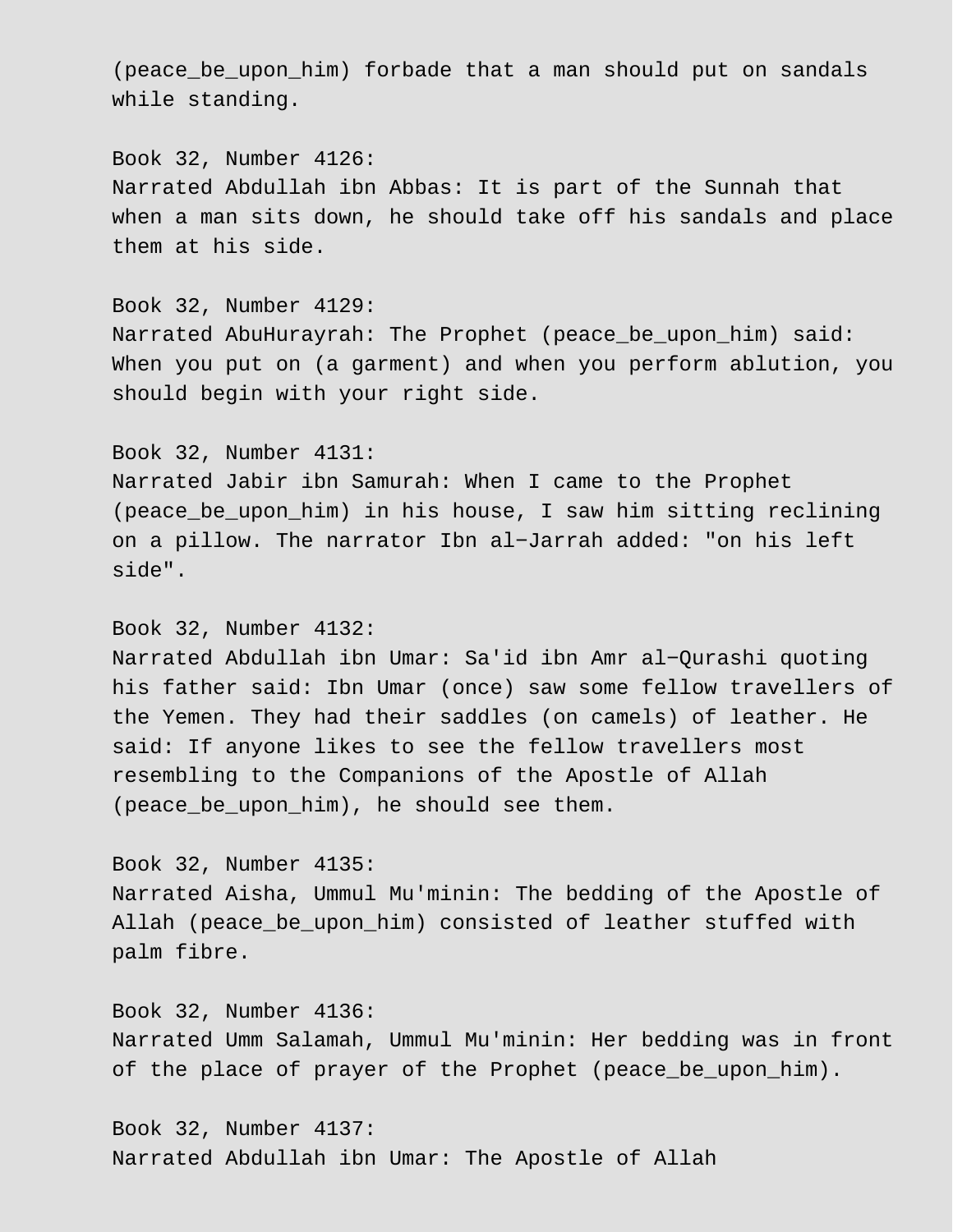(peace_be_upon_him) forbade that a man should put on sandals while standing.

Book 32, Number 4126:
Narrated Abdullah ibn Abbas: It is part of the Sunnah that when a man sits down, he should take off his sandals and place them at his side.

Book 32, Number 4129:
Narrated AbuHurayrah: The Prophet (peace_be_upon_him) said: When you put on (a garment) and when you perform ablution, you should begin with your right side.

Book 32, Number 4131:
Narrated Jabir ibn Samurah: When I came to the Prophet (peace_be_upon_him) in his house, I saw him sitting reclining on a pillow. The narrator Ibn al-Jarrah added: "on his left side".

Book 32, Number 4132:
Narrated Abdullah ibn Umar: Sa'id ibn Amr al-Qurashi quoting his father said: Ibn Umar (once) saw some fellow travellers of the Yemen. They had their saddles (on camels) of leather. He said: If anyone likes to see the fellow travellers most resembling to the Companions of the Apostle of Allah (peace_be_upon_him), he should see them.

Book 32, Number 4135:
Narrated Aisha, Ummul Mu'minin: The bedding of the Apostle of Allah (peace_be_upon_him) consisted of leather stuffed with palm fibre.

Book 32, Number 4136:
Narrated Umm Salamah, Ummul Mu'minin: Her bedding was in front of the place of prayer of the Prophet (peace_be_upon_him).

Book 32, Number 4137:
Narrated Abdullah ibn Umar: The Apostle of Allah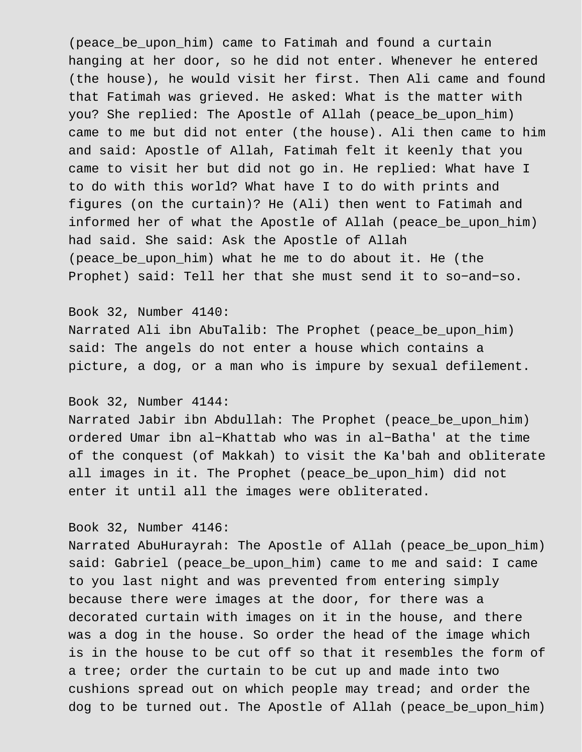(peace_be_upon_him) came to Fatimah and found a curtain hanging at her door, so he did not enter. Whenever he entered (the house), he would visit her first. Then Ali came and found that Fatimah was grieved. He asked: What is the matter with you? She replied: The Apostle of Allah (peace_be_upon_him) came to me but did not enter (the house). Ali then came to him and said: Apostle of Allah, Fatimah felt it keenly that you came to visit her but did not go in. He replied: What have I to do with this world? What have I to do with prints and figures (on the curtain)? He (Ali) then went to Fatimah and informed her of what the Apostle of Allah (peace_be_upon_him) had said. She said: Ask the Apostle of Allah (peace_be_upon_him) what he me to do about it. He (the Prophet) said: Tell her that she must send it to so−and−so.

Book 32, Number 4140:
Narrated Ali ibn AbuTalib: The Prophet (peace_be_upon_him) said: The angels do not enter a house which contains a picture, a dog, or a man who is impure by sexual defilement.

Book 32, Number 4144:
Narrated Jabir ibn Abdullah: The Prophet (peace_be_upon_him) ordered Umar ibn al−Khattab who was in al−Batha' at the time of the conquest (of Makkah) to visit the Ka'bah and obliterate all images in it. The Prophet (peace_be_upon_him) did not enter it until all the images were obliterated.

Book 32, Number 4146:
Narrated AbuHurayrah: The Apostle of Allah (peace_be_upon_him) said: Gabriel (peace_be_upon_him) came to me and said: I came to you last night and was prevented from entering simply because there were images at the door, for there was a decorated curtain with images on it in the house, and there was a dog in the house. So order the head of the image which is in the house to be cut off so that it resembles the form of a tree; order the curtain to be cut up and made into two cushions spread out on which people may tread; and order the dog to be turned out. The Apostle of Allah (peace_be_upon_him)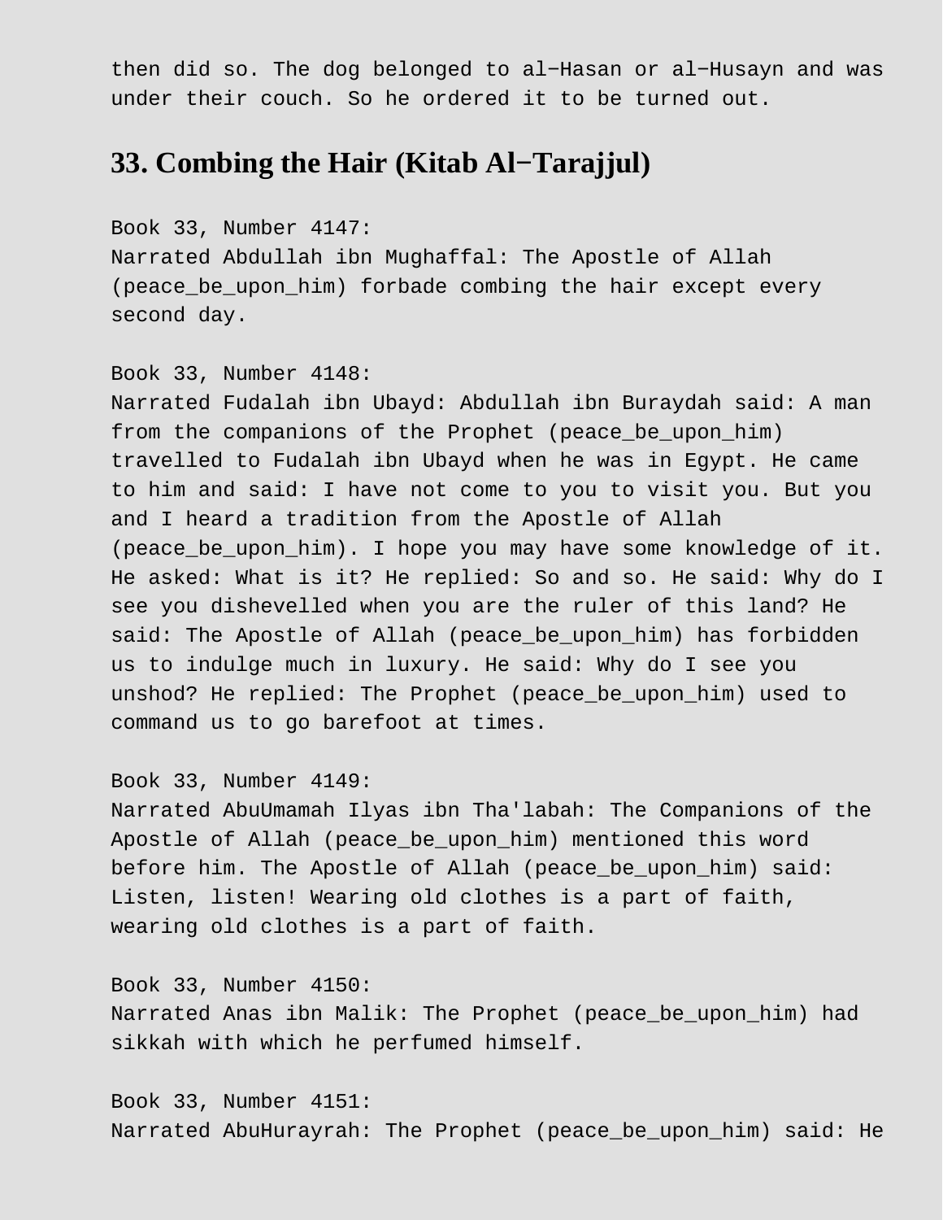then did so. The dog belonged to al−Hasan or al−Husayn and was under their couch. So he ordered it to be turned out.

## 33. Combing the Hair (Kitab Al−Tarajjul)

Book 33, Number 4147:
Narrated Abdullah ibn Mughaffal: The Apostle of Allah (peace_be_upon_him) forbade combing the hair except every second day.

Book 33, Number 4148:
Narrated Fudalah ibn Ubayd: Abdullah ibn Buraydah said: A man from the companions of the Prophet (peace_be_upon_him) travelled to Fudalah ibn Ubayd when he was in Egypt. He came to him and said: I have not come to you to visit you. But you and I heard a tradition from the Apostle of Allah (peace_be_upon_him). I hope you may have some knowledge of it. He asked: What is it? He replied: So and so. He said: Why do I see you dishevelled when you are the ruler of this land? He said: The Apostle of Allah (peace_be_upon_him) has forbidden us to indulge much in luxury. He said: Why do I see you unshod? He replied: The Prophet (peace_be_upon_him) used to command us to go barefoot at times.

Book 33, Number 4149:
Narrated AbuUmamah Ilyas ibn Tha'labah: The Companions of the Apostle of Allah (peace_be_upon_him) mentioned this word before him. The Apostle of Allah (peace_be_upon_him) said: Listen, listen! Wearing old clothes is a part of faith, wearing old clothes is a part of faith.

Book 33, Number 4150:
Narrated Anas ibn Malik: The Prophet (peace_be_upon_him) had sikkah with which he perfumed himself.

Book 33, Number 4151:
Narrated AbuHurayrah: The Prophet (peace_be_upon_him) said: He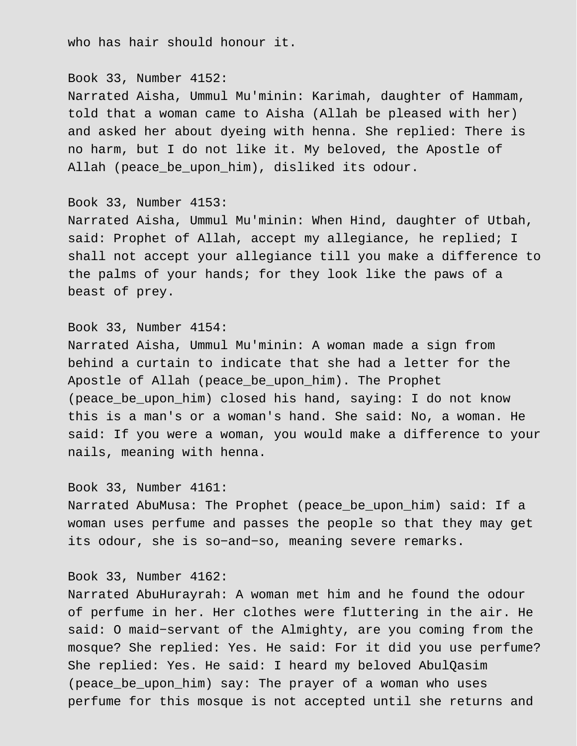who has hair should honour it.

Book 33, Number 4152:
Narrated Aisha, Ummul Mu'minin: Karimah, daughter of Hammam, told that a woman came to Aisha (Allah be pleased with her) and asked her about dyeing with henna. She replied: There is no harm, but I do not like it. My beloved, the Apostle of Allah (peace_be_upon_him), disliked its odour.

Book 33, Number 4153:
Narrated Aisha, Ummul Mu'minin: When Hind, daughter of Utbah, said: Prophet of Allah, accept my allegiance, he replied; I shall not accept your allegiance till you make a difference to the palms of your hands; for they look like the paws of a beast of prey.

Book 33, Number 4154:
Narrated Aisha, Ummul Mu'minin: A woman made a sign from behind a curtain to indicate that she had a letter for the Apostle of Allah (peace_be_upon_him). The Prophet (peace_be_upon_him) closed his hand, saying: I do not know this is a man's or a woman's hand. She said: No, a woman. He said: If you were a woman, you would make a difference to your nails, meaning with henna.

Book 33, Number 4161:
Narrated AbuMusa: The Prophet (peace_be_upon_him) said: If a woman uses perfume and passes the people so that they may get its odour, she is so−and−so, meaning severe remarks.

Book 33, Number 4162:
Narrated AbuHurayrah: A woman met him and he found the odour of perfume in her. Her clothes were fluttering in the air. He said: O maid−servant of the Almighty, are you coming from the mosque? She replied: Yes. He said: For it did you use perfume? She replied: Yes. He said: I heard my beloved AbulQasim (peace_be_upon_him) say: The prayer of a woman who uses perfume for this mosque is not accepted until she returns and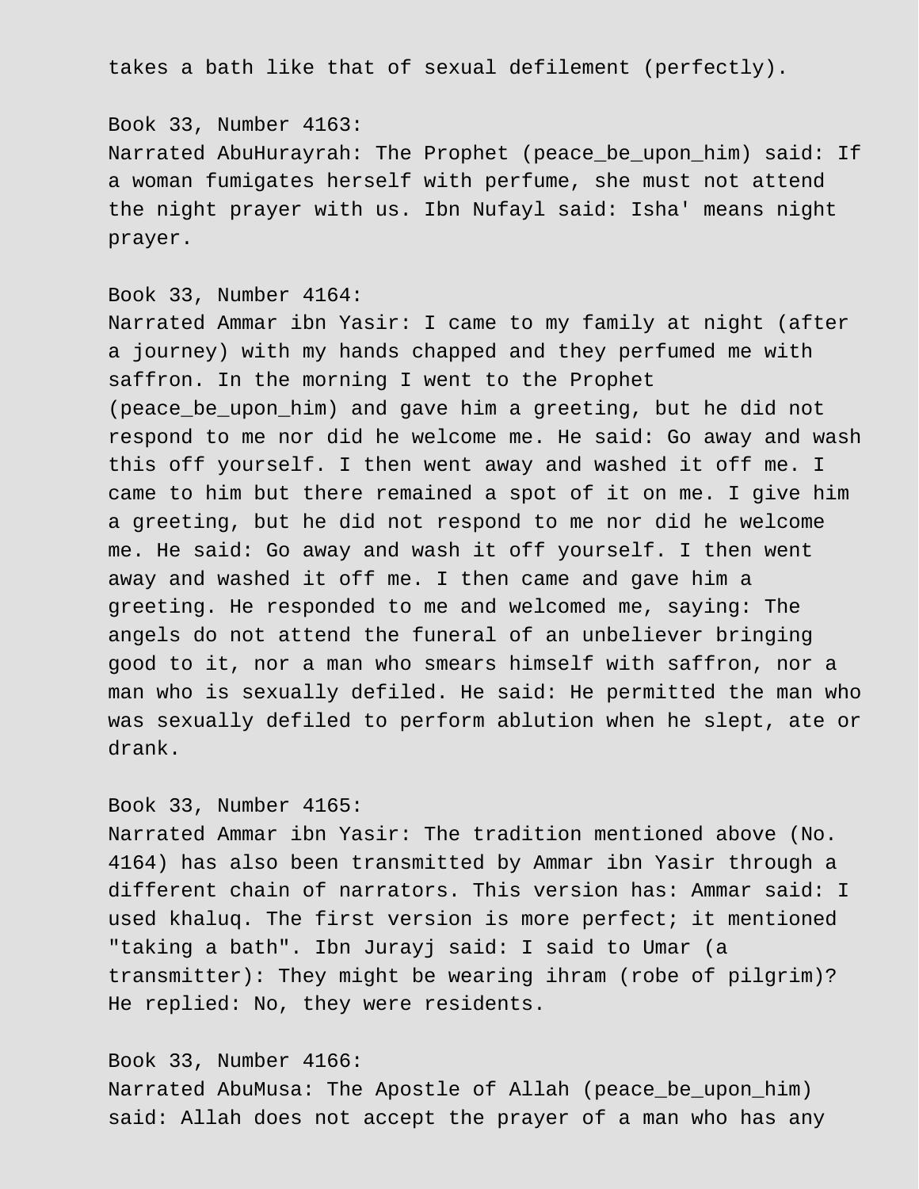takes a bath like that of sexual defilement (perfectly).

Book 33, Number 4163:
Narrated AbuHurayrah: The Prophet (peace_be_upon_him) said: If a woman fumigates herself with perfume, she must not attend the night prayer with us. Ibn Nufayl said: Isha' means night prayer.

Book 33, Number 4164:
Narrated Ammar ibn Yasir: I came to my family at night (after a journey) with my hands chapped and they perfumed me with saffron. In the morning I went to the Prophet (peace_be_upon_him) and gave him a greeting, but he did not respond to me nor did he welcome me. He said: Go away and wash this off yourself. I then went away and washed it off me. I came to him but there remained a spot of it on me. I give him a greeting, but he did not respond to me nor did he welcome me. He said: Go away and wash it off yourself. I then went away and washed it off me. I then came and gave him a greeting. He responded to me and welcomed me, saying: The angels do not attend the funeral of an unbeliever bringing good to it, nor a man who smears himself with saffron, nor a man who is sexually defiled. He said: He permitted the man who was sexually defiled to perform ablution when he slept, ate or drank.

Book 33, Number 4165:
Narrated Ammar ibn Yasir: The tradition mentioned above (No. 4164) has also been transmitted by Ammar ibn Yasir through a different chain of narrators. This version has: Ammar said: I used khaluq. The first version is more perfect; it mentioned "taking a bath". Ibn Jurayj said: I said to Umar (a transmitter): They might be wearing ihram (robe of pilgrim)? He replied: No, they were residents.

Book 33, Number 4166:
Narrated AbuMusa: The Apostle of Allah (peace_be_upon_him) said: Allah does not accept the prayer of a man who has any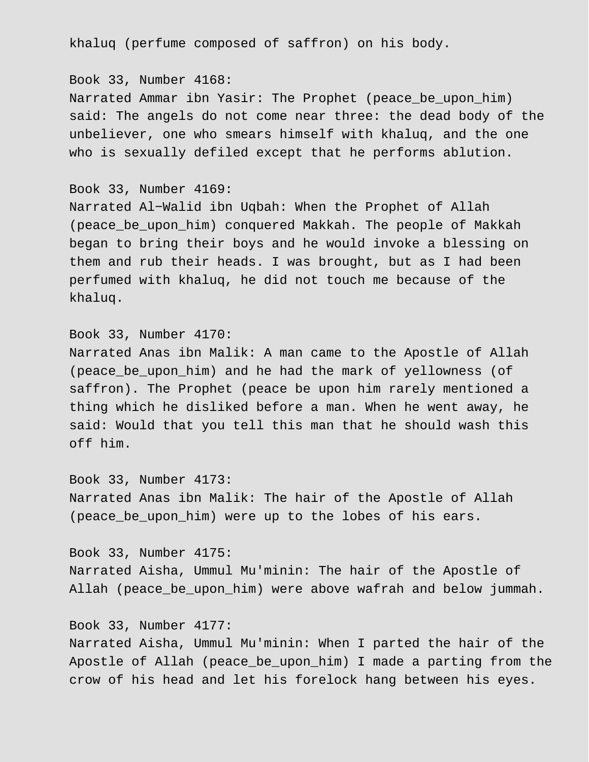khaluq (perfume composed of saffron) on his body.

Book 33, Number 4168:
Narrated Ammar ibn Yasir: The Prophet (peace_be_upon_him) said: The angels do not come near three: the dead body of the unbeliever, one who smears himself with khaluq, and the one who is sexually defiled except that he performs ablution.

Book 33, Number 4169:
Narrated Al-Walid ibn Uqbah: When the Prophet of Allah (peace_be_upon_him) conquered Makkah. The people of Makkah began to bring their boys and he would invoke a blessing on them and rub their heads. I was brought, but as I had been perfumed with khaluq, he did not touch me because of the khaluq.

Book 33, Number 4170:
Narrated Anas ibn Malik: A man came to the Apostle of Allah (peace_be_upon_him) and he had the mark of yellowness (of saffron). The Prophet (peace be upon him rarely mentioned a thing which he disliked before a man. When he went away, he said: Would that you tell this man that he should wash this off him.

Book 33, Number 4173:
Narrated Anas ibn Malik: The hair of the Apostle of Allah (peace_be_upon_him) were up to the lobes of his ears.

Book 33, Number 4175:
Narrated Aisha, Ummul Mu'minin: The hair of the Apostle of Allah (peace_be_upon_him) were above wafrah and below jummah.

Book 33, Number 4177:
Narrated Aisha, Ummul Mu'minin: When I parted the hair of the Apostle of Allah (peace_be_upon_him) I made a parting from the crow of his head and let his forelock hang between his eyes.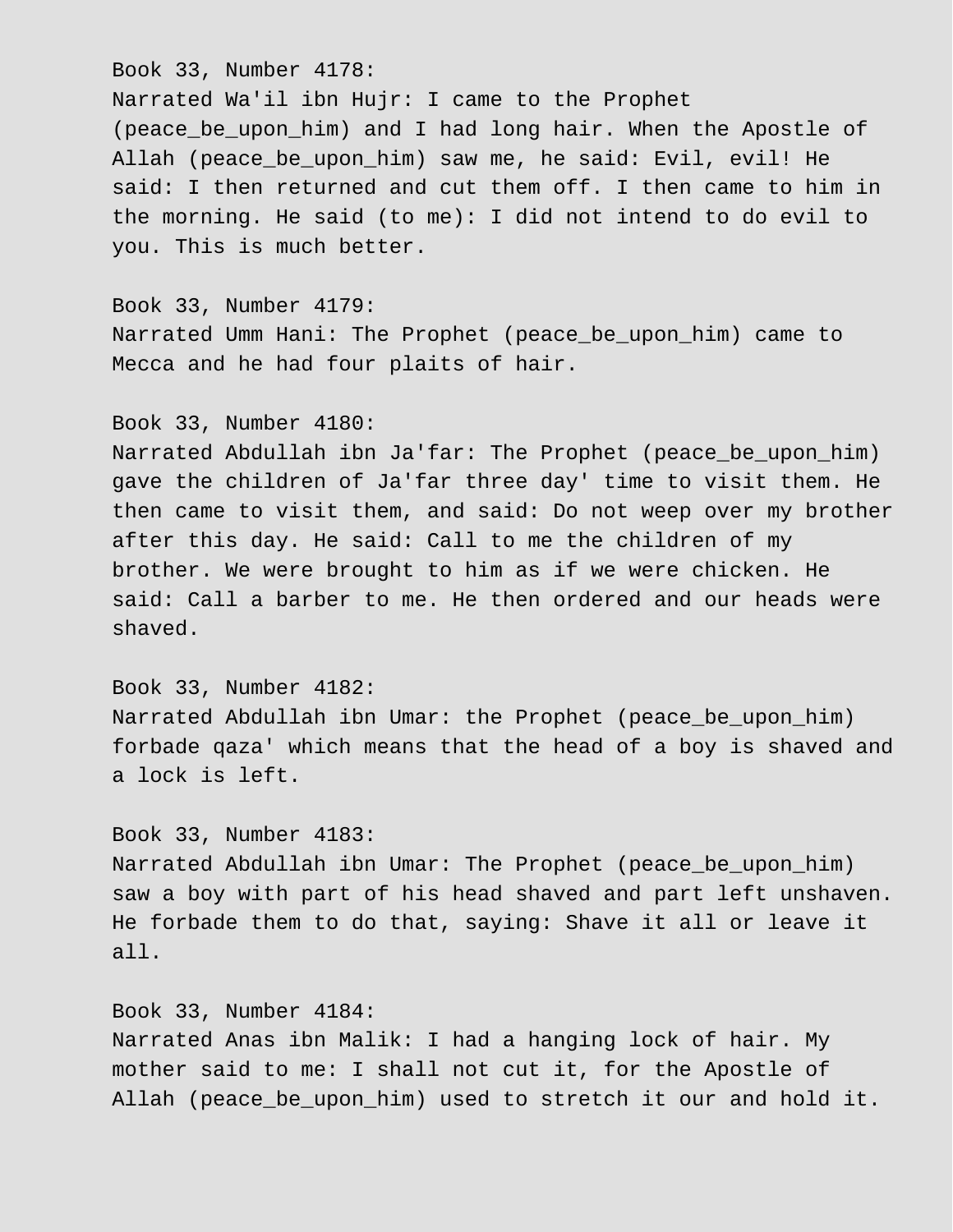Book 33, Number 4178:
Narrated Wa'il ibn Hujr: I came to the Prophet (peace_be_upon_him) and I had long hair. When the Apostle of Allah (peace_be_upon_him) saw me, he said: Evil, evil! He said: I then returned and cut them off. I then came to him in the morning. He said (to me): I did not intend to do evil to you. This is much better.

Book 33, Number 4179:
Narrated Umm Hani: The Prophet (peace_be_upon_him) came to Mecca and he had four plaits of hair.

Book 33, Number 4180:
Narrated Abdullah ibn Ja'far: The Prophet (peace_be_upon_him) gave the children of Ja'far three day' time to visit them. He then came to visit them, and said: Do not weep over my brother after this day. He said: Call to me the children of my brother. We were brought to him as if we were chicken. He said: Call a barber to me. He then ordered and our heads were shaved.

Book 33, Number 4182:
Narrated Abdullah ibn Umar: the Prophet (peace_be_upon_him) forbade qaza' which means that the head of a boy is shaved and a lock is left.

Book 33, Number 4183:
Narrated Abdullah ibn Umar: The Prophet (peace_be_upon_him) saw a boy with part of his head shaved and part left unshaven. He forbade them to do that, saying: Shave it all or leave it all.

Book 33, Number 4184:
Narrated Anas ibn Malik: I had a hanging lock of hair. My mother said to me: I shall not cut it, for the Apostle of Allah (peace_be_upon_him) used to stretch it our and hold it.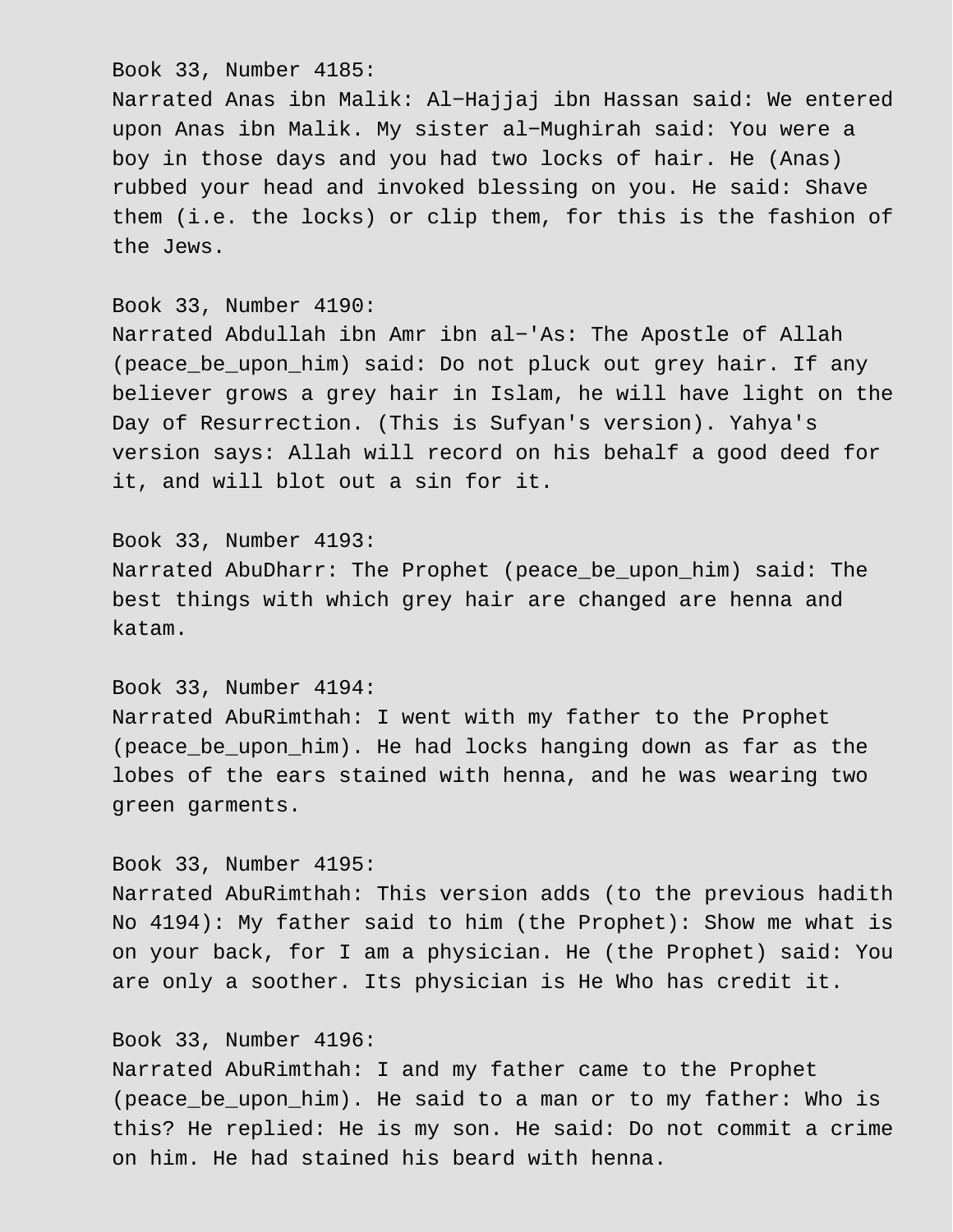Book 33, Number 4185:
Narrated Anas ibn Malik: Al-Hajjaj ibn Hassan said: We entered upon Anas ibn Malik. My sister al-Mughirah said: You were a boy in those days and you had two locks of hair. He (Anas) rubbed your head and invoked blessing on you. He said: Shave them (i.e. the locks) or clip them, for this is the fashion of the Jews.

Book 33, Number 4190:
Narrated Abdullah ibn Amr ibn al-'As: The Apostle of Allah (peace_be_upon_him) said: Do not pluck out grey hair. If any believer grows a grey hair in Islam, he will have light on the Day of Resurrection. (This is Sufyan's version). Yahya's version says: Allah will record on his behalf a good deed for it, and will blot out a sin for it.

Book 33, Number 4193:
Narrated AbuDharr: The Prophet (peace_be_upon_him) said: The best things with which grey hair are changed are henna and katam.

Book 33, Number 4194:
Narrated AbuRimthah: I went with my father to the Prophet (peace_be_upon_him). He had locks hanging down as far as the lobes of the ears stained with henna, and he was wearing two green garments.

Book 33, Number 4195:
Narrated AbuRimthah: This version adds (to the previous hadith No 4194): My father said to him (the Prophet): Show me what is on your back, for I am a physician. He (the Prophet) said: You are only a soother. Its physician is He Who has credit it.

Book 33, Number 4196:
Narrated AbuRimthah: I and my father came to the Prophet (peace_be_upon_him). He said to a man or to my father: Who is this? He replied: He is my son. He said: Do not commit a crime on him. He had stained his beard with henna.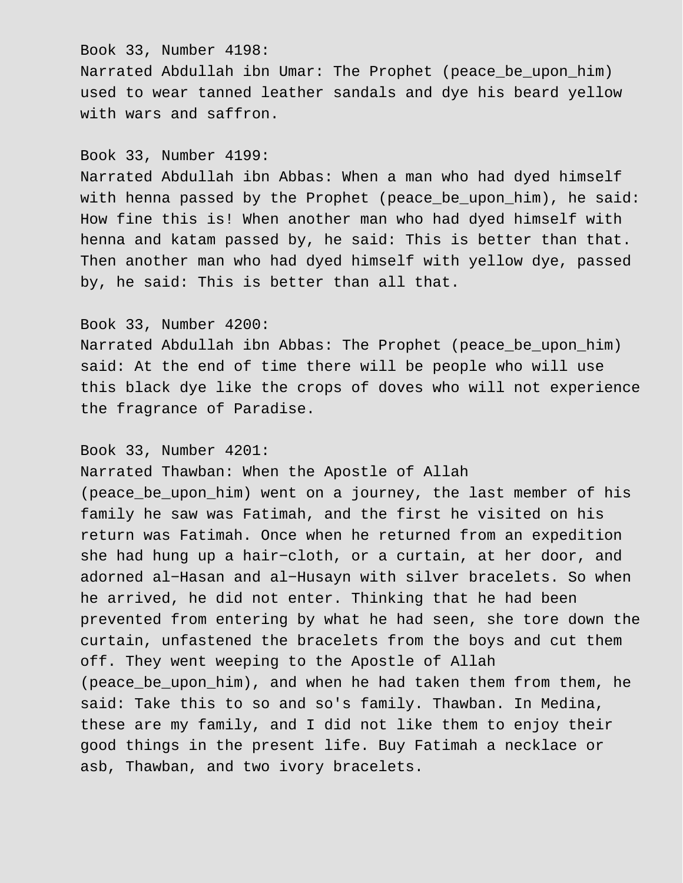Book 33, Number 4198:
Narrated Abdullah ibn Umar: The Prophet (peace_be_upon_him) used to wear tanned leather sandals and dye his beard yellow with wars and saffron.

Book 33, Number 4199:
Narrated Abdullah ibn Abbas: When a man who had dyed himself with henna passed by the Prophet (peace_be_upon_him), he said: How fine this is! When another man who had dyed himself with henna and katam passed by, he said: This is better than that. Then another man who had dyed himself with yellow dye, passed by, he said: This is better than all that.

Book 33, Number 4200:
Narrated Abdullah ibn Abbas: The Prophet (peace_be_upon_him) said: At the end of time there will be people who will use this black dye like the crops of doves who will not experience the fragrance of Paradise.

Book 33, Number 4201:
Narrated Thawban: When the Apostle of Allah (peace_be_upon_him) went on a journey, the last member of his family he saw was Fatimah, and the first he visited on his return was Fatimah. Once when he returned from an expedition she had hung up a hair-cloth, or a curtain, at her door, and adorned al-Hasan and al-Husayn with silver bracelets. So when he arrived, he did not enter. Thinking that he had been prevented from entering by what he had seen, she tore down the curtain, unfastened the bracelets from the boys and cut them off. They went weeping to the Apostle of Allah (peace_be_upon_him), and when he had taken them from them, he said: Take this to so and so's family. Thawban. In Medina, these are my family, and I did not like them to enjoy their good things in the present life. Buy Fatimah a necklace or asb, Thawban, and two ivory bracelets.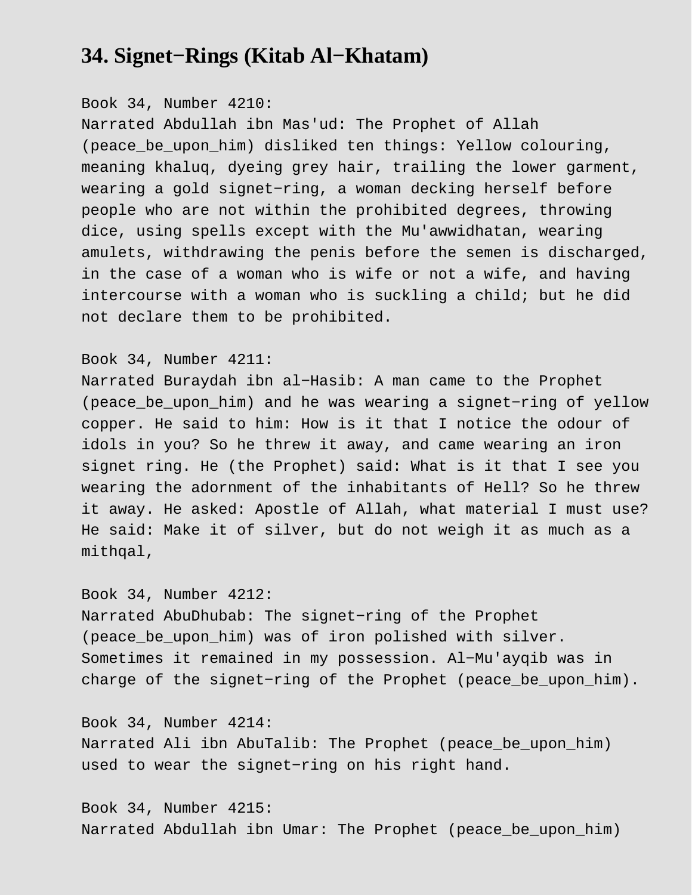## 34. Signet−Rings (Kitab Al−Khatam)

Book 34, Number 4210:
Narrated Abdullah ibn Mas'ud: The Prophet of Allah (peace_be_upon_him) disliked ten things: Yellow colouring, meaning khaluq, dyeing grey hair, trailing the lower garment, wearing a gold signet−ring, a woman decking herself before people who are not within the prohibited degrees, throwing dice, using spells except with the Mu'awwidhatan, wearing amulets, withdrawing the penis before the semen is discharged, in the case of a woman who is wife or not a wife, and having intercourse with a woman who is suckling a child; but he did not declare them to be prohibited.

Book 34, Number 4211:
Narrated Buraydah ibn al−Hasib: A man came to the Prophet (peace_be_upon_him) and he was wearing a signet−ring of yellow copper. He said to him: How is it that I notice the odour of idols in you? So he threw it away, and came wearing an iron signet ring. He (the Prophet) said: What is it that I see you wearing the adornment of the inhabitants of Hell? So he threw it away. He asked: Apostle of Allah, what material I must use? He said: Make it of silver, but do not weigh it as much as a mithqal,

Book 34, Number 4212:
Narrated AbuDhubab: The signet−ring of the Prophet (peace_be_upon_him) was of iron polished with silver. Sometimes it remained in my possession. Al−Mu'ayqib was in charge of the signet−ring of the Prophet (peace_be_upon_him).

Book 34, Number 4214:
Narrated Ali ibn AbuTalib: The Prophet (peace_be_upon_him) used to wear the signet−ring on his right hand.

Book 34, Number 4215:
Narrated Abdullah ibn Umar: The Prophet (peace_be_upon_him)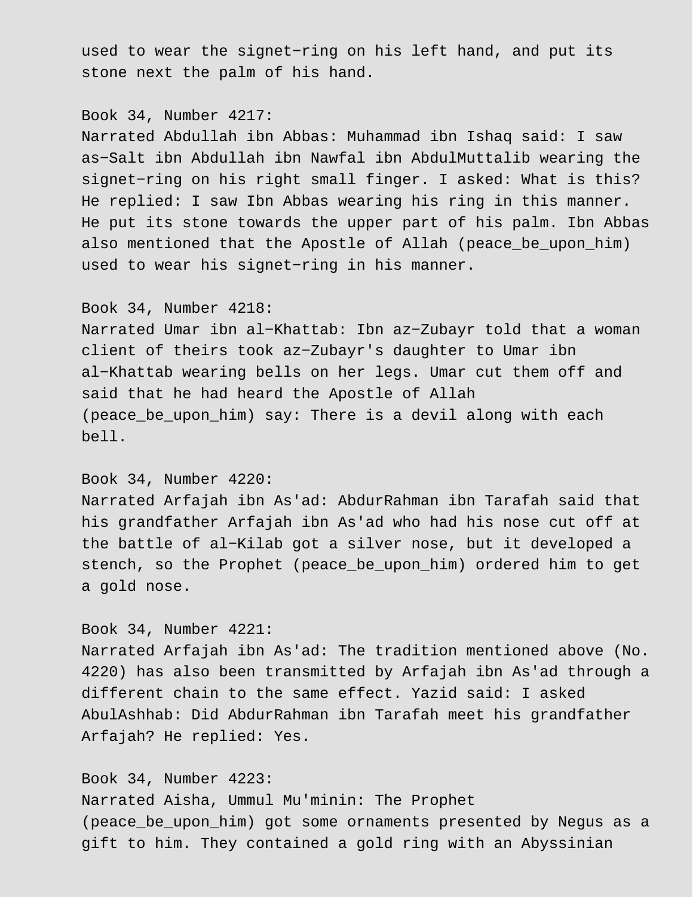used to wear the signet−ring on his left hand, and put its stone next the palm of his hand.

Book 34, Number 4217:
Narrated Abdullah ibn Abbas: Muhammad ibn Ishaq said: I saw as−Salt ibn Abdullah ibn Nawfal ibn AbdulMuttalib wearing the signet−ring on his right small finger. I asked: What is this? He replied: I saw Ibn Abbas wearing his ring in this manner. He put its stone towards the upper part of his palm. Ibn Abbas also mentioned that the Apostle of Allah (peace_be_upon_him) used to wear his signet−ring in his manner.

Book 34, Number 4218:
Narrated Umar ibn al−Khattab: Ibn az−Zubayr told that a woman client of theirs took az−Zubayr's daughter to Umar ibn al−Khattab wearing bells on her legs. Umar cut them off and said that he had heard the Apostle of Allah (peace_be_upon_him) say: There is a devil along with each bell.

Book 34, Number 4220:
Narrated Arfajah ibn As'ad: AbdurRahman ibn Tarafah said that his grandfather Arfajah ibn As'ad who had his nose cut off at the battle of al−Kilab got a silver nose, but it developed a stench, so the Prophet (peace_be_upon_him) ordered him to get a gold nose.

Book 34, Number 4221:
Narrated Arfajah ibn As'ad: The tradition mentioned above (No. 4220) has also been transmitted by Arfajah ibn As'ad through a different chain to the same effect. Yazid said: I asked AbulAshhab: Did AbdurRahman ibn Tarafah meet his grandfather Arfajah? He replied: Yes.

Book 34, Number 4223:
Narrated Aisha, Ummul Mu'minin: The Prophet (peace_be_upon_him) got some ornaments presented by Negus as a gift to him. They contained a gold ring with an Abyssinian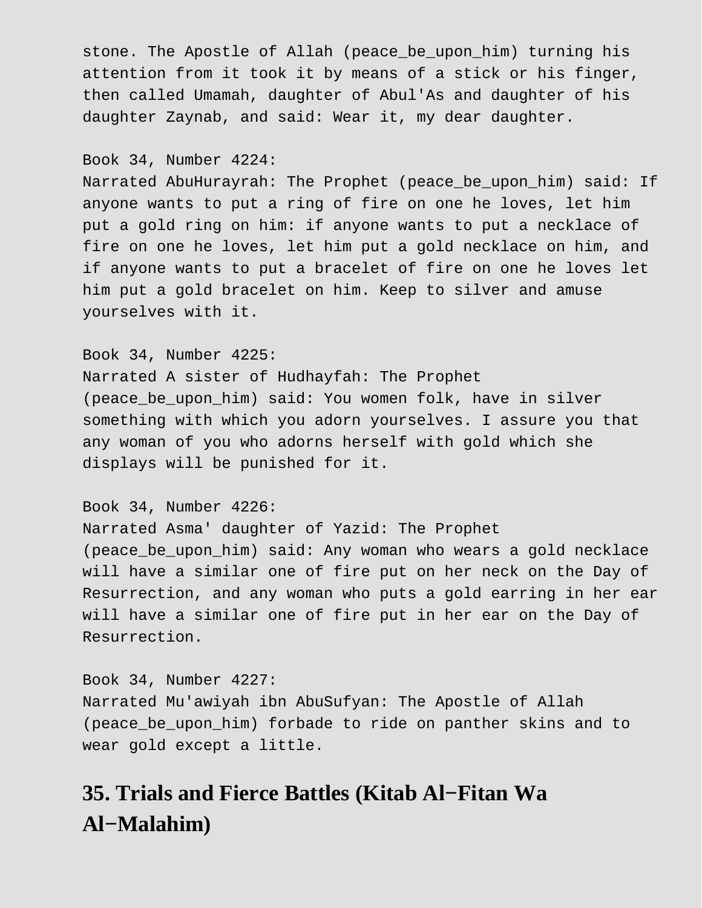stone. The Apostle of Allah (peace_be_upon_him) turning his attention from it took it by means of a stick or his finger, then called Umamah, daughter of Abul'As and daughter of his daughter Zaynab, and said: Wear it, my dear daughter.

Book 34, Number 4224:
Narrated AbuHurayrah: The Prophet (peace_be_upon_him) said: If anyone wants to put a ring of fire on one he loves, let him put a gold ring on him: if anyone wants to put a necklace of fire on one he loves, let him put a gold necklace on him, and if anyone wants to put a bracelet of fire on one he loves let him put a gold bracelet on him. Keep to silver and amuse yourselves with it.

Book 34, Number 4225:
Narrated A sister of Hudhayfah: The Prophet (peace_be_upon_him) said: You women folk, have in silver something with which you adorn yourselves. I assure you that any woman of you who adorns herself with gold which she displays will be punished for it.

Book 34, Number 4226:
Narrated Asma' daughter of Yazid: The Prophet (peace_be_upon_him) said: Any woman who wears a gold necklace will have a similar one of fire put on her neck on the Day of Resurrection, and any woman who puts a gold earring in her ear will have a similar one of fire put in her ear on the Day of Resurrection.

Book 34, Number 4227:
Narrated Mu'awiyah ibn AbuSufyan: The Apostle of Allah (peace_be_upon_him) forbade to ride on panther skins and to wear gold except a little.

## 35. Trials and Fierce Battles (Kitab Al−Fitan Wa Al−Malahim)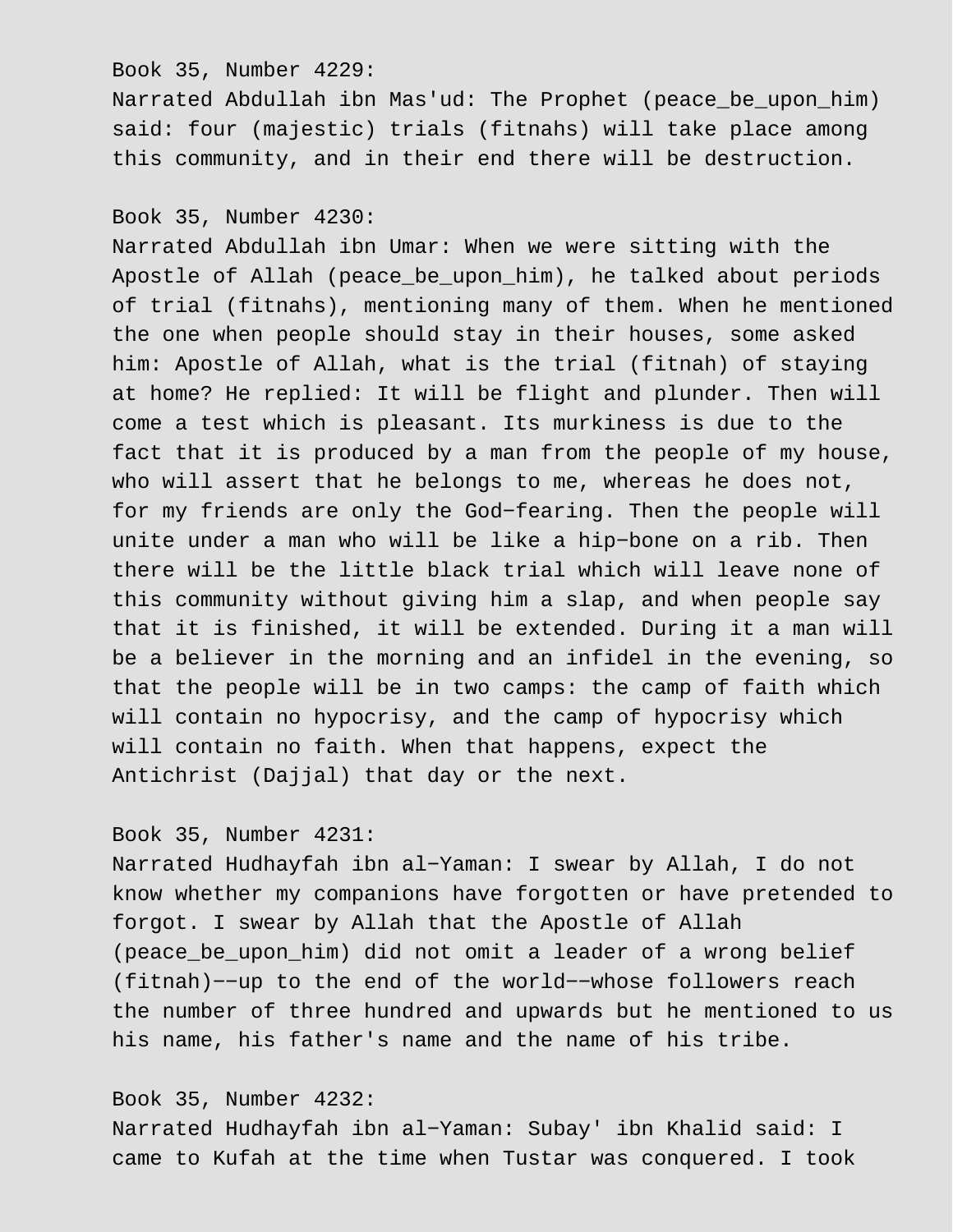Book 35, Number 4229:
Narrated Abdullah ibn Mas'ud: The Prophet (peace_be_upon_him) said: four (majestic) trials (fitnahs) will take place among this community, and in their end there will be destruction.

Book 35, Number 4230:
Narrated Abdullah ibn Umar: When we were sitting with the Apostle of Allah (peace_be_upon_him), he talked about periods of trial (fitnahs), mentioning many of them. When he mentioned the one when people should stay in their houses, some asked him: Apostle of Allah, what is the trial (fitnah) of staying at home? He replied: It will be flight and plunder. Then will come a test which is pleasant. Its murkiness is due to the fact that it is produced by a man from the people of my house, who will assert that he belongs to me, whereas he does not, for my friends are only the God−fearing. Then the people will unite under a man who will be like a hip−bone on a rib. Then there will be the little black trial which will leave none of this community without giving him a slap, and when people say that it is finished, it will be extended. During it a man will be a believer in the morning and an infidel in the evening, so that the people will be in two camps: the camp of faith which will contain no hypocrisy, and the camp of hypocrisy which will contain no faith. When that happens, expect the Antichrist (Dajjal) that day or the next.

Book 35, Number 4231:
Narrated Hudhayfah ibn al−Yaman: I swear by Allah, I do not know whether my companions have forgotten or have pretended to forgot. I swear by Allah that the Apostle of Allah (peace_be_upon_him) did not omit a leader of a wrong belief (fitnah)−−up to the end of the world−−whose followers reach the number of three hundred and upwards but he mentioned to us his name, his father's name and the name of his tribe.

Book 35, Number 4232:
Narrated Hudhayfah ibn al−Yaman: Subay' ibn Khalid said: I came to Kufah at the time when Tustar was conquered. I took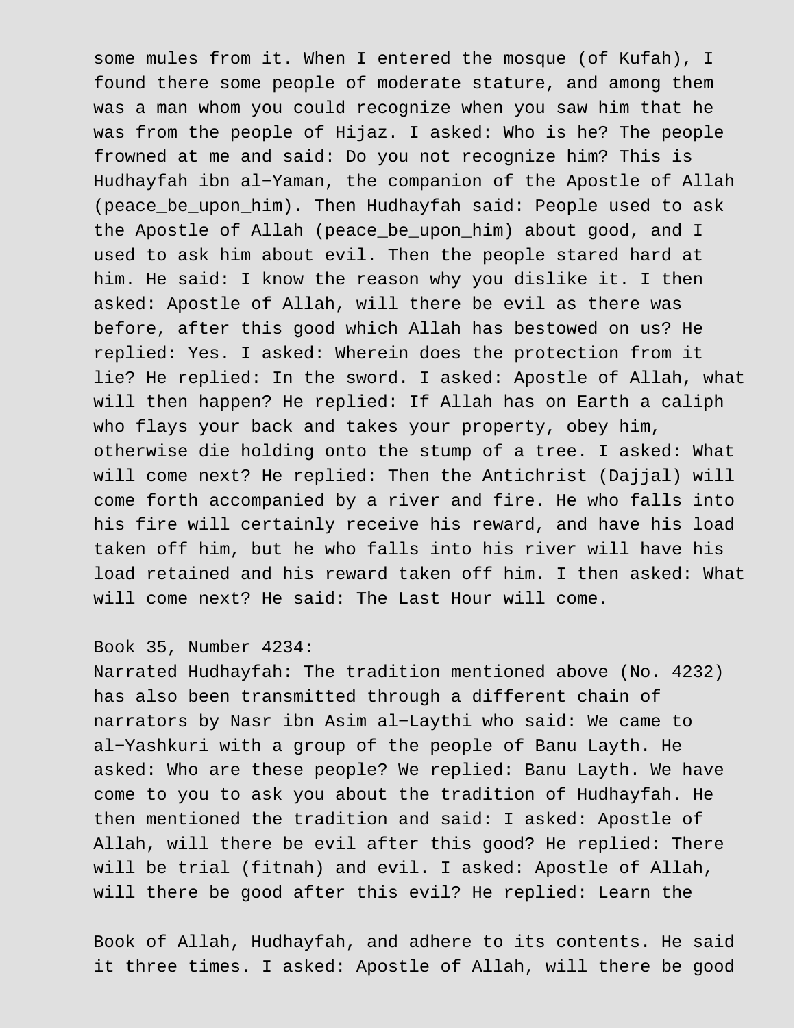some mules from it. When I entered the mosque (of Kufah), I found there some people of moderate stature, and among them was a man whom you could recognize when you saw him that he was from the people of Hijaz. I asked: Who is he? The people frowned at me and said: Do you not recognize him? This is Hudhayfah ibn al-Yaman, the companion of the Apostle of Allah (peace_be_upon_him). Then Hudhayfah said: People used to ask the Apostle of Allah (peace_be_upon_him) about good, and I used to ask him about evil. Then the people stared hard at him. He said: I know the reason why you dislike it. I then asked: Apostle of Allah, will there be evil as there was before, after this good which Allah has bestowed on us? He replied: Yes. I asked: Wherein does the protection from it lie? He replied: In the sword. I asked: Apostle of Allah, what will then happen? He replied: If Allah has on Earth a caliph who flays your back and takes your property, obey him, otherwise die holding onto the stump of a tree. I asked: What will come next? He replied: Then the Antichrist (Dajjal) will come forth accompanied by a river and fire. He who falls into his fire will certainly receive his reward, and have his load taken off him, but he who falls into his river will have his load retained and his reward taken off him. I then asked: What will come next? He said: The Last Hour will come.

Book 35, Number 4234:
Narrated Hudhayfah: The tradition mentioned above (No. 4232) has also been transmitted through a different chain of narrators by Nasr ibn Asim al-Laythi who said: We came to al-Yashkuri with a group of the people of Banu Layth. He asked: Who are these people? We replied: Banu Layth. We have come to you to ask you about the tradition of Hudhayfah. He then mentioned the tradition and said: I asked: Apostle of Allah, will there be evil after this good? He replied: There will be trial (fitnah) and evil. I asked: Apostle of Allah, will there be good after this evil? He replied: Learn the

Book of Allah, Hudhayfah, and adhere to its contents. He said it three times. I asked: Apostle of Allah, will there be good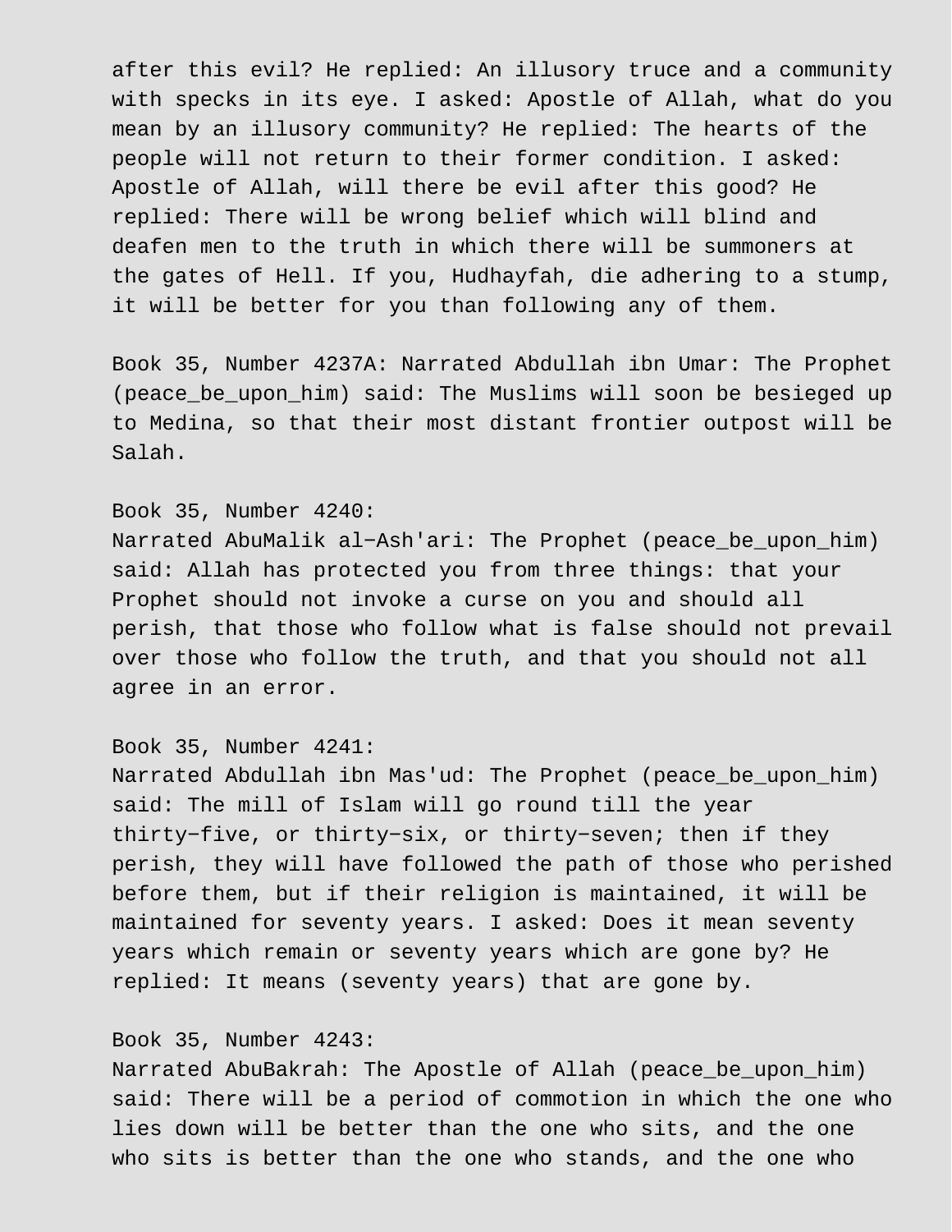after this evil? He replied: An illusory truce and a community with specks in its eye. I asked: Apostle of Allah, what do you mean by an illusory community? He replied: The hearts of the people will not return to their former condition. I asked: Apostle of Allah, will there be evil after this good? He replied: There will be wrong belief which will blind and deafen men to the truth in which there will be summoners at the gates of Hell. If you, Hudhayfah, die adhering to a stump, it will be better for you than following any of them.

Book 35, Number 4237A: Narrated Abdullah ibn Umar: The Prophet (peace_be_upon_him) said: The Muslims will soon be besieged up to Medina, so that their most distant frontier outpost will be Salah.

Book 35, Number 4240:
Narrated AbuMalik al-Ash'ari: The Prophet (peace_be_upon_him) said: Allah has protected you from three things: that your Prophet should not invoke a curse on you and should all perish, that those who follow what is false should not prevail over those who follow the truth, and that you should not all agree in an error.

Book 35, Number 4241:
Narrated Abdullah ibn Mas'ud: The Prophet (peace_be_upon_him) said: The mill of Islam will go round till the year thirty-five, or thirty-six, or thirty-seven; then if they perish, they will have followed the path of those who perished before them, but if their religion is maintained, it will be maintained for seventy years. I asked: Does it mean seventy years which remain or seventy years which are gone by? He replied: It means (seventy years) that are gone by.

Book 35, Number 4243:
Narrated AbuBakrah: The Apostle of Allah (peace_be_upon_him) said: There will be a period of commotion in which the one who lies down will be better than the one who sits, and the one who sits is better than the one who stands, and the one who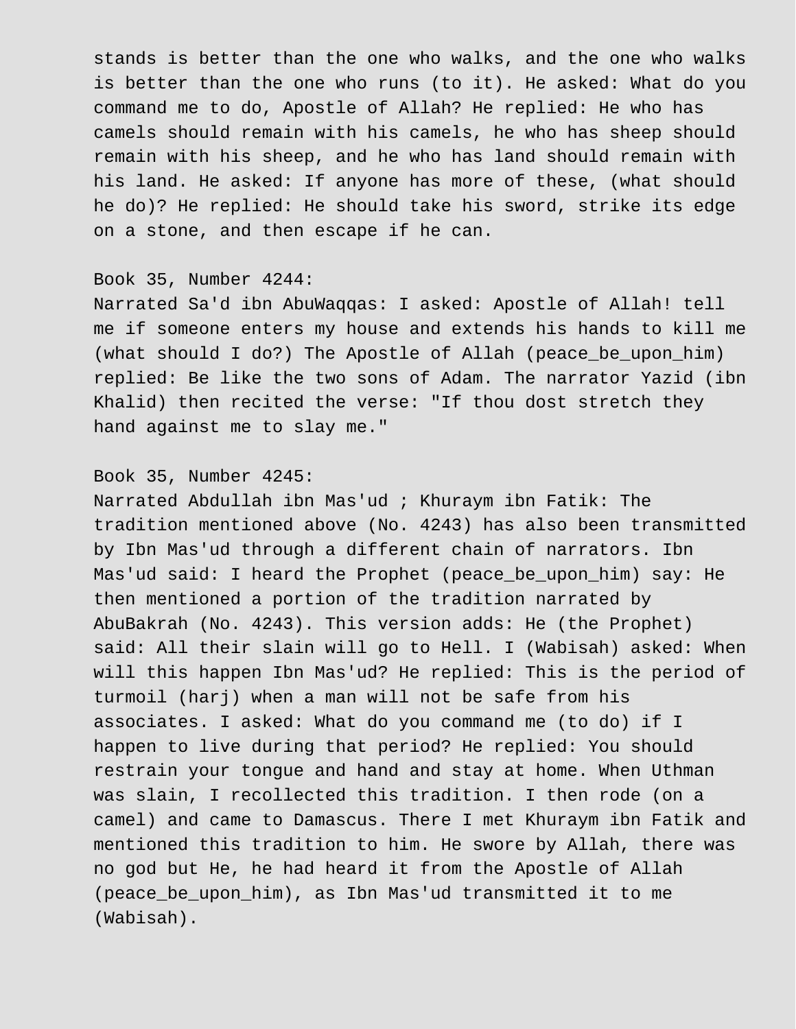stands is better than the one who walks, and the one who walks is better than the one who runs (to it). He asked: What do you command me to do, Apostle of Allah? He replied: He who has camels should remain with his camels, he who has sheep should remain with his sheep, and he who has land should remain with his land. He asked: If anyone has more of these, (what should he do)? He replied: He should take his sword, strike its edge on a stone, and then escape if he can.

Book 35, Number 4244:
Narrated Sa'd ibn AbuWaqqas: I asked: Apostle of Allah! tell me if someone enters my house and extends his hands to kill me (what should I do?) The Apostle of Allah (peace_be_upon_him) replied: Be like the two sons of Adam. The narrator Yazid (ibn Khalid) then recited the verse: "If thou dost stretch they hand against me to slay me."

Book 35, Number 4245:
Narrated Abdullah ibn Mas'ud ; Khuraym ibn Fatik: The tradition mentioned above (No. 4243) has also been transmitted by Ibn Mas'ud through a different chain of narrators. Ibn Mas'ud said: I heard the Prophet (peace_be_upon_him) say: He then mentioned a portion of the tradition narrated by AbuBakrah (No. 4243). This version adds: He (the Prophet) said: All their slain will go to Hell. I (Wabisah) asked: When will this happen Ibn Mas'ud? He replied: This is the period of turmoil (harj) when a man will not be safe from his associates. I asked: What do you command me (to do) if I happen to live during that period? He replied: You should restrain your tongue and hand and stay at home. When Uthman was slain, I recollected this tradition. I then rode (on a camel) and came to Damascus. There I met Khuraym ibn Fatik and mentioned this tradition to him. He swore by Allah, there was no god but He, he had heard it from the Apostle of Allah (peace_be_upon_him), as Ibn Mas'ud transmitted it to me (Wabisah).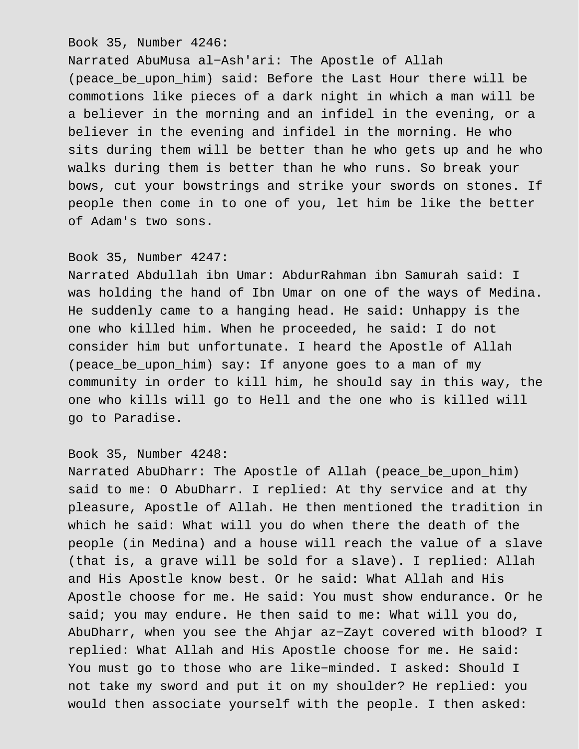Book 35, Number 4246:
Narrated AbuMusa al-Ash'ari: The Apostle of Allah (peace_be_upon_him) said: Before the Last Hour there will be commotions like pieces of a dark night in which a man will be a believer in the morning and an infidel in the evening, or a believer in the evening and infidel in the morning. He who sits during them will be better than he who gets up and he who walks during them is better than he who runs. So break your bows, cut your bowstrings and strike your swords on stones. If people then come in to one of you, let him be like the better of Adam's two sons.

Book 35, Number 4247:
Narrated Abdullah ibn Umar: AbdurRahman ibn Samurah said: I was holding the hand of Ibn Umar on one of the ways of Medina. He suddenly came to a hanging head. He said: Unhappy is the one who killed him. When he proceeded, he said: I do not consider him but unfortunate. I heard the Apostle of Allah (peace_be_upon_him) say: If anyone goes to a man of my community in order to kill him, he should say in this way, the one who kills will go to Hell and the one who is killed will go to Paradise.

Book 35, Number 4248:
Narrated AbuDharr: The Apostle of Allah (peace_be_upon_him) said to me: O AbuDharr. I replied: At thy service and at thy pleasure, Apostle of Allah. He then mentioned the tradition in which he said: What will you do when there the death of the people (in Medina) and a house will reach the value of a slave (that is, a grave will be sold for a slave). I replied: Allah and His Apostle know best. Or he said: What Allah and His Apostle choose for me. He said: You must show endurance. Or he said; you may endure. He then said to me: What will you do, AbuDharr, when you see the Ahjar az-Zayt covered with blood? I replied: What Allah and His Apostle choose for me. He said: You must go to those who are like-minded. I asked: Should I not take my sword and put it on my shoulder? He replied: you would then associate yourself with the people. I then asked: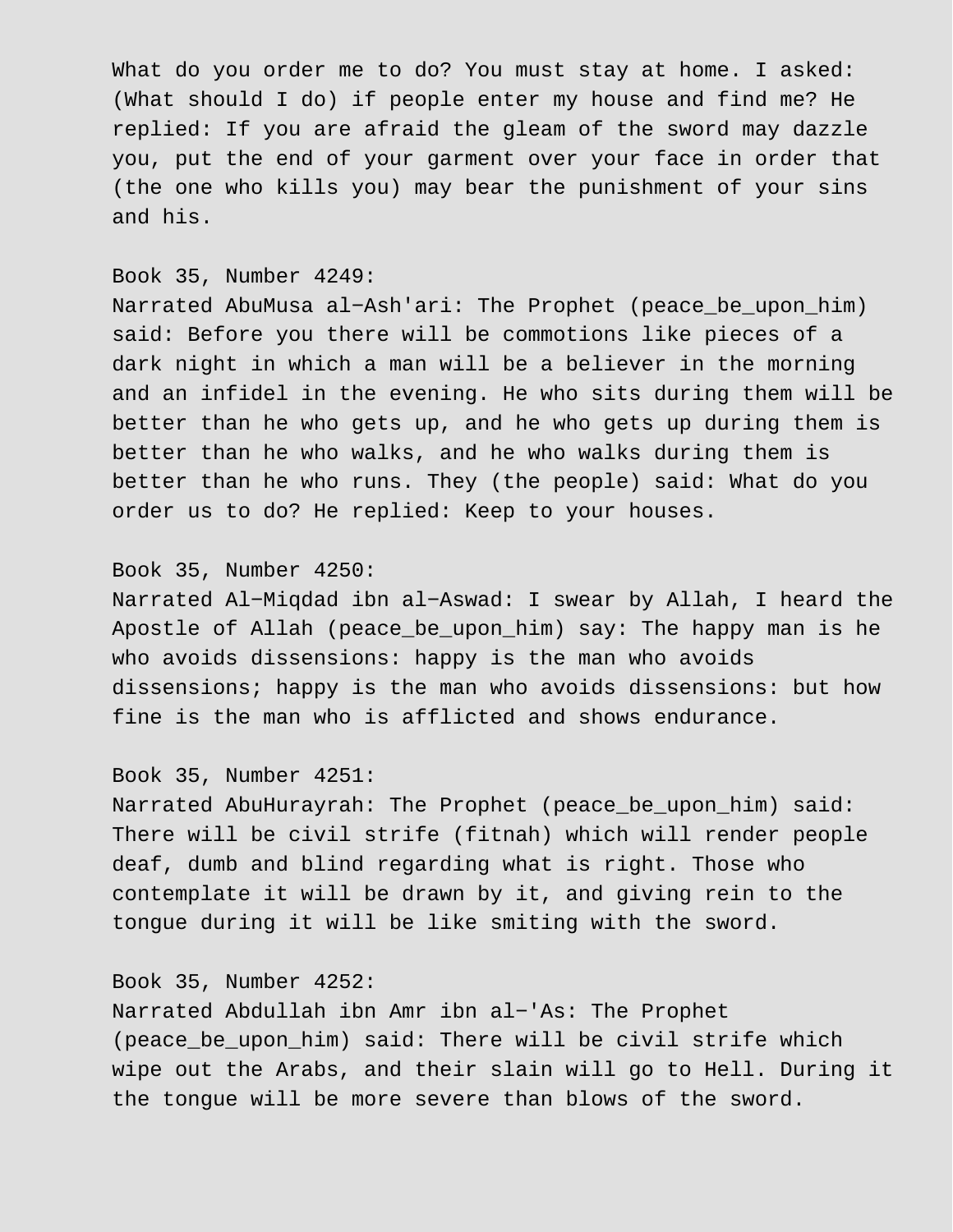What do you order me to do? You must stay at home. I asked: (What should I do) if people enter my house and find me? He replied: If you are afraid the gleam of the sword may dazzle you, put the end of your garment over your face in order that (the one who kills you) may bear the punishment of your sins and his.

Book 35, Number 4249:
Narrated AbuMusa al-Ash'ari: The Prophet (peace_be_upon_him) said: Before you there will be commotions like pieces of a dark night in which a man will be a believer in the morning and an infidel in the evening. He who sits during them will be better than he who gets up, and he who gets up during them is better than he who walks, and he who walks during them is better than he who runs. They (the people) said: What do you order us to do? He replied: Keep to your houses.

Book 35, Number 4250:
Narrated Al-Miqdad ibn al-Aswad: I swear by Allah, I heard the Apostle of Allah (peace_be_upon_him) say: The happy man is he who avoids dissensions: happy is the man who avoids dissensions; happy is the man who avoids dissensions: but how fine is the man who is afflicted and shows endurance.

Book 35, Number 4251:
Narrated AbuHurayrah: The Prophet (peace_be_upon_him) said: There will be civil strife (fitnah) which will render people deaf, dumb and blind regarding what is right. Those who contemplate it will be drawn by it, and giving rein to the tongue during it will be like smiting with the sword.

Book 35, Number 4252:
Narrated Abdullah ibn Amr ibn al-'As: The Prophet (peace_be_upon_him) said: There will be civil strife which wipe out the Arabs, and their slain will go to Hell. During it the tongue will be more severe than blows of the sword.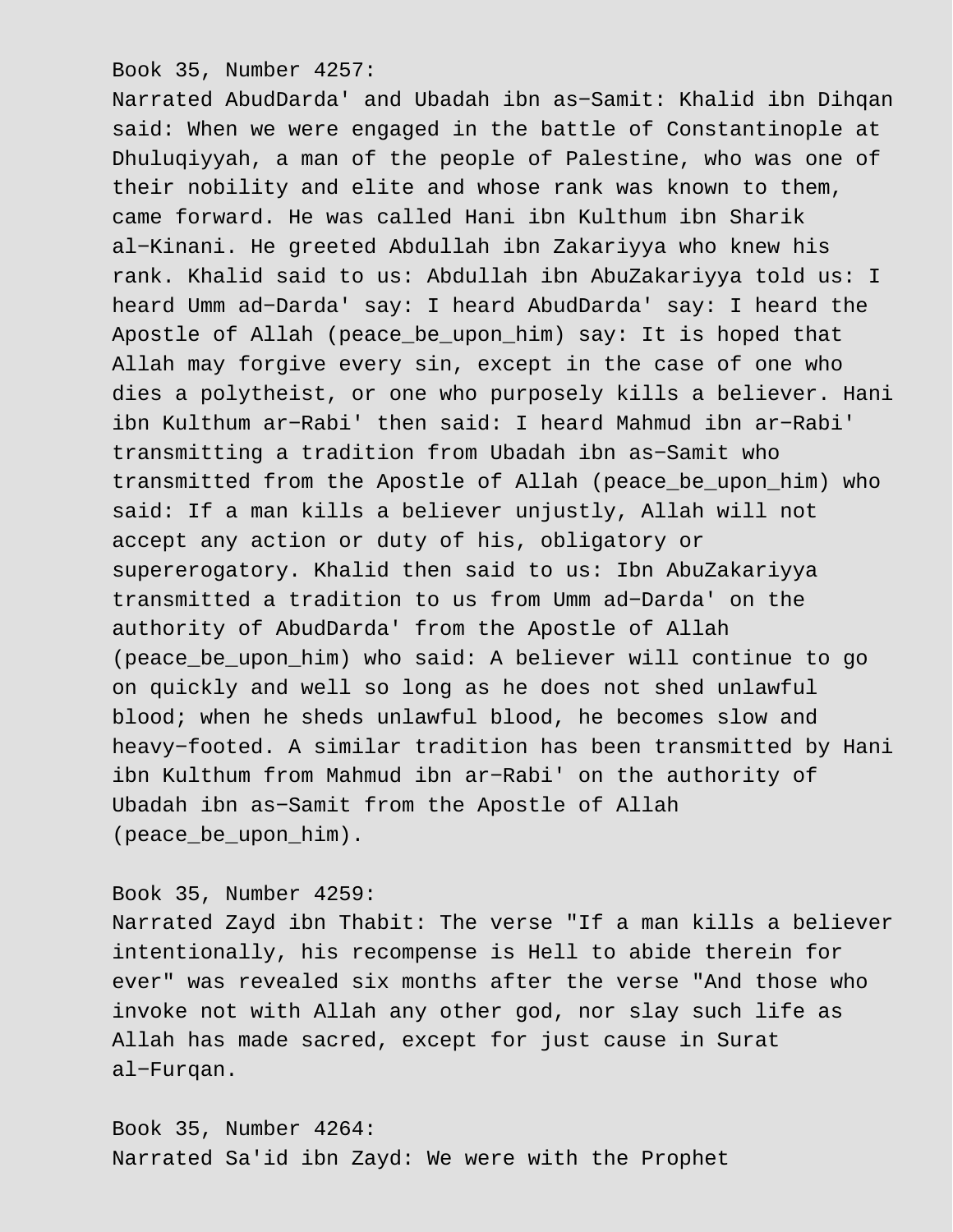Book 35, Number 4257:
Narrated AbudDarda' and Ubadah ibn as-Samit: Khalid ibn Dihqan said: When we were engaged in the battle of Constantinople at Dhuluqiyyah, a man of the people of Palestine, who was one of their nobility and elite and whose rank was known to them, came forward. He was called Hani ibn Kulthum ibn Sharik al-Kinani. He greeted Abdullah ibn Zakariyya who knew his rank. Khalid said to us: Abdullah ibn AbuZakariyya told us: I heard Umm ad-Darda' say: I heard AbudDarda' say: I heard the Apostle of Allah (peace_be_upon_him) say: It is hoped that Allah may forgive every sin, except in the case of one who dies a polytheist, or one who purposely kills a believer. Hani ibn Kulthum ar-Rabi' then said: I heard Mahmud ibn ar-Rabi' transmitting a tradition from Ubadah ibn as-Samit who transmitted from the Apostle of Allah (peace_be_upon_him) who said: If a man kills a believer unjustly, Allah will not accept any action or duty of his, obligatory or supererogatory. Khalid then said to us: Ibn AbuZakariyya transmitted a tradition to us from Umm ad-Darda' on the authority of AbudDarda' from the Apostle of Allah (peace_be_upon_him) who said: A believer will continue to go on quickly and well so long as he does not shed unlawful blood; when he sheds unlawful blood, he becomes slow and heavy-footed. A similar tradition has been transmitted by Hani ibn Kulthum from Mahmud ibn ar-Rabi' on the authority of Ubadah ibn as-Samit from the Apostle of Allah (peace_be_upon_him).

Book 35, Number 4259:
Narrated Zayd ibn Thabit: The verse "If a man kills a believer intentionally, his recompense is Hell to abide therein for ever" was revealed six months after the verse "And those who invoke not with Allah any other god, nor slay such life as Allah has made sacred, except for just cause in Surat al-Furqan.

Book 35, Number 4264:
Narrated Sa'id ibn Zayd: We were with the Prophet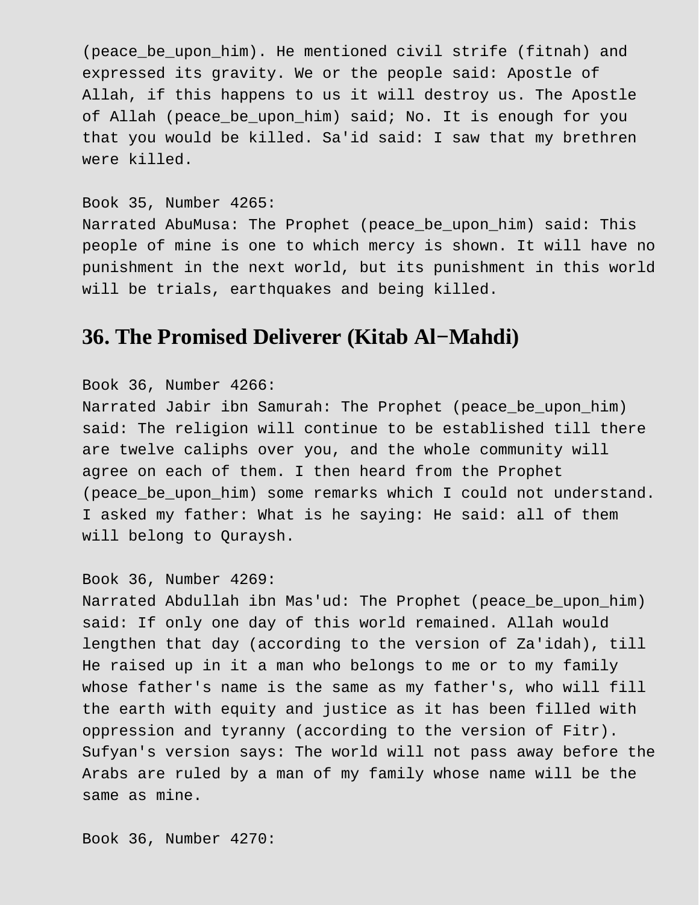(peace_be_upon_him). He mentioned civil strife (fitnah) and expressed its gravity. We or the people said: Apostle of Allah, if this happens to us it will destroy us. The Apostle of Allah (peace_be_upon_him) said; No. It is enough for you that you would be killed. Sa'id said: I saw that my brethren were killed.

Book 35, Number 4265:
Narrated AbuMusa: The Prophet (peace_be_upon_him) said: This people of mine is one to which mercy is shown. It will have no punishment in the next world, but its punishment in this world will be trials, earthquakes and being killed.

## 36. The Promised Deliverer (Kitab Al−Mahdi)

Book 36, Number 4266:
Narrated Jabir ibn Samurah: The Prophet (peace_be_upon_him) said: The religion will continue to be established till there are twelve caliphs over you, and the whole community will agree on each of them. I then heard from the Prophet (peace_be_upon_him) some remarks which I could not understand. I asked my father: What is he saying: He said: all of them will belong to Quraysh.

Book 36, Number 4269:
Narrated Abdullah ibn Mas'ud: The Prophet (peace_be_upon_him) said: If only one day of this world remained. Allah would lengthen that day (according to the version of Za'idah), till He raised up in it a man who belongs to me or to my family whose father's name is the same as my father's, who will fill the earth with equity and justice as it has been filled with oppression and tyranny (according to the version of Fitr). Sufyan's version says: The world will not pass away before the Arabs are ruled by a man of my family whose name will be the same as mine.

Book 36, Number 4270: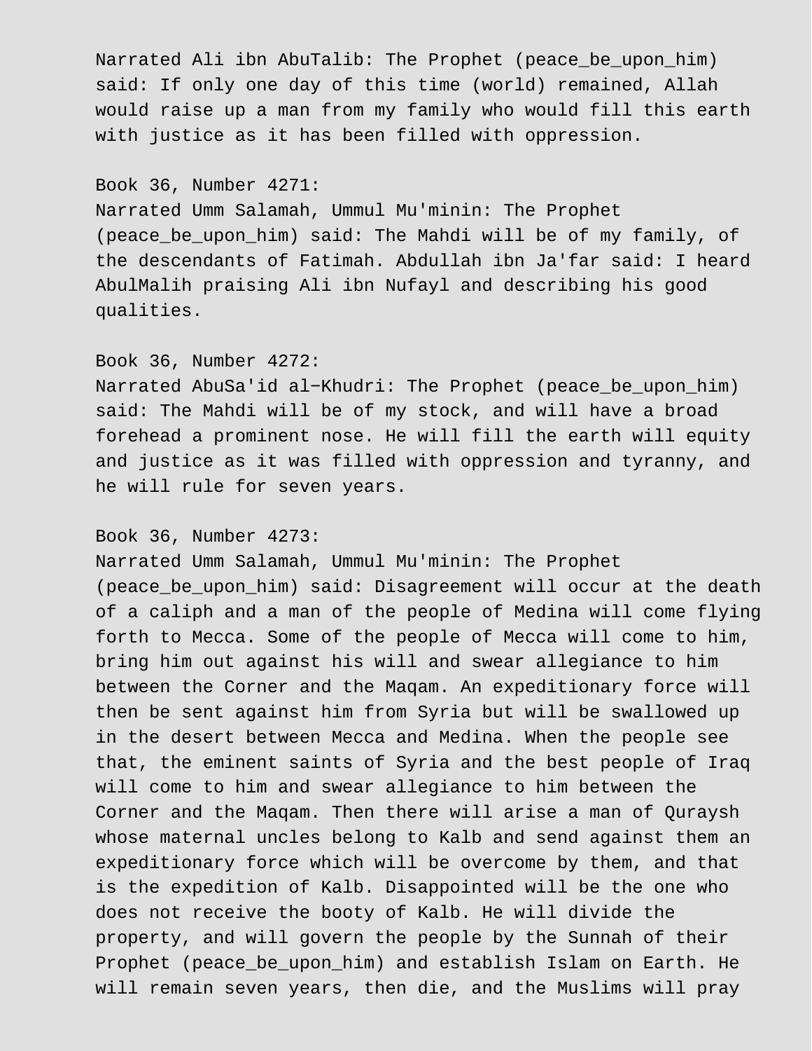Narrated Ali ibn AbuTalib: The Prophet (peace_be_upon_him) said: If only one day of this time (world) remained, Allah would raise up a man from my family who would fill this earth with justice as it has been filled with oppression.

Book 36, Number 4271:
Narrated Umm Salamah, Ummul Mu'minin: The Prophet (peace_be_upon_him) said: The Mahdi will be of my family, of the descendants of Fatimah. Abdullah ibn Ja'far said: I heard AbulMalih praising Ali ibn Nufayl and describing his good qualities.

Book 36, Number 4272:
Narrated AbuSa'id al-Khudri: The Prophet (peace_be_upon_him) said: The Mahdi will be of my stock, and will have a broad forehead a prominent nose. He will fill the earth will equity and justice as it was filled with oppression and tyranny, and he will rule for seven years.

Book 36, Number 4273:
Narrated Umm Salamah, Ummul Mu'minin: The Prophet (peace_be_upon_him) said: Disagreement will occur at the death of a caliph and a man of the people of Medina will come flying forth to Mecca. Some of the people of Mecca will come to him, bring him out against his will and swear allegiance to him between the Corner and the Maqam. An expeditionary force will then be sent against him from Syria but will be swallowed up in the desert between Mecca and Medina. When the people see that, the eminent saints of Syria and the best people of Iraq will come to him and swear allegiance to him between the Corner and the Maqam. Then there will arise a man of Quraysh whose maternal uncles belong to Kalb and send against them an expeditionary force which will be overcome by them, and that is the expedition of Kalb. Disappointed will be the one who does not receive the booty of Kalb. He will divide the property, and will govern the people by the Sunnah of their Prophet (peace_be_upon_him) and establish Islam on Earth. He will remain seven years, then die, and the Muslims will pray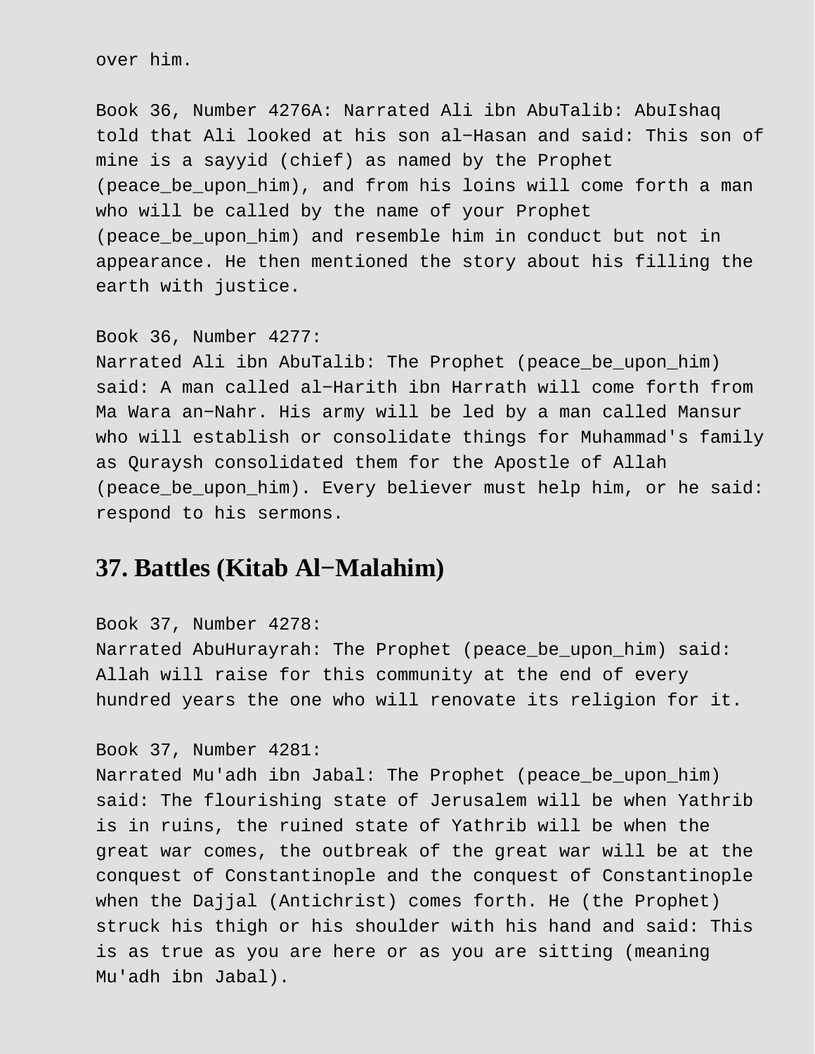over him.

Book 36, Number 4276A: Narrated Ali ibn AbuTalib: AbuIshaq told that Ali looked at his son al−Hasan and said: This son of mine is a sayyid (chief) as named by the Prophet (peace_be_upon_him), and from his loins will come forth a man who will be called by the name of your Prophet (peace_be_upon_him) and resemble him in conduct but not in appearance. He then mentioned the story about his filling the earth with justice.

Book 36, Number 4277:
Narrated Ali ibn AbuTalib: The Prophet (peace_be_upon_him) said: A man called al−Harith ibn Harrath will come forth from Ma Wara an−Nahr. His army will be led by a man called Mansur who will establish or consolidate things for Muhammad's family as Quraysh consolidated them for the Apostle of Allah (peace_be_upon_him). Every believer must help him, or he said: respond to his sermons.

## 37. Battles (Kitab Al−Malahim)

Book 37, Number 4278:
Narrated AbuHurayrah: The Prophet (peace_be_upon_him) said: Allah will raise for this community at the end of every hundred years the one who will renovate its religion for it.

Book 37, Number 4281:
Narrated Mu'adh ibn Jabal: The Prophet (peace_be_upon_him) said: The flourishing state of Jerusalem will be when Yathrib is in ruins, the ruined state of Yathrib will be when the great war comes, the outbreak of the great war will be at the conquest of Constantinople and the conquest of Constantinople when the Dajjal (Antichrist) comes forth. He (the Prophet) struck his thigh or his shoulder with his hand and said: This is as true as you are here or as you are sitting (meaning Mu'adh ibn Jabal).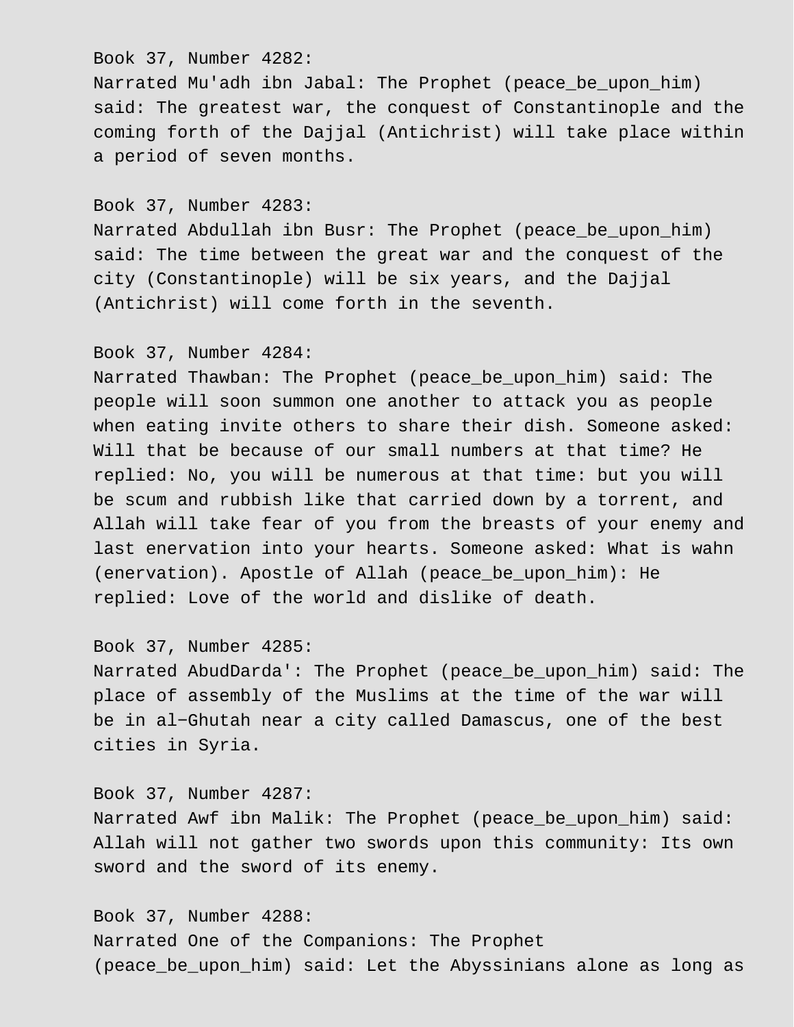Book 37, Number 4282:
Narrated Mu'adh ibn Jabal: The Prophet (peace_be_upon_him) said: The greatest war, the conquest of Constantinople and the coming forth of the Dajjal (Antichrist) will take place within a period of seven months.

Book 37, Number 4283:
Narrated Abdullah ibn Busr: The Prophet (peace_be_upon_him) said: The time between the great war and the conquest of the city (Constantinople) will be six years, and the Dajjal (Antichrist) will come forth in the seventh.

Book 37, Number 4284:
Narrated Thawban: The Prophet (peace_be_upon_him) said: The people will soon summon one another to attack you as people when eating invite others to share their dish. Someone asked: Will that be because of our small numbers at that time? He replied: No, you will be numerous at that time: but you will be scum and rubbish like that carried down by a torrent, and Allah will take fear of you from the breasts of your enemy and last enervation into your hearts. Someone asked: What is wahn (enervation). Apostle of Allah (peace_be_upon_him): He replied: Love of the world and dislike of death.

Book 37, Number 4285:
Narrated AbudDarda': The Prophet (peace_be_upon_him) said: The place of assembly of the Muslims at the time of the war will be in al-Ghutah near a city called Damascus, one of the best cities in Syria.

Book 37, Number 4287:
Narrated Awf ibn Malik: The Prophet (peace_be_upon_him) said: Allah will not gather two swords upon this community: Its own sword and the sword of its enemy.

Book 37, Number 4288:
Narrated One of the Companions: The Prophet (peace_be_upon_him) said: Let the Abyssinians alone as long as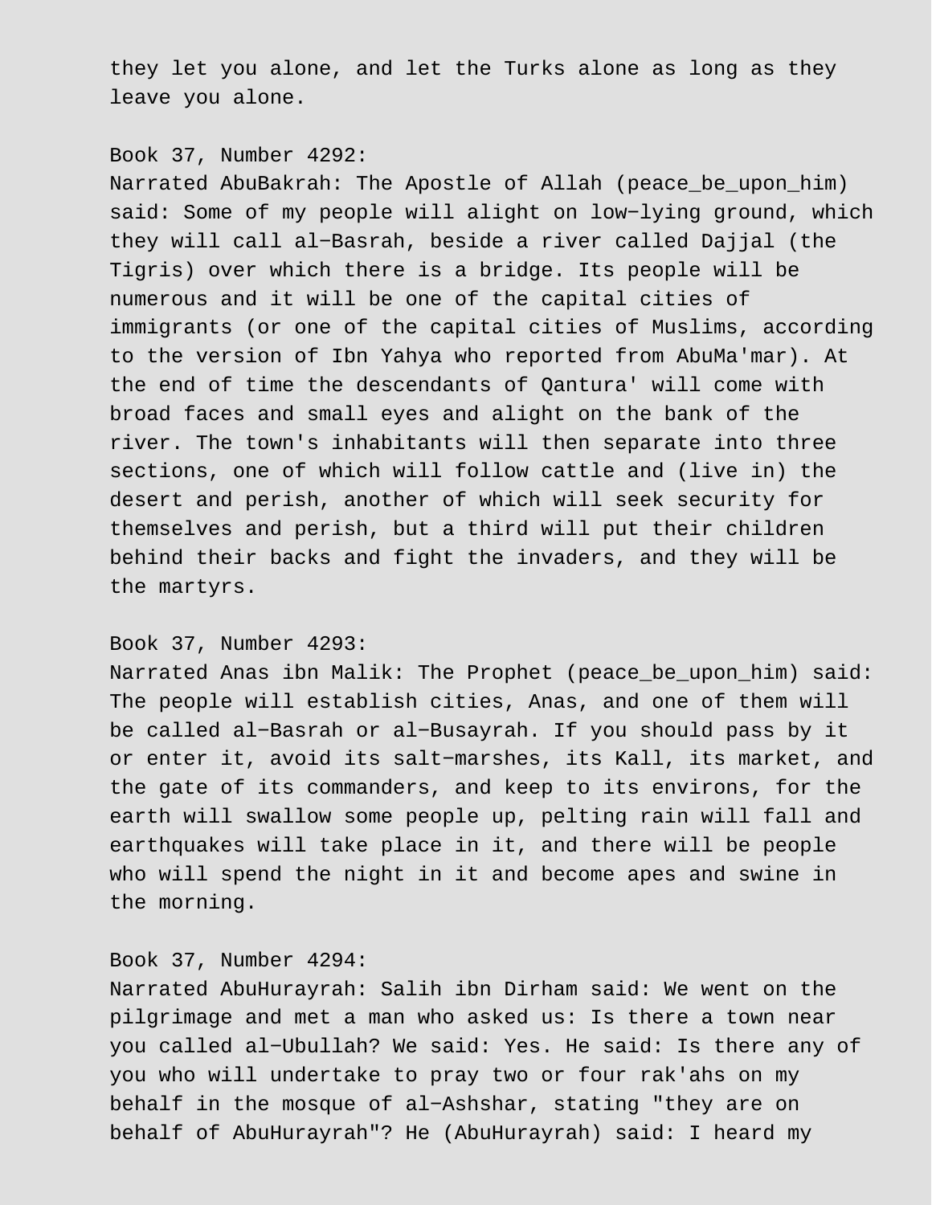they let you alone, and let the Turks alone as long as they leave you alone.

Book 37, Number 4292:
Narrated AbuBakrah: The Apostle of Allah (peace_be_upon_him) said: Some of my people will alight on low−lying ground, which they will call al−Basrah, beside a river called Dajjal (the Tigris) over which there is a bridge. Its people will be numerous and it will be one of the capital cities of immigrants (or one of the capital cities of Muslims, according to the version of Ibn Yahya who reported from AbuMa'mar). At the end of time the descendants of Qantura' will come with broad faces and small eyes and alight on the bank of the river. The town's inhabitants will then separate into three sections, one of which will follow cattle and (live in) the desert and perish, another of which will seek security for themselves and perish, but a third will put their children behind their backs and fight the invaders, and they will be the martyrs.

Book 37, Number 4293:
Narrated Anas ibn Malik: The Prophet (peace_be_upon_him) said: The people will establish cities, Anas, and one of them will be called al−Basrah or al−Busayrah. If you should pass by it or enter it, avoid its salt−marshes, its Kall, its market, and the gate of its commanders, and keep to its environs, for the earth will swallow some people up, pelting rain will fall and earthquakes will take place in it, and there will be people who will spend the night in it and become apes and swine in the morning.

Book 37, Number 4294:
Narrated AbuHurayrah: Salih ibn Dirham said: We went on the pilgrimage and met a man who asked us: Is there a town near you called al−Ubullah? We said: Yes. He said: Is there any of you who will undertake to pray two or four rak'ahs on my behalf in the mosque of al−Ashshar, stating "they are on behalf of AbuHurayrah"? He (AbuHurayrah) said: I heard my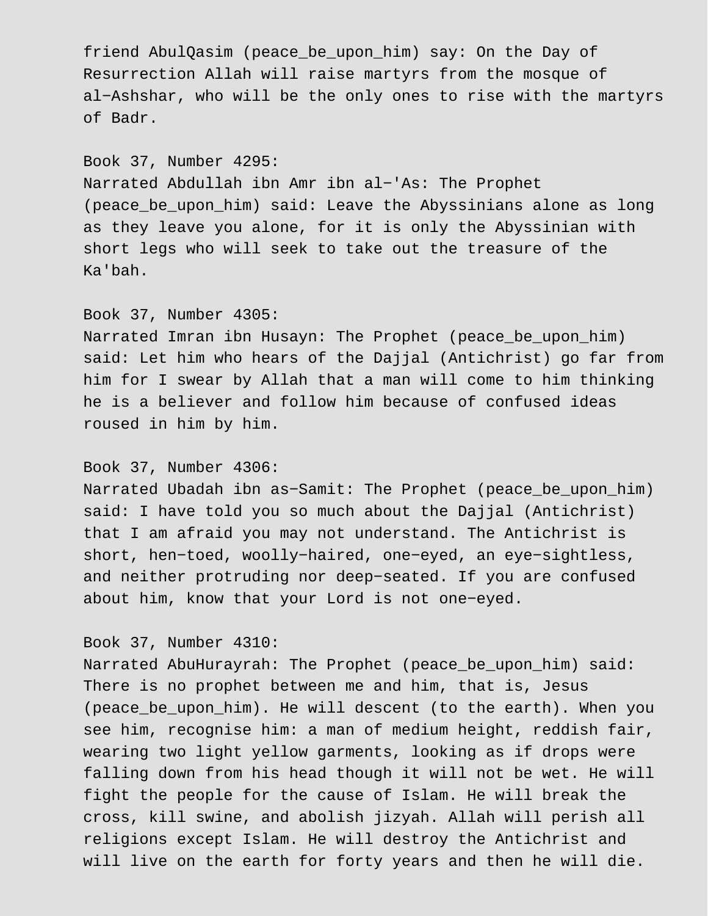friend AbulQasim (peace_be_upon_him) say: On the Day of Resurrection Allah will raise martyrs from the mosque of al−Ashshar, who will be the only ones to rise with the martyrs of Badr.

Book 37, Number 4295:
Narrated Abdullah ibn Amr ibn al−'As: The Prophet (peace_be_upon_him) said: Leave the Abyssinians alone as long as they leave you alone, for it is only the Abyssinian with short legs who will seek to take out the treasure of the Ka'bah.

Book 37, Number 4305:
Narrated Imran ibn Husayn: The Prophet (peace_be_upon_him) said: Let him who hears of the Dajjal (Antichrist) go far from him for I swear by Allah that a man will come to him thinking he is a believer and follow him because of confused ideas roused in him by him.

Book 37, Number 4306:
Narrated Ubadah ibn as−Samit: The Prophet (peace_be_upon_him) said: I have told you so much about the Dajjal (Antichrist) that I am afraid you may not understand. The Antichrist is short, hen−toed, woolly−haired, one−eyed, an eye−sightless, and neither protruding nor deep−seated. If you are confused about him, know that your Lord is not one−eyed.

Book 37, Number 4310:
Narrated AbuHurayrah: The Prophet (peace_be_upon_him) said: There is no prophet between me and him, that is, Jesus (peace_be_upon_him). He will descent (to the earth). When you see him, recognise him: a man of medium height, reddish fair, wearing two light yellow garments, looking as if drops were falling down from his head though it will not be wet. He will fight the people for the cause of Islam. He will break the cross, kill swine, and abolish jizyah. Allah will perish all religions except Islam. He will destroy the Antichrist and will live on the earth for forty years and then he will die.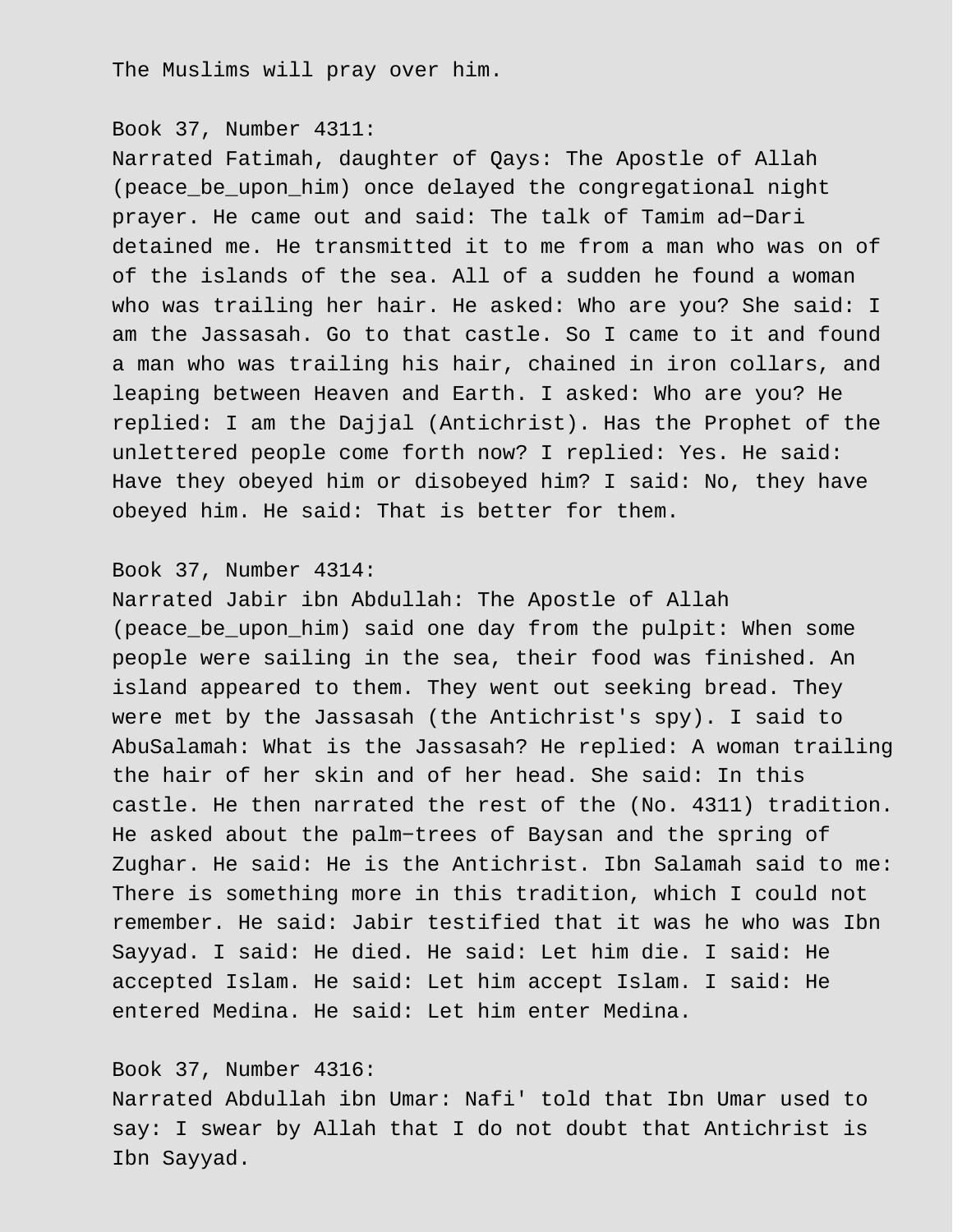The Muslims will pray over him.

Book 37, Number 4311:
Narrated Fatimah, daughter of Qays: The Apostle of Allah (peace_be_upon_him) once delayed the congregational night prayer. He came out and said: The talk of Tamim ad-Dari detained me. He transmitted it to me from a man who was on of of the islands of the sea. All of a sudden he found a woman who was trailing her hair. He asked: Who are you? She said: I am the Jassasah. Go to that castle. So I came to it and found a man who was trailing his hair, chained in iron collars, and leaping between Heaven and Earth. I asked: Who are you? He replied: I am the Dajjal (Antichrist). Has the Prophet of the unlettered people come forth now? I replied: Yes. He said: Have they obeyed him or disobeyed him? I said: No, they have obeyed him. He said: That is better for them.

Book 37, Number 4314:
Narrated Jabir ibn Abdullah: The Apostle of Allah (peace_be_upon_him) said one day from the pulpit: When some people were sailing in the sea, their food was finished. An island appeared to them. They went out seeking bread. They were met by the Jassasah (the Antichrist's spy). I said to AbuSalamah: What is the Jassasah? He replied: A woman trailing the hair of her skin and of her head. She said: In this castle. He then narrated the rest of the (No. 4311) tradition. He asked about the palm-trees of Baysan and the spring of Zughar. He said: He is the Antichrist. Ibn Salamah said to me: There is something more in this tradition, which I could not remember. He said: Jabir testified that it was he who was Ibn Sayyad. I said: He died. He said: Let him die. I said: He accepted Islam. He said: Let him accept Islam. I said: He entered Medina. He said: Let him enter Medina.

Book 37, Number 4316:
Narrated Abdullah ibn Umar: Nafi' told that Ibn Umar used to say: I swear by Allah that I do not doubt that Antichrist is Ibn Sayyad.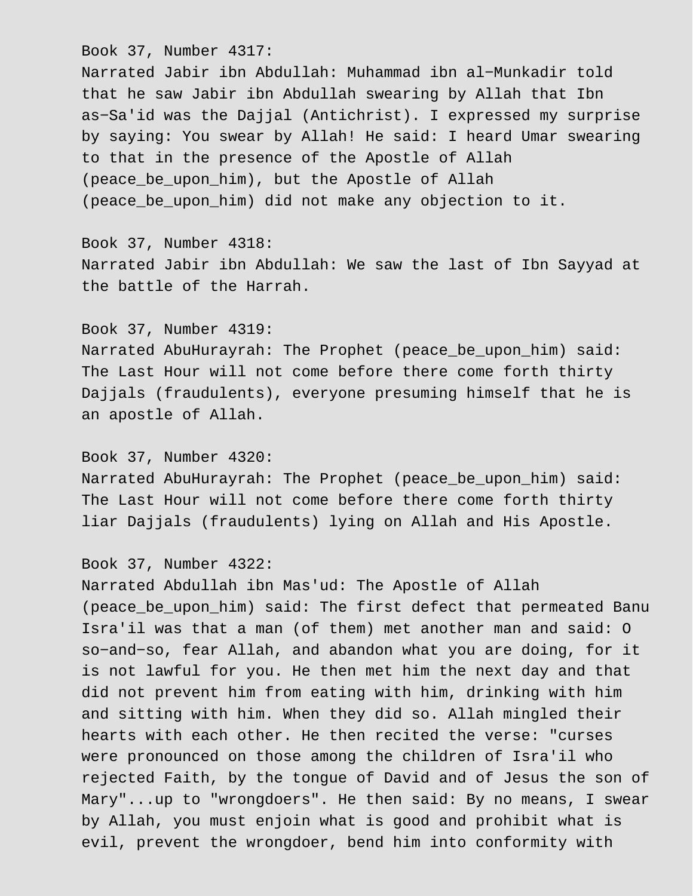Book 37, Number 4317:
Narrated Jabir ibn Abdullah: Muhammad ibn al−Munkadir told that he saw Jabir ibn Abdullah swearing by Allah that Ibn as−Sa'id was the Dajjal (Antichrist). I expressed my surprise by saying: You swear by Allah! He said: I heard Umar swearing to that in the presence of the Apostle of Allah (peace_be_upon_him), but the Apostle of Allah (peace_be_upon_him) did not make any objection to it.

Book 37, Number 4318:
Narrated Jabir ibn Abdullah: We saw the last of Ibn Sayyad at the battle of the Harrah.

Book 37, Number 4319:
Narrated AbuHurayrah: The Prophet (peace_be_upon_him) said: The Last Hour will not come before there come forth thirty Dajjals (fraudulents), everyone presuming himself that he is an apostle of Allah.

Book 37, Number 4320:
Narrated AbuHurayrah: The Prophet (peace_be_upon_him) said: The Last Hour will not come before there come forth thirty liar Dajjals (fraudulents) lying on Allah and His Apostle.

Book 37, Number 4322:
Narrated Abdullah ibn Mas'ud: The Apostle of Allah (peace_be_upon_him) said: The first defect that permeated Banu Isra'il was that a man (of them) met another man and said: O so−and−so, fear Allah, and abandon what you are doing, for it is not lawful for you. He then met him the next day and that did not prevent him from eating with him, drinking with him and sitting with him. When they did so. Allah mingled their hearts with each other. He then recited the verse: "curses were pronounced on those among the children of Isra'il who rejected Faith, by the tongue of David and of Jesus the son of Mary"...up to "wrongdoers". He then said: By no means, I swear by Allah, you must enjoin what is good and prohibit what is evil, prevent the wrongdoer, bend him into conformity with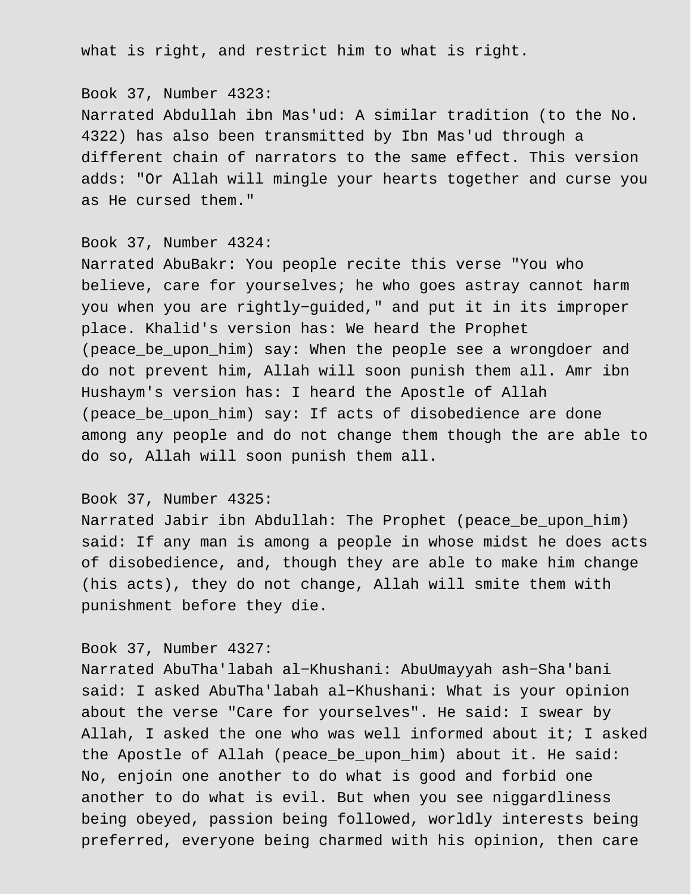what is right, and restrict him to what is right.

Book 37, Number 4323:
Narrated Abdullah ibn Mas'ud: A similar tradition (to the No. 4322) has also been transmitted by Ibn Mas'ud through a different chain of narrators to the same effect. This version adds: "Or Allah will mingle your hearts together and curse you as He cursed them."

Book 37, Number 4324:
Narrated AbuBakr: You people recite this verse "You who believe, care for yourselves; he who goes astray cannot harm you when you are rightly-guided," and put it in its improper place. Khalid's version has: We heard the Prophet (peace_be_upon_him) say: When the people see a wrongdoer and do not prevent him, Allah will soon punish them all. Amr ibn Hushaym's version has: I heard the Apostle of Allah (peace_be_upon_him) say: If acts of disobedience are done among any people and do not change them though the are able to do so, Allah will soon punish them all.

Book 37, Number 4325:
Narrated Jabir ibn Abdullah: The Prophet (peace_be_upon_him) said: If any man is among a people in whose midst he does acts of disobedience, and, though they are able to make him change (his acts), they do not change, Allah will smite them with punishment before they die.

Book 37, Number 4327:
Narrated AbuTha'labah al-Khushani: AbuUmayyah ash-Sha'bani said: I asked AbuTha'labah al-Khushani: What is your opinion about the verse "Care for yourselves". He said: I swear by Allah, I asked the one who was well informed about it; I asked the Apostle of Allah (peace_be_upon_him) about it. He said: No, enjoin one another to do what is good and forbid one another to do what is evil. But when you see niggardliness being obeyed, passion being followed, worldly interests being preferred, everyone being charmed with his opinion, then care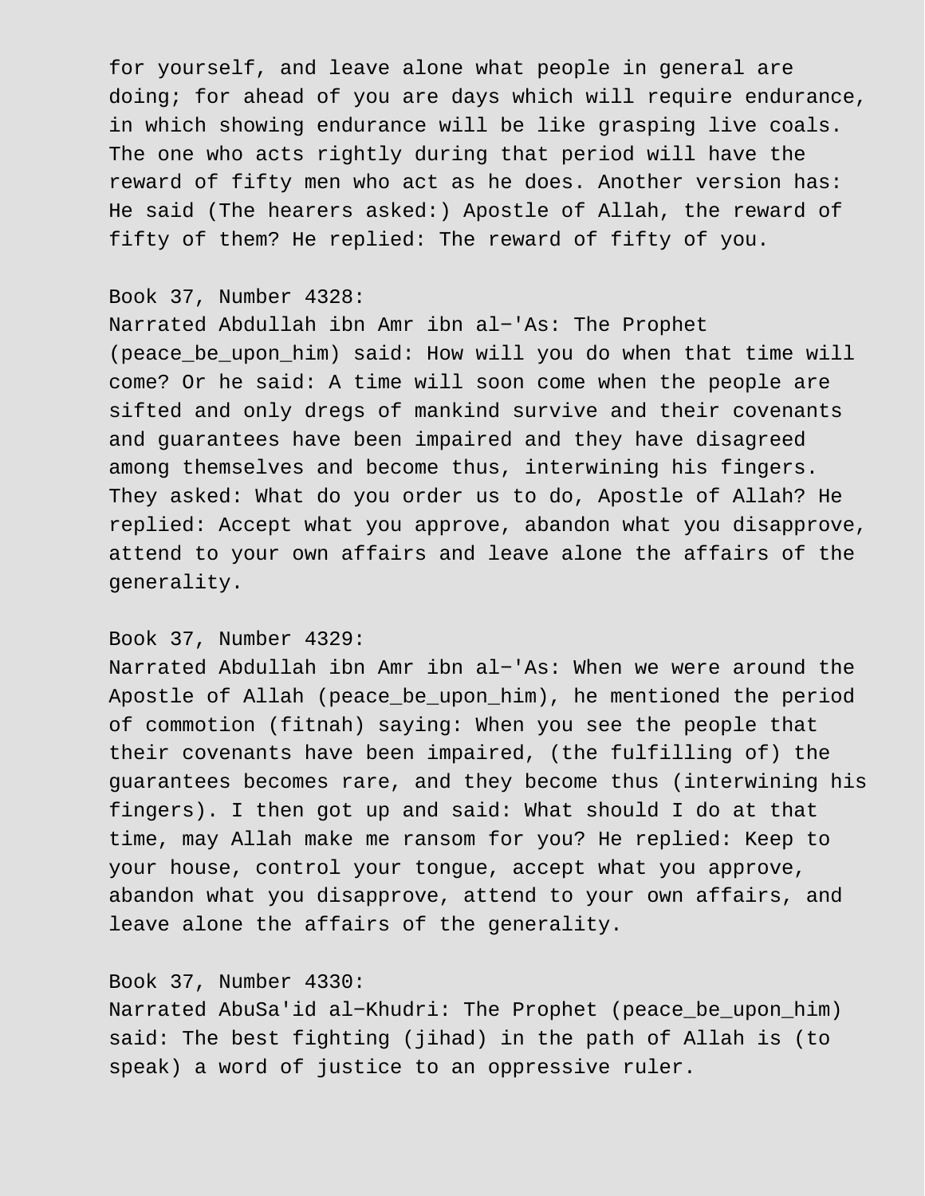for yourself, and leave alone what people in general are doing; for ahead of you are days which will require endurance, in which showing endurance will be like grasping live coals. The one who acts rightly during that period will have the reward of fifty men who act as he does. Another version has: He said (The hearers asked:) Apostle of Allah, the reward of fifty of them? He replied: The reward of fifty of you.

Book 37, Number 4328:
Narrated Abdullah ibn Amr ibn al−'As: The Prophet (peace_be_upon_him) said: How will you do when that time will come? Or he said: A time will soon come when the people are sifted and only dregs of mankind survive and their covenants and guarantees have been impaired and they have disagreed among themselves and become thus, interwining his fingers. They asked: What do you order us to do, Apostle of Allah? He replied: Accept what you approve, abandon what you disapprove, attend to your own affairs and leave alone the affairs of the generality.

Book 37, Number 4329:
Narrated Abdullah ibn Amr ibn al−'As: When we were around the Apostle of Allah (peace_be_upon_him), he mentioned the period of commotion (fitnah) saying: When you see the people that their covenants have been impaired, (the fulfilling of) the guarantees becomes rare, and they become thus (interwining his fingers). I then got up and said: What should I do at that time, may Allah make me ransom for you? He replied: Keep to your house, control your tongue, accept what you approve, abandon what you disapprove, attend to your own affairs, and leave alone the affairs of the generality.

Book 37, Number 4330:
Narrated AbuSa'id al−Khudri: The Prophet (peace_be_upon_him) said: The best fighting (jihad) in the path of Allah is (to speak) a word of justice to an oppressive ruler.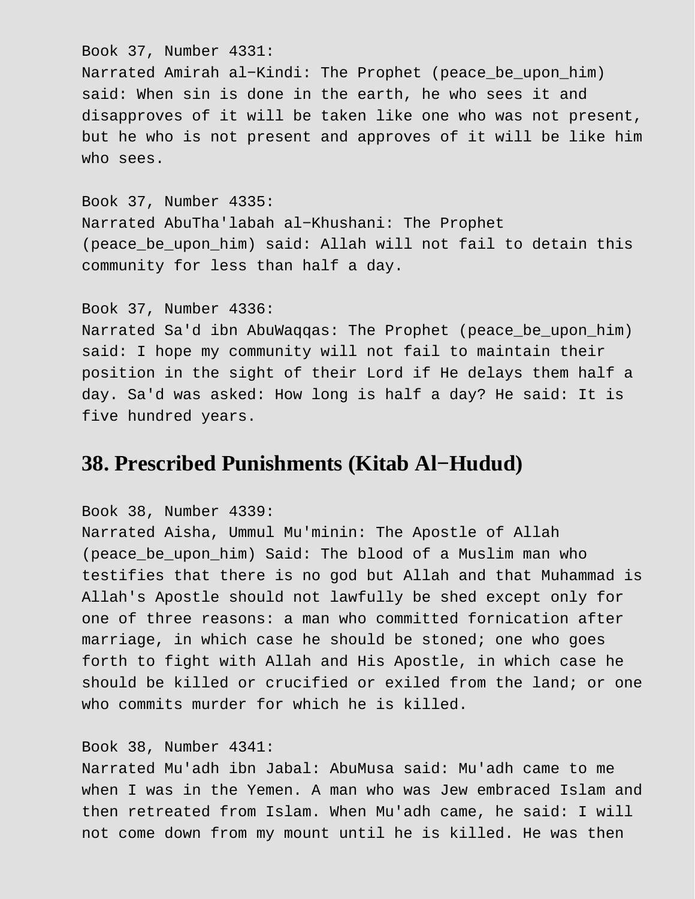Book 37, Number 4331:
Narrated Amirah al−Kindi: The Prophet (peace_be_upon_him) said: When sin is done in the earth, he who sees it and disapproves of it will be taken like one who was not present, but he who is not present and approves of it will be like him who sees.

Book 37, Number 4335:
Narrated AbuTha'labah al−Khushani: The Prophet (peace_be_upon_him) said: Allah will not fail to detain this community for less than half a day.

Book 37, Number 4336:
Narrated Sa'd ibn AbuWaqqas: The Prophet (peace_be_upon_him) said: I hope my community will not fail to maintain their position in the sight of their Lord if He delays them half a day. Sa'd was asked: How long is half a day? He said: It is five hundred years.

## 38. Prescribed Punishments (Kitab Al−Hudud)

Book 38, Number 4339:
Narrated Aisha, Ummul Mu'minin: The Apostle of Allah (peace_be_upon_him) Said: The blood of a Muslim man who testifies that there is no god but Allah and that Muhammad is Allah's Apostle should not lawfully be shed except only for one of three reasons: a man who committed fornication after marriage, in which case he should be stoned; one who goes forth to fight with Allah and His Apostle, in which case he should be killed or crucified or exiled from the land; or one who commits murder for which he is killed.

Book 38, Number 4341:
Narrated Mu'adh ibn Jabal: AbuMusa said: Mu'adh came to me when I was in the Yemen. A man who was Jew embraced Islam and then retreated from Islam. When Mu'adh came, he said: I will not come down from my mount until he is killed. He was then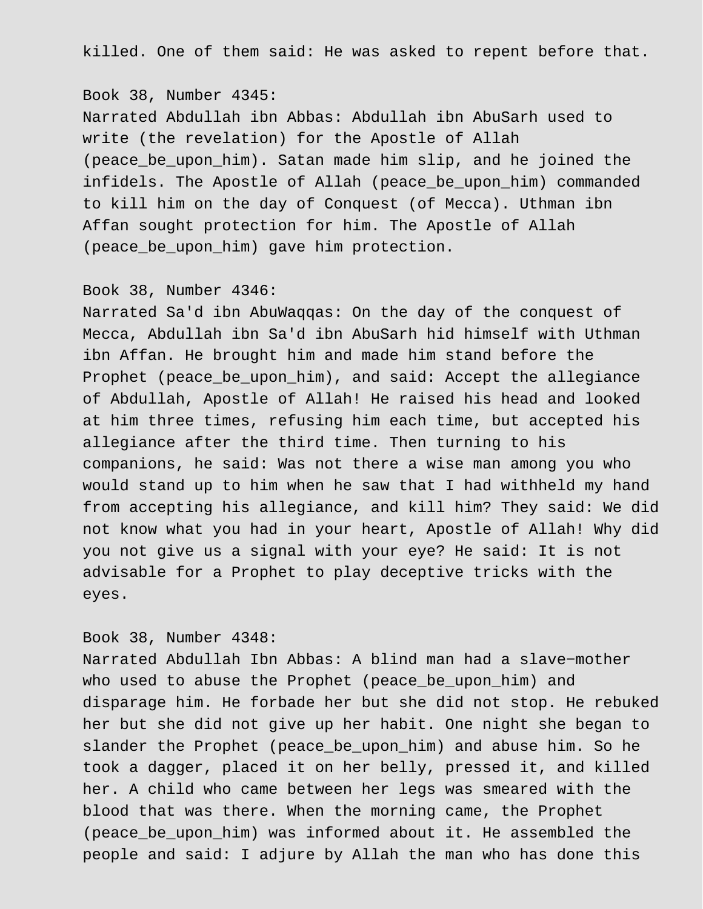killed. One of them said: He was asked to repent before that.

Book 38, Number 4345:
Narrated Abdullah ibn Abbas: Abdullah ibn AbuSarh used to write (the revelation) for the Apostle of Allah (peace_be_upon_him). Satan made him slip, and he joined the infidels. The Apostle of Allah (peace_be_upon_him) commanded to kill him on the day of Conquest (of Mecca). Uthman ibn Affan sought protection for him. The Apostle of Allah (peace_be_upon_him) gave him protection.

Book 38, Number 4346:
Narrated Sa'd ibn AbuWaqqas: On the day of the conquest of Mecca, Abdullah ibn Sa'd ibn AbuSarh hid himself with Uthman ibn Affan. He brought him and made him stand before the Prophet (peace_be_upon_him), and said: Accept the allegiance of Abdullah, Apostle of Allah! He raised his head and looked at him three times, refusing him each time, but accepted his allegiance after the third time. Then turning to his companions, he said: Was not there a wise man among you who would stand up to him when he saw that I had withheld my hand from accepting his allegiance, and kill him? They said: We did not know what you had in your heart, Apostle of Allah! Why did you not give us a signal with your eye? He said: It is not advisable for a Prophet to play deceptive tricks with the eyes.

Book 38, Number 4348:
Narrated Abdullah Ibn Abbas: A blind man had a slave-mother who used to abuse the Prophet (peace_be_upon_him) and disparage him. He forbade her but she did not stop. He rebuked her but she did not give up her habit. One night she began to slander the Prophet (peace_be_upon_him) and abuse him. So he took a dagger, placed it on her belly, pressed it, and killed her. A child who came between her legs was smeared with the blood that was there. When the morning came, the Prophet (peace_be_upon_him) was informed about it. He assembled the people and said: I adjure by Allah the man who has done this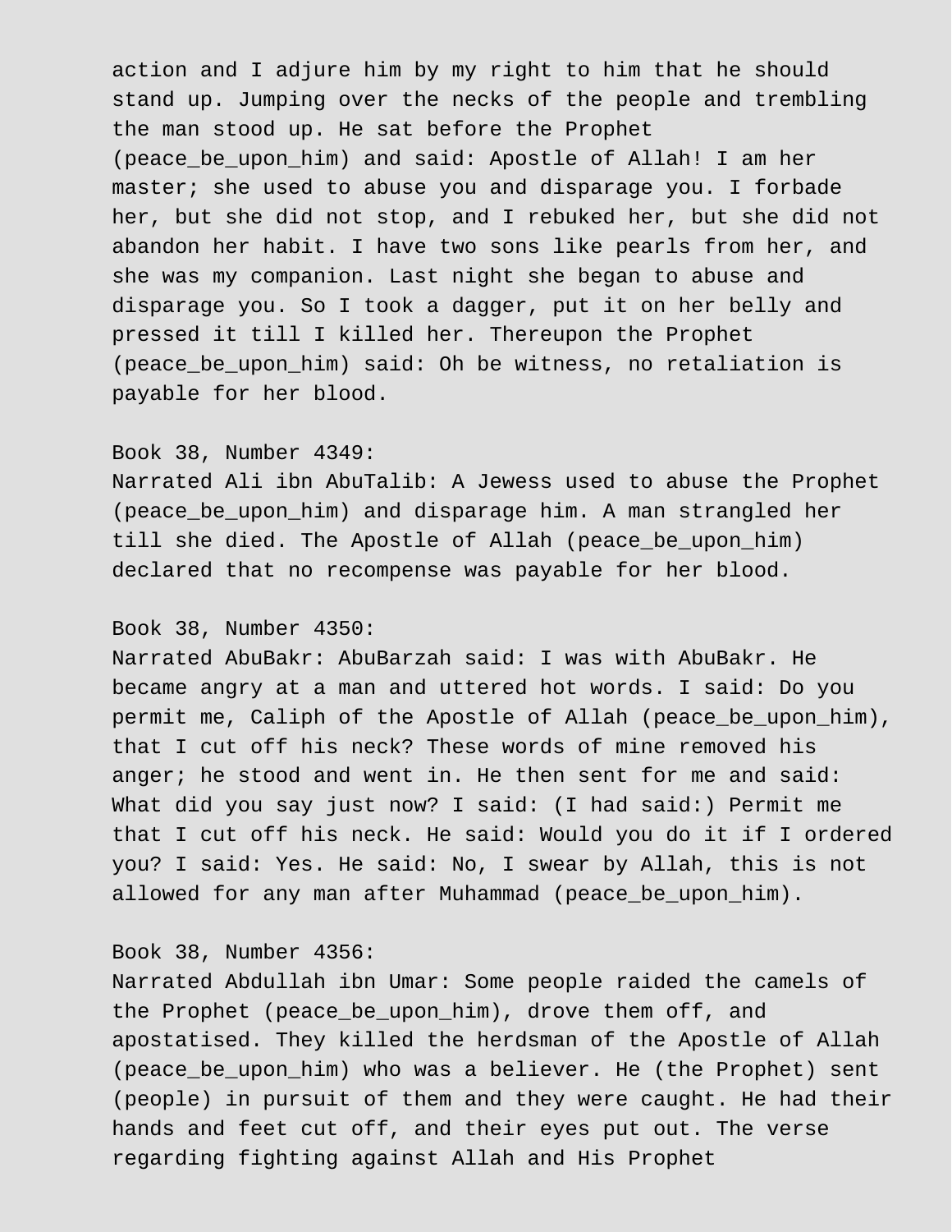action and I adjure him by my right to him that he should stand up. Jumping over the necks of the people and trembling the man stood up. He sat before the Prophet (peace_be_upon_him) and said: Apostle of Allah! I am her master; she used to abuse you and disparage you. I forbade her, but she did not stop, and I rebuked her, but she did not abandon her habit. I have two sons like pearls from her, and she was my companion. Last night she began to abuse and disparage you. So I took a dagger, put it on her belly and pressed it till I killed her. Thereupon the Prophet (peace_be_upon_him) said: Oh be witness, no retaliation is payable for her blood.

Book 38, Number 4349:
Narrated Ali ibn AbuTalib: A Jewess used to abuse the Prophet (peace_be_upon_him) and disparage him. A man strangled her till she died. The Apostle of Allah (peace_be_upon_him) declared that no recompense was payable for her blood.

Book 38, Number 4350:
Narrated AbuBakr: AbuBarzah said: I was with AbuBakr. He became angry at a man and uttered hot words. I said: Do you permit me, Caliph of the Apostle of Allah (peace_be_upon_him), that I cut off his neck? These words of mine removed his anger; he stood and went in. He then sent for me and said: What did you say just now? I said: (I had said:) Permit me that I cut off his neck. He said: Would you do it if I ordered you? I said: Yes. He said: No, I swear by Allah, this is not allowed for any man after Muhammad (peace_be_upon_him).

Book 38, Number 4356:
Narrated Abdullah ibn Umar: Some people raided the camels of the Prophet (peace_be_upon_him), drove them off, and apostatised. They killed the herdsman of the Apostle of Allah (peace_be_upon_him) who was a believer. He (the Prophet) sent (people) in pursuit of them and they were caught. He had their hands and feet cut off, and their eyes put out. The verse regarding fighting against Allah and His Prophet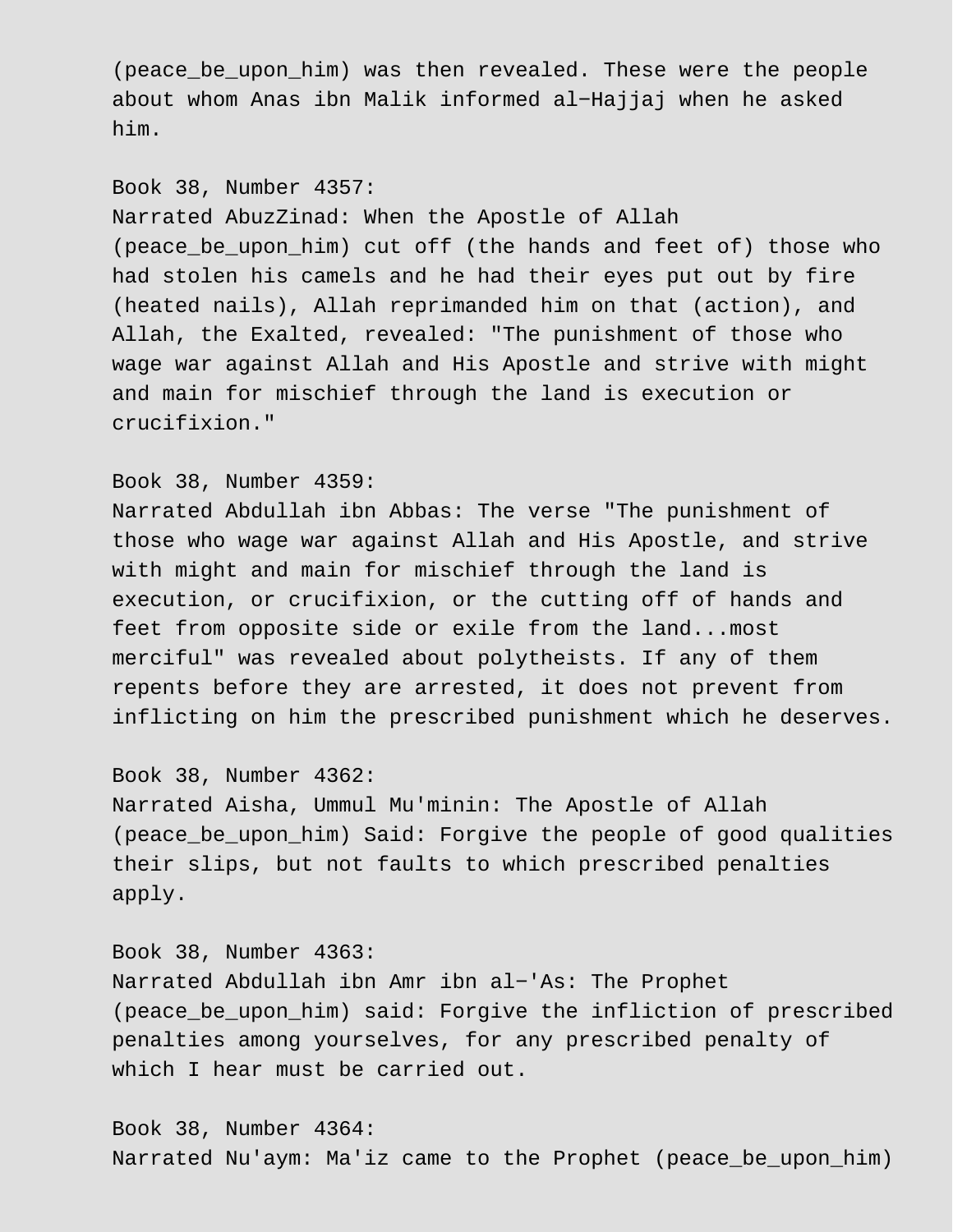(peace_be_upon_him) was then revealed. These were the people about whom Anas ibn Malik informed al-Hajjaj when he asked him.

Book 38, Number 4357:
Narrated AbuzZinad: When the Apostle of Allah (peace_be_upon_him) cut off (the hands and feet of) those who had stolen his camels and he had their eyes put out by fire (heated nails), Allah reprimanded him on that (action), and Allah, the Exalted, revealed: "The punishment of those who wage war against Allah and His Apostle and strive with might and main for mischief through the land is execution or crucifixion."

Book 38, Number 4359:
Narrated Abdullah ibn Abbas: The verse "The punishment of those who wage war against Allah and His Apostle, and strive with might and main for mischief through the land is execution, or crucifixion, or the cutting off of hands and feet from opposite side or exile from the land...most merciful" was revealed about polytheists. If any of them repents before they are arrested, it does not prevent from inflicting on him the prescribed punishment which he deserves.

Book 38, Number 4362:
Narrated Aisha, Ummul Mu'minin: The Apostle of Allah (peace_be_upon_him) Said: Forgive the people of good qualities their slips, but not faults to which prescribed penalties apply.

Book 38, Number 4363:
Narrated Abdullah ibn Amr ibn al-'As: The Prophet (peace_be_upon_him) said: Forgive the infliction of prescribed penalties among yourselves, for any prescribed penalty of which I hear must be carried out.

Book 38, Number 4364:
Narrated Nu'aym: Ma'iz came to the Prophet (peace_be_upon_him)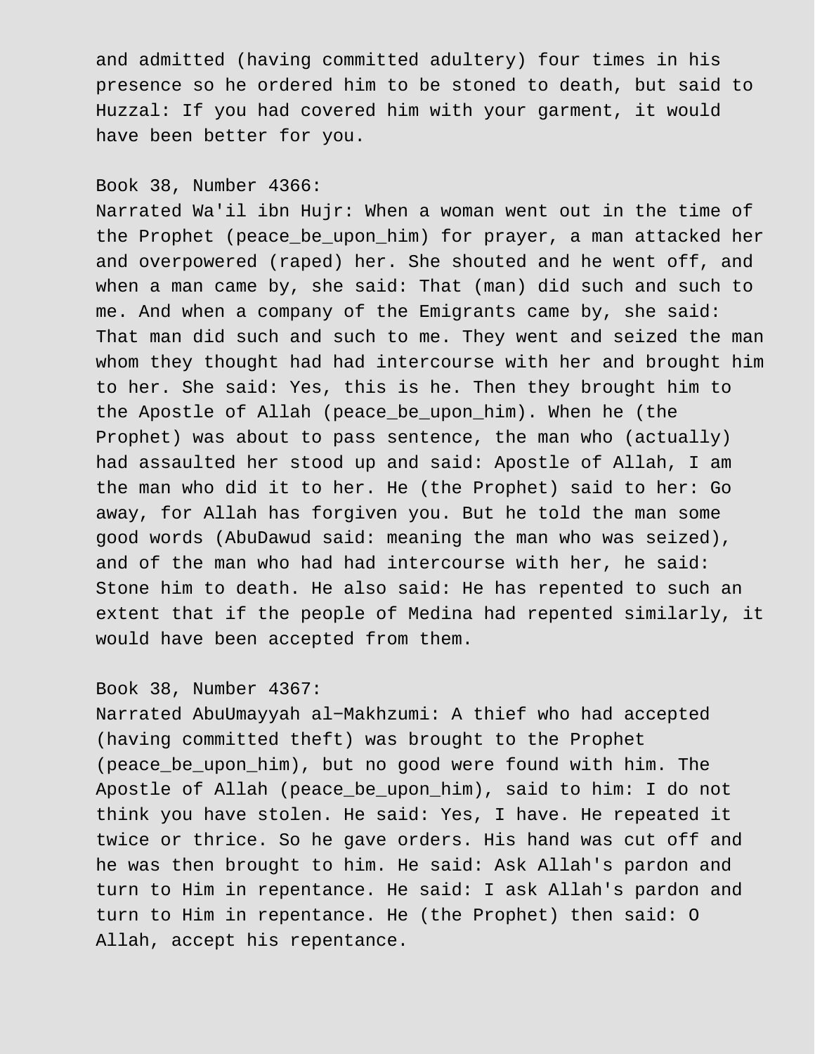and admitted (having committed adultery) four times in his presence so he ordered him to be stoned to death, but said to Huzzal: If you had covered him with your garment, it would have been better for you.

Book 38, Number 4366:
Narrated Wa'il ibn Hujr: When a woman went out in the time of the Prophet (peace_be_upon_him) for prayer, a man attacked her and overpowered (raped) her. She shouted and he went off, and when a man came by, she said: That (man) did such and such to me. And when a company of the Emigrants came by, she said: That man did such and such to me. They went and seized the man whom they thought had had intercourse with her and brought him to her. She said: Yes, this is he. Then they brought him to the Apostle of Allah (peace_be_upon_him). When he (the Prophet) was about to pass sentence, the man who (actually) had assaulted her stood up and said: Apostle of Allah, I am the man who did it to her. He (the Prophet) said to her: Go away, for Allah has forgiven you. But he told the man some good words (AbuDawud said: meaning the man who was seized), and of the man who had had intercourse with her, he said: Stone him to death. He also said: He has repented to such an extent that if the people of Medina had repented similarly, it would have been accepted from them.

Book 38, Number 4367:
Narrated AbuUmayyah al-Makhzumi: A thief who had accepted (having committed theft) was brought to the Prophet (peace_be_upon_him), but no good were found with him. The Apostle of Allah (peace_be_upon_him), said to him: I do not think you have stolen. He said: Yes, I have. He repeated it twice or thrice. So he gave orders. His hand was cut off and he was then brought to him. He said: Ask Allah's pardon and turn to Him in repentance. He said: I ask Allah's pardon and turn to Him in repentance. He (the Prophet) then said: O Allah, accept his repentance.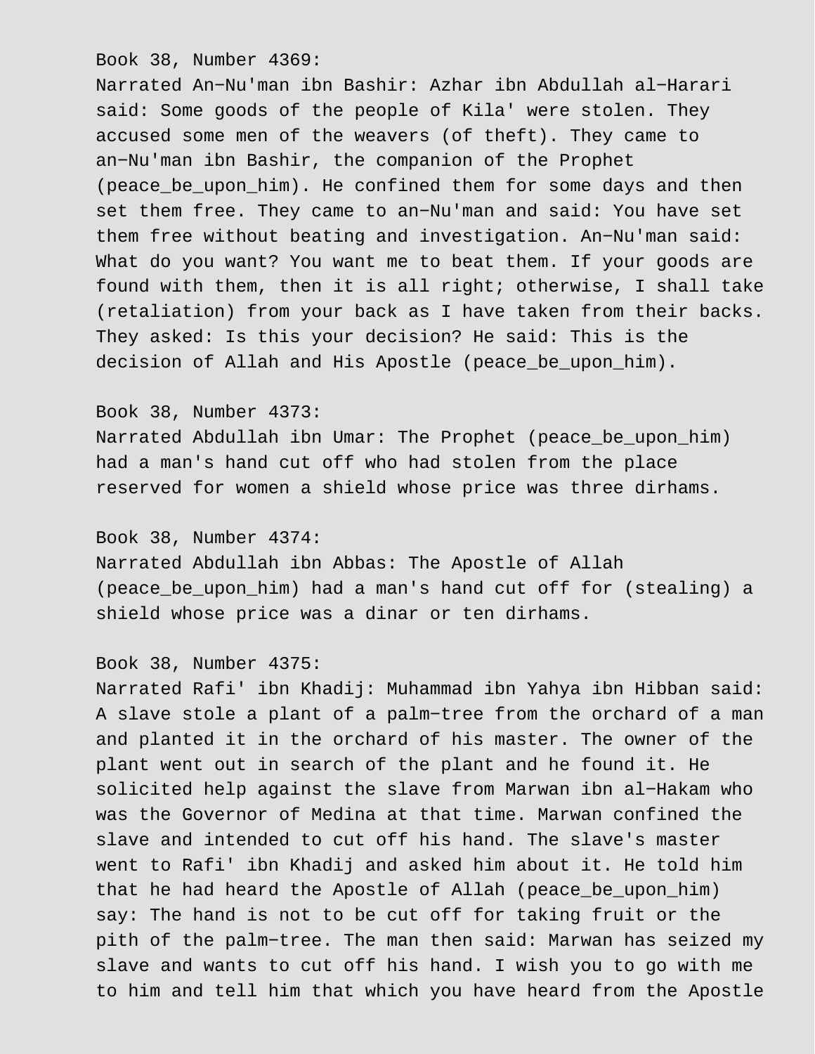Book 38, Number 4369:
Narrated An-Nu'man ibn Bashir: Azhar ibn Abdullah al-Harari said: Some goods of the people of Kila' were stolen. They accused some men of the weavers (of theft). They came to an-Nu'man ibn Bashir, the companion of the Prophet (peace_be_upon_him). He confined them for some days and then set them free. They came to an-Nu'man and said: You have set them free without beating and investigation. An-Nu'man said: What do you want? You want me to beat them. If your goods are found with them, then it is all right; otherwise, I shall take (retaliation) from your back as I have taken from their backs. They asked: Is this your decision? He said: This is the decision of Allah and His Apostle (peace_be_upon_him).

Book 38, Number 4373:
Narrated Abdullah ibn Umar: The Prophet (peace_be_upon_him) had a man's hand cut off who had stolen from the place reserved for women a shield whose price was three dirhams.

Book 38, Number 4374:
Narrated Abdullah ibn Abbas: The Apostle of Allah (peace_be_upon_him) had a man's hand cut off for (stealing) a shield whose price was a dinar or ten dirhams.

Book 38, Number 4375:
Narrated Rafi' ibn Khadij: Muhammad ibn Yahya ibn Hibban said: A slave stole a plant of a palm-tree from the orchard of a man and planted it in the orchard of his master. The owner of the plant went out in search of the plant and he found it. He solicited help against the slave from Marwan ibn al-Hakam who was the Governor of Medina at that time. Marwan confined the slave and intended to cut off his hand. The slave's master went to Rafi' ibn Khadij and asked him about it. He told him that he had heard the Apostle of Allah (peace_be_upon_him) say: The hand is not to be cut off for taking fruit or the pith of the palm-tree. The man then said: Marwan has seized my slave and wants to cut off his hand. I wish you to go with me to him and tell him that which you have heard from the Apostle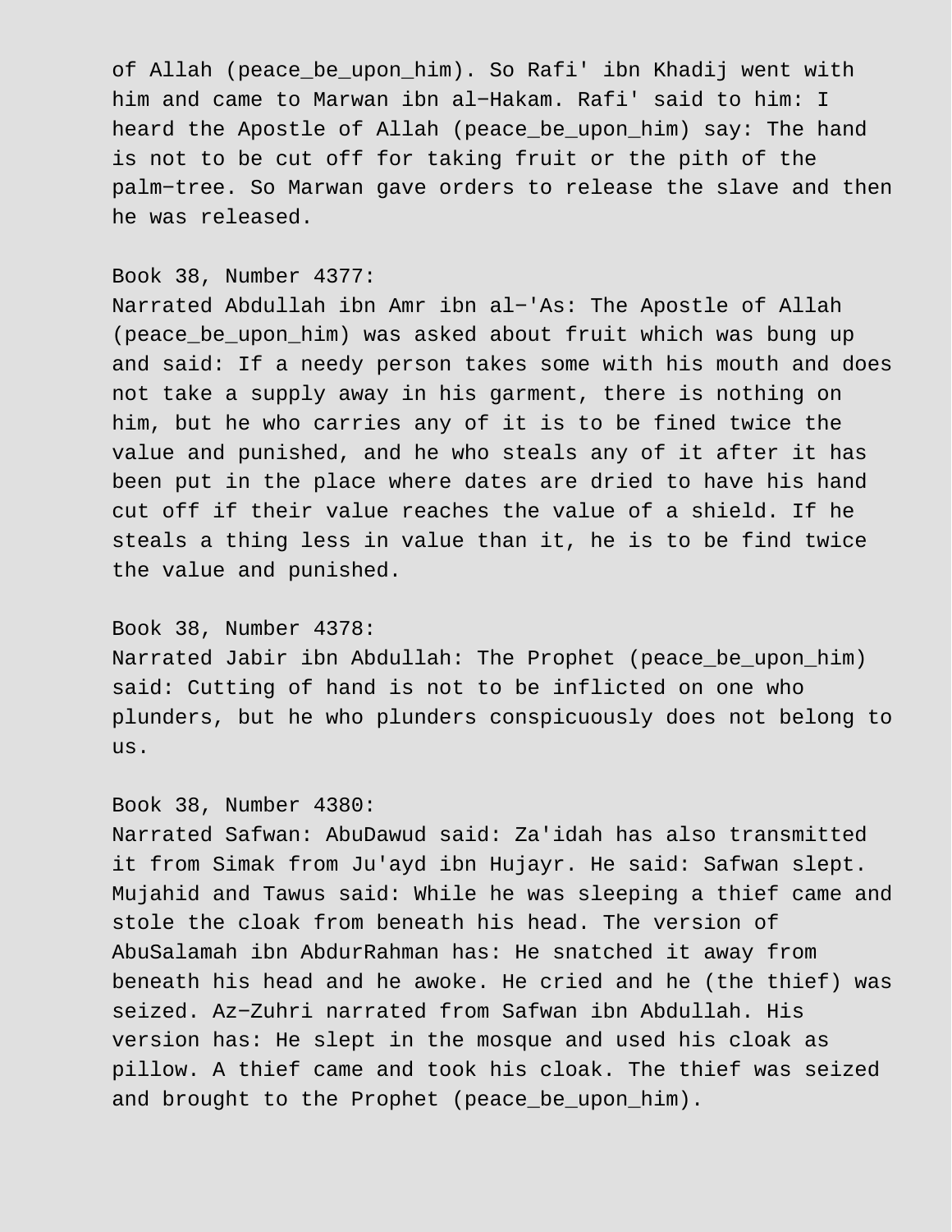of Allah (peace_be_upon_him). So Rafi' ibn Khadij went with him and came to Marwan ibn al-Hakam. Rafi' said to him: I heard the Apostle of Allah (peace_be_upon_him) say: The hand is not to be cut off for taking fruit or the pith of the palm-tree. So Marwan gave orders to release the slave and then he was released.

Book 38, Number 4377:
Narrated Abdullah ibn Amr ibn al-'As: The Apostle of Allah (peace_be_upon_him) was asked about fruit which was bung up and said: If a needy person takes some with his mouth and does not take a supply away in his garment, there is nothing on him, but he who carries any of it is to be fined twice the value and punished, and he who steals any of it after it has been put in the place where dates are dried to have his hand cut off if their value reaches the value of a shield. If he steals a thing less in value than it, he is to be find twice the value and punished.

Book 38, Number 4378:
Narrated Jabir ibn Abdullah: The Prophet (peace_be_upon_him) said: Cutting of hand is not to be inflicted on one who plunders, but he who plunders conspicuously does not belong to us.

Book 38, Number 4380:
Narrated Safwan: AbuDawud said: Za'idah has also transmitted it from Simak from Ju'ayd ibn Hujayr. He said: Safwan slept. Mujahid and Tawus said: While he was sleeping a thief came and stole the cloak from beneath his head. The version of AbuSalamah ibn AbdurRahman has: He snatched it away from beneath his head and he awoke. He cried and he (the thief) was seized. Az-Zuhri narrated from Safwan ibn Abdullah. His version has: He slept in the mosque and used his cloak as pillow. A thief came and took his cloak. The thief was seized and brought to the Prophet (peace_be_upon_him).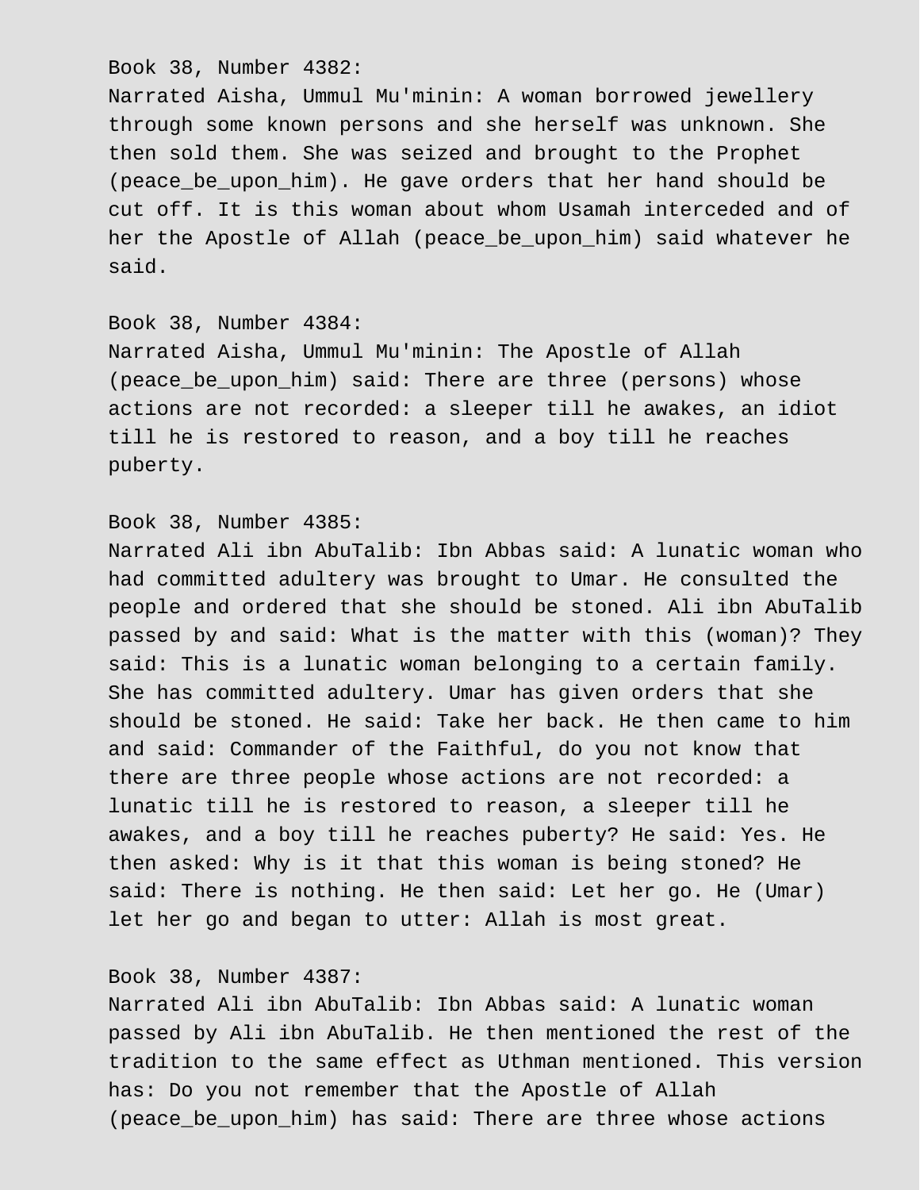Book 38, Number 4382:
Narrated Aisha, Ummul Mu'minin: A woman borrowed jewellery through some known persons and she herself was unknown. She then sold them. She was seized and brought to the Prophet (peace_be_upon_him). He gave orders that her hand should be cut off. It is this woman about whom Usamah interceded and of her the Apostle of Allah (peace_be_upon_him) said whatever he said.

Book 38, Number 4384:
Narrated Aisha, Ummul Mu'minin: The Apostle of Allah (peace_be_upon_him) said: There are three (persons) whose actions are not recorded: a sleeper till he awakes, an idiot till he is restored to reason, and a boy till he reaches puberty.

Book 38, Number 4385:
Narrated Ali ibn AbuTalib: Ibn Abbas said: A lunatic woman who had committed adultery was brought to Umar. He consulted the people and ordered that she should be stoned. Ali ibn AbuTalib passed by and said: What is the matter with this (woman)? They said: This is a lunatic woman belonging to a certain family. She has committed adultery. Umar has given orders that she should be stoned. He said: Take her back. He then came to him and said: Commander of the Faithful, do you not know that there are three people whose actions are not recorded: a lunatic till he is restored to reason, a sleeper till he awakes, and a boy till he reaches puberty? He said: Yes. He then asked: Why is it that this woman is being stoned? He said: There is nothing. He then said: Let her go. He (Umar) let her go and began to utter: Allah is most great.

Book 38, Number 4387:
Narrated Ali ibn AbuTalib: Ibn Abbas said: A lunatic woman passed by Ali ibn AbuTalib. He then mentioned the rest of the tradition to the same effect as Uthman mentioned. This version has: Do you not remember that the Apostle of Allah (peace_be_upon_him) has said: There are three whose actions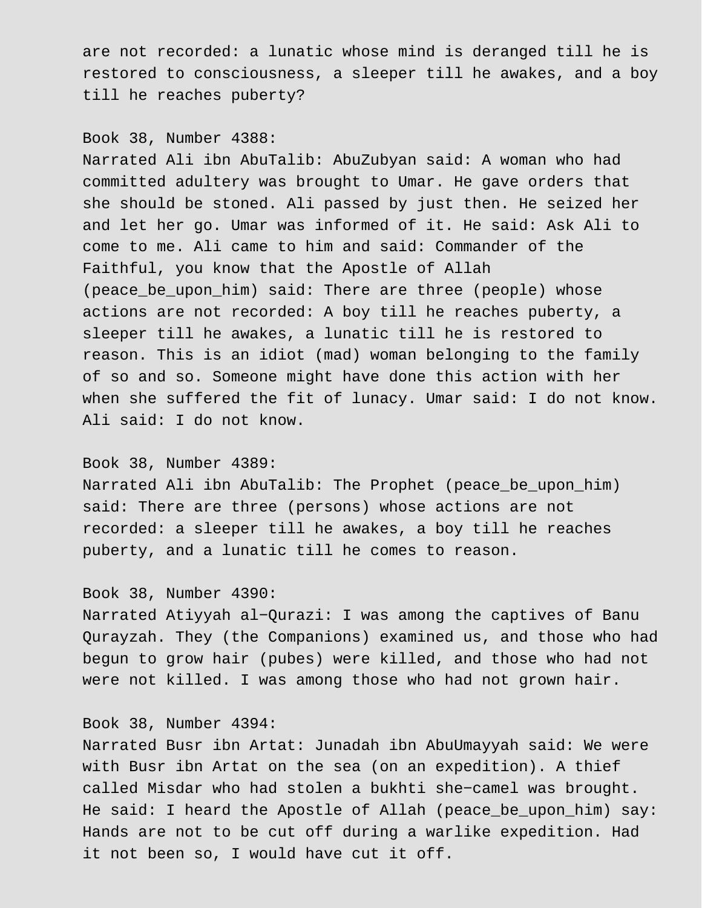are not recorded: a lunatic whose mind is deranged till he is restored to consciousness, a sleeper till he awakes, and a boy till he reaches puberty?

Book 38, Number 4388:
Narrated Ali ibn AbuTalib: AbuZubyan said: A woman who had committed adultery was brought to Umar. He gave orders that she should be stoned. Ali passed by just then. He seized her and let her go. Umar was informed of it. He said: Ask Ali to come to me. Ali came to him and said: Commander of the Faithful, you know that the Apostle of Allah (peace_be_upon_him) said: There are three (people) whose actions are not recorded: A boy till he reaches puberty, a sleeper till he awakes, a lunatic till he is restored to reason. This is an idiot (mad) woman belonging to the family of so and so. Someone might have done this action with her when she suffered the fit of lunacy. Umar said: I do not know. Ali said: I do not know.

Book 38, Number 4389:
Narrated Ali ibn AbuTalib: The Prophet (peace_be_upon_him) said: There are three (persons) whose actions are not recorded: a sleeper till he awakes, a boy till he reaches puberty, and a lunatic till he comes to reason.

Book 38, Number 4390:
Narrated Atiyyah al-Qurazi: I was among the captives of Banu Qurayzah. They (the Companions) examined us, and those who had begun to grow hair (pubes) were killed, and those who had not were not killed. I was among those who had not grown hair.

Book 38, Number 4394:
Narrated Busr ibn Artat: Junadah ibn AbuUmayyah said: We were with Busr ibn Artat on the sea (on an expedition). A thief called Misdar who had stolen a bukhti she-camel was brought. He said: I heard the Apostle of Allah (peace_be_upon_him) say: Hands are not to be cut off during a warlike expedition. Had it not been so, I would have cut it off.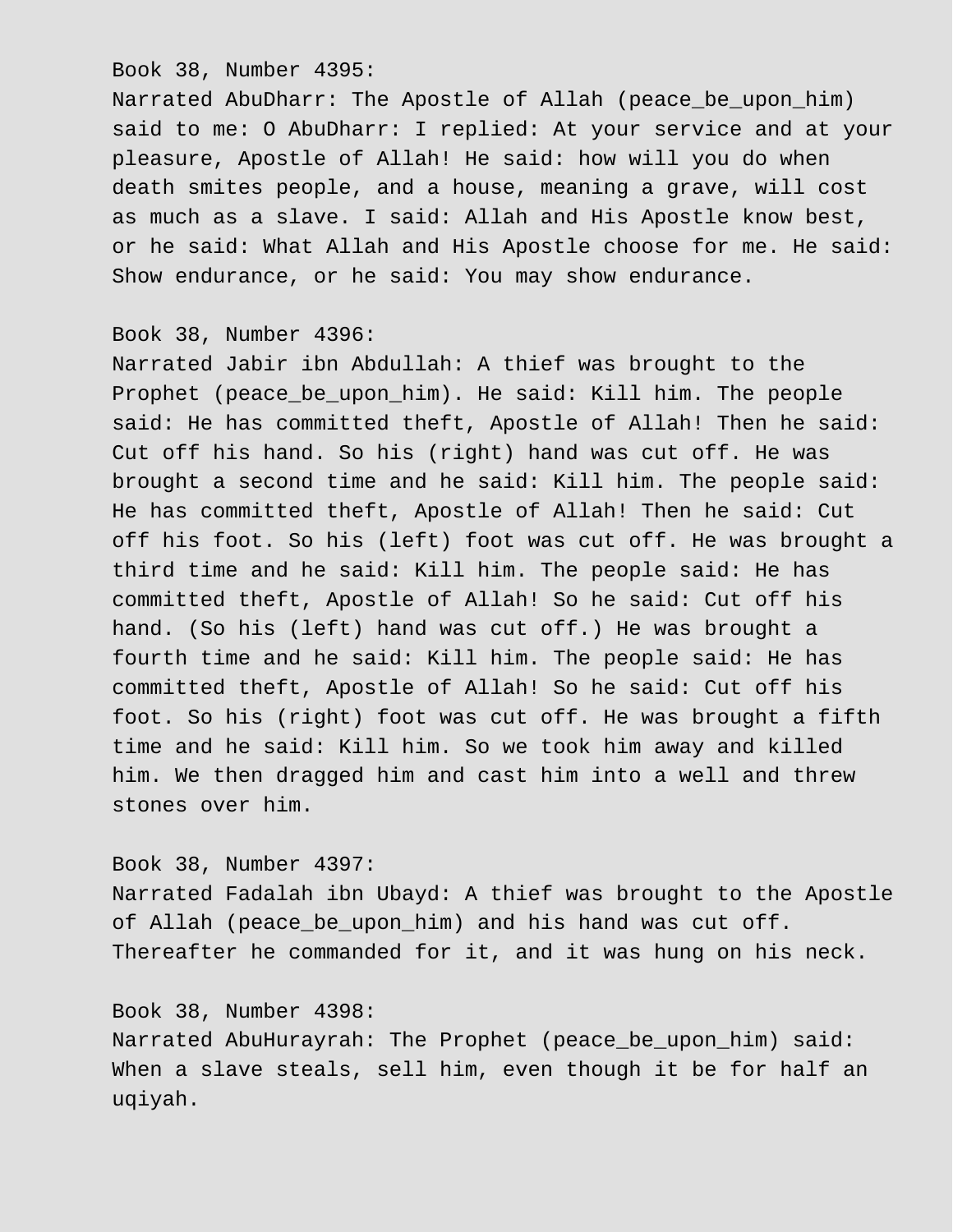Book 38, Number 4395:
Narrated AbuDharr: The Apostle of Allah (peace_be_upon_him) said to me: O AbuDharr: I replied: At your service and at your pleasure, Apostle of Allah! He said: how will you do when death smites people, and a house, meaning a grave, will cost as much as a slave. I said: Allah and His Apostle know best, or he said: What Allah and His Apostle choose for me. He said: Show endurance, or he said: You may show endurance.

Book 38, Number 4396:
Narrated Jabir ibn Abdullah: A thief was brought to the Prophet (peace_be_upon_him). He said: Kill him. The people said: He has committed theft, Apostle of Allah! Then he said: Cut off his hand. So his (right) hand was cut off. He was brought a second time and he said: Kill him. The people said: He has committed theft, Apostle of Allah! Then he said: Cut off his foot. So his (left) foot was cut off. He was brought a third time and he said: Kill him. The people said: He has committed theft, Apostle of Allah! So he said: Cut off his hand. (So his (left) hand was cut off.) He was brought a fourth time and he said: Kill him. The people said: He has committed theft, Apostle of Allah! So he said: Cut off his foot. So his (right) foot was cut off. He was brought a fifth time and he said: Kill him. So we took him away and killed him. We then dragged him and cast him into a well and threw stones over him.

Book 38, Number 4397:
Narrated Fadalah ibn Ubayd: A thief was brought to the Apostle of Allah (peace_be_upon_him) and his hand was cut off. Thereafter he commanded for it, and it was hung on his neck.

Book 38, Number 4398:
Narrated AbuHurayrah: The Prophet (peace_be_upon_him) said: When a slave steals, sell him, even though it be for half an uqiyah.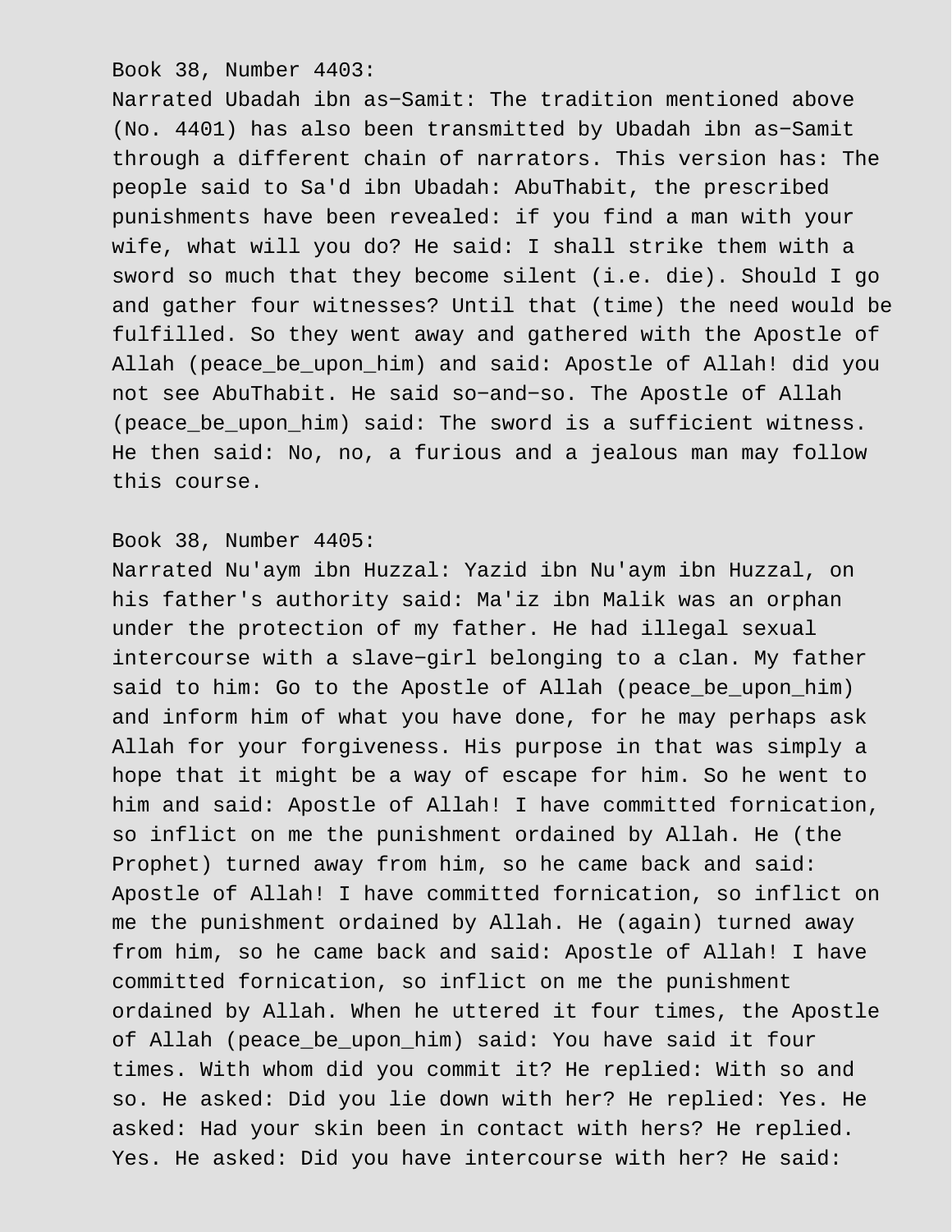Book 38, Number 4403:

Narrated Ubadah ibn as−Samit: The tradition mentioned above (No. 4401) has also been transmitted by Ubadah ibn as−Samit through a different chain of narrators. This version has: The people said to Sa'd ibn Ubadah: AbuThabit, the prescribed punishments have been revealed: if you find a man with your wife, what will you do? He said: I shall strike them with a sword so much that they become silent (i.e. die). Should I go and gather four witnesses? Until that (time) the need would be fulfilled. So they went away and gathered with the Apostle of Allah (peace_be_upon_him) and said: Apostle of Allah! did you not see AbuThabit. He said so−and−so. The Apostle of Allah (peace_be_upon_him) said: The sword is a sufficient witness. He then said: No, no, a furious and a jealous man may follow this course.

Book 38, Number 4405:

Narrated Nu'aym ibn Huzzal: Yazid ibn Nu'aym ibn Huzzal, on his father's authority said: Ma'iz ibn Malik was an orphan under the protection of my father. He had illegal sexual intercourse with a slave−girl belonging to a clan. My father said to him: Go to the Apostle of Allah (peace_be_upon_him) and inform him of what you have done, for he may perhaps ask Allah for your forgiveness. His purpose in that was simply a hope that it might be a way of escape for him. So he went to him and said: Apostle of Allah! I have committed fornication, so inflict on me the punishment ordained by Allah. He (the Prophet) turned away from him, so he came back and said: Apostle of Allah! I have committed fornication, so inflict on me the punishment ordained by Allah. He (again) turned away from him, so he came back and said: Apostle of Allah! I have committed fornication, so inflict on me the punishment ordained by Allah. When he uttered it four times, the Apostle of Allah (peace_be_upon_him) said: You have said it four times. With whom did you commit it? He replied: With so and so. He asked: Did you lie down with her? He replied: Yes. He asked: Had your skin been in contact with hers? He replied. Yes. He asked: Did you have intercourse with her? He said: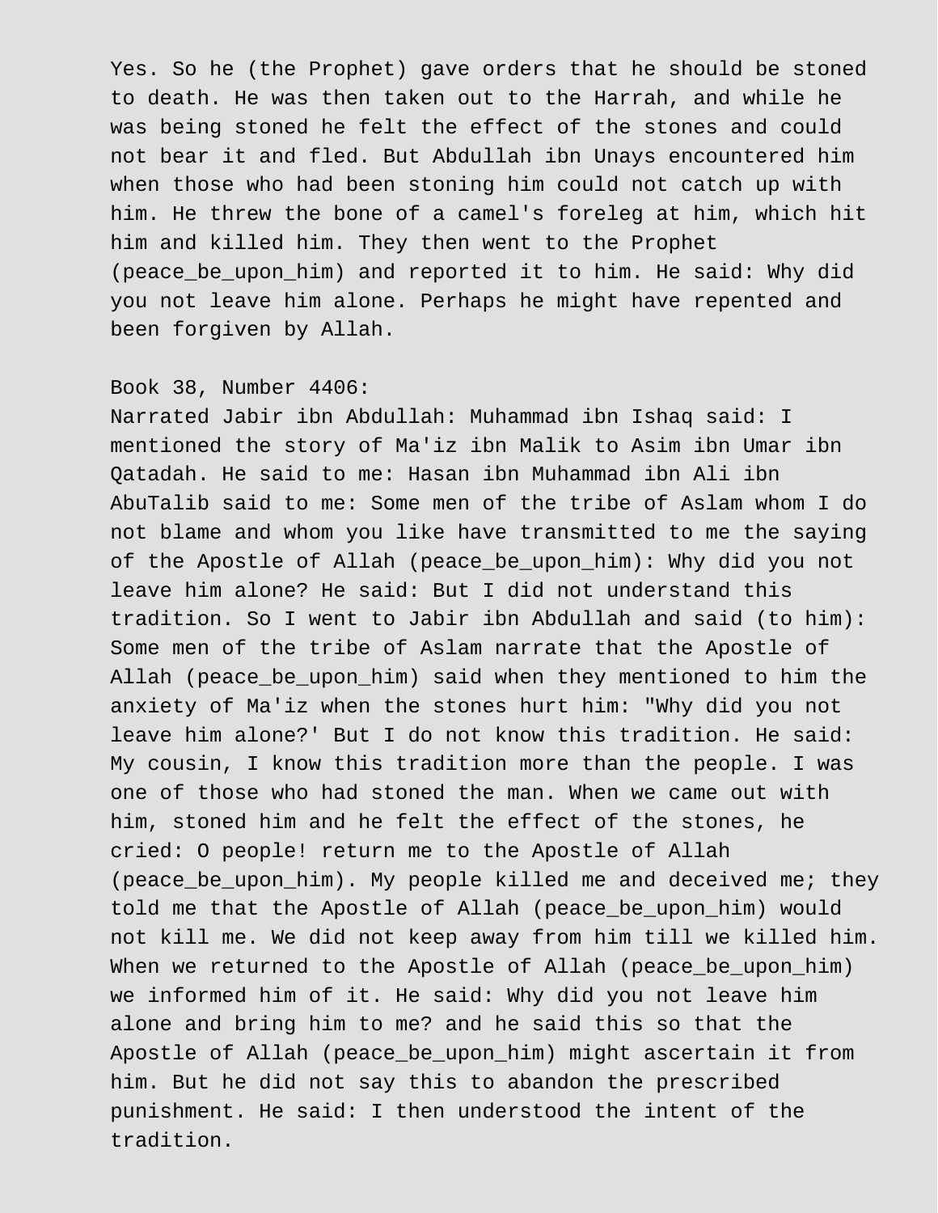Yes. So he (the Prophet) gave orders that he should be stoned to death. He was then taken out to the Harrah, and while he was being stoned he felt the effect of the stones and could not bear it and fled. But Abdullah ibn Unays encountered him when those who had been stoning him could not catch up with him. He threw the bone of a camel's foreleg at him, which hit him and killed him. They then went to the Prophet (peace_be_upon_him) and reported it to him. He said: Why did you not leave him alone. Perhaps he might have repented and been forgiven by Allah.

Book 38, Number 4406:
Narrated Jabir ibn Abdullah: Muhammad ibn Ishaq said: I mentioned the story of Ma'iz ibn Malik to Asim ibn Umar ibn Qatadah. He said to me: Hasan ibn Muhammad ibn Ali ibn AbuTalib said to me: Some men of the tribe of Aslam whom I do not blame and whom you like have transmitted to me the saying of the Apostle of Allah (peace_be_upon_him): Why did you not leave him alone? He said: But I did not understand this tradition. So I went to Jabir ibn Abdullah and said (to him): Some men of the tribe of Aslam narrate that the Apostle of Allah (peace_be_upon_him) said when they mentioned to him the anxiety of Ma'iz when the stones hurt him: "Why did you not leave him alone?' But I do not know this tradition. He said: My cousin, I know this tradition more than the people. I was one of those who had stoned the man. When we came out with him, stoned him and he felt the effect of the stones, he cried: O people! return me to the Apostle of Allah (peace_be_upon_him). My people killed me and deceived me; they told me that the Apostle of Allah (peace_be_upon_him) would not kill me. We did not keep away from him till we killed him. When we returned to the Apostle of Allah (peace_be_upon_him) we informed him of it. He said: Why did you not leave him alone and bring him to me? and he said this so that the Apostle of Allah (peace_be_upon_him) might ascertain it from him. But he did not say this to abandon the prescribed punishment. He said: I then understood the intent of the tradition.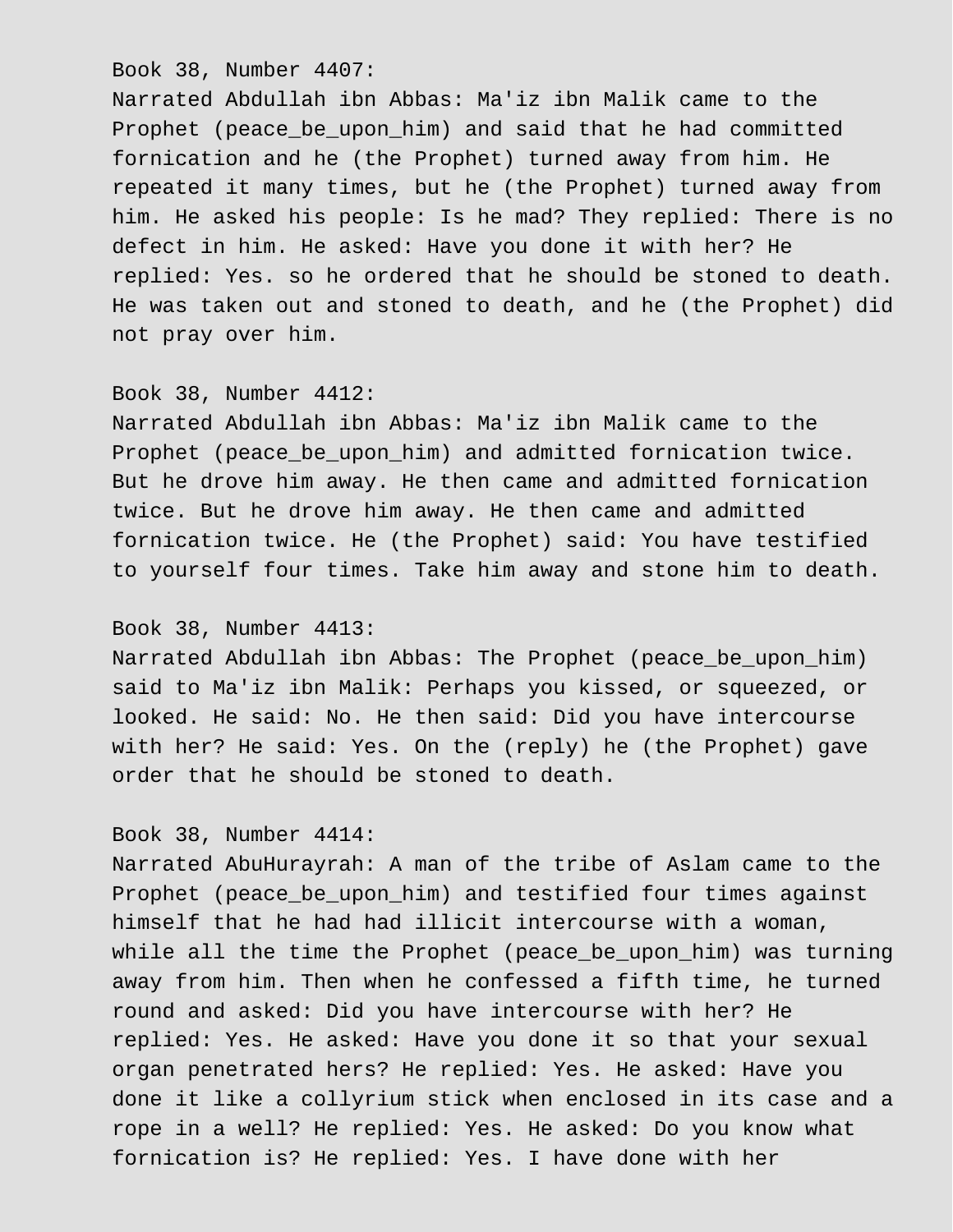Book 38, Number 4407:
Narrated Abdullah ibn Abbas: Ma'iz ibn Malik came to the Prophet (peace_be_upon_him) and said that he had committed fornication and he (the Prophet) turned away from him. He repeated it many times, but he (the Prophet) turned away from him. He asked his people: Is he mad? They replied: There is no defect in him. He asked: Have you done it with her? He replied: Yes. so he ordered that he should be stoned to death. He was taken out and stoned to death, and he (the Prophet) did not pray over him.

Book 38, Number 4412:
Narrated Abdullah ibn Abbas: Ma'iz ibn Malik came to the Prophet (peace_be_upon_him) and admitted fornication twice. But he drove him away. He then came and admitted fornication twice. But he drove him away. He then came and admitted fornication twice. He (the Prophet) said: You have testified to yourself four times. Take him away and stone him to death.

Book 38, Number 4413:
Narrated Abdullah ibn Abbas: The Prophet (peace_be_upon_him) said to Ma'iz ibn Malik: Perhaps you kissed, or squeezed, or looked. He said: No. He then said: Did you have intercourse with her? He said: Yes. On the (reply) he (the Prophet) gave order that he should be stoned to death.

Book 38, Number 4414:
Narrated AbuHurayrah: A man of the tribe of Aslam came to the Prophet (peace_be_upon_him) and testified four times against himself that he had had illicit intercourse with a woman, while all the time the Prophet (peace_be_upon_him) was turning away from him. Then when he confessed a fifth time, he turned round and asked: Did you have intercourse with her? He replied: Yes. He asked: Have you done it so that your sexual organ penetrated hers? He replied: Yes. He asked: Have you done it like a collyrium stick when enclosed in its case and a rope in a well? He replied: Yes. He asked: Do you know what fornication is? He replied: Yes. I have done with her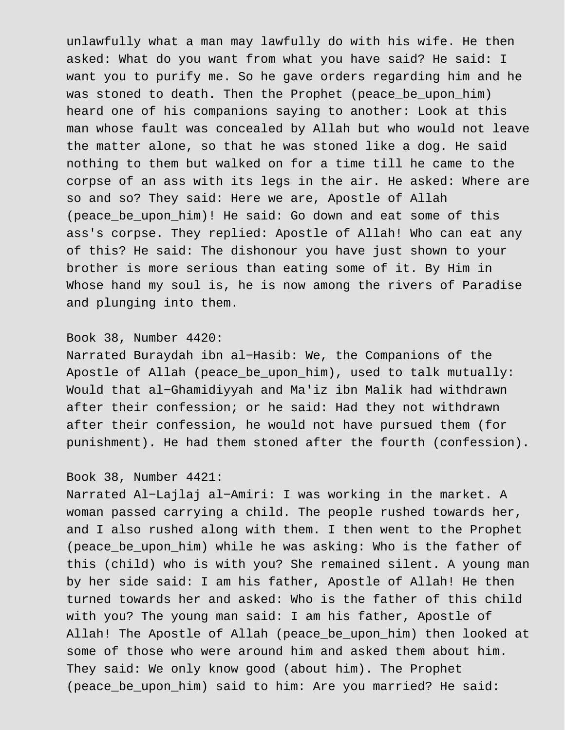unlawfully what a man may lawfully do with his wife. He then asked: What do you want from what you have said? He said: I want you to purify me. So he gave orders regarding him and he was stoned to death. Then the Prophet (peace_be_upon_him) heard one of his companions saying to another: Look at this man whose fault was concealed by Allah but who would not leave the matter alone, so that he was stoned like a dog. He said nothing to them but walked on for a time till he came to the corpse of an ass with its legs in the air. He asked: Where are so and so? They said: Here we are, Apostle of Allah (peace_be_upon_him)! He said: Go down and eat some of this ass's corpse. They replied: Apostle of Allah! Who can eat any of this? He said: The dishonour you have just shown to your brother is more serious than eating some of it. By Him in Whose hand my soul is, he is now among the rivers of Paradise and plunging into them.

Book 38, Number 4420:
Narrated Buraydah ibn al-Hasib: We, the Companions of the Apostle of Allah (peace_be_upon_him), used to talk mutually: Would that al-Ghamidiyyah and Ma'iz ibn Malik had withdrawn after their confession; or he said: Had they not withdrawn after their confession, he would not have pursued them (for punishment). He had them stoned after the fourth (confession).

Book 38, Number 4421:
Narrated Al-Lajlaj al-Amiri: I was working in the market. A woman passed carrying a child. The people rushed towards her, and I also rushed along with them. I then went to the Prophet (peace_be_upon_him) while he was asking: Who is the father of this (child) who is with you? She remained silent. A young man by her side said: I am his father, Apostle of Allah! He then turned towards her and asked: Who is the father of this child with you? The young man said: I am his father, Apostle of Allah! The Apostle of Allah (peace_be_upon_him) then looked at some of those who were around him and asked them about him. They said: We only know good (about him). The Prophet (peace_be_upon_him) said to him: Are you married? He said: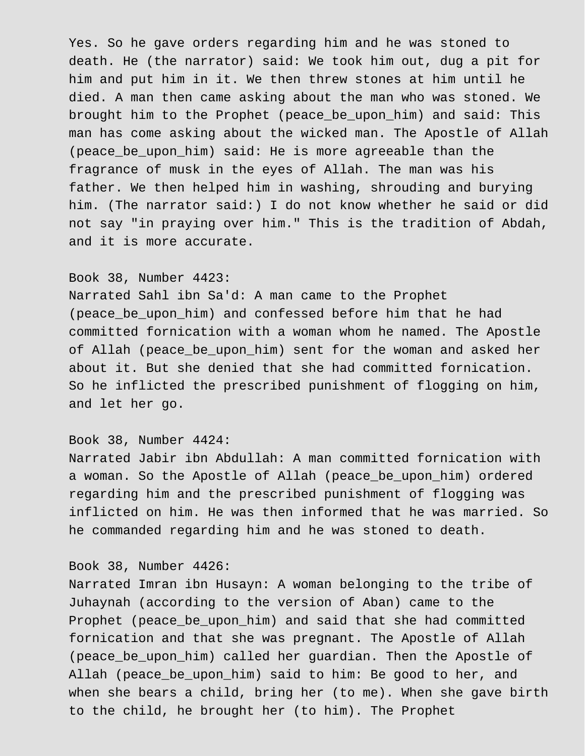Yes. So he gave orders regarding him and he was stoned to death. He (the narrator) said: We took him out, dug a pit for him and put him in it. We then threw stones at him until he died. A man then came asking about the man who was stoned. We brought him to the Prophet (peace_be_upon_him) and said: This man has come asking about the wicked man. The Apostle of Allah (peace_be_upon_him) said: He is more agreeable than the fragrance of musk in the eyes of Allah. The man was his father. We then helped him in washing, shrouding and burying him. (The narrator said:) I do not know whether he said or did not say "in praying over him." This is the tradition of Abdah, and it is more accurate.

Book 38, Number 4423:
Narrated Sahl ibn Sa'd: A man came to the Prophet (peace_be_upon_him) and confessed before him that he had committed fornication with a woman whom he named. The Apostle of Allah (peace_be_upon_him) sent for the woman and asked her about it. But she denied that she had committed fornication. So he inflicted the prescribed punishment of flogging on him, and let her go.

Book 38, Number 4424:
Narrated Jabir ibn Abdullah: A man committed fornication with a woman. So the Apostle of Allah (peace_be_upon_him) ordered regarding him and the prescribed punishment of flogging was inflicted on him. He was then informed that he was married. So he commanded regarding him and he was stoned to death.

Book 38, Number 4426:
Narrated Imran ibn Husayn: A woman belonging to the tribe of Juhaynah (according to the version of Aban) came to the Prophet (peace_be_upon_him) and said that she had committed fornication and that she was pregnant. The Apostle of Allah (peace_be_upon_him) called her guardian. Then the Apostle of Allah (peace_be_upon_him) said to him: Be good to her, and when she bears a child, bring her (to me). When she gave birth to the child, he brought her (to him). The Prophet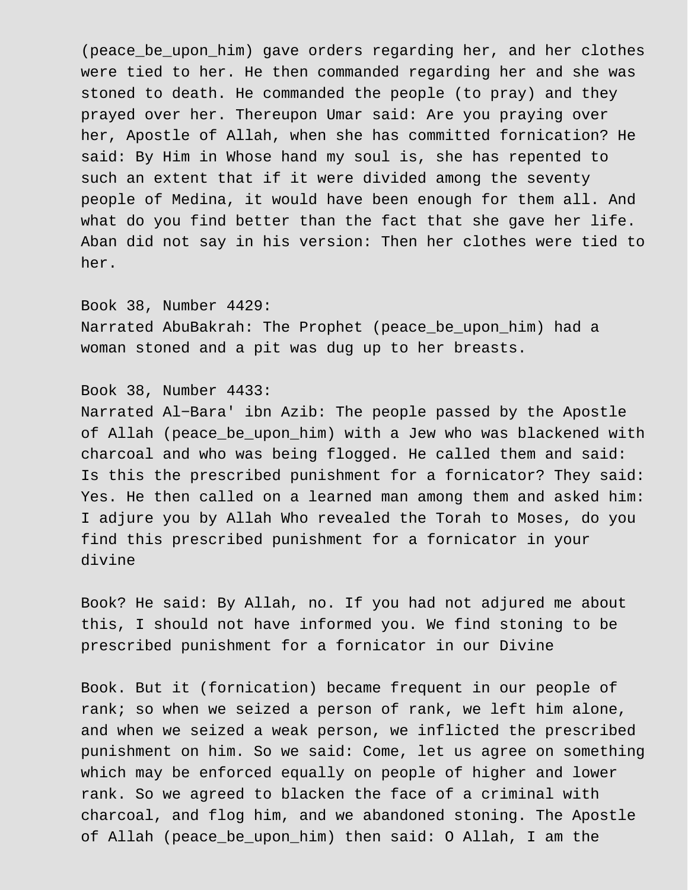(peace_be_upon_him) gave orders regarding her, and her clothes were tied to her. He then commanded regarding her and she was stoned to death. He commanded the people (to pray) and they prayed over her. Thereupon Umar said: Are you praying over her, Apostle of Allah, when she has committed fornication? He said: By Him in Whose hand my soul is, she has repented to such an extent that if it were divided among the seventy people of Medina, it would have been enough for them all. And what do you find better than the fact that she gave her life. Aban did not say in his version: Then her clothes were tied to her.

Book 38, Number 4429:
Narrated AbuBakrah: The Prophet (peace_be_upon_him) had a woman stoned and a pit was dug up to her breasts.

Book 38, Number 4433:
Narrated Al-Bara' ibn Azib: The people passed by the Apostle of Allah (peace_be_upon_him) with a Jew who was blackened with charcoal and who was being flogged. He called them and said: Is this the prescribed punishment for a fornicator? They said: Yes. He then called on a learned man among them and asked him: I adjure you by Allah Who revealed the Torah to Moses, do you find this prescribed punishment for a fornicator in your divine

Book? He said: By Allah, no. If you had not adjured me about this, I should not have informed you. We find stoning to be prescribed punishment for a fornicator in our Divine

Book. But it (fornication) became frequent in our people of rank; so when we seized a person of rank, we left him alone, and when we seized a weak person, we inflicted the prescribed punishment on him. So we said: Come, let us agree on something which may be enforced equally on people of higher and lower rank. So we agreed to blacken the face of a criminal with charcoal, and flog him, and we abandoned stoning. The Apostle of Allah (peace_be_upon_him) then said: O Allah, I am the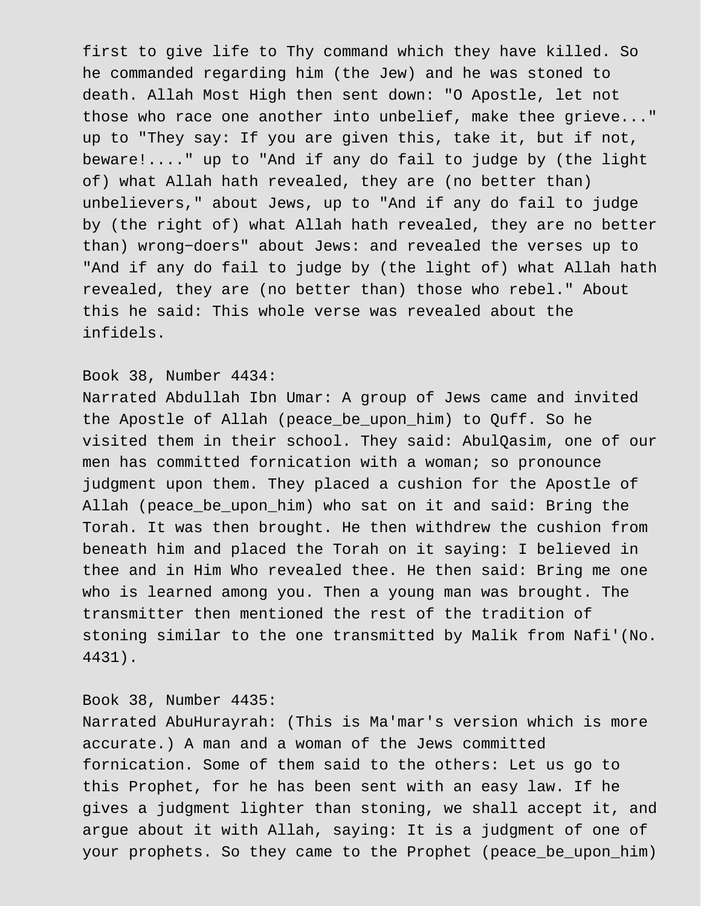first to give life to Thy command which they have killed. So he commanded regarding him (the Jew) and he was stoned to death. Allah Most High then sent down: "O Apostle, let not those who race one another into unbelief, make thee grieve..." up to "They say: If you are given this, take it, but if not, beware!...." up to "And if any do fail to judge by (the light of) what Allah hath revealed, they are (no better than) unbelievers," about Jews, up to "And if any do fail to judge by (the right of) what Allah hath revealed, they are no better than) wrong-doers" about Jews: and revealed the verses up to "And if any do fail to judge by (the light of) what Allah hath revealed, they are (no better than) those who rebel." About this he said: This whole verse was revealed about the infidels.

Book 38, Number 4434:
Narrated Abdullah Ibn Umar: A group of Jews came and invited the Apostle of Allah (peace_be_upon_him) to Quff. So he visited them in their school. They said: AbulQasim, one of our men has committed fornication with a woman; so pronounce judgment upon them. They placed a cushion for the Apostle of Allah (peace_be_upon_him) who sat on it and said: Bring the Torah. It was then brought. He then withdrew the cushion from beneath him and placed the Torah on it saying: I believed in thee and in Him Who revealed thee. He then said: Bring me one who is learned among you. Then a young man was brought. The transmitter then mentioned the rest of the tradition of stoning similar to the one transmitted by Malik from Nafi'(No. 4431).

Book 38, Number 4435:
Narrated AbuHurayrah: (This is Ma'mar's version which is more accurate.) A man and a woman of the Jews committed fornication. Some of them said to the others: Let us go to this Prophet, for he has been sent with an easy law. If he gives a judgment lighter than stoning, we shall accept it, and argue about it with Allah, saying: It is a judgment of one of your prophets. So they came to the Prophet (peace_be_upon_him)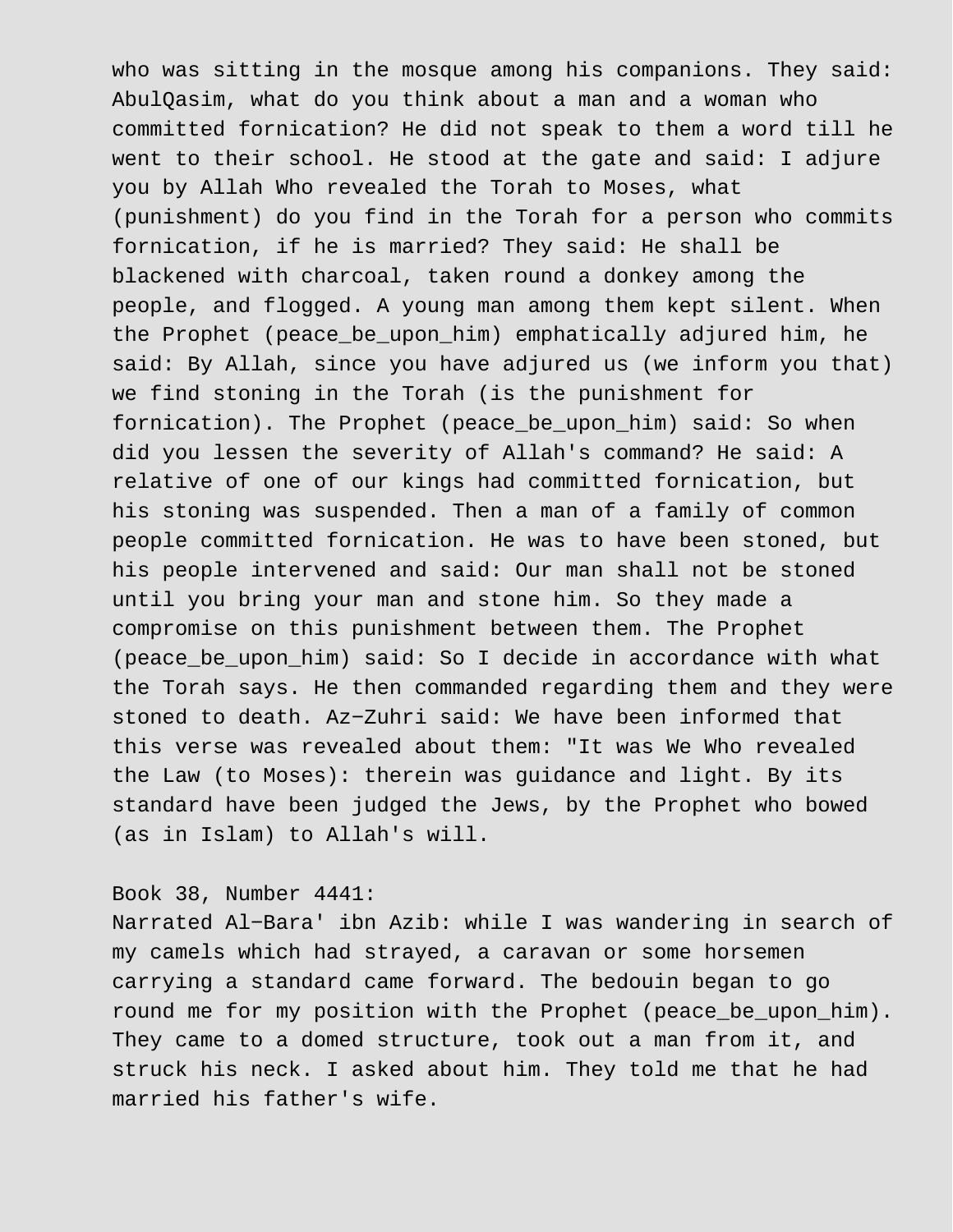who was sitting in the mosque among his companions. They said: AbulQasim, what do you think about a man and a woman who committed fornication? He did not speak to them a word till he went to their school. He stood at the gate and said: I adjure you by Allah Who revealed the Torah to Moses, what (punishment) do you find in the Torah for a person who commits fornication, if he is married? They said: He shall be blackened with charcoal, taken round a donkey among the people, and flogged. A young man among them kept silent. When the Prophet (peace_be_upon_him) emphatically adjured him, he said: By Allah, since you have adjured us (we inform you that) we find stoning in the Torah (is the punishment for fornication). The Prophet (peace_be_upon_him) said: So when did you lessen the severity of Allah's command? He said: A relative of one of our kings had committed fornication, but his stoning was suspended. Then a man of a family of common people committed fornication. He was to have been stoned, but his people intervened and said: Our man shall not be stoned until you bring your man and stone him. So they made a compromise on this punishment between them. The Prophet (peace_be_upon_him) said: So I decide in accordance with what the Torah says. He then commanded regarding them and they were stoned to death. Az−Zuhri said: We have been informed that this verse was revealed about them: "It was We Who revealed the Law (to Moses): therein was guidance and light. By its standard have been judged the Jews, by the Prophet who bowed (as in Islam) to Allah's will.

Book 38, Number 4441:
Narrated Al−Bara' ibn Azib: while I was wandering in search of my camels which had strayed, a caravan or some horsemen carrying a standard came forward. The bedouin began to go round me for my position with the Prophet (peace_be_upon_him). They came to a domed structure, took out a man from it, and struck his neck. I asked about him. They told me that he had married his father's wife.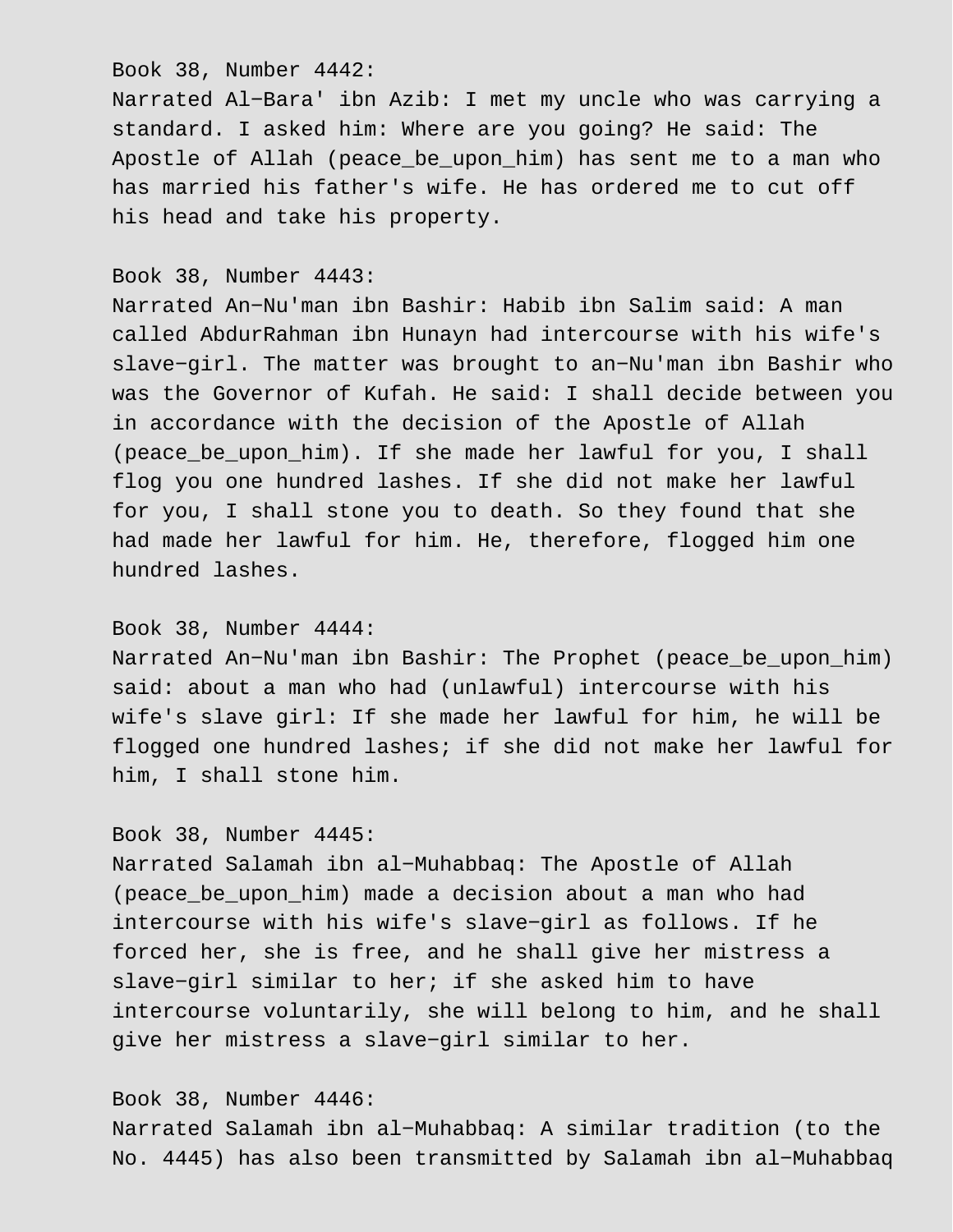Book 38, Number 4442:
Narrated Al-Bara' ibn Azib: I met my uncle who was carrying a standard. I asked him: Where are you going? He said: The Apostle of Allah (peace_be_upon_him) has sent me to a man who has married his father's wife. He has ordered me to cut off his head and take his property.

Book 38, Number 4443:
Narrated An-Nu'man ibn Bashir: Habib ibn Salim said: A man called AbdurRahman ibn Hunayn had intercourse with his wife's slave-girl. The matter was brought to an-Nu'man ibn Bashir who was the Governor of Kufah. He said: I shall decide between you in accordance with the decision of the Apostle of Allah (peace_be_upon_him). If she made her lawful for you, I shall flog you one hundred lashes. If she did not make her lawful for you, I shall stone you to death. So they found that she had made her lawful for him. He, therefore, flogged him one hundred lashes.

Book 38, Number 4444:
Narrated An-Nu'man ibn Bashir: The Prophet (peace_be_upon_him) said: about a man who had (unlawful) intercourse with his wife's slave girl: If she made her lawful for him, he will be flogged one hundred lashes; if she did not make her lawful for him, I shall stone him.

Book 38, Number 4445:
Narrated Salamah ibn al-Muhabbaq: The Apostle of Allah (peace_be_upon_him) made a decision about a man who had intercourse with his wife's slave-girl as follows. If he forced her, she is free, and he shall give her mistress a slave-girl similar to her; if she asked him to have intercourse voluntarily, she will belong to him, and he shall give her mistress a slave-girl similar to her.

Book 38, Number 4446:
Narrated Salamah ibn al-Muhabbaq: A similar tradition (to the No. 4445) has also been transmitted by Salamah ibn al-Muhabbaq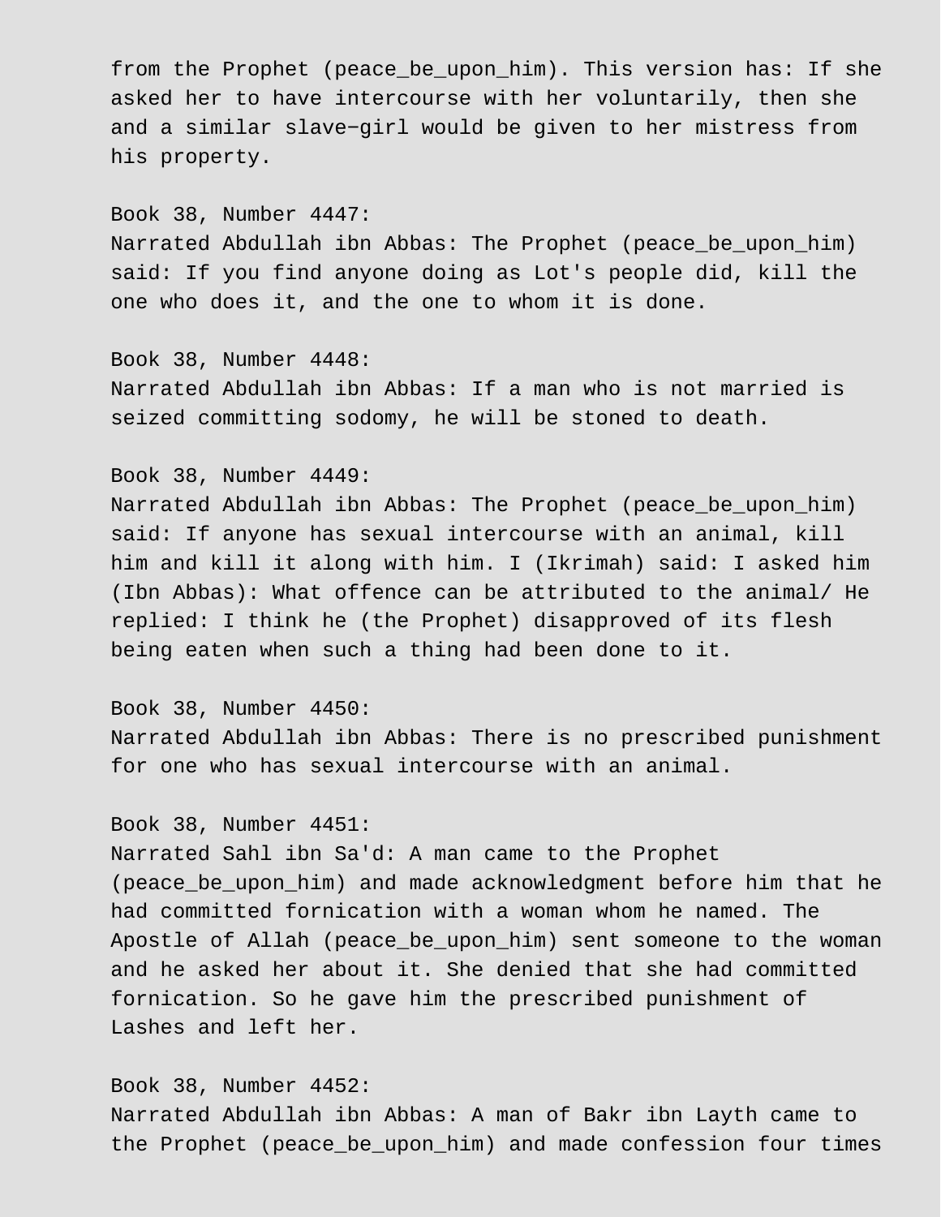from the Prophet (peace_be_upon_him). This version has: If she asked her to have intercourse with her voluntarily, then she and a similar slave-girl would be given to her mistress from his property.

Book 38, Number 4447:
Narrated Abdullah ibn Abbas: The Prophet (peace_be_upon_him) said: If you find anyone doing as Lot's people did, kill the one who does it, and the one to whom it is done.

Book 38, Number 4448:
Narrated Abdullah ibn Abbas: If a man who is not married is seized committing sodomy, he will be stoned to death.

Book 38, Number 4449:
Narrated Abdullah ibn Abbas: The Prophet (peace_be_upon_him) said: If anyone has sexual intercourse with an animal, kill him and kill it along with him. I (Ikrimah) said: I asked him (Ibn Abbas): What offence can be attributed to the animal/ He replied: I think he (the Prophet) disapproved of its flesh being eaten when such a thing had been done to it.

Book 38, Number 4450:
Narrated Abdullah ibn Abbas: There is no prescribed punishment for one who has sexual intercourse with an animal.

Book 38, Number 4451:
Narrated Sahl ibn Sa'd: A man came to the Prophet (peace_be_upon_him) and made acknowledgment before him that he had committed fornication with a woman whom he named. The Apostle of Allah (peace_be_upon_him) sent someone to the woman and he asked her about it. She denied that she had committed fornication. So he gave him the prescribed punishment of Lashes and left her.

Book 38, Number 4452:
Narrated Abdullah ibn Abbas: A man of Bakr ibn Layth came to the Prophet (peace_be_upon_him) and made confession four times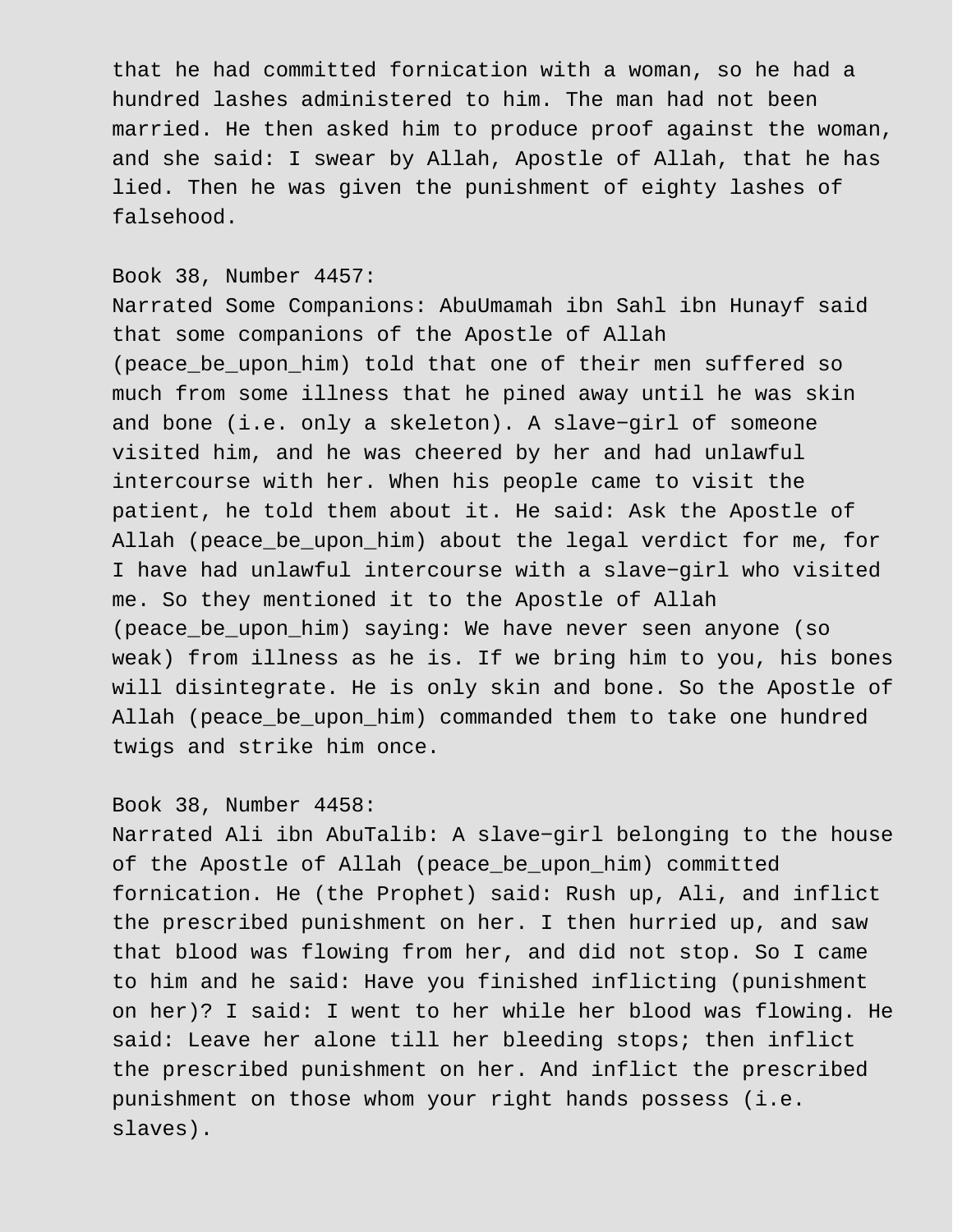that he had committed fornication with a woman, so he had a hundred lashes administered to him. The man had not been married. He then asked him to produce proof against the woman, and she said: I swear by Allah, Apostle of Allah, that he has lied. Then he was given the punishment of eighty lashes of falsehood.

Book 38, Number 4457:
Narrated Some Companions: AbuUmamah ibn Sahl ibn Hunayf said that some companions of the Apostle of Allah (peace_be_upon_him) told that one of their men suffered so much from some illness that he pined away until he was skin and bone (i.e. only a skeleton). A slave−girl of someone visited him, and he was cheered by her and had unlawful intercourse with her. When his people came to visit the patient, he told them about it. He said: Ask the Apostle of Allah (peace_be_upon_him) about the legal verdict for me, for I have had unlawful intercourse with a slave−girl who visited me. So they mentioned it to the Apostle of Allah (peace_be_upon_him) saying: We have never seen anyone (so weak) from illness as he is. If we bring him to you, his bones will disintegrate. He is only skin and bone. So the Apostle of Allah (peace_be_upon_him) commanded them to take one hundred twigs and strike him once.

Book 38, Number 4458:
Narrated Ali ibn AbuTalib: A slave−girl belonging to the house of the Apostle of Allah (peace_be_upon_him) committed fornication. He (the Prophet) said: Rush up, Ali, and inflict the prescribed punishment on her. I then hurried up, and saw that blood was flowing from her, and did not stop. So I came to him and he said: Have you finished inflicting (punishment on her)? I said: I went to her while her blood was flowing. He said: Leave her alone till her bleeding stops; then inflict the prescribed punishment on her. And inflict the prescribed punishment on those whom your right hands possess (i.e. slaves).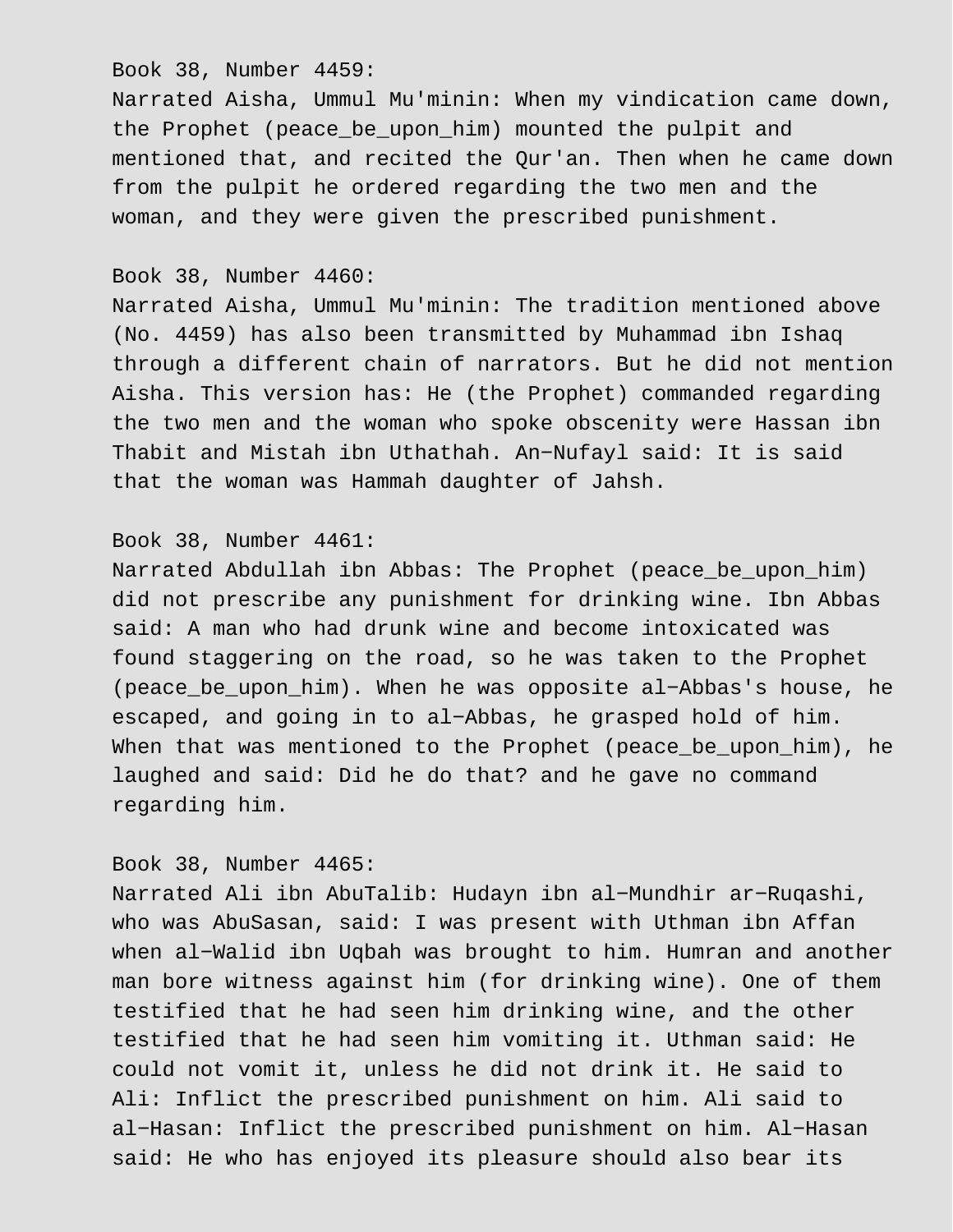Book 38, Number 4459:
Narrated Aisha, Ummul Mu'minin: When my vindication came down, the Prophet (peace_be_upon_him) mounted the pulpit and mentioned that, and recited the Qur'an. Then when he came down from the pulpit he ordered regarding the two men and the woman, and they were given the prescribed punishment.

Book 38, Number 4460:
Narrated Aisha, Ummul Mu'minin: The tradition mentioned above (No. 4459) has also been transmitted by Muhammad ibn Ishaq through a different chain of narrators. But he did not mention Aisha. This version has: He (the Prophet) commanded regarding the two men and the woman who spoke obscenity were Hassan ibn Thabit and Mistah ibn Uthathah. An−Nufayl said: It is said that the woman was Hammah daughter of Jahsh.

Book 38, Number 4461:
Narrated Abdullah ibn Abbas: The Prophet (peace_be_upon_him) did not prescribe any punishment for drinking wine. Ibn Abbas said: A man who had drunk wine and become intoxicated was found staggering on the road, so he was taken to the Prophet (peace_be_upon_him). When he was opposite al−Abbas's house, he escaped, and going in to al−Abbas, he grasped hold of him. When that was mentioned to the Prophet (peace_be_upon_him), he laughed and said: Did he do that? and he gave no command regarding him.

Book 38, Number 4465:
Narrated Ali ibn AbuTalib: Hudayn ibn al−Mundhir ar−Ruqashi, who was AbuSasan, said: I was present with Uthman ibn Affan when al−Walid ibn Uqbah was brought to him. Humran and another man bore witness against him (for drinking wine). One of them testified that he had seen him drinking wine, and the other testified that he had seen him vomiting it. Uthman said: He could not vomit it, unless he did not drink it. He said to Ali: Inflict the prescribed punishment on him. Ali said to al−Hasan: Inflict the prescribed punishment on him. Al−Hasan said: He who has enjoyed its pleasure should also bear its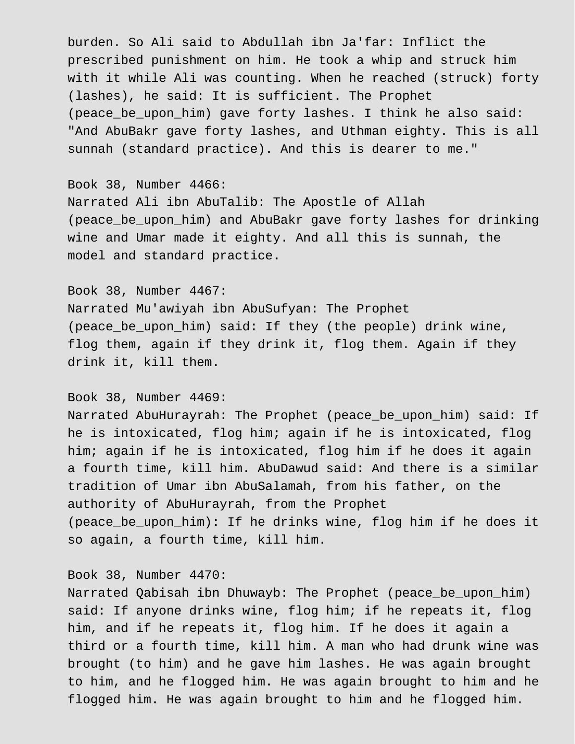burden. So Ali said to Abdullah ibn Ja'far: Inflict the prescribed punishment on him. He took a whip and struck him with it while Ali was counting. When he reached (struck) forty (lashes), he said: It is sufficient. The Prophet (peace_be_upon_him) gave forty lashes. I think he also said: "And AbuBakr gave forty lashes, and Uthman eighty. This is all sunnah (standard practice). And this is dearer to me."

Book 38, Number 4466:
Narrated Ali ibn AbuTalib: The Apostle of Allah (peace_be_upon_him) and AbuBakr gave forty lashes for drinking wine and Umar made it eighty. And all this is sunnah, the model and standard practice.

Book 38, Number 4467:
Narrated Mu'awiyah ibn AbuSufyan: The Prophet (peace_be_upon_him) said: If they (the people) drink wine, flog them, again if they drink it, flog them. Again if they drink it, kill them.

Book 38, Number 4469:
Narrated AbuHurayrah: The Prophet (peace_be_upon_him) said: If he is intoxicated, flog him; again if he is intoxicated, flog him; again if he is intoxicated, flog him if he does it again a fourth time, kill him. AbuDawud said: And there is a similar tradition of Umar ibn AbuSalamah, from his father, on the authority of AbuHurayrah, from the Prophet (peace_be_upon_him): If he drinks wine, flog him if he does it so again, a fourth time, kill him.

Book 38, Number 4470:
Narrated Qabisah ibn Dhuwayb: The Prophet (peace_be_upon_him) said: If anyone drinks wine, flog him; if he repeats it, flog him, and if he repeats it, flog him. If he does it again a third or a fourth time, kill him. A man who had drunk wine was brought (to him) and he gave him lashes. He was again brought to him, and he flogged him. He was again brought to him and he flogged him. He was again brought to him and he flogged him.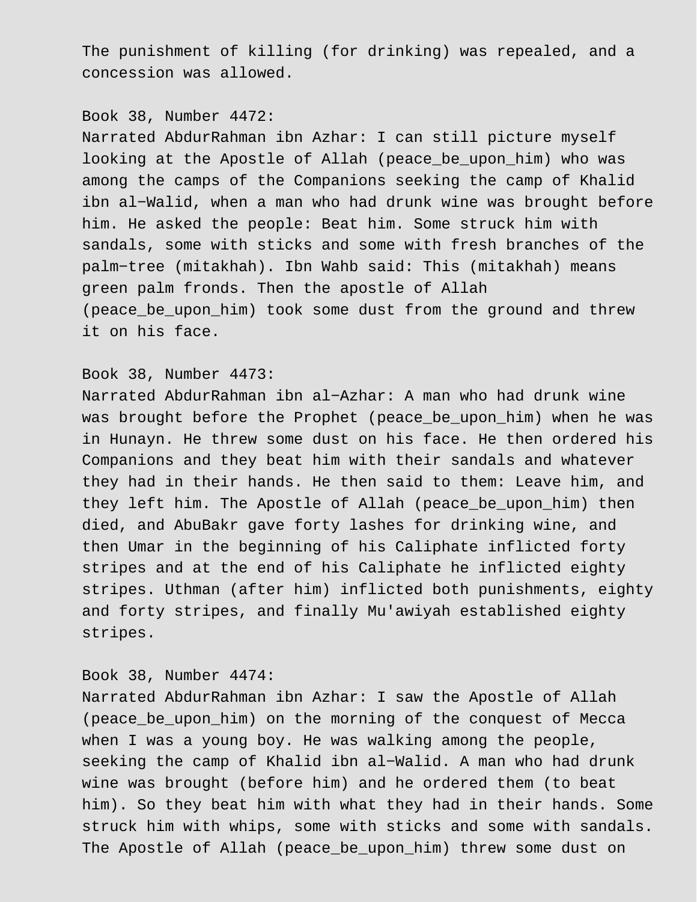The punishment of killing (for drinking) was repealed, and a concession was allowed.

Book 38, Number 4472:
Narrated AbdurRahman ibn Azhar: I can still picture myself looking at the Apostle of Allah (peace_be_upon_him) who was among the camps of the Companions seeking the camp of Khalid ibn al-Walid, when a man who had drunk wine was brought before him. He asked the people: Beat him. Some struck him with sandals, some with sticks and some with fresh branches of the palm-tree (mitakhah). Ibn Wahb said: This (mitakhah) means green palm fronds. Then the apostle of Allah (peace_be_upon_him) took some dust from the ground and threw it on his face.

Book 38, Number 4473:
Narrated AbdurRahman ibn al-Azhar: A man who had drunk wine was brought before the Prophet (peace_be_upon_him) when he was in Hunayn. He threw some dust on his face. He then ordered his Companions and they beat him with their sandals and whatever they had in their hands. He then said to them: Leave him, and they left him. The Apostle of Allah (peace_be_upon_him) then died, and AbuBakr gave forty lashes for drinking wine, and then Umar in the beginning of his Caliphate inflicted forty stripes and at the end of his Caliphate he inflicted eighty stripes. Uthman (after him) inflicted both punishments, eighty and forty stripes, and finally Mu'awiyah established eighty stripes.

Book 38, Number 4474:
Narrated AbdurRahman ibn Azhar: I saw the Apostle of Allah (peace_be_upon_him) on the morning of the conquest of Mecca when I was a young boy. He was walking among the people, seeking the camp of Khalid ibn al-Walid. A man who had drunk wine was brought (before him) and he ordered them (to beat him). So they beat him with what they had in their hands. Some struck him with whips, some with sticks and some with sandals. The Apostle of Allah (peace_be_upon_him) threw some dust on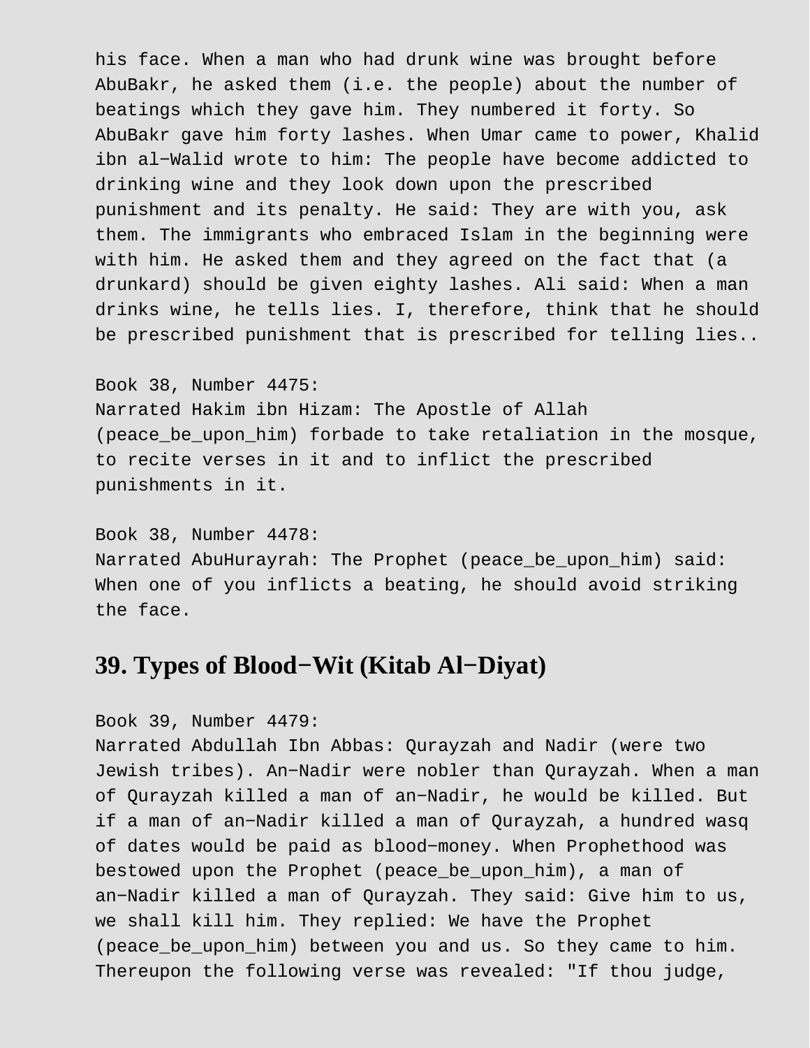his face. When a man who had drunk wine was brought before AbuBakr, he asked them (i.e. the people) about the number of beatings which they gave him. They numbered it forty. So AbuBakr gave him forty lashes. When Umar came to power, Khalid ibn al−Walid wrote to him: The people have become addicted to drinking wine and they look down upon the prescribed punishment and its penalty. He said: They are with you, ask them. The immigrants who embraced Islam in the beginning were with him. He asked them and they agreed on the fact that (a drunkard) should be given eighty lashes. Ali said: When a man drinks wine, he tells lies. I, therefore, think that he should be prescribed punishment that is prescribed for telling lies..

Book 38, Number 4475:
Narrated Hakim ibn Hizam: The Apostle of Allah (peace_be_upon_him) forbade to take retaliation in the mosque, to recite verses in it and to inflict the prescribed punishments in it.

Book 38, Number 4478:
Narrated AbuHurayrah: The Prophet (peace_be_upon_him) said: When one of you inflicts a beating, he should avoid striking the face.

## 39. Types of Blood−Wit (Kitab Al−Diyat)

Book 39, Number 4479:
Narrated Abdullah Ibn Abbas: Qurayzah and Nadir (were two Jewish tribes). An−Nadir were nobler than Qurayzah. When a man of Qurayzah killed a man of an−Nadir, he would be killed. But if a man of an−Nadir killed a man of Qurayzah, a hundred wasq of dates would be paid as blood−money. When Prophethood was bestowed upon the Prophet (peace_be_upon_him), a man of an−Nadir killed a man of Qurayzah. They said: Give him to us, we shall kill him. They replied: We have the Prophet (peace_be_upon_him) between you and us. So they came to him. Thereupon the following verse was revealed: "If thou judge,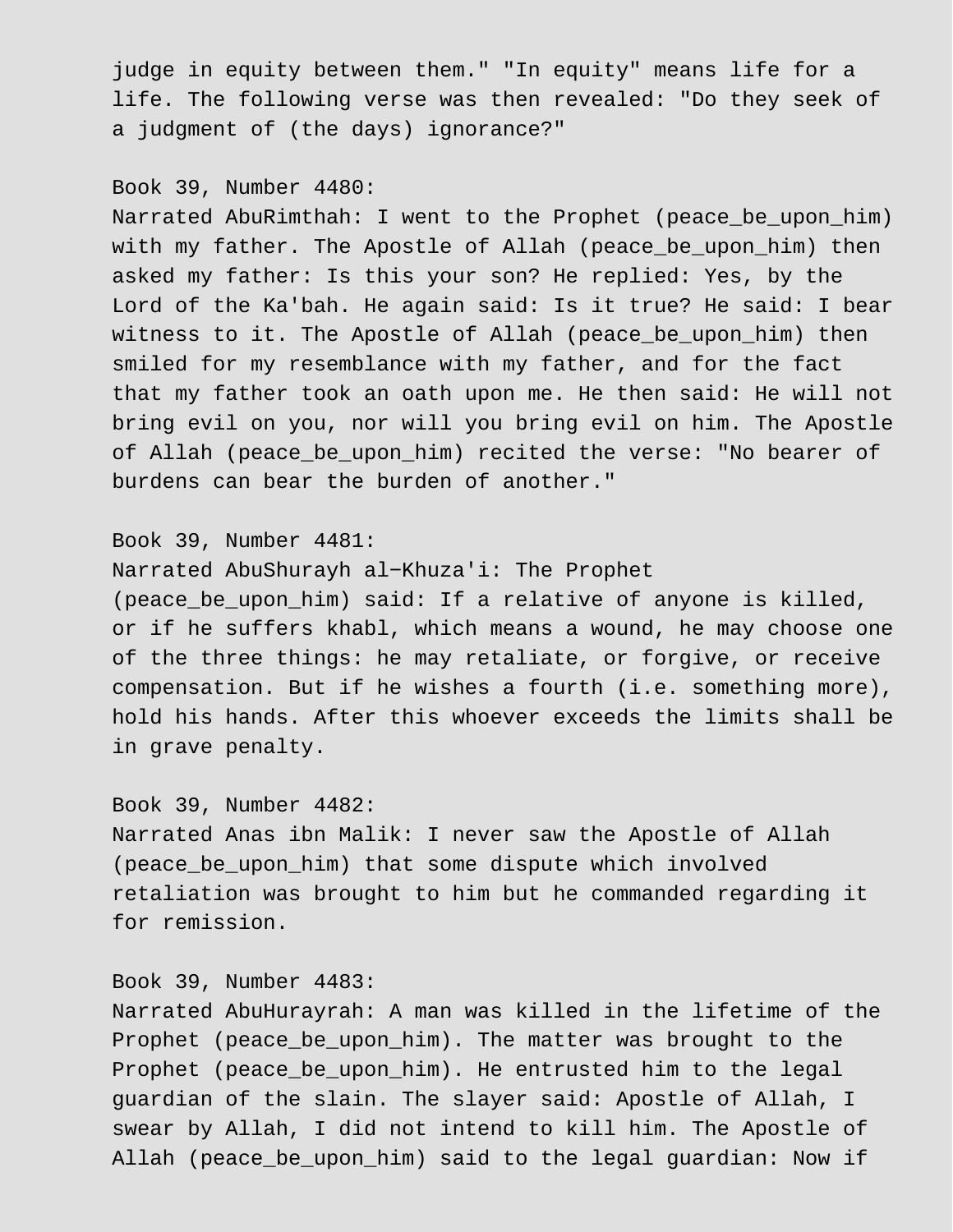judge in equity between them." "In equity" means life for a life. The following verse was then revealed: "Do they seek of a judgment of (the days) ignorance?"

Book 39, Number 4480:
Narrated AbuRimthah: I went to the Prophet (peace_be_upon_him) with my father. The Apostle of Allah (peace_be_upon_him) then asked my father: Is this your son? He replied: Yes, by the Lord of the Ka'bah. He again said: Is it true? He said: I bear witness to it. The Apostle of Allah (peace_be_upon_him) then smiled for my resemblance with my father, and for the fact that my father took an oath upon me. He then said: He will not bring evil on you, nor will you bring evil on him. The Apostle of Allah (peace_be_upon_him) recited the verse: "No bearer of burdens can bear the burden of another."

Book 39, Number 4481:
Narrated AbuShurayh al-Khuza'i: The Prophet (peace_be_upon_him) said: If a relative of anyone is killed, or if he suffers khabl, which means a wound, he may choose one of the three things: he may retaliate, or forgive, or receive compensation. But if he wishes a fourth (i.e. something more), hold his hands. After this whoever exceeds the limits shall be in grave penalty.

Book 39, Number 4482:
Narrated Anas ibn Malik: I never saw the Apostle of Allah (peace_be_upon_him) that some dispute which involved retaliation was brought to him but he commanded regarding it for remission.

Book 39, Number 4483:
Narrated AbuHurayrah: A man was killed in the lifetime of the Prophet (peace_be_upon_him). The matter was brought to the Prophet (peace_be_upon_him). He entrusted him to the legal guardian of the slain. The slayer said: Apostle of Allah, I swear by Allah, I did not intend to kill him. The Apostle of Allah (peace_be_upon_him) said to the legal guardian: Now if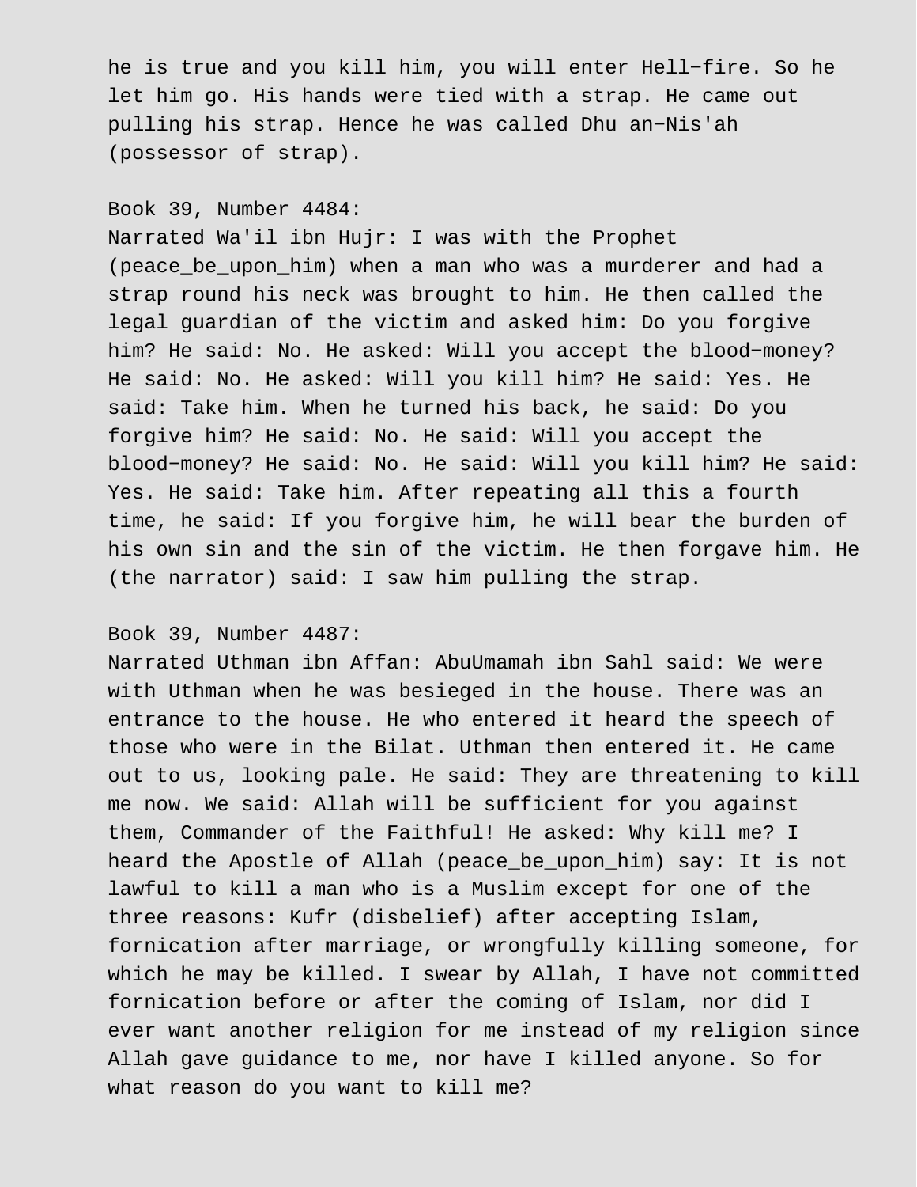he is true and you kill him, you will enter Hell−fire. So he let him go. His hands were tied with a strap. He came out pulling his strap. Hence he was called Dhu an−Nis'ah (possessor of strap).

Book 39, Number 4484:
Narrated Wa'il ibn Hujr: I was with the Prophet (peace_be_upon_him) when a man who was a murderer and had a strap round his neck was brought to him. He then called the legal guardian of the victim and asked him: Do you forgive him? He said: No. He asked: Will you accept the blood−money? He said: No. He asked: Will you kill him? He said: Yes. He said: Take him. When he turned his back, he said: Do you forgive him? He said: No. He said: Will you accept the blood−money? He said: No. He said: Will you kill him? He said: Yes. He said: Take him. After repeating all this a fourth time, he said: If you forgive him, he will bear the burden of his own sin and the sin of the victim. He then forgave him. He (the narrator) said: I saw him pulling the strap.

Book 39, Number 4487:
Narrated Uthman ibn Affan: AbuUmamah ibn Sahl said: We were with Uthman when he was besieged in the house. There was an entrance to the house. He who entered it heard the speech of those who were in the Bilat. Uthman then entered it. He came out to us, looking pale. He said: They are threatening to kill me now. We said: Allah will be sufficient for you against them, Commander of the Faithful! He asked: Why kill me? I heard the Apostle of Allah (peace_be_upon_him) say: It is not lawful to kill a man who is a Muslim except for one of the three reasons: Kufr (disbelief) after accepting Islam, fornication after marriage, or wrongfully killing someone, for which he may be killed. I swear by Allah, I have not committed fornication before or after the coming of Islam, nor did I ever want another religion for me instead of my religion since Allah gave guidance to me, nor have I killed anyone. So for what reason do you want to kill me?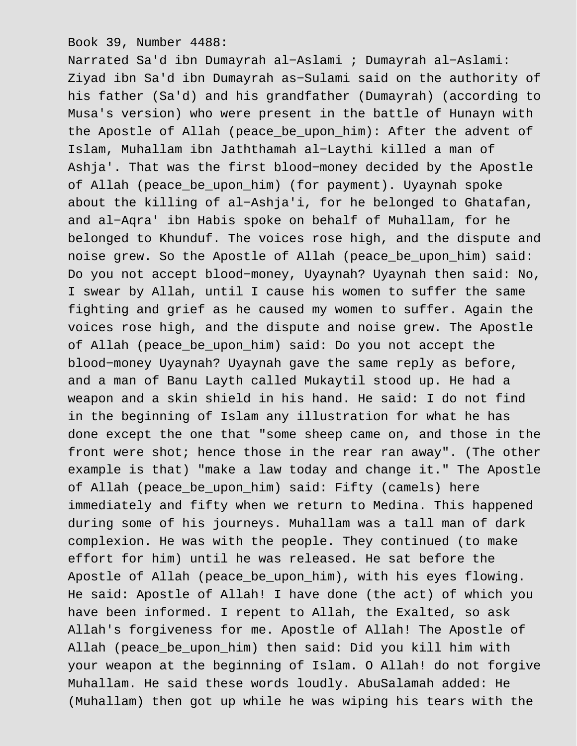Book 39, Number 4488:

Narrated Sa'd ibn Dumayrah al-Aslami ; Dumayrah al-Aslami: Ziyad ibn Sa'd ibn Dumayrah as-Sulami said on the authority of his father (Sa'd) and his grandfather (Dumayrah) (according to Musa's version) who were present in the battle of Hunayn with the Apostle of Allah (peace_be_upon_him): After the advent of Islam, Muhallam ibn Jaththamah al-Laythi killed a man of Ashja'. That was the first blood-money decided by the Apostle of Allah (peace_be_upon_him) (for payment). Uyaynah spoke about the killing of al-Ashja'i, for he belonged to Ghatafan, and al-Aqra' ibn Habis spoke on behalf of Muhallam, for he belonged to Khunduf. The voices rose high, and the dispute and noise grew. So the Apostle of Allah (peace_be_upon_him) said: Do you not accept blood-money, Uyaynah? Uyaynah then said: No, I swear by Allah, until I cause his women to suffer the same fighting and grief as he caused my women to suffer. Again the voices rose high, and the dispute and noise grew. The Apostle of Allah (peace_be_upon_him) said: Do you not accept the blood-money Uyaynah? Uyaynah gave the same reply as before, and a man of Banu Layth called Mukaytil stood up. He had a weapon and a skin shield in his hand. He said: I do not find in the beginning of Islam any illustration for what he has done except the one that "some sheep came on, and those in the front were shot; hence those in the rear ran away". (The other example is that) "make a law today and change it." The Apostle of Allah (peace_be_upon_him) said: Fifty (camels) here immediately and fifty when we return to Medina. This happened during some of his journeys. Muhallam was a tall man of dark complexion. He was with the people. They continued (to make effort for him) until he was released. He sat before the Apostle of Allah (peace_be_upon_him), with his eyes flowing. He said: Apostle of Allah! I have done (the act) of which you have been informed. I repent to Allah, the Exalted, so ask Allah's forgiveness for me. Apostle of Allah! The Apostle of Allah (peace_be_upon_him) then said: Did you kill him with your weapon at the beginning of Islam. O Allah! do not forgive Muhallam. He said these words loudly. AbuSalamah added: He (Muhallam) then got up while he was wiping his tears with the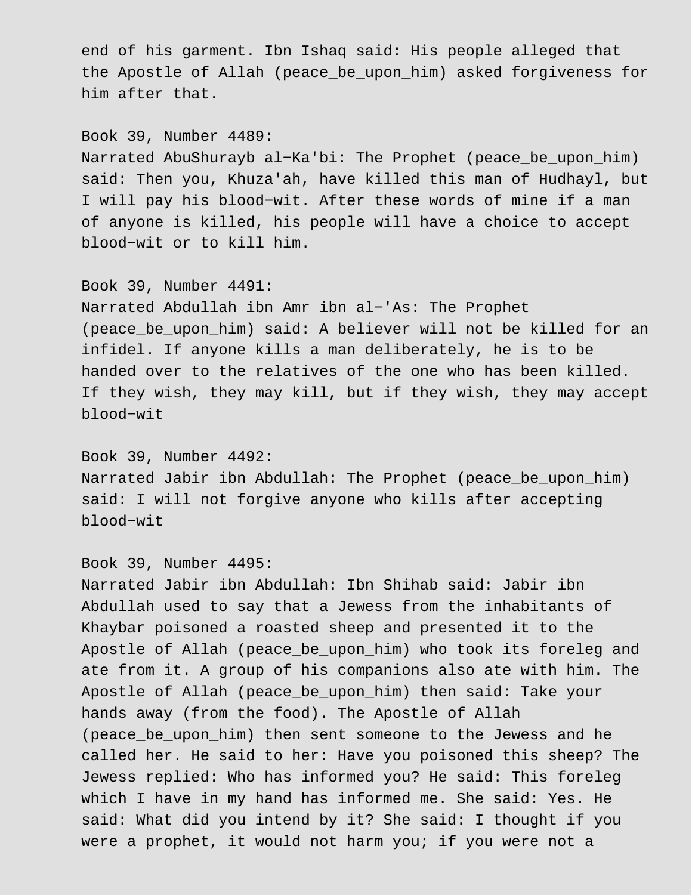end of his garment. Ibn Ishaq said: His people alleged that the Apostle of Allah (peace_be_upon_him) asked forgiveness for him after that.

Book 39, Number 4489:
Narrated AbuShurayb al−Ka'bi: The Prophet (peace_be_upon_him) said: Then you, Khuza'ah, have killed this man of Hudhayl, but I will pay his blood−wit. After these words of mine if a man of anyone is killed, his people will have a choice to accept blood−wit or to kill him.

Book 39, Number 4491:
Narrated Abdullah ibn Amr ibn al−'As: The Prophet (peace_be_upon_him) said: A believer will not be killed for an infidel. If anyone kills a man deliberately, he is to be handed over to the relatives of the one who has been killed. If they wish, they may kill, but if they wish, they may accept blood−wit

Book 39, Number 4492:
Narrated Jabir ibn Abdullah: The Prophet (peace_be_upon_him) said: I will not forgive anyone who kills after accepting blood−wit

Book 39, Number 4495:
Narrated Jabir ibn Abdullah: Ibn Shihab said: Jabir ibn Abdullah used to say that a Jewess from the inhabitants of Khaybar poisoned a roasted sheep and presented it to the Apostle of Allah (peace_be_upon_him) who took its foreleg and ate from it. A group of his companions also ate with him. The Apostle of Allah (peace_be_upon_him) then said: Take your hands away (from the food). The Apostle of Allah (peace_be_upon_him) then sent someone to the Jewess and he called her. He said to her: Have you poisoned this sheep? The Jewess replied: Who has informed you? He said: This foreleg which I have in my hand has informed me. She said: Yes. He said: What did you intend by it? She said: I thought if you were a prophet, it would not harm you; if you were not a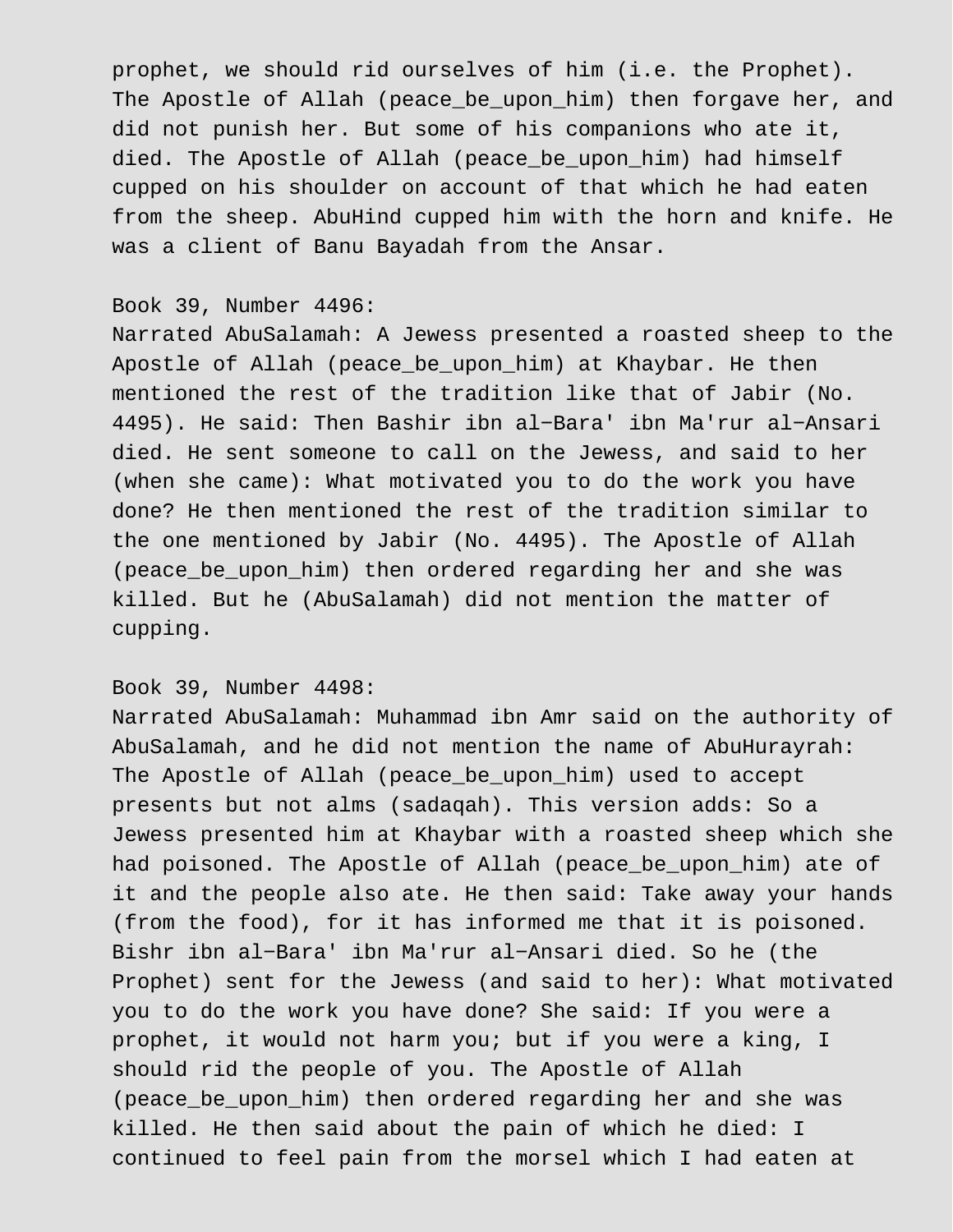prophet, we should rid ourselves of him (i.e. the Prophet). The Apostle of Allah (peace_be_upon_him) then forgave her, and did not punish her. But some of his companions who ate it, died. The Apostle of Allah (peace_be_upon_him) had himself cupped on his shoulder on account of that which he had eaten from the sheep. AbuHind cupped him with the horn and knife. He was a client of Banu Bayadah from the Ansar.

Book 39, Number 4496:
Narrated AbuSalamah: A Jewess presented a roasted sheep to the Apostle of Allah (peace_be_upon_him) at Khaybar. He then mentioned the rest of the tradition like that of Jabir (No. 4495). He said: Then Bashir ibn al-Bara' ibn Ma'rur al-Ansari died. He sent someone to call on the Jewess, and said to her (when she came): What motivated you to do the work you have done? He then mentioned the rest of the tradition similar to the one mentioned by Jabir (No. 4495). The Apostle of Allah (peace_be_upon_him) then ordered regarding her and she was killed. But he (AbuSalamah) did not mention the matter of cupping.

Book 39, Number 4498:
Narrated AbuSalamah: Muhammad ibn Amr said on the authority of AbuSalamah, and he did not mention the name of AbuHurayrah: The Apostle of Allah (peace_be_upon_him) used to accept presents but not alms (sadaqah). This version adds: So a Jewess presented him at Khaybar with a roasted sheep which she had poisoned. The Apostle of Allah (peace_be_upon_him) ate of it and the people also ate. He then said: Take away your hands (from the food), for it has informed me that it is poisoned. Bishr ibn al-Bara' ibn Ma'rur al-Ansari died. So he (the Prophet) sent for the Jewess (and said to her): What motivated you to do the work you have done? She said: If you were a prophet, it would not harm you; but if you were a king, I should rid the people of you. The Apostle of Allah (peace_be_upon_him) then ordered regarding her and she was killed. He then said about the pain of which he died: I continued to feel pain from the morsel which I had eaten at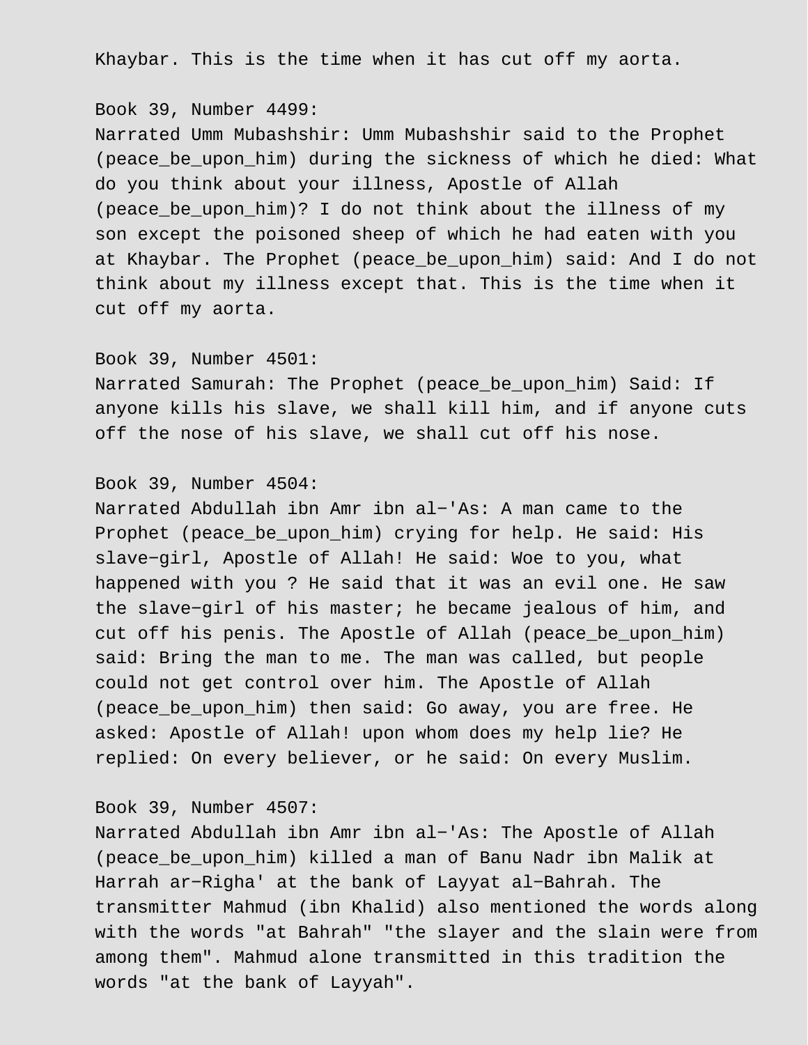Khaybar. This is the time when it has cut off my aorta.

Book 39, Number 4499:
Narrated Umm Mubashshir: Umm Mubashshir said to the Prophet (peace_be_upon_him) during the sickness of which he died: What do you think about your illness, Apostle of Allah (peace_be_upon_him)? I do not think about the illness of my son except the poisoned sheep of which he had eaten with you at Khaybar. The Prophet (peace_be_upon_him) said: And I do not think about my illness except that. This is the time when it cut off my aorta.

Book 39, Number 4501:
Narrated Samurah: The Prophet (peace_be_upon_him) Said: If anyone kills his slave, we shall kill him, and if anyone cuts off the nose of his slave, we shall cut off his nose.

Book 39, Number 4504:
Narrated Abdullah ibn Amr ibn al-'As: A man came to the Prophet (peace_be_upon_him) crying for help. He said: His slave-girl, Apostle of Allah! He said: Woe to you, what happened with you ? He said that it was an evil one. He saw the slave-girl of his master; he became jealous of him, and cut off his penis. The Apostle of Allah (peace_be_upon_him) said: Bring the man to me. The man was called, but people could not get control over him. The Apostle of Allah (peace_be_upon_him) then said: Go away, you are free. He asked: Apostle of Allah! upon whom does my help lie? He replied: On every believer, or he said: On every Muslim.

Book 39, Number 4507:
Narrated Abdullah ibn Amr ibn al-'As: The Apostle of Allah (peace_be_upon_him) killed a man of Banu Nadr ibn Malik at Harrah ar-Righa' at the bank of Layyat al-Bahrah. The transmitter Mahmud (ibn Khalid) also mentioned the words along with the words "at Bahrah" "the slayer and the slain were from among them". Mahmud alone transmitted in this tradition the words "at the bank of Layyah".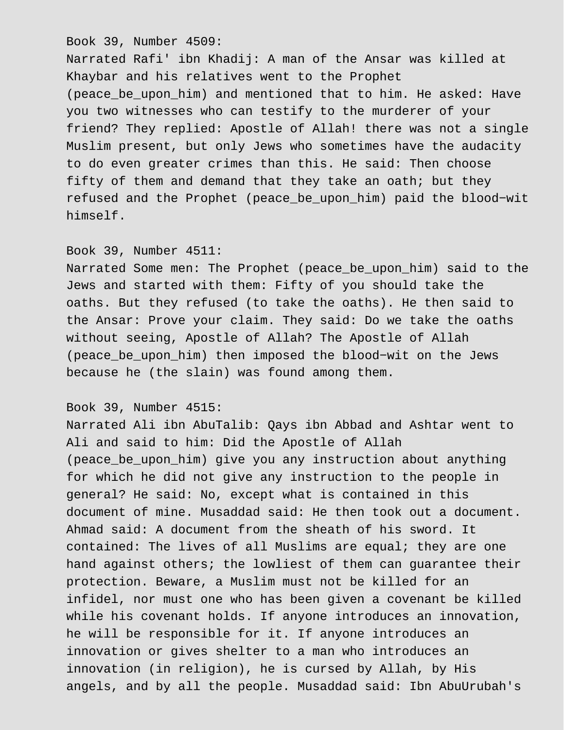Book 39, Number 4509:
Narrated Rafi' ibn Khadij: A man of the Ansar was killed at Khaybar and his relatives went to the Prophet (peace_be_upon_him) and mentioned that to him. He asked: Have you two witnesses who can testify to the murderer of your friend? They replied: Apostle of Allah! there was not a single Muslim present, but only Jews who sometimes have the audacity to do even greater crimes than this. He said: Then choose fifty of them and demand that they take an oath; but they refused and the Prophet (peace_be_upon_him) paid the blood−wit himself.

Book 39, Number 4511:
Narrated Some men: The Prophet (peace_be_upon_him) said to the Jews and started with them: Fifty of you should take the oaths. But they refused (to take the oaths). He then said to the Ansar: Prove your claim. They said: Do we take the oaths without seeing, Apostle of Allah? The Apostle of Allah (peace_be_upon_him) then imposed the blood−wit on the Jews because he (the slain) was found among them.

Book 39, Number 4515:
Narrated Ali ibn AbuTalib: Qays ibn Abbad and Ashtar went to Ali and said to him: Did the Apostle of Allah (peace_be_upon_him) give you any instruction about anything for which he did not give any instruction to the people in general? He said: No, except what is contained in this document of mine. Musaddad said: He then took out a document. Ahmad said: A document from the sheath of his sword. It contained: The lives of all Muslims are equal; they are one hand against others; the lowliest of them can guarantee their protection. Beware, a Muslim must not be killed for an infidel, nor must one who has been given a covenant be killed while his covenant holds. If anyone introduces an innovation, he will be responsible for it. If anyone introduces an innovation or gives shelter to a man who introduces an innovation (in religion), he is cursed by Allah, by His angels, and by all the people. Musaddad said: Ibn AbuUrubah's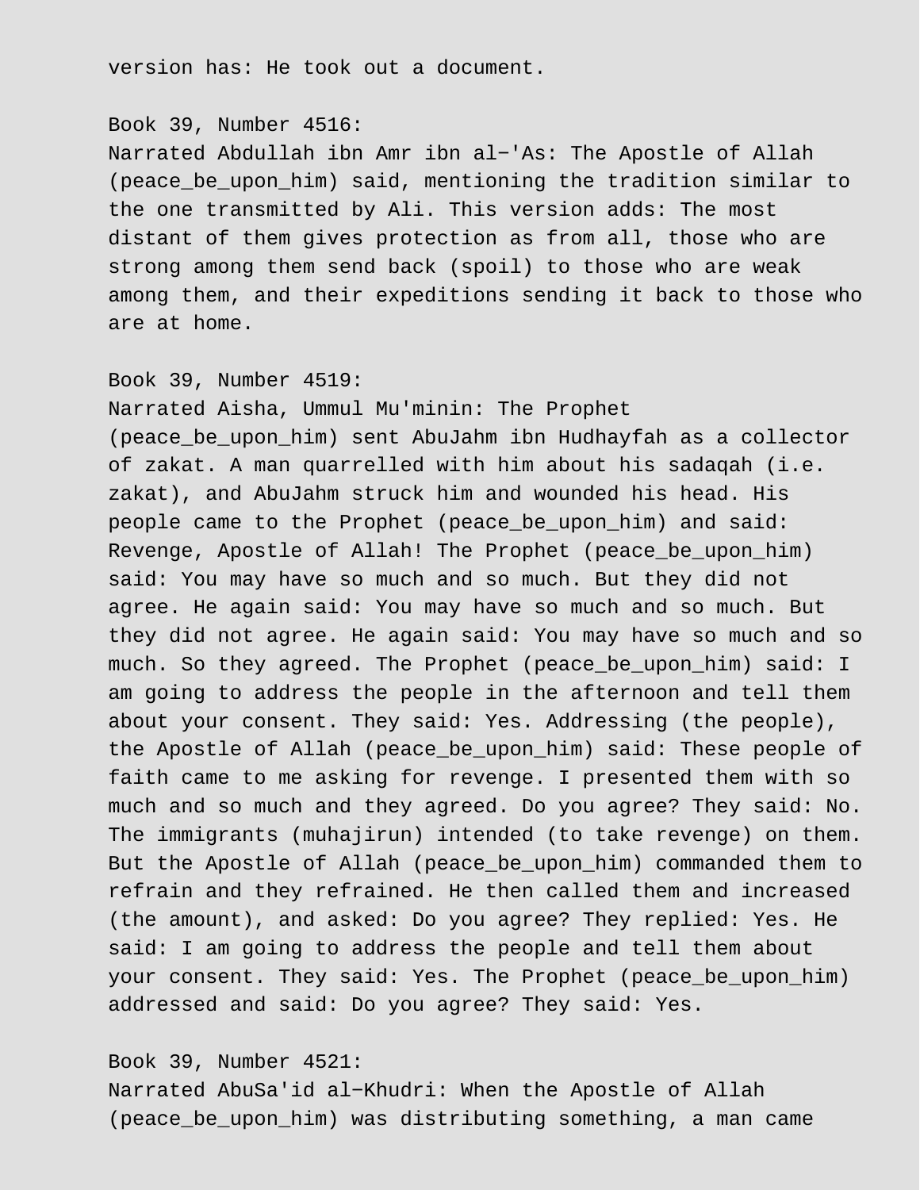version has: He took out a document.

Book 39, Number 4516:
Narrated Abdullah ibn Amr ibn al−'As: The Apostle of Allah (peace_be_upon_him) said, mentioning the tradition similar to the one transmitted by Ali. This version adds: The most distant of them gives protection as from all, those who are strong among them send back (spoil) to those who are weak among them, and their expeditions sending it back to those who are at home.

Book 39, Number 4519:
Narrated Aisha, Ummul Mu'minin: The Prophet (peace_be_upon_him) sent AbuJahm ibn Hudhayfah as a collector of zakat. A man quarrelled with him about his sadaqah (i.e. zakat), and AbuJahm struck him and wounded his head. His people came to the Prophet (peace_be_upon_him) and said: Revenge, Apostle of Allah! The Prophet (peace_be_upon_him) said: You may have so much and so much. But they did not agree. He again said: You may have so much and so much. But they did not agree. He again said: You may have so much and so much. So they agreed. The Prophet (peace_be_upon_him) said: I am going to address the people in the afternoon and tell them about your consent. They said: Yes. Addressing (the people), the Apostle of Allah (peace_be_upon_him) said: These people of faith came to me asking for revenge. I presented them with so much and so much and they agreed. Do you agree? They said: No. The immigrants (muhajirun) intended (to take revenge) on them. But the Apostle of Allah (peace_be_upon_him) commanded them to refrain and they refrained. He then called them and increased (the amount), and asked: Do you agree? They replied: Yes. He said: I am going to address the people and tell them about your consent. They said: Yes. The Prophet (peace_be_upon_him) addressed and said: Do you agree? They said: Yes.

Book 39, Number 4521:
Narrated AbuSa'id al−Khudri: When the Apostle of Allah (peace_be_upon_him) was distributing something, a man came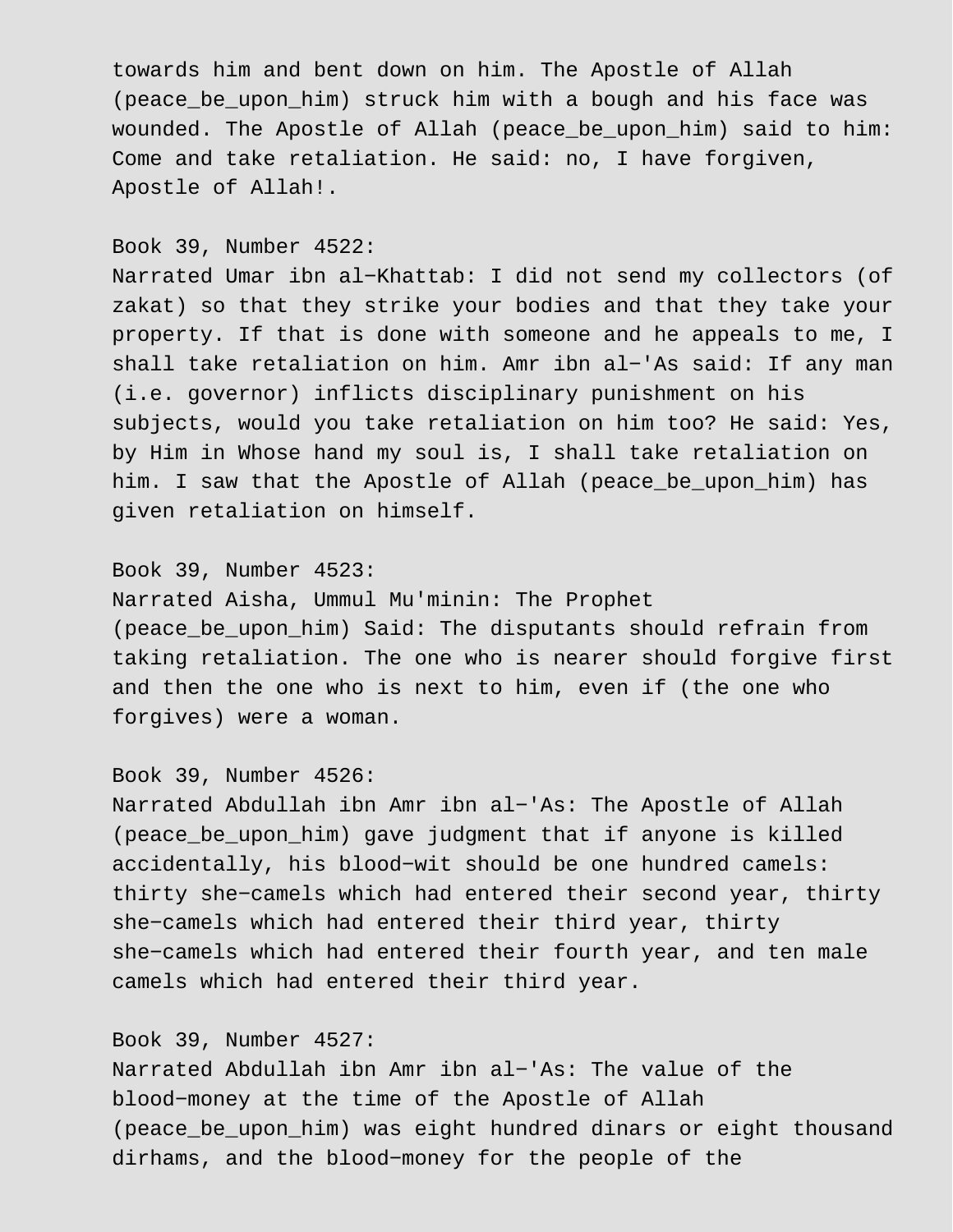towards him and bent down on him. The Apostle of Allah (peace_be_upon_him) struck him with a bough and his face was wounded. The Apostle of Allah (peace_be_upon_him) said to him: Come and take retaliation. He said: no, I have forgiven, Apostle of Allah!.

Book 39, Number 4522:
Narrated Umar ibn al-Khattab: I did not send my collectors (of zakat) so that they strike your bodies and that they take your property. If that is done with someone and he appeals to me, I shall take retaliation on him. Amr ibn al-'As said: If any man (i.e. governor) inflicts disciplinary punishment on his subjects, would you take retaliation on him too? He said: Yes, by Him in Whose hand my soul is, I shall take retaliation on him. I saw that the Apostle of Allah (peace_be_upon_him) has given retaliation on himself.

Book 39, Number 4523:
Narrated Aisha, Ummul Mu'minin: The Prophet (peace_be_upon_him) Said: The disputants should refrain from taking retaliation. The one who is nearer should forgive first and then the one who is next to him, even if (the one who forgives) were a woman.

Book 39, Number 4526:
Narrated Abdullah ibn Amr ibn al-'As: The Apostle of Allah (peace_be_upon_him) gave judgment that if anyone is killed accidentally, his blood-wit should be one hundred camels: thirty she-camels which had entered their second year, thirty she-camels which had entered their third year, thirty she-camels which had entered their fourth year, and ten male camels which had entered their third year.

Book 39, Number 4527:
Narrated Abdullah ibn Amr ibn al-'As: The value of the blood-money at the time of the Apostle of Allah (peace_be_upon_him) was eight hundred dinars or eight thousand dirhams, and the blood-money for the people of the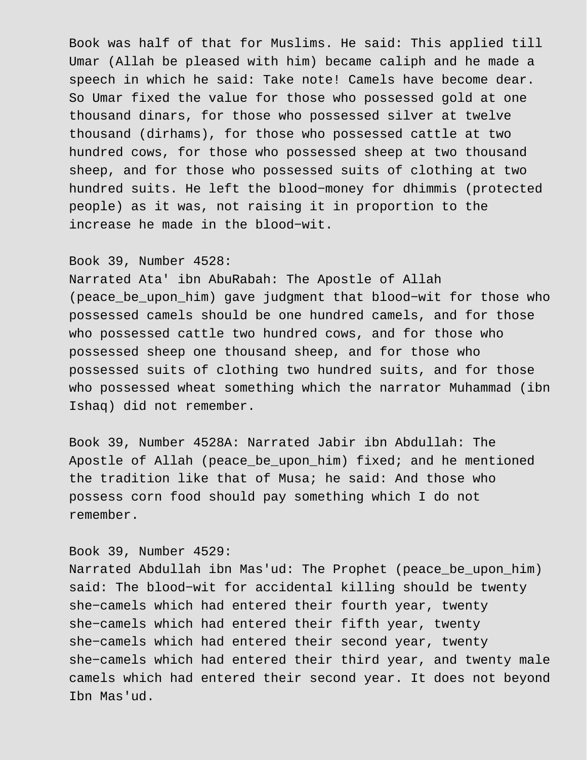Book was half of that for Muslims. He said: This applied till Umar (Allah be pleased with him) became caliph and he made a speech in which he said: Take note! Camels have become dear. So Umar fixed the value for those who possessed gold at one thousand dinars, for those who possessed silver at twelve thousand (dirhams), for those who possessed cattle at two hundred cows, for those who possessed sheep at two thousand sheep, and for those who possessed suits of clothing at two hundred suits. He left the blood-money for dhimmis (protected people) as it was, not raising it in proportion to the increase he made in the blood-wit.

Book 39, Number 4528:
Narrated Ata' ibn AbuRabah: The Apostle of Allah (peace_be_upon_him) gave judgment that blood-wit for those who possessed camels should be one hundred camels, and for those who possessed cattle two hundred cows, and for those who possessed sheep one thousand sheep, and for those who possessed suits of clothing two hundred suits, and for those who possessed wheat something which the narrator Muhammad (ibn Ishaq) did not remember.

Book 39, Number 4528A: Narrated Jabir ibn Abdullah: The Apostle of Allah (peace_be_upon_him) fixed; and he mentioned the tradition like that of Musa; he said: And those who possess corn food should pay something which I do not remember.

Book 39, Number 4529:
Narrated Abdullah ibn Mas'ud: The Prophet (peace_be_upon_him) said: The blood-wit for accidental killing should be twenty she-camels which had entered their fourth year, twenty she-camels which had entered their fifth year, twenty she-camels which had entered their second year, twenty she-camels which had entered their third year, and twenty male camels which had entered their second year. It does not beyond Ibn Mas'ud.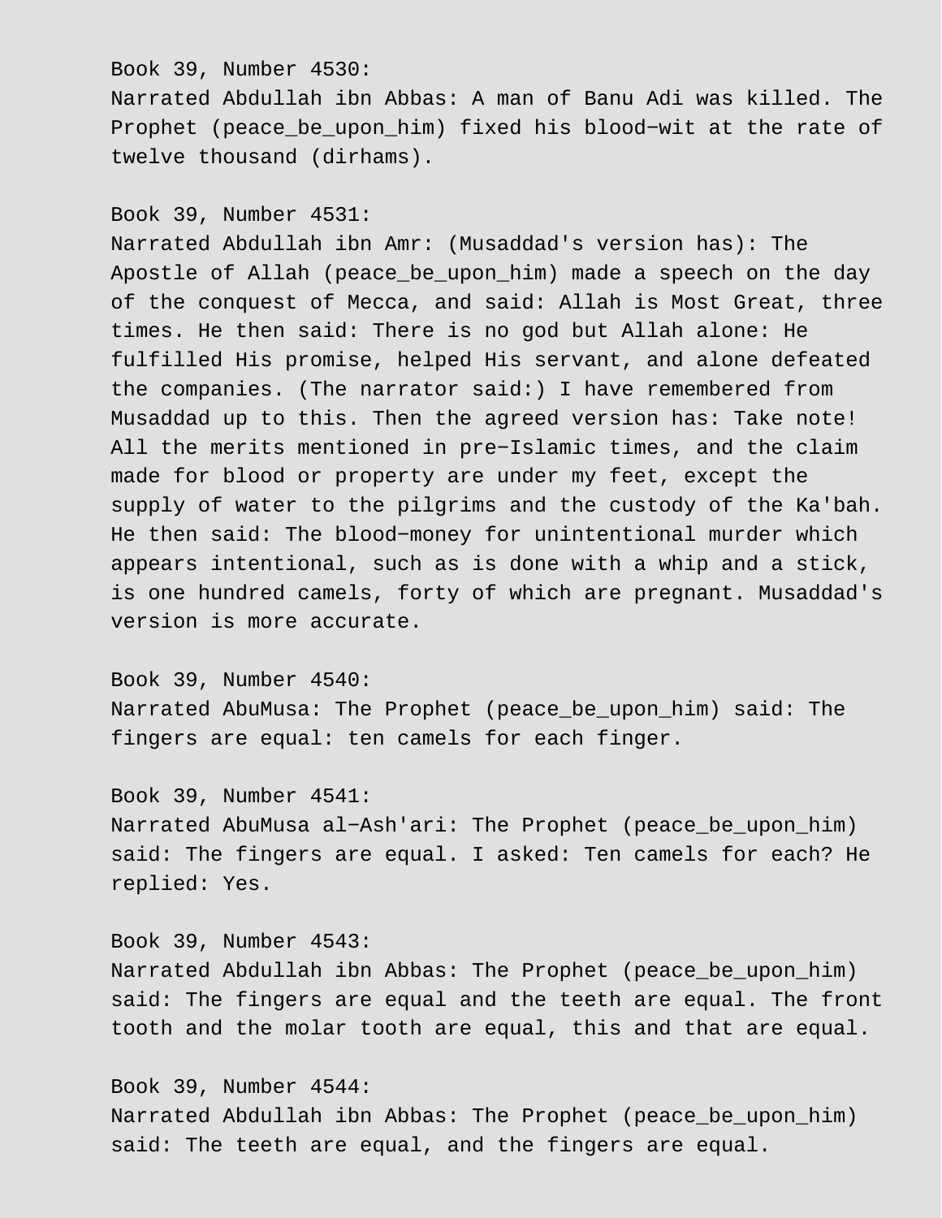Book 39, Number 4530:
Narrated Abdullah ibn Abbas: A man of Banu Adi was killed. The Prophet (peace_be_upon_him) fixed his blood−wit at the rate of twelve thousand (dirhams).

Book 39, Number 4531:
Narrated Abdullah ibn Amr: (Musaddad's version has): The Apostle of Allah (peace_be_upon_him) made a speech on the day of the conquest of Mecca, and said: Allah is Most Great, three times. He then said: There is no god but Allah alone: He fulfilled His promise, helped His servant, and alone defeated the companies. (The narrator said:) I have remembered from Musaddad up to this. Then the agreed version has: Take note! All the merits mentioned in pre−Islamic times, and the claim made for blood or property are under my feet, except the supply of water to the pilgrims and the custody of the Ka'bah. He then said: The blood−money for unintentional murder which appears intentional, such as is done with a whip and a stick, is one hundred camels, forty of which are pregnant. Musaddad's version is more accurate.

Book 39, Number 4540:
Narrated AbuMusa: The Prophet (peace_be_upon_him) said: The fingers are equal: ten camels for each finger.

Book 39, Number 4541:
Narrated AbuMusa al−Ash'ari: The Prophet (peace_be_upon_him) said: The fingers are equal. I asked: Ten camels for each? He replied: Yes.

Book 39, Number 4543:
Narrated Abdullah ibn Abbas: The Prophet (peace_be_upon_him) said: The fingers are equal and the teeth are equal. The front tooth and the molar tooth are equal, this and that are equal.

Book 39, Number 4544:
Narrated Abdullah ibn Abbas: The Prophet (peace_be_upon_him) said: The teeth are equal, and the fingers are equal.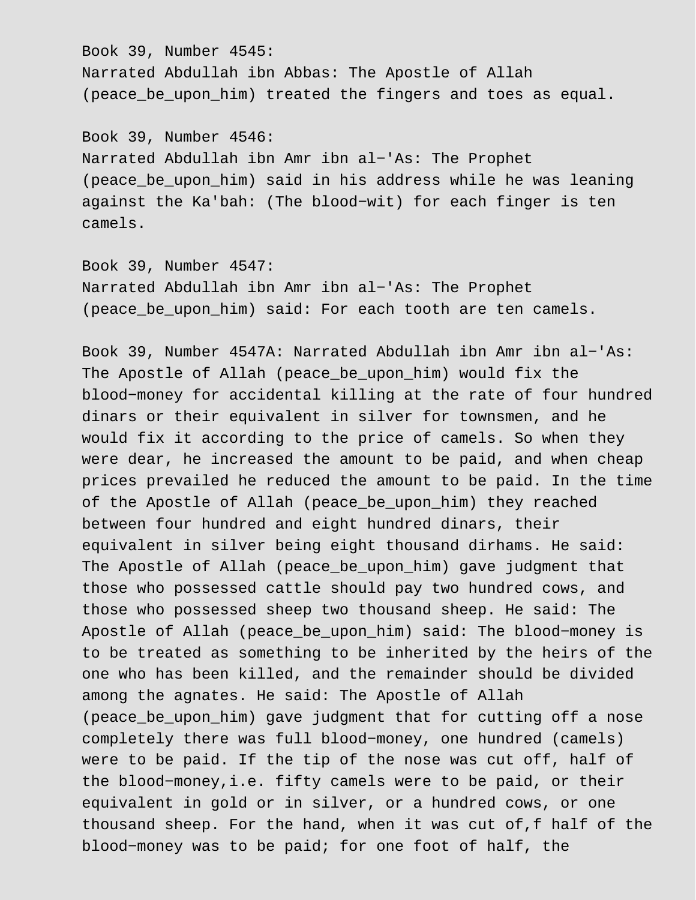Book 39, Number 4545:
Narrated Abdullah ibn Abbas: The Apostle of Allah (peace_be_upon_him) treated the fingers and toes as equal.

Book 39, Number 4546:
Narrated Abdullah ibn Amr ibn al-'As: The Prophet (peace_be_upon_him) said in his address while he was leaning against the Ka'bah: (The blood-wit) for each finger is ten camels.

Book 39, Number 4547:
Narrated Abdullah ibn Amr ibn al-'As: The Prophet (peace_be_upon_him) said: For each tooth are ten camels.

Book 39, Number 4547A: Narrated Abdullah ibn Amr ibn al-'As: The Apostle of Allah (peace_be_upon_him) would fix the blood-money for accidental killing at the rate of four hundred dinars or their equivalent in silver for townsmen, and he would fix it according to the price of camels. So when they were dear, he increased the amount to be paid, and when cheap prices prevailed he reduced the amount to be paid. In the time of the Apostle of Allah (peace_be_upon_him) they reached between four hundred and eight hundred dinars, their equivalent in silver being eight thousand dirhams. He said: The Apostle of Allah (peace_be_upon_him) gave judgment that those who possessed cattle should pay two hundred cows, and those who possessed sheep two thousand sheep. He said: The Apostle of Allah (peace_be_upon_him) said: The blood-money is to be treated as something to be inherited by the heirs of the one who has been killed, and the remainder should be divided among the agnates. He said: The Apostle of Allah (peace_be_upon_him) gave judgment that for cutting off a nose completely there was full blood-money, one hundred (camels) were to be paid. If the tip of the nose was cut off, half of the blood-money,i.e. fifty camels were to be paid, or their equivalent in gold or in silver, or a hundred cows, or one thousand sheep. For the hand, when it was cut of,f half of the blood-money was to be paid; for one foot of half, the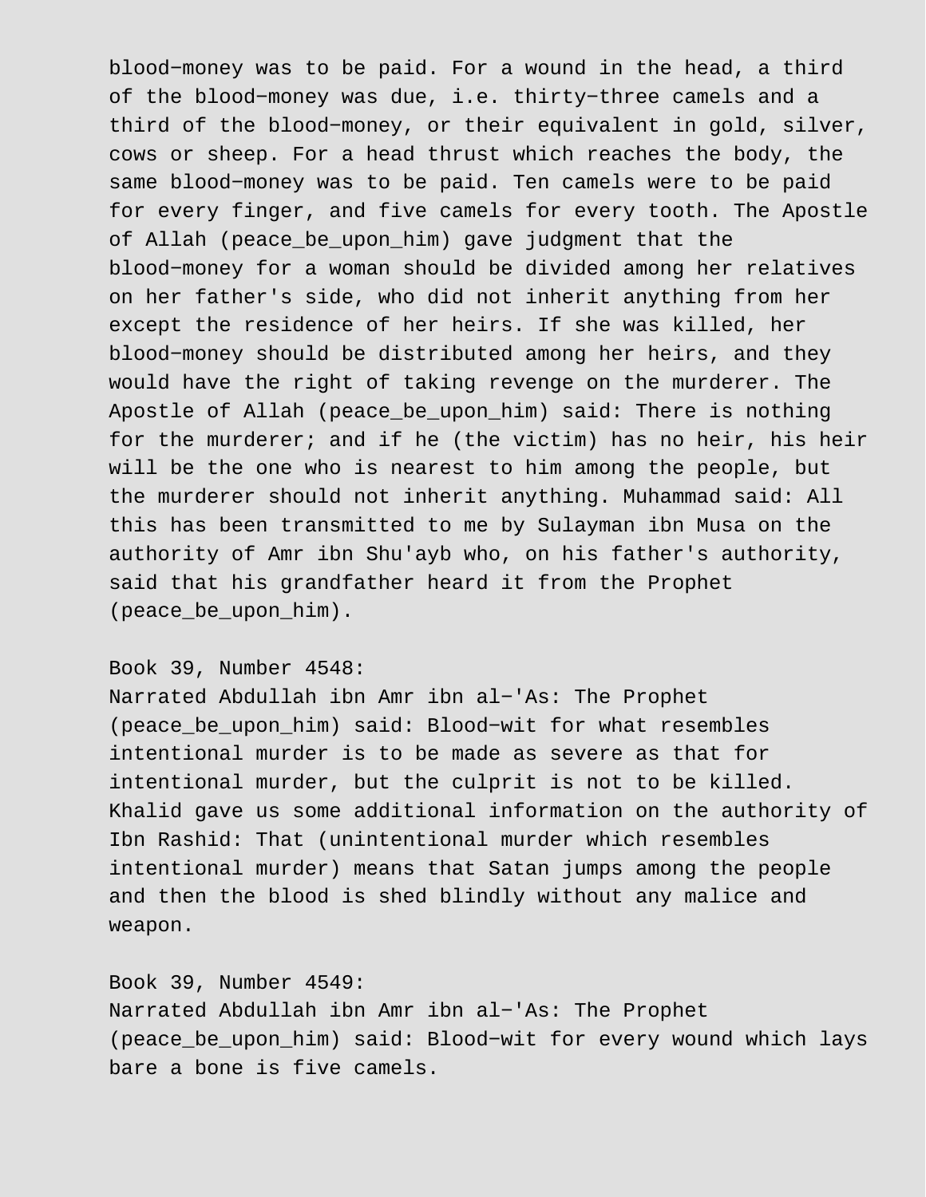blood−money was to be paid. For a wound in the head, a third of the blood−money was due, i.e. thirty−three camels and a third of the blood−money, or their equivalent in gold, silver, cows or sheep. For a head thrust which reaches the body, the same blood−money was to be paid. Ten camels were to be paid for every finger, and five camels for every tooth. The Apostle of Allah (peace_be_upon_him) gave judgment that the blood−money for a woman should be divided among her relatives on her father's side, who did not inherit anything from her except the residence of her heirs. If she was killed, her blood−money should be distributed among her heirs, and they would have the right of taking revenge on the murderer. The Apostle of Allah (peace_be_upon_him) said: There is nothing for the murderer; and if he (the victim) has no heir, his heir will be the one who is nearest to him among the people, but the murderer should not inherit anything. Muhammad said: All this has been transmitted to me by Sulayman ibn Musa on the authority of Amr ibn Shu'ayb who, on his father's authority, said that his grandfather heard it from the Prophet (peace_be_upon_him).

Book 39, Number 4548:
Narrated Abdullah ibn Amr ibn al−'As: The Prophet (peace_be_upon_him) said: Blood−wit for what resembles intentional murder is to be made as severe as that for intentional murder, but the culprit is not to be killed. Khalid gave us some additional information on the authority of Ibn Rashid: That (unintentional murder which resembles intentional murder) means that Satan jumps among the people and then the blood is shed blindly without any malice and weapon.

Book 39, Number 4549:
Narrated Abdullah ibn Amr ibn al−'As: The Prophet (peace_be_upon_him) said: Blood−wit for every wound which lays bare a bone is five camels.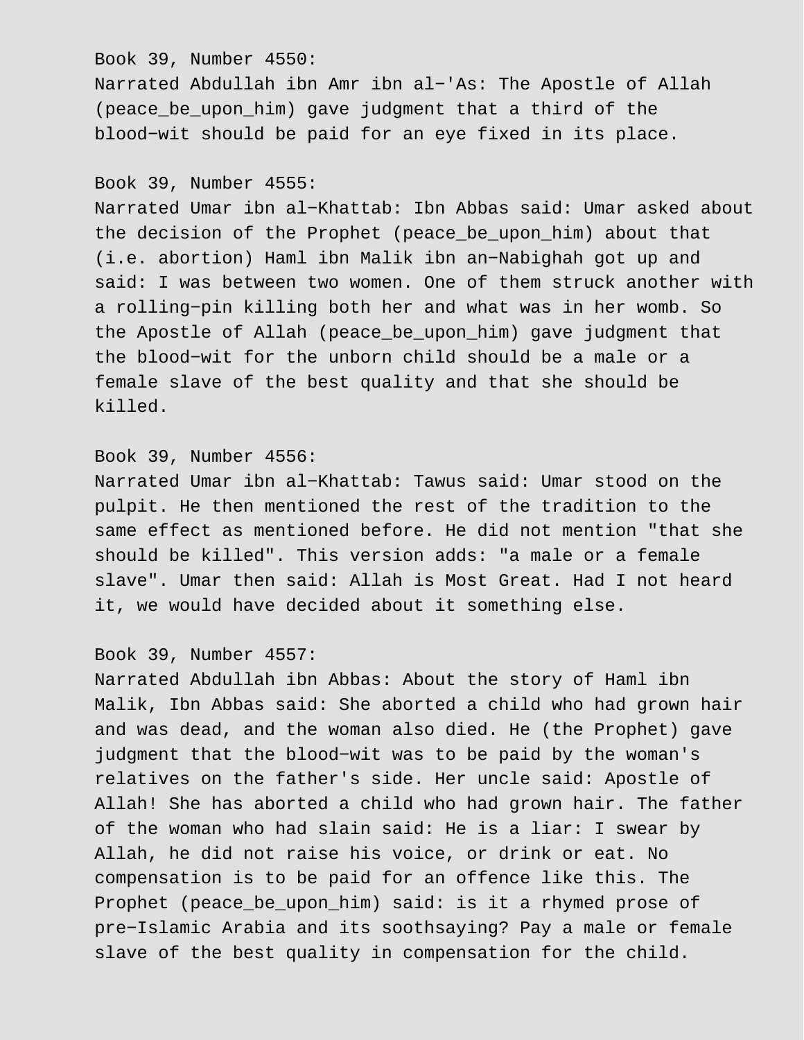Book 39, Number 4550:
Narrated Abdullah ibn Amr ibn al-'As: The Apostle of Allah (peace_be_upon_him) gave judgment that a third of the blood-wit should be paid for an eye fixed in its place.

Book 39, Number 4555:
Narrated Umar ibn al-Khattab: Ibn Abbas said: Umar asked about the decision of the Prophet (peace_be_upon_him) about that (i.e. abortion) Haml ibn Malik ibn an-Nabighah got up and said: I was between two women. One of them struck another with a rolling-pin killing both her and what was in her womb. So the Apostle of Allah (peace_be_upon_him) gave judgment that the blood-wit for the unborn child should be a male or a female slave of the best quality and that she should be killed.

Book 39, Number 4556:
Narrated Umar ibn al-Khattab: Tawus said: Umar stood on the pulpit. He then mentioned the rest of the tradition to the same effect as mentioned before. He did not mention "that she should be killed". This version adds: "a male or a female slave". Umar then said: Allah is Most Great. Had I not heard it, we would have decided about it something else.

Book 39, Number 4557:
Narrated Abdullah ibn Abbas: About the story of Haml ibn Malik, Ibn Abbas said: She aborted a child who had grown hair and was dead, and the woman also died. He (the Prophet) gave judgment that the blood-wit was to be paid by the woman's relatives on the father's side. Her uncle said: Apostle of Allah! She has aborted a child who had grown hair. The father of the woman who had slain said: He is a liar: I swear by Allah, he did not raise his voice, or drink or eat. No compensation is to be paid for an offence like this. The Prophet (peace_be_upon_him) said: is it a rhymed prose of pre-Islamic Arabia and its soothsaying? Pay a male or female slave of the best quality in compensation for the child.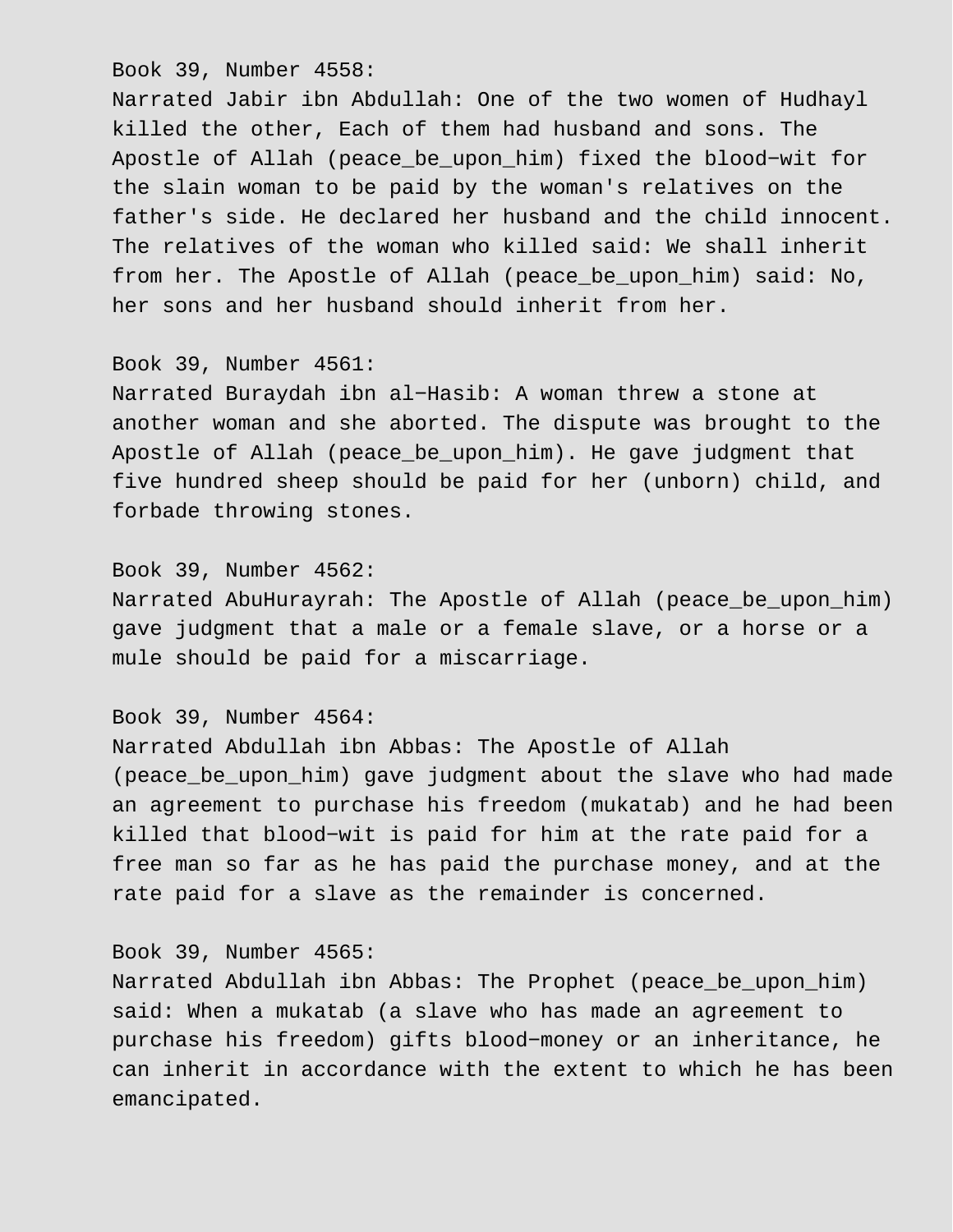Book 39, Number 4558:
Narrated Jabir ibn Abdullah: One of the two women of Hudhayl killed the other, Each of them had husband and sons. The Apostle of Allah (peace_be_upon_him) fixed the blood−wit for the slain woman to be paid by the woman's relatives on the father's side. He declared her husband and the child innocent. The relatives of the woman who killed said: We shall inherit from her. The Apostle of Allah (peace_be_upon_him) said: No, her sons and her husband should inherit from her.

Book 39, Number 4561:
Narrated Buraydah ibn al−Hasib: A woman threw a stone at another woman and she aborted. The dispute was brought to the Apostle of Allah (peace_be_upon_him). He gave judgment that five hundred sheep should be paid for her (unborn) child, and forbade throwing stones.

Book 39, Number 4562:
Narrated AbuHurayrah: The Apostle of Allah (peace_be_upon_him) gave judgment that a male or a female slave, or a horse or a mule should be paid for a miscarriage.

Book 39, Number 4564:
Narrated Abdullah ibn Abbas: The Apostle of Allah (peace_be_upon_him) gave judgment about the slave who had made an agreement to purchase his freedom (mukatab) and he had been killed that blood−wit is paid for him at the rate paid for a free man so far as he has paid the purchase money, and at the rate paid for a slave as the remainder is concerned.

Book 39, Number 4565:
Narrated Abdullah ibn Abbas: The Prophet (peace_be_upon_him) said: When a mukatab (a slave who has made an agreement to purchase his freedom) gifts blood−money or an inheritance, he can inherit in accordance with the extent to which he has been emancipated.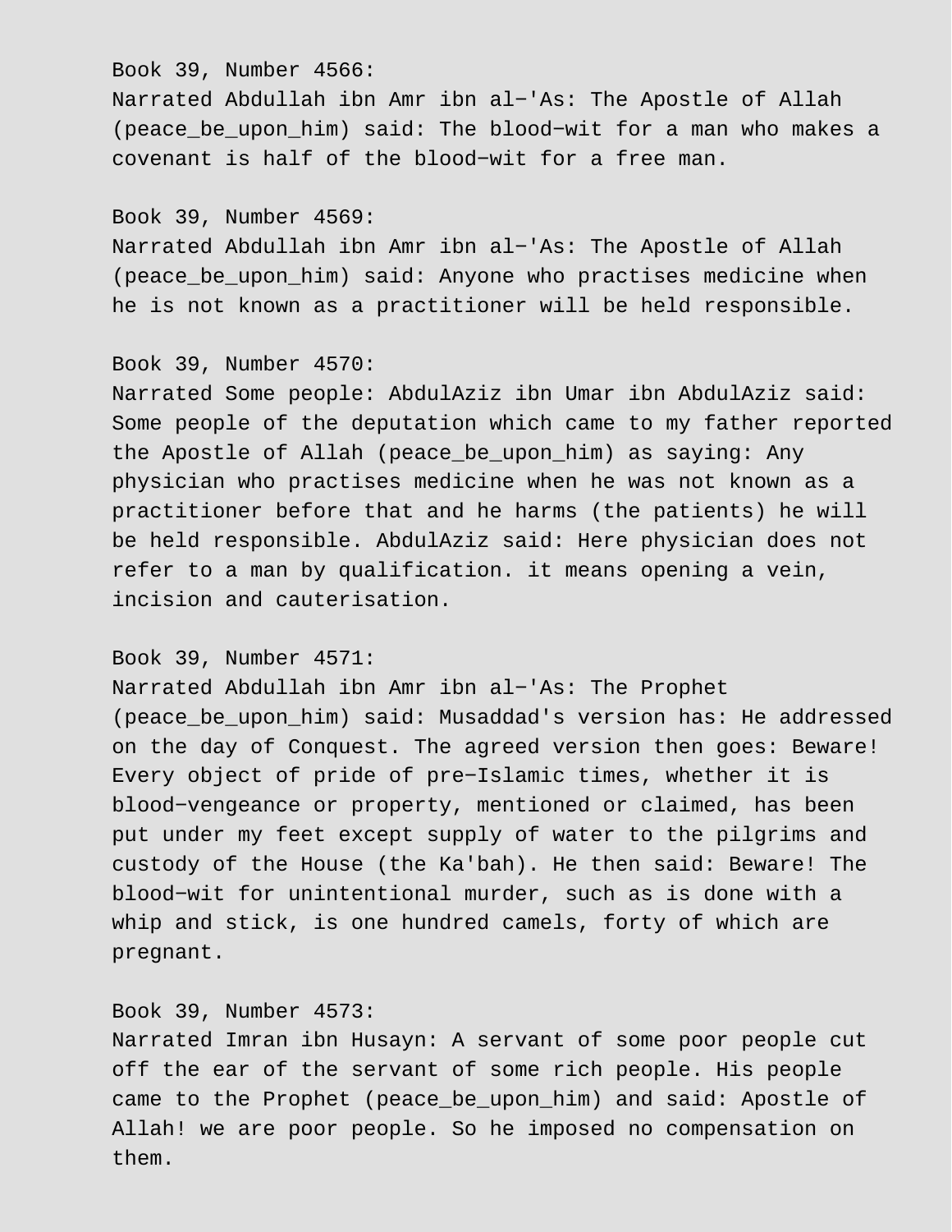Book 39, Number 4566:
Narrated Abdullah ibn Amr ibn al-'As: The Apostle of Allah (peace_be_upon_him) said: The blood-wit for a man who makes a covenant is half of the blood-wit for a free man.

Book 39, Number 4569:
Narrated Abdullah ibn Amr ibn al-'As: The Apostle of Allah (peace_be_upon_him) said: Anyone who practises medicine when he is not known as a practitioner will be held responsible.

Book 39, Number 4570:
Narrated Some people: AbdulAziz ibn Umar ibn AbdulAziz said: Some people of the deputation which came to my father reported the Apostle of Allah (peace_be_upon_him) as saying: Any physician who practises medicine when he was not known as a practitioner before that and he harms (the patients) he will be held responsible. AbdulAziz said: Here physician does not refer to a man by qualification. it means opening a vein, incision and cauterisation.

Book 39, Number 4571:
Narrated Abdullah ibn Amr ibn al-'As: The Prophet (peace_be_upon_him) said: Musaddad's version has: He addressed on the day of Conquest. The agreed version then goes: Beware! Every object of pride of pre-Islamic times, whether it is blood-vengeance or property, mentioned or claimed, has been put under my feet except supply of water to the pilgrims and custody of the House (the Ka'bah). He then said: Beware! The blood-wit for unintentional murder, such as is done with a whip and stick, is one hundred camels, forty of which are pregnant.

Book 39, Number 4573:
Narrated Imran ibn Husayn: A servant of some poor people cut off the ear of the servant of some rich people. His people came to the Prophet (peace_be_upon_him) and said: Apostle of Allah! we are poor people. So he imposed no compensation on them.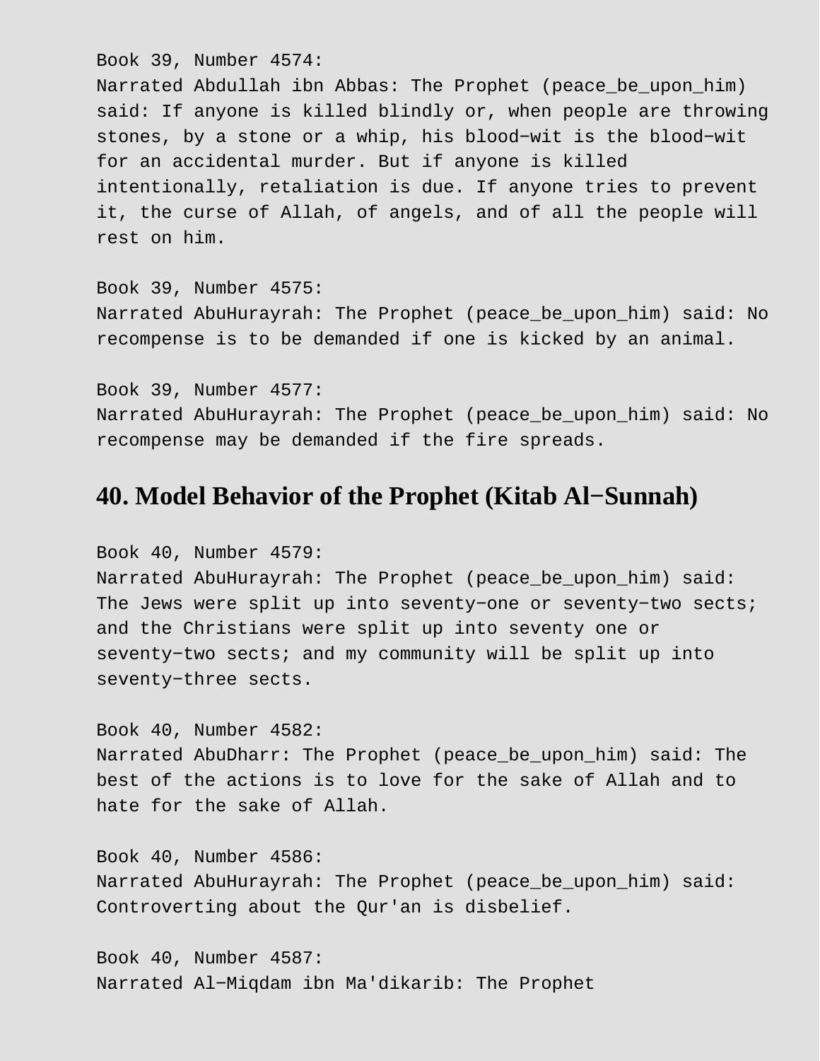Book 39, Number 4574:
Narrated Abdullah ibn Abbas: The Prophet (peace_be_upon_him) said: If anyone is killed blindly or, when people are throwing stones, by a stone or a whip, his blood−wit is the blood−wit for an accidental murder. But if anyone is killed intentionally, retaliation is due. If anyone tries to prevent it, the curse of Allah, of angels, and of all the people will rest on him.

Book 39, Number 4575:
Narrated AbuHurayrah: The Prophet (peace_be_upon_him) said: No recompense is to be demanded if one is kicked by an animal.

Book 39, Number 4577:
Narrated AbuHurayrah: The Prophet (peace_be_upon_him) said: No recompense may be demanded if the fire spreads.

## 40. Model Behavior of the Prophet (Kitab Al−Sunnah)

Book 40, Number 4579:
Narrated AbuHurayrah: The Prophet (peace_be_upon_him) said: The Jews were split up into seventy−one or seventy−two sects; and the Christians were split up into seventy one or seventy−two sects; and my community will be split up into seventy−three sects.

Book 40, Number 4582:
Narrated AbuDharr: The Prophet (peace_be_upon_him) said: The best of the actions is to love for the sake of Allah and to hate for the sake of Allah.

Book 40, Number 4586:
Narrated AbuHurayrah: The Prophet (peace_be_upon_him) said: Controverting about the Qur'an is disbelief.

Book 40, Number 4587:
Narrated Al−Miqdam ibn Ma'dikarib: The Prophet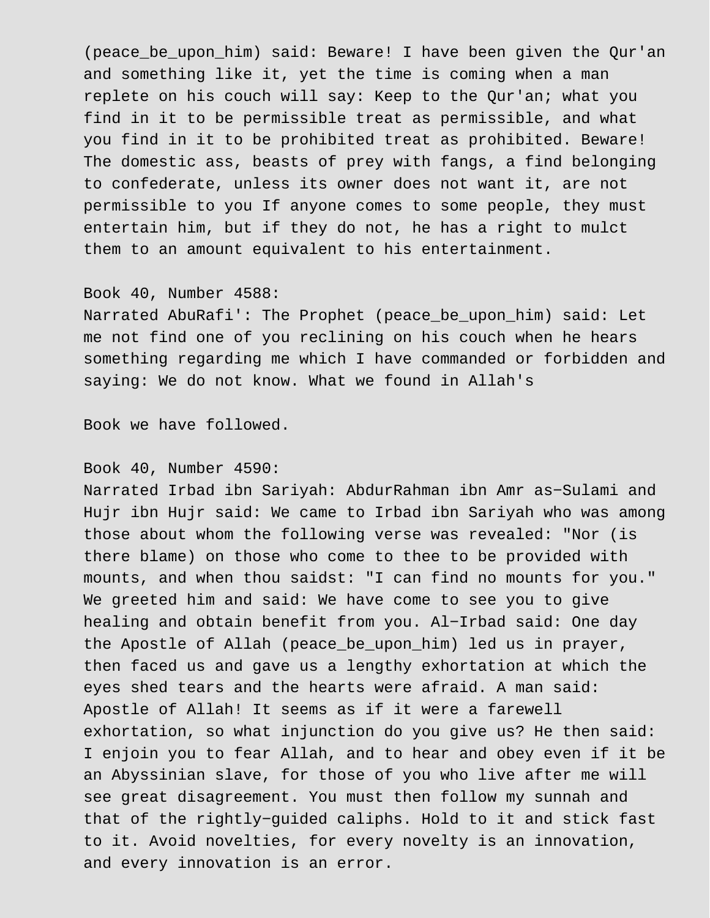(peace_be_upon_him) said: Beware! I have been given the Qur'an and something like it, yet the time is coming when a man replete on his couch will say: Keep to the Qur'an; what you find in it to be permissible treat as permissible, and what you find in it to be prohibited treat as prohibited. Beware! The domestic ass, beasts of prey with fangs, a find belonging to confederate, unless its owner does not want it, are not permissible to you If anyone comes to some people, they must entertain him, but if they do not, he has a right to mulct them to an amount equivalent to his entertainment.

Book 40, Number 4588:
Narrated AbuRafi': The Prophet (peace_be_upon_him) said: Let me not find one of you reclining on his couch when he hears something regarding me which I have commanded or forbidden and saying: We do not know. What we found in Allah's

Book we have followed.

Book 40, Number 4590:
Narrated Irbad ibn Sariyah: AbdurRahman ibn Amr as−Sulami and Hujr ibn Hujr said: We came to Irbad ibn Sariyah who was among those about whom the following verse was revealed: "Nor (is there blame) on those who come to thee to be provided with mounts, and when thou saidst: "I can find no mounts for you." We greeted him and said: We have come to see you to give healing and obtain benefit from you. Al−Irbad said: One day the Apostle of Allah (peace_be_upon_him) led us in prayer, then faced us and gave us a lengthy exhortation at which the eyes shed tears and the hearts were afraid. A man said: Apostle of Allah! It seems as if it were a farewell exhortation, so what injunction do you give us? He then said: I enjoin you to fear Allah, and to hear and obey even if it be an Abyssinian slave, for those of you who live after me will see great disagreement. You must then follow my sunnah and that of the rightly−guided caliphs. Hold to it and stick fast to it. Avoid novelties, for every novelty is an innovation, and every innovation is an error.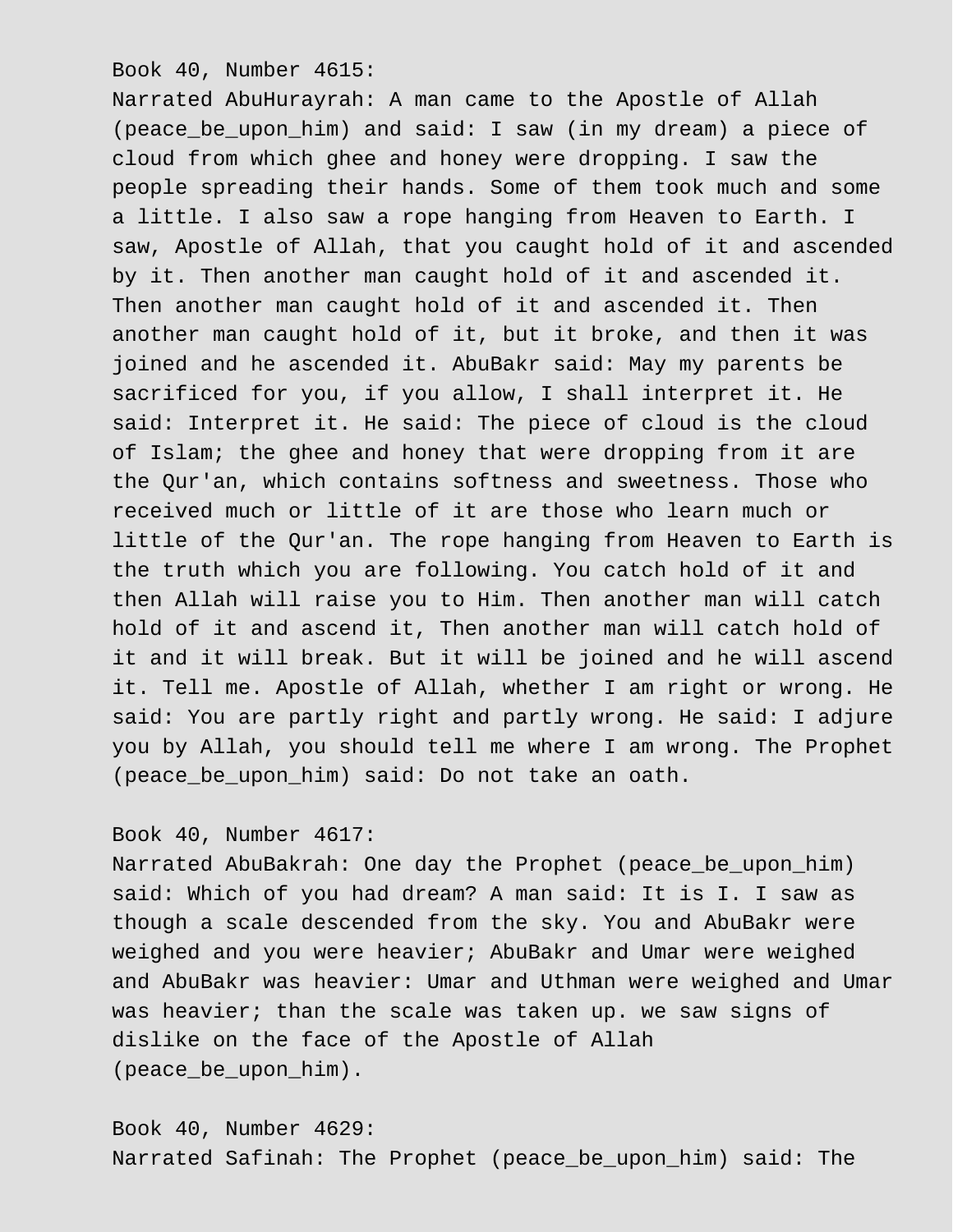Book 40, Number 4615:
Narrated AbuHurayrah: A man came to the Apostle of Allah (peace_be_upon_him) and said: I saw (in my dream) a piece of cloud from which ghee and honey were dropping. I saw the people spreading their hands. Some of them took much and some a little. I also saw a rope hanging from Heaven to Earth. I saw, Apostle of Allah, that you caught hold of it and ascended by it. Then another man caught hold of it and ascended it. Then another man caught hold of it and ascended it. Then another man caught hold of it, but it broke, and then it was joined and he ascended it. AbuBakr said: May my parents be sacrificed for you, if you allow, I shall interpret it. He said: Interpret it. He said: The piece of cloud is the cloud of Islam; the ghee and honey that were dropping from it are the Qur'an, which contains softness and sweetness. Those who received much or little of it are those who learn much or little of the Qur'an. The rope hanging from Heaven to Earth is the truth which you are following. You catch hold of it and then Allah will raise you to Him. Then another man will catch hold of it and ascend it, Then another man will catch hold of it and it will break. But it will be joined and he will ascend it. Tell me. Apostle of Allah, whether I am right or wrong. He said: You are partly right and partly wrong. He said: I adjure you by Allah, you should tell me where I am wrong. The Prophet (peace_be_upon_him) said: Do not take an oath.

Book 40, Number 4617:
Narrated AbuBakrah: One day the Prophet (peace_be_upon_him) said: Which of you had dream? A man said: It is I. I saw as though a scale descended from the sky. You and AbuBakr were weighed and you were heavier; AbuBakr and Umar were weighed and AbuBakr was heavier: Umar and Uthman were weighed and Umar was heavier; than the scale was taken up. we saw signs of dislike on the face of the Apostle of Allah (peace_be_upon_him).

Book 40, Number 4629:
Narrated Safinah: The Prophet (peace_be_upon_him) said: The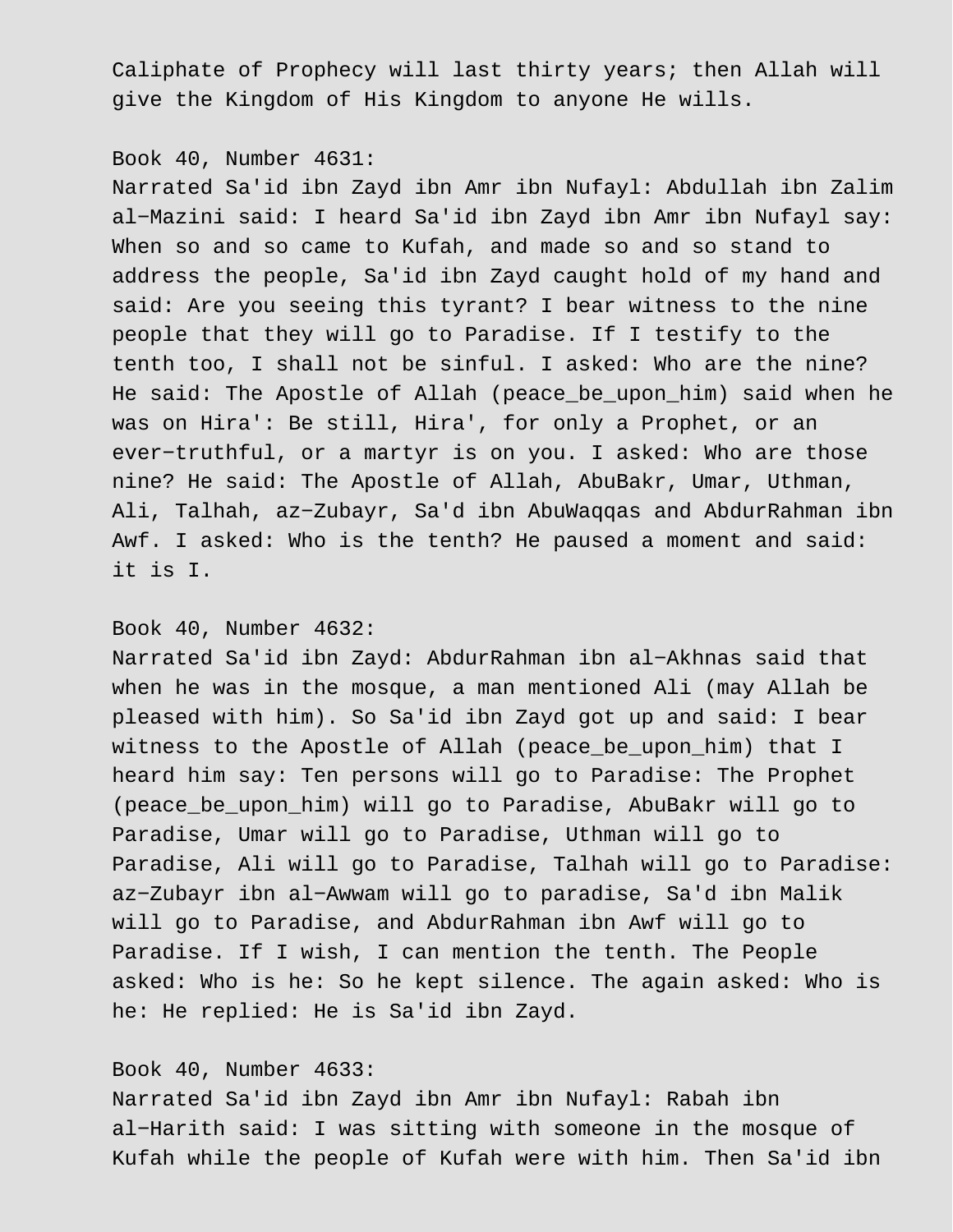Caliphate of Prophecy will last thirty years; then Allah will give the Kingdom of His Kingdom to anyone He wills.

Book 40, Number 4631:
Narrated Sa'id ibn Zayd ibn Amr ibn Nufayl: Abdullah ibn Zalim al-Mazini said: I heard Sa'id ibn Zayd ibn Amr ibn Nufayl say: When so and so came to Kufah, and made so and so stand to address the people, Sa'id ibn Zayd caught hold of my hand and said: Are you seeing this tyrant? I bear witness to the nine people that they will go to Paradise. If I testify to the tenth too, I shall not be sinful. I asked: Who are the nine? He said: The Apostle of Allah (peace_be_upon_him) said when he was on Hira': Be still, Hira', for only a Prophet, or an ever-truthful, or a martyr is on you. I asked: Who are those nine? He said: The Apostle of Allah, AbuBakr, Umar, Uthman, Ali, Talhah, az-Zubayr, Sa'd ibn AbuWaqqas and AbdurRahman ibn Awf. I asked: Who is the tenth? He paused a moment and said: it is I.

Book 40, Number 4632:
Narrated Sa'id ibn Zayd: AbdurRahman ibn al-Akhnas said that when he was in the mosque, a man mentioned Ali (may Allah be pleased with him). So Sa'id ibn Zayd got up and said: I bear witness to the Apostle of Allah (peace_be_upon_him) that I heard him say: Ten persons will go to Paradise: The Prophet (peace_be_upon_him) will go to Paradise, AbuBakr will go to Paradise, Umar will go to Paradise, Uthman will go to Paradise, Ali will go to Paradise, Talhah will go to Paradise: az-Zubayr ibn al-Awwam will go to paradise, Sa'd ibn Malik will go to Paradise, and AbdurRahman ibn Awf will go to Paradise. If I wish, I can mention the tenth. The People asked: Who is he: So he kept silence. The again asked: Who is he: He replied: He is Sa'id ibn Zayd.

Book 40, Number 4633:
Narrated Sa'id ibn Zayd ibn Amr ibn Nufayl: Rabah ibn al-Harith said: I was sitting with someone in the mosque of Kufah while the people of Kufah were with him. Then Sa'id ibn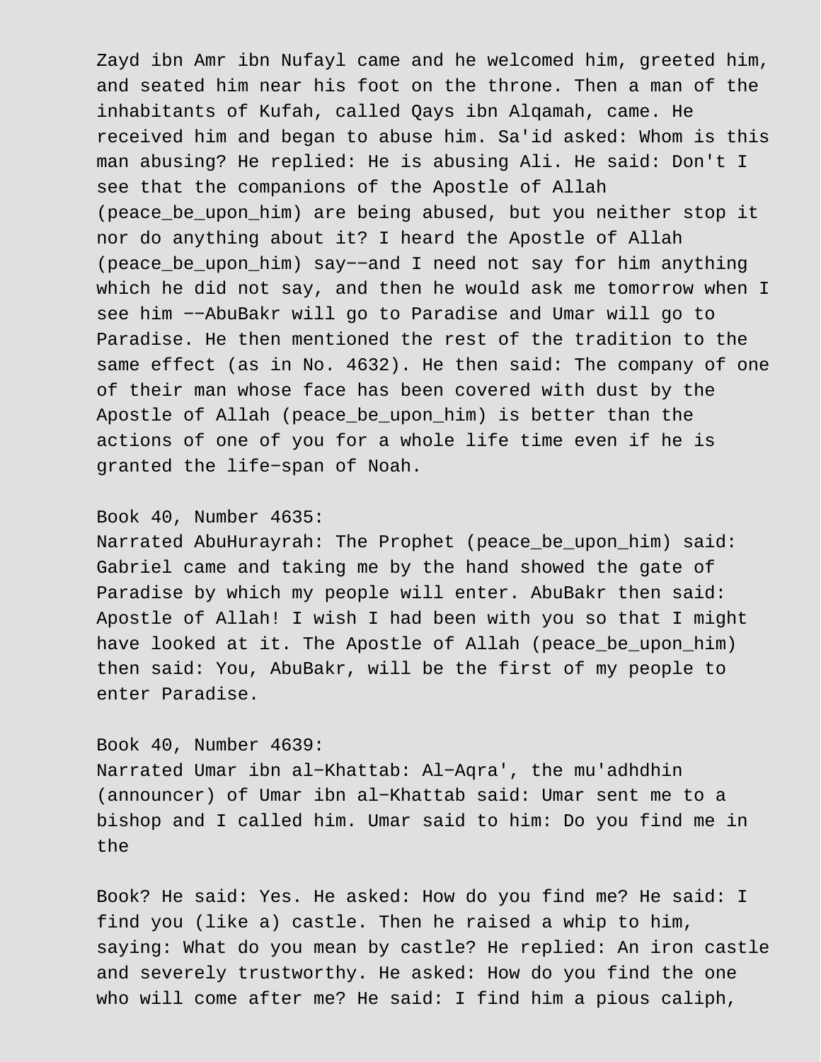Zayd ibn Amr ibn Nufayl came and he welcomed him, greeted him, and seated him near his foot on the throne. Then a man of the inhabitants of Kufah, called Qays ibn Alqamah, came. He received him and began to abuse him. Sa'id asked: Whom is this man abusing? He replied: He is abusing Ali. He said: Don't I see that the companions of the Apostle of Allah (peace_be_upon_him) are being abused, but you neither stop it nor do anything about it? I heard the Apostle of Allah (peace_be_upon_him) say−−and I need not say for him anything which he did not say, and then he would ask me tomorrow when I see him −−AbuBakr will go to Paradise and Umar will go to Paradise. He then mentioned the rest of the tradition to the same effect (as in No. 4632). He then said: The company of one of their man whose face has been covered with dust by the Apostle of Allah (peace_be_upon_him) is better than the actions of one of you for a whole life time even if he is granted the life−span of Noah.

Book 40, Number 4635:
Narrated AbuHurayrah: The Prophet (peace_be_upon_him) said: Gabriel came and taking me by the hand showed the gate of Paradise by which my people will enter. AbuBakr then said: Apostle of Allah! I wish I had been with you so that I might have looked at it. The Apostle of Allah (peace_be_upon_him) then said: You, AbuBakr, will be the first of my people to enter Paradise.

Book 40, Number 4639:
Narrated Umar ibn al−Khattab: Al−Aqra', the mu'adhdhin (announcer) of Umar ibn al−Khattab said: Umar sent me to a bishop and I called him. Umar said to him: Do you find me in the

Book? He said: Yes. He asked: How do you find me? He said: I find you (like a) castle. Then he raised a whip to him, saying: What do you mean by castle? He replied: An iron castle and severely trustworthy. He asked: How do you find the one who will come after me? He said: I find him a pious caliph,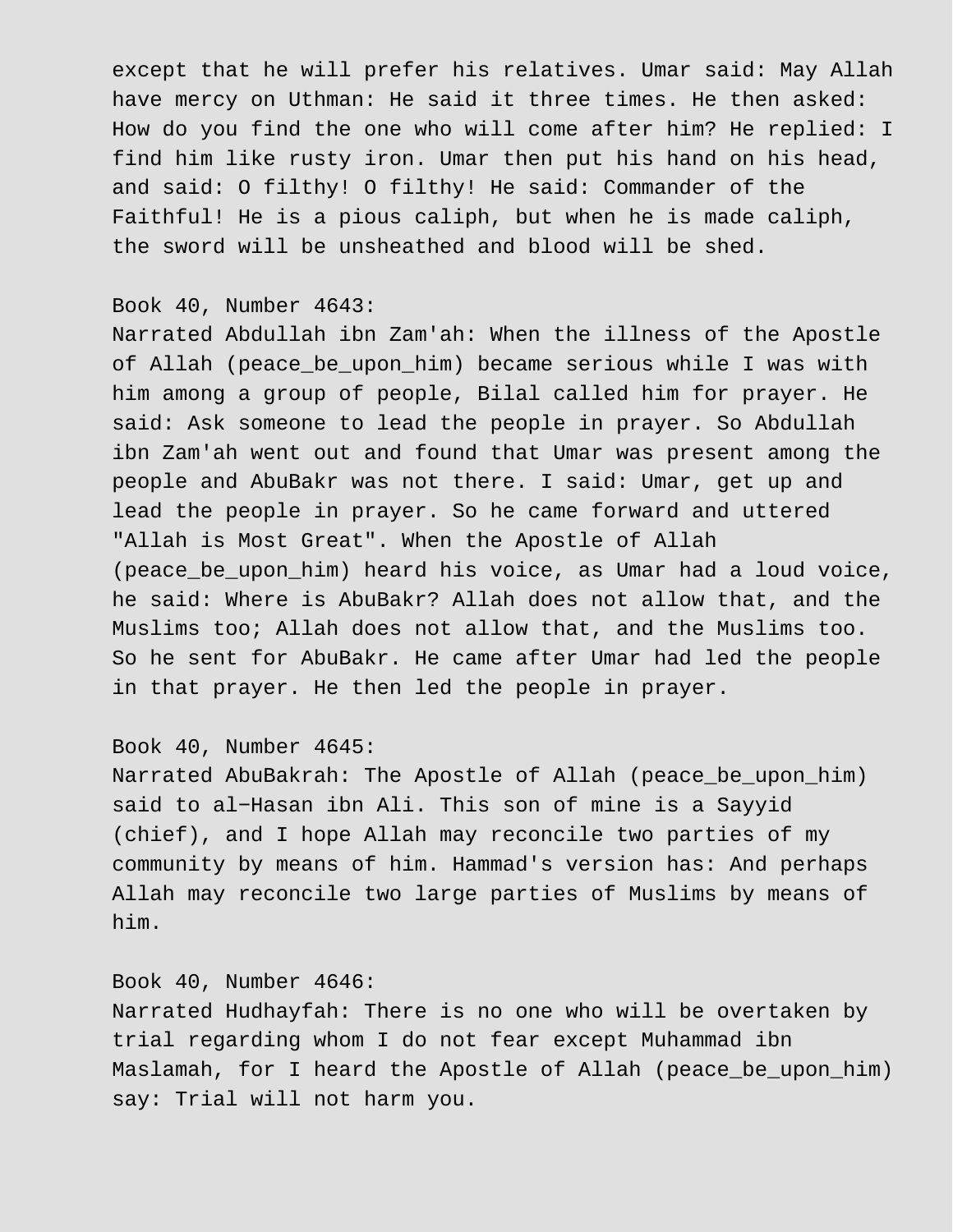except that he will prefer his relatives. Umar said: May Allah have mercy on Uthman: He said it three times. He then asked: How do you find the one who will come after him? He replied: I find him like rusty iron. Umar then put his hand on his head, and said: O filthy! O filthy! He said: Commander of the Faithful! He is a pious caliph, but when he is made caliph, the sword will be unsheathed and blood will be shed.

Book 40, Number 4643:
Narrated Abdullah ibn Zam'ah: When the illness of the Apostle of Allah (peace_be_upon_him) became serious while I was with him among a group of people, Bilal called him for prayer. He said: Ask someone to lead the people in prayer. So Abdullah ibn Zam'ah went out and found that Umar was present among the people and AbuBakr was not there. I said: Umar, get up and lead the people in prayer. So he came forward and uttered "Allah is Most Great". When the Apostle of Allah (peace_be_upon_him) heard his voice, as Umar had a loud voice, he said: Where is AbuBakr? Allah does not allow that, and the Muslims too; Allah does not allow that, and the Muslims too. So he sent for AbuBakr. He came after Umar had led the people in that prayer. He then led the people in prayer.

Book 40, Number 4645:
Narrated AbuBakrah: The Apostle of Allah (peace_be_upon_him) said to al-Hasan ibn Ali. This son of mine is a Sayyid (chief), and I hope Allah may reconcile two parties of my community by means of him. Hammad's version has: And perhaps Allah may reconcile two large parties of Muslims by means of him.

Book 40, Number 4646:
Narrated Hudhayfah: There is no one who will be overtaken by trial regarding whom I do not fear except Muhammad ibn Maslamah, for I heard the Apostle of Allah (peace_be_upon_him) say: Trial will not harm you.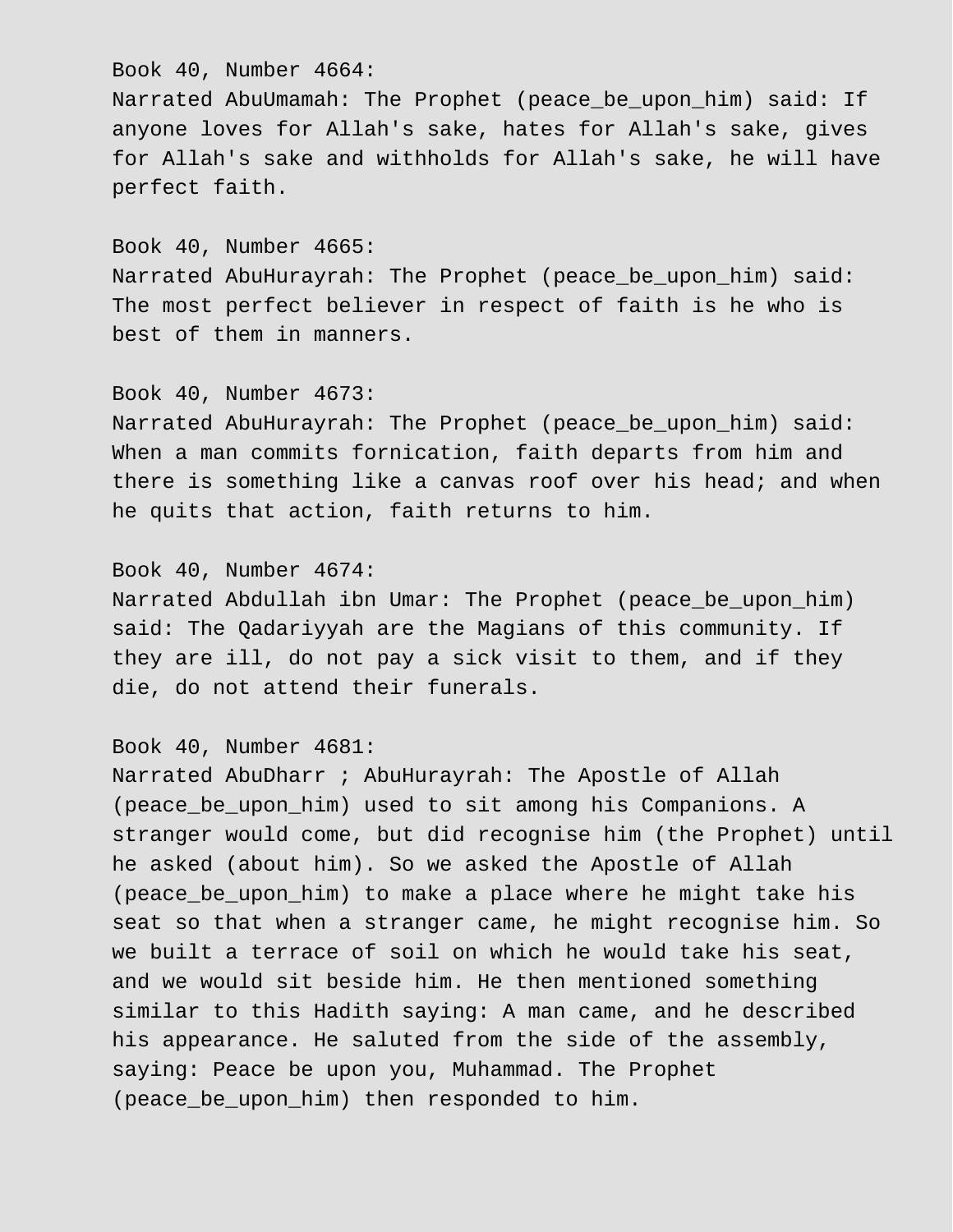Book 40, Number 4664:
Narrated AbuUmamah: The Prophet (peace_be_upon_him) said: If anyone loves for Allah's sake, hates for Allah's sake, gives for Allah's sake and withholds for Allah's sake, he will have perfect faith.

Book 40, Number 4665:
Narrated AbuHurayrah: The Prophet (peace_be_upon_him) said: The most perfect believer in respect of faith is he who is best of them in manners.

Book 40, Number 4673:
Narrated AbuHurayrah: The Prophet (peace_be_upon_him) said: When a man commits fornication, faith departs from him and there is something like a canvas roof over his head; and when he quits that action, faith returns to him.

Book 40, Number 4674:
Narrated Abdullah ibn Umar: The Prophet (peace_be_upon_him) said: The Qadariyyah are the Magians of this community. If they are ill, do not pay a sick visit to them, and if they die, do not attend their funerals.

Book 40, Number 4681:
Narrated AbuDharr ; AbuHurayrah: The Apostle of Allah (peace_be_upon_him) used to sit among his Companions. A stranger would come, but did recognise him (the Prophet) until he asked (about him). So we asked the Apostle of Allah (peace_be_upon_him) to make a place where he might take his seat so that when a stranger came, he might recognise him. So we built a terrace of soil on which he would take his seat, and we would sit beside him. He then mentioned something similar to this Hadith saying: A man came, and he described his appearance. He saluted from the side of the assembly, saying: Peace be upon you, Muhammad. The Prophet (peace_be_upon_him) then responded to him.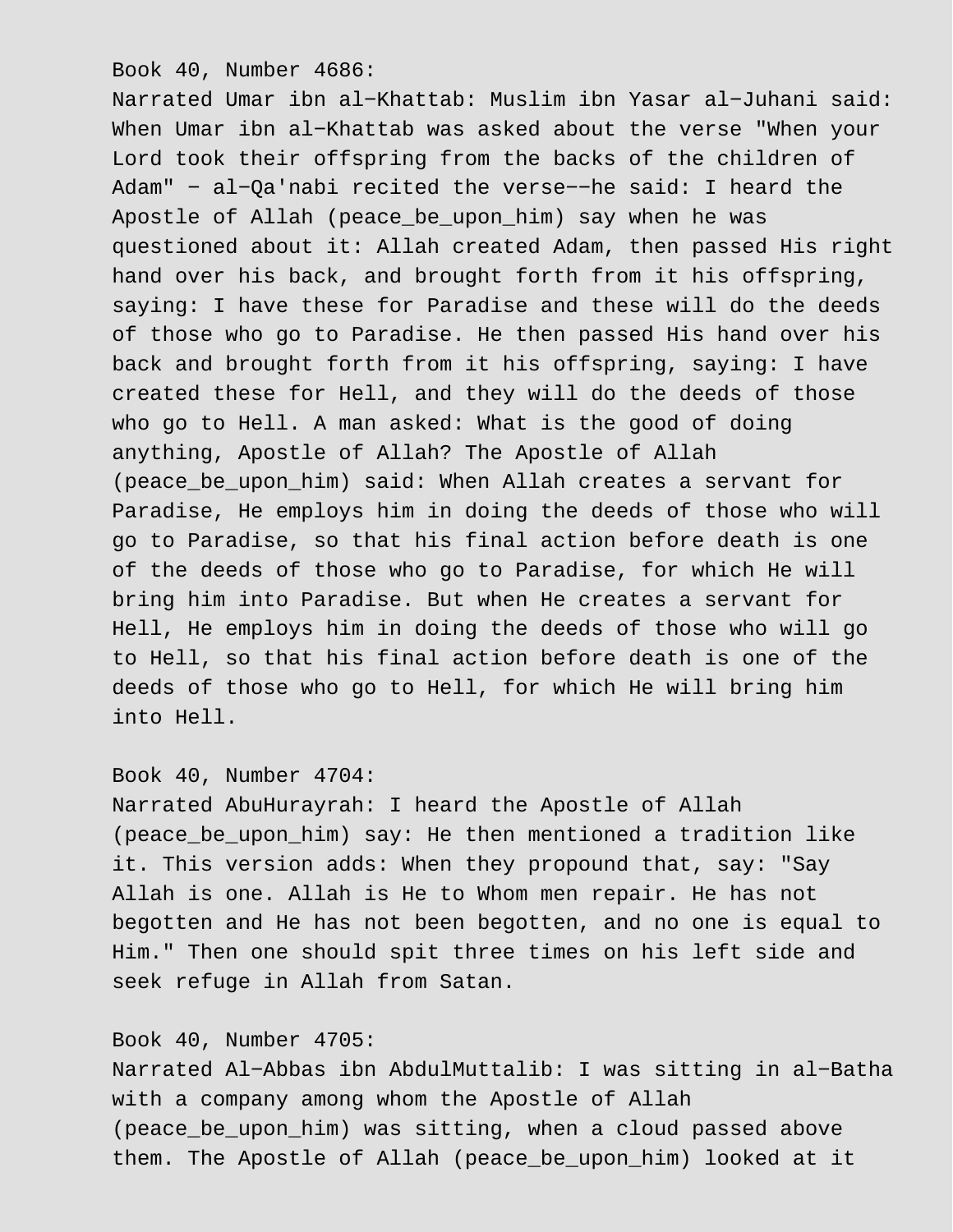Book 40, Number 4686:
Narrated Umar ibn al−Khattab: Muslim ibn Yasar al−Juhani said: When Umar ibn al−Khattab was asked about the verse "When your Lord took their offspring from the backs of the children of Adam" − al−Qa'nabi recited the verse−−he said: I heard the Apostle of Allah (peace_be_upon_him) say when he was questioned about it: Allah created Adam, then passed His right hand over his back, and brought forth from it his offspring, saying: I have these for Paradise and these will do the deeds of those who go to Paradise. He then passed His hand over his back and brought forth from it his offspring, saying: I have created these for Hell, and they will do the deeds of those who go to Hell. A man asked: What is the good of doing anything, Apostle of Allah? The Apostle of Allah (peace_be_upon_him) said: When Allah creates a servant for Paradise, He employs him in doing the deeds of those who will go to Paradise, so that his final action before death is one of the deeds of those who go to Paradise, for which He will bring him into Paradise. But when He creates a servant for Hell, He employs him in doing the deeds of those who will go to Hell, so that his final action before death is one of the deeds of those who go to Hell, for which He will bring him into Hell.

Book 40, Number 4704:
Narrated AbuHurayrah: I heard the Apostle of Allah (peace_be_upon_him) say: He then mentioned a tradition like it. This version adds: When they propound that, say: "Say Allah is one. Allah is He to Whom men repair. He has not begotten and He has not been begotten, and no one is equal to Him." Then one should spit three times on his left side and seek refuge in Allah from Satan.

Book 40, Number 4705:
Narrated Al−Abbas ibn AbdulMuttalib: I was sitting in al−Batha with a company among whom the Apostle of Allah (peace_be_upon_him) was sitting, when a cloud passed above them. The Apostle of Allah (peace_be_upon_him) looked at it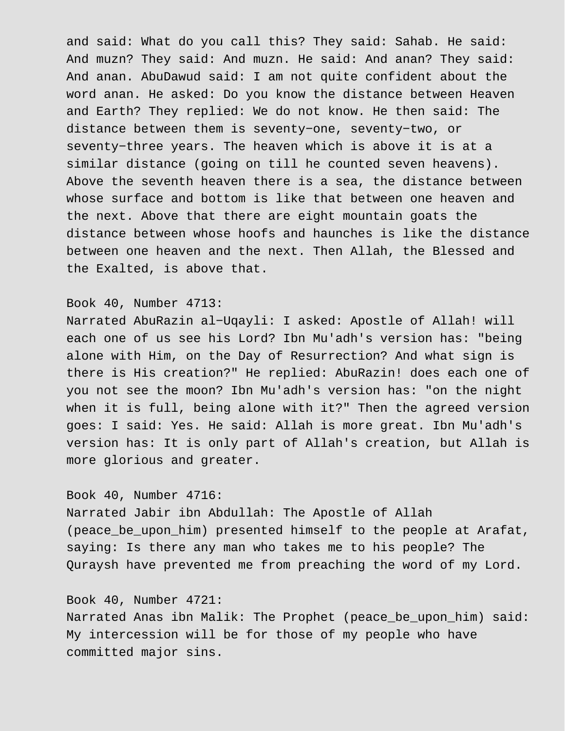and said: What do you call this? They said: Sahab. He said: And muzn? They said: And muzn. He said: And anan? They said: And anan. AbuDawud said: I am not quite confident about the word anan. He asked: Do you know the distance between Heaven and Earth? They replied: We do not know. He then said: The distance between them is seventy−one, seventy−two, or seventy−three years. The heaven which is above it is at a similar distance (going on till he counted seven heavens). Above the seventh heaven there is a sea, the distance between whose surface and bottom is like that between one heaven and the next. Above that there are eight mountain goats the distance between whose hoofs and haunches is like the distance between one heaven and the next. Then Allah, the Blessed and the Exalted, is above that.

Book 40, Number 4713:
Narrated AbuRazin al−Uqayli: I asked: Apostle of Allah! will each one of us see his Lord? Ibn Mu'adh's version has: "being alone with Him, on the Day of Resurrection? And what sign is there is His creation?" He replied: AbuRazin! does each one of you not see the moon? Ibn Mu'adh's version has: "on the night when it is full, being alone with it?" Then the agreed version goes: I said: Yes. He said: Allah is more great. Ibn Mu'adh's version has: It is only part of Allah's creation, but Allah is more glorious and greater.

Book 40, Number 4716:
Narrated Jabir ibn Abdullah: The Apostle of Allah (peace_be_upon_him) presented himself to the people at Arafat, saying: Is there any man who takes me to his people? The Quraysh have prevented me from preaching the word of my Lord.

Book 40, Number 4721:
Narrated Anas ibn Malik: The Prophet (peace_be_upon_him) said: My intercession will be for those of my people who have committed major sins.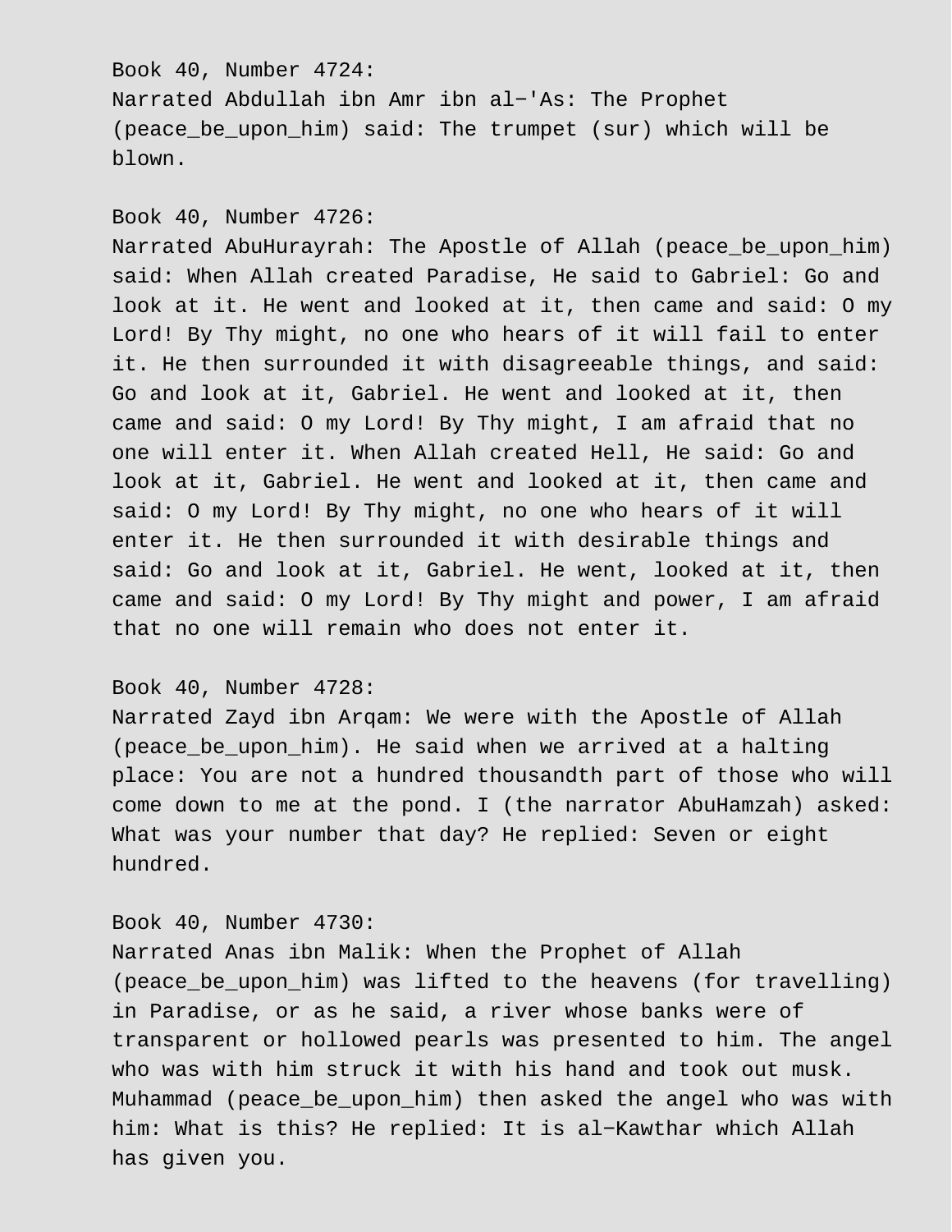Book 40, Number 4724:
Narrated Abdullah ibn Amr ibn al-'As: The Prophet (peace_be_upon_him) said: The trumpet (sur) which will be blown.

Book 40, Number 4726:
Narrated AbuHurayrah: The Apostle of Allah (peace_be_upon_him) said: When Allah created Paradise, He said to Gabriel: Go and look at it. He went and looked at it, then came and said: O my Lord! By Thy might, no one who hears of it will fail to enter it. He then surrounded it with disagreeable things, and said: Go and look at it, Gabriel. He went and looked at it, then came and said: O my Lord! By Thy might, I am afraid that no one will enter it. When Allah created Hell, He said: Go and look at it, Gabriel. He went and looked at it, then came and said: O my Lord! By Thy might, no one who hears of it will enter it. He then surrounded it with desirable things and said: Go and look at it, Gabriel. He went, looked at it, then came and said: O my Lord! By Thy might and power, I am afraid that no one will remain who does not enter it.

Book 40, Number 4728:
Narrated Zayd ibn Arqam: We were with the Apostle of Allah (peace_be_upon_him). He said when we arrived at a halting place: You are not a hundred thousandth part of those who will come down to me at the pond. I (the narrator AbuHamzah) asked: What was your number that day? He replied: Seven or eight hundred.

Book 40, Number 4730:
Narrated Anas ibn Malik: When the Prophet of Allah (peace_be_upon_him) was lifted to the heavens (for travelling) in Paradise, or as he said, a river whose banks were of transparent or hollowed pearls was presented to him. The angel who was with him struck it with his hand and took out musk. Muhammad (peace_be_upon_him) then asked the angel who was with him: What is this? He replied: It is al-Kawthar which Allah has given you.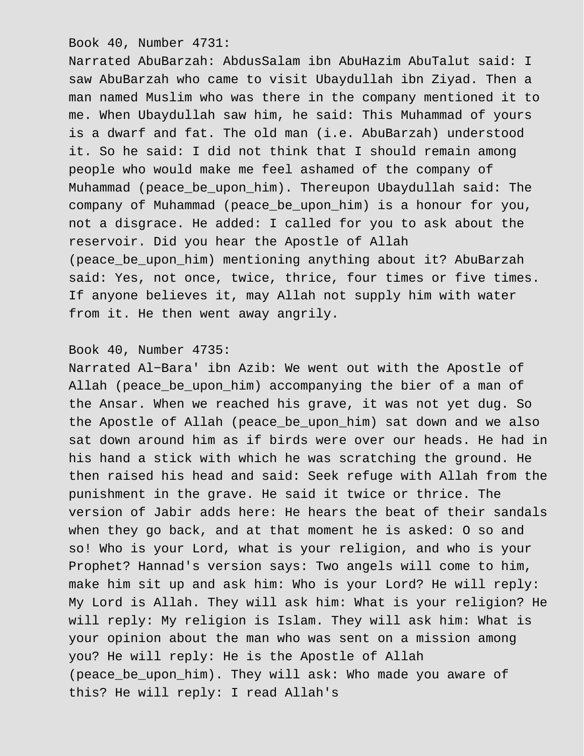Book 40, Number 4731:

Narrated AbuBarzah: AbdusSalam ibn AbuHazim AbuTalut said: I saw AbuBarzah who came to visit Ubaydullah ibn Ziyad. Then a man named Muslim who was there in the company mentioned it to me. When Ubaydullah saw him, he said: This Muhammad of yours is a dwarf and fat. The old man (i.e. AbuBarzah) understood it. So he said: I did not think that I should remain among people who would make me feel ashamed of the company of Muhammad (peace_be_upon_him). Thereupon Ubaydullah said: The company of Muhammad (peace_be_upon_him) is a honour for you, not a disgrace. He added: I called for you to ask about the reservoir. Did you hear the Apostle of Allah (peace_be_upon_him) mentioning anything about it? AbuBarzah said: Yes, not once, twice, thrice, four times or five times. If anyone believes it, may Allah not supply him with water from it. He then went away angrily.

Book 40, Number 4735:

Narrated Al-Bara' ibn Azib: We went out with the Apostle of Allah (peace_be_upon_him) accompanying the bier of a man of the Ansar. When we reached his grave, it was not yet dug. So the Apostle of Allah (peace_be_upon_him) sat down and we also sat down around him as if birds were over our heads. He had in his hand a stick with which he was scratching the ground. He then raised his head and said: Seek refuge with Allah from the punishment in the grave. He said it twice or thrice. The version of Jabir adds here: He hears the beat of their sandals when they go back, and at that moment he is asked: O so and so! Who is your Lord, what is your religion, and who is your Prophet? Hannad's version says: Two angels will come to him, make him sit up and ask him: Who is your Lord? He will reply: My Lord is Allah. They will ask him: What is your religion? He will reply: My religion is Islam. They will ask him: What is your opinion about the man who was sent on a mission among you? He will reply: He is the Apostle of Allah (peace_be_upon_him). They will ask: Who made you aware of this? He will reply: I read Allah's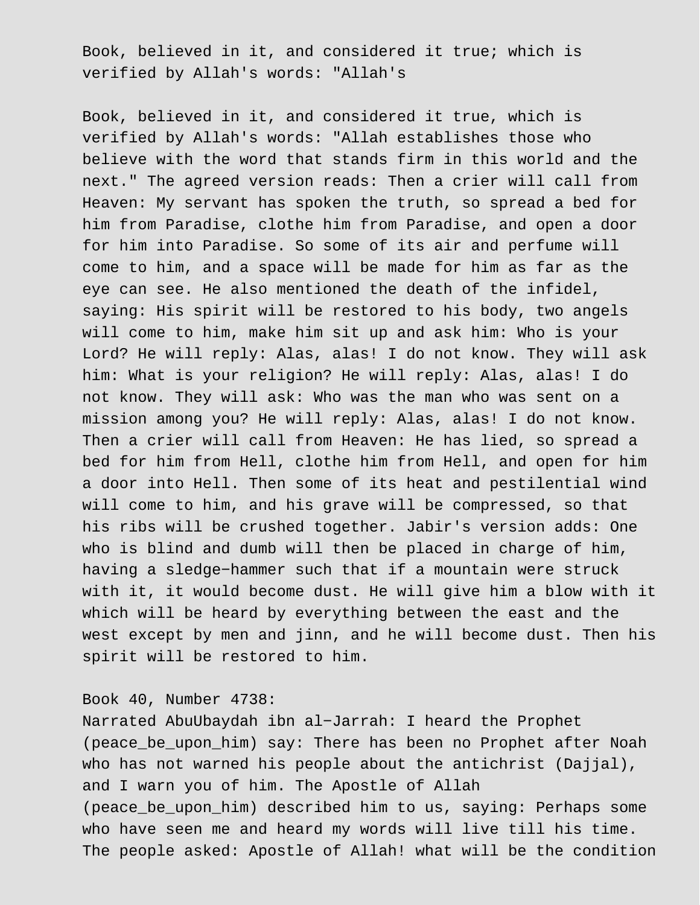Book, believed in it, and considered it true; which is verified by Allah's words: "Allah's

Book, believed in it, and considered it true, which is verified by Allah's words: "Allah establishes those who believe with the word that stands firm in this world and the next." The agreed version reads: Then a crier will call from Heaven: My servant has spoken the truth, so spread a bed for him from Paradise, clothe him from Paradise, and open a door for him into Paradise. So some of its air and perfume will come to him, and a space will be made for him as far as the eye can see. He also mentioned the death of the infidel, saying: His spirit will be restored to his body, two angels will come to him, make him sit up and ask him: Who is your Lord? He will reply: Alas, alas! I do not know. They will ask him: What is your religion? He will reply: Alas, alas! I do not know. They will ask: Who was the man who was sent on a mission among you? He will reply: Alas, alas! I do not know. Then a crier will call from Heaven: He has lied, so spread a bed for him from Hell, clothe him from Hell, and open for him a door into Hell. Then some of its heat and pestilential wind will come to him, and his grave will be compressed, so that his ribs will be crushed together. Jabir's version adds: One who is blind and dumb will then be placed in charge of him, having a sledge-hammer such that if a mountain were struck with it, it would become dust. He will give him a blow with it which will be heard by everything between the east and the west except by men and jinn, and he will become dust. Then his spirit will be restored to him.

Book 40, Number 4738:
Narrated AbuUbaydah ibn al-Jarrah: I heard the Prophet (peace_be_upon_him) say: There has been no Prophet after Noah who has not warned his people about the antichrist (Dajjal), and I warn you of him. The Apostle of Allah (peace_be_upon_him) described him to us, saying: Perhaps some who have seen me and heard my words will live till his time. The people asked: Apostle of Allah! what will be the condition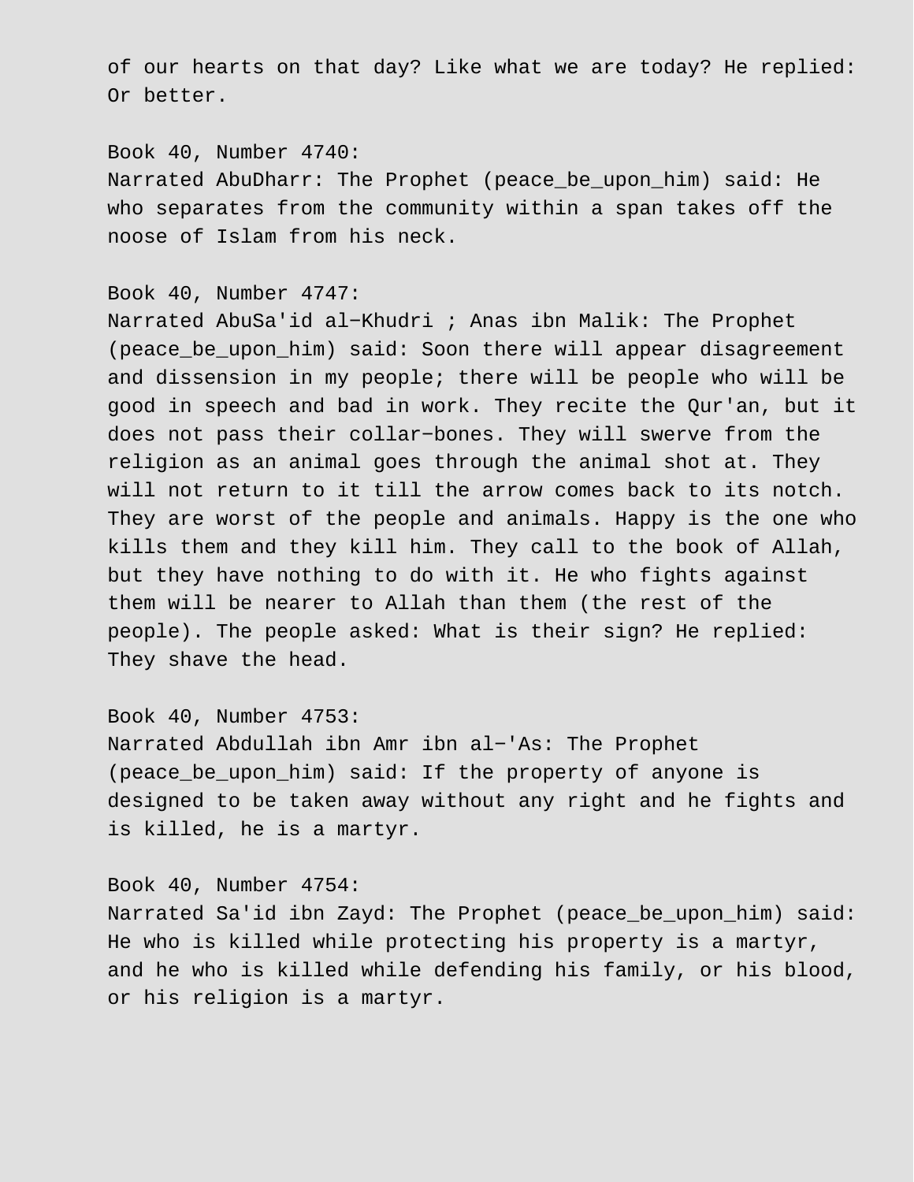of our hearts on that day? Like what we are today? He replied: Or better.

Book 40, Number 4740:
Narrated AbuDharr: The Prophet (peace_be_upon_him) said: He who separates from the community within a span takes off the noose of Islam from his neck.

Book 40, Number 4747:
Narrated AbuSa'id al−Khudri ; Anas ibn Malik: The Prophet (peace_be_upon_him) said: Soon there will appear disagreement and dissension in my people; there will be people who will be good in speech and bad in work. They recite the Qur'an, but it does not pass their collar−bones. They will swerve from the religion as an animal goes through the animal shot at. They will not return to it till the arrow comes back to its notch. They are worst of the people and animals. Happy is the one who kills them and they kill him. They call to the book of Allah, but they have nothing to do with it. He who fights against them will be nearer to Allah than them (the rest of the people). The people asked: What is their sign? He replied: They shave the head.

Book 40, Number 4753:
Narrated Abdullah ibn Amr ibn al−'As: The Prophet (peace_be_upon_him) said: If the property of anyone is designed to be taken away without any right and he fights and is killed, he is a martyr.

Book 40, Number 4754:
Narrated Sa'id ibn Zayd: The Prophet (peace_be_upon_him) said: He who is killed while protecting his property is a martyr, and he who is killed while defending his family, or his blood, or his religion is a martyr.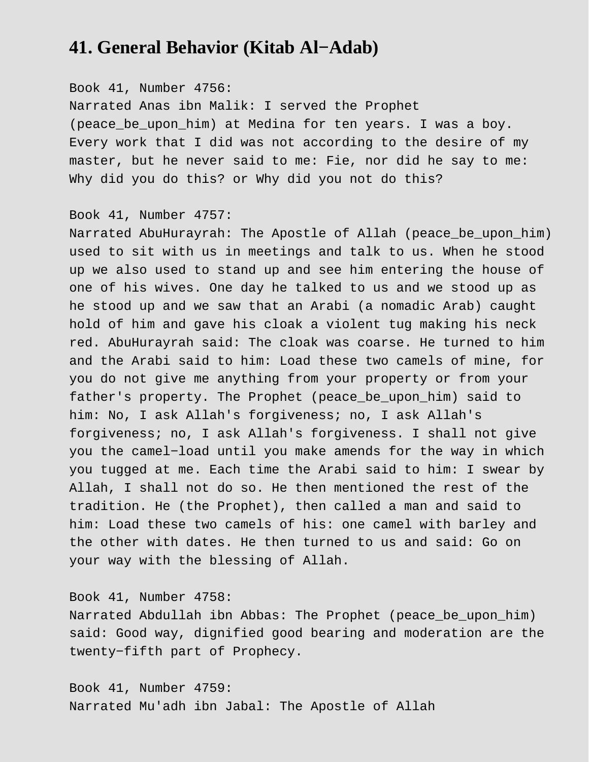## 41. General Behavior (Kitab Al−Adab)

Book 41, Number 4756:
Narrated Anas ibn Malik: I served the Prophet (peace_be_upon_him) at Medina for ten years. I was a boy. Every work that I did was not according to the desire of my master, but he never said to me: Fie, nor did he say to me: Why did you do this? or Why did you not do this?

Book 41, Number 4757:
Narrated AbuHurayrah: The Apostle of Allah (peace_be_upon_him) used to sit with us in meetings and talk to us. When he stood up we also used to stand up and see him entering the house of one of his wives. One day he talked to us and we stood up as he stood up and we saw that an Arabi (a nomadic Arab) caught hold of him and gave his cloak a violent tug making his neck red. AbuHurayrah said: The cloak was coarse. He turned to him and the Arabi said to him: Load these two camels of mine, for you do not give me anything from your property or from your father's property. The Prophet (peace_be_upon_him) said to him: No, I ask Allah's forgiveness; no, I ask Allah's forgiveness; no, I ask Allah's forgiveness. I shall not give you the camel−load until you make amends for the way in which you tugged at me. Each time the Arabi said to him: I swear by Allah, I shall not do so. He then mentioned the rest of the tradition. He (the Prophet), then called a man and said to him: Load these two camels of his: one camel with barley and the other with dates. He then turned to us and said: Go on your way with the blessing of Allah.

Book 41, Number 4758:
Narrated Abdullah ibn Abbas: The Prophet (peace_be_upon_him) said: Good way, dignified good bearing and moderation are the twenty−fifth part of Prophecy.

Book 41, Number 4759:
Narrated Mu'adh ibn Jabal: The Apostle of Allah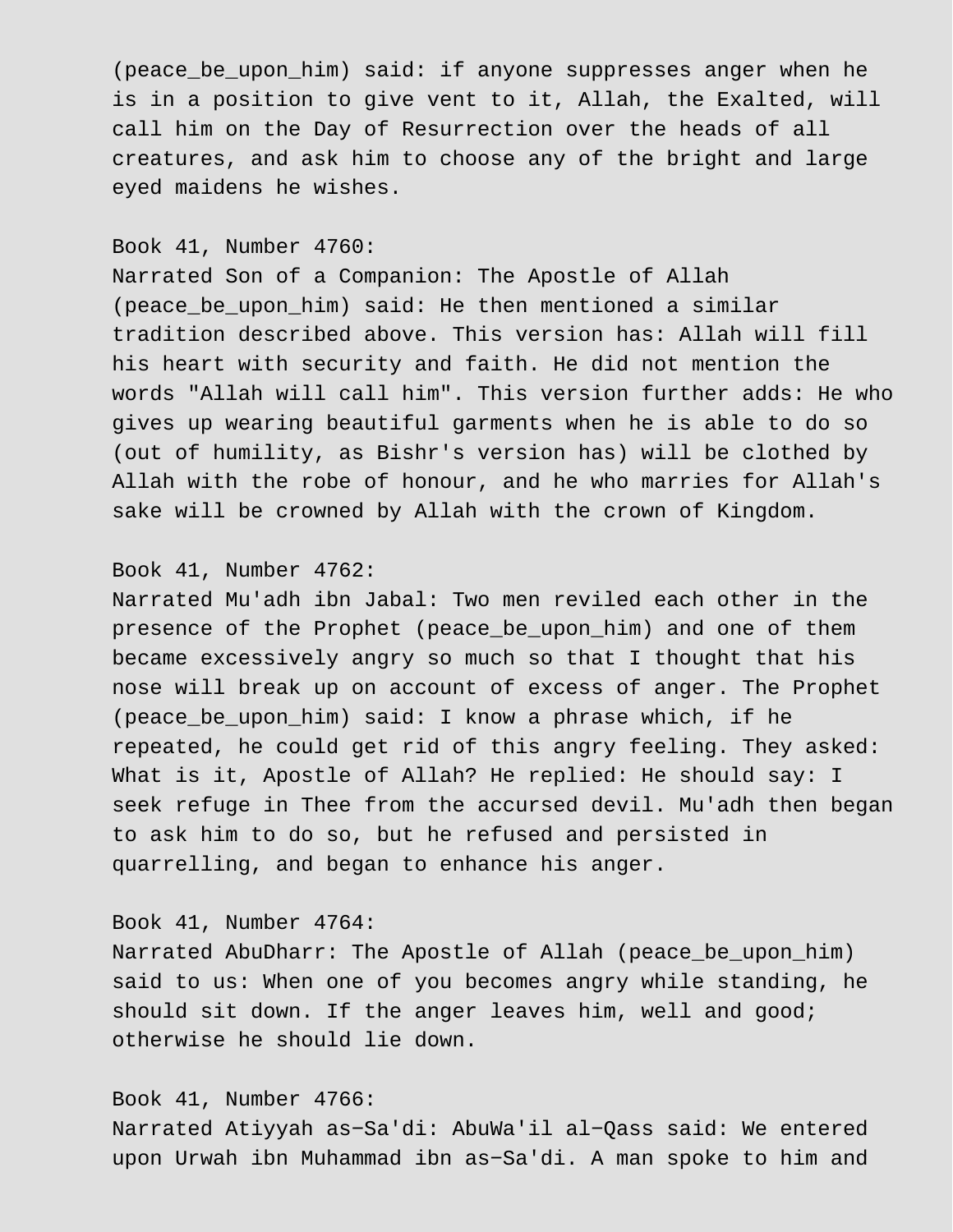(peace_be_upon_him) said: if anyone suppresses anger when he is in a position to give vent to it, Allah, the Exalted, will call him on the Day of Resurrection over the heads of all creatures, and ask him to choose any of the bright and large eyed maidens he wishes.

Book 41, Number 4760:
Narrated Son of a Companion: The Apostle of Allah (peace_be_upon_him) said: He then mentioned a similar tradition described above. This version has: Allah will fill his heart with security and faith. He did not mention the words "Allah will call him". This version further adds: He who gives up wearing beautiful garments when he is able to do so (out of humility, as Bishr's version has) will be clothed by Allah with the robe of honour, and he who marries for Allah's sake will be crowned by Allah with the crown of Kingdom.

Book 41, Number 4762:
Narrated Mu'adh ibn Jabal: Two men reviled each other in the presence of the Prophet (peace_be_upon_him) and one of them became excessively angry so much so that I thought that his nose will break up on account of excess of anger. The Prophet (peace_be_upon_him) said: I know a phrase which, if he repeated, he could get rid of this angry feeling. They asked: What is it, Apostle of Allah? He replied: He should say: I seek refuge in Thee from the accursed devil. Mu'adh then began to ask him to do so, but he refused and persisted in quarrelling, and began to enhance his anger.

Book 41, Number 4764:
Narrated AbuDharr: The Apostle of Allah (peace_be_upon_him) said to us: When one of you becomes angry while standing, he should sit down. If the anger leaves him, well and good; otherwise he should lie down.

Book 41, Number 4766:
Narrated Atiyyah as-Sa'di: AbuWa'il al-Qass said: We entered upon Urwah ibn Muhammad ibn as-Sa'di. A man spoke to him and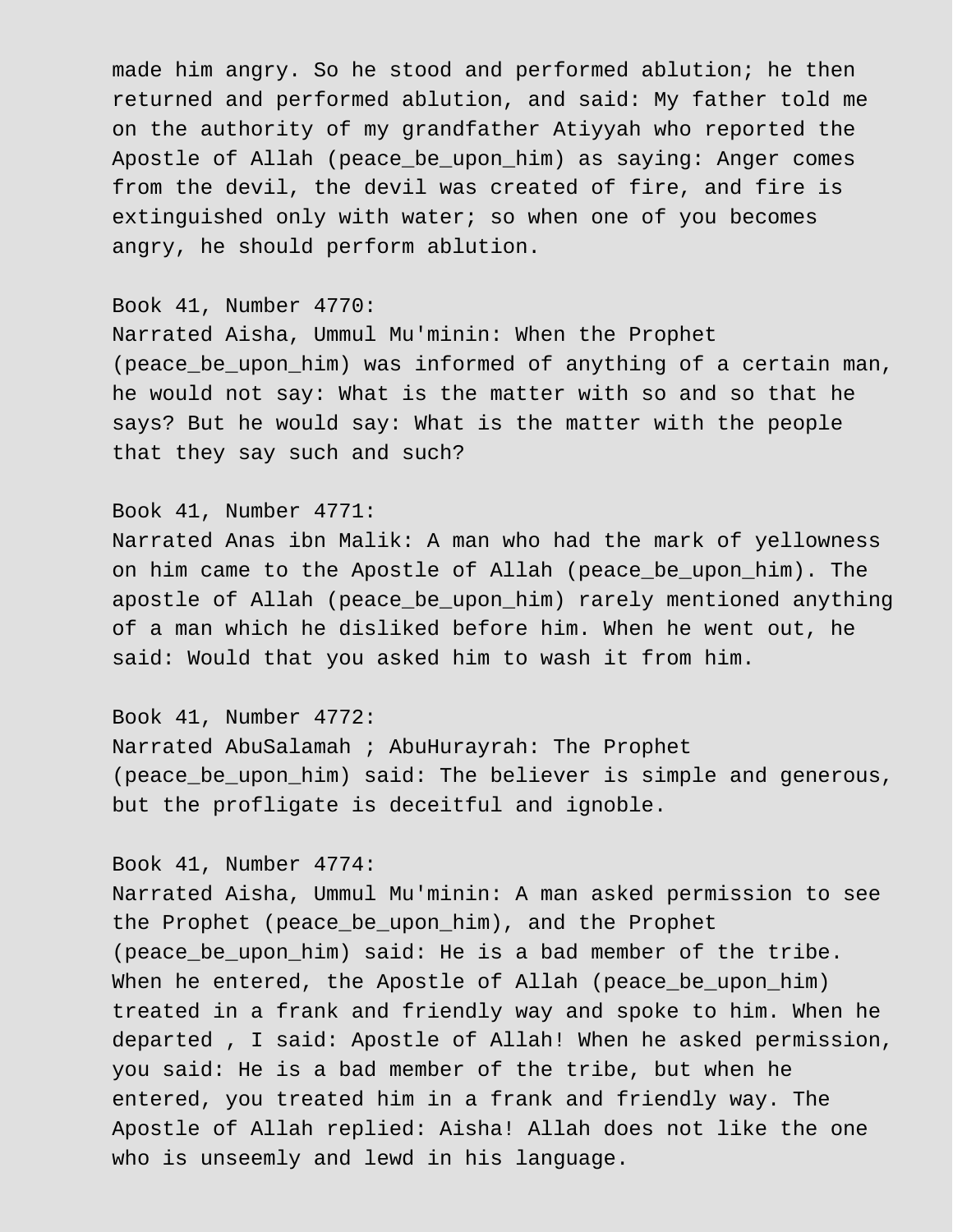made him angry. So he stood and performed ablution; he then returned and performed ablution, and said: My father told me on the authority of my grandfather Atiyyah who reported the Apostle of Allah (peace_be_upon_him) as saying: Anger comes from the devil, the devil was created of fire, and fire is extinguished only with water; so when one of you becomes angry, he should perform ablution.

Book 41, Number 4770:
Narrated Aisha, Ummul Mu'minin: When the Prophet (peace_be_upon_him) was informed of anything of a certain man, he would not say: What is the matter with so and so that he says? But he would say: What is the matter with the people that they say such and such?

Book 41, Number 4771:
Narrated Anas ibn Malik: A man who had the mark of yellowness on him came to the Apostle of Allah (peace_be_upon_him). The apostle of Allah (peace_be_upon_him) rarely mentioned anything of a man which he disliked before him. When he went out, he said: Would that you asked him to wash it from him.

Book 41, Number 4772:
Narrated AbuSalamah ; AbuHurayrah: The Prophet (peace_be_upon_him) said: The believer is simple and generous, but the profligate is deceitful and ignoble.

Book 41, Number 4774:
Narrated Aisha, Ummul Mu'minin: A man asked permission to see the Prophet (peace_be_upon_him), and the Prophet (peace_be_upon_him) said: He is a bad member of the tribe. When he entered, the Apostle of Allah (peace_be_upon_him) treated in a frank and friendly way and spoke to him. When he departed , I said: Apostle of Allah! When he asked permission, you said: He is a bad member of the tribe, but when he entered, you treated him in a frank and friendly way. The Apostle of Allah replied: Aisha! Allah does not like the one who is unseemly and lewd in his language.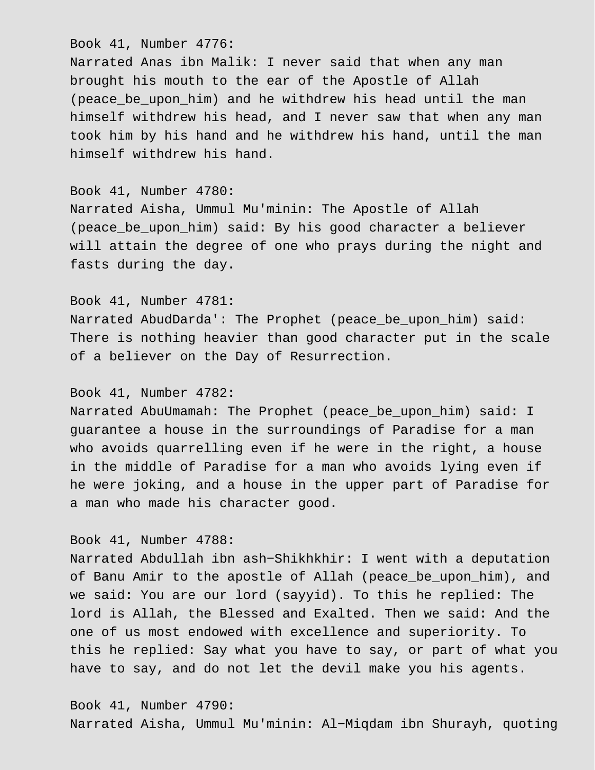Book 41, Number 4776:
Narrated Anas ibn Malik: I never said that when any man brought his mouth to the ear of the Apostle of Allah (peace_be_upon_him) and he withdrew his head until the man himself withdrew his head, and I never saw that when any man took him by his hand and he withdrew his hand, until the man himself withdrew his hand.

Book 41, Number 4780:
Narrated Aisha, Ummul Mu'minin: The Apostle of Allah (peace_be_upon_him) said: By his good character a believer will attain the degree of one who prays during the night and fasts during the day.

Book 41, Number 4781:
Narrated AbudDarda': The Prophet (peace_be_upon_him) said: There is nothing heavier than good character put in the scale of a believer on the Day of Resurrection.

Book 41, Number 4782:
Narrated AbuUmamah: The Prophet (peace_be_upon_him) said: I guarantee a house in the surroundings of Paradise for a man who avoids quarrelling even if he were in the right, a house in the middle of Paradise for a man who avoids lying even if he were joking, and a house in the upper part of Paradise for a man who made his character good.

Book 41, Number 4788:
Narrated Abdullah ibn ash−Shikhkhir: I went with a deputation of Banu Amir to the apostle of Allah (peace_be_upon_him), and we said: You are our lord (sayyid). To this he replied: The lord is Allah, the Blessed and Exalted. Then we said: And the one of us most endowed with excellence and superiority. To this he replied: Say what you have to say, or part of what you have to say, and do not let the devil make you his agents.

Book 41, Number 4790:
Narrated Aisha, Ummul Mu'minin: Al−Miqdam ibn Shurayh, quoting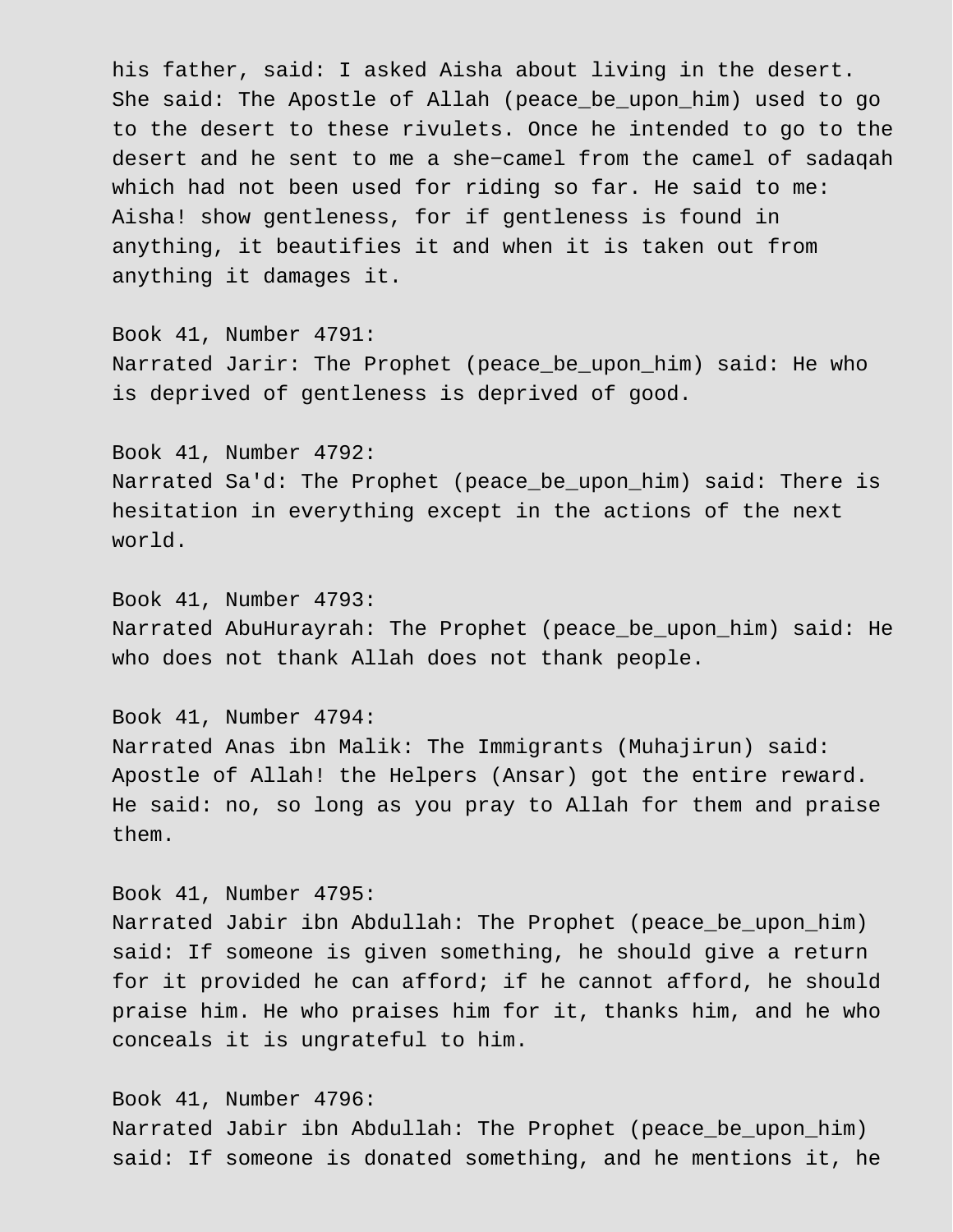his father, said: I asked Aisha about living in the desert. She said: The Apostle of Allah (peace_be_upon_him) used to go to the desert to these rivulets. Once he intended to go to the desert and he sent to me a she−camel from the camel of sadaqah which had not been used for riding so far. He said to me: Aisha! show gentleness, for if gentleness is found in anything, it beautifies it and when it is taken out from anything it damages it.

Book 41, Number 4791:
Narrated Jarir: The Prophet (peace_be_upon_him) said: He who is deprived of gentleness is deprived of good.

Book 41, Number 4792:
Narrated Sa'd: The Prophet (peace_be_upon_him) said: There is hesitation in everything except in the actions of the next world.

Book 41, Number 4793:
Narrated AbuHurayrah: The Prophet (peace_be_upon_him) said: He who does not thank Allah does not thank people.

Book 41, Number 4794:
Narrated Anas ibn Malik: The Immigrants (Muhajirun) said: Apostle of Allah! the Helpers (Ansar) got the entire reward. He said: no, so long as you pray to Allah for them and praise them.

Book 41, Number 4795:
Narrated Jabir ibn Abdullah: The Prophet (peace_be_upon_him) said: If someone is given something, he should give a return for it provided he can afford; if he cannot afford, he should praise him. He who praises him for it, thanks him, and he who conceals it is ungrateful to him.

Book 41, Number 4796:
Narrated Jabir ibn Abdullah: The Prophet (peace_be_upon_him) said: If someone is donated something, and he mentions it, he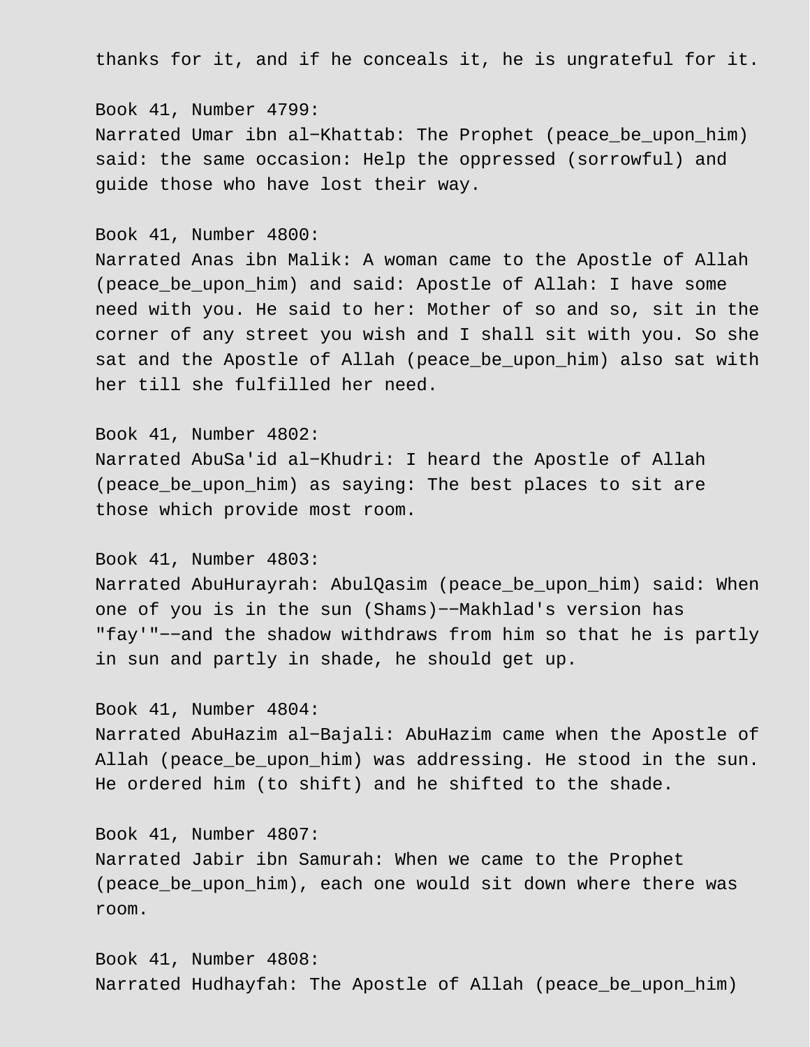thanks for it, and if he conceals it, he is ungrateful for it.

Book 41, Number 4799:
Narrated Umar ibn al-Khattab: The Prophet (peace_be_upon_him) said: the same occasion: Help the oppressed (sorrowful) and guide those who have lost their way.

Book 41, Number 4800:
Narrated Anas ibn Malik: A woman came to the Apostle of Allah (peace_be_upon_him) and said: Apostle of Allah: I have some need with you. He said to her: Mother of so and so, sit in the corner of any street you wish and I shall sit with you. So she sat and the Apostle of Allah (peace_be_upon_him) also sat with her till she fulfilled her need.

Book 41, Number 4802:
Narrated AbuSa'id al-Khudri: I heard the Apostle of Allah (peace_be_upon_him) as saying: The best places to sit are those which provide most room.

Book 41, Number 4803:
Narrated AbuHurayrah: AbulQasim (peace_be_upon_him) said: When one of you is in the sun (Shams)--Makhlad's version has "fay'"--and the shadow withdraws from him so that he is partly in sun and partly in shade, he should get up.

Book 41, Number 4804:
Narrated AbuHazim al-Bajali: AbuHazim came when the Apostle of Allah (peace_be_upon_him) was addressing. He stood in the sun. He ordered him (to shift) and he shifted to the shade.

Book 41, Number 4807:
Narrated Jabir ibn Samurah: When we came to the Prophet (peace_be_upon_him), each one would sit down where there was room.

Book 41, Number 4808:
Narrated Hudhayfah: The Apostle of Allah (peace_be_upon_him)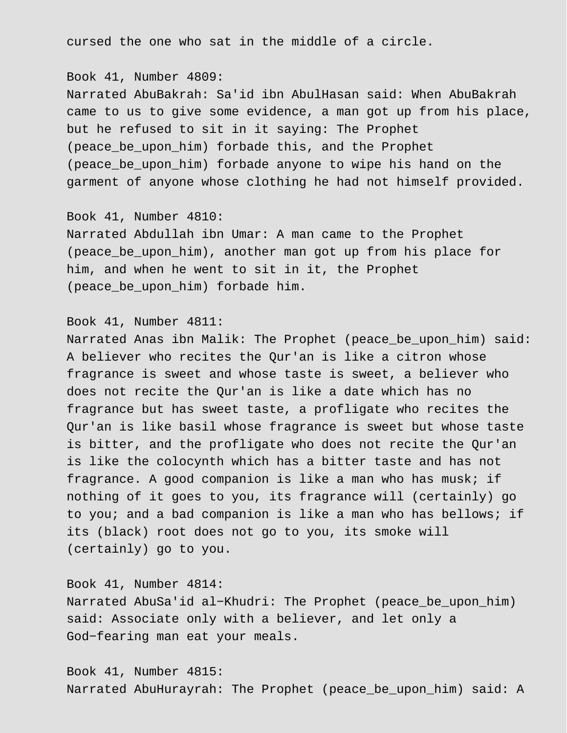cursed the one who sat in the middle of a circle.

Book 41, Number 4809:
Narrated AbuBakrah: Sa'id ibn AbulHasan said: When AbuBakrah came to us to give some evidence, a man got up from his place, but he refused to sit in it saying: The Prophet (peace_be_upon_him) forbade this, and the Prophet (peace_be_upon_him) forbade anyone to wipe his hand on the garment of anyone whose clothing he had not himself provided.

Book 41, Number 4810:
Narrated Abdullah ibn Umar: A man came to the Prophet (peace_be_upon_him), another man got up from his place for him, and when he went to sit in it, the Prophet (peace_be_upon_him) forbade him.

Book 41, Number 4811:
Narrated Anas ibn Malik: The Prophet (peace_be_upon_him) said: A believer who recites the Qur'an is like a citron whose fragrance is sweet and whose taste is sweet, a believer who does not recite the Qur'an is like a date which has no fragrance but has sweet taste, a profligate who recites the Qur'an is like basil whose fragrance is sweet but whose taste is bitter, and the profligate who does not recite the Qur'an is like the colocynth which has a bitter taste and has not fragrance. A good companion is like a man who has musk; if nothing of it goes to you, its fragrance will (certainly) go to you; and a bad companion is like a man who has bellows; if its (black) root does not go to you, its smoke will (certainly) go to you.

Book 41, Number 4814:
Narrated AbuSa'id al-Khudri: The Prophet (peace_be_upon_him) said: Associate only with a believer, and let only a God-fearing man eat your meals.

Book 41, Number 4815:
Narrated AbuHurayrah: The Prophet (peace_be_upon_him) said: A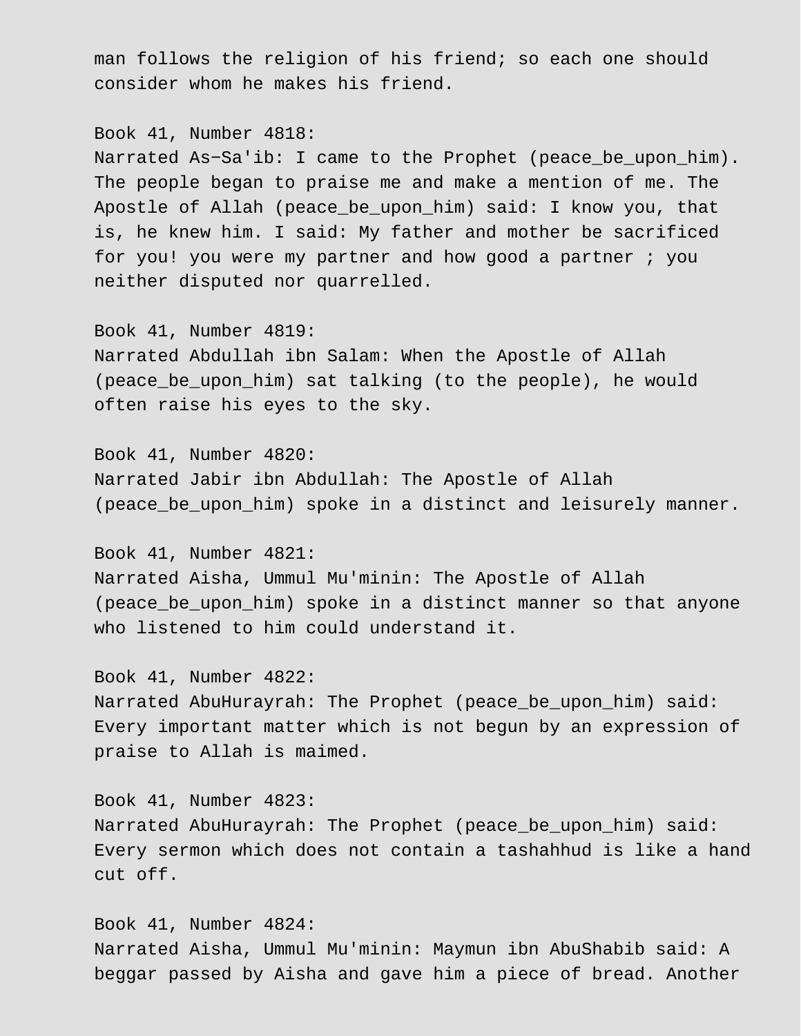man follows the religion of his friend; so each one should consider whom he makes his friend.

Book 41, Number 4818:
Narrated As-Sa'ib: I came to the Prophet (peace_be_upon_him). The people began to praise me and make a mention of me. The Apostle of Allah (peace_be_upon_him) said: I know you, that is, he knew him. I said: My father and mother be sacrificed for you! you were my partner and how good a partner ; you neither disputed nor quarrelled.

Book 41, Number 4819:
Narrated Abdullah ibn Salam: When the Apostle of Allah (peace_be_upon_him) sat talking (to the people), he would often raise his eyes to the sky.

Book 41, Number 4820:
Narrated Jabir ibn Abdullah: The Apostle of Allah (peace_be_upon_him) spoke in a distinct and leisurely manner.

Book 41, Number 4821:
Narrated Aisha, Ummul Mu'minin: The Apostle of Allah (peace_be_upon_him) spoke in a distinct manner so that anyone who listened to him could understand it.

Book 41, Number 4822:
Narrated AbuHurayrah: The Prophet (peace_be_upon_him) said: Every important matter which is not begun by an expression of praise to Allah is maimed.

Book 41, Number 4823:
Narrated AbuHurayrah: The Prophet (peace_be_upon_him) said: Every sermon which does not contain a tashahhud is like a hand cut off.

Book 41, Number 4824:
Narrated Aisha, Ummul Mu'minin: Maymun ibn AbuShabib said: A beggar passed by Aisha and gave him a piece of bread. Another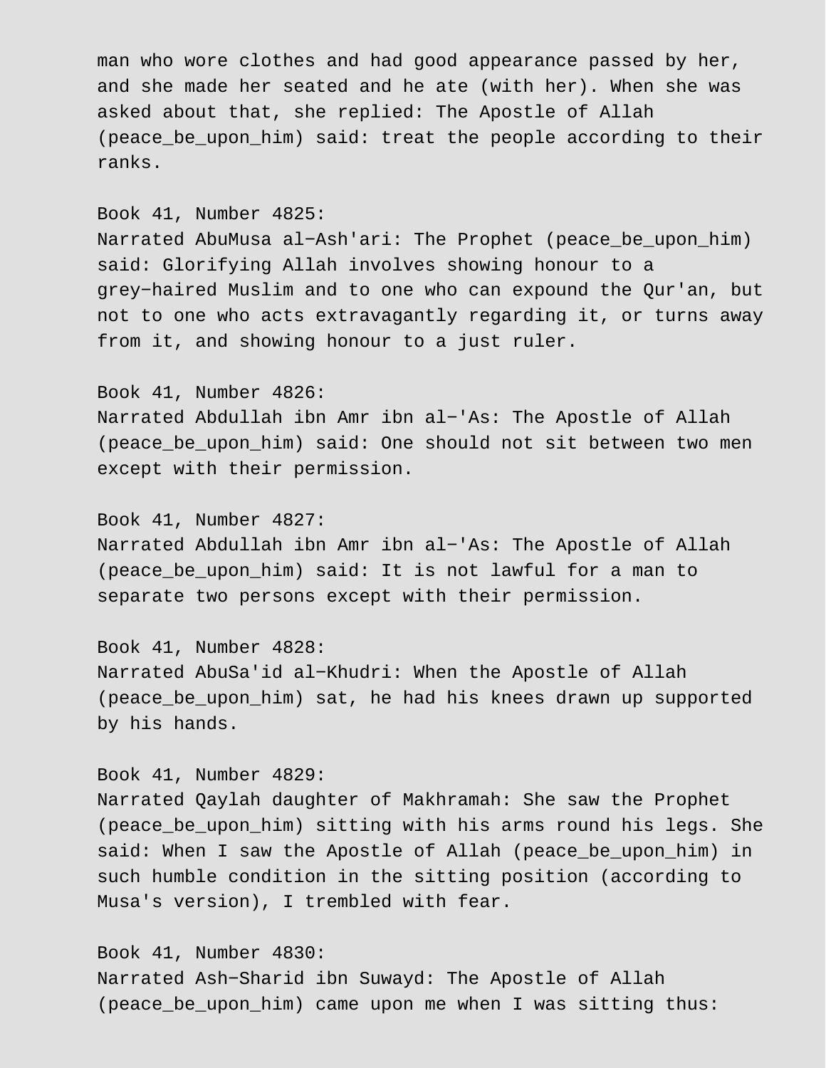man who wore clothes and had good appearance passed by her, and she made her seated and he ate (with her). When she was asked about that, she replied: The Apostle of Allah (peace_be_upon_him) said: treat the people according to their ranks.

Book 41, Number 4825:
Narrated AbuMusa al−Ash'ari: The Prophet (peace_be_upon_him) said: Glorifying Allah involves showing honour to a grey−haired Muslim and to one who can expound the Qur'an, but not to one who acts extravagantly regarding it, or turns away from it, and showing honour to a just ruler.

Book 41, Number 4826:
Narrated Abdullah ibn Amr ibn al−'As: The Apostle of Allah (peace_be_upon_him) said: One should not sit between two men except with their permission.

Book 41, Number 4827:
Narrated Abdullah ibn Amr ibn al−'As: The Apostle of Allah (peace_be_upon_him) said: It is not lawful for a man to separate two persons except with their permission.

Book 41, Number 4828:
Narrated AbuSa'id al−Khudri: When the Apostle of Allah (peace_be_upon_him) sat, he had his knees drawn up supported by his hands.

Book 41, Number 4829:
Narrated Qaylah daughter of Makhramah: She saw the Prophet (peace_be_upon_him) sitting with his arms round his legs. She said: When I saw the Apostle of Allah (peace_be_upon_him) in such humble condition in the sitting position (according to Musa's version), I trembled with fear.

Book 41, Number 4830:
Narrated Ash−Sharid ibn Suwayd: The Apostle of Allah (peace_be_upon_him) came upon me when I was sitting thus: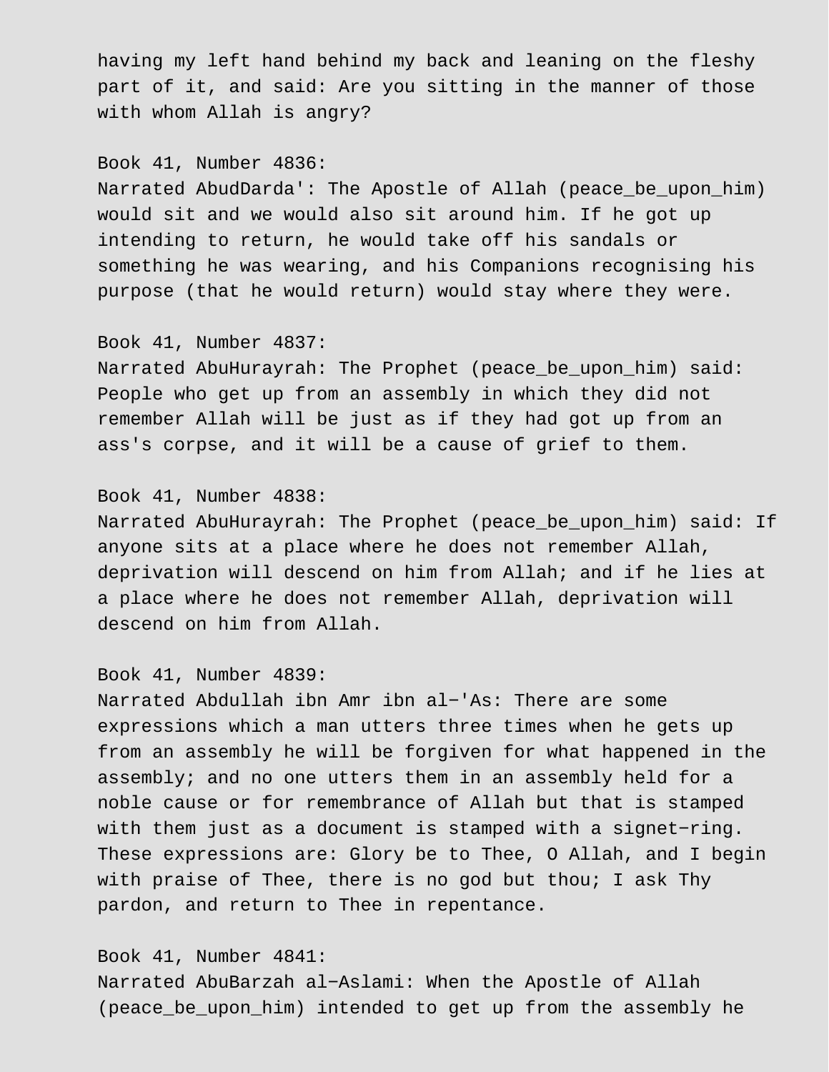having my left hand behind my back and leaning on the fleshy part of it, and said: Are you sitting in the manner of those with whom Allah is angry?

Book 41, Number 4836:
Narrated AbudDarda': The Apostle of Allah (peace_be_upon_him) would sit and we would also sit around him. If he got up intending to return, he would take off his sandals or something he was wearing, and his Companions recognising his purpose (that he would return) would stay where they were.

Book 41, Number 4837:
Narrated AbuHurayrah: The Prophet (peace_be_upon_him) said: People who get up from an assembly in which they did not remember Allah will be just as if they had got up from an ass's corpse, and it will be a cause of grief to them.

Book 41, Number 4838:
Narrated AbuHurayrah: The Prophet (peace_be_upon_him) said: If anyone sits at a place where he does not remember Allah, deprivation will descend on him from Allah; and if he lies at a place where he does not remember Allah, deprivation will descend on him from Allah.

Book 41, Number 4839:
Narrated Abdullah ibn Amr ibn al-'As: There are some expressions which a man utters three times when he gets up from an assembly he will be forgiven for what happened in the assembly; and no one utters them in an assembly held for a noble cause or for remembrance of Allah but that is stamped with them just as a document is stamped with a signet-ring. These expressions are: Glory be to Thee, O Allah, and I begin with praise of Thee, there is no god but thou; I ask Thy pardon, and return to Thee in repentance.

Book 41, Number 4841:
Narrated AbuBarzah al-Aslami: When the Apostle of Allah (peace_be_upon_him) intended to get up from the assembly he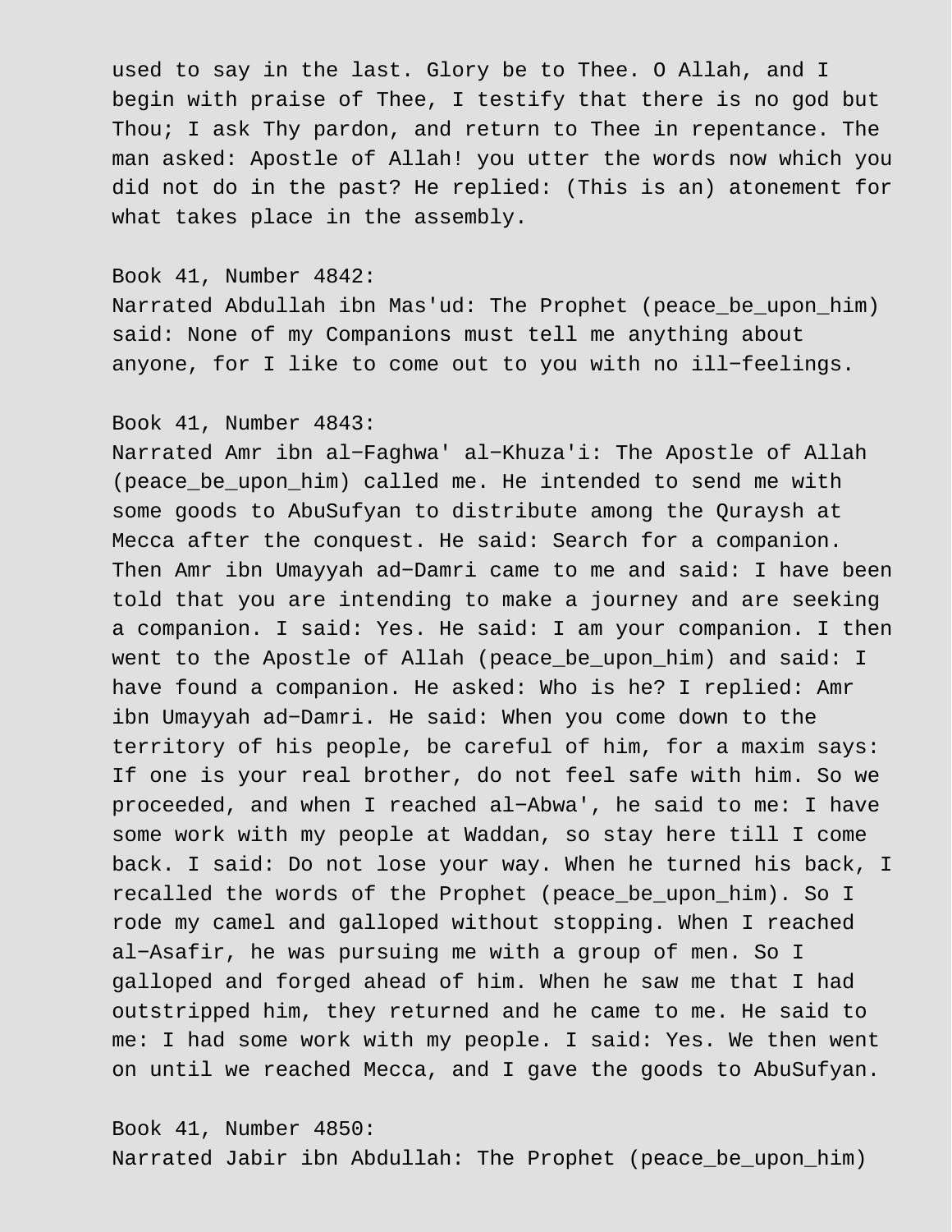used to say in the last. Glory be to Thee. O Allah, and I begin with praise of Thee, I testify that there is no god but Thou; I ask Thy pardon, and return to Thee in repentance. The man asked: Apostle of Allah! you utter the words now which you did not do in the past? He replied: (This is an) atonement for what takes place in the assembly.

Book 41, Number 4842:
Narrated Abdullah ibn Mas'ud: The Prophet (peace_be_upon_him) said: None of my Companions must tell me anything about anyone, for I like to come out to you with no ill−feelings.

Book 41, Number 4843:
Narrated Amr ibn al−Faghwa' al−Khuza'i: The Apostle of Allah (peace_be_upon_him) called me. He intended to send me with some goods to AbuSufyan to distribute among the Quraysh at Mecca after the conquest. He said: Search for a companion. Then Amr ibn Umayyah ad−Damri came to me and said: I have been told that you are intending to make a journey and are seeking a companion. I said: Yes. He said: I am your companion. I then went to the Apostle of Allah (peace_be_upon_him) and said: I have found a companion. He asked: Who is he? I replied: Amr ibn Umayyah ad−Damri. He said: When you come down to the territory of his people, be careful of him, for a maxim says: If one is your real brother, do not feel safe with him. So we proceeded, and when I reached al−Abwa', he said to me: I have some work with my people at Waddan, so stay here till I come back. I said: Do not lose your way. When he turned his back, I recalled the words of the Prophet (peace_be_upon_him). So I rode my camel and galloped without stopping. When I reached al−Asafir, he was pursuing me with a group of men. So I galloped and forged ahead of him. When he saw me that I had outstripped him, they returned and he came to me. He said to me: I had some work with my people. I said: Yes. We then went on until we reached Mecca, and I gave the goods to AbuSufyan.

Book 41, Number 4850:
Narrated Jabir ibn Abdullah: The Prophet (peace_be_upon_him)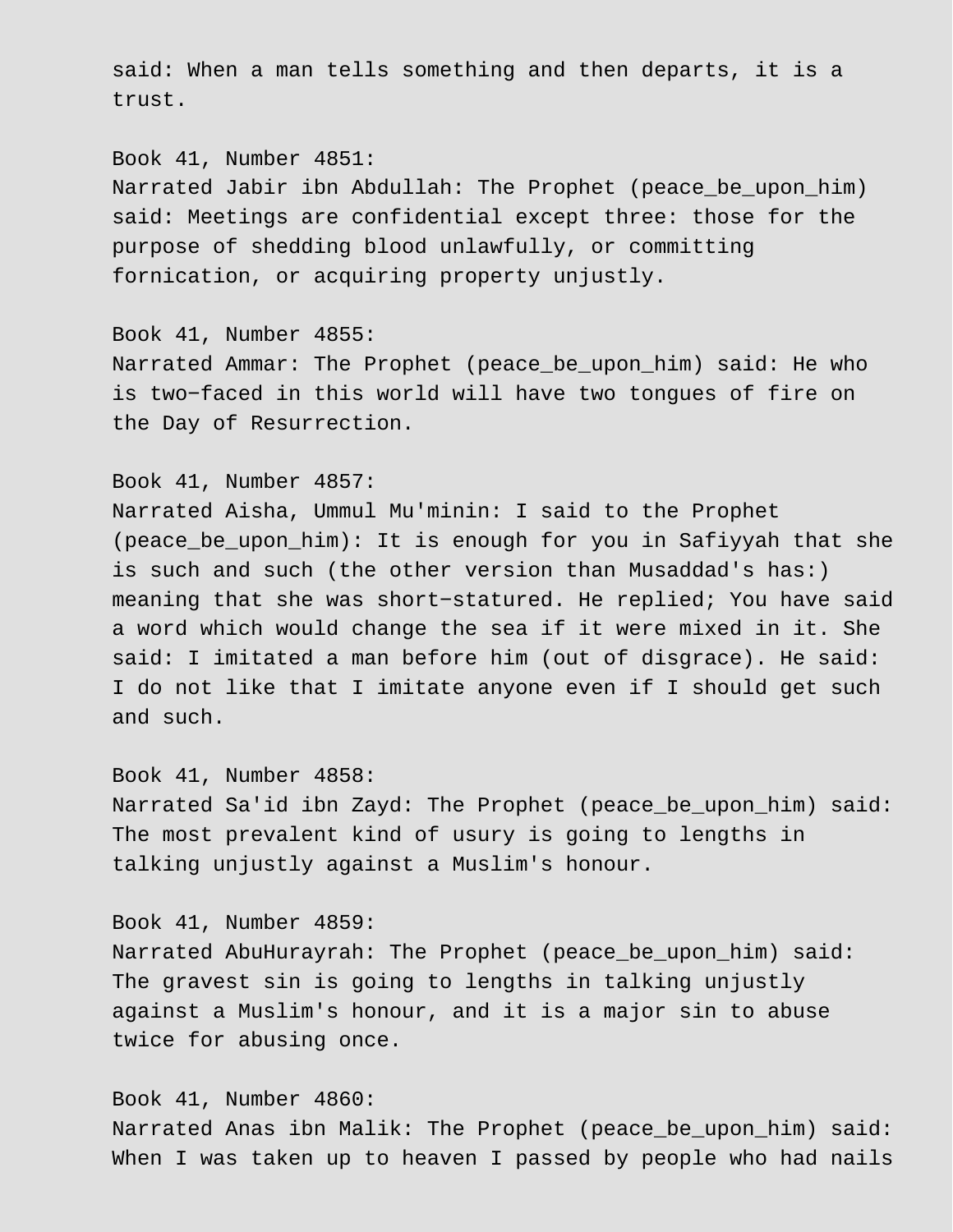said: When a man tells something and then departs, it is a trust.

Book 41, Number 4851:
Narrated Jabir ibn Abdullah: The Prophet (peace_be_upon_him) said: Meetings are confidential except three: those for the purpose of shedding blood unlawfully, or committing fornication, or acquiring property unjustly.

Book 41, Number 4855:
Narrated Ammar: The Prophet (peace_be_upon_him) said: He who is two−faced in this world will have two tongues of fire on the Day of Resurrection.

Book 41, Number 4857:
Narrated Aisha, Ummul Mu'minin: I said to the Prophet (peace_be_upon_him): It is enough for you in Safiyyah that she is such and such (the other version than Musaddad's has:) meaning that she was short−statured. He replied; You have said a word which would change the sea if it were mixed in it. She said: I imitated a man before him (out of disgrace). He said: I do not like that I imitate anyone even if I should get such and such.

Book 41, Number 4858:
Narrated Sa'id ibn Zayd: The Prophet (peace_be_upon_him) said: The most prevalent kind of usury is going to lengths in talking unjustly against a Muslim's honour.

Book 41, Number 4859:
Narrated AbuHurayrah: The Prophet (peace_be_upon_him) said: The gravest sin is going to lengths in talking unjustly against a Muslim's honour, and it is a major sin to abuse twice for abusing once.

Book 41, Number 4860:
Narrated Anas ibn Malik: The Prophet (peace_be_upon_him) said: When I was taken up to heaven I passed by people who had nails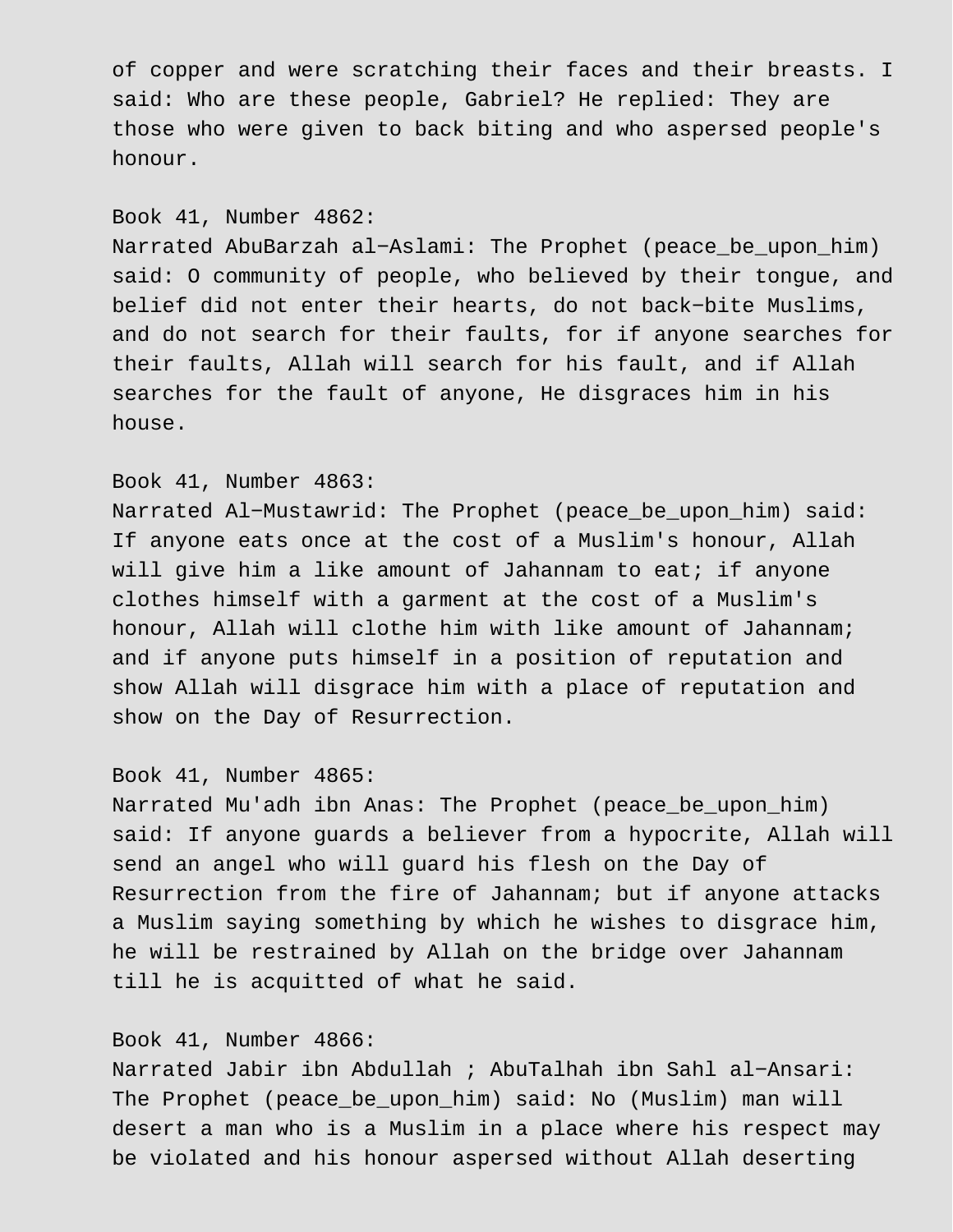of copper and were scratching their faces and their breasts. I said: Who are these people, Gabriel? He replied: They are those who were given to back biting and who aspersed people's honour.

Book 41, Number 4862:
Narrated AbuBarzah al-Aslami: The Prophet (peace_be_upon_him) said: O community of people, who believed by their tongue, and belief did not enter their hearts, do not back-bite Muslims, and do not search for their faults, for if anyone searches for their faults, Allah will search for his fault, and if Allah searches for the fault of anyone, He disgraces him in his house.

Book 41, Number 4863:
Narrated Al-Mustawrid: The Prophet (peace_be_upon_him) said: If anyone eats once at the cost of a Muslim's honour, Allah will give him a like amount of Jahannam to eat; if anyone clothes himself with a garment at the cost of a Muslim's honour, Allah will clothe him with like amount of Jahannam; and if anyone puts himself in a position of reputation and show Allah will disgrace him with a place of reputation and show on the Day of Resurrection.

Book 41, Number 4865:
Narrated Mu'adh ibn Anas: The Prophet (peace_be_upon_him) said: If anyone guards a believer from a hypocrite, Allah will send an angel who will guard his flesh on the Day of Resurrection from the fire of Jahannam; but if anyone attacks a Muslim saying something by which he wishes to disgrace him, he will be restrained by Allah on the bridge over Jahannam till he is acquitted of what he said.

Book 41, Number 4866:
Narrated Jabir ibn Abdullah ; AbuTalhah ibn Sahl al-Ansari: The Prophet (peace_be_upon_him) said: No (Muslim) man will desert a man who is a Muslim in a place where his respect may be violated and his honour aspersed without Allah deserting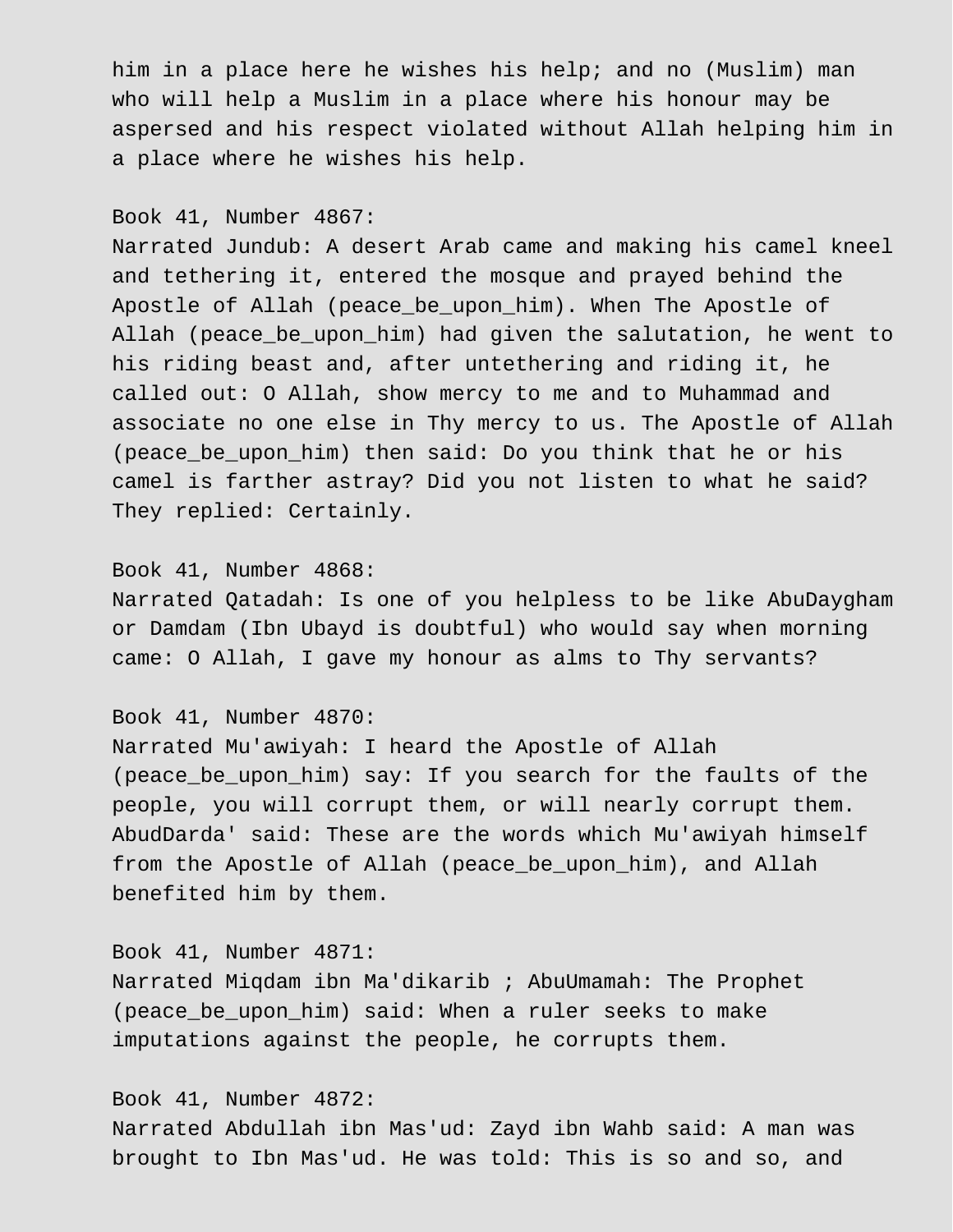him in a place here he wishes his help; and no (Muslim) man who will help a Muslim in a place where his honour may be aspersed and his respect violated without Allah helping him in a place where he wishes his help.

Book 41, Number 4867:
Narrated Jundub: A desert Arab came and making his camel kneel and tethering it, entered the mosque and prayed behind the Apostle of Allah (peace_be_upon_him). When The Apostle of Allah (peace_be_upon_him) had given the salutation, he went to his riding beast and, after untethering and riding it, he called out: O Allah, show mercy to me and to Muhammad and associate no one else in Thy mercy to us. The Apostle of Allah (peace_be_upon_him) then said: Do you think that he or his camel is farther astray? Did you not listen to what he said? They replied: Certainly.

Book 41, Number 4868:
Narrated Qatadah: Is one of you helpless to be like AbuDaygham or Damdam (Ibn Ubayd is doubtful) who would say when morning came: O Allah, I gave my honour as alms to Thy servants?

Book 41, Number 4870:
Narrated Mu'awiyah: I heard the Apostle of Allah (peace_be_upon_him) say: If you search for the faults of the people, you will corrupt them, or will nearly corrupt them. AbudDarda' said: These are the words which Mu'awiyah himself from the Apostle of Allah (peace_be_upon_him), and Allah benefited him by them.

Book 41, Number 4871:
Narrated Miqdam ibn Ma'dikarib ; AbuUmamah: The Prophet (peace_be_upon_him) said: When a ruler seeks to make imputations against the people, he corrupts them.

Book 41, Number 4872:
Narrated Abdullah ibn Mas'ud: Zayd ibn Wahb said: A man was brought to Ibn Mas'ud. He was told: This is so and so, and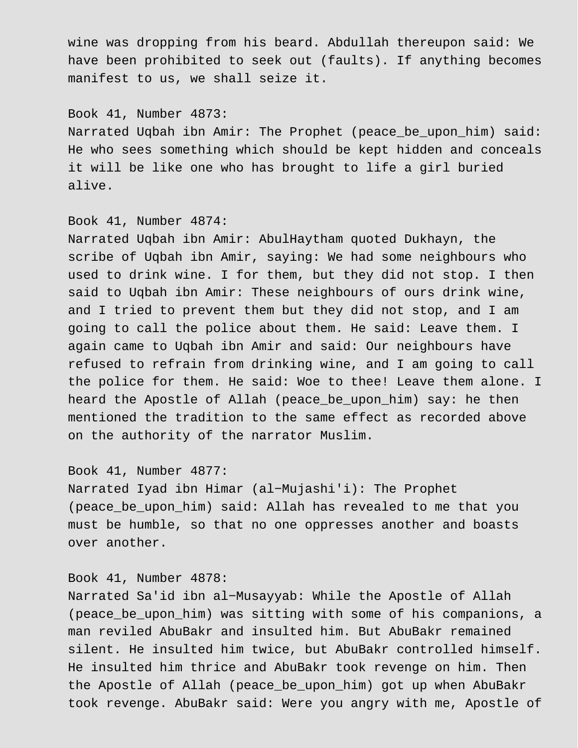wine was dropping from his beard. Abdullah thereupon said: We have been prohibited to seek out (faults). If anything becomes manifest to us, we shall seize it.

Book 41, Number 4873:
Narrated Uqbah ibn Amir: The Prophet (peace_be_upon_him) said: He who sees something which should be kept hidden and conceals it will be like one who has brought to life a girl buried alive.

Book 41, Number 4874:
Narrated Uqbah ibn Amir: AbulHaytham quoted Dukhayn, the scribe of Uqbah ibn Amir, saying: We had some neighbours who used to drink wine. I for them, but they did not stop. I then said to Uqbah ibn Amir: These neighbours of ours drink wine, and I tried to prevent them but they did not stop, and I am going to call the police about them. He said: Leave them. I again came to Uqbah ibn Amir and said: Our neighbours have refused to refrain from drinking wine, and I am going to call the police for them. He said: Woe to thee! Leave them alone. I heard the Apostle of Allah (peace_be_upon_him) say: he then mentioned the tradition to the same effect as recorded above on the authority of the narrator Muslim.

Book 41, Number 4877:
Narrated Iyad ibn Himar (al-Mujashi'i): The Prophet (peace_be_upon_him) said: Allah has revealed to me that you must be humble, so that no one oppresses another and boasts over another.

Book 41, Number 4878:
Narrated Sa'id ibn al-Musayyab: While the Apostle of Allah (peace_be_upon_him) was sitting with some of his companions, a man reviled AbuBakr and insulted him. But AbuBakr remained silent. He insulted him twice, but AbuBakr controlled himself. He insulted him thrice and AbuBakr took revenge on him. Then the Apostle of Allah (peace_be_upon_him) got up when AbuBakr took revenge. AbuBakr said: Were you angry with me, Apostle of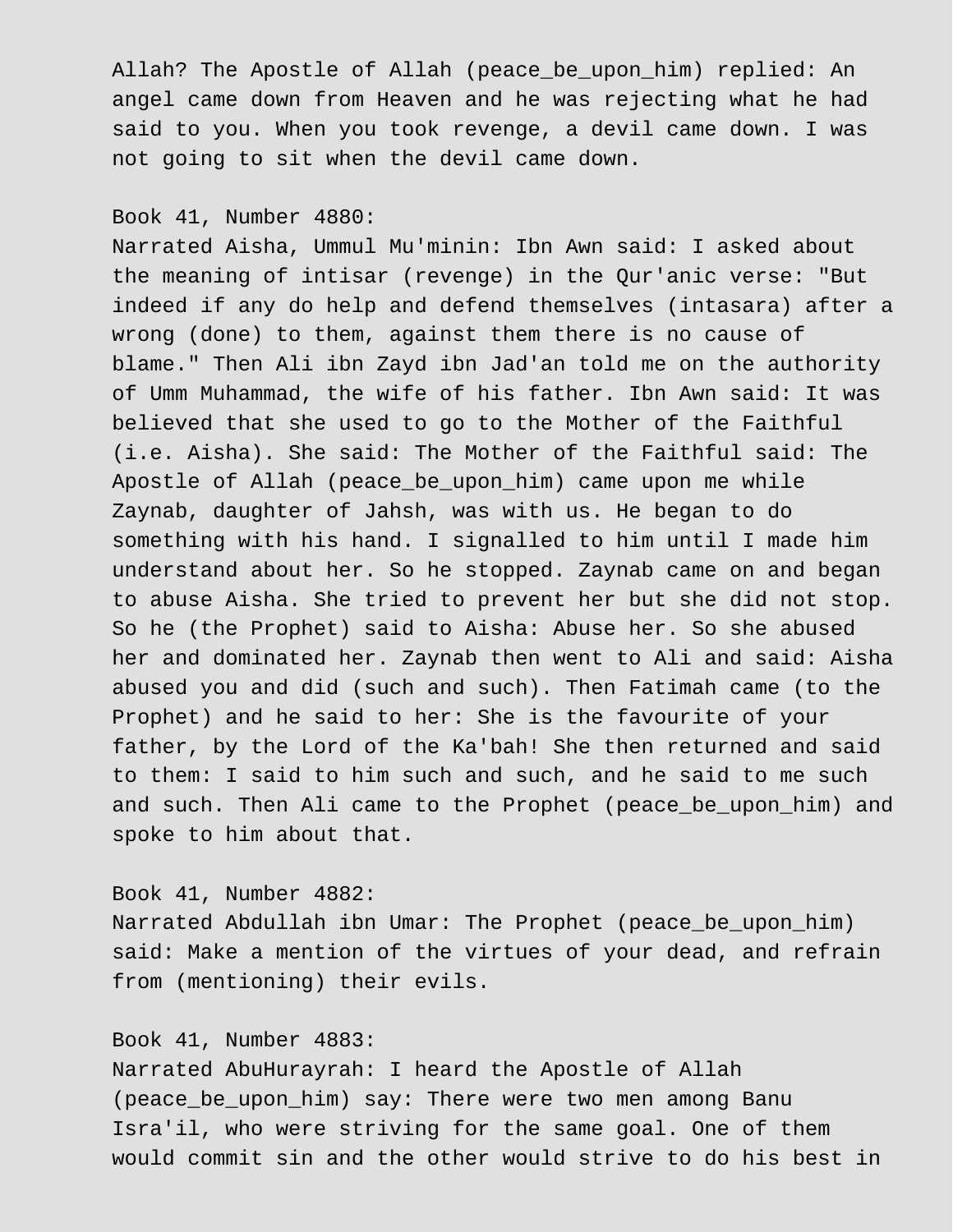Allah? The Apostle of Allah (peace_be_upon_him) replied: An angel came down from Heaven and he was rejecting what he had said to you. When you took revenge, a devil came down. I was not going to sit when the devil came down.

Book 41, Number 4880:
Narrated Aisha, Ummul Mu'minin: Ibn Awn said: I asked about the meaning of intisar (revenge) in the Qur'anic verse: "But indeed if any do help and defend themselves (intasara) after a wrong (done) to them, against them there is no cause of blame." Then Ali ibn Zayd ibn Jad'an told me on the authority of Umm Muhammad, the wife of his father. Ibn Awn said: It was believed that she used to go to the Mother of the Faithful (i.e. Aisha). She said: The Mother of the Faithful said: The Apostle of Allah (peace_be_upon_him) came upon me while Zaynab, daughter of Jahsh, was with us. He began to do something with his hand. I signalled to him until I made him understand about her. So he stopped. Zaynab came on and began to abuse Aisha. She tried to prevent her but she did not stop. So he (the Prophet) said to Aisha: Abuse her. So she abused her and dominated her. Zaynab then went to Ali and said: Aisha abused you and did (such and such). Then Fatimah came (to the Prophet) and he said to her: She is the favourite of your father, by the Lord of the Ka'bah! She then returned and said to them: I said to him such and such, and he said to me such and such. Then Ali came to the Prophet (peace_be_upon_him) and spoke to him about that.

Book 41, Number 4882:
Narrated Abdullah ibn Umar: The Prophet (peace_be_upon_him) said: Make a mention of the virtues of your dead, and refrain from (mentioning) their evils.

Book 41, Number 4883:
Narrated AbuHurayrah: I heard the Apostle of Allah (peace_be_upon_him) say: There were two men among Banu Isra'il, who were striving for the same goal. One of them would commit sin and the other would strive to do his best in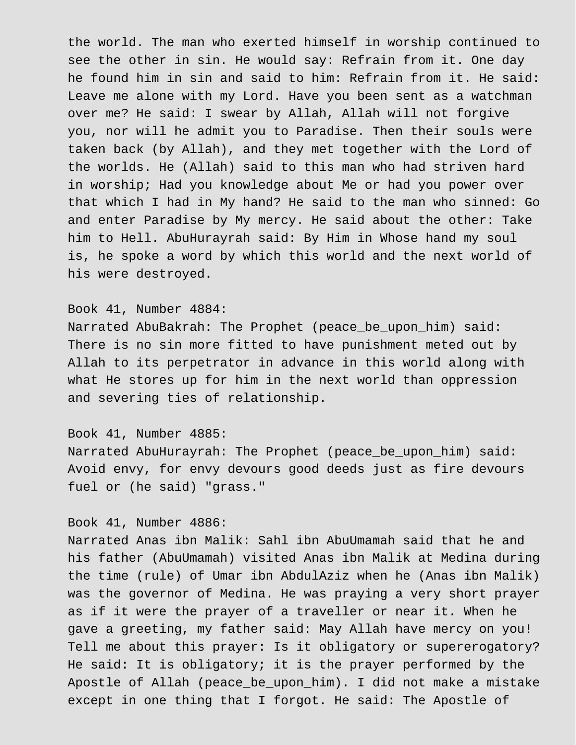the world. The man who exerted himself in worship continued to see the other in sin. He would say: Refrain from it. One day he found him in sin and said to him: Refrain from it. He said: Leave me alone with my Lord. Have you been sent as a watchman over me? He said: I swear by Allah, Allah will not forgive you, nor will he admit you to Paradise. Then their souls were taken back (by Allah), and they met together with the Lord of the worlds. He (Allah) said to this man who had striven hard in worship; Had you knowledge about Me or had you power over that which I had in My hand? He said to the man who sinned: Go and enter Paradise by My mercy. He said about the other: Take him to Hell. AbuHurayrah said: By Him in Whose hand my soul is, he spoke a word by which this world and the next world of his were destroyed.

Book 41, Number 4884:
Narrated AbuBakrah: The Prophet (peace_be_upon_him) said: There is no sin more fitted to have punishment meted out by Allah to its perpetrator in advance in this world along with what He stores up for him in the next world than oppression and severing ties of relationship.

Book 41, Number 4885:
Narrated AbuHurayrah: The Prophet (peace_be_upon_him) said: Avoid envy, for envy devours good deeds just as fire devours fuel or (he said) "grass."

Book 41, Number 4886:
Narrated Anas ibn Malik: Sahl ibn AbuUmamah said that he and his father (AbuUmamah) visited Anas ibn Malik at Medina during the time (rule) of Umar ibn AbdulAziz when he (Anas ibn Malik) was the governor of Medina. He was praying a very short prayer as if it were the prayer of a traveller or near it. When he gave a greeting, my father said: May Allah have mercy on you! Tell me about this prayer: Is it obligatory or supererogatory? He said: It is obligatory; it is the prayer performed by the Apostle of Allah (peace_be_upon_him). I did not make a mistake except in one thing that I forgot. He said: The Apostle of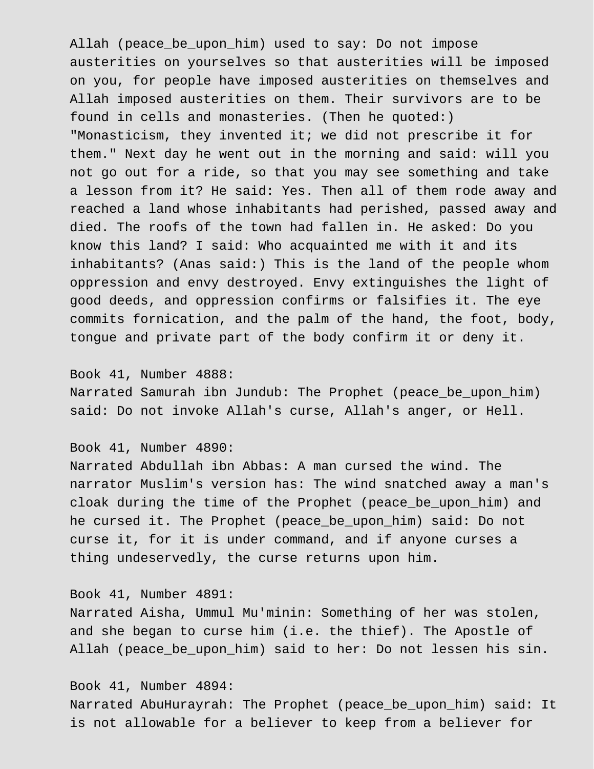Allah (peace_be_upon_him) used to say: Do not impose austerities on yourselves so that austerities will be imposed on you, for people have imposed austerities on themselves and Allah imposed austerities on them. Their survivors are to be found in cells and monasteries. (Then he quoted:) "Monasticism, they invented it; we did not prescribe it for them." Next day he went out in the morning and said: will you not go out for a ride, so that you may see something and take a lesson from it? He said: Yes. Then all of them rode away and reached a land whose inhabitants had perished, passed away and died. The roofs of the town had fallen in. He asked: Do you know this land? I said: Who acquainted me with it and its inhabitants? (Anas said:) This is the land of the people whom oppression and envy destroyed. Envy extinguishes the light of good deeds, and oppression confirms or falsifies it. The eye commits fornication, and the palm of the hand, the foot, body, tongue and private part of the body confirm it or deny it.

Book 41, Number 4888:
Narrated Samurah ibn Jundub: The Prophet (peace_be_upon_him) said: Do not invoke Allah's curse, Allah's anger, or Hell.

Book 41, Number 4890:
Narrated Abdullah ibn Abbas: A man cursed the wind. The narrator Muslim's version has: The wind snatched away a man's cloak during the time of the Prophet (peace_be_upon_him) and he cursed it. The Prophet (peace_be_upon_him) said: Do not curse it, for it is under command, and if anyone curses a thing undeservedly, the curse returns upon him.

Book 41, Number 4891:
Narrated Aisha, Ummul Mu'minin: Something of her was stolen, and she began to curse him (i.e. the thief). The Apostle of Allah (peace_be_upon_him) said to her: Do not lessen his sin.

Book 41, Number 4894:
Narrated AbuHurayrah: The Prophet (peace_be_upon_him) said: It is not allowable for a believer to keep from a believer for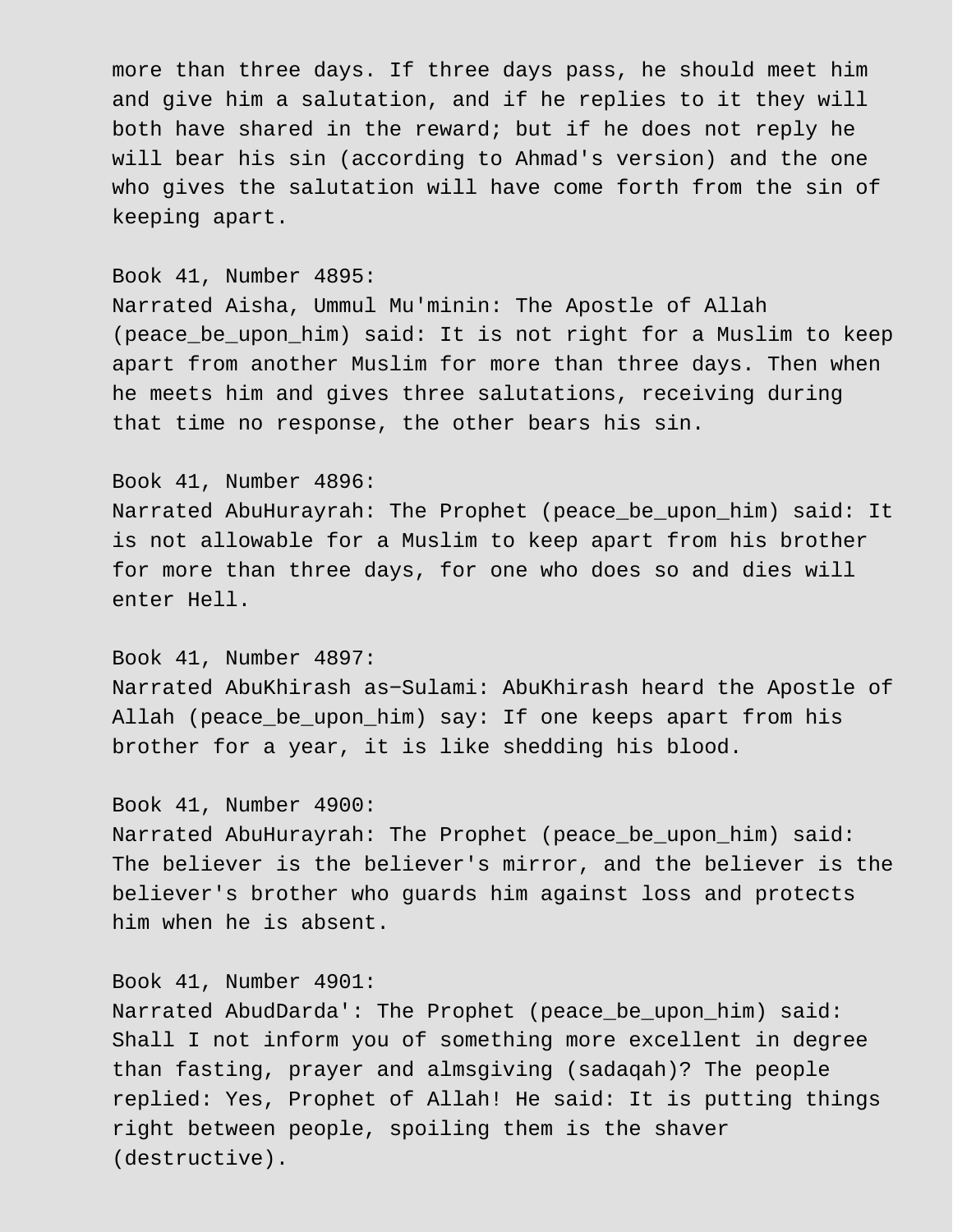more than three days. If three days pass, he should meet him and give him a salutation, and if he replies to it they will both have shared in the reward; but if he does not reply he will bear his sin (according to Ahmad's version) and the one who gives the salutation will have come forth from the sin of keeping apart.

Book 41, Number 4895:
Narrated Aisha, Ummul Mu'minin: The Apostle of Allah (peace_be_upon_him) said: It is not right for a Muslim to keep apart from another Muslim for more than three days. Then when he meets him and gives three salutations, receiving during that time no response, the other bears his sin.

Book 41, Number 4896:
Narrated AbuHurayrah: The Prophet (peace_be_upon_him) said: It is not allowable for a Muslim to keep apart from his brother for more than three days, for one who does so and dies will enter Hell.

Book 41, Number 4897:
Narrated AbuKhirash as−Sulami: AbuKhirash heard the Apostle of Allah (peace_be_upon_him) say: If one keeps apart from his brother for a year, it is like shedding his blood.

Book 41, Number 4900:
Narrated AbuHurayrah: The Prophet (peace_be_upon_him) said: The believer is the believer's mirror, and the believer is the believer's brother who guards him against loss and protects him when he is absent.

Book 41, Number 4901:
Narrated AbudDarda': The Prophet (peace_be_upon_him) said: Shall I not inform you of something more excellent in degree than fasting, prayer and almsgiving (sadaqah)? The people replied: Yes, Prophet of Allah! He said: It is putting things right between people, spoiling them is the shaver (destructive).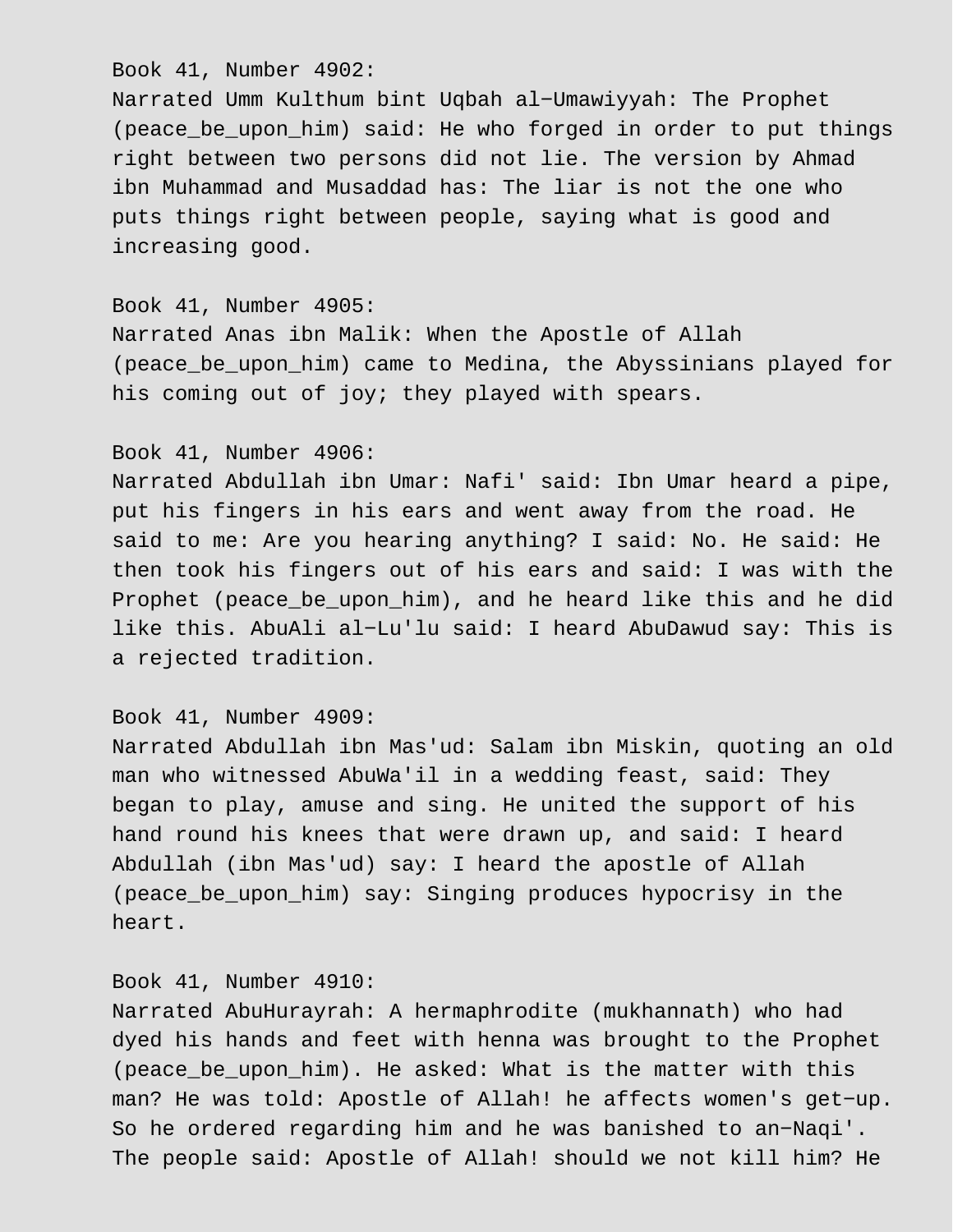Book 41, Number 4902:
Narrated Umm Kulthum bint Uqbah al-Umawiyyah: The Prophet (peace_be_upon_him) said: He who forged in order to put things right between two persons did not lie. The version by Ahmad ibn Muhammad and Musaddad has: The liar is not the one who puts things right between people, saying what is good and increasing good.

Book 41, Number 4905:
Narrated Anas ibn Malik: When the Apostle of Allah (peace_be_upon_him) came to Medina, the Abyssinians played for his coming out of joy; they played with spears.

Book 41, Number 4906:
Narrated Abdullah ibn Umar: Nafi' said: Ibn Umar heard a pipe, put his fingers in his ears and went away from the road. He said to me: Are you hearing anything? I said: No. He said: He then took his fingers out of his ears and said: I was with the Prophet (peace_be_upon_him), and he heard like this and he did like this. AbuAli al-Lu'lu said: I heard AbuDawud say: This is a rejected tradition.

Book 41, Number 4909:
Narrated Abdullah ibn Mas'ud: Salam ibn Miskin, quoting an old man who witnessed AbuWa'il in a wedding feast, said: They began to play, amuse and sing. He united the support of his hand round his knees that were drawn up, and said: I heard Abdullah (ibn Mas'ud) say: I heard the apostle of Allah (peace_be_upon_him) say: Singing produces hypocrisy in the heart.

Book 41, Number 4910:
Narrated AbuHurayrah: A hermaphrodite (mukhannath) who had dyed his hands and feet with henna was brought to the Prophet (peace_be_upon_him). He asked: What is the matter with this man? He was told: Apostle of Allah! he affects women's get-up. So he ordered regarding him and he was banished to an-Naqi'. The people said: Apostle of Allah! should we not kill him? He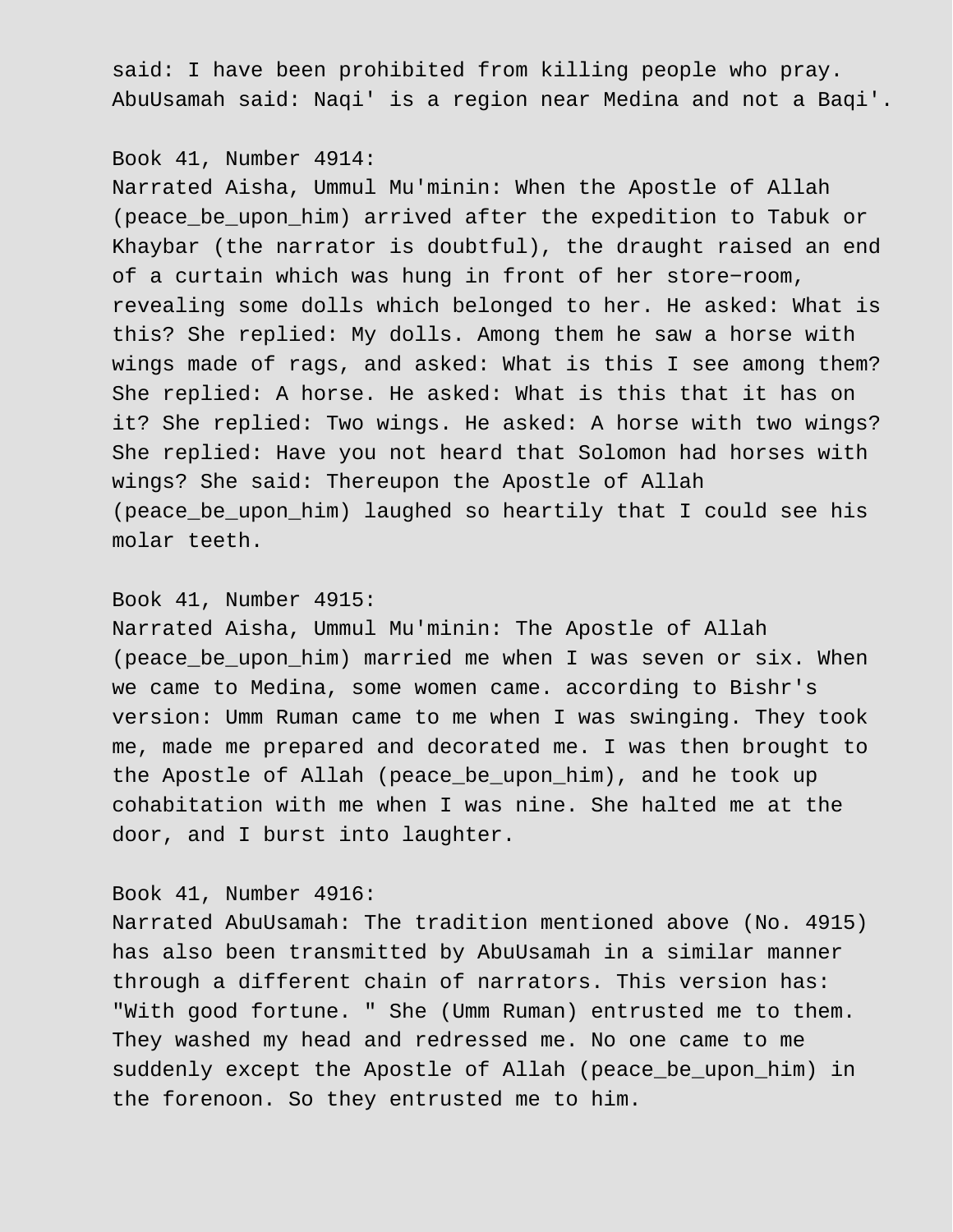said: I have been prohibited from killing people who pray. AbuUsamah said: Naqi' is a region near Medina and not a Baqi'.

Book 41, Number 4914:
Narrated Aisha, Ummul Mu'minin: When the Apostle of Allah (peace_be_upon_him) arrived after the expedition to Tabuk or Khaybar (the narrator is doubtful), the draught raised an end of a curtain which was hung in front of her store−room, revealing some dolls which belonged to her. He asked: What is this? She replied: My dolls. Among them he saw a horse with wings made of rags, and asked: What is this I see among them? She replied: A horse. He asked: What is this that it has on it? She replied: Two wings. He asked: A horse with two wings? She replied: Have you not heard that Solomon had horses with wings? She said: Thereupon the Apostle of Allah (peace_be_upon_him) laughed so heartily that I could see his molar teeth.

Book 41, Number 4915:
Narrated Aisha, Ummul Mu'minin: The Apostle of Allah (peace_be_upon_him) married me when I was seven or six. When we came to Medina, some women came. according to Bishr's version: Umm Ruman came to me when I was swinging. They took me, made me prepared and decorated me. I was then brought to the Apostle of Allah (peace_be_upon_him), and he took up cohabitation with me when I was nine. She halted me at the door, and I burst into laughter.

Book 41, Number 4916:
Narrated AbuUsamah: The tradition mentioned above (No. 4915) has also been transmitted by AbuUsamah in a similar manner through a different chain of narrators. This version has: "With good fortune. " She (Umm Ruman) entrusted me to them. They washed my head and redressed me. No one came to me suddenly except the Apostle of Allah (peace_be_upon_him) in the forenoon. So they entrusted me to him.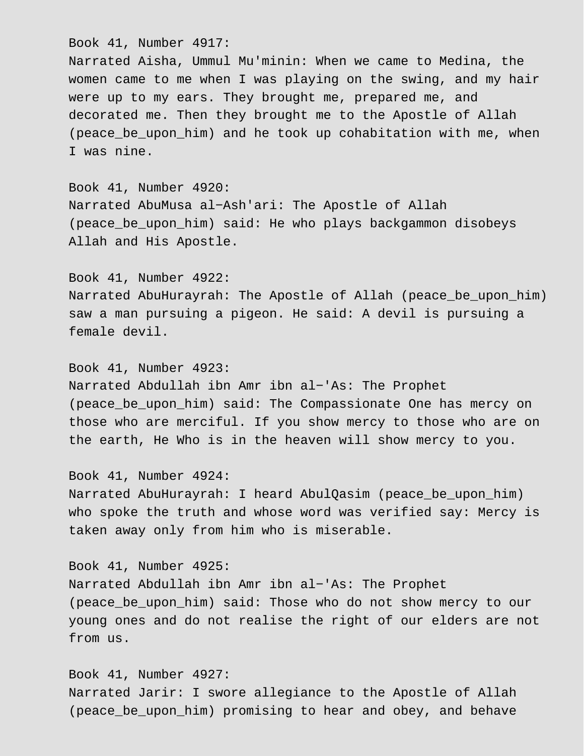Book 41, Number 4917:
Narrated Aisha, Ummul Mu'minin: When we came to Medina, the women came to me when I was playing on the swing, and my hair were up to my ears. They brought me, prepared me, and decorated me. Then they brought me to the Apostle of Allah (peace_be_upon_him) and he took up cohabitation with me, when I was nine.

Book 41, Number 4920:
Narrated AbuMusa al−Ash'ari: The Apostle of Allah (peace_be_upon_him) said: He who plays backgammon disobeys Allah and His Apostle.

Book 41, Number 4922:
Narrated AbuHurayrah: The Apostle of Allah (peace_be_upon_him) saw a man pursuing a pigeon. He said: A devil is pursuing a female devil.

Book 41, Number 4923:
Narrated Abdullah ibn Amr ibn al−'As: The Prophet (peace_be_upon_him) said: The Compassionate One has mercy on those who are merciful. If you show mercy to those who are on the earth, He Who is in the heaven will show mercy to you.

Book 41, Number 4924:
Narrated AbuHurayrah: I heard AbulQasim (peace_be_upon_him) who spoke the truth and whose word was verified say: Mercy is taken away only from him who is miserable.

Book 41, Number 4925:
Narrated Abdullah ibn Amr ibn al−'As: The Prophet (peace_be_upon_him) said: Those who do not show mercy to our young ones and do not realise the right of our elders are not from us.

Book 41, Number 4927:
Narrated Jarir: I swore allegiance to the Apostle of Allah (peace_be_upon_him) promising to hear and obey, and behave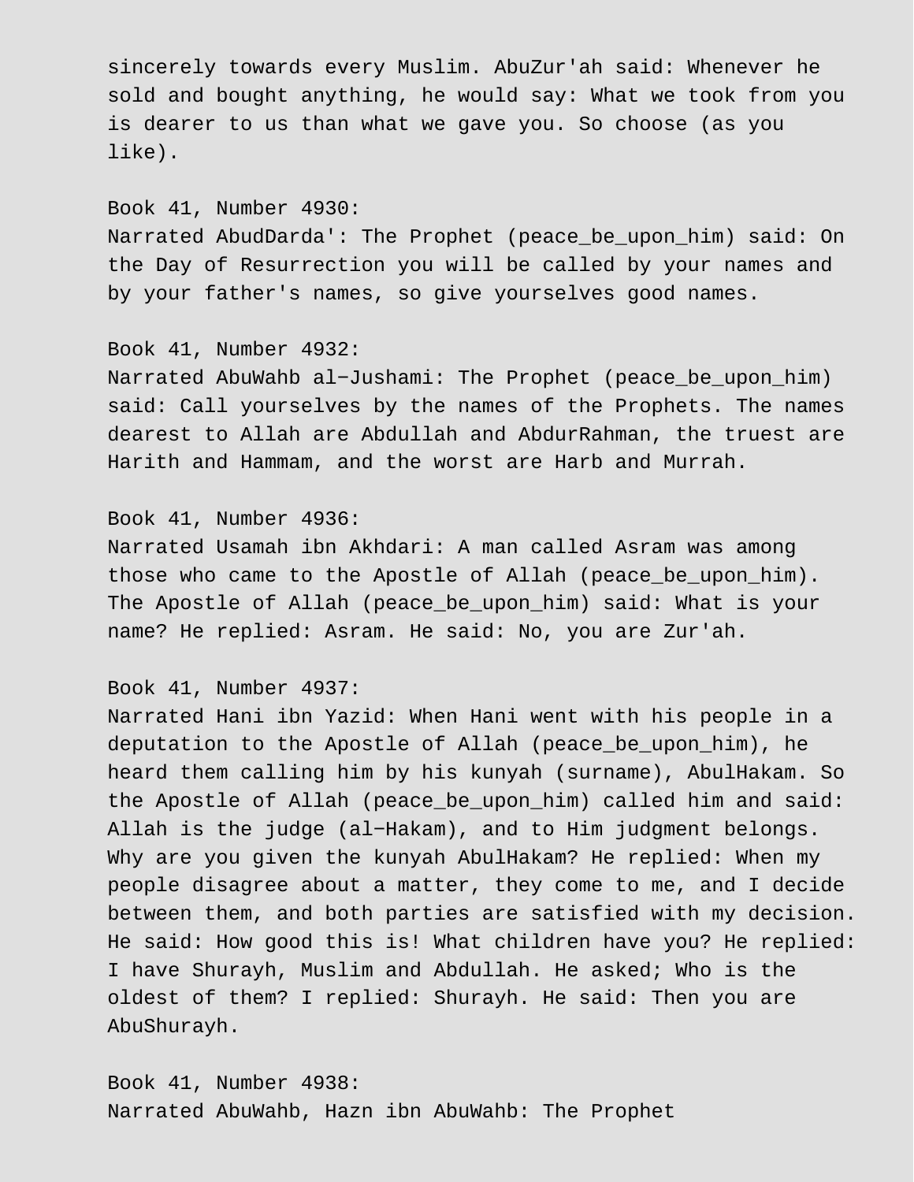sincerely towards every Muslim. AbuZur'ah said: Whenever he sold and bought anything, he would say: What we took from you is dearer to us than what we gave you. So choose (as you like).

Book 41, Number 4930:
Narrated AbudDarda': The Prophet (peace_be_upon_him) said: On the Day of Resurrection you will be called by your names and by your father's names, so give yourselves good names.

Book 41, Number 4932:
Narrated AbuWahb al−Jushami: The Prophet (peace_be_upon_him) said: Call yourselves by the names of the Prophets. The names dearest to Allah are Abdullah and AbdurRahman, the truest are Harith and Hammam, and the worst are Harb and Murrah.

Book 41, Number 4936:
Narrated Usamah ibn Akhdari: A man called Asram was among those who came to the Apostle of Allah (peace_be_upon_him). The Apostle of Allah (peace_be_upon_him) said: What is your name? He replied: Asram. He said: No, you are Zur'ah.

Book 41, Number 4937:
Narrated Hani ibn Yazid: When Hani went with his people in a deputation to the Apostle of Allah (peace_be_upon_him), he heard them calling him by his kunyah (surname), AbulHakam. So the Apostle of Allah (peace_be_upon_him) called him and said: Allah is the judge (al−Hakam), and to Him judgment belongs. Why are you given the kunyah AbulHakam? He replied: When my people disagree about a matter, they come to me, and I decide between them, and both parties are satisfied with my decision. He said: How good this is! What children have you? He replied: I have Shurayh, Muslim and Abdullah. He asked; Who is the oldest of them? I replied: Shurayh. He said: Then you are AbuShurayh.

Book 41, Number 4938:
Narrated AbuWahb, Hazn ibn AbuWahb: The Prophet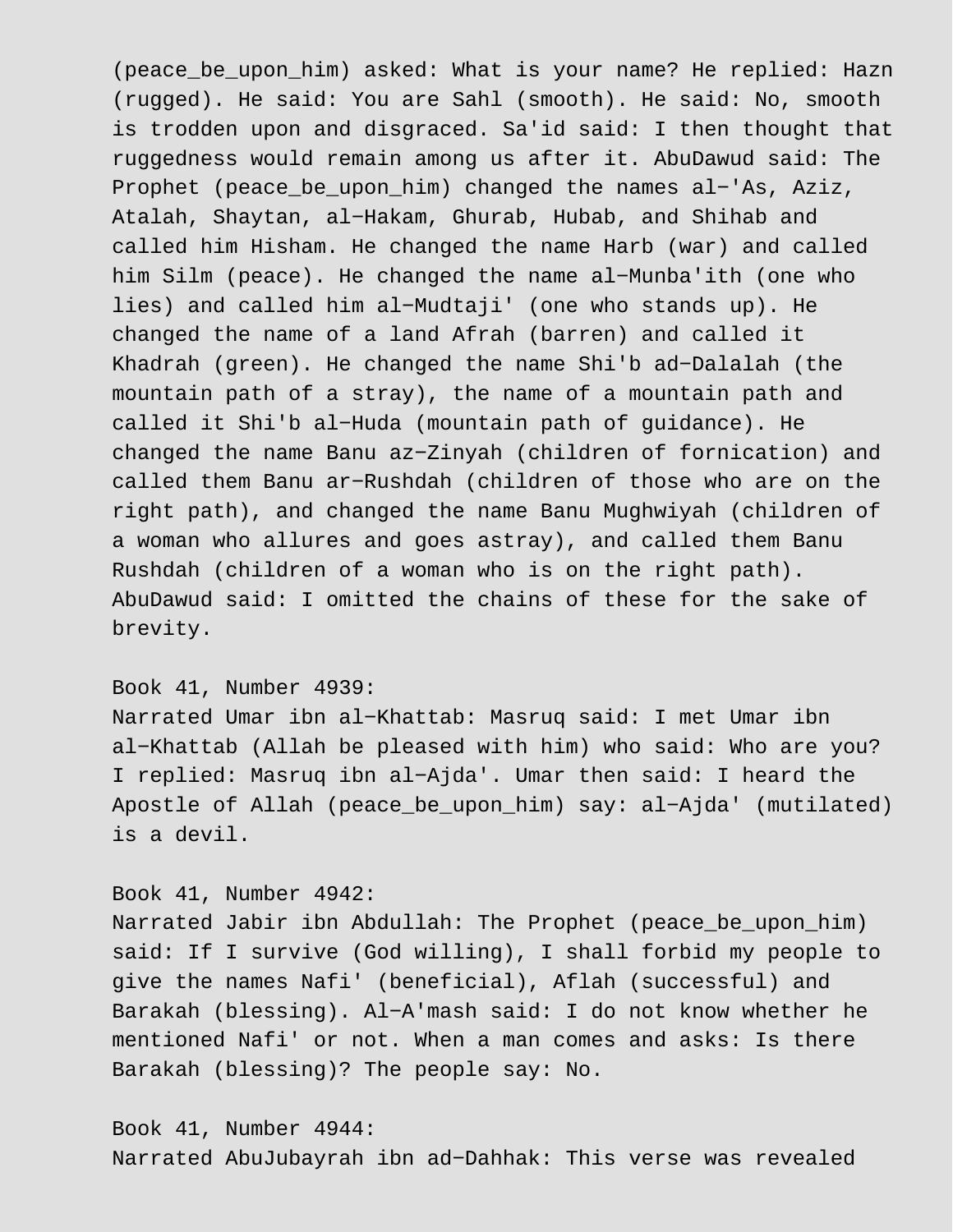(peace_be_upon_him) asked: What is your name? He replied: Hazn (rugged). He said: You are Sahl (smooth). He said: No, smooth is trodden upon and disgraced. Sa'id said: I then thought that ruggedness would remain among us after it. AbuDawud said: The Prophet (peace_be_upon_him) changed the names al-'As, Aziz, Atalah, Shaytan, al-Hakam, Ghurab, Hubab, and Shihab and called him Hisham. He changed the name Harb (war) and called him Silm (peace). He changed the name al-Munba'ith (one who lies) and called him al-Mudtaji' (one who stands up). He changed the name of a land Afrah (barren) and called it Khadrah (green). He changed the name Shi'b ad-Dalalah (the mountain path of a stray), the name of a mountain path and called it Shi'b al-Huda (mountain path of guidance). He changed the name Banu az-Zinyah (children of fornication) and called them Banu ar-Rushdah (children of those who are on the right path), and changed the name Banu Mughwiyah (children of a woman who allures and goes astray), and called them Banu Rushdah (children of a woman who is on the right path). AbuDawud said: I omitted the chains of these for the sake of brevity.

Book 41, Number 4939:
Narrated Umar ibn al-Khattab: Masruq said: I met Umar ibn al-Khattab (Allah be pleased with him) who said: Who are you? I replied: Masruq ibn al-Ajda'. Umar then said: I heard the Apostle of Allah (peace_be_upon_him) say: al-Ajda' (mutilated) is a devil.

Book 41, Number 4942:
Narrated Jabir ibn Abdullah: The Prophet (peace_be_upon_him) said: If I survive (God willing), I shall forbid my people to give the names Nafi' (beneficial), Aflah (successful) and Barakah (blessing). Al-A'mash said: I do not know whether he mentioned Nafi' or not. When a man comes and asks: Is there Barakah (blessing)? The people say: No.

Book 41, Number 4944:
Narrated AbuJubayrah ibn ad-Dahhak: This verse was revealed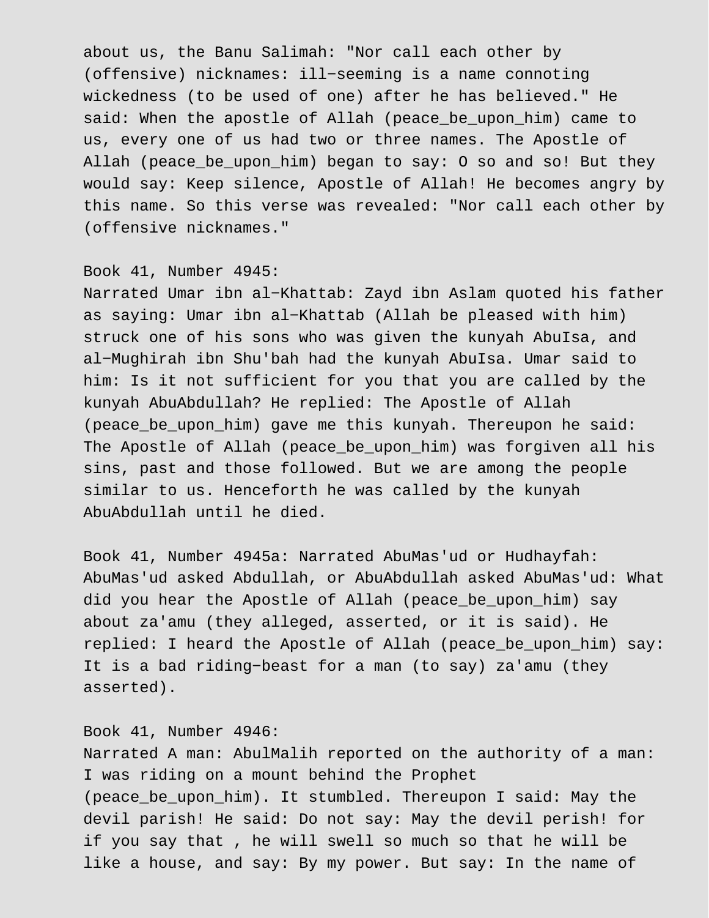about us, the Banu Salimah: "Nor call each other by (offensive) nicknames: ill-seeming is a name connoting wickedness (to be used of one) after he has believed." He said: When the apostle of Allah (peace_be_upon_him) came to us, every one of us had two or three names. The Apostle of Allah (peace_be_upon_him) began to say: O so and so! But they would say: Keep silence, Apostle of Allah! He becomes angry by this name. So this verse was revealed: "Nor call each other by (offensive nicknames."

Book 41, Number 4945:
Narrated Umar ibn al-Khattab: Zayd ibn Aslam quoted his father as saying: Umar ibn al-Khattab (Allah be pleased with him) struck one of his sons who was given the kunyah AbuIsa, and al-Mughirah ibn Shu'bah had the kunyah AbuIsa. Umar said to him: Is it not sufficient for you that you are called by the kunyah AbuAbdullah? He replied: The Apostle of Allah (peace_be_upon_him) gave me this kunyah. Thereupon he said: The Apostle of Allah (peace_be_upon_him) was forgiven all his sins, past and those followed. But we are among the people similar to us. Henceforth he was called by the kunyah AbuAbdullah until he died.

Book 41, Number 4945a: Narrated AbuMas'ud or Hudhayfah: AbuMas'ud asked Abdullah, or AbuAbdullah asked AbuMas'ud: What did you hear the Apostle of Allah (peace_be_upon_him) say about za'amu (they alleged, asserted, or it is said). He replied: I heard the Apostle of Allah (peace_be_upon_him) say: It is a bad riding-beast for a man (to say) za'amu (they asserted).

Book 41, Number 4946:
Narrated A man: AbulMalih reported on the authority of a man: I was riding on a mount behind the Prophet (peace_be_upon_him). It stumbled. Thereupon I said: May the devil parish! He said: Do not say: May the devil perish! for if you say that , he will swell so much so that he will be like a house, and say: By my power. But say: In the name of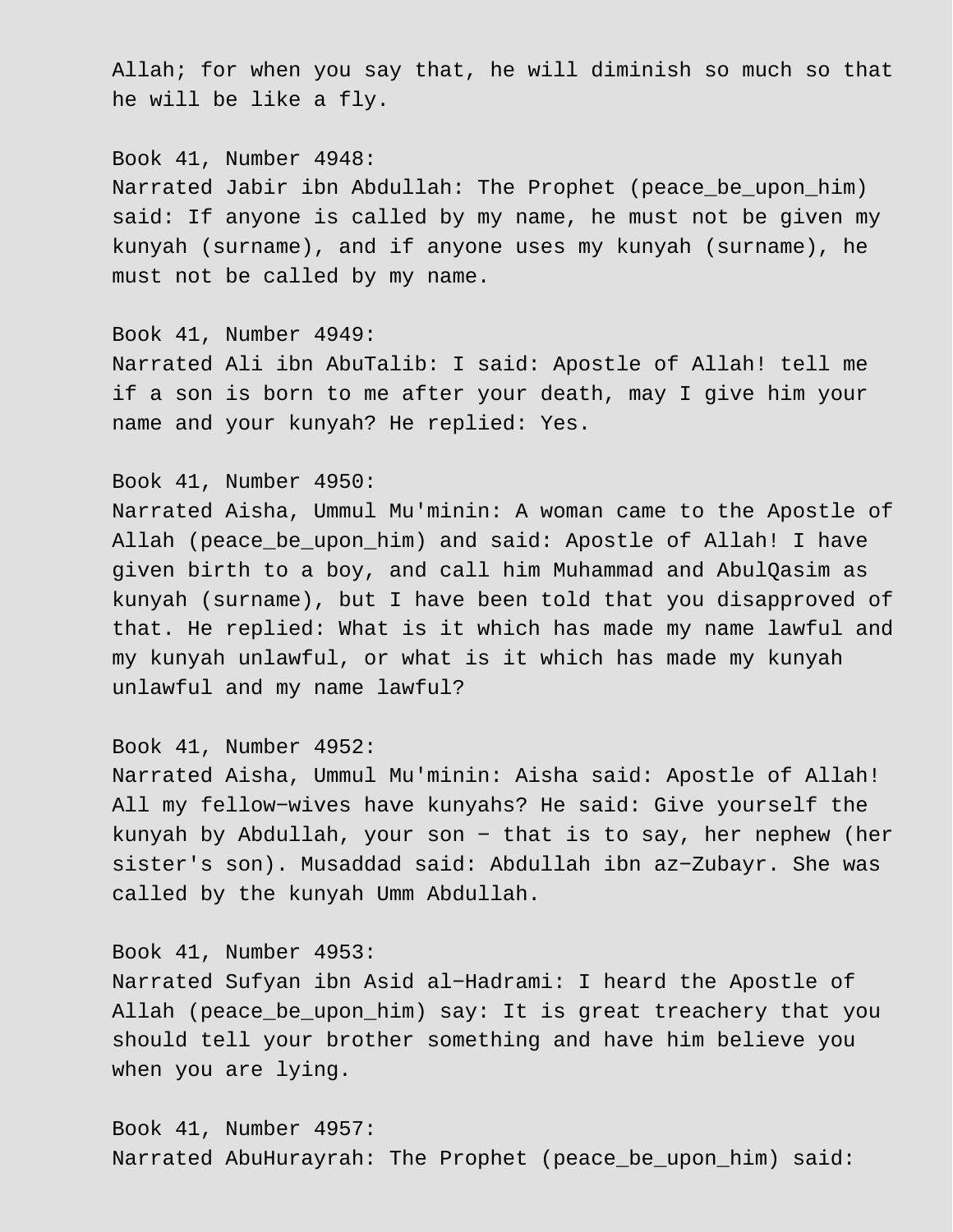Allah; for when you say that, he will diminish so much so that he will be like a fly.

Book 41, Number 4948:
Narrated Jabir ibn Abdullah: The Prophet (peace_be_upon_him) said: If anyone is called by my name, he must not be given my kunyah (surname), and if anyone uses my kunyah (surname), he must not be called by my name.

Book 41, Number 4949:
Narrated Ali ibn AbuTalib: I said: Apostle of Allah! tell me if a son is born to me after your death, may I give him your name and your kunyah? He replied: Yes.

Book 41, Number 4950:
Narrated Aisha, Ummul Mu'minin: A woman came to the Apostle of Allah (peace_be_upon_him) and said: Apostle of Allah! I have given birth to a boy, and call him Muhammad and AbulQasim as kunyah (surname), but I have been told that you disapproved of that. He replied: What is it which has made my name lawful and my kunyah unlawful, or what is it which has made my kunyah unlawful and my name lawful?

Book 41, Number 4952:
Narrated Aisha, Ummul Mu'minin: Aisha said: Apostle of Allah! All my fellow-wives have kunyahs? He said: Give yourself the kunyah by Abdullah, your son - that is to say, her nephew (her sister's son). Musaddad said: Abdullah ibn az-Zubayr. She was called by the kunyah Umm Abdullah.

Book 41, Number 4953:
Narrated Sufyan ibn Asid al-Hadrami: I heard the Apostle of Allah (peace_be_upon_him) say: It is great treachery that you should tell your brother something and have him believe you when you are lying.

Book 41, Number 4957:
Narrated AbuHurayrah: The Prophet (peace_be_upon_him) said: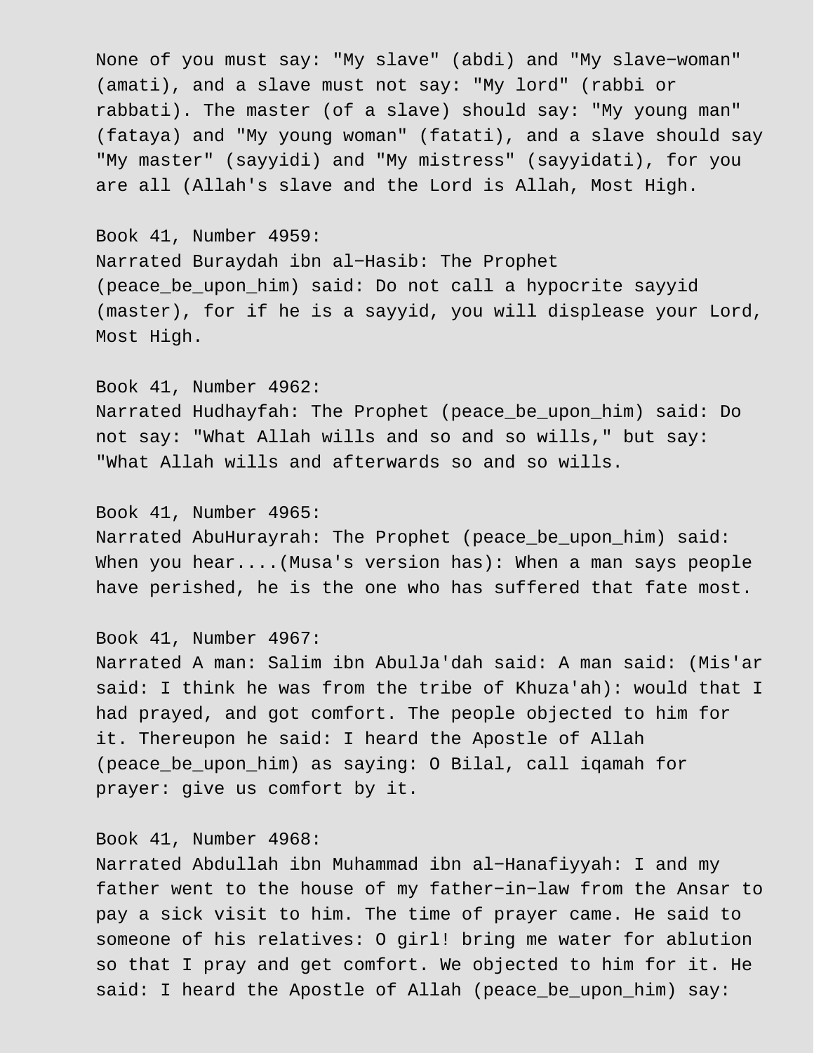None of you must say: "My slave" (abdi) and "My slave-woman" (amati), and a slave must not say: "My lord" (rabbi or rabbati). The master (of a slave) should say: "My young man" (fataya) and "My young woman" (fatati), and a slave should say "My master" (sayyidi) and "My mistress" (sayyidati), for you are all (Allah's slave and the Lord is Allah, Most High.

Book 41, Number 4959:
Narrated Buraydah ibn al-Hasib: The Prophet (peace_be_upon_him) said: Do not call a hypocrite sayyid (master), for if he is a sayyid, you will displease your Lord, Most High.

Book 41, Number 4962:
Narrated Hudhayfah: The Prophet (peace_be_upon_him) said: Do not say: "What Allah wills and so and so wills," but say: "What Allah wills and afterwards so and so wills.

Book 41, Number 4965:
Narrated AbuHurayrah: The Prophet (peace_be_upon_him) said: When you hear....(Musa's version has): When a man says people have perished, he is the one who has suffered that fate most.

Book 41, Number 4967:
Narrated A man: Salim ibn AbulJa'dah said: A man said: (Mis'ar said: I think he was from the tribe of Khuza'ah): would that I had prayed, and got comfort. The people objected to him for it. Thereupon he said: I heard the Apostle of Allah (peace_be_upon_him) as saying: O Bilal, call iqamah for prayer: give us comfort by it.

Book 41, Number 4968:
Narrated Abdullah ibn Muhammad ibn al-Hanafiyyah: I and my father went to the house of my father-in-law from the Ansar to pay a sick visit to him. The time of prayer came. He said to someone of his relatives: O girl! bring me water for ablution so that I pray and get comfort. We objected to him for it. He said: I heard the Apostle of Allah (peace_be_upon_him) say: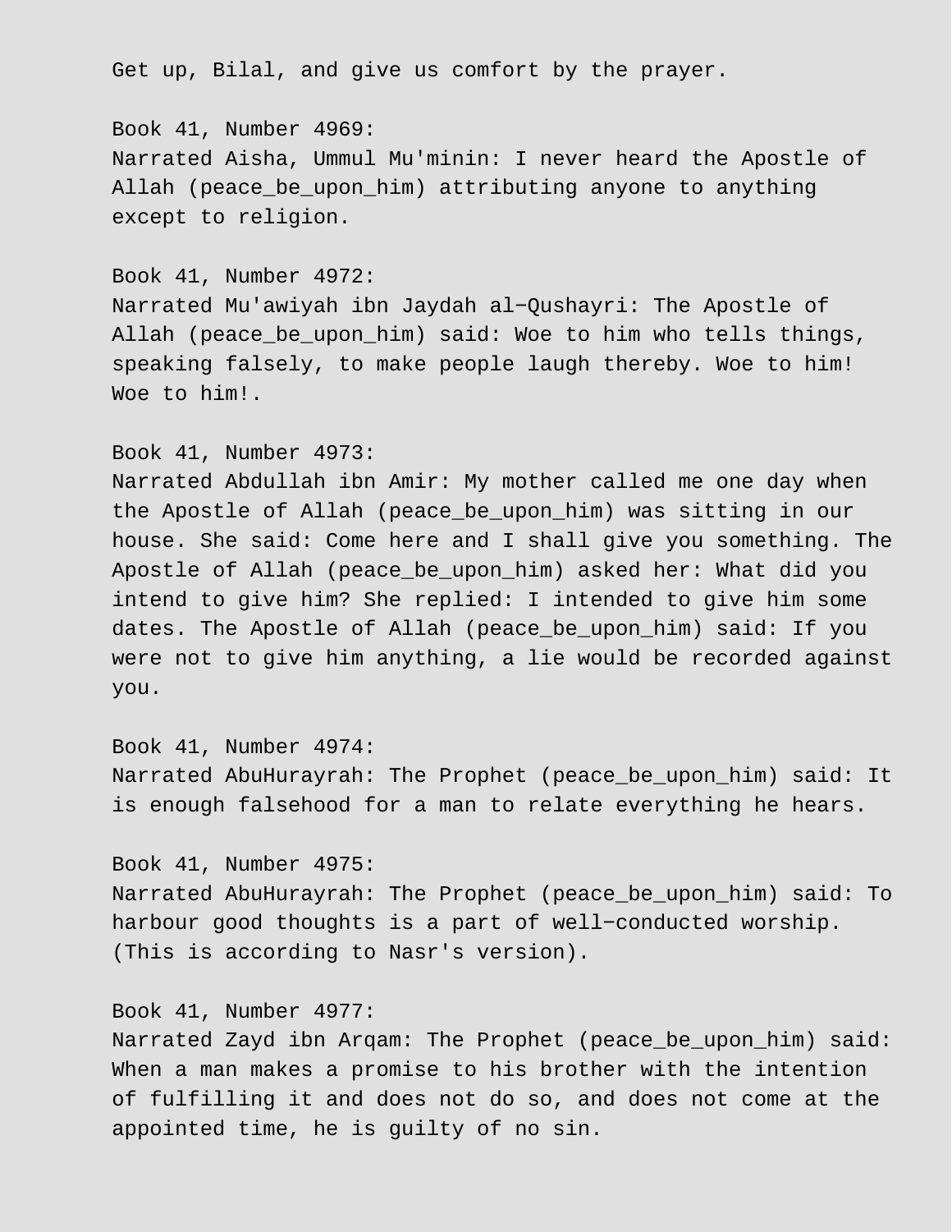Get up, Bilal, and give us comfort by the prayer.

Book 41, Number 4969:
Narrated Aisha, Ummul Mu'minin: I never heard the Apostle of Allah (peace_be_upon_him) attributing anyone to anything except to religion.

Book 41, Number 4972:
Narrated Mu'awiyah ibn Jaydah al−Qushayri: The Apostle of Allah (peace_be_upon_him) said: Woe to him who tells things, speaking falsely, to make people laugh thereby. Woe to him! Woe to him!.

Book 41, Number 4973:
Narrated Abdullah ibn Amir: My mother called me one day when the Apostle of Allah (peace_be_upon_him) was sitting in our house. She said: Come here and I shall give you something. The Apostle of Allah (peace_be_upon_him) asked her: What did you intend to give him? She replied: I intended to give him some dates. The Apostle of Allah (peace_be_upon_him) said: If you were not to give him anything, a lie would be recorded against you.

Book 41, Number 4974:
Narrated AbuHurayrah: The Prophet (peace_be_upon_him) said: It is enough falsehood for a man to relate everything he hears.

Book 41, Number 4975:
Narrated AbuHurayrah: The Prophet (peace_be_upon_him) said: To harbour good thoughts is a part of well−conducted worship. (This is according to Nasr's version).

Book 41, Number 4977:
Narrated Zayd ibn Arqam: The Prophet (peace_be_upon_him) said: When a man makes a promise to his brother with the intention of fulfilling it and does not do so, and does not come at the appointed time, he is guilty of no sin.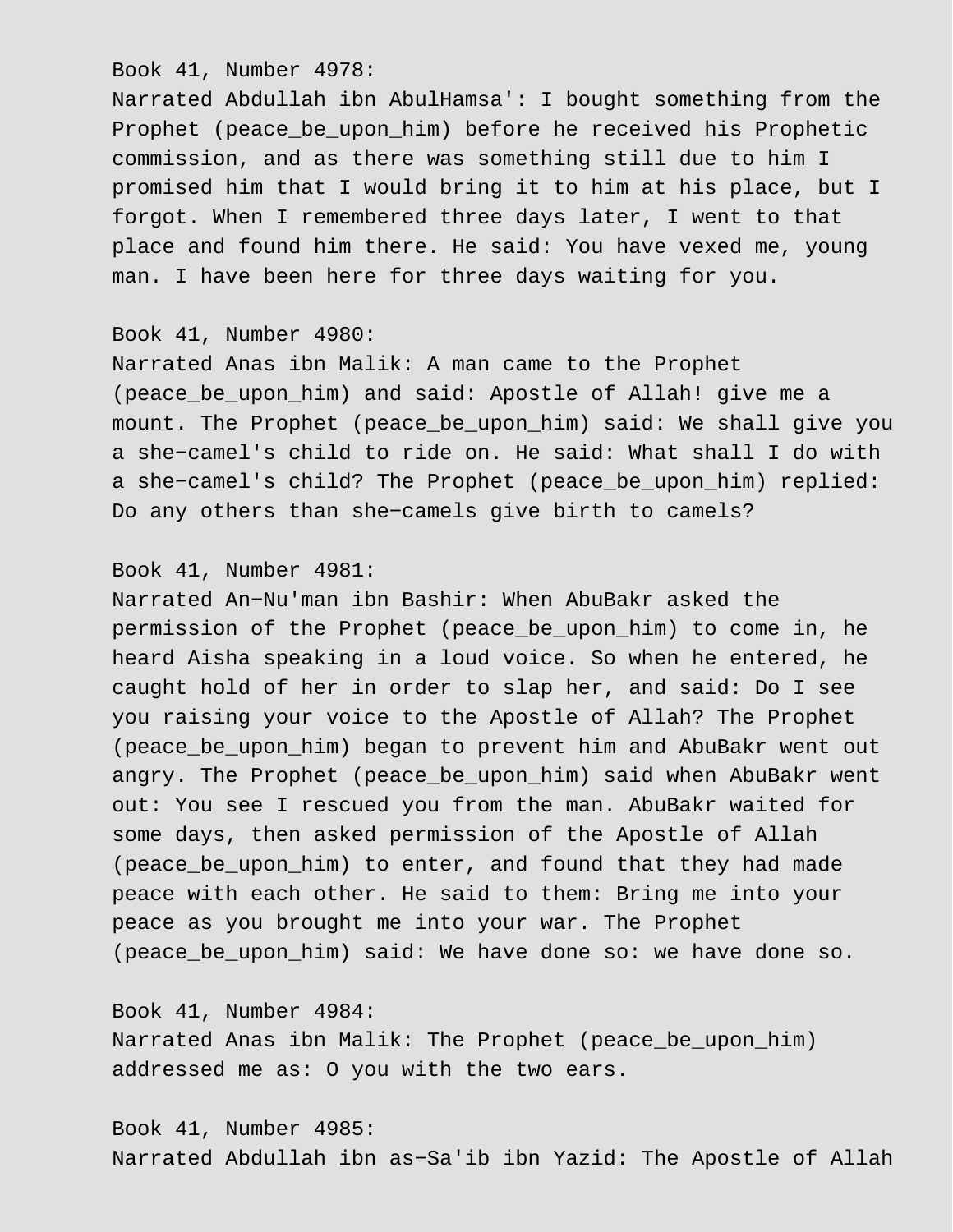Book 41, Number 4978:
Narrated Abdullah ibn AbulHamsa': I bought something from the Prophet (peace_be_upon_him) before he received his Prophetic commission, and as there was something still due to him I promised him that I would bring it to him at his place, but I forgot. When I remembered three days later, I went to that place and found him there. He said: You have vexed me, young man. I have been here for three days waiting for you.

Book 41, Number 4980:
Narrated Anas ibn Malik: A man came to the Prophet (peace_be_upon_him) and said: Apostle of Allah! give me a mount. The Prophet (peace_be_upon_him) said: We shall give you a she−camel's child to ride on. He said: What shall I do with a she−camel's child? The Prophet (peace_be_upon_him) replied: Do any others than she−camels give birth to camels?

Book 41, Number 4981:
Narrated An−Nu'man ibn Bashir: When AbuBakr asked the permission of the Prophet (peace_be_upon_him) to come in, he heard Aisha speaking in a loud voice. So when he entered, he caught hold of her in order to slap her, and said: Do I see you raising your voice to the Apostle of Allah? The Prophet (peace_be_upon_him) began to prevent him and AbuBakr went out angry. The Prophet (peace_be_upon_him) said when AbuBakr went out: You see I rescued you from the man. AbuBakr waited for some days, then asked permission of the Apostle of Allah (peace_be_upon_him) to enter, and found that they had made peace with each other. He said to them: Bring me into your peace as you brought me into your war. The Prophet (peace_be_upon_him) said: We have done so: we have done so.

Book 41, Number 4984:
Narrated Anas ibn Malik: The Prophet (peace_be_upon_him) addressed me as: O you with the two ears.

Book 41, Number 4985:
Narrated Abdullah ibn as−Sa'ib ibn Yazid: The Apostle of Allah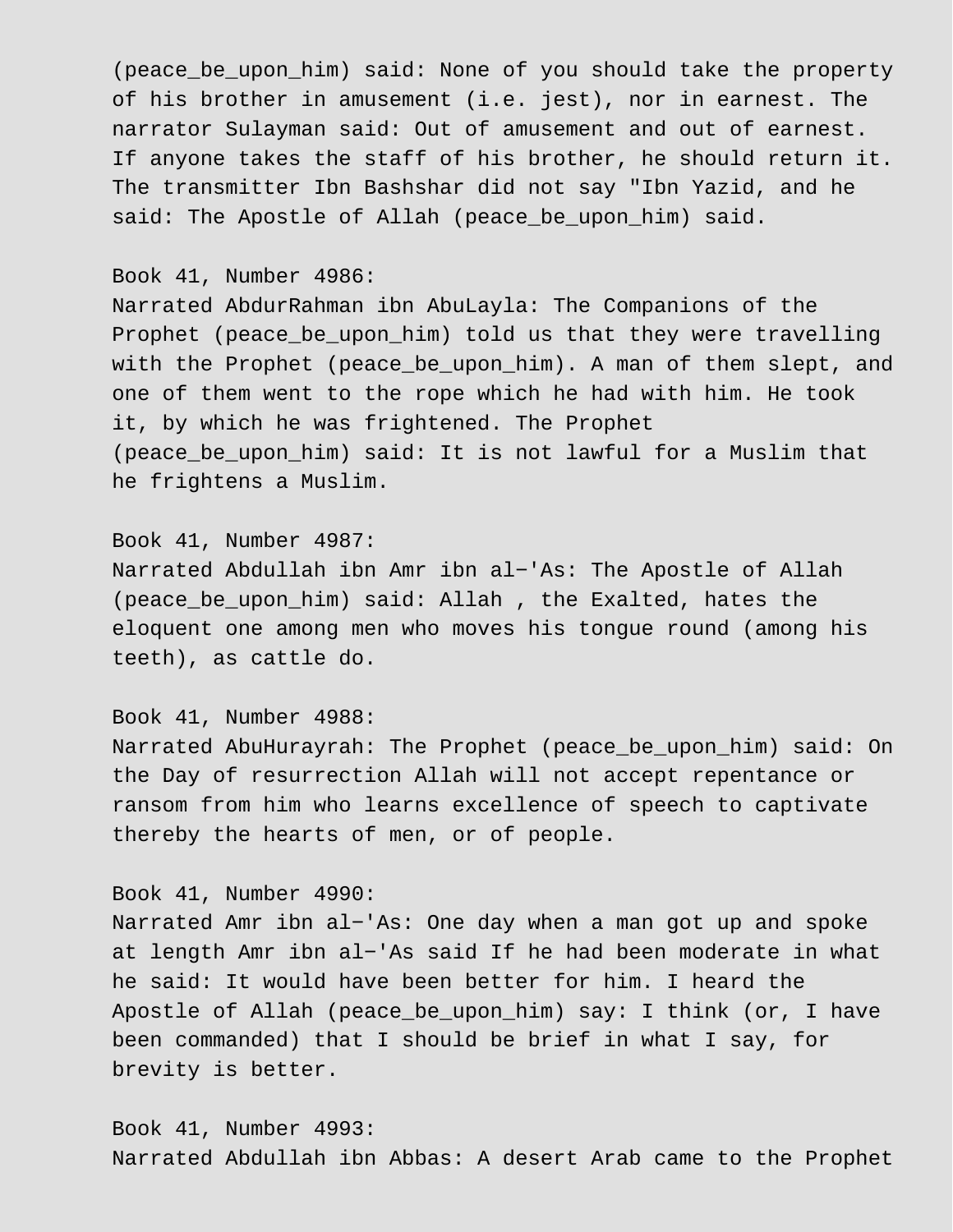(peace_be_upon_him) said: None of you should take the property of his brother in amusement (i.e. jest), nor in earnest. The narrator Sulayman said: Out of amusement and out of earnest. If anyone takes the staff of his brother, he should return it. The transmitter Ibn Bashshar did not say "Ibn Yazid, and he said: The Apostle of Allah (peace_be_upon_him) said.

Book 41, Number 4986:
Narrated AbdurRahman ibn AbuLayla: The Companions of the Prophet (peace_be_upon_him) told us that they were travelling with the Prophet (peace_be_upon_him). A man of them slept, and one of them went to the rope which he had with him. He took it, by which he was frightened. The Prophet (peace_be_upon_him) said: It is not lawful for a Muslim that he frightens a Muslim.

Book 41, Number 4987:
Narrated Abdullah ibn Amr ibn al−'As: The Apostle of Allah (peace_be_upon_him) said: Allah , the Exalted, hates the eloquent one among men who moves his tongue round (among his teeth), as cattle do.

Book 41, Number 4988:
Narrated AbuHurayrah: The Prophet (peace_be_upon_him) said: On the Day of resurrection Allah will not accept repentance or ransom from him who learns excellence of speech to captivate thereby the hearts of men, or of people.

Book 41, Number 4990:
Narrated Amr ibn al−'As: One day when a man got up and spoke at length Amr ibn al−'As said If he had been moderate in what he said: It would have been better for him. I heard the Apostle of Allah (peace_be_upon_him) say: I think (or, I have been commanded) that I should be brief in what I say, for brevity is better.

Book 41, Number 4993:
Narrated Abdullah ibn Abbas: A desert Arab came to the Prophet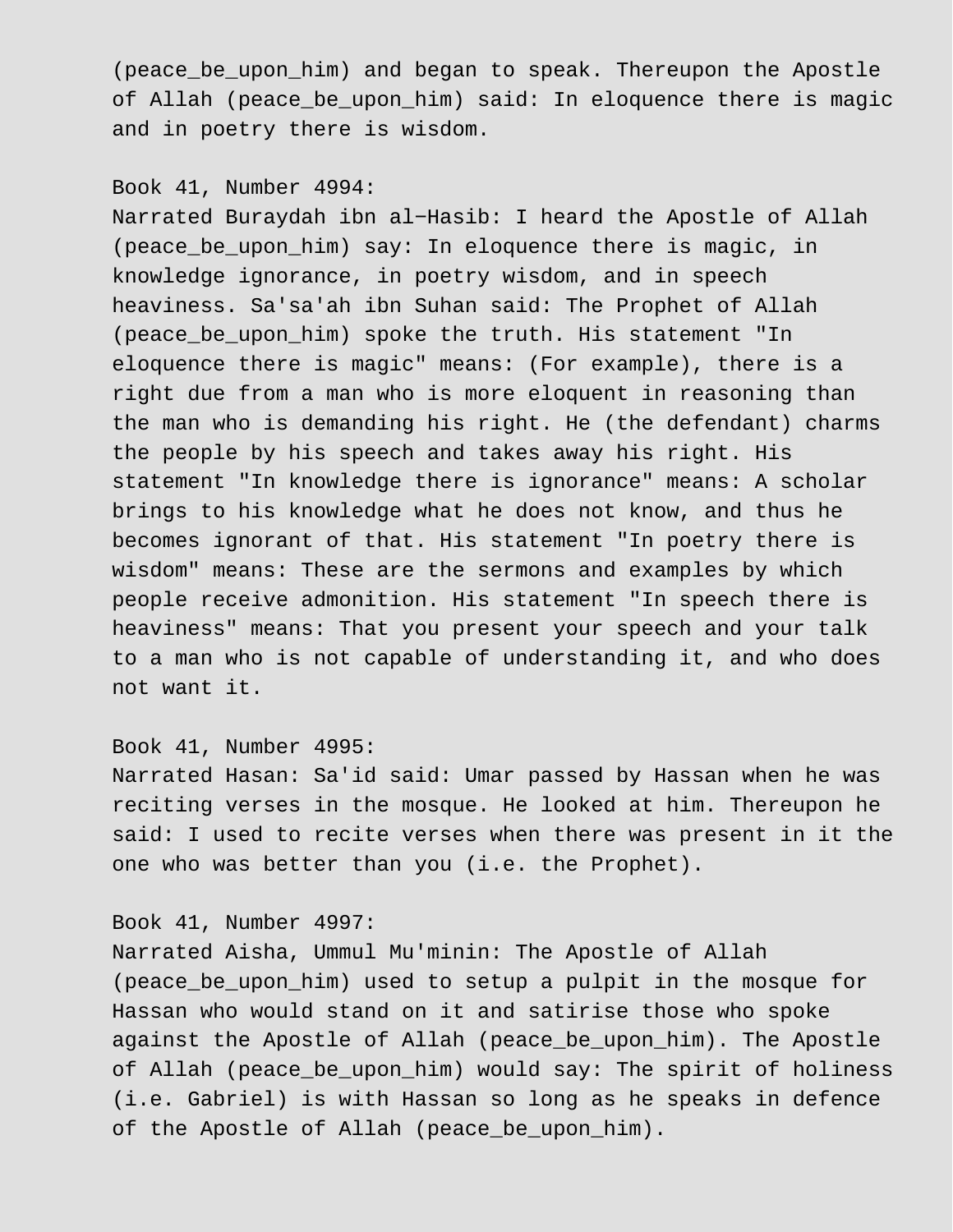(peace_be_upon_him) and began to speak. Thereupon the Apostle of Allah (peace_be_upon_him) said: In eloquence there is magic and in poetry there is wisdom.

Book 41, Number 4994:
Narrated Buraydah ibn al-Hasib: I heard the Apostle of Allah (peace_be_upon_him) say: In eloquence there is magic, in knowledge ignorance, in poetry wisdom, and in speech heaviness. Sa'sa'ah ibn Suhan said: The Prophet of Allah (peace_be_upon_him) spoke the truth. His statement "In eloquence there is magic" means: (For example), there is a right due from a man who is more eloquent in reasoning than the man who is demanding his right. He (the defendant) charms the people by his speech and takes away his right. His statement "In knowledge there is ignorance" means: A scholar brings to his knowledge what he does not know, and thus he becomes ignorant of that. His statement "In poetry there is wisdom" means: These are the sermons and examples by which people receive admonition. His statement "In speech there is heaviness" means: That you present your speech and your talk to a man who is not capable of understanding it, and who does not want it.

Book 41, Number 4995:
Narrated Hasan: Sa'id said: Umar passed by Hassan when he was reciting verses in the mosque. He looked at him. Thereupon he said: I used to recite verses when there was present in it the one who was better than you (i.e. the Prophet).

Book 41, Number 4997:
Narrated Aisha, Ummul Mu'minin: The Apostle of Allah (peace_be_upon_him) used to setup a pulpit in the mosque for Hassan who would stand on it and satirise those who spoke against the Apostle of Allah (peace_be_upon_him). The Apostle of Allah (peace_be_upon_him) would say: The spirit of holiness (i.e. Gabriel) is with Hassan so long as he speaks in defence of the Apostle of Allah (peace_be_upon_him).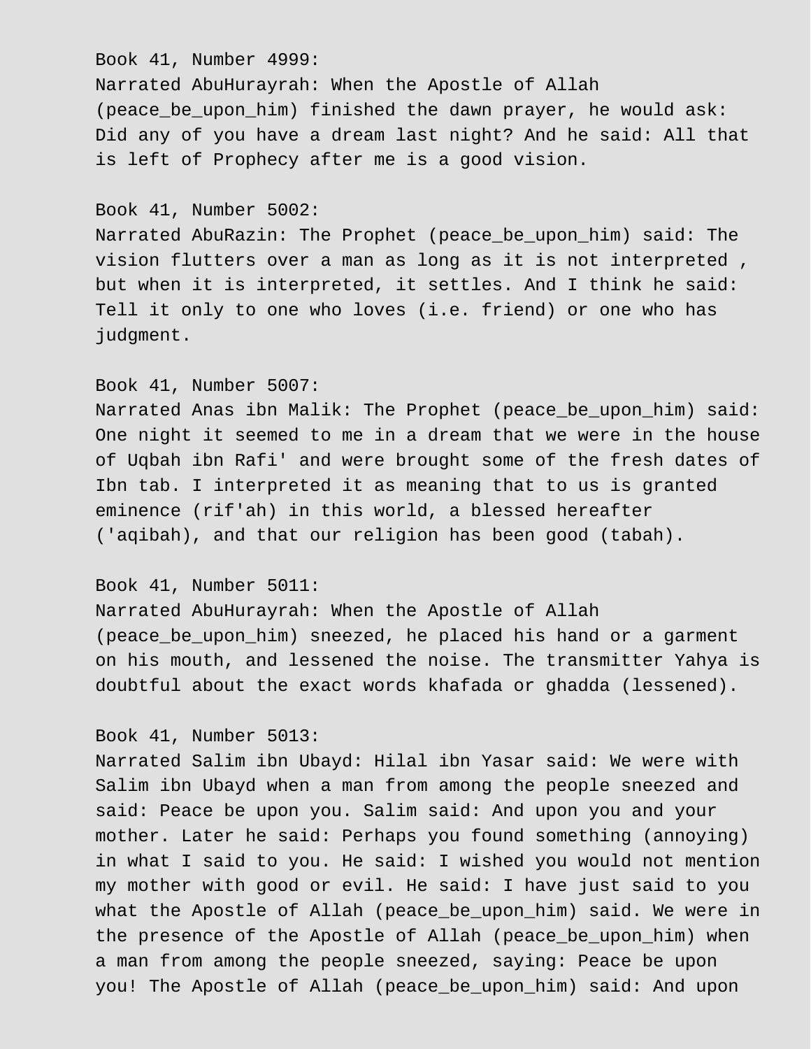Book 41, Number 4999:
Narrated AbuHurayrah: When the Apostle of Allah (peace_be_upon_him) finished the dawn prayer, he would ask: Did any of you have a dream last night? And he said: All that is left of Prophecy after me is a good vision.

Book 41, Number 5002:
Narrated AbuRazin: The Prophet (peace_be_upon_him) said: The vision flutters over a man as long as it is not interpreted , but when it is interpreted, it settles. And I think he said: Tell it only to one who loves (i.e. friend) or one who has judgment.

Book 41, Number 5007:
Narrated Anas ibn Malik: The Prophet (peace_be_upon_him) said: One night it seemed to me in a dream that we were in the house of Uqbah ibn Rafi' and were brought some of the fresh dates of Ibn tab. I interpreted it as meaning that to us is granted eminence (rif'ah) in this world, a blessed hereafter ('aqibah), and that our religion has been good (tabah).

Book 41, Number 5011:
Narrated AbuHurayrah: When the Apostle of Allah (peace_be_upon_him) sneezed, he placed his hand or a garment on his mouth, and lessened the noise. The transmitter Yahya is doubtful about the exact words khafada or ghadda (lessened).

Book 41, Number 5013:
Narrated Salim ibn Ubayd: Hilal ibn Yasar said: We were with Salim ibn Ubayd when a man from among the people sneezed and said: Peace be upon you. Salim said: And upon you and your mother. Later he said: Perhaps you found something (annoying) in what I said to you. He said: I wished you would not mention my mother with good or evil. He said: I have just said to you what the Apostle of Allah (peace_be_upon_him) said. We were in the presence of the Apostle of Allah (peace_be_upon_him) when a man from among the people sneezed, saying: Peace be upon you! The Apostle of Allah (peace_be_upon_him) said: And upon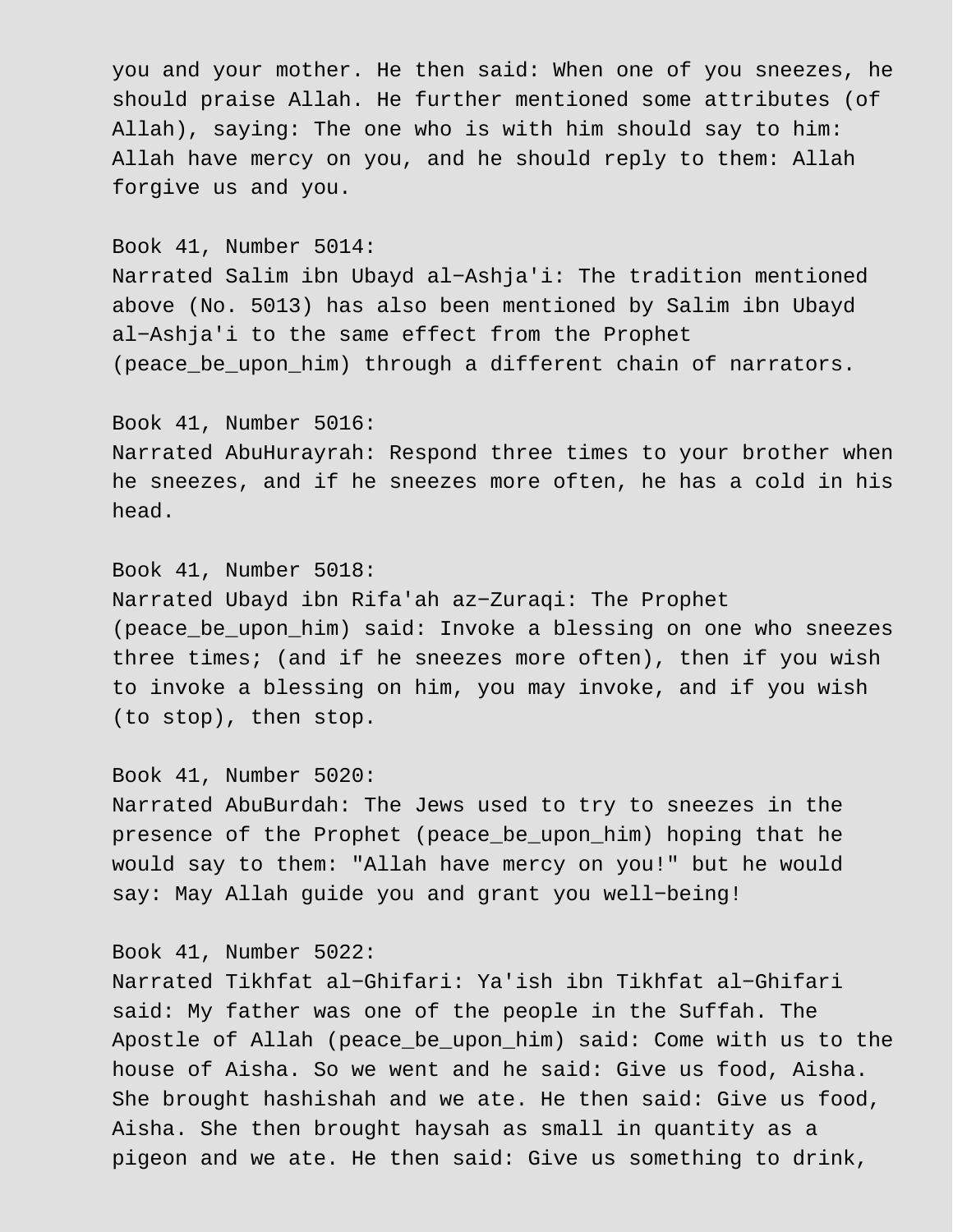you and your mother. He then said: When one of you sneezes, he should praise Allah. He further mentioned some attributes (of Allah), saying: The one who is with him should say to him: Allah have mercy on you, and he should reply to them: Allah forgive us and you.

Book 41, Number 5014:
Narrated Salim ibn Ubayd al-Ashja'i: The tradition mentioned above (No. 5013) has also been mentioned by Salim ibn Ubayd al-Ashja'i to the same effect from the Prophet (peace_be_upon_him) through a different chain of narrators.

Book 41, Number 5016:
Narrated AbuHurayrah: Respond three times to your brother when he sneezes, and if he sneezes more often, he has a cold in his head.

Book 41, Number 5018:
Narrated Ubayd ibn Rifa'ah az-Zuraqi: The Prophet (peace_be_upon_him) said: Invoke a blessing on one who sneezes three times; (and if he sneezes more often), then if you wish to invoke a blessing on him, you may invoke, and if you wish (to stop), then stop.

Book 41, Number 5020:
Narrated AbuBurdah: The Jews used to try to sneezes in the presence of the Prophet (peace_be_upon_him) hoping that he would say to them: "Allah have mercy on you!" but he would say: May Allah guide you and grant you well-being!

Book 41, Number 5022:
Narrated Tikhfat al-Ghifari: Ya'ish ibn Tikhfat al-Ghifari said: My father was one of the people in the Suffah. The Apostle of Allah (peace_be_upon_him) said: Come with us to the house of Aisha. So we went and he said: Give us food, Aisha. She brought hashishah and we ate. He then said: Give us food, Aisha. She then brought haysah as small in quantity as a pigeon and we ate. He then said: Give us something to drink,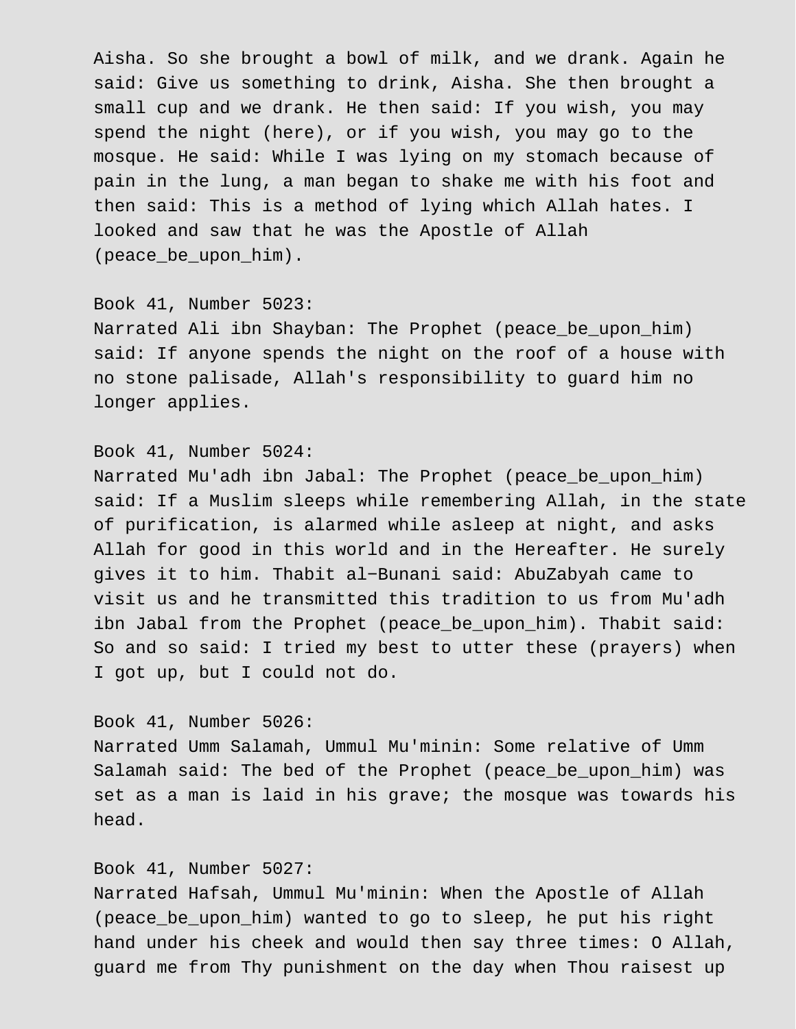Aisha. So she brought a bowl of milk, and we drank. Again he said: Give us something to drink, Aisha. She then brought a small cup and we drank. He then said: If you wish, you may spend the night (here), or if you wish, you may go to the mosque. He said: While I was lying on my stomach because of pain in the lung, a man began to shake me with his foot and then said: This is a method of lying which Allah hates. I looked and saw that he was the Apostle of Allah (peace_be_upon_him).

Book 41, Number 5023:
Narrated Ali ibn Shayban: The Prophet (peace_be_upon_him) said: If anyone spends the night on the roof of a house with no stone palisade, Allah's responsibility to guard him no longer applies.

Book 41, Number 5024:
Narrated Mu'adh ibn Jabal: The Prophet (peace_be_upon_him) said: If a Muslim sleeps while remembering Allah, in the state of purification, is alarmed while asleep at night, and asks Allah for good in this world and in the Hereafter. He surely gives it to him. Thabit al-Bunani said: AbuZabyah came to visit us and he transmitted this tradition to us from Mu'adh ibn Jabal from the Prophet (peace_be_upon_him). Thabit said: So and so said: I tried my best to utter these (prayers) when I got up, but I could not do.

Book 41, Number 5026:
Narrated Umm Salamah, Ummul Mu'minin: Some relative of Umm Salamah said: The bed of the Prophet (peace_be_upon_him) was set as a man is laid in his grave; the mosque was towards his head.

Book 41, Number 5027:
Narrated Hafsah, Ummul Mu'minin: When the Apostle of Allah (peace_be_upon_him) wanted to go to sleep, he put his right hand under his cheek and would then say three times: O Allah, guard me from Thy punishment on the day when Thou raisest up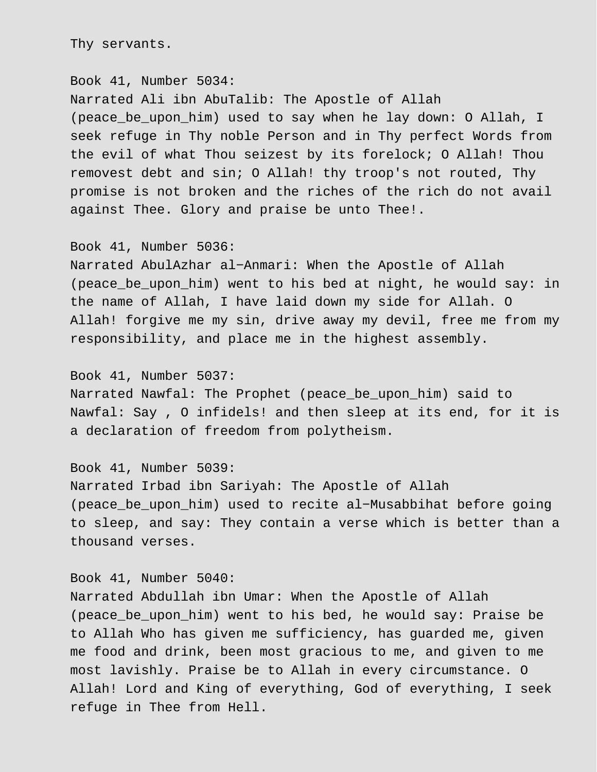Thy servants.

Book 41, Number 5034:
Narrated Ali ibn AbuTalib: The Apostle of Allah (peace_be_upon_him) used to say when he lay down: O Allah, I seek refuge in Thy noble Person and in Thy perfect Words from the evil of what Thou seizest by its forelock; O Allah! Thou removest debt and sin; O Allah! thy troop's not routed, Thy promise is not broken and the riches of the rich do not avail against Thee. Glory and praise be unto Thee!.

Book 41, Number 5036:
Narrated AbulAzhar al-Anmari: When the Apostle of Allah (peace_be_upon_him) went to his bed at night, he would say: in the name of Allah, I have laid down my side for Allah. O Allah! forgive me my sin, drive away my devil, free me from my responsibility, and place me in the highest assembly.

Book 41, Number 5037:
Narrated Nawfal: The Prophet (peace_be_upon_him) said to Nawfal: Say , O infidels! and then sleep at its end, for it is a declaration of freedom from polytheism.

Book 41, Number 5039:
Narrated Irbad ibn Sariyah: The Apostle of Allah (peace_be_upon_him) used to recite al-Musabbihat before going to sleep, and say: They contain a verse which is better than a thousand verses.

Book 41, Number 5040:
Narrated Abdullah ibn Umar: When the Apostle of Allah (peace_be_upon_him) went to his bed, he would say: Praise be to Allah Who has given me sufficiency, has guarded me, given me food and drink, been most gracious to me, and given to me most lavishly. Praise be to Allah in every circumstance. O Allah! Lord and King of everything, God of everything, I seek refuge in Thee from Hell.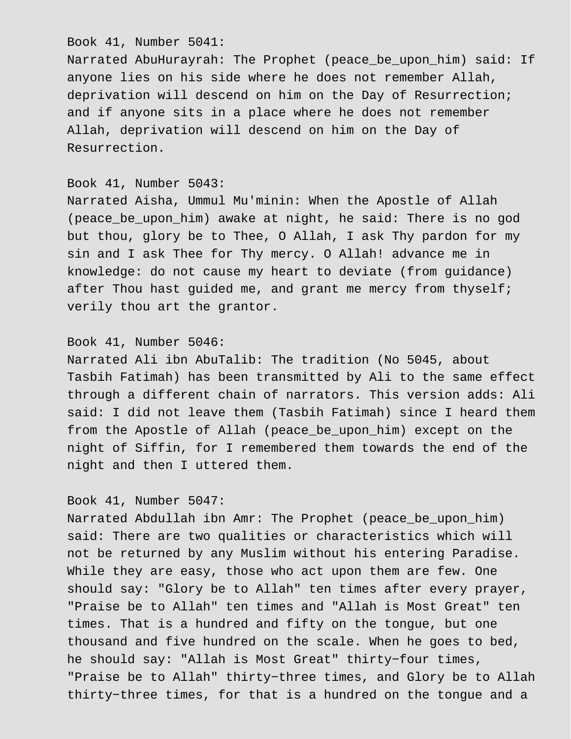Book 41, Number 5041:
Narrated AbuHurayrah: The Prophet (peace_be_upon_him) said: If anyone lies on his side where he does not remember Allah, deprivation will descend on him on the Day of Resurrection; and if anyone sits in a place where he does not remember Allah, deprivation will descend on him on the Day of Resurrection.

Book 41, Number 5043:
Narrated Aisha, Ummul Mu'minin: When the Apostle of Allah (peace_be_upon_him) awake at night, he said: There is no god but thou, glory be to Thee, O Allah, I ask Thy pardon for my sin and I ask Thee for Thy mercy. O Allah! advance me in knowledge: do not cause my heart to deviate (from guidance) after Thou hast guided me, and grant me mercy from thyself; verily thou art the grantor.

Book 41, Number 5046:
Narrated Ali ibn AbuTalib: The tradition (No 5045, about Tasbih Fatimah) has been transmitted by Ali to the same effect through a different chain of narrators. This version adds: Ali said: I did not leave them (Tasbih Fatimah) since I heard them from the Apostle of Allah (peace_be_upon_him) except on the night of Siffin, for I remembered them towards the end of the night and then I uttered them.

Book 41, Number 5047:
Narrated Abdullah ibn Amr: The Prophet (peace_be_upon_him) said: There are two qualities or characteristics which will not be returned by any Muslim without his entering Paradise. While they are easy, those who act upon them are few. One should say: "Glory be to Allah" ten times after every prayer, "Praise be to Allah" ten times and "Allah is Most Great" ten times. That is a hundred and fifty on the tongue, but one thousand and five hundred on the scale. When he goes to bed, he should say: "Allah is Most Great" thirty-four times, "Praise be to Allah" thirty-three times, and Glory be to Allah thirty-three times, for that is a hundred on the tongue and a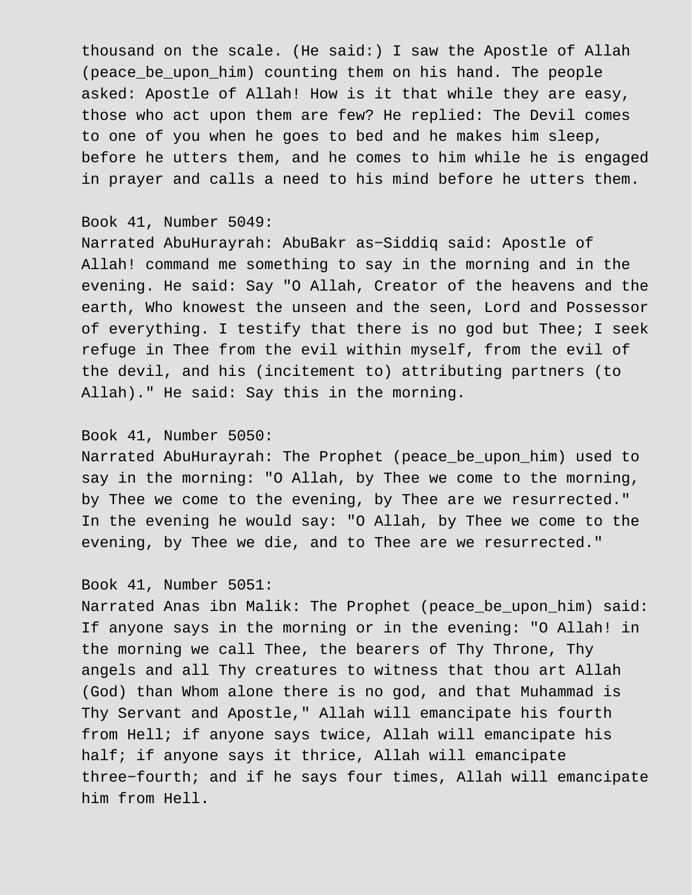thousand on the scale. (He said:) I saw the Apostle of Allah (peace_be_upon_him) counting them on his hand. The people asked: Apostle of Allah! How is it that while they are easy, those who act upon them are few? He replied: The Devil comes to one of you when he goes to bed and he makes him sleep, before he utters them, and he comes to him while he is engaged in prayer and calls a need to his mind before he utters them.

Book 41, Number 5049:
Narrated AbuHurayrah: AbuBakr as−Siddiq said: Apostle of Allah! command me something to say in the morning and in the evening. He said: Say "O Allah, Creator of the heavens and the earth, Who knowest the unseen and the seen, Lord and Possessor of everything. I testify that there is no god but Thee; I seek refuge in Thee from the evil within myself, from the evil of the devil, and his (incitement to) attributing partners (to Allah)." He said: Say this in the morning.

Book 41, Number 5050:
Narrated AbuHurayrah: The Prophet (peace_be_upon_him) used to say in the morning: "O Allah, by Thee we come to the morning, by Thee we come to the evening, by Thee are we resurrected." In the evening he would say: "O Allah, by Thee we come to the evening, by Thee we die, and to Thee are we resurrected."

Book 41, Number 5051:
Narrated Anas ibn Malik: The Prophet (peace_be_upon_him) said: If anyone says in the morning or in the evening: "O Allah! in the morning we call Thee, the bearers of Thy Throne, Thy angels and all Thy creatures to witness that thou art Allah (God) than Whom alone there is no god, and that Muhammad is Thy Servant and Apostle," Allah will emancipate his fourth from Hell; if anyone says twice, Allah will emancipate his half; if anyone says it thrice, Allah will emancipate three−fourth; and if he says four times, Allah will emancipate him from Hell.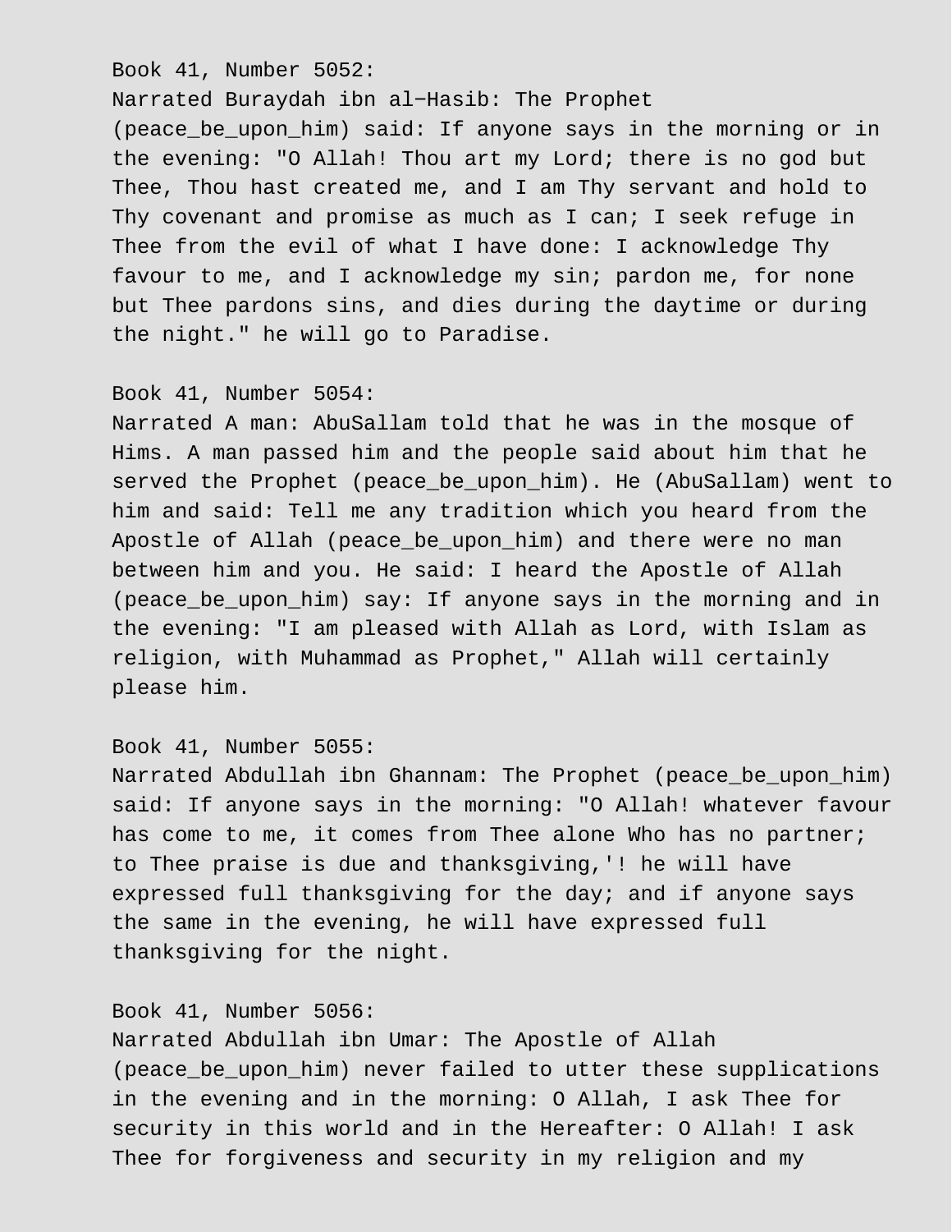Book 41, Number 5052:
Narrated Buraydah ibn al−Hasib: The Prophet (peace_be_upon_him) said: If anyone says in the morning or in the evening: "O Allah! Thou art my Lord; there is no god but Thee, Thou hast created me, and I am Thy servant and hold to Thy covenant and promise as much as I can; I seek refuge in Thee from the evil of what I have done: I acknowledge Thy favour to me, and I acknowledge my sin; pardon me, for none but Thee pardons sins, and dies during the daytime or during the night." he will go to Paradise.

Book 41, Number 5054:
Narrated A man: AbuSallam told that he was in the mosque of Hims. A man passed him and the people said about him that he served the Prophet (peace_be_upon_him). He (AbuSallam) went to him and said: Tell me any tradition which you heard from the Apostle of Allah (peace_be_upon_him) and there were no man between him and you. He said: I heard the Apostle of Allah (peace_be_upon_him) say: If anyone says in the morning and in the evening: "I am pleased with Allah as Lord, with Islam as religion, with Muhammad as Prophet," Allah will certainly please him.

Book 41, Number 5055:
Narrated Abdullah ibn Ghannam: The Prophet (peace_be_upon_him) said: If anyone says in the morning: "O Allah! whatever favour has come to me, it comes from Thee alone Who has no partner; to Thee praise is due and thanksgiving,'! he will have expressed full thanksgiving for the day; and if anyone says the same in the evening, he will have expressed full thanksgiving for the night.

Book 41, Number 5056:
Narrated Abdullah ibn Umar: The Apostle of Allah (peace_be_upon_him) never failed to utter these supplications in the evening and in the morning: O Allah, I ask Thee for security in this world and in the Hereafter: O Allah! I ask Thee for forgiveness and security in my religion and my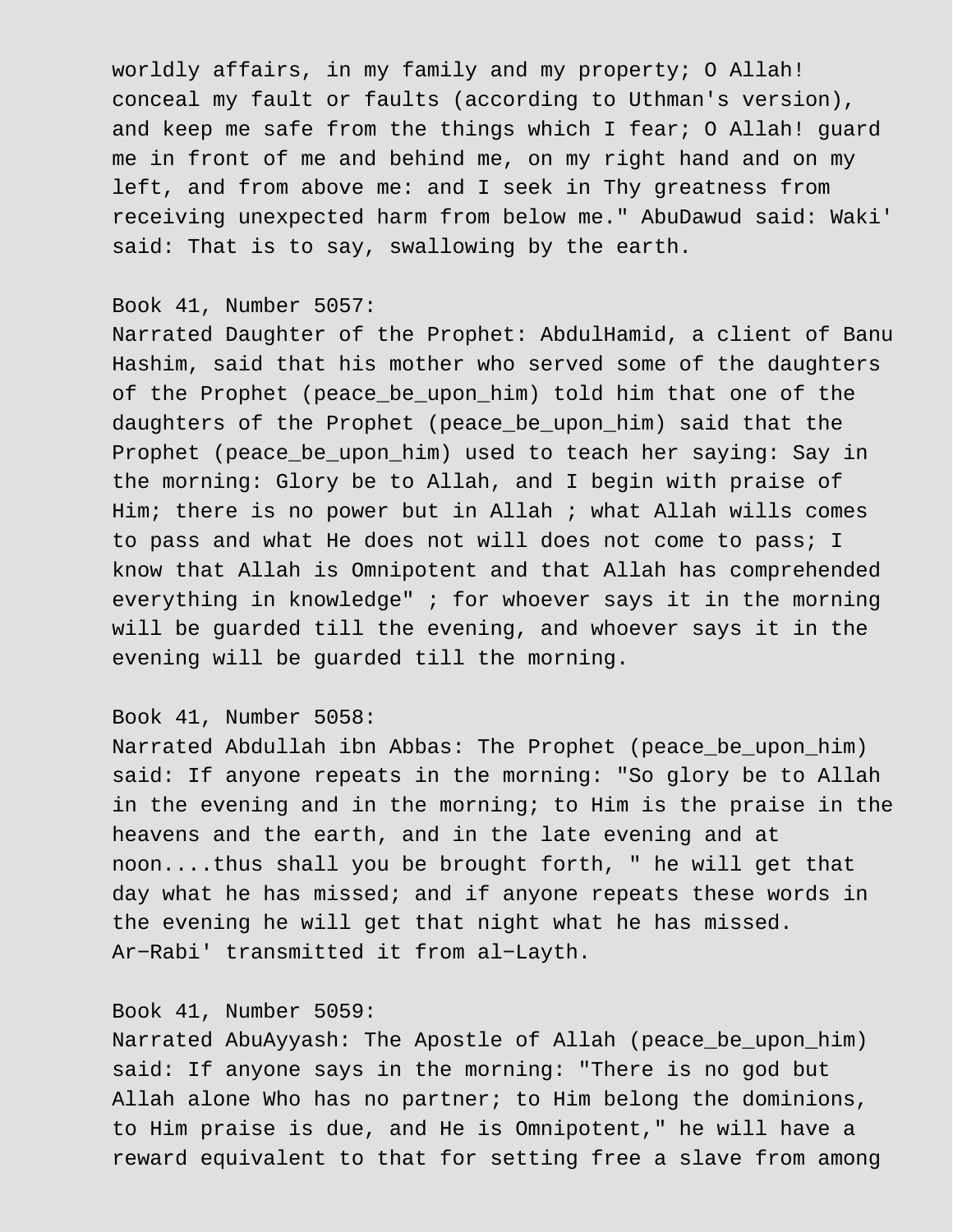worldly affairs, in my family and my property; O Allah! conceal my fault or faults (according to Uthman's version), and keep me safe from the things which I fear; O Allah! guard me in front of me and behind me, on my right hand and on my left, and from above me: and I seek in Thy greatness from receiving unexpected harm from below me." AbuDawud said: Waki' said: That is to say, swallowing by the earth.

Book 41, Number 5057:
Narrated Daughter of the Prophet: AbdulHamid, a client of Banu Hashim, said that his mother who served some of the daughters of the Prophet (peace_be_upon_him) told him that one of the daughters of the Prophet (peace_be_upon_him) said that the Prophet (peace_be_upon_him) used to teach her saying: Say in the morning: Glory be to Allah, and I begin with praise of Him; there is no power but in Allah ; what Allah wills comes to pass and what He does not will does not come to pass; I know that Allah is Omnipotent and that Allah has comprehended everything in knowledge" ; for whoever says it in the morning will be guarded till the evening, and whoever says it in the evening will be guarded till the morning.

Book 41, Number 5058:
Narrated Abdullah ibn Abbas: The Prophet (peace_be_upon_him) said: If anyone repeats in the morning: "So glory be to Allah in the evening and in the morning; to Him is the praise in the heavens and the earth, and in the late evening and at noon....thus shall you be brought forth, " he will get that day what he has missed; and if anyone repeats these words in the evening he will get that night what he has missed. Ar-Rabi' transmitted it from al-Layth.

Book 41, Number 5059:
Narrated AbuAyyash: The Apostle of Allah (peace_be_upon_him) said: If anyone says in the morning: "There is no god but Allah alone Who has no partner; to Him belong the dominions, to Him praise is due, and He is Omnipotent," he will have a reward equivalent to that for setting free a slave from among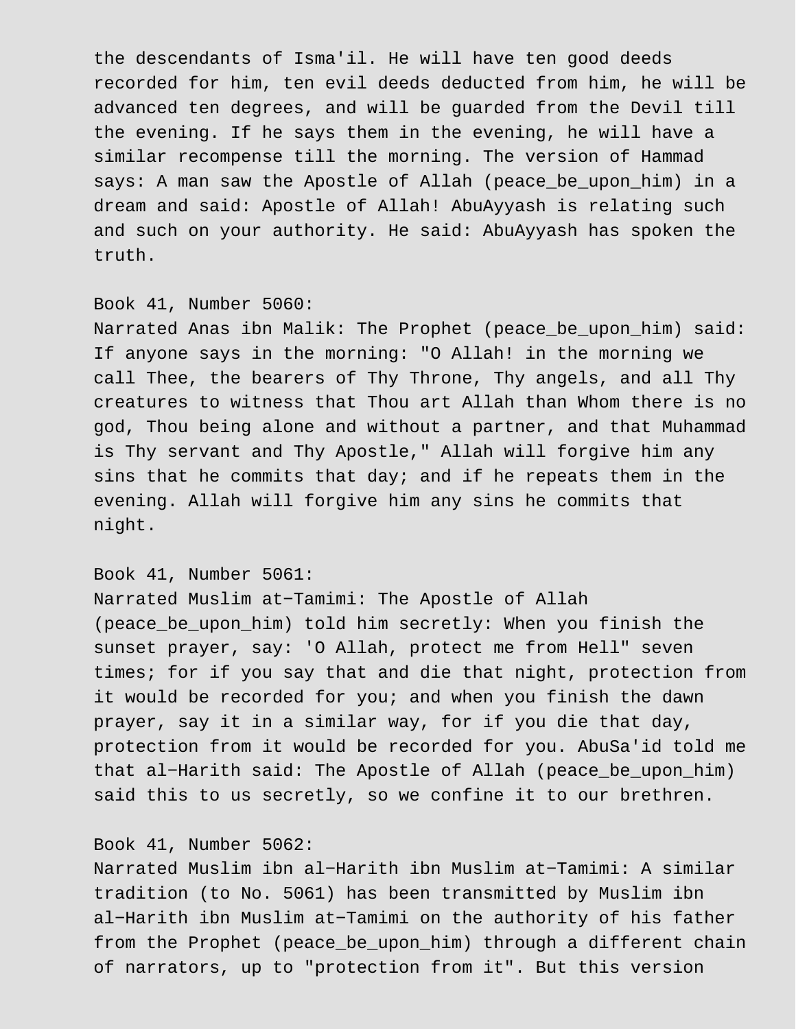the descendants of Isma'il. He will have ten good deeds recorded for him, ten evil deeds deducted from him, he will be advanced ten degrees, and will be guarded from the Devil till the evening. If he says them in the evening, he will have a similar recompense till the morning. The version of Hammad says: A man saw the Apostle of Allah (peace_be_upon_him) in a dream and said: Apostle of Allah! AbuAyyash is relating such and such on your authority. He said: AbuAyyash has spoken the truth.

Book 41, Number 5060:
Narrated Anas ibn Malik: The Prophet (peace_be_upon_him) said: If anyone says in the morning: "O Allah! in the morning we call Thee, the bearers of Thy Throne, Thy angels, and all Thy creatures to witness that Thou art Allah than Whom there is no god, Thou being alone and without a partner, and that Muhammad is Thy servant and Thy Apostle," Allah will forgive him any sins that he commits that day; and if he repeats them in the evening. Allah will forgive him any sins he commits that night.

Book 41, Number 5061:
Narrated Muslim at-Tamimi: The Apostle of Allah (peace_be_upon_him) told him secretly: When you finish the sunset prayer, say: 'O Allah, protect me from Hell" seven times; for if you say that and die that night, protection from it would be recorded for you; and when you finish the dawn prayer, say it in a similar way, for if you die that day, protection from it would be recorded for you. AbuSa'id told me that al-Harith said: The Apostle of Allah (peace_be_upon_him) said this to us secretly, so we confine it to our brethren.

Book 41, Number 5062:
Narrated Muslim ibn al-Harith ibn Muslim at-Tamimi: A similar tradition (to No. 5061) has been transmitted by Muslim ibn al-Harith ibn Muslim at-Tamimi on the authority of his father from the Prophet (peace_be_upon_him) through a different chain of narrators, up to "protection from it". But this version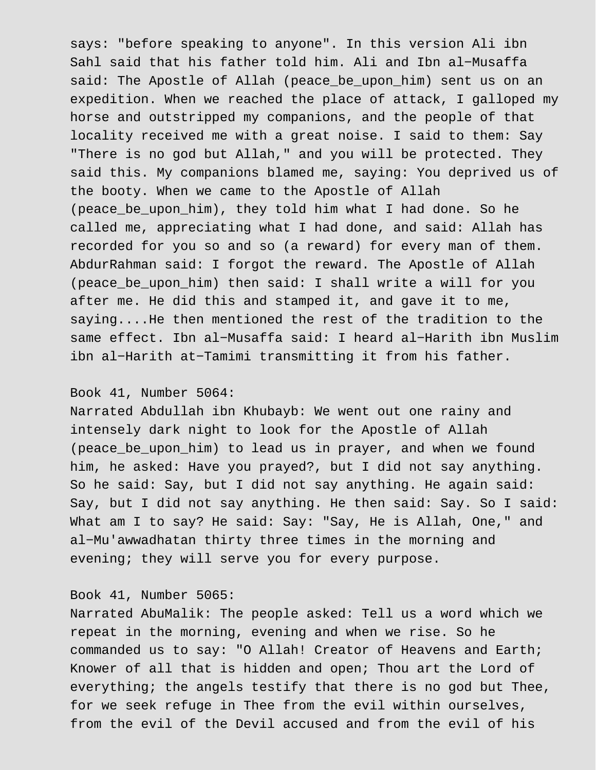says: "before speaking to anyone". In this version Ali ibn Sahl said that his father told him. Ali and Ibn al-Musaffa said: The Apostle of Allah (peace_be_upon_him) sent us on an expedition. When we reached the place of attack, I galloped my horse and outstripped my companions, and the people of that locality received me with a great noise. I said to them: Say "There is no god but Allah," and you will be protected. They said this. My companions blamed me, saying: You deprived us of the booty. When we came to the Apostle of Allah (peace_be_upon_him), they told him what I had done. So he called me, appreciating what I had done, and said: Allah has recorded for you so and so (a reward) for every man of them. AbdurRahman said: I forgot the reward. The Apostle of Allah (peace_be_upon_him) then said: I shall write a will for you after me. He did this and stamped it, and gave it to me, saying....He then mentioned the rest of the tradition to the same effect. Ibn al-Musaffa said: I heard al-Harith ibn Muslim ibn al-Harith at-Tamimi transmitting it from his father.

Book 41, Number 5064:
Narrated Abdullah ibn Khubayb: We went out one rainy and intensely dark night to look for the Apostle of Allah (peace_be_upon_him) to lead us in prayer, and when we found him, he asked: Have you prayed?, but I did not say anything. So he said: Say, but I did not say anything. He again said: Say, but I did not say anything. He then said: Say. So I said: What am I to say? He said: Say: "Say, He is Allah, One," and al-Mu'awwadhatan thirty three times in the morning and evening; they will serve you for every purpose.

Book 41, Number 5065:
Narrated AbuMalik: The people asked: Tell us a word which we repeat in the morning, evening and when we rise. So he commanded us to say: "O Allah! Creator of Heavens and Earth; Knower of all that is hidden and open; Thou art the Lord of everything; the angels testify that there is no god but Thee, for we seek refuge in Thee from the evil within ourselves, from the evil of the Devil accused and from the evil of his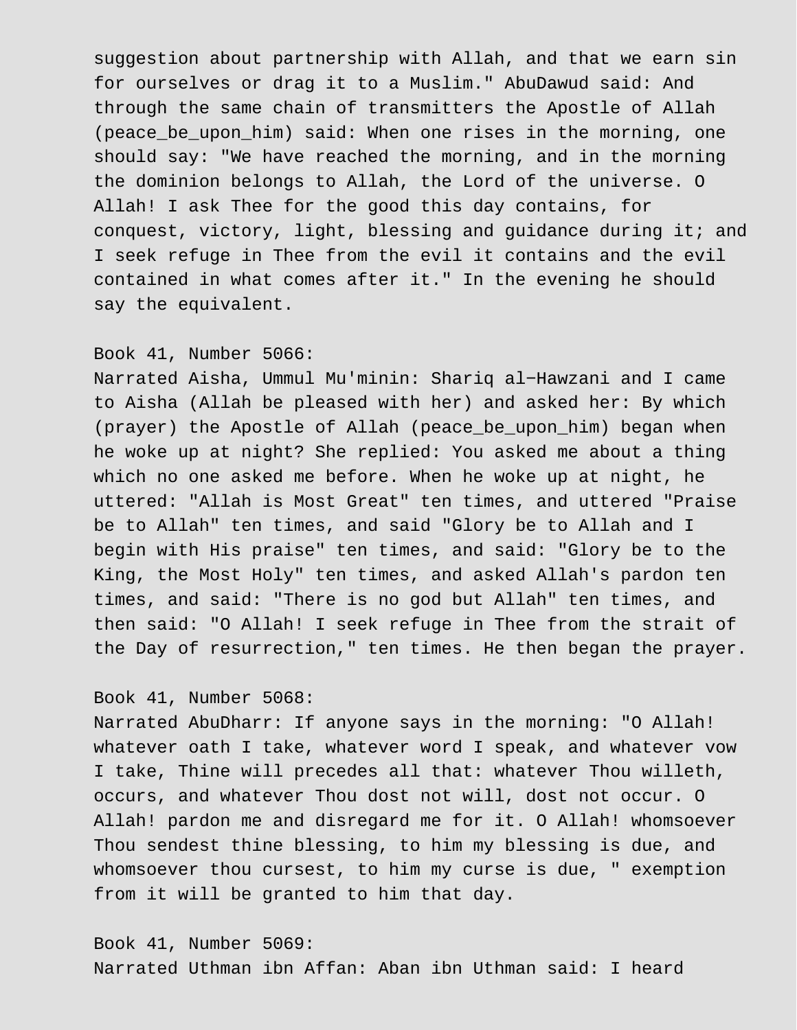suggestion about partnership with Allah, and that we earn sin for ourselves or drag it to a Muslim." AbuDawud said: And through the same chain of transmitters the Apostle of Allah (peace_be_upon_him) said: When one rises in the morning, one should say: "We have reached the morning, and in the morning the dominion belongs to Allah, the Lord of the universe. O Allah! I ask Thee for the good this day contains, for conquest, victory, light, blessing and guidance during it; and I seek refuge in Thee from the evil it contains and the evil contained in what comes after it." In the evening he should say the equivalent.

Book 41, Number 5066:
Narrated Aisha, Ummul Mu'minin: Shariq al-Hawzani and I came to Aisha (Allah be pleased with her) and asked her: By which (prayer) the Apostle of Allah (peace_be_upon_him) began when he woke up at night? She replied: You asked me about a thing which no one asked me before. When he woke up at night, he uttered: "Allah is Most Great" ten times, and uttered "Praise be to Allah" ten times, and said "Glory be to Allah and I begin with His praise" ten times, and said: "Glory be to the King, the Most Holy" ten times, and asked Allah's pardon ten times, and said: "There is no god but Allah" ten times, and then said: "O Allah! I seek refuge in Thee from the strait of the Day of resurrection," ten times. He then began the prayer.

Book 41, Number 5068:
Narrated AbuDharr: If anyone says in the morning: "O Allah! whatever oath I take, whatever word I speak, and whatever vow I take, Thine will precedes all that: whatever Thou willeth, occurs, and whatever Thou dost not will, dost not occur. O Allah! pardon me and disregard me for it. O Allah! whomsoever Thou sendest thine blessing, to him my blessing is due, and whomsoever thou cursest, to him my curse is due, " exemption from it will be granted to him that day.

Book 41, Number 5069:
Narrated Uthman ibn Affan: Aban ibn Uthman said: I heard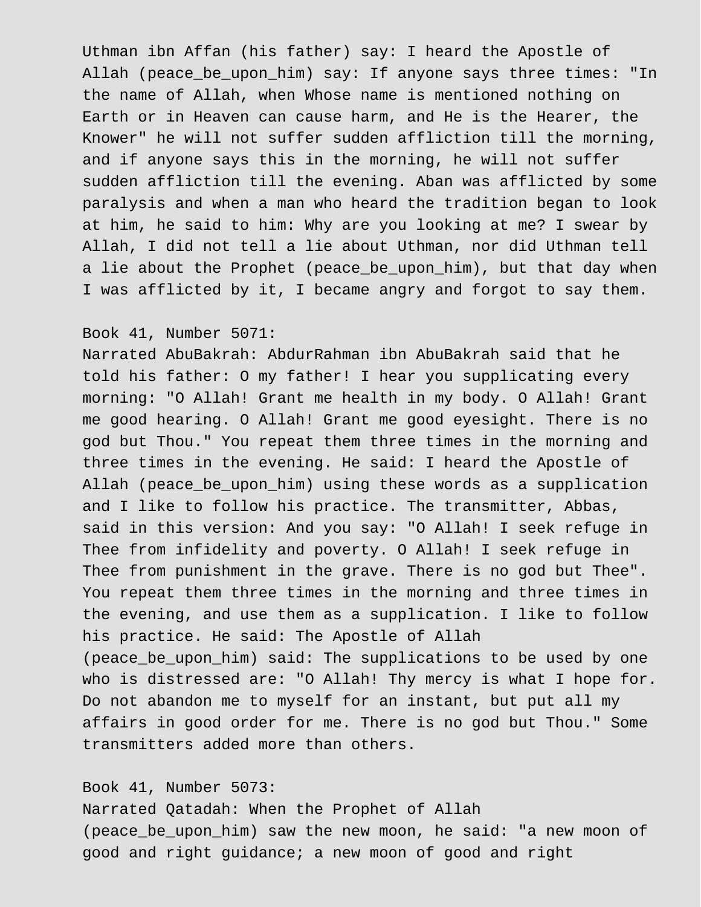Uthman ibn Affan (his father) say: I heard the Apostle of Allah (peace_be_upon_him) say: If anyone says three times: "In the name of Allah, when Whose name is mentioned nothing on Earth or in Heaven can cause harm, and He is the Hearer, the Knower" he will not suffer sudden affliction till the morning, and if anyone says this in the morning, he will not suffer sudden affliction till the evening. Aban was afflicted by some paralysis and when a man who heard the tradition began to look at him, he said to him: Why are you looking at me? I swear by Allah, I did not tell a lie about Uthman, nor did Uthman tell a lie about the Prophet (peace_be_upon_him), but that day when I was afflicted by it, I became angry and forgot to say them.

Book 41, Number 5071:
Narrated AbuBakrah: AbdurRahman ibn AbuBakrah said that he told his father: O my father! I hear you supplicating every morning: "O Allah! Grant me health in my body. O Allah! Grant me good hearing. O Allah! Grant me good eyesight. There is no god but Thou." You repeat them three times in the morning and three times in the evening. He said: I heard the Apostle of Allah (peace_be_upon_him) using these words as a supplication and I like to follow his practice. The transmitter, Abbas, said in this version: And you say: "O Allah! I seek refuge in Thee from infidelity and poverty. O Allah! I seek refuge in Thee from punishment in the grave. There is no god but Thee". You repeat them three times in the morning and three times in the evening, and use them as a supplication. I like to follow his practice. He said: The Apostle of Allah (peace_be_upon_him) said: The supplications to be used by one who is distressed are: "O Allah! Thy mercy is what I hope for. Do not abandon me to myself for an instant, but put all my affairs in good order for me. There is no god but Thou." Some transmitters added more than others.

Book 41, Number 5073:
Narrated Qatadah: When the Prophet of Allah (peace_be_upon_him) saw the new moon, he said: "a new moon of good and right guidance; a new moon of good and right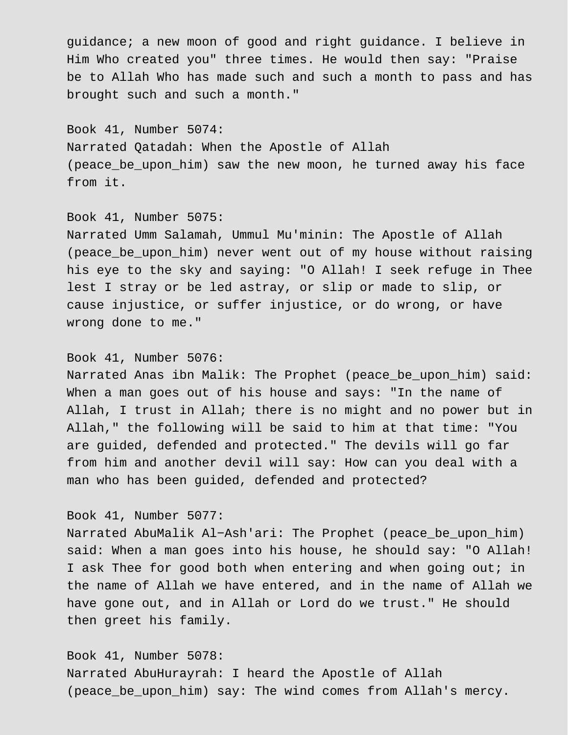guidance; a new moon of good and right guidance. I believe in Him Who created you" three times. He would then say: "Praise be to Allah Who has made such and such a month to pass and has brought such and such a month."

Book 41, Number 5074:
Narrated Qatadah: When the Apostle of Allah (peace_be_upon_him) saw the new moon, he turned away his face from it.

Book 41, Number 5075:
Narrated Umm Salamah, Ummul Mu'minin: The Apostle of Allah (peace_be_upon_him) never went out of my house without raising his eye to the sky and saying: "O Allah! I seek refuge in Thee lest I stray or be led astray, or slip or made to slip, or cause injustice, or suffer injustice, or do wrong, or have wrong done to me."

Book 41, Number 5076:
Narrated Anas ibn Malik: The Prophet (peace_be_upon_him) said: When a man goes out of his house and says: "In the name of Allah, I trust in Allah; there is no might and no power but in Allah," the following will be said to him at that time: "You are guided, defended and protected." The devils will go far from him and another devil will say: How can you deal with a man who has been guided, defended and protected?

Book 41, Number 5077:
Narrated AbuMalik Al-Ash'ari: The Prophet (peace_be_upon_him) said: When a man goes into his house, he should say: "O Allah! I ask Thee for good both when entering and when going out; in the name of Allah we have entered, and in the name of Allah we have gone out, and in Allah or Lord do we trust." He should then greet his family.

Book 41, Number 5078:
Narrated AbuHurayrah: I heard the Apostle of Allah (peace_be_upon_him) say: The wind comes from Allah's mercy.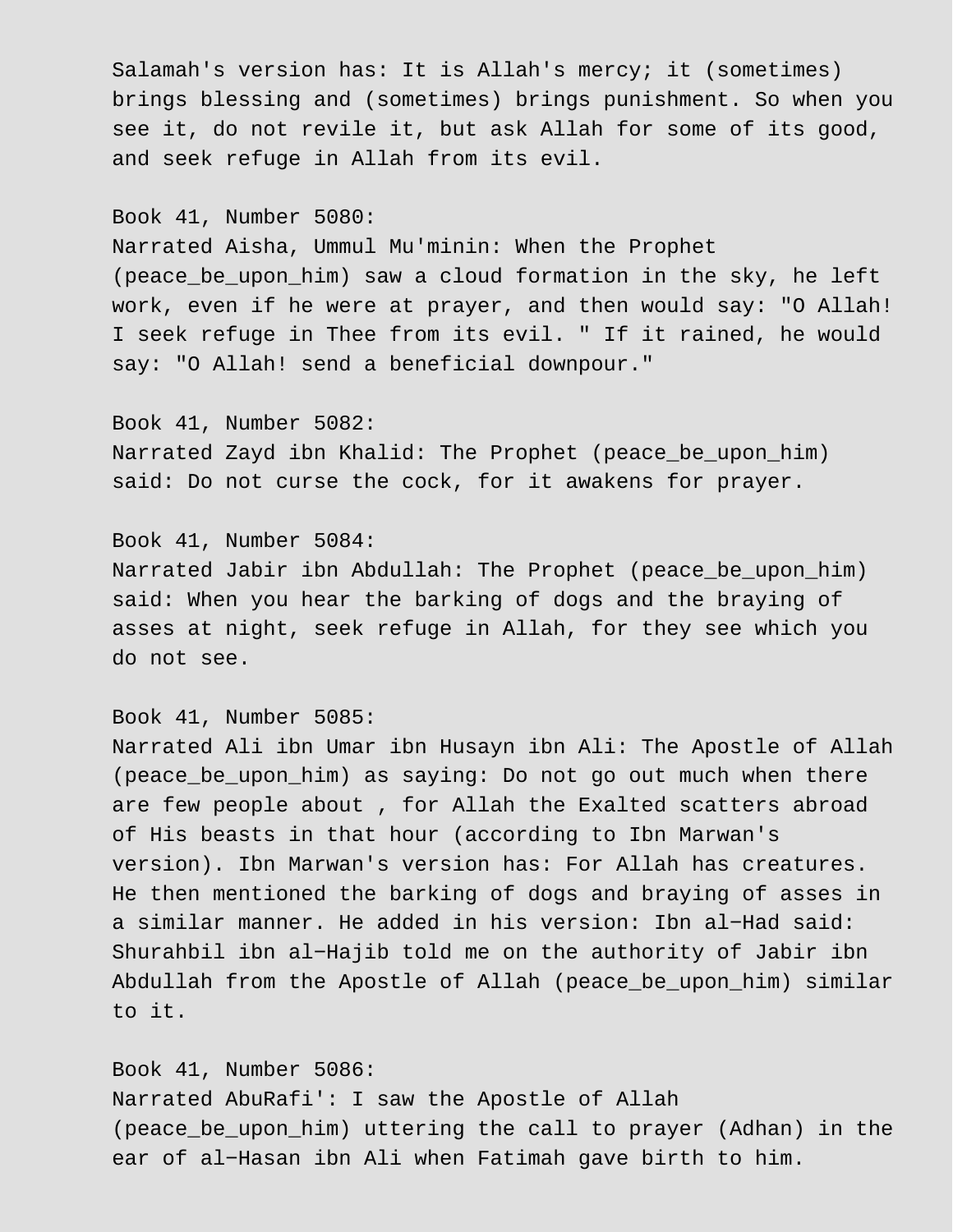Salamah's version has: It is Allah's mercy; it (sometimes) brings blessing and (sometimes) brings punishment. So when you see it, do not revile it, but ask Allah for some of its good, and seek refuge in Allah from its evil.

Book 41, Number 5080:
Narrated Aisha, Ummul Mu'minin: When the Prophet (peace_be_upon_him) saw a cloud formation in the sky, he left work, even if he were at prayer, and then would say: "O Allah! I seek refuge in Thee from its evil. " If it rained, he would say: "O Allah! send a beneficial downpour."

Book 41, Number 5082:
Narrated Zayd ibn Khalid: The Prophet (peace_be_upon_him) said: Do not curse the cock, for it awakens for prayer.

Book 41, Number 5084:
Narrated Jabir ibn Abdullah: The Prophet (peace_be_upon_him) said: When you hear the barking of dogs and the braying of asses at night, seek refuge in Allah, for they see which you do not see.

Book 41, Number 5085:
Narrated Ali ibn Umar ibn Husayn ibn Ali: The Apostle of Allah (peace_be_upon_him) as saying: Do not go out much when there are few people about , for Allah the Exalted scatters abroad of His beasts in that hour (according to Ibn Marwan's version). Ibn Marwan's version has: For Allah has creatures. He then mentioned the barking of dogs and braying of asses in a similar manner. He added in his version: Ibn al−Had said: Shurahbil ibn al−Hajib told me on the authority of Jabir ibn Abdullah from the Apostle of Allah (peace_be_upon_him) similar to it.

Book 41, Number 5086:
Narrated AbuRafi': I saw the Apostle of Allah (peace_be_upon_him) uttering the call to prayer (Adhan) in the ear of al−Hasan ibn Ali when Fatimah gave birth to him.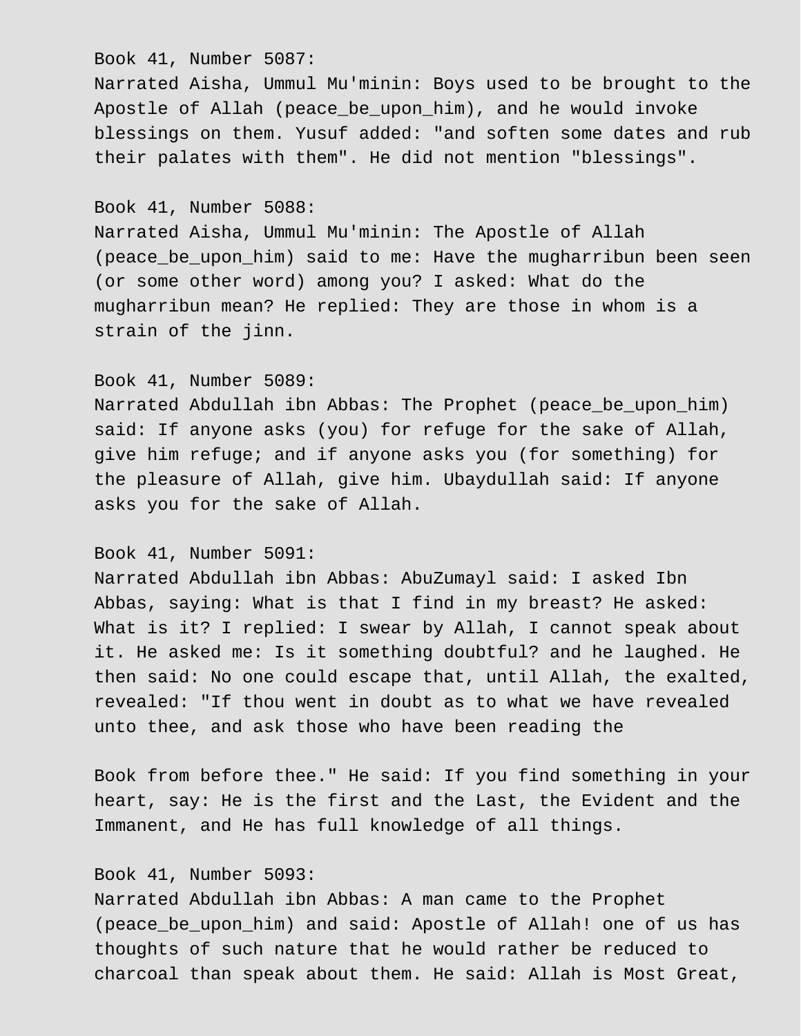Book 41, Number 5087:
Narrated Aisha, Ummul Mu'minin: Boys used to be brought to the Apostle of Allah (peace_be_upon_him), and he would invoke blessings on them. Yusuf added: "and soften some dates and rub their palates with them". He did not mention "blessings".

Book 41, Number 5088:
Narrated Aisha, Ummul Mu'minin: The Apostle of Allah (peace_be_upon_him) said to me: Have the mugharribun been seen (or some other word) among you? I asked: What do the mugharribun mean? He replied: They are those in whom is a strain of the jinn.

Book 41, Number 5089:
Narrated Abdullah ibn Abbas: The Prophet (peace_be_upon_him) said: If anyone asks (you) for refuge for the sake of Allah, give him refuge; and if anyone asks you (for something) for the pleasure of Allah, give him. Ubaydullah said: If anyone asks you for the sake of Allah.

Book 41, Number 5091:
Narrated Abdullah ibn Abbas: AbuZumayl said: I asked Ibn Abbas, saying: What is that I find in my breast? He asked: What is it? I replied: I swear by Allah, I cannot speak about it. He asked me: Is it something doubtful? and he laughed. He then said: No one could escape that, until Allah, the exalted, revealed: "If thou went in doubt as to what we have revealed unto thee, and ask those who have been reading the Book from before thee." He said: If you find something in your heart, say: He is the first and the Last, the Evident and the Immanent, and He has full knowledge of all things.

Book 41, Number 5093:
Narrated Abdullah ibn Abbas: A man came to the Prophet (peace_be_upon_him) and said: Apostle of Allah! one of us has thoughts of such nature that he would rather be reduced to charcoal than speak about them. He said: Allah is Most Great,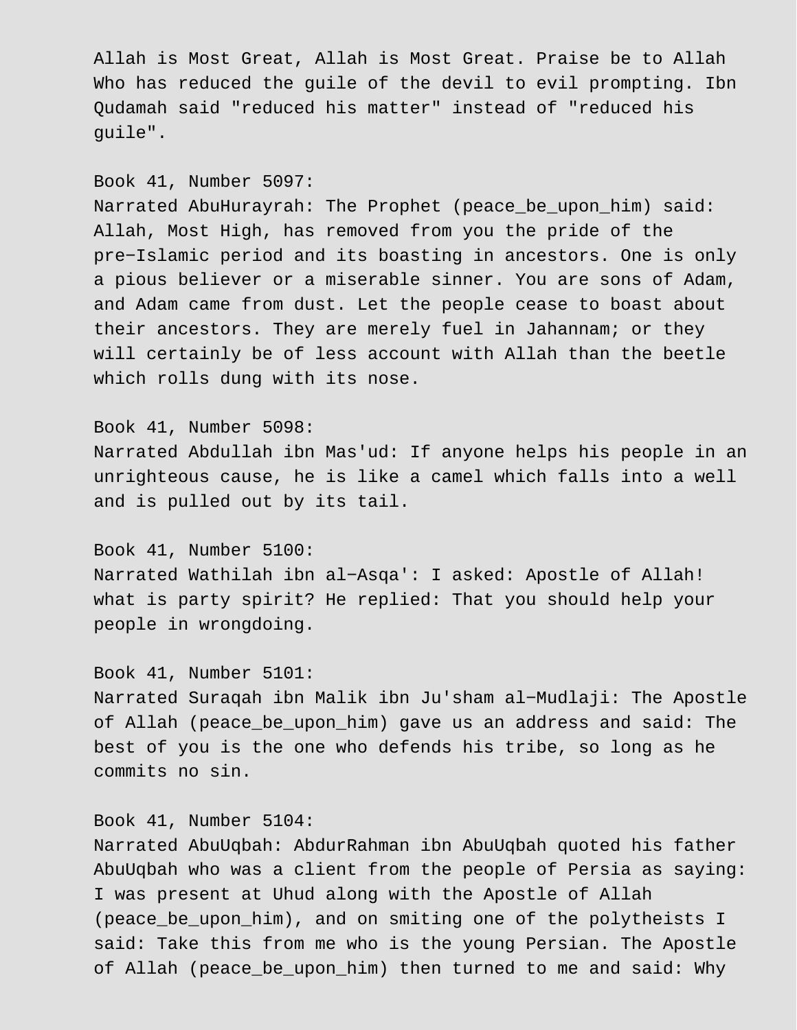Allah is Most Great, Allah is Most Great. Praise be to Allah Who has reduced the guile of the devil to evil prompting. Ibn Qudamah said "reduced his matter" instead of "reduced his guile".

Book 41, Number 5097:
Narrated AbuHurayrah: The Prophet (peace_be_upon_him) said: Allah, Most High, has removed from you the pride of the pre-Islamic period and its boasting in ancestors. One is only a pious believer or a miserable sinner. You are sons of Adam, and Adam came from dust. Let the people cease to boast about their ancestors. They are merely fuel in Jahannam; or they will certainly be of less account with Allah than the beetle which rolls dung with its nose.

Book 41, Number 5098:
Narrated Abdullah ibn Mas'ud: If anyone helps his people in an unrighteous cause, he is like a camel which falls into a well and is pulled out by its tail.

Book 41, Number 5100:
Narrated Wathilah ibn al-Asqa': I asked: Apostle of Allah! what is party spirit? He replied: That you should help your people in wrongdoing.

Book 41, Number 5101:
Narrated Suraqah ibn Malik ibn Ju'sham al-Mudlaji: The Apostle of Allah (peace_be_upon_him) gave us an address and said: The best of you is the one who defends his tribe, so long as he commits no sin.

Book 41, Number 5104:
Narrated AbuUqbah: AbdurRahman ibn AbuUqbah quoted his father AbuUqbah who was a client from the people of Persia as saying: I was present at Uhud along with the Apostle of Allah (peace_be_upon_him), and on smiting one of the polytheists I said: Take this from me who is the young Persian. The Apostle of Allah (peace_be_upon_him) then turned to me and said: Why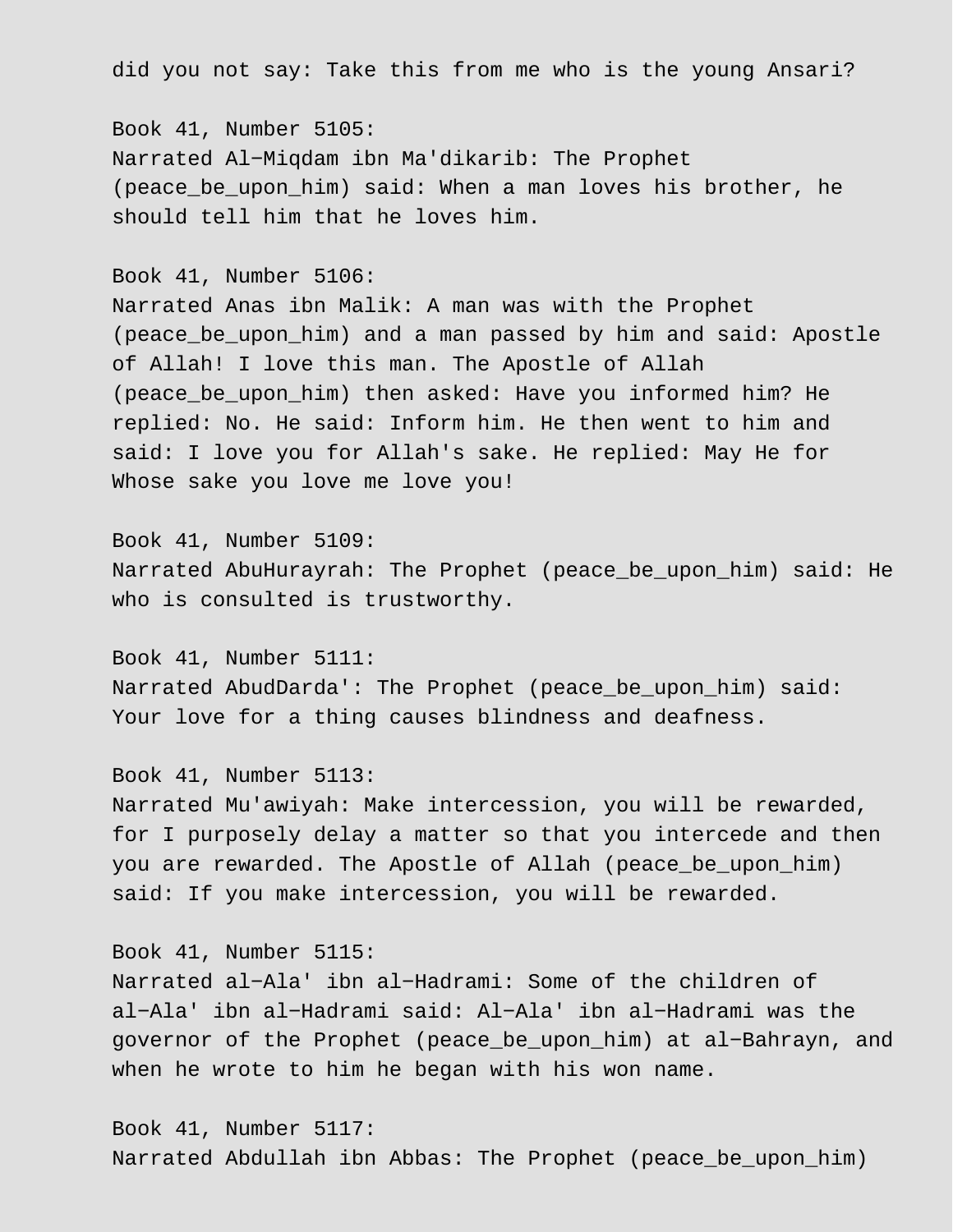did you not say: Take this from me who is the young Ansari?

Book 41, Number 5105:
Narrated Al−Miqdam ibn Ma'dikarib: The Prophet (peace_be_upon_him) said: When a man loves his brother, he should tell him that he loves him.

Book 41, Number 5106:
Narrated Anas ibn Malik: A man was with the Prophet (peace_be_upon_him) and a man passed by him and said: Apostle of Allah! I love this man. The Apostle of Allah (peace_be_upon_him) then asked: Have you informed him? He replied: No. He said: Inform him. He then went to him and said: I love you for Allah's sake. He replied: May He for Whose sake you love me love you!

Book 41, Number 5109:
Narrated AbuHurayrah: The Prophet (peace_be_upon_him) said: He who is consulted is trustworthy.

Book 41, Number 5111:
Narrated AbudDarda': The Prophet (peace_be_upon_him) said: Your love for a thing causes blindness and deafness.

Book 41, Number 5113:
Narrated Mu'awiyah: Make intercession, you will be rewarded, for I purposely delay a matter so that you intercede and then you are rewarded. The Apostle of Allah (peace_be_upon_him) said: If you make intercession, you will be rewarded.

Book 41, Number 5115:
Narrated al−Ala' ibn al−Hadrami: Some of the children of al−Ala' ibn al−Hadrami said: Al−Ala' ibn al−Hadrami was the governor of the Prophet (peace_be_upon_him) at al−Bahrayn, and when he wrote to him he began with his won name.

Book 41, Number 5117:
Narrated Abdullah ibn Abbas: The Prophet (peace_be_upon_him)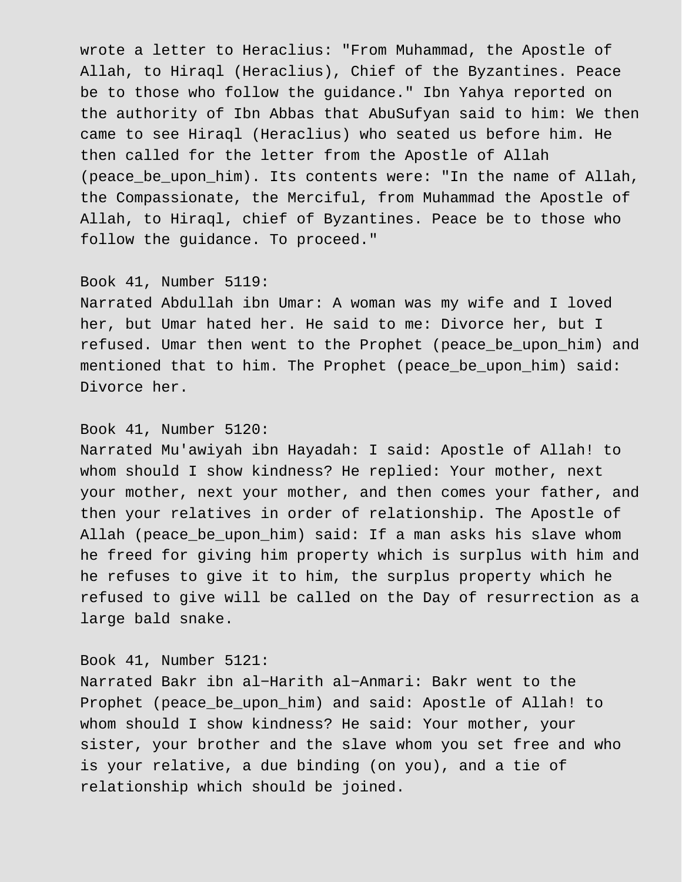wrote a letter to Heraclius: "From Muhammad, the Apostle of Allah, to Hiraql (Heraclius), Chief of the Byzantines. Peace be to those who follow the guidance." Ibn Yahya reported on the authority of Ibn Abbas that AbuSufyan said to him: We then came to see Hiraql (Heraclius) who seated us before him. He then called for the letter from the Apostle of Allah (peace_be_upon_him). Its contents were: "In the name of Allah, the Compassionate, the Merciful, from Muhammad the Apostle of Allah, to Hiraql, chief of Byzantines. Peace be to those who follow the guidance. To proceed."

Book 41, Number 5119:
Narrated Abdullah ibn Umar: A woman was my wife and I loved her, but Umar hated her. He said to me: Divorce her, but I refused. Umar then went to the Prophet (peace_be_upon_him) and mentioned that to him. The Prophet (peace_be_upon_him) said: Divorce her.

Book 41, Number 5120:
Narrated Mu'awiyah ibn Hayadah: I said: Apostle of Allah! to whom should I show kindness? He replied: Your mother, next your mother, next your mother, and then comes your father, and then your relatives in order of relationship. The Apostle of Allah (peace_be_upon_him) said: If a man asks his slave whom he freed for giving him property which is surplus with him and he refuses to give it to him, the surplus property which he refused to give will be called on the Day of resurrection as a large bald snake.

Book 41, Number 5121:
Narrated Bakr ibn al-Harith al-Anmari: Bakr went to the Prophet (peace_be_upon_him) and said: Apostle of Allah! to whom should I show kindness? He said: Your mother, your sister, your brother and the slave whom you set free and who is your relative, a due binding (on you), and a tie of relationship which should be joined.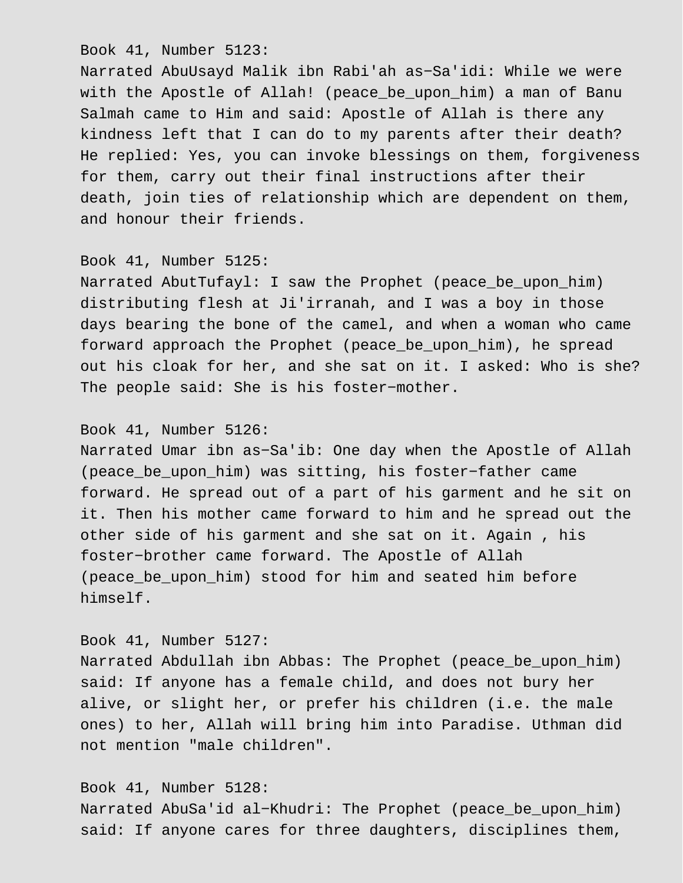Book 41, Number 5123:
Narrated AbuUsayd Malik ibn Rabi'ah as−Sa'idi: While we were with the Apostle of Allah! (peace_be_upon_him) a man of Banu Salmah came to Him and said: Apostle of Allah is there any kindness left that I can do to my parents after their death? He replied: Yes, you can invoke blessings on them, forgiveness for them, carry out their final instructions after their death, join ties of relationship which are dependent on them, and honour their friends.

Book 41, Number 5125:
Narrated AbutTufayl: I saw the Prophet (peace_be_upon_him) distributing flesh at Ji'irranah, and I was a boy in those days bearing the bone of the camel, and when a woman who came forward approach the Prophet (peace_be_upon_him), he spread out his cloak for her, and she sat on it. I asked: Who is she? The people said: She is his foster−mother.

Book 41, Number 5126:
Narrated Umar ibn as−Sa'ib: One day when the Apostle of Allah (peace_be_upon_him) was sitting, his foster−father came forward. He spread out of a part of his garment and he sit on it. Then his mother came forward to him and he spread out the other side of his garment and she sat on it. Again , his foster−brother came forward. The Apostle of Allah (peace_be_upon_him) stood for him and seated him before himself.

Book 41, Number 5127:
Narrated Abdullah ibn Abbas: The Prophet (peace_be_upon_him) said: If anyone has a female child, and does not bury her alive, or slight her, or prefer his children (i.e. the male ones) to her, Allah will bring him into Paradise. Uthman did not mention "male children".

Book 41, Number 5128:
Narrated AbuSa'id al−Khudri: The Prophet (peace_be_upon_him) said: If anyone cares for three daughters, disciplines them,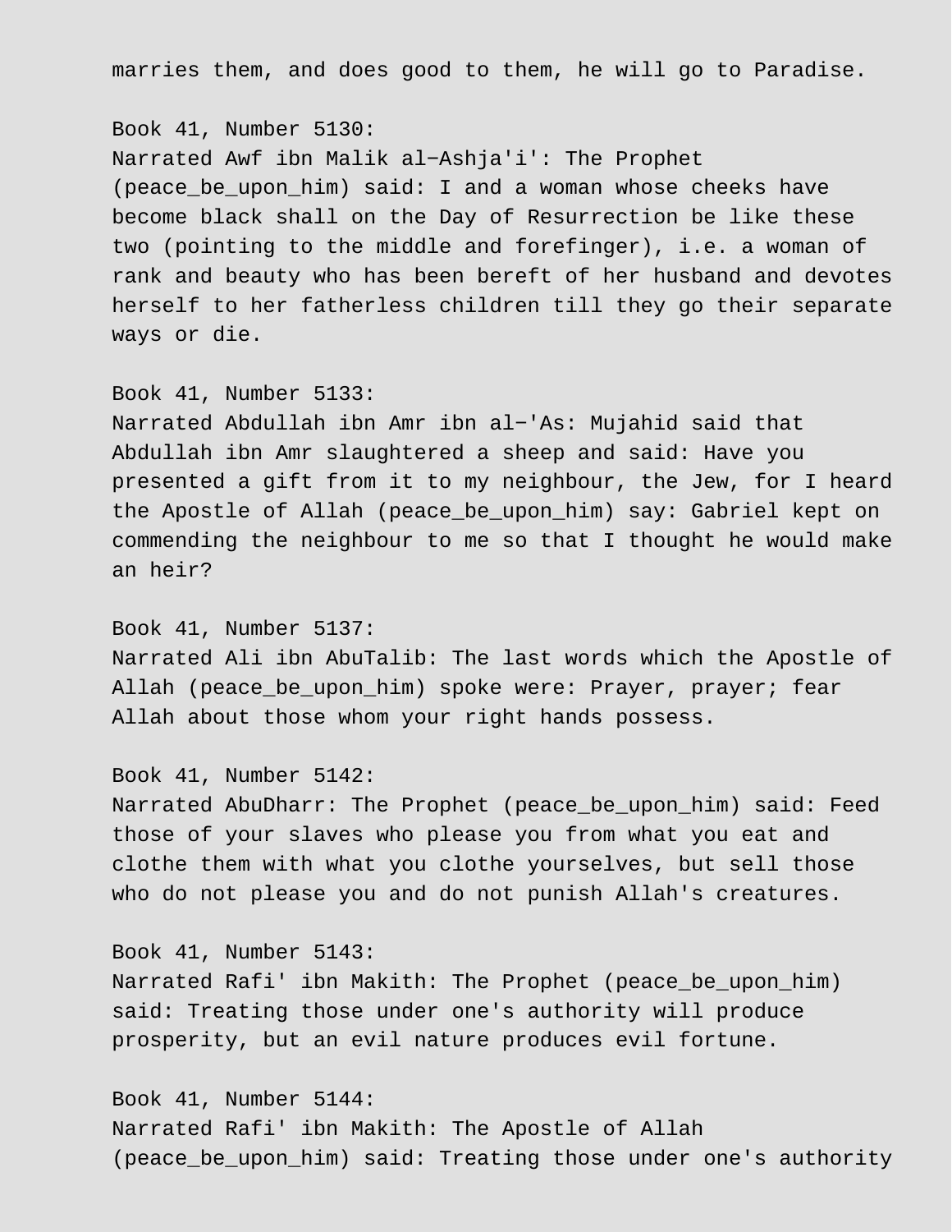marries them, and does good to them, he will go to Paradise.

Book 41, Number 5130:
Narrated Awf ibn Malik al-Ashja'i': The Prophet (peace_be_upon_him) said: I and a woman whose cheeks have become black shall on the Day of Resurrection be like these two (pointing to the middle and forefinger), i.e. a woman of rank and beauty who has been bereft of her husband and devotes herself to her fatherless children till they go their separate ways or die.

Book 41, Number 5133:
Narrated Abdullah ibn Amr ibn al-'As: Mujahid said that Abdullah ibn Amr slaughtered a sheep and said: Have you presented a gift from it to my neighbour, the Jew, for I heard the Apostle of Allah (peace_be_upon_him) say: Gabriel kept on commending the neighbour to me so that I thought he would make an heir?

Book 41, Number 5137:
Narrated Ali ibn AbuTalib: The last words which the Apostle of Allah (peace_be_upon_him) spoke were: Prayer, prayer; fear Allah about those whom your right hands possess.

Book 41, Number 5142:
Narrated AbuDharr: The Prophet (peace_be_upon_him) said: Feed those of your slaves who please you from what you eat and clothe them with what you clothe yourselves, but sell those who do not please you and do not punish Allah's creatures.

Book 41, Number 5143:
Narrated Rafi' ibn Makith: The Prophet (peace_be_upon_him) said: Treating those under one's authority will produce prosperity, but an evil nature produces evil fortune.

Book 41, Number 5144:
Narrated Rafi' ibn Makith: The Apostle of Allah (peace_be_upon_him) said: Treating those under one's authority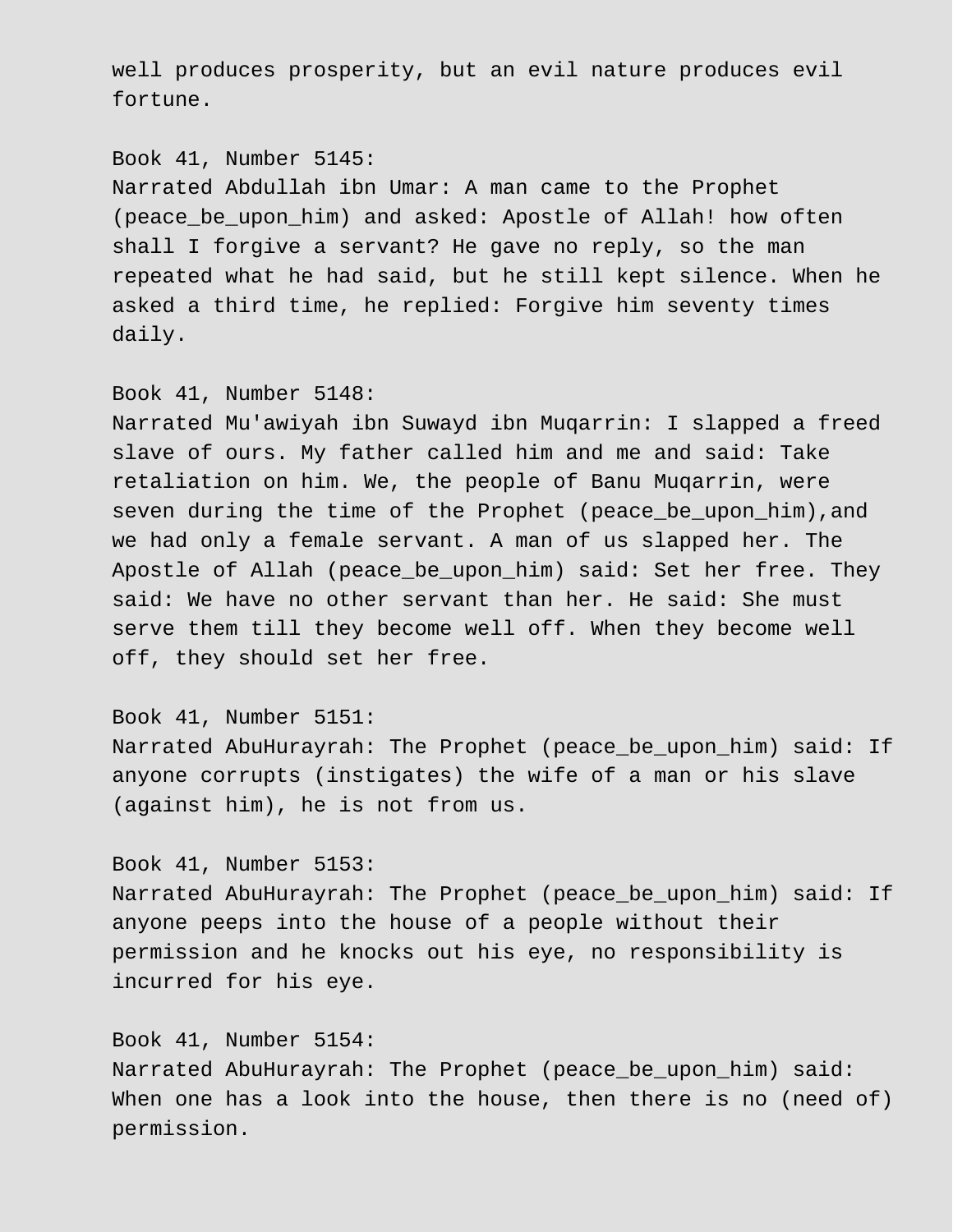well produces prosperity, but an evil nature produces evil fortune.

Book 41, Number 5145:
Narrated Abdullah ibn Umar: A man came to the Prophet (peace_be_upon_him) and asked: Apostle of Allah! how often shall I forgive a servant? He gave no reply, so the man repeated what he had said, but he still kept silence. When he asked a third time, he replied: Forgive him seventy times daily.

Book 41, Number 5148:
Narrated Mu'awiyah ibn Suwayd ibn Muqarrin: I slapped a freed slave of ours. My father called him and me and said: Take retaliation on him. We, the people of Banu Muqarrin, were seven during the time of the Prophet (peace_be_upon_him),and we had only a female servant. A man of us slapped her. The Apostle of Allah (peace_be_upon_him) said: Set her free. They said: We have no other servant than her. He said: She must serve them till they become well off. When they become well off, they should set her free.

Book 41, Number 5151:
Narrated AbuHurayrah: The Prophet (peace_be_upon_him) said: If anyone corrupts (instigates) the wife of a man or his slave (against him), he is not from us.

Book 41, Number 5153:
Narrated AbuHurayrah: The Prophet (peace_be_upon_him) said: If anyone peeps into the house of a people without their permission and he knocks out his eye, no responsibility is incurred for his eye.

Book 41, Number 5154:
Narrated AbuHurayrah: The Prophet (peace_be_upon_him) said: When one has a look into the house, then there is no (need of) permission.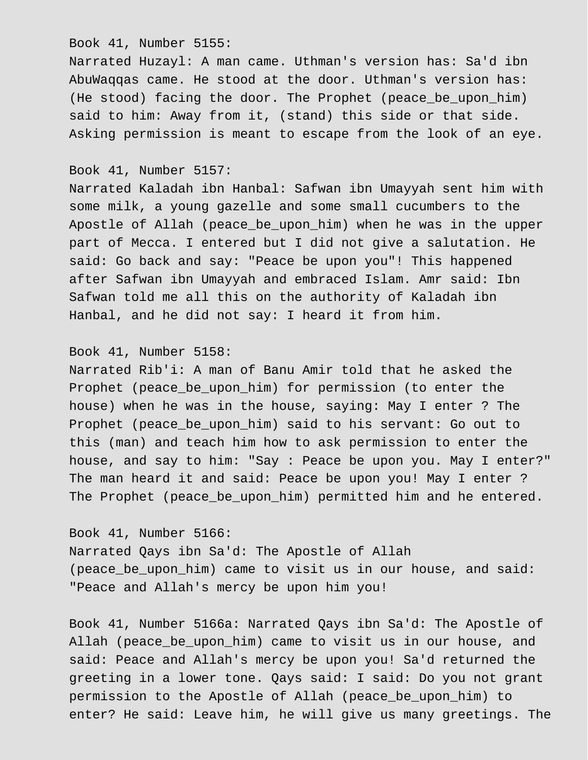Book 41, Number 5155:
Narrated Huzayl: A man came. Uthman's version has: Sa'd ibn AbuWaqqas came. He stood at the door. Uthman's version has: (He stood) facing the door. The Prophet (peace_be_upon_him) said to him: Away from it, (stand) this side or that side. Asking permission is meant to escape from the look of an eye.

Book 41, Number 5157:
Narrated Kaladah ibn Hanbal: Safwan ibn Umayyah sent him with some milk, a young gazelle and some small cucumbers to the Apostle of Allah (peace_be_upon_him) when he was in the upper part of Mecca. I entered but I did not give a salutation. He said: Go back and say: "Peace be upon you"! This happened after Safwan ibn Umayyah and embraced Islam. Amr said: Ibn Safwan told me all this on the authority of Kaladah ibn Hanbal, and he did not say: I heard it from him.

Book 41, Number 5158:
Narrated Rib'i: A man of Banu Amir told that he asked the Prophet (peace_be_upon_him) for permission (to enter the house) when he was in the house, saying: May I enter ? The Prophet (peace_be_upon_him) said to his servant: Go out to this (man) and teach him how to ask permission to enter the house, and say to him: "Say : Peace be upon you. May I enter?" The man heard it and said: Peace be upon you! May I enter ? The Prophet (peace_be_upon_him) permitted him and he entered.

Book 41, Number 5166:
Narrated Qays ibn Sa'd: The Apostle of Allah (peace_be_upon_him) came to visit us in our house, and said: "Peace and Allah's mercy be upon him you!

Book 41, Number 5166a: Narrated Qays ibn Sa'd: The Apostle of Allah (peace_be_upon_him) came to visit us in our house, and said: Peace and Allah's mercy be upon you! Sa'd returned the greeting in a lower tone. Qays said: I said: Do you not grant permission to the Apostle of Allah (peace_be_upon_him) to enter? He said: Leave him, he will give us many greetings. The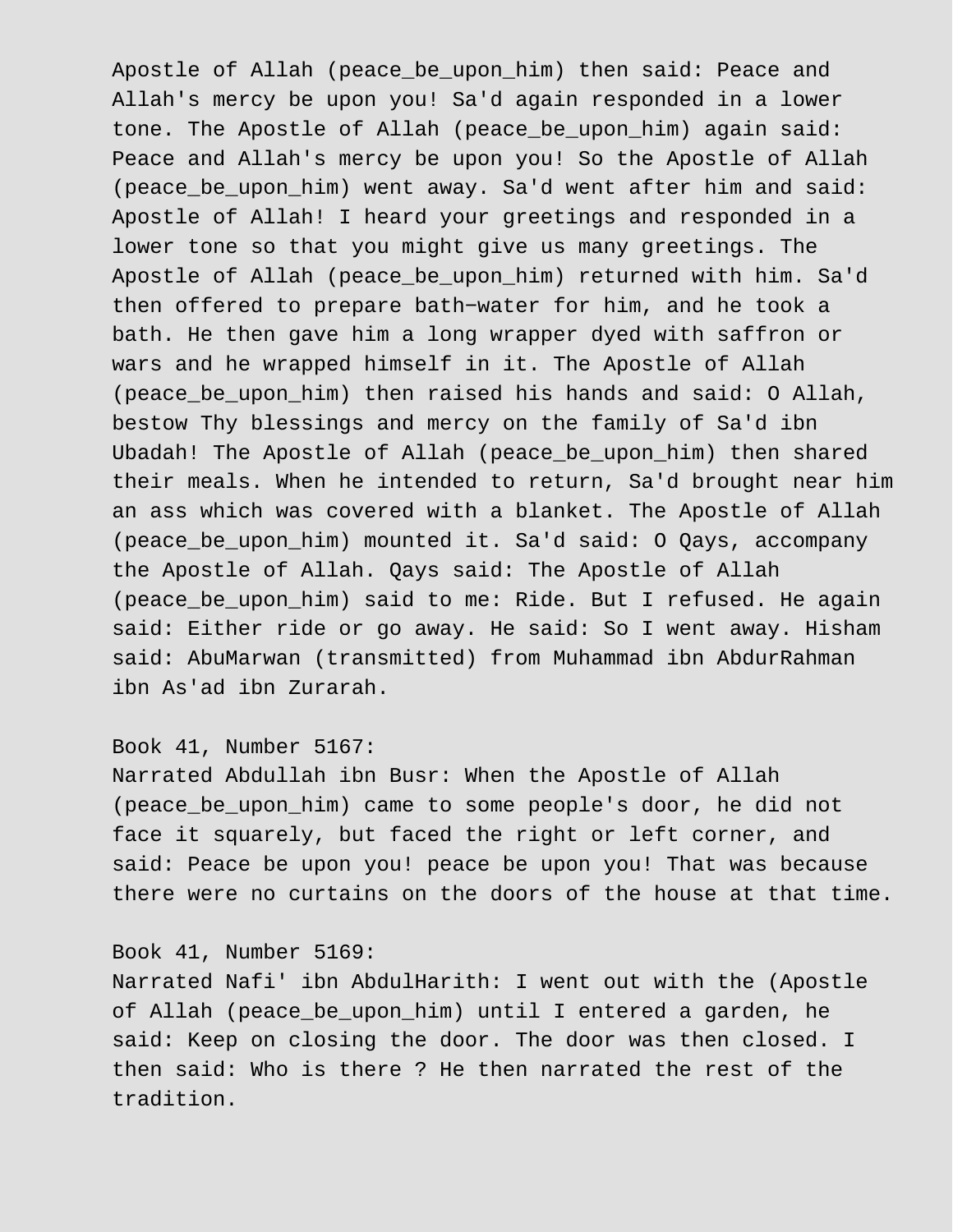Apostle of Allah (peace_be_upon_him) then said: Peace and Allah's mercy be upon you! Sa'd again responded in a lower tone. The Apostle of Allah (peace_be_upon_him) again said: Peace and Allah's mercy be upon you! So the Apostle of Allah (peace_be_upon_him) went away. Sa'd went after him and said: Apostle of Allah! I heard your greetings and responded in a lower tone so that you might give us many greetings. The Apostle of Allah (peace_be_upon_him) returned with him. Sa'd then offered to prepare bath−water for him, and he took a bath. He then gave him a long wrapper dyed with saffron or wars and he wrapped himself in it. The Apostle of Allah (peace_be_upon_him) then raised his hands and said: O Allah, bestow Thy blessings and mercy on the family of Sa'd ibn Ubadah! The Apostle of Allah (peace_be_upon_him) then shared their meals. When he intended to return, Sa'd brought near him an ass which was covered with a blanket. The Apostle of Allah (peace_be_upon_him) mounted it. Sa'd said: O Qays, accompany the Apostle of Allah. Qays said: The Apostle of Allah (peace_be_upon_him) said to me: Ride. But I refused. He again said: Either ride or go away. He said: So I went away. Hisham said: AbuMarwan (transmitted) from Muhammad ibn AbdurRahman ibn As'ad ibn Zurarah.

Book 41, Number 5167:
Narrated Abdullah ibn Busr: When the Apostle of Allah (peace_be_upon_him) came to some people's door, he did not face it squarely, but faced the right or left corner, and said: Peace be upon you! peace be upon you! That was because there were no curtains on the doors of the house at that time.

Book 41, Number 5169:
Narrated Nafi' ibn AbdulHarith: I went out with the (Apostle of Allah (peace_be_upon_him) until I entered a garden, he said: Keep on closing the door. The door was then closed. I then said: Who is there ? He then narrated the rest of the tradition.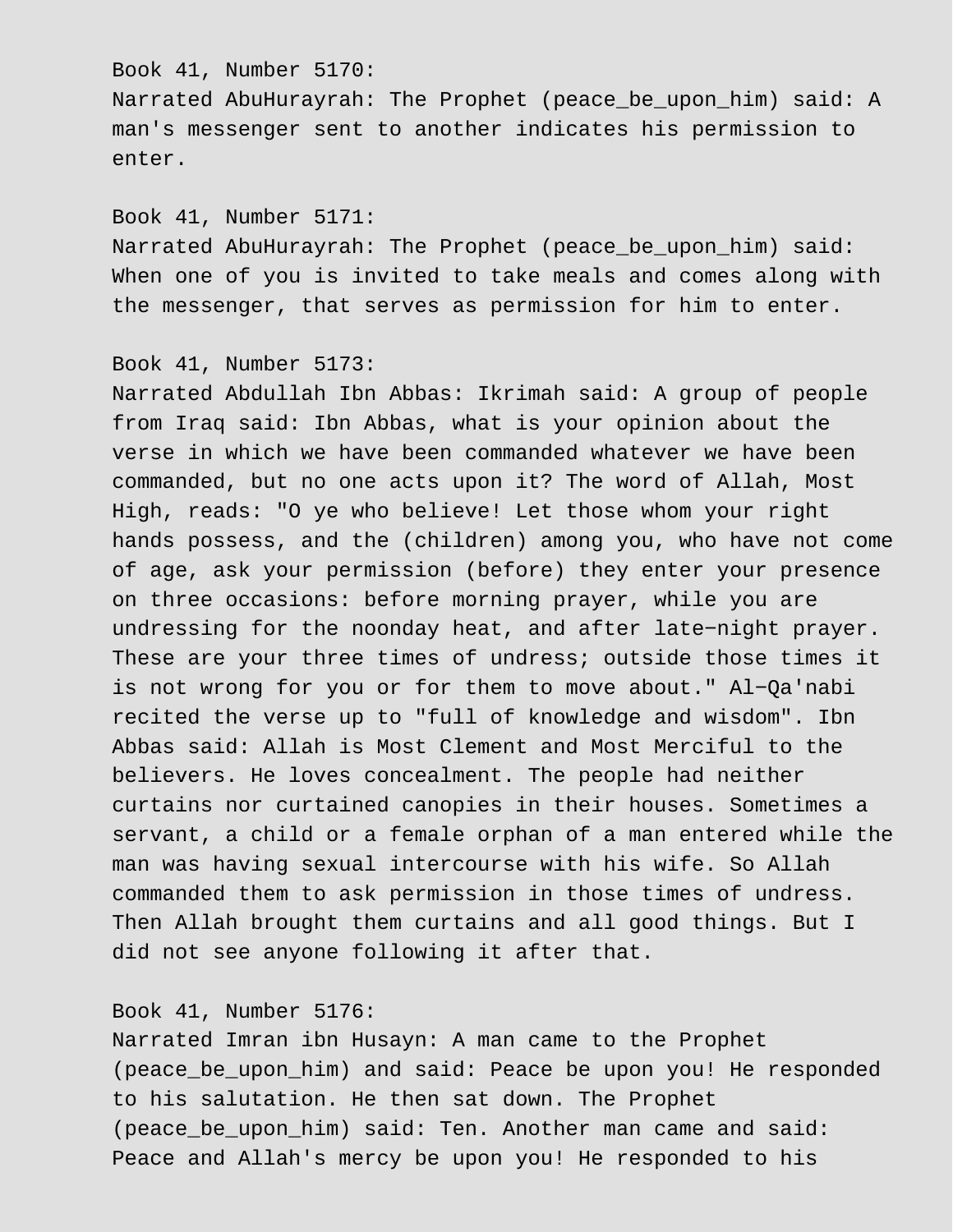Book 41, Number 5170:
Narrated AbuHurayrah: The Prophet (peace_be_upon_him) said: A man's messenger sent to another indicates his permission to enter.

Book 41, Number 5171:
Narrated AbuHurayrah: The Prophet (peace_be_upon_him) said: When one of you is invited to take meals and comes along with the messenger, that serves as permission for him to enter.

Book 41, Number 5173:
Narrated Abdullah Ibn Abbas: Ikrimah said: A group of people from Iraq said: Ibn Abbas, what is your opinion about the verse in which we have been commanded whatever we have been commanded, but no one acts upon it? The word of Allah, Most High, reads: "O ye who believe! Let those whom your right hands possess, and the (children) among you, who have not come of age, ask your permission (before) they enter your presence on three occasions: before morning prayer, while you are undressing for the noonday heat, and after late−night prayer. These are your three times of undress; outside those times it is not wrong for you or for them to move about." Al−Qa'nabi recited the verse up to "full of knowledge and wisdom". Ibn Abbas said: Allah is Most Clement and Most Merciful to the believers. He loves concealment. The people had neither curtains nor curtained canopies in their houses. Sometimes a servant, a child or a female orphan of a man entered while the man was having sexual intercourse with his wife. So Allah commanded them to ask permission in those times of undress. Then Allah brought them curtains and all good things. But I did not see anyone following it after that.

Book 41, Number 5176:
Narrated Imran ibn Husayn: A man came to the Prophet (peace_be_upon_him) and said: Peace be upon you! He responded to his salutation. He then sat down. The Prophet (peace_be_upon_him) said: Ten. Another man came and said: Peace and Allah's mercy be upon you! He responded to his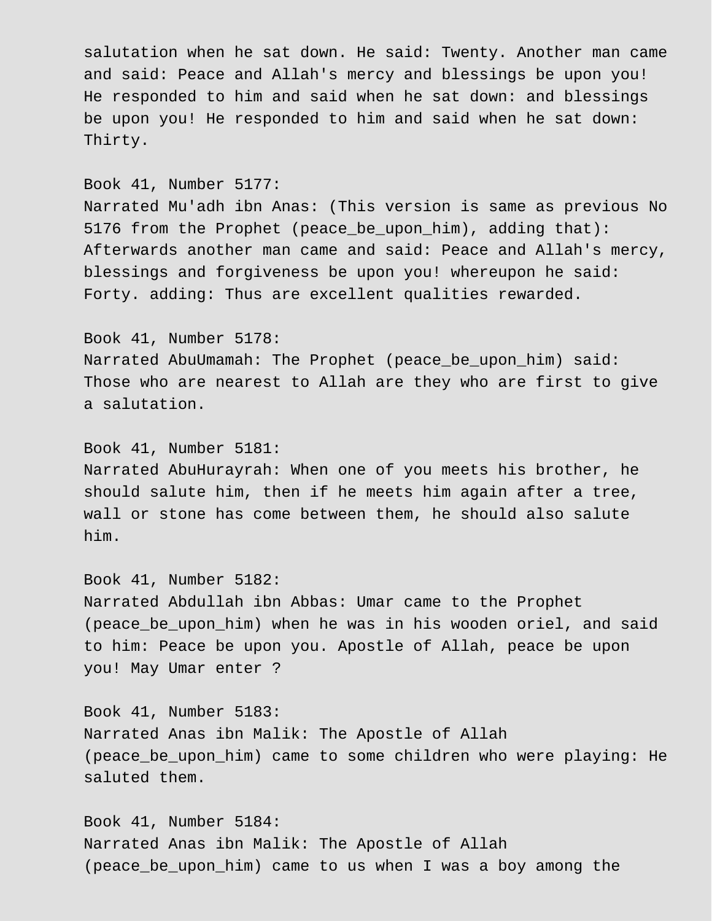salutation when he sat down. He said: Twenty. Another man came and said: Peace and Allah's mercy and blessings be upon you! He responded to him and said when he sat down: and blessings be upon you! He responded to him and said when he sat down: Thirty.

Book 41, Number 5177:
Narrated Mu'adh ibn Anas: (This version is same as previous No 5176 from the Prophet (peace_be_upon_him), adding that): Afterwards another man came and said: Peace and Allah's mercy, blessings and forgiveness be upon you! whereupon he said: Forty. adding: Thus are excellent qualities rewarded.

Book 41, Number 5178:
Narrated AbuUmamah: The Prophet (peace_be_upon_him) said: Those who are nearest to Allah are they who are first to give a salutation.

Book 41, Number 5181:
Narrated AbuHurayrah: When one of you meets his brother, he should salute him, then if he meets him again after a tree, wall or stone has come between them, he should also salute him.

Book 41, Number 5182:
Narrated Abdullah ibn Abbas: Umar came to the Prophet (peace_be_upon_him) when he was in his wooden oriel, and said to him: Peace be upon you. Apostle of Allah, peace be upon you! May Umar enter ?

Book 41, Number 5183:
Narrated Anas ibn Malik: The Apostle of Allah (peace_be_upon_him) came to some children who were playing: He saluted them.

Book 41, Number 5184:
Narrated Anas ibn Malik: The Apostle of Allah (peace_be_upon_him) came to us when I was a boy among the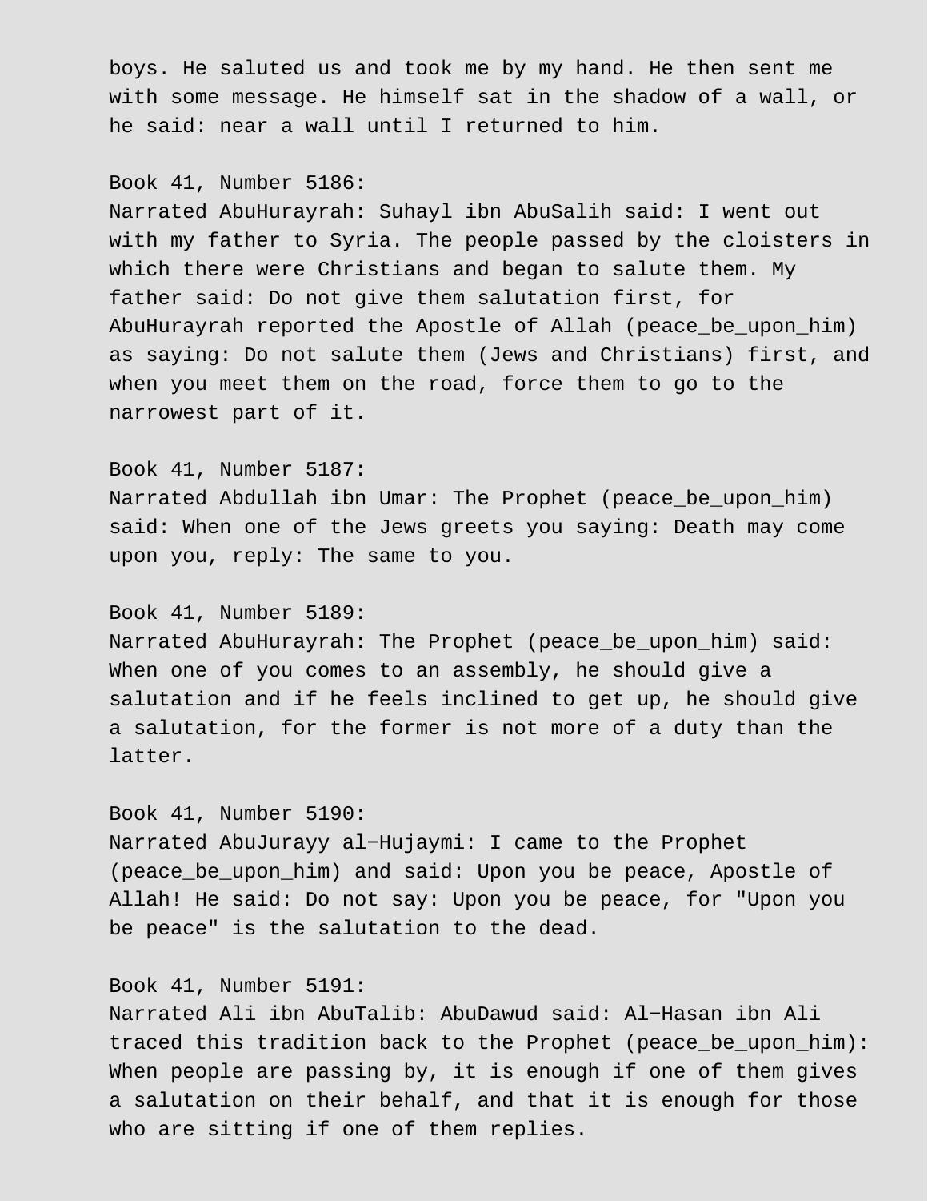boys. He saluted us and took me by my hand. He then sent me with some message. He himself sat in the shadow of a wall, or he said: near a wall until I returned to him.

Book 41, Number 5186:
Narrated AbuHurayrah: Suhayl ibn AbuSalih said: I went out with my father to Syria. The people passed by the cloisters in which there were Christians and began to salute them. My father said: Do not give them salutation first, for AbuHurayrah reported the Apostle of Allah (peace_be_upon_him) as saying: Do not salute them (Jews and Christians) first, and when you meet them on the road, force them to go to the narrowest part of it.

Book 41, Number 5187:
Narrated Abdullah ibn Umar: The Prophet (peace_be_upon_him) said: When one of the Jews greets you saying: Death may come upon you, reply: The same to you.

Book 41, Number 5189:
Narrated AbuHurayrah: The Prophet (peace_be_upon_him) said: When one of you comes to an assembly, he should give a salutation and if he feels inclined to get up, he should give a salutation, for the former is not more of a duty than the latter.

Book 41, Number 5190:
Narrated AbuJurayy al-Hujaymi: I came to the Prophet (peace_be_upon_him) and said: Upon you be peace, Apostle of Allah! He said: Do not say: Upon you be peace, for "Upon you be peace" is the salutation to the dead.

Book 41, Number 5191:
Narrated Ali ibn AbuTalib: AbuDawud said: Al-Hasan ibn Ali traced this tradition back to the Prophet (peace_be_upon_him): When people are passing by, it is enough if one of them gives a salutation on their behalf, and that it is enough for those who are sitting if one of them replies.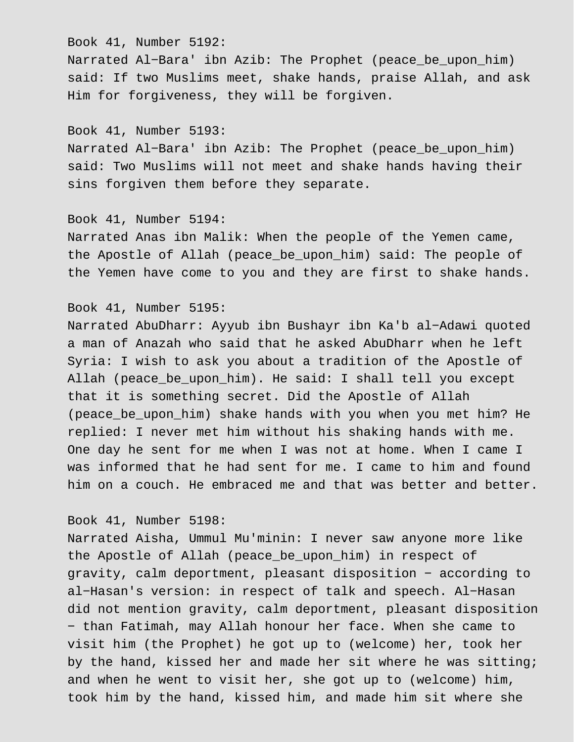Book 41, Number 5192:
Narrated Al−Bara' ibn Azib: The Prophet (peace_be_upon_him) said: If two Muslims meet, shake hands, praise Allah, and ask Him for forgiveness, they will be forgiven.

Book 41, Number 5193:
Narrated Al−Bara' ibn Azib: The Prophet (peace_be_upon_him) said: Two Muslims will not meet and shake hands having their sins forgiven them before they separate.

Book 41, Number 5194:
Narrated Anas ibn Malik: When the people of the Yemen came, the Apostle of Allah (peace_be_upon_him) said: The people of the Yemen have come to you and they are first to shake hands.

Book 41, Number 5195:
Narrated AbuDharr: Ayyub ibn Bushayr ibn Ka'b al−Adawi quoted a man of Anazah who said that he asked AbuDharr when he left Syria: I wish to ask you about a tradition of the Apostle of Allah (peace_be_upon_him). He said: I shall tell you except that it is something secret. Did the Apostle of Allah (peace_be_upon_him) shake hands with you when you met him? He replied: I never met him without his shaking hands with me. One day he sent for me when I was not at home. When I came I was informed that he had sent for me. I came to him and found him on a couch. He embraced me and that was better and better.

Book 41, Number 5198:
Narrated Aisha, Ummul Mu'minin: I never saw anyone more like the Apostle of Allah (peace_be_upon_him) in respect of gravity, calm deportment, pleasant disposition − according to al−Hasan's version: in respect of talk and speech. Al−Hasan did not mention gravity, calm deportment, pleasant disposition − than Fatimah, may Allah honour her face. When she came to visit him (the Prophet) he got up to (welcome) her, took her by the hand, kissed her and made her sit where he was sitting; and when he went to visit her, she got up to (welcome) him, took him by the hand, kissed him, and made him sit where she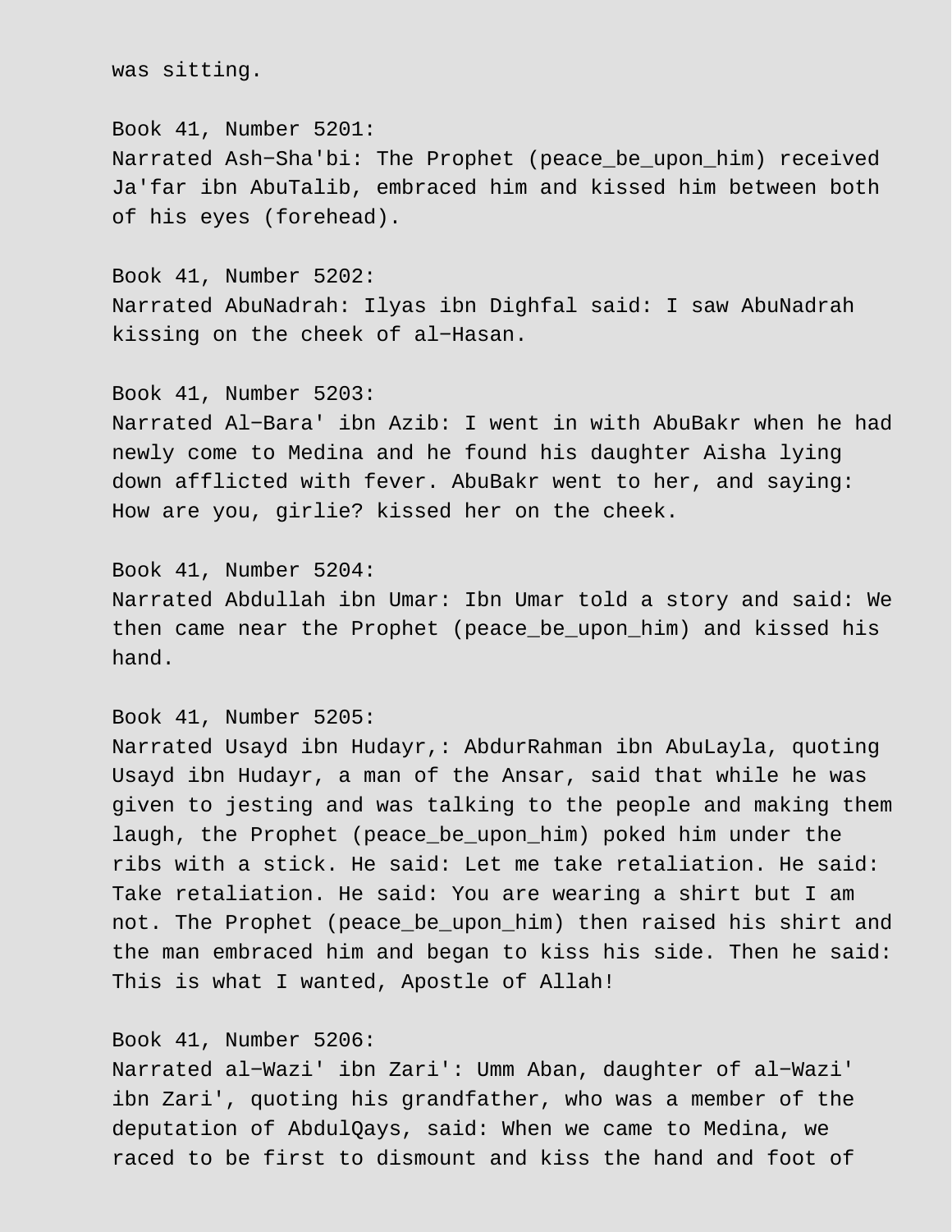was sitting.

Book 41, Number 5201:
Narrated Ash-Sha'bi: The Prophet (peace_be_upon_him) received Ja'far ibn AbuTalib, embraced him and kissed him between both of his eyes (forehead).

Book 41, Number 5202:
Narrated AbuNadrah: Ilyas ibn Dighfal said: I saw AbuNadrah kissing on the cheek of al-Hasan.

Book 41, Number 5203:
Narrated Al-Bara' ibn Azib: I went in with AbuBakr when he had newly come to Medina and he found his daughter Aisha lying down afflicted with fever. AbuBakr went to her, and saying: How are you, girlie? kissed her on the cheek.

Book 41, Number 5204:
Narrated Abdullah ibn Umar: Ibn Umar told a story and said: We then came near the Prophet (peace_be_upon_him) and kissed his hand.

Book 41, Number 5205:
Narrated Usayd ibn Hudayr,: AbdurRahman ibn AbuLayla, quoting Usayd ibn Hudayr, a man of the Ansar, said that while he was given to jesting and was talking to the people and making them laugh, the Prophet (peace_be_upon_him) poked him under the ribs with a stick. He said: Let me take retaliation. He said: Take retaliation. He said: You are wearing a shirt but I am not. The Prophet (peace_be_upon_him) then raised his shirt and the man embraced him and began to kiss his side. Then he said: This is what I wanted, Apostle of Allah!

Book 41, Number 5206:
Narrated al-Wazi' ibn Zari': Umm Aban, daughter of al-Wazi' ibn Zari', quoting his grandfather, who was a member of the deputation of AbdulQays, said: When we came to Medina, we raced to be first to dismount and kiss the hand and foot of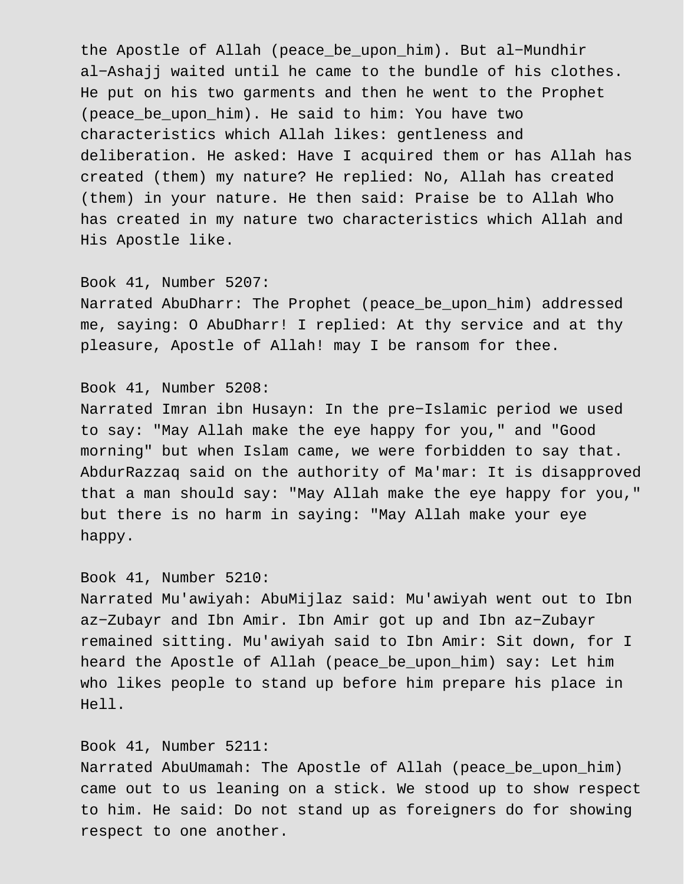the Apostle of Allah (peace_be_upon_him). But al−Mundhir al−Ashajj waited until he came to the bundle of his clothes. He put on his two garments and then he went to the Prophet (peace_be_upon_him). He said to him: You have two characteristics which Allah likes: gentleness and deliberation. He asked: Have I acquired them or has Allah has created (them) my nature? He replied: No, Allah has created (them) in your nature. He then said: Praise be to Allah Who has created in my nature two characteristics which Allah and His Apostle like.

Book 41, Number 5207:
Narrated AbuDharr: The Prophet (peace_be_upon_him) addressed me, saying: O AbuDharr! I replied: At thy service and at thy pleasure, Apostle of Allah! may I be ransom for thee.

Book 41, Number 5208:
Narrated Imran ibn Husayn: In the pre−Islamic period we used to say: "May Allah make the eye happy for you," and "Good morning" but when Islam came, we were forbidden to say that. AbdurRazzaq said on the authority of Ma'mar: It is disapproved that a man should say: "May Allah make the eye happy for you," but there is no harm in saying: "May Allah make your eye happy.

Book 41, Number 5210:
Narrated Mu'awiyah: AbuMijlaz said: Mu'awiyah went out to Ibn az−Zubayr and Ibn Amir. Ibn Amir got up and Ibn az−Zubayr remained sitting. Mu'awiyah said to Ibn Amir: Sit down, for I heard the Apostle of Allah (peace_be_upon_him) say: Let him who likes people to stand up before him prepare his place in Hell.

Book 41, Number 5211:
Narrated AbuUmamah: The Apostle of Allah (peace_be_upon_him) came out to us leaning on a stick. We stood up to show respect to him. He said: Do not stand up as foreigners do for showing respect to one another.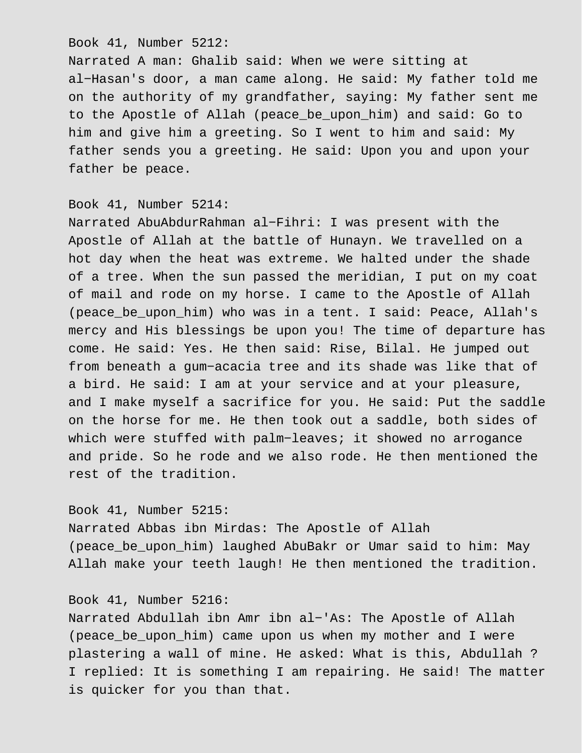Book 41, Number 5212:
Narrated A man: Ghalib said: When we were sitting at al-Hasan's door, a man came along. He said: My father told me on the authority of my grandfather, saying: My father sent me to the Apostle of Allah (peace_be_upon_him) and said: Go to him and give him a greeting. So I went to him and said: My father sends you a greeting. He said: Upon you and upon your father be peace.

Book 41, Number 5214:
Narrated AbuAbdurRahman al-Fihri: I was present with the Apostle of Allah at the battle of Hunayn. We travelled on a hot day when the heat was extreme. We halted under the shade of a tree. When the sun passed the meridian, I put on my coat of mail and rode on my horse. I came to the Apostle of Allah (peace_be_upon_him) who was in a tent. I said: Peace, Allah's mercy and His blessings be upon you! The time of departure has come. He said: Yes. He then said: Rise, Bilal. He jumped out from beneath a gum-acacia tree and its shade was like that of a bird. He said: I am at your service and at your pleasure, and I make myself a sacrifice for you. He said: Put the saddle on the horse for me. He then took out a saddle, both sides of which were stuffed with palm-leaves; it showed no arrogance and pride. So he rode and we also rode. He then mentioned the rest of the tradition.

Book 41, Number 5215:
Narrated Abbas ibn Mirdas: The Apostle of Allah (peace_be_upon_him) laughed AbuBakr or Umar said to him: May Allah make your teeth laugh! He then mentioned the tradition.

Book 41, Number 5216:
Narrated Abdullah ibn Amr ibn al-'As: The Apostle of Allah (peace_be_upon_him) came upon us when my mother and I were plastering a wall of mine. He asked: What is this, Abdullah ? I replied: It is something I am repairing. He said! The matter is quicker for you than that.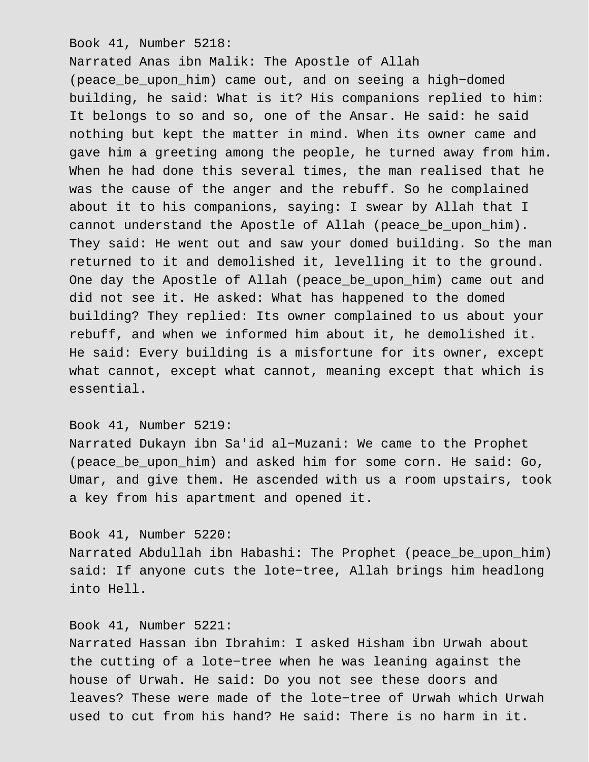Book 41, Number 5218:
Narrated Anas ibn Malik: The Apostle of Allah (peace_be_upon_him) came out, and on seeing a high−domed building, he said: What is it? His companions replied to him: It belongs to so and so, one of the Ansar. He said: he said nothing but kept the matter in mind. When its owner came and gave him a greeting among the people, he turned away from him. When he had done this several times, the man realised that he was the cause of the anger and the rebuff. So he complained about it to his companions, saying: I swear by Allah that I cannot understand the Apostle of Allah (peace_be_upon_him). They said: He went out and saw your domed building. So the man returned to it and demolished it, levelling it to the ground. One day the Apostle of Allah (peace_be_upon_him) came out and did not see it. He asked: What has happened to the domed building? They replied: Its owner complained to us about your rebuff, and when we informed him about it, he demolished it. He said: Every building is a misfortune for its owner, except what cannot, except what cannot, meaning except that which is essential.

Book 41, Number 5219:
Narrated Dukayn ibn Sa'id al−Muzani: We came to the Prophet (peace_be_upon_him) and asked him for some corn. He said: Go, Umar, and give them. He ascended with us a room upstairs, took a key from his apartment and opened it.

Book 41, Number 5220:
Narrated Abdullah ibn Habashi: The Prophet (peace_be_upon_him) said: If anyone cuts the lote−tree, Allah brings him headlong into Hell.

Book 41, Number 5221:
Narrated Hassan ibn Ibrahim: I asked Hisham ibn Urwah about the cutting of a lote−tree when he was leaning against the house of Urwah. He said: Do you not see these doors and leaves? These were made of the lote−tree of Urwah which Urwah used to cut from his hand? He said: There is no harm in it.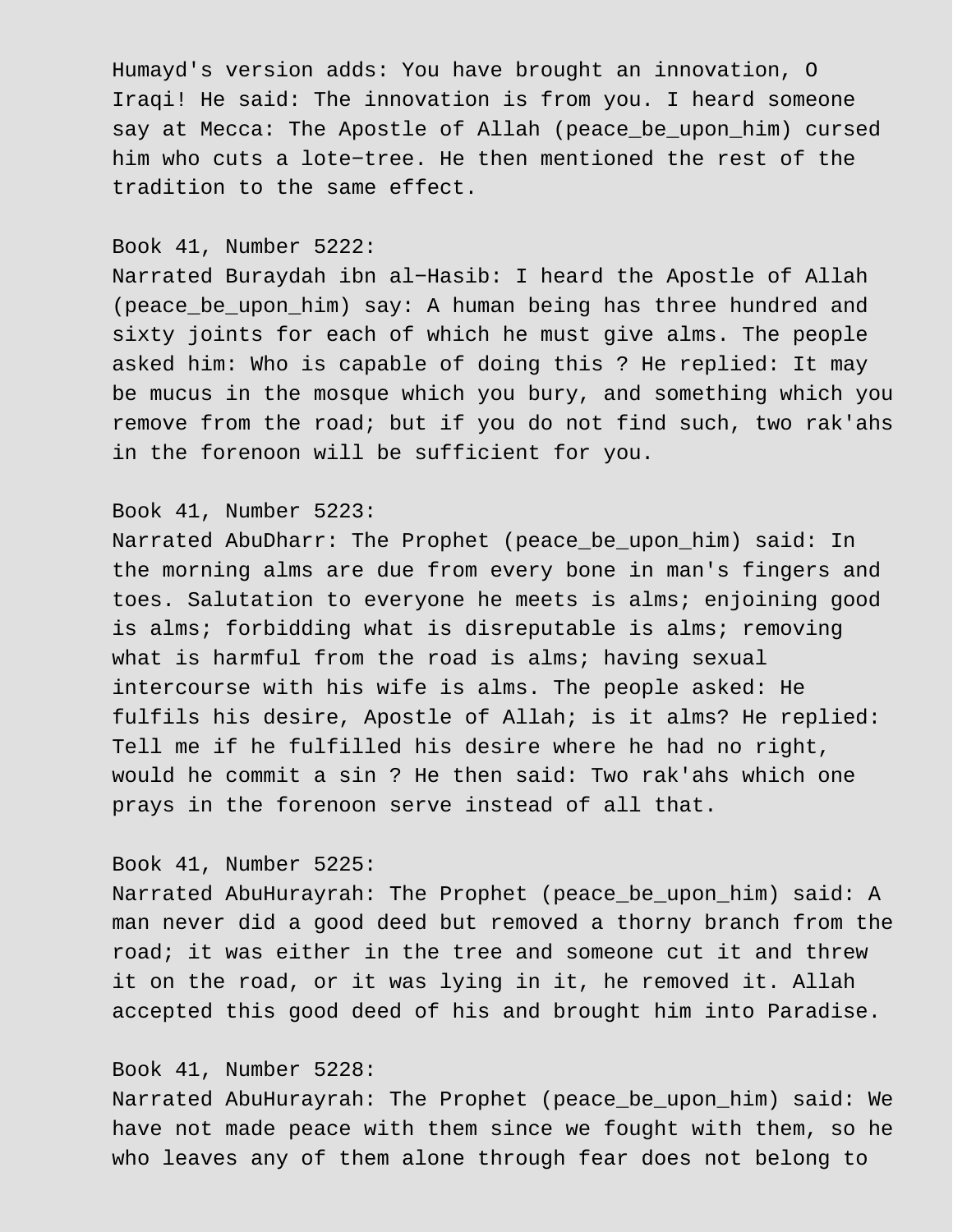Humayd's version adds: You have brought an innovation, O Iraqi! He said: The innovation is from you. I heard someone say at Mecca: The Apostle of Allah (peace_be_upon_him) cursed him who cuts a lote-tree. He then mentioned the rest of the tradition to the same effect.

Book 41, Number 5222:
Narrated Buraydah ibn al-Hasib: I heard the Apostle of Allah (peace_be_upon_him) say: A human being has three hundred and sixty joints for each of which he must give alms. The people asked him: Who is capable of doing this ? He replied: It may be mucus in the mosque which you bury, and something which you remove from the road; but if you do not find such, two rak'ahs in the forenoon will be sufficient for you.

Book 41, Number 5223:
Narrated AbuDharr: The Prophet (peace_be_upon_him) said: In the morning alms are due from every bone in man's fingers and toes. Salutation to everyone he meets is alms; enjoining good is alms; forbidding what is disreputable is alms; removing what is harmful from the road is alms; having sexual intercourse with his wife is alms. The people asked: He fulfils his desire, Apostle of Allah; is it alms? He replied: Tell me if he fulfilled his desire where he had no right, would he commit a sin ? He then said: Two rak'ahs which one prays in the forenoon serve instead of all that.

Book 41, Number 5225:
Narrated AbuHurayrah: The Prophet (peace_be_upon_him) said: A man never did a good deed but removed a thorny branch from the road; it was either in the tree and someone cut it and threw it on the road, or it was lying in it, he removed it. Allah accepted this good deed of his and brought him into Paradise.

Book 41, Number 5228:
Narrated AbuHurayrah: The Prophet (peace_be_upon_him) said: We have not made peace with them since we fought with them, so he who leaves any of them alone through fear does not belong to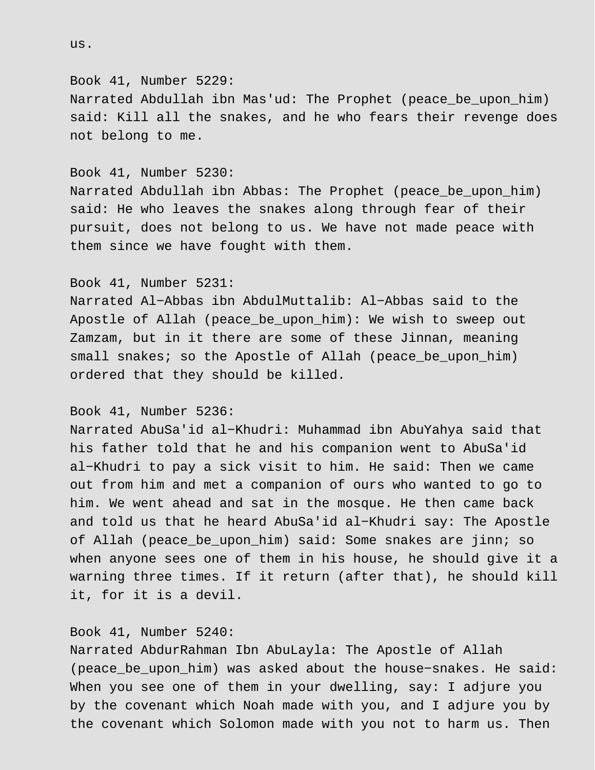us.

Book 41, Number 5229:
Narrated Abdullah ibn Mas'ud: The Prophet (peace_be_upon_him) said: Kill all the snakes, and he who fears their revenge does not belong to me.

Book 41, Number 5230:
Narrated Abdullah ibn Abbas: The Prophet (peace_be_upon_him) said: He who leaves the snakes along through fear of their pursuit, does not belong to us. We have not made peace with them since we have fought with them.

Book 41, Number 5231:
Narrated Al−Abbas ibn AbdulMuttalib: Al−Abbas said to the Apostle of Allah (peace_be_upon_him): We wish to sweep out Zamzam, but in it there are some of these Jinnan, meaning small snakes; so the Apostle of Allah (peace_be_upon_him) ordered that they should be killed.

Book 41, Number 5236:
Narrated AbuSa'id al−Khudri: Muhammad ibn AbuYahya said that his father told that he and his companion went to AbuSa'id al−Khudri to pay a sick visit to him. He said: Then we came out from him and met a companion of ours who wanted to go to him. We went ahead and sat in the mosque. He then came back and told us that he heard AbuSa'id al−Khudri say: The Apostle of Allah (peace_be_upon_him) said: Some snakes are jinn; so when anyone sees one of them in his house, he should give it a warning three times. If it return (after that), he should kill it, for it is a devil.

Book 41, Number 5240:
Narrated AbdurRahman Ibn AbuLayla: The Apostle of Allah (peace_be_upon_him) was asked about the house−snakes. He said: When you see one of them in your dwelling, say: I adjure you by the covenant which Noah made with you, and I adjure you by the covenant which Solomon made with you not to harm us. Then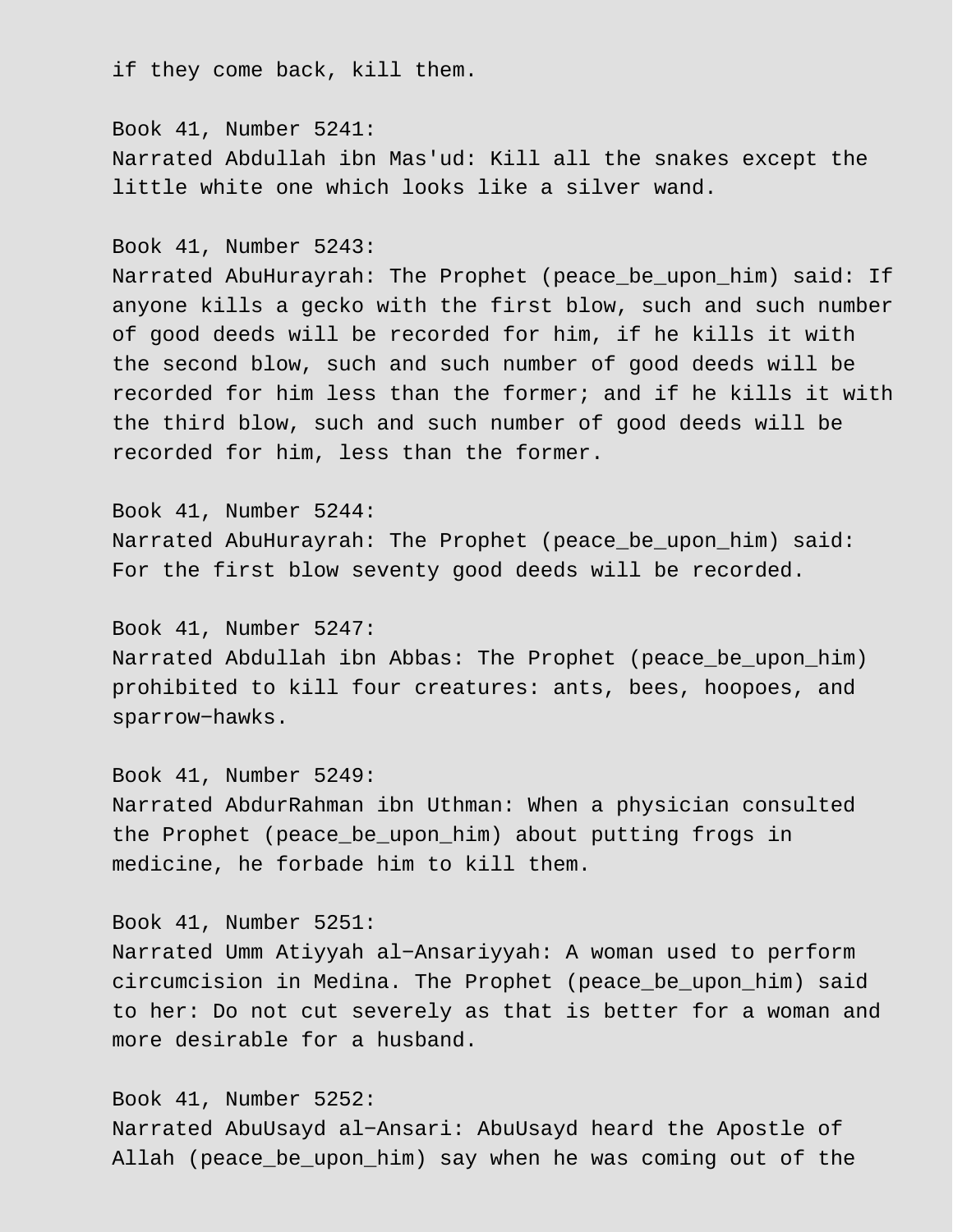if they come back, kill them.

Book 41, Number 5241:
Narrated Abdullah ibn Mas'ud: Kill all the snakes except the little white one which looks like a silver wand.

Book 41, Number 5243:
Narrated AbuHurayrah: The Prophet (peace_be_upon_him) said: If anyone kills a gecko with the first blow, such and such number of good deeds will be recorded for him, if he kills it with the second blow, such and such number of good deeds will be recorded for him less than the former; and if he kills it with the third blow, such and such number of good deeds will be recorded for him, less than the former.

Book 41, Number 5244:
Narrated AbuHurayrah: The Prophet (peace_be_upon_him) said: For the first blow seventy good deeds will be recorded.

Book 41, Number 5247:
Narrated Abdullah ibn Abbas: The Prophet (peace_be_upon_him) prohibited to kill four creatures: ants, bees, hoopoes, and sparrow−hawks.

Book 41, Number 5249:
Narrated AbdurRahman ibn Uthman: When a physician consulted the Prophet (peace_be_upon_him) about putting frogs in medicine, he forbade him to kill them.

Book 41, Number 5251:
Narrated Umm Atiyyah al−Ansariyyah: A woman used to perform circumcision in Medina. The Prophet (peace_be_upon_him) said to her: Do not cut severely as that is better for a woman and more desirable for a husband.

Book 41, Number 5252:
Narrated AbuUsayd al−Ansari: AbuUsayd heard the Apostle of Allah (peace_be_upon_him) say when he was coming out of the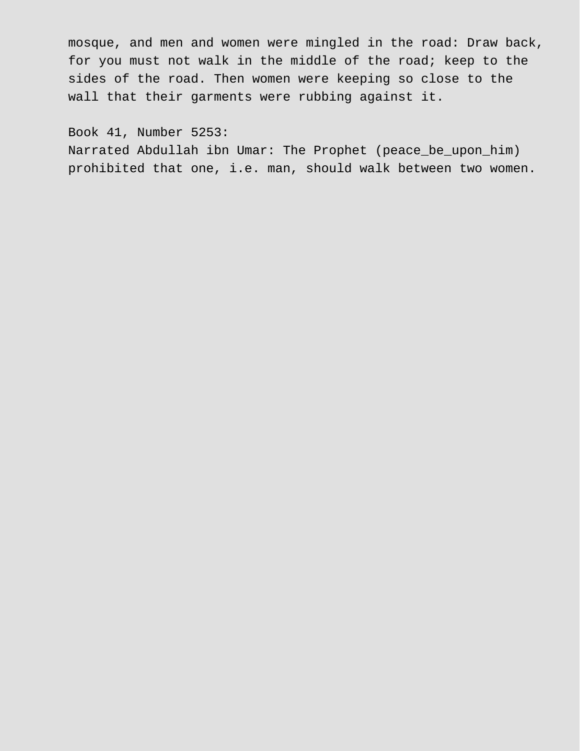mosque, and men and women were mingled in the road: Draw back, for you must not walk in the middle of the road; keep to the sides of the road. Then women were keeping so close to the wall that their garments were rubbing against it.

Book 41, Number 5253:
Narrated Abdullah ibn Umar: The Prophet (peace_be_upon_him) prohibited that one, i.e. man, should walk between two women.